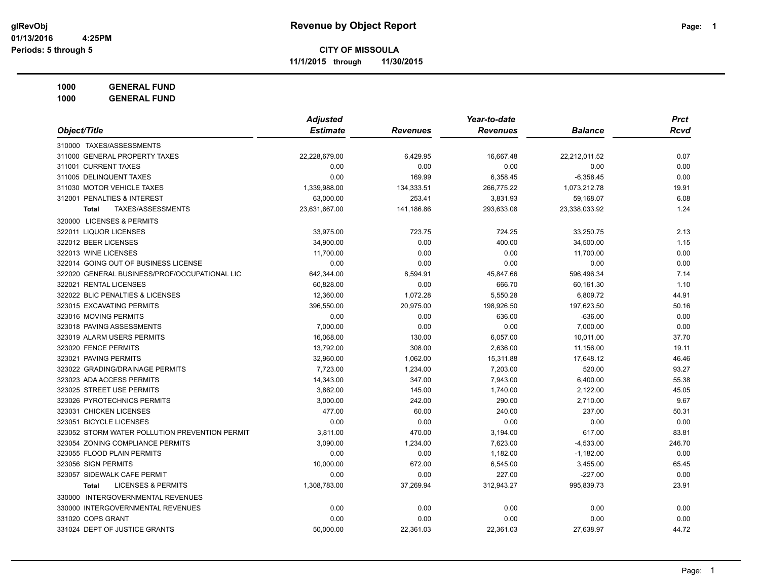# Revenue by Object Report

glRevObj
01/13/2016 4:25PM
Periods: 5 through 5

**CITY OF MISSOULA**

**11/1/2015 through 11/30/2015**

**1000 GENERAL FUND**

**1000 GENERAL FUND**

| Object/Title | Adjusted Estimate | Revenues | Year-to-date Revenues | Balance | Prct Rcvd |
|---|---|---|---|---|---|
| 310000 TAXES/ASSESSMENTS | | | | | |
| 311000 GENERAL PROPERTY TAXES | 22,228,679.00 | 6,429.95 | 16,667.48 | 22,212,011.52 | 0.07 |
| 311001 CURRENT TAXES | 0.00 | 0.00 | 0.00 | 0.00 | 0.00 |
| 311005 DELINQUENT TAXES | 0.00 | 169.99 | 6,358.45 | -6,358.45 | 0.00 |
| 311030 MOTOR VEHICLE TAXES | 1,339,988.00 | 134,333.51 | 266,775.22 | 1,073,212.78 | 19.91 |
| 312001 PENALTIES & INTEREST | 63,000.00 | 253.41 | 3,831.93 | 59,168.07 | 6.08 |
| **Total** TAXES/ASSESSMENTS | 23,631,667.00 | 141,186.86 | 293,633.08 | 23,338,033.92 | 1.24 |
| 320000 LICENSES & PERMITS | | | | | |
| 322011 LIQUOR LICENSES | 33,975.00 | 723.75 | 724.25 | 33,250.75 | 2.13 |
| 322012 BEER LICENSES | 34,900.00 | 0.00 | 400.00 | 34,500.00 | 1.15 |
| 322013 WINE LICENSES | 11,700.00 | 0.00 | 0.00 | 11,700.00 | 0.00 |
| 322014 GOING OUT OF BUSINESS LICENSE | 0.00 | 0.00 | 0.00 | 0.00 | 0.00 |
| 322020 GENERAL BUSINESS/PROF/OCCUPATIONAL LIC | 642,344.00 | 8,594.91 | 45,847.66 | 596,496.34 | 7.14 |
| 322021 RENTAL LICENSES | 60,828.00 | 0.00 | 666.70 | 60,161.30 | 1.10 |
| 322022 BLIC PENALTIES & LICENSES | 12,360.00 | 1,072.28 | 5,550.28 | 6,809.72 | 44.91 |
| 323015 EXCAVATING PERMITS | 396,550.00 | 20,975.00 | 198,926.50 | 197,623.50 | 50.16 |
| 323016 MOVING PERMITS | 0.00 | 0.00 | 636.00 | -636.00 | 0.00 |
| 323018 PAVING ASSESSMENTS | 7,000.00 | 0.00 | 0.00 | 7,000.00 | 0.00 |
| 323019 ALARM USERS PERMITS | 16,068.00 | 130.00 | 6,057.00 | 10,011.00 | 37.70 |
| 323020 FENCE PERMITS | 13,792.00 | 308.00 | 2,636.00 | 11,156.00 | 19.11 |
| 323021 PAVING PERMITS | 32,960.00 | 1,062.00 | 15,311.88 | 17,648.12 | 46.46 |
| 323022 GRADING/DRAINAGE PERMITS | 7,723.00 | 1,234.00 | 7,203.00 | 520.00 | 93.27 |
| 323023 ADA ACCESS PERMITS | 14,343.00 | 347.00 | 7,943.00 | 6,400.00 | 55.38 |
| 323025 STREET USE PERMITS | 3,862.00 | 145.00 | 1,740.00 | 2,122.00 | 45.05 |
| 323026 PYROTECHNICS PERMITS | 3,000.00 | 242.00 | 290.00 | 2,710.00 | 9.67 |
| 323031 CHICKEN LICENSES | 477.00 | 60.00 | 240.00 | 237.00 | 50.31 |
| 323051 BICYCLE LICENSES | 0.00 | 0.00 | 0.00 | 0.00 | 0.00 |
| 323052 STORM WATER POLLUTION PREVENTION PERMIT | 3,811.00 | 470.00 | 3,194.00 | 617.00 | 83.81 |
| 323054 ZONING COMPLIANCE PERMITS | 3,090.00 | 1,234.00 | 7,623.00 | -4,533.00 | 246.70 |
| 323055 FLOOD PLAIN PERMITS | 0.00 | 0.00 | 1,182.00 | -1,182.00 | 0.00 |
| 323056 SIGN PERMITS | 10,000.00 | 672.00 | 6,545.00 | 3,455.00 | 65.45 |
| 323057 SIDEWALK CAFE PERMIT | 0.00 | 0.00 | 227.00 | -227.00 | 0.00 |
| **Total** LICENSES & PERMITS | 1,308,783.00 | 37,269.94 | 312,943.27 | 995,839.73 | 23.91 |
| 330000 INTERGOVERNMENTAL REVENUES | | | | | |
| 330000 INTERGOVERNMENTAL REVENUES | 0.00 | 0.00 | 0.00 | 0.00 | 0.00 |
| 331020 COPS GRANT | 0.00 | 0.00 | 0.00 | 0.00 | 0.00 |
| 331024 DEPT OF JUSTICE GRANTS | 50,000.00 | 22,361.03 | 22,361.03 | 27,638.97 | 44.72 |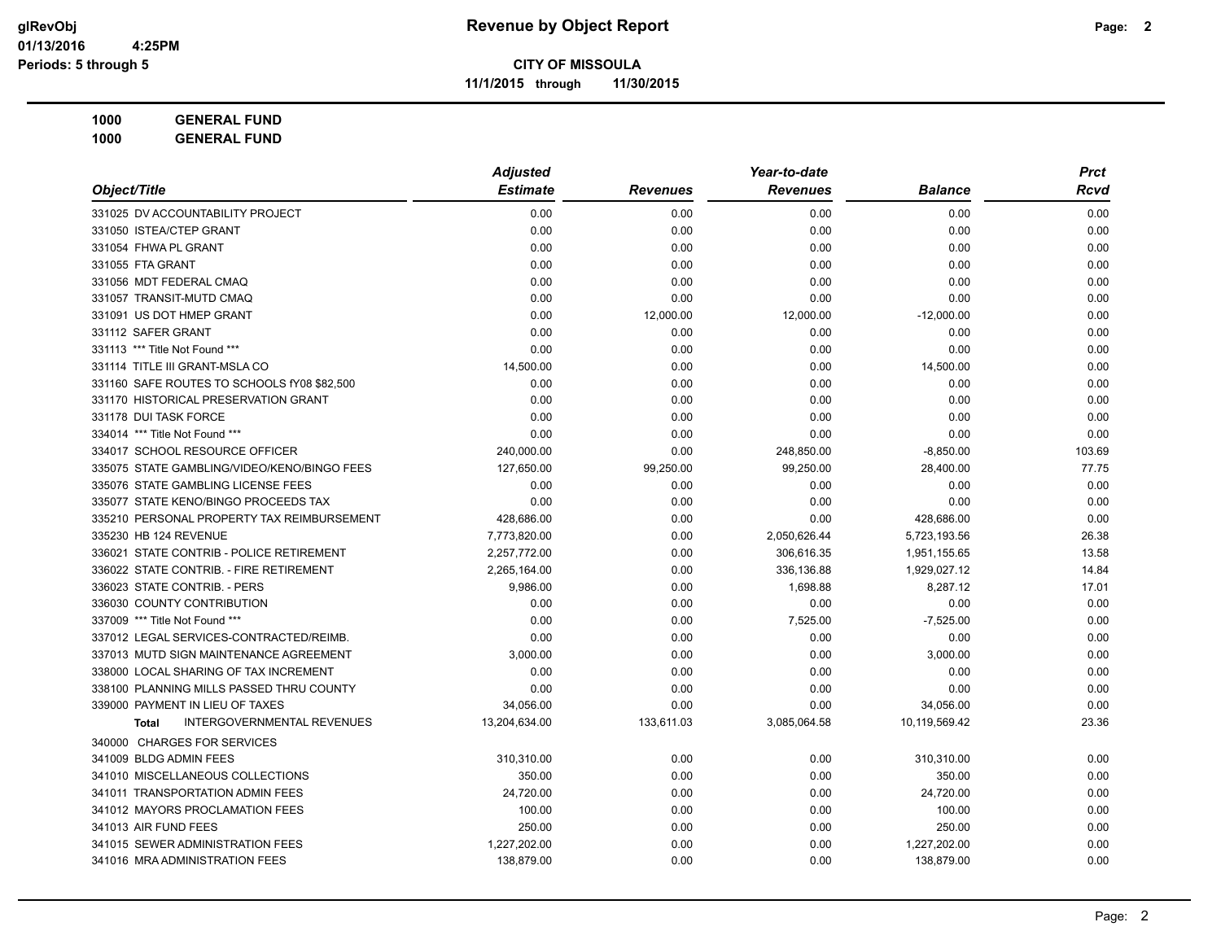# Revenue by Object Report

**CITY OF MISSOULA**

**11/1/2015 through 11/30/2015**

glRevObj
01/13/2016 4:25PM
Periods: 5 through 5

**1000 GENERAL FUND**

**1000 GENERAL FUND**

| Object/Title | Adjusted Estimate | Revenues | Year-to-date Revenues | Balance | Prct Rcvd |
|---|---|---|---|---|---|
| 331025 DV ACCOUNTABILITY PROJECT | 0.00 | 0.00 | 0.00 | 0.00 | 0.00 |
| 331050 ISTEA/CTEP GRANT | 0.00 | 0.00 | 0.00 | 0.00 | 0.00 |
| 331054 FHWA PL GRANT | 0.00 | 0.00 | 0.00 | 0.00 | 0.00 |
| 331055 FTA GRANT | 0.00 | 0.00 | 0.00 | 0.00 | 0.00 |
| 331056 MDT FEDERAL CMAQ | 0.00 | 0.00 | 0.00 | 0.00 | 0.00 |
| 331057 TRANSIT-MUTD CMAQ | 0.00 | 0.00 | 0.00 | 0.00 | 0.00 |
| 331091 US DOT HMEP GRANT | 0.00 | 12,000.00 | 12,000.00 | -12,000.00 | 0.00 |
| 331112 SAFER GRANT | 0.00 | 0.00 | 0.00 | 0.00 | 0.00 |
| 331113 *** Title Not Found *** | 0.00 | 0.00 | 0.00 | 0.00 | 0.00 |
| 331114 TITLE III GRANT-MSLA CO | 14,500.00 | 0.00 | 0.00 | 14,500.00 | 0.00 |
| 331160 SAFE ROUTES TO SCHOOLS fY08 $82,500 | 0.00 | 0.00 | 0.00 | 0.00 | 0.00 |
| 331170 HISTORICAL PRESERVATION GRANT | 0.00 | 0.00 | 0.00 | 0.00 | 0.00 |
| 331178 DUI TASK FORCE | 0.00 | 0.00 | 0.00 | 0.00 | 0.00 |
| 334014 *** Title Not Found *** | 0.00 | 0.00 | 0.00 | 0.00 | 0.00 |
| 334017 SCHOOL RESOURCE OFFICER | 240,000.00 | 0.00 | 248,850.00 | -8,850.00 | 103.69 |
| 335075 STATE GAMBLING/VIDEO/KENO/BINGO FEES | 127,650.00 | 99,250.00 | 99,250.00 | 28,400.00 | 77.75 |
| 335076 STATE GAMBLING LICENSE FEES | 0.00 | 0.00 | 0.00 | 0.00 | 0.00 |
| 335077 STATE KENO/BINGO PROCEEDS TAX | 0.00 | 0.00 | 0.00 | 0.00 | 0.00 |
| 335210 PERSONAL PROPERTY TAX REIMBURSEMENT | 428,686.00 | 0.00 | 0.00 | 428,686.00 | 0.00 |
| 335230 HB 124 REVENUE | 7,773,820.00 | 0.00 | 2,050,626.44 | 5,723,193.56 | 26.38 |
| 336021 STATE CONTRIB - POLICE RETIREMENT | 2,257,772.00 | 0.00 | 306,616.35 | 1,951,155.65 | 13.58 |
| 336022 STATE CONTRIB. - FIRE RETIREMENT | 2,265,164.00 | 0.00 | 336,136.88 | 1,929,027.12 | 14.84 |
| 336023 STATE CONTRIB. - PERS | 9,986.00 | 0.00 | 1,698.88 | 8,287.12 | 17.01 |
| 336030 COUNTY CONTRIBUTION | 0.00 | 0.00 | 0.00 | 0.00 | 0.00 |
| 337009 *** Title Not Found *** | 0.00 | 0.00 | 7,525.00 | -7,525.00 | 0.00 |
| 337012 LEGAL SERVICES-CONTRACTED/REIMB. | 0.00 | 0.00 | 0.00 | 0.00 | 0.00 |
| 337013 MUTD SIGN MAINTENANCE AGREEMENT | 3,000.00 | 0.00 | 0.00 | 3,000.00 | 0.00 |
| 338000 LOCAL SHARING OF TAX INCREMENT | 0.00 | 0.00 | 0.00 | 0.00 | 0.00 |
| 338100 PLANNING MILLS PASSED THRU COUNTY | 0.00 | 0.00 | 0.00 | 0.00 | 0.00 |
| 339000 PAYMENT IN LIEU OF TAXES | 34,056.00 | 0.00 | 0.00 | 34,056.00 | 0.00 |
| **Total** INTERGOVERNMENTAL REVENUES | 13,204,634.00 | 133,611.03 | 3,085,064.58 | 10,119,569.42 | 23.36 |
| 340000 CHARGES FOR SERVICES | | | | | |
| 341009 BLDG ADMIN FEES | 310,310.00 | 0.00 | 0.00 | 310,310.00 | 0.00 |
| 341010 MISCELLANEOUS COLLECTIONS | 350.00 | 0.00 | 0.00 | 350.00 | 0.00 |
| 341011 TRANSPORTATION ADMIN FEES | 24,720.00 | 0.00 | 0.00 | 24,720.00 | 0.00 |
| 341012 MAYORS PROCLAMATION FEES | 100.00 | 0.00 | 0.00 | 100.00 | 0.00 |
| 341013 AIR FUND FEES | 250.00 | 0.00 | 0.00 | 250.00 | 0.00 |
| 341015 SEWER ADMINISTRATION FEES | 1,227,202.00 | 0.00 | 0.00 | 1,227,202.00 | 0.00 |
| 341016 MRA ADMINISTRATION FEES | 138,879.00 | 0.00 | 0.00 | 138,879.00 | 0.00 |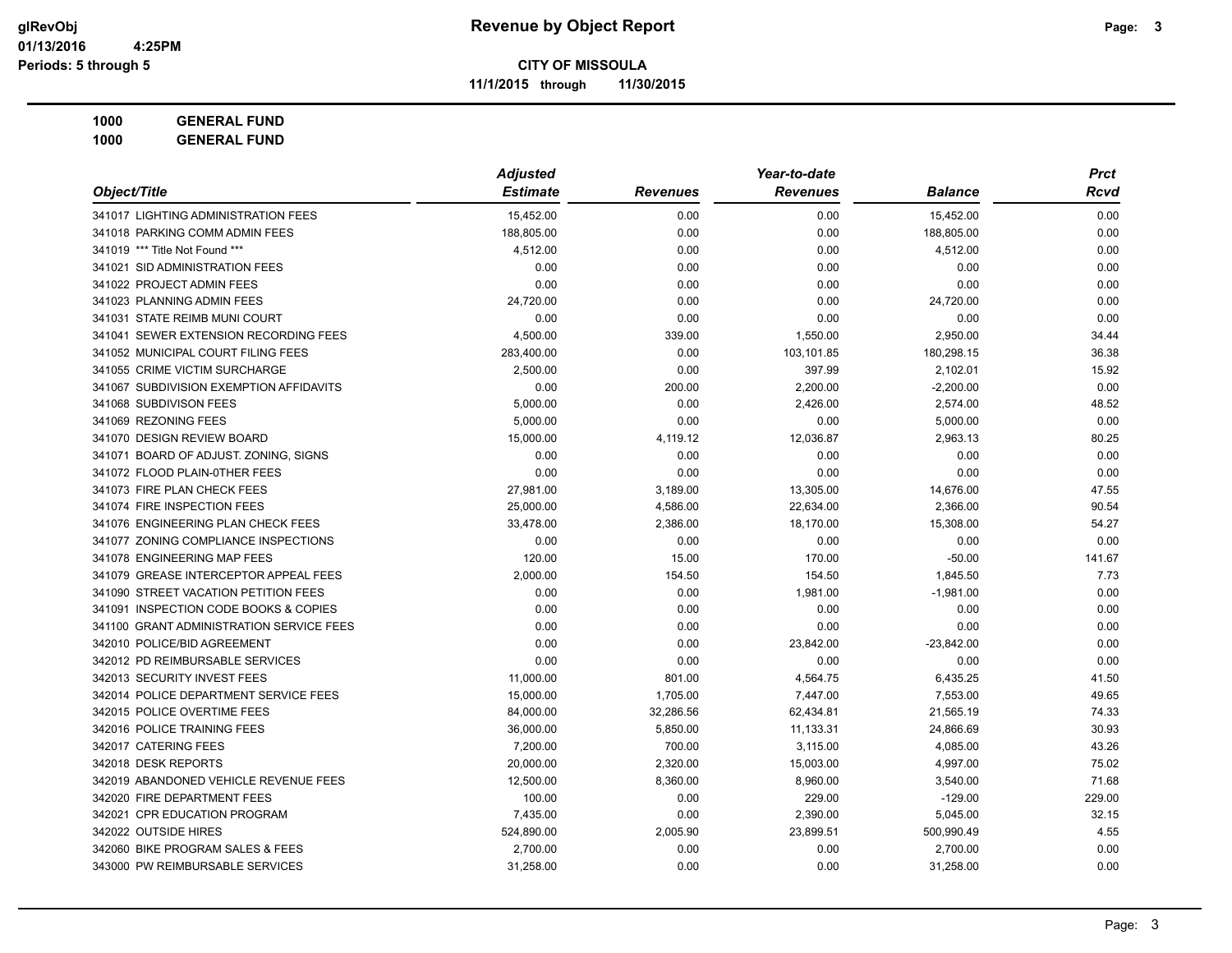# Revenue by Object Report

**CITY OF MISSOULA**

**11/1/2015 through 11/30/2015**

glRevObj
01/13/2016 4:25PM
Periods: 5 through 5

**1000 GENERAL FUND**
**1000 GENERAL FUND**

| Object/Title | Adjusted Estimate | Revenues | Year-to-date Revenues | Balance | Prct Rcvd |
|---|---|---|---|---|---|
| 341017 LIGHTING ADMINISTRATION FEES | 15,452.00 | 0.00 | 0.00 | 15,452.00 | 0.00 |
| 341018 PARKING COMM ADMIN FEES | 188,805.00 | 0.00 | 0.00 | 188,805.00 | 0.00 |
| 341019 *** Title Not Found *** | 4,512.00 | 0.00 | 0.00 | 4,512.00 | 0.00 |
| 341021 SID ADMINISTRATION FEES | 0.00 | 0.00 | 0.00 | 0.00 | 0.00 |
| 341022 PROJECT ADMIN FEES | 0.00 | 0.00 | 0.00 | 0.00 | 0.00 |
| 341023 PLANNING ADMIN FEES | 24,720.00 | 0.00 | 0.00 | 24,720.00 | 0.00 |
| 341031 STATE REIMB MUNI COURT | 0.00 | 0.00 | 0.00 | 0.00 | 0.00 |
| 341041 SEWER EXTENSION RECORDING FEES | 4,500.00 | 339.00 | 1,550.00 | 2,950.00 | 34.44 |
| 341052 MUNICIPAL COURT FILING FEES | 283,400.00 | 0.00 | 103,101.85 | 180,298.15 | 36.38 |
| 341055 CRIME VICTIM SURCHARGE | 2,500.00 | 0.00 | 397.99 | 2,102.01 | 15.92 |
| 341067 SUBDIVISION EXEMPTION AFFIDAVITS | 0.00 | 200.00 | 2,200.00 | -2,200.00 | 0.00 |
| 341068 SUBDIVISON FEES | 5,000.00 | 0.00 | 2,426.00 | 2,574.00 | 48.52 |
| 341069 REZONING FEES | 5,000.00 | 0.00 | 0.00 | 5,000.00 | 0.00 |
| 341070 DESIGN REVIEW BOARD | 15,000.00 | 4,119.12 | 12,036.87 | 2,963.13 | 80.25 |
| 341071 BOARD OF ADJUST. ZONING, SIGNS | 0.00 | 0.00 | 0.00 | 0.00 | 0.00 |
| 341072 FLOOD PLAIN-0THER FEES | 0.00 | 0.00 | 0.00 | 0.00 | 0.00 |
| 341073 FIRE PLAN CHECK FEES | 27,981.00 | 3,189.00 | 13,305.00 | 14,676.00 | 47.55 |
| 341074 FIRE INSPECTION FEES | 25,000.00 | 4,586.00 | 22,634.00 | 2,366.00 | 90.54 |
| 341076 ENGINEERING PLAN CHECK FEES | 33,478.00 | 2,386.00 | 18,170.00 | 15,308.00 | 54.27 |
| 341077 ZONING COMPLIANCE INSPECTIONS | 0.00 | 0.00 | 0.00 | 0.00 | 0.00 |
| 341078 ENGINEERING MAP FEES | 120.00 | 15.00 | 170.00 | -50.00 | 141.67 |
| 341079 GREASE INTERCEPTOR APPEAL FEES | 2,000.00 | 154.50 | 154.50 | 1,845.50 | 7.73 |
| 341090 STREET VACATION PETITION FEES | 0.00 | 0.00 | 1,981.00 | -1,981.00 | 0.00 |
| 341091 INSPECTION CODE BOOKS & COPIES | 0.00 | 0.00 | 0.00 | 0.00 | 0.00 |
| 341100 GRANT ADMINISTRATION SERVICE FEES | 0.00 | 0.00 | 0.00 | 0.00 | 0.00 |
| 342010 POLICE/BID AGREEMENT | 0.00 | 0.00 | 23,842.00 | -23,842.00 | 0.00 |
| 342012 PD REIMBURSABLE SERVICES | 0.00 | 0.00 | 0.00 | 0.00 | 0.00 |
| 342013 SECURITY INVEST FEES | 11,000.00 | 801.00 | 4,564.75 | 6,435.25 | 41.50 |
| 342014 POLICE DEPARTMENT SERVICE FEES | 15,000.00 | 1,705.00 | 7,447.00 | 7,553.00 | 49.65 |
| 342015 POLICE OVERTIME FEES | 84,000.00 | 32,286.56 | 62,434.81 | 21,565.19 | 74.33 |
| 342016 POLICE TRAINING FEES | 36,000.00 | 5,850.00 | 11,133.31 | 24,866.69 | 30.93 |
| 342017 CATERING FEES | 7,200.00 | 700.00 | 3,115.00 | 4,085.00 | 43.26 |
| 342018 DESK REPORTS | 20,000.00 | 2,320.00 | 15,003.00 | 4,997.00 | 75.02 |
| 342019 ABANDONED VEHICLE REVENUE FEES | 12,500.00 | 8,360.00 | 8,960.00 | 3,540.00 | 71.68 |
| 342020 FIRE DEPARTMENT FEES | 100.00 | 0.00 | 229.00 | -129.00 | 229.00 |
| 342021 CPR EDUCATION PROGRAM | 7,435.00 | 0.00 | 2,390.00 | 5,045.00 | 32.15 |
| 342022 OUTSIDE HIRES | 524,890.00 | 2,005.90 | 23,899.51 | 500,990.49 | 4.55 |
| 342060 BIKE PROGRAM SALES & FEES | 2,700.00 | 0.00 | 0.00 | 2,700.00 | 0.00 |
| 343000 PW REIMBURSABLE SERVICES | 31,258.00 | 0.00 | 0.00 | 31,258.00 | 0.00 |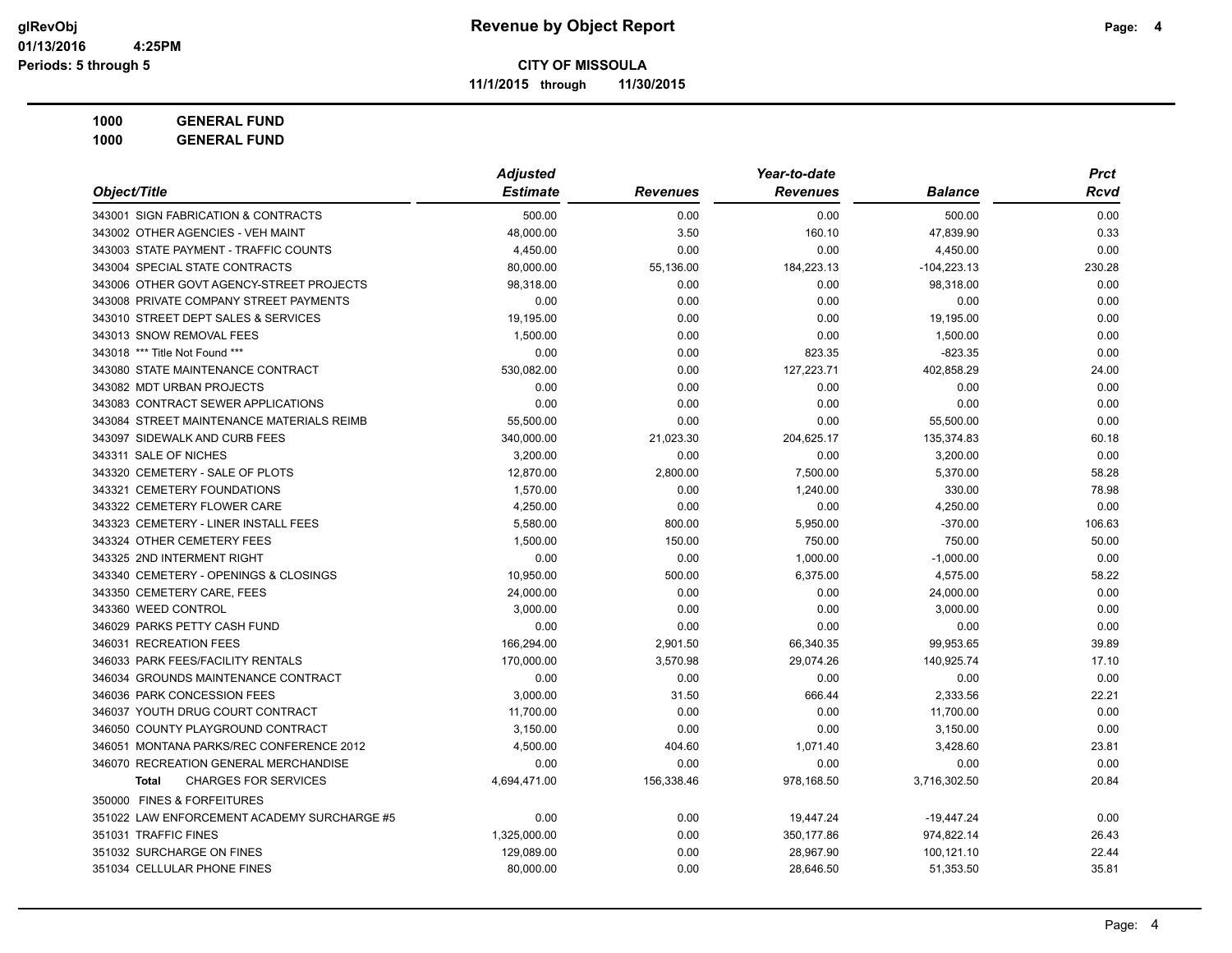**Revenue by Object Report**

**CITY OF MISSOULA**

**11/1/2015 through 11/30/2015**

glRevObj
01/13/2016 4:25PM
Periods: 5 through 5

**1000 GENERAL FUND**
**1000 GENERAL FUND**

| Object/Title | Adjusted Estimate | Revenues | Year-to-date Revenues | Balance | Prct Rcvd |
|---|---|---|---|---|---|
| 343001 SIGN FABRICATION & CONTRACTS | 500.00 | 0.00 | 0.00 | 500.00 | 0.00 |
| 343002 OTHER AGENCIES - VEH MAINT | 48,000.00 | 3.50 | 160.10 | 47,839.90 | 0.33 |
| 343003 STATE PAYMENT - TRAFFIC COUNTS | 4,450.00 | 0.00 | 0.00 | 4,450.00 | 0.00 |
| 343004 SPECIAL STATE CONTRACTS | 80,000.00 | 55,136.00 | 184,223.13 | -104,223.13 | 230.28 |
| 343006 OTHER GOVT AGENCY-STREET PROJECTS | 98,318.00 | 0.00 | 0.00 | 98,318.00 | 0.00 |
| 343008 PRIVATE COMPANY STREET PAYMENTS | 0.00 | 0.00 | 0.00 | 0.00 | 0.00 |
| 343010 STREET DEPT SALES & SERVICES | 19,195.00 | 0.00 | 0.00 | 19,195.00 | 0.00 |
| 343013 SNOW REMOVAL FEES | 1,500.00 | 0.00 | 0.00 | 1,500.00 | 0.00 |
| 343018 *** Title Not Found *** | 0.00 | 0.00 | 823.35 | -823.35 | 0.00 |
| 343080 STATE MAINTENANCE CONTRACT | 530,082.00 | 0.00 | 127,223.71 | 402,858.29 | 24.00 |
| 343082 MDT URBAN PROJECTS | 0.00 | 0.00 | 0.00 | 0.00 | 0.00 |
| 343083 CONTRACT SEWER APPLICATIONS | 0.00 | 0.00 | 0.00 | 0.00 | 0.00 |
| 343084 STREET MAINTENANCE MATERIALS REIMB | 55,500.00 | 0.00 | 0.00 | 55,500.00 | 0.00 |
| 343097 SIDEWALK AND CURB FEES | 340,000.00 | 21,023.30 | 204,625.17 | 135,374.83 | 60.18 |
| 343311 SALE OF NICHES | 3,200.00 | 0.00 | 0.00 | 3,200.00 | 0.00 |
| 343320 CEMETERY - SALE OF PLOTS | 12,870.00 | 2,800.00 | 7,500.00 | 5,370.00 | 58.28 |
| 343321 CEMETERY FOUNDATIONS | 1,570.00 | 0.00 | 1,240.00 | 330.00 | 78.98 |
| 343322 CEMETERY FLOWER CARE | 4,250.00 | 0.00 | 0.00 | 4,250.00 | 0.00 |
| 343323 CEMETERY - LINER INSTALL FEES | 5,580.00 | 800.00 | 5,950.00 | -370.00 | 106.63 |
| 343324 OTHER CEMETERY FEES | 1,500.00 | 150.00 | 750.00 | 750.00 | 50.00 |
| 343325 2ND INTERMENT RIGHT | 0.00 | 0.00 | 1,000.00 | -1,000.00 | 0.00 |
| 343340 CEMETERY - OPENINGS & CLOSINGS | 10,950.00 | 500.00 | 6,375.00 | 4,575.00 | 58.22 |
| 343350 CEMETERY CARE, FEES | 24,000.00 | 0.00 | 0.00 | 24,000.00 | 0.00 |
| 343360 WEED CONTROL | 3,000.00 | 0.00 | 0.00 | 3,000.00 | 0.00 |
| 346029 PARKS PETTY CASH FUND | 0.00 | 0.00 | 0.00 | 0.00 | 0.00 |
| 346031 RECREATION FEES | 166,294.00 | 2,901.50 | 66,340.35 | 99,953.65 | 39.89 |
| 346033 PARK FEES/FACILITY RENTALS | 170,000.00 | 3,570.98 | 29,074.26 | 140,925.74 | 17.10 |
| 346034 GROUNDS MAINTENANCE CONTRACT | 0.00 | 0.00 | 0.00 | 0.00 | 0.00 |
| 346036 PARK CONCESSION FEES | 3,000.00 | 31.50 | 666.44 | 2,333.56 | 22.21 |
| 346037 YOUTH DRUG COURT CONTRACT | 11,700.00 | 0.00 | 0.00 | 11,700.00 | 0.00 |
| 346050 COUNTY PLAYGROUND CONTRACT | 3,150.00 | 0.00 | 0.00 | 3,150.00 | 0.00 |
| 346051 MONTANA PARKS/REC CONFERENCE 2012 | 4,500.00 | 404.60 | 1,071.40 | 3,428.60 | 23.81 |
| 346070 RECREATION GENERAL MERCHANDISE | 0.00 | 0.00 | 0.00 | 0.00 | 0.00 |
| **Total** CHARGES FOR SERVICES | 4,694,471.00 | 156,338.46 | 978,168.50 | 3,716,302.50 | 20.84 |
| 350000 FINES & FORFEITURES | | | | | |
| 351022 LAW ENFORCEMENT ACADEMY SURCHARGE #5 | 0.00 | 0.00 | 19,447.24 | -19,447.24 | 0.00 |
| 351031 TRAFFIC FINES | 1,325,000.00 | 0.00 | 350,177.86 | 974,822.14 | 26.43 |
| 351032 SURCHARGE ON FINES | 129,089.00 | 0.00 | 28,967.90 | 100,121.10 | 22.44 |
| 351034 CELLULAR PHONE FINES | 80,000.00 | 0.00 | 28,646.50 | 51,353.50 | 35.81 |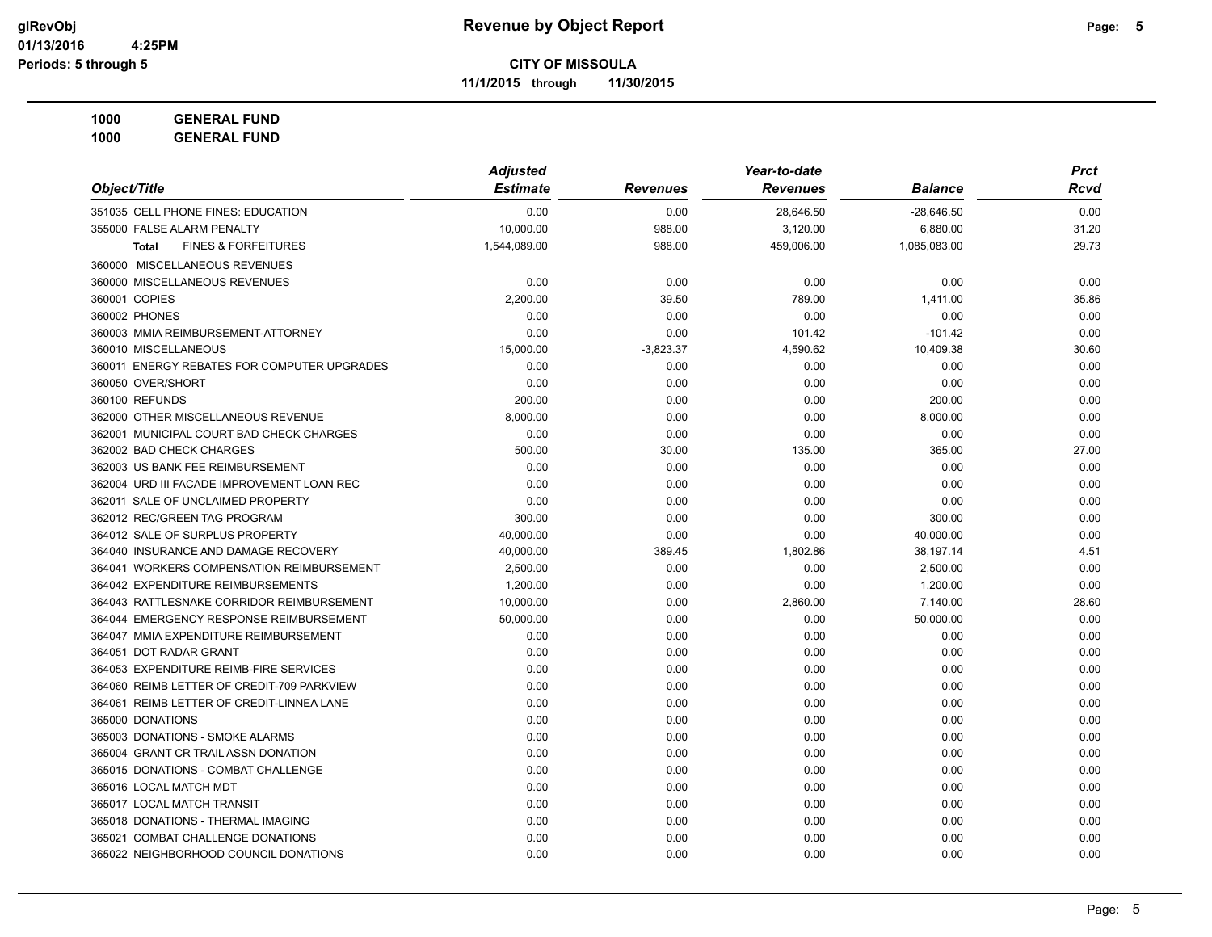**CITY OF MISSOULA**

**11/1/2015 through 11/30/2015**

**1000 GENERAL FUND**

**1000 GENERAL FUND**

| Object/Title | Adjusted Estimate | Revenues | Year-to-date Revenues | Balance | Prct Rcvd |
|---|---|---|---|---|---|
| 351035 CELL PHONE FINES: EDUCATION | 0.00 | 0.00 | 28,646.50 | -28,646.50 | 0.00 |
| 355000 FALSE ALARM PENALTY | 10,000.00 | 988.00 | 3,120.00 | 6,880.00 | 31.20 |
| **Total** FINES & FORFEITURES | 1,544,089.00 | 988.00 | 459,006.00 | 1,085,083.00 | 29.73 |
| 360000 MISCELLANEOUS REVENUES | | | | | |
| 360000 MISCELLANEOUS REVENUES | 0.00 | 0.00 | 0.00 | 0.00 | 0.00 |
| 360001 COPIES | 2,200.00 | 39.50 | 789.00 | 1,411.00 | 35.86 |
| 360002 PHONES | 0.00 | 0.00 | 0.00 | 0.00 | 0.00 |
| 360003 MMIA REIMBURSEMENT-ATTORNEY | 0.00 | 0.00 | 101.42 | -101.42 | 0.00 |
| 360010 MISCELLANEOUS | 15,000.00 | -3,823.37 | 4,590.62 | 10,409.38 | 30.60 |
| 360011 ENERGY REBATES FOR COMPUTER UPGRADES | 0.00 | 0.00 | 0.00 | 0.00 | 0.00 |
| 360050 OVER/SHORT | 0.00 | 0.00 | 0.00 | 0.00 | 0.00 |
| 360100 REFUNDS | 200.00 | 0.00 | 0.00 | 200.00 | 0.00 |
| 362000 OTHER MISCELLANEOUS REVENUE | 8,000.00 | 0.00 | 0.00 | 8,000.00 | 0.00 |
| 362001 MUNICIPAL COURT BAD CHECK CHARGES | 0.00 | 0.00 | 0.00 | 0.00 | 0.00 |
| 362002 BAD CHECK CHARGES | 500.00 | 30.00 | 135.00 | 365.00 | 27.00 |
| 362003 US BANK FEE REIMBURSEMENT | 0.00 | 0.00 | 0.00 | 0.00 | 0.00 |
| 362004 URD III FACADE IMPROVEMENT LOAN REC | 0.00 | 0.00 | 0.00 | 0.00 | 0.00 |
| 362011 SALE OF UNCLAIMED PROPERTY | 0.00 | 0.00 | 0.00 | 0.00 | 0.00 |
| 362012 REC/GREEN TAG PROGRAM | 300.00 | 0.00 | 0.00 | 300.00 | 0.00 |
| 364012 SALE OF SURPLUS PROPERTY | 40,000.00 | 0.00 | 0.00 | 40,000.00 | 0.00 |
| 364040 INSURANCE AND DAMAGE RECOVERY | 40,000.00 | 389.45 | 1,802.86 | 38,197.14 | 4.51 |
| 364041 WORKERS COMPENSATION REIMBURSEMENT | 2,500.00 | 0.00 | 0.00 | 2,500.00 | 0.00 |
| 364042 EXPENDITURE REIMBURSEMENTS | 1,200.00 | 0.00 | 0.00 | 1,200.00 | 0.00 |
| 364043 RATTLESNAKE CORRIDOR REIMBURSEMENT | 10,000.00 | 0.00 | 2,860.00 | 7,140.00 | 28.60 |
| 364044 EMERGENCY RESPONSE REIMBURSEMENT | 50,000.00 | 0.00 | 0.00 | 50,000.00 | 0.00 |
| 364047 MMIA EXPENDITURE REIMBURSEMENT | 0.00 | 0.00 | 0.00 | 0.00 | 0.00 |
| 364051 DOT RADAR GRANT | 0.00 | 0.00 | 0.00 | 0.00 | 0.00 |
| 364053 EXPENDITURE REIMB-FIRE SERVICES | 0.00 | 0.00 | 0.00 | 0.00 | 0.00 |
| 364060 REIMB LETTER OF CREDIT-709 PARKVIEW | 0.00 | 0.00 | 0.00 | 0.00 | 0.00 |
| 364061 REIMB LETTER OF CREDIT-LINNEA LANE | 0.00 | 0.00 | 0.00 | 0.00 | 0.00 |
| 365000 DONATIONS | 0.00 | 0.00 | 0.00 | 0.00 | 0.00 |
| 365003 DONATIONS - SMOKE ALARMS | 0.00 | 0.00 | 0.00 | 0.00 | 0.00 |
| 365004 GRANT CR TRAIL ASSN DONATION | 0.00 | 0.00 | 0.00 | 0.00 | 0.00 |
| 365015 DONATIONS - COMBAT CHALLENGE | 0.00 | 0.00 | 0.00 | 0.00 | 0.00 |
| 365016 LOCAL MATCH MDT | 0.00 | 0.00 | 0.00 | 0.00 | 0.00 |
| 365017 LOCAL MATCH TRANSIT | 0.00 | 0.00 | 0.00 | 0.00 | 0.00 |
| 365018 DONATIONS - THERMAL IMAGING | 0.00 | 0.00 | 0.00 | 0.00 | 0.00 |
| 365021 COMBAT CHALLENGE DONATIONS | 0.00 | 0.00 | 0.00 | 0.00 | 0.00 |
| 365022 NEIGHBORHOOD COUNCIL DONATIONS | 0.00 | 0.00 | 0.00 | 0.00 | 0.00 |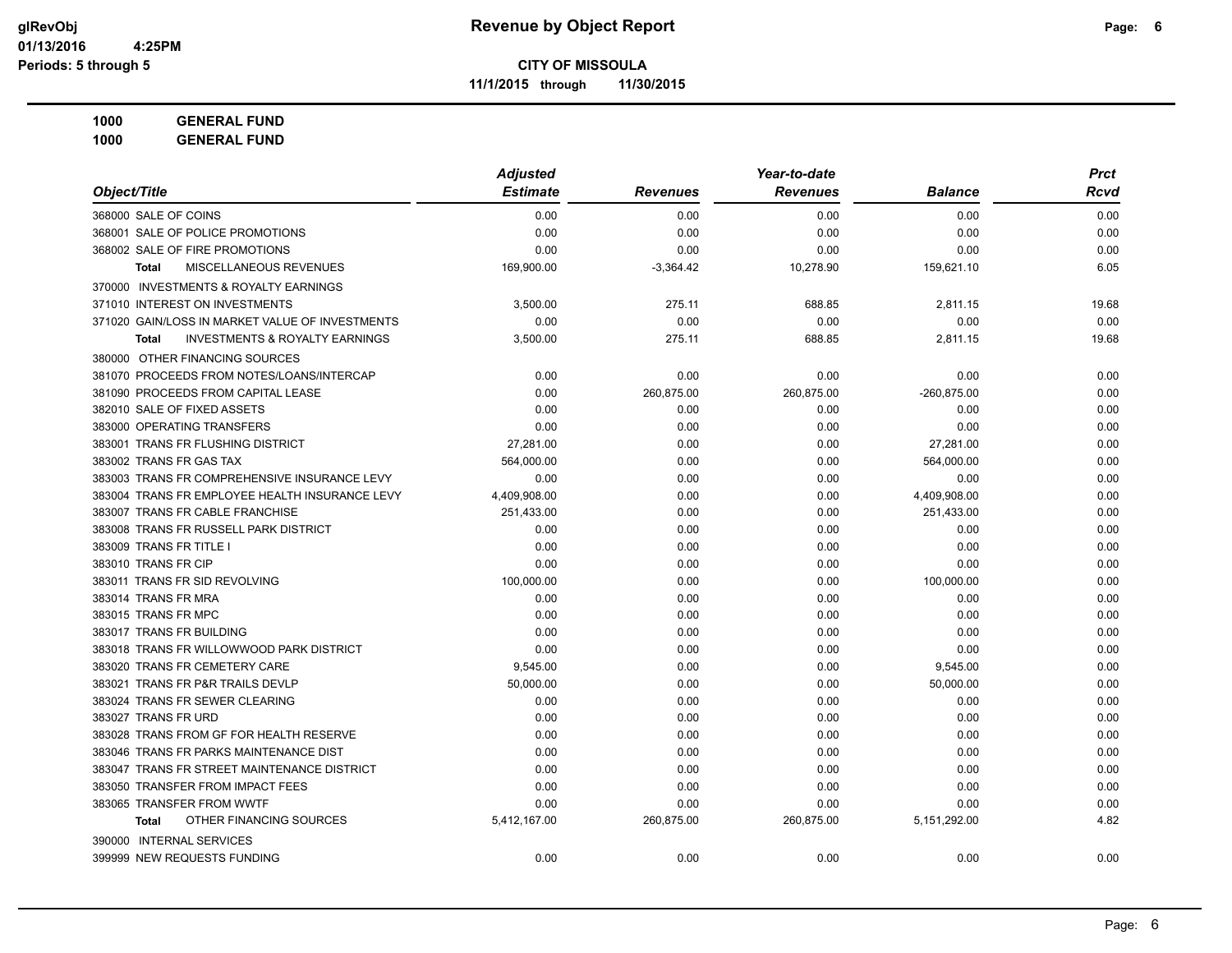**Revenue by Object Report**

**CITY OF MISSOULA**

**11/1/2015 through 11/30/2015**

glRevObj
01/13/2016 4:25PM
Periods: 5 through 5

**1000 GENERAL FUND**

**1000 GENERAL FUND**

| Object/Title | Adjusted Estimate | Revenues | Year-to-date Revenues | Balance | Prct Rcvd |
|---|---|---|---|---|---|
| 368000 SALE OF COINS | 0.00 | 0.00 | 0.00 | 0.00 | 0.00 |
| 368001 SALE OF POLICE PROMOTIONS | 0.00 | 0.00 | 0.00 | 0.00 | 0.00 |
| 368002 SALE OF FIRE PROMOTIONS | 0.00 | 0.00 | 0.00 | 0.00 | 0.00 |
| **Total** MISCELLANEOUS REVENUES | 169,900.00 | -3,364.42 | 10,278.90 | 159,621.10 | 6.05 |
| 370000 INVESTMENTS & ROYALTY EARNINGS | | | | | |
| 371010 INTEREST ON INVESTMENTS | 3,500.00 | 275.11 | 688.85 | 2,811.15 | 19.68 |
| 371020 GAIN/LOSS IN MARKET VALUE OF INVESTMENTS | 0.00 | 0.00 | 0.00 | 0.00 | 0.00 |
| **Total** INVESTMENTS & ROYALTY EARNINGS | 3,500.00 | 275.11 | 688.85 | 2,811.15 | 19.68 |
| 380000 OTHER FINANCING SOURCES | | | | | |
| 381070 PROCEEDS FROM NOTES/LOANS/INTERCAP | 0.00 | 0.00 | 0.00 | 0.00 | 0.00 |
| 381090 PROCEEDS FROM CAPITAL LEASE | 0.00 | 260,875.00 | 260,875.00 | -260,875.00 | 0.00 |
| 382010 SALE OF FIXED ASSETS | 0.00 | 0.00 | 0.00 | 0.00 | 0.00 |
| 383000 OPERATING TRANSFERS | 0.00 | 0.00 | 0.00 | 0.00 | 0.00 |
| 383001 TRANS FR FLUSHING DISTRICT | 27,281.00 | 0.00 | 0.00 | 27,281.00 | 0.00 |
| 383002 TRANS FR GAS TAX | 564,000.00 | 0.00 | 0.00 | 564,000.00 | 0.00 |
| 383003 TRANS FR COMPREHENSIVE INSURANCE LEVY | 0.00 | 0.00 | 0.00 | 0.00 | 0.00 |
| 383004 TRANS FR EMPLOYEE HEALTH INSURANCE LEVY | 4,409,908.00 | 0.00 | 0.00 | 4,409,908.00 | 0.00 |
| 383007 TRANS FR CABLE FRANCHISE | 251,433.00 | 0.00 | 0.00 | 251,433.00 | 0.00 |
| 383008 TRANS FR RUSSELL PARK DISTRICT | 0.00 | 0.00 | 0.00 | 0.00 | 0.00 |
| 383009 TRANS FR TITLE I | 0.00 | 0.00 | 0.00 | 0.00 | 0.00 |
| 383010 TRANS FR CIP | 0.00 | 0.00 | 0.00 | 0.00 | 0.00 |
| 383011 TRANS FR SID REVOLVING | 100,000.00 | 0.00 | 0.00 | 100,000.00 | 0.00 |
| 383014 TRANS FR MRA | 0.00 | 0.00 | 0.00 | 0.00 | 0.00 |
| 383015 TRANS FR MPC | 0.00 | 0.00 | 0.00 | 0.00 | 0.00 |
| 383017 TRANS FR BUILDING | 0.00 | 0.00 | 0.00 | 0.00 | 0.00 |
| 383018 TRANS FR WILLOWWOOD PARK DISTRICT | 0.00 | 0.00 | 0.00 | 0.00 | 0.00 |
| 383020 TRANS FR CEMETERY CARE | 9,545.00 | 0.00 | 0.00 | 9,545.00 | 0.00 |
| 383021 TRANS FR P&R TRAILS DEVLP | 50,000.00 | 0.00 | 0.00 | 50,000.00 | 0.00 |
| 383024 TRANS FR SEWER CLEARING | 0.00 | 0.00 | 0.00 | 0.00 | 0.00 |
| 383027 TRANS FR URD | 0.00 | 0.00 | 0.00 | 0.00 | 0.00 |
| 383028 TRANS FROM GF FOR HEALTH RESERVE | 0.00 | 0.00 | 0.00 | 0.00 | 0.00 |
| 383046 TRANS FR PARKS MAINTENANCE DIST | 0.00 | 0.00 | 0.00 | 0.00 | 0.00 |
| 383047 TRANS FR STREET MAINTENANCE DISTRICT | 0.00 | 0.00 | 0.00 | 0.00 | 0.00 |
| 383050 TRANSFER FROM IMPACT FEES | 0.00 | 0.00 | 0.00 | 0.00 | 0.00 |
| 383065 TRANSFER FROM WWTF | 0.00 | 0.00 | 0.00 | 0.00 | 0.00 |
| **Total** OTHER FINANCING SOURCES | 5,412,167.00 | 260,875.00 | 260,875.00 | 5,151,292.00 | 4.82 |
| 390000 INTERNAL SERVICES | | | | | |
| 399999 NEW REQUESTS FUNDING | 0.00 | 0.00 | 0.00 | 0.00 | 0.00 |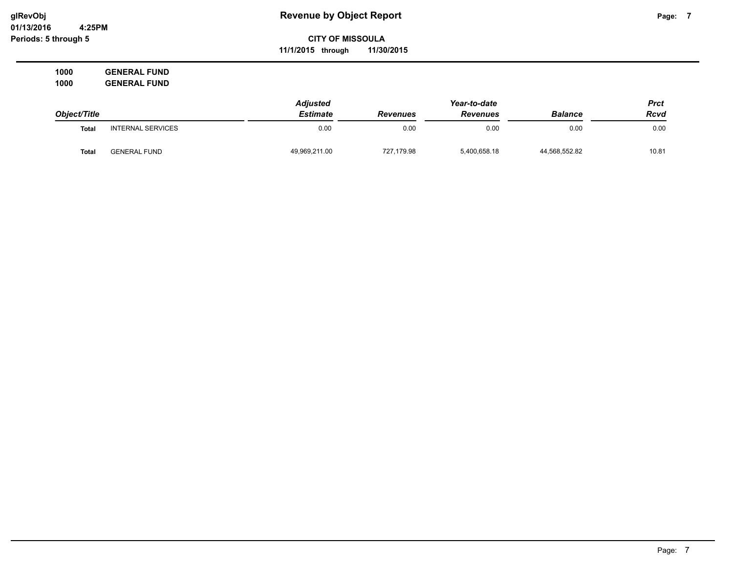glRevObj
01/13/2016 4:25PM
Periods: 5 through 5

# Revenue by Object Report

**CITY OF MISSOULA**
**11/1/2015 through 11/30/2015**

**1000 GENERAL FUND**
**1000 GENERAL FUND**

| *Object/Title* | | *Adjusted Estimate* | *Revenues* | *Year-to-date Revenues* | *Balance* | *Prct Rcvd* |
|---|---|---|---|---|---|---|
| **Total** | INTERNAL SERVICES | 0.00 | 0.00 | 0.00 | 0.00 | 0.00 |
| **Total** | GENERAL FUND | 49,969,211.00 | 727,179.98 | 5,400,658.18 | 44,568,552.82 | 10.81 |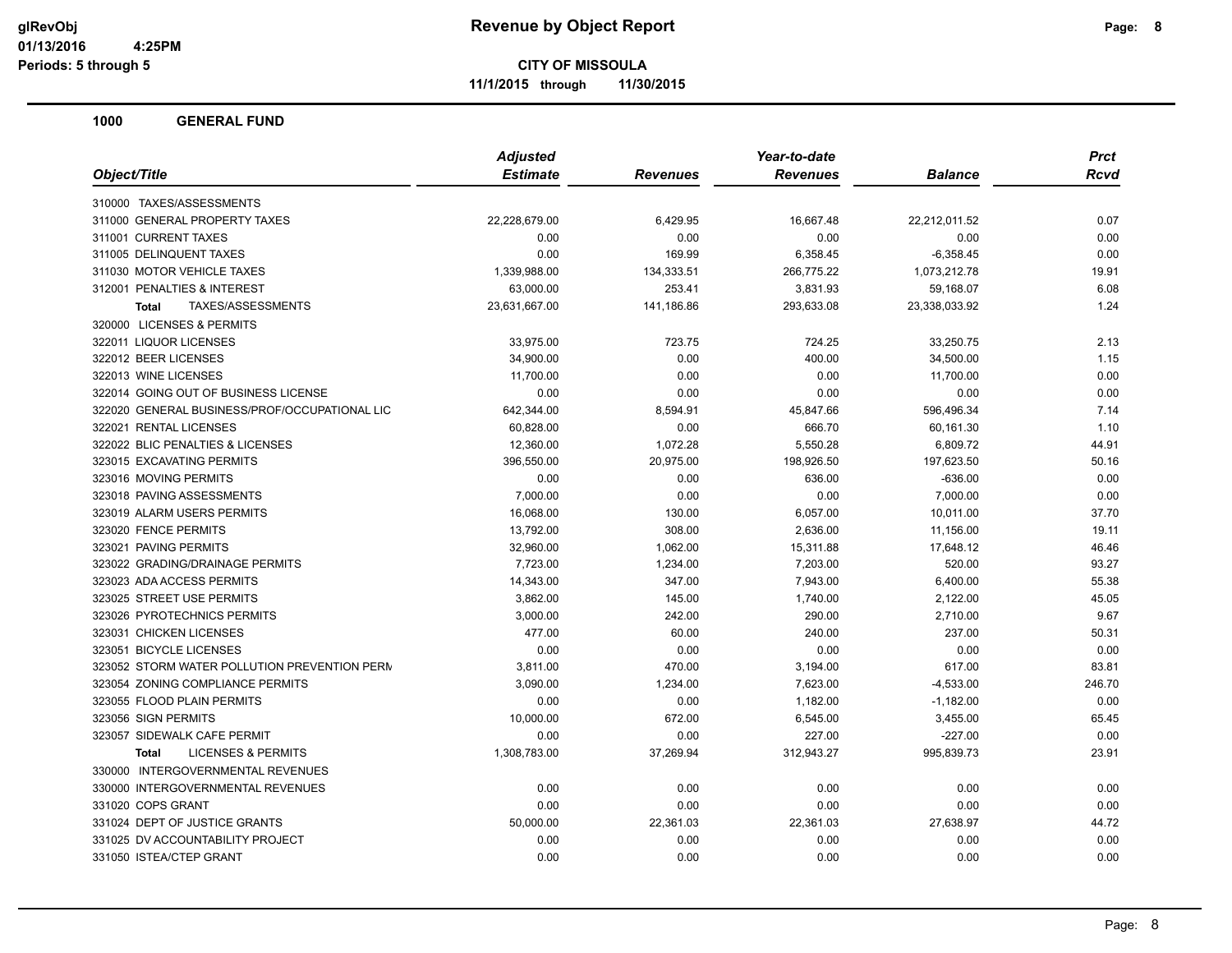**Revenue by Object Report**

**CITY OF MISSOULA**

**11/1/2015 through 11/30/2015**

glRevObj
01/13/2016 4:25PM
Periods: 5 through 5

## 1000 GENERAL FUND

| Object/Title | Adjusted Estimate | Revenues | Year-to-date Revenues | Balance | Prct Rcvd |
|---|---|---|---|---|---|
| 310000 TAXES/ASSESSMENTS | | | | | |
| 311000 GENERAL PROPERTY TAXES | 22,228,679.00 | 6,429.95 | 16,667.48 | 22,212,011.52 | 0.07 |
| 311001 CURRENT TAXES | 0.00 | 0.00 | 0.00 | 0.00 | 0.00 |
| 311005 DELINQUENT TAXES | 0.00 | 169.99 | 6,358.45 | -6,358.45 | 0.00 |
| 311030 MOTOR VEHICLE TAXES | 1,339,988.00 | 134,333.51 | 266,775.22 | 1,073,212.78 | 19.91 |
| 312001 PENALTIES & INTEREST | 63,000.00 | 253.41 | 3,831.93 | 59,168.07 | 6.08 |
| **Total** TAXES/ASSESSMENTS | 23,631,667.00 | 141,186.86 | 293,633.08 | 23,338,033.92 | 1.24 |
| 320000 LICENSES & PERMITS | | | | | |
| 322011 LIQUOR LICENSES | 33,975.00 | 723.75 | 724.25 | 33,250.75 | 2.13 |
| 322012 BEER LICENSES | 34,900.00 | 0.00 | 400.00 | 34,500.00 | 1.15 |
| 322013 WINE LICENSES | 11,700.00 | 0.00 | 0.00 | 11,700.00 | 0.00 |
| 322014 GOING OUT OF BUSINESS LICENSE | 0.00 | 0.00 | 0.00 | 0.00 | 0.00 |
| 322020 GENERAL BUSINESS/PROF/OCCUPATIONAL LIC | 642,344.00 | 8,594.91 | 45,847.66 | 596,496.34 | 7.14 |
| 322021 RENTAL LICENSES | 60,828.00 | 0.00 | 666.70 | 60,161.30 | 1.10 |
| 322022 BLIC PENALTIES & LICENSES | 12,360.00 | 1,072.28 | 5,550.28 | 6,809.72 | 44.91 |
| 323015 EXCAVATING PERMITS | 396,550.00 | 20,975.00 | 198,926.50 | 197,623.50 | 50.16 |
| 323016 MOVING PERMITS | 0.00 | 0.00 | 636.00 | -636.00 | 0.00 |
| 323018 PAVING ASSESSMENTS | 7,000.00 | 0.00 | 0.00 | 7,000.00 | 0.00 |
| 323019 ALARM USERS PERMITS | 16,068.00 | 130.00 | 6,057.00 | 10,011.00 | 37.70 |
| 323020 FENCE PERMITS | 13,792.00 | 308.00 | 2,636.00 | 11,156.00 | 19.11 |
| 323021 PAVING PERMITS | 32,960.00 | 1,062.00 | 15,311.88 | 17,648.12 | 46.46 |
| 323022 GRADING/DRAINAGE PERMITS | 7,723.00 | 1,234.00 | 7,203.00 | 520.00 | 93.27 |
| 323023 ADA ACCESS PERMITS | 14,343.00 | 347.00 | 7,943.00 | 6,400.00 | 55.38 |
| 323025 STREET USE PERMITS | 3,862.00 | 145.00 | 1,740.00 | 2,122.00 | 45.05 |
| 323026 PYROTECHNICS PERMITS | 3,000.00 | 242.00 | 290.00 | 2,710.00 | 9.67 |
| 323031 CHICKEN LICENSES | 477.00 | 60.00 | 240.00 | 237.00 | 50.31 |
| 323051 BICYCLE LICENSES | 0.00 | 0.00 | 0.00 | 0.00 | 0.00 |
| 323052 STORM WATER POLLUTION PREVENTION PERM | 3,811.00 | 470.00 | 3,194.00 | 617.00 | 83.81 |
| 323054 ZONING COMPLIANCE PERMITS | 3,090.00 | 1,234.00 | 7,623.00 | -4,533.00 | 246.70 |
| 323055 FLOOD PLAIN PERMITS | 0.00 | 0.00 | 1,182.00 | -1,182.00 | 0.00 |
| 323056 SIGN PERMITS | 10,000.00 | 672.00 | 6,545.00 | 3,455.00 | 65.45 |
| 323057 SIDEWALK CAFE PERMIT | 0.00 | 0.00 | 227.00 | -227.00 | 0.00 |
| **Total** LICENSES & PERMITS | 1,308,783.00 | 37,269.94 | 312,943.27 | 995,839.73 | 23.91 |
| 330000 INTERGOVERNMENTAL REVENUES | | | | | |
| 330000 INTERGOVERNMENTAL REVENUES | 0.00 | 0.00 | 0.00 | 0.00 | 0.00 |
| 331020 COPS GRANT | 0.00 | 0.00 | 0.00 | 0.00 | 0.00 |
| 331024 DEPT OF JUSTICE GRANTS | 50,000.00 | 22,361.03 | 22,361.03 | 27,638.97 | 44.72 |
| 331025 DV ACCOUNTABILITY PROJECT | 0.00 | 0.00 | 0.00 | 0.00 | 0.00 |
| 331050 ISTEA/CTEP GRANT | 0.00 | 0.00 | 0.00 | 0.00 | 0.00 |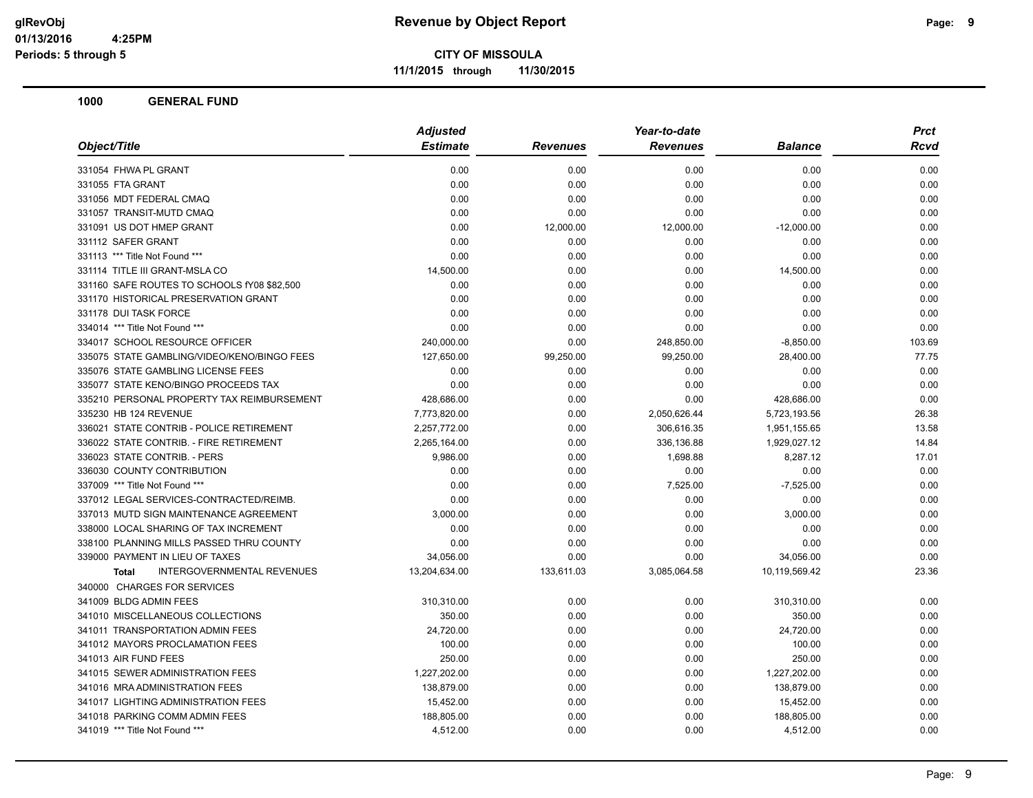# Revenue by Object Report

**CITY OF MISSOULA**

**11/1/2015 through 11/30/2015**

glRevObj
01/13/2016 4:25PM
Periods: 5 through 5

## 1000 GENERAL FUND

| Object/Title | Adjusted Estimate | Revenues | Year-to-date Revenues | Balance | Prct Rcvd |
|---|---|---|---|---|---|
| 331054 FHWA PL GRANT | 0.00 | 0.00 | 0.00 | 0.00 | 0.00 |
| 331055 FTA GRANT | 0.00 | 0.00 | 0.00 | 0.00 | 0.00 |
| 331056 MDT FEDERAL CMAQ | 0.00 | 0.00 | 0.00 | 0.00 | 0.00 |
| 331057 TRANSIT-MUTD CMAQ | 0.00 | 0.00 | 0.00 | 0.00 | 0.00 |
| 331091 US DOT HMEP GRANT | 0.00 | 12,000.00 | 12,000.00 | -12,000.00 | 0.00 |
| 331112 SAFER GRANT | 0.00 | 0.00 | 0.00 | 0.00 | 0.00 |
| 331113 *** Title Not Found *** | 0.00 | 0.00 | 0.00 | 0.00 | 0.00 |
| 331114 TITLE III GRANT-MSLA CO | 14,500.00 | 0.00 | 0.00 | 14,500.00 | 0.00 |
| 331160 SAFE ROUTES TO SCHOOLS fY08 $82,500 | 0.00 | 0.00 | 0.00 | 0.00 | 0.00 |
| 331170 HISTORICAL PRESERVATION GRANT | 0.00 | 0.00 | 0.00 | 0.00 | 0.00 |
| 331178 DUI TASK FORCE | 0.00 | 0.00 | 0.00 | 0.00 | 0.00 |
| 334014 *** Title Not Found *** | 0.00 | 0.00 | 0.00 | 0.00 | 0.00 |
| 334017 SCHOOL RESOURCE OFFICER | 240,000.00 | 0.00 | 248,850.00 | -8,850.00 | 103.69 |
| 335075 STATE GAMBLING/VIDEO/KENO/BINGO FEES | 127,650.00 | 99,250.00 | 99,250.00 | 28,400.00 | 77.75 |
| 335076 STATE GAMBLING LICENSE FEES | 0.00 | 0.00 | 0.00 | 0.00 | 0.00 |
| 335077 STATE KENO/BINGO PROCEEDS TAX | 0.00 | 0.00 | 0.00 | 0.00 | 0.00 |
| 335210 PERSONAL PROPERTY TAX REIMBURSEMENT | 428,686.00 | 0.00 | 0.00 | 428,686.00 | 0.00 |
| 335230 HB 124 REVENUE | 7,773,820.00 | 0.00 | 2,050,626.44 | 5,723,193.56 | 26.38 |
| 336021 STATE CONTRIB - POLICE RETIREMENT | 2,257,772.00 | 0.00 | 306,616.35 | 1,951,155.65 | 13.58 |
| 336022 STATE CONTRIB. - FIRE RETIREMENT | 2,265,164.00 | 0.00 | 336,136.88 | 1,929,027.12 | 14.84 |
| 336023 STATE CONTRIB. - PERS | 9,986.00 | 0.00 | 1,698.88 | 8,287.12 | 17.01 |
| 336030 COUNTY CONTRIBUTION | 0.00 | 0.00 | 0.00 | 0.00 | 0.00 |
| 337009 *** Title Not Found *** | 0.00 | 0.00 | 7,525.00 | -7,525.00 | 0.00 |
| 337012 LEGAL SERVICES-CONTRACTED/REIMB. | 0.00 | 0.00 | 0.00 | 0.00 | 0.00 |
| 337013 MUTD SIGN MAINTENANCE AGREEMENT | 3,000.00 | 0.00 | 0.00 | 3,000.00 | 0.00 |
| 338000 LOCAL SHARING OF TAX INCREMENT | 0.00 | 0.00 | 0.00 | 0.00 | 0.00 |
| 338100 PLANNING MILLS PASSED THRU COUNTY | 0.00 | 0.00 | 0.00 | 0.00 | 0.00 |
| 339000 PAYMENT IN LIEU OF TAXES | 34,056.00 | 0.00 | 0.00 | 34,056.00 | 0.00 |
| **Total** INTERGOVERNMENTAL REVENUES | 13,204,634.00 | 133,611.03 | 3,085,064.58 | 10,119,569.42 | 23.36 |
| 340000 CHARGES FOR SERVICES | | | | | |
| 341009 BLDG ADMIN FEES | 310,310.00 | 0.00 | 0.00 | 310,310.00 | 0.00 |
| 341010 MISCELLANEOUS COLLECTIONS | 350.00 | 0.00 | 0.00 | 350.00 | 0.00 |
| 341011 TRANSPORTATION ADMIN FEES | 24,720.00 | 0.00 | 0.00 | 24,720.00 | 0.00 |
| 341012 MAYORS PROCLAMATION FEES | 100.00 | 0.00 | 0.00 | 100.00 | 0.00 |
| 341013 AIR FUND FEES | 250.00 | 0.00 | 0.00 | 250.00 | 0.00 |
| 341015 SEWER ADMINISTRATION FEES | 1,227,202.00 | 0.00 | 0.00 | 1,227,202.00 | 0.00 |
| 341016 MRA ADMINISTRATION FEES | 138,879.00 | 0.00 | 0.00 | 138,879.00 | 0.00 |
| 341017 LIGHTING ADMINISTRATION FEES | 15,452.00 | 0.00 | 0.00 | 15,452.00 | 0.00 |
| 341018 PARKING COMM ADMIN FEES | 188,805.00 | 0.00 | 0.00 | 188,805.00 | 0.00 |
| 341019 *** Title Not Found *** | 4,512.00 | 0.00 | 0.00 | 4,512.00 | 0.00 |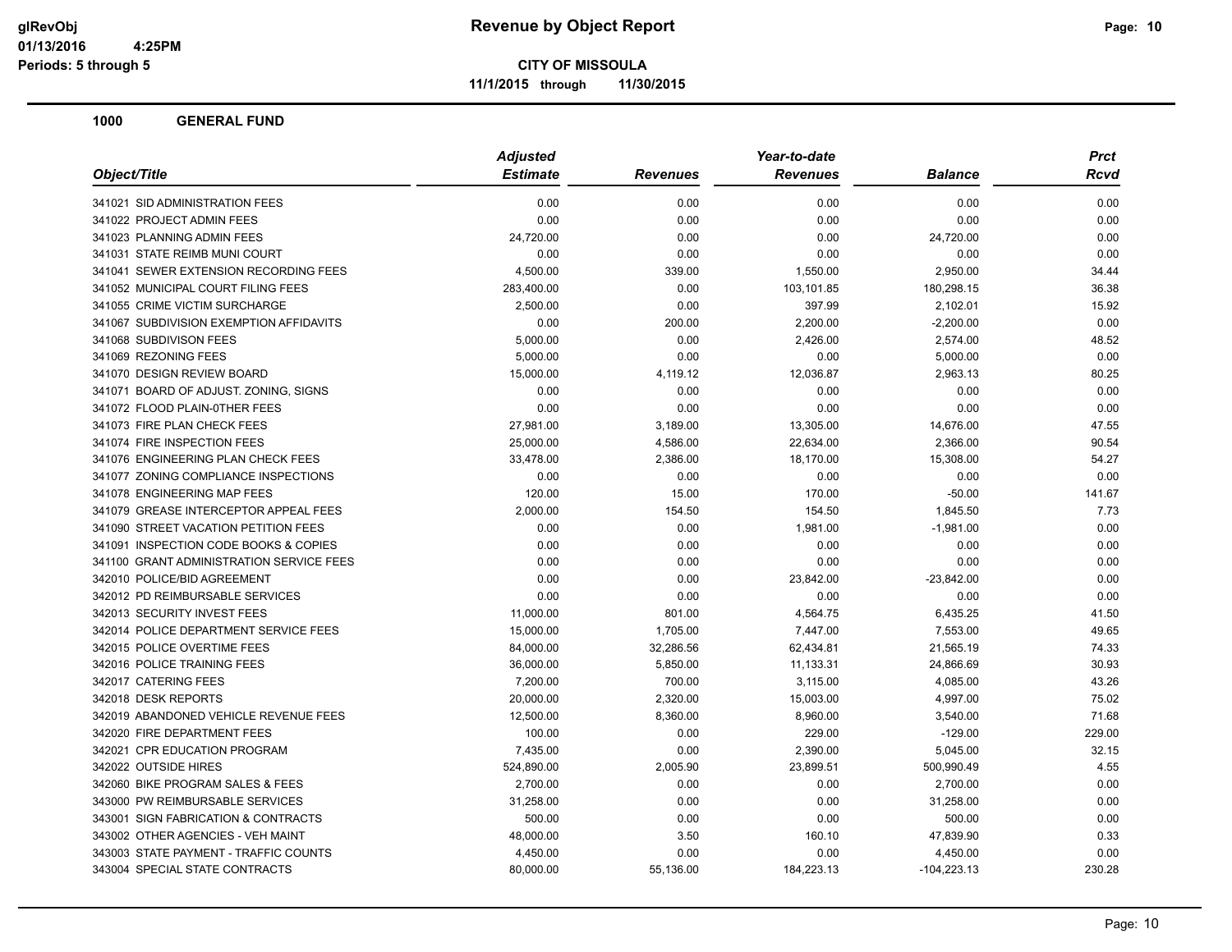**CITY OF MISSOULA**

**11/1/2015 through 11/30/2015**

**Revenue by Object Report**

glRevObj
01/13/2016 4:25PM
Periods: 5 through 5

## 1000 GENERAL FUND

| Object/Title | Adjusted Estimate | Revenues | Year-to-date Revenues | Balance | Prct Rcvd |
|---|---|---|---|---|---|
| 341021 SID ADMINISTRATION FEES | 0.00 | 0.00 | 0.00 | 0.00 | 0.00 |
| 341022 PROJECT ADMIN FEES | 0.00 | 0.00 | 0.00 | 0.00 | 0.00 |
| 341023 PLANNING ADMIN FEES | 24,720.00 | 0.00 | 0.00 | 24,720.00 | 0.00 |
| 341031 STATE REIMB MUNI COURT | 0.00 | 0.00 | 0.00 | 0.00 | 0.00 |
| 341041 SEWER EXTENSION RECORDING FEES | 4,500.00 | 339.00 | 1,550.00 | 2,950.00 | 34.44 |
| 341052 MUNICIPAL COURT FILING FEES | 283,400.00 | 0.00 | 103,101.85 | 180,298.15 | 36.38 |
| 341055 CRIME VICTIM SURCHARGE | 2,500.00 | 0.00 | 397.99 | 2,102.01 | 15.92 |
| 341067 SUBDIVISION EXEMPTION AFFIDAVITS | 0.00 | 200.00 | 2,200.00 | -2,200.00 | 0.00 |
| 341068 SUBDIVISON FEES | 5,000.00 | 0.00 | 2,426.00 | 2,574.00 | 48.52 |
| 341069 REZONING FEES | 5,000.00 | 0.00 | 0.00 | 5,000.00 | 0.00 |
| 341070 DESIGN REVIEW BOARD | 15,000.00 | 4,119.12 | 12,036.87 | 2,963.13 | 80.25 |
| 341071 BOARD OF ADJUST. ZONING, SIGNS | 0.00 | 0.00 | 0.00 | 0.00 | 0.00 |
| 341072 FLOOD PLAIN-0THER FEES | 0.00 | 0.00 | 0.00 | 0.00 | 0.00 |
| 341073 FIRE PLAN CHECK FEES | 27,981.00 | 3,189.00 | 13,305.00 | 14,676.00 | 47.55 |
| 341074 FIRE INSPECTION FEES | 25,000.00 | 4,586.00 | 22,634.00 | 2,366.00 | 90.54 |
| 341076 ENGINEERING PLAN CHECK FEES | 33,478.00 | 2,386.00 | 18,170.00 | 15,308.00 | 54.27 |
| 341077 ZONING COMPLIANCE INSPECTIONS | 0.00 | 0.00 | 0.00 | 0.00 | 0.00 |
| 341078 ENGINEERING MAP FEES | 120.00 | 15.00 | 170.00 | -50.00 | 141.67 |
| 341079 GREASE INTERCEPTOR APPEAL FEES | 2,000.00 | 154.50 | 154.50 | 1,845.50 | 7.73 |
| 341090 STREET VACATION PETITION FEES | 0.00 | 0.00 | 1,981.00 | -1,981.00 | 0.00 |
| 341091 INSPECTION CODE BOOKS & COPIES | 0.00 | 0.00 | 0.00 | 0.00 | 0.00 |
| 341100 GRANT ADMINISTRATION SERVICE FEES | 0.00 | 0.00 | 0.00 | 0.00 | 0.00 |
| 342010 POLICE/BID AGREEMENT | 0.00 | 0.00 | 23,842.00 | -23,842.00 | 0.00 |
| 342012 PD REIMBURSABLE SERVICES | 0.00 | 0.00 | 0.00 | 0.00 | 0.00 |
| 342013 SECURITY INVEST FEES | 11,000.00 | 801.00 | 4,564.75 | 6,435.25 | 41.50 |
| 342014 POLICE DEPARTMENT SERVICE FEES | 15,000.00 | 1,705.00 | 7,447.00 | 7,553.00 | 49.65 |
| 342015 POLICE OVERTIME FEES | 84,000.00 | 32,286.56 | 62,434.81 | 21,565.19 | 74.33 |
| 342016 POLICE TRAINING FEES | 36,000.00 | 5,850.00 | 11,133.31 | 24,866.69 | 30.93 |
| 342017 CATERING FEES | 7,200.00 | 700.00 | 3,115.00 | 4,085.00 | 43.26 |
| 342018 DESK REPORTS | 20,000.00 | 2,320.00 | 15,003.00 | 4,997.00 | 75.02 |
| 342019 ABANDONED VEHICLE REVENUE FEES | 12,500.00 | 8,360.00 | 8,960.00 | 3,540.00 | 71.68 |
| 342020 FIRE DEPARTMENT FEES | 100.00 | 0.00 | 229.00 | -129.00 | 229.00 |
| 342021 CPR EDUCATION PROGRAM | 7,435.00 | 0.00 | 2,390.00 | 5,045.00 | 32.15 |
| 342022 OUTSIDE HIRES | 524,890.00 | 2,005.90 | 23,899.51 | 500,990.49 | 4.55 |
| 342060 BIKE PROGRAM SALES & FEES | 2,700.00 | 0.00 | 0.00 | 2,700.00 | 0.00 |
| 343000 PW REIMBURSABLE SERVICES | 31,258.00 | 0.00 | 0.00 | 31,258.00 | 0.00 |
| 343001 SIGN FABRICATION & CONTRACTS | 500.00 | 0.00 | 0.00 | 500.00 | 0.00 |
| 343002 OTHER AGENCIES - VEH MAINT | 48,000.00 | 3.50 | 160.10 | 47,839.90 | 0.33 |
| 343003 STATE PAYMENT - TRAFFIC COUNTS | 4,450.00 | 0.00 | 0.00 | 4,450.00 | 0.00 |
| 343004 SPECIAL STATE CONTRACTS | 80,000.00 | 55,136.00 | 184,223.13 | -104,223.13 | 230.28 |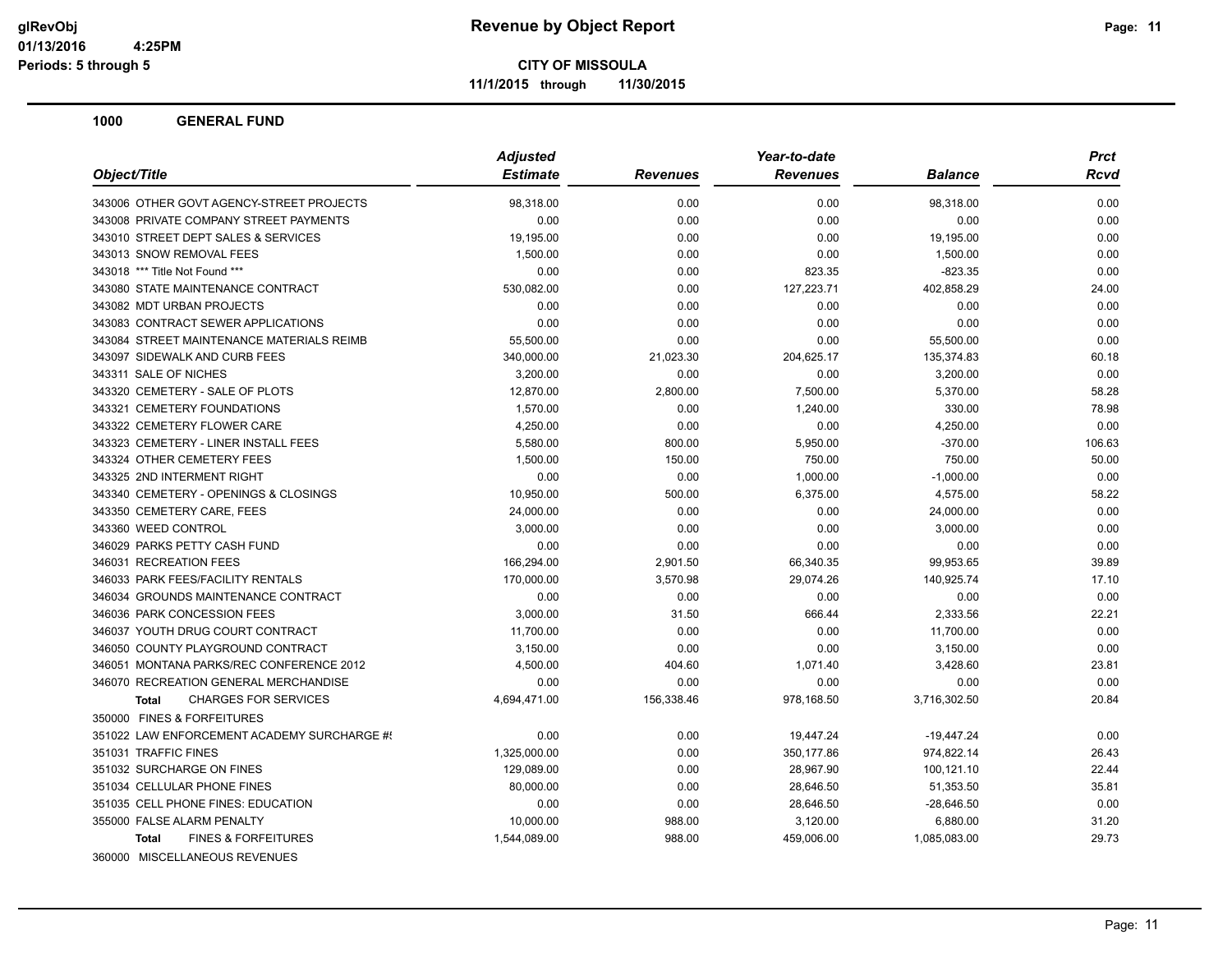# Revenue by Object Report

**CITY OF MISSOULA**

**11/1/2015 through 11/30/2015**

glRevObj
01/13/2016 4:25PM
Periods: 5 through 5

## 1000 GENERAL FUND

| Object/Title | Adjusted Estimate | Revenues | Year-to-date Revenues | Balance | Prct Rcvd |
|---|---|---|---|---|---|
| 343006 OTHER GOVT AGENCY-STREET PROJECTS | 98,318.00 | 0.00 | 0.00 | 98,318.00 | 0.00 |
| 343008 PRIVATE COMPANY STREET PAYMENTS | 0.00 | 0.00 | 0.00 | 0.00 | 0.00 |
| 343010 STREET DEPT SALES & SERVICES | 19,195.00 | 0.00 | 0.00 | 19,195.00 | 0.00 |
| 343013 SNOW REMOVAL FEES | 1,500.00 | 0.00 | 0.00 | 1,500.00 | 0.00 |
| 343018 *** Title Not Found *** | 0.00 | 0.00 | 823.35 | -823.35 | 0.00 |
| 343080 STATE MAINTENANCE CONTRACT | 530,082.00 | 0.00 | 127,223.71 | 402,858.29 | 24.00 |
| 343082 MDT URBAN PROJECTS | 0.00 | 0.00 | 0.00 | 0.00 | 0.00 |
| 343083 CONTRACT SEWER APPLICATIONS | 0.00 | 0.00 | 0.00 | 0.00 | 0.00 |
| 343084 STREET MAINTENANCE MATERIALS REIMB | 55,500.00 | 0.00 | 0.00 | 55,500.00 | 0.00 |
| 343097 SIDEWALK AND CURB FEES | 340,000.00 | 21,023.30 | 204,625.17 | 135,374.83 | 60.18 |
| 343311 SALE OF NICHES | 3,200.00 | 0.00 | 0.00 | 3,200.00 | 0.00 |
| 343320 CEMETERY - SALE OF PLOTS | 12,870.00 | 2,800.00 | 7,500.00 | 5,370.00 | 58.28 |
| 343321 CEMETERY FOUNDATIONS | 1,570.00 | 0.00 | 1,240.00 | 330.00 | 78.98 |
| 343322 CEMETERY FLOWER CARE | 4,250.00 | 0.00 | 0.00 | 4,250.00 | 0.00 |
| 343323 CEMETERY - LINER INSTALL FEES | 5,580.00 | 800.00 | 5,950.00 | -370.00 | 106.63 |
| 343324 OTHER CEMETERY FEES | 1,500.00 | 150.00 | 750.00 | 750.00 | 50.00 |
| 343325 2ND INTERMENT RIGHT | 0.00 | 0.00 | 1,000.00 | -1,000.00 | 0.00 |
| 343340 CEMETERY - OPENINGS & CLOSINGS | 10,950.00 | 500.00 | 6,375.00 | 4,575.00 | 58.22 |
| 343350 CEMETERY CARE, FEES | 24,000.00 | 0.00 | 0.00 | 24,000.00 | 0.00 |
| 343360 WEED CONTROL | 3,000.00 | 0.00 | 0.00 | 3,000.00 | 0.00 |
| 346029 PARKS PETTY CASH FUND | 0.00 | 0.00 | 0.00 | 0.00 | 0.00 |
| 346031 RECREATION FEES | 166,294.00 | 2,901.50 | 66,340.35 | 99,953.65 | 39.89 |
| 346033 PARK FEES/FACILITY RENTALS | 170,000.00 | 3,570.98 | 29,074.26 | 140,925.74 | 17.10 |
| 346034 GROUNDS MAINTENANCE CONTRACT | 0.00 | 0.00 | 0.00 | 0.00 | 0.00 |
| 346036 PARK CONCESSION FEES | 3,000.00 | 31.50 | 666.44 | 2,333.56 | 22.21 |
| 346037 YOUTH DRUG COURT CONTRACT | 11,700.00 | 0.00 | 0.00 | 11,700.00 | 0.00 |
| 346050 COUNTY PLAYGROUND CONTRACT | 3,150.00 | 0.00 | 0.00 | 3,150.00 | 0.00 |
| 346051 MONTANA PARKS/REC CONFERENCE 2012 | 4,500.00 | 404.60 | 1,071.40 | 3,428.60 | 23.81 |
| 346070 RECREATION GENERAL MERCHANDISE | 0.00 | 0.00 | 0.00 | 0.00 | 0.00 |
| **Total** CHARGES FOR SERVICES | 4,694,471.00 | 156,338.46 | 978,168.50 | 3,716,302.50 | 20.84 |
| 350000 FINES & FORFEITURES | | | | | |
| 351022 LAW ENFORCEMENT ACADEMY SURCHARGE #! | 0.00 | 0.00 | 19,447.24 | -19,447.24 | 0.00 |
| 351031 TRAFFIC FINES | 1,325,000.00 | 0.00 | 350,177.86 | 974,822.14 | 26.43 |
| 351032 SURCHARGE ON FINES | 129,089.00 | 0.00 | 28,967.90 | 100,121.10 | 22.44 |
| 351034 CELLULAR PHONE FINES | 80,000.00 | 0.00 | 28,646.50 | 51,353.50 | 35.81 |
| 351035 CELL PHONE FINES: EDUCATION | 0.00 | 0.00 | 28,646.50 | -28,646.50 | 0.00 |
| 355000 FALSE ALARM PENALTY | 10,000.00 | 988.00 | 3,120.00 | 6,880.00 | 31.20 |
| **Total** FINES & FORFEITURES | 1,544,089.00 | 988.00 | 459,006.00 | 1,085,083.00 | 29.73 |
| 360000 MISCELLANEOUS REVENUES | | | | | |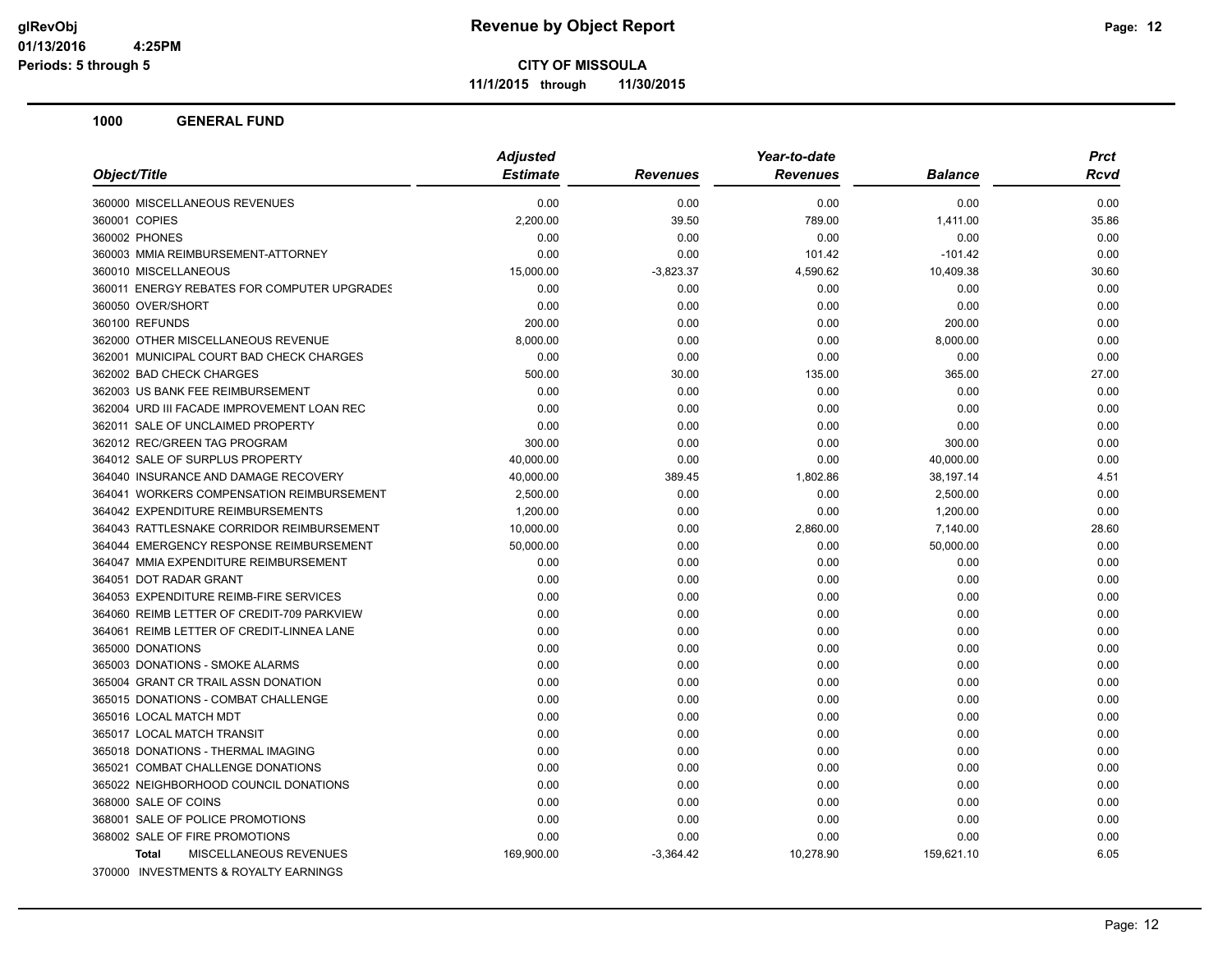**CITY OF MISSOULA**

**11/1/2015 through 11/30/2015**

## 1000 GENERAL FUND

| Object/Title | Adjusted Estimate | Revenues | Year-to-date Revenues | Balance | Prct Rcvd |
|---|---|---|---|---|---|
| 360000 MISCELLANEOUS REVENUES | 0.00 | 0.00 | 0.00 | 0.00 | 0.00 |
| 360001 COPIES | 2,200.00 | 39.50 | 789.00 | 1,411.00 | 35.86 |
| 360002 PHONES | 0.00 | 0.00 | 0.00 | 0.00 | 0.00 |
| 360003 MMIA REIMBURSEMENT-ATTORNEY | 0.00 | 0.00 | 101.42 | -101.42 | 0.00 |
| 360010 MISCELLANEOUS | 15,000.00 | -3,823.37 | 4,590.62 | 10,409.38 | 30.60 |
| 360011 ENERGY REBATES FOR COMPUTER UPGRADES | 0.00 | 0.00 | 0.00 | 0.00 | 0.00 |
| 360050 OVER/SHORT | 0.00 | 0.00 | 0.00 | 0.00 | 0.00 |
| 360100 REFUNDS | 200.00 | 0.00 | 0.00 | 200.00 | 0.00 |
| 362000 OTHER MISCELLANEOUS REVENUE | 8,000.00 | 0.00 | 0.00 | 8,000.00 | 0.00 |
| 362001 MUNICIPAL COURT BAD CHECK CHARGES | 0.00 | 0.00 | 0.00 | 0.00 | 0.00 |
| 362002 BAD CHECK CHARGES | 500.00 | 30.00 | 135.00 | 365.00 | 27.00 |
| 362003 US BANK FEE REIMBURSEMENT | 0.00 | 0.00 | 0.00 | 0.00 | 0.00 |
| 362004 URD III FACADE IMPROVEMENT LOAN REC | 0.00 | 0.00 | 0.00 | 0.00 | 0.00 |
| 362011 SALE OF UNCLAIMED PROPERTY | 0.00 | 0.00 | 0.00 | 0.00 | 0.00 |
| 362012 REC/GREEN TAG PROGRAM | 300.00 | 0.00 | 0.00 | 300.00 | 0.00 |
| 364012 SALE OF SURPLUS PROPERTY | 40,000.00 | 0.00 | 0.00 | 40,000.00 | 0.00 |
| 364040 INSURANCE AND DAMAGE RECOVERY | 40,000.00 | 389.45 | 1,802.86 | 38,197.14 | 4.51 |
| 364041 WORKERS COMPENSATION REIMBURSEMENT | 2,500.00 | 0.00 | 0.00 | 2,500.00 | 0.00 |
| 364042 EXPENDITURE REIMBURSEMENTS | 1,200.00 | 0.00 | 0.00 | 1,200.00 | 0.00 |
| 364043 RATTLESNAKE CORRIDOR REIMBURSEMENT | 10,000.00 | 0.00 | 2,860.00 | 7,140.00 | 28.60 |
| 364044 EMERGENCY RESPONSE REIMBURSEMENT | 50,000.00 | 0.00 | 0.00 | 50,000.00 | 0.00 |
| 364047 MMIA EXPENDITURE REIMBURSEMENT | 0.00 | 0.00 | 0.00 | 0.00 | 0.00 |
| 364051 DOT RADAR GRANT | 0.00 | 0.00 | 0.00 | 0.00 | 0.00 |
| 364053 EXPENDITURE REIMB-FIRE SERVICES | 0.00 | 0.00 | 0.00 | 0.00 | 0.00 |
| 364060 REIMB LETTER OF CREDIT-709 PARKVIEW | 0.00 | 0.00 | 0.00 | 0.00 | 0.00 |
| 364061 REIMB LETTER OF CREDIT-LINNEA LANE | 0.00 | 0.00 | 0.00 | 0.00 | 0.00 |
| 365000 DONATIONS | 0.00 | 0.00 | 0.00 | 0.00 | 0.00 |
| 365003 DONATIONS - SMOKE ALARMS | 0.00 | 0.00 | 0.00 | 0.00 | 0.00 |
| 365004 GRANT CR TRAIL ASSN DONATION | 0.00 | 0.00 | 0.00 | 0.00 | 0.00 |
| 365015 DONATIONS - COMBAT CHALLENGE | 0.00 | 0.00 | 0.00 | 0.00 | 0.00 |
| 365016 LOCAL MATCH MDT | 0.00 | 0.00 | 0.00 | 0.00 | 0.00 |
| 365017 LOCAL MATCH TRANSIT | 0.00 | 0.00 | 0.00 | 0.00 | 0.00 |
| 365018 DONATIONS - THERMAL IMAGING | 0.00 | 0.00 | 0.00 | 0.00 | 0.00 |
| 365021 COMBAT CHALLENGE DONATIONS | 0.00 | 0.00 | 0.00 | 0.00 | 0.00 |
| 365022 NEIGHBORHOOD COUNCIL DONATIONS | 0.00 | 0.00 | 0.00 | 0.00 | 0.00 |
| 368000 SALE OF COINS | 0.00 | 0.00 | 0.00 | 0.00 | 0.00 |
| 368001 SALE OF POLICE PROMOTIONS | 0.00 | 0.00 | 0.00 | 0.00 | 0.00 |
| 368002 SALE OF FIRE PROMOTIONS | 0.00 | 0.00 | 0.00 | 0.00 | 0.00 |
| **Total** MISCELLANEOUS REVENUES | 169,900.00 | -3,364.42 | 10,278.90 | 159,621.10 | 6.05 |

370000 INVESTMENTS & ROYALTY EARNINGS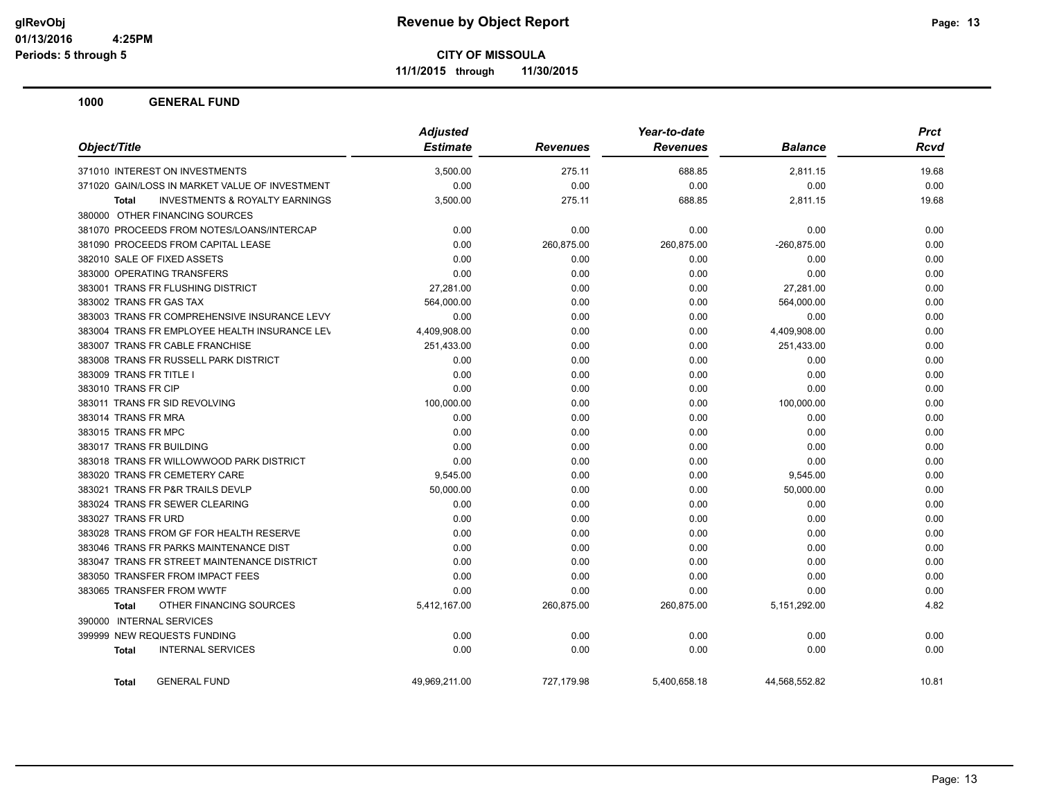**CITY OF MISSOULA**

**11/1/2015 through 11/30/2015**

## 1000 GENERAL FUND

| Object/Title | Adjusted Estimate | Revenues | Year-to-date Revenues | Balance | Prct Rcvd |
|---|---|---|---|---|---|
| 371010 INTEREST ON INVESTMENTS | 3,500.00 | 275.11 | 688.85 | 2,811.15 | 19.68 |
| 371020 GAIN/LOSS IN MARKET VALUE OF INVESTMENT | 0.00 | 0.00 | 0.00 | 0.00 | 0.00 |
| **Total** INVESTMENTS & ROYALTY EARNINGS | 3,500.00 | 275.11 | 688.85 | 2,811.15 | 19.68 |
| 380000 OTHER FINANCING SOURCES | | | | | |
| 381070 PROCEEDS FROM NOTES/LOANS/INTERCAP | 0.00 | 0.00 | 0.00 | 0.00 | 0.00 |
| 381090 PROCEEDS FROM CAPITAL LEASE | 0.00 | 260,875.00 | 260,875.00 | -260,875.00 | 0.00 |
| 382010 SALE OF FIXED ASSETS | 0.00 | 0.00 | 0.00 | 0.00 | 0.00 |
| 383000 OPERATING TRANSFERS | 0.00 | 0.00 | 0.00 | 0.00 | 0.00 |
| 383001 TRANS FR FLUSHING DISTRICT | 27,281.00 | 0.00 | 0.00 | 27,281.00 | 0.00 |
| 383002 TRANS FR GAS TAX | 564,000.00 | 0.00 | 0.00 | 564,000.00 | 0.00 |
| 383003 TRANS FR COMPREHENSIVE INSURANCE LEVY | 0.00 | 0.00 | 0.00 | 0.00 | 0.00 |
| 383004 TRANS FR EMPLOYEE HEALTH INSURANCE LEV | 4,409,908.00 | 0.00 | 0.00 | 4,409,908.00 | 0.00 |
| 383007 TRANS FR CABLE FRANCHISE | 251,433.00 | 0.00 | 0.00 | 251,433.00 | 0.00 |
| 383008 TRANS FR RUSSELL PARK DISTRICT | 0.00 | 0.00 | 0.00 | 0.00 | 0.00 |
| 383009 TRANS FR TITLE I | 0.00 | 0.00 | 0.00 | 0.00 | 0.00 |
| 383010 TRANS FR CIP | 0.00 | 0.00 | 0.00 | 0.00 | 0.00 |
| 383011 TRANS FR SID REVOLVING | 100,000.00 | 0.00 | 0.00 | 100,000.00 | 0.00 |
| 383014 TRANS FR MRA | 0.00 | 0.00 | 0.00 | 0.00 | 0.00 |
| 383015 TRANS FR MPC | 0.00 | 0.00 | 0.00 | 0.00 | 0.00 |
| 383017 TRANS FR BUILDING | 0.00 | 0.00 | 0.00 | 0.00 | 0.00 |
| 383018 TRANS FR WILLOWWOOD PARK DISTRICT | 0.00 | 0.00 | 0.00 | 0.00 | 0.00 |
| 383020 TRANS FR CEMETERY CARE | 9,545.00 | 0.00 | 0.00 | 9,545.00 | 0.00 |
| 383021 TRANS FR P&R TRAILS DEVLP | 50,000.00 | 0.00 | 0.00 | 50,000.00 | 0.00 |
| 383024 TRANS FR SEWER CLEARING | 0.00 | 0.00 | 0.00 | 0.00 | 0.00 |
| 383027 TRANS FR URD | 0.00 | 0.00 | 0.00 | 0.00 | 0.00 |
| 383028 TRANS FROM GF FOR HEALTH RESERVE | 0.00 | 0.00 | 0.00 | 0.00 | 0.00 |
| 383046 TRANS FR PARKS MAINTENANCE DIST | 0.00 | 0.00 | 0.00 | 0.00 | 0.00 |
| 383047 TRANS FR STREET MAINTENANCE DISTRICT | 0.00 | 0.00 | 0.00 | 0.00 | 0.00 |
| 383050 TRANSFER FROM IMPACT FEES | 0.00 | 0.00 | 0.00 | 0.00 | 0.00 |
| 383065 TRANSFER FROM WWTF | 0.00 | 0.00 | 0.00 | 0.00 | 0.00 |
| **Total** OTHER FINANCING SOURCES | 5,412,167.00 | 260,875.00 | 260,875.00 | 5,151,292.00 | 4.82 |
| 390000 INTERNAL SERVICES | | | | | |
| 399999 NEW REQUESTS FUNDING | 0.00 | 0.00 | 0.00 | 0.00 | 0.00 |
| **Total** INTERNAL SERVICES | 0.00 | 0.00 | 0.00 | 0.00 | 0.00 |
| **Total** GENERAL FUND | 49,969,211.00 | 727,179.98 | 5,400,658.18 | 44,568,552.82 | 10.81 |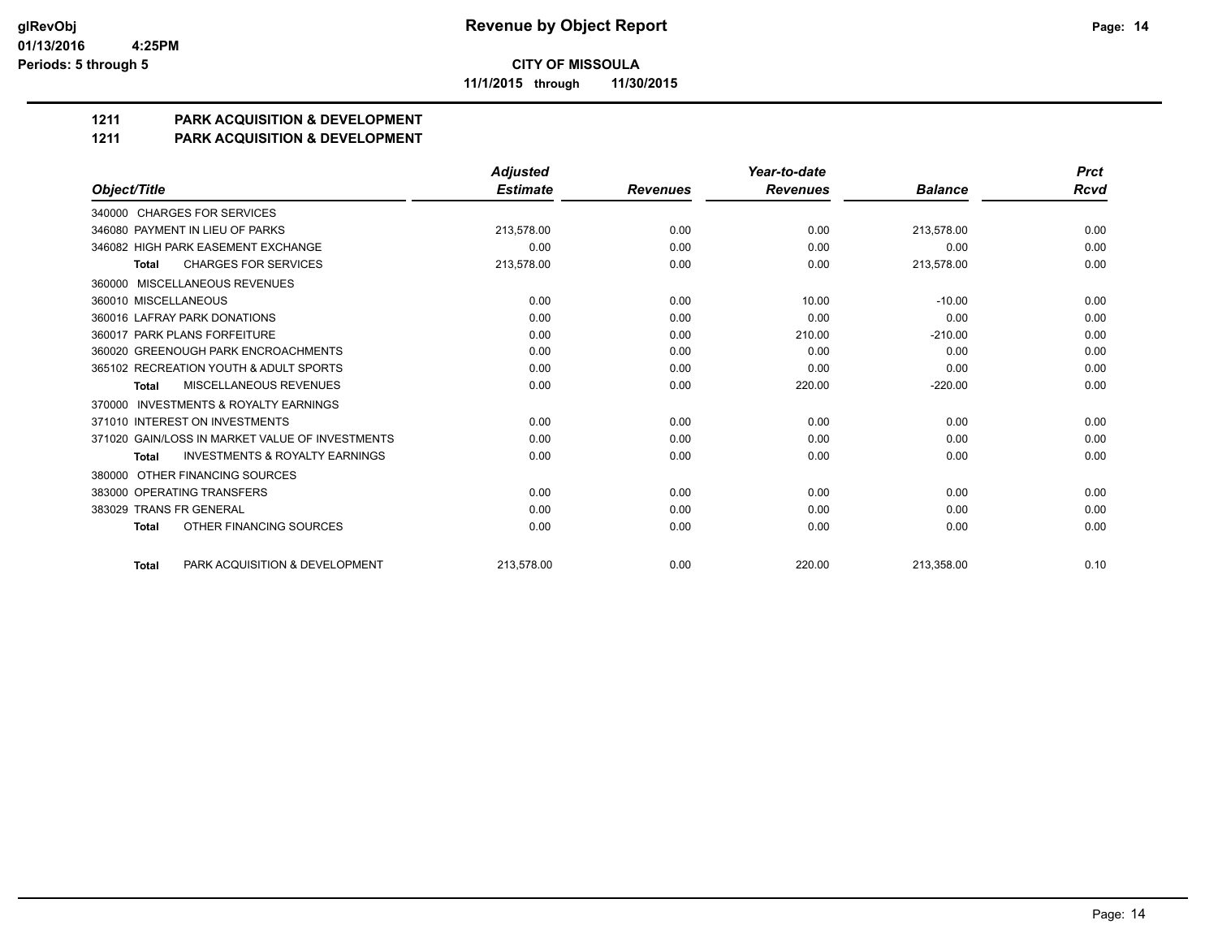**glRevObj** 01/13/2016 4:25PM Periods: 5 through 5

# Revenue by Object Report

**CITY OF MISSOULA**

**11/1/2015 through 11/30/2015**

## 1211 PARK ACQUISITION & DEVELOPMENT
## 1211 PARK ACQUISITION & DEVELOPMENT

| Object/Title | Adjusted Estimate | Revenues | Year-to-date Revenues | Balance | Prct Rcvd |
|---|---|---|---|---|---|
| 340000 CHARGES FOR SERVICES | | | | | |
| 346080 PAYMENT IN LIEU OF PARKS | 213,578.00 | 0.00 | 0.00 | 213,578.00 | 0.00 |
| 346082 HIGH PARK EASEMENT EXCHANGE | 0.00 | 0.00 | 0.00 | 0.00 | 0.00 |
| **Total** CHARGES FOR SERVICES | 213,578.00 | 0.00 | 0.00 | 213,578.00 | 0.00 |
| 360000 MISCELLANEOUS REVENUES | | | | | |
| 360010 MISCELLANEOUS | 0.00 | 0.00 | 10.00 | -10.00 | 0.00 |
| 360016 LAFRAY PARK DONATIONS | 0.00 | 0.00 | 0.00 | 0.00 | 0.00 |
| 360017 PARK PLANS FORFEITURE | 0.00 | 0.00 | 210.00 | -210.00 | 0.00 |
| 360020 GREENOUGH PARK ENCROACHMENTS | 0.00 | 0.00 | 0.00 | 0.00 | 0.00 |
| 365102 RECREATION YOUTH & ADULT SPORTS | 0.00 | 0.00 | 0.00 | 0.00 | 0.00 |
| **Total** MISCELLANEOUS REVENUES | 0.00 | 0.00 | 220.00 | -220.00 | 0.00 |
| 370000 INVESTMENTS & ROYALTY EARNINGS | | | | | |
| 371010 INTEREST ON INVESTMENTS | 0.00 | 0.00 | 0.00 | 0.00 | 0.00 |
| 371020 GAIN/LOSS IN MARKET VALUE OF INVESTMENTS | 0.00 | 0.00 | 0.00 | 0.00 | 0.00 |
| **Total** INVESTMENTS & ROYALTY EARNINGS | 0.00 | 0.00 | 0.00 | 0.00 | 0.00 |
| 380000 OTHER FINANCING SOURCES | | | | | |
| 383000 OPERATING TRANSFERS | 0.00 | 0.00 | 0.00 | 0.00 | 0.00 |
| 383029 TRANS FR GENERAL | 0.00 | 0.00 | 0.00 | 0.00 | 0.00 |
| **Total** OTHER FINANCING SOURCES | 0.00 | 0.00 | 0.00 | 0.00 | 0.00 |
| **Total** PARK ACQUISITION & DEVELOPMENT | 213,578.00 | 0.00 | 220.00 | 213,358.00 | 0.10 |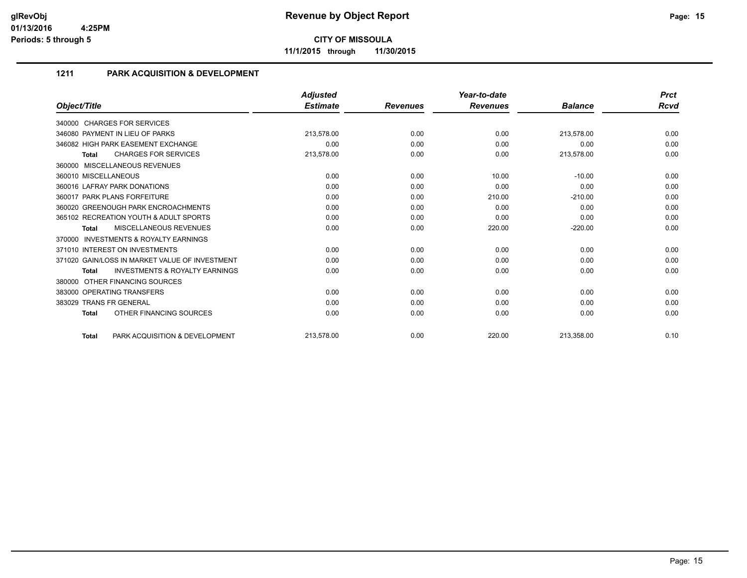**glRevObj**
**01/13/2016 4:25PM**
**Periods: 5 through 5**

# Revenue by Object Report

**CITY OF MISSOULA**
**11/1/2015 through 11/30/2015**

## 1211 PARK ACQUISITION & DEVELOPMENT

| Object/Title | Adjusted Estimate | Revenues | Year-to-date Revenues | Balance | Prct Rcvd |
|---|---|---|---|---|---|
| 340000 CHARGES FOR SERVICES | | | | | |
| 346080 PAYMENT IN LIEU OF PARKS | 213,578.00 | 0.00 | 0.00 | 213,578.00 | 0.00 |
| 346082 HIGH PARK EASEMENT EXCHANGE | 0.00 | 0.00 | 0.00 | 0.00 | 0.00 |
| **Total** CHARGES FOR SERVICES | 213,578.00 | 0.00 | 0.00 | 213,578.00 | 0.00 |
| 360000 MISCELLANEOUS REVENUES | | | | | |
| 360010 MISCELLANEOUS | 0.00 | 0.00 | 10.00 | -10.00 | 0.00 |
| 360016 LAFRAY PARK DONATIONS | 0.00 | 0.00 | 0.00 | 0.00 | 0.00 |
| 360017 PARK PLANS FORFEITURE | 0.00 | 0.00 | 210.00 | -210.00 | 0.00 |
| 360020 GREENOUGH PARK ENCROACHMENTS | 0.00 | 0.00 | 0.00 | 0.00 | 0.00 |
| 365102 RECREATION YOUTH & ADULT SPORTS | 0.00 | 0.00 | 0.00 | 0.00 | 0.00 |
| **Total** MISCELLANEOUS REVENUES | 0.00 | 0.00 | 220.00 | -220.00 | 0.00 |
| 370000 INVESTMENTS & ROYALTY EARNINGS | | | | | |
| 371010 INTEREST ON INVESTMENTS | 0.00 | 0.00 | 0.00 | 0.00 | 0.00 |
| 371020 GAIN/LOSS IN MARKET VALUE OF INVESTMENT | 0.00 | 0.00 | 0.00 | 0.00 | 0.00 |
| **Total** INVESTMENTS & ROYALTY EARNINGS | 0.00 | 0.00 | 0.00 | 0.00 | 0.00 |
| 380000 OTHER FINANCING SOURCES | | | | | |
| 383000 OPERATING TRANSFERS | 0.00 | 0.00 | 0.00 | 0.00 | 0.00 |
| 383029 TRANS FR GENERAL | 0.00 | 0.00 | 0.00 | 0.00 | 0.00 |
| **Total** OTHER FINANCING SOURCES | 0.00 | 0.00 | 0.00 | 0.00 | 0.00 |
| **Total** PARK ACQUISITION & DEVELOPMENT | 213,578.00 | 0.00 | 220.00 | 213,358.00 | 0.10 |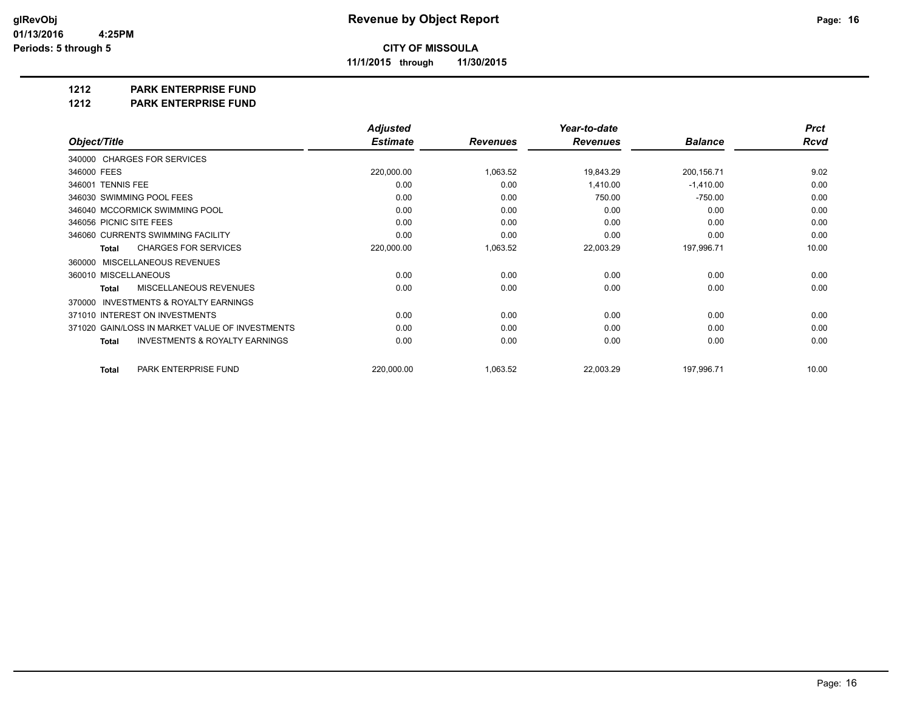**CITY OF MISSOULA**

**11/1/2015 through 11/30/2015**

# 1212 PARK ENTERPRISE FUND

## 1212 PARK ENTERPRISE FUND

| Object/Title | Adjusted Estimate | Revenues | Year-to-date Revenues | Balance | Prct Rcvd |
|---|---|---|---|---|---|
| 340000 CHARGES FOR SERVICES | | | | | |
| 346000 FEES | 220,000.00 | 1,063.52 | 19,843.29 | 200,156.71 | 9.02 |
| 346001 TENNIS FEE | 0.00 | 0.00 | 1,410.00 | -1,410.00 | 0.00 |
| 346030 SWIMMING POOL FEES | 0.00 | 0.00 | 750.00 | -750.00 | 0.00 |
| 346040 MCCORMICK SWIMMING POOL | 0.00 | 0.00 | 0.00 | 0.00 | 0.00 |
| 346056 PICNIC SITE FEES | 0.00 | 0.00 | 0.00 | 0.00 | 0.00 |
| 346060 CURRENTS SWIMMING FACILITY | 0.00 | 0.00 | 0.00 | 0.00 | 0.00 |
| **Total** CHARGES FOR SERVICES | 220,000.00 | 1,063.52 | 22,003.29 | 197,996.71 | 10.00 |
| 360000 MISCELLANEOUS REVENUES | | | | | |
| 360010 MISCELLANEOUS | 0.00 | 0.00 | 0.00 | 0.00 | 0.00 |
| **Total** MISCELLANEOUS REVENUES | 0.00 | 0.00 | 0.00 | 0.00 | 0.00 |
| 370000 INVESTMENTS & ROYALTY EARNINGS | | | | | |
| 371010 INTEREST ON INVESTMENTS | 0.00 | 0.00 | 0.00 | 0.00 | 0.00 |
| 371020 GAIN/LOSS IN MARKET VALUE OF INVESTMENTS | 0.00 | 0.00 | 0.00 | 0.00 | 0.00 |
| **Total** INVESTMENTS & ROYALTY EARNINGS | 0.00 | 0.00 | 0.00 | 0.00 | 0.00 |
| **Total** PARK ENTERPRISE FUND | 220,000.00 | 1,063.52 | 22,003.29 | 197,996.71 | 10.00 |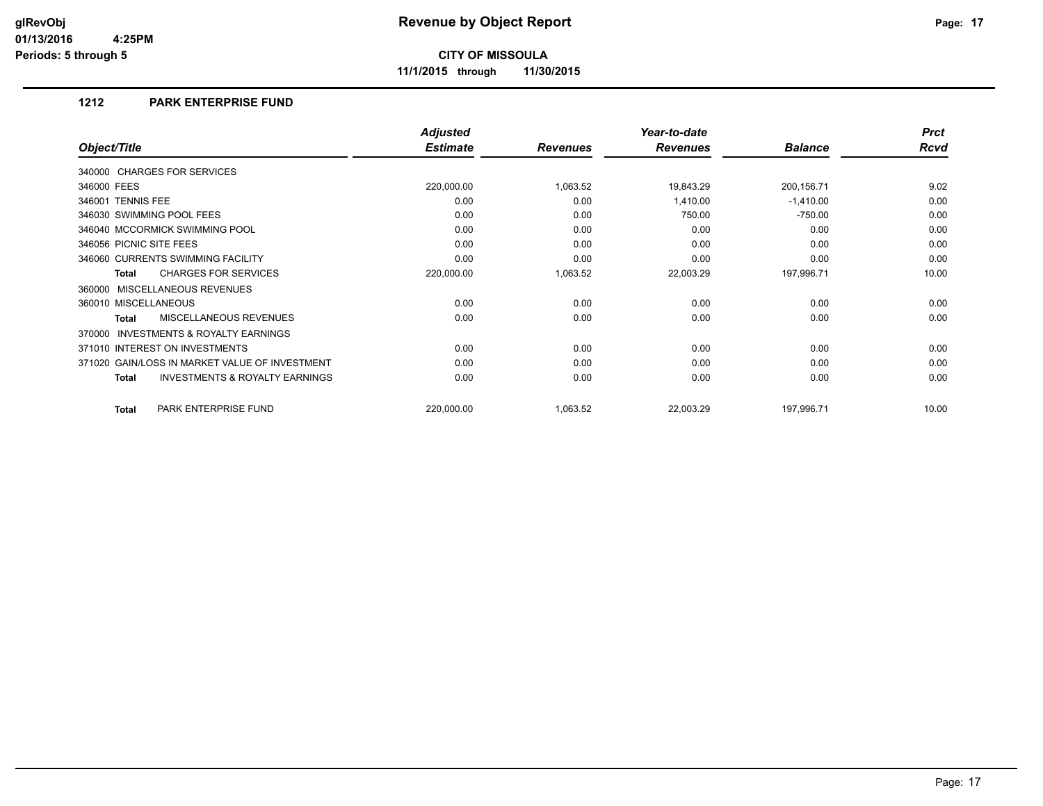# Revenue by Object Report

**CITY OF MISSOULA**

**11/1/2015 through 11/30/2015**

glRevObj
01/13/2016 4:25PM
Periods: 5 through 5

## 1212 PARK ENTERPRISE FUND

| Object/Title | Adjusted Estimate | Revenues | Year-to-date Revenues | Balance | Prct Rcvd |
|---|---|---|---|---|---|
| 340000 CHARGES FOR SERVICES | | | | | |
| 346000 FEES | 220,000.00 | 1,063.52 | 19,843.29 | 200,156.71 | 9.02 |
| 346001 TENNIS FEE | 0.00 | 0.00 | 1,410.00 | -1,410.00 | 0.00 |
| 346030 SWIMMING POOL FEES | 0.00 | 0.00 | 750.00 | -750.00 | 0.00 |
| 346040 MCCORMICK SWIMMING POOL | 0.00 | 0.00 | 0.00 | 0.00 | 0.00 |
| 346056 PICNIC SITE FEES | 0.00 | 0.00 | 0.00 | 0.00 | 0.00 |
| 346060 CURRENTS SWIMMING FACILITY | 0.00 | 0.00 | 0.00 | 0.00 | 0.00 |
| **Total** CHARGES FOR SERVICES | 220,000.00 | 1,063.52 | 22,003.29 | 197,996.71 | 10.00 |
| 360000 MISCELLANEOUS REVENUES | | | | | |
| 360010 MISCELLANEOUS | 0.00 | 0.00 | 0.00 | 0.00 | 0.00 |
| **Total** MISCELLANEOUS REVENUES | 0.00 | 0.00 | 0.00 | 0.00 | 0.00 |
| 370000 INVESTMENTS & ROYALTY EARNINGS | | | | | |
| 371010 INTEREST ON INVESTMENTS | 0.00 | 0.00 | 0.00 | 0.00 | 0.00 |
| 371020 GAIN/LOSS IN MARKET VALUE OF INVESTMENT | 0.00 | 0.00 | 0.00 | 0.00 | 0.00 |
| **Total** INVESTMENTS & ROYALTY EARNINGS | 0.00 | 0.00 | 0.00 | 0.00 | 0.00 |
| **Total** PARK ENTERPRISE FUND | 220,000.00 | 1,063.52 | 22,003.29 | 197,996.71 | 10.00 |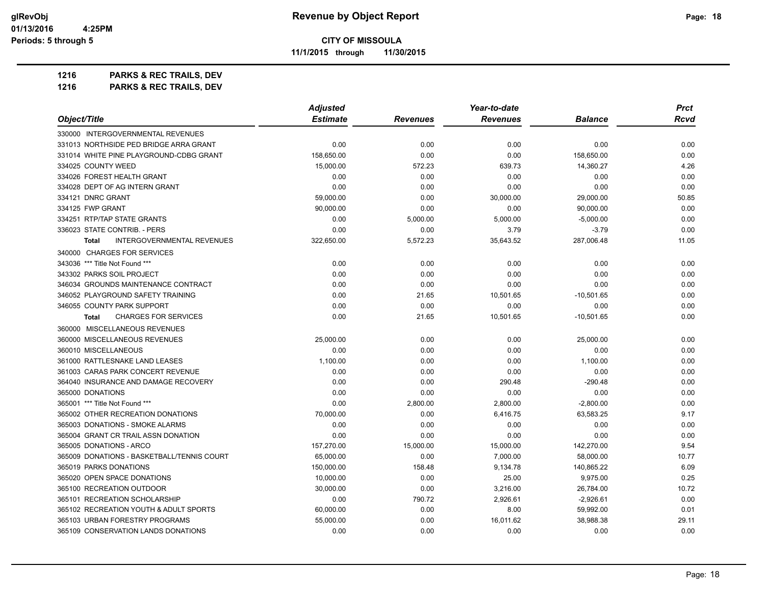**CITY OF MISSOULA**

**11/1/2015 through 11/30/2015**

**1216 PARKS & REC TRAILS, DEV**

**1216 PARKS & REC TRAILS, DEV**

| Object/Title | Adjusted Estimate | Revenues | Year-to-date Revenues | Balance | Prct Rcvd |
|---|---|---|---|---|---|
| 330000 INTERGOVERNMENTAL REVENUES | | | | | |
| 331013 NORTHSIDE PED BRIDGE ARRA GRANT | 0.00 | 0.00 | 0.00 | 0.00 | 0.00 |
| 331014 WHITE PINE PLAYGROUND-CDBG GRANT | 158,650.00 | 0.00 | 0.00 | 158,650.00 | 0.00 |
| 334025 COUNTY WEED | 15,000.00 | 572.23 | 639.73 | 14,360.27 | 4.26 |
| 334026 FOREST HEALTH GRANT | 0.00 | 0.00 | 0.00 | 0.00 | 0.00 |
| 334028 DEPT OF AG INTERN GRANT | 0.00 | 0.00 | 0.00 | 0.00 | 0.00 |
| 334121 DNRC GRANT | 59,000.00 | 0.00 | 30,000.00 | 29,000.00 | 50.85 |
| 334125 FWP GRANT | 90,000.00 | 0.00 | 0.00 | 90,000.00 | 0.00 |
| 334251 RTP/TAP STATE GRANTS | 0.00 | 5,000.00 | 5,000.00 | -5,000.00 | 0.00 |
| 336023 STATE CONTRIB. - PERS | 0.00 | 0.00 | 3.79 | -3.79 | 0.00 |
| **Total** INTERGOVERNMENTAL REVENUES | 322,650.00 | 5,572.23 | 35,643.52 | 287,006.48 | 11.05 |
| 340000 CHARGES FOR SERVICES | | | | | |
| 343036 *** Title Not Found *** | 0.00 | 0.00 | 0.00 | 0.00 | 0.00 |
| 343302 PARKS SOIL PROJECT | 0.00 | 0.00 | 0.00 | 0.00 | 0.00 |
| 346034 GROUNDS MAINTENANCE CONTRACT | 0.00 | 0.00 | 0.00 | 0.00 | 0.00 |
| 346052 PLAYGROUND SAFETY TRAINING | 0.00 | 21.65 | 10,501.65 | -10,501.65 | 0.00 |
| 346055 COUNTY PARK SUPPORT | 0.00 | 0.00 | 0.00 | 0.00 | 0.00 |
| **Total** CHARGES FOR SERVICES | 0.00 | 21.65 | 10,501.65 | -10,501.65 | 0.00 |
| 360000 MISCELLANEOUS REVENUES | | | | | |
| 360000 MISCELLANEOUS REVENUES | 25,000.00 | 0.00 | 0.00 | 25,000.00 | 0.00 |
| 360010 MISCELLANEOUS | 0.00 | 0.00 | 0.00 | 0.00 | 0.00 |
| 361000 RATTLESNAKE LAND LEASES | 1,100.00 | 0.00 | 0.00 | 1,100.00 | 0.00 |
| 361003 CARAS PARK CONCERT REVENUE | 0.00 | 0.00 | 0.00 | 0.00 | 0.00 |
| 364040 INSURANCE AND DAMAGE RECOVERY | 0.00 | 0.00 | 290.48 | -290.48 | 0.00 |
| 365000 DONATIONS | 0.00 | 0.00 | 0.00 | 0.00 | 0.00 |
| 365001 *** Title Not Found *** | 0.00 | 2,800.00 | 2,800.00 | -2,800.00 | 0.00 |
| 365002 OTHER RECREATION DONATIONS | 70,000.00 | 0.00 | 6,416.75 | 63,583.25 | 9.17 |
| 365003 DONATIONS - SMOKE ALARMS | 0.00 | 0.00 | 0.00 | 0.00 | 0.00 |
| 365004 GRANT CR TRAIL ASSN DONATION | 0.00 | 0.00 | 0.00 | 0.00 | 0.00 |
| 365005 DONATIONS - ARCO | 157,270.00 | 15,000.00 | 15,000.00 | 142,270.00 | 9.54 |
| 365009 DONATIONS - BASKETBALL/TENNIS COURT | 65,000.00 | 0.00 | 7,000.00 | 58,000.00 | 10.77 |
| 365019 PARKS DONATIONS | 150,000.00 | 158.48 | 9,134.78 | 140,865.22 | 6.09 |
| 365020 OPEN SPACE DONATIONS | 10,000.00 | 0.00 | 25.00 | 9,975.00 | 0.25 |
| 365100 RECREATION OUTDOOR | 30,000.00 | 0.00 | 3,216.00 | 26,784.00 | 10.72 |
| 365101 RECREATION SCHOLARSHIP | 0.00 | 790.72 | 2,926.61 | -2,926.61 | 0.00 |
| 365102 RECREATION YOUTH & ADULT SPORTS | 60,000.00 | 0.00 | 8.00 | 59,992.00 | 0.01 |
| 365103 URBAN FORESTRY PROGRAMS | 55,000.00 | 0.00 | 16,011.62 | 38,988.38 | 29.11 |
| 365109 CONSERVATION LANDS DONATIONS | 0.00 | 0.00 | 0.00 | 0.00 | 0.00 |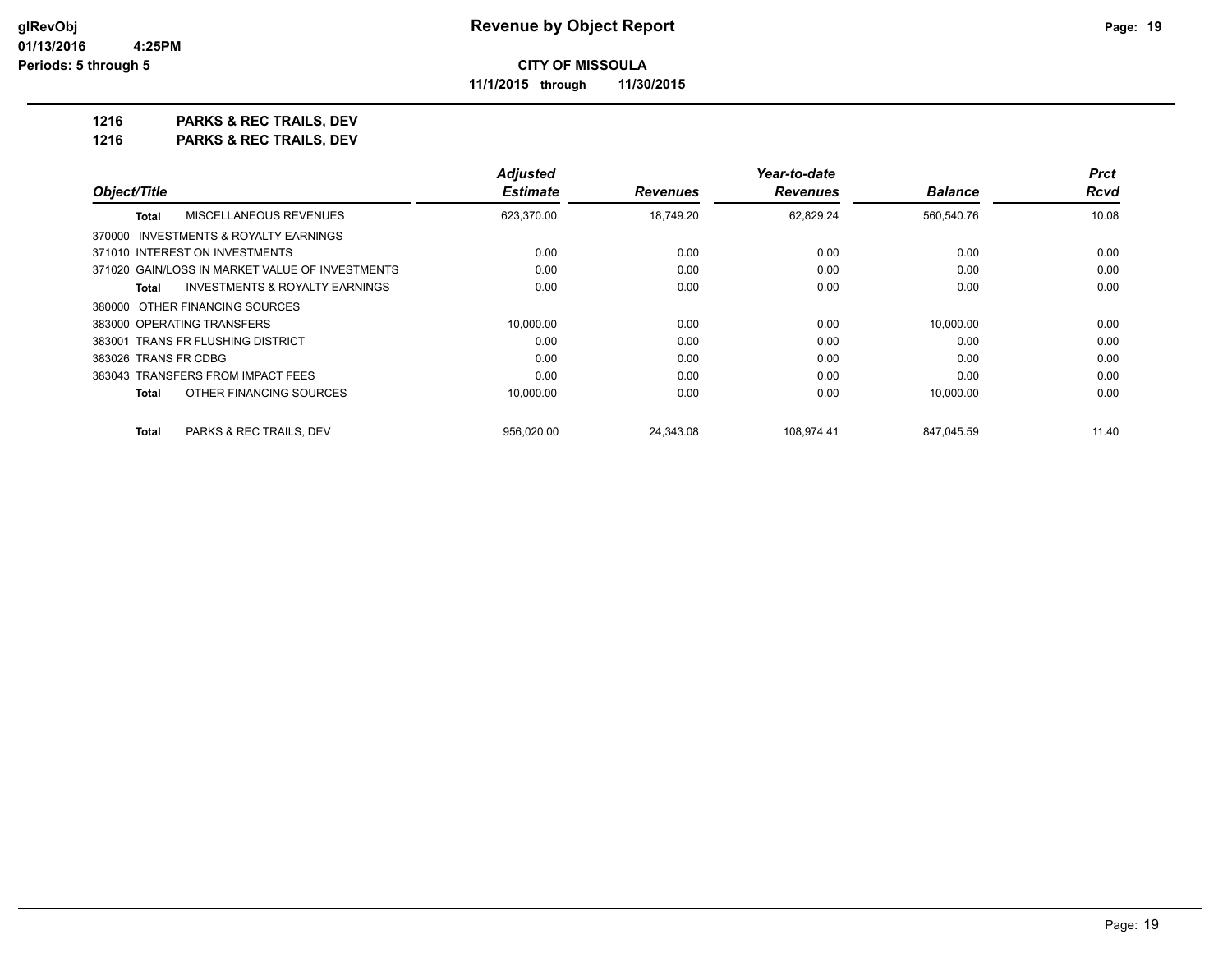**CITY OF MISSOULA**

**11/1/2015 through 11/30/2015**

**1216 PARKS & REC TRAILS, DEV**

**1216 PARKS & REC TRAILS, DEV**

| Object/Title | Adjusted Estimate | Revenues | Year-to-date Revenues | Balance | Prct Rcvd |
|---|---|---|---|---|---|
| **Total** MISCELLANEOUS REVENUES | 623,370.00 | 18,749.20 | 62,829.24 | 560,540.76 | 10.08 |
| 370000 INVESTMENTS & ROYALTY EARNINGS | | | | | |
| 371010 INTEREST ON INVESTMENTS | 0.00 | 0.00 | 0.00 | 0.00 | 0.00 |
| 371020 GAIN/LOSS IN MARKET VALUE OF INVESTMENTS | 0.00 | 0.00 | 0.00 | 0.00 | 0.00 |
| **Total** INVESTMENTS & ROYALTY EARNINGS | 0.00 | 0.00 | 0.00 | 0.00 | 0.00 |
| 380000 OTHER FINANCING SOURCES | | | | | |
| 383000 OPERATING TRANSFERS | 10,000.00 | 0.00 | 0.00 | 10,000.00 | 0.00 |
| 383001 TRANS FR FLUSHING DISTRICT | 0.00 | 0.00 | 0.00 | 0.00 | 0.00 |
| 383026 TRANS FR CDBG | 0.00 | 0.00 | 0.00 | 0.00 | 0.00 |
| 383043 TRANSFERS FROM IMPACT FEES | 0.00 | 0.00 | 0.00 | 0.00 | 0.00 |
| **Total** OTHER FINANCING SOURCES | 10,000.00 | 0.00 | 0.00 | 10,000.00 | 0.00 |
| **Total** PARKS & REC TRAILS, DEV | 956,020.00 | 24,343.08 | 108,974.41 | 847,045.59 | 11.40 |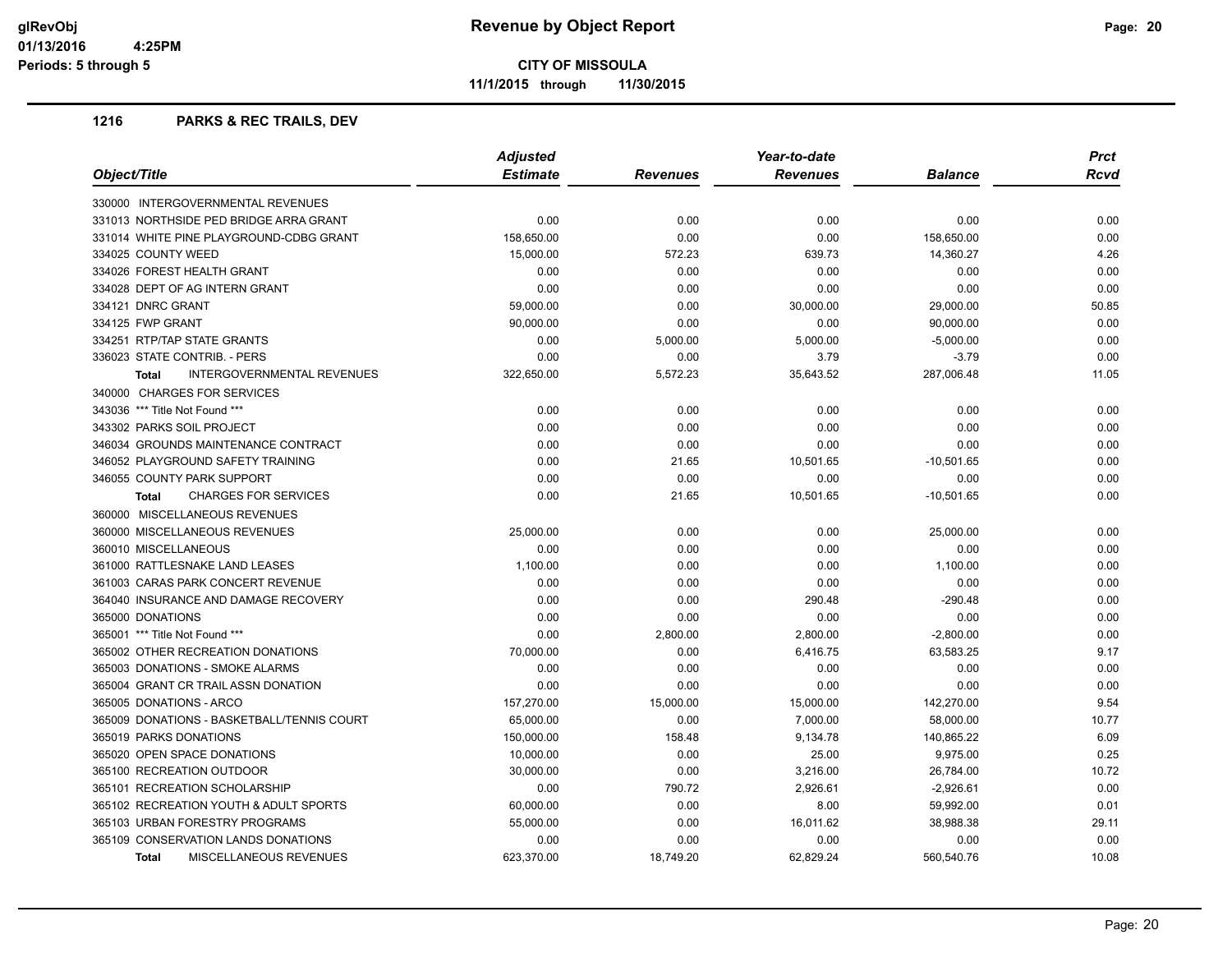# Revenue by Object Report

**CITY OF MISSOULA**

**11/1/2015 through 11/30/2015**

glRevObj
01/13/2016 4:25PM
Periods: 5 through 5

## 1216 PARKS & REC TRAILS, DEV

| Object/Title | Adjusted Estimate | Revenues | Year-to-date Revenues | Balance | Prct Rcvd |
|---|---|---|---|---|---|
| 330000 INTERGOVERNMENTAL REVENUES | | | | | |
| 331013 NORTHSIDE PED BRIDGE ARRA GRANT | 0.00 | 0.00 | 0.00 | 0.00 | 0.00 |
| 331014 WHITE PINE PLAYGROUND-CDBG GRANT | 158,650.00 | 0.00 | 0.00 | 158,650.00 | 0.00 |
| 334025 COUNTY WEED | 15,000.00 | 572.23 | 639.73 | 14,360.27 | 4.26 |
| 334026 FOREST HEALTH GRANT | 0.00 | 0.00 | 0.00 | 0.00 | 0.00 |
| 334028 DEPT OF AG INTERN GRANT | 0.00 | 0.00 | 0.00 | 0.00 | 0.00 |
| 334121 DNRC GRANT | 59,000.00 | 0.00 | 30,000.00 | 29,000.00 | 50.85 |
| 334125 FWP GRANT | 90,000.00 | 0.00 | 0.00 | 90,000.00 | 0.00 |
| 334251 RTP/TAP STATE GRANTS | 0.00 | 5,000.00 | 5,000.00 | -5,000.00 | 0.00 |
| 336023 STATE CONTRIB. - PERS | 0.00 | 0.00 | 3.79 | -3.79 | 0.00 |
| **Total** INTERGOVERNMENTAL REVENUES | 322,650.00 | 5,572.23 | 35,643.52 | 287,006.48 | 11.05 |
| 340000 CHARGES FOR SERVICES | | | | | |
| 343036 *** Title Not Found *** | 0.00 | 0.00 | 0.00 | 0.00 | 0.00 |
| 343302 PARKS SOIL PROJECT | 0.00 | 0.00 | 0.00 | 0.00 | 0.00 |
| 346034 GROUNDS MAINTENANCE CONTRACT | 0.00 | 0.00 | 0.00 | 0.00 | 0.00 |
| 346052 PLAYGROUND SAFETY TRAINING | 0.00 | 21.65 | 10,501.65 | -10,501.65 | 0.00 |
| 346055 COUNTY PARK SUPPORT | 0.00 | 0.00 | 0.00 | 0.00 | 0.00 |
| **Total** CHARGES FOR SERVICES | 0.00 | 21.65 | 10,501.65 | -10,501.65 | 0.00 |
| 360000 MISCELLANEOUS REVENUES | | | | | |
| 360000 MISCELLANEOUS REVENUES | 25,000.00 | 0.00 | 0.00 | 25,000.00 | 0.00 |
| 360010 MISCELLANEOUS | 0.00 | 0.00 | 0.00 | 0.00 | 0.00 |
| 361000 RATTLESNAKE LAND LEASES | 1,100.00 | 0.00 | 0.00 | 1,100.00 | 0.00 |
| 361003 CARAS PARK CONCERT REVENUE | 0.00 | 0.00 | 0.00 | 0.00 | 0.00 |
| 364040 INSURANCE AND DAMAGE RECOVERY | 0.00 | 0.00 | 290.48 | -290.48 | 0.00 |
| 365000 DONATIONS | 0.00 | 0.00 | 0.00 | 0.00 | 0.00 |
| 365001 *** Title Not Found *** | 0.00 | 2,800.00 | 2,800.00 | -2,800.00 | 0.00 |
| 365002 OTHER RECREATION DONATIONS | 70,000.00 | 0.00 | 6,416.75 | 63,583.25 | 9.17 |
| 365003 DONATIONS - SMOKE ALARMS | 0.00 | 0.00 | 0.00 | 0.00 | 0.00 |
| 365004 GRANT CR TRAIL ASSN DONATION | 0.00 | 0.00 | 0.00 | 0.00 | 0.00 |
| 365005 DONATIONS - ARCO | 157,270.00 | 15,000.00 | 15,000.00 | 142,270.00 | 9.54 |
| 365009 DONATIONS - BASKETBALL/TENNIS COURT | 65,000.00 | 0.00 | 7,000.00 | 58,000.00 | 10.77 |
| 365019 PARKS DONATIONS | 150,000.00 | 158.48 | 9,134.78 | 140,865.22 | 6.09 |
| 365020 OPEN SPACE DONATIONS | 10,000.00 | 0.00 | 25.00 | 9,975.00 | 0.25 |
| 365100 RECREATION OUTDOOR | 30,000.00 | 0.00 | 3,216.00 | 26,784.00 | 10.72 |
| 365101 RECREATION SCHOLARSHIP | 0.00 | 790.72 | 2,926.61 | -2,926.61 | 0.00 |
| 365102 RECREATION YOUTH & ADULT SPORTS | 60,000.00 | 0.00 | 8.00 | 59,992.00 | 0.01 |
| 365103 URBAN FORESTRY PROGRAMS | 55,000.00 | 0.00 | 16,011.62 | 38,988.38 | 29.11 |
| 365109 CONSERVATION LANDS DONATIONS | 0.00 | 0.00 | 0.00 | 0.00 | 0.00 |
| **Total** MISCELLANEOUS REVENUES | 623,370.00 | 18,749.20 | 62,829.24 | 560,540.76 | 10.08 |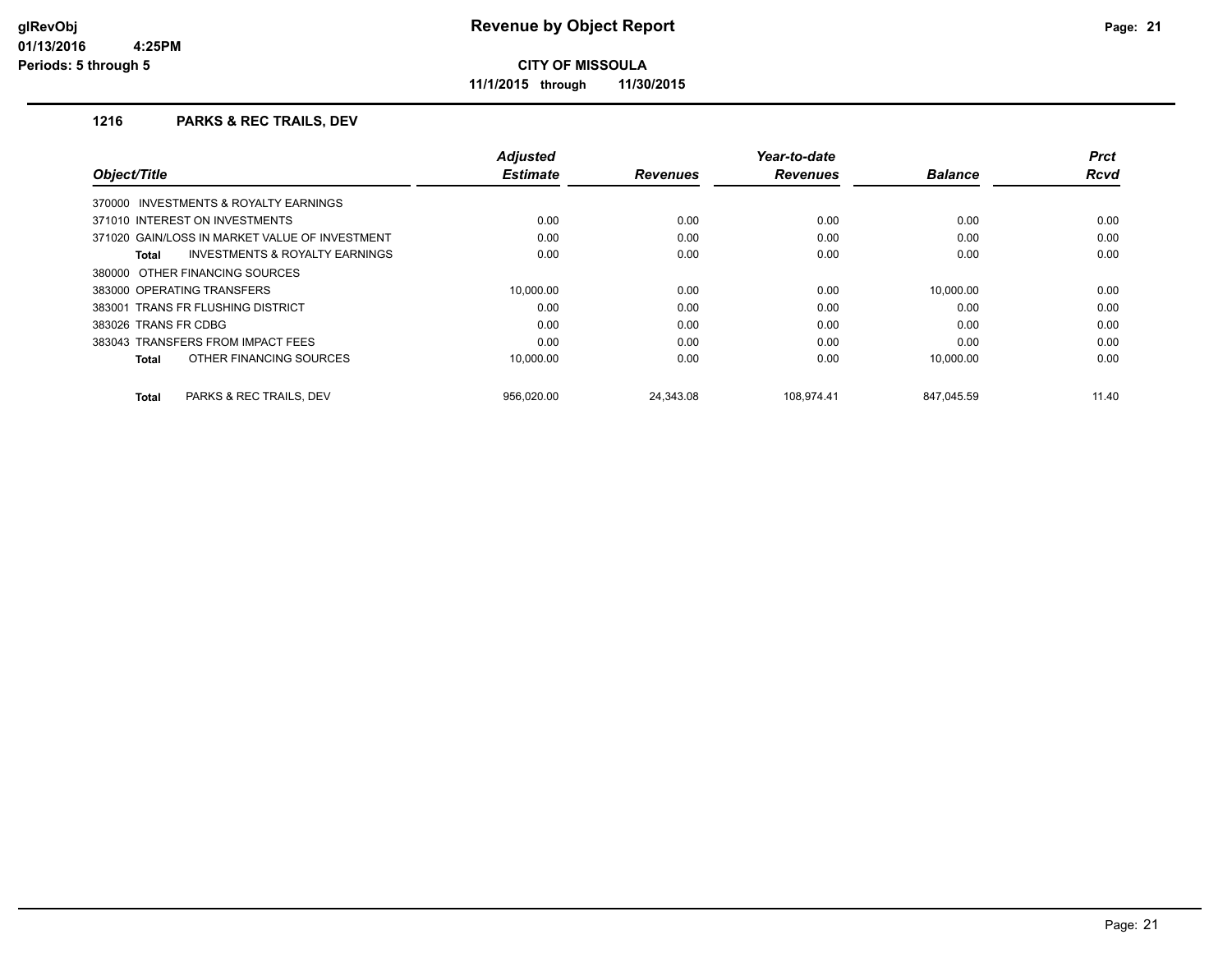# Revenue by Object Report

**CITY OF MISSOULA**

**11/1/2015 through 11/30/2015**

glRevObj
01/13/2016 4:25PM
Periods: 5 through 5

## 1216 PARKS & REC TRAILS, DEV

| Object/Title | Adjusted Estimate | Revenues | Year-to-date Revenues | Balance | Prct Rcvd |
|---|---|---|---|---|---|
| 370000 INVESTMENTS & ROYALTY EARNINGS | | | | | |
| 371010 INTEREST ON INVESTMENTS | 0.00 | 0.00 | 0.00 | 0.00 | 0.00 |
| 371020 GAIN/LOSS IN MARKET VALUE OF INVESTMENT | 0.00 | 0.00 | 0.00 | 0.00 | 0.00 |
| **Total** INVESTMENTS & ROYALTY EARNINGS | 0.00 | 0.00 | 0.00 | 0.00 | 0.00 |
| 380000 OTHER FINANCING SOURCES | | | | | |
| 383000 OPERATING TRANSFERS | 10,000.00 | 0.00 | 0.00 | 10,000.00 | 0.00 |
| 383001 TRANS FR FLUSHING DISTRICT | 0.00 | 0.00 | 0.00 | 0.00 | 0.00 |
| 383026 TRANS FR CDBG | 0.00 | 0.00 | 0.00 | 0.00 | 0.00 |
| 383043 TRANSFERS FROM IMPACT FEES | 0.00 | 0.00 | 0.00 | 0.00 | 0.00 |
| **Total** OTHER FINANCING SOURCES | 10,000.00 | 0.00 | 0.00 | 10,000.00 | 0.00 |
| **Total** PARKS & REC TRAILS, DEV | 956,020.00 | 24,343.08 | 108,974.41 | 847,045.59 | 11.40 |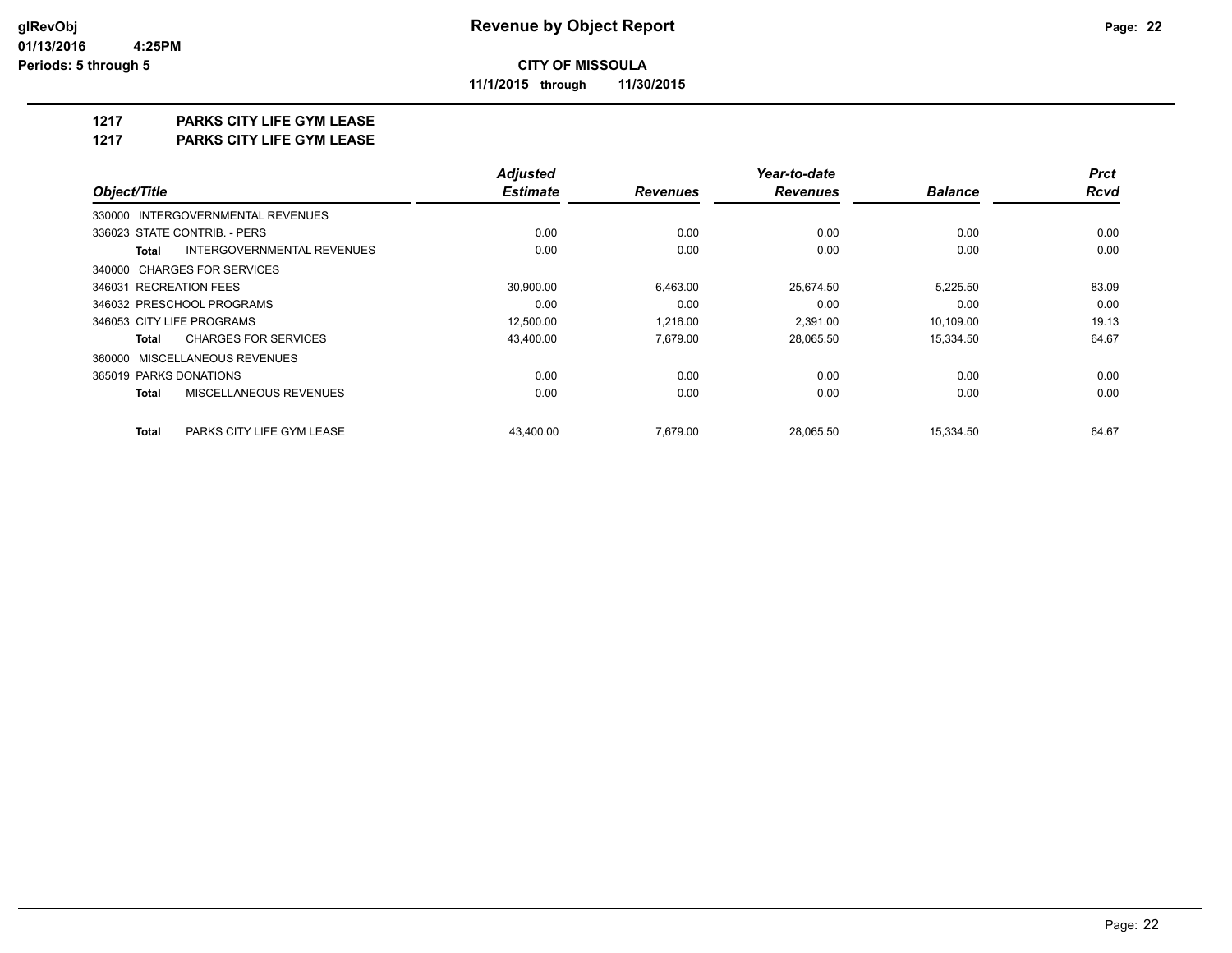**CITY OF MISSOULA**

**11/1/2015 through 11/30/2015**

## 1217 PARKS CITY LIFE GYM LEASE

## 1217 PARKS CITY LIFE GYM LEASE

| Object/Title | Adjusted Estimate | Revenues | Year-to-date Revenues | Balance | Prct Rcvd |
|---|---|---|---|---|---|
| 330000 INTERGOVERNMENTAL REVENUES | | | | | |
| 336023 STATE CONTRIB. - PERS | 0.00 | 0.00 | 0.00 | 0.00 | 0.00 |
| **Total** INTERGOVERNMENTAL REVENUES | 0.00 | 0.00 | 0.00 | 0.00 | 0.00 |
| 340000 CHARGES FOR SERVICES | | | | | |
| 346031 RECREATION FEES | 30,900.00 | 6,463.00 | 25,674.50 | 5,225.50 | 83.09 |
| 346032 PRESCHOOL PROGRAMS | 0.00 | 0.00 | 0.00 | 0.00 | 0.00 |
| 346053 CITY LIFE PROGRAMS | 12,500.00 | 1,216.00 | 2,391.00 | 10,109.00 | 19.13 |
| **Total** CHARGES FOR SERVICES | 43,400.00 | 7,679.00 | 28,065.50 | 15,334.50 | 64.67 |
| 360000 MISCELLANEOUS REVENUES | | | | | |
| 365019 PARKS DONATIONS | 0.00 | 0.00 | 0.00 | 0.00 | 0.00 |
| **Total** MISCELLANEOUS REVENUES | 0.00 | 0.00 | 0.00 | 0.00 | 0.00 |
| **Total** PARKS CITY LIFE GYM LEASE | 43,400.00 | 7,679.00 | 28,065.50 | 15,334.50 | 64.67 |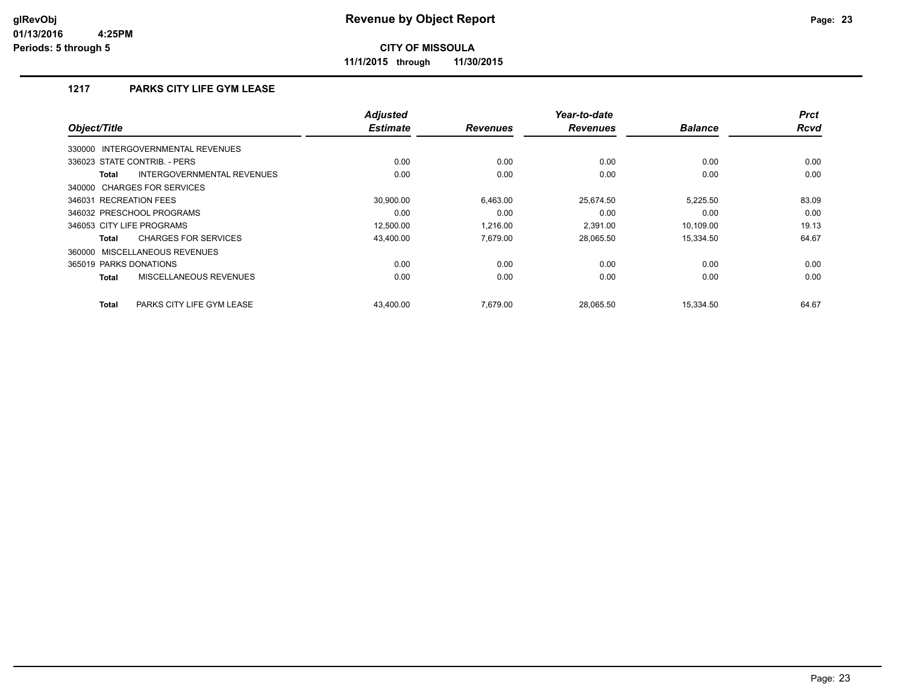# Revenue by Object Report

**CITY OF MISSOULA**

**11/1/2015 through 11/30/2015**

glRevObj
01/13/2016 4:25PM
Periods: 5 through 5

## 1217 PARKS CITY LIFE GYM LEASE

| Object/Title | Adjusted Estimate | Revenues | Year-to-date Revenues | Balance | Prct Rcvd |
|---|---|---|---|---|---|
| 330000 INTERGOVERNMENTAL REVENUES | | | | | |
| 336023 STATE CONTRIB. - PERS | 0.00 | 0.00 | 0.00 | 0.00 | 0.00 |
| **Total** INTERGOVERNMENTAL REVENUES | 0.00 | 0.00 | 0.00 | 0.00 | 0.00 |
| 340000 CHARGES FOR SERVICES | | | | | |
| 346031 RECREATION FEES | 30,900.00 | 6,463.00 | 25,674.50 | 5,225.50 | 83.09 |
| 346032 PRESCHOOL PROGRAMS | 0.00 | 0.00 | 0.00 | 0.00 | 0.00 |
| 346053 CITY LIFE PROGRAMS | 12,500.00 | 1,216.00 | 2,391.00 | 10,109.00 | 19.13 |
| **Total** CHARGES FOR SERVICES | 43,400.00 | 7,679.00 | 28,065.50 | 15,334.50 | 64.67 |
| 360000 MISCELLANEOUS REVENUES | | | | | |
| 365019 PARKS DONATIONS | 0.00 | 0.00 | 0.00 | 0.00 | 0.00 |
| **Total** MISCELLANEOUS REVENUES | 0.00 | 0.00 | 0.00 | 0.00 | 0.00 |
| **Total** PARKS CITY LIFE GYM LEASE | 43,400.00 | 7,679.00 | 28,065.50 | 15,334.50 | 64.67 |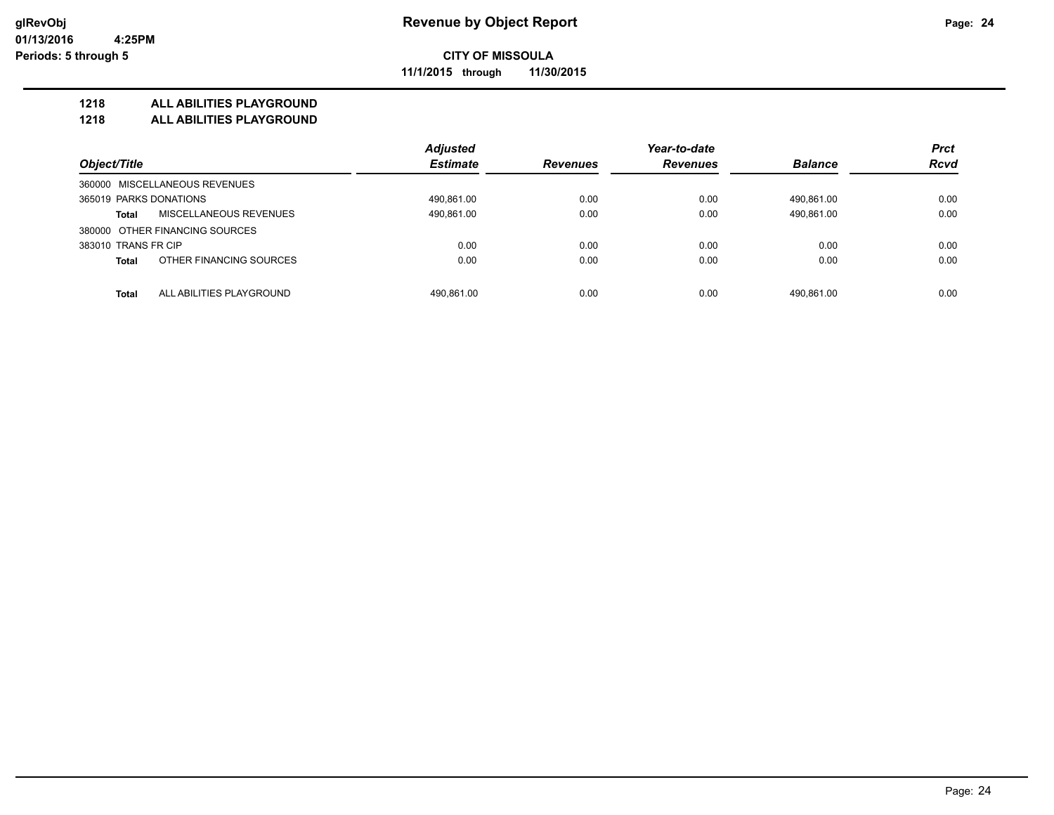# Revenue by Object Report

**CITY OF MISSOULA**

**11/1/2015 through 11/30/2015**

glRevObj
01/13/2016 4:25PM
Periods: 5 through 5

## 1218 ALL ABILITIES PLAYGROUND
## 1218 ALL ABILITIES PLAYGROUND

| Object/Title | Adjusted Estimate | Revenues | Year-to-date Revenues | Balance | Prct Rcvd |
|---|---|---|---|---|---|
| 360000 MISCELLANEOUS REVENUES | | | | | |
| 365019 PARKS DONATIONS | 490,861.00 | 0.00 | 0.00 | 490,861.00 | 0.00 |
| **Total** MISCELLANEOUS REVENUES | 490,861.00 | 0.00 | 0.00 | 490,861.00 | 0.00 |
| 380000 OTHER FINANCING SOURCES | | | | | |
| 383010 TRANS FR CIP | 0.00 | 0.00 | 0.00 | 0.00 | 0.00 |
| **Total** OTHER FINANCING SOURCES | 0.00 | 0.00 | 0.00 | 0.00 | 0.00 |
| **Total** ALL ABILITIES PLAYGROUND | 490,861.00 | 0.00 | 0.00 | 490,861.00 | 0.00 |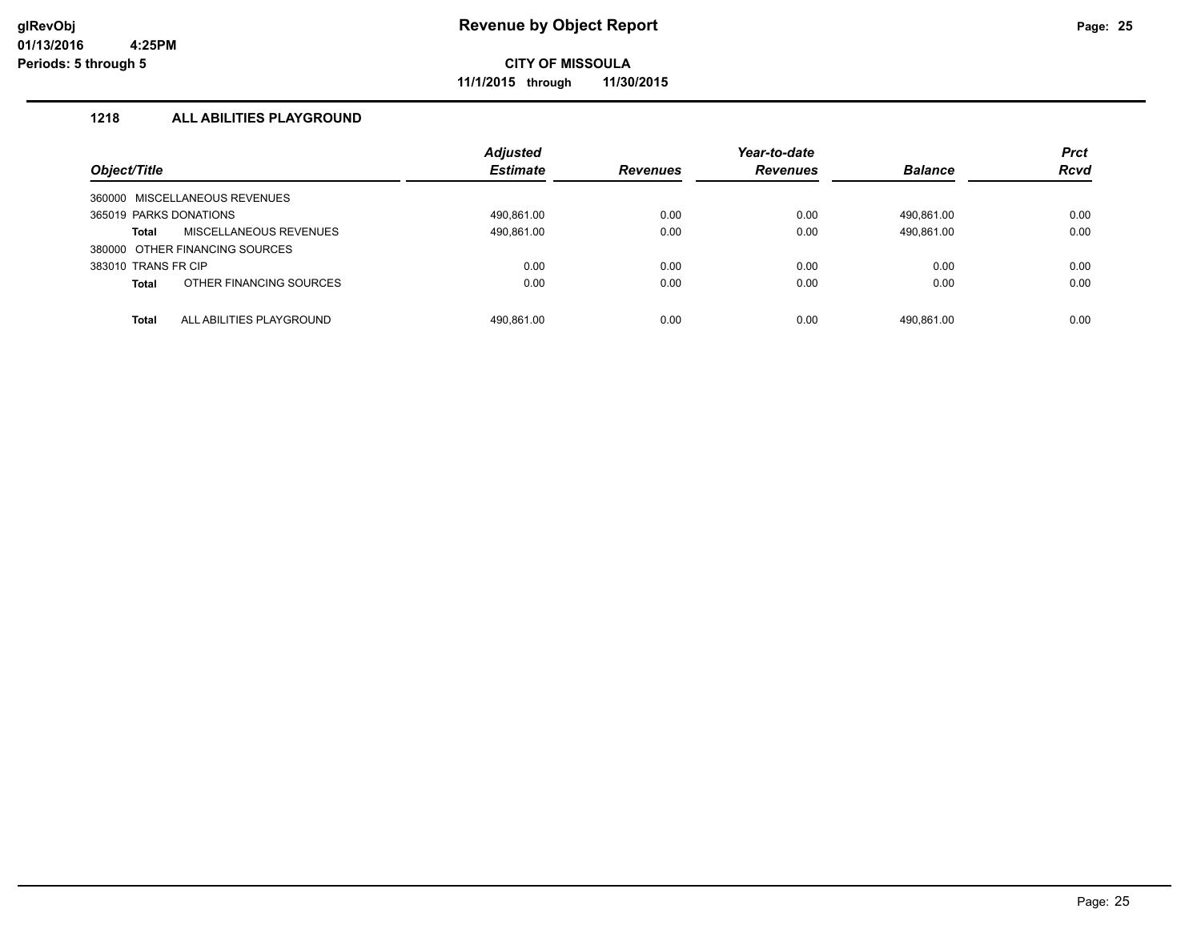**Revenue by Object Report**

**CITY OF MISSOULA**

**11/1/2015 through 11/30/2015**

### 1218 ALL ABILITIES PLAYGROUND

| Object/Title | | Adjusted Estimate | Revenues | Year-to-date Revenues | Balance | Prct Rcvd |
|---|---|---|---|---|---|---|
| 360000 MISCELLANEOUS REVENUES | | | | | | |
| 365019 PARKS DONATIONS | | 490,861.00 | 0.00 | 0.00 | 490,861.00 | 0.00 |
| **Total** | MISCELLANEOUS REVENUES | 490,861.00 | 0.00 | 0.00 | 490,861.00 | 0.00 |
| 380000 OTHER FINANCING SOURCES | | | | | | |
| 383010 TRANS FR CIP | | 0.00 | 0.00 | 0.00 | 0.00 | 0.00 |
| **Total** | OTHER FINANCING SOURCES | 0.00 | 0.00 | 0.00 | 0.00 | 0.00 |
| **Total** | ALL ABILITIES PLAYGROUND | 490,861.00 | 0.00 | 0.00 | 490,861.00 | 0.00 |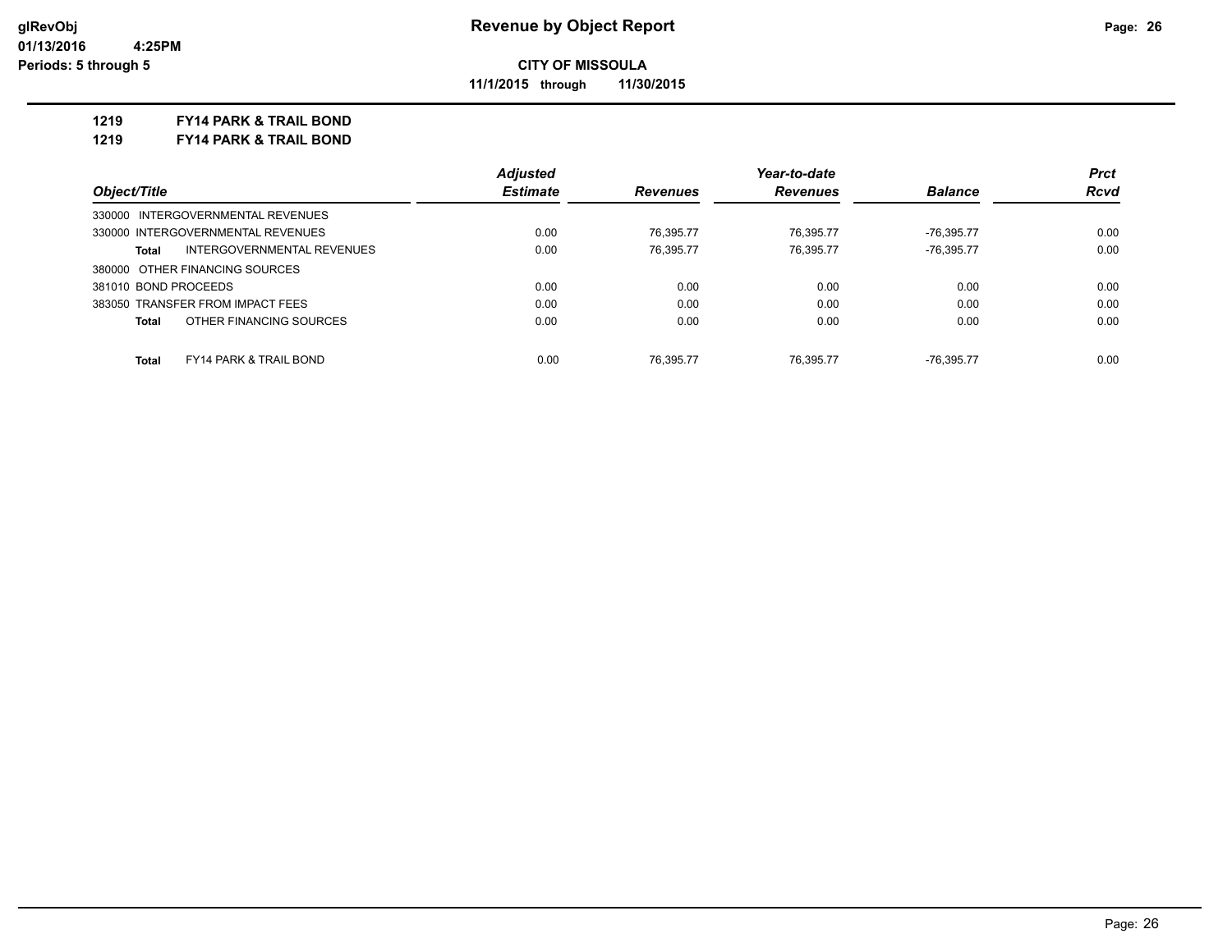# Revenue by Object Report

**CITY OF MISSOULA**

**11/1/2015 through 11/30/2015**

glRevObj
01/13/2016 4:25PM
Periods: 5 through 5

**1219 FY14 PARK & TRAIL BOND**

**1219 FY14 PARK & TRAIL BOND**

| Object/Title | Adjusted Estimate | Revenues | Year-to-date Revenues | Balance | Prct Rcvd |
|---|---|---|---|---|---|
| 330000 INTERGOVERNMENTAL REVENUES | | | | | |
| 330000 INTERGOVERNMENTAL REVENUES | 0.00 | 76,395.77 | 76,395.77 | -76,395.77 | 0.00 |
| **Total** INTERGOVERNMENTAL REVENUES | 0.00 | 76,395.77 | 76,395.77 | -76,395.77 | 0.00 |
| 380000 OTHER FINANCING SOURCES | | | | | |
| 381010 BOND PROCEEDS | 0.00 | 0.00 | 0.00 | 0.00 | 0.00 |
| 383050 TRANSFER FROM IMPACT FEES | 0.00 | 0.00 | 0.00 | 0.00 | 0.00 |
| **Total** OTHER FINANCING SOURCES | 0.00 | 0.00 | 0.00 | 0.00 | 0.00 |
| **Total** FY14 PARK & TRAIL BOND | 0.00 | 76,395.77 | 76,395.77 | -76,395.77 | 0.00 |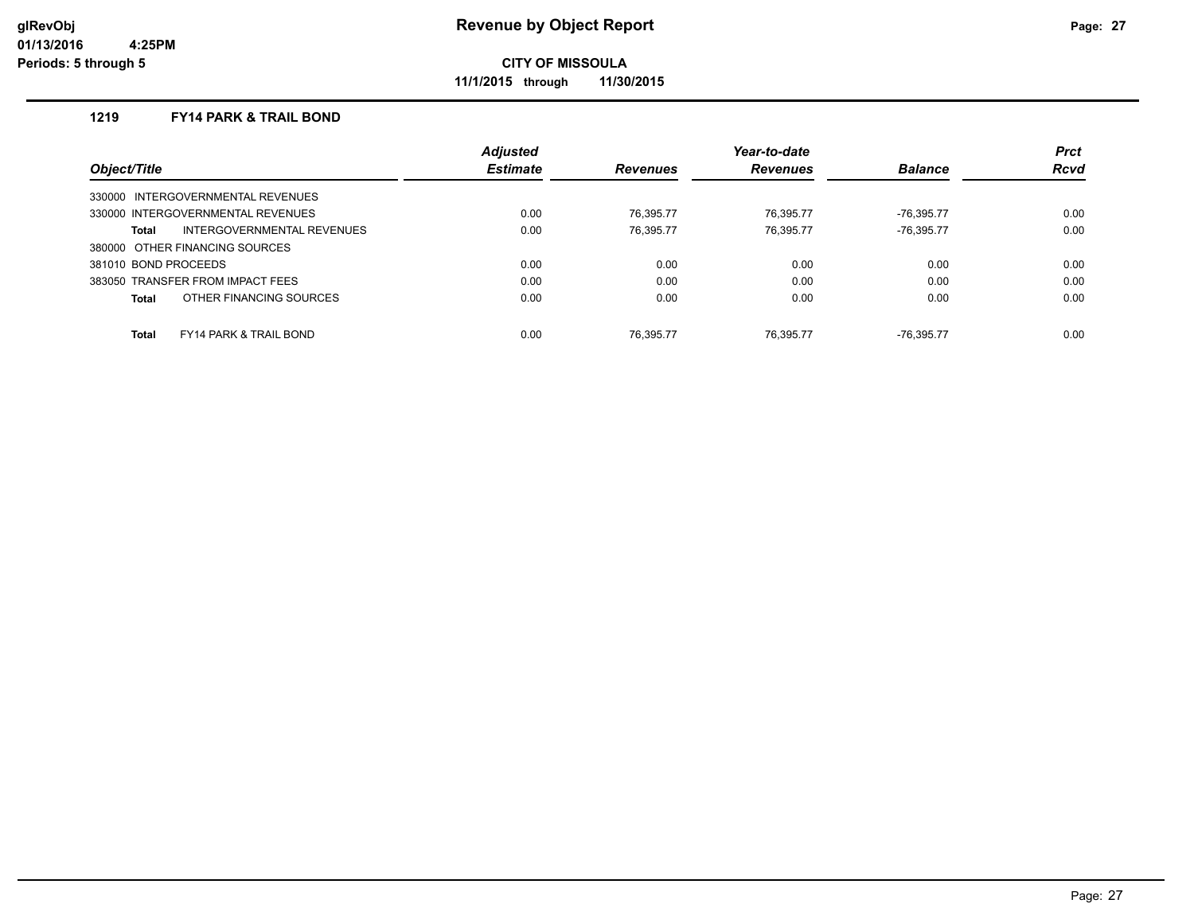**glRevObj**
**01/13/2016 4:25PM**
**Periods: 5 through 5**

# Revenue by Object Report

**CITY OF MISSOULA**

**11/1/2015 through 11/30/2015**

## 1219 FY14 PARK & TRAIL BOND

| Object/Title | Adjusted Estimate | Revenues | Year-to-date Revenues | Balance | Prct Rcvd |
|---|---|---|---|---|---|
| 330000 INTERGOVERNMENTAL REVENUES | | | | | |
| 330000 INTERGOVERNMENTAL REVENUES | 0.00 | 76,395.77 | 76,395.77 | -76,395.77 | 0.00 |
| **Total** INTERGOVERNMENTAL REVENUES | 0.00 | 76,395.77 | 76,395.77 | -76,395.77 | 0.00 |
| 380000 OTHER FINANCING SOURCES | | | | | |
| 381010 BOND PROCEEDS | 0.00 | 0.00 | 0.00 | 0.00 | 0.00 |
| 383050 TRANSFER FROM IMPACT FEES | 0.00 | 0.00 | 0.00 | 0.00 | 0.00 |
| **Total** OTHER FINANCING SOURCES | 0.00 | 0.00 | 0.00 | 0.00 | 0.00 |
| **Total** FY14 PARK & TRAIL BOND | 0.00 | 76,395.77 | 76,395.77 | -76,395.77 | 0.00 |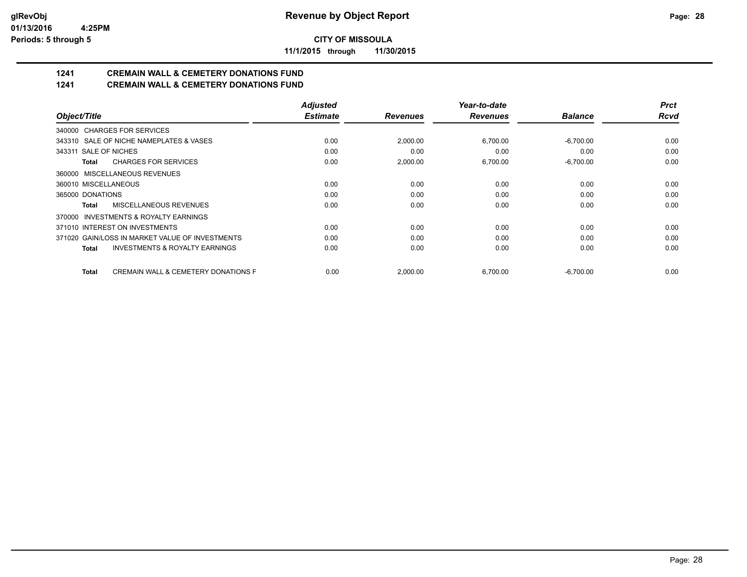**glRevObj**
**01/13/2016 4:25PM**
**Periods: 5 through 5**

# Revenue by Object Report

**CITY OF MISSOULA**

**11/1/2015 through 11/30/2015**

## 1241 CREMAIN WALL & CEMETERY DONATIONS FUND
## 1241 CREMAIN WALL & CEMETERY DONATIONS FUND

| Object/Title | Adjusted Estimate | Revenues | Year-to-date Revenues | Balance | Prct Rcvd |
|---|---|---|---|---|---|
| 340000 CHARGES FOR SERVICES | | | | | |
| 343310 SALE OF NICHE NAMEPLATES & VASES | 0.00 | 2,000.00 | 6,700.00 | -6,700.00 | 0.00 |
| 343311 SALE OF NICHES | 0.00 | 0.00 | 0.00 | 0.00 | 0.00 |
| **Total** CHARGES FOR SERVICES | 0.00 | 2,000.00 | 6,700.00 | -6,700.00 | 0.00 |
| 360000 MISCELLANEOUS REVENUES | | | | | |
| 360010 MISCELLANEOUS | 0.00 | 0.00 | 0.00 | 0.00 | 0.00 |
| 365000 DONATIONS | 0.00 | 0.00 | 0.00 | 0.00 | 0.00 |
| **Total** MISCELLANEOUS REVENUES | 0.00 | 0.00 | 0.00 | 0.00 | 0.00 |
| 370000 INVESTMENTS & ROYALTY EARNINGS | | | | | |
| 371010 INTEREST ON INVESTMENTS | 0.00 | 0.00 | 0.00 | 0.00 | 0.00 |
| 371020 GAIN/LOSS IN MARKET VALUE OF INVESTMENTS | 0.00 | 0.00 | 0.00 | 0.00 | 0.00 |
| **Total** INVESTMENTS & ROYALTY EARNINGS | 0.00 | 0.00 | 0.00 | 0.00 | 0.00 |
| **Total** CREMAIN WALL & CEMETERY DONATIONS F | 0.00 | 2,000.00 | 6,700.00 | -6,700.00 | 0.00 |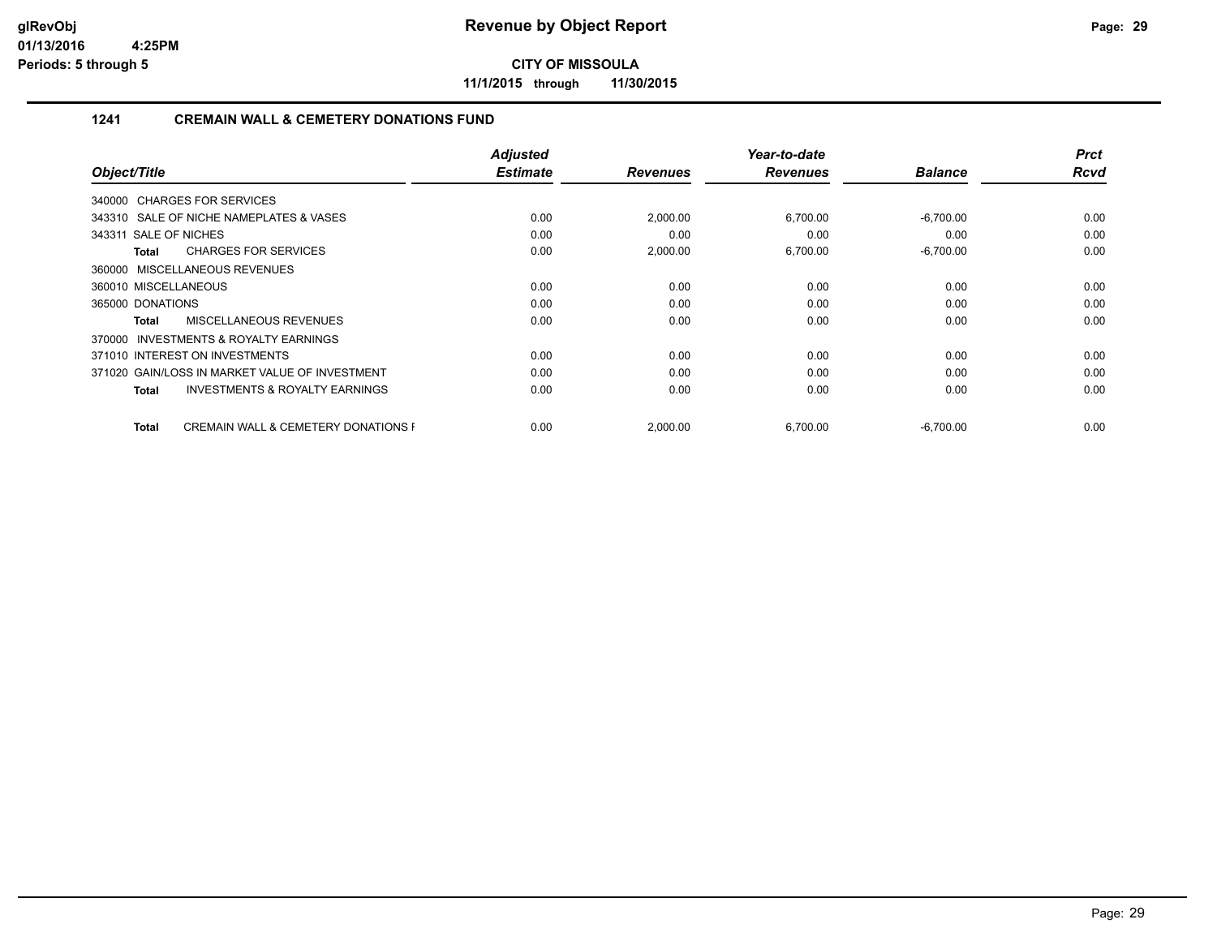# Revenue by Object Report

**CITY OF MISSOULA**

**11/1/2015 through 11/30/2015**

glRevObj
01/13/2016 4:25PM
Periods: 5 through 5

## 1241 CREMAIN WALL & CEMETERY DONATIONS FUND

| Object/Title | Adjusted Estimate | Revenues | Year-to-date Revenues | Balance | Prct Rcvd |
|---|---|---|---|---|---|
| 340000 CHARGES FOR SERVICES | | | | | |
| 343310 SALE OF NICHE NAMEPLATES & VASES | 0.00 | 2,000.00 | 6,700.00 | -6,700.00 | 0.00 |
| 343311 SALE OF NICHES | 0.00 | 0.00 | 0.00 | 0.00 | 0.00 |
| **Total** CHARGES FOR SERVICES | 0.00 | 2,000.00 | 6,700.00 | -6,700.00 | 0.00 |
| 360000 MISCELLANEOUS REVENUES | | | | | |
| 360010 MISCELLANEOUS | 0.00 | 0.00 | 0.00 | 0.00 | 0.00 |
| 365000 DONATIONS | 0.00 | 0.00 | 0.00 | 0.00 | 0.00 |
| **Total** MISCELLANEOUS REVENUES | 0.00 | 0.00 | 0.00 | 0.00 | 0.00 |
| 370000 INVESTMENTS & ROYALTY EARNINGS | | | | | |
| 371010 INTEREST ON INVESTMENTS | 0.00 | 0.00 | 0.00 | 0.00 | 0.00 |
| 371020 GAIN/LOSS IN MARKET VALUE OF INVESTMENT | 0.00 | 0.00 | 0.00 | 0.00 | 0.00 |
| **Total** INVESTMENTS & ROYALTY EARNINGS | 0.00 | 0.00 | 0.00 | 0.00 | 0.00 |
| **Total** CREMAIN WALL & CEMETERY DONATIONS F | 0.00 | 2,000.00 | 6,700.00 | -6,700.00 | 0.00 |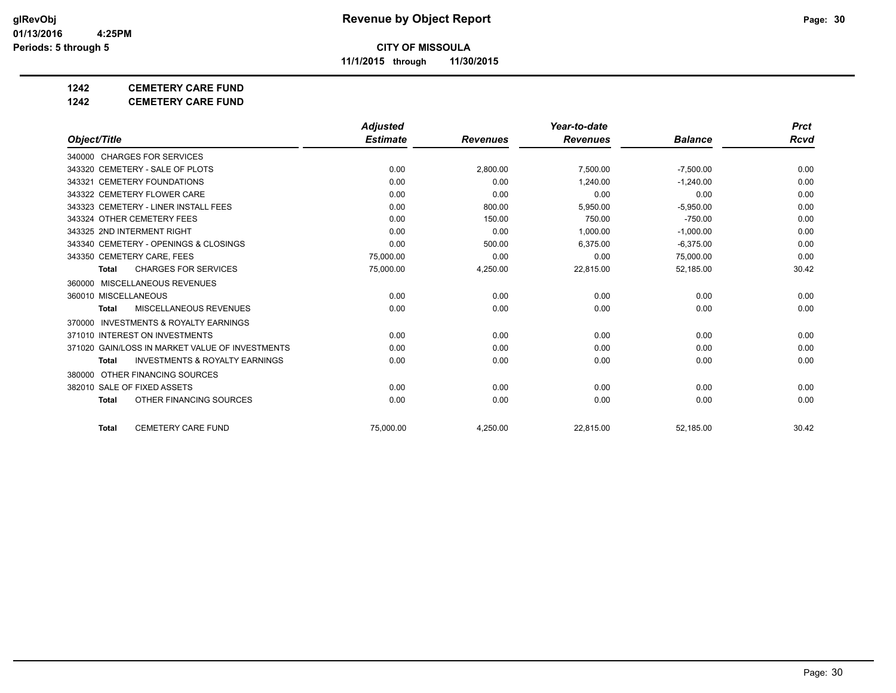glRevObj
01/13/2016 4:25PM
Periods: 5 through 5

# Revenue by Object Report

**CITY OF MISSOULA**

**11/1/2015 through 11/30/2015**

**1242 CEMETERY CARE FUND**

**1242 CEMETERY CARE FUND**

| Object/Title | Adjusted Estimate | Revenues | Year-to-date Revenues | Balance | Prct Rcvd |
|---|---|---|---|---|---|
| 340000 CHARGES FOR SERVICES | | | | | |
| 343320 CEMETERY - SALE OF PLOTS | 0.00 | 2,800.00 | 7,500.00 | -7,500.00 | 0.00 |
| 343321 CEMETERY FOUNDATIONS | 0.00 | 0.00 | 1,240.00 | -1,240.00 | 0.00 |
| 343322 CEMETERY FLOWER CARE | 0.00 | 0.00 | 0.00 | 0.00 | 0.00 |
| 343323 CEMETERY - LINER INSTALL FEES | 0.00 | 800.00 | 5,950.00 | -5,950.00 | 0.00 |
| 343324 OTHER CEMETERY FEES | 0.00 | 150.00 | 750.00 | -750.00 | 0.00 |
| 343325 2ND INTERMENT RIGHT | 0.00 | 0.00 | 1,000.00 | -1,000.00 | 0.00 |
| 343340 CEMETERY - OPENINGS & CLOSINGS | 0.00 | 500.00 | 6,375.00 | -6,375.00 | 0.00 |
| 343350 CEMETERY CARE, FEES | 75,000.00 | 0.00 | 0.00 | 75,000.00 | 0.00 |
| **Total** CHARGES FOR SERVICES | 75,000.00 | 4,250.00 | 22,815.00 | 52,185.00 | 30.42 |
| 360000 MISCELLANEOUS REVENUES | | | | | |
| 360010 MISCELLANEOUS | 0.00 | 0.00 | 0.00 | 0.00 | 0.00 |
| **Total** MISCELLANEOUS REVENUES | 0.00 | 0.00 | 0.00 | 0.00 | 0.00 |
| 370000 INVESTMENTS & ROYALTY EARNINGS | | | | | |
| 371010 INTEREST ON INVESTMENTS | 0.00 | 0.00 | 0.00 | 0.00 | 0.00 |
| 371020 GAIN/LOSS IN MARKET VALUE OF INVESTMENTS | 0.00 | 0.00 | 0.00 | 0.00 | 0.00 |
| **Total** INVESTMENTS & ROYALTY EARNINGS | 0.00 | 0.00 | 0.00 | 0.00 | 0.00 |
| 380000 OTHER FINANCING SOURCES | | | | | |
| 382010 SALE OF FIXED ASSETS | 0.00 | 0.00 | 0.00 | 0.00 | 0.00 |
| **Total** OTHER FINANCING SOURCES | 0.00 | 0.00 | 0.00 | 0.00 | 0.00 |
| **Total** CEMETERY CARE FUND | 75,000.00 | 4,250.00 | 22,815.00 | 52,185.00 | 30.42 |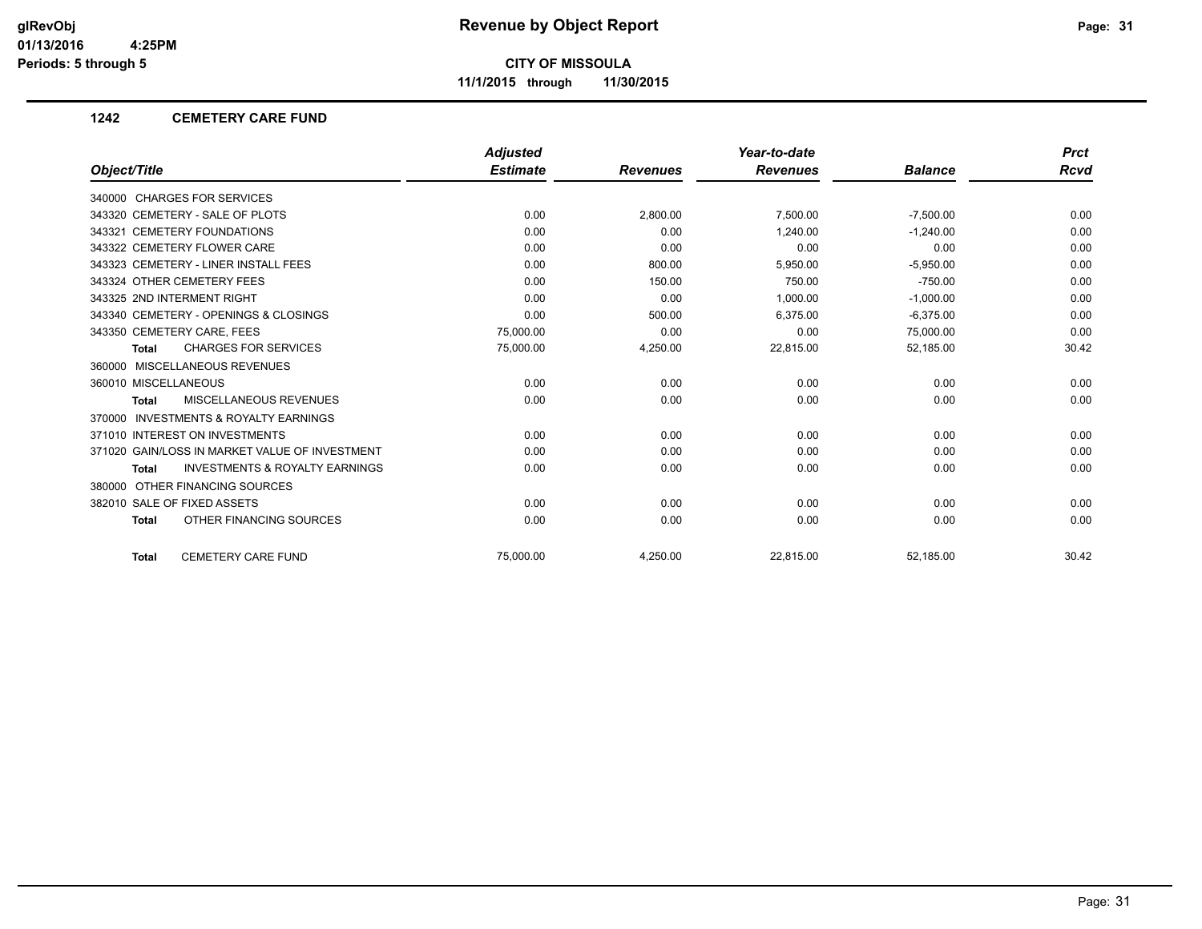glRevObj
01/13/2016 4:25PM
Periods: 5 through 5

# Revenue by Object Report

**CITY OF MISSOULA**

**11/1/2015 through 11/30/2015**

## 1242 CEMETERY CARE FUND

| Object/Title | Adjusted Estimate | Revenues | Year-to-date Revenues | Balance | Prct Rcvd |
|---|---|---|---|---|---|
| 340000 CHARGES FOR SERVICES | | | | | |
| 343320 CEMETERY - SALE OF PLOTS | 0.00 | 2,800.00 | 7,500.00 | -7,500.00 | 0.00 |
| 343321 CEMETERY FOUNDATIONS | 0.00 | 0.00 | 1,240.00 | -1,240.00 | 0.00 |
| 343322 CEMETERY FLOWER CARE | 0.00 | 0.00 | 0.00 | 0.00 | 0.00 |
| 343323 CEMETERY - LINER INSTALL FEES | 0.00 | 800.00 | 5,950.00 | -5,950.00 | 0.00 |
| 343324 OTHER CEMETERY FEES | 0.00 | 150.00 | 750.00 | -750.00 | 0.00 |
| 343325 2ND INTERMENT RIGHT | 0.00 | 0.00 | 1,000.00 | -1,000.00 | 0.00 |
| 343340 CEMETERY - OPENINGS & CLOSINGS | 0.00 | 500.00 | 6,375.00 | -6,375.00 | 0.00 |
| 343350 CEMETERY CARE, FEES | 75,000.00 | 0.00 | 0.00 | 75,000.00 | 0.00 |
| **Total** CHARGES FOR SERVICES | 75,000.00 | 4,250.00 | 22,815.00 | 52,185.00 | 30.42 |
| 360000 MISCELLANEOUS REVENUES | | | | | |
| 360010 MISCELLANEOUS | 0.00 | 0.00 | 0.00 | 0.00 | 0.00 |
| **Total** MISCELLANEOUS REVENUES | 0.00 | 0.00 | 0.00 | 0.00 | 0.00 |
| 370000 INVESTMENTS & ROYALTY EARNINGS | | | | | |
| 371010 INTEREST ON INVESTMENTS | 0.00 | 0.00 | 0.00 | 0.00 | 0.00 |
| 371020 GAIN/LOSS IN MARKET VALUE OF INVESTMENT | 0.00 | 0.00 | 0.00 | 0.00 | 0.00 |
| **Total** INVESTMENTS & ROYALTY EARNINGS | 0.00 | 0.00 | 0.00 | 0.00 | 0.00 |
| 380000 OTHER FINANCING SOURCES | | | | | |
| 382010 SALE OF FIXED ASSETS | 0.00 | 0.00 | 0.00 | 0.00 | 0.00 |
| **Total** OTHER FINANCING SOURCES | 0.00 | 0.00 | 0.00 | 0.00 | 0.00 |
| **Total** CEMETERY CARE FUND | 75,000.00 | 4,250.00 | 22,815.00 | 52,185.00 | 30.42 |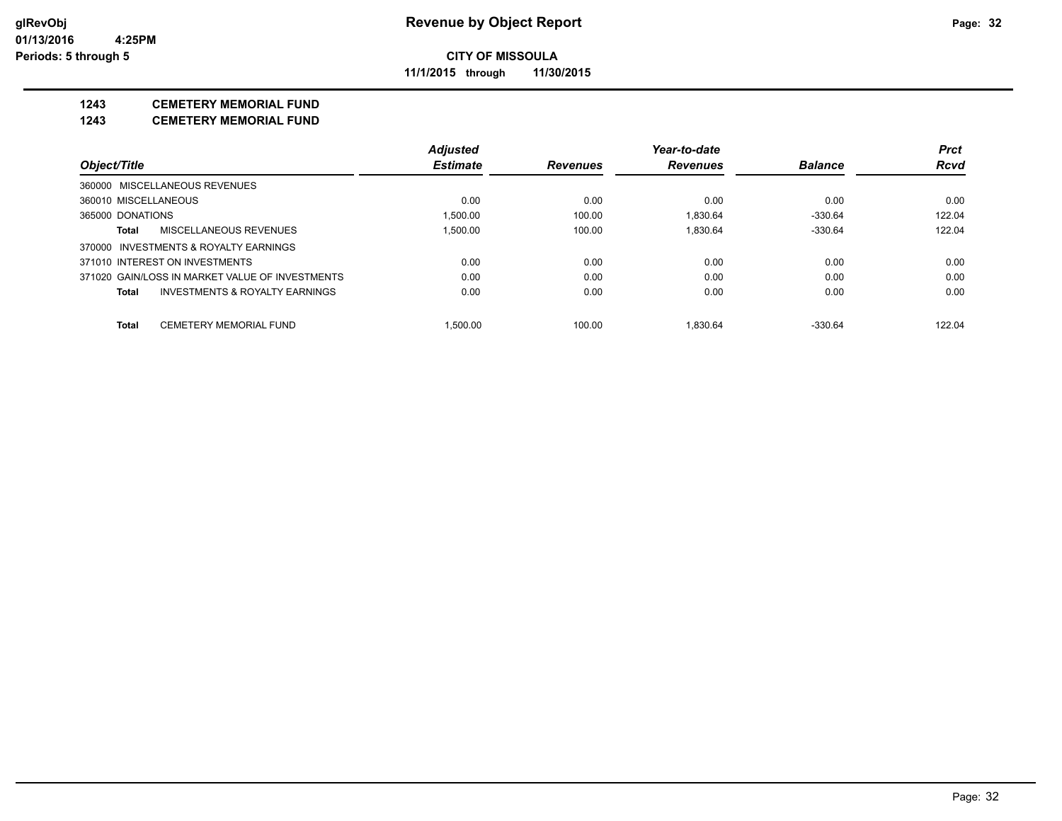**CITY OF MISSOULA**

**11/1/2015 through 11/30/2015**

## 1243 CEMETERY MEMORIAL FUND

## 1243 CEMETERY MEMORIAL FUND

| Object/Title | Adjusted Estimate | Revenues | Year-to-date Revenues | Balance | Prct Rcvd |
|---|---|---|---|---|---|
| 360000 MISCELLANEOUS REVENUES | | | | | |
| 360010 MISCELLANEOUS | 0.00 | 0.00 | 0.00 | 0.00 | 0.00 |
| 365000 DONATIONS | 1,500.00 | 100.00 | 1,830.64 | -330.64 | 122.04 |
| **Total** MISCELLANEOUS REVENUES | 1,500.00 | 100.00 | 1,830.64 | -330.64 | 122.04 |
| 370000 INVESTMENTS & ROYALTY EARNINGS | | | | | |
| 371010 INTEREST ON INVESTMENTS | 0.00 | 0.00 | 0.00 | 0.00 | 0.00 |
| 371020 GAIN/LOSS IN MARKET VALUE OF INVESTMENTS | 0.00 | 0.00 | 0.00 | 0.00 | 0.00 |
| **Total** INVESTMENTS & ROYALTY EARNINGS | 0.00 | 0.00 | 0.00 | 0.00 | 0.00 |
| **Total** CEMETERY MEMORIAL FUND | 1,500.00 | 100.00 | 1,830.64 | -330.64 | 122.04 |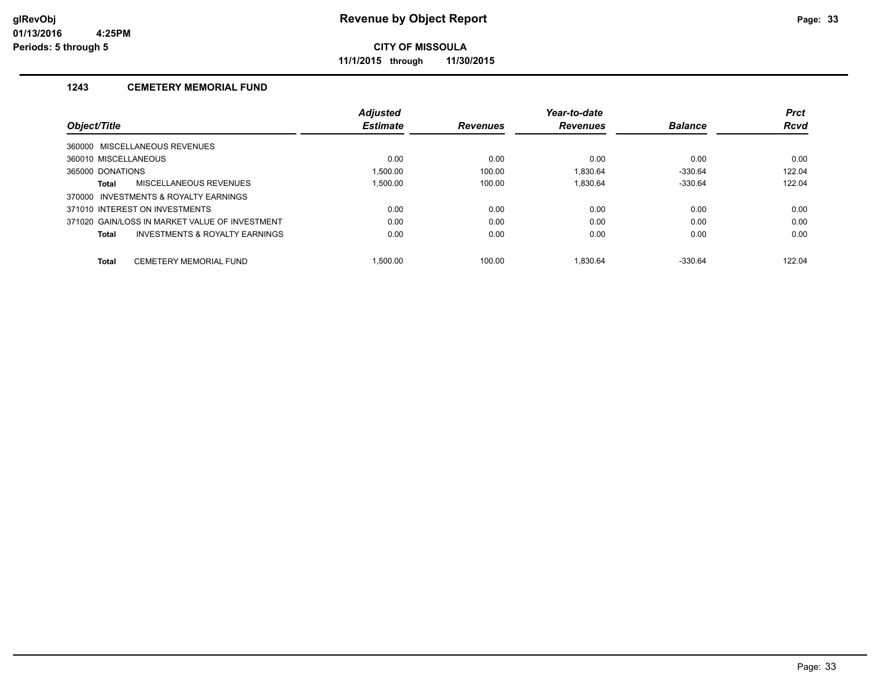**glRevObj**
**01/13/2016 4:25PM**
**Periods: 5 through 5**

# Revenue by Object Report

**CITY OF MISSOULA**

**11/1/2015 through 11/30/2015**

## 1243 CEMETERY MEMORIAL FUND

| Object/Title | Adjusted Estimate | Revenues | Year-to-date Revenues | Balance | Prct Rcvd |
|---|---|---|---|---|---|
| 360000 MISCELLANEOUS REVENUES | | | | | |
| 360010 MISCELLANEOUS | 0.00 | 0.00 | 0.00 | 0.00 | 0.00 |
| 365000 DONATIONS | 1,500.00 | 100.00 | 1,830.64 | -330.64 | 122.04 |
| **Total** MISCELLANEOUS REVENUES | 1,500.00 | 100.00 | 1,830.64 | -330.64 | 122.04 |
| 370000 INVESTMENTS & ROYALTY EARNINGS | | | | | |
| 371010 INTEREST ON INVESTMENTS | 0.00 | 0.00 | 0.00 | 0.00 | 0.00 |
| 371020 GAIN/LOSS IN MARKET VALUE OF INVESTMENT | 0.00 | 0.00 | 0.00 | 0.00 | 0.00 |
| **Total** INVESTMENTS & ROYALTY EARNINGS | 0.00 | 0.00 | 0.00 | 0.00 | 0.00 |
| **Total** CEMETERY MEMORIAL FUND | 1,500.00 | 100.00 | 1,830.64 | -330.64 | 122.04 |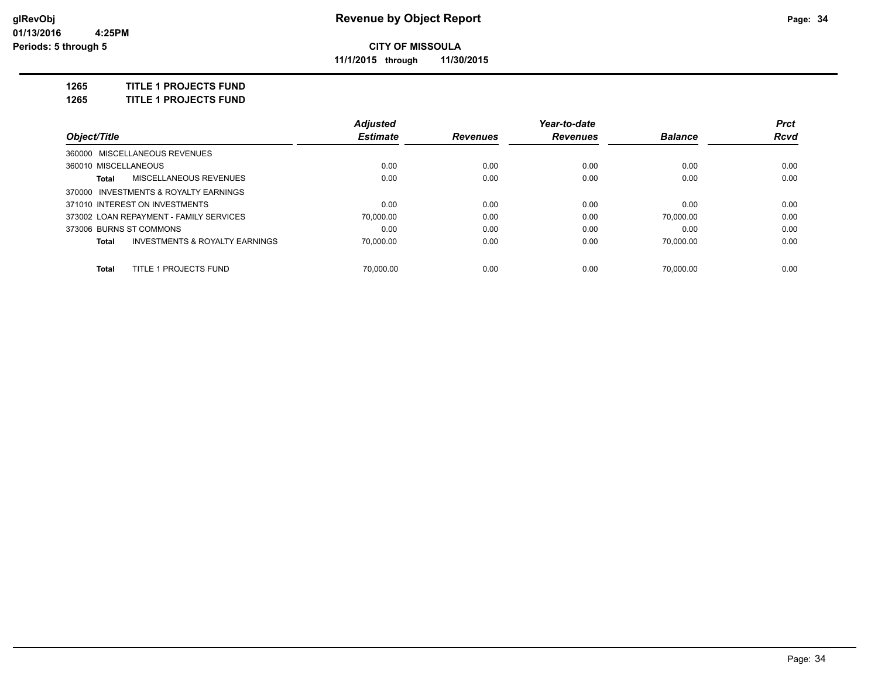# Revenue by Object Report

**CITY OF MISSOULA**

**11/1/2015 through 11/30/2015**

glRevObj
01/13/2016 4:25PM
Periods: 5 through 5

**1265 TITLE 1 PROJECTS FUND**
**1265 TITLE 1 PROJECTS FUND**

| Object/Title | Adjusted Estimate | Revenues | Year-to-date Revenues | Balance | Prct Rcvd |
|---|---|---|---|---|---|
| 360000 MISCELLANEOUS REVENUES | | | | | |
| 360010 MISCELLANEOUS | 0.00 | 0.00 | 0.00 | 0.00 | 0.00 |
| **Total** MISCELLANEOUS REVENUES | 0.00 | 0.00 | 0.00 | 0.00 | 0.00 |
| 370000 INVESTMENTS & ROYALTY EARNINGS | | | | | |
| 371010 INTEREST ON INVESTMENTS | 0.00 | 0.00 | 0.00 | 0.00 | 0.00 |
| 373002 LOAN REPAYMENT - FAMILY SERVICES | 70,000.00 | 0.00 | 0.00 | 70,000.00 | 0.00 |
| 373006 BURNS ST COMMONS | 0.00 | 0.00 | 0.00 | 0.00 | 0.00 |
| **Total** INVESTMENTS & ROYALTY EARNINGS | 70,000.00 | 0.00 | 0.00 | 70,000.00 | 0.00 |
| **Total** TITLE 1 PROJECTS FUND | 70,000.00 | 0.00 | 0.00 | 70,000.00 | 0.00 |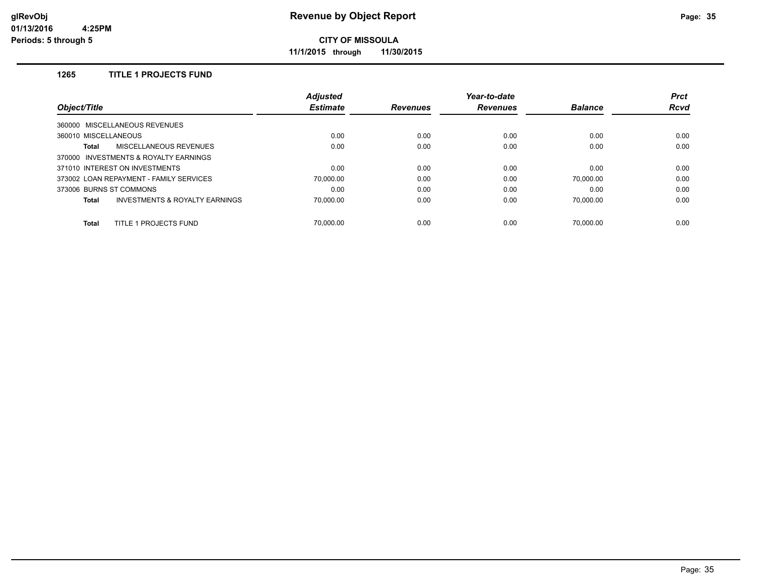# Revenue by Object Report

**CITY OF MISSOULA**

**11/1/2015 through 11/30/2015**

glRevObj
01/13/2016 4:25PM
Periods: 5 through 5

### 1265 TITLE 1 PROJECTS FUND

| Object/Title | Adjusted Estimate | Revenues | Year-to-date Revenues | Balance | Prct Rcvd |
|---|---|---|---|---|---|
| 360000 MISCELLANEOUS REVENUES | | | | | |
| 360010 MISCELLANEOUS | 0.00 | 0.00 | 0.00 | 0.00 | 0.00 |
| **Total** MISCELLANEOUS REVENUES | 0.00 | 0.00 | 0.00 | 0.00 | 0.00 |
| 370000 INVESTMENTS & ROYALTY EARNINGS | | | | | |
| 371010 INTEREST ON INVESTMENTS | 0.00 | 0.00 | 0.00 | 0.00 | 0.00 |
| 373002 LOAN REPAYMENT - FAMILY SERVICES | 70,000.00 | 0.00 | 0.00 | 70,000.00 | 0.00 |
| 373006 BURNS ST COMMONS | 0.00 | 0.00 | 0.00 | 0.00 | 0.00 |
| **Total** INVESTMENTS & ROYALTY EARNINGS | 70,000.00 | 0.00 | 0.00 | 70,000.00 | 0.00 |
| **Total** TITLE 1 PROJECTS FUND | 70,000.00 | 0.00 | 0.00 | 70,000.00 | 0.00 |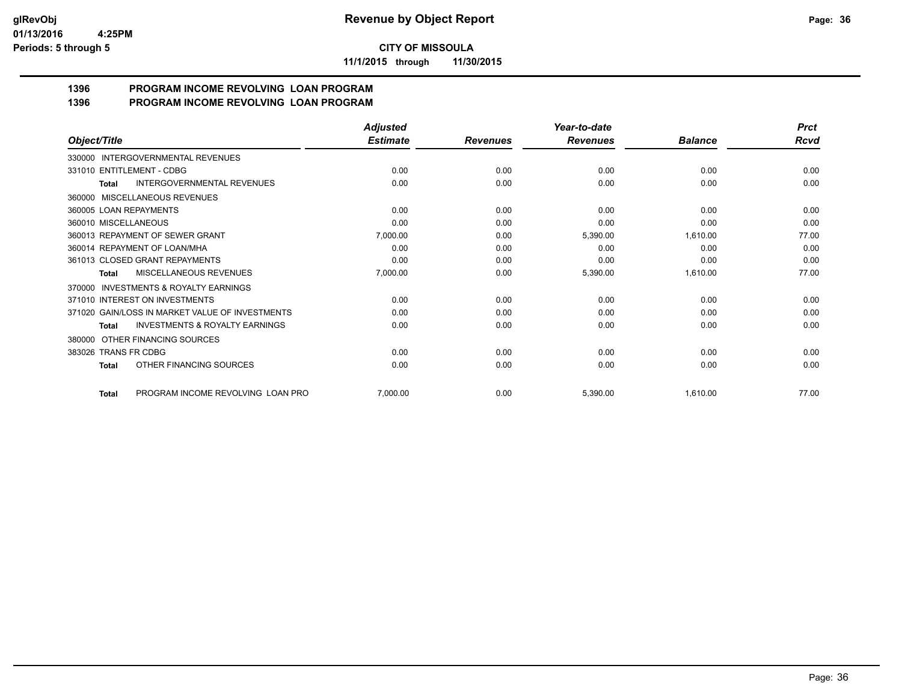# Revenue by Object Report

glRevObj
01/13/2016 4:25PM
Periods: 5 through 5

**CITY OF MISSOULA**

**11/1/2015 through 11/30/2015**

## 1396 PROGRAM INCOME REVOLVING LOAN PROGRAM
## 1396 PROGRAM INCOME REVOLVING LOAN PROGRAM

| Object/Title | Adjusted Estimate | Revenues | Year-to-date Revenues | Balance | Prct Rcvd |
|---|---|---|---|---|---|
| 330000 INTERGOVERNMENTAL REVENUES | | | | | |
| 331010 ENTITLEMENT - CDBG | 0.00 | 0.00 | 0.00 | 0.00 | 0.00 |
| **Total** INTERGOVERNMENTAL REVENUES | 0.00 | 0.00 | 0.00 | 0.00 | 0.00 |
| 360000 MISCELLANEOUS REVENUES | | | | | |
| 360005 LOAN REPAYMENTS | 0.00 | 0.00 | 0.00 | 0.00 | 0.00 |
| 360010 MISCELLANEOUS | 0.00 | 0.00 | 0.00 | 0.00 | 0.00 |
| 360013 REPAYMENT OF SEWER GRANT | 7,000.00 | 0.00 | 5,390.00 | 1,610.00 | 77.00 |
| 360014 REPAYMENT OF LOAN/MHA | 0.00 | 0.00 | 0.00 | 0.00 | 0.00 |
| 361013 CLOSED GRANT REPAYMENTS | 0.00 | 0.00 | 0.00 | 0.00 | 0.00 |
| **Total** MISCELLANEOUS REVENUES | 7,000.00 | 0.00 | 5,390.00 | 1,610.00 | 77.00 |
| 370000 INVESTMENTS & ROYALTY EARNINGS | | | | | |
| 371010 INTEREST ON INVESTMENTS | 0.00 | 0.00 | 0.00 | 0.00 | 0.00 |
| 371020 GAIN/LOSS IN MARKET VALUE OF INVESTMENTS | 0.00 | 0.00 | 0.00 | 0.00 | 0.00 |
| **Total** INVESTMENTS & ROYALTY EARNINGS | 0.00 | 0.00 | 0.00 | 0.00 | 0.00 |
| 380000 OTHER FINANCING SOURCES | | | | | |
| 383026 TRANS FR CDBG | 0.00 | 0.00 | 0.00 | 0.00 | 0.00 |
| **Total** OTHER FINANCING SOURCES | 0.00 | 0.00 | 0.00 | 0.00 | 0.00 |
| **Total** PROGRAM INCOME REVOLVING LOAN PRO | 7,000.00 | 0.00 | 5,390.00 | 1,610.00 | 77.00 |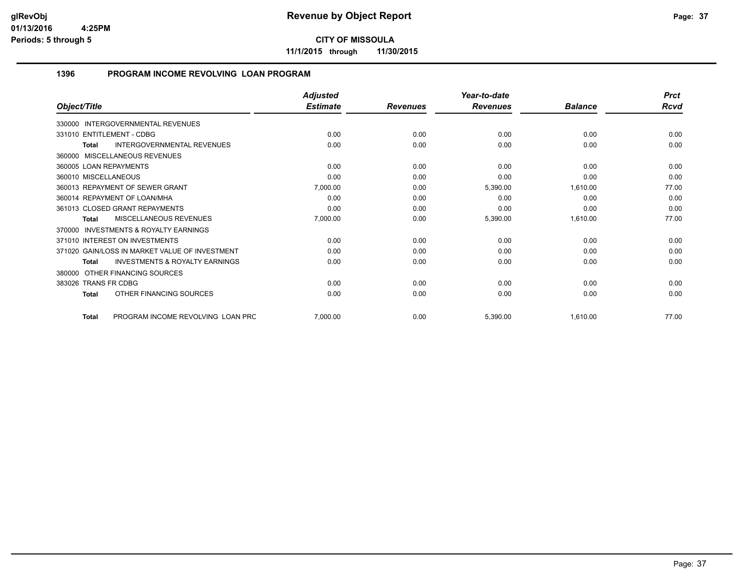# Revenue by Object Report

**CITY OF MISSOULA**

**11/1/2015 through 11/30/2015**

glRevObj
01/13/2016 4:25PM
Periods: 5 through 5

## 1396 PROGRAM INCOME REVOLVING LOAN PROGRAM

| Object/Title | Adjusted Estimate | Revenues | Year-to-date Revenues | Balance | Prct Rcvd |
|---|---|---|---|---|---|
| 330000 INTERGOVERNMENTAL REVENUES | | | | | |
| 331010 ENTITLEMENT - CDBG | 0.00 | 0.00 | 0.00 | 0.00 | 0.00 |
| **Total** INTERGOVERNMENTAL REVENUES | 0.00 | 0.00 | 0.00 | 0.00 | 0.00 |
| 360000 MISCELLANEOUS REVENUES | | | | | |
| 360005 LOAN REPAYMENTS | 0.00 | 0.00 | 0.00 | 0.00 | 0.00 |
| 360010 MISCELLANEOUS | 0.00 | 0.00 | 0.00 | 0.00 | 0.00 |
| 360013 REPAYMENT OF SEWER GRANT | 7,000.00 | 0.00 | 5,390.00 | 1,610.00 | 77.00 |
| 360014 REPAYMENT OF LOAN/MHA | 0.00 | 0.00 | 0.00 | 0.00 | 0.00 |
| 361013 CLOSED GRANT REPAYMENTS | 0.00 | 0.00 | 0.00 | 0.00 | 0.00 |
| **Total** MISCELLANEOUS REVENUES | 7,000.00 | 0.00 | 5,390.00 | 1,610.00 | 77.00 |
| 370000 INVESTMENTS & ROYALTY EARNINGS | | | | | |
| 371010 INTEREST ON INVESTMENTS | 0.00 | 0.00 | 0.00 | 0.00 | 0.00 |
| 371020 GAIN/LOSS IN MARKET VALUE OF INVESTMENT | 0.00 | 0.00 | 0.00 | 0.00 | 0.00 |
| **Total** INVESTMENTS & ROYALTY EARNINGS | 0.00 | 0.00 | 0.00 | 0.00 | 0.00 |
| 380000 OTHER FINANCING SOURCES | | | | | |
| 383026 TRANS FR CDBG | 0.00 | 0.00 | 0.00 | 0.00 | 0.00 |
| **Total** OTHER FINANCING SOURCES | 0.00 | 0.00 | 0.00 | 0.00 | 0.00 |
| **Total** PROGRAM INCOME REVOLVING LOAN PRC | 7,000.00 | 0.00 | 5,390.00 | 1,610.00 | 77.00 |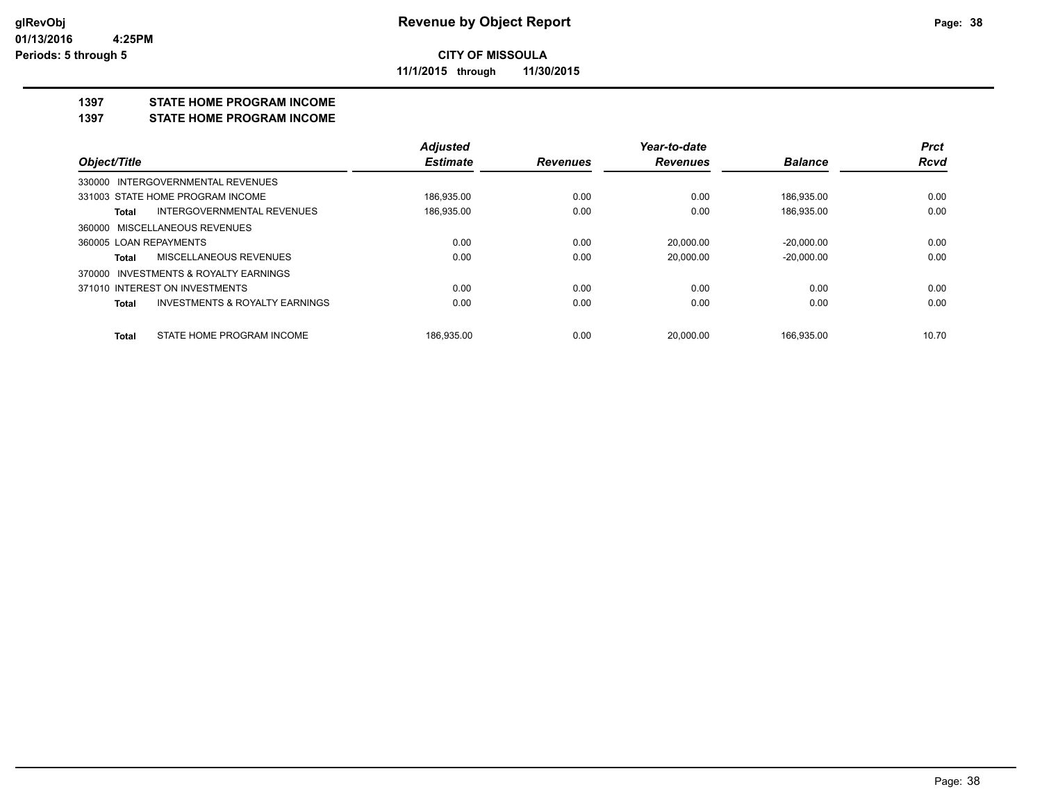# Revenue by Object Report

**CITY OF MISSOULA**

**11/1/2015 through 11/30/2015**

glRevObj
01/13/2016 4:25PM
Periods: 5 through 5

## 1397 STATE HOME PROGRAM INCOME

## 1397 STATE HOME PROGRAM INCOME

| Object/Title | Adjusted Estimate | Revenues | Year-to-date Revenues | Balance | Prct Rcvd |
|---|---|---|---|---|---|
| 330000 INTERGOVERNMENTAL REVENUES | | | | | |
| 331003 STATE HOME PROGRAM INCOME | 186,935.00 | 0.00 | 0.00 | 186,935.00 | 0.00 |
| **Total** INTERGOVERNMENTAL REVENUES | 186,935.00 | 0.00 | 0.00 | 186,935.00 | 0.00 |
| 360000 MISCELLANEOUS REVENUES | | | | | |
| 360005 LOAN REPAYMENTS | 0.00 | 0.00 | 20,000.00 | -20,000.00 | 0.00 |
| **Total** MISCELLANEOUS REVENUES | 0.00 | 0.00 | 20,000.00 | -20,000.00 | 0.00 |
| 370000 INVESTMENTS & ROYALTY EARNINGS | | | | | |
| 371010 INTEREST ON INVESTMENTS | 0.00 | 0.00 | 0.00 | 0.00 | 0.00 |
| **Total** INVESTMENTS & ROYALTY EARNINGS | 0.00 | 0.00 | 0.00 | 0.00 | 0.00 |
| **Total** STATE HOME PROGRAM INCOME | 186,935.00 | 0.00 | 20,000.00 | 166,935.00 | 10.70 |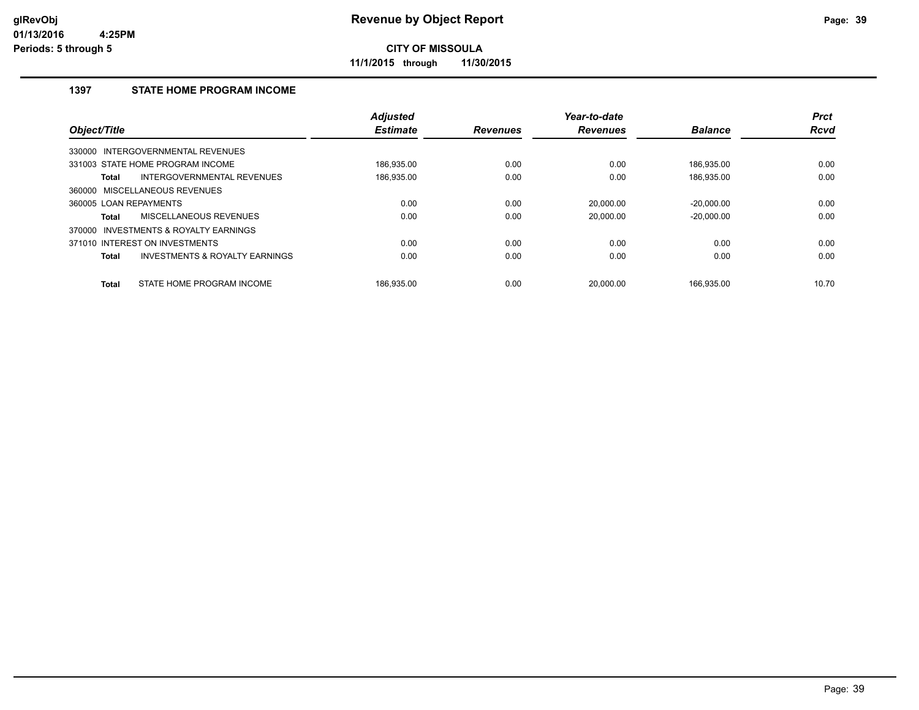# Revenue by Object Report

glRevObj
01/13/2016 4:25PM
Periods: 5 through 5

**CITY OF MISSOULA**

**11/1/2015 through 11/30/2015**

## 1397 STATE HOME PROGRAM INCOME

| Object/Title | Adjusted Estimate | Revenues | Year-to-date Revenues | Balance | Prct Rcvd |
|---|---|---|---|---|---|
| 330000 INTERGOVERNMENTAL REVENUES | | | | | |
| 331003 STATE HOME PROGRAM INCOME | 186,935.00 | 0.00 | 0.00 | 186,935.00 | 0.00 |
| **Total** INTERGOVERNMENTAL REVENUES | 186,935.00 | 0.00 | 0.00 | 186,935.00 | 0.00 |
| 360000 MISCELLANEOUS REVENUES | | | | | |
| 360005 LOAN REPAYMENTS | 0.00 | 0.00 | 20,000.00 | -20,000.00 | 0.00 |
| **Total** MISCELLANEOUS REVENUES | 0.00 | 0.00 | 20,000.00 | -20,000.00 | 0.00 |
| 370000 INVESTMENTS & ROYALTY EARNINGS | | | | | |
| 371010 INTEREST ON INVESTMENTS | 0.00 | 0.00 | 0.00 | 0.00 | 0.00 |
| **Total** INVESTMENTS & ROYALTY EARNINGS | 0.00 | 0.00 | 0.00 | 0.00 | 0.00 |
| **Total** STATE HOME PROGRAM INCOME | 186,935.00 | 0.00 | 20,000.00 | 166,935.00 | 10.70 |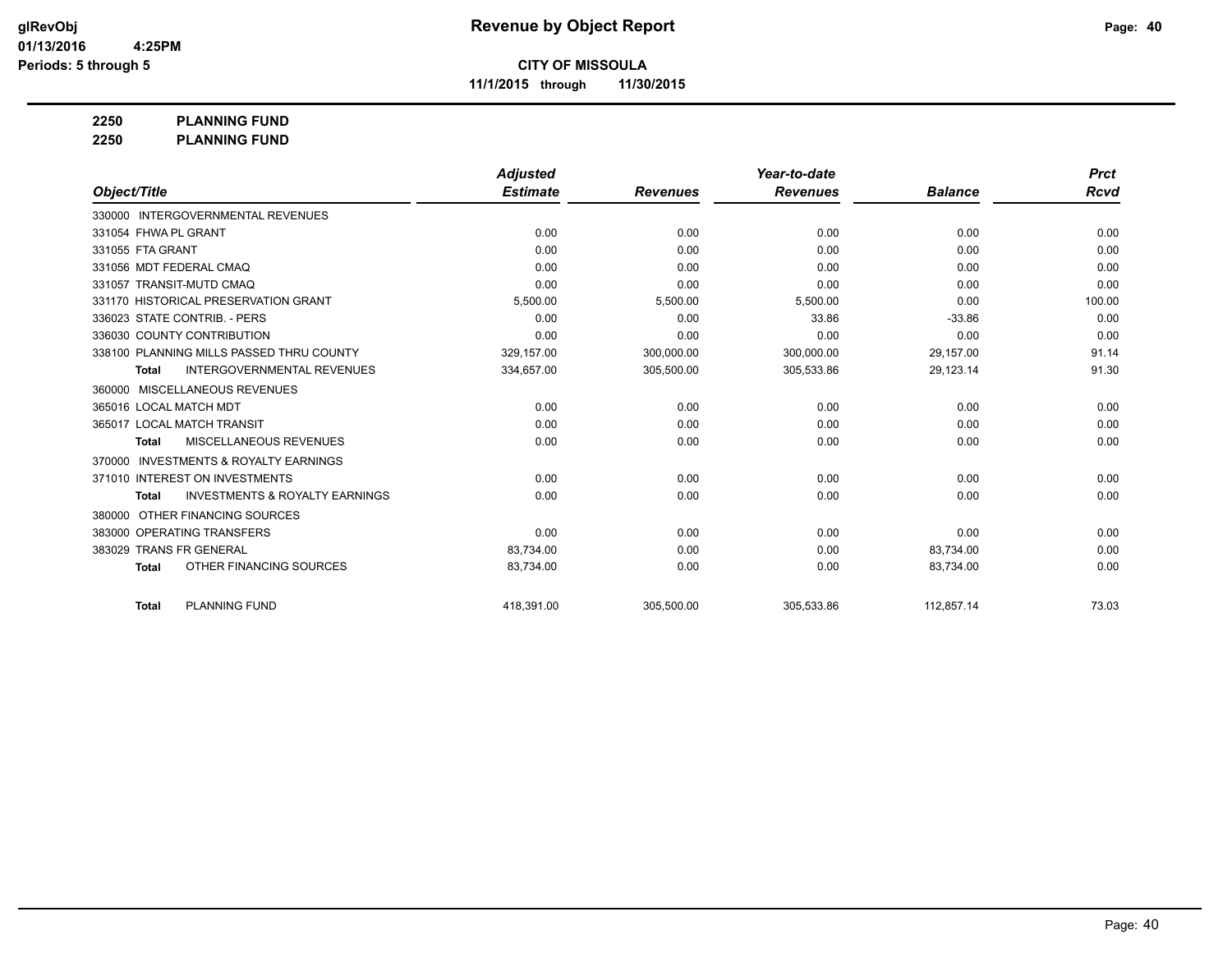# CITY OF MISSOULA

**11/1/2015 through 11/30/2015**

**2250 PLANNING FUND**

**2250 PLANNING FUND**

| Object/Title | Adjusted Estimate | Revenues | Year-to-date Revenues | Balance | Prct Rcvd |
|---|---|---|---|---|---|
| 330000 INTERGOVERNMENTAL REVENUES | | | | | |
| 331054 FHWA PL GRANT | 0.00 | 0.00 | 0.00 | 0.00 | 0.00 |
| 331055 FTA GRANT | 0.00 | 0.00 | 0.00 | 0.00 | 0.00 |
| 331056 MDT FEDERAL CMAQ | 0.00 | 0.00 | 0.00 | 0.00 | 0.00 |
| 331057 TRANSIT-MUTD CMAQ | 0.00 | 0.00 | 0.00 | 0.00 | 0.00 |
| 331170 HISTORICAL PRESERVATION GRANT | 5,500.00 | 5,500.00 | 5,500.00 | 0.00 | 100.00 |
| 336023 STATE CONTRIB. - PERS | 0.00 | 0.00 | 33.86 | -33.86 | 0.00 |
| 336030 COUNTY CONTRIBUTION | 0.00 | 0.00 | 0.00 | 0.00 | 0.00 |
| 338100 PLANNING MILLS PASSED THRU COUNTY | 329,157.00 | 300,000.00 | 300,000.00 | 29,157.00 | 91.14 |
| Total INTERGOVERNMENTAL REVENUES | 334,657.00 | 305,500.00 | 305,533.86 | 29,123.14 | 91.30 |
| 360000 MISCELLANEOUS REVENUES | | | | | |
| 365016 LOCAL MATCH MDT | 0.00 | 0.00 | 0.00 | 0.00 | 0.00 |
| 365017 LOCAL MATCH TRANSIT | 0.00 | 0.00 | 0.00 | 0.00 | 0.00 |
| Total MISCELLANEOUS REVENUES | 0.00 | 0.00 | 0.00 | 0.00 | 0.00 |
| 370000 INVESTMENTS & ROYALTY EARNINGS | | | | | |
| 371010 INTEREST ON INVESTMENTS | 0.00 | 0.00 | 0.00 | 0.00 | 0.00 |
| Total INVESTMENTS & ROYALTY EARNINGS | 0.00 | 0.00 | 0.00 | 0.00 | 0.00 |
| 380000 OTHER FINANCING SOURCES | | | | | |
| 383000 OPERATING TRANSFERS | 0.00 | 0.00 | 0.00 | 0.00 | 0.00 |
| 383029 TRANS FR GENERAL | 83,734.00 | 0.00 | 0.00 | 83,734.00 | 0.00 |
| Total OTHER FINANCING SOURCES | 83,734.00 | 0.00 | 0.00 | 83,734.00 | 0.00 |
| Total PLANNING FUND | 418,391.00 | 305,500.00 | 305,533.86 | 112,857.14 | 73.03 |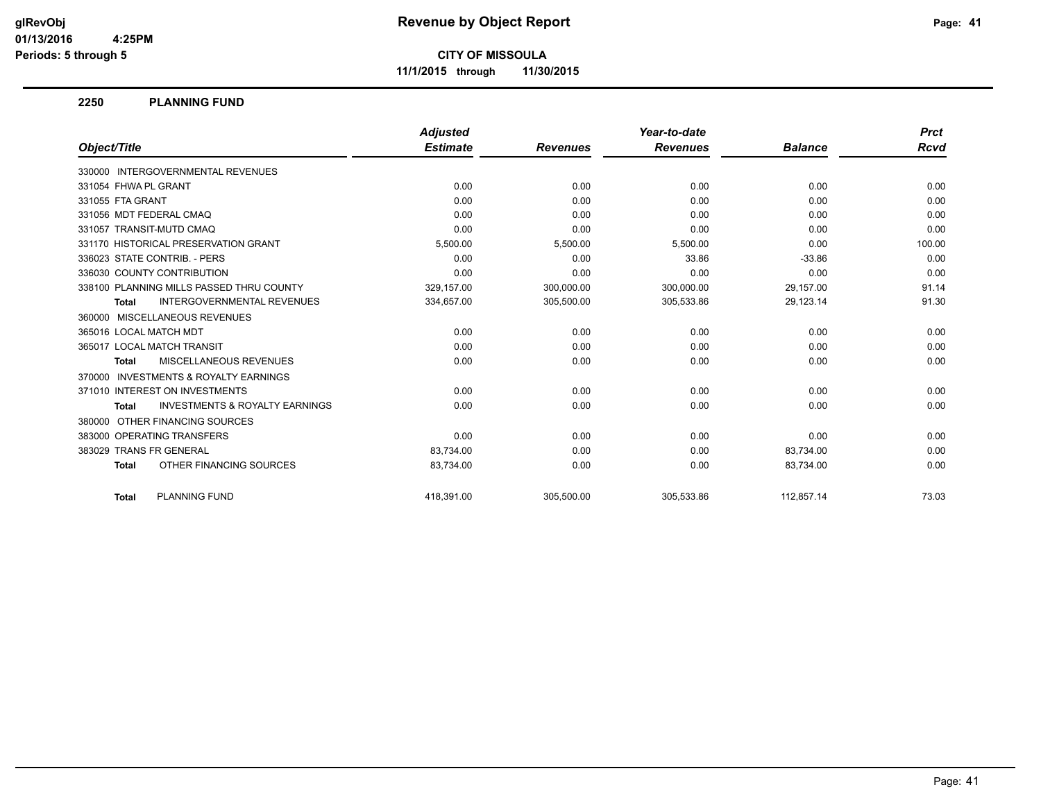glRevObj
01/13/2016 4:25PM
Periods: 5 through 5

# Revenue by Object Report

**CITY OF MISSOULA**

**11/1/2015 through 11/30/2015**

## 2250 PLANNING FUND

| Object/Title | Adjusted Estimate | Revenues | Year-to-date Revenues | Balance | Prct Rcvd |
|---|---|---|---|---|---|
| 330000 INTERGOVERNMENTAL REVENUES | | | | | |
| 331054 FHWA PL GRANT | 0.00 | 0.00 | 0.00 | 0.00 | 0.00 |
| 331055 FTA GRANT | 0.00 | 0.00 | 0.00 | 0.00 | 0.00 |
| 331056 MDT FEDERAL CMAQ | 0.00 | 0.00 | 0.00 | 0.00 | 0.00 |
| 331057 TRANSIT-MUTD CMAQ | 0.00 | 0.00 | 0.00 | 0.00 | 0.00 |
| 331170 HISTORICAL PRESERVATION GRANT | 5,500.00 | 5,500.00 | 5,500.00 | 0.00 | 100.00 |
| 336023 STATE CONTRIB. - PERS | 0.00 | 0.00 | 33.86 | -33.86 | 0.00 |
| 336030 COUNTY CONTRIBUTION | 0.00 | 0.00 | 0.00 | 0.00 | 0.00 |
| 338100 PLANNING MILLS PASSED THRU COUNTY | 329,157.00 | 300,000.00 | 300,000.00 | 29,157.00 | 91.14 |
| **Total** INTERGOVERNMENTAL REVENUES | 334,657.00 | 305,500.00 | 305,533.86 | 29,123.14 | 91.30 |
| 360000 MISCELLANEOUS REVENUES | | | | | |
| 365016 LOCAL MATCH MDT | 0.00 | 0.00 | 0.00 | 0.00 | 0.00 |
| 365017 LOCAL MATCH TRANSIT | 0.00 | 0.00 | 0.00 | 0.00 | 0.00 |
| **Total** MISCELLANEOUS REVENUES | 0.00 | 0.00 | 0.00 | 0.00 | 0.00 |
| 370000 INVESTMENTS & ROYALTY EARNINGS | | | | | |
| 371010 INTEREST ON INVESTMENTS | 0.00 | 0.00 | 0.00 | 0.00 | 0.00 |
| **Total** INVESTMENTS & ROYALTY EARNINGS | 0.00 | 0.00 | 0.00 | 0.00 | 0.00 |
| 380000 OTHER FINANCING SOURCES | | | | | |
| 383000 OPERATING TRANSFERS | 0.00 | 0.00 | 0.00 | 0.00 | 0.00 |
| 383029 TRANS FR GENERAL | 83,734.00 | 0.00 | 0.00 | 83,734.00 | 0.00 |
| **Total** OTHER FINANCING SOURCES | 83,734.00 | 0.00 | 0.00 | 83,734.00 | 0.00 |
| **Total** PLANNING FUND | 418,391.00 | 305,500.00 | 305,533.86 | 112,857.14 | 73.03 |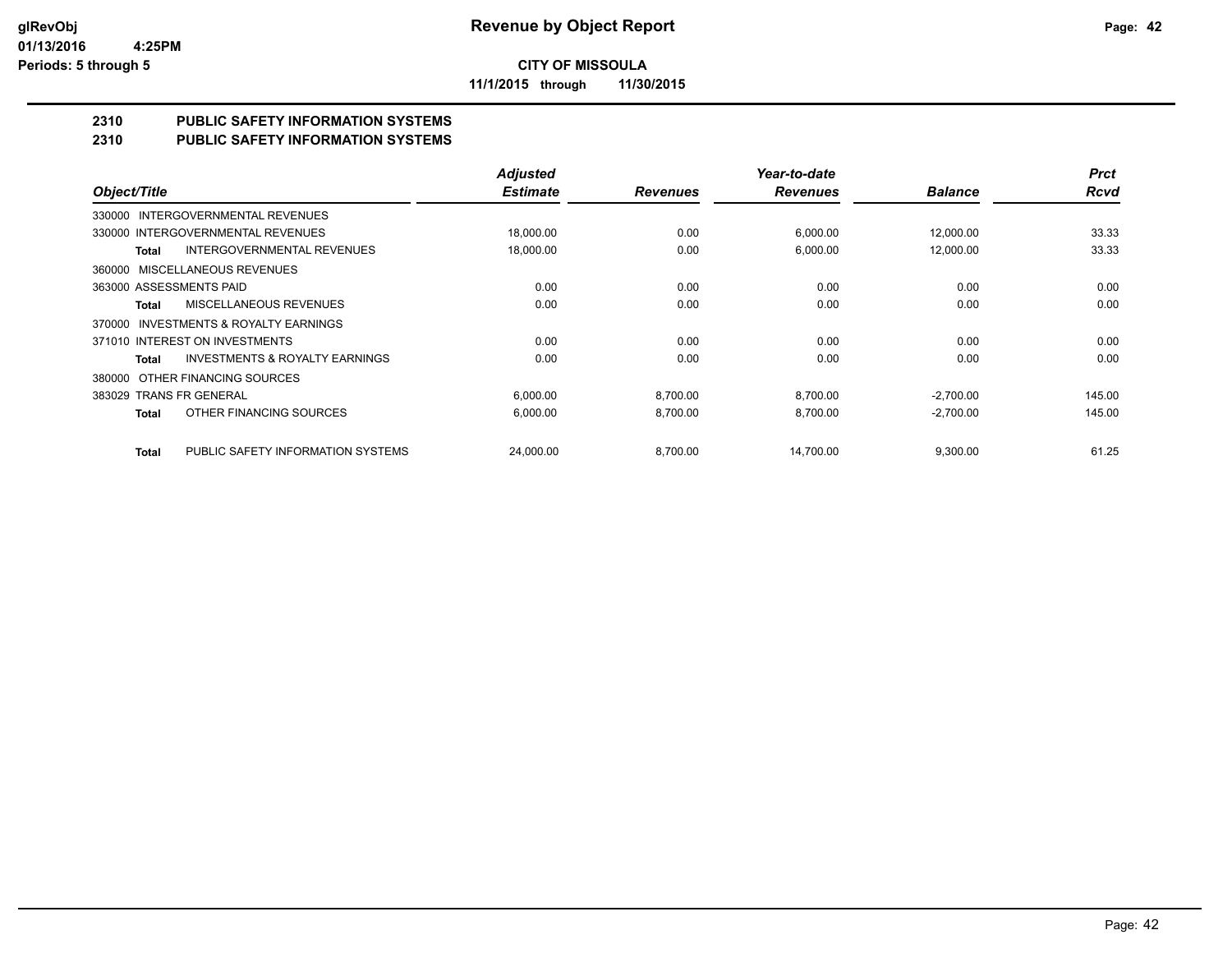**Revenue by Object Report**

**CITY OF MISSOULA**

**11/1/2015 through 11/30/2015**

glRevObj
01/13/2016 4:25PM
Periods: 5 through 5

## 2310 PUBLIC SAFETY INFORMATION SYSTEMS
## 2310 PUBLIC SAFETY INFORMATION SYSTEMS

| Object/Title | Adjusted Estimate | Revenues | Year-to-date Revenues | Balance | Prct Rcvd |
|---|---|---|---|---|---|
| 330000 INTERGOVERNMENTAL REVENUES | | | | | |
| 330000 INTERGOVERNMENTAL REVENUES | 18,000.00 | 0.00 | 6,000.00 | 12,000.00 | 33.33 |
| **Total** INTERGOVERNMENTAL REVENUES | 18,000.00 | 0.00 | 6,000.00 | 12,000.00 | 33.33 |
| 360000 MISCELLANEOUS REVENUES | | | | | |
| 363000 ASSESSMENTS PAID | 0.00 | 0.00 | 0.00 | 0.00 | 0.00 |
| **Total** MISCELLANEOUS REVENUES | 0.00 | 0.00 | 0.00 | 0.00 | 0.00 |
| 370000 INVESTMENTS & ROYALTY EARNINGS | | | | | |
| 371010 INTEREST ON INVESTMENTS | 0.00 | 0.00 | 0.00 | 0.00 | 0.00 |
| **Total** INVESTMENTS & ROYALTY EARNINGS | 0.00 | 0.00 | 0.00 | 0.00 | 0.00 |
| 380000 OTHER FINANCING SOURCES | | | | | |
| 383029 TRANS FR GENERAL | 6,000.00 | 8,700.00 | 8,700.00 | -2,700.00 | 145.00 |
| **Total** OTHER FINANCING SOURCES | 6,000.00 | 8,700.00 | 8,700.00 | -2,700.00 | 145.00 |
| **Total** PUBLIC SAFETY INFORMATION SYSTEMS | 24,000.00 | 8,700.00 | 14,700.00 | 9,300.00 | 61.25 |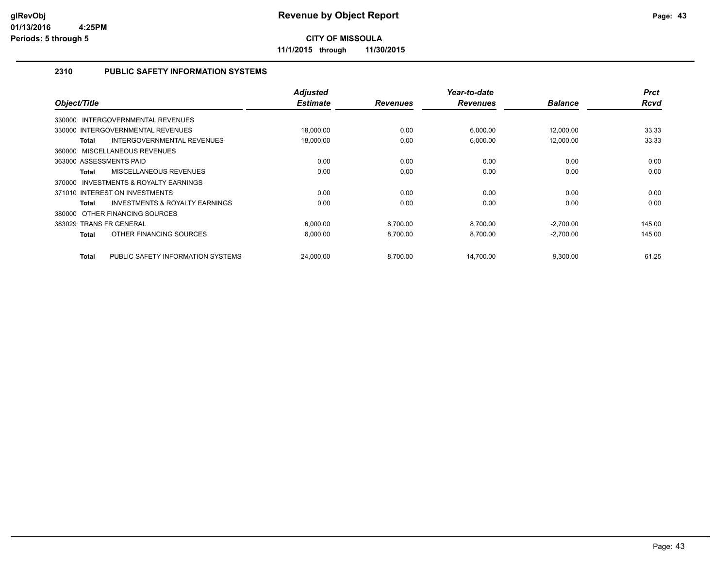# Revenue by Object Report

**CITY OF MISSOULA**

**11/1/2015 through 11/30/2015**

glRevObj
01/13/2016 4:25PM
Periods: 5 through 5

## 2310 PUBLIC SAFETY INFORMATION SYSTEMS

| Object/Title | Adjusted Estimate | Revenues | Year-to-date Revenues | Balance | Prct Rcvd |
|---|---|---|---|---|---|
| 330000 INTERGOVERNMENTAL REVENUES | | | | | |
| 330000 INTERGOVERNMENTAL REVENUES | 18,000.00 | 0.00 | 6,000.00 | 12,000.00 | 33.33 |
| **Total** INTERGOVERNMENTAL REVENUES | 18,000.00 | 0.00 | 6,000.00 | 12,000.00 | 33.33 |
| 360000 MISCELLANEOUS REVENUES | | | | | |
| 363000 ASSESSMENTS PAID | 0.00 | 0.00 | 0.00 | 0.00 | 0.00 |
| **Total** MISCELLANEOUS REVENUES | 0.00 | 0.00 | 0.00 | 0.00 | 0.00 |
| 370000 INVESTMENTS & ROYALTY EARNINGS | | | | | |
| 371010 INTEREST ON INVESTMENTS | 0.00 | 0.00 | 0.00 | 0.00 | 0.00 |
| **Total** INVESTMENTS & ROYALTY EARNINGS | 0.00 | 0.00 | 0.00 | 0.00 | 0.00 |
| 380000 OTHER FINANCING SOURCES | | | | | |
| 383029 TRANS FR GENERAL | 6,000.00 | 8,700.00 | 8,700.00 | -2,700.00 | 145.00 |
| **Total** OTHER FINANCING SOURCES | 6,000.00 | 8,700.00 | 8,700.00 | -2,700.00 | 145.00 |
| **Total** PUBLIC SAFETY INFORMATION SYSTEMS | 24,000.00 | 8,700.00 | 14,700.00 | 9,300.00 | 61.25 |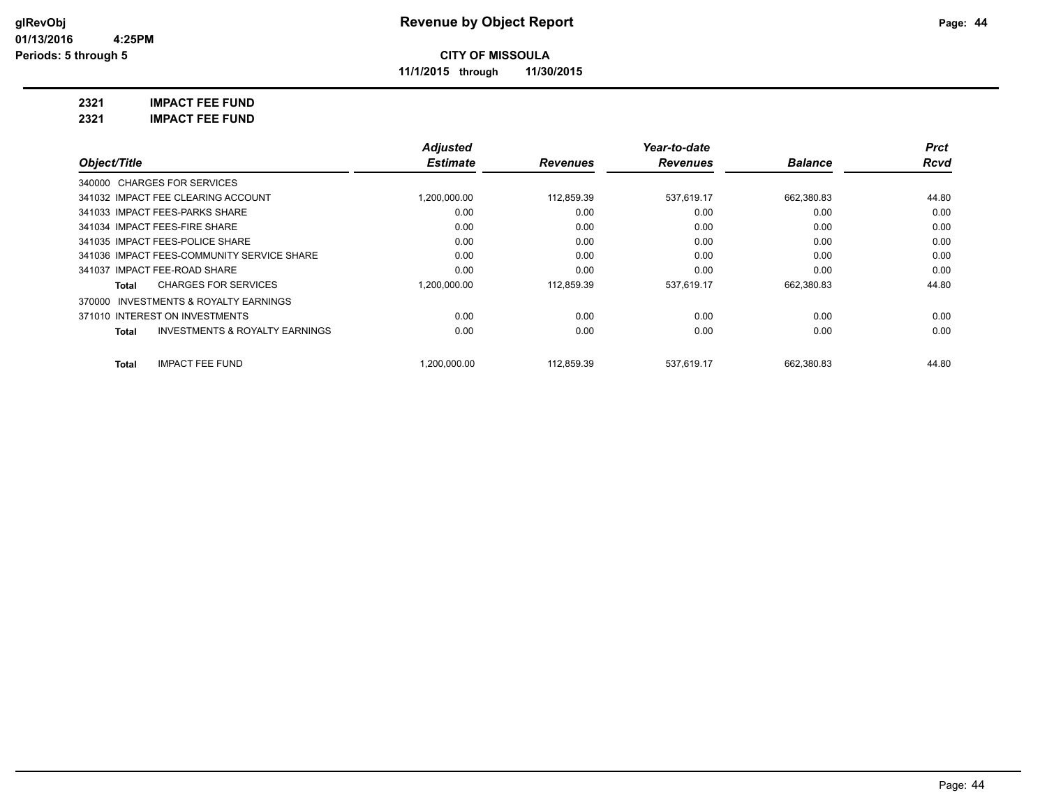# Revenue by Object Report

**CITY OF MISSOULA**

**11/1/2015 through 11/30/2015**

glRevObj
01/13/2016 4:25PM
Periods: 5 through 5

**2321 IMPACT FEE FUND**
**2321 IMPACT FEE FUND**

| Object/Title | Adjusted Estimate | Revenues | Year-to-date Revenues | Balance | Prct Rcvd |
|---|---|---|---|---|---|
| 340000 CHARGES FOR SERVICES | | | | | |
| 341032 IMPACT FEE CLEARING ACCOUNT | 1,200,000.00 | 112,859.39 | 537,619.17 | 662,380.83 | 44.80 |
| 341033 IMPACT FEES-PARKS SHARE | 0.00 | 0.00 | 0.00 | 0.00 | 0.00 |
| 341034 IMPACT FEES-FIRE SHARE | 0.00 | 0.00 | 0.00 | 0.00 | 0.00 |
| 341035 IMPACT FEES-POLICE SHARE | 0.00 | 0.00 | 0.00 | 0.00 | 0.00 |
| 341036 IMPACT FEES-COMMUNITY SERVICE SHARE | 0.00 | 0.00 | 0.00 | 0.00 | 0.00 |
| 341037 IMPACT FEE-ROAD SHARE | 0.00 | 0.00 | 0.00 | 0.00 | 0.00 |
| **Total** CHARGES FOR SERVICES | 1,200,000.00 | 112,859.39 | 537,619.17 | 662,380.83 | 44.80 |
| 370000 INVESTMENTS & ROYALTY EARNINGS | | | | | |
| 371010 INTEREST ON INVESTMENTS | 0.00 | 0.00 | 0.00 | 0.00 | 0.00 |
| **Total** INVESTMENTS & ROYALTY EARNINGS | 0.00 | 0.00 | 0.00 | 0.00 | 0.00 |
| **Total** IMPACT FEE FUND | 1,200,000.00 | 112,859.39 | 537,619.17 | 662,380.83 | 44.80 |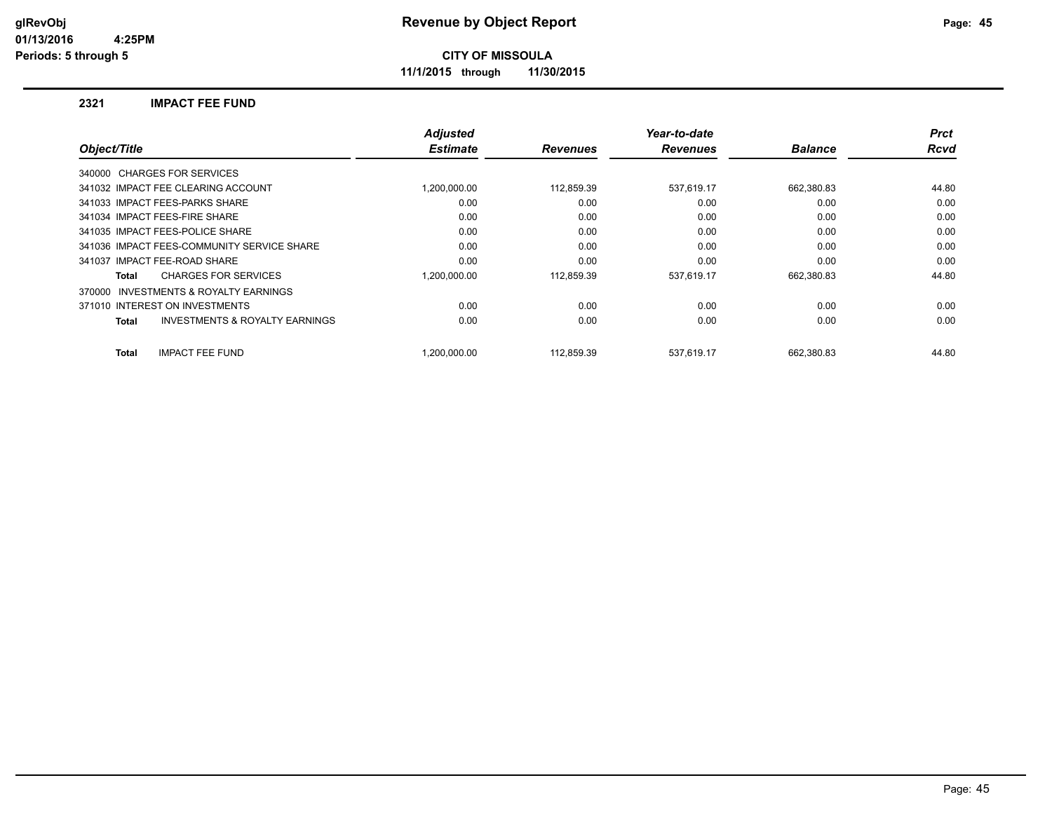# Revenue by Object Report

glRevObj
01/13/2016 4:25PM
Periods: 5 through 5

**CITY OF MISSOULA**

**11/1/2015 through 11/30/2015**

## 2321 IMPACT FEE FUND

| Object/Title | Adjusted Estimate | Revenues | Year-to-date Revenues | Balance | Prct Rcvd |
|---|---|---|---|---|---|
| 340000 CHARGES FOR SERVICES | | | | | |
| 341032 IMPACT FEE CLEARING ACCOUNT | 1,200,000.00 | 112,859.39 | 537,619.17 | 662,380.83 | 44.80 |
| 341033 IMPACT FEES-PARKS SHARE | 0.00 | 0.00 | 0.00 | 0.00 | 0.00 |
| 341034 IMPACT FEES-FIRE SHARE | 0.00 | 0.00 | 0.00 | 0.00 | 0.00 |
| 341035 IMPACT FEES-POLICE SHARE | 0.00 | 0.00 | 0.00 | 0.00 | 0.00 |
| 341036 IMPACT FEES-COMMUNITY SERVICE SHARE | 0.00 | 0.00 | 0.00 | 0.00 | 0.00 |
| 341037 IMPACT FEE-ROAD SHARE | 0.00 | 0.00 | 0.00 | 0.00 | 0.00 |
| **Total** CHARGES FOR SERVICES | 1,200,000.00 | 112,859.39 | 537,619.17 | 662,380.83 | 44.80 |
| 370000 INVESTMENTS & ROYALTY EARNINGS | | | | | |
| 371010 INTEREST ON INVESTMENTS | 0.00 | 0.00 | 0.00 | 0.00 | 0.00 |
| **Total** INVESTMENTS & ROYALTY EARNINGS | 0.00 | 0.00 | 0.00 | 0.00 | 0.00 |
| **Total** IMPACT FEE FUND | 1,200,000.00 | 112,859.39 | 537,619.17 | 662,380.83 | 44.80 |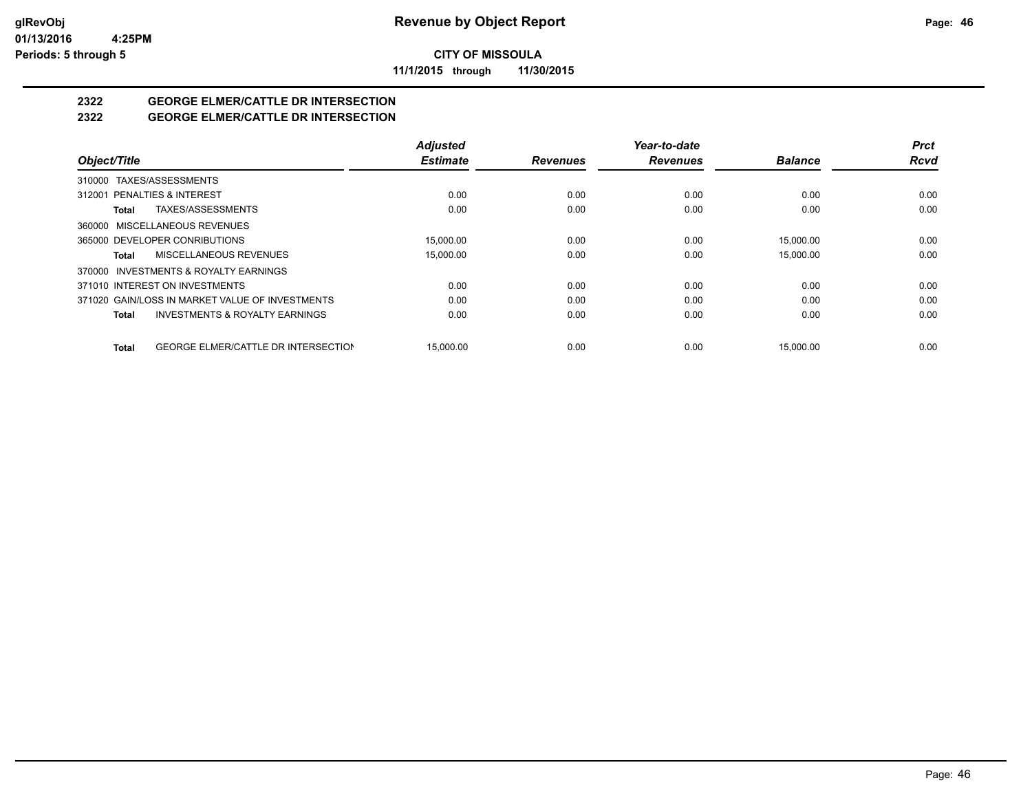# Revenue by Object Report

**CITY OF MISSOULA**

**11/1/2015 through 11/30/2015**

glRevObj
01/13/2016 4:25PM
Periods: 5 through 5

## 2322 GEORGE ELMER/CATTLE DR INTERSECTION
## 2322 GEORGE ELMER/CATTLE DR INTERSECTION

| Object/Title | Adjusted Estimate | Revenues | Year-to-date Revenues | Balance | Prct Rcvd |
|---|---|---|---|---|---|
| 310000 TAXES/ASSESSMENTS | | | | | |
| 312001 PENALTIES & INTEREST | 0.00 | 0.00 | 0.00 | 0.00 | 0.00 |
| **Total** TAXES/ASSESSMENTS | 0.00 | 0.00 | 0.00 | 0.00 | 0.00 |
| 360000 MISCELLANEOUS REVENUES | | | | | |
| 365000 DEVELOPER CONRIBUTIONS | 15,000.00 | 0.00 | 0.00 | 15,000.00 | 0.00 |
| **Total** MISCELLANEOUS REVENUES | 15,000.00 | 0.00 | 0.00 | 15,000.00 | 0.00 |
| 370000 INVESTMENTS & ROYALTY EARNINGS | | | | | |
| 371010 INTEREST ON INVESTMENTS | 0.00 | 0.00 | 0.00 | 0.00 | 0.00 |
| 371020 GAIN/LOSS IN MARKET VALUE OF INVESTMENTS | 0.00 | 0.00 | 0.00 | 0.00 | 0.00 |
| **Total** INVESTMENTS & ROYALTY EARNINGS | 0.00 | 0.00 | 0.00 | 0.00 | 0.00 |
| **Total** GEORGE ELMER/CATTLE DR INTERSECTION | 15,000.00 | 0.00 | 0.00 | 15,000.00 | 0.00 |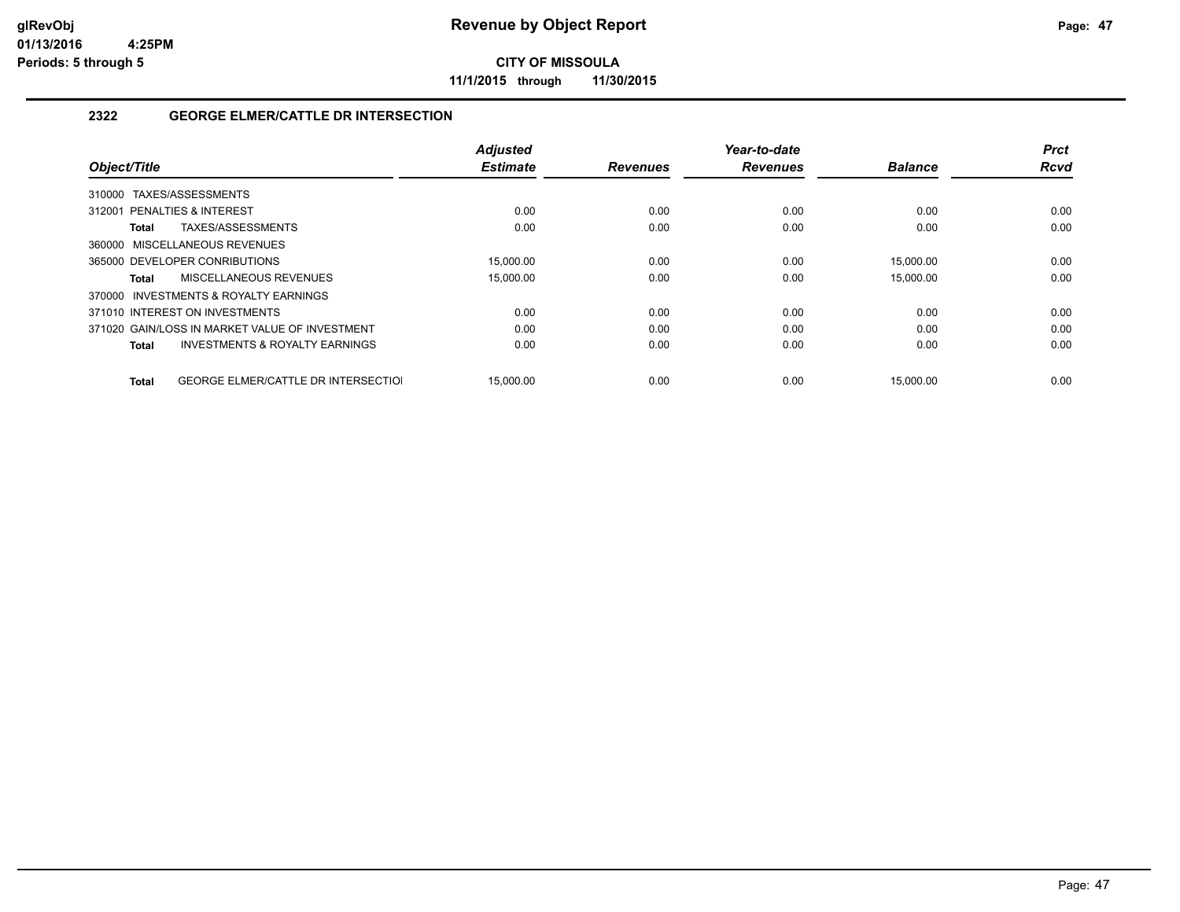# Revenue by Object Report

**CITY OF MISSOULA**

**11/1/2015 through 11/30/2015**

glRevObj
01/13/2016 4:25PM
Periods: 5 through 5

## 2322 GEORGE ELMER/CATTLE DR INTERSECTION

| Object/Title | Adjusted Estimate | Revenues | Year-to-date Revenues | Balance | Prct Rcvd |
|---|---|---|---|---|---|
| 310000 TAXES/ASSESSMENTS | | | | | |
| 312001 PENALTIES & INTEREST | 0.00 | 0.00 | 0.00 | 0.00 | 0.00 |
| **Total** TAXES/ASSESSMENTS | 0.00 | 0.00 | 0.00 | 0.00 | 0.00 |
| 360000 MISCELLANEOUS REVENUES | | | | | |
| 365000 DEVELOPER CONRIBUTIONS | 15,000.00 | 0.00 | 0.00 | 15,000.00 | 0.00 |
| **Total** MISCELLANEOUS REVENUES | 15,000.00 | 0.00 | 0.00 | 15,000.00 | 0.00 |
| 370000 INVESTMENTS & ROYALTY EARNINGS | | | | | |
| 371010 INTEREST ON INVESTMENTS | 0.00 | 0.00 | 0.00 | 0.00 | 0.00 |
| 371020 GAIN/LOSS IN MARKET VALUE OF INVESTMENT | 0.00 | 0.00 | 0.00 | 0.00 | 0.00 |
| **Total** INVESTMENTS & ROYALTY EARNINGS | 0.00 | 0.00 | 0.00 | 0.00 | 0.00 |
| **Total** GEORGE ELMER/CATTLE DR INTERSECTIOI | 15,000.00 | 0.00 | 0.00 | 15,000.00 | 0.00 |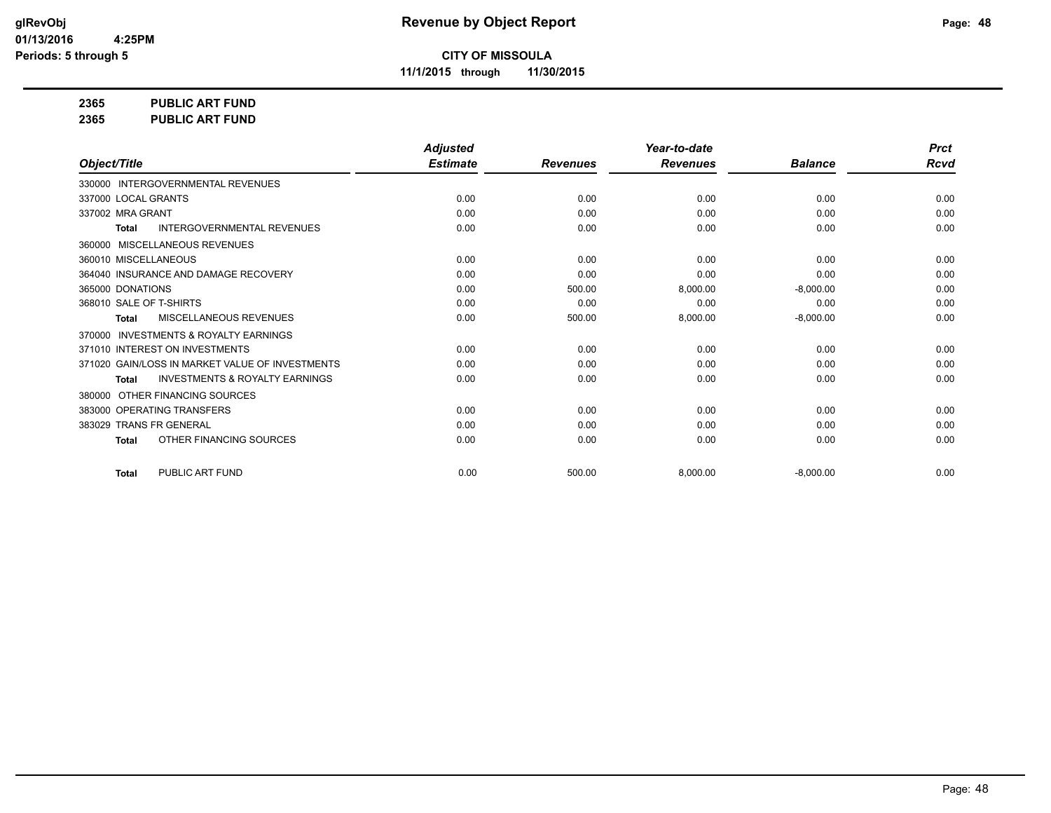**glRevObj**
**01/13/2016 4:25PM**
**Periods: 5 through 5**

# Revenue by Object Report

**CITY OF MISSOULA**
**11/1/2015 through 11/30/2015**

**2365 PUBLIC ART FUND**
**2365 PUBLIC ART FUND**

| Object/Title | Adjusted Estimate | Revenues | Year-to-date Revenues | Balance | Prct Rcvd |
|---|---|---|---|---|---|
| 330000 INTERGOVERNMENTAL REVENUES | | | | | |
| 337000 LOCAL GRANTS | 0.00 | 0.00 | 0.00 | 0.00 | 0.00 |
| 337002 MRA GRANT | 0.00 | 0.00 | 0.00 | 0.00 | 0.00 |
| **Total** INTERGOVERNMENTAL REVENUES | 0.00 | 0.00 | 0.00 | 0.00 | 0.00 |
| 360000 MISCELLANEOUS REVENUES | | | | | |
| 360010 MISCELLANEOUS | 0.00 | 0.00 | 0.00 | 0.00 | 0.00 |
| 364040 INSURANCE AND DAMAGE RECOVERY | 0.00 | 0.00 | 0.00 | 0.00 | 0.00 |
| 365000 DONATIONS | 0.00 | 500.00 | 8,000.00 | -8,000.00 | 0.00 |
| 368010 SALE OF T-SHIRTS | 0.00 | 0.00 | 0.00 | 0.00 | 0.00 |
| **Total** MISCELLANEOUS REVENUES | 0.00 | 500.00 | 8,000.00 | -8,000.00 | 0.00 |
| 370000 INVESTMENTS & ROYALTY EARNINGS | | | | | |
| 371010 INTEREST ON INVESTMENTS | 0.00 | 0.00 | 0.00 | 0.00 | 0.00 |
| 371020 GAIN/LOSS IN MARKET VALUE OF INVESTMENTS | 0.00 | 0.00 | 0.00 | 0.00 | 0.00 |
| **Total** INVESTMENTS & ROYALTY EARNINGS | 0.00 | 0.00 | 0.00 | 0.00 | 0.00 |
| 380000 OTHER FINANCING SOURCES | | | | | |
| 383000 OPERATING TRANSFERS | 0.00 | 0.00 | 0.00 | 0.00 | 0.00 |
| 383029 TRANS FR GENERAL | 0.00 | 0.00 | 0.00 | 0.00 | 0.00 |
| **Total** OTHER FINANCING SOURCES | 0.00 | 0.00 | 0.00 | 0.00 | 0.00 |
| **Total** PUBLIC ART FUND | 0.00 | 500.00 | 8,000.00 | -8,000.00 | 0.00 |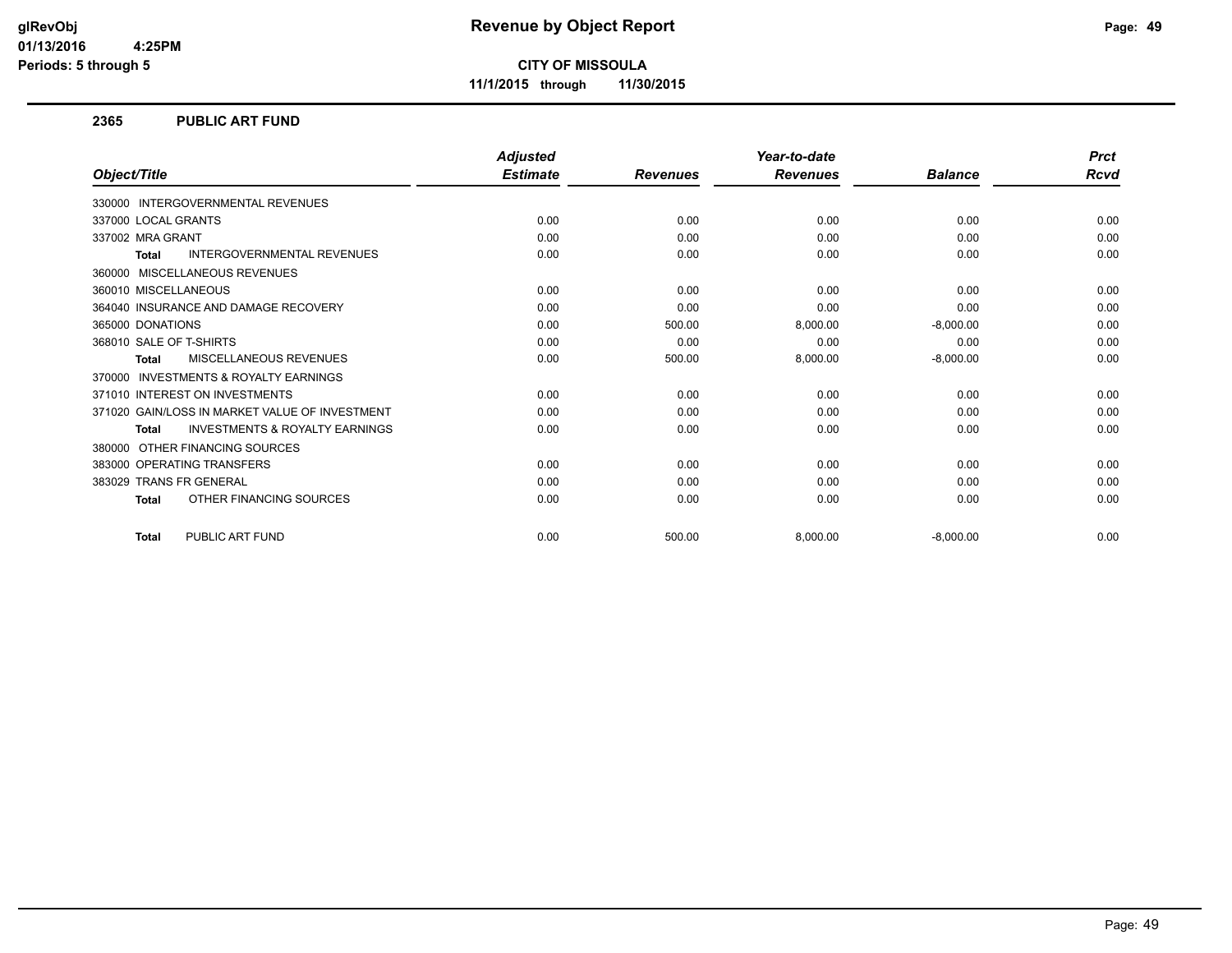**CITY OF MISSOULA**

**11/1/2015 through 11/30/2015**

## 2365 PUBLIC ART FUND

| Object/Title | Adjusted Estimate | Revenues | Year-to-date Revenues | Balance | Prct Rcvd |
|---|---|---|---|---|---|
| 330000 INTERGOVERNMENTAL REVENUES | | | | | |
| 337000 LOCAL GRANTS | 0.00 | 0.00 | 0.00 | 0.00 | 0.00 |
| 337002 MRA GRANT | 0.00 | 0.00 | 0.00 | 0.00 | 0.00 |
| **Total** INTERGOVERNMENTAL REVENUES | 0.00 | 0.00 | 0.00 | 0.00 | 0.00 |
| 360000 MISCELLANEOUS REVENUES | | | | | |
| 360010 MISCELLANEOUS | 0.00 | 0.00 | 0.00 | 0.00 | 0.00 |
| 364040 INSURANCE AND DAMAGE RECOVERY | 0.00 | 0.00 | 0.00 | 0.00 | 0.00 |
| 365000 DONATIONS | 0.00 | 500.00 | 8,000.00 | -8,000.00 | 0.00 |
| 368010 SALE OF T-SHIRTS | 0.00 | 0.00 | 0.00 | 0.00 | 0.00 |
| **Total** MISCELLANEOUS REVENUES | 0.00 | 500.00 | 8,000.00 | -8,000.00 | 0.00 |
| 370000 INVESTMENTS & ROYALTY EARNINGS | | | | | |
| 371010 INTEREST ON INVESTMENTS | 0.00 | 0.00 | 0.00 | 0.00 | 0.00 |
| 371020 GAIN/LOSS IN MARKET VALUE OF INVESTMENT | 0.00 | 0.00 | 0.00 | 0.00 | 0.00 |
| **Total** INVESTMENTS & ROYALTY EARNINGS | 0.00 | 0.00 | 0.00 | 0.00 | 0.00 |
| 380000 OTHER FINANCING SOURCES | | | | | |
| 383000 OPERATING TRANSFERS | 0.00 | 0.00 | 0.00 | 0.00 | 0.00 |
| 383029 TRANS FR GENERAL | 0.00 | 0.00 | 0.00 | 0.00 | 0.00 |
| **Total** OTHER FINANCING SOURCES | 0.00 | 0.00 | 0.00 | 0.00 | 0.00 |
| **Total** PUBLIC ART FUND | 0.00 | 500.00 | 8,000.00 | -8,000.00 | 0.00 |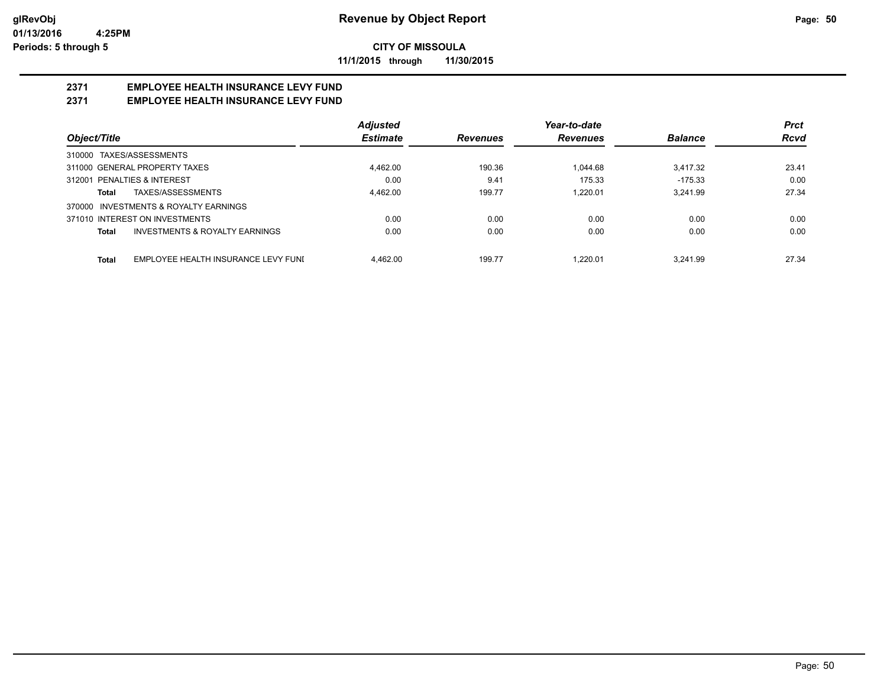**CITY OF MISSOULA**

**11/1/2015 through 11/30/2015**

## 2371 EMPLOYEE HEALTH INSURANCE LEVY FUND
## 2371 EMPLOYEE HEALTH INSURANCE LEVY FUND

| Object/Title | Adjusted Estimate | Revenues | Year-to-date Revenues | Balance | Prct Rcvd |
|---|---|---|---|---|---|
| 310000 TAXES/ASSESSMENTS | | | | | |
| 311000 GENERAL PROPERTY TAXES | 4,462.00 | 190.36 | 1,044.68 | 3,417.32 | 23.41 |
| 312001 PENALTIES & INTEREST | 0.00 | 9.41 | 175.33 | -175.33 | 0.00 |
| **Total** TAXES/ASSESSMENTS | 4,462.00 | 199.77 | 1,220.01 | 3,241.99 | 27.34 |
| 370000 INVESTMENTS & ROYALTY EARNINGS | | | | | |
| 371010 INTEREST ON INVESTMENTS | 0.00 | 0.00 | 0.00 | 0.00 | 0.00 |
| **Total** INVESTMENTS & ROYALTY EARNINGS | 0.00 | 0.00 | 0.00 | 0.00 | 0.00 |
| **Total** EMPLOYEE HEALTH INSURANCE LEVY FUNI | 4,462.00 | 199.77 | 1,220.01 | 3,241.99 | 27.34 |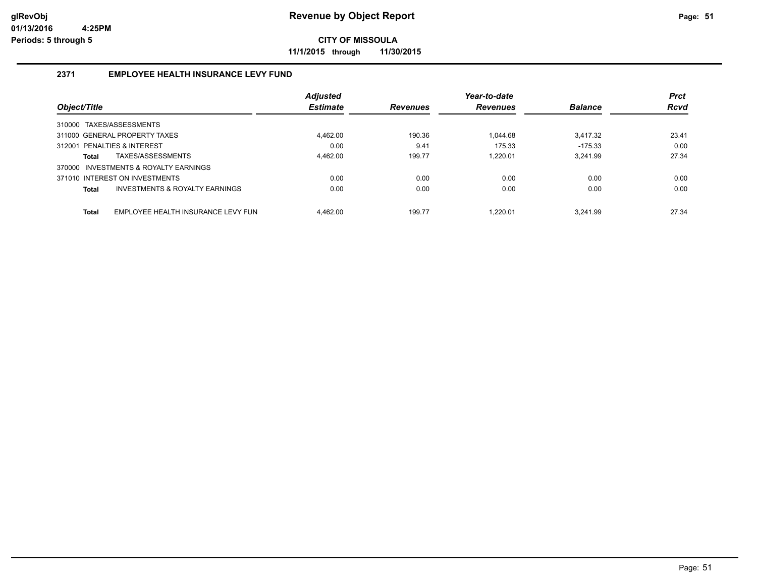# Revenue by Object Report

**CITY OF MISSOULA**

**11/1/2015 through 11/30/2015**

glRevObj
01/13/2016 4:25PM
Periods: 5 through 5

## 2371 EMPLOYEE HEALTH INSURANCE LEVY FUND

| Object/Title | Adjusted Estimate | Revenues | Year-to-date Revenues | Balance | Prct Rcvd |
|---|---|---|---|---|---|
| 310000 TAXES/ASSESSMENTS | | | | | |
| 311000 GENERAL PROPERTY TAXES | 4,462.00 | 190.36 | 1,044.68 | 3,417.32 | 23.41 |
| 312001 PENALTIES & INTEREST | 0.00 | 9.41 | 175.33 | -175.33 | 0.00 |
| **Total** TAXES/ASSESSMENTS | 4,462.00 | 199.77 | 1,220.01 | 3,241.99 | 27.34 |
| 370000 INVESTMENTS & ROYALTY EARNINGS | | | | | |
| 371010 INTEREST ON INVESTMENTS | 0.00 | 0.00 | 0.00 | 0.00 | 0.00 |
| **Total** INVESTMENTS & ROYALTY EARNINGS | 0.00 | 0.00 | 0.00 | 0.00 | 0.00 |
| **Total** EMPLOYEE HEALTH INSURANCE LEVY FUN | 4,462.00 | 199.77 | 1,220.01 | 3,241.99 | 27.34 |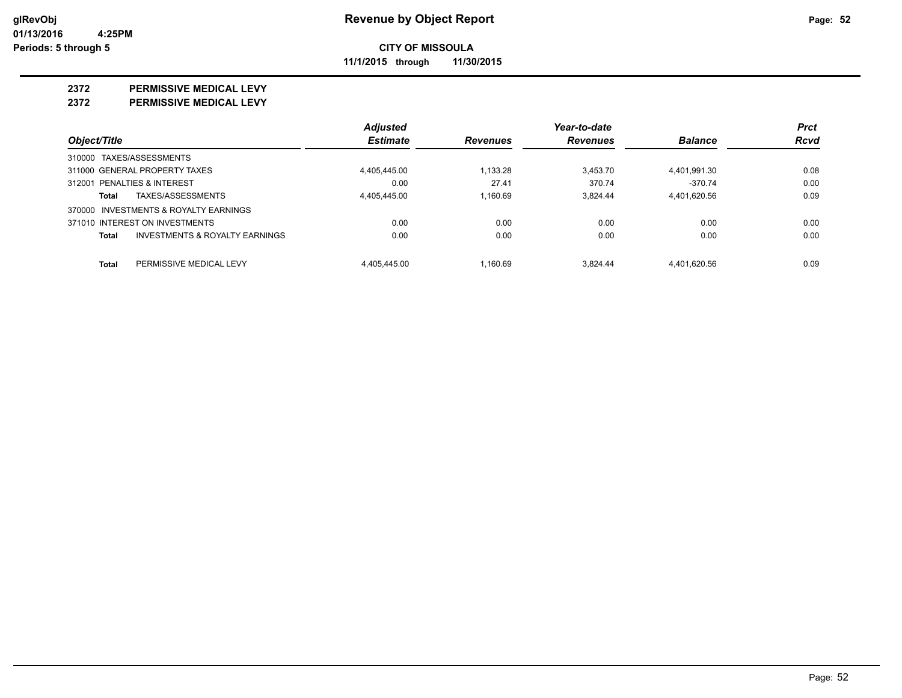**Revenue by Object Report**

**CITY OF MISSOULA**

**11/1/2015 through 11/30/2015**

glRevObj
01/13/2016 4:25PM
Periods: 5 through 5

## 2372 PERMISSIVE MEDICAL LEVY
## 2372 PERMISSIVE MEDICAL LEVY

| Object/Title | Adjusted Estimate | Revenues | Year-to-date Revenues | Balance | Prct Rcvd |
|---|---|---|---|---|---|
| 310000 TAXES/ASSESSMENTS | | | | | |
| 311000 GENERAL PROPERTY TAXES | 4,405,445.00 | 1,133.28 | 3,453.70 | 4,401,991.30 | 0.08 |
| 312001 PENALTIES & INTEREST | 0.00 | 27.41 | 370.74 | -370.74 | 0.00 |
| **Total** TAXES/ASSESSMENTS | 4,405,445.00 | 1,160.69 | 3,824.44 | 4,401,620.56 | 0.09 |
| 370000 INVESTMENTS & ROYALTY EARNINGS | | | | | |
| 371010 INTEREST ON INVESTMENTS | 0.00 | 0.00 | 0.00 | 0.00 | 0.00 |
| **Total** INVESTMENTS & ROYALTY EARNINGS | 0.00 | 0.00 | 0.00 | 0.00 | 0.00 |
| **Total** PERMISSIVE MEDICAL LEVY | 4,405,445.00 | 1,160.69 | 3,824.44 | 4,401,620.56 | 0.09 |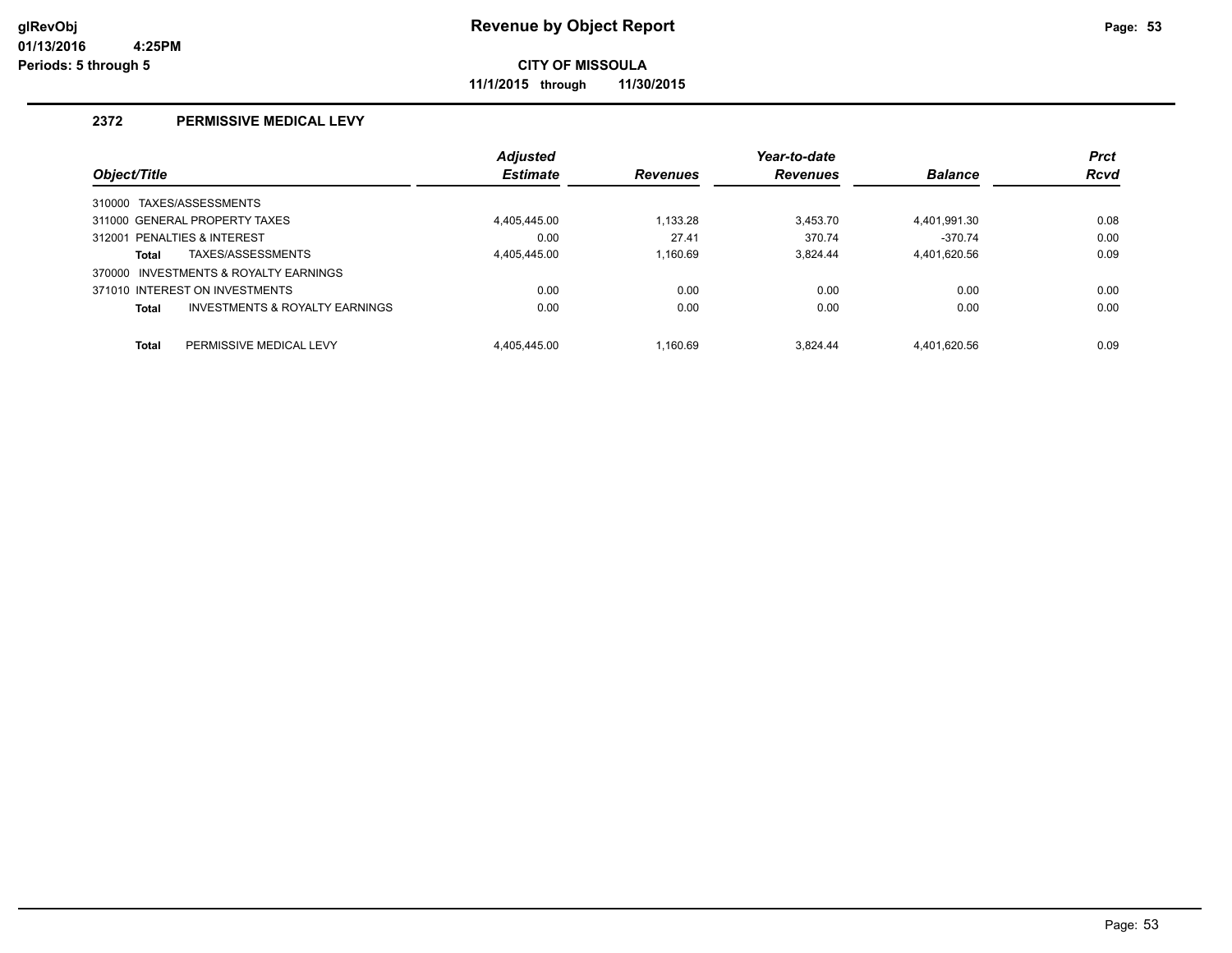# Revenue by Object Report

**CITY OF MISSOULA**

**11/1/2015 through 11/30/2015**

glRevObj
01/13/2016 4:25PM
Periods: 5 through 5

## 2372 PERMISSIVE MEDICAL LEVY

| Object/Title | Adjusted Estimate | Revenues | Year-to-date Revenues | Balance | Prct Rcvd |
|---|---|---|---|---|---|
| 310000 TAXES/ASSESSMENTS | | | | | |
| 311000 GENERAL PROPERTY TAXES | 4,405,445.00 | 1,133.28 | 3,453.70 | 4,401,991.30 | 0.08 |
| 312001 PENALTIES & INTEREST | 0.00 | 27.41 | 370.74 | -370.74 | 0.00 |
| **Total** TAXES/ASSESSMENTS | 4,405,445.00 | 1,160.69 | 3,824.44 | 4,401,620.56 | 0.09 |
| 370000 INVESTMENTS & ROYALTY EARNINGS | | | | | |
| 371010 INTEREST ON INVESTMENTS | 0.00 | 0.00 | 0.00 | 0.00 | 0.00 |
| **Total** INVESTMENTS & ROYALTY EARNINGS | 0.00 | 0.00 | 0.00 | 0.00 | 0.00 |
| **Total** PERMISSIVE MEDICAL LEVY | 4,405,445.00 | 1,160.69 | 3,824.44 | 4,401,620.56 | 0.09 |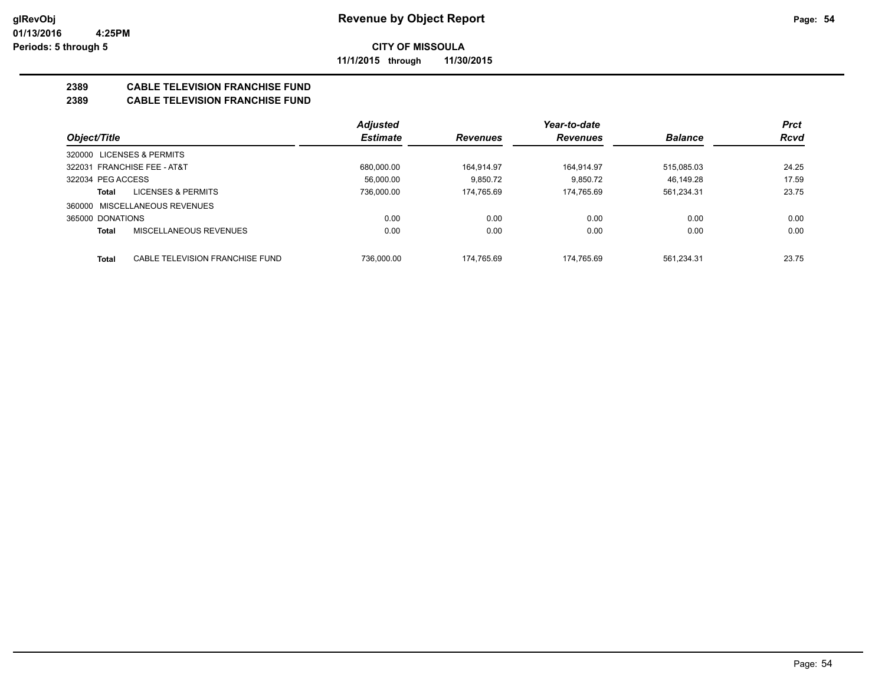**glRevObj**
**01/13/2016 4:25PM**
**Periods: 5 through 5**

# Revenue by Object Report

**CITY OF MISSOULA**

**11/1/2015 through 11/30/2015**

## 2389 CABLE TELEVISION FRANCHISE FUND
## 2389 CABLE TELEVISION FRANCHISE FUND

| Object/Title | Adjusted Estimate | Revenues | Year-to-date Revenues | Balance | Prct Rcvd |
|---|---|---|---|---|---|
| 320000 LICENSES & PERMITS | | | | | |
| 322031 FRANCHISE FEE - AT&T | 680,000.00 | 164,914.97 | 164,914.97 | 515,085.03 | 24.25 |
| 322034 PEG ACCESS | 56,000.00 | 9,850.72 | 9,850.72 | 46,149.28 | 17.59 |
| **Total** LICENSES & PERMITS | 736,000.00 | 174,765.69 | 174,765.69 | 561,234.31 | 23.75 |
| 360000 MISCELLANEOUS REVENUES | | | | | |
| 365000 DONATIONS | 0.00 | 0.00 | 0.00 | 0.00 | 0.00 |
| **Total** MISCELLANEOUS REVENUES | 0.00 | 0.00 | 0.00 | 0.00 | 0.00 |
| **Total** CABLE TELEVISION FRANCHISE FUND | 736,000.00 | 174,765.69 | 174,765.69 | 561,234.31 | 23.75 |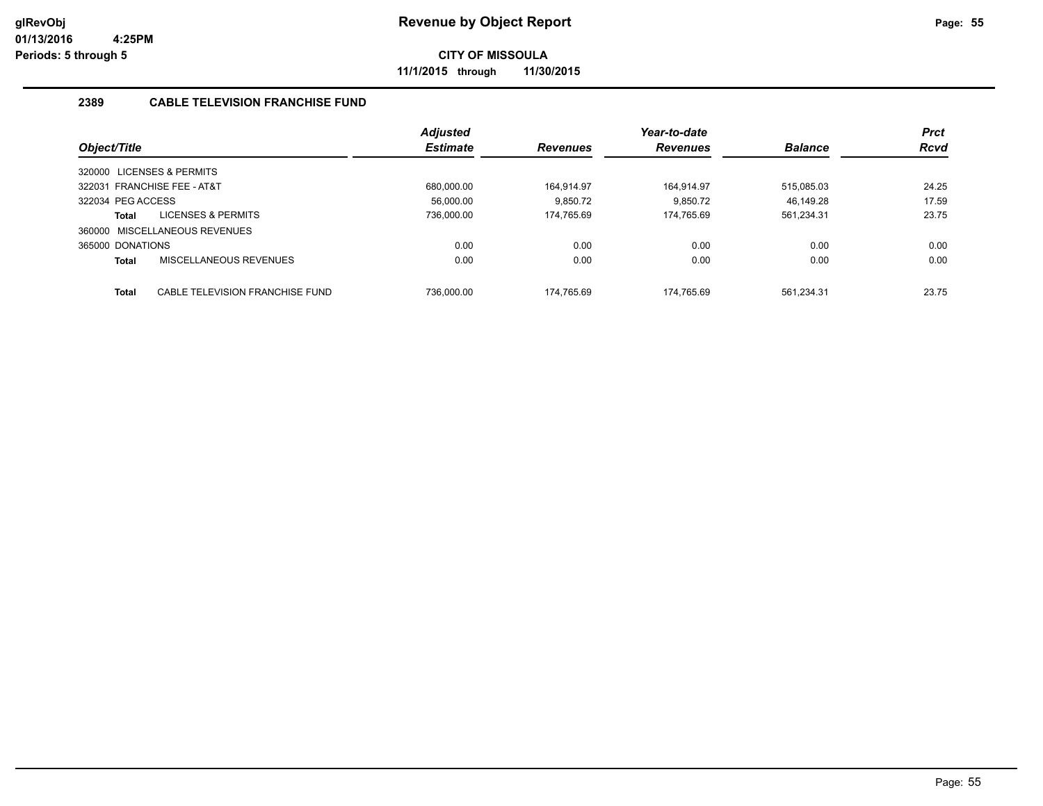# Revenue by Object Report

**CITY OF MISSOULA**

**11/1/2015 through 11/30/2015**

glRevObj
01/13/2016 4:25PM
Periods: 5 through 5

### 2389 CABLE TELEVISION FRANCHISE FUND

| Object/Title | Adjusted Estimate | Revenues | Year-to-date Revenues | Balance | Prct Rcvd |
|---|---|---|---|---|---|
| 320000 LICENSES & PERMITS | | | | | |
| 322031 FRANCHISE FEE - AT&T | 680,000.00 | 164,914.97 | 164,914.97 | 515,085.03 | 24.25 |
| 322034 PEG ACCESS | 56,000.00 | 9,850.72 | 9,850.72 | 46,149.28 | 17.59 |
| **Total** LICENSES & PERMITS | 736,000.00 | 174,765.69 | 174,765.69 | 561,234.31 | 23.75 |
| 360000 MISCELLANEOUS REVENUES | | | | | |
| 365000 DONATIONS | 0.00 | 0.00 | 0.00 | 0.00 | 0.00 |
| **Total** MISCELLANEOUS REVENUES | 0.00 | 0.00 | 0.00 | 0.00 | 0.00 |
| **Total** CABLE TELEVISION FRANCHISE FUND | 736,000.00 | 174,765.69 | 174,765.69 | 561,234.31 | 23.75 |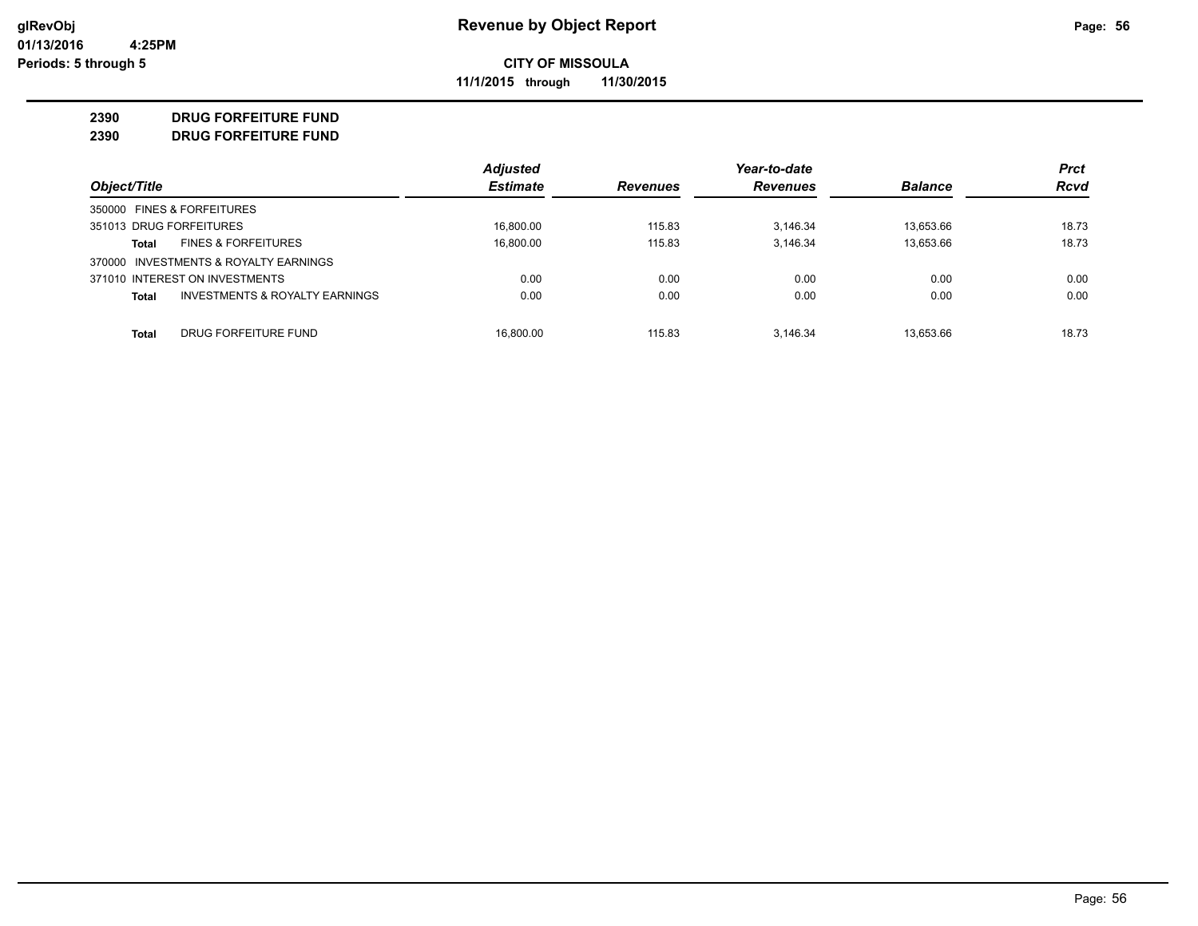**glRevObj**
**01/13/2016 4:25PM**
**Periods: 5 through 5**

# Revenue by Object Report

**CITY OF MISSOULA**

**11/1/2015 through 11/30/2015**

## 2390 DRUG FORFEITURE FUND
## 2390 DRUG FORFEITURE FUND

| Object/Title | Adjusted Estimate | Revenues | Year-to-date Revenues | Balance | Prct Rcvd |
|---|---|---|---|---|---|
| 350000 FINES & FORFEITURES | | | | | |
| 351013 DRUG FORFEITURES | 16,800.00 | 115.83 | 3,146.34 | 13,653.66 | 18.73 |
| **Total** FINES & FORFEITURES | 16,800.00 | 115.83 | 3,146.34 | 13,653.66 | 18.73 |
| 370000 INVESTMENTS & ROYALTY EARNINGS | | | | | |
| 371010 INTEREST ON INVESTMENTS | 0.00 | 0.00 | 0.00 | 0.00 | 0.00 |
| **Total** INVESTMENTS & ROYALTY EARNINGS | 0.00 | 0.00 | 0.00 | 0.00 | 0.00 |
| **Total** DRUG FORFEITURE FUND | 16,800.00 | 115.83 | 3,146.34 | 13,653.66 | 18.73 |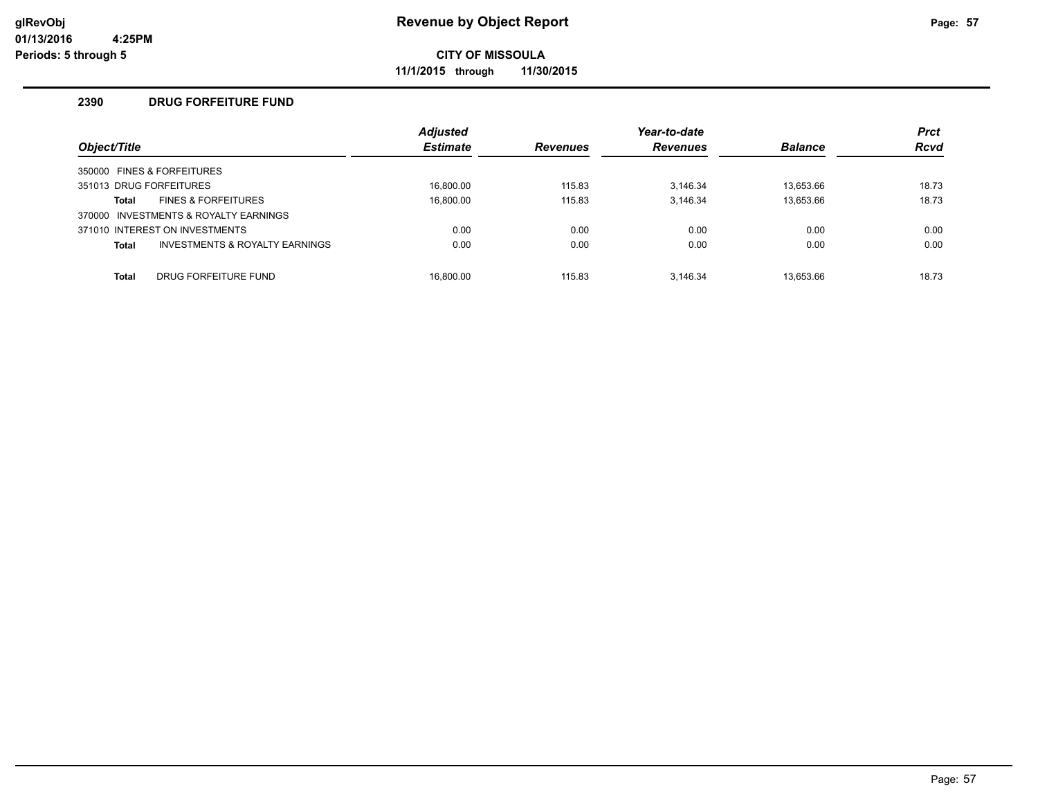# Revenue by Object Report

glRevObj
01/13/2016 4:25PM
Periods: 5 through 5

**CITY OF MISSOULA**

**11/1/2015 through 11/30/2015**

### 2390 DRUG FORFEITURE FUND

| Object/Title | Adjusted Estimate | Revenues | Year-to-date Revenues | Balance | Prct Rcvd |
|---|---|---|---|---|---|
| 350000 FINES & FORFEITURES | | | | | |
| 351013 DRUG FORFEITURES | 16,800.00 | 115.83 | 3,146.34 | 13,653.66 | 18.73 |
| **Total** FINES & FORFEITURES | 16,800.00 | 115.83 | 3,146.34 | 13,653.66 | 18.73 |
| 370000 INVESTMENTS & ROYALTY EARNINGS | | | | | |
| 371010 INTEREST ON INVESTMENTS | 0.00 | 0.00 | 0.00 | 0.00 | 0.00 |
| **Total** INVESTMENTS & ROYALTY EARNINGS | 0.00 | 0.00 | 0.00 | 0.00 | 0.00 |
| **Total** DRUG FORFEITURE FUND | 16,800.00 | 115.83 | 3,146.34 | 13,653.66 | 18.73 |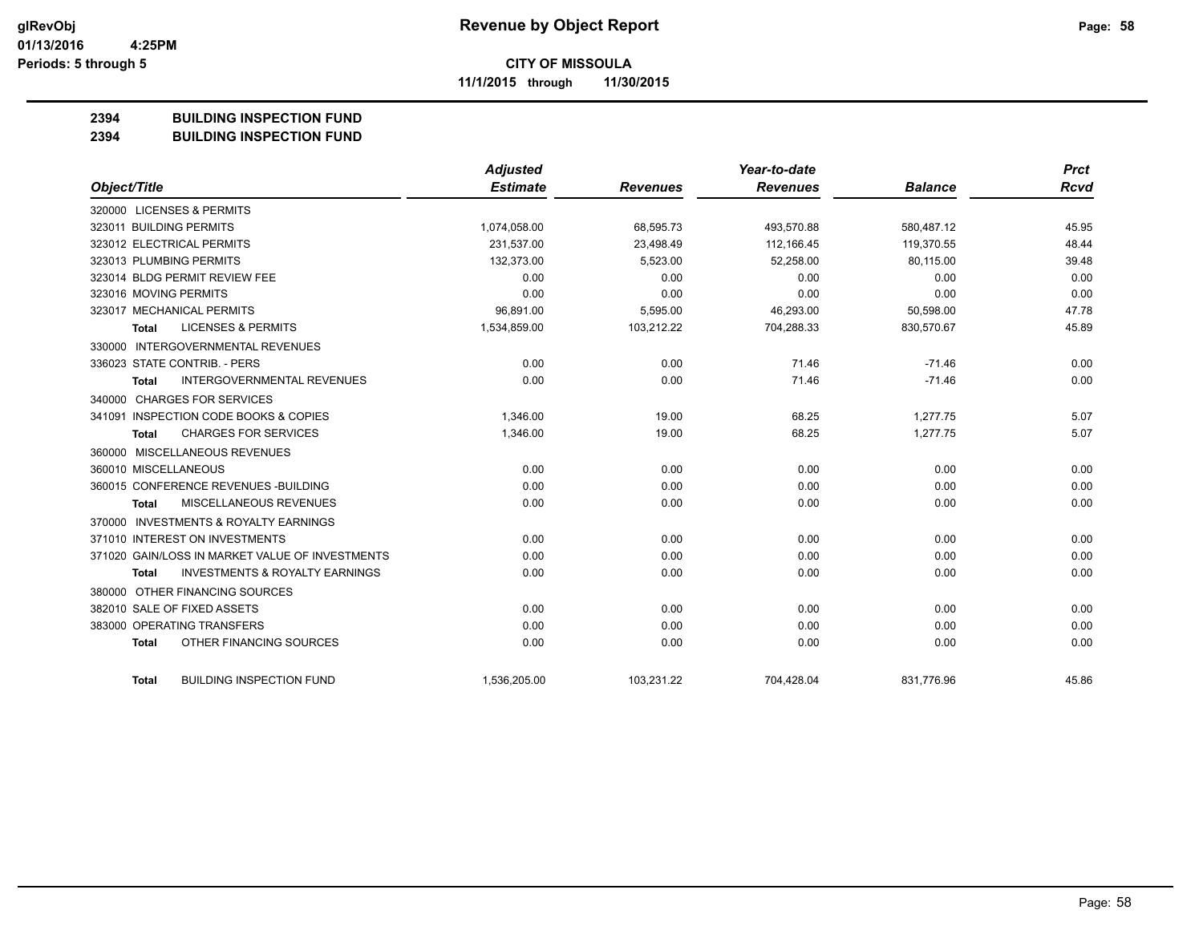**glRevObj**
**01/13/2016 4:25PM**
**Periods: 5 through 5**

# Revenue by Object Report

**CITY OF MISSOULA**
**11/1/2015 through 11/30/2015**

## 2394 BUILDING INSPECTION FUND
## 2394 BUILDING INSPECTION FUND

| Object/Title | Adjusted Estimate | Revenues | Year-to-date Revenues | Balance | Prct Rcvd |
|---|---|---|---|---|---|
| 320000 LICENSES & PERMITS | | | | | |
| 323011 BUILDING PERMITS | 1,074,058.00 | 68,595.73 | 493,570.88 | 580,487.12 | 45.95 |
| 323012 ELECTRICAL PERMITS | 231,537.00 | 23,498.49 | 112,166.45 | 119,370.55 | 48.44 |
| 323013 PLUMBING PERMITS | 132,373.00 | 5,523.00 | 52,258.00 | 80,115.00 | 39.48 |
| 323014 BLDG PERMIT REVIEW FEE | 0.00 | 0.00 | 0.00 | 0.00 | 0.00 |
| 323016 MOVING PERMITS | 0.00 | 0.00 | 0.00 | 0.00 | 0.00 |
| 323017 MECHANICAL PERMITS | 96,891.00 | 5,595.00 | 46,293.00 | 50,598.00 | 47.78 |
| **Total** LICENSES & PERMITS | 1,534,859.00 | 103,212.22 | 704,288.33 | 830,570.67 | 45.89 |
| 330000 INTERGOVERNMENTAL REVENUES | | | | | |
| 336023 STATE CONTRIB. - PERS | 0.00 | 0.00 | 71.46 | -71.46 | 0.00 |
| **Total** INTERGOVERNMENTAL REVENUES | 0.00 | 0.00 | 71.46 | -71.46 | 0.00 |
| 340000 CHARGES FOR SERVICES | | | | | |
| 341091 INSPECTION CODE BOOKS & COPIES | 1,346.00 | 19.00 | 68.25 | 1,277.75 | 5.07 |
| **Total** CHARGES FOR SERVICES | 1,346.00 | 19.00 | 68.25 | 1,277.75 | 5.07 |
| 360000 MISCELLANEOUS REVENUES | | | | | |
| 360010 MISCELLANEOUS | 0.00 | 0.00 | 0.00 | 0.00 | 0.00 |
| 360015 CONFERENCE REVENUES -BUILDING | 0.00 | 0.00 | 0.00 | 0.00 | 0.00 |
| **Total** MISCELLANEOUS REVENUES | 0.00 | 0.00 | 0.00 | 0.00 | 0.00 |
| 370000 INVESTMENTS & ROYALTY EARNINGS | | | | | |
| 371010 INTEREST ON INVESTMENTS | 0.00 | 0.00 | 0.00 | 0.00 | 0.00 |
| 371020 GAIN/LOSS IN MARKET VALUE OF INVESTMENTS | 0.00 | 0.00 | 0.00 | 0.00 | 0.00 |
| **Total** INVESTMENTS & ROYALTY EARNINGS | 0.00 | 0.00 | 0.00 | 0.00 | 0.00 |
| 380000 OTHER FINANCING SOURCES | | | | | |
| 382010 SALE OF FIXED ASSETS | 0.00 | 0.00 | 0.00 | 0.00 | 0.00 |
| 383000 OPERATING TRANSFERS | 0.00 | 0.00 | 0.00 | 0.00 | 0.00 |
| **Total** OTHER FINANCING SOURCES | 0.00 | 0.00 | 0.00 | 0.00 | 0.00 |
| **Total** BUILDING INSPECTION FUND | 1,536,205.00 | 103,231.22 | 704,428.04 | 831,776.96 | 45.86 |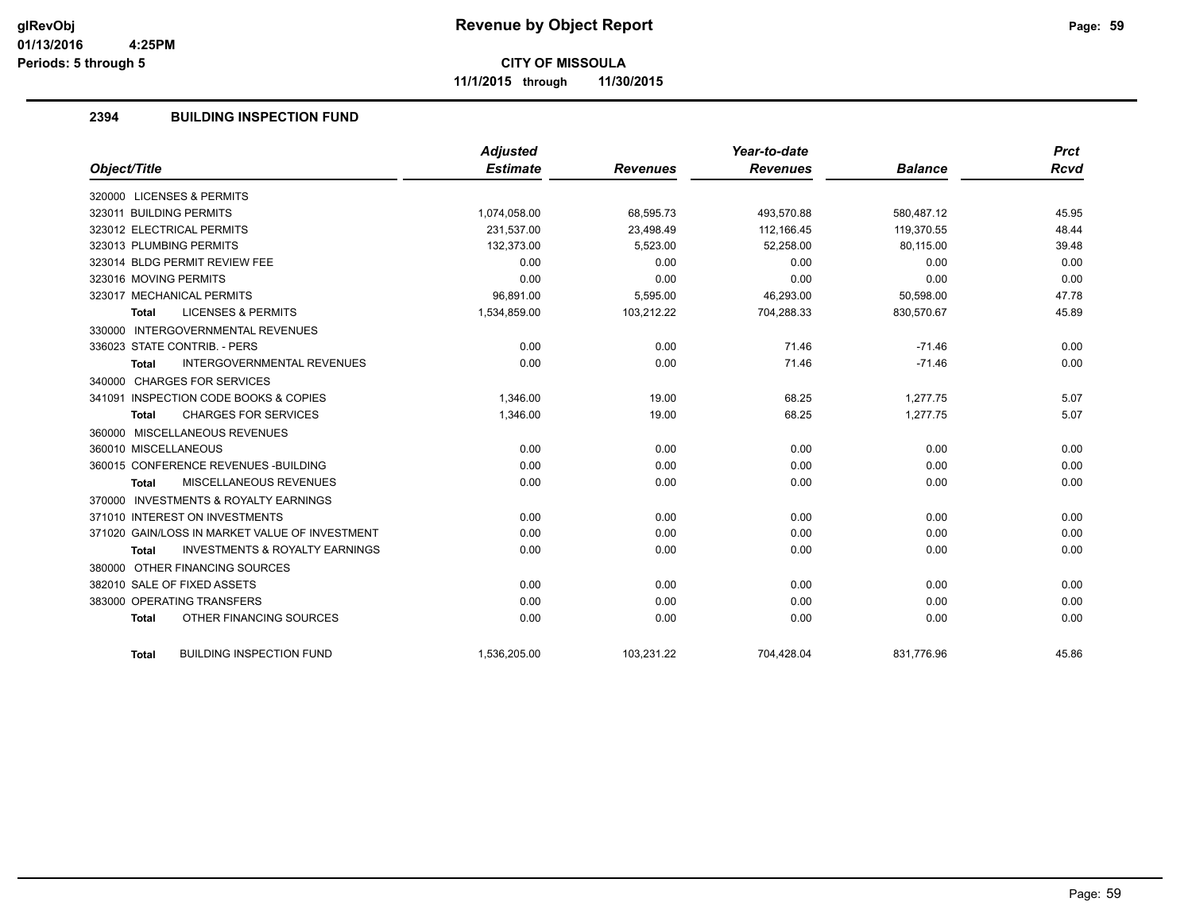# Revenue by Object Report

**CITY OF MISSOULA**

**11/1/2015 through 11/30/2015**

glRevObj
01/13/2016 4:25PM
Periods: 5 through 5

## 2394 BUILDING INSPECTION FUND

| Object/Title | Adjusted Estimate | Revenues | Year-to-date Revenues | Balance | Prct Rcvd |
|---|---|---|---|---|---|
| 320000 LICENSES & PERMITS | | | | | |
| 323011 BUILDING PERMITS | 1,074,058.00 | 68,595.73 | 493,570.88 | 580,487.12 | 45.95 |
| 323012 ELECTRICAL PERMITS | 231,537.00 | 23,498.49 | 112,166.45 | 119,370.55 | 48.44 |
| 323013 PLUMBING PERMITS | 132,373.00 | 5,523.00 | 52,258.00 | 80,115.00 | 39.48 |
| 323014 BLDG PERMIT REVIEW FEE | 0.00 | 0.00 | 0.00 | 0.00 | 0.00 |
| 323016 MOVING PERMITS | 0.00 | 0.00 | 0.00 | 0.00 | 0.00 |
| 323017 MECHANICAL PERMITS | 96,891.00 | 5,595.00 | 46,293.00 | 50,598.00 | 47.78 |
| **Total** LICENSES & PERMITS | 1,534,859.00 | 103,212.22 | 704,288.33 | 830,570.67 | 45.89 |
| 330000 INTERGOVERNMENTAL REVENUES | | | | | |
| 336023 STATE CONTRIB. - PERS | 0.00 | 0.00 | 71.46 | -71.46 | 0.00 |
| **Total** INTERGOVERNMENTAL REVENUES | 0.00 | 0.00 | 71.46 | -71.46 | 0.00 |
| 340000 CHARGES FOR SERVICES | | | | | |
| 341091 INSPECTION CODE BOOKS & COPIES | 1,346.00 | 19.00 | 68.25 | 1,277.75 | 5.07 |
| **Total** CHARGES FOR SERVICES | 1,346.00 | 19.00 | 68.25 | 1,277.75 | 5.07 |
| 360000 MISCELLANEOUS REVENUES | | | | | |
| 360010 MISCELLANEOUS | 0.00 | 0.00 | 0.00 | 0.00 | 0.00 |
| 360015 CONFERENCE REVENUES -BUILDING | 0.00 | 0.00 | 0.00 | 0.00 | 0.00 |
| **Total** MISCELLANEOUS REVENUES | 0.00 | 0.00 | 0.00 | 0.00 | 0.00 |
| 370000 INVESTMENTS & ROYALTY EARNINGS | | | | | |
| 371010 INTEREST ON INVESTMENTS | 0.00 | 0.00 | 0.00 | 0.00 | 0.00 |
| 371020 GAIN/LOSS IN MARKET VALUE OF INVESTMENT | 0.00 | 0.00 | 0.00 | 0.00 | 0.00 |
| **Total** INVESTMENTS & ROYALTY EARNINGS | 0.00 | 0.00 | 0.00 | 0.00 | 0.00 |
| 380000 OTHER FINANCING SOURCES | | | | | |
| 382010 SALE OF FIXED ASSETS | 0.00 | 0.00 | 0.00 | 0.00 | 0.00 |
| 383000 OPERATING TRANSFERS | 0.00 | 0.00 | 0.00 | 0.00 | 0.00 |
| **Total** OTHER FINANCING SOURCES | 0.00 | 0.00 | 0.00 | 0.00 | 0.00 |
| **Total** BUILDING INSPECTION FUND | 1,536,205.00 | 103,231.22 | 704,428.04 | 831,776.96 | 45.86 |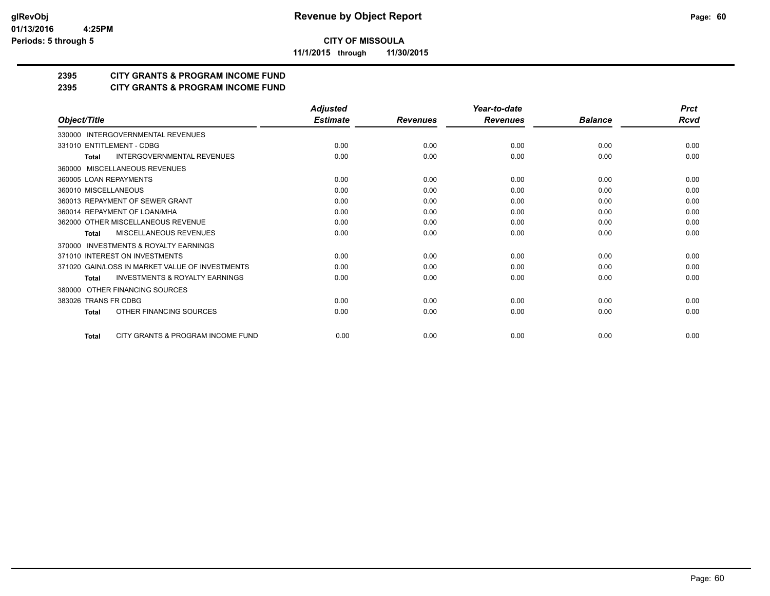**glRevObj**
**01/13/2016 4:25PM**
**Periods: 5 through 5**

# Revenue by Object Report

**CITY OF MISSOULA**

**11/1/2015 through 11/30/2015**

## 2395 CITY GRANTS & PROGRAM INCOME FUND
## 2395 CITY GRANTS & PROGRAM INCOME FUND

| Object/Title | Adjusted Estimate | Revenues | Year-to-date Revenues | Balance | Prct Rcvd |
|---|---|---|---|---|---|
| 330000 INTERGOVERNMENTAL REVENUES | | | | | |
| 331010 ENTITLEMENT - CDBG | 0.00 | 0.00 | 0.00 | 0.00 | 0.00 |
| **Total** INTERGOVERNMENTAL REVENUES | 0.00 | 0.00 | 0.00 | 0.00 | 0.00 |
| 360000 MISCELLANEOUS REVENUES | | | | | |
| 360005 LOAN REPAYMENTS | 0.00 | 0.00 | 0.00 | 0.00 | 0.00 |
| 360010 MISCELLANEOUS | 0.00 | 0.00 | 0.00 | 0.00 | 0.00 |
| 360013 REPAYMENT OF SEWER GRANT | 0.00 | 0.00 | 0.00 | 0.00 | 0.00 |
| 360014 REPAYMENT OF LOAN/MHA | 0.00 | 0.00 | 0.00 | 0.00 | 0.00 |
| 362000 OTHER MISCELLANEOUS REVENUE | 0.00 | 0.00 | 0.00 | 0.00 | 0.00 |
| **Total** MISCELLANEOUS REVENUES | 0.00 | 0.00 | 0.00 | 0.00 | 0.00 |
| 370000 INVESTMENTS & ROYALTY EARNINGS | | | | | |
| 371010 INTEREST ON INVESTMENTS | 0.00 | 0.00 | 0.00 | 0.00 | 0.00 |
| 371020 GAIN/LOSS IN MARKET VALUE OF INVESTMENTS | 0.00 | 0.00 | 0.00 | 0.00 | 0.00 |
| **Total** INVESTMENTS & ROYALTY EARNINGS | 0.00 | 0.00 | 0.00 | 0.00 | 0.00 |
| 380000 OTHER FINANCING SOURCES | | | | | |
| 383026 TRANS FR CDBG | 0.00 | 0.00 | 0.00 | 0.00 | 0.00 |
| **Total** OTHER FINANCING SOURCES | 0.00 | 0.00 | 0.00 | 0.00 | 0.00 |
| **Total** CITY GRANTS & PROGRAM INCOME FUND | 0.00 | 0.00 | 0.00 | 0.00 | 0.00 |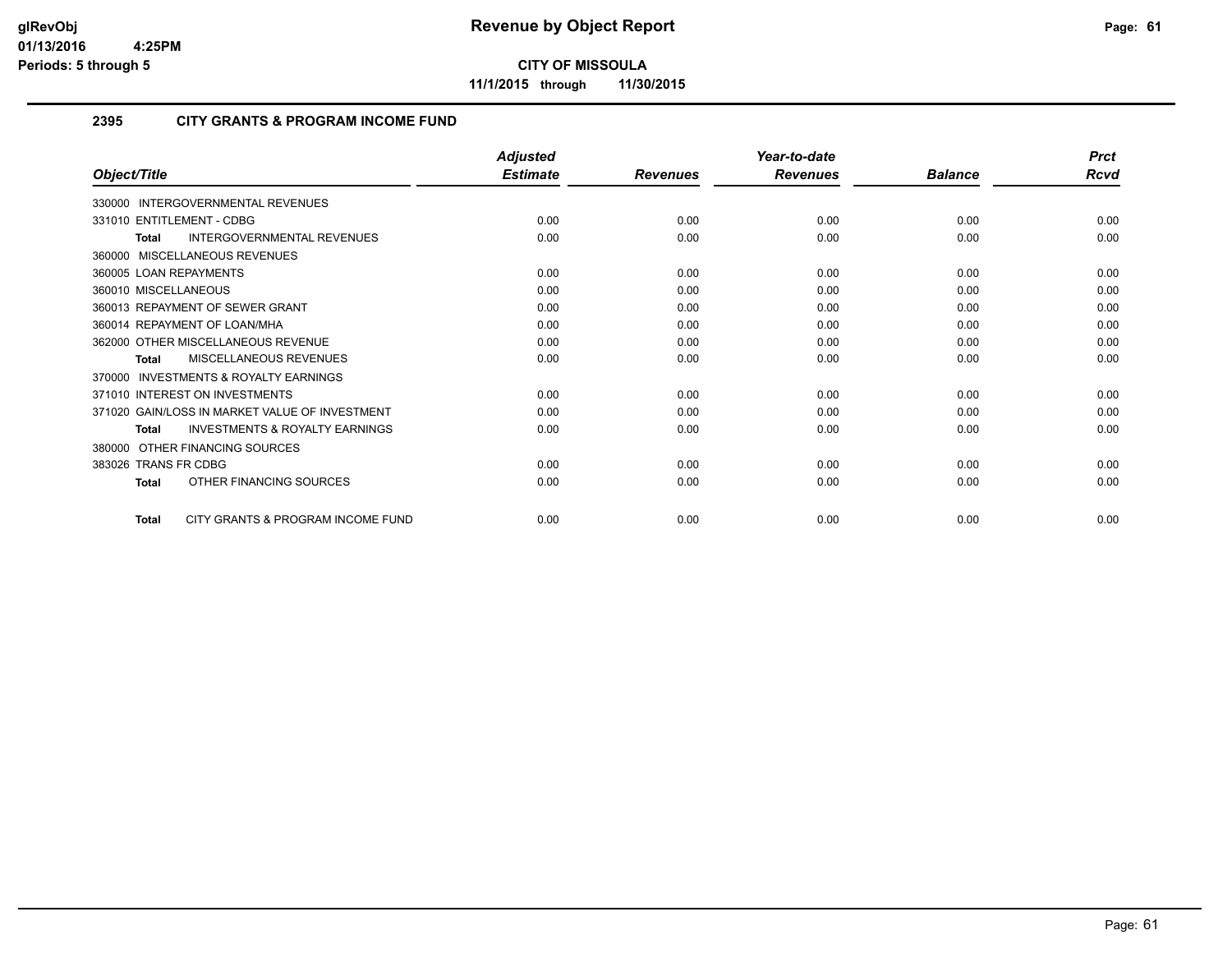**CITY OF MISSOULA**

**11/1/2015 through 11/30/2015**

## 2395 CITY GRANTS & PROGRAM INCOME FUND

| Object/Title | Adjusted Estimate | Revenues | Year-to-date Revenues | Balance | Prct Rcvd |
|---|---|---|---|---|---|
| 330000 INTERGOVERNMENTAL REVENUES | | | | | |
| 331010 ENTITLEMENT - CDBG | 0.00 | 0.00 | 0.00 | 0.00 | 0.00 |
| **Total** INTERGOVERNMENTAL REVENUES | 0.00 | 0.00 | 0.00 | 0.00 | 0.00 |
| 360000 MISCELLANEOUS REVENUES | | | | | |
| 360005 LOAN REPAYMENTS | 0.00 | 0.00 | 0.00 | 0.00 | 0.00 |
| 360010 MISCELLANEOUS | 0.00 | 0.00 | 0.00 | 0.00 | 0.00 |
| 360013 REPAYMENT OF SEWER GRANT | 0.00 | 0.00 | 0.00 | 0.00 | 0.00 |
| 360014 REPAYMENT OF LOAN/MHA | 0.00 | 0.00 | 0.00 | 0.00 | 0.00 |
| 362000 OTHER MISCELLANEOUS REVENUE | 0.00 | 0.00 | 0.00 | 0.00 | 0.00 |
| **Total** MISCELLANEOUS REVENUES | 0.00 | 0.00 | 0.00 | 0.00 | 0.00 |
| 370000 INVESTMENTS & ROYALTY EARNINGS | | | | | |
| 371010 INTEREST ON INVESTMENTS | 0.00 | 0.00 | 0.00 | 0.00 | 0.00 |
| 371020 GAIN/LOSS IN MARKET VALUE OF INVESTMENT | 0.00 | 0.00 | 0.00 | 0.00 | 0.00 |
| **Total** INVESTMENTS & ROYALTY EARNINGS | 0.00 | 0.00 | 0.00 | 0.00 | 0.00 |
| 380000 OTHER FINANCING SOURCES | | | | | |
| 383026 TRANS FR CDBG | 0.00 | 0.00 | 0.00 | 0.00 | 0.00 |
| **Total** OTHER FINANCING SOURCES | 0.00 | 0.00 | 0.00 | 0.00 | 0.00 |
| **Total** CITY GRANTS & PROGRAM INCOME FUND | 0.00 | 0.00 | 0.00 | 0.00 | 0.00 |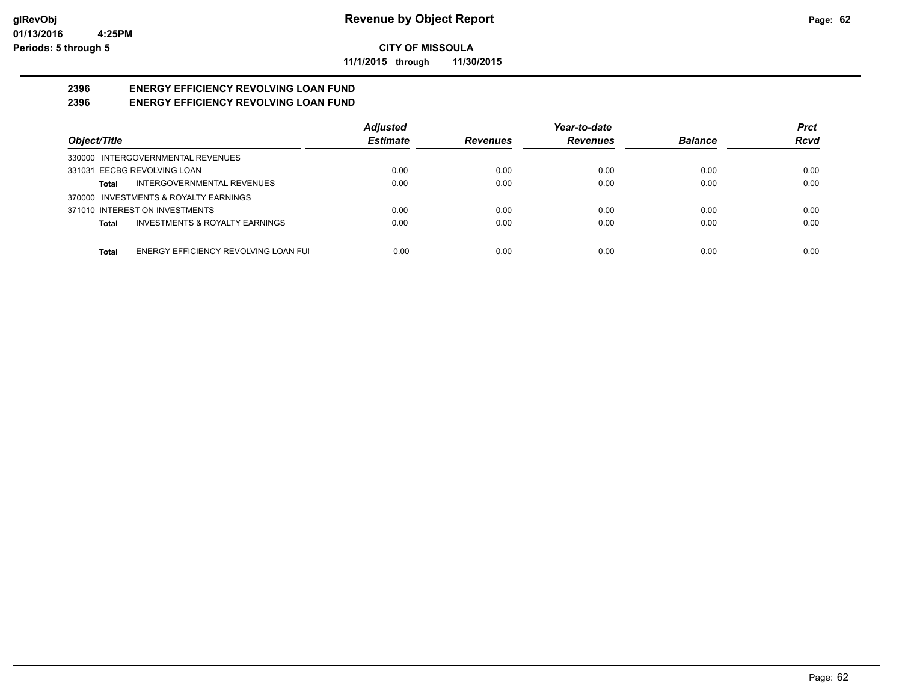# Revenue by Object Report

**CITY OF MISSOULA**

**11/1/2015 through 11/30/2015**

glRevObj
01/13/2016 4:25PM
Periods: 5 through 5

## 2396 ENERGY EFFICIENCY REVOLVING LOAN FUND
## 2396 ENERGY EFFICIENCY REVOLVING LOAN FUND

| Object/Title | Adjusted Estimate | Revenues | Year-to-date Revenues | Balance | Prct Rcvd |
|---|---|---|---|---|---|
| 330000 INTERGOVERNMENTAL REVENUES | | | | | |
| 331031 EECBG REVOLVING LOAN | 0.00 | 0.00 | 0.00 | 0.00 | 0.00 |
| **Total** INTERGOVERNMENTAL REVENUES | 0.00 | 0.00 | 0.00 | 0.00 | 0.00 |
| 370000 INVESTMENTS & ROYALTY EARNINGS | | | | | |
| 371010 INTEREST ON INVESTMENTS | 0.00 | 0.00 | 0.00 | 0.00 | 0.00 |
| **Total** INVESTMENTS & ROYALTY EARNINGS | 0.00 | 0.00 | 0.00 | 0.00 | 0.00 |
| **Total** ENERGY EFFICIENCY REVOLVING LOAN FUI | 0.00 | 0.00 | 0.00 | 0.00 | 0.00 |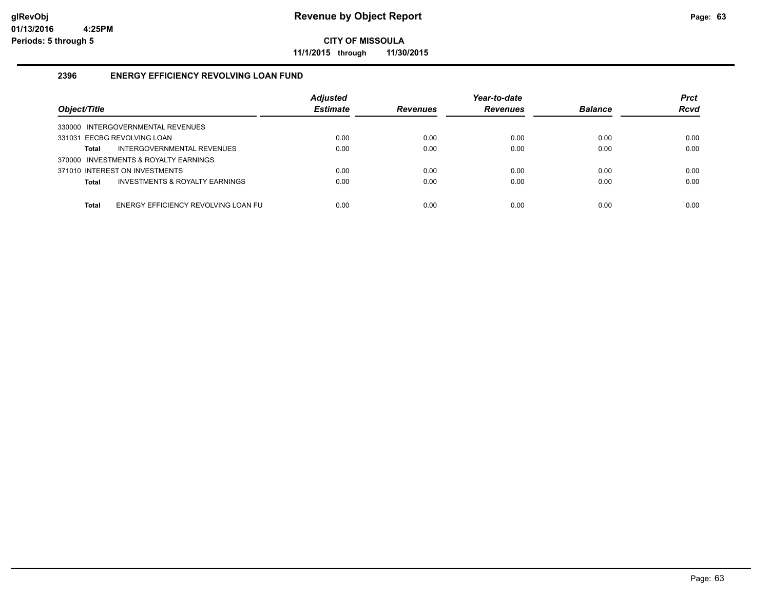**glRevObj**
**01/13/2016 4:25PM**
**Periods: 5 through 5**

# Revenue by Object Report

**CITY OF MISSOULA**

**11/1/2015 through 11/30/2015**

## 2396 ENERGY EFFICIENCY REVOLVING LOAN FUND

| Object/Title | | Adjusted Estimate | Revenues | Year-to-date Revenues | Balance | Prct Rcvd |
|---|---|---|---|---|---|---|
| 330000 INTERGOVERNMENTAL REVENUES | | | | | | |
| 331031 EECBG REVOLVING LOAN | | 0.00 | 0.00 | 0.00 | 0.00 | 0.00 |
| **Total** | INTERGOVERNMENTAL REVENUES | 0.00 | 0.00 | 0.00 | 0.00 | 0.00 |
| 370000 INVESTMENTS & ROYALTY EARNINGS | | | | | | |
| 371010 INTEREST ON INVESTMENTS | | 0.00 | 0.00 | 0.00 | 0.00 | 0.00 |
| **Total** | INVESTMENTS & ROYALTY EARNINGS | 0.00 | 0.00 | 0.00 | 0.00 | 0.00 |
| **Total** | ENERGY EFFICIENCY REVOLVING LOAN FU | 0.00 | 0.00 | 0.00 | 0.00 | 0.00 |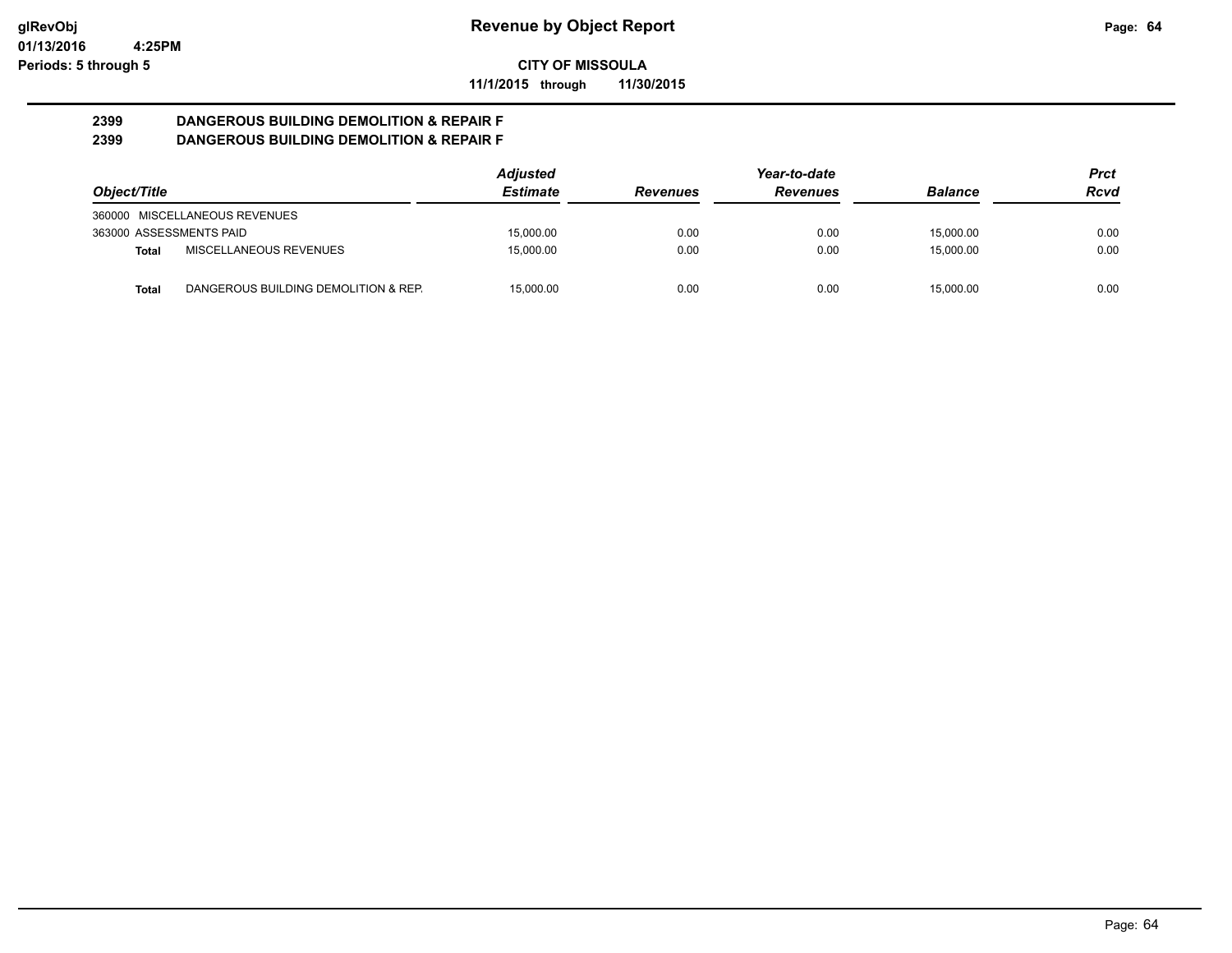# Revenue by Object Report

**CITY OF MISSOULA**

**11/1/2015 through 11/30/2015**

glRevObj
01/13/2016 4:25PM
Periods: 5 through 5

## 2399 DANGEROUS BUILDING DEMOLITION & REPAIR F
## 2399 DANGEROUS BUILDING DEMOLITION & REPAIR F

| Object/Title | | Adjusted Estimate | Revenues | Year-to-date Revenues | Balance | Prct Rcvd |
|---|---|---|---|---|---|---|
| 360000 MISCELLANEOUS REVENUES | | | | | | |
| 363000 ASSESSMENTS PAID | | 15,000.00 | 0.00 | 0.00 | 15,000.00 | 0.00 |
| **Total** | MISCELLANEOUS REVENUES | 15,000.00 | 0.00 | 0.00 | 15,000.00 | 0.00 |
| **Total** | DANGEROUS BUILDING DEMOLITION & REP. | 15,000.00 | 0.00 | 0.00 | 15,000.00 | 0.00 |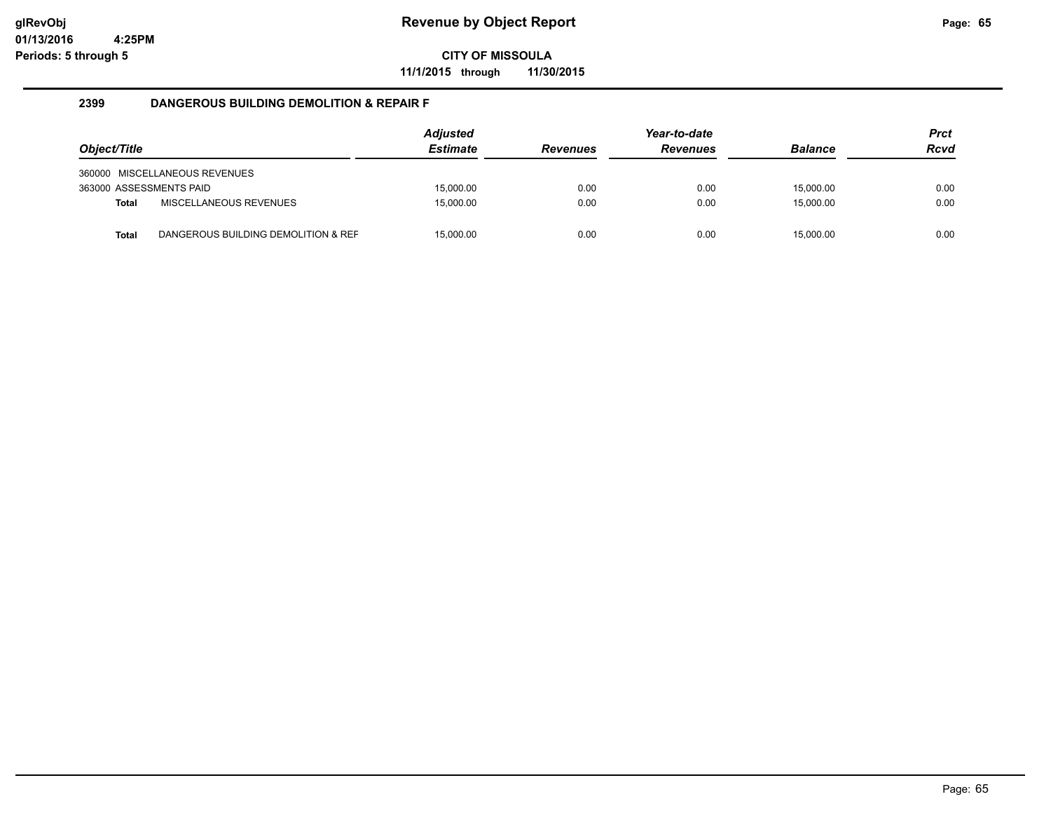# Revenue by Object Report

glRevObj
01/13/2016 4:25PM
Periods: 5 through 5

**CITY OF MISSOULA**

**11/1/2015 through 11/30/2015**

## 2399 DANGEROUS BUILDING DEMOLITION & REPAIR F

| Object/Title | | Adjusted Estimate | Revenues | Year-to-date Revenues | Balance | Prct Rcvd |
|---|---|---|---|---|---|---|
| 360000 MISCELLANEOUS REVENUES | | | | | | |
| 363000 ASSESSMENTS PAID | | 15,000.00 | 0.00 | 0.00 | 15,000.00 | 0.00 |
| **Total** | MISCELLANEOUS REVENUES | 15,000.00 | 0.00 | 0.00 | 15,000.00 | 0.00 |
| **Total** | DANGEROUS BUILDING DEMOLITION & REF | 15,000.00 | 0.00 | 0.00 | 15,000.00 | 0.00 |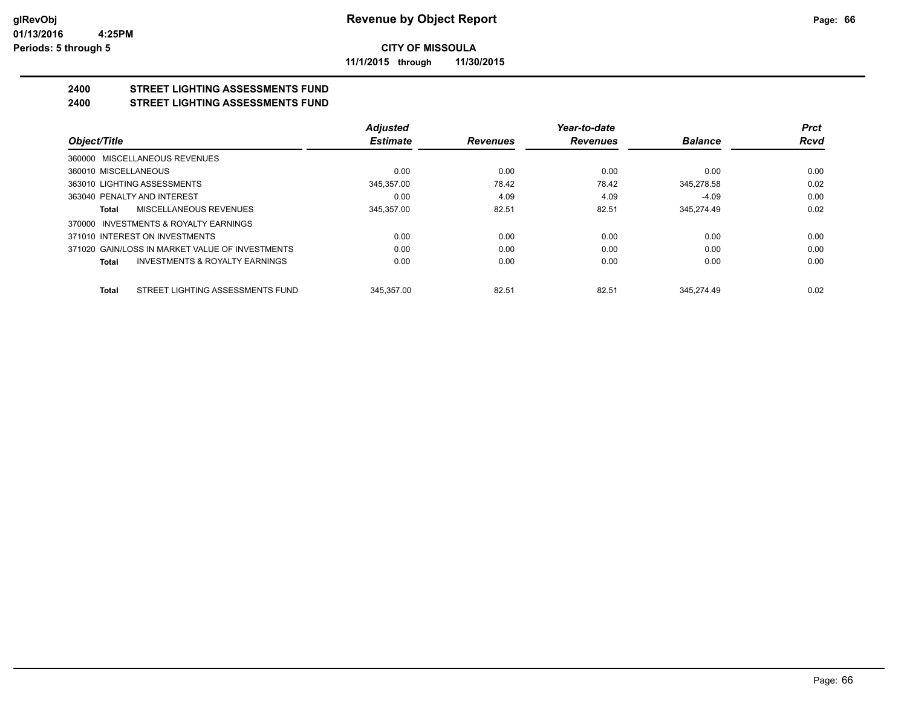# Revenue by Object Report

**CITY OF MISSOULA**

**11/1/2015 through 11/30/2015**

## 2400 STREET LIGHTING ASSESSMENTS FUND
## 2400 STREET LIGHTING ASSESSMENTS FUND

| Object/Title | Adjusted Estimate | Revenues | Year-to-date Revenues | Balance | Prct Rcvd |
|---|---|---|---|---|---|
| 360000 MISCELLANEOUS REVENUES | | | | | |
| 360010 MISCELLANEOUS | 0.00 | 0.00 | 0.00 | 0.00 | 0.00 |
| 363010 LIGHTING ASSESSMENTS | 345,357.00 | 78.42 | 78.42 | 345,278.58 | 0.02 |
| 363040 PENALTY AND INTEREST | 0.00 | 4.09 | 4.09 | -4.09 | 0.00 |
| **Total** MISCELLANEOUS REVENUES | 345,357.00 | 82.51 | 82.51 | 345,274.49 | 0.02 |
| 370000 INVESTMENTS & ROYALTY EARNINGS | | | | | |
| 371010 INTEREST ON INVESTMENTS | 0.00 | 0.00 | 0.00 | 0.00 | 0.00 |
| 371020 GAIN/LOSS IN MARKET VALUE OF INVESTMENTS | 0.00 | 0.00 | 0.00 | 0.00 | 0.00 |
| **Total** INVESTMENTS & ROYALTY EARNINGS | 0.00 | 0.00 | 0.00 | 0.00 | 0.00 |
| **Total** STREET LIGHTING ASSESSMENTS FUND | 345,357.00 | 82.51 | 82.51 | 345,274.49 | 0.02 |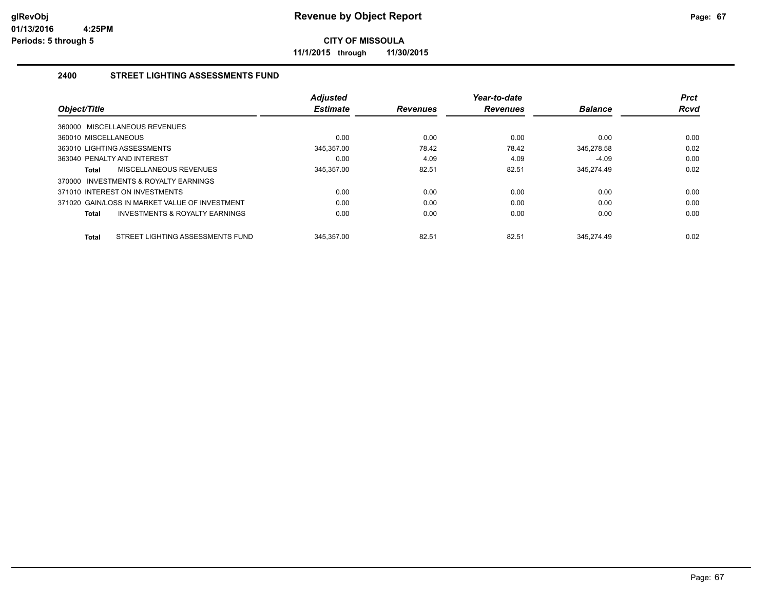**CITY OF MISSOULA**

**11/1/2015 through 11/30/2015**

## 2400 STREET LIGHTING ASSESSMENTS FUND

| Object/Title | Adjusted Estimate | Revenues | Year-to-date Revenues | Balance | Prct Rcvd |
|---|---|---|---|---|---|
| 360000 MISCELLANEOUS REVENUES | | | | | |
| 360010 MISCELLANEOUS | 0.00 | 0.00 | 0.00 | 0.00 | 0.00 |
| 363010 LIGHTING ASSESSMENTS | 345,357.00 | 78.42 | 78.42 | 345,278.58 | 0.02 |
| 363040 PENALTY AND INTEREST | 0.00 | 4.09 | 4.09 | -4.09 | 0.00 |
| **Total** MISCELLANEOUS REVENUES | 345,357.00 | 82.51 | 82.51 | 345,274.49 | 0.02 |
| 370000 INVESTMENTS & ROYALTY EARNINGS | | | | | |
| 371010 INTEREST ON INVESTMENTS | 0.00 | 0.00 | 0.00 | 0.00 | 0.00 |
| 371020 GAIN/LOSS IN MARKET VALUE OF INVESTMENT | 0.00 | 0.00 | 0.00 | 0.00 | 0.00 |
| **Total** INVESTMENTS & ROYALTY EARNINGS | 0.00 | 0.00 | 0.00 | 0.00 | 0.00 |
| **Total** STREET LIGHTING ASSESSMENTS FUND | 345,357.00 | 82.51 | 82.51 | 345,274.49 | 0.02 |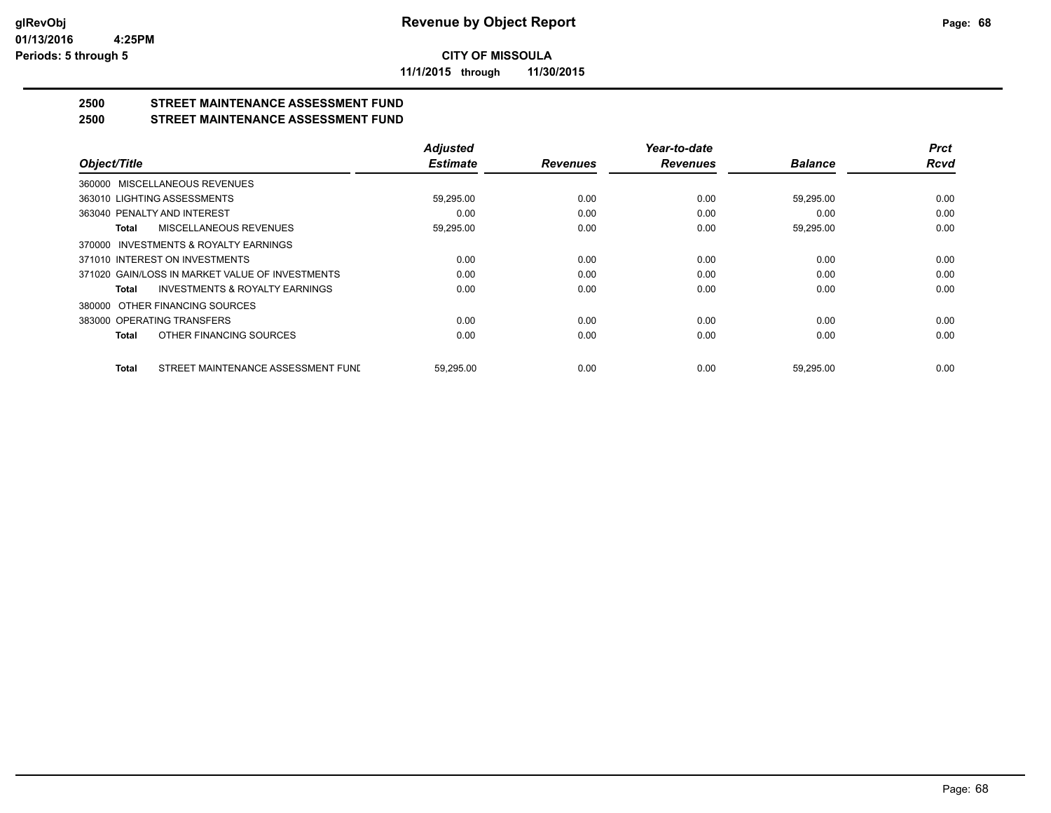**glRevObj**
**01/13/2016 4:25PM**
**Periods: 5 through 5**

# Revenue by Object Report

**CITY OF MISSOULA**

**11/1/2015 through 11/30/2015**

## 2500 STREET MAINTENANCE ASSESSMENT FUND

## 2500 STREET MAINTENANCE ASSESSMENT FUND

| Object/Title | Adjusted Estimate | Revenues | Year-to-date Revenues | Balance | Prct Rcvd |
|---|---|---|---|---|---|
| 360000 MISCELLANEOUS REVENUES | | | | | |
| 363010 LIGHTING ASSESSMENTS | 59,295.00 | 0.00 | 0.00 | 59,295.00 | 0.00 |
| 363040 PENALTY AND INTEREST | 0.00 | 0.00 | 0.00 | 0.00 | 0.00 |
| **Total** MISCELLANEOUS REVENUES | 59,295.00 | 0.00 | 0.00 | 59,295.00 | 0.00 |
| 370000 INVESTMENTS & ROYALTY EARNINGS | | | | | |
| 371010 INTEREST ON INVESTMENTS | 0.00 | 0.00 | 0.00 | 0.00 | 0.00 |
| 371020 GAIN/LOSS IN MARKET VALUE OF INVESTMENTS | 0.00 | 0.00 | 0.00 | 0.00 | 0.00 |
| **Total** INVESTMENTS & ROYALTY EARNINGS | 0.00 | 0.00 | 0.00 | 0.00 | 0.00 |
| 380000 OTHER FINANCING SOURCES | | | | | |
| 383000 OPERATING TRANSFERS | 0.00 | 0.00 | 0.00 | 0.00 | 0.00 |
| **Total** OTHER FINANCING SOURCES | 0.00 | 0.00 | 0.00 | 0.00 | 0.00 |
| **Total** STREET MAINTENANCE ASSESSMENT FUNI | 59,295.00 | 0.00 | 0.00 | 59,295.00 | 0.00 |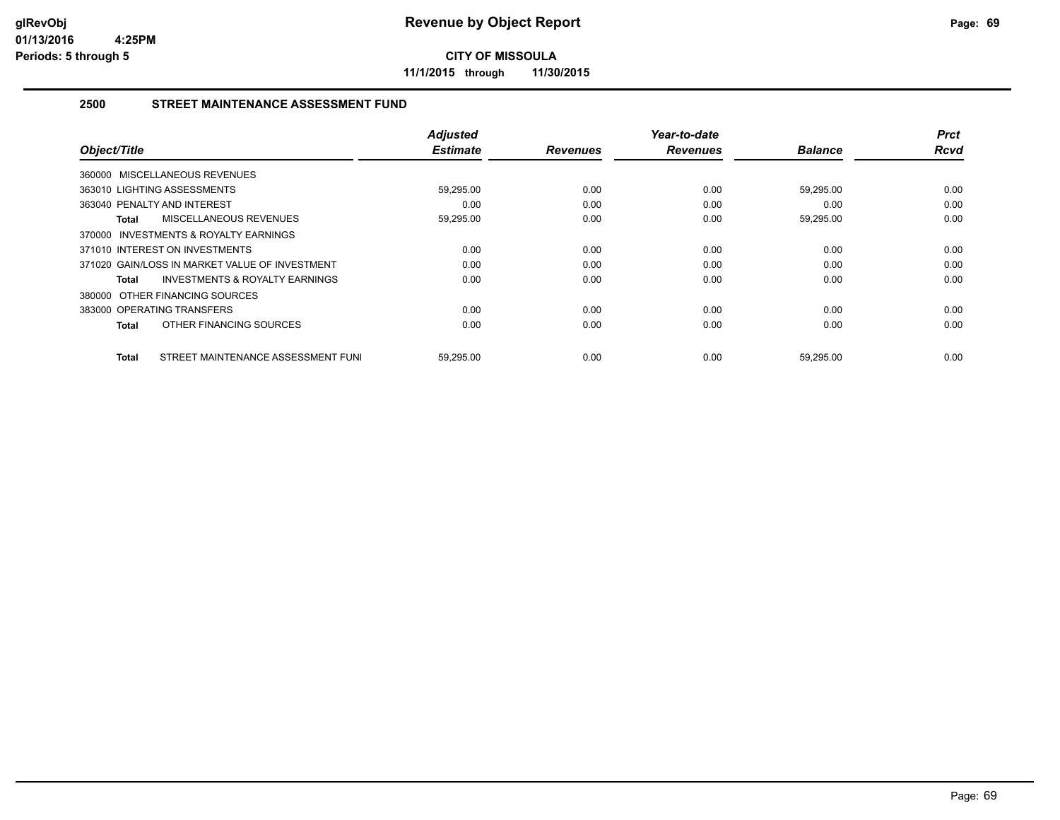# Revenue by Object Report

**CITY OF MISSOULA**

**11/1/2015 through 11/30/2015**

## 2500 STREET MAINTENANCE ASSESSMENT FUND

| Object/Title | Adjusted Estimate | Revenues | Year-to-date Revenues | Balance | Prct Rcvd |
|---|---|---|---|---|---|
| 360000 MISCELLANEOUS REVENUES | | | | | |
| 363010 LIGHTING ASSESSMENTS | 59,295.00 | 0.00 | 0.00 | 59,295.00 | 0.00 |
| 363040 PENALTY AND INTEREST | 0.00 | 0.00 | 0.00 | 0.00 | 0.00 |
| **Total** MISCELLANEOUS REVENUES | 59,295.00 | 0.00 | 0.00 | 59,295.00 | 0.00 |
| 370000 INVESTMENTS & ROYALTY EARNINGS | | | | | |
| 371010 INTEREST ON INVESTMENTS | 0.00 | 0.00 | 0.00 | 0.00 | 0.00 |
| 371020 GAIN/LOSS IN MARKET VALUE OF INVESTMENT | 0.00 | 0.00 | 0.00 | 0.00 | 0.00 |
| **Total** INVESTMENTS & ROYALTY EARNINGS | 0.00 | 0.00 | 0.00 | 0.00 | 0.00 |
| 380000 OTHER FINANCING SOURCES | | | | | |
| 383000 OPERATING TRANSFERS | 0.00 | 0.00 | 0.00 | 0.00 | 0.00 |
| **Total** OTHER FINANCING SOURCES | 0.00 | 0.00 | 0.00 | 0.00 | 0.00 |
| **Total** STREET MAINTENANCE ASSESSMENT FUNI | 59,295.00 | 0.00 | 0.00 | 59,295.00 | 0.00 |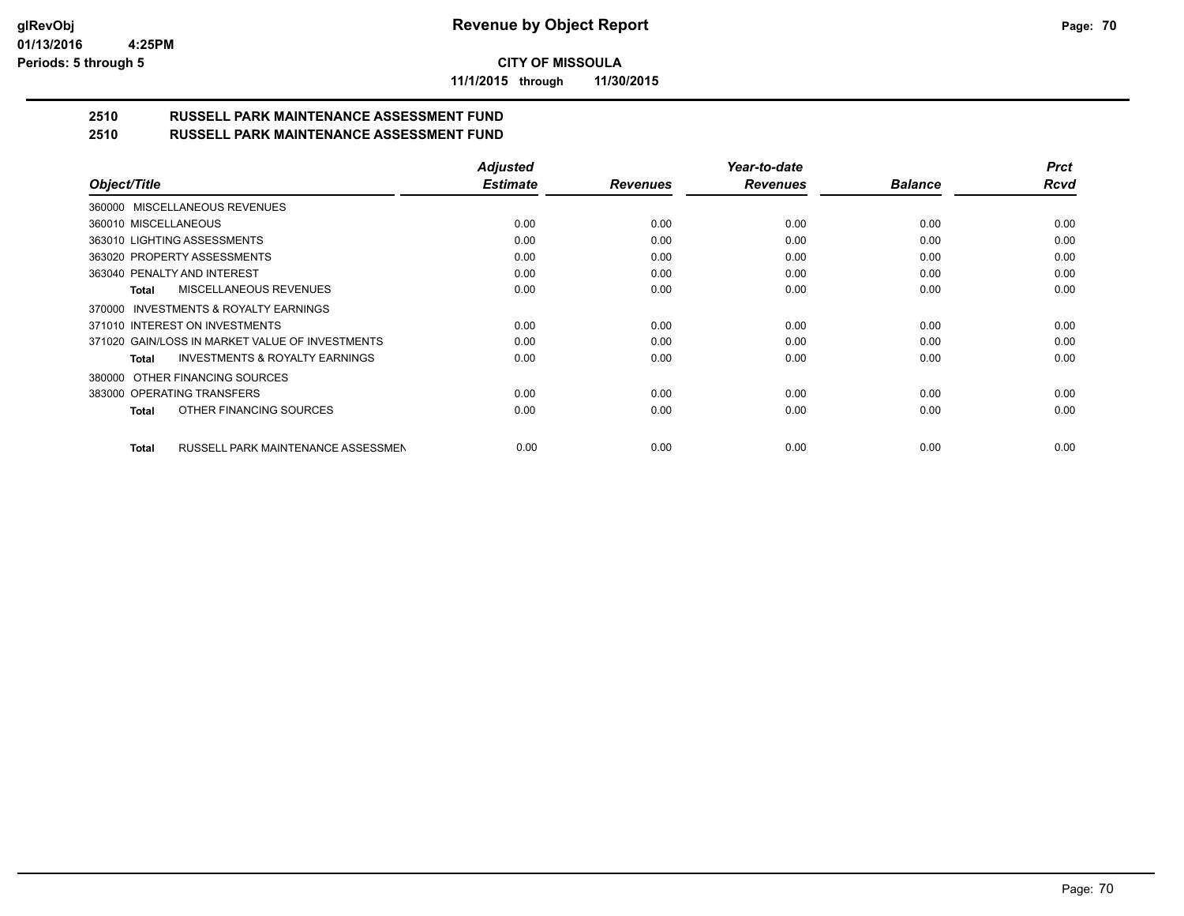**CITY OF MISSOULA**

**11/1/2015 through 11/30/2015**

## 2510 RUSSELL PARK MAINTENANCE ASSESSMENT FUND
## 2510 RUSSELL PARK MAINTENANCE ASSESSMENT FUND

| Object/Title | Adjusted Estimate | Revenues | Year-to-date Revenues | Balance | Prct Rcvd |
|---|---|---|---|---|---|
| 360000 MISCELLANEOUS REVENUES | | | | | |
| 360010 MISCELLANEOUS | 0.00 | 0.00 | 0.00 | 0.00 | 0.00 |
| 363010 LIGHTING ASSESSMENTS | 0.00 | 0.00 | 0.00 | 0.00 | 0.00 |
| 363020 PROPERTY ASSESSMENTS | 0.00 | 0.00 | 0.00 | 0.00 | 0.00 |
| 363040 PENALTY AND INTEREST | 0.00 | 0.00 | 0.00 | 0.00 | 0.00 |
| **Total** MISCELLANEOUS REVENUES | 0.00 | 0.00 | 0.00 | 0.00 | 0.00 |
| 370000 INVESTMENTS & ROYALTY EARNINGS | | | | | |
| 371010 INTEREST ON INVESTMENTS | 0.00 | 0.00 | 0.00 | 0.00 | 0.00 |
| 371020 GAIN/LOSS IN MARKET VALUE OF INVESTMENTS | 0.00 | 0.00 | 0.00 | 0.00 | 0.00 |
| **Total** INVESTMENTS & ROYALTY EARNINGS | 0.00 | 0.00 | 0.00 | 0.00 | 0.00 |
| 380000 OTHER FINANCING SOURCES | | | | | |
| 383000 OPERATING TRANSFERS | 0.00 | 0.00 | 0.00 | 0.00 | 0.00 |
| **Total** OTHER FINANCING SOURCES | 0.00 | 0.00 | 0.00 | 0.00 | 0.00 |
| **Total** RUSSELL PARK MAINTENANCE ASSESSMEN | 0.00 | 0.00 | 0.00 | 0.00 | 0.00 |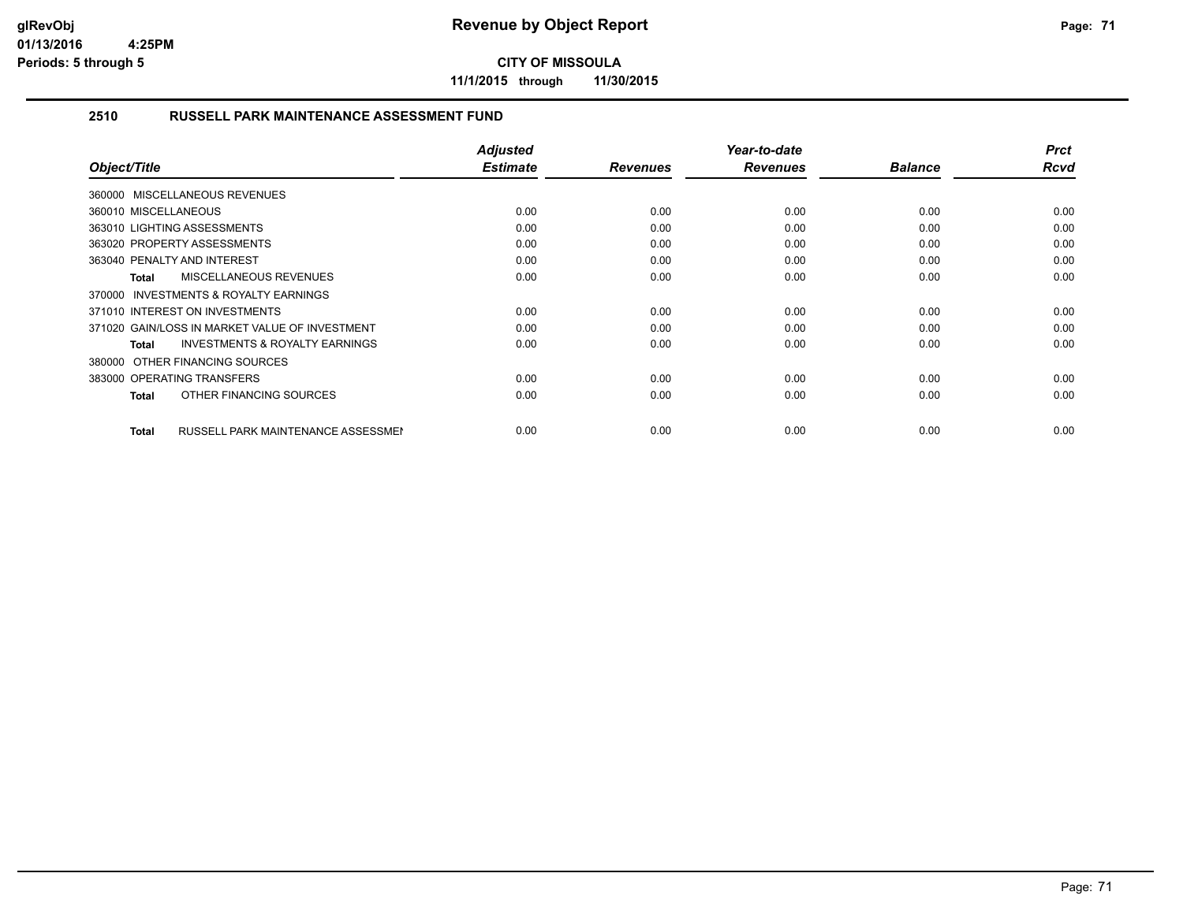# Revenue by Object Report

**CITY OF MISSOULA**

**11/1/2015 through 11/30/2015**

glRevObj
01/13/2016 4:25PM
Periods: 5 through 5

## 2510 RUSSELL PARK MAINTENANCE ASSESSMENT FUND

| Object/Title | Adjusted Estimate | Revenues | Year-to-date Revenues | Balance | Prct Rcvd |
|---|---|---|---|---|---|
| 360000 MISCELLANEOUS REVENUES | | | | | |
| 360010 MISCELLANEOUS | 0.00 | 0.00 | 0.00 | 0.00 | 0.00 |
| 363010 LIGHTING ASSESSMENTS | 0.00 | 0.00 | 0.00 | 0.00 | 0.00 |
| 363020 PROPERTY ASSESSMENTS | 0.00 | 0.00 | 0.00 | 0.00 | 0.00 |
| 363040 PENALTY AND INTEREST | 0.00 | 0.00 | 0.00 | 0.00 | 0.00 |
| **Total** MISCELLANEOUS REVENUES | 0.00 | 0.00 | 0.00 | 0.00 | 0.00 |
| 370000 INVESTMENTS & ROYALTY EARNINGS | | | | | |
| 371010 INTEREST ON INVESTMENTS | 0.00 | 0.00 | 0.00 | 0.00 | 0.00 |
| 371020 GAIN/LOSS IN MARKET VALUE OF INVESTMENT | 0.00 | 0.00 | 0.00 | 0.00 | 0.00 |
| **Total** INVESTMENTS & ROYALTY EARNINGS | 0.00 | 0.00 | 0.00 | 0.00 | 0.00 |
| 380000 OTHER FINANCING SOURCES | | | | | |
| 383000 OPERATING TRANSFERS | 0.00 | 0.00 | 0.00 | 0.00 | 0.00 |
| **Total** OTHER FINANCING SOURCES | 0.00 | 0.00 | 0.00 | 0.00 | 0.00 |
| **Total** RUSSELL PARK MAINTENANCE ASSESSMEN | 0.00 | 0.00 | 0.00 | 0.00 | 0.00 |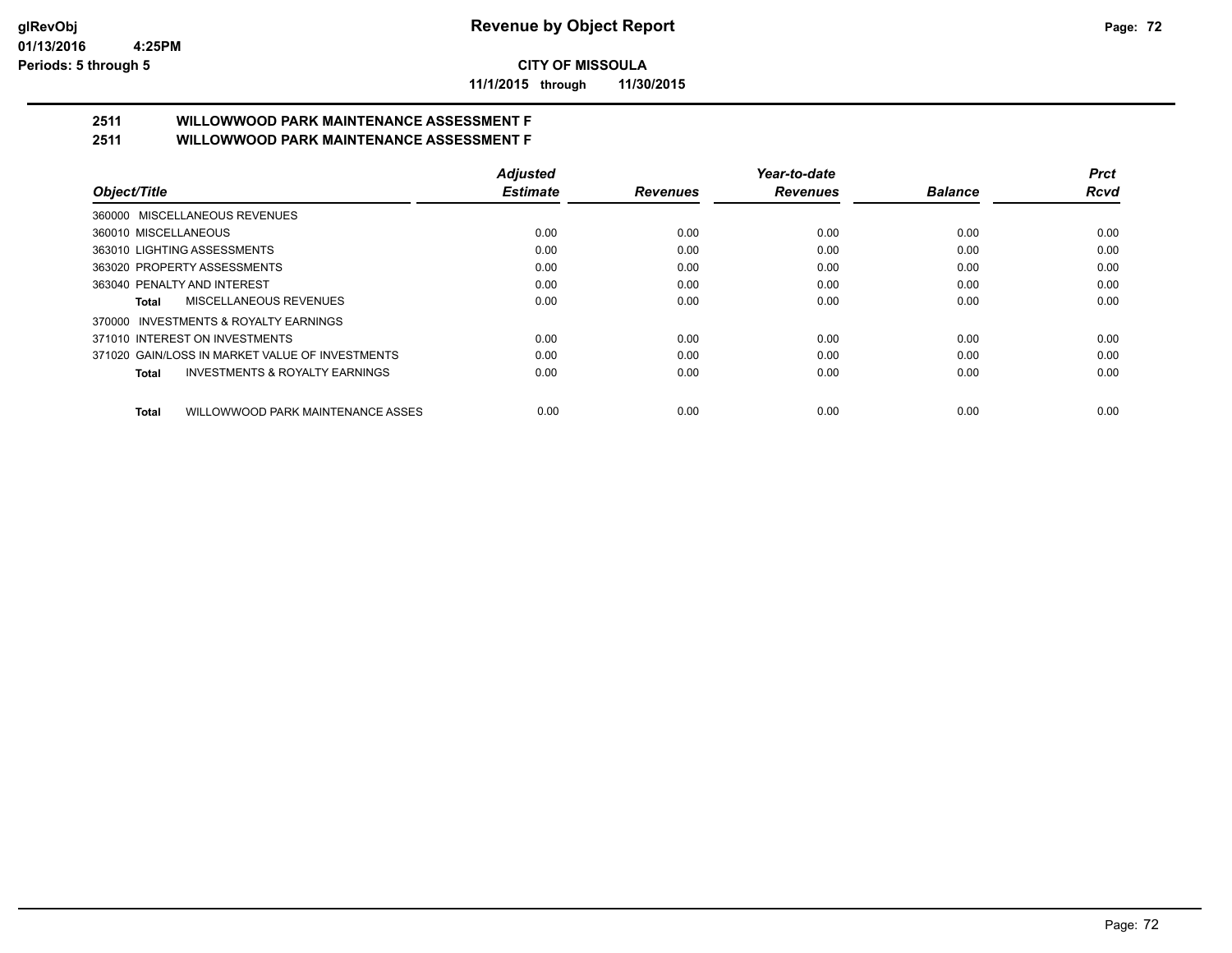**CITY OF MISSOULA**

**11/1/2015 through 11/30/2015**

## 2511 WILLOWWOOD PARK MAINTENANCE ASSESSMENT F
## 2511 WILLOWWOOD PARK MAINTENANCE ASSESSMENT F

| Object/Title | Adjusted Estimate | Revenues | Year-to-date Revenues | Balance | Prct Rcvd |
|---|---|---|---|---|---|
| 360000 MISCELLANEOUS REVENUES | | | | | |
| 360010 MISCELLANEOUS | 0.00 | 0.00 | 0.00 | 0.00 | 0.00 |
| 363010 LIGHTING ASSESSMENTS | 0.00 | 0.00 | 0.00 | 0.00 | 0.00 |
| 363020 PROPERTY ASSESSMENTS | 0.00 | 0.00 | 0.00 | 0.00 | 0.00 |
| 363040 PENALTY AND INTEREST | 0.00 | 0.00 | 0.00 | 0.00 | 0.00 |
| **Total** MISCELLANEOUS REVENUES | 0.00 | 0.00 | 0.00 | 0.00 | 0.00 |
| 370000 INVESTMENTS & ROYALTY EARNINGS | | | | | |
| 371010 INTEREST ON INVESTMENTS | 0.00 | 0.00 | 0.00 | 0.00 | 0.00 |
| 371020 GAIN/LOSS IN MARKET VALUE OF INVESTMENTS | 0.00 | 0.00 | 0.00 | 0.00 | 0.00 |
| **Total** INVESTMENTS & ROYALTY EARNINGS | 0.00 | 0.00 | 0.00 | 0.00 | 0.00 |
| **Total** WILLOWWOOD PARK MAINTENANCE ASSES | 0.00 | 0.00 | 0.00 | 0.00 | 0.00 |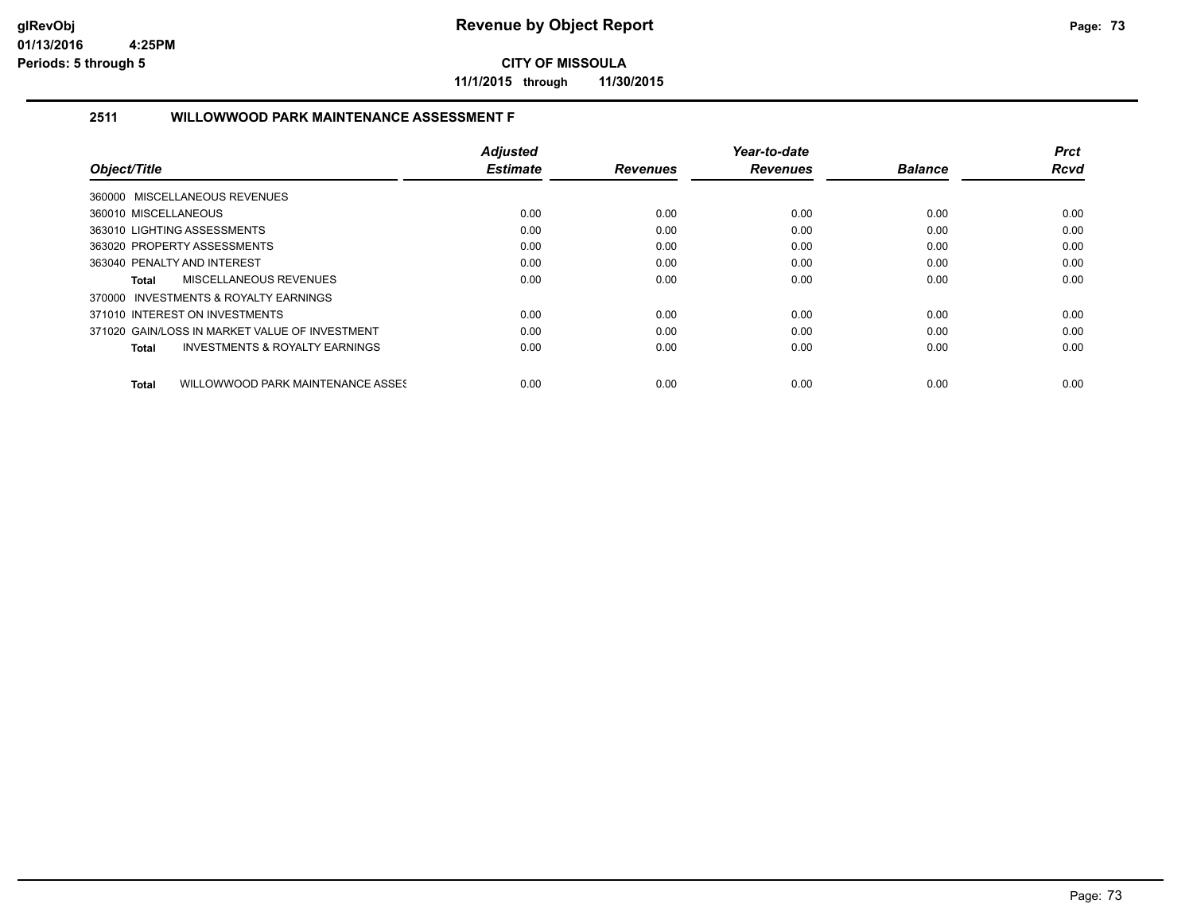# Revenue by Object Report

**CITY OF MISSOULA**

**11/1/2015 through 11/30/2015**

glRevObj
01/13/2016 4:25PM
Periods: 5 through 5

## 2511 WILLOWWOOD PARK MAINTENANCE ASSESSMENT F

| Object/Title | Adjusted Estimate | Revenues | Year-to-date Revenues | Balance | Prct Rcvd |
|---|---|---|---|---|---|
| 360000 MISCELLANEOUS REVENUES | | | | | |
| 360010 MISCELLANEOUS | 0.00 | 0.00 | 0.00 | 0.00 | 0.00 |
| 363010 LIGHTING ASSESSMENTS | 0.00 | 0.00 | 0.00 | 0.00 | 0.00 |
| 363020 PROPERTY ASSESSMENTS | 0.00 | 0.00 | 0.00 | 0.00 | 0.00 |
| 363040 PENALTY AND INTEREST | 0.00 | 0.00 | 0.00 | 0.00 | 0.00 |
| **Total** MISCELLANEOUS REVENUES | 0.00 | 0.00 | 0.00 | 0.00 | 0.00 |
| 370000 INVESTMENTS & ROYALTY EARNINGS | | | | | |
| 371010 INTEREST ON INVESTMENTS | 0.00 | 0.00 | 0.00 | 0.00 | 0.00 |
| 371020 GAIN/LOSS IN MARKET VALUE OF INVESTMENT | 0.00 | 0.00 | 0.00 | 0.00 | 0.00 |
| **Total** INVESTMENTS & ROYALTY EARNINGS | 0.00 | 0.00 | 0.00 | 0.00 | 0.00 |
| **Total** WILLOWWOOD PARK MAINTENANCE ASSES | 0.00 | 0.00 | 0.00 | 0.00 | 0.00 |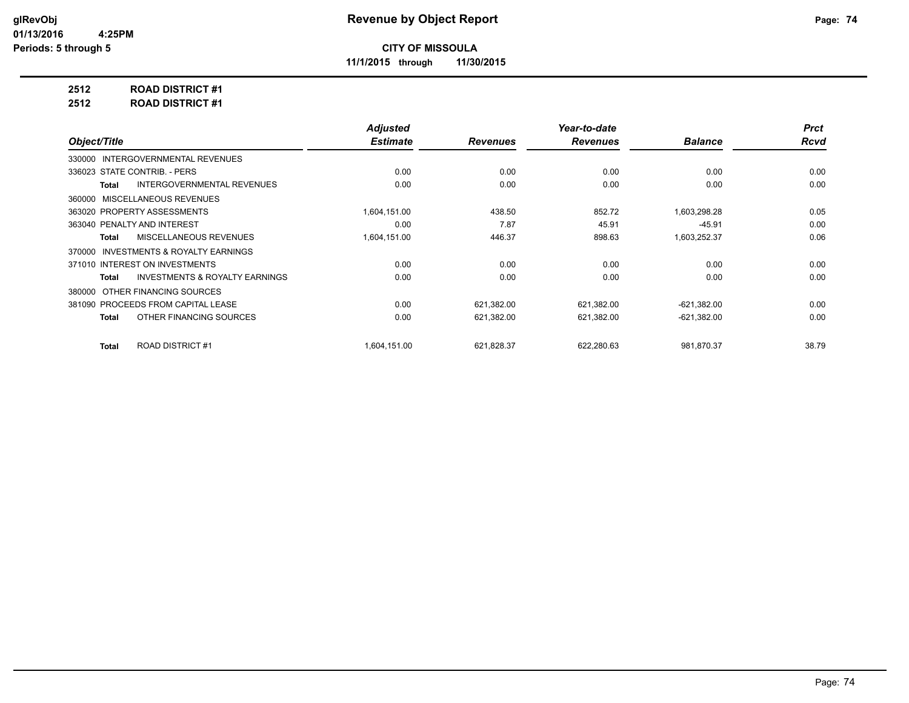**CITY OF MISSOULA**

**11/1/2015 through 11/30/2015**

**2512 ROAD DISTRICT #1**

**2512 ROAD DISTRICT #1**

| Object/Title | Adjusted Estimate | Revenues | Year-to-date Revenues | Balance | Prct Rcvd |
|---|---|---|---|---|---|
| 330000 INTERGOVERNMENTAL REVENUES | | | | | |
| 336023 STATE CONTRIB. - PERS | 0.00 | 0.00 | 0.00 | 0.00 | 0.00 |
| **Total** INTERGOVERNMENTAL REVENUES | 0.00 | 0.00 | 0.00 | 0.00 | 0.00 |
| 360000 MISCELLANEOUS REVENUES | | | | | |
| 363020 PROPERTY ASSESSMENTS | 1,604,151.00 | 438.50 | 852.72 | 1,603,298.28 | 0.05 |
| 363040 PENALTY AND INTEREST | 0.00 | 7.87 | 45.91 | -45.91 | 0.00 |
| **Total** MISCELLANEOUS REVENUES | 1,604,151.00 | 446.37 | 898.63 | 1,603,252.37 | 0.06 |
| 370000 INVESTMENTS & ROYALTY EARNINGS | | | | | |
| 371010 INTEREST ON INVESTMENTS | 0.00 | 0.00 | 0.00 | 0.00 | 0.00 |
| **Total** INVESTMENTS & ROYALTY EARNINGS | 0.00 | 0.00 | 0.00 | 0.00 | 0.00 |
| 380000 OTHER FINANCING SOURCES | | | | | |
| 381090 PROCEEDS FROM CAPITAL LEASE | 0.00 | 621,382.00 | 621,382.00 | -621,382.00 | 0.00 |
| **Total** OTHER FINANCING SOURCES | 0.00 | 621,382.00 | 621,382.00 | -621,382.00 | 0.00 |
| **Total** ROAD DISTRICT #1 | 1,604,151.00 | 621,828.37 | 622,280.63 | 981,870.37 | 38.79 |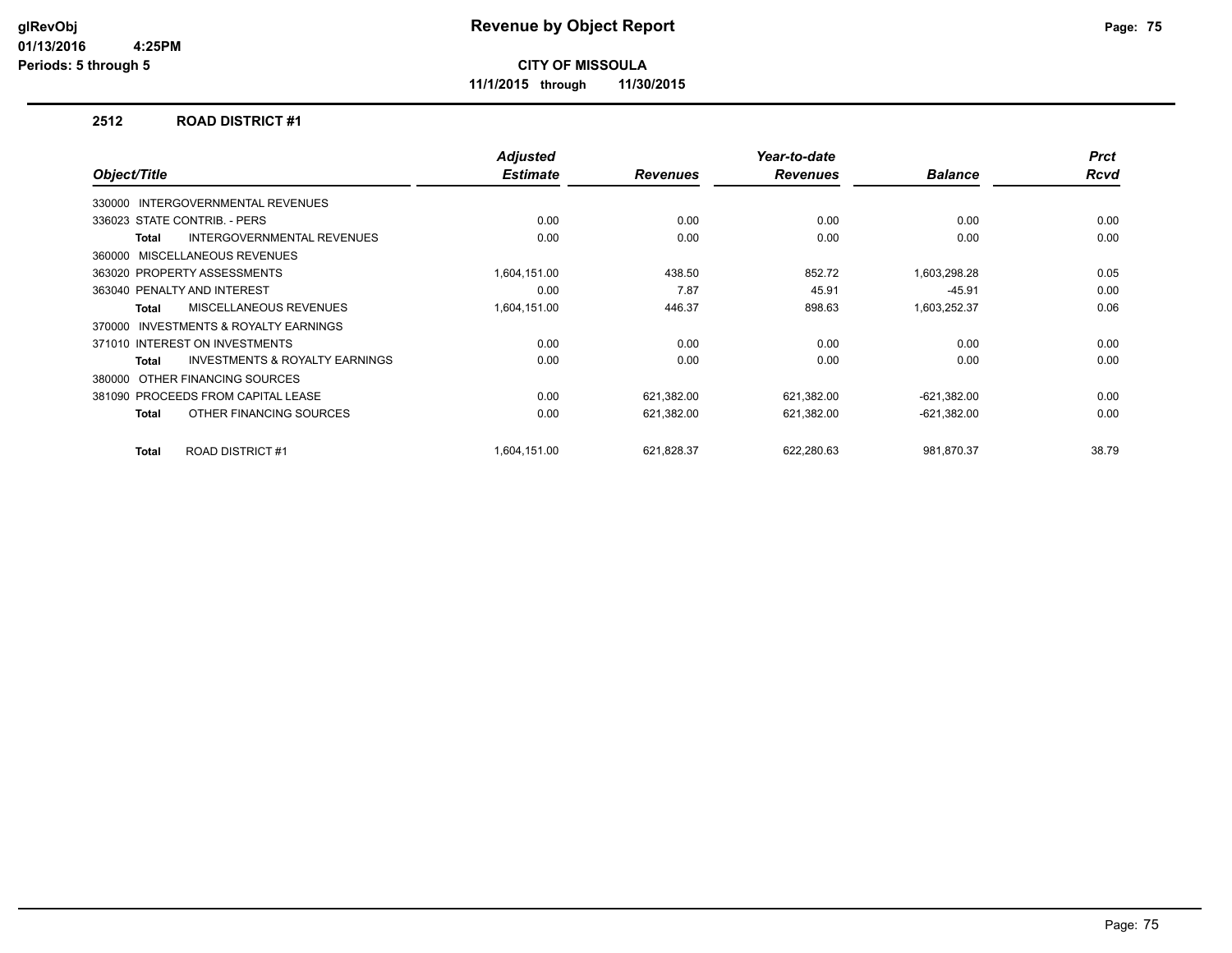# Revenue by Object Report

**CITY OF MISSOULA**

**11/1/2015 through 11/30/2015**

glRevObj
01/13/2016 4:25PM
Periods: 5 through 5

## 2512 ROAD DISTRICT #1

| Object/Title | Adjusted Estimate | Revenues | Year-to-date Revenues | Balance | Prct Rcvd |
|---|---|---|---|---|---|
| 330000 INTERGOVERNMENTAL REVENUES | | | | | |
| 336023 STATE CONTRIB. - PERS | 0.00 | 0.00 | 0.00 | 0.00 | 0.00 |
| **Total** INTERGOVERNMENTAL REVENUES | 0.00 | 0.00 | 0.00 | 0.00 | 0.00 |
| 360000 MISCELLANEOUS REVENUES | | | | | |
| 363020 PROPERTY ASSESSMENTS | 1,604,151.00 | 438.50 | 852.72 | 1,603,298.28 | 0.05 |
| 363040 PENALTY AND INTEREST | 0.00 | 7.87 | 45.91 | -45.91 | 0.00 |
| **Total** MISCELLANEOUS REVENUES | 1,604,151.00 | 446.37 | 898.63 | 1,603,252.37 | 0.06 |
| 370000 INVESTMENTS & ROYALTY EARNINGS | | | | | |
| 371010 INTEREST ON INVESTMENTS | 0.00 | 0.00 | 0.00 | 0.00 | 0.00 |
| **Total** INVESTMENTS & ROYALTY EARNINGS | 0.00 | 0.00 | 0.00 | 0.00 | 0.00 |
| 380000 OTHER FINANCING SOURCES | | | | | |
| 381090 PROCEEDS FROM CAPITAL LEASE | 0.00 | 621,382.00 | 621,382.00 | -621,382.00 | 0.00 |
| **Total** OTHER FINANCING SOURCES | 0.00 | 621,382.00 | 621,382.00 | -621,382.00 | 0.00 |
| **Total** ROAD DISTRICT #1 | 1,604,151.00 | 621,828.37 | 622,280.63 | 981,870.37 | 38.79 |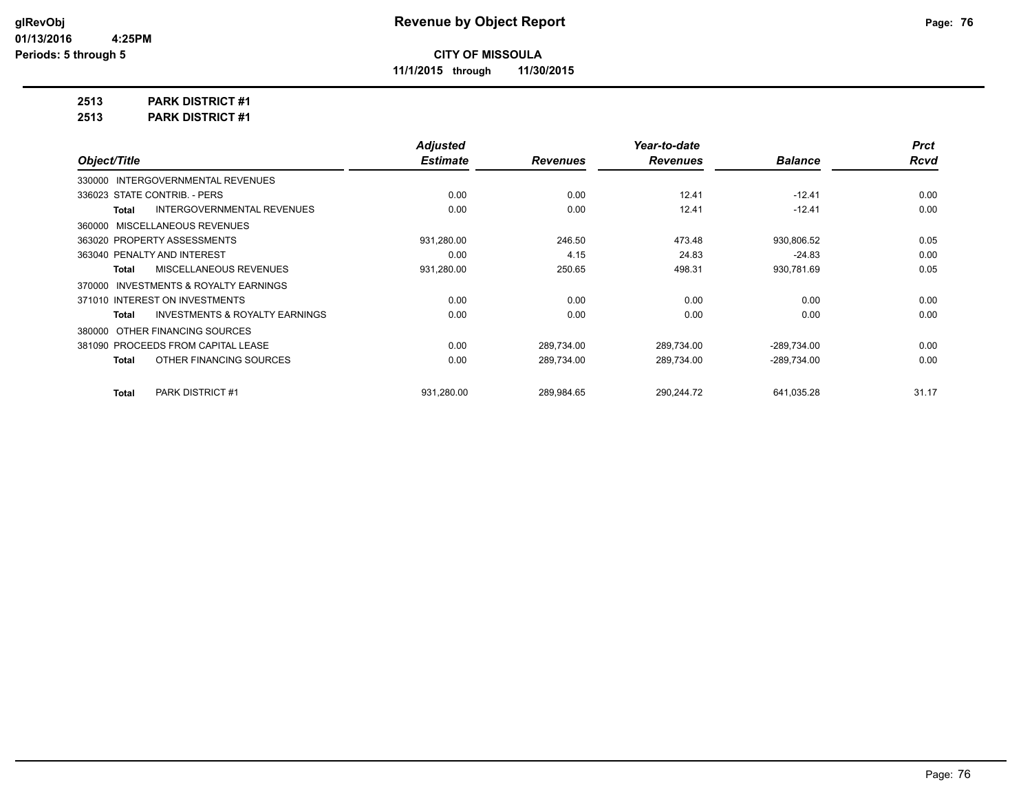**glRevObj**
**01/13/2016 4:25PM**
**Periods: 5 through 5**

# Revenue by Object Report

**CITY OF MISSOULA**
**11/1/2015 through 11/30/2015**

**2513 PARK DISTRICT #1**
**2513 PARK DISTRICT #1**

| Object/Title | Adjusted Estimate | Revenues | Year-to-date Revenues | Balance | Prct Rcvd |
|---|---|---|---|---|---|
| 330000 INTERGOVERNMENTAL REVENUES | | | | | |
| 336023 STATE CONTRIB. - PERS | 0.00 | 0.00 | 12.41 | -12.41 | 0.00 |
| **Total** INTERGOVERNMENTAL REVENUES | 0.00 | 0.00 | 12.41 | -12.41 | 0.00 |
| 360000 MISCELLANEOUS REVENUES | | | | | |
| 363020 PROPERTY ASSESSMENTS | 931,280.00 | 246.50 | 473.48 | 930,806.52 | 0.05 |
| 363040 PENALTY AND INTEREST | 0.00 | 4.15 | 24.83 | -24.83 | 0.00 |
| **Total** MISCELLANEOUS REVENUES | 931,280.00 | 250.65 | 498.31 | 930,781.69 | 0.05 |
| 370000 INVESTMENTS & ROYALTY EARNINGS | | | | | |
| 371010 INTEREST ON INVESTMENTS | 0.00 | 0.00 | 0.00 | 0.00 | 0.00 |
| **Total** INVESTMENTS & ROYALTY EARNINGS | 0.00 | 0.00 | 0.00 | 0.00 | 0.00 |
| 380000 OTHER FINANCING SOURCES | | | | | |
| 381090 PROCEEDS FROM CAPITAL LEASE | 0.00 | 289,734.00 | 289,734.00 | -289,734.00 | 0.00 |
| **Total** OTHER FINANCING SOURCES | 0.00 | 289,734.00 | 289,734.00 | -289,734.00 | 0.00 |
| **Total** PARK DISTRICT #1 | 931,280.00 | 289,984.65 | 290,244.72 | 641,035.28 | 31.17 |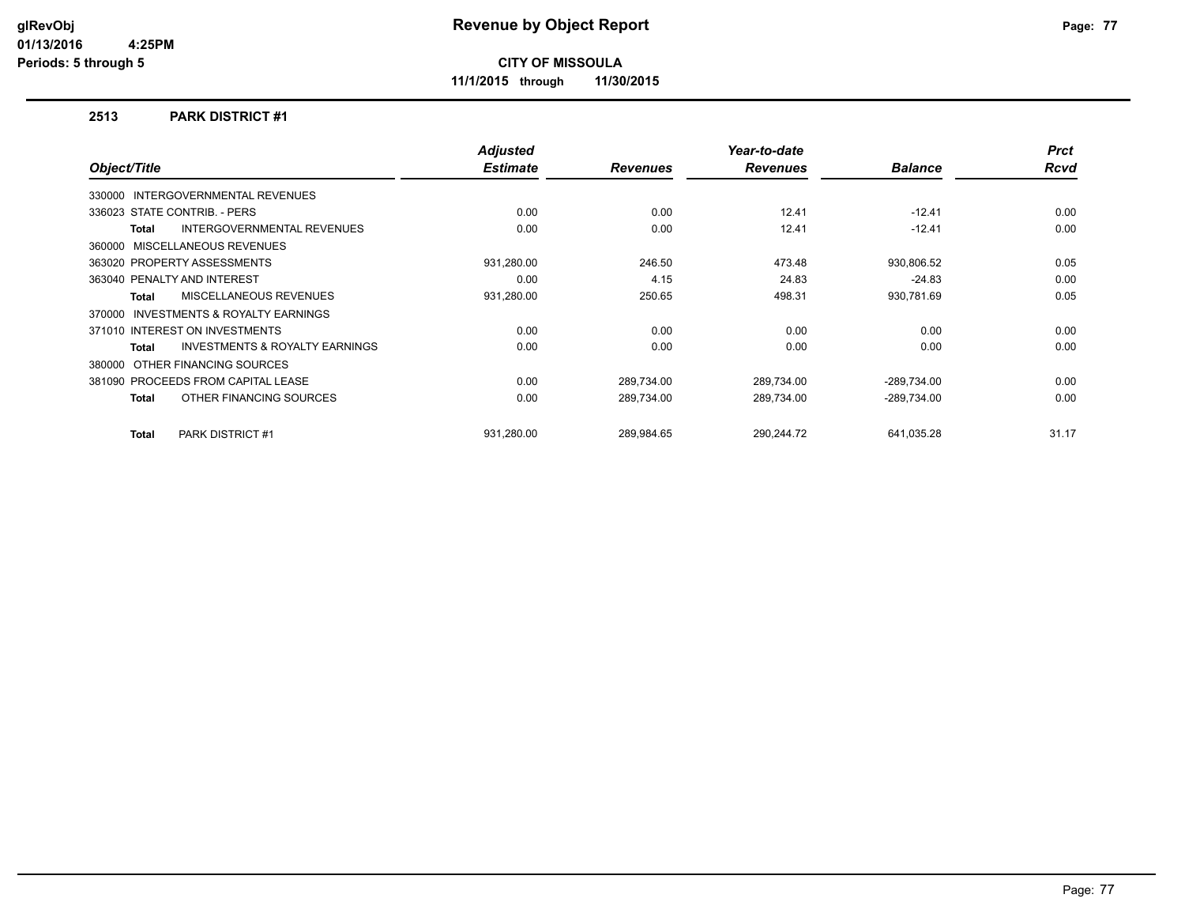# Revenue by Object Report

glRevObj
01/13/2016 4:25PM
Periods: 5 through 5

**CITY OF MISSOULA**

**11/1/2015 through 11/30/2015**

## 2513 PARK DISTRICT #1

| Object/Title | Adjusted Estimate | Revenues | Year-to-date Revenues | Balance | Prct Rcvd |
|---|---|---|---|---|---|
| 330000 INTERGOVERNMENTAL REVENUES | | | | | |
| 336023 STATE CONTRIB. - PERS | 0.00 | 0.00 | 12.41 | -12.41 | 0.00 |
| **Total** INTERGOVERNMENTAL REVENUES | 0.00 | 0.00 | 12.41 | -12.41 | 0.00 |
| 360000 MISCELLANEOUS REVENUES | | | | | |
| 363020 PROPERTY ASSESSMENTS | 931,280.00 | 246.50 | 473.48 | 930,806.52 | 0.05 |
| 363040 PENALTY AND INTEREST | 0.00 | 4.15 | 24.83 | -24.83 | 0.00 |
| **Total** MISCELLANEOUS REVENUES | 931,280.00 | 250.65 | 498.31 | 930,781.69 | 0.05 |
| 370000 INVESTMENTS & ROYALTY EARNINGS | | | | | |
| 371010 INTEREST ON INVESTMENTS | 0.00 | 0.00 | 0.00 | 0.00 | 0.00 |
| **Total** INVESTMENTS & ROYALTY EARNINGS | 0.00 | 0.00 | 0.00 | 0.00 | 0.00 |
| 380000 OTHER FINANCING SOURCES | | | | | |
| 381090 PROCEEDS FROM CAPITAL LEASE | 0.00 | 289,734.00 | 289,734.00 | -289,734.00 | 0.00 |
| **Total** OTHER FINANCING SOURCES | 0.00 | 289,734.00 | 289,734.00 | -289,734.00 | 0.00 |
| **Total** PARK DISTRICT #1 | 931,280.00 | 289,984.65 | 290,244.72 | 641,035.28 | 31.17 |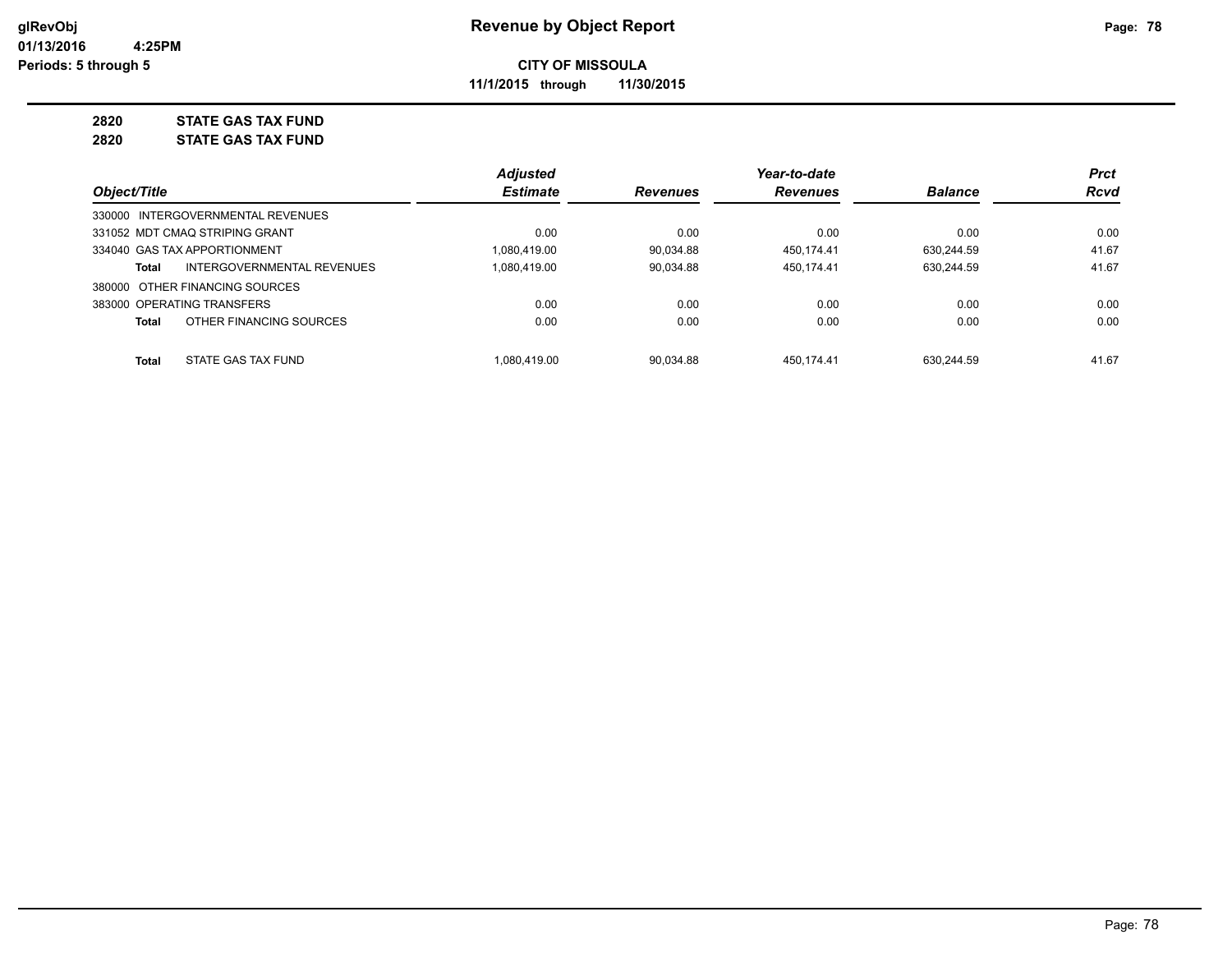# Revenue by Object Report

**CITY OF MISSOULA**

**11/1/2015 through 11/30/2015**

glRevObj
01/13/2016 4:25PM
Periods: 5 through 5

**2820 STATE GAS TAX FUND**

**2820 STATE GAS TAX FUND**

| Object/Title | | Adjusted Estimate | Revenues | Year-to-date Revenues | Balance | Prct Rcvd |
|---|---|---|---|---|---|---|
| 330000 INTERGOVERNMENTAL REVENUES | | | | | | |
| 331052 MDT CMAQ STRIPING GRANT | | 0.00 | 0.00 | 0.00 | 0.00 | 0.00 |
| 334040 GAS TAX APPORTIONMENT | | 1,080,419.00 | 90,034.88 | 450,174.41 | 630,244.59 | 41.67 |
| Total | INTERGOVERNMENTAL REVENUES | 1,080,419.00 | 90,034.88 | 450,174.41 | 630,244.59 | 41.67 |
| 380000 OTHER FINANCING SOURCES | | | | | | |
| 383000 OPERATING TRANSFERS | | 0.00 | 0.00 | 0.00 | 0.00 | 0.00 |
| Total | OTHER FINANCING SOURCES | 0.00 | 0.00 | 0.00 | 0.00 | 0.00 |
| Total | STATE GAS TAX FUND | 1,080,419.00 | 90,034.88 | 450,174.41 | 630,244.59 | 41.67 |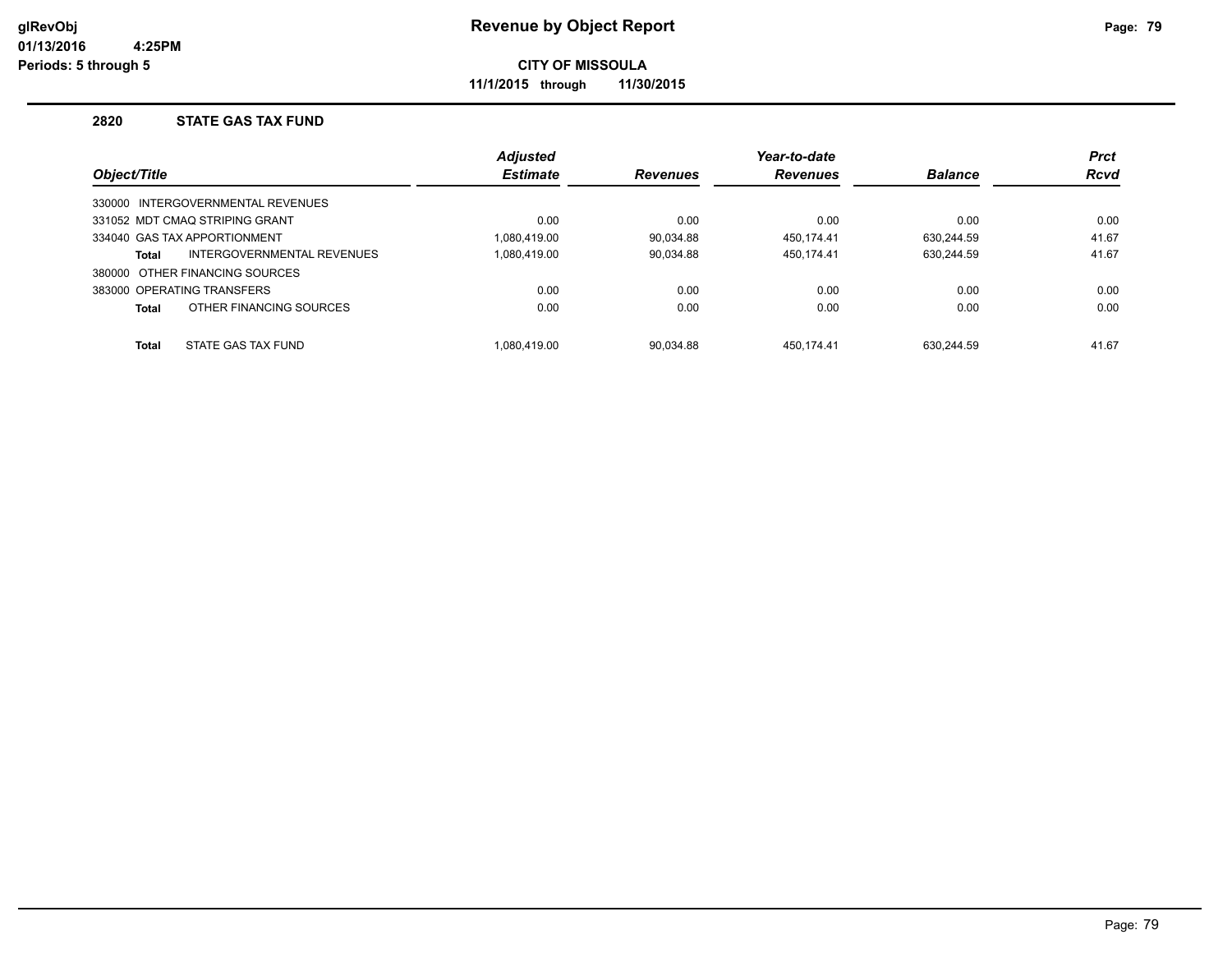**glRevObj**
**01/13/2016 4:25PM**
**Periods: 5 through 5**

# Revenue by Object Report

**CITY OF MISSOULA**

**11/1/2015 through 11/30/2015**

## 2820 STATE GAS TAX FUND

| Object/Title | Adjusted Estimate | Revenues | Year-to-date Revenues | Balance | Prct Rcvd |
|---|---|---|---|---|---|
| 330000 INTERGOVERNMENTAL REVENUES | | | | | |
| 331052 MDT CMAQ STRIPING GRANT | 0.00 | 0.00 | 0.00 | 0.00 | 0.00 |
| 334040 GAS TAX APPORTIONMENT | 1,080,419.00 | 90,034.88 | 450,174.41 | 630,244.59 | 41.67 |
| **Total** INTERGOVERNMENTAL REVENUES | 1,080,419.00 | 90,034.88 | 450,174.41 | 630,244.59 | 41.67 |
| 380000 OTHER FINANCING SOURCES | | | | | |
| 383000 OPERATING TRANSFERS | 0.00 | 0.00 | 0.00 | 0.00 | 0.00 |
| **Total** OTHER FINANCING SOURCES | 0.00 | 0.00 | 0.00 | 0.00 | 0.00 |
| **Total** STATE GAS TAX FUND | 1,080,419.00 | 90,034.88 | 450,174.41 | 630,244.59 | 41.67 |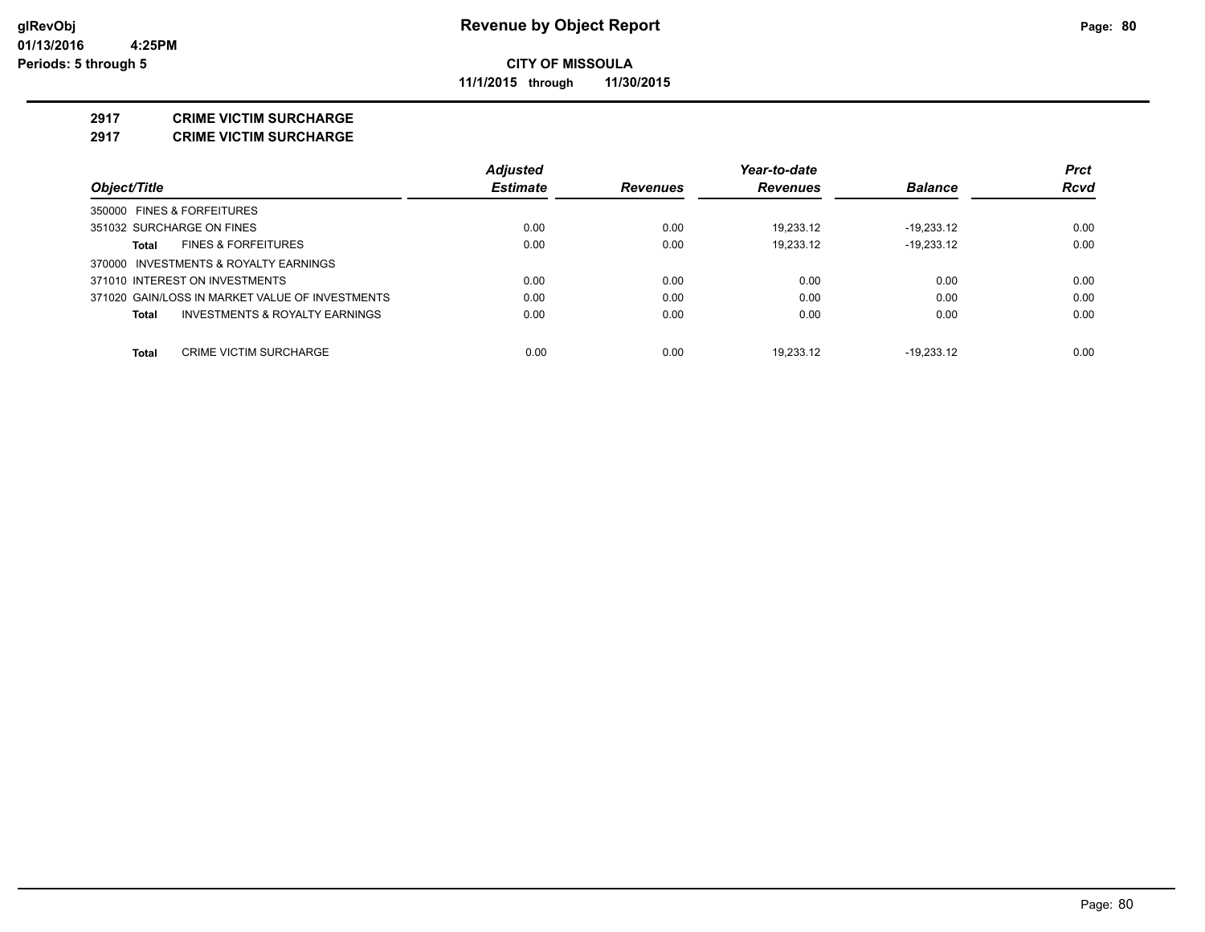**glRevObj**
**01/13/2016 4:25PM**
**Periods: 5 through 5**

# Revenue by Object Report

**CITY OF MISSOULA**

**11/1/2015 through 11/30/2015**

## 2917 CRIME VICTIM SURCHARGE
## 2917 CRIME VICTIM SURCHARGE

| Object/Title | Adjusted Estimate | Revenues | Year-to-date Revenues | Balance | Prct Rcvd |
|---|---|---|---|---|---|
| 350000 FINES & FORFEITURES | | | | | |
| 351032 SURCHARGE ON FINES | 0.00 | 0.00 | 19,233.12 | -19,233.12 | 0.00 |
| **Total** FINES & FORFEITURES | 0.00 | 0.00 | 19,233.12 | -19,233.12 | 0.00 |
| 370000 INVESTMENTS & ROYALTY EARNINGS | | | | | |
| 371010 INTEREST ON INVESTMENTS | 0.00 | 0.00 | 0.00 | 0.00 | 0.00 |
| 371020 GAIN/LOSS IN MARKET VALUE OF INVESTMENTS | 0.00 | 0.00 | 0.00 | 0.00 | 0.00 |
| **Total** INVESTMENTS & ROYALTY EARNINGS | 0.00 | 0.00 | 0.00 | 0.00 | 0.00 |
| **Total** CRIME VICTIM SURCHARGE | 0.00 | 0.00 | 19,233.12 | -19,233.12 | 0.00 |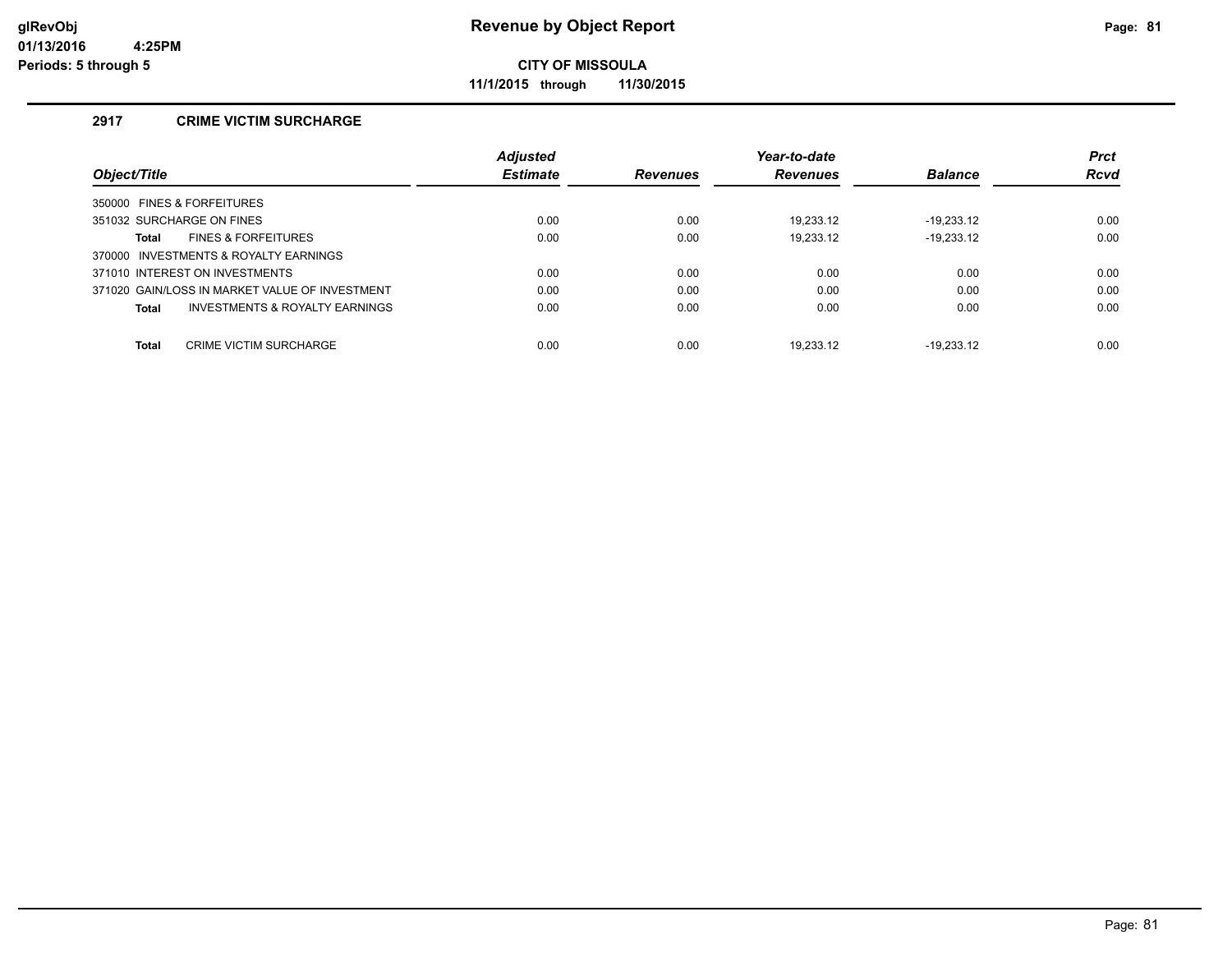# Revenue by Object Report

**CITY OF MISSOULA**

**11/1/2015 through 11/30/2015**

glRevObj
01/13/2016 4:25PM
Periods: 5 through 5

## 2917 CRIME VICTIM SURCHARGE

| Object/Title | Adjusted Estimate | Revenues | Year-to-date Revenues | Balance | Prct Rcvd |
|---|---|---|---|---|---|
| 350000 FINES & FORFEITURES | | | | | |
| 351032 SURCHARGE ON FINES | 0.00 | 0.00 | 19,233.12 | -19,233.12 | 0.00 |
| **Total** FINES & FORFEITURES | 0.00 | 0.00 | 19,233.12 | -19,233.12 | 0.00 |
| 370000 INVESTMENTS & ROYALTY EARNINGS | | | | | |
| 371010 INTEREST ON INVESTMENTS | 0.00 | 0.00 | 0.00 | 0.00 | 0.00 |
| 371020 GAIN/LOSS IN MARKET VALUE OF INVESTMENT | 0.00 | 0.00 | 0.00 | 0.00 | 0.00 |
| **Total** INVESTMENTS & ROYALTY EARNINGS | 0.00 | 0.00 | 0.00 | 0.00 | 0.00 |
| **Total** CRIME VICTIM SURCHARGE | 0.00 | 0.00 | 19,233.12 | -19,233.12 | 0.00 |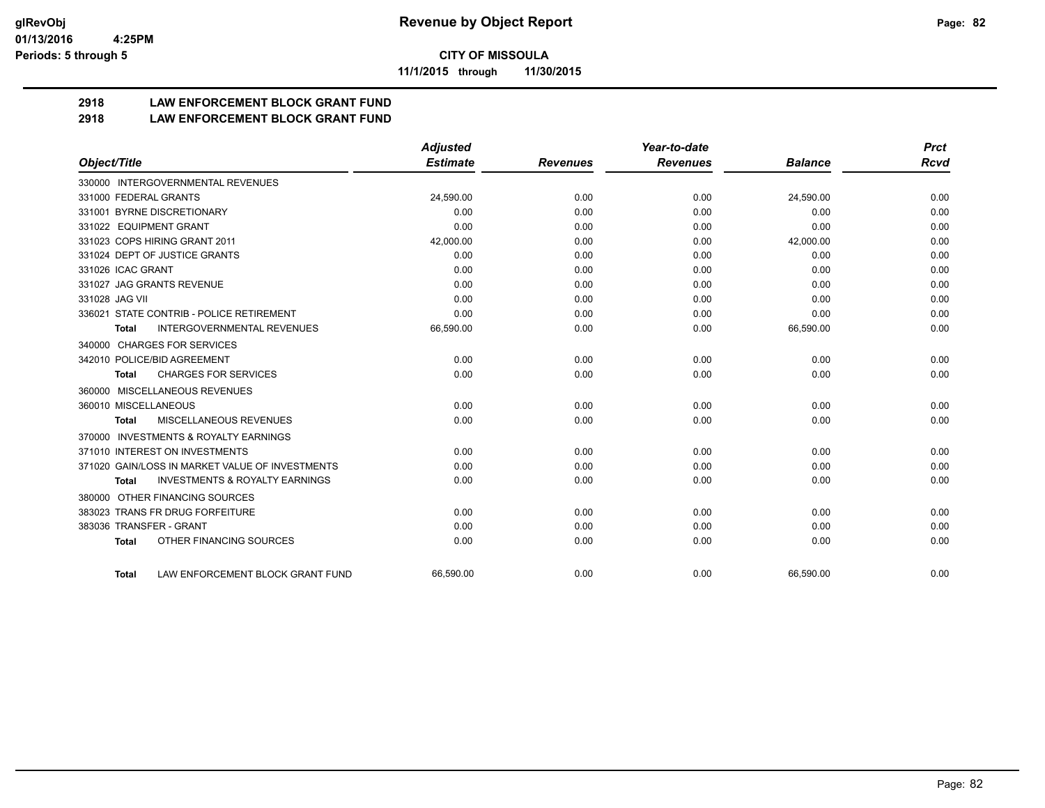# Revenue by Object Report

**CITY OF MISSOULA**

**11/1/2015 through 11/30/2015**

glRevObj
01/13/2016 4:25PM
Periods: 5 through 5

## 2918 LAW ENFORCEMENT BLOCK GRANT FUND
## 2918 LAW ENFORCEMENT BLOCK GRANT FUND

| Object/Title | Adjusted Estimate | Revenues | Year-to-date Revenues | Balance | Prct Rcvd |
|---|---|---|---|---|---|
| 330000 INTERGOVERNMENTAL REVENUES | | | | | |
| 331000 FEDERAL GRANTS | 24,590.00 | 0.00 | 0.00 | 24,590.00 | 0.00 |
| 331001 BYRNE DISCRETIONARY | 0.00 | 0.00 | 0.00 | 0.00 | 0.00 |
| 331022 EQUIPMENT GRANT | 0.00 | 0.00 | 0.00 | 0.00 | 0.00 |
| 331023 COPS HIRING GRANT 2011 | 42,000.00 | 0.00 | 0.00 | 42,000.00 | 0.00 |
| 331024 DEPT OF JUSTICE GRANTS | 0.00 | 0.00 | 0.00 | 0.00 | 0.00 |
| 331026 ICAC GRANT | 0.00 | 0.00 | 0.00 | 0.00 | 0.00 |
| 331027 JAG GRANTS REVENUE | 0.00 | 0.00 | 0.00 | 0.00 | 0.00 |
| 331028 JAG VII | 0.00 | 0.00 | 0.00 | 0.00 | 0.00 |
| 336021 STATE CONTRIB - POLICE RETIREMENT | 0.00 | 0.00 | 0.00 | 0.00 | 0.00 |
| **Total** INTERGOVERNMENTAL REVENUES | 66,590.00 | 0.00 | 0.00 | 66,590.00 | 0.00 |
| 340000 CHARGES FOR SERVICES | | | | | |
| 342010 POLICE/BID AGREEMENT | 0.00 | 0.00 | 0.00 | 0.00 | 0.00 |
| **Total** CHARGES FOR SERVICES | 0.00 | 0.00 | 0.00 | 0.00 | 0.00 |
| 360000 MISCELLANEOUS REVENUES | | | | | |
| 360010 MISCELLANEOUS | 0.00 | 0.00 | 0.00 | 0.00 | 0.00 |
| **Total** MISCELLANEOUS REVENUES | 0.00 | 0.00 | 0.00 | 0.00 | 0.00 |
| 370000 INVESTMENTS & ROYALTY EARNINGS | | | | | |
| 371010 INTEREST ON INVESTMENTS | 0.00 | 0.00 | 0.00 | 0.00 | 0.00 |
| 371020 GAIN/LOSS IN MARKET VALUE OF INVESTMENTS | 0.00 | 0.00 | 0.00 | 0.00 | 0.00 |
| **Total** INVESTMENTS & ROYALTY EARNINGS | 0.00 | 0.00 | 0.00 | 0.00 | 0.00 |
| 380000 OTHER FINANCING SOURCES | | | | | |
| 383023 TRANS FR DRUG FORFEITURE | 0.00 | 0.00 | 0.00 | 0.00 | 0.00 |
| 383036 TRANSFER - GRANT | 0.00 | 0.00 | 0.00 | 0.00 | 0.00 |
| **Total** OTHER FINANCING SOURCES | 0.00 | 0.00 | 0.00 | 0.00 | 0.00 |
| **Total** LAW ENFORCEMENT BLOCK GRANT FUND | 66,590.00 | 0.00 | 0.00 | 66,590.00 | 0.00 |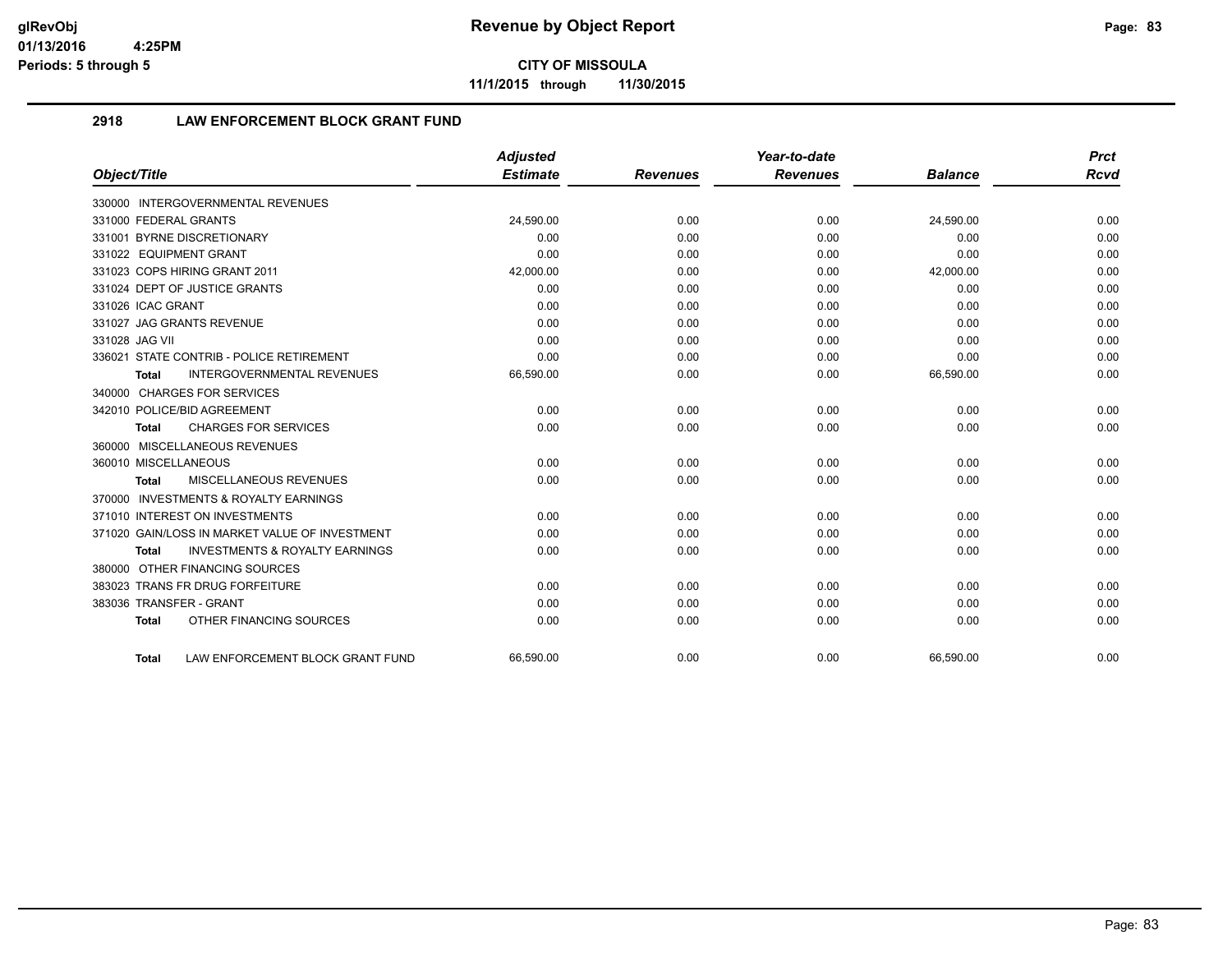# Revenue by Object Report

**CITY OF MISSOULA**

**11/1/2015 through 11/30/2015**

glRevObj
01/13/2016 4:25PM
Periods: 5 through 5

## 2918 LAW ENFORCEMENT BLOCK GRANT FUND

| Object/Title | Adjusted Estimate | Revenues | Year-to-date Revenues | Balance | Prct Rcvd |
|---|---|---|---|---|---|
| 330000 INTERGOVERNMENTAL REVENUES | | | | | |
| 331000 FEDERAL GRANTS | 24,590.00 | 0.00 | 0.00 | 24,590.00 | 0.00 |
| 331001 BYRNE DISCRETIONARY | 0.00 | 0.00 | 0.00 | 0.00 | 0.00 |
| 331022 EQUIPMENT GRANT | 0.00 | 0.00 | 0.00 | 0.00 | 0.00 |
| 331023 COPS HIRING GRANT 2011 | 42,000.00 | 0.00 | 0.00 | 42,000.00 | 0.00 |
| 331024 DEPT OF JUSTICE GRANTS | 0.00 | 0.00 | 0.00 | 0.00 | 0.00 |
| 331026 ICAC GRANT | 0.00 | 0.00 | 0.00 | 0.00 | 0.00 |
| 331027 JAG GRANTS REVENUE | 0.00 | 0.00 | 0.00 | 0.00 | 0.00 |
| 331028 JAG VII | 0.00 | 0.00 | 0.00 | 0.00 | 0.00 |
| 336021 STATE CONTRIB - POLICE RETIREMENT | 0.00 | 0.00 | 0.00 | 0.00 | 0.00 |
| **Total** INTERGOVERNMENTAL REVENUES | 66,590.00 | 0.00 | 0.00 | 66,590.00 | 0.00 |
| 340000 CHARGES FOR SERVICES | | | | | |
| 342010 POLICE/BID AGREEMENT | 0.00 | 0.00 | 0.00 | 0.00 | 0.00 |
| **Total** CHARGES FOR SERVICES | 0.00 | 0.00 | 0.00 | 0.00 | 0.00 |
| 360000 MISCELLANEOUS REVENUES | | | | | |
| 360010 MISCELLANEOUS | 0.00 | 0.00 | 0.00 | 0.00 | 0.00 |
| **Total** MISCELLANEOUS REVENUES | 0.00 | 0.00 | 0.00 | 0.00 | 0.00 |
| 370000 INVESTMENTS & ROYALTY EARNINGS | | | | | |
| 371010 INTEREST ON INVESTMENTS | 0.00 | 0.00 | 0.00 | 0.00 | 0.00 |
| 371020 GAIN/LOSS IN MARKET VALUE OF INVESTMENT | 0.00 | 0.00 | 0.00 | 0.00 | 0.00 |
| **Total** INVESTMENTS & ROYALTY EARNINGS | 0.00 | 0.00 | 0.00 | 0.00 | 0.00 |
| 380000 OTHER FINANCING SOURCES | | | | | |
| 383023 TRANS FR DRUG FORFEITURE | 0.00 | 0.00 | 0.00 | 0.00 | 0.00 |
| 383036 TRANSFER - GRANT | 0.00 | 0.00 | 0.00 | 0.00 | 0.00 |
| **Total** OTHER FINANCING SOURCES | 0.00 | 0.00 | 0.00 | 0.00 | 0.00 |
| **Total** LAW ENFORCEMENT BLOCK GRANT FUND | 66,590.00 | 0.00 | 0.00 | 66,590.00 | 0.00 |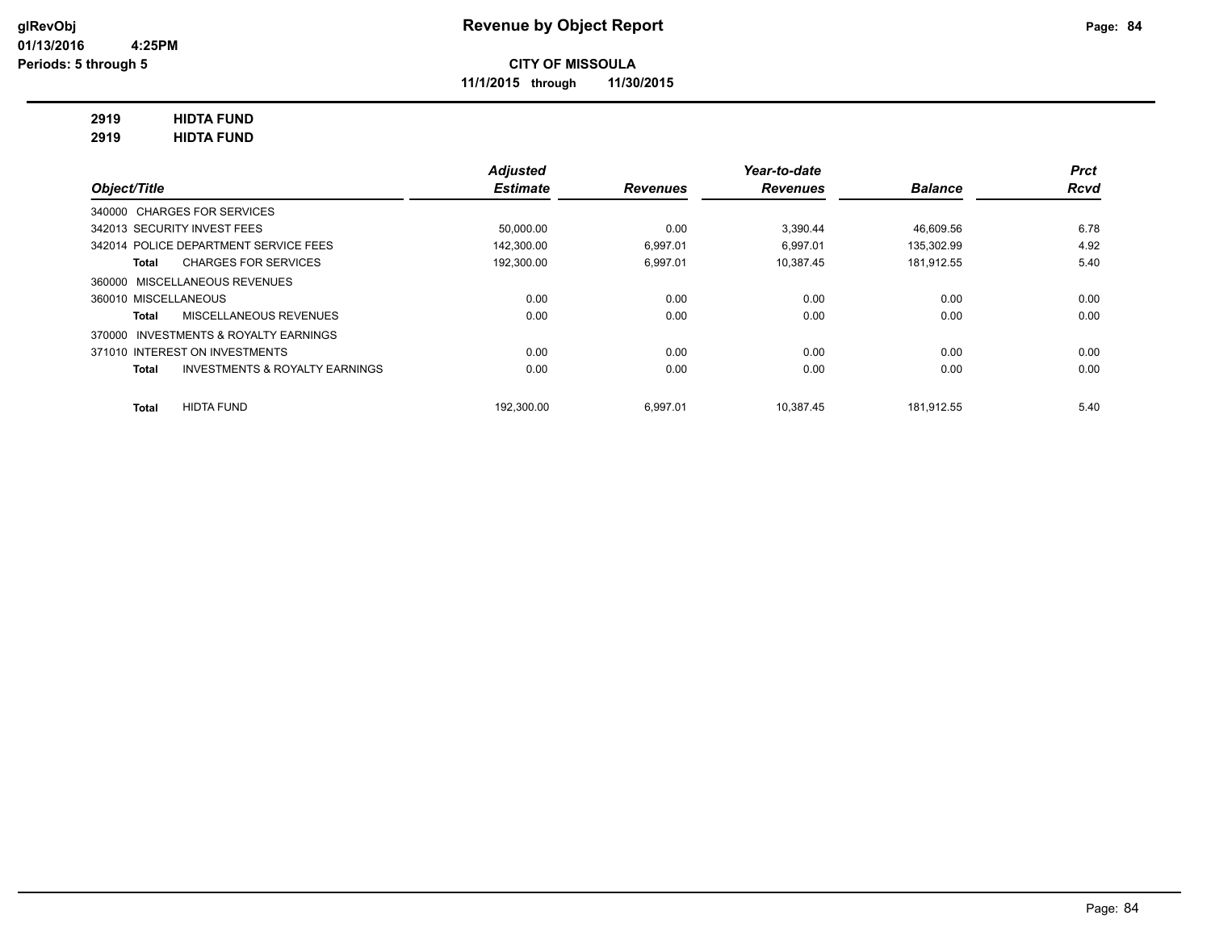**CITY OF MISSOULA**

**11/1/2015 through 11/30/2015**

**2919 HIDTA FUND**

**2919 HIDTA FUND**

| Object/Title | Adjusted Estimate | Revenues | Year-to-date Revenues | Balance | Prct Rcvd |
|---|---|---|---|---|---|
| 340000 CHARGES FOR SERVICES | | | | | |
| 342013 SECURITY INVEST FEES | 50,000.00 | 0.00 | 3,390.44 | 46,609.56 | 6.78 |
| 342014 POLICE DEPARTMENT SERVICE FEES | 142,300.00 | 6,997.01 | 6,997.01 | 135,302.99 | 4.92 |
| **Total** CHARGES FOR SERVICES | 192,300.00 | 6,997.01 | 10,387.45 | 181,912.55 | 5.40 |
| 360000 MISCELLANEOUS REVENUES | | | | | |
| 360010 MISCELLANEOUS | 0.00 | 0.00 | 0.00 | 0.00 | 0.00 |
| **Total** MISCELLANEOUS REVENUES | 0.00 | 0.00 | 0.00 | 0.00 | 0.00 |
| 370000 INVESTMENTS & ROYALTY EARNINGS | | | | | |
| 371010 INTEREST ON INVESTMENTS | 0.00 | 0.00 | 0.00 | 0.00 | 0.00 |
| **Total** INVESTMENTS & ROYALTY EARNINGS | 0.00 | 0.00 | 0.00 | 0.00 | 0.00 |
| **Total** HIDTA FUND | 192,300.00 | 6,997.01 | 10,387.45 | 181,912.55 | 5.40 |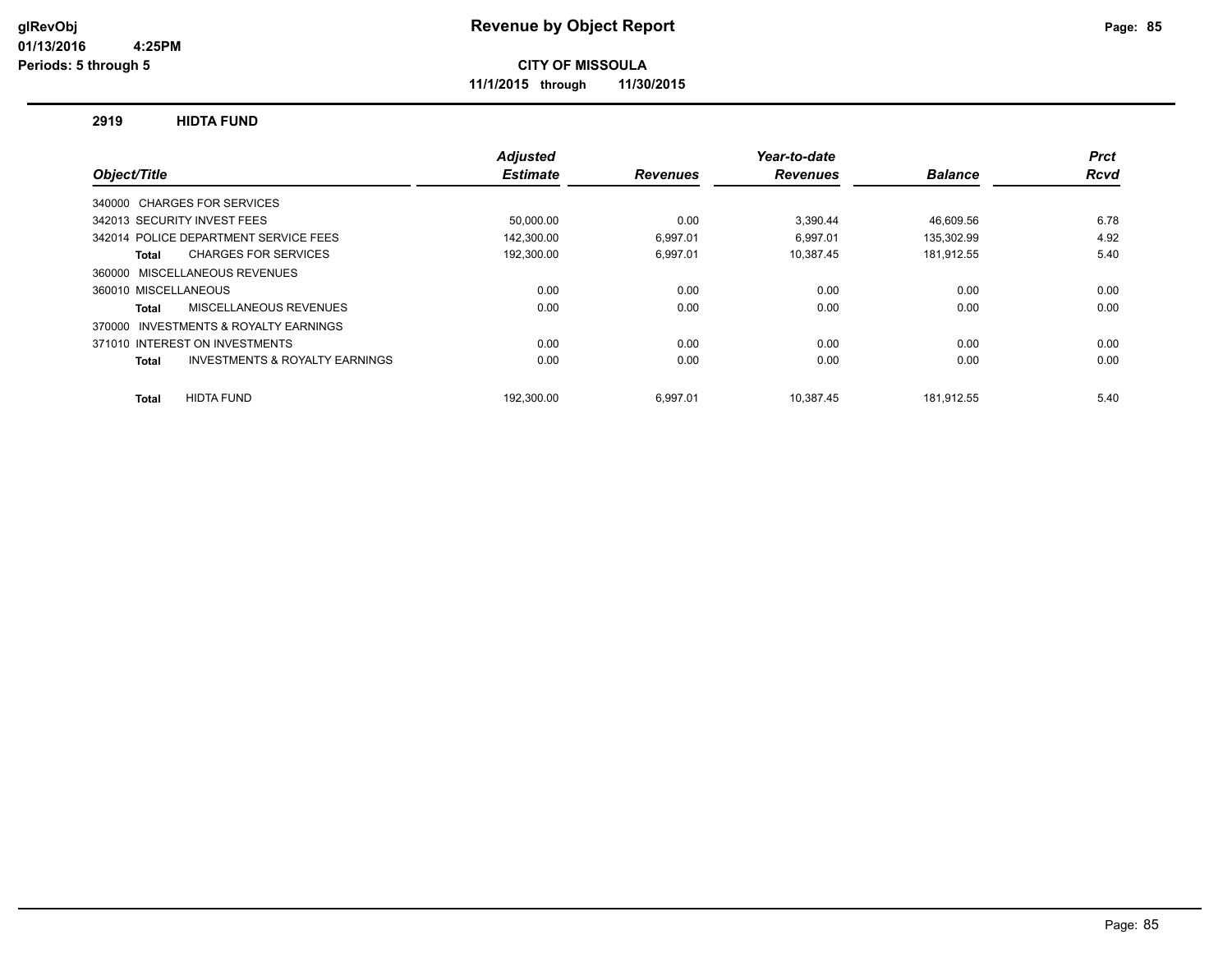# Revenue by Object Report

**CITY OF MISSOULA**

**11/1/2015 through 11/30/2015**

glRevObj
01/13/2016 4:25PM
Periods: 5 through 5

## 2919 HIDTA FUND

| Object/Title | Adjusted Estimate | Revenues | Year-to-date Revenues | Balance | Prct Rcvd |
|---|---|---|---|---|---|
| 340000 CHARGES FOR SERVICES | | | | | |
| 342013 SECURITY INVEST FEES | 50,000.00 | 0.00 | 3,390.44 | 46,609.56 | 6.78 |
| 342014 POLICE DEPARTMENT SERVICE FEES | 142,300.00 | 6,997.01 | 6,997.01 | 135,302.99 | 4.92 |
| **Total** CHARGES FOR SERVICES | 192,300.00 | 6,997.01 | 10,387.45 | 181,912.55 | 5.40 |
| 360000 MISCELLANEOUS REVENUES | | | | | |
| 360010 MISCELLANEOUS | 0.00 | 0.00 | 0.00 | 0.00 | 0.00 |
| **Total** MISCELLANEOUS REVENUES | 0.00 | 0.00 | 0.00 | 0.00 | 0.00 |
| 370000 INVESTMENTS & ROYALTY EARNINGS | | | | | |
| 371010 INTEREST ON INVESTMENTS | 0.00 | 0.00 | 0.00 | 0.00 | 0.00 |
| **Total** INVESTMENTS & ROYALTY EARNINGS | 0.00 | 0.00 | 0.00 | 0.00 | 0.00 |
| **Total** HIDTA FUND | 192,300.00 | 6,997.01 | 10,387.45 | 181,912.55 | 5.40 |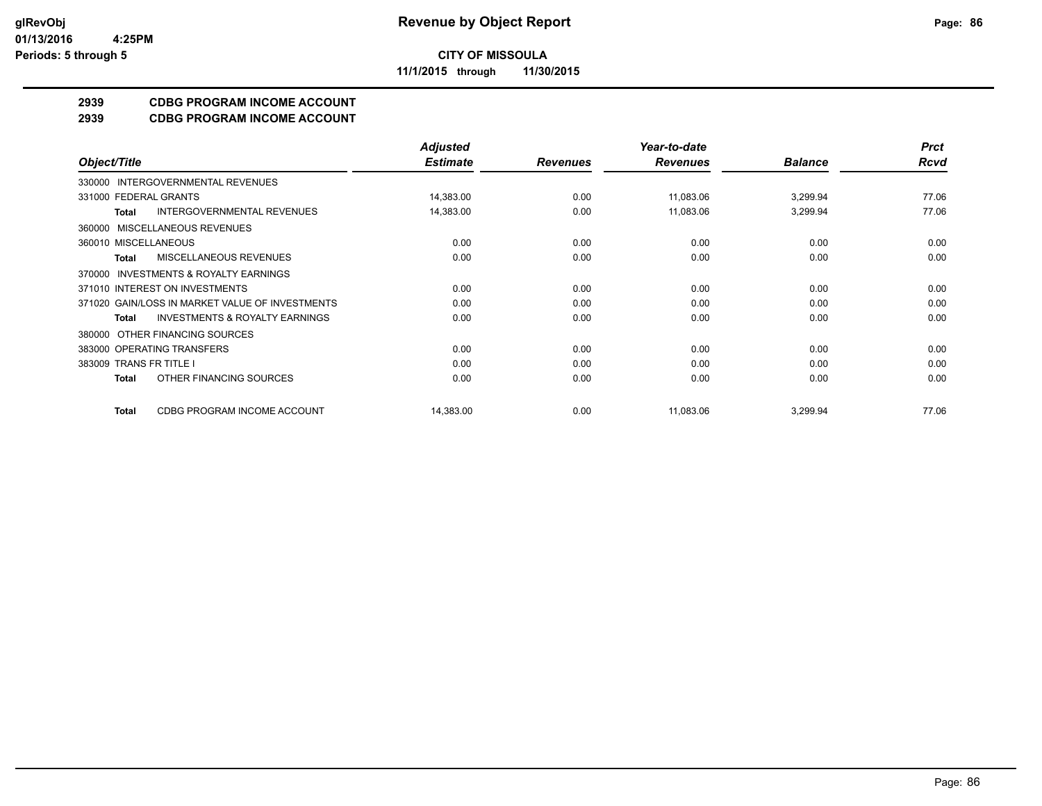**Revenue by Object Report**

**CITY OF MISSOULA**

**11/1/2015 through 11/30/2015**

glRevObj
01/13/2016 4:25PM
Periods: 5 through 5

## 2939 CDBG PROGRAM INCOME ACCOUNT
## 2939 CDBG PROGRAM INCOME ACCOUNT

| Object/Title | Adjusted Estimate | Revenues | Year-to-date Revenues | Balance | Prct Rcvd |
|---|---|---|---|---|---|
| 330000 INTERGOVERNMENTAL REVENUES | | | | | |
| 331000 FEDERAL GRANTS | 14,383.00 | 0.00 | 11,083.06 | 3,299.94 | 77.06 |
| **Total** INTERGOVERNMENTAL REVENUES | 14,383.00 | 0.00 | 11,083.06 | 3,299.94 | 77.06 |
| 360000 MISCELLANEOUS REVENUES | | | | | |
| 360010 MISCELLANEOUS | 0.00 | 0.00 | 0.00 | 0.00 | 0.00 |
| **Total** MISCELLANEOUS REVENUES | 0.00 | 0.00 | 0.00 | 0.00 | 0.00 |
| 370000 INVESTMENTS & ROYALTY EARNINGS | | | | | |
| 371010 INTEREST ON INVESTMENTS | 0.00 | 0.00 | 0.00 | 0.00 | 0.00 |
| 371020 GAIN/LOSS IN MARKET VALUE OF INVESTMENTS | 0.00 | 0.00 | 0.00 | 0.00 | 0.00 |
| **Total** INVESTMENTS & ROYALTY EARNINGS | 0.00 | 0.00 | 0.00 | 0.00 | 0.00 |
| 380000 OTHER FINANCING SOURCES | | | | | |
| 383000 OPERATING TRANSFERS | 0.00 | 0.00 | 0.00 | 0.00 | 0.00 |
| 383009 TRANS FR TITLE I | 0.00 | 0.00 | 0.00 | 0.00 | 0.00 |
| **Total** OTHER FINANCING SOURCES | 0.00 | 0.00 | 0.00 | 0.00 | 0.00 |
| **Total** CDBG PROGRAM INCOME ACCOUNT | 14,383.00 | 0.00 | 11,083.06 | 3,299.94 | 77.06 |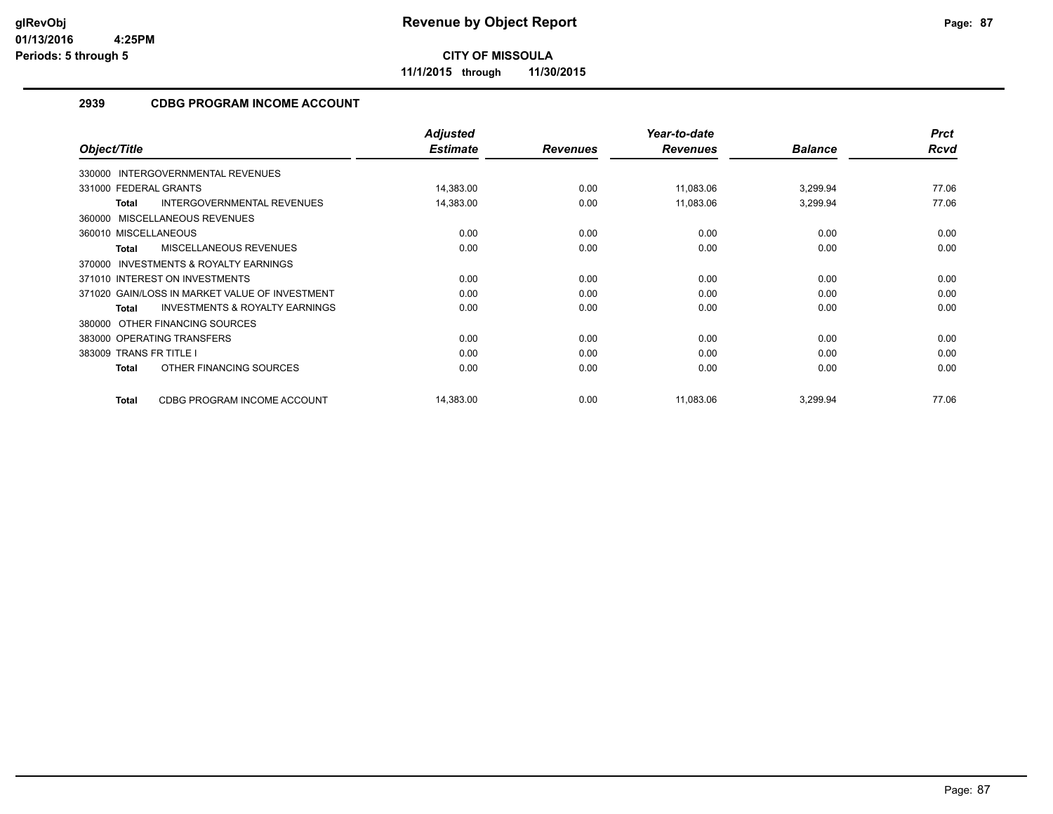**CITY OF MISSOULA**

**11/1/2015 through 11/30/2015**

## 2939 CDBG PROGRAM INCOME ACCOUNT

| Object/Title | Adjusted Estimate | Revenues | Year-to-date Revenues | Balance | Prct Rcvd |
|---|---|---|---|---|---|
| 330000 INTERGOVERNMENTAL REVENUES | | | | | |
| 331000 FEDERAL GRANTS | 14,383.00 | 0.00 | 11,083.06 | 3,299.94 | 77.06 |
| **Total** INTERGOVERNMENTAL REVENUES | 14,383.00 | 0.00 | 11,083.06 | 3,299.94 | 77.06 |
| 360000 MISCELLANEOUS REVENUES | | | | | |
| 360010 MISCELLANEOUS | 0.00 | 0.00 | 0.00 | 0.00 | 0.00 |
| **Total** MISCELLANEOUS REVENUES | 0.00 | 0.00 | 0.00 | 0.00 | 0.00 |
| 370000 INVESTMENTS & ROYALTY EARNINGS | | | | | |
| 371010 INTEREST ON INVESTMENTS | 0.00 | 0.00 | 0.00 | 0.00 | 0.00 |
| 371020 GAIN/LOSS IN MARKET VALUE OF INVESTMENT | 0.00 | 0.00 | 0.00 | 0.00 | 0.00 |
| **Total** INVESTMENTS & ROYALTY EARNINGS | 0.00 | 0.00 | 0.00 | 0.00 | 0.00 |
| 380000 OTHER FINANCING SOURCES | | | | | |
| 383000 OPERATING TRANSFERS | 0.00 | 0.00 | 0.00 | 0.00 | 0.00 |
| 383009 TRANS FR TITLE I | 0.00 | 0.00 | 0.00 | 0.00 | 0.00 |
| **Total** OTHER FINANCING SOURCES | 0.00 | 0.00 | 0.00 | 0.00 | 0.00 |
| **Total** CDBG PROGRAM INCOME ACCOUNT | 14,383.00 | 0.00 | 11,083.06 | 3,299.94 | 77.06 |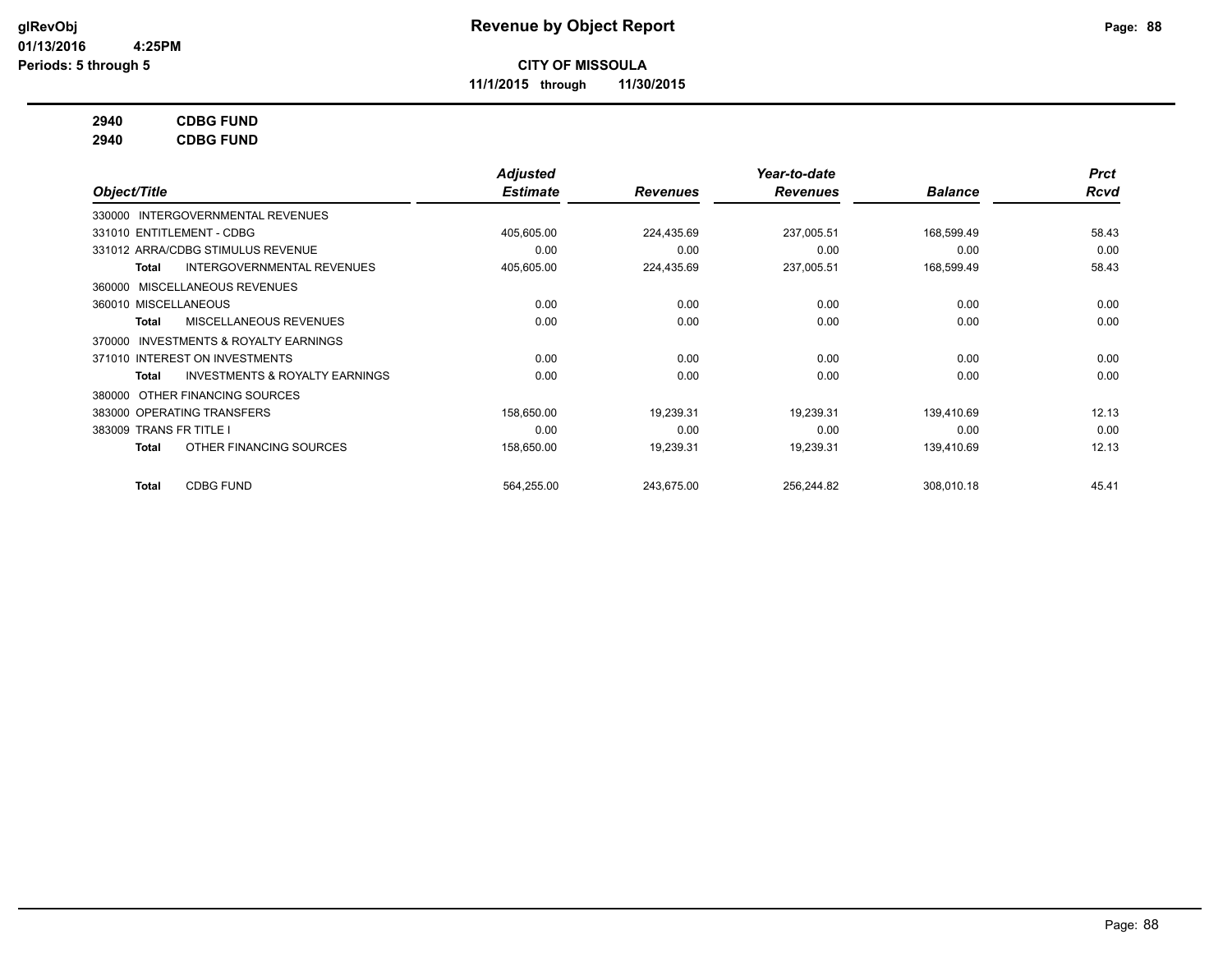# Revenue by Object Report

**CITY OF MISSOULA**

**11/1/2015 through 11/30/2015**

glRevObj
01/13/2016 4:25PM
Periods: 5 through 5

**2940 CDBG FUND**
**2940 CDBG FUND**

| Object/Title | Adjusted Estimate | Revenues | Year-to-date Revenues | Balance | Prct Rcvd |
|---|---|---|---|---|---|
| 330000 INTERGOVERNMENTAL REVENUES | | | | | |
| 331010 ENTITLEMENT - CDBG | 405,605.00 | 224,435.69 | 237,005.51 | 168,599.49 | 58.43 |
| 331012 ARRA/CDBG STIMULUS REVENUE | 0.00 | 0.00 | 0.00 | 0.00 | 0.00 |
| **Total** INTERGOVERNMENTAL REVENUES | 405,605.00 | 224,435.69 | 237,005.51 | 168,599.49 | 58.43 |
| 360000 MISCELLANEOUS REVENUES | | | | | |
| 360010 MISCELLANEOUS | 0.00 | 0.00 | 0.00 | 0.00 | 0.00 |
| **Total** MISCELLANEOUS REVENUES | 0.00 | 0.00 | 0.00 | 0.00 | 0.00 |
| 370000 INVESTMENTS & ROYALTY EARNINGS | | | | | |
| 371010 INTEREST ON INVESTMENTS | 0.00 | 0.00 | 0.00 | 0.00 | 0.00 |
| **Total** INVESTMENTS & ROYALTY EARNINGS | 0.00 | 0.00 | 0.00 | 0.00 | 0.00 |
| 380000 OTHER FINANCING SOURCES | | | | | |
| 383000 OPERATING TRANSFERS | 158,650.00 | 19,239.31 | 19,239.31 | 139,410.69 | 12.13 |
| 383009 TRANS FR TITLE I | 0.00 | 0.00 | 0.00 | 0.00 | 0.00 |
| **Total** OTHER FINANCING SOURCES | 158,650.00 | 19,239.31 | 19,239.31 | 139,410.69 | 12.13 |
| **Total** CDBG FUND | 564,255.00 | 243,675.00 | 256,244.82 | 308,010.18 | 45.41 |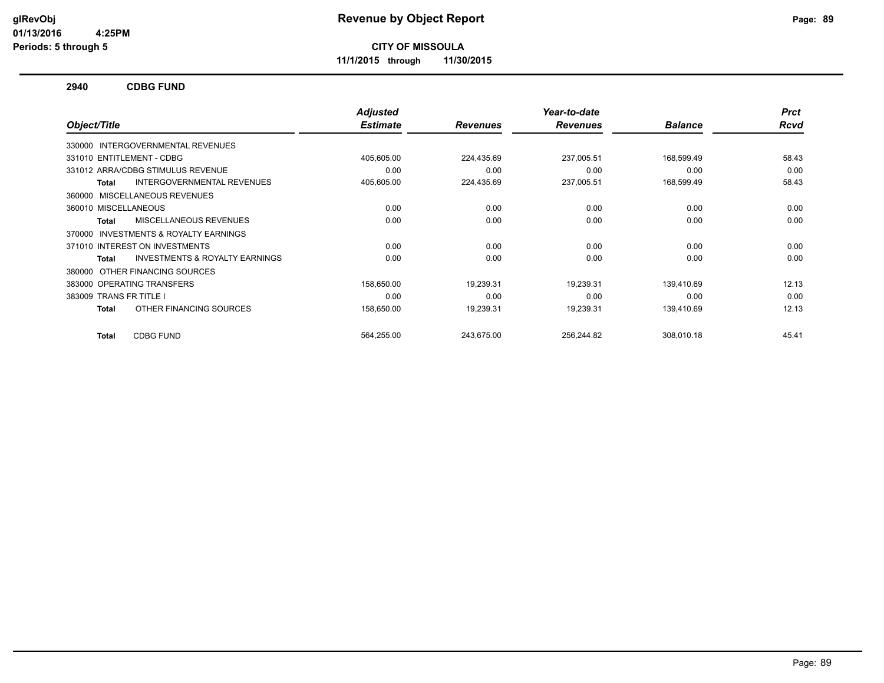# Revenue by Object Report

**CITY OF MISSOULA**

**11/1/2015 through 11/30/2015**

glRevObj
01/13/2016 4:25PM
Periods: 5 through 5

## 2940 CDBG FUND

| Object/Title | Adjusted Estimate | Revenues | Year-to-date Revenues | Balance | Prct Rcvd |
|---|---|---|---|---|---|
| 330000 INTERGOVERNMENTAL REVENUES | | | | | |
| 331010 ENTITLEMENT - CDBG | 405,605.00 | 224,435.69 | 237,005.51 | 168,599.49 | 58.43 |
| 331012 ARRA/CDBG STIMULUS REVENUE | 0.00 | 0.00 | 0.00 | 0.00 | 0.00 |
| **Total** INTERGOVERNMENTAL REVENUES | 405,605.00 | 224,435.69 | 237,005.51 | 168,599.49 | 58.43 |
| 360000 MISCELLANEOUS REVENUES | | | | | |
| 360010 MISCELLANEOUS | 0.00 | 0.00 | 0.00 | 0.00 | 0.00 |
| **Total** MISCELLANEOUS REVENUES | 0.00 | 0.00 | 0.00 | 0.00 | 0.00 |
| 370000 INVESTMENTS & ROYALTY EARNINGS | | | | | |
| 371010 INTEREST ON INVESTMENTS | 0.00 | 0.00 | 0.00 | 0.00 | 0.00 |
| **Total** INVESTMENTS & ROYALTY EARNINGS | 0.00 | 0.00 | 0.00 | 0.00 | 0.00 |
| 380000 OTHER FINANCING SOURCES | | | | | |
| 383000 OPERATING TRANSFERS | 158,650.00 | 19,239.31 | 19,239.31 | 139,410.69 | 12.13 |
| 383009 TRANS FR TITLE I | 0.00 | 0.00 | 0.00 | 0.00 | 0.00 |
| **Total** OTHER FINANCING SOURCES | 158,650.00 | 19,239.31 | 19,239.31 | 139,410.69 | 12.13 |
| **Total** CDBG FUND | 564,255.00 | 243,675.00 | 256,244.82 | 308,010.18 | 45.41 |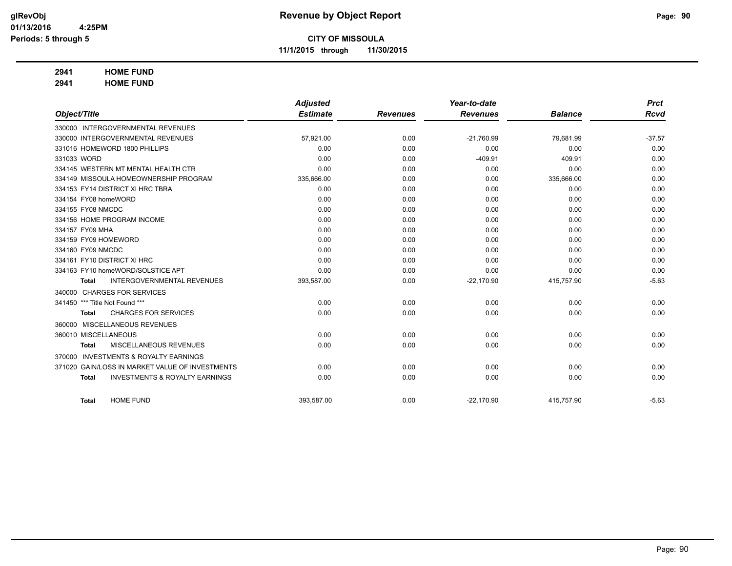# Revenue by Object Report

**CITY OF MISSOULA**

**11/1/2015 through 11/30/2015**

glRevObj
01/13/2016 4:25PM
Periods: 5 through 5

**2941 HOME FUND**
**2941 HOME FUND**

| Object/Title | Adjusted Estimate | Revenues | Year-to-date Revenues | Balance | Prct Rcvd |
|---|---|---|---|---|---|
| 330000 INTERGOVERNMENTAL REVENUES | | | | | |
| 330000 INTERGOVERNMENTAL REVENUES | 57,921.00 | 0.00 | -21,760.99 | 79,681.99 | -37.57 |
| 331016 HOMEWORD 1800 PHILLIPS | 0.00 | 0.00 | 0.00 | 0.00 | 0.00 |
| 331033 WORD | 0.00 | 0.00 | -409.91 | 409.91 | 0.00 |
| 334145 WESTERN MT MENTAL HEALTH CTR | 0.00 | 0.00 | 0.00 | 0.00 | 0.00 |
| 334149 MISSOULA HOMEOWNERSHIP PROGRAM | 335,666.00 | 0.00 | 0.00 | 335,666.00 | 0.00 |
| 334153 FY14 DISTRICT XI HRC TBRA | 0.00 | 0.00 | 0.00 | 0.00 | 0.00 |
| 334154 FY08 homeWORD | 0.00 | 0.00 | 0.00 | 0.00 | 0.00 |
| 334155 FY08 NMCDC | 0.00 | 0.00 | 0.00 | 0.00 | 0.00 |
| 334156 HOME PROGRAM INCOME | 0.00 | 0.00 | 0.00 | 0.00 | 0.00 |
| 334157 FY09 MHA | 0.00 | 0.00 | 0.00 | 0.00 | 0.00 |
| 334159 FY09 HOMEWORD | 0.00 | 0.00 | 0.00 | 0.00 | 0.00 |
| 334160 FY09 NMCDC | 0.00 | 0.00 | 0.00 | 0.00 | 0.00 |
| 334161 FY10 DISTRICT XI HRC | 0.00 | 0.00 | 0.00 | 0.00 | 0.00 |
| 334163 FY10 homeWORD/SOLSTICE APT | 0.00 | 0.00 | 0.00 | 0.00 | 0.00 |
| **Total** INTERGOVERNMENTAL REVENUES | 393,587.00 | 0.00 | -22,170.90 | 415,757.90 | -5.63 |
| 340000 CHARGES FOR SERVICES | | | | | |
| 341450 *** Title Not Found *** | 0.00 | 0.00 | 0.00 | 0.00 | 0.00 |
| **Total** CHARGES FOR SERVICES | 0.00 | 0.00 | 0.00 | 0.00 | 0.00 |
| 360000 MISCELLANEOUS REVENUES | | | | | |
| 360010 MISCELLANEOUS | 0.00 | 0.00 | 0.00 | 0.00 | 0.00 |
| **Total** MISCELLANEOUS REVENUES | 0.00 | 0.00 | 0.00 | 0.00 | 0.00 |
| 370000 INVESTMENTS & ROYALTY EARNINGS | | | | | |
| 371020 GAIN/LOSS IN MARKET VALUE OF INVESTMENTS | 0.00 | 0.00 | 0.00 | 0.00 | 0.00 |
| **Total** INVESTMENTS & ROYALTY EARNINGS | 0.00 | 0.00 | 0.00 | 0.00 | 0.00 |
| **Total** HOME FUND | 393,587.00 | 0.00 | -22,170.90 | 415,757.90 | -5.63 |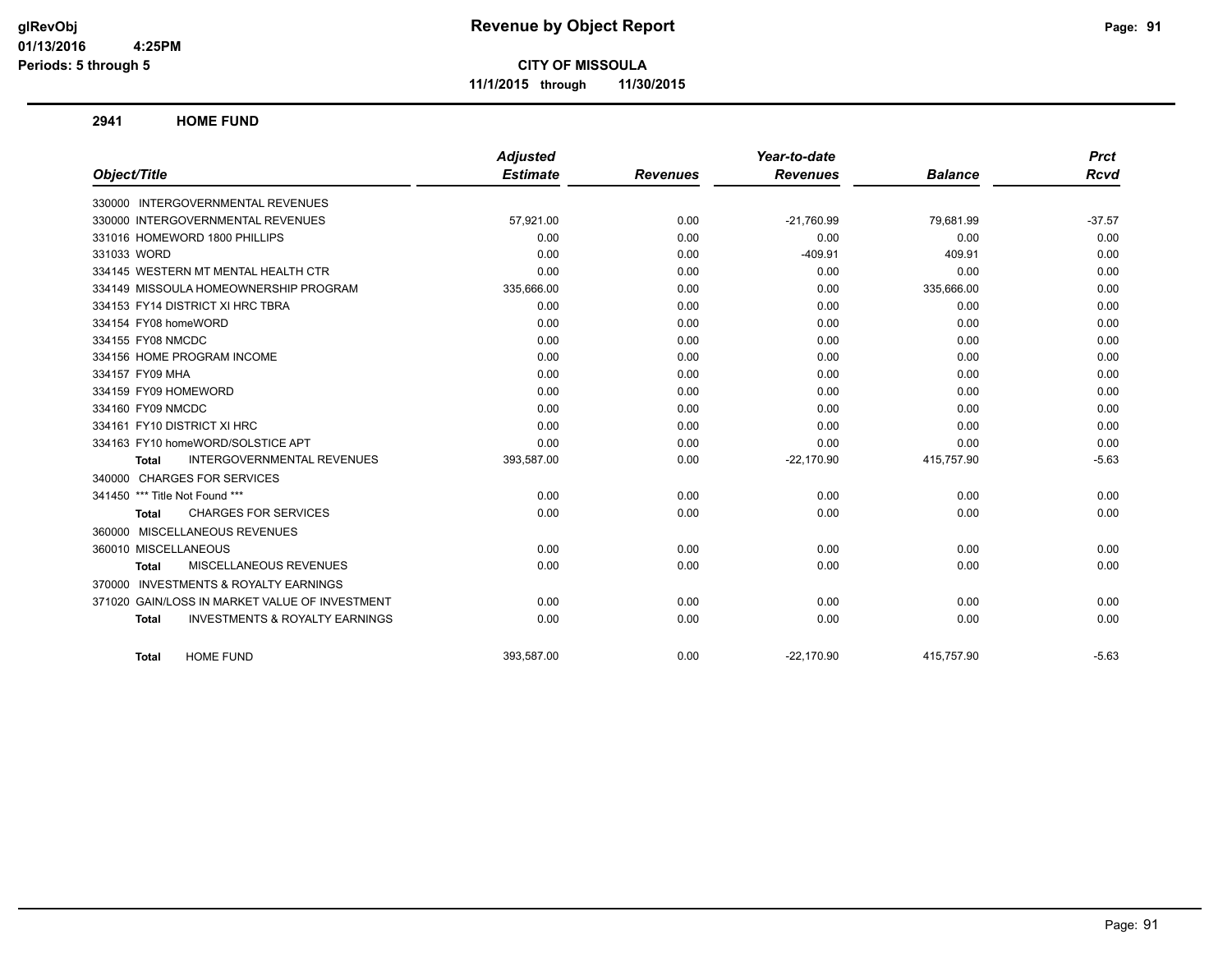**Revenue by Object Report**

**CITY OF MISSOULA**

**11/1/2015 through 11/30/2015**

glRevObj
01/13/2016 4:25PM
Periods: 5 through 5

## 2941 HOME FUND

| Object/Title | Adjusted Estimate | Revenues | Year-to-date Revenues | Balance | Prct Rcvd |
|---|---|---|---|---|---|
| 330000 INTERGOVERNMENTAL REVENUES | | | | | |
| 330000 INTERGOVERNMENTAL REVENUES | 57,921.00 | 0.00 | -21,760.99 | 79,681.99 | -37.57 |
| 331016 HOMEWORD 1800 PHILLIPS | 0.00 | 0.00 | 0.00 | 0.00 | 0.00 |
| 331033 WORD | 0.00 | 0.00 | -409.91 | 409.91 | 0.00 |
| 334145 WESTERN MT MENTAL HEALTH CTR | 0.00 | 0.00 | 0.00 | 0.00 | 0.00 |
| 334149 MISSOULA HOMEOWNERSHIP PROGRAM | 335,666.00 | 0.00 | 0.00 | 335,666.00 | 0.00 |
| 334153 FY14 DISTRICT XI HRC TBRA | 0.00 | 0.00 | 0.00 | 0.00 | 0.00 |
| 334154 FY08 homeWORD | 0.00 | 0.00 | 0.00 | 0.00 | 0.00 |
| 334155 FY08 NMCDC | 0.00 | 0.00 | 0.00 | 0.00 | 0.00 |
| 334156 HOME PROGRAM INCOME | 0.00 | 0.00 | 0.00 | 0.00 | 0.00 |
| 334157 FY09 MHA | 0.00 | 0.00 | 0.00 | 0.00 | 0.00 |
| 334159 FY09 HOMEWORD | 0.00 | 0.00 | 0.00 | 0.00 | 0.00 |
| 334160 FY09 NMCDC | 0.00 | 0.00 | 0.00 | 0.00 | 0.00 |
| 334161 FY10 DISTRICT XI HRC | 0.00 | 0.00 | 0.00 | 0.00 | 0.00 |
| 334163 FY10 homeWORD/SOLSTICE APT | 0.00 | 0.00 | 0.00 | 0.00 | 0.00 |
| **Total** INTERGOVERNMENTAL REVENUES | 393,587.00 | 0.00 | -22,170.90 | 415,757.90 | -5.63 |
| 340000 CHARGES FOR SERVICES | | | | | |
| 341450 *** Title Not Found *** | 0.00 | 0.00 | 0.00 | 0.00 | 0.00 |
| **Total** CHARGES FOR SERVICES | 0.00 | 0.00 | 0.00 | 0.00 | 0.00 |
| 360000 MISCELLANEOUS REVENUES | | | | | |
| 360010 MISCELLANEOUS | 0.00 | 0.00 | 0.00 | 0.00 | 0.00 |
| **Total** MISCELLANEOUS REVENUES | 0.00 | 0.00 | 0.00 | 0.00 | 0.00 |
| 370000 INVESTMENTS & ROYALTY EARNINGS | | | | | |
| 371020 GAIN/LOSS IN MARKET VALUE OF INVESTMENT | 0.00 | 0.00 | 0.00 | 0.00 | 0.00 |
| **Total** INVESTMENTS & ROYALTY EARNINGS | 0.00 | 0.00 | 0.00 | 0.00 | 0.00 |
| **Total** HOME FUND | 393,587.00 | 0.00 | -22,170.90 | 415,757.90 | -5.63 |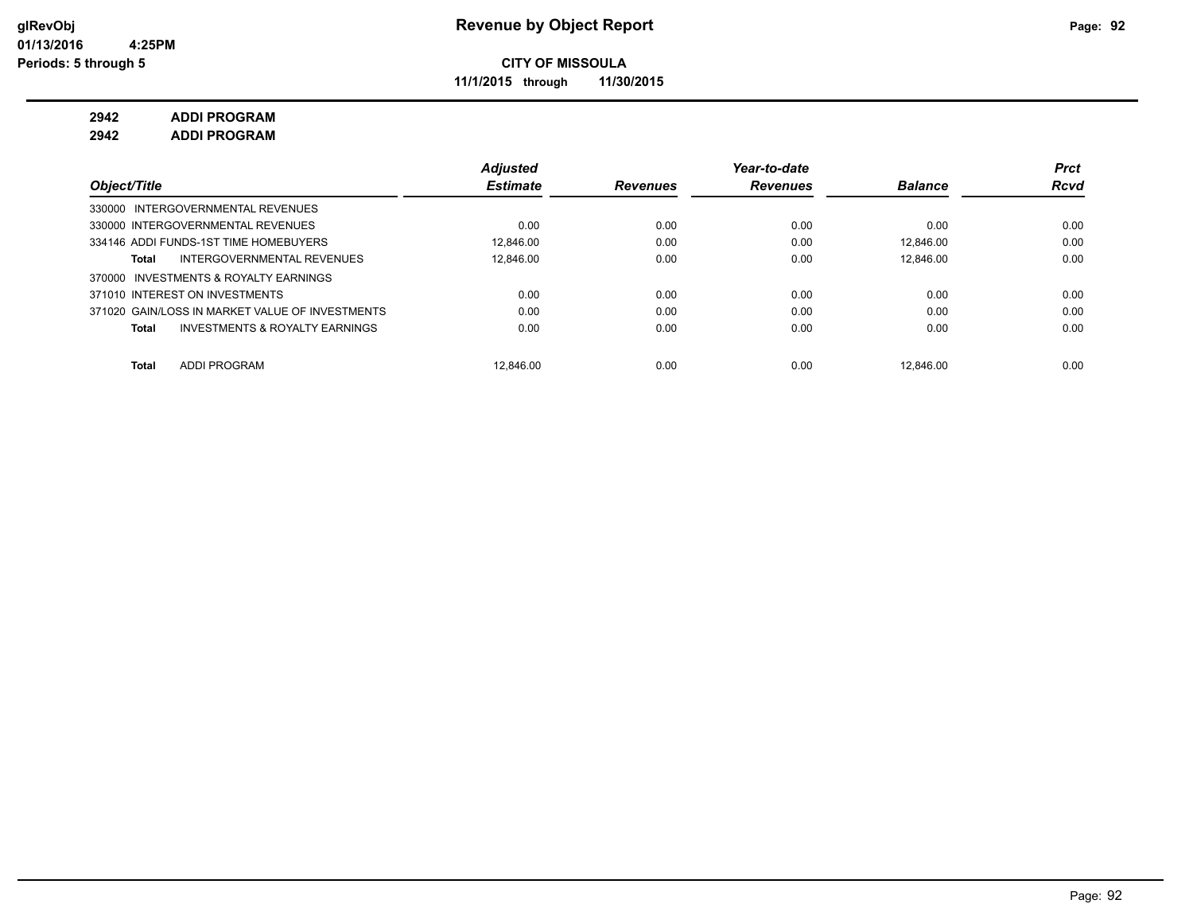**glRevObj**
**01/13/2016 4:25PM**
**Periods: 5 through 5**

# Revenue by Object Report

**CITY OF MISSOULA**

**11/1/2015 through 11/30/2015**

**2942 ADDI PROGRAM**
**2942 ADDI PROGRAM**

| Object/Title | Adjusted Estimate | Revenues | Year-to-date Revenues | Balance | Prct Rcvd |
|---|---|---|---|---|---|
| 330000 INTERGOVERNMENTAL REVENUES | | | | | |
| 330000 INTERGOVERNMENTAL REVENUES | 0.00 | 0.00 | 0.00 | 0.00 | 0.00 |
| 334146 ADDI FUNDS-1ST TIME HOMEBUYERS | 12,846.00 | 0.00 | 0.00 | 12,846.00 | 0.00 |
| **Total** INTERGOVERNMENTAL REVENUES | 12,846.00 | 0.00 | 0.00 | 12,846.00 | 0.00 |
| 370000 INVESTMENTS & ROYALTY EARNINGS | | | | | |
| 371010 INTEREST ON INVESTMENTS | 0.00 | 0.00 | 0.00 | 0.00 | 0.00 |
| 371020 GAIN/LOSS IN MARKET VALUE OF INVESTMENTS | 0.00 | 0.00 | 0.00 | 0.00 | 0.00 |
| **Total** INVESTMENTS & ROYALTY EARNINGS | 0.00 | 0.00 | 0.00 | 0.00 | 0.00 |
| **Total** ADDI PROGRAM | 12,846.00 | 0.00 | 0.00 | 12,846.00 | 0.00 |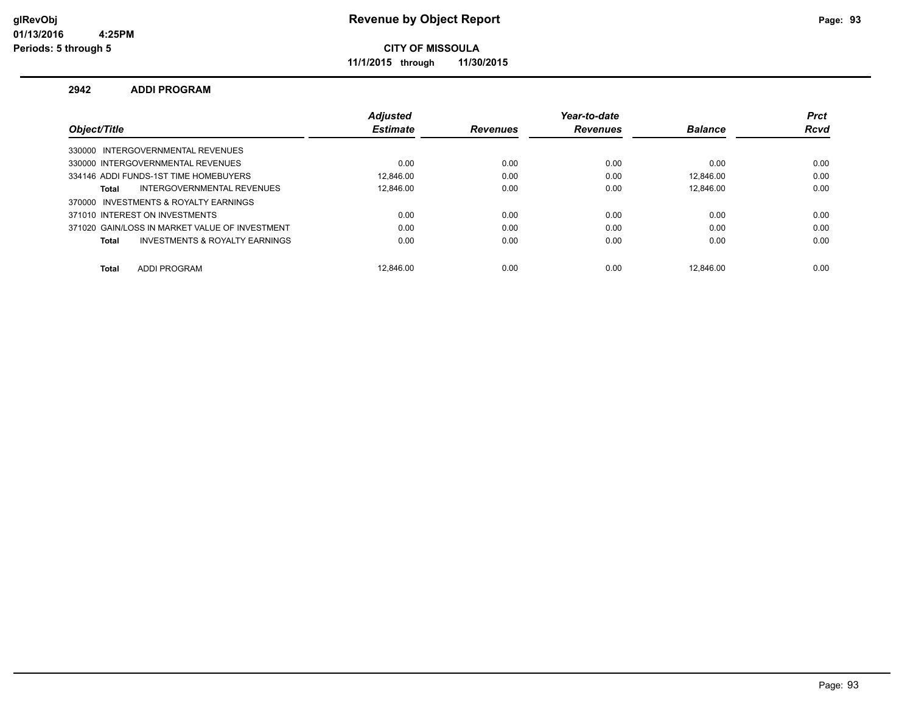# Revenue by Object Report

**CITY OF MISSOULA**

**11/1/2015 through 11/30/2015**

glRevObj
01/13/2016 4:25PM
Periods: 5 through 5

## 2942 ADDI PROGRAM

| Object/Title | Adjusted Estimate | Revenues | Year-to-date Revenues | Balance | Prct Rcvd |
|---|---|---|---|---|---|
| 330000 INTERGOVERNMENTAL REVENUES | | | | | |
| 330000 INTERGOVERNMENTAL REVENUES | 0.00 | 0.00 | 0.00 | 0.00 | 0.00 |
| 334146 ADDI FUNDS-1ST TIME HOMEBUYERS | 12,846.00 | 0.00 | 0.00 | 12,846.00 | 0.00 |
| **Total** INTERGOVERNMENTAL REVENUES | 12,846.00 | 0.00 | 0.00 | 12,846.00 | 0.00 |
| 370000 INVESTMENTS & ROYALTY EARNINGS | | | | | |
| 371010 INTEREST ON INVESTMENTS | 0.00 | 0.00 | 0.00 | 0.00 | 0.00 |
| 371020 GAIN/LOSS IN MARKET VALUE OF INVESTMENT | 0.00 | 0.00 | 0.00 | 0.00 | 0.00 |
| **Total** INVESTMENTS & ROYALTY EARNINGS | 0.00 | 0.00 | 0.00 | 0.00 | 0.00 |
| **Total** ADDI PROGRAM | 12,846.00 | 0.00 | 0.00 | 12,846.00 | 0.00 |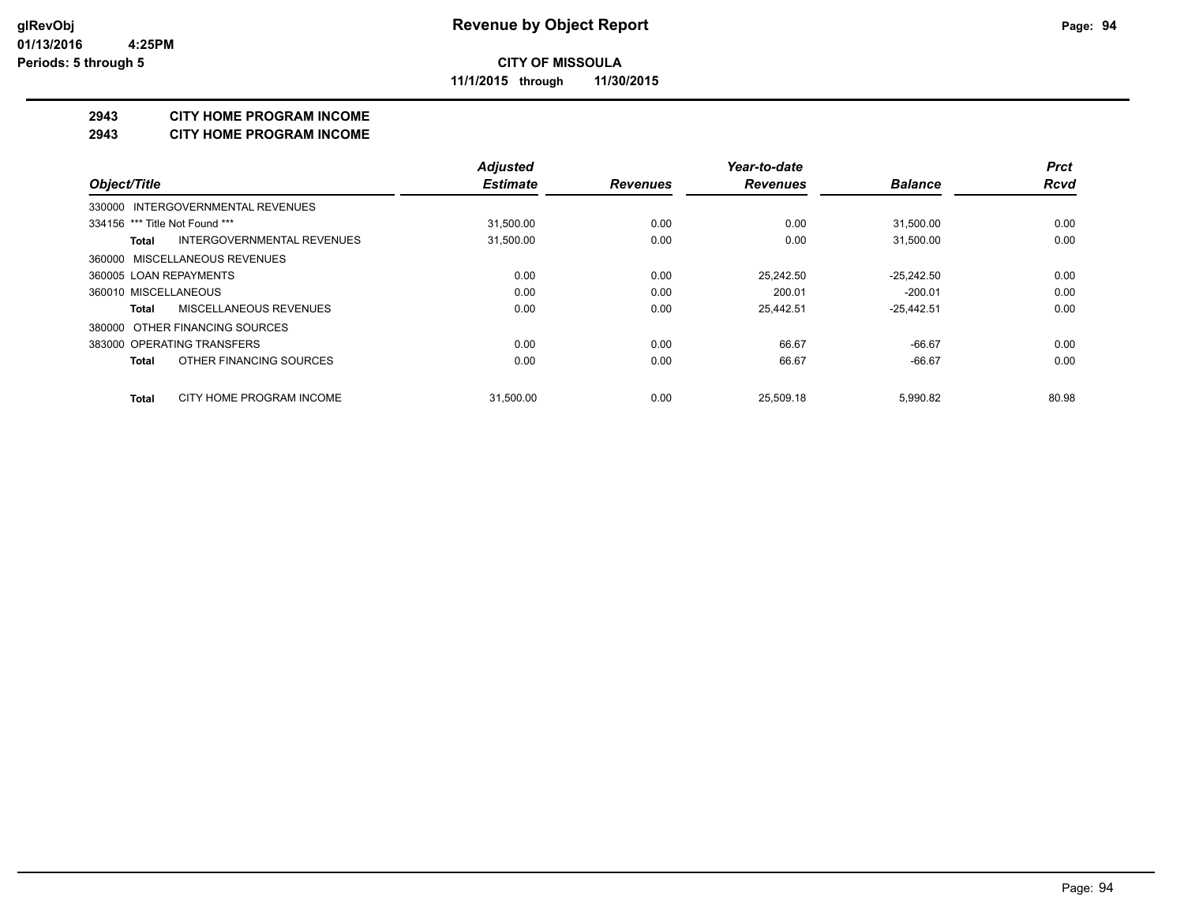# Revenue by Object Report

**CITY OF MISSOULA**

**11/1/2015 through 11/30/2015**

glRevObj
01/13/2016 4:25PM
Periods: 5 through 5

## 2943 CITY HOME PROGRAM INCOME
## 2943 CITY HOME PROGRAM INCOME

| Object/Title | Adjusted Estimate | Revenues | Year-to-date Revenues | Balance | Prct Rcvd |
|---|---|---|---|---|---|
| 330000 INTERGOVERNMENTAL REVENUES | | | | | |
| 334156 *** Title Not Found *** | 31,500.00 | 0.00 | 0.00 | 31,500.00 | 0.00 |
| **Total** INTERGOVERNMENTAL REVENUES | 31,500.00 | 0.00 | 0.00 | 31,500.00 | 0.00 |
| 360000 MISCELLANEOUS REVENUES | | | | | |
| 360005 LOAN REPAYMENTS | 0.00 | 0.00 | 25,242.50 | -25,242.50 | 0.00 |
| 360010 MISCELLANEOUS | 0.00 | 0.00 | 200.01 | -200.01 | 0.00 |
| **Total** MISCELLANEOUS REVENUES | 0.00 | 0.00 | 25,442.51 | -25,442.51 | 0.00 |
| 380000 OTHER FINANCING SOURCES | | | | | |
| 383000 OPERATING TRANSFERS | 0.00 | 0.00 | 66.67 | -66.67 | 0.00 |
| **Total** OTHER FINANCING SOURCES | 0.00 | 0.00 | 66.67 | -66.67 | 0.00 |
| **Total** CITY HOME PROGRAM INCOME | 31,500.00 | 0.00 | 25,509.18 | 5,990.82 | 80.98 |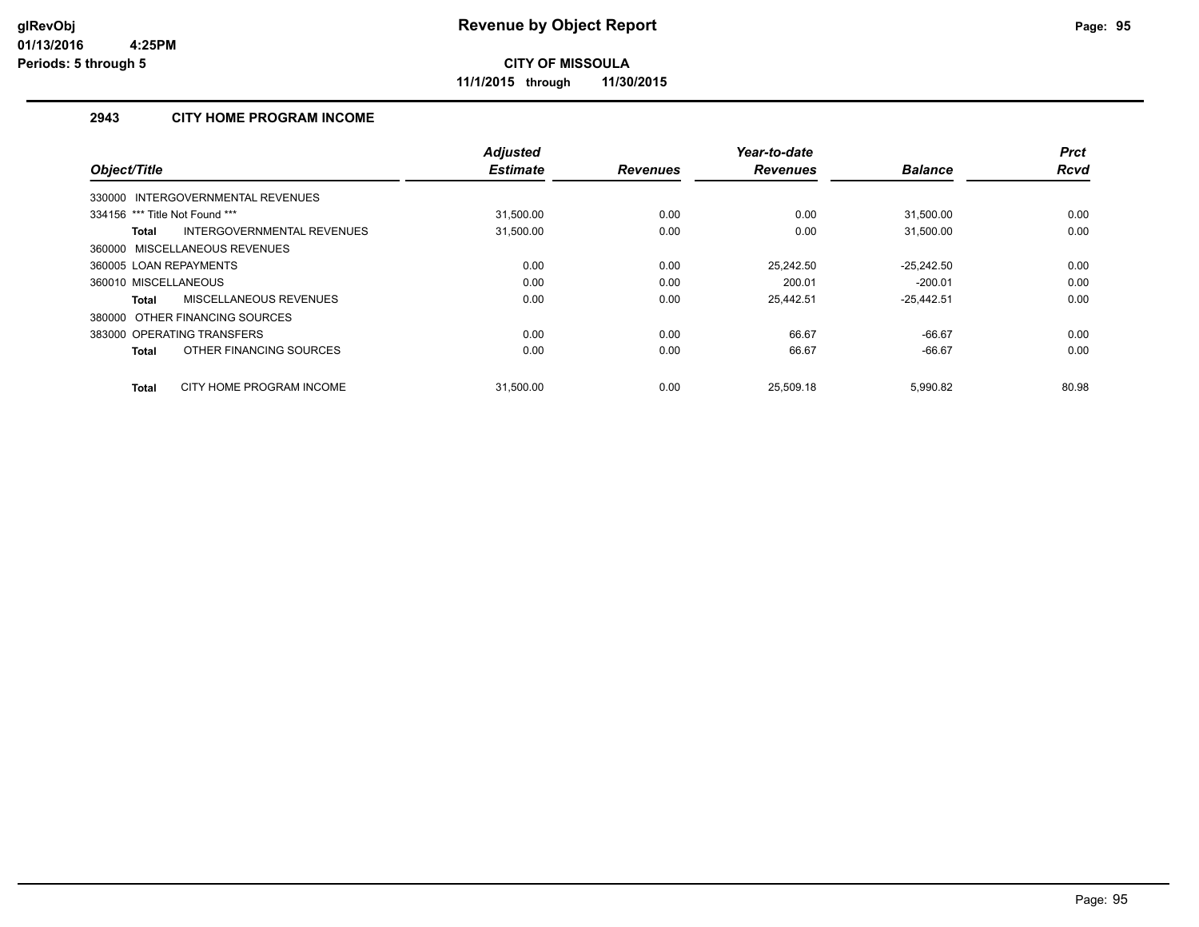**glRevObj**
**01/13/2016 4:25PM**
**Periods: 5 through 5**

# Revenue by Object Report

**CITY OF MISSOULA**

**11/1/2015 through 11/30/2015**

## 2943 CITY HOME PROGRAM INCOME

| Object/Title | Adjusted Estimate | Revenues | Year-to-date Revenues | Balance | Prct Rcvd |
|---|---|---|---|---|---|
| 330000 INTERGOVERNMENTAL REVENUES | | | | | |
| 334156 *** Title Not Found *** | 31,500.00 | 0.00 | 0.00 | 31,500.00 | 0.00 |
| **Total** INTERGOVERNMENTAL REVENUES | 31,500.00 | 0.00 | 0.00 | 31,500.00 | 0.00 |
| 360000 MISCELLANEOUS REVENUES | | | | | |
| 360005 LOAN REPAYMENTS | 0.00 | 0.00 | 25,242.50 | -25,242.50 | 0.00 |
| 360010 MISCELLANEOUS | 0.00 | 0.00 | 200.01 | -200.01 | 0.00 |
| **Total** MISCELLANEOUS REVENUES | 0.00 | 0.00 | 25,442.51 | -25,442.51 | 0.00 |
| 380000 OTHER FINANCING SOURCES | | | | | |
| 383000 OPERATING TRANSFERS | 0.00 | 0.00 | 66.67 | -66.67 | 0.00 |
| **Total** OTHER FINANCING SOURCES | 0.00 | 0.00 | 66.67 | -66.67 | 0.00 |
| **Total** CITY HOME PROGRAM INCOME | 31,500.00 | 0.00 | 25,509.18 | 5,990.82 | 80.98 |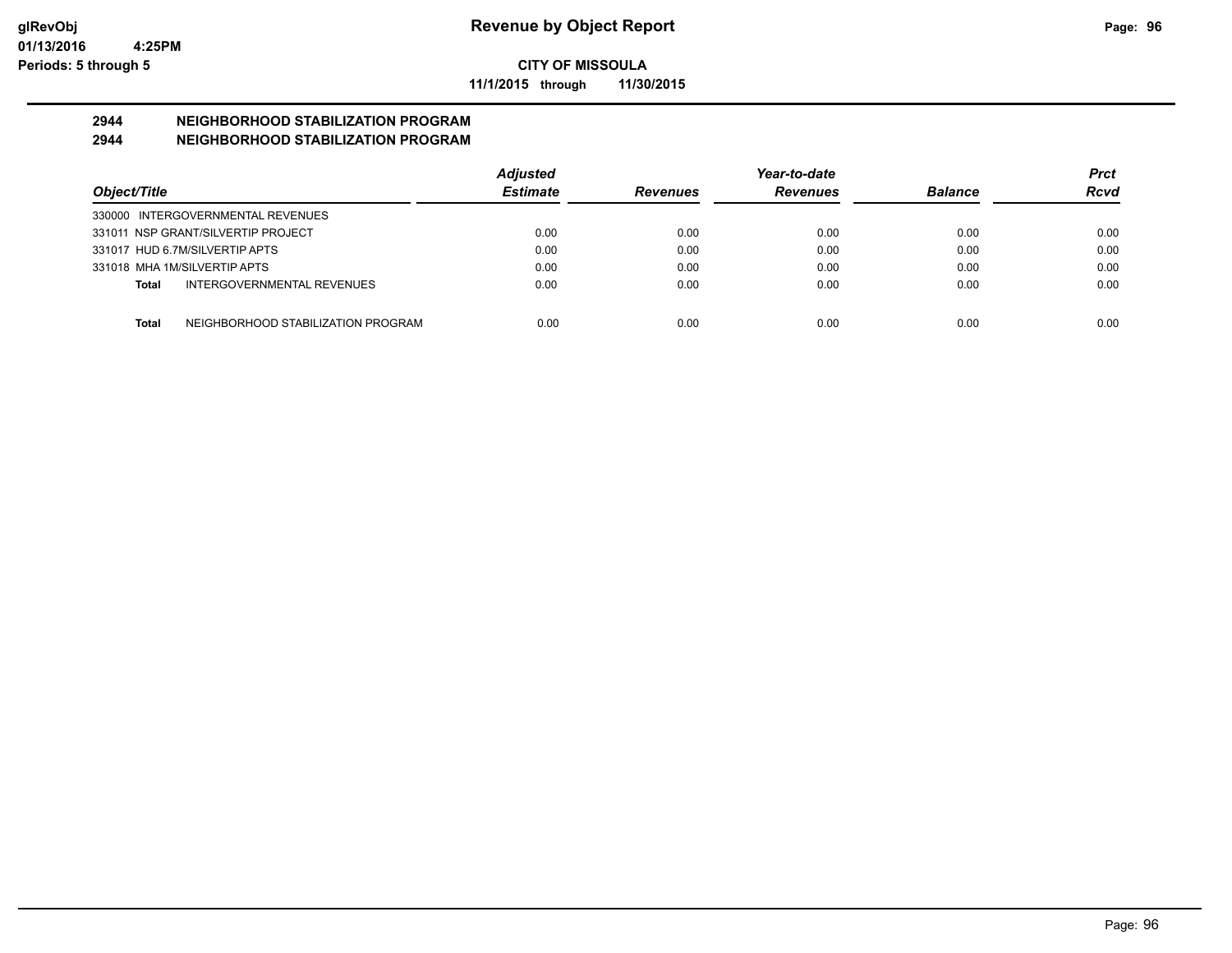# Revenue by Object Report

glRevObj
01/13/2016 4:25PM
Periods: 5 through 5

**CITY OF MISSOULA**

**11/1/2015 through 11/30/2015**

## 2944 NEIGHBORHOOD STABILIZATION PROGRAM
## 2944 NEIGHBORHOOD STABILIZATION PROGRAM

| Object/Title | Adjusted Estimate | Revenues | Year-to-date Revenues | Balance | Prct Rcvd |
|---|---|---|---|---|---|
| 330000 INTERGOVERNMENTAL REVENUES | | | | | |
| 331011 NSP GRANT/SILVERTIP PROJECT | 0.00 | 0.00 | 0.00 | 0.00 | 0.00 |
| 331017 HUD 6.7M/SILVERTIP APTS | 0.00 | 0.00 | 0.00 | 0.00 | 0.00 |
| 331018 MHA 1M/SILVERTIP APTS | 0.00 | 0.00 | 0.00 | 0.00 | 0.00 |
| **Total** INTERGOVERNMENTAL REVENUES | 0.00 | 0.00 | 0.00 | 0.00 | 0.00 |
| **Total** NEIGHBORHOOD STABILIZATION PROGRAM | 0.00 | 0.00 | 0.00 | 0.00 | 0.00 |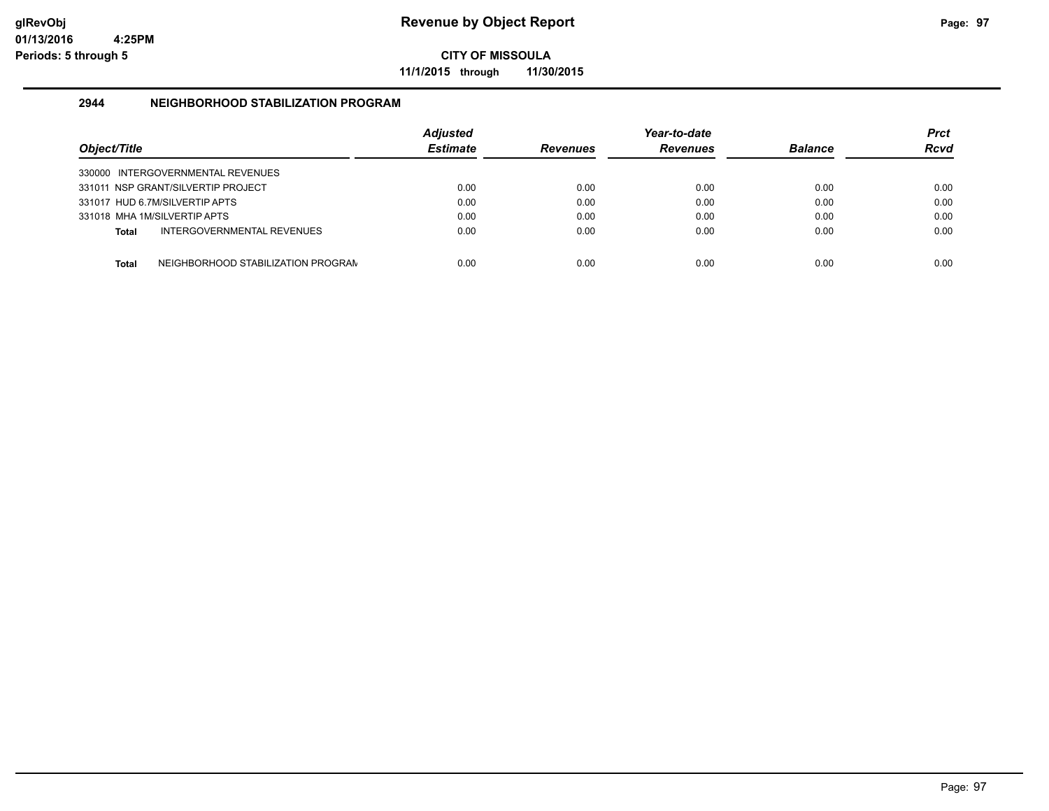# Revenue by Object Report

glRevObj
01/13/2016 4:25PM
Periods: 5 through 5

**CITY OF MISSOULA**

**11/1/2015 through 11/30/2015**

## 2944 NEIGHBORHOOD STABILIZATION PROGRAM

| Object/Title | Adjusted Estimate | Revenues | Year-to-date Revenues | Balance | Prct Rcvd |
|---|---|---|---|---|---|
| 330000 INTERGOVERNMENTAL REVENUES | | | | | |
| 331011 NSP GRANT/SILVERTIP PROJECT | 0.00 | 0.00 | 0.00 | 0.00 | 0.00 |
| 331017 HUD 6.7M/SILVERTIP APTS | 0.00 | 0.00 | 0.00 | 0.00 | 0.00 |
| 331018 MHA 1M/SILVERTIP APTS | 0.00 | 0.00 | 0.00 | 0.00 | 0.00 |
| **Total** INTERGOVERNMENTAL REVENUES | 0.00 | 0.00 | 0.00 | 0.00 | 0.00 |
| **Total** NEIGHBORHOOD STABILIZATION PROGRAM | 0.00 | 0.00 | 0.00 | 0.00 | 0.00 |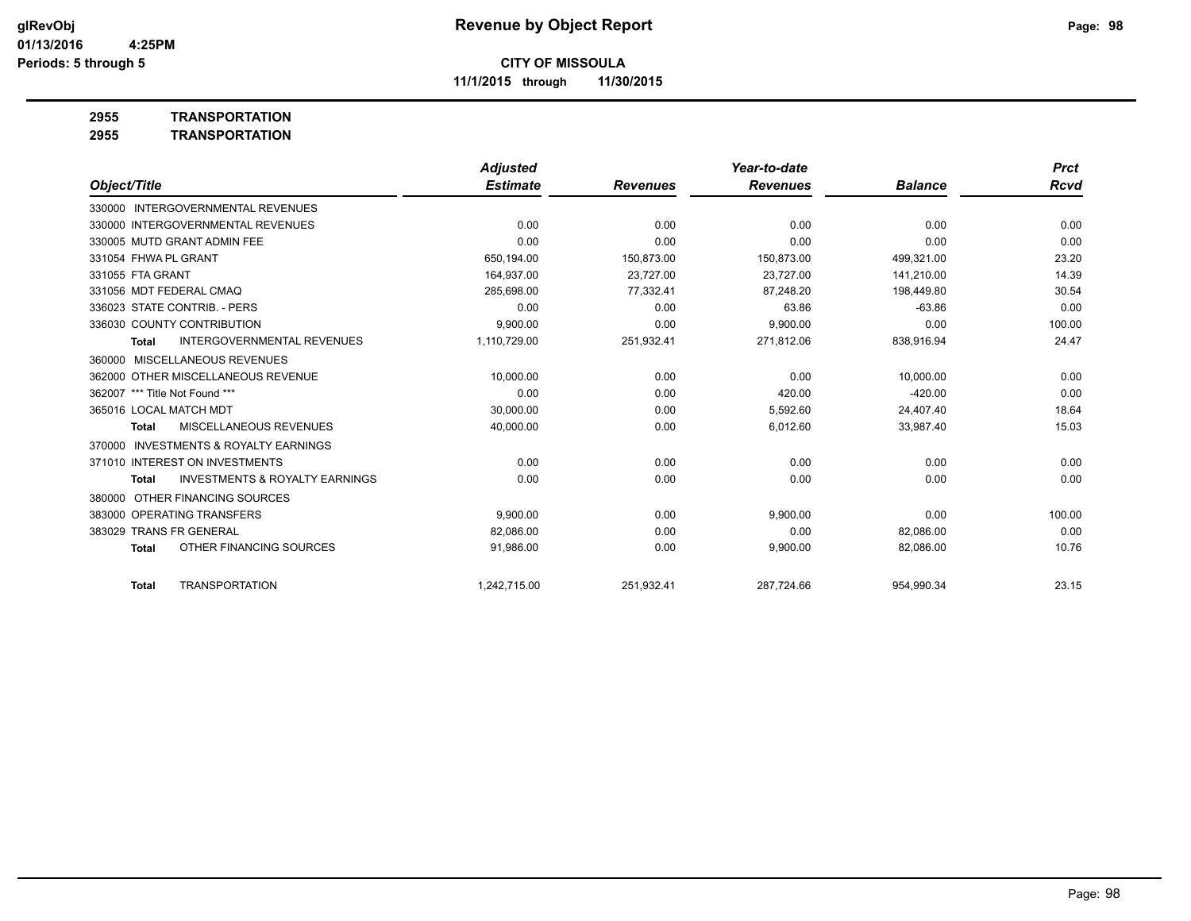glRevObj
01/13/2016 4:25PM
Periods: 5 through 5

# Revenue by Object Report

**CITY OF MISSOULA**

**11/1/2015 through 11/30/2015**

**2955 TRANSPORTATION**

**2955 TRANSPORTATION**

| Object/Title | Adjusted Estimate | Revenues | Year-to-date Revenues | Balance | Prct Rcvd |
|---|---|---|---|---|---|
| 330000 INTERGOVERNMENTAL REVENUES | | | | | |
| 330000 INTERGOVERNMENTAL REVENUES | 0.00 | 0.00 | 0.00 | 0.00 | 0.00 |
| 330005 MUTD GRANT ADMIN FEE | 0.00 | 0.00 | 0.00 | 0.00 | 0.00 |
| 331054 FHWA PL GRANT | 650,194.00 | 150,873.00 | 150,873.00 | 499,321.00 | 23.20 |
| 331055 FTA GRANT | 164,937.00 | 23,727.00 | 23,727.00 | 141,210.00 | 14.39 |
| 331056 MDT FEDERAL CMAQ | 285,698.00 | 77,332.41 | 87,248.20 | 198,449.80 | 30.54 |
| 336023 STATE CONTRIB. - PERS | 0.00 | 0.00 | 63.86 | -63.86 | 0.00 |
| 336030 COUNTY CONTRIBUTION | 9,900.00 | 0.00 | 9,900.00 | 0.00 | 100.00 |
| **Total** INTERGOVERNMENTAL REVENUES | 1,110,729.00 | 251,932.41 | 271,812.06 | 838,916.94 | 24.47 |
| 360000 MISCELLANEOUS REVENUES | | | | | |
| 362000 OTHER MISCELLANEOUS REVENUE | 10,000.00 | 0.00 | 0.00 | 10,000.00 | 0.00 |
| 362007 *** Title Not Found *** | 0.00 | 0.00 | 420.00 | -420.00 | 0.00 |
| 365016 LOCAL MATCH MDT | 30,000.00 | 0.00 | 5,592.60 | 24,407.40 | 18.64 |
| **Total** MISCELLANEOUS REVENUES | 40,000.00 | 0.00 | 6,012.60 | 33,987.40 | 15.03 |
| 370000 INVESTMENTS & ROYALTY EARNINGS | | | | | |
| 371010 INTEREST ON INVESTMENTS | 0.00 | 0.00 | 0.00 | 0.00 | 0.00 |
| **Total** INVESTMENTS & ROYALTY EARNINGS | 0.00 | 0.00 | 0.00 | 0.00 | 0.00 |
| 380000 OTHER FINANCING SOURCES | | | | | |
| 383000 OPERATING TRANSFERS | 9,900.00 | 0.00 | 9,900.00 | 0.00 | 100.00 |
| 383029 TRANS FR GENERAL | 82,086.00 | 0.00 | 0.00 | 82,086.00 | 0.00 |
| **Total** OTHER FINANCING SOURCES | 91,986.00 | 0.00 | 9,900.00 | 82,086.00 | 10.76 |
| **Total** TRANSPORTATION | 1,242,715.00 | 251,932.41 | 287,724.66 | 954,990.34 | 23.15 |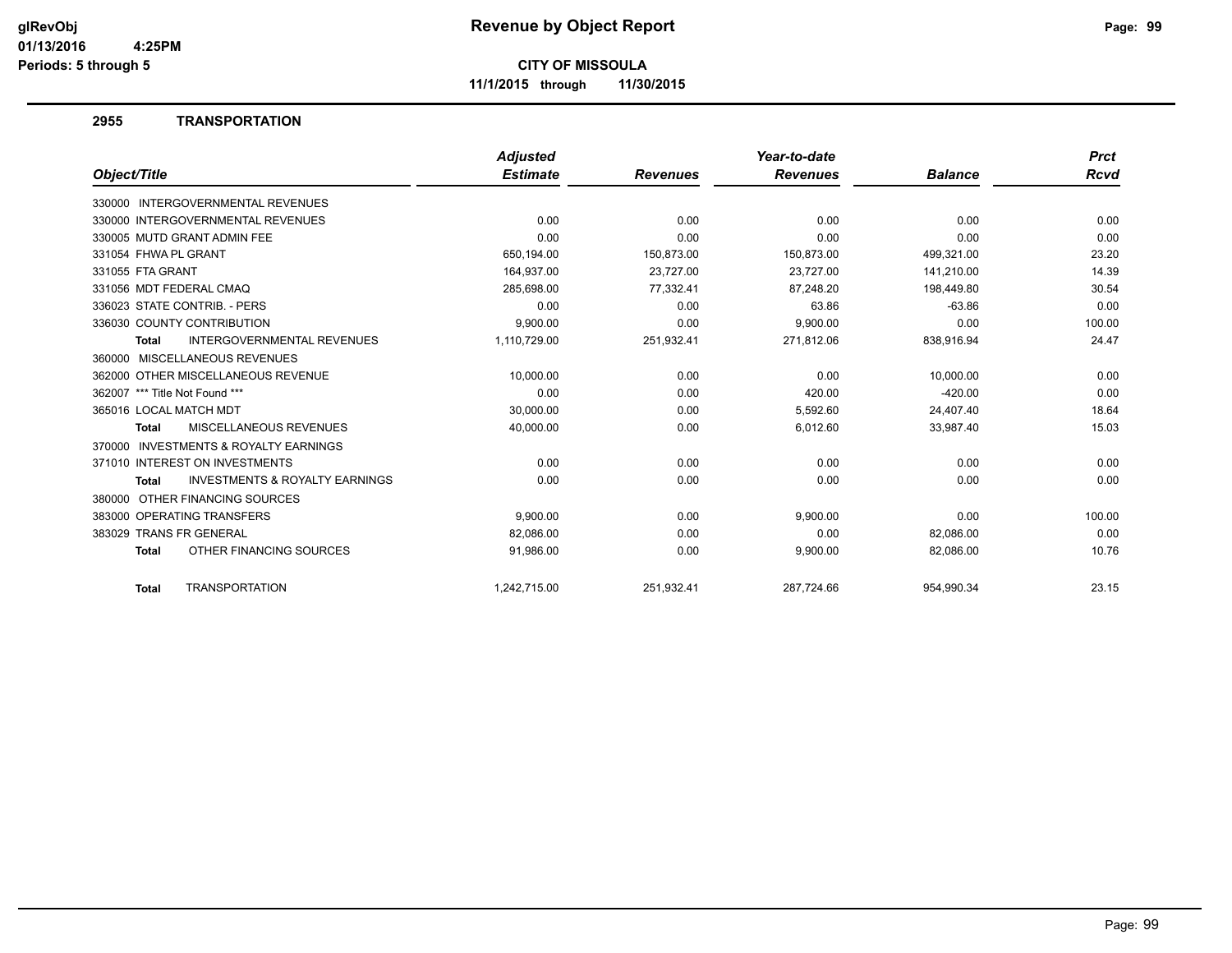# Revenue by Object Report

glRevObj
01/13/2016 4:25PM
Periods: 5 through 5

**CITY OF MISSOULA**

**11/1/2015 through 11/30/2015**

## 2955 TRANSPORTATION

| Object/Title | | Adjusted Estimate | Revenues | Year-to-date Revenues | Balance | Prct Rcvd |
|---|---|---|---|---|---|---|
| 330000 INTERGOVERNMENTAL REVENUES | | | | | | |
| 330000 INTERGOVERNMENTAL REVENUES | | 0.00 | 0.00 | 0.00 | 0.00 | 0.00 |
| 330005 MUTD GRANT ADMIN FEE | | 0.00 | 0.00 | 0.00 | 0.00 | 0.00 |
| 331054 FHWA PL GRANT | | 650,194.00 | 150,873.00 | 150,873.00 | 499,321.00 | 23.20 |
| 331055 FTA GRANT | | 164,937.00 | 23,727.00 | 23,727.00 | 141,210.00 | 14.39 |
| 331056 MDT FEDERAL CMAQ | | 285,698.00 | 77,332.41 | 87,248.20 | 198,449.80 | 30.54 |
| 336023 STATE CONTRIB. - PERS | | 0.00 | 0.00 | 63.86 | -63.86 | 0.00 |
| 336030 COUNTY CONTRIBUTION | | 9,900.00 | 0.00 | 9,900.00 | 0.00 | 100.00 |
| **Total** | INTERGOVERNMENTAL REVENUES | 1,110,729.00 | 251,932.41 | 271,812.06 | 838,916.94 | 24.47 |
| 360000 MISCELLANEOUS REVENUES | | | | | | |
| 362000 OTHER MISCELLANEOUS REVENUE | | 10,000.00 | 0.00 | 0.00 | 10,000.00 | 0.00 |
| 362007 *** Title Not Found *** | | 0.00 | 0.00 | 420.00 | -420.00 | 0.00 |
| 365016 LOCAL MATCH MDT | | 30,000.00 | 0.00 | 5,592.60 | 24,407.40 | 18.64 |
| **Total** | MISCELLANEOUS REVENUES | 40,000.00 | 0.00 | 6,012.60 | 33,987.40 | 15.03 |
| 370000 INVESTMENTS & ROYALTY EARNINGS | | | | | | |
| 371010 INTEREST ON INVESTMENTS | | 0.00 | 0.00 | 0.00 | 0.00 | 0.00 |
| **Total** | INVESTMENTS & ROYALTY EARNINGS | 0.00 | 0.00 | 0.00 | 0.00 | 0.00 |
| 380000 OTHER FINANCING SOURCES | | | | | | |
| 383000 OPERATING TRANSFERS | | 9,900.00 | 0.00 | 9,900.00 | 0.00 | 100.00 |
| 383029 TRANS FR GENERAL | | 82,086.00 | 0.00 | 0.00 | 82,086.00 | 0.00 |
| **Total** | OTHER FINANCING SOURCES | 91,986.00 | 0.00 | 9,900.00 | 82,086.00 | 10.76 |
| **Total** | TRANSPORTATION | 1,242,715.00 | 251,932.41 | 287,724.66 | 954,990.34 | 23.15 |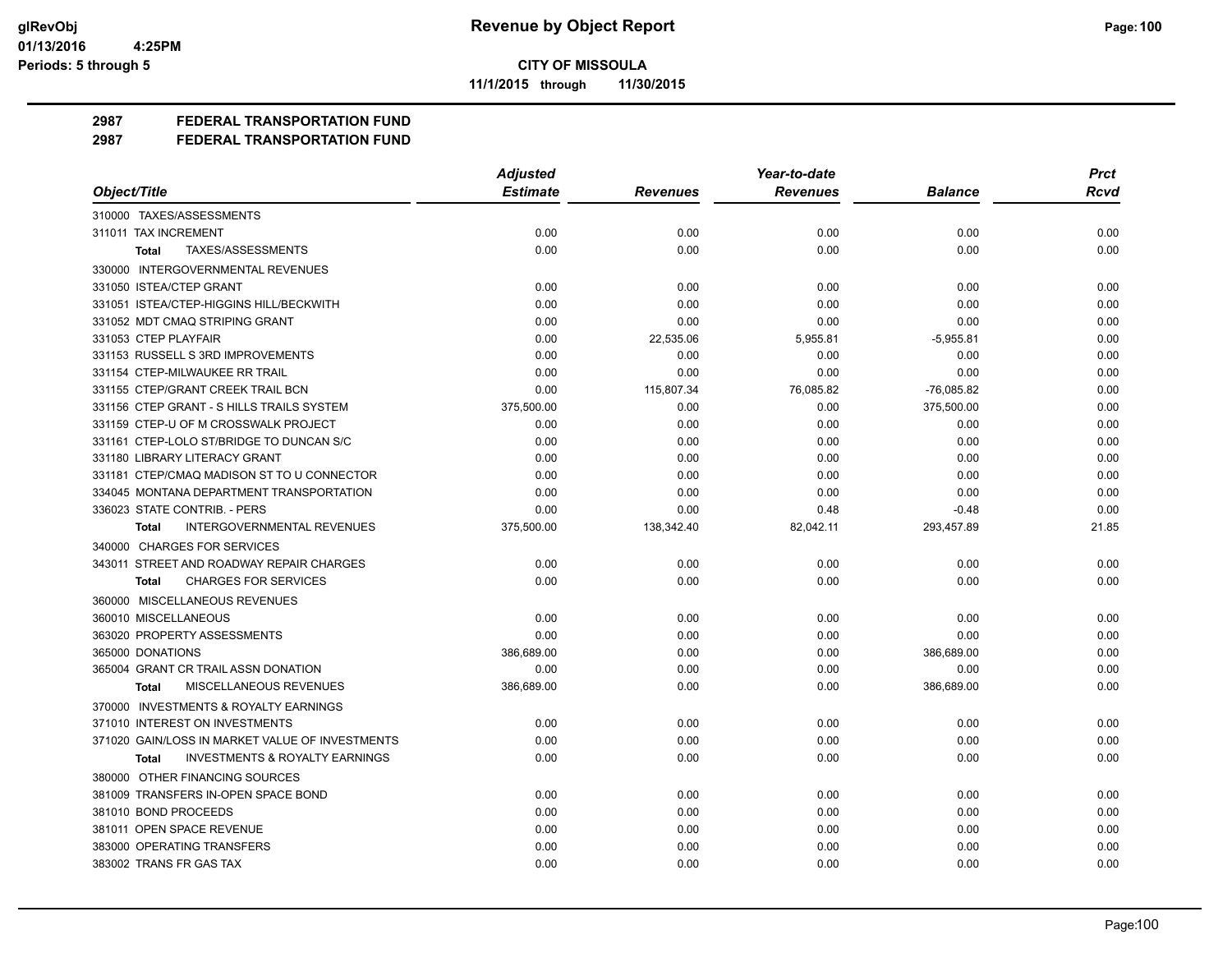**CITY OF MISSOULA**

**11/1/2015 through 11/30/2015**

**2987 FEDERAL TRANSPORTATION FUND**

**2987 FEDERAL TRANSPORTATION FUND**

| Object/Title | Adjusted Estimate | Revenues | Year-to-date Revenues | Balance | Prct Rcvd |
|---|---|---|---|---|---|
| 310000 TAXES/ASSESSMENTS | | | | | |
| 311011 TAX INCREMENT | 0.00 | 0.00 | 0.00 | 0.00 | 0.00 |
| **Total** TAXES/ASSESSMENTS | 0.00 | 0.00 | 0.00 | 0.00 | 0.00 |
| 330000 INTERGOVERNMENTAL REVENUES | | | | | |
| 331050 ISTEA/CTEP GRANT | 0.00 | 0.00 | 0.00 | 0.00 | 0.00 |
| 331051 ISTEA/CTEP-HIGGINS HILL/BECKWITH | 0.00 | 0.00 | 0.00 | 0.00 | 0.00 |
| 331052 MDT CMAQ STRIPING GRANT | 0.00 | 0.00 | 0.00 | 0.00 | 0.00 |
| 331053 CTEP PLAYFAIR | 0.00 | 22,535.06 | 5,955.81 | -5,955.81 | 0.00 |
| 331153 RUSSELL S 3RD IMPROVEMENTS | 0.00 | 0.00 | 0.00 | 0.00 | 0.00 |
| 331154 CTEP-MILWAUKEE RR TRAIL | 0.00 | 0.00 | 0.00 | 0.00 | 0.00 |
| 331155 CTEP/GRANT CREEK TRAIL BCN | 0.00 | 115,807.34 | 76,085.82 | -76,085.82 | 0.00 |
| 331156 CTEP GRANT - S HILLS TRAILS SYSTEM | 375,500.00 | 0.00 | 0.00 | 375,500.00 | 0.00 |
| 331159 CTEP-U OF M CROSSWALK PROJECT | 0.00 | 0.00 | 0.00 | 0.00 | 0.00 |
| 331161 CTEP-LOLO ST/BRIDGE TO DUNCAN S/C | 0.00 | 0.00 | 0.00 | 0.00 | 0.00 |
| 331180 LIBRARY LITERACY GRANT | 0.00 | 0.00 | 0.00 | 0.00 | 0.00 |
| 331181 CTEP/CMAQ MADISON ST TO U CONNECTOR | 0.00 | 0.00 | 0.00 | 0.00 | 0.00 |
| 334045 MONTANA DEPARTMENT TRANSPORTATION | 0.00 | 0.00 | 0.00 | 0.00 | 0.00 |
| 336023 STATE CONTRIB. - PERS | 0.00 | 0.00 | 0.48 | -0.48 | 0.00 |
| **Total** INTERGOVERNMENTAL REVENUES | 375,500.00 | 138,342.40 | 82,042.11 | 293,457.89 | 21.85 |
| 340000 CHARGES FOR SERVICES | | | | | |
| 343011 STREET AND ROADWAY REPAIR CHARGES | 0.00 | 0.00 | 0.00 | 0.00 | 0.00 |
| **Total** CHARGES FOR SERVICES | 0.00 | 0.00 | 0.00 | 0.00 | 0.00 |
| 360000 MISCELLANEOUS REVENUES | | | | | |
| 360010 MISCELLANEOUS | 0.00 | 0.00 | 0.00 | 0.00 | 0.00 |
| 363020 PROPERTY ASSESSMENTS | 0.00 | 0.00 | 0.00 | 0.00 | 0.00 |
| 365000 DONATIONS | 386,689.00 | 0.00 | 0.00 | 386,689.00 | 0.00 |
| 365004 GRANT CR TRAIL ASSN DONATION | 0.00 | 0.00 | 0.00 | 0.00 | 0.00 |
| **Total** MISCELLANEOUS REVENUES | 386,689.00 | 0.00 | 0.00 | 386,689.00 | 0.00 |
| 370000 INVESTMENTS & ROYALTY EARNINGS | | | | | |
| 371010 INTEREST ON INVESTMENTS | 0.00 | 0.00 | 0.00 | 0.00 | 0.00 |
| 371020 GAIN/LOSS IN MARKET VALUE OF INVESTMENTS | 0.00 | 0.00 | 0.00 | 0.00 | 0.00 |
| **Total** INVESTMENTS & ROYALTY EARNINGS | 0.00 | 0.00 | 0.00 | 0.00 | 0.00 |
| 380000 OTHER FINANCING SOURCES | | | | | |
| 381009 TRANSFERS IN-OPEN SPACE BOND | 0.00 | 0.00 | 0.00 | 0.00 | 0.00 |
| 381010 BOND PROCEEDS | 0.00 | 0.00 | 0.00 | 0.00 | 0.00 |
| 381011 OPEN SPACE REVENUE | 0.00 | 0.00 | 0.00 | 0.00 | 0.00 |
| 383000 OPERATING TRANSFERS | 0.00 | 0.00 | 0.00 | 0.00 | 0.00 |
| 383002 TRANS FR GAS TAX | 0.00 | 0.00 | 0.00 | 0.00 | 0.00 |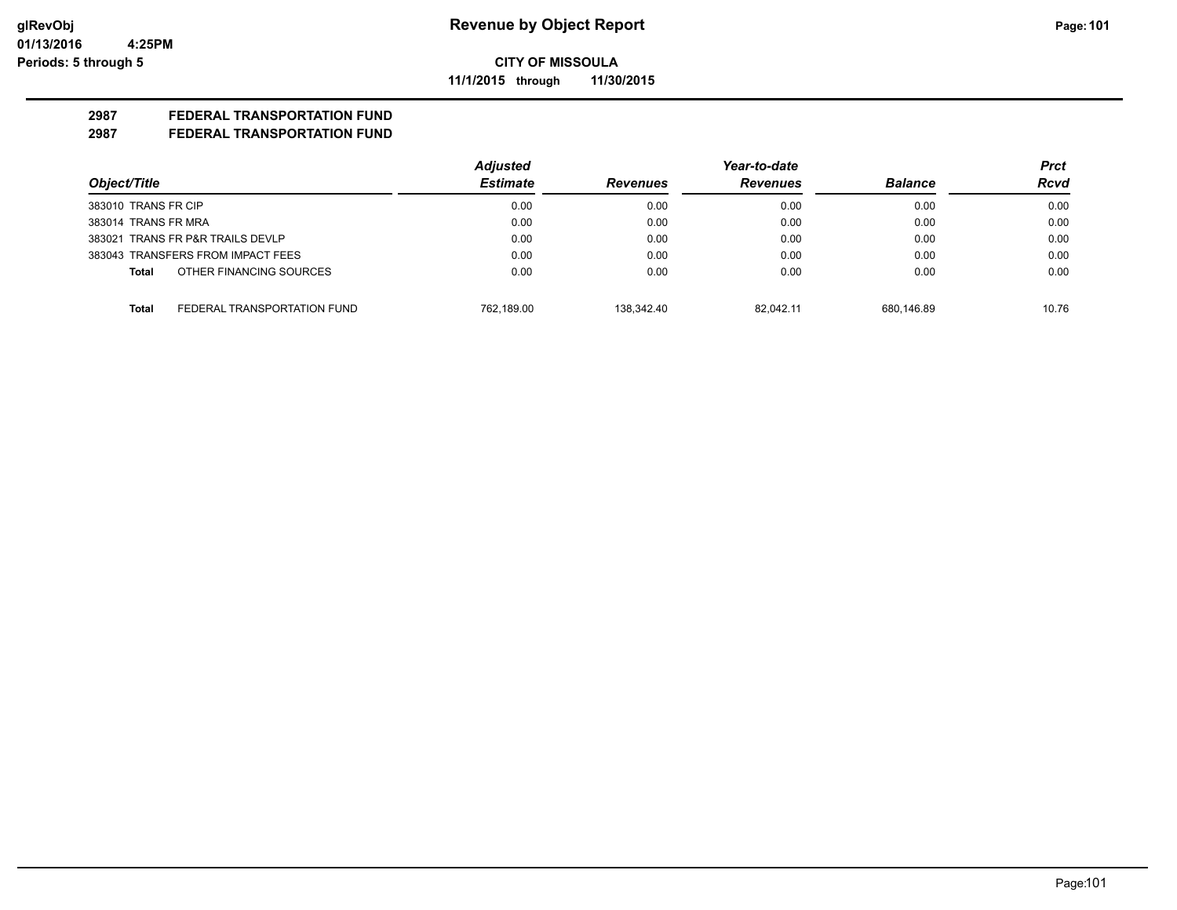# Revenue by Object Report

**CITY OF MISSOULA**

**11/1/2015 through 11/30/2015**

glRevObj
01/13/2016 4:25PM
Periods: 5 through 5

## 2987 FEDERAL TRANSPORTATION FUND
## 2987 FEDERAL TRANSPORTATION FUND

| Object/Title | Adjusted Estimate | Revenues | Year-to-date Revenues | Balance | Prct Rcvd |
|---|---|---|---|---|---|
| 383010 TRANS FR CIP | 0.00 | 0.00 | 0.00 | 0.00 | 0.00 |
| 383014 TRANS FR MRA | 0.00 | 0.00 | 0.00 | 0.00 | 0.00 |
| 383021 TRANS FR P&R TRAILS DEVLP | 0.00 | 0.00 | 0.00 | 0.00 | 0.00 |
| 383043 TRANSFERS FROM IMPACT FEES | 0.00 | 0.00 | 0.00 | 0.00 | 0.00 |
| **Total** OTHER FINANCING SOURCES | 0.00 | 0.00 | 0.00 | 0.00 | 0.00 |
| **Total** FEDERAL TRANSPORTATION FUND | 762,189.00 | 138,342.40 | 82,042.11 | 680,146.89 | 10.76 |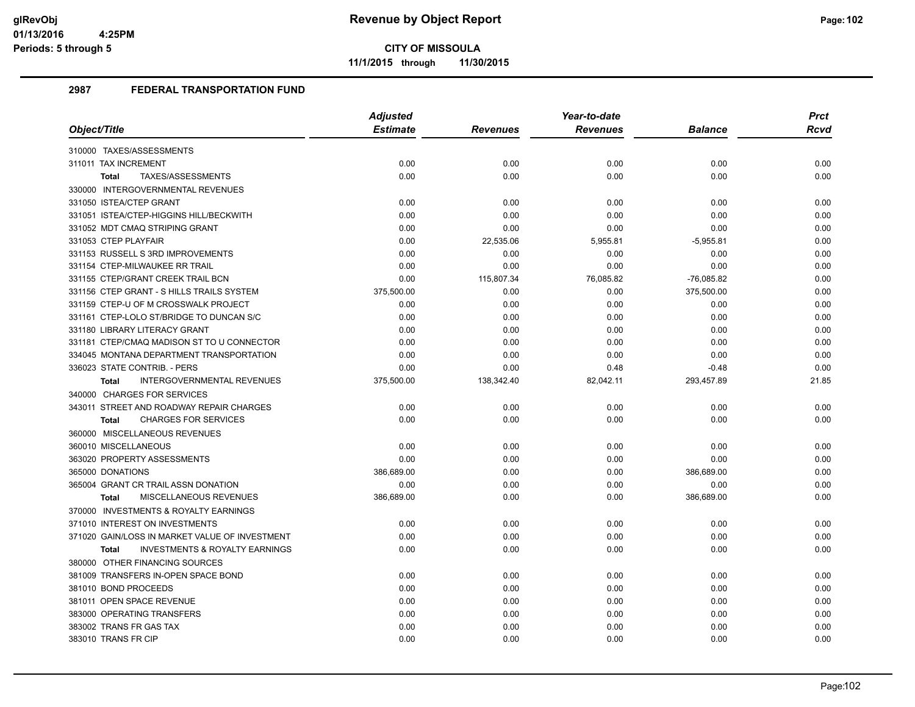# Revenue by Object Report

**CITY OF MISSOULA**

**11/1/2015 through 11/30/2015**

glRevObj
01/13/2016 4:25PM
Periods: 5 through 5

## 2987 FEDERAL TRANSPORTATION FUND

| Object/Title | Adjusted Estimate | Revenues | Year-to-date Revenues | Balance | Prct Rcvd |
|---|---|---|---|---|---|
| 310000 TAXES/ASSESSMENTS | | | | | |
| 311011 TAX INCREMENT | 0.00 | 0.00 | 0.00 | 0.00 | 0.00 |
| **Total** TAXES/ASSESSMENTS | 0.00 | 0.00 | 0.00 | 0.00 | 0.00 |
| 330000 INTERGOVERNMENTAL REVENUES | | | | | |
| 331050 ISTEA/CTEP GRANT | 0.00 | 0.00 | 0.00 | 0.00 | 0.00 |
| 331051 ISTEA/CTEP-HIGGINS HILL/BECKWITH | 0.00 | 0.00 | 0.00 | 0.00 | 0.00 |
| 331052 MDT CMAQ STRIPING GRANT | 0.00 | 0.00 | 0.00 | 0.00 | 0.00 |
| 331053 CTEP PLAYFAIR | 0.00 | 22,535.06 | 5,955.81 | -5,955.81 | 0.00 |
| 331153 RUSSELL S 3RD IMPROVEMENTS | 0.00 | 0.00 | 0.00 | 0.00 | 0.00 |
| 331154 CTEP-MILWAUKEE RR TRAIL | 0.00 | 0.00 | 0.00 | 0.00 | 0.00 |
| 331155 CTEP/GRANT CREEK TRAIL BCN | 0.00 | 115,807.34 | 76,085.82 | -76,085.82 | 0.00 |
| 331156 CTEP GRANT - S HILLS TRAILS SYSTEM | 375,500.00 | 0.00 | 0.00 | 375,500.00 | 0.00 |
| 331159 CTEP-U OF M CROSSWALK PROJECT | 0.00 | 0.00 | 0.00 | 0.00 | 0.00 |
| 331161 CTEP-LOLO ST/BRIDGE TO DUNCAN S/C | 0.00 | 0.00 | 0.00 | 0.00 | 0.00 |
| 331180 LIBRARY LITERACY GRANT | 0.00 | 0.00 | 0.00 | 0.00 | 0.00 |
| 331181 CTEP/CMAQ MADISON ST TO U CONNECTOR | 0.00 | 0.00 | 0.00 | 0.00 | 0.00 |
| 334045 MONTANA DEPARTMENT TRANSPORTATION | 0.00 | 0.00 | 0.00 | 0.00 | 0.00 |
| 336023 STATE CONTRIB. - PERS | 0.00 | 0.00 | 0.48 | -0.48 | 0.00 |
| **Total** INTERGOVERNMENTAL REVENUES | 375,500.00 | 138,342.40 | 82,042.11 | 293,457.89 | 21.85 |
| 340000 CHARGES FOR SERVICES | | | | | |
| 343011 STREET AND ROADWAY REPAIR CHARGES | 0.00 | 0.00 | 0.00 | 0.00 | 0.00 |
| **Total** CHARGES FOR SERVICES | 0.00 | 0.00 | 0.00 | 0.00 | 0.00 |
| 360000 MISCELLANEOUS REVENUES | | | | | |
| 360010 MISCELLANEOUS | 0.00 | 0.00 | 0.00 | 0.00 | 0.00 |
| 363020 PROPERTY ASSESSMENTS | 0.00 | 0.00 | 0.00 | 0.00 | 0.00 |
| 365000 DONATIONS | 386,689.00 | 0.00 | 0.00 | 386,689.00 | 0.00 |
| 365004 GRANT CR TRAIL ASSN DONATION | 0.00 | 0.00 | 0.00 | 0.00 | 0.00 |
| **Total** MISCELLANEOUS REVENUES | 386,689.00 | 0.00 | 0.00 | 386,689.00 | 0.00 |
| 370000 INVESTMENTS & ROYALTY EARNINGS | | | | | |
| 371010 INTEREST ON INVESTMENTS | 0.00 | 0.00 | 0.00 | 0.00 | 0.00 |
| 371020 GAIN/LOSS IN MARKET VALUE OF INVESTMENT | 0.00 | 0.00 | 0.00 | 0.00 | 0.00 |
| **Total** INVESTMENTS & ROYALTY EARNINGS | 0.00 | 0.00 | 0.00 | 0.00 | 0.00 |
| 380000 OTHER FINANCING SOURCES | | | | | |
| 381009 TRANSFERS IN-OPEN SPACE BOND | 0.00 | 0.00 | 0.00 | 0.00 | 0.00 |
| 381010 BOND PROCEEDS | 0.00 | 0.00 | 0.00 | 0.00 | 0.00 |
| 381011 OPEN SPACE REVENUE | 0.00 | 0.00 | 0.00 | 0.00 | 0.00 |
| 383000 OPERATING TRANSFERS | 0.00 | 0.00 | 0.00 | 0.00 | 0.00 |
| 383002 TRANS FR GAS TAX | 0.00 | 0.00 | 0.00 | 0.00 | 0.00 |
| 383010 TRANS FR CIP | 0.00 | 0.00 | 0.00 | 0.00 | 0.00 |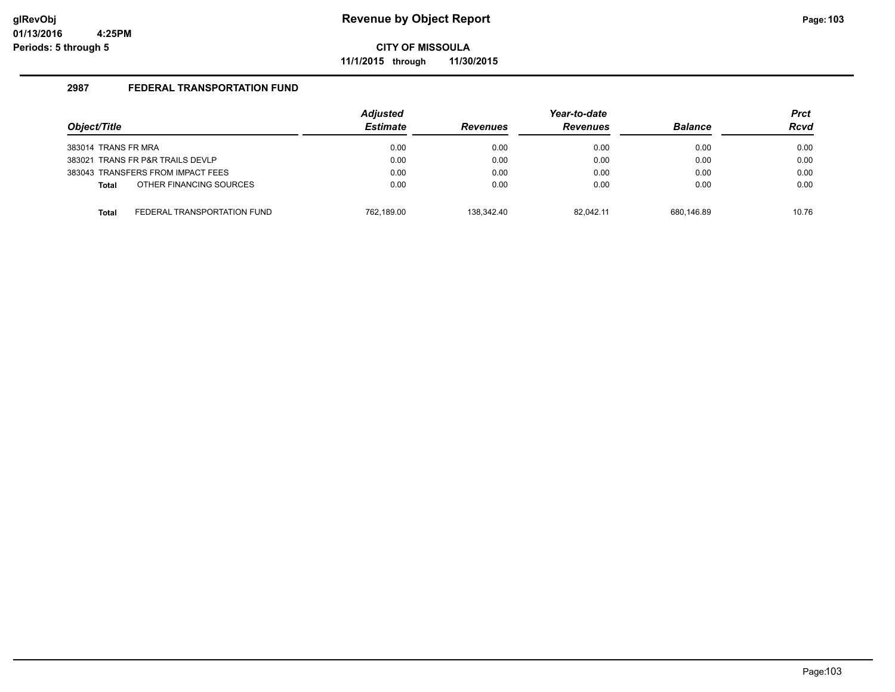## Revenue by Object Report

**CITY OF MISSOULA**

**11/1/2015 through 11/30/2015**

glRevObj
01/13/2016 4:25PM
Periods: 5 through 5

### 2987 FEDERAL TRANSPORTATION FUND

| Object/Title | | Adjusted Estimate | Revenues | Year-to-date Revenues | Balance | Prct Rcvd |
|---|---|---|---|---|---|---|
| 383014 TRANS FR MRA | | 0.00 | 0.00 | 0.00 | 0.00 | 0.00 |
| 383021 TRANS FR P&R TRAILS DEVLP | | 0.00 | 0.00 | 0.00 | 0.00 | 0.00 |
| 383043 TRANSFERS FROM IMPACT FEES | | 0.00 | 0.00 | 0.00 | 0.00 | 0.00 |
| **Total** | OTHER FINANCING SOURCES | 0.00 | 0.00 | 0.00 | 0.00 | 0.00 |
| **Total** | FEDERAL TRANSPORTATION FUND | 762,189.00 | 138,342.40 | 82,042.11 | 680,146.89 | 10.76 |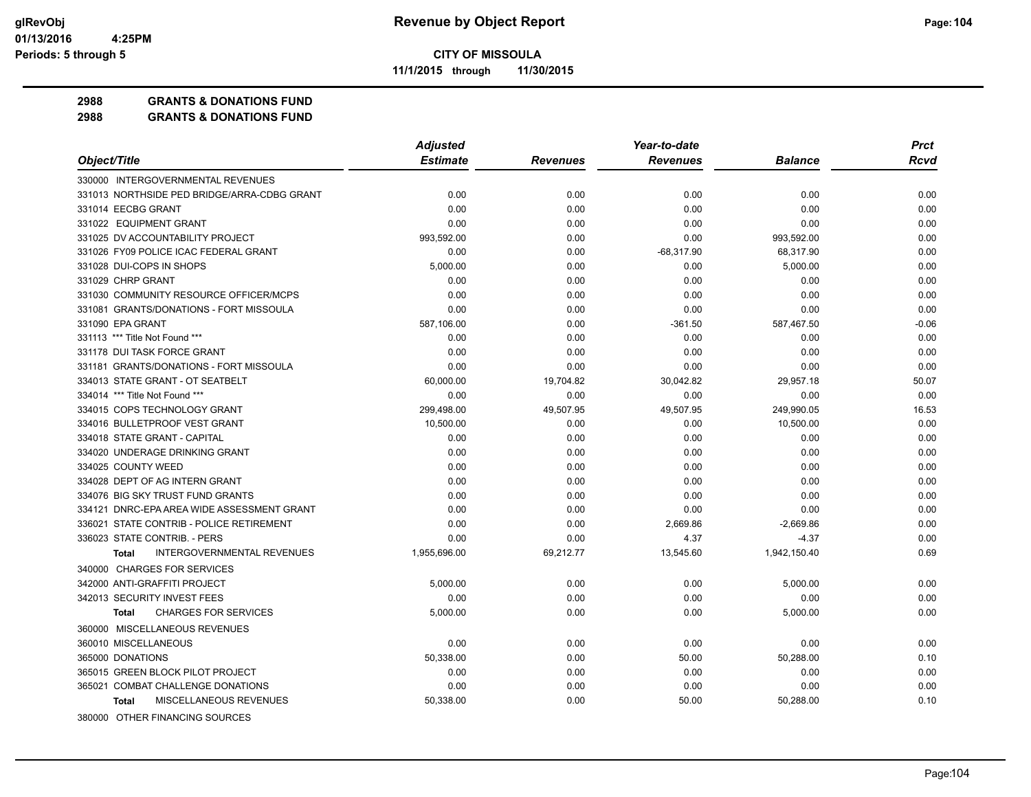# Revenue by Object Report

**CITY OF MISSOULA**

**11/1/2015 through 11/30/2015**

glRevObj
01/13/2016 4:25PM
Periods: 5 through 5

**2988 GRANTS & DONATIONS FUND**
**2988 GRANTS & DONATIONS FUND**

| Object/Title | Adjusted Estimate | Revenues | Year-to-date Revenues | Balance | Prct Rcvd |
|---|---|---|---|---|---|
| 330000 INTERGOVERNMENTAL REVENUES | | | | | |
| 331013 NORTHSIDE PED BRIDGE/ARRA-CDBG GRANT | 0.00 | 0.00 | 0.00 | 0.00 | 0.00 |
| 331014 EECBG GRANT | 0.00 | 0.00 | 0.00 | 0.00 | 0.00 |
| 331022 EQUIPMENT GRANT | 0.00 | 0.00 | 0.00 | 0.00 | 0.00 |
| 331025 DV ACCOUNTABILITY PROJECT | 993,592.00 | 0.00 | 0.00 | 993,592.00 | 0.00 |
| 331026 FY09 POLICE ICAC FEDERAL GRANT | 0.00 | 0.00 | -68,317.90 | 68,317.90 | 0.00 |
| 331028 DUI-COPS IN SHOPS | 5,000.00 | 0.00 | 0.00 | 5,000.00 | 0.00 |
| 331029 CHRP GRANT | 0.00 | 0.00 | 0.00 | 0.00 | 0.00 |
| 331030 COMMUNITY RESOURCE OFFICER/MCPS | 0.00 | 0.00 | 0.00 | 0.00 | 0.00 |
| 331081 GRANTS/DONATIONS - FORT MISSOULA | 0.00 | 0.00 | 0.00 | 0.00 | 0.00 |
| 331090 EPA GRANT | 587,106.00 | 0.00 | -361.50 | 587,467.50 | -0.06 |
| 331113 *** Title Not Found *** | 0.00 | 0.00 | 0.00 | 0.00 | 0.00 |
| 331178 DUI TASK FORCE GRANT | 0.00 | 0.00 | 0.00 | 0.00 | 0.00 |
| 331181 GRANTS/DONATIONS - FORT MISSOULA | 0.00 | 0.00 | 0.00 | 0.00 | 0.00 |
| 334013 STATE GRANT - OT SEATBELT | 60,000.00 | 19,704.82 | 30,042.82 | 29,957.18 | 50.07 |
| 334014 *** Title Not Found *** | 0.00 | 0.00 | 0.00 | 0.00 | 0.00 |
| 334015 COPS TECHNOLOGY GRANT | 299,498.00 | 49,507.95 | 49,507.95 | 249,990.05 | 16.53 |
| 334016 BULLETPROOF VEST GRANT | 10,500.00 | 0.00 | 0.00 | 10,500.00 | 0.00 |
| 334018 STATE GRANT - CAPITAL | 0.00 | 0.00 | 0.00 | 0.00 | 0.00 |
| 334020 UNDERAGE DRINKING GRANT | 0.00 | 0.00 | 0.00 | 0.00 | 0.00 |
| 334025 COUNTY WEED | 0.00 | 0.00 | 0.00 | 0.00 | 0.00 |
| 334028 DEPT OF AG INTERN GRANT | 0.00 | 0.00 | 0.00 | 0.00 | 0.00 |
| 334076 BIG SKY TRUST FUND GRANTS | 0.00 | 0.00 | 0.00 | 0.00 | 0.00 |
| 334121 DNRC-EPA AREA WIDE ASSESSMENT GRANT | 0.00 | 0.00 | 0.00 | 0.00 | 0.00 |
| 336021 STATE CONTRIB - POLICE RETIREMENT | 0.00 | 0.00 | 2,669.86 | -2,669.86 | 0.00 |
| 336023 STATE CONTRIB. - PERS | 0.00 | 0.00 | 4.37 | -4.37 | 0.00 |
| **Total** INTERGOVERNMENTAL REVENUES | 1,955,696.00 | 69,212.77 | 13,545.60 | 1,942,150.40 | 0.69 |
| 340000 CHARGES FOR SERVICES | | | | | |
| 342000 ANTI-GRAFFITI PROJECT | 5,000.00 | 0.00 | 0.00 | 5,000.00 | 0.00 |
| 342013 SECURITY INVEST FEES | 0.00 | 0.00 | 0.00 | 0.00 | 0.00 |
| **Total** CHARGES FOR SERVICES | 5,000.00 | 0.00 | 0.00 | 5,000.00 | 0.00 |
| 360000 MISCELLANEOUS REVENUES | | | | | |
| 360010 MISCELLANEOUS | 0.00 | 0.00 | 0.00 | 0.00 | 0.00 |
| 365000 DONATIONS | 50,338.00 | 0.00 | 50.00 | 50,288.00 | 0.10 |
| 365015 GREEN BLOCK PILOT PROJECT | 0.00 | 0.00 | 0.00 | 0.00 | 0.00 |
| 365021 COMBAT CHALLENGE DONATIONS | 0.00 | 0.00 | 0.00 | 0.00 | 0.00 |
| **Total** MISCELLANEOUS REVENUES | 50,338.00 | 0.00 | 50.00 | 50,288.00 | 0.10 |
| 380000 OTHER FINANCING SOURCES | | | | | |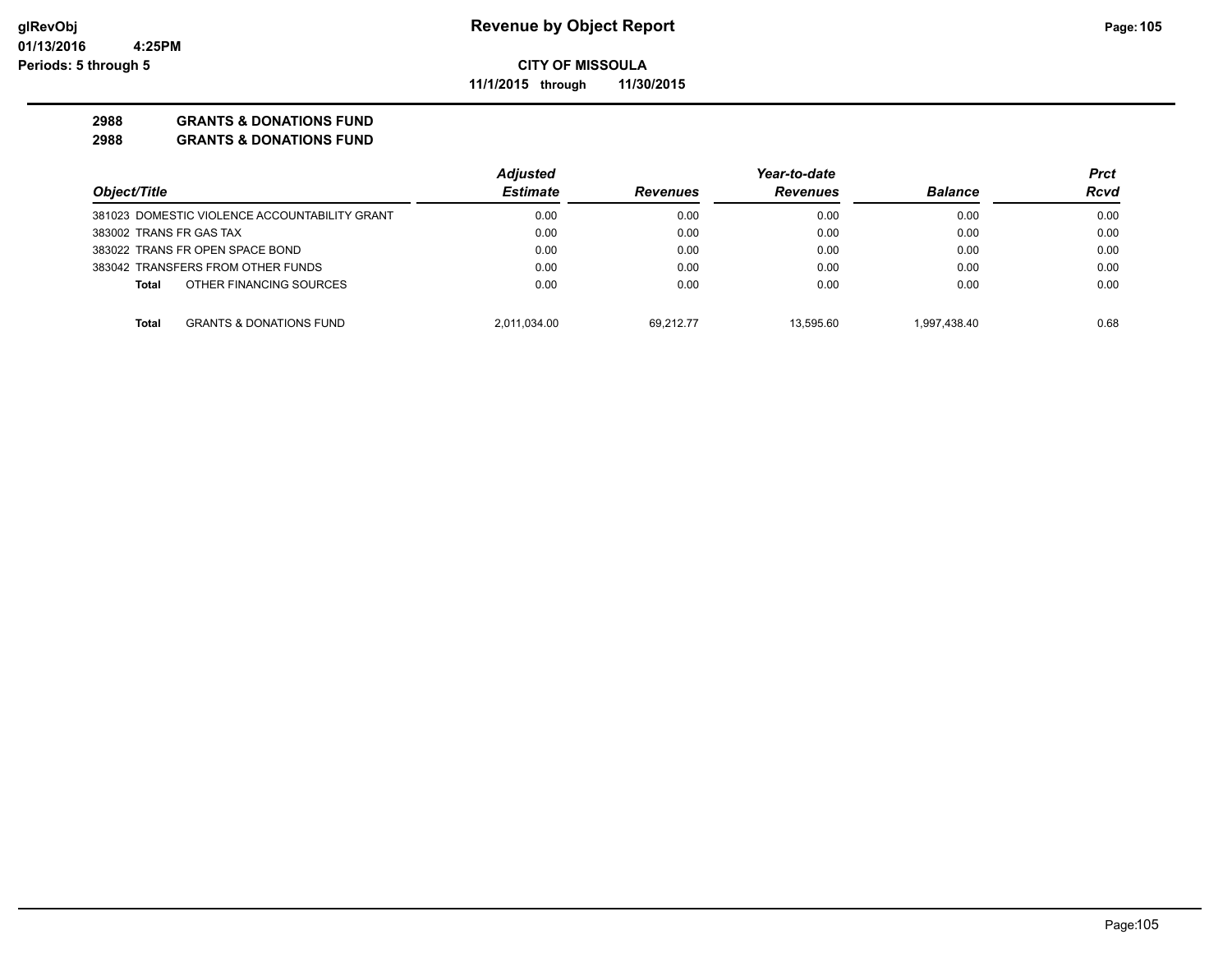**Revenue by Object Report**

**CITY OF MISSOULA**

**11/1/2015 through 11/30/2015**

glRevObj
01/13/2016 4:25PM
Periods: 5 through 5

**2988 GRANTS & DONATIONS FUND**

**2988 GRANTS & DONATIONS FUND**

| Object/Title | Adjusted Estimate | Revenues | Year-to-date Revenues | Balance | Prct Rcvd |
|---|---|---|---|---|---|
| 381023 DOMESTIC VIOLENCE ACCOUNTABILITY GRANT | 0.00 | 0.00 | 0.00 | 0.00 | 0.00 |
| 383002 TRANS FR GAS TAX | 0.00 | 0.00 | 0.00 | 0.00 | 0.00 |
| 383022 TRANS FR OPEN SPACE BOND | 0.00 | 0.00 | 0.00 | 0.00 | 0.00 |
| 383042 TRANSFERS FROM OTHER FUNDS | 0.00 | 0.00 | 0.00 | 0.00 | 0.00 |
| **Total** OTHER FINANCING SOURCES | 0.00 | 0.00 | 0.00 | 0.00 | 0.00 |
| **Total** GRANTS & DONATIONS FUND | 2,011,034.00 | 69,212.77 | 13,595.60 | 1,997,438.40 | 0.68 |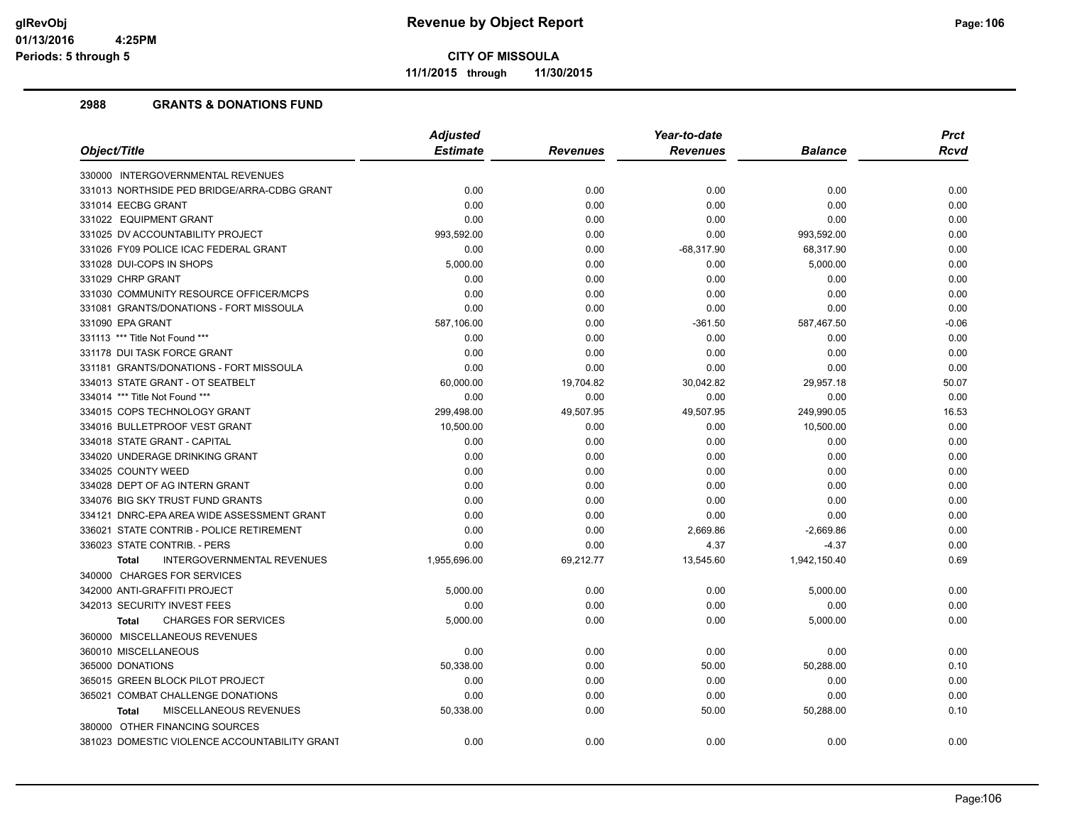# Revenue by Object Report

**CITY OF MISSOULA**

**11/1/2015 through 11/30/2015**

glRevObj
01/13/2016 4:25PM
Periods: 5 through 5

## 2988 GRANTS & DONATIONS FUND

| Object/Title | Adjusted Estimate | Revenues | Year-to-date Revenues | Balance | Prct Rcvd |
|---|---|---|---|---|---|
| 330000 INTERGOVERNMENTAL REVENUES | | | | | |
| 331013 NORTHSIDE PED BRIDGE/ARRA-CDBG GRANT | 0.00 | 0.00 | 0.00 | 0.00 | 0.00 |
| 331014 EECBG GRANT | 0.00 | 0.00 | 0.00 | 0.00 | 0.00 |
| 331022 EQUIPMENT GRANT | 0.00 | 0.00 | 0.00 | 0.00 | 0.00 |
| 331025 DV ACCOUNTABILITY PROJECT | 993,592.00 | 0.00 | 0.00 | 993,592.00 | 0.00 |
| 331026 FY09 POLICE ICAC FEDERAL GRANT | 0.00 | 0.00 | -68,317.90 | 68,317.90 | 0.00 |
| 331028 DUI-COPS IN SHOPS | 5,000.00 | 0.00 | 0.00 | 5,000.00 | 0.00 |
| 331029 CHRP GRANT | 0.00 | 0.00 | 0.00 | 0.00 | 0.00 |
| 331030 COMMUNITY RESOURCE OFFICER/MCPS | 0.00 | 0.00 | 0.00 | 0.00 | 0.00 |
| 331081 GRANTS/DONATIONS - FORT MISSOULA | 0.00 | 0.00 | 0.00 | 0.00 | 0.00 |
| 331090 EPA GRANT | 587,106.00 | 0.00 | -361.50 | 587,467.50 | -0.06 |
| 331113 *** Title Not Found *** | 0.00 | 0.00 | 0.00 | 0.00 | 0.00 |
| 331178 DUI TASK FORCE GRANT | 0.00 | 0.00 | 0.00 | 0.00 | 0.00 |
| 331181 GRANTS/DONATIONS - FORT MISSOULA | 0.00 | 0.00 | 0.00 | 0.00 | 0.00 |
| 334013 STATE GRANT - OT SEATBELT | 60,000.00 | 19,704.82 | 30,042.82 | 29,957.18 | 50.07 |
| 334014 *** Title Not Found *** | 0.00 | 0.00 | 0.00 | 0.00 | 0.00 |
| 334015 COPS TECHNOLOGY GRANT | 299,498.00 | 49,507.95 | 49,507.95 | 249,990.05 | 16.53 |
| 334016 BULLETPROOF VEST GRANT | 10,500.00 | 0.00 | 0.00 | 10,500.00 | 0.00 |
| 334018 STATE GRANT - CAPITAL | 0.00 | 0.00 | 0.00 | 0.00 | 0.00 |
| 334020 UNDERAGE DRINKING GRANT | 0.00 | 0.00 | 0.00 | 0.00 | 0.00 |
| 334025 COUNTY WEED | 0.00 | 0.00 | 0.00 | 0.00 | 0.00 |
| 334028 DEPT OF AG INTERN GRANT | 0.00 | 0.00 | 0.00 | 0.00 | 0.00 |
| 334076 BIG SKY TRUST FUND GRANTS | 0.00 | 0.00 | 0.00 | 0.00 | 0.00 |
| 334121 DNRC-EPA AREA WIDE ASSESSMENT GRANT | 0.00 | 0.00 | 0.00 | 0.00 | 0.00 |
| 336021 STATE CONTRIB - POLICE RETIREMENT | 0.00 | 0.00 | 2,669.86 | -2,669.86 | 0.00 |
| 336023 STATE CONTRIB. - PERS | 0.00 | 0.00 | 4.37 | -4.37 | 0.00 |
| **Total** INTERGOVERNMENTAL REVENUES | 1,955,696.00 | 69,212.77 | 13,545.60 | 1,942,150.40 | 0.69 |
| 340000 CHARGES FOR SERVICES | | | | | |
| 342000 ANTI-GRAFFITI PROJECT | 5,000.00 | 0.00 | 0.00 | 5,000.00 | 0.00 |
| 342013 SECURITY INVEST FEES | 0.00 | 0.00 | 0.00 | 0.00 | 0.00 |
| **Total** CHARGES FOR SERVICES | 5,000.00 | 0.00 | 0.00 | 5,000.00 | 0.00 |
| 360000 MISCELLANEOUS REVENUES | | | | | |
| 360010 MISCELLANEOUS | 0.00 | 0.00 | 0.00 | 0.00 | 0.00 |
| 365000 DONATIONS | 50,338.00 | 0.00 | 50.00 | 50,288.00 | 0.10 |
| 365015 GREEN BLOCK PILOT PROJECT | 0.00 | 0.00 | 0.00 | 0.00 | 0.00 |
| 365021 COMBAT CHALLENGE DONATIONS | 0.00 | 0.00 | 0.00 | 0.00 | 0.00 |
| **Total** MISCELLANEOUS REVENUES | 50,338.00 | 0.00 | 50.00 | 50,288.00 | 0.10 |
| 380000 OTHER FINANCING SOURCES | | | | | |
| 381023 DOMESTIC VIOLENCE ACCOUNTABILITY GRANT | 0.00 | 0.00 | 0.00 | 0.00 | 0.00 |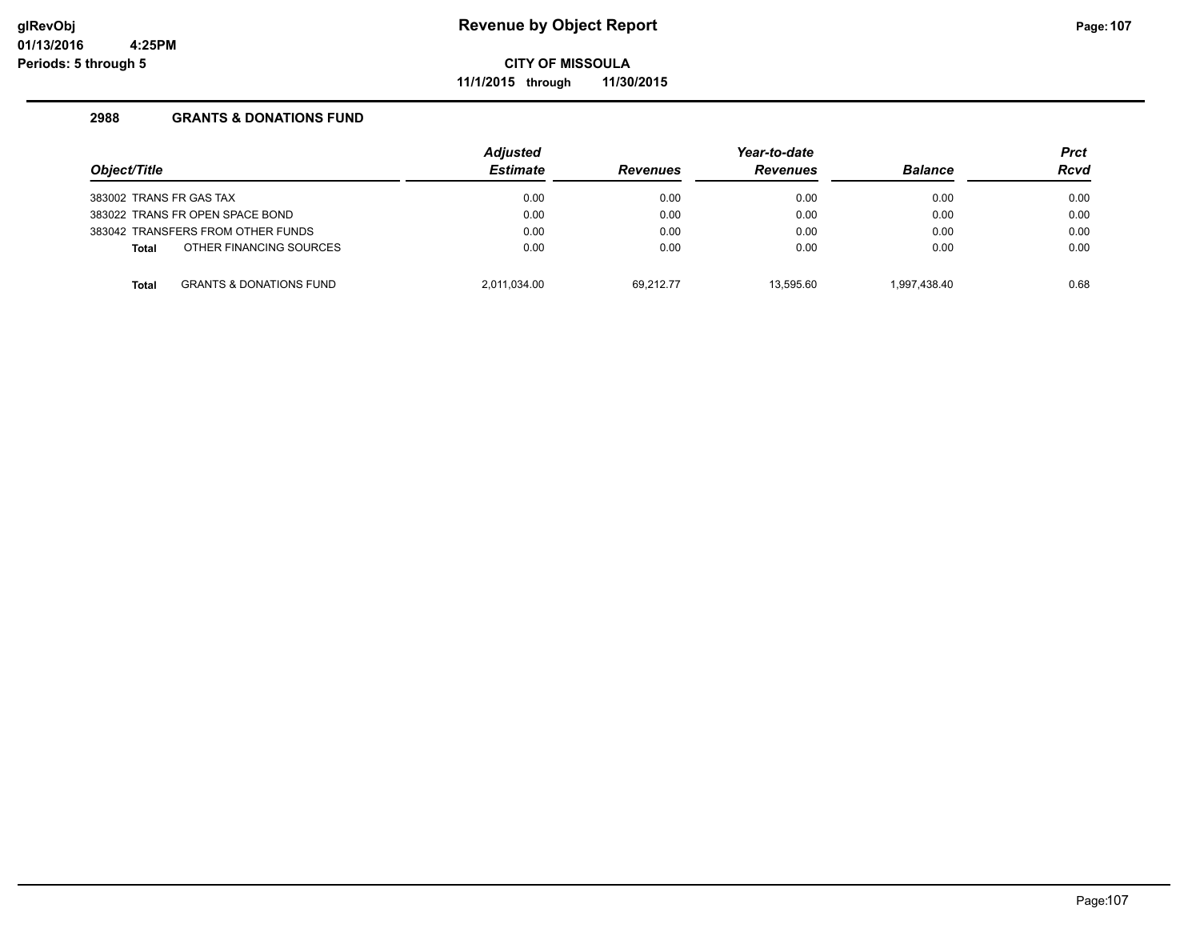**Revenue by Object Report**

**CITY OF MISSOULA**

**11/1/2015 through 11/30/2015**

glRevObj
01/13/2016 4:25PM
Periods: 5 through 5

## 2988 GRANTS & DONATIONS FUND

| Object/Title | Adjusted Estimate | Revenues | Year-to-date Revenues | Balance | Prct Rcvd |
|---|---|---|---|---|---|
| 383002 TRANS FR GAS TAX | 0.00 | 0.00 | 0.00 | 0.00 | 0.00 |
| 383022 TRANS FR OPEN SPACE BOND | 0.00 | 0.00 | 0.00 | 0.00 | 0.00 |
| 383042 TRANSFERS FROM OTHER FUNDS | 0.00 | 0.00 | 0.00 | 0.00 | 0.00 |
| **Total** OTHER FINANCING SOURCES | 0.00 | 0.00 | 0.00 | 0.00 | 0.00 |
| **Total** GRANTS & DONATIONS FUND | 2,011,034.00 | 69,212.77 | 13,595.60 | 1,997,438.40 | 0.68 |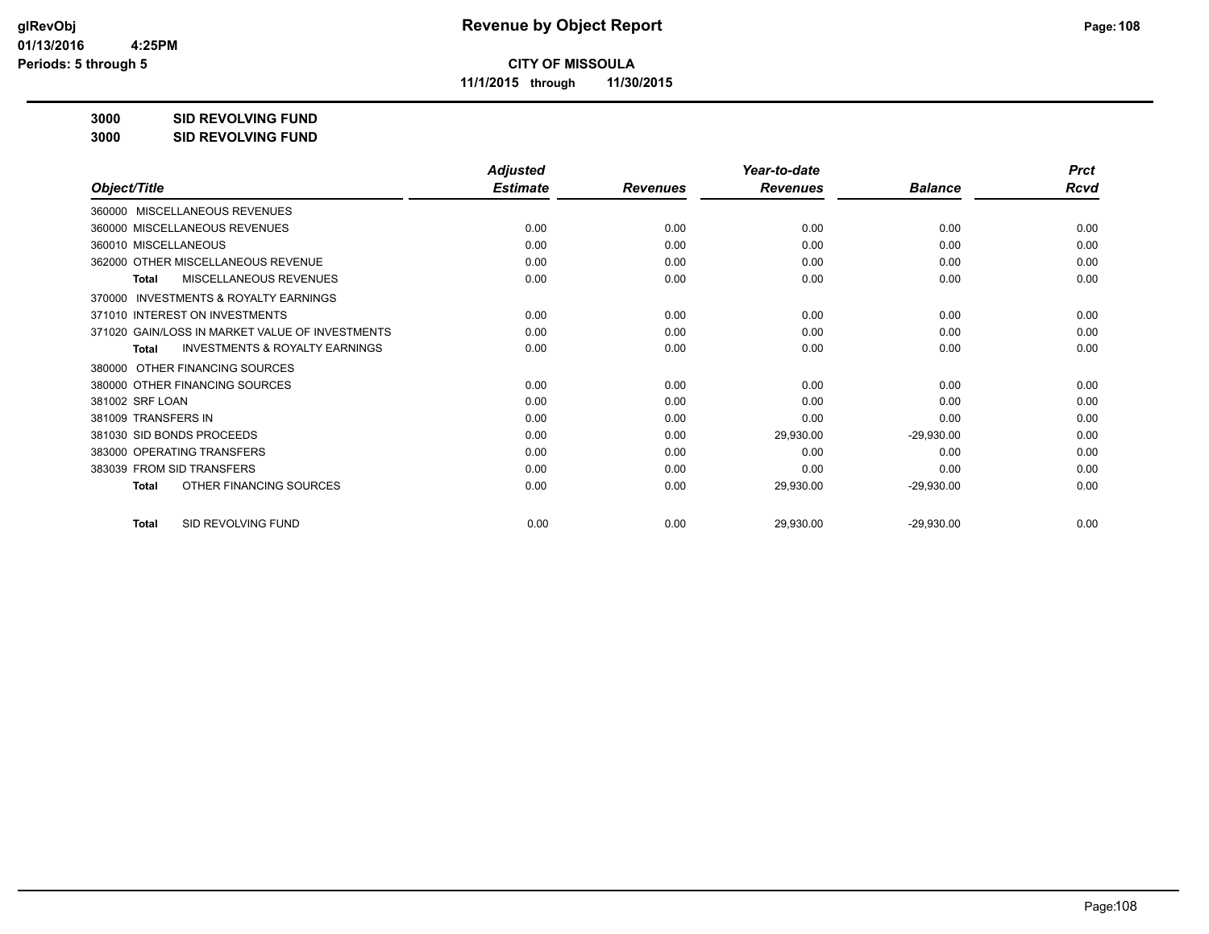glRevObj
01/13/2016 4:25PM
Periods: 5 through 5

# Revenue by Object Report

**CITY OF MISSOULA**
**11/1/2015 through 11/30/2015**

**3000 SID REVOLVING FUND**
**3000 SID REVOLVING FUND**

| Object/Title | Adjusted Estimate | Revenues | Year-to-date Revenues | Balance | Prct Rcvd |
|---|---|---|---|---|---|
| 360000 MISCELLANEOUS REVENUES | | | | | |
| 360000 MISCELLANEOUS REVENUES | 0.00 | 0.00 | 0.00 | 0.00 | 0.00 |
| 360010 MISCELLANEOUS | 0.00 | 0.00 | 0.00 | 0.00 | 0.00 |
| 362000 OTHER MISCELLANEOUS REVENUE | 0.00 | 0.00 | 0.00 | 0.00 | 0.00 |
| **Total** MISCELLANEOUS REVENUES | 0.00 | 0.00 | 0.00 | 0.00 | 0.00 |
| 370000 INVESTMENTS & ROYALTY EARNINGS | | | | | |
| 371010 INTEREST ON INVESTMENTS | 0.00 | 0.00 | 0.00 | 0.00 | 0.00 |
| 371020 GAIN/LOSS IN MARKET VALUE OF INVESTMENTS | 0.00 | 0.00 | 0.00 | 0.00 | 0.00 |
| **Total** INVESTMENTS & ROYALTY EARNINGS | 0.00 | 0.00 | 0.00 | 0.00 | 0.00 |
| 380000 OTHER FINANCING SOURCES | | | | | |
| 380000 OTHER FINANCING SOURCES | 0.00 | 0.00 | 0.00 | 0.00 | 0.00 |
| 381002 SRF LOAN | 0.00 | 0.00 | 0.00 | 0.00 | 0.00 |
| 381009 TRANSFERS IN | 0.00 | 0.00 | 0.00 | 0.00 | 0.00 |
| 381030 SID BONDS PROCEEDS | 0.00 | 0.00 | 29,930.00 | -29,930.00 | 0.00 |
| 383000 OPERATING TRANSFERS | 0.00 | 0.00 | 0.00 | 0.00 | 0.00 |
| 383039 FROM SID TRANSFERS | 0.00 | 0.00 | 0.00 | 0.00 | 0.00 |
| **Total** OTHER FINANCING SOURCES | 0.00 | 0.00 | 29,930.00 | -29,930.00 | 0.00 |
| **Total** SID REVOLVING FUND | 0.00 | 0.00 | 29,930.00 | -29,930.00 | 0.00 |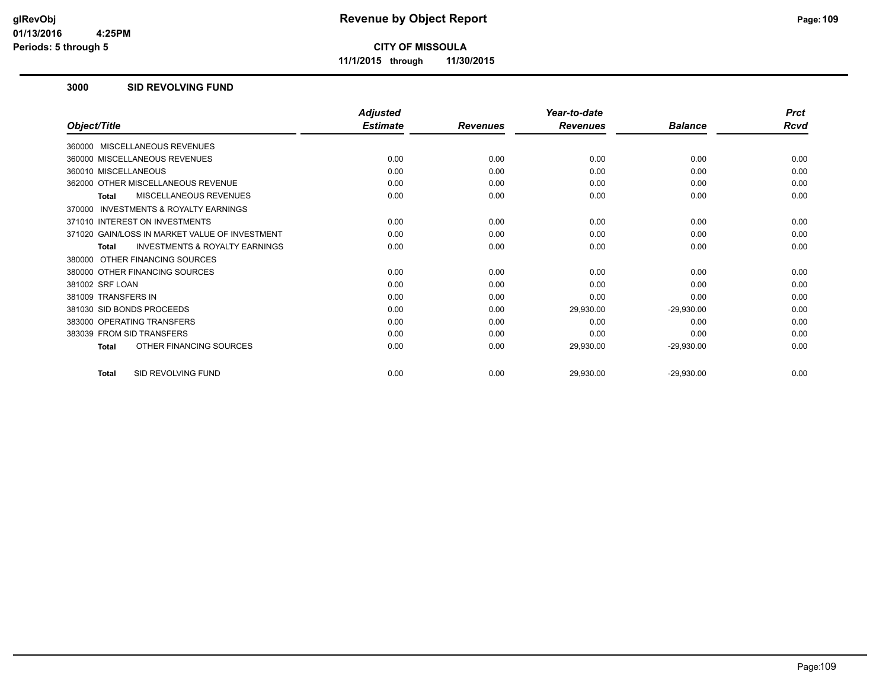# Revenue by Object Report

**CITY OF MISSOULA**

**11/1/2015 through 11/30/2015**

glRevObj
01/13/2016 4:25PM
Periods: 5 through 5

## 3000 SID REVOLVING FUND

| Object/Title | Adjusted Estimate | Revenues | Year-to-date Revenues | Balance | Prct Rcvd |
|---|---|---|---|---|---|
| 360000 MISCELLANEOUS REVENUES | | | | | |
| 360000 MISCELLANEOUS REVENUES | 0.00 | 0.00 | 0.00 | 0.00 | 0.00 |
| 360010 MISCELLANEOUS | 0.00 | 0.00 | 0.00 | 0.00 | 0.00 |
| 362000 OTHER MISCELLANEOUS REVENUE | 0.00 | 0.00 | 0.00 | 0.00 | 0.00 |
| **Total** MISCELLANEOUS REVENUES | 0.00 | 0.00 | 0.00 | 0.00 | 0.00 |
| 370000 INVESTMENTS & ROYALTY EARNINGS | | | | | |
| 371010 INTEREST ON INVESTMENTS | 0.00 | 0.00 | 0.00 | 0.00 | 0.00 |
| 371020 GAIN/LOSS IN MARKET VALUE OF INVESTMENT | 0.00 | 0.00 | 0.00 | 0.00 | 0.00 |
| **Total** INVESTMENTS & ROYALTY EARNINGS | 0.00 | 0.00 | 0.00 | 0.00 | 0.00 |
| 380000 OTHER FINANCING SOURCES | | | | | |
| 380000 OTHER FINANCING SOURCES | 0.00 | 0.00 | 0.00 | 0.00 | 0.00 |
| 381002 SRF LOAN | 0.00 | 0.00 | 0.00 | 0.00 | 0.00 |
| 381009 TRANSFERS IN | 0.00 | 0.00 | 0.00 | 0.00 | 0.00 |
| 381030 SID BONDS PROCEEDS | 0.00 | 0.00 | 29,930.00 | -29,930.00 | 0.00 |
| 383000 OPERATING TRANSFERS | 0.00 | 0.00 | 0.00 | 0.00 | 0.00 |
| 383039 FROM SID TRANSFERS | 0.00 | 0.00 | 0.00 | 0.00 | 0.00 |
| **Total** OTHER FINANCING SOURCES | 0.00 | 0.00 | 29,930.00 | -29,930.00 | 0.00 |
| **Total** SID REVOLVING FUND | 0.00 | 0.00 | 29,930.00 | -29,930.00 | 0.00 |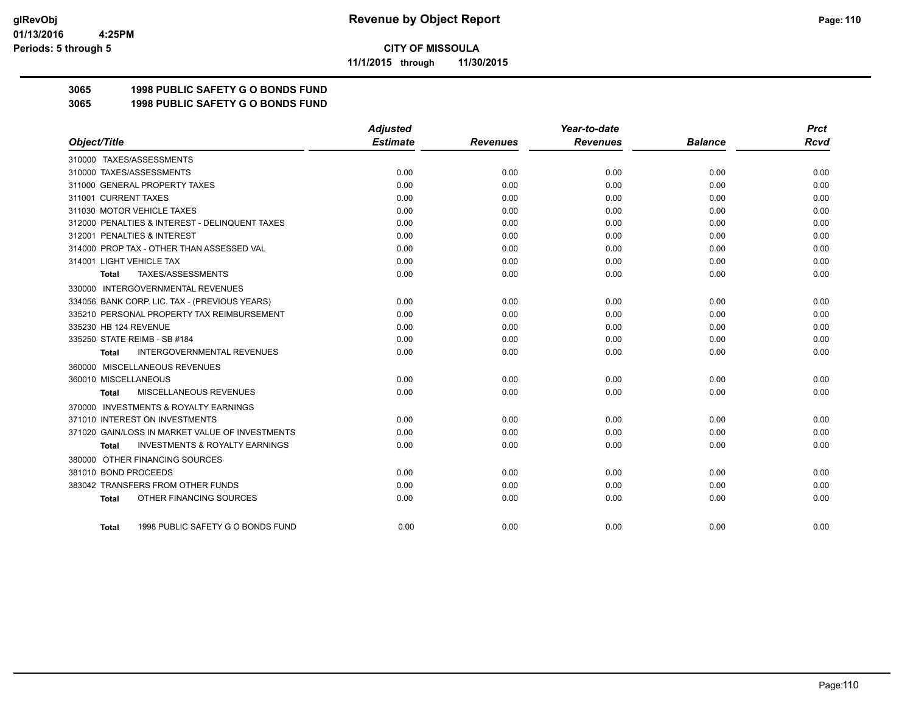**CITY OF MISSOULA**

**11/1/2015 through 11/30/2015**

## 3065 1998 PUBLIC SAFETY G O BONDS FUND
## 3065 1998 PUBLIC SAFETY G O BONDS FUND

| Object/Title | Adjusted Estimate | Revenues | Year-to-date Revenues | Balance | Prct Rcvd |
|---|---|---|---|---|---|
| 310000 TAXES/ASSESSMENTS | | | | | |
| 310000 TAXES/ASSESSMENTS | 0.00 | 0.00 | 0.00 | 0.00 | 0.00 |
| 311000 GENERAL PROPERTY TAXES | 0.00 | 0.00 | 0.00 | 0.00 | 0.00 |
| 311001 CURRENT TAXES | 0.00 | 0.00 | 0.00 | 0.00 | 0.00 |
| 311030 MOTOR VEHICLE TAXES | 0.00 | 0.00 | 0.00 | 0.00 | 0.00 |
| 312000 PENALTIES & INTEREST - DELINQUENT TAXES | 0.00 | 0.00 | 0.00 | 0.00 | 0.00 |
| 312001 PENALTIES & INTEREST | 0.00 | 0.00 | 0.00 | 0.00 | 0.00 |
| 314000 PROP TAX - OTHER THAN ASSESSED VAL | 0.00 | 0.00 | 0.00 | 0.00 | 0.00 |
| 314001 LIGHT VEHICLE TAX | 0.00 | 0.00 | 0.00 | 0.00 | 0.00 |
| **Total** TAXES/ASSESSMENTS | 0.00 | 0.00 | 0.00 | 0.00 | 0.00 |
| 330000 INTERGOVERNMENTAL REVENUES | | | | | |
| 334056 BANK CORP. LIC. TAX - (PREVIOUS YEARS) | 0.00 | 0.00 | 0.00 | 0.00 | 0.00 |
| 335210 PERSONAL PROPERTY TAX REIMBURSEMENT | 0.00 | 0.00 | 0.00 | 0.00 | 0.00 |
| 335230 HB 124 REVENUE | 0.00 | 0.00 | 0.00 | 0.00 | 0.00 |
| 335250 STATE REIMB - SB #184 | 0.00 | 0.00 | 0.00 | 0.00 | 0.00 |
| **Total** INTERGOVERNMENTAL REVENUES | 0.00 | 0.00 | 0.00 | 0.00 | 0.00 |
| 360000 MISCELLANEOUS REVENUES | | | | | |
| 360010 MISCELLANEOUS | 0.00 | 0.00 | 0.00 | 0.00 | 0.00 |
| **Total** MISCELLANEOUS REVENUES | 0.00 | 0.00 | 0.00 | 0.00 | 0.00 |
| 370000 INVESTMENTS & ROYALTY EARNINGS | | | | | |
| 371010 INTEREST ON INVESTMENTS | 0.00 | 0.00 | 0.00 | 0.00 | 0.00 |
| 371020 GAIN/LOSS IN MARKET VALUE OF INVESTMENTS | 0.00 | 0.00 | 0.00 | 0.00 | 0.00 |
| **Total** INVESTMENTS & ROYALTY EARNINGS | 0.00 | 0.00 | 0.00 | 0.00 | 0.00 |
| 380000 OTHER FINANCING SOURCES | | | | | |
| 381010 BOND PROCEEDS | 0.00 | 0.00 | 0.00 | 0.00 | 0.00 |
| 383042 TRANSFERS FROM OTHER FUNDS | 0.00 | 0.00 | 0.00 | 0.00 | 0.00 |
| **Total** OTHER FINANCING SOURCES | 0.00 | 0.00 | 0.00 | 0.00 | 0.00 |
| **Total** 1998 PUBLIC SAFETY G O BONDS FUND | 0.00 | 0.00 | 0.00 | 0.00 | 0.00 |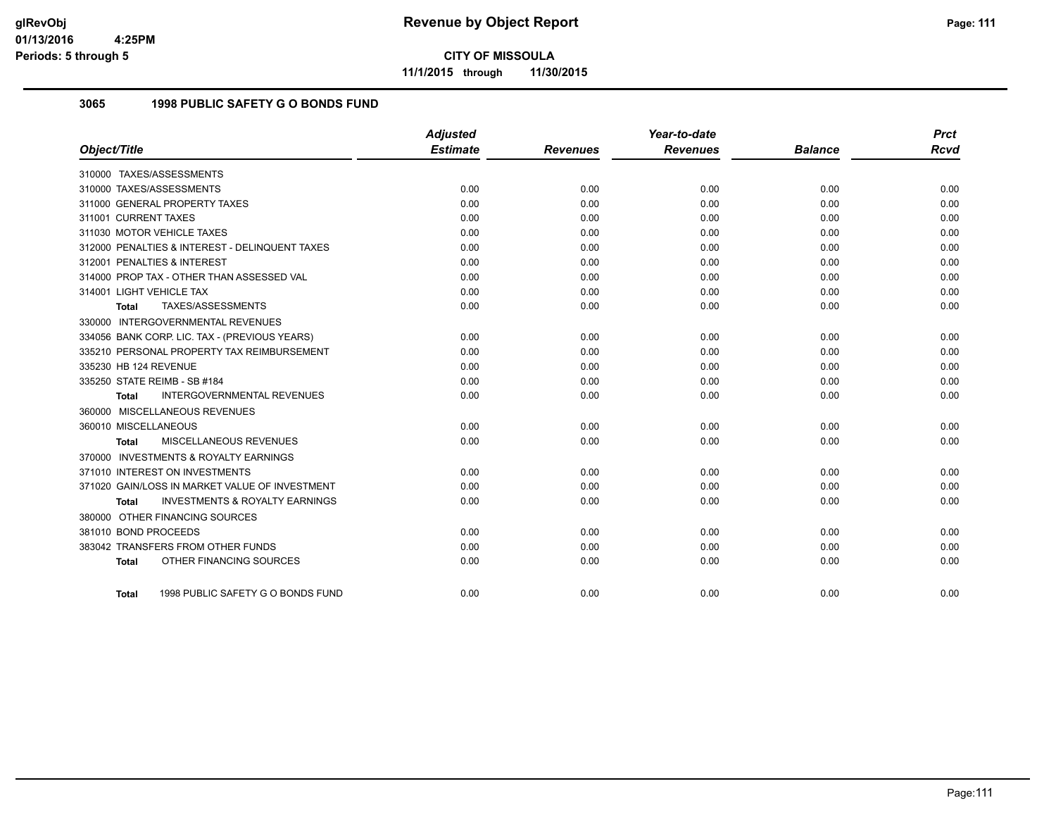# Revenue by Object Report

**CITY OF MISSOULA**

**11/1/2015 through 11/30/2015**

glRevObj
01/13/2016 4:25PM
Periods: 5 through 5

## 3065 1998 PUBLIC SAFETY G O BONDS FUND

| Object/Title | Adjusted Estimate | Revenues | Year-to-date Revenues | Balance | Prct Rcvd |
|---|---|---|---|---|---|
| 310000 TAXES/ASSESSMENTS | | | | | |
| 310000 TAXES/ASSESSMENTS | 0.00 | 0.00 | 0.00 | 0.00 | 0.00 |
| 311000 GENERAL PROPERTY TAXES | 0.00 | 0.00 | 0.00 | 0.00 | 0.00 |
| 311001 CURRENT TAXES | 0.00 | 0.00 | 0.00 | 0.00 | 0.00 |
| 311030 MOTOR VEHICLE TAXES | 0.00 | 0.00 | 0.00 | 0.00 | 0.00 |
| 312000 PENALTIES & INTEREST - DELINQUENT TAXES | 0.00 | 0.00 | 0.00 | 0.00 | 0.00 |
| 312001 PENALTIES & INTEREST | 0.00 | 0.00 | 0.00 | 0.00 | 0.00 |
| 314000 PROP TAX - OTHER THAN ASSESSED VAL | 0.00 | 0.00 | 0.00 | 0.00 | 0.00 |
| 314001 LIGHT VEHICLE TAX | 0.00 | 0.00 | 0.00 | 0.00 | 0.00 |
| **Total** TAXES/ASSESSMENTS | 0.00 | 0.00 | 0.00 | 0.00 | 0.00 |
| 330000 INTERGOVERNMENTAL REVENUES | | | | | |
| 334056 BANK CORP. LIC. TAX - (PREVIOUS YEARS) | 0.00 | 0.00 | 0.00 | 0.00 | 0.00 |
| 335210 PERSONAL PROPERTY TAX REIMBURSEMENT | 0.00 | 0.00 | 0.00 | 0.00 | 0.00 |
| 335230 HB 124 REVENUE | 0.00 | 0.00 | 0.00 | 0.00 | 0.00 |
| 335250 STATE REIMB - SB #184 | 0.00 | 0.00 | 0.00 | 0.00 | 0.00 |
| **Total** INTERGOVERNMENTAL REVENUES | 0.00 | 0.00 | 0.00 | 0.00 | 0.00 |
| 360000 MISCELLANEOUS REVENUES | | | | | |
| 360010 MISCELLANEOUS | 0.00 | 0.00 | 0.00 | 0.00 | 0.00 |
| **Total** MISCELLANEOUS REVENUES | 0.00 | 0.00 | 0.00 | 0.00 | 0.00 |
| 370000 INVESTMENTS & ROYALTY EARNINGS | | | | | |
| 371010 INTEREST ON INVESTMENTS | 0.00 | 0.00 | 0.00 | 0.00 | 0.00 |
| 371020 GAIN/LOSS IN MARKET VALUE OF INVESTMENT | 0.00 | 0.00 | 0.00 | 0.00 | 0.00 |
| **Total** INVESTMENTS & ROYALTY EARNINGS | 0.00 | 0.00 | 0.00 | 0.00 | 0.00 |
| 380000 OTHER FINANCING SOURCES | | | | | |
| 381010 BOND PROCEEDS | 0.00 | 0.00 | 0.00 | 0.00 | 0.00 |
| 383042 TRANSFERS FROM OTHER FUNDS | 0.00 | 0.00 | 0.00 | 0.00 | 0.00 |
| **Total** OTHER FINANCING SOURCES | 0.00 | 0.00 | 0.00 | 0.00 | 0.00 |
| **Total** 1998 PUBLIC SAFETY G O BONDS FUND | 0.00 | 0.00 | 0.00 | 0.00 | 0.00 |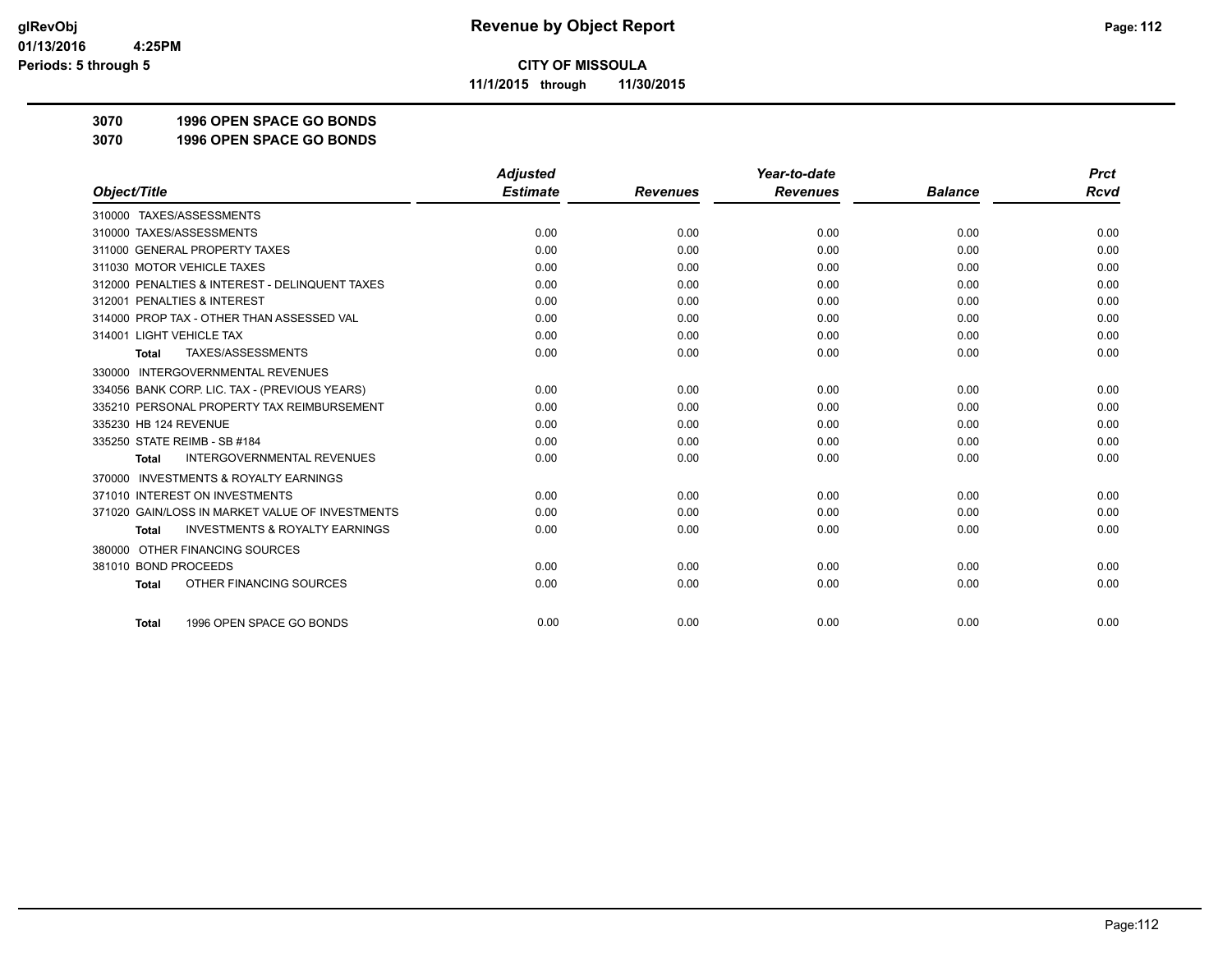# Revenue by Object Report

**CITY OF MISSOULA**

**11/1/2015 through 11/30/2015**

glRevObj
01/13/2016 4:25PM
Periods: 5 through 5

**3070 1996 OPEN SPACE GO BONDS**
**3070 1996 OPEN SPACE GO BONDS**

| Object/Title | Adjusted Estimate | Revenues | Year-to-date Revenues | Balance | Prct Rcvd |
|---|---|---|---|---|---|
| 310000 TAXES/ASSESSMENTS | | | | | |
| 310000 TAXES/ASSESSMENTS | 0.00 | 0.00 | 0.00 | 0.00 | 0.00 |
| 311000 GENERAL PROPERTY TAXES | 0.00 | 0.00 | 0.00 | 0.00 | 0.00 |
| 311030 MOTOR VEHICLE TAXES | 0.00 | 0.00 | 0.00 | 0.00 | 0.00 |
| 312000 PENALTIES & INTEREST - DELINQUENT TAXES | 0.00 | 0.00 | 0.00 | 0.00 | 0.00 |
| 312001 PENALTIES & INTEREST | 0.00 | 0.00 | 0.00 | 0.00 | 0.00 |
| 314000 PROP TAX - OTHER THAN ASSESSED VAL | 0.00 | 0.00 | 0.00 | 0.00 | 0.00 |
| 314001 LIGHT VEHICLE TAX | 0.00 | 0.00 | 0.00 | 0.00 | 0.00 |
| **Total** TAXES/ASSESSMENTS | 0.00 | 0.00 | 0.00 | 0.00 | 0.00 |
| 330000 INTERGOVERNMENTAL REVENUES | | | | | |
| 334056 BANK CORP. LIC. TAX - (PREVIOUS YEARS) | 0.00 | 0.00 | 0.00 | 0.00 | 0.00 |
| 335210 PERSONAL PROPERTY TAX REIMBURSEMENT | 0.00 | 0.00 | 0.00 | 0.00 | 0.00 |
| 335230 HB 124 REVENUE | 0.00 | 0.00 | 0.00 | 0.00 | 0.00 |
| 335250 STATE REIMB - SB #184 | 0.00 | 0.00 | 0.00 | 0.00 | 0.00 |
| **Total** INTERGOVERNMENTAL REVENUES | 0.00 | 0.00 | 0.00 | 0.00 | 0.00 |
| 370000 INVESTMENTS & ROYALTY EARNINGS | | | | | |
| 371010 INTEREST ON INVESTMENTS | 0.00 | 0.00 | 0.00 | 0.00 | 0.00 |
| 371020 GAIN/LOSS IN MARKET VALUE OF INVESTMENTS | 0.00 | 0.00 | 0.00 | 0.00 | 0.00 |
| **Total** INVESTMENTS & ROYALTY EARNINGS | 0.00 | 0.00 | 0.00 | 0.00 | 0.00 |
| 380000 OTHER FINANCING SOURCES | | | | | |
| 381010 BOND PROCEEDS | 0.00 | 0.00 | 0.00 | 0.00 | 0.00 |
| **Total** OTHER FINANCING SOURCES | 0.00 | 0.00 | 0.00 | 0.00 | 0.00 |
| **Total** 1996 OPEN SPACE GO BONDS | 0.00 | 0.00 | 0.00 | 0.00 | 0.00 |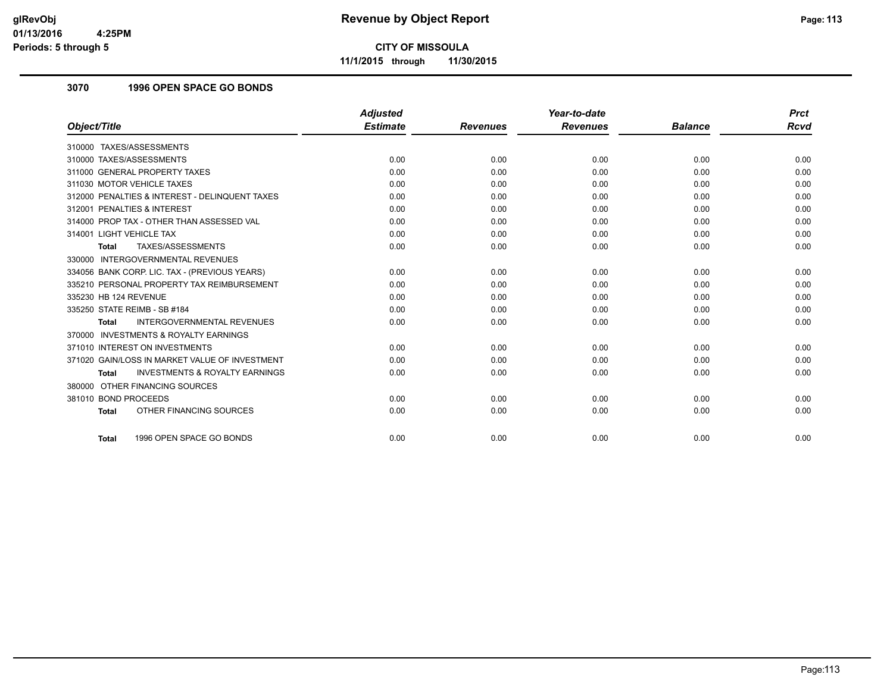**CITY OF MISSOULA**

**11/1/2015 through 11/30/2015**

### 3070 1996 OPEN SPACE GO BONDS

| Object/Title | Adjusted Estimate | Revenues | Year-to-date Revenues | Balance | Prct Rcvd |
|---|---|---|---|---|---|
| 310000 TAXES/ASSESSMENTS | | | | | |
| 310000 TAXES/ASSESSMENTS | 0.00 | 0.00 | 0.00 | 0.00 | 0.00 |
| 311000 GENERAL PROPERTY TAXES | 0.00 | 0.00 | 0.00 | 0.00 | 0.00 |
| 311030 MOTOR VEHICLE TAXES | 0.00 | 0.00 | 0.00 | 0.00 | 0.00 |
| 312000 PENALTIES & INTEREST - DELINQUENT TAXES | 0.00 | 0.00 | 0.00 | 0.00 | 0.00 |
| 312001 PENALTIES & INTEREST | 0.00 | 0.00 | 0.00 | 0.00 | 0.00 |
| 314000 PROP TAX - OTHER THAN ASSESSED VAL | 0.00 | 0.00 | 0.00 | 0.00 | 0.00 |
| 314001 LIGHT VEHICLE TAX | 0.00 | 0.00 | 0.00 | 0.00 | 0.00 |
| **Total** TAXES/ASSESSMENTS | 0.00 | 0.00 | 0.00 | 0.00 | 0.00 |
| 330000 INTERGOVERNMENTAL REVENUES | | | | | |
| 334056 BANK CORP. LIC. TAX - (PREVIOUS YEARS) | 0.00 | 0.00 | 0.00 | 0.00 | 0.00 |
| 335210 PERSONAL PROPERTY TAX REIMBURSEMENT | 0.00 | 0.00 | 0.00 | 0.00 | 0.00 |
| 335230 HB 124 REVENUE | 0.00 | 0.00 | 0.00 | 0.00 | 0.00 |
| 335250 STATE REIMB - SB #184 | 0.00 | 0.00 | 0.00 | 0.00 | 0.00 |
| **Total** INTERGOVERNMENTAL REVENUES | 0.00 | 0.00 | 0.00 | 0.00 | 0.00 |
| 370000 INVESTMENTS & ROYALTY EARNINGS | | | | | |
| 371010 INTEREST ON INVESTMENTS | 0.00 | 0.00 | 0.00 | 0.00 | 0.00 |
| 371020 GAIN/LOSS IN MARKET VALUE OF INVESTMENT | 0.00 | 0.00 | 0.00 | 0.00 | 0.00 |
| **Total** INVESTMENTS & ROYALTY EARNINGS | 0.00 | 0.00 | 0.00 | 0.00 | 0.00 |
| 380000 OTHER FINANCING SOURCES | | | | | |
| 381010 BOND PROCEEDS | 0.00 | 0.00 | 0.00 | 0.00 | 0.00 |
| **Total** OTHER FINANCING SOURCES | 0.00 | 0.00 | 0.00 | 0.00 | 0.00 |
| **Total** 1996 OPEN SPACE GO BONDS | 0.00 | 0.00 | 0.00 | 0.00 | 0.00 |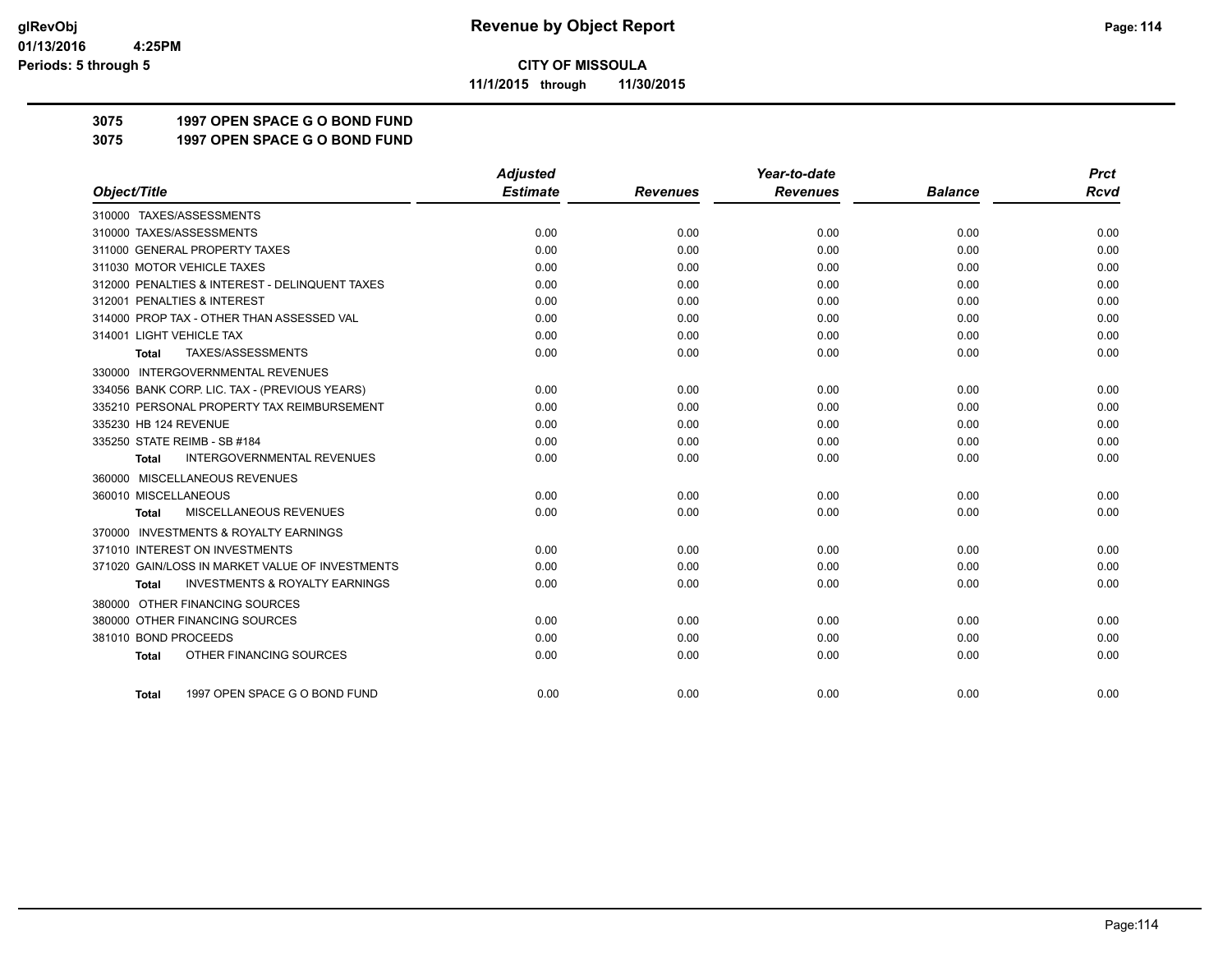# CITY OF MISSOULA

**11/1/2015 through 11/30/2015**

## 3075 1997 OPEN SPACE G O BOND FUND
## 3075 1997 OPEN SPACE G O BOND FUND

| Object/Title | Adjusted Estimate | Revenues | Year-to-date Revenues | Balance | Prct Rcvd |
|---|---|---|---|---|---|
| 310000 TAXES/ASSESSMENTS | | | | | |
| 310000 TAXES/ASSESSMENTS | 0.00 | 0.00 | 0.00 | 0.00 | 0.00 |
| 311000 GENERAL PROPERTY TAXES | 0.00 | 0.00 | 0.00 | 0.00 | 0.00 |
| 311030 MOTOR VEHICLE TAXES | 0.00 | 0.00 | 0.00 | 0.00 | 0.00 |
| 312000 PENALTIES & INTEREST - DELINQUENT TAXES | 0.00 | 0.00 | 0.00 | 0.00 | 0.00 |
| 312001 PENALTIES & INTEREST | 0.00 | 0.00 | 0.00 | 0.00 | 0.00 |
| 314000 PROP TAX - OTHER THAN ASSESSED VAL | 0.00 | 0.00 | 0.00 | 0.00 | 0.00 |
| 314001 LIGHT VEHICLE TAX | 0.00 | 0.00 | 0.00 | 0.00 | 0.00 |
| **Total** TAXES/ASSESSMENTS | 0.00 | 0.00 | 0.00 | 0.00 | 0.00 |
| 330000 INTERGOVERNMENTAL REVENUES | | | | | |
| 334056 BANK CORP. LIC. TAX - (PREVIOUS YEARS) | 0.00 | 0.00 | 0.00 | 0.00 | 0.00 |
| 335210 PERSONAL PROPERTY TAX REIMBURSEMENT | 0.00 | 0.00 | 0.00 | 0.00 | 0.00 |
| 335230 HB 124 REVENUE | 0.00 | 0.00 | 0.00 | 0.00 | 0.00 |
| 335250 STATE REIMB - SB #184 | 0.00 | 0.00 | 0.00 | 0.00 | 0.00 |
| **Total** INTERGOVERNMENTAL REVENUES | 0.00 | 0.00 | 0.00 | 0.00 | 0.00 |
| 360000 MISCELLANEOUS REVENUES | | | | | |
| 360010 MISCELLANEOUS | 0.00 | 0.00 | 0.00 | 0.00 | 0.00 |
| **Total** MISCELLANEOUS REVENUES | 0.00 | 0.00 | 0.00 | 0.00 | 0.00 |
| 370000 INVESTMENTS & ROYALTY EARNINGS | | | | | |
| 371010 INTEREST ON INVESTMENTS | 0.00 | 0.00 | 0.00 | 0.00 | 0.00 |
| 371020 GAIN/LOSS IN MARKET VALUE OF INVESTMENTS | 0.00 | 0.00 | 0.00 | 0.00 | 0.00 |
| **Total** INVESTMENTS & ROYALTY EARNINGS | 0.00 | 0.00 | 0.00 | 0.00 | 0.00 |
| 380000 OTHER FINANCING SOURCES | | | | | |
| 380000 OTHER FINANCING SOURCES | 0.00 | 0.00 | 0.00 | 0.00 | 0.00 |
| 381010 BOND PROCEEDS | 0.00 | 0.00 | 0.00 | 0.00 | 0.00 |
| **Total** OTHER FINANCING SOURCES | 0.00 | 0.00 | 0.00 | 0.00 | 0.00 |
| **Total** 1997 OPEN SPACE G O BOND FUND | 0.00 | 0.00 | 0.00 | 0.00 | 0.00 |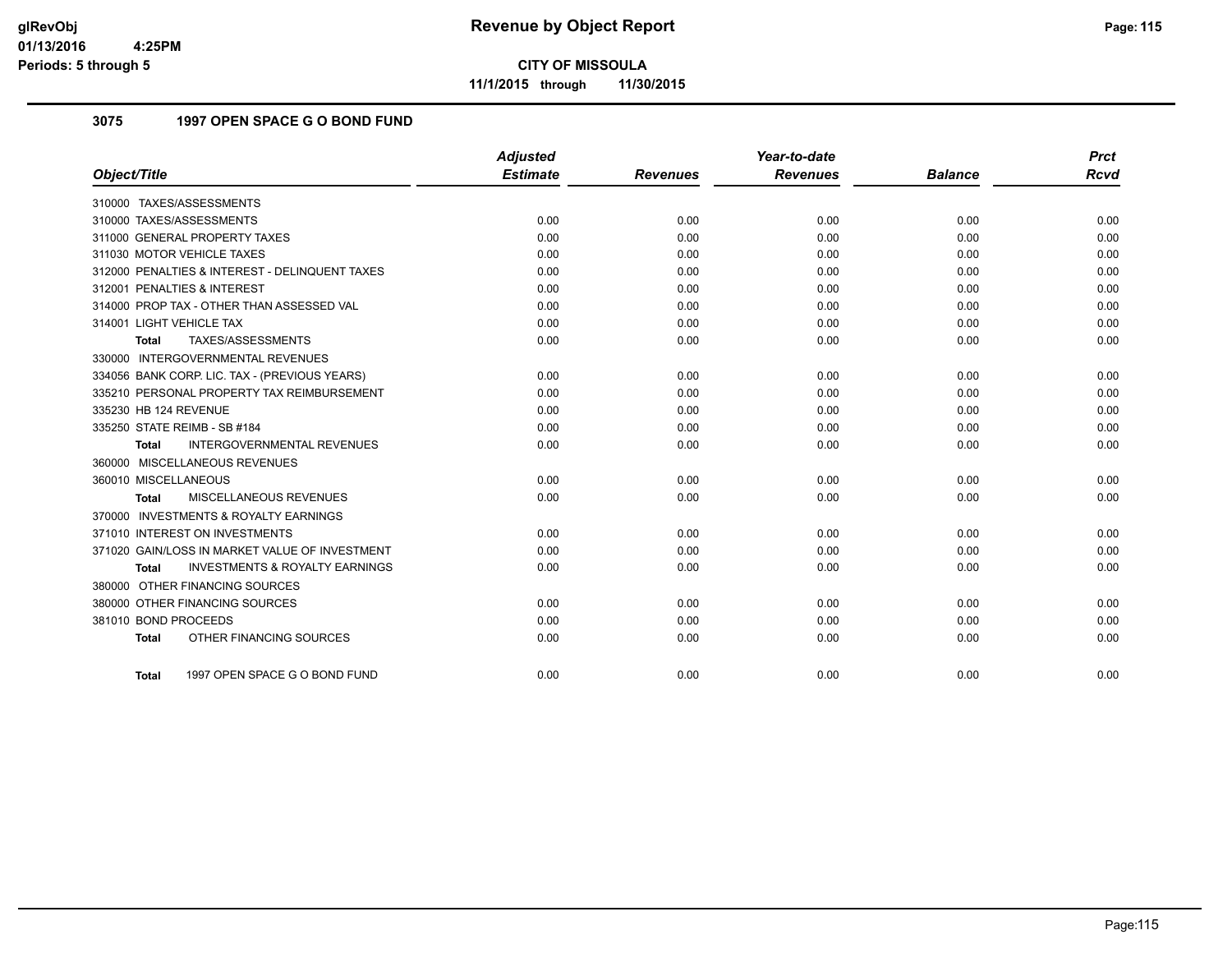# Revenue by Object Report

**CITY OF MISSOULA**

**11/1/2015 through 11/30/2015**

glRevObj
01/13/2016 4:25PM
Periods: 5 through 5

## 3075 1997 OPEN SPACE G O BOND FUND

| Object/Title | Adjusted Estimate | Revenues | Year-to-date Revenues | Balance | Prct Rcvd |
|---|---|---|---|---|---|
| 310000 TAXES/ASSESSMENTS | | | | | |
| 310000 TAXES/ASSESSMENTS | 0.00 | 0.00 | 0.00 | 0.00 | 0.00 |
| 311000 GENERAL PROPERTY TAXES | 0.00 | 0.00 | 0.00 | 0.00 | 0.00 |
| 311030 MOTOR VEHICLE TAXES | 0.00 | 0.00 | 0.00 | 0.00 | 0.00 |
| 312000 PENALTIES & INTEREST - DELINQUENT TAXES | 0.00 | 0.00 | 0.00 | 0.00 | 0.00 |
| 312001 PENALTIES & INTEREST | 0.00 | 0.00 | 0.00 | 0.00 | 0.00 |
| 314000 PROP TAX - OTHER THAN ASSESSED VAL | 0.00 | 0.00 | 0.00 | 0.00 | 0.00 |
| 314001 LIGHT VEHICLE TAX | 0.00 | 0.00 | 0.00 | 0.00 | 0.00 |
| **Total** TAXES/ASSESSMENTS | 0.00 | 0.00 | 0.00 | 0.00 | 0.00 |
| 330000 INTERGOVERNMENTAL REVENUES | | | | | |
| 334056 BANK CORP. LIC. TAX - (PREVIOUS YEARS) | 0.00 | 0.00 | 0.00 | 0.00 | 0.00 |
| 335210 PERSONAL PROPERTY TAX REIMBURSEMENT | 0.00 | 0.00 | 0.00 | 0.00 | 0.00 |
| 335230 HB 124 REVENUE | 0.00 | 0.00 | 0.00 | 0.00 | 0.00 |
| 335250 STATE REIMB - SB #184 | 0.00 | 0.00 | 0.00 | 0.00 | 0.00 |
| **Total** INTERGOVERNMENTAL REVENUES | 0.00 | 0.00 | 0.00 | 0.00 | 0.00 |
| 360000 MISCELLANEOUS REVENUES | | | | | |
| 360010 MISCELLANEOUS | 0.00 | 0.00 | 0.00 | 0.00 | 0.00 |
| **Total** MISCELLANEOUS REVENUES | 0.00 | 0.00 | 0.00 | 0.00 | 0.00 |
| 370000 INVESTMENTS & ROYALTY EARNINGS | | | | | |
| 371010 INTEREST ON INVESTMENTS | 0.00 | 0.00 | 0.00 | 0.00 | 0.00 |
| 371020 GAIN/LOSS IN MARKET VALUE OF INVESTMENT | 0.00 | 0.00 | 0.00 | 0.00 | 0.00 |
| **Total** INVESTMENTS & ROYALTY EARNINGS | 0.00 | 0.00 | 0.00 | 0.00 | 0.00 |
| 380000 OTHER FINANCING SOURCES | | | | | |
| 380000 OTHER FINANCING SOURCES | 0.00 | 0.00 | 0.00 | 0.00 | 0.00 |
| 381010 BOND PROCEEDS | 0.00 | 0.00 | 0.00 | 0.00 | 0.00 |
| **Total** OTHER FINANCING SOURCES | 0.00 | 0.00 | 0.00 | 0.00 | 0.00 |
| **Total** 1997 OPEN SPACE G O BOND FUND | 0.00 | 0.00 | 0.00 | 0.00 | 0.00 |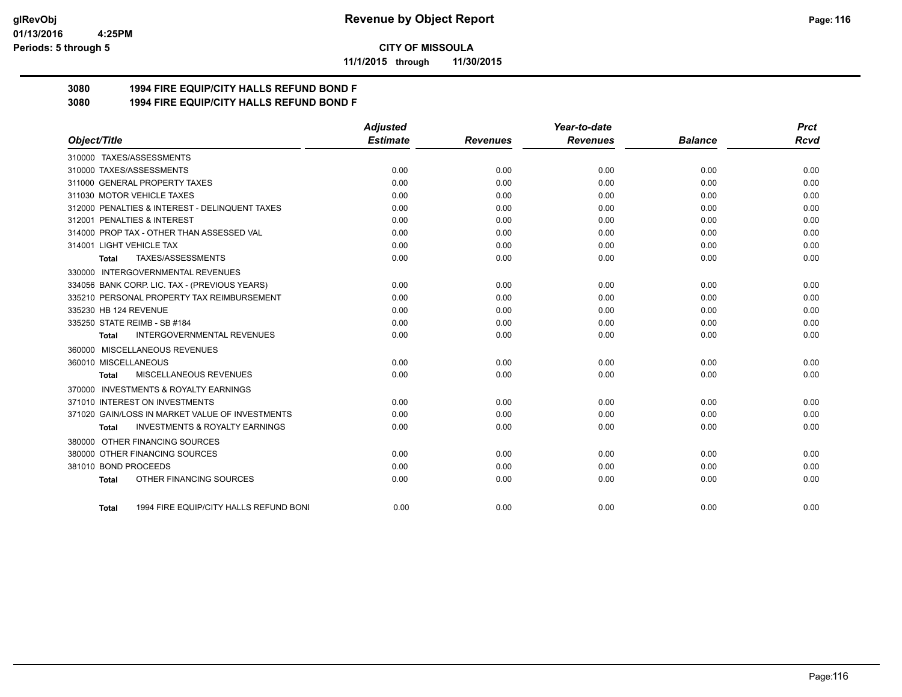# Revenue by Object Report

**CITY OF MISSOULA**

**11/1/2015 through 11/30/2015**

glRevObj
01/13/2016 4:25PM
Periods: 5 through 5

**3080 1994 FIRE EQUIP/CITY HALLS REFUND BOND F**
**3080 1994 FIRE EQUIP/CITY HALLS REFUND BOND F**

| Object/Title | Adjusted Estimate | Revenues | Year-to-date Revenues | Balance | Prct Rcvd |
|---|---|---|---|---|---|
| 310000 TAXES/ASSESSMENTS | | | | | |
| 310000 TAXES/ASSESSMENTS | 0.00 | 0.00 | 0.00 | 0.00 | 0.00 |
| 311000 GENERAL PROPERTY TAXES | 0.00 | 0.00 | 0.00 | 0.00 | 0.00 |
| 311030 MOTOR VEHICLE TAXES | 0.00 | 0.00 | 0.00 | 0.00 | 0.00 |
| 312000 PENALTIES & INTEREST - DELINQUENT TAXES | 0.00 | 0.00 | 0.00 | 0.00 | 0.00 |
| 312001 PENALTIES & INTEREST | 0.00 | 0.00 | 0.00 | 0.00 | 0.00 |
| 314000 PROP TAX - OTHER THAN ASSESSED VAL | 0.00 | 0.00 | 0.00 | 0.00 | 0.00 |
| 314001 LIGHT VEHICLE TAX | 0.00 | 0.00 | 0.00 | 0.00 | 0.00 |
| **Total** TAXES/ASSESSMENTS | 0.00 | 0.00 | 0.00 | 0.00 | 0.00 |
| 330000 INTERGOVERNMENTAL REVENUES | | | | | |
| 334056 BANK CORP. LIC. TAX - (PREVIOUS YEARS) | 0.00 | 0.00 | 0.00 | 0.00 | 0.00 |
| 335210 PERSONAL PROPERTY TAX REIMBURSEMENT | 0.00 | 0.00 | 0.00 | 0.00 | 0.00 |
| 335230 HB 124 REVENUE | 0.00 | 0.00 | 0.00 | 0.00 | 0.00 |
| 335250 STATE REIMB - SB #184 | 0.00 | 0.00 | 0.00 | 0.00 | 0.00 |
| **Total** INTERGOVERNMENTAL REVENUES | 0.00 | 0.00 | 0.00 | 0.00 | 0.00 |
| 360000 MISCELLANEOUS REVENUES | | | | | |
| 360010 MISCELLANEOUS | 0.00 | 0.00 | 0.00 | 0.00 | 0.00 |
| **Total** MISCELLANEOUS REVENUES | 0.00 | 0.00 | 0.00 | 0.00 | 0.00 |
| 370000 INVESTMENTS & ROYALTY EARNINGS | | | | | |
| 371010 INTEREST ON INVESTMENTS | 0.00 | 0.00 | 0.00 | 0.00 | 0.00 |
| 371020 GAIN/LOSS IN MARKET VALUE OF INVESTMENTS | 0.00 | 0.00 | 0.00 | 0.00 | 0.00 |
| **Total** INVESTMENTS & ROYALTY EARNINGS | 0.00 | 0.00 | 0.00 | 0.00 | 0.00 |
| 380000 OTHER FINANCING SOURCES | | | | | |
| 380000 OTHER FINANCING SOURCES | 0.00 | 0.00 | 0.00 | 0.00 | 0.00 |
| 381010 BOND PROCEEDS | 0.00 | 0.00 | 0.00 | 0.00 | 0.00 |
| **Total** OTHER FINANCING SOURCES | 0.00 | 0.00 | 0.00 | 0.00 | 0.00 |
| **Total** 1994 FIRE EQUIP/CITY HALLS REFUND BONI | 0.00 | 0.00 | 0.00 | 0.00 | 0.00 |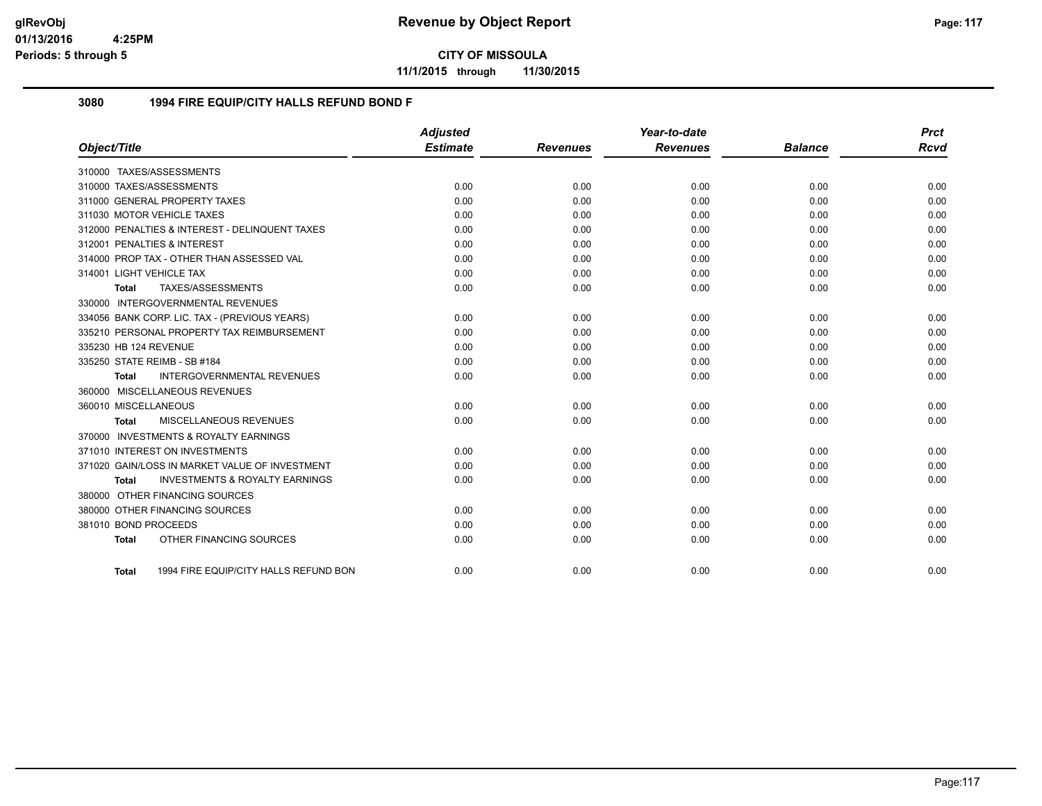**Revenue by Object Report**

**CITY OF MISSOULA**

**11/1/2015 through 11/30/2015**

glRevObj
01/13/2016 4:25PM
Periods: 5 through 5

## 3080 1994 FIRE EQUIP/CITY HALLS REFUND BOND F

| Object/Title | Adjusted Estimate | Revenues | Year-to-date Revenues | Balance | Prct Rcvd |
|---|---|---|---|---|---|
| 310000 TAXES/ASSESSMENTS | | | | | |
| 310000 TAXES/ASSESSMENTS | 0.00 | 0.00 | 0.00 | 0.00 | 0.00 |
| 311000 GENERAL PROPERTY TAXES | 0.00 | 0.00 | 0.00 | 0.00 | 0.00 |
| 311030 MOTOR VEHICLE TAXES | 0.00 | 0.00 | 0.00 | 0.00 | 0.00 |
| 312000 PENALTIES & INTEREST - DELINQUENT TAXES | 0.00 | 0.00 | 0.00 | 0.00 | 0.00 |
| 312001 PENALTIES & INTEREST | 0.00 | 0.00 | 0.00 | 0.00 | 0.00 |
| 314000 PROP TAX - OTHER THAN ASSESSED VAL | 0.00 | 0.00 | 0.00 | 0.00 | 0.00 |
| 314001 LIGHT VEHICLE TAX | 0.00 | 0.00 | 0.00 | 0.00 | 0.00 |
| **Total** TAXES/ASSESSMENTS | 0.00 | 0.00 | 0.00 | 0.00 | 0.00 |
| 330000 INTERGOVERNMENTAL REVENUES | | | | | |
| 334056 BANK CORP. LIC. TAX - (PREVIOUS YEARS) | 0.00 | 0.00 | 0.00 | 0.00 | 0.00 |
| 335210 PERSONAL PROPERTY TAX REIMBURSEMENT | 0.00 | 0.00 | 0.00 | 0.00 | 0.00 |
| 335230 HB 124 REVENUE | 0.00 | 0.00 | 0.00 | 0.00 | 0.00 |
| 335250 STATE REIMB - SB #184 | 0.00 | 0.00 | 0.00 | 0.00 | 0.00 |
| **Total** INTERGOVERNMENTAL REVENUES | 0.00 | 0.00 | 0.00 | 0.00 | 0.00 |
| 360000 MISCELLANEOUS REVENUES | | | | | |
| 360010 MISCELLANEOUS | 0.00 | 0.00 | 0.00 | 0.00 | 0.00 |
| **Total** MISCELLANEOUS REVENUES | 0.00 | 0.00 | 0.00 | 0.00 | 0.00 |
| 370000 INVESTMENTS & ROYALTY EARNINGS | | | | | |
| 371010 INTEREST ON INVESTMENTS | 0.00 | 0.00 | 0.00 | 0.00 | 0.00 |
| 371020 GAIN/LOSS IN MARKET VALUE OF INVESTMENT | 0.00 | 0.00 | 0.00 | 0.00 | 0.00 |
| **Total** INVESTMENTS & ROYALTY EARNINGS | 0.00 | 0.00 | 0.00 | 0.00 | 0.00 |
| 380000 OTHER FINANCING SOURCES | | | | | |
| 380000 OTHER FINANCING SOURCES | 0.00 | 0.00 | 0.00 | 0.00 | 0.00 |
| 381010 BOND PROCEEDS | 0.00 | 0.00 | 0.00 | 0.00 | 0.00 |
| **Total** OTHER FINANCING SOURCES | 0.00 | 0.00 | 0.00 | 0.00 | 0.00 |
| **Total** 1994 FIRE EQUIP/CITY HALLS REFUND BON | 0.00 | 0.00 | 0.00 | 0.00 | 0.00 |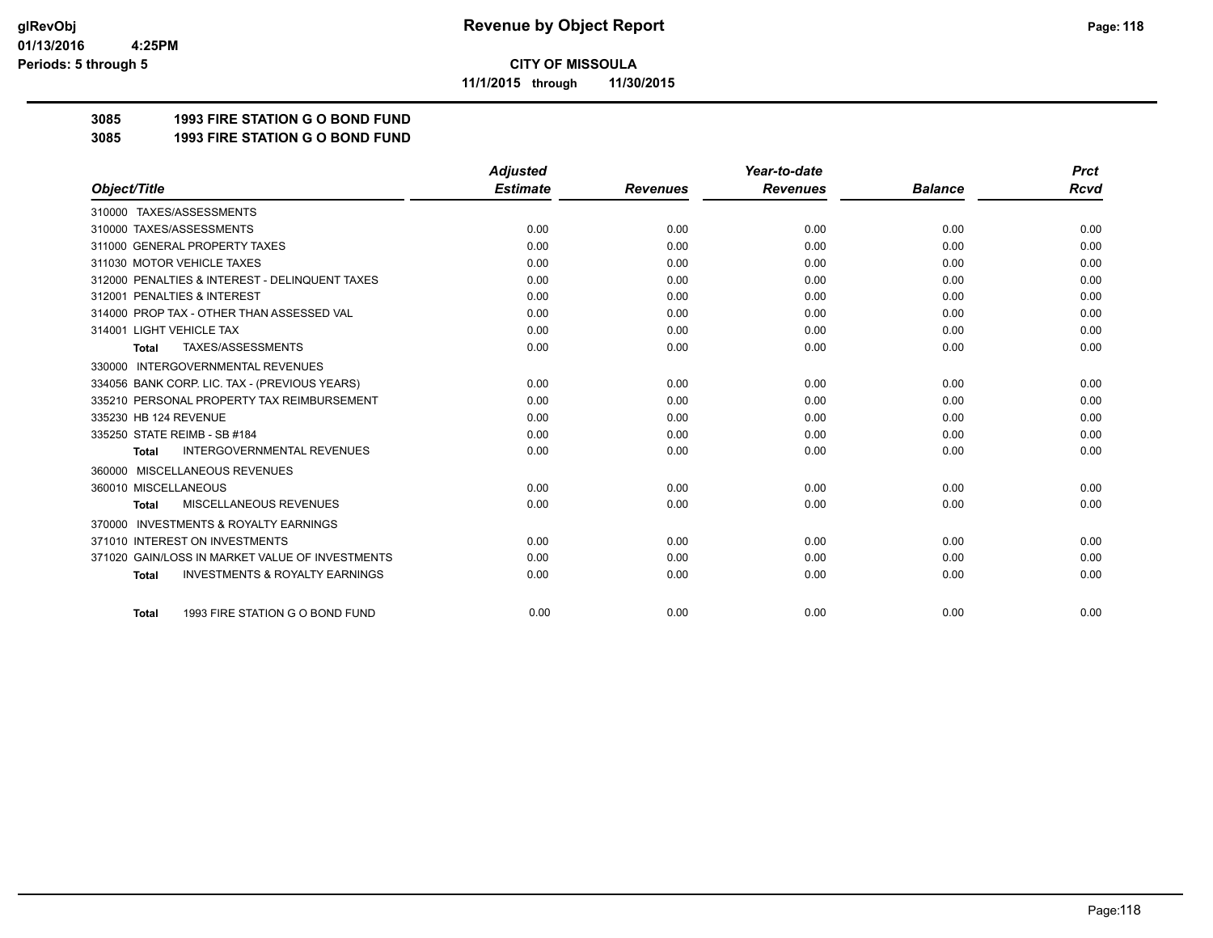**CITY OF MISSOULA**

**11/1/2015 through 11/30/2015**

**3085 1993 FIRE STATION G O BOND FUND**

**3085 1993 FIRE STATION G O BOND FUND**

| Object/Title | Adjusted Estimate | Revenues | Year-to-date Revenues | Balance | Prct Rcvd |
|---|---|---|---|---|---|
| 310000 TAXES/ASSESSMENTS | | | | | |
| 310000 TAXES/ASSESSMENTS | 0.00 | 0.00 | 0.00 | 0.00 | 0.00 |
| 311000 GENERAL PROPERTY TAXES | 0.00 | 0.00 | 0.00 | 0.00 | 0.00 |
| 311030 MOTOR VEHICLE TAXES | 0.00 | 0.00 | 0.00 | 0.00 | 0.00 |
| 312000 PENALTIES & INTEREST - DELINQUENT TAXES | 0.00 | 0.00 | 0.00 | 0.00 | 0.00 |
| 312001 PENALTIES & INTEREST | 0.00 | 0.00 | 0.00 | 0.00 | 0.00 |
| 314000 PROP TAX - OTHER THAN ASSESSED VAL | 0.00 | 0.00 | 0.00 | 0.00 | 0.00 |
| 314001 LIGHT VEHICLE TAX | 0.00 | 0.00 | 0.00 | 0.00 | 0.00 |
| **Total** TAXES/ASSESSMENTS | 0.00 | 0.00 | 0.00 | 0.00 | 0.00 |
| 330000 INTERGOVERNMENTAL REVENUES | | | | | |
| 334056 BANK CORP. LIC. TAX - (PREVIOUS YEARS) | 0.00 | 0.00 | 0.00 | 0.00 | 0.00 |
| 335210 PERSONAL PROPERTY TAX REIMBURSEMENT | 0.00 | 0.00 | 0.00 | 0.00 | 0.00 |
| 335230 HB 124 REVENUE | 0.00 | 0.00 | 0.00 | 0.00 | 0.00 |
| 335250 STATE REIMB - SB #184 | 0.00 | 0.00 | 0.00 | 0.00 | 0.00 |
| **Total** INTERGOVERNMENTAL REVENUES | 0.00 | 0.00 | 0.00 | 0.00 | 0.00 |
| 360000 MISCELLANEOUS REVENUES | | | | | |
| 360010 MISCELLANEOUS | 0.00 | 0.00 | 0.00 | 0.00 | 0.00 |
| **Total** MISCELLANEOUS REVENUES | 0.00 | 0.00 | 0.00 | 0.00 | 0.00 |
| 370000 INVESTMENTS & ROYALTY EARNINGS | | | | | |
| 371010 INTEREST ON INVESTMENTS | 0.00 | 0.00 | 0.00 | 0.00 | 0.00 |
| 371020 GAIN/LOSS IN MARKET VALUE OF INVESTMENTS | 0.00 | 0.00 | 0.00 | 0.00 | 0.00 |
| **Total** INVESTMENTS & ROYALTY EARNINGS | 0.00 | 0.00 | 0.00 | 0.00 | 0.00 |
| **Total** 1993 FIRE STATION G O BOND FUND | 0.00 | 0.00 | 0.00 | 0.00 | 0.00 |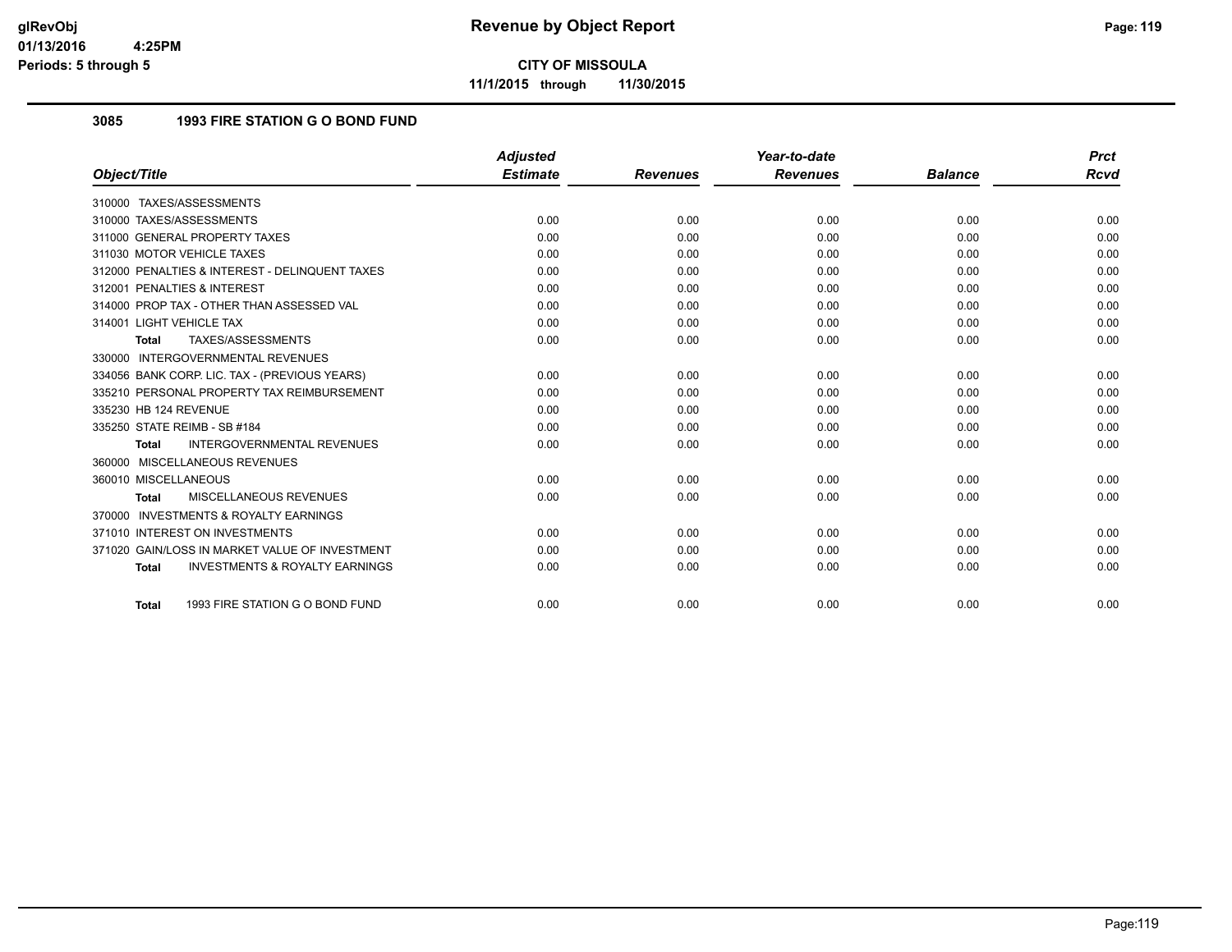**CITY OF MISSOULA**

**11/1/2015 through 11/30/2015**

### 3085 1993 FIRE STATION G O BOND FUND

| Object/Title | Adjusted Estimate | Revenues | Year-to-date Revenues | Balance | Prct Rcvd |
|---|---|---|---|---|---|
| 310000 TAXES/ASSESSMENTS | | | | | |
| 310000 TAXES/ASSESSMENTS | 0.00 | 0.00 | 0.00 | 0.00 | 0.00 |
| 311000 GENERAL PROPERTY TAXES | 0.00 | 0.00 | 0.00 | 0.00 | 0.00 |
| 311030 MOTOR VEHICLE TAXES | 0.00 | 0.00 | 0.00 | 0.00 | 0.00 |
| 312000 PENALTIES & INTEREST - DELINQUENT TAXES | 0.00 | 0.00 | 0.00 | 0.00 | 0.00 |
| 312001 PENALTIES & INTEREST | 0.00 | 0.00 | 0.00 | 0.00 | 0.00 |
| 314000 PROP TAX - OTHER THAN ASSESSED VAL | 0.00 | 0.00 | 0.00 | 0.00 | 0.00 |
| 314001 LIGHT VEHICLE TAX | 0.00 | 0.00 | 0.00 | 0.00 | 0.00 |
| **Total** TAXES/ASSESSMENTS | 0.00 | 0.00 | 0.00 | 0.00 | 0.00 |
| 330000 INTERGOVERNMENTAL REVENUES | | | | | |
| 334056 BANK CORP. LIC. TAX - (PREVIOUS YEARS) | 0.00 | 0.00 | 0.00 | 0.00 | 0.00 |
| 335210 PERSONAL PROPERTY TAX REIMBURSEMENT | 0.00 | 0.00 | 0.00 | 0.00 | 0.00 |
| 335230 HB 124 REVENUE | 0.00 | 0.00 | 0.00 | 0.00 | 0.00 |
| 335250 STATE REIMB - SB #184 | 0.00 | 0.00 | 0.00 | 0.00 | 0.00 |
| **Total** INTERGOVERNMENTAL REVENUES | 0.00 | 0.00 | 0.00 | 0.00 | 0.00 |
| 360000 MISCELLANEOUS REVENUES | | | | | |
| 360010 MISCELLANEOUS | 0.00 | 0.00 | 0.00 | 0.00 | 0.00 |
| **Total** MISCELLANEOUS REVENUES | 0.00 | 0.00 | 0.00 | 0.00 | 0.00 |
| 370000 INVESTMENTS & ROYALTY EARNINGS | | | | | |
| 371010 INTEREST ON INVESTMENTS | 0.00 | 0.00 | 0.00 | 0.00 | 0.00 |
| 371020 GAIN/LOSS IN MARKET VALUE OF INVESTMENT | 0.00 | 0.00 | 0.00 | 0.00 | 0.00 |
| **Total** INVESTMENTS & ROYALTY EARNINGS | 0.00 | 0.00 | 0.00 | 0.00 | 0.00 |
| **Total** 1993 FIRE STATION G O BOND FUND | 0.00 | 0.00 | 0.00 | 0.00 | 0.00 |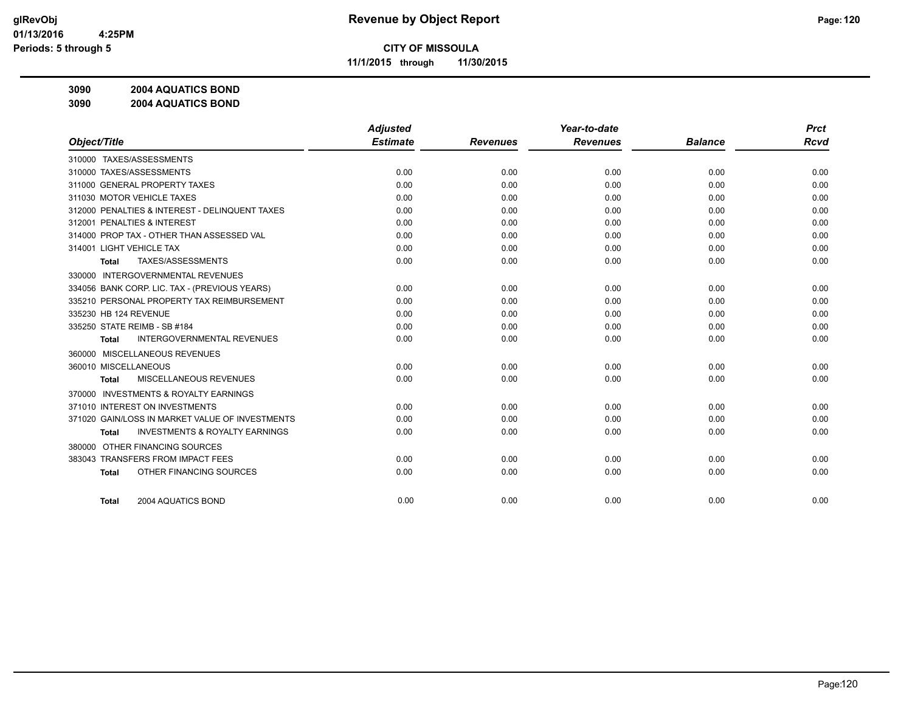# Revenue by Object Report

**CITY OF MISSOULA**

**11/1/2015 through 11/30/2015**

glRevObj
01/13/2016 4:25PM
Periods: 5 through 5

**3090 2004 AQUATICS BOND**
**3090 2004 AQUATICS BOND**

| Object/Title | Adjusted Estimate | Revenues | Year-to-date Revenues | Balance | Prct Rcvd |
|---|---|---|---|---|---|
| 310000 TAXES/ASSESSMENTS | | | | | |
| 310000 TAXES/ASSESSMENTS | 0.00 | 0.00 | 0.00 | 0.00 | 0.00 |
| 311000 GENERAL PROPERTY TAXES | 0.00 | 0.00 | 0.00 | 0.00 | 0.00 |
| 311030 MOTOR VEHICLE TAXES | 0.00 | 0.00 | 0.00 | 0.00 | 0.00 |
| 312000 PENALTIES & INTEREST - DELINQUENT TAXES | 0.00 | 0.00 | 0.00 | 0.00 | 0.00 |
| 312001 PENALTIES & INTEREST | 0.00 | 0.00 | 0.00 | 0.00 | 0.00 |
| 314000 PROP TAX - OTHER THAN ASSESSED VAL | 0.00 | 0.00 | 0.00 | 0.00 | 0.00 |
| 314001 LIGHT VEHICLE TAX | 0.00 | 0.00 | 0.00 | 0.00 | 0.00 |
| **Total** TAXES/ASSESSMENTS | 0.00 | 0.00 | 0.00 | 0.00 | 0.00 |
| 330000 INTERGOVERNMENTAL REVENUES | | | | | |
| 334056 BANK CORP. LIC. TAX - (PREVIOUS YEARS) | 0.00 | 0.00 | 0.00 | 0.00 | 0.00 |
| 335210 PERSONAL PROPERTY TAX REIMBURSEMENT | 0.00 | 0.00 | 0.00 | 0.00 | 0.00 |
| 335230 HB 124 REVENUE | 0.00 | 0.00 | 0.00 | 0.00 | 0.00 |
| 335250 STATE REIMB - SB #184 | 0.00 | 0.00 | 0.00 | 0.00 | 0.00 |
| **Total** INTERGOVERNMENTAL REVENUES | 0.00 | 0.00 | 0.00 | 0.00 | 0.00 |
| 360000 MISCELLANEOUS REVENUES | | | | | |
| 360010 MISCELLANEOUS | 0.00 | 0.00 | 0.00 | 0.00 | 0.00 |
| **Total** MISCELLANEOUS REVENUES | 0.00 | 0.00 | 0.00 | 0.00 | 0.00 |
| 370000 INVESTMENTS & ROYALTY EARNINGS | | | | | |
| 371010 INTEREST ON INVESTMENTS | 0.00 | 0.00 | 0.00 | 0.00 | 0.00 |
| 371020 GAIN/LOSS IN MARKET VALUE OF INVESTMENTS | 0.00 | 0.00 | 0.00 | 0.00 | 0.00 |
| **Total** INVESTMENTS & ROYALTY EARNINGS | 0.00 | 0.00 | 0.00 | 0.00 | 0.00 |
| 380000 OTHER FINANCING SOURCES | | | | | |
| 383043 TRANSFERS FROM IMPACT FEES | 0.00 | 0.00 | 0.00 | 0.00 | 0.00 |
| **Total** OTHER FINANCING SOURCES | 0.00 | 0.00 | 0.00 | 0.00 | 0.00 |
| **Total** 2004 AQUATICS BOND | 0.00 | 0.00 | 0.00 | 0.00 | 0.00 |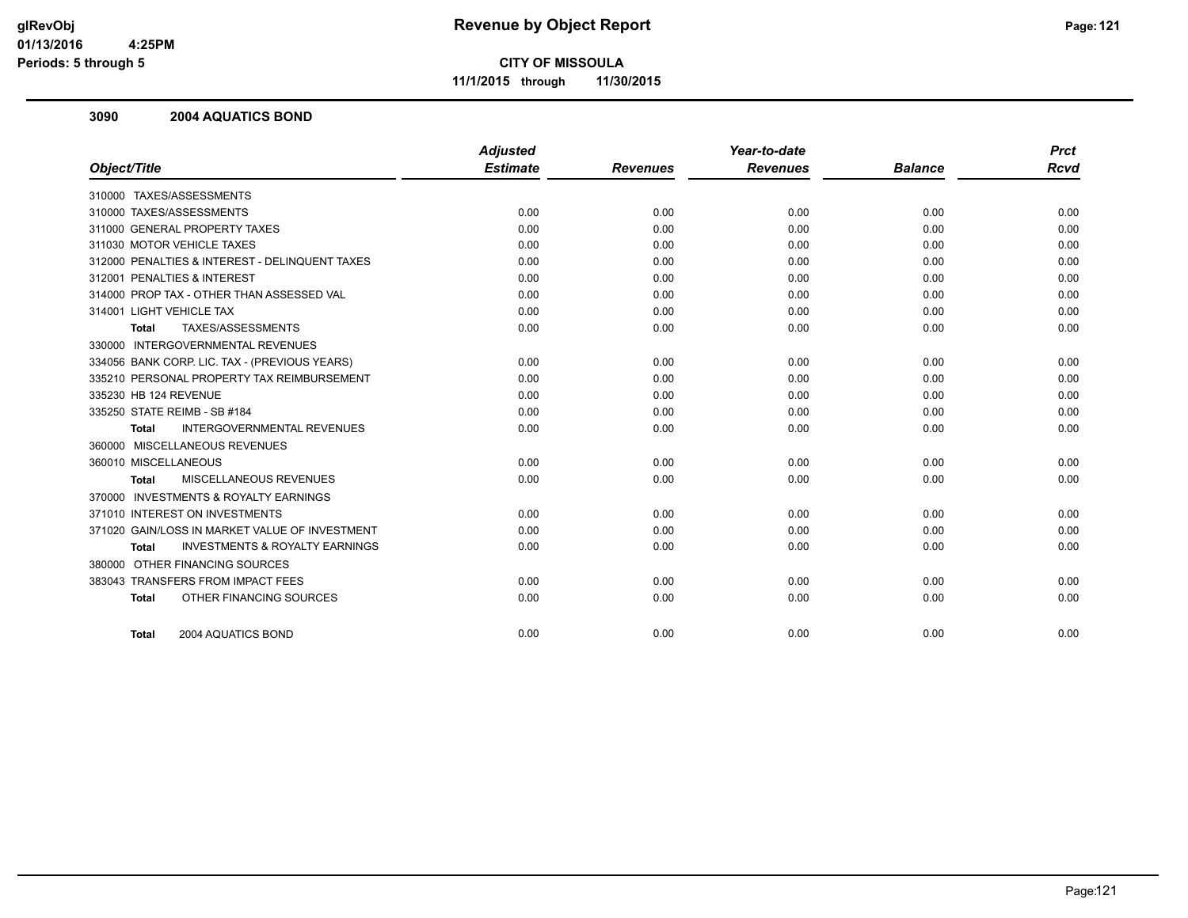**glRevObj**
**01/13/2016 4:25PM**
**Periods: 5 through 5**

# Revenue by Object Report

**CITY OF MISSOULA**
**11/1/2015 through 11/30/2015**

## 3090 2004 AQUATICS BOND

| Object/Title | Adjusted Estimate | Revenues | Year-to-date Revenues | Balance | Prct Rcvd |
|---|---|---|---|---|---|
| 310000 TAXES/ASSESSMENTS | | | | | |
| 310000 TAXES/ASSESSMENTS | 0.00 | 0.00 | 0.00 | 0.00 | 0.00 |
| 311000 GENERAL PROPERTY TAXES | 0.00 | 0.00 | 0.00 | 0.00 | 0.00 |
| 311030 MOTOR VEHICLE TAXES | 0.00 | 0.00 | 0.00 | 0.00 | 0.00 |
| 312000 PENALTIES & INTEREST - DELINQUENT TAXES | 0.00 | 0.00 | 0.00 | 0.00 | 0.00 |
| 312001 PENALTIES & INTEREST | 0.00 | 0.00 | 0.00 | 0.00 | 0.00 |
| 314000 PROP TAX - OTHER THAN ASSESSED VAL | 0.00 | 0.00 | 0.00 | 0.00 | 0.00 |
| 314001 LIGHT VEHICLE TAX | 0.00 | 0.00 | 0.00 | 0.00 | 0.00 |
| **Total** TAXES/ASSESSMENTS | 0.00 | 0.00 | 0.00 | 0.00 | 0.00 |
| 330000 INTERGOVERNMENTAL REVENUES | | | | | |
| 334056 BANK CORP. LIC. TAX - (PREVIOUS YEARS) | 0.00 | 0.00 | 0.00 | 0.00 | 0.00 |
| 335210 PERSONAL PROPERTY TAX REIMBURSEMENT | 0.00 | 0.00 | 0.00 | 0.00 | 0.00 |
| 335230 HB 124 REVENUE | 0.00 | 0.00 | 0.00 | 0.00 | 0.00 |
| 335250 STATE REIMB - SB #184 | 0.00 | 0.00 | 0.00 | 0.00 | 0.00 |
| **Total** INTERGOVERNMENTAL REVENUES | 0.00 | 0.00 | 0.00 | 0.00 | 0.00 |
| 360000 MISCELLANEOUS REVENUES | | | | | |
| 360010 MISCELLANEOUS | 0.00 | 0.00 | 0.00 | 0.00 | 0.00 |
| **Total** MISCELLANEOUS REVENUES | 0.00 | 0.00 | 0.00 | 0.00 | 0.00 |
| 370000 INVESTMENTS & ROYALTY EARNINGS | | | | | |
| 371010 INTEREST ON INVESTMENTS | 0.00 | 0.00 | 0.00 | 0.00 | 0.00 |
| 371020 GAIN/LOSS IN MARKET VALUE OF INVESTMENT | 0.00 | 0.00 | 0.00 | 0.00 | 0.00 |
| **Total** INVESTMENTS & ROYALTY EARNINGS | 0.00 | 0.00 | 0.00 | 0.00 | 0.00 |
| 380000 OTHER FINANCING SOURCES | | | | | |
| 383043 TRANSFERS FROM IMPACT FEES | 0.00 | 0.00 | 0.00 | 0.00 | 0.00 |
| **Total** OTHER FINANCING SOURCES | 0.00 | 0.00 | 0.00 | 0.00 | 0.00 |
| **Total** 2004 AQUATICS BOND | 0.00 | 0.00 | 0.00 | 0.00 | 0.00 |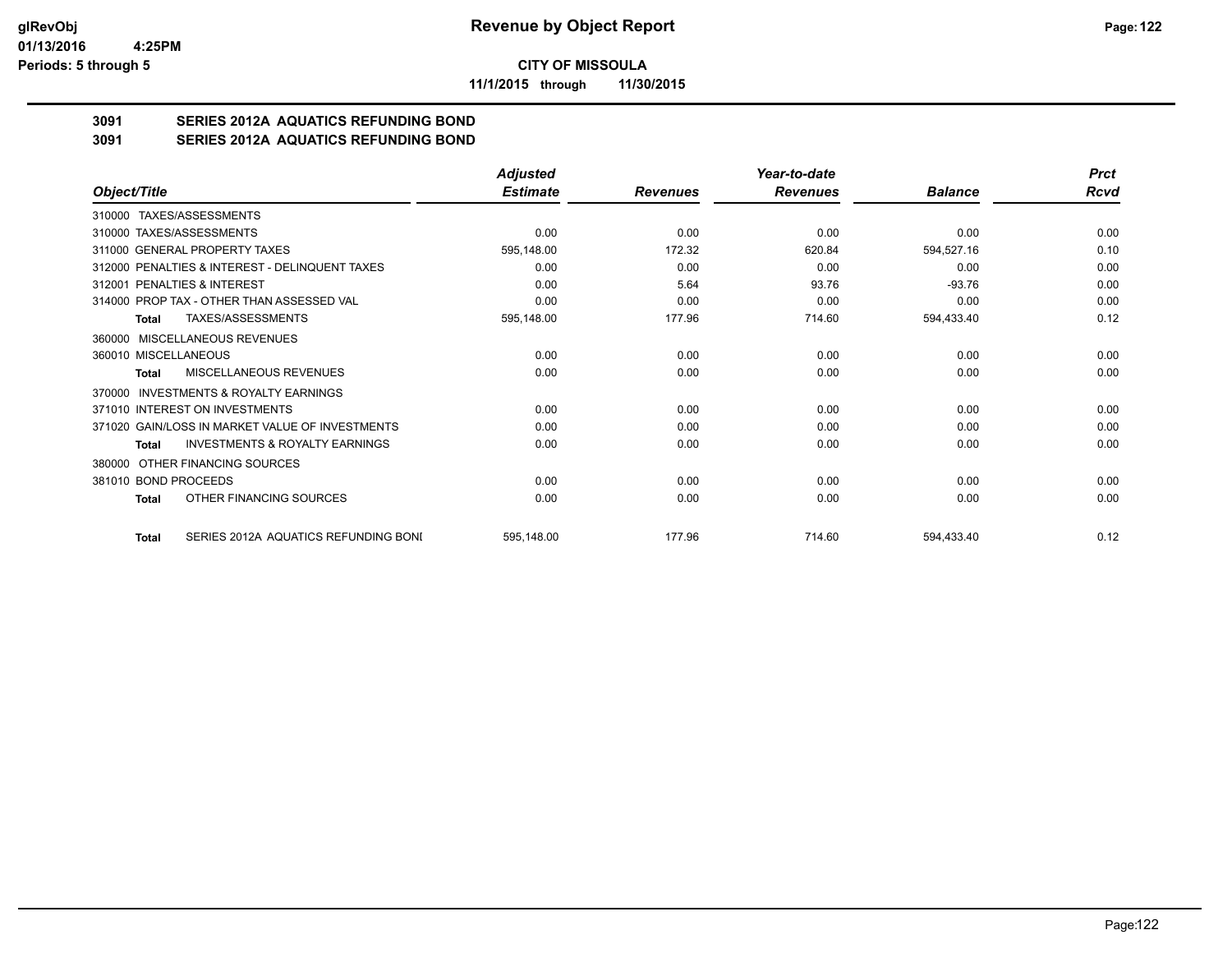**glRevObj**
**01/13/2016 4:25PM**
**Periods: 5 through 5**

# Revenue by Object Report

**CITY OF MISSOULA**

**11/1/2015 through 11/30/2015**

## 3091 SERIES 2012A AQUATICS REFUNDING BOND
## 3091 SERIES 2012A AQUATICS REFUNDING BOND

| Object/Title | Adjusted Estimate | Revenues | Year-to-date Revenues | Balance | Prct Rcvd |
|---|---|---|---|---|---|
| 310000 TAXES/ASSESSMENTS | | | | | |
| 310000 TAXES/ASSESSMENTS | 0.00 | 0.00 | 0.00 | 0.00 | 0.00 |
| 311000 GENERAL PROPERTY TAXES | 595,148.00 | 172.32 | 620.84 | 594,527.16 | 0.10 |
| 312000 PENALTIES & INTEREST - DELINQUENT TAXES | 0.00 | 0.00 | 0.00 | 0.00 | 0.00 |
| 312001 PENALTIES & INTEREST | 0.00 | 5.64 | 93.76 | -93.76 | 0.00 |
| 314000 PROP TAX - OTHER THAN ASSESSED VAL | 0.00 | 0.00 | 0.00 | 0.00 | 0.00 |
| **Total** TAXES/ASSESSMENTS | 595,148.00 | 177.96 | 714.60 | 594,433.40 | 0.12 |
| 360000 MISCELLANEOUS REVENUES | | | | | |
| 360010 MISCELLANEOUS | 0.00 | 0.00 | 0.00 | 0.00 | 0.00 |
| **Total** MISCELLANEOUS REVENUES | 0.00 | 0.00 | 0.00 | 0.00 | 0.00 |
| 370000 INVESTMENTS & ROYALTY EARNINGS | | | | | |
| 371010 INTEREST ON INVESTMENTS | 0.00 | 0.00 | 0.00 | 0.00 | 0.00 |
| 371020 GAIN/LOSS IN MARKET VALUE OF INVESTMENTS | 0.00 | 0.00 | 0.00 | 0.00 | 0.00 |
| **Total** INVESTMENTS & ROYALTY EARNINGS | 0.00 | 0.00 | 0.00 | 0.00 | 0.00 |
| 380000 OTHER FINANCING SOURCES | | | | | |
| 381010 BOND PROCEEDS | 0.00 | 0.00 | 0.00 | 0.00 | 0.00 |
| **Total** OTHER FINANCING SOURCES | 0.00 | 0.00 | 0.00 | 0.00 | 0.00 |
| **Total** SERIES 2012A AQUATICS REFUNDING BONI | 595,148.00 | 177.96 | 714.60 | 594,433.40 | 0.12 |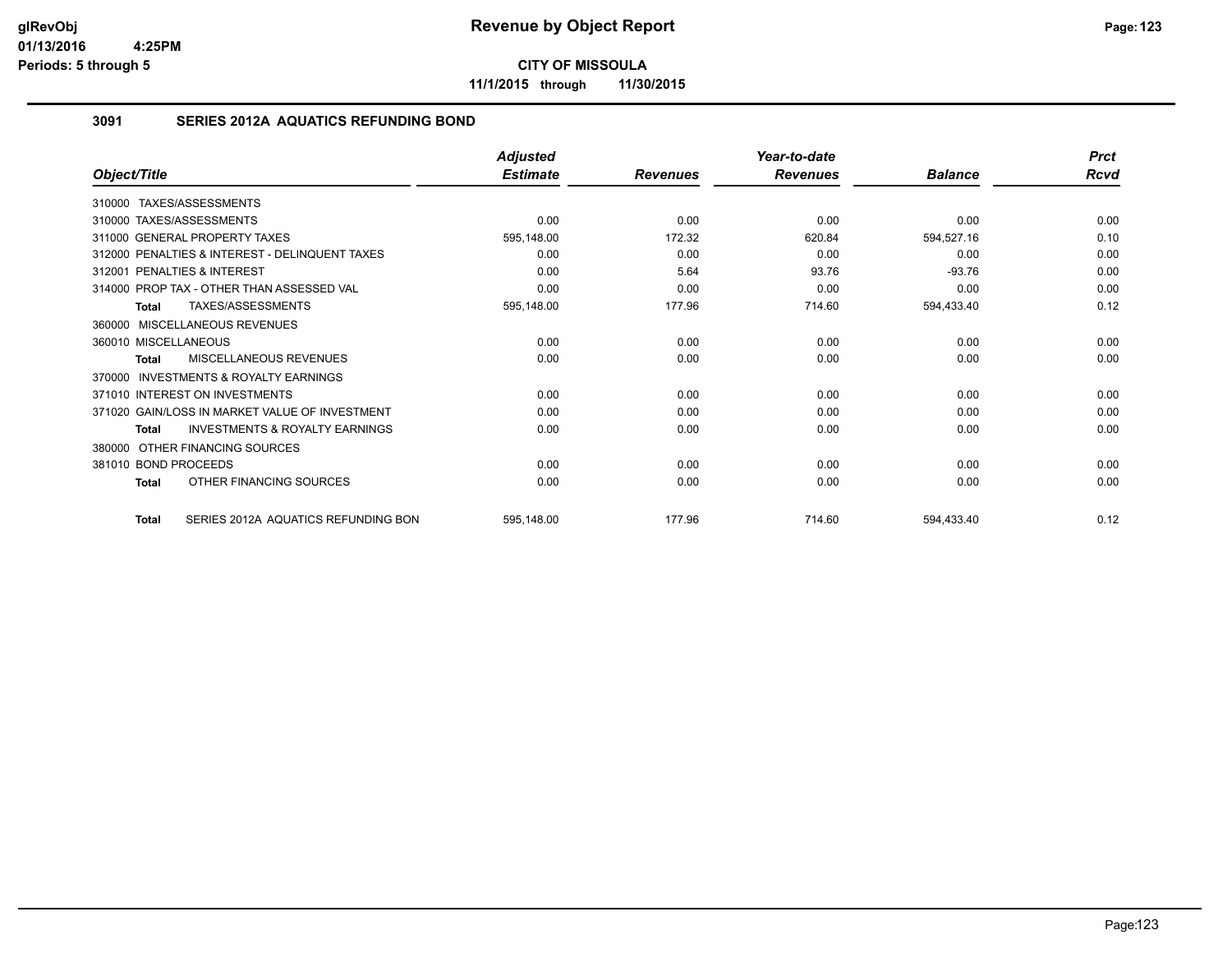# Revenue by Object Report

**CITY OF MISSOULA**

**11/1/2015 through 11/30/2015**

glRevObj
01/13/2016 4:25PM
Periods: 5 through 5

## 3091 SERIES 2012A AQUATICS REFUNDING BOND

| Object/Title | Adjusted Estimate | Revenues | Year-to-date Revenues | Balance | Prct Rcvd |
|---|---|---|---|---|---|
| 310000 TAXES/ASSESSMENTS | | | | | |
| 310000 TAXES/ASSESSMENTS | 0.00 | 0.00 | 0.00 | 0.00 | 0.00 |
| 311000 GENERAL PROPERTY TAXES | 595,148.00 | 172.32 | 620.84 | 594,527.16 | 0.10 |
| 312000 PENALTIES & INTEREST - DELINQUENT TAXES | 0.00 | 0.00 | 0.00 | 0.00 | 0.00 |
| 312001 PENALTIES & INTEREST | 0.00 | 5.64 | 93.76 | -93.76 | 0.00 |
| 314000 PROP TAX - OTHER THAN ASSESSED VAL | 0.00 | 0.00 | 0.00 | 0.00 | 0.00 |
| **Total** TAXES/ASSESSMENTS | 595,148.00 | 177.96 | 714.60 | 594,433.40 | 0.12 |
| 360000 MISCELLANEOUS REVENUES | | | | | |
| 360010 MISCELLANEOUS | 0.00 | 0.00 | 0.00 | 0.00 | 0.00 |
| **Total** MISCELLANEOUS REVENUES | 0.00 | 0.00 | 0.00 | 0.00 | 0.00 |
| 370000 INVESTMENTS & ROYALTY EARNINGS | | | | | |
| 371010 INTEREST ON INVESTMENTS | 0.00 | 0.00 | 0.00 | 0.00 | 0.00 |
| 371020 GAIN/LOSS IN MARKET VALUE OF INVESTMENT | 0.00 | 0.00 | 0.00 | 0.00 | 0.00 |
| **Total** INVESTMENTS & ROYALTY EARNINGS | 0.00 | 0.00 | 0.00 | 0.00 | 0.00 |
| 380000 OTHER FINANCING SOURCES | | | | | |
| 381010 BOND PROCEEDS | 0.00 | 0.00 | 0.00 | 0.00 | 0.00 |
| **Total** OTHER FINANCING SOURCES | 0.00 | 0.00 | 0.00 | 0.00 | 0.00 |
| **Total** SERIES 2012A AQUATICS REFUNDING BON | 595,148.00 | 177.96 | 714.60 | 594,433.40 | 0.12 |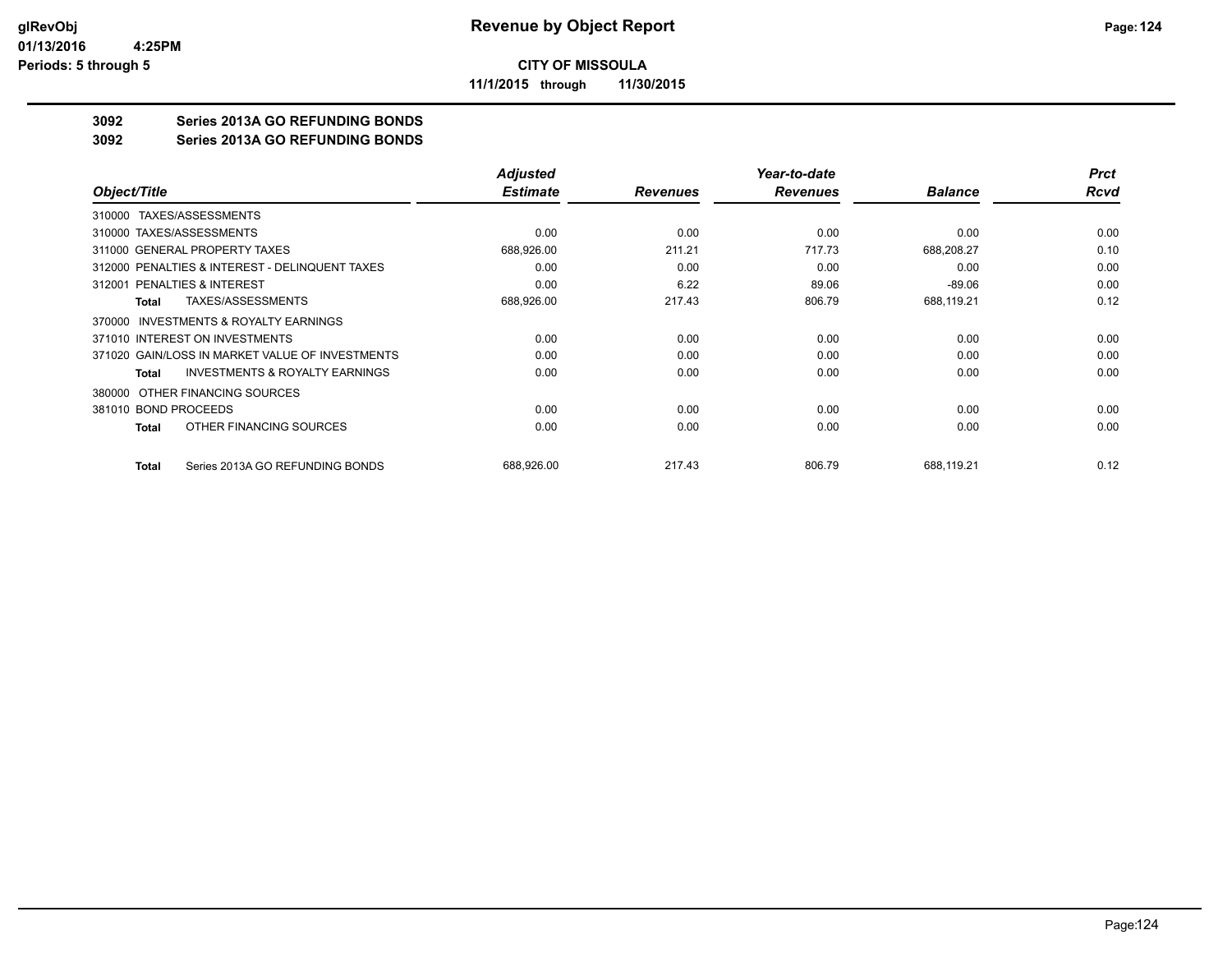**glRevObj**
**01/13/2016 4:25PM**
**Periods: 5 through 5**

# Revenue by Object Report

**CITY OF MISSOULA**

**11/1/2015 through 11/30/2015**

## 3092 Series 2013A GO REFUNDING BONDS
## 3092 Series 2013A GO REFUNDING BONDS

| Object/Title | Adjusted Estimate | Revenues | Year-to-date Revenues | Balance | Prct Rcvd |
|---|---|---|---|---|---|
| 310000 TAXES/ASSESSMENTS | | | | | |
| 310000 TAXES/ASSESSMENTS | 0.00 | 0.00 | 0.00 | 0.00 | 0.00 |
| 311000 GENERAL PROPERTY TAXES | 688,926.00 | 211.21 | 717.73 | 688,208.27 | 0.10 |
| 312000 PENALTIES & INTEREST - DELINQUENT TAXES | 0.00 | 0.00 | 0.00 | 0.00 | 0.00 |
| 312001 PENALTIES & INTEREST | 0.00 | 6.22 | 89.06 | -89.06 | 0.00 |
| **Total** TAXES/ASSESSMENTS | 688,926.00 | 217.43 | 806.79 | 688,119.21 | 0.12 |
| 370000 INVESTMENTS & ROYALTY EARNINGS | | | | | |
| 371010 INTEREST ON INVESTMENTS | 0.00 | 0.00 | 0.00 | 0.00 | 0.00 |
| 371020 GAIN/LOSS IN MARKET VALUE OF INVESTMENTS | 0.00 | 0.00 | 0.00 | 0.00 | 0.00 |
| **Total** INVESTMENTS & ROYALTY EARNINGS | 0.00 | 0.00 | 0.00 | 0.00 | 0.00 |
| 380000 OTHER FINANCING SOURCES | | | | | |
| 381010 BOND PROCEEDS | 0.00 | 0.00 | 0.00 | 0.00 | 0.00 |
| **Total** OTHER FINANCING SOURCES | 0.00 | 0.00 | 0.00 | 0.00 | 0.00 |
| **Total** Series 2013A GO REFUNDING BONDS | 688,926.00 | 217.43 | 806.79 | 688,119.21 | 0.12 |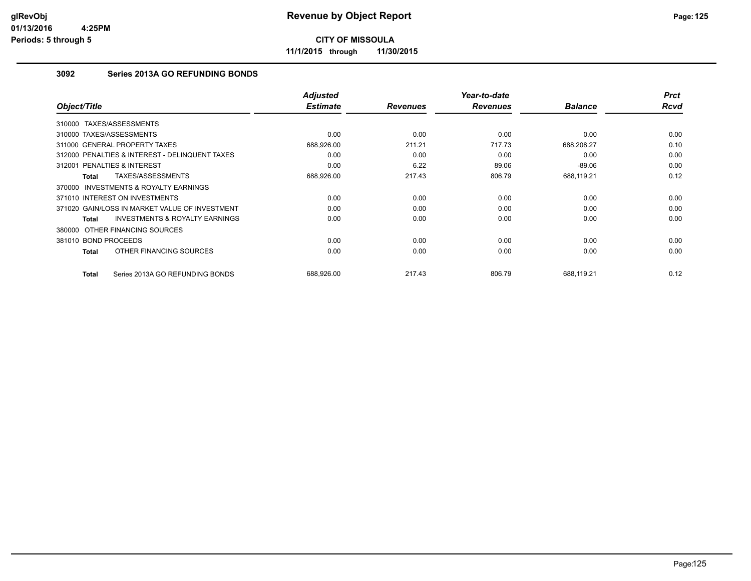**CITY OF MISSOULA**

**11/1/2015 through 11/30/2015**

### 3092 Series 2013A GO REFUNDING BONDS

| Object/Title | Adjusted Estimate | Revenues | Year-to-date Revenues | Balance | Prct Rcvd |
|---|---|---|---|---|---|
| 310000 TAXES/ASSESSMENTS | | | | | |
| 310000 TAXES/ASSESSMENTS | 0.00 | 0.00 | 0.00 | 0.00 | 0.00 |
| 311000 GENERAL PROPERTY TAXES | 688,926.00 | 211.21 | 717.73 | 688,208.27 | 0.10 |
| 312000 PENALTIES & INTEREST - DELINQUENT TAXES | 0.00 | 0.00 | 0.00 | 0.00 | 0.00 |
| 312001 PENALTIES & INTEREST | 0.00 | 6.22 | 89.06 | -89.06 | 0.00 |
| **Total** TAXES/ASSESSMENTS | 688,926.00 | 217.43 | 806.79 | 688,119.21 | 0.12 |
| 370000 INVESTMENTS & ROYALTY EARNINGS | | | | | |
| 371010 INTEREST ON INVESTMENTS | 0.00 | 0.00 | 0.00 | 0.00 | 0.00 |
| 371020 GAIN/LOSS IN MARKET VALUE OF INVESTMENT | 0.00 | 0.00 | 0.00 | 0.00 | 0.00 |
| **Total** INVESTMENTS & ROYALTY EARNINGS | 0.00 | 0.00 | 0.00 | 0.00 | 0.00 |
| 380000 OTHER FINANCING SOURCES | | | | | |
| 381010 BOND PROCEEDS | 0.00 | 0.00 | 0.00 | 0.00 | 0.00 |
| **Total** OTHER FINANCING SOURCES | 0.00 | 0.00 | 0.00 | 0.00 | 0.00 |
| **Total** Series 2013A GO REFUNDING BONDS | 688,926.00 | 217.43 | 806.79 | 688,119.21 | 0.12 |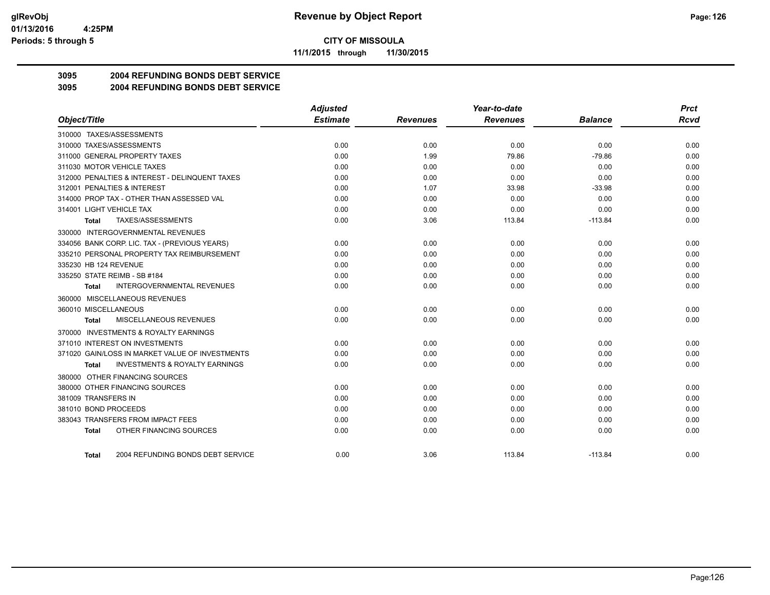glRevObj
01/13/2016 4:25PM
Periods: 5 through 5

# Revenue by Object Report

## CITY OF MISSOULA

11/1/2015 through 11/30/2015

### 3095 2004 REFUNDING BONDS DEBT SERVICE
### 3095 2004 REFUNDING BONDS DEBT SERVICE

| Object/Title | Adjusted Estimate | Revenues | Year-to-date Revenues | Balance | Prct Rcvd |
|---|---|---|---|---|---|
| 310000 TAXES/ASSESSMENTS | | | | | |
| 310000 TAXES/ASSESSMENTS | 0.00 | 0.00 | 0.00 | 0.00 | 0.00 |
| 311000 GENERAL PROPERTY TAXES | 0.00 | 1.99 | 79.86 | -79.86 | 0.00 |
| 311030 MOTOR VEHICLE TAXES | 0.00 | 0.00 | 0.00 | 0.00 | 0.00 |
| 312000 PENALTIES & INTEREST - DELINQUENT TAXES | 0.00 | 0.00 | 0.00 | 0.00 | 0.00 |
| 312001 PENALTIES & INTEREST | 0.00 | 1.07 | 33.98 | -33.98 | 0.00 |
| 314000 PROP TAX - OTHER THAN ASSESSED VAL | 0.00 | 0.00 | 0.00 | 0.00 | 0.00 |
| 314001 LIGHT VEHICLE TAX | 0.00 | 0.00 | 0.00 | 0.00 | 0.00 |
| **Total** TAXES/ASSESSMENTS | 0.00 | 3.06 | 113.84 | -113.84 | 0.00 |
| 330000 INTERGOVERNMENTAL REVENUES | | | | | |
| 334056 BANK CORP. LIC. TAX - (PREVIOUS YEARS) | 0.00 | 0.00 | 0.00 | 0.00 | 0.00 |
| 335210 PERSONAL PROPERTY TAX REIMBURSEMENT | 0.00 | 0.00 | 0.00 | 0.00 | 0.00 |
| 335230 HB 124 REVENUE | 0.00 | 0.00 | 0.00 | 0.00 | 0.00 |
| 335250 STATE REIMB - SB #184 | 0.00 | 0.00 | 0.00 | 0.00 | 0.00 |
| **Total** INTERGOVERNMENTAL REVENUES | 0.00 | 0.00 | 0.00 | 0.00 | 0.00 |
| 360000 MISCELLANEOUS REVENUES | | | | | |
| 360010 MISCELLANEOUS | 0.00 | 0.00 | 0.00 | 0.00 | 0.00 |
| **Total** MISCELLANEOUS REVENUES | 0.00 | 0.00 | 0.00 | 0.00 | 0.00 |
| 370000 INVESTMENTS & ROYALTY EARNINGS | | | | | |
| 371010 INTEREST ON INVESTMENTS | 0.00 | 0.00 | 0.00 | 0.00 | 0.00 |
| 371020 GAIN/LOSS IN MARKET VALUE OF INVESTMENTS | 0.00 | 0.00 | 0.00 | 0.00 | 0.00 |
| **Total** INVESTMENTS & ROYALTY EARNINGS | 0.00 | 0.00 | 0.00 | 0.00 | 0.00 |
| 380000 OTHER FINANCING SOURCES | | | | | |
| 380000 OTHER FINANCING SOURCES | 0.00 | 0.00 | 0.00 | 0.00 | 0.00 |
| 381009 TRANSFERS IN | 0.00 | 0.00 | 0.00 | 0.00 | 0.00 |
| 381010 BOND PROCEEDS | 0.00 | 0.00 | 0.00 | 0.00 | 0.00 |
| 383043 TRANSFERS FROM IMPACT FEES | 0.00 | 0.00 | 0.00 | 0.00 | 0.00 |
| **Total** OTHER FINANCING SOURCES | 0.00 | 0.00 | 0.00 | 0.00 | 0.00 |
| **Total** 2004 REFUNDING BONDS DEBT SERVICE | 0.00 | 3.06 | 113.84 | -113.84 | 0.00 |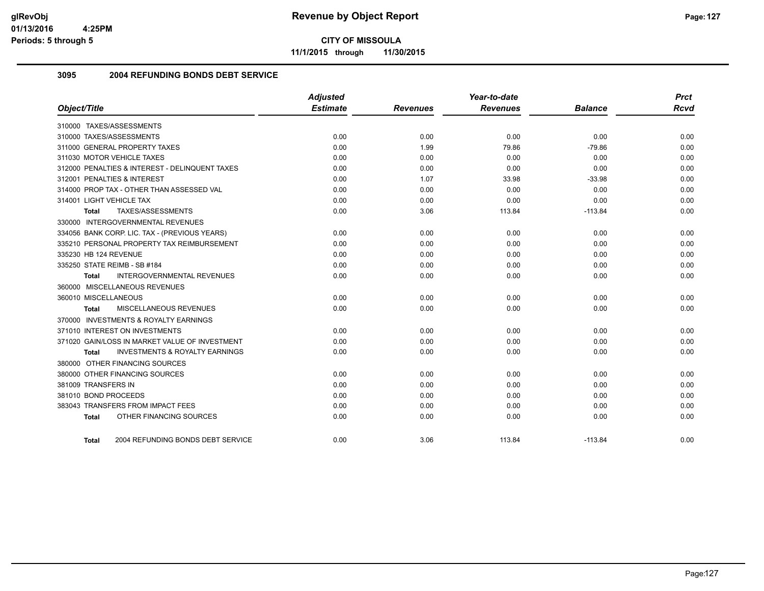# Revenue by Object Report

**CITY OF MISSOULA**

**11/1/2015 through 11/30/2015**

glRevObj
01/13/2016 4:25PM
Periods: 5 through 5

## 3095 2004 REFUNDING BONDS DEBT SERVICE

| Object/Title | Adjusted Estimate | Revenues | Year-to-date Revenues | Balance | Prct Rcvd |
|---|---|---|---|---|---|
| 310000 TAXES/ASSESSMENTS | | | | | |
| 310000 TAXES/ASSESSMENTS | 0.00 | 0.00 | 0.00 | 0.00 | 0.00 |
| 311000 GENERAL PROPERTY TAXES | 0.00 | 1.99 | 79.86 | -79.86 | 0.00 |
| 311030 MOTOR VEHICLE TAXES | 0.00 | 0.00 | 0.00 | 0.00 | 0.00 |
| 312000 PENALTIES & INTEREST - DELINQUENT TAXES | 0.00 | 0.00 | 0.00 | 0.00 | 0.00 |
| 312001 PENALTIES & INTEREST | 0.00 | 1.07 | 33.98 | -33.98 | 0.00 |
| 314000 PROP TAX - OTHER THAN ASSESSED VAL | 0.00 | 0.00 | 0.00 | 0.00 | 0.00 |
| 314001 LIGHT VEHICLE TAX | 0.00 | 0.00 | 0.00 | 0.00 | 0.00 |
| **Total** TAXES/ASSESSMENTS | 0.00 | 3.06 | 113.84 | -113.84 | 0.00 |
| 330000 INTERGOVERNMENTAL REVENUES | | | | | |
| 334056 BANK CORP. LIC. TAX - (PREVIOUS YEARS) | 0.00 | 0.00 | 0.00 | 0.00 | 0.00 |
| 335210 PERSONAL PROPERTY TAX REIMBURSEMENT | 0.00 | 0.00 | 0.00 | 0.00 | 0.00 |
| 335230 HB 124 REVENUE | 0.00 | 0.00 | 0.00 | 0.00 | 0.00 |
| 335250 STATE REIMB - SB #184 | 0.00 | 0.00 | 0.00 | 0.00 | 0.00 |
| **Total** INTERGOVERNMENTAL REVENUES | 0.00 | 0.00 | 0.00 | 0.00 | 0.00 |
| 360000 MISCELLANEOUS REVENUES | | | | | |
| 360010 MISCELLANEOUS | 0.00 | 0.00 | 0.00 | 0.00 | 0.00 |
| **Total** MISCELLANEOUS REVENUES | 0.00 | 0.00 | 0.00 | 0.00 | 0.00 |
| 370000 INVESTMENTS & ROYALTY EARNINGS | | | | | |
| 371010 INTEREST ON INVESTMENTS | 0.00 | 0.00 | 0.00 | 0.00 | 0.00 |
| 371020 GAIN/LOSS IN MARKET VALUE OF INVESTMENT | 0.00 | 0.00 | 0.00 | 0.00 | 0.00 |
| **Total** INVESTMENTS & ROYALTY EARNINGS | 0.00 | 0.00 | 0.00 | 0.00 | 0.00 |
| 380000 OTHER FINANCING SOURCES | | | | | |
| 380000 OTHER FINANCING SOURCES | 0.00 | 0.00 | 0.00 | 0.00 | 0.00 |
| 381009 TRANSFERS IN | 0.00 | 0.00 | 0.00 | 0.00 | 0.00 |
| 381010 BOND PROCEEDS | 0.00 | 0.00 | 0.00 | 0.00 | 0.00 |
| 383043 TRANSFERS FROM IMPACT FEES | 0.00 | 0.00 | 0.00 | 0.00 | 0.00 |
| **Total** OTHER FINANCING SOURCES | 0.00 | 0.00 | 0.00 | 0.00 | 0.00 |
| **Total** 2004 REFUNDING BONDS DEBT SERVICE | 0.00 | 3.06 | 113.84 | -113.84 | 0.00 |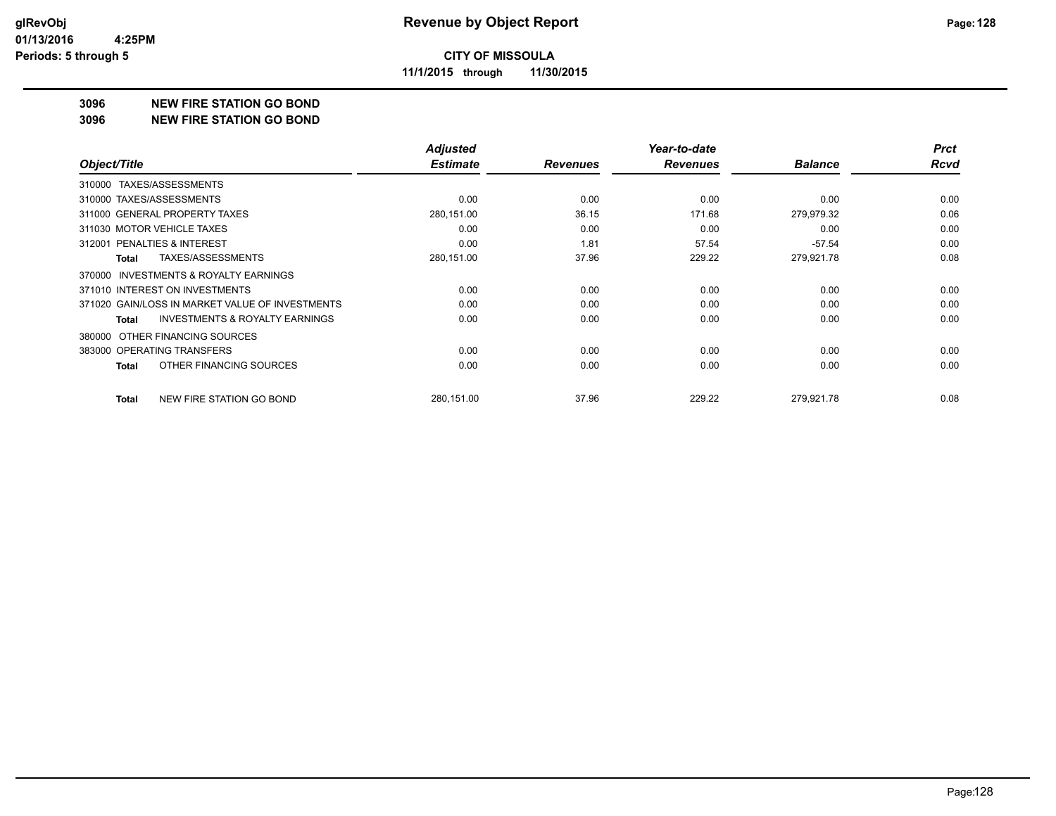**CITY OF MISSOULA**

**11/1/2015 through 11/30/2015**

## 3096 NEW FIRE STATION GO BOND

## 3096 NEW FIRE STATION GO BOND

| Object/Title | Adjusted Estimate | Revenues | Year-to-date Revenues | Balance | Prct Rcvd |
|---|---|---|---|---|---|
| 310000 TAXES/ASSESSMENTS | | | | | |
| 310000 TAXES/ASSESSMENTS | 0.00 | 0.00 | 0.00 | 0.00 | 0.00 |
| 311000 GENERAL PROPERTY TAXES | 280,151.00 | 36.15 | 171.68 | 279,979.32 | 0.06 |
| 311030 MOTOR VEHICLE TAXES | 0.00 | 0.00 | 0.00 | 0.00 | 0.00 |
| 312001 PENALTIES & INTEREST | 0.00 | 1.81 | 57.54 | -57.54 | 0.00 |
| **Total** TAXES/ASSESSMENTS | 280,151.00 | 37.96 | 229.22 | 279,921.78 | 0.08 |
| 370000 INVESTMENTS & ROYALTY EARNINGS | | | | | |
| 371010 INTEREST ON INVESTMENTS | 0.00 | 0.00 | 0.00 | 0.00 | 0.00 |
| 371020 GAIN/LOSS IN MARKET VALUE OF INVESTMENTS | 0.00 | 0.00 | 0.00 | 0.00 | 0.00 |
| **Total** INVESTMENTS & ROYALTY EARNINGS | 0.00 | 0.00 | 0.00 | 0.00 | 0.00 |
| 380000 OTHER FINANCING SOURCES | | | | | |
| 383000 OPERATING TRANSFERS | 0.00 | 0.00 | 0.00 | 0.00 | 0.00 |
| **Total** OTHER FINANCING SOURCES | 0.00 | 0.00 | 0.00 | 0.00 | 0.00 |
| **Total** NEW FIRE STATION GO BOND | 280,151.00 | 37.96 | 229.22 | 279,921.78 | 0.08 |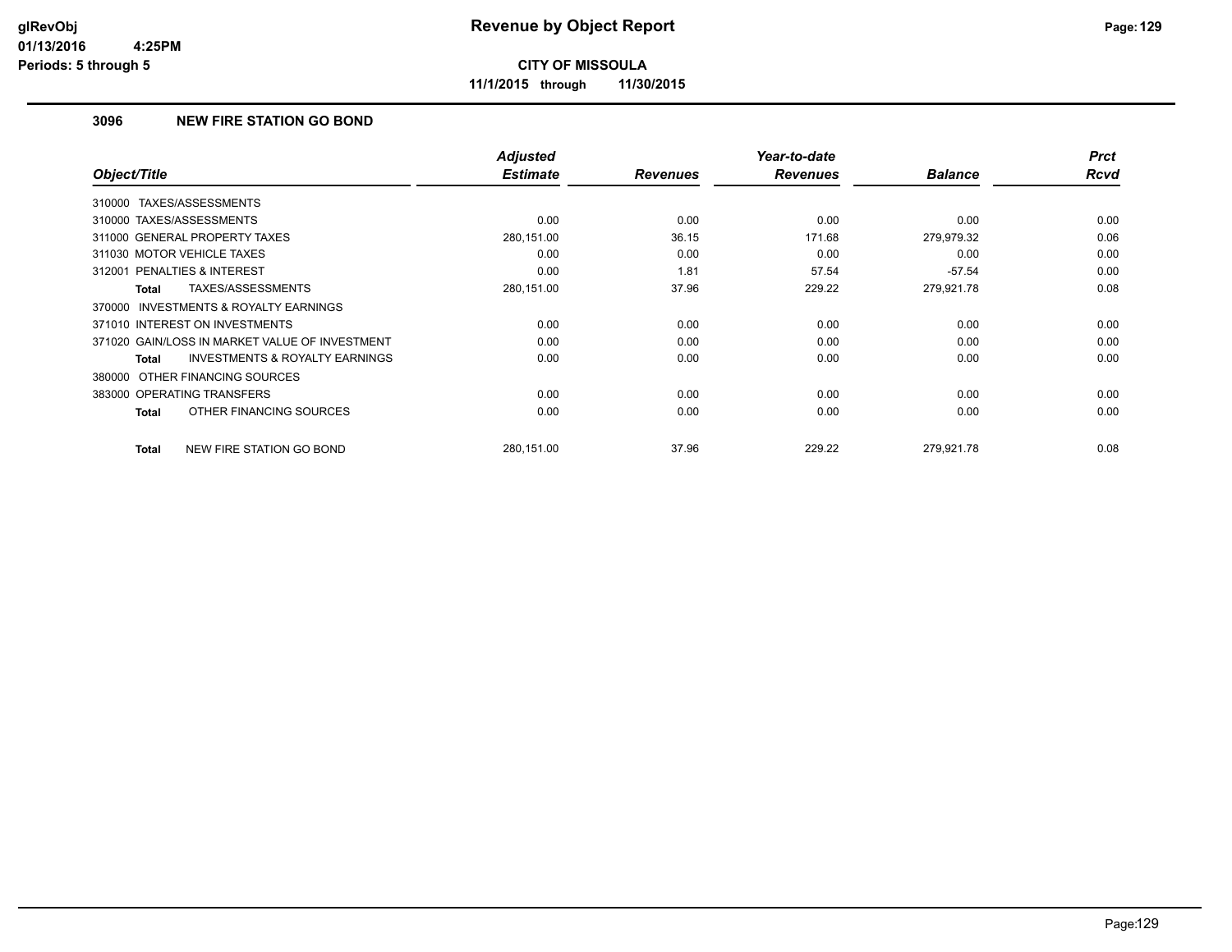**glRevObj**
**01/13/2016 4:25PM**
**Periods: 5 through 5**

# Revenue by Object Report

**CITY OF MISSOULA**

**11/1/2015 through 11/30/2015**

## 3096 NEW FIRE STATION GO BOND

| Object/Title | Adjusted Estimate | Revenues | Year-to-date Revenues | Balance | Prct Rcvd |
|---|---|---|---|---|---|
| 310000 TAXES/ASSESSMENTS | | | | | |
| 310000 TAXES/ASSESSMENTS | 0.00 | 0.00 | 0.00 | 0.00 | 0.00 |
| 311000 GENERAL PROPERTY TAXES | 280,151.00 | 36.15 | 171.68 | 279,979.32 | 0.06 |
| 311030 MOTOR VEHICLE TAXES | 0.00 | 0.00 | 0.00 | 0.00 | 0.00 |
| 312001 PENALTIES & INTEREST | 0.00 | 1.81 | 57.54 | -57.54 | 0.00 |
| **Total** TAXES/ASSESSMENTS | 280,151.00 | 37.96 | 229.22 | 279,921.78 | 0.08 |
| 370000 INVESTMENTS & ROYALTY EARNINGS | | | | | |
| 371010 INTEREST ON INVESTMENTS | 0.00 | 0.00 | 0.00 | 0.00 | 0.00 |
| 371020 GAIN/LOSS IN MARKET VALUE OF INVESTMENT | 0.00 | 0.00 | 0.00 | 0.00 | 0.00 |
| **Total** INVESTMENTS & ROYALTY EARNINGS | 0.00 | 0.00 | 0.00 | 0.00 | 0.00 |
| 380000 OTHER FINANCING SOURCES | | | | | |
| 383000 OPERATING TRANSFERS | 0.00 | 0.00 | 0.00 | 0.00 | 0.00 |
| **Total** OTHER FINANCING SOURCES | 0.00 | 0.00 | 0.00 | 0.00 | 0.00 |
| **Total** NEW FIRE STATION GO BOND | 280,151.00 | 37.96 | 229.22 | 279,921.78 | 0.08 |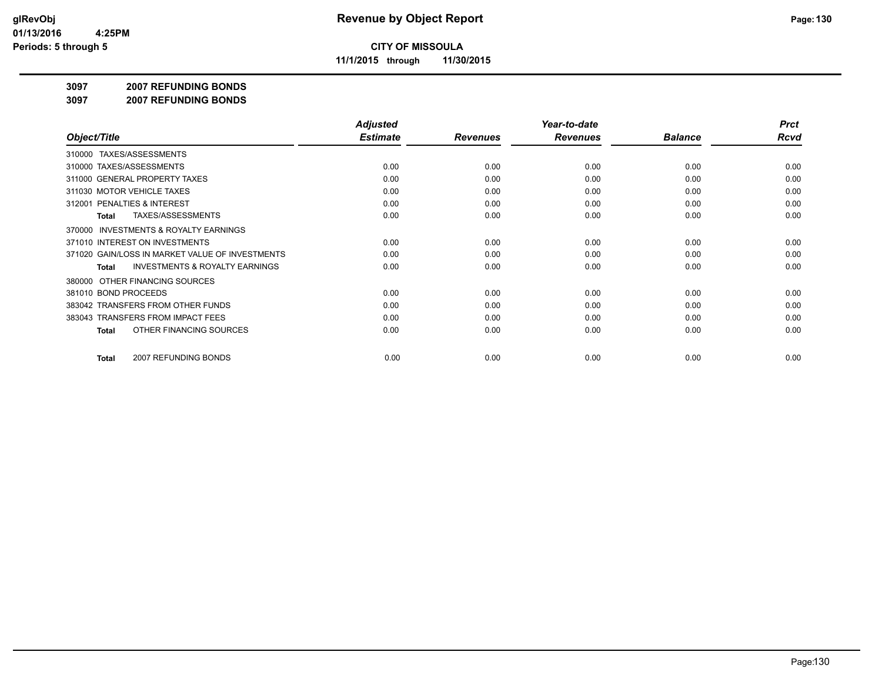**CITY OF MISSOULA**

**11/1/2015 through 11/30/2015**

## 3097 2007 REFUNDING BONDS

## 3097 2007 REFUNDING BONDS

| Object/Title | Adjusted Estimate | Revenues | Year-to-date Revenues | Balance | Prct Rcvd |
|---|---|---|---|---|---|
| 310000 TAXES/ASSESSMENTS | | | | | |
| 310000 TAXES/ASSESSMENTS | 0.00 | 0.00 | 0.00 | 0.00 | 0.00 |
| 311000 GENERAL PROPERTY TAXES | 0.00 | 0.00 | 0.00 | 0.00 | 0.00 |
| 311030 MOTOR VEHICLE TAXES | 0.00 | 0.00 | 0.00 | 0.00 | 0.00 |
| 312001 PENALTIES & INTEREST | 0.00 | 0.00 | 0.00 | 0.00 | 0.00 |
| **Total** TAXES/ASSESSMENTS | 0.00 | 0.00 | 0.00 | 0.00 | 0.00 |
| 370000 INVESTMENTS & ROYALTY EARNINGS | | | | | |
| 371010 INTEREST ON INVESTMENTS | 0.00 | 0.00 | 0.00 | 0.00 | 0.00 |
| 371020 GAIN/LOSS IN MARKET VALUE OF INVESTMENTS | 0.00 | 0.00 | 0.00 | 0.00 | 0.00 |
| **Total** INVESTMENTS & ROYALTY EARNINGS | 0.00 | 0.00 | 0.00 | 0.00 | 0.00 |
| 380000 OTHER FINANCING SOURCES | | | | | |
| 381010 BOND PROCEEDS | 0.00 | 0.00 | 0.00 | 0.00 | 0.00 |
| 383042 TRANSFERS FROM OTHER FUNDS | 0.00 | 0.00 | 0.00 | 0.00 | 0.00 |
| 383043 TRANSFERS FROM IMPACT FEES | 0.00 | 0.00 | 0.00 | 0.00 | 0.00 |
| **Total** OTHER FINANCING SOURCES | 0.00 | 0.00 | 0.00 | 0.00 | 0.00 |
| **Total** 2007 REFUNDING BONDS | 0.00 | 0.00 | 0.00 | 0.00 | 0.00 |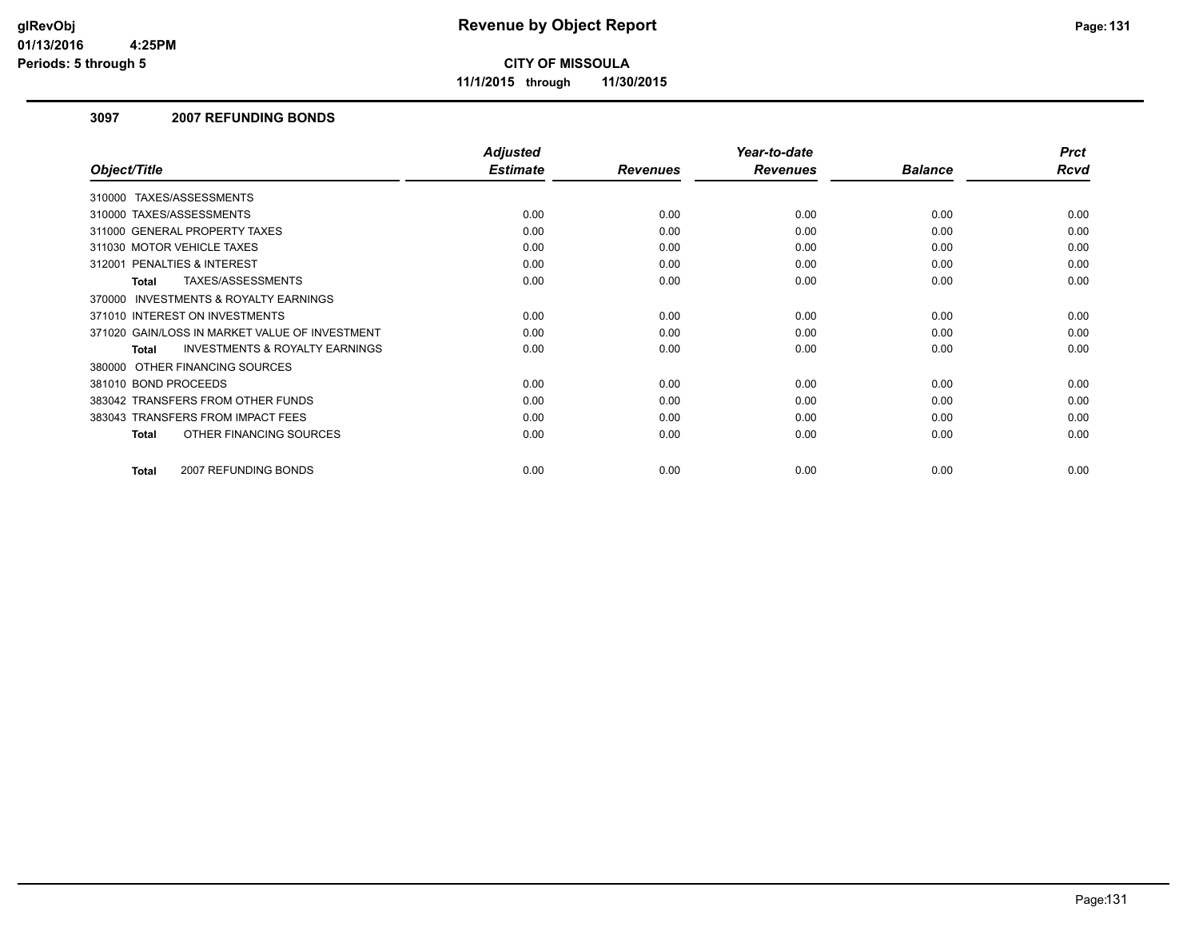# Revenue by Object Report

**CITY OF MISSOULA**

**11/1/2015 through 11/30/2015**

glRevObj
01/13/2016 4:25PM
Periods: 5 through 5

### 3097 2007 REFUNDING BONDS

| Object/Title | Adjusted Estimate | Revenues | Year-to-date Revenues | Balance | Prct Rcvd |
|---|---|---|---|---|---|
| 310000 TAXES/ASSESSMENTS | | | | | |
| 310000 TAXES/ASSESSMENTS | 0.00 | 0.00 | 0.00 | 0.00 | 0.00 |
| 311000 GENERAL PROPERTY TAXES | 0.00 | 0.00 | 0.00 | 0.00 | 0.00 |
| 311030 MOTOR VEHICLE TAXES | 0.00 | 0.00 | 0.00 | 0.00 | 0.00 |
| 312001 PENALTIES & INTEREST | 0.00 | 0.00 | 0.00 | 0.00 | 0.00 |
| **Total** TAXES/ASSESSMENTS | 0.00 | 0.00 | 0.00 | 0.00 | 0.00 |
| 370000 INVESTMENTS & ROYALTY EARNINGS | | | | | |
| 371010 INTEREST ON INVESTMENTS | 0.00 | 0.00 | 0.00 | 0.00 | 0.00 |
| 371020 GAIN/LOSS IN MARKET VALUE OF INVESTMENT | 0.00 | 0.00 | 0.00 | 0.00 | 0.00 |
| **Total** INVESTMENTS & ROYALTY EARNINGS | 0.00 | 0.00 | 0.00 | 0.00 | 0.00 |
| 380000 OTHER FINANCING SOURCES | | | | | |
| 381010 BOND PROCEEDS | 0.00 | 0.00 | 0.00 | 0.00 | 0.00 |
| 383042 TRANSFERS FROM OTHER FUNDS | 0.00 | 0.00 | 0.00 | 0.00 | 0.00 |
| 383043 TRANSFERS FROM IMPACT FEES | 0.00 | 0.00 | 0.00 | 0.00 | 0.00 |
| **Total** OTHER FINANCING SOURCES | 0.00 | 0.00 | 0.00 | 0.00 | 0.00 |
| **Total** 2007 REFUNDING BONDS | 0.00 | 0.00 | 0.00 | 0.00 | 0.00 |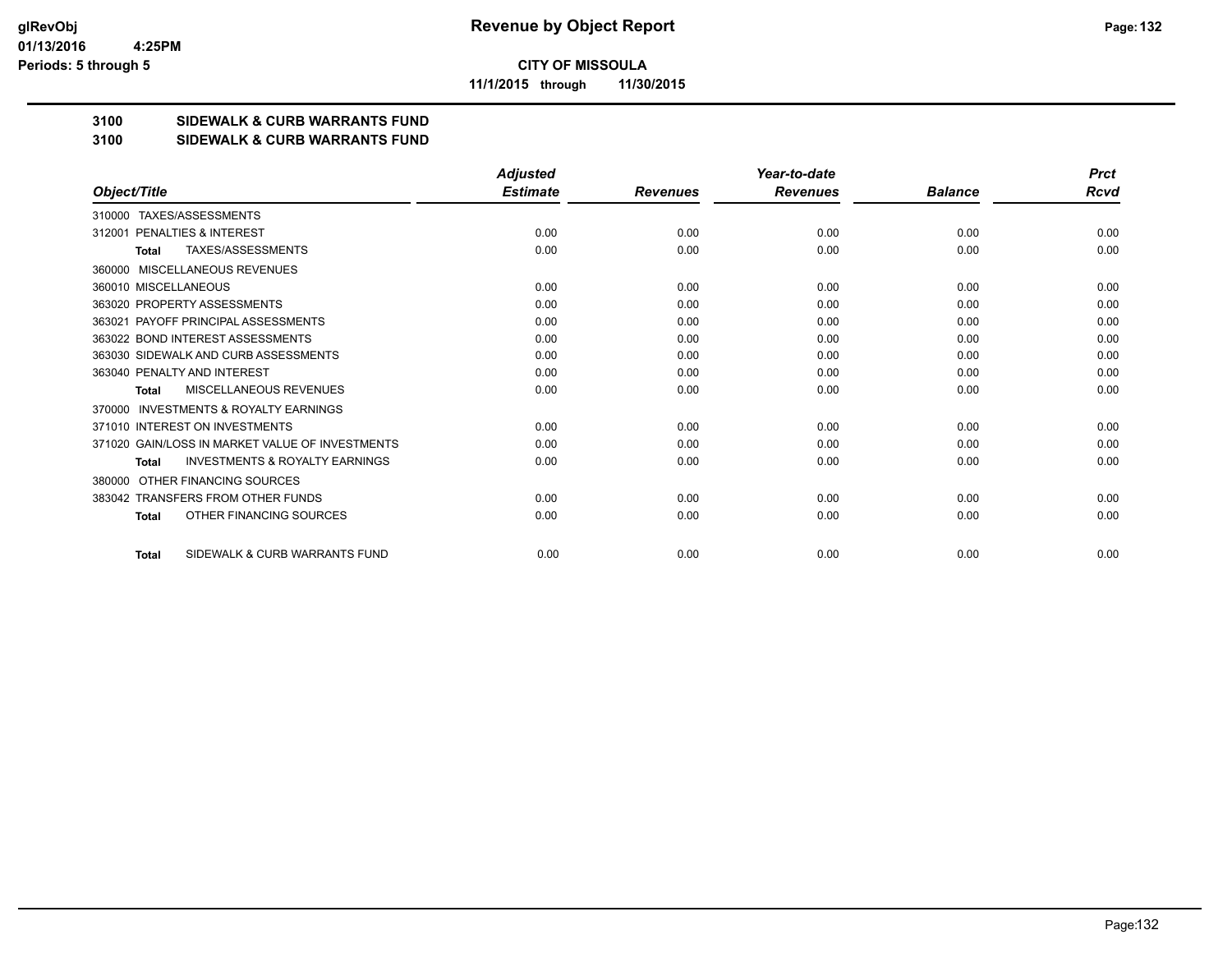**CITY OF MISSOULA**

**11/1/2015 through 11/30/2015**

# 3100 SIDEWALK & CURB WARRANTS FUND

## 3100 SIDEWALK & CURB WARRANTS FUND

| Object/Title | Adjusted Estimate | Revenues | Year-to-date Revenues | Balance | Prct Rcvd |
|---|---|---|---|---|---|
| 310000 TAXES/ASSESSMENTS | | | | | |
| 312001 PENALTIES & INTEREST | 0.00 | 0.00 | 0.00 | 0.00 | 0.00 |
| **Total** TAXES/ASSESSMENTS | 0.00 | 0.00 | 0.00 | 0.00 | 0.00 |
| 360000 MISCELLANEOUS REVENUES | | | | | |
| 360010 MISCELLANEOUS | 0.00 | 0.00 | 0.00 | 0.00 | 0.00 |
| 363020 PROPERTY ASSESSMENTS | 0.00 | 0.00 | 0.00 | 0.00 | 0.00 |
| 363021 PAYOFF PRINCIPAL ASSESSMENTS | 0.00 | 0.00 | 0.00 | 0.00 | 0.00 |
| 363022 BOND INTEREST ASSESSMENTS | 0.00 | 0.00 | 0.00 | 0.00 | 0.00 |
| 363030 SIDEWALK AND CURB ASSESSMENTS | 0.00 | 0.00 | 0.00 | 0.00 | 0.00 |
| 363040 PENALTY AND INTEREST | 0.00 | 0.00 | 0.00 | 0.00 | 0.00 |
| **Total** MISCELLANEOUS REVENUES | 0.00 | 0.00 | 0.00 | 0.00 | 0.00 |
| 370000 INVESTMENTS & ROYALTY EARNINGS | | | | | |
| 371010 INTEREST ON INVESTMENTS | 0.00 | 0.00 | 0.00 | 0.00 | 0.00 |
| 371020 GAIN/LOSS IN MARKET VALUE OF INVESTMENTS | 0.00 | 0.00 | 0.00 | 0.00 | 0.00 |
| **Total** INVESTMENTS & ROYALTY EARNINGS | 0.00 | 0.00 | 0.00 | 0.00 | 0.00 |
| 380000 OTHER FINANCING SOURCES | | | | | |
| 383042 TRANSFERS FROM OTHER FUNDS | 0.00 | 0.00 | 0.00 | 0.00 | 0.00 |
| **Total** OTHER FINANCING SOURCES | 0.00 | 0.00 | 0.00 | 0.00 | 0.00 |
| **Total** SIDEWALK & CURB WARRANTS FUND | 0.00 | 0.00 | 0.00 | 0.00 | 0.00 |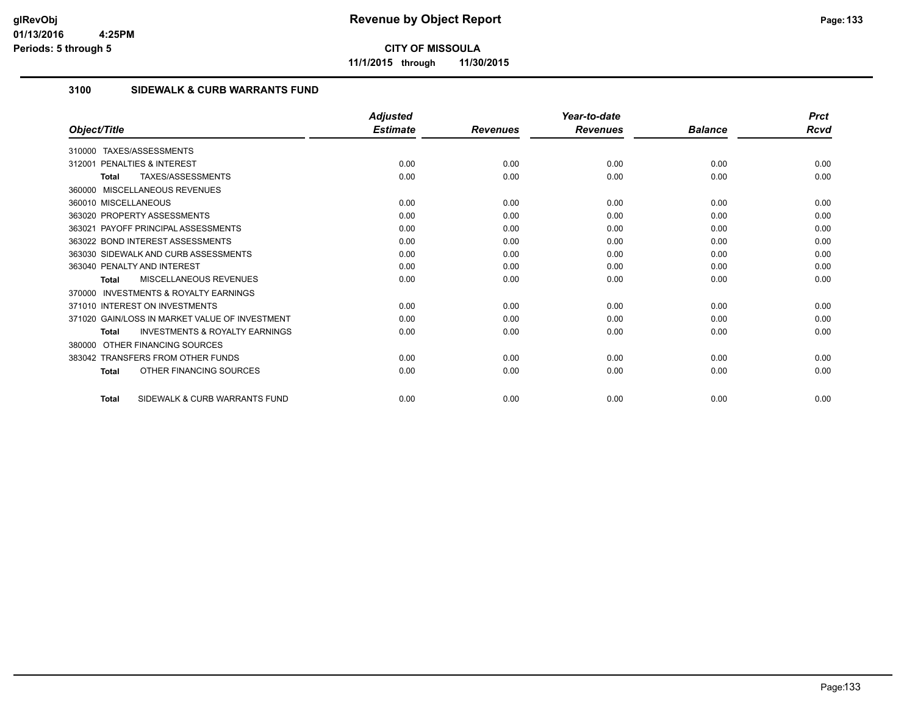**CITY OF MISSOULA**

**11/1/2015 through 11/30/2015**

## 3100 SIDEWALK & CURB WARRANTS FUND

| Object/Title | Adjusted Estimate | Revenues | Year-to-date Revenues | Balance | Prct Rcvd |
|---|---|---|---|---|---|
| 310000 TAXES/ASSESSMENTS | | | | | |
| 312001 PENALTIES & INTEREST | 0.00 | 0.00 | 0.00 | 0.00 | 0.00 |
| **Total** TAXES/ASSESSMENTS | 0.00 | 0.00 | 0.00 | 0.00 | 0.00 |
| 360000 MISCELLANEOUS REVENUES | | | | | |
| 360010 MISCELLANEOUS | 0.00 | 0.00 | 0.00 | 0.00 | 0.00 |
| 363020 PROPERTY ASSESSMENTS | 0.00 | 0.00 | 0.00 | 0.00 | 0.00 |
| 363021 PAYOFF PRINCIPAL ASSESSMENTS | 0.00 | 0.00 | 0.00 | 0.00 | 0.00 |
| 363022 BOND INTEREST ASSESSMENTS | 0.00 | 0.00 | 0.00 | 0.00 | 0.00 |
| 363030 SIDEWALK AND CURB ASSESSMENTS | 0.00 | 0.00 | 0.00 | 0.00 | 0.00 |
| 363040 PENALTY AND INTEREST | 0.00 | 0.00 | 0.00 | 0.00 | 0.00 |
| **Total** MISCELLANEOUS REVENUES | 0.00 | 0.00 | 0.00 | 0.00 | 0.00 |
| 370000 INVESTMENTS & ROYALTY EARNINGS | | | | | |
| 371010 INTEREST ON INVESTMENTS | 0.00 | 0.00 | 0.00 | 0.00 | 0.00 |
| 371020 GAIN/LOSS IN MARKET VALUE OF INVESTMENT | 0.00 | 0.00 | 0.00 | 0.00 | 0.00 |
| **Total** INVESTMENTS & ROYALTY EARNINGS | 0.00 | 0.00 | 0.00 | 0.00 | 0.00 |
| 380000 OTHER FINANCING SOURCES | | | | | |
| 383042 TRANSFERS FROM OTHER FUNDS | 0.00 | 0.00 | 0.00 | 0.00 | 0.00 |
| **Total** OTHER FINANCING SOURCES | 0.00 | 0.00 | 0.00 | 0.00 | 0.00 |
| **Total** SIDEWALK & CURB WARRANTS FUND | 0.00 | 0.00 | 0.00 | 0.00 | 0.00 |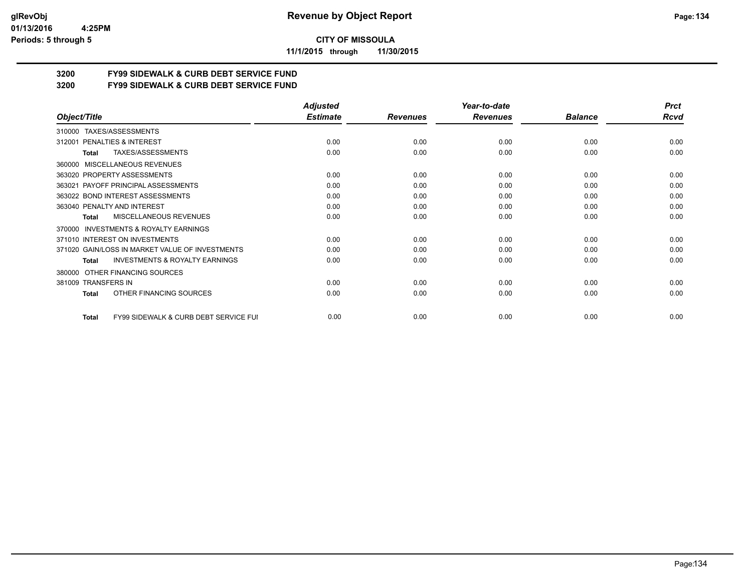# Revenue by Object Report

**CITY OF MISSOULA**

**11/1/2015 through 11/30/2015**

glRevObj
01/13/2016 4:25PM
Periods: 5 through 5

**3200 FY99 SIDEWALK & CURB DEBT SERVICE FUND**
**3200 FY99 SIDEWALK & CURB DEBT SERVICE FUND**

| Object/Title | Adjusted Estimate | Revenues | Year-to-date Revenues | Balance | Prct Rcvd |
|---|---|---|---|---|---|
| 310000 TAXES/ASSESSMENTS | | | | | |
| 312001 PENALTIES & INTEREST | 0.00 | 0.00 | 0.00 | 0.00 | 0.00 |
| **Total** TAXES/ASSESSMENTS | 0.00 | 0.00 | 0.00 | 0.00 | 0.00 |
| 360000 MISCELLANEOUS REVENUES | | | | | |
| 363020 PROPERTY ASSESSMENTS | 0.00 | 0.00 | 0.00 | 0.00 | 0.00 |
| 363021 PAYOFF PRINCIPAL ASSESSMENTS | 0.00 | 0.00 | 0.00 | 0.00 | 0.00 |
| 363022 BOND INTEREST ASSESSMENTS | 0.00 | 0.00 | 0.00 | 0.00 | 0.00 |
| 363040 PENALTY AND INTEREST | 0.00 | 0.00 | 0.00 | 0.00 | 0.00 |
| **Total** MISCELLANEOUS REVENUES | 0.00 | 0.00 | 0.00 | 0.00 | 0.00 |
| 370000 INVESTMENTS & ROYALTY EARNINGS | | | | | |
| 371010 INTEREST ON INVESTMENTS | 0.00 | 0.00 | 0.00 | 0.00 | 0.00 |
| 371020 GAIN/LOSS IN MARKET VALUE OF INVESTMENTS | 0.00 | 0.00 | 0.00 | 0.00 | 0.00 |
| **Total** INVESTMENTS & ROYALTY EARNINGS | 0.00 | 0.00 | 0.00 | 0.00 | 0.00 |
| 380000 OTHER FINANCING SOURCES | | | | | |
| 381009 TRANSFERS IN | 0.00 | 0.00 | 0.00 | 0.00 | 0.00 |
| **Total** OTHER FINANCING SOURCES | 0.00 | 0.00 | 0.00 | 0.00 | 0.00 |
| **Total** FY99 SIDEWALK & CURB DEBT SERVICE FUI | 0.00 | 0.00 | 0.00 | 0.00 | 0.00 |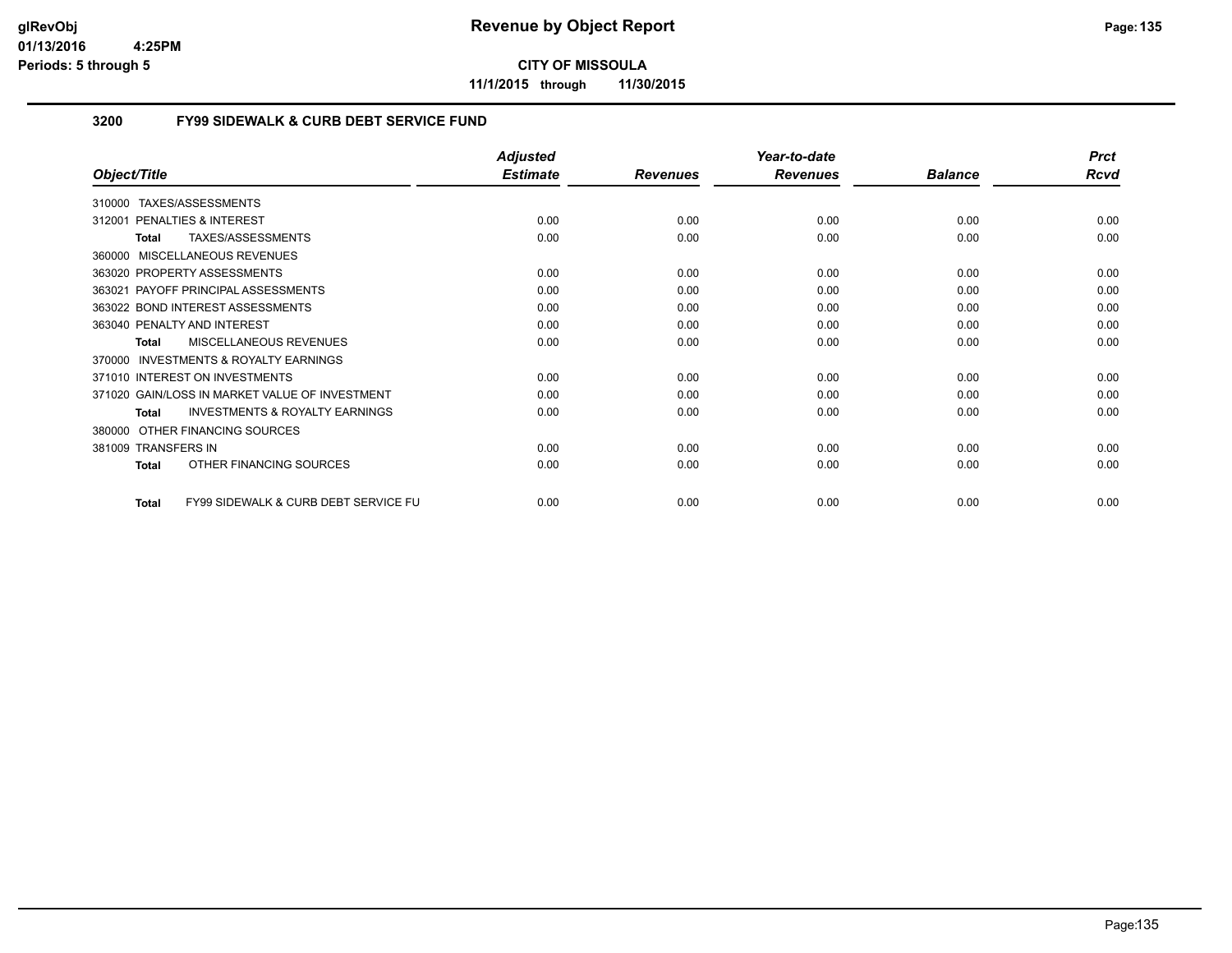**glRevObj**
**01/13/2016 4:25PM**
**Periods: 5 through 5**

# Revenue by Object Report

**CITY OF MISSOULA**

**11/1/2015 through 11/30/2015**

## 3200 FY99 SIDEWALK & CURB DEBT SERVICE FUND

| Object/Title | Adjusted Estimate | Revenues | Year-to-date Revenues | Balance | Prct Rcvd |
|---|---|---|---|---|---|
| 310000 TAXES/ASSESSMENTS | | | | | |
| 312001 PENALTIES & INTEREST | 0.00 | 0.00 | 0.00 | 0.00 | 0.00 |
| **Total** TAXES/ASSESSMENTS | 0.00 | 0.00 | 0.00 | 0.00 | 0.00 |
| 360000 MISCELLANEOUS REVENUES | | | | | |
| 363020 PROPERTY ASSESSMENTS | 0.00 | 0.00 | 0.00 | 0.00 | 0.00 |
| 363021 PAYOFF PRINCIPAL ASSESSMENTS | 0.00 | 0.00 | 0.00 | 0.00 | 0.00 |
| 363022 BOND INTEREST ASSESSMENTS | 0.00 | 0.00 | 0.00 | 0.00 | 0.00 |
| 363040 PENALTY AND INTEREST | 0.00 | 0.00 | 0.00 | 0.00 | 0.00 |
| **Total** MISCELLANEOUS REVENUES | 0.00 | 0.00 | 0.00 | 0.00 | 0.00 |
| 370000 INVESTMENTS & ROYALTY EARNINGS | | | | | |
| 371010 INTEREST ON INVESTMENTS | 0.00 | 0.00 | 0.00 | 0.00 | 0.00 |
| 371020 GAIN/LOSS IN MARKET VALUE OF INVESTMENT | 0.00 | 0.00 | 0.00 | 0.00 | 0.00 |
| **Total** INVESTMENTS & ROYALTY EARNINGS | 0.00 | 0.00 | 0.00 | 0.00 | 0.00 |
| 380000 OTHER FINANCING SOURCES | | | | | |
| 381009 TRANSFERS IN | 0.00 | 0.00 | 0.00 | 0.00 | 0.00 |
| **Total** OTHER FINANCING SOURCES | 0.00 | 0.00 | 0.00 | 0.00 | 0.00 |
| **Total** FY99 SIDEWALK & CURB DEBT SERVICE FU | 0.00 | 0.00 | 0.00 | 0.00 | 0.00 |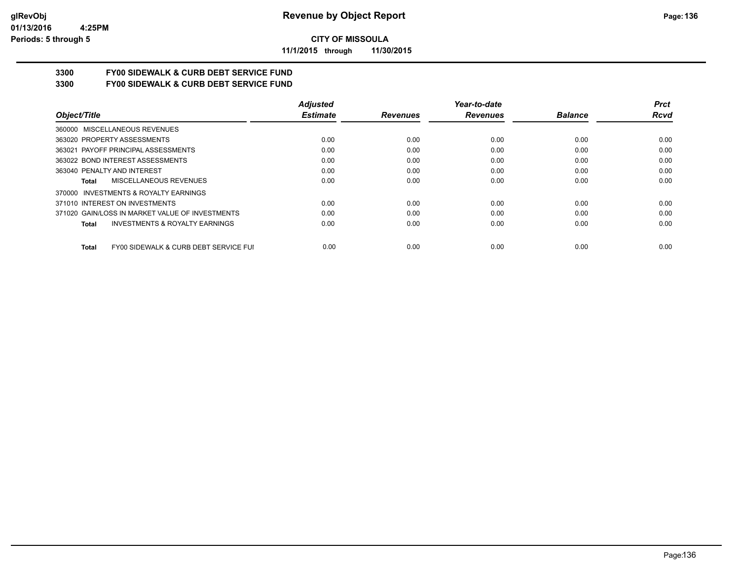**CITY OF MISSOULA**

**11/1/2015 through 11/30/2015**

## 3300 FY00 SIDEWALK & CURB DEBT SERVICE FUND

## 3300 FY00 SIDEWALK & CURB DEBT SERVICE FUND

| Object/Title | Adjusted Estimate | Revenues | Year-to-date Revenues | Balance | Prct Rcvd |
|---|---|---|---|---|---|
| 360000 MISCELLANEOUS REVENUES | | | | | |
| 363020 PROPERTY ASSESSMENTS | 0.00 | 0.00 | 0.00 | 0.00 | 0.00 |
| 363021 PAYOFF PRINCIPAL ASSESSMENTS | 0.00 | 0.00 | 0.00 | 0.00 | 0.00 |
| 363022 BOND INTEREST ASSESSMENTS | 0.00 | 0.00 | 0.00 | 0.00 | 0.00 |
| 363040 PENALTY AND INTEREST | 0.00 | 0.00 | 0.00 | 0.00 | 0.00 |
| **Total** MISCELLANEOUS REVENUES | 0.00 | 0.00 | 0.00 | 0.00 | 0.00 |
| 370000 INVESTMENTS & ROYALTY EARNINGS | | | | | |
| 371010 INTEREST ON INVESTMENTS | 0.00 | 0.00 | 0.00 | 0.00 | 0.00 |
| 371020 GAIN/LOSS IN MARKET VALUE OF INVESTMENTS | 0.00 | 0.00 | 0.00 | 0.00 | 0.00 |
| **Total** INVESTMENTS & ROYALTY EARNINGS | 0.00 | 0.00 | 0.00 | 0.00 | 0.00 |
| **Total** FY00 SIDEWALK & CURB DEBT SERVICE FUI | 0.00 | 0.00 | 0.00 | 0.00 | 0.00 |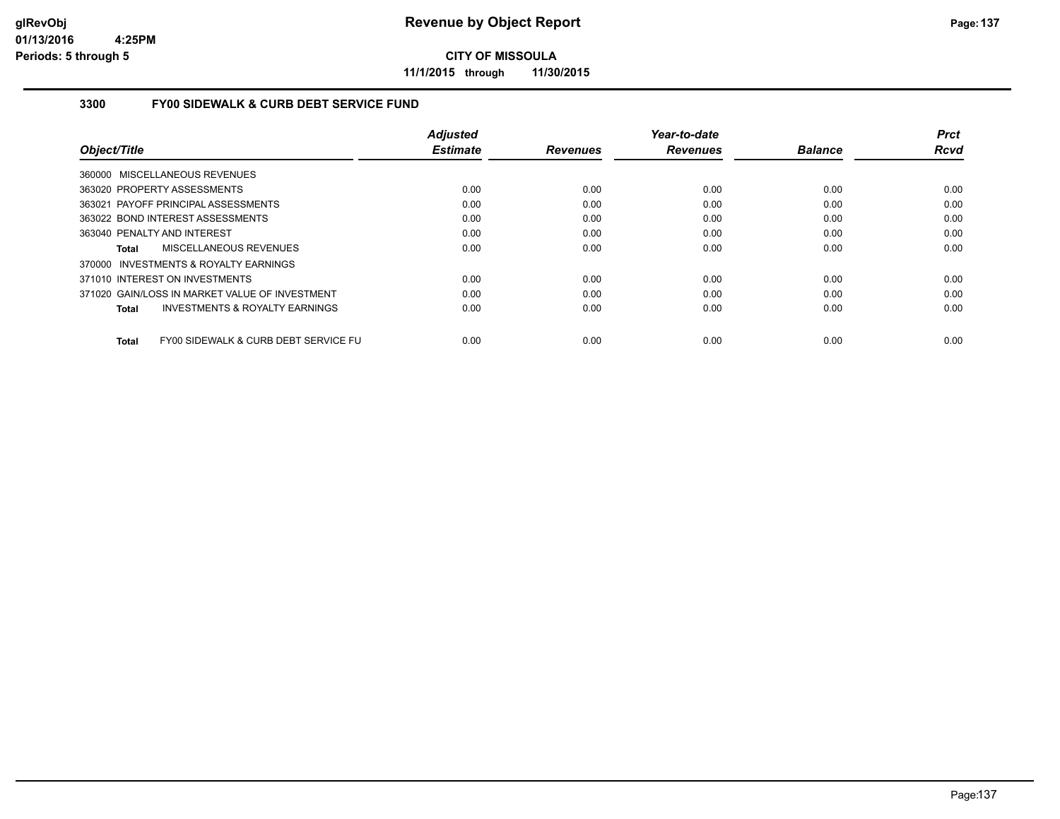# Revenue by Object Report

**CITY OF MISSOULA**

**11/1/2015 through 11/30/2015**

glRevObj
01/13/2016 4:25PM
Periods: 5 through 5

### 3300 FY00 SIDEWALK & CURB DEBT SERVICE FUND

| Object/Title | Adjusted Estimate | Revenues | Year-to-date Revenues | Balance | Prct Rcvd |
|---|---|---|---|---|---|
| 360000 MISCELLANEOUS REVENUES | | | | | |
| 363020 PROPERTY ASSESSMENTS | 0.00 | 0.00 | 0.00 | 0.00 | 0.00 |
| 363021 PAYOFF PRINCIPAL ASSESSMENTS | 0.00 | 0.00 | 0.00 | 0.00 | 0.00 |
| 363022 BOND INTEREST ASSESSMENTS | 0.00 | 0.00 | 0.00 | 0.00 | 0.00 |
| 363040 PENALTY AND INTEREST | 0.00 | 0.00 | 0.00 | 0.00 | 0.00 |
| **Total** MISCELLANEOUS REVENUES | 0.00 | 0.00 | 0.00 | 0.00 | 0.00 |
| 370000 INVESTMENTS & ROYALTY EARNINGS | | | | | |
| 371010 INTEREST ON INVESTMENTS | 0.00 | 0.00 | 0.00 | 0.00 | 0.00 |
| 371020 GAIN/LOSS IN MARKET VALUE OF INVESTMENT | 0.00 | 0.00 | 0.00 | 0.00 | 0.00 |
| **Total** INVESTMENTS & ROYALTY EARNINGS | 0.00 | 0.00 | 0.00 | 0.00 | 0.00 |
| **Total** FY00 SIDEWALK & CURB DEBT SERVICE FU | 0.00 | 0.00 | 0.00 | 0.00 | 0.00 |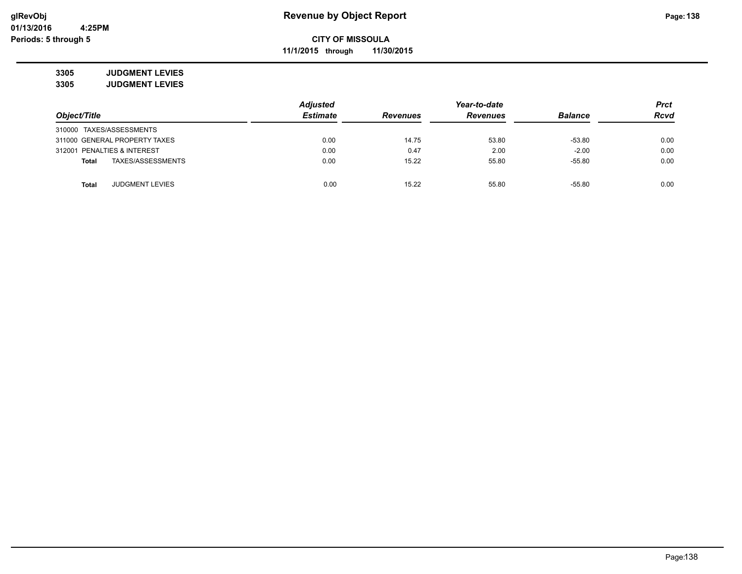# Revenue by Object Report

**CITY OF MISSOULA**

**11/1/2015 through 11/30/2015**

glRevObj
01/13/2016 4:25PM
Periods: 5 through 5

**3305 JUDGMENT LEVIES**

**3305 JUDGMENT LEVIES**

| Object/Title | Adjusted Estimate | Revenues | Year-to-date Revenues | Balance | Prct Rcvd |
|---|---|---|---|---|---|
| 310000 TAXES/ASSESSMENTS | | | | | |
| 311000 GENERAL PROPERTY TAXES | 0.00 | 14.75 | 53.80 | -53.80 | 0.00 |
| 312001 PENALTIES & INTEREST | 0.00 | 0.47 | 2.00 | -2.00 | 0.00 |
| **Total** TAXES/ASSESSMENTS | 0.00 | 15.22 | 55.80 | -55.80 | 0.00 |
| | | | | | |
| **Total** JUDGMENT LEVIES | 0.00 | 15.22 | 55.80 | -55.80 | 0.00 |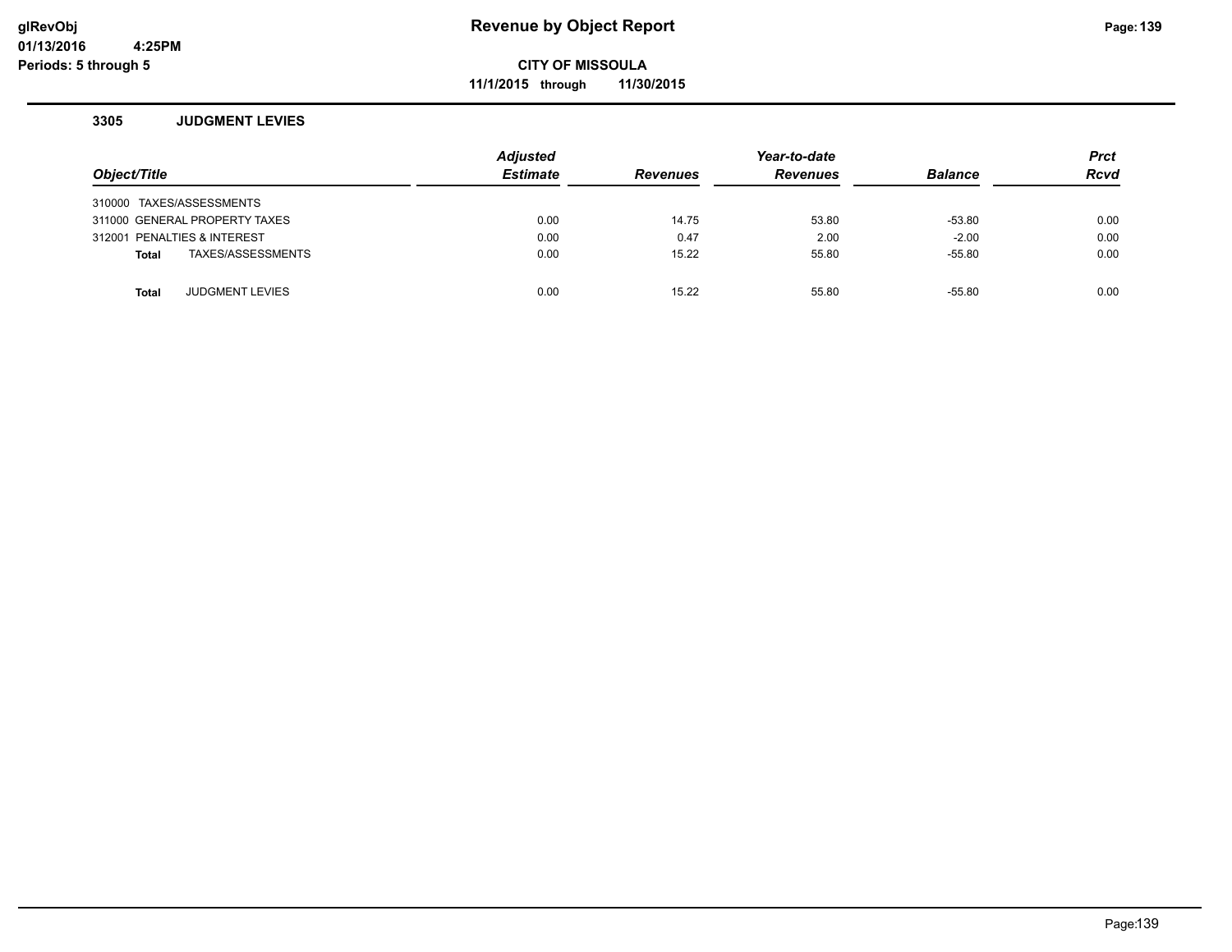# Revenue by Object Report

**CITY OF MISSOULA**

**11/1/2015 through 11/30/2015**

glRevObj
01/13/2016 4:25PM
Periods: 5 through 5

### 3305 JUDGMENT LEVIES

| Object/Title | Adjusted Estimate | Revenues | Year-to-date Revenues | Balance | Prct Rcvd |
|---|---|---|---|---|---|
| 310000 TAXES/ASSESSMENTS | | | | | |
| 311000 GENERAL PROPERTY TAXES | 0.00 | 14.75 | 53.80 | -53.80 | 0.00 |
| 312001 PENALTIES & INTEREST | 0.00 | 0.47 | 2.00 | -2.00 | 0.00 |
| **Total** TAXES/ASSESSMENTS | 0.00 | 15.22 | 55.80 | -55.80 | 0.00 |
| | | | | | |
| **Total** JUDGMENT LEVIES | 0.00 | 15.22 | 55.80 | -55.80 | 0.00 |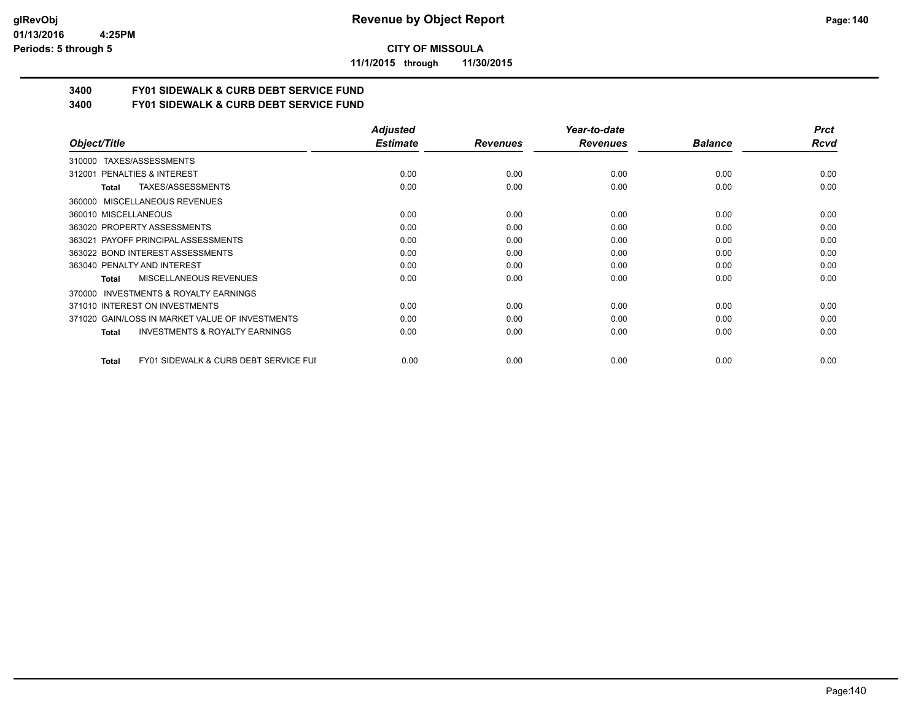**CITY OF MISSOULA**

**11/1/2015 through 11/30/2015**

## 3400 FY01 SIDEWALK & CURB DEBT SERVICE FUND
## 3400 FY01 SIDEWALK & CURB DEBT SERVICE FUND

| Object/Title | Adjusted Estimate | Revenues | Year-to-date Revenues | Balance | Prct Rcvd |
|---|---|---|---|---|---|
| 310000 TAXES/ASSESSMENTS | | | | | |
| 312001 PENALTIES & INTEREST | 0.00 | 0.00 | 0.00 | 0.00 | 0.00 |
| **Total** TAXES/ASSESSMENTS | 0.00 | 0.00 | 0.00 | 0.00 | 0.00 |
| 360000 MISCELLANEOUS REVENUES | | | | | |
| 360010 MISCELLANEOUS | 0.00 | 0.00 | 0.00 | 0.00 | 0.00 |
| 363020 PROPERTY ASSESSMENTS | 0.00 | 0.00 | 0.00 | 0.00 | 0.00 |
| 363021 PAYOFF PRINCIPAL ASSESSMENTS | 0.00 | 0.00 | 0.00 | 0.00 | 0.00 |
| 363022 BOND INTEREST ASSESSMENTS | 0.00 | 0.00 | 0.00 | 0.00 | 0.00 |
| 363040 PENALTY AND INTEREST | 0.00 | 0.00 | 0.00 | 0.00 | 0.00 |
| **Total** MISCELLANEOUS REVENUES | 0.00 | 0.00 | 0.00 | 0.00 | 0.00 |
| 370000 INVESTMENTS & ROYALTY EARNINGS | | | | | |
| 371010 INTEREST ON INVESTMENTS | 0.00 | 0.00 | 0.00 | 0.00 | 0.00 |
| 371020 GAIN/LOSS IN MARKET VALUE OF INVESTMENTS | 0.00 | 0.00 | 0.00 | 0.00 | 0.00 |
| **Total** INVESTMENTS & ROYALTY EARNINGS | 0.00 | 0.00 | 0.00 | 0.00 | 0.00 |
| **Total** FY01 SIDEWALK & CURB DEBT SERVICE FUI | 0.00 | 0.00 | 0.00 | 0.00 | 0.00 |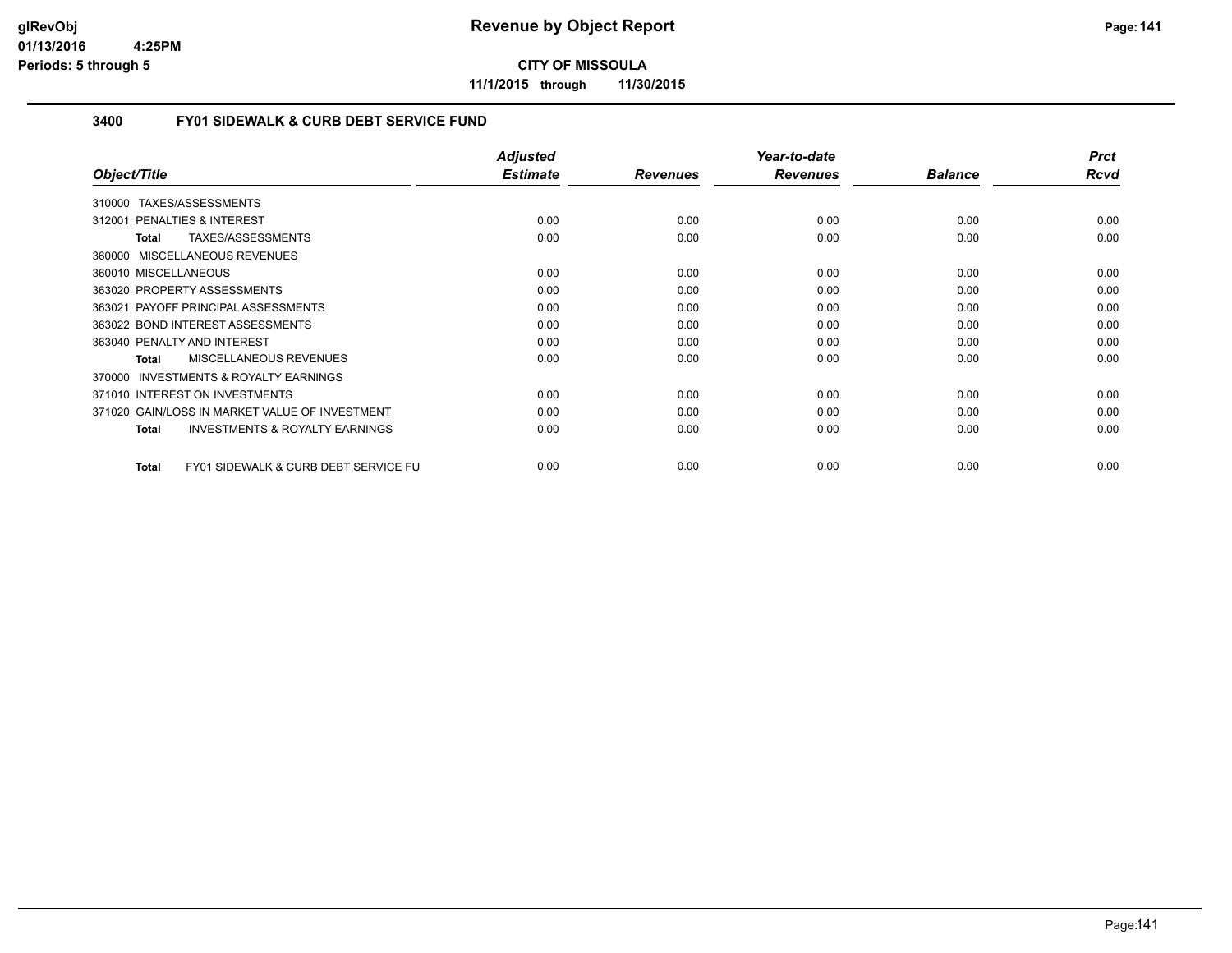## Revenue by Object Report

**CITY OF MISSOULA**

11/1/2015 through 11/30/2015

glRevObj
01/13/2016 4:25PM
Periods: 5 through 5

### 3400 FY01 SIDEWALK & CURB DEBT SERVICE FUND

| Object/Title | Adjusted Estimate | Revenues | Year-to-date Revenues | Balance | Prct Rcvd |
|---|---|---|---|---|---|
| 310000 TAXES/ASSESSMENTS | | | | | |
| 312001 PENALTIES & INTEREST | 0.00 | 0.00 | 0.00 | 0.00 | 0.00 |
| **Total** TAXES/ASSESSMENTS | 0.00 | 0.00 | 0.00 | 0.00 | 0.00 |
| 360000 MISCELLANEOUS REVENUES | | | | | |
| 360010 MISCELLANEOUS | 0.00 | 0.00 | 0.00 | 0.00 | 0.00 |
| 363020 PROPERTY ASSESSMENTS | 0.00 | 0.00 | 0.00 | 0.00 | 0.00 |
| 363021 PAYOFF PRINCIPAL ASSESSMENTS | 0.00 | 0.00 | 0.00 | 0.00 | 0.00 |
| 363022 BOND INTEREST ASSESSMENTS | 0.00 | 0.00 | 0.00 | 0.00 | 0.00 |
| 363040 PENALTY AND INTEREST | 0.00 | 0.00 | 0.00 | 0.00 | 0.00 |
| **Total** MISCELLANEOUS REVENUES | 0.00 | 0.00 | 0.00 | 0.00 | 0.00 |
| 370000 INVESTMENTS & ROYALTY EARNINGS | | | | | |
| 371010 INTEREST ON INVESTMENTS | 0.00 | 0.00 | 0.00 | 0.00 | 0.00 |
| 371020 GAIN/LOSS IN MARKET VALUE OF INVESTMENT | 0.00 | 0.00 | 0.00 | 0.00 | 0.00 |
| **Total** INVESTMENTS & ROYALTY EARNINGS | 0.00 | 0.00 | 0.00 | 0.00 | 0.00 |
| **Total** FY01 SIDEWALK & CURB DEBT SERVICE FU | 0.00 | 0.00 | 0.00 | 0.00 | 0.00 |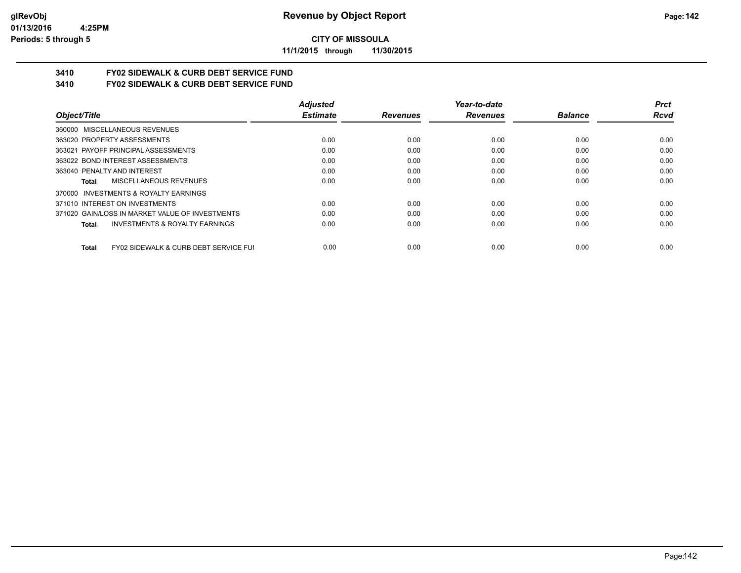# CITY OF MISSOULA

**11/1/2015 through 11/30/2015**

## 3410 FY02 SIDEWALK & CURB DEBT SERVICE FUND
## 3410 FY02 SIDEWALK & CURB DEBT SERVICE FUND

| Object/Title | Adjusted Estimate | Revenues | Year-to-date Revenues | Balance | Prct Rcvd |
|---|---|---|---|---|---|
| 360000 MISCELLANEOUS REVENUES | | | | | |
| 363020 PROPERTY ASSESSMENTS | 0.00 | 0.00 | 0.00 | 0.00 | 0.00 |
| 363021 PAYOFF PRINCIPAL ASSESSMENTS | 0.00 | 0.00 | 0.00 | 0.00 | 0.00 |
| 363022 BOND INTEREST ASSESSMENTS | 0.00 | 0.00 | 0.00 | 0.00 | 0.00 |
| 363040 PENALTY AND INTEREST | 0.00 | 0.00 | 0.00 | 0.00 | 0.00 |
| **Total** MISCELLANEOUS REVENUES | 0.00 | 0.00 | 0.00 | 0.00 | 0.00 |
| 370000 INVESTMENTS & ROYALTY EARNINGS | | | | | |
| 371010 INTEREST ON INVESTMENTS | 0.00 | 0.00 | 0.00 | 0.00 | 0.00 |
| 371020 GAIN/LOSS IN MARKET VALUE OF INVESTMENTS | 0.00 | 0.00 | 0.00 | 0.00 | 0.00 |
| **Total** INVESTMENTS & ROYALTY EARNINGS | 0.00 | 0.00 | 0.00 | 0.00 | 0.00 |
| **Total** FY02 SIDEWALK & CURB DEBT SERVICE FUI | 0.00 | 0.00 | 0.00 | 0.00 | 0.00 |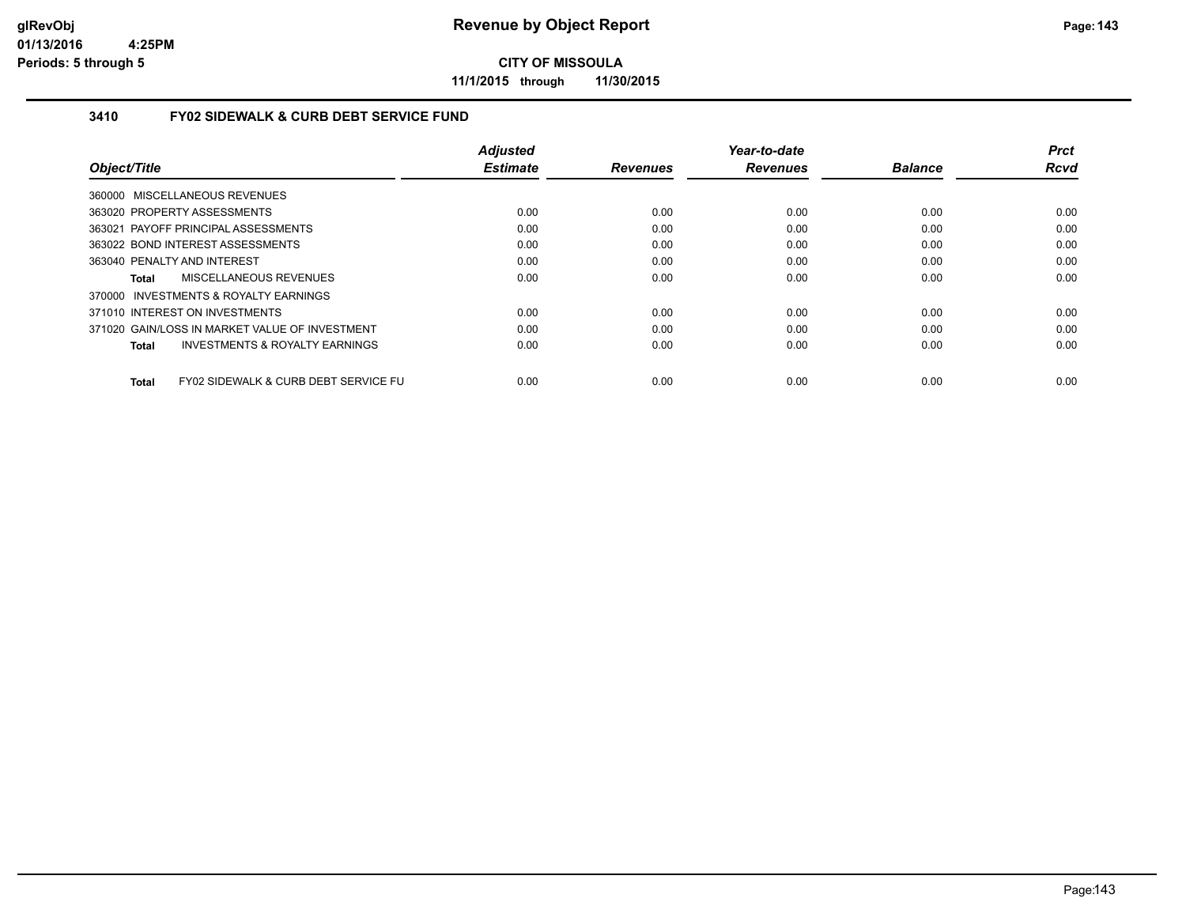glRevObj
01/13/2016 4:25PM
Periods: 5 through 5

# Revenue by Object Report

**CITY OF MISSOULA**

**11/1/2015 through 11/30/2015**

### 3410 FY02 SIDEWALK & CURB DEBT SERVICE FUND

| Object/Title | Adjusted Estimate | Revenues | Year-to-date Revenues | Balance | Prct Rcvd |
|---|---|---|---|---|---|
| 360000 MISCELLANEOUS REVENUES | | | | | |
| 363020 PROPERTY ASSESSMENTS | 0.00 | 0.00 | 0.00 | 0.00 | 0.00 |
| 363021 PAYOFF PRINCIPAL ASSESSMENTS | 0.00 | 0.00 | 0.00 | 0.00 | 0.00 |
| 363022 BOND INTEREST ASSESSMENTS | 0.00 | 0.00 | 0.00 | 0.00 | 0.00 |
| 363040 PENALTY AND INTEREST | 0.00 | 0.00 | 0.00 | 0.00 | 0.00 |
| **Total** MISCELLANEOUS REVENUES | 0.00 | 0.00 | 0.00 | 0.00 | 0.00 |
| 370000 INVESTMENTS & ROYALTY EARNINGS | | | | | |
| 371010 INTEREST ON INVESTMENTS | 0.00 | 0.00 | 0.00 | 0.00 | 0.00 |
| 371020 GAIN/LOSS IN MARKET VALUE OF INVESTMENT | 0.00 | 0.00 | 0.00 | 0.00 | 0.00 |
| **Total** INVESTMENTS & ROYALTY EARNINGS | 0.00 | 0.00 | 0.00 | 0.00 | 0.00 |
| **Total** FY02 SIDEWALK & CURB DEBT SERVICE FU | 0.00 | 0.00 | 0.00 | 0.00 | 0.00 |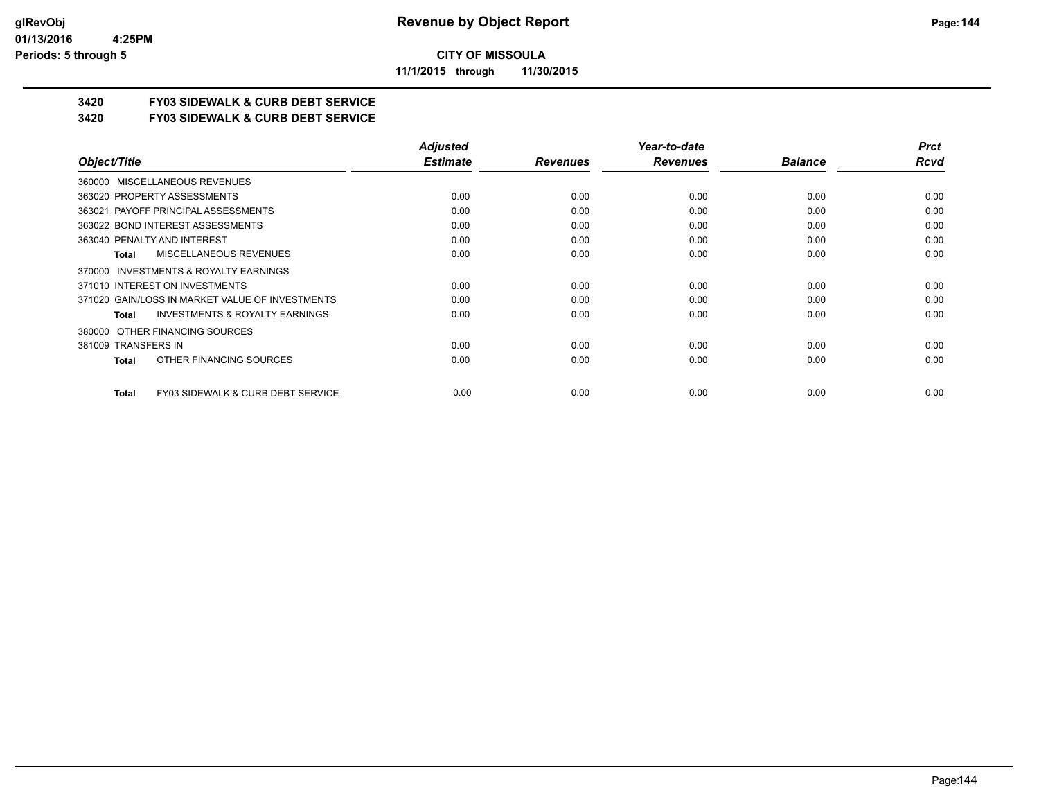**CITY OF MISSOULA**

**11/1/2015 through 11/30/2015**

## 3420 FY03 SIDEWALK & CURB DEBT SERVICE
## 3420 FY03 SIDEWALK & CURB DEBT SERVICE

| Object/Title | Adjusted Estimate | Revenues | Year-to-date Revenues | Balance | Prct Rcvd |
|---|---|---|---|---|---|
| 360000 MISCELLANEOUS REVENUES | | | | | |
| 363020 PROPERTY ASSESSMENTS | 0.00 | 0.00 | 0.00 | 0.00 | 0.00 |
| 363021 PAYOFF PRINCIPAL ASSESSMENTS | 0.00 | 0.00 | 0.00 | 0.00 | 0.00 |
| 363022 BOND INTEREST ASSESSMENTS | 0.00 | 0.00 | 0.00 | 0.00 | 0.00 |
| 363040 PENALTY AND INTEREST | 0.00 | 0.00 | 0.00 | 0.00 | 0.00 |
| **Total** MISCELLANEOUS REVENUES | 0.00 | 0.00 | 0.00 | 0.00 | 0.00 |
| 370000 INVESTMENTS & ROYALTY EARNINGS | | | | | |
| 371010 INTEREST ON INVESTMENTS | 0.00 | 0.00 | 0.00 | 0.00 | 0.00 |
| 371020 GAIN/LOSS IN MARKET VALUE OF INVESTMENTS | 0.00 | 0.00 | 0.00 | 0.00 | 0.00 |
| **Total** INVESTMENTS & ROYALTY EARNINGS | 0.00 | 0.00 | 0.00 | 0.00 | 0.00 |
| 380000 OTHER FINANCING SOURCES | | | | | |
| 381009 TRANSFERS IN | 0.00 | 0.00 | 0.00 | 0.00 | 0.00 |
| **Total** OTHER FINANCING SOURCES | 0.00 | 0.00 | 0.00 | 0.00 | 0.00 |
| **Total** FY03 SIDEWALK & CURB DEBT SERVICE | 0.00 | 0.00 | 0.00 | 0.00 | 0.00 |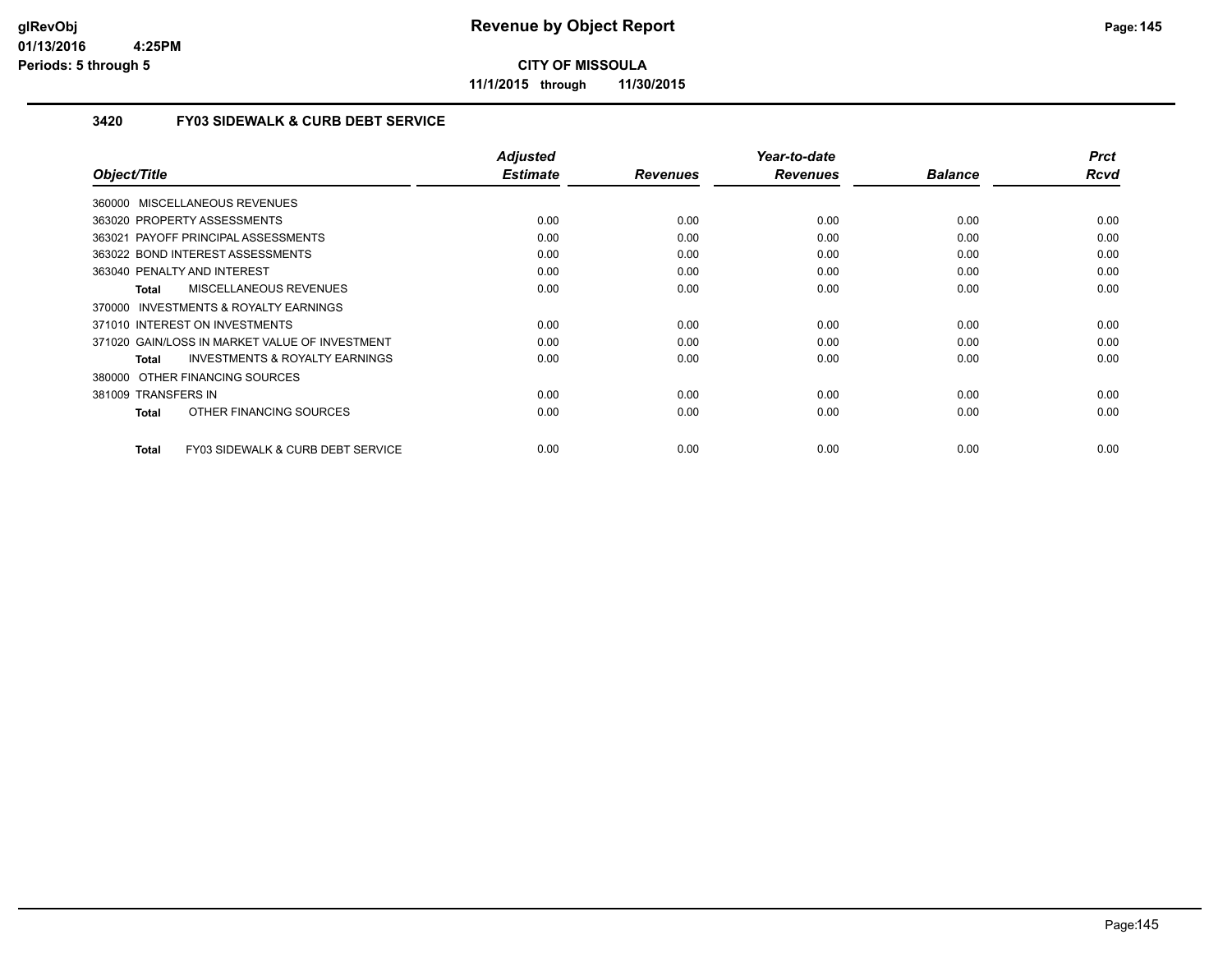# Revenue by Object Report

**CITY OF MISSOULA**

**11/1/2015 through 11/30/2015**

glRevObj
01/13/2016 4:25PM
Periods: 5 through 5

## 3420 FY03 SIDEWALK & CURB DEBT SERVICE

| Object/Title | Adjusted Estimate | Revenues | Year-to-date Revenues | Balance | Prct Rcvd |
|---|---|---|---|---|---|
| 360000 MISCELLANEOUS REVENUES | | | | | |
| 363020 PROPERTY ASSESSMENTS | 0.00 | 0.00 | 0.00 | 0.00 | 0.00 |
| 363021 PAYOFF PRINCIPAL ASSESSMENTS | 0.00 | 0.00 | 0.00 | 0.00 | 0.00 |
| 363022 BOND INTEREST ASSESSMENTS | 0.00 | 0.00 | 0.00 | 0.00 | 0.00 |
| 363040 PENALTY AND INTEREST | 0.00 | 0.00 | 0.00 | 0.00 | 0.00 |
| **Total** MISCELLANEOUS REVENUES | 0.00 | 0.00 | 0.00 | 0.00 | 0.00 |
| 370000 INVESTMENTS & ROYALTY EARNINGS | | | | | |
| 371010 INTEREST ON INVESTMENTS | 0.00 | 0.00 | 0.00 | 0.00 | 0.00 |
| 371020 GAIN/LOSS IN MARKET VALUE OF INVESTMENT | 0.00 | 0.00 | 0.00 | 0.00 | 0.00 |
| **Total** INVESTMENTS & ROYALTY EARNINGS | 0.00 | 0.00 | 0.00 | 0.00 | 0.00 |
| 380000 OTHER FINANCING SOURCES | | | | | |
| 381009 TRANSFERS IN | 0.00 | 0.00 | 0.00 | 0.00 | 0.00 |
| **Total** OTHER FINANCING SOURCES | 0.00 | 0.00 | 0.00 | 0.00 | 0.00 |
| **Total** FY03 SIDEWALK & CURB DEBT SERVICE | 0.00 | 0.00 | 0.00 | 0.00 | 0.00 |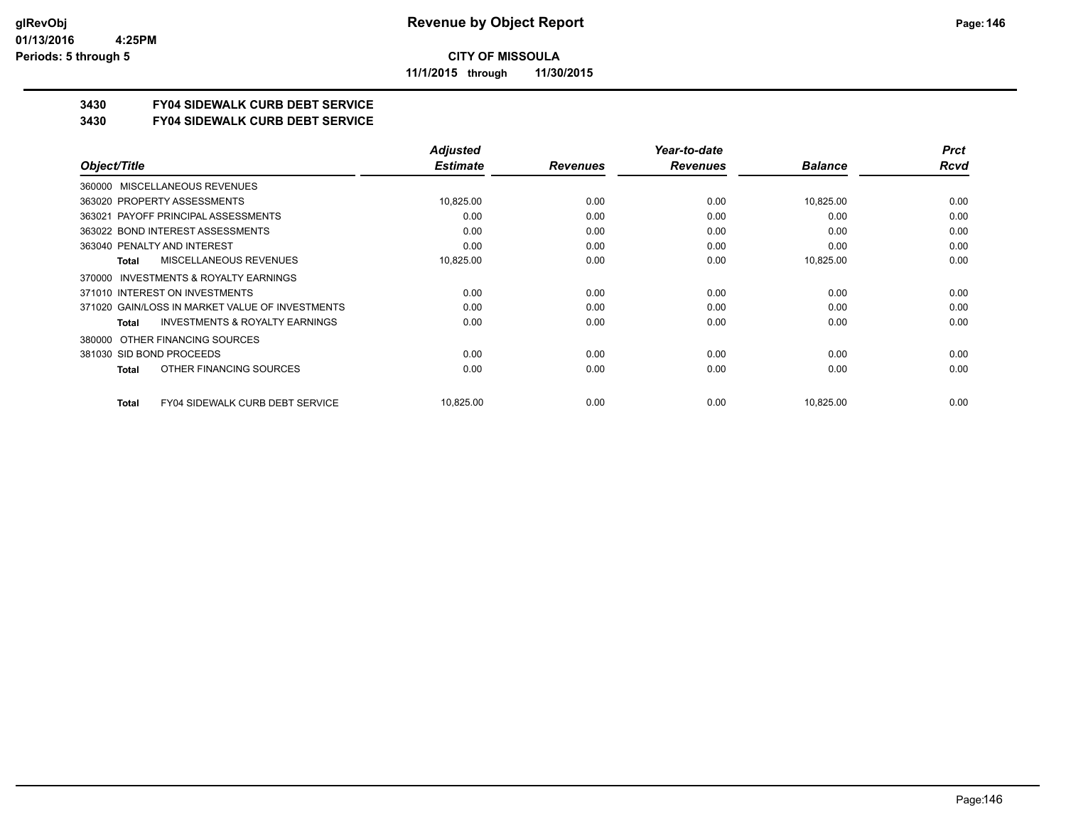# Revenue by Object Report

**CITY OF MISSOULA**

**11/1/2015 through 11/30/2015**

glRevObj
01/13/2016 4:25PM
Periods: 5 through 5

## 3430 FY04 SIDEWALK CURB DEBT SERVICE
## 3430 FY04 SIDEWALK CURB DEBT SERVICE

| Object/Title | Adjusted Estimate | Revenues | Year-to-date Revenues | Balance | Prct Rcvd |
|---|---|---|---|---|---|
| 360000 MISCELLANEOUS REVENUES | | | | | |
| 363020 PROPERTY ASSESSMENTS | 10,825.00 | 0.00 | 0.00 | 10,825.00 | 0.00 |
| 363021 PAYOFF PRINCIPAL ASSESSMENTS | 0.00 | 0.00 | 0.00 | 0.00 | 0.00 |
| 363022 BOND INTEREST ASSESSMENTS | 0.00 | 0.00 | 0.00 | 0.00 | 0.00 |
| 363040 PENALTY AND INTEREST | 0.00 | 0.00 | 0.00 | 0.00 | 0.00 |
| **Total** MISCELLANEOUS REVENUES | 10,825.00 | 0.00 | 0.00 | 10,825.00 | 0.00 |
| 370000 INVESTMENTS & ROYALTY EARNINGS | | | | | |
| 371010 INTEREST ON INVESTMENTS | 0.00 | 0.00 | 0.00 | 0.00 | 0.00 |
| 371020 GAIN/LOSS IN MARKET VALUE OF INVESTMENTS | 0.00 | 0.00 | 0.00 | 0.00 | 0.00 |
| **Total** INVESTMENTS & ROYALTY EARNINGS | 0.00 | 0.00 | 0.00 | 0.00 | 0.00 |
| 380000 OTHER FINANCING SOURCES | | | | | |
| 381030 SID BOND PROCEEDS | 0.00 | 0.00 | 0.00 | 0.00 | 0.00 |
| **Total** OTHER FINANCING SOURCES | 0.00 | 0.00 | 0.00 | 0.00 | 0.00 |
| **Total** FY04 SIDEWALK CURB DEBT SERVICE | 10,825.00 | 0.00 | 0.00 | 10,825.00 | 0.00 |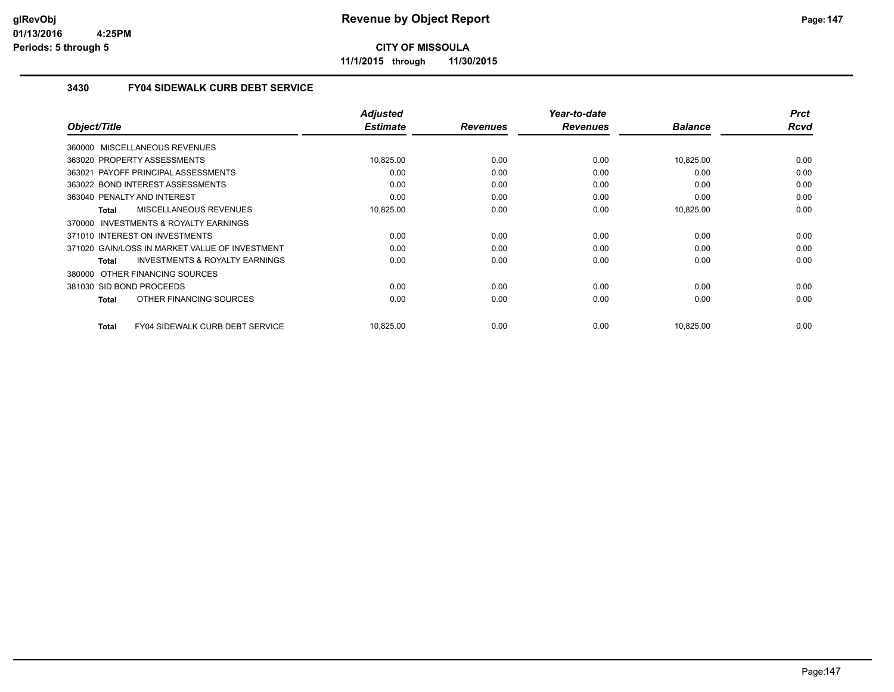# Revenue by Object Report

**CITY OF MISSOULA**

**11/1/2015 through 11/30/2015**

glRevObj
01/13/2016 4:25PM
Periods: 5 through 5

### 3430 FY04 SIDEWALK CURB DEBT SERVICE

| Object/Title | Adjusted Estimate | Revenues | Year-to-date Revenues | Balance | Prct Rcvd |
|---|---|---|---|---|---|
| 360000 MISCELLANEOUS REVENUES | | | | | |
| 363020 PROPERTY ASSESSMENTS | 10,825.00 | 0.00 | 0.00 | 10,825.00 | 0.00 |
| 363021 PAYOFF PRINCIPAL ASSESSMENTS | 0.00 | 0.00 | 0.00 | 0.00 | 0.00 |
| 363022 BOND INTEREST ASSESSMENTS | 0.00 | 0.00 | 0.00 | 0.00 | 0.00 |
| 363040 PENALTY AND INTEREST | 0.00 | 0.00 | 0.00 | 0.00 | 0.00 |
| **Total** MISCELLANEOUS REVENUES | 10,825.00 | 0.00 | 0.00 | 10,825.00 | 0.00 |
| 370000 INVESTMENTS & ROYALTY EARNINGS | | | | | |
| 371010 INTEREST ON INVESTMENTS | 0.00 | 0.00 | 0.00 | 0.00 | 0.00 |
| 371020 GAIN/LOSS IN MARKET VALUE OF INVESTMENT | 0.00 | 0.00 | 0.00 | 0.00 | 0.00 |
| **Total** INVESTMENTS & ROYALTY EARNINGS | 0.00 | 0.00 | 0.00 | 0.00 | 0.00 |
| 380000 OTHER FINANCING SOURCES | | | | | |
| 381030 SID BOND PROCEEDS | 0.00 | 0.00 | 0.00 | 0.00 | 0.00 |
| **Total** OTHER FINANCING SOURCES | 0.00 | 0.00 | 0.00 | 0.00 | 0.00 |
| **Total** FY04 SIDEWALK CURB DEBT SERVICE | 10,825.00 | 0.00 | 0.00 | 10,825.00 | 0.00 |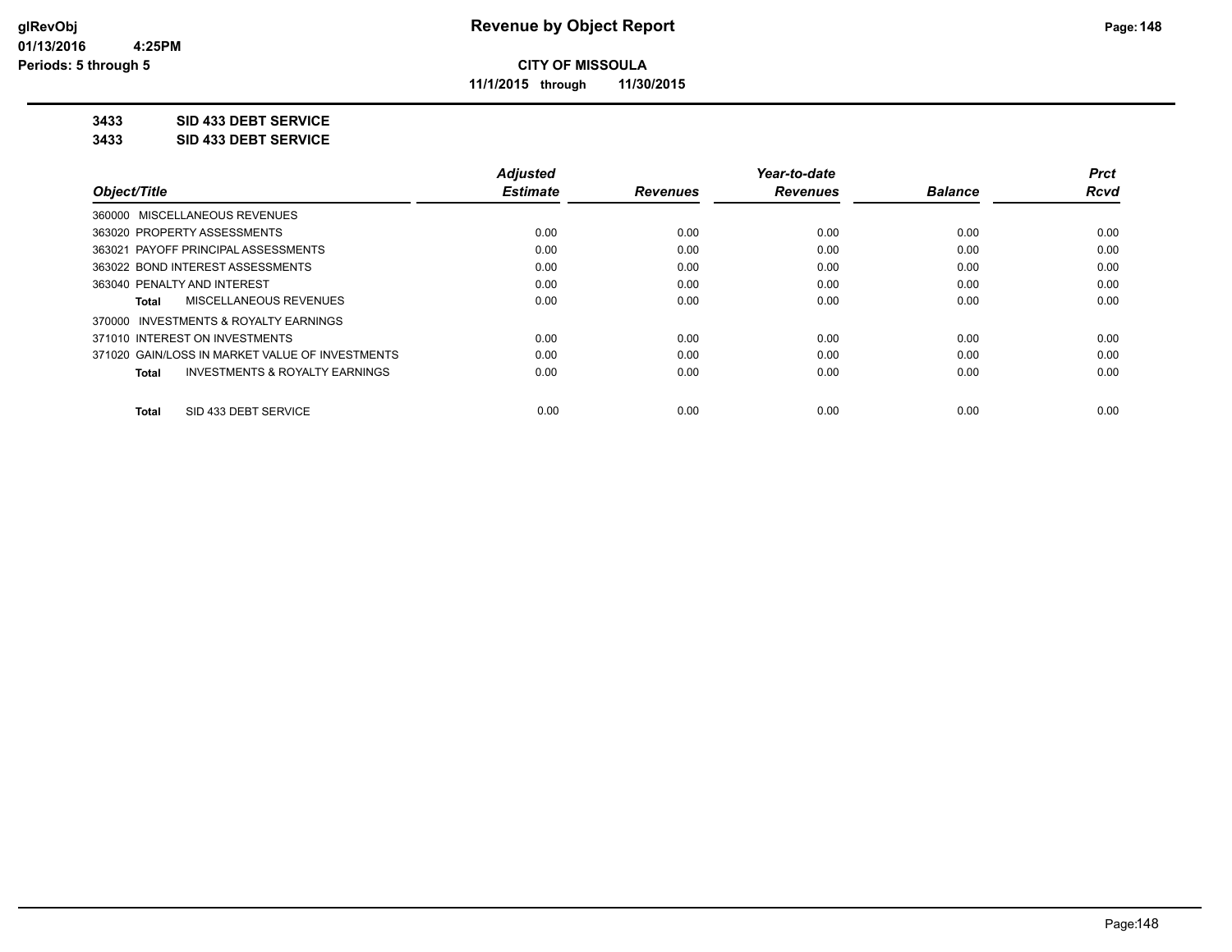**CITY OF MISSOULA**

**11/1/2015 through 11/30/2015**

**3433 SID 433 DEBT SERVICE**

**3433 SID 433 DEBT SERVICE**

| Object/Title | Adjusted Estimate | Revenues | Year-to-date Revenues | Balance | Prct Rcvd |
|---|---|---|---|---|---|
| 360000 MISCELLANEOUS REVENUES | | | | | |
| 363020 PROPERTY ASSESSMENTS | 0.00 | 0.00 | 0.00 | 0.00 | 0.00 |
| 363021 PAYOFF PRINCIPAL ASSESSMENTS | 0.00 | 0.00 | 0.00 | 0.00 | 0.00 |
| 363022 BOND INTEREST ASSESSMENTS | 0.00 | 0.00 | 0.00 | 0.00 | 0.00 |
| 363040 PENALTY AND INTEREST | 0.00 | 0.00 | 0.00 | 0.00 | 0.00 |
| **Total** MISCELLANEOUS REVENUES | 0.00 | 0.00 | 0.00 | 0.00 | 0.00 |
| 370000 INVESTMENTS & ROYALTY EARNINGS | | | | | |
| 371010 INTEREST ON INVESTMENTS | 0.00 | 0.00 | 0.00 | 0.00 | 0.00 |
| 371020 GAIN/LOSS IN MARKET VALUE OF INVESTMENTS | 0.00 | 0.00 | 0.00 | 0.00 | 0.00 |
| **Total** INVESTMENTS & ROYALTY EARNINGS | 0.00 | 0.00 | 0.00 | 0.00 | 0.00 |
| **Total** SID 433 DEBT SERVICE | 0.00 | 0.00 | 0.00 | 0.00 | 0.00 |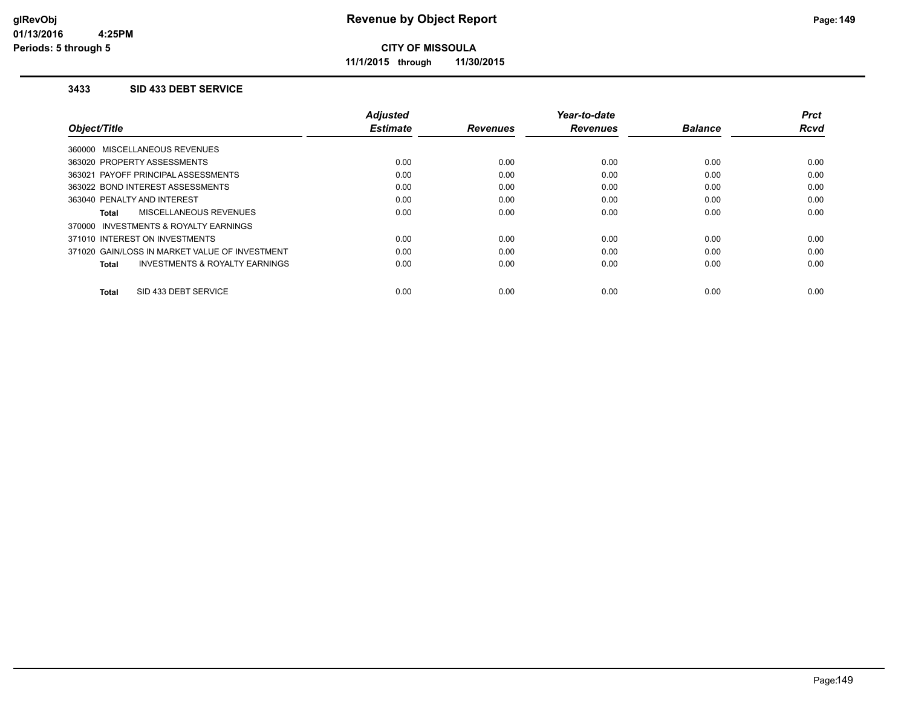# Revenue by Object Report

**CITY OF MISSOULA**

**11/1/2015 through 11/30/2015**

glRevObj
01/13/2016 4:25PM
Periods: 5 through 5

### 3433 SID 433 DEBT SERVICE

| Object/Title | Adjusted Estimate | Revenues | Year-to-date Revenues | Balance | Prct Rcvd |
|---|---|---|---|---|---|
| 360000 MISCELLANEOUS REVENUES | | | | | |
| 363020 PROPERTY ASSESSMENTS | 0.00 | 0.00 | 0.00 | 0.00 | 0.00 |
| 363021 PAYOFF PRINCIPAL ASSESSMENTS | 0.00 | 0.00 | 0.00 | 0.00 | 0.00 |
| 363022 BOND INTEREST ASSESSMENTS | 0.00 | 0.00 | 0.00 | 0.00 | 0.00 |
| 363040 PENALTY AND INTEREST | 0.00 | 0.00 | 0.00 | 0.00 | 0.00 |
| **Total** MISCELLANEOUS REVENUES | 0.00 | 0.00 | 0.00 | 0.00 | 0.00 |
| 370000 INVESTMENTS & ROYALTY EARNINGS | | | | | |
| 371010 INTEREST ON INVESTMENTS | 0.00 | 0.00 | 0.00 | 0.00 | 0.00 |
| 371020 GAIN/LOSS IN MARKET VALUE OF INVESTMENT | 0.00 | 0.00 | 0.00 | 0.00 | 0.00 |
| **Total** INVESTMENTS & ROYALTY EARNINGS | 0.00 | 0.00 | 0.00 | 0.00 | 0.00 |
| **Total** SID 433 DEBT SERVICE | 0.00 | 0.00 | 0.00 | 0.00 | 0.00 |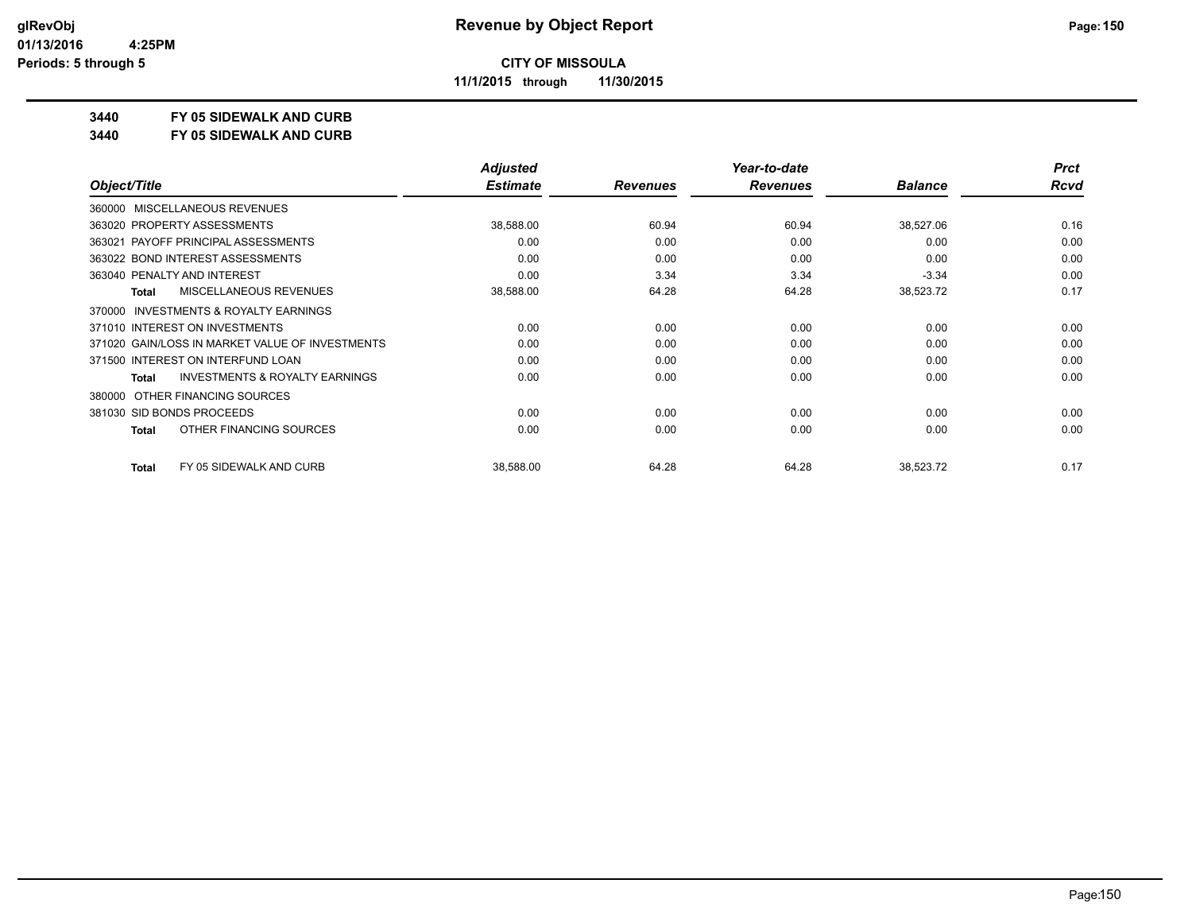**CITY OF MISSOULA**

**11/1/2015 through 11/30/2015**

# 3440 FY 05 SIDEWALK AND CURB

## 3440 FY 05 SIDEWALK AND CURB

| Object/Title | Adjusted Estimate | Revenues | Year-to-date Revenues | Balance | Prct Rcvd |
|---|---|---|---|---|---|
| 360000 MISCELLANEOUS REVENUES | | | | | |
| 363020 PROPERTY ASSESSMENTS | 38,588.00 | 60.94 | 60.94 | 38,527.06 | 0.16 |
| 363021 PAYOFF PRINCIPAL ASSESSMENTS | 0.00 | 0.00 | 0.00 | 0.00 | 0.00 |
| 363022 BOND INTEREST ASSESSMENTS | 0.00 | 0.00 | 0.00 | 0.00 | 0.00 |
| 363040 PENALTY AND INTEREST | 0.00 | 3.34 | 3.34 | -3.34 | 0.00 |
| **Total** MISCELLANEOUS REVENUES | 38,588.00 | 64.28 | 64.28 | 38,523.72 | 0.17 |
| 370000 INVESTMENTS & ROYALTY EARNINGS | | | | | |
| 371010 INTEREST ON INVESTMENTS | 0.00 | 0.00 | 0.00 | 0.00 | 0.00 |
| 371020 GAIN/LOSS IN MARKET VALUE OF INVESTMENTS | 0.00 | 0.00 | 0.00 | 0.00 | 0.00 |
| 371500 INTEREST ON INTERFUND LOAN | 0.00 | 0.00 | 0.00 | 0.00 | 0.00 |
| **Total** INVESTMENTS & ROYALTY EARNINGS | 0.00 | 0.00 | 0.00 | 0.00 | 0.00 |
| 380000 OTHER FINANCING SOURCES | | | | | |
| 381030 SID BONDS PROCEEDS | 0.00 | 0.00 | 0.00 | 0.00 | 0.00 |
| **Total** OTHER FINANCING SOURCES | 0.00 | 0.00 | 0.00 | 0.00 | 0.00 |
| **Total** FY 05 SIDEWALK AND CURB | 38,588.00 | 64.28 | 64.28 | 38,523.72 | 0.17 |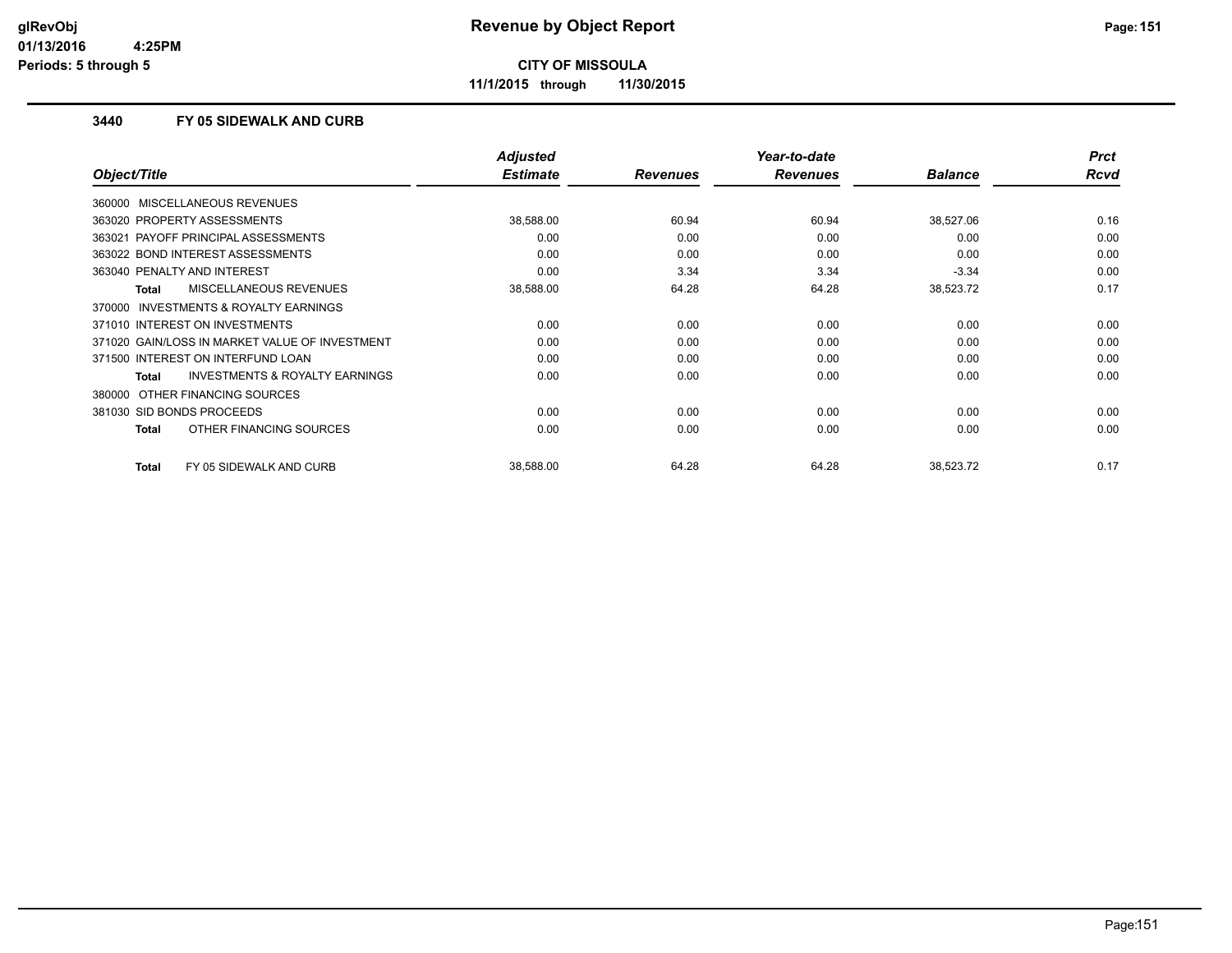# Revenue by Object Report

**CITY OF MISSOULA**

**11/1/2015 through 11/30/2015**

glRevObj
01/13/2016 4:25PM
Periods: 5 through 5

### 3440 FY 05 SIDEWALK AND CURB

| Object/Title | Adjusted Estimate | Revenues | Year-to-date Revenues | Balance | Prct Rcvd |
|---|---|---|---|---|---|
| 360000 MISCELLANEOUS REVENUES | | | | | |
| 363020 PROPERTY ASSESSMENTS | 38,588.00 | 60.94 | 60.94 | 38,527.06 | 0.16 |
| 363021 PAYOFF PRINCIPAL ASSESSMENTS | 0.00 | 0.00 | 0.00 | 0.00 | 0.00 |
| 363022 BOND INTEREST ASSESSMENTS | 0.00 | 0.00 | 0.00 | 0.00 | 0.00 |
| 363040 PENALTY AND INTEREST | 0.00 | 3.34 | 3.34 | -3.34 | 0.00 |
| **Total** MISCELLANEOUS REVENUES | 38,588.00 | 64.28 | 64.28 | 38,523.72 | 0.17 |
| 370000 INVESTMENTS & ROYALTY EARNINGS | | | | | |
| 371010 INTEREST ON INVESTMENTS | 0.00 | 0.00 | 0.00 | 0.00 | 0.00 |
| 371020 GAIN/LOSS IN MARKET VALUE OF INVESTMENT | 0.00 | 0.00 | 0.00 | 0.00 | 0.00 |
| 371500 INTEREST ON INTERFUND LOAN | 0.00 | 0.00 | 0.00 | 0.00 | 0.00 |
| **Total** INVESTMENTS & ROYALTY EARNINGS | 0.00 | 0.00 | 0.00 | 0.00 | 0.00 |
| 380000 OTHER FINANCING SOURCES | | | | | |
| 381030 SID BONDS PROCEEDS | 0.00 | 0.00 | 0.00 | 0.00 | 0.00 |
| **Total** OTHER FINANCING SOURCES | 0.00 | 0.00 | 0.00 | 0.00 | 0.00 |
| **Total** FY 05 SIDEWALK AND CURB | 38,588.00 | 64.28 | 64.28 | 38,523.72 | 0.17 |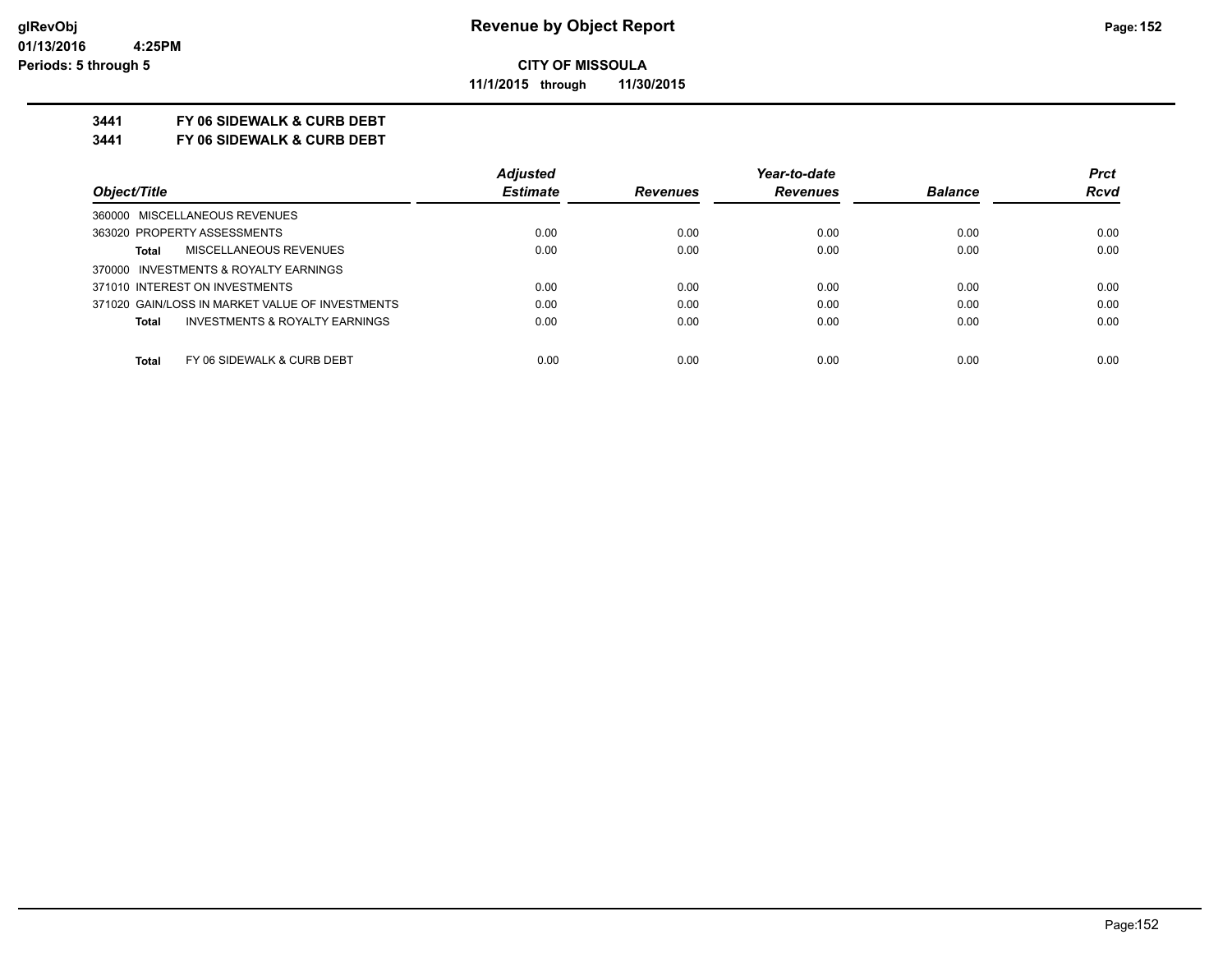**CITY OF MISSOULA**

**11/1/2015 through 11/30/2015**

## 3441 FY 06 SIDEWALK & CURB DEBT

## 3441 FY 06 SIDEWALK & CURB DEBT

| Object/Title | Adjusted Estimate | Revenues | Year-to-date Revenues | Balance | Prct Rcvd |
|---|---|---|---|---|---|
| 360000 MISCELLANEOUS REVENUES | | | | | |
| 363020 PROPERTY ASSESSMENTS | 0.00 | 0.00 | 0.00 | 0.00 | 0.00 |
| **Total** MISCELLANEOUS REVENUES | 0.00 | 0.00 | 0.00 | 0.00 | 0.00 |
| 370000 INVESTMENTS & ROYALTY EARNINGS | | | | | |
| 371010 INTEREST ON INVESTMENTS | 0.00 | 0.00 | 0.00 | 0.00 | 0.00 |
| 371020 GAIN/LOSS IN MARKET VALUE OF INVESTMENTS | 0.00 | 0.00 | 0.00 | 0.00 | 0.00 |
| **Total** INVESTMENTS & ROYALTY EARNINGS | 0.00 | 0.00 | 0.00 | 0.00 | 0.00 |
| **Total** FY 06 SIDEWALK & CURB DEBT | 0.00 | 0.00 | 0.00 | 0.00 | 0.00 |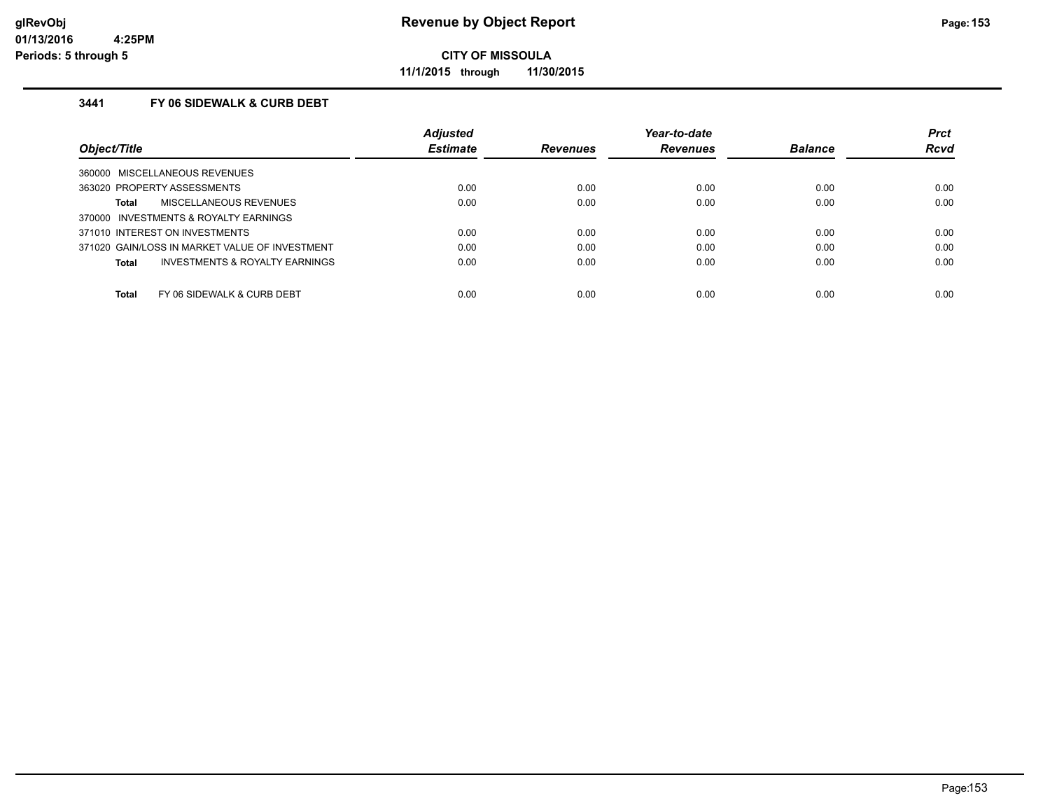# Revenue by Object Report

**CITY OF MISSOULA**

**11/1/2015 through 11/30/2015**

glRevObj
01/13/2016 4:25PM
Periods: 5 through 5

### 3441 FY 06 SIDEWALK & CURB DEBT

| Object/Title | Adjusted Estimate | Revenues | Year-to-date Revenues | Balance | Prct Rcvd |
|---|---|---|---|---|---|
| 360000 MISCELLANEOUS REVENUES | | | | | |
| 363020 PROPERTY ASSESSMENTS | 0.00 | 0.00 | 0.00 | 0.00 | 0.00 |
| **Total** MISCELLANEOUS REVENUES | 0.00 | 0.00 | 0.00 | 0.00 | 0.00 |
| 370000 INVESTMENTS & ROYALTY EARNINGS | | | | | |
| 371010 INTEREST ON INVESTMENTS | 0.00 | 0.00 | 0.00 | 0.00 | 0.00 |
| 371020 GAIN/LOSS IN MARKET VALUE OF INVESTMENT | 0.00 | 0.00 | 0.00 | 0.00 | 0.00 |
| **Total** INVESTMENTS & ROYALTY EARNINGS | 0.00 | 0.00 | 0.00 | 0.00 | 0.00 |
| **Total** FY 06 SIDEWALK & CURB DEBT | 0.00 | 0.00 | 0.00 | 0.00 | 0.00 |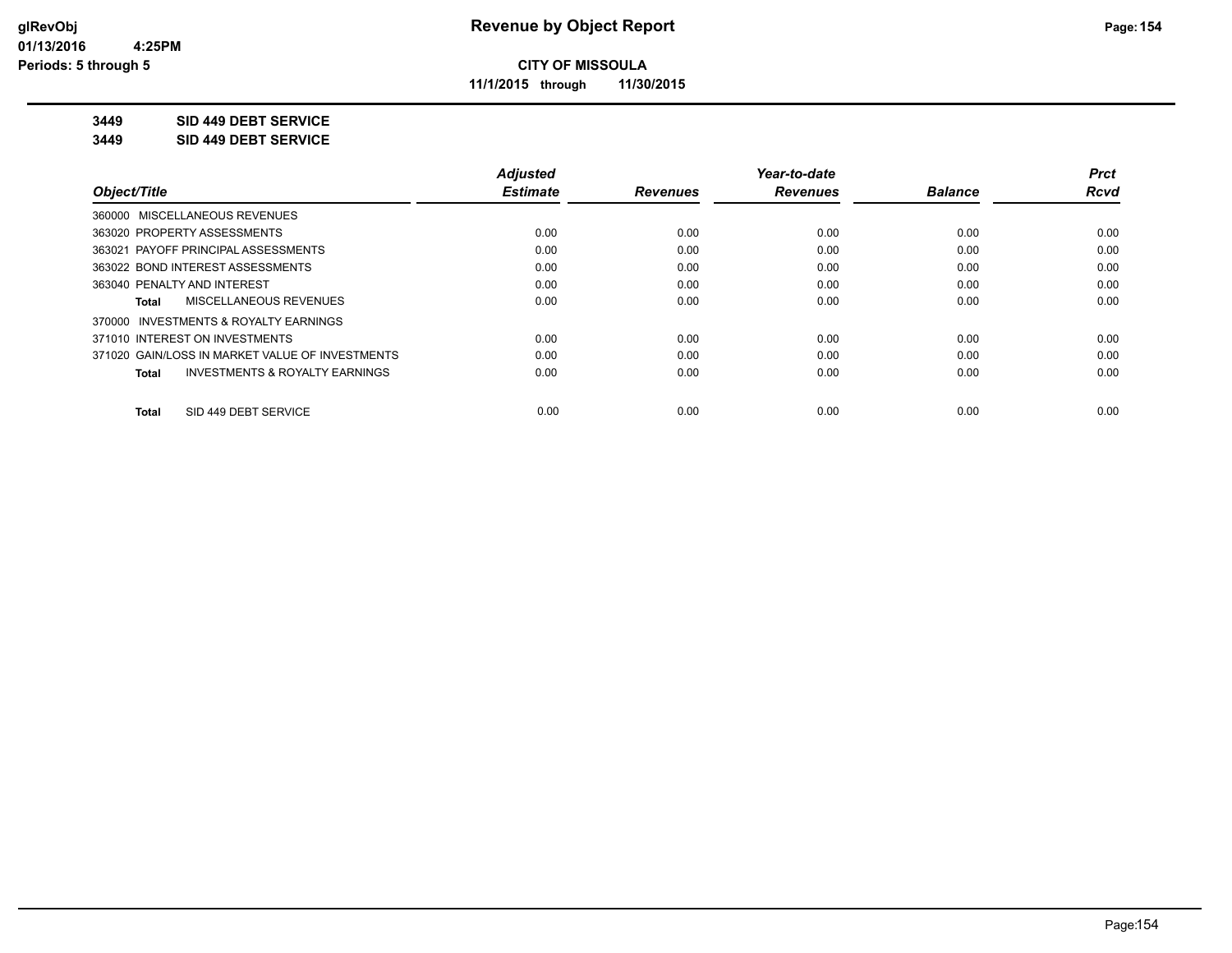**CITY OF MISSOULA**

**11/1/2015 through 11/30/2015**

**3449 SID 449 DEBT SERVICE**

**3449 SID 449 DEBT SERVICE**

| Object/Title | Adjusted Estimate | Revenues | Year-to-date Revenues | Balance | Prct Rcvd |
|---|---|---|---|---|---|
| 360000 MISCELLANEOUS REVENUES | | | | | |
| 363020 PROPERTY ASSESSMENTS | 0.00 | 0.00 | 0.00 | 0.00 | 0.00 |
| 363021 PAYOFF PRINCIPAL ASSESSMENTS | 0.00 | 0.00 | 0.00 | 0.00 | 0.00 |
| 363022 BOND INTEREST ASSESSMENTS | 0.00 | 0.00 | 0.00 | 0.00 | 0.00 |
| 363040 PENALTY AND INTEREST | 0.00 | 0.00 | 0.00 | 0.00 | 0.00 |
| **Total** MISCELLANEOUS REVENUES | 0.00 | 0.00 | 0.00 | 0.00 | 0.00 |
| 370000 INVESTMENTS & ROYALTY EARNINGS | | | | | |
| 371010 INTEREST ON INVESTMENTS | 0.00 | 0.00 | 0.00 | 0.00 | 0.00 |
| 371020 GAIN/LOSS IN MARKET VALUE OF INVESTMENTS | 0.00 | 0.00 | 0.00 | 0.00 | 0.00 |
| **Total** INVESTMENTS & ROYALTY EARNINGS | 0.00 | 0.00 | 0.00 | 0.00 | 0.00 |
| **Total** SID 449 DEBT SERVICE | 0.00 | 0.00 | 0.00 | 0.00 | 0.00 |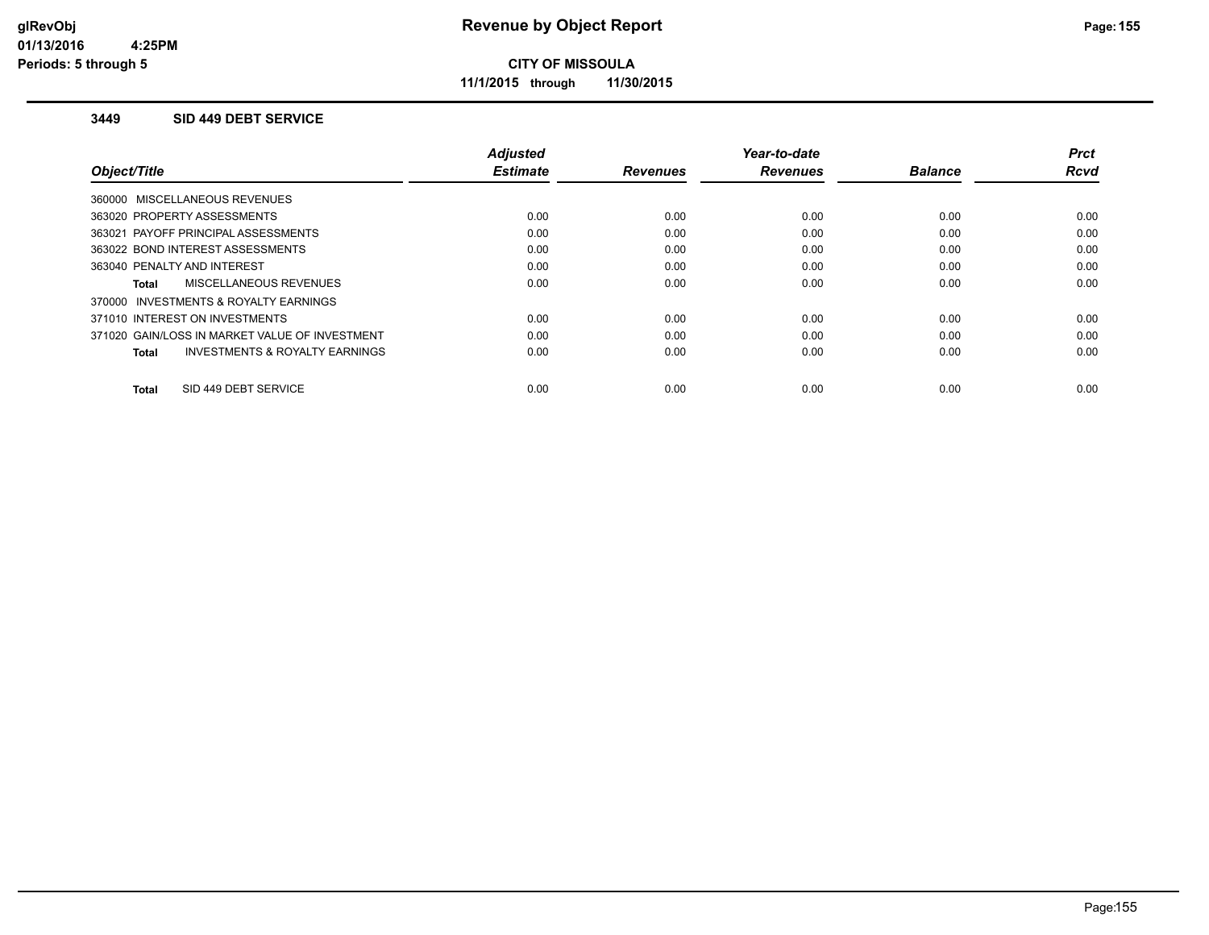# Revenue by Object Report

**CITY OF MISSOULA**

**11/1/2015 through 11/30/2015**

glRevObj
01/13/2016 4:25PM
Periods: 5 through 5

## 3449 SID 449 DEBT SERVICE

| Object/Title | Adjusted Estimate | Revenues | Year-to-date Revenues | Balance | Prct Rcvd |
|---|---|---|---|---|---|
| 360000 MISCELLANEOUS REVENUES | | | | | |
| 363020 PROPERTY ASSESSMENTS | 0.00 | 0.00 | 0.00 | 0.00 | 0.00 |
| 363021 PAYOFF PRINCIPAL ASSESSMENTS | 0.00 | 0.00 | 0.00 | 0.00 | 0.00 |
| 363022 BOND INTEREST ASSESSMENTS | 0.00 | 0.00 | 0.00 | 0.00 | 0.00 |
| 363040 PENALTY AND INTEREST | 0.00 | 0.00 | 0.00 | 0.00 | 0.00 |
| **Total** MISCELLANEOUS REVENUES | 0.00 | 0.00 | 0.00 | 0.00 | 0.00 |
| 370000 INVESTMENTS & ROYALTY EARNINGS | | | | | |
| 371010 INTEREST ON INVESTMENTS | 0.00 | 0.00 | 0.00 | 0.00 | 0.00 |
| 371020 GAIN/LOSS IN MARKET VALUE OF INVESTMENT | 0.00 | 0.00 | 0.00 | 0.00 | 0.00 |
| **Total** INVESTMENTS & ROYALTY EARNINGS | 0.00 | 0.00 | 0.00 | 0.00 | 0.00 |
| **Total** SID 449 DEBT SERVICE | 0.00 | 0.00 | 0.00 | 0.00 | 0.00 |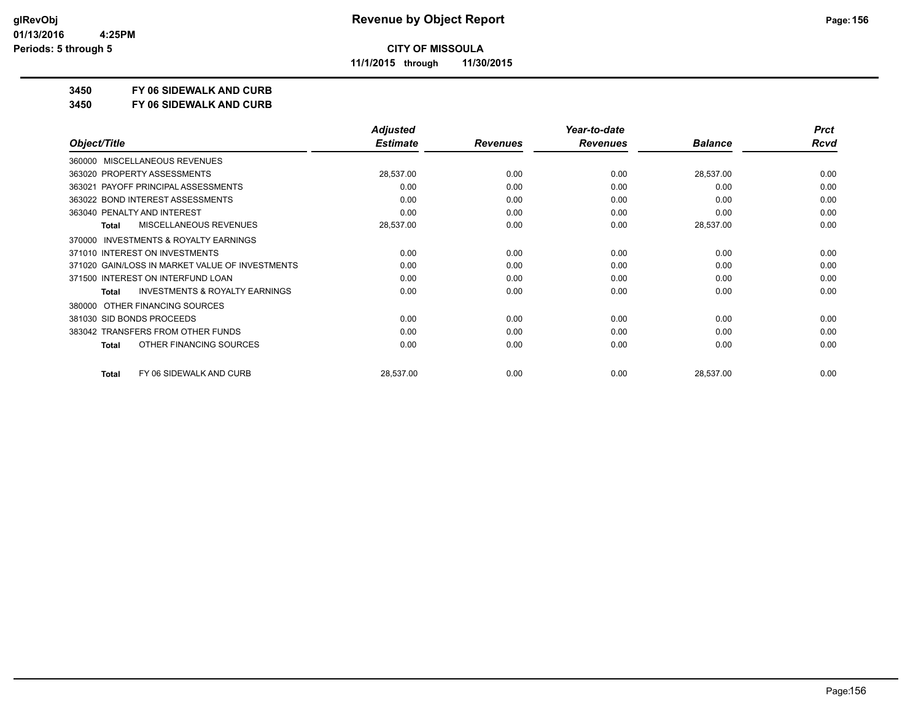**CITY OF MISSOULA**

**11/1/2015 through 11/30/2015**

**3450 FY 06 SIDEWALK AND CURB**

**3450 FY 06 SIDEWALK AND CURB**

| Object/Title | Adjusted Estimate | Revenues | Year-to-date Revenues | Balance | Prct Rcvd |
|---|---|---|---|---|---|
| 360000 MISCELLANEOUS REVENUES | | | | | |
| 363020 PROPERTY ASSESSMENTS | 28,537.00 | 0.00 | 0.00 | 28,537.00 | 0.00 |
| 363021 PAYOFF PRINCIPAL ASSESSMENTS | 0.00 | 0.00 | 0.00 | 0.00 | 0.00 |
| 363022 BOND INTEREST ASSESSMENTS | 0.00 | 0.00 | 0.00 | 0.00 | 0.00 |
| 363040 PENALTY AND INTEREST | 0.00 | 0.00 | 0.00 | 0.00 | 0.00 |
| **Total** MISCELLANEOUS REVENUES | 28,537.00 | 0.00 | 0.00 | 28,537.00 | 0.00 |
| 370000 INVESTMENTS & ROYALTY EARNINGS | | | | | |
| 371010 INTEREST ON INVESTMENTS | 0.00 | 0.00 | 0.00 | 0.00 | 0.00 |
| 371020 GAIN/LOSS IN MARKET VALUE OF INVESTMENTS | 0.00 | 0.00 | 0.00 | 0.00 | 0.00 |
| 371500 INTEREST ON INTERFUND LOAN | 0.00 | 0.00 | 0.00 | 0.00 | 0.00 |
| **Total** INVESTMENTS & ROYALTY EARNINGS | 0.00 | 0.00 | 0.00 | 0.00 | 0.00 |
| 380000 OTHER FINANCING SOURCES | | | | | |
| 381030 SID BONDS PROCEEDS | 0.00 | 0.00 | 0.00 | 0.00 | 0.00 |
| 383042 TRANSFERS FROM OTHER FUNDS | 0.00 | 0.00 | 0.00 | 0.00 | 0.00 |
| **Total** OTHER FINANCING SOURCES | 0.00 | 0.00 | 0.00 | 0.00 | 0.00 |
| **Total** FY 06 SIDEWALK AND CURB | 28,537.00 | 0.00 | 0.00 | 28,537.00 | 0.00 |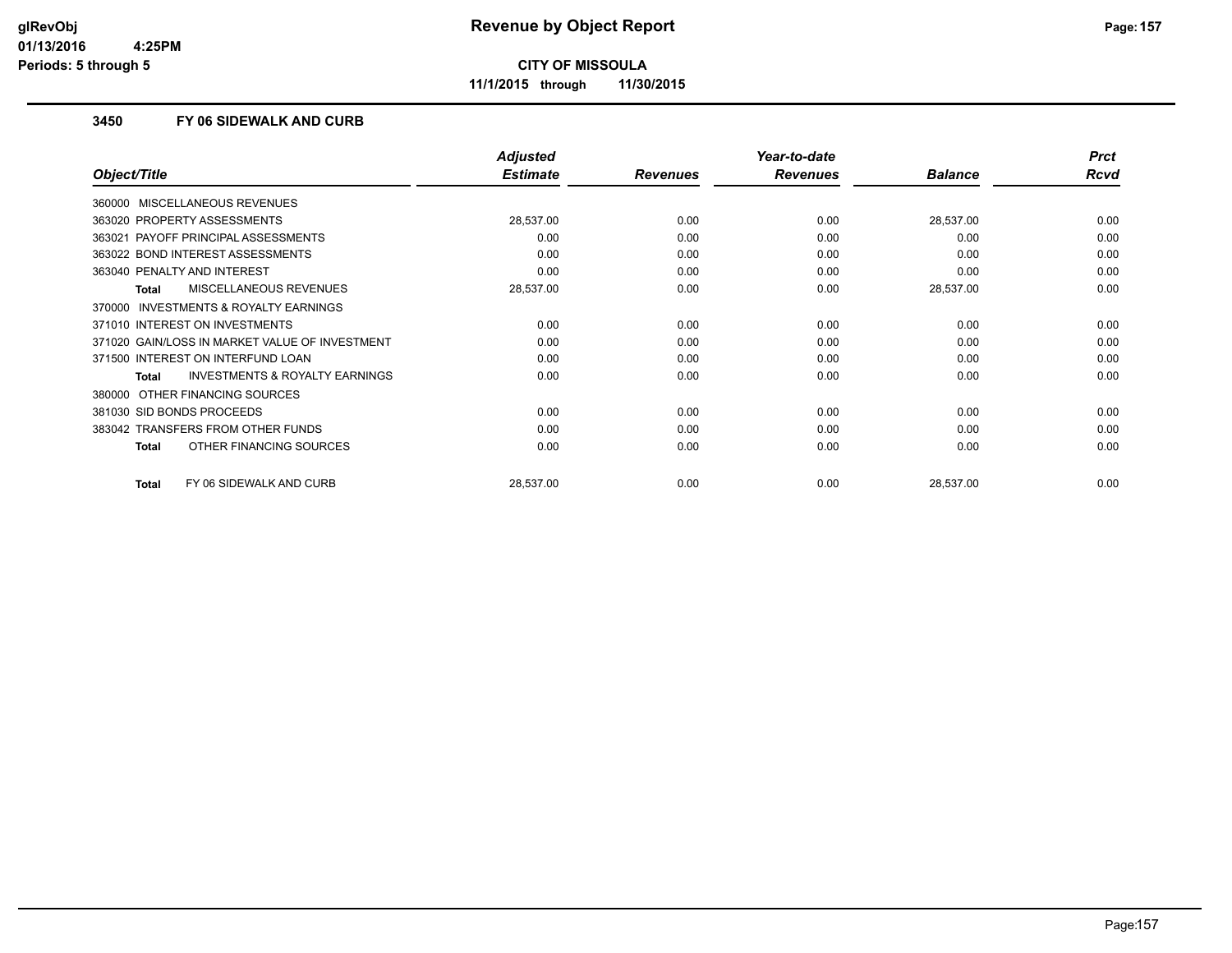# Revenue by Object Report

**CITY OF MISSOULA**

**11/1/2015 through 11/30/2015**

glRevObj
01/13/2016 4:25PM
Periods: 5 through 5

### 3450 FY 06 SIDEWALK AND CURB

| Object/Title | Adjusted Estimate | Revenues | Year-to-date Revenues | Balance | Prct Rcvd |
|---|---|---|---|---|---|
| 360000 MISCELLANEOUS REVENUES | | | | | |
| 363020 PROPERTY ASSESSMENTS | 28,537.00 | 0.00 | 0.00 | 28,537.00 | 0.00 |
| 363021 PAYOFF PRINCIPAL ASSESSMENTS | 0.00 | 0.00 | 0.00 | 0.00 | 0.00 |
| 363022 BOND INTEREST ASSESSMENTS | 0.00 | 0.00 | 0.00 | 0.00 | 0.00 |
| 363040 PENALTY AND INTEREST | 0.00 | 0.00 | 0.00 | 0.00 | 0.00 |
| **Total** MISCELLANEOUS REVENUES | 28,537.00 | 0.00 | 0.00 | 28,537.00 | 0.00 |
| 370000 INVESTMENTS & ROYALTY EARNINGS | | | | | |
| 371010 INTEREST ON INVESTMENTS | 0.00 | 0.00 | 0.00 | 0.00 | 0.00 |
| 371020 GAIN/LOSS IN MARKET VALUE OF INVESTMENT | 0.00 | 0.00 | 0.00 | 0.00 | 0.00 |
| 371500 INTEREST ON INTERFUND LOAN | 0.00 | 0.00 | 0.00 | 0.00 | 0.00 |
| **Total** INVESTMENTS & ROYALTY EARNINGS | 0.00 | 0.00 | 0.00 | 0.00 | 0.00 |
| 380000 OTHER FINANCING SOURCES | | | | | |
| 381030 SID BONDS PROCEEDS | 0.00 | 0.00 | 0.00 | 0.00 | 0.00 |
| 383042 TRANSFERS FROM OTHER FUNDS | 0.00 | 0.00 | 0.00 | 0.00 | 0.00 |
| **Total** OTHER FINANCING SOURCES | 0.00 | 0.00 | 0.00 | 0.00 | 0.00 |
| **Total** FY 06 SIDEWALK AND CURB | 28,537.00 | 0.00 | 0.00 | 28,537.00 | 0.00 |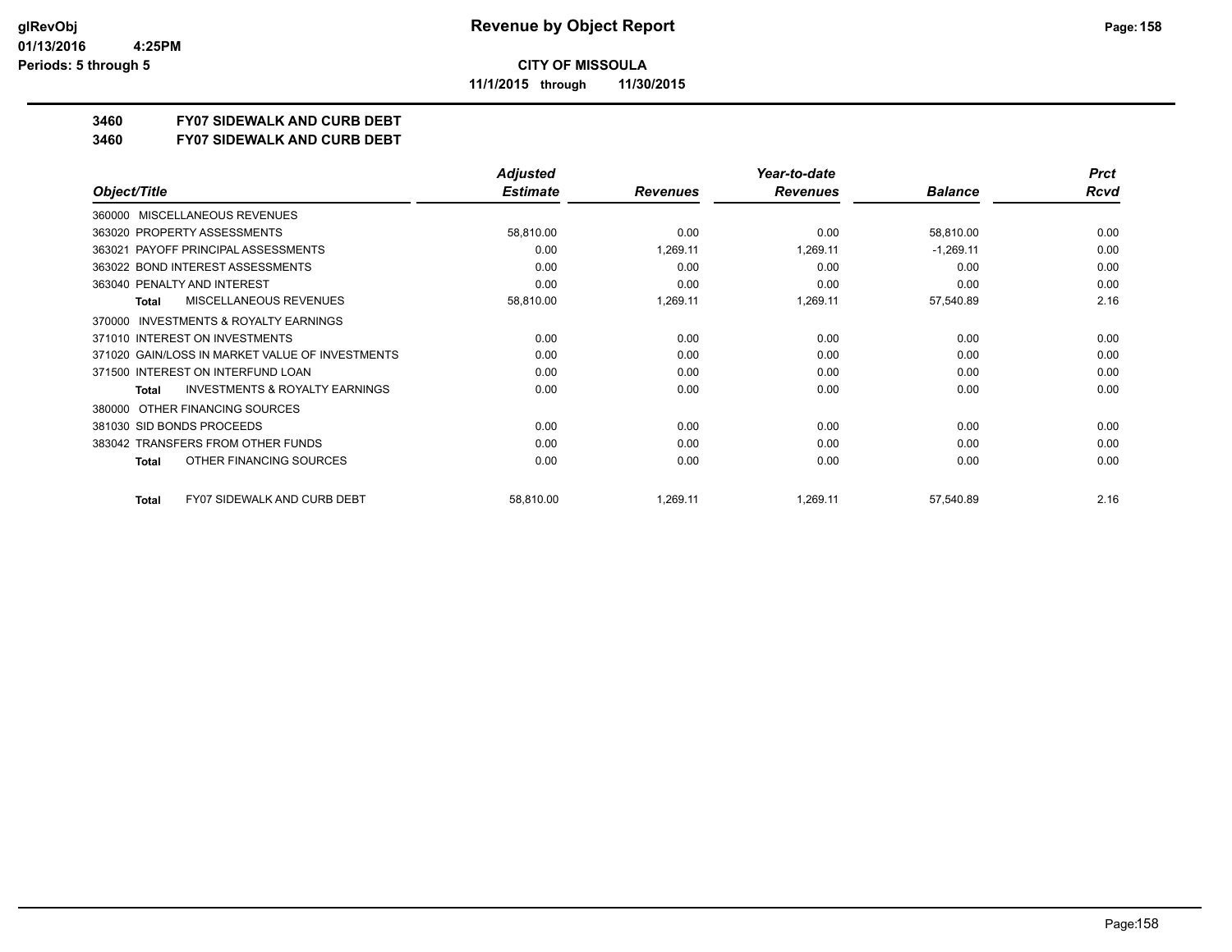**CITY OF MISSOULA**

**11/1/2015 through 11/30/2015**

## 3460 FY07 SIDEWALK AND CURB DEBT

## 3460 FY07 SIDEWALK AND CURB DEBT

| Object/Title | Adjusted Estimate | Revenues | Year-to-date Revenues | Balance | Prct Rcvd |
|---|---|---|---|---|---|
| 360000 MISCELLANEOUS REVENUES | | | | | |
| 363020 PROPERTY ASSESSMENTS | 58,810.00 | 0.00 | 0.00 | 58,810.00 | 0.00 |
| 363021 PAYOFF PRINCIPAL ASSESSMENTS | 0.00 | 1,269.11 | 1,269.11 | -1,269.11 | 0.00 |
| 363022 BOND INTEREST ASSESSMENTS | 0.00 | 0.00 | 0.00 | 0.00 | 0.00 |
| 363040 PENALTY AND INTEREST | 0.00 | 0.00 | 0.00 | 0.00 | 0.00 |
| **Total** MISCELLANEOUS REVENUES | 58,810.00 | 1,269.11 | 1,269.11 | 57,540.89 | 2.16 |
| 370000 INVESTMENTS & ROYALTY EARNINGS | | | | | |
| 371010 INTEREST ON INVESTMENTS | 0.00 | 0.00 | 0.00 | 0.00 | 0.00 |
| 371020 GAIN/LOSS IN MARKET VALUE OF INVESTMENTS | 0.00 | 0.00 | 0.00 | 0.00 | 0.00 |
| 371500 INTEREST ON INTERFUND LOAN | 0.00 | 0.00 | 0.00 | 0.00 | 0.00 |
| **Total** INVESTMENTS & ROYALTY EARNINGS | 0.00 | 0.00 | 0.00 | 0.00 | 0.00 |
| 380000 OTHER FINANCING SOURCES | | | | | |
| 381030 SID BONDS PROCEEDS | 0.00 | 0.00 | 0.00 | 0.00 | 0.00 |
| 383042 TRANSFERS FROM OTHER FUNDS | 0.00 | 0.00 | 0.00 | 0.00 | 0.00 |
| **Total** OTHER FINANCING SOURCES | 0.00 | 0.00 | 0.00 | 0.00 | 0.00 |
| **Total** FY07 SIDEWALK AND CURB DEBT | 58,810.00 | 1,269.11 | 1,269.11 | 57,540.89 | 2.16 |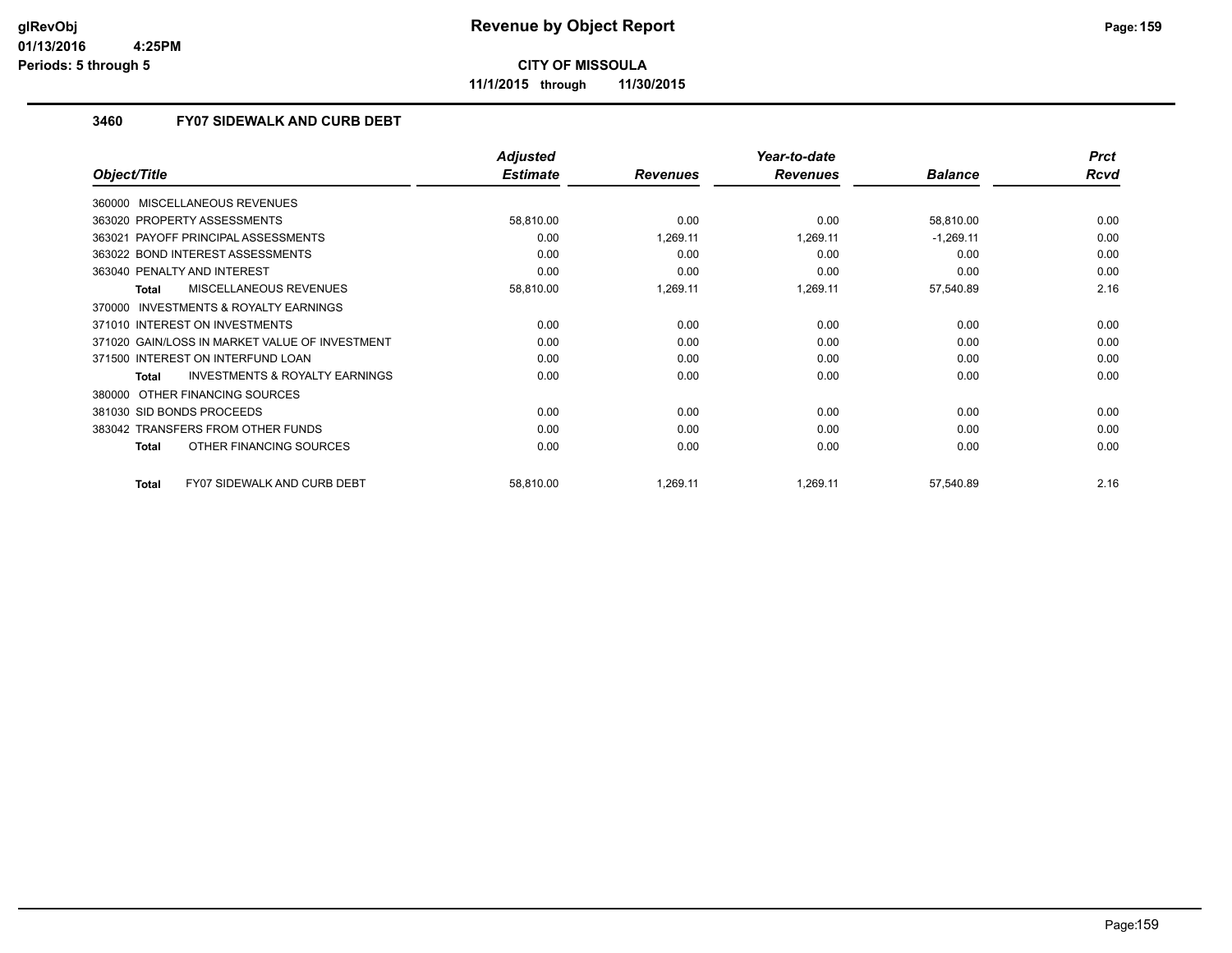# Revenue by Object Report

**CITY OF MISSOULA**

**11/1/2015 through 11/30/2015**

glRevObj
01/13/2016 4:25PM
Periods: 5 through 5

### 3460 FY07 SIDEWALK AND CURB DEBT

| Object/Title | Adjusted Estimate | Revenues | Year-to-date Revenues | Balance | Prct Rcvd |
|---|---|---|---|---|---|
| 360000 MISCELLANEOUS REVENUES | | | | | |
| 363020 PROPERTY ASSESSMENTS | 58,810.00 | 0.00 | 0.00 | 58,810.00 | 0.00 |
| 363021 PAYOFF PRINCIPAL ASSESSMENTS | 0.00 | 1,269.11 | 1,269.11 | -1,269.11 | 0.00 |
| 363022 BOND INTEREST ASSESSMENTS | 0.00 | 0.00 | 0.00 | 0.00 | 0.00 |
| 363040 PENALTY AND INTEREST | 0.00 | 0.00 | 0.00 | 0.00 | 0.00 |
| **Total** MISCELLANEOUS REVENUES | 58,810.00 | 1,269.11 | 1,269.11 | 57,540.89 | 2.16 |
| 370000 INVESTMENTS & ROYALTY EARNINGS | | | | | |
| 371010 INTEREST ON INVESTMENTS | 0.00 | 0.00 | 0.00 | 0.00 | 0.00 |
| 371020 GAIN/LOSS IN MARKET VALUE OF INVESTMENT | 0.00 | 0.00 | 0.00 | 0.00 | 0.00 |
| 371500 INTEREST ON INTERFUND LOAN | 0.00 | 0.00 | 0.00 | 0.00 | 0.00 |
| **Total** INVESTMENTS & ROYALTY EARNINGS | 0.00 | 0.00 | 0.00 | 0.00 | 0.00 |
| 380000 OTHER FINANCING SOURCES | | | | | |
| 381030 SID BONDS PROCEEDS | 0.00 | 0.00 | 0.00 | 0.00 | 0.00 |
| 383042 TRANSFERS FROM OTHER FUNDS | 0.00 | 0.00 | 0.00 | 0.00 | 0.00 |
| **Total** OTHER FINANCING SOURCES | 0.00 | 0.00 | 0.00 | 0.00 | 0.00 |
| **Total** FY07 SIDEWALK AND CURB DEBT | 58,810.00 | 1,269.11 | 1,269.11 | 57,540.89 | 2.16 |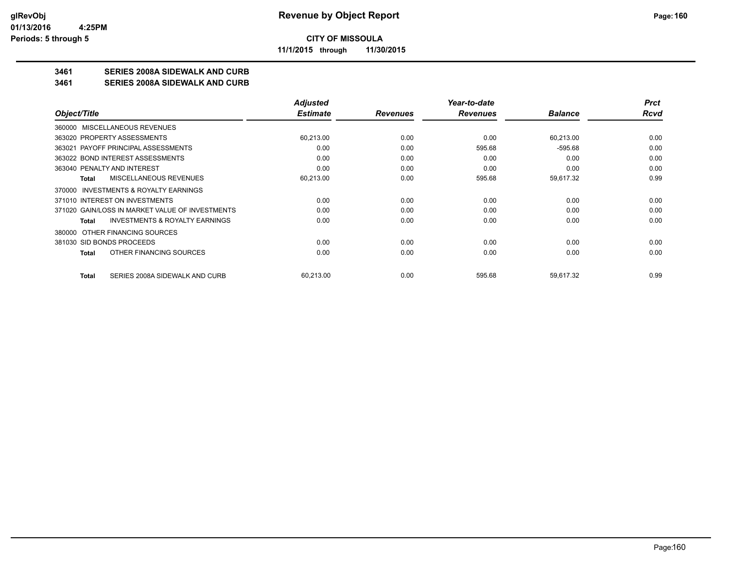# Revenue by Object Report

**CITY OF MISSOULA**

**11/1/2015 through 11/30/2015**

glRevObj
01/13/2016 4:25PM
Periods: 5 through 5

## 3461 SERIES 2008A SIDEWALK AND CURB
## 3461 SERIES 2008A SIDEWALK AND CURB

| Object/Title | Adjusted Estimate | Revenues | Year-to-date Revenues | Balance | Prct Rcvd |
|---|---|---|---|---|---|
| 360000 MISCELLANEOUS REVENUES | | | | | |
| 363020 PROPERTY ASSESSMENTS | 60,213.00 | 0.00 | 0.00 | 60,213.00 | 0.00 |
| 363021 PAYOFF PRINCIPAL ASSESSMENTS | 0.00 | 0.00 | 595.68 | -595.68 | 0.00 |
| 363022 BOND INTEREST ASSESSMENTS | 0.00 | 0.00 | 0.00 | 0.00 | 0.00 |
| 363040 PENALTY AND INTEREST | 0.00 | 0.00 | 0.00 | 0.00 | 0.00 |
| **Total** MISCELLANEOUS REVENUES | 60,213.00 | 0.00 | 595.68 | 59,617.32 | 0.99 |
| 370000 INVESTMENTS & ROYALTY EARNINGS | | | | | |
| 371010 INTEREST ON INVESTMENTS | 0.00 | 0.00 | 0.00 | 0.00 | 0.00 |
| 371020 GAIN/LOSS IN MARKET VALUE OF INVESTMENTS | 0.00 | 0.00 | 0.00 | 0.00 | 0.00 |
| **Total** INVESTMENTS & ROYALTY EARNINGS | 0.00 | 0.00 | 0.00 | 0.00 | 0.00 |
| 380000 OTHER FINANCING SOURCES | | | | | |
| 381030 SID BONDS PROCEEDS | 0.00 | 0.00 | 0.00 | 0.00 | 0.00 |
| **Total** OTHER FINANCING SOURCES | 0.00 | 0.00 | 0.00 | 0.00 | 0.00 |
| **Total** SERIES 2008A SIDEWALK AND CURB | 60,213.00 | 0.00 | 595.68 | 59,617.32 | 0.99 |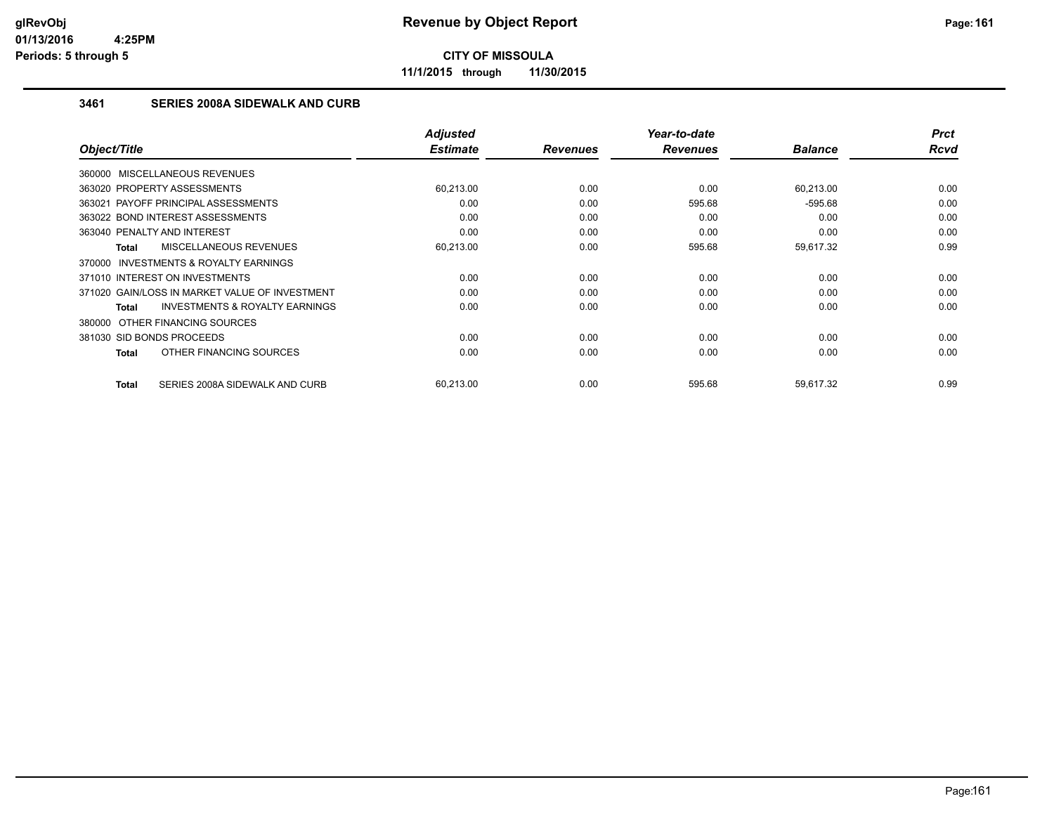glRevObj
01/13/2016 4:25PM
Periods: 5 through 5

# Revenue by Object Report

**CITY OF MISSOULA**

**11/1/2015 through 11/30/2015**

### 3461 SERIES 2008A SIDEWALK AND CURB

| Object/Title | Adjusted Estimate | Revenues | Year-to-date Revenues | Balance | Prct Rcvd |
|---|---|---|---|---|---|
| 360000 MISCELLANEOUS REVENUES | | | | | |
| 363020 PROPERTY ASSESSMENTS | 60,213.00 | 0.00 | 0.00 | 60,213.00 | 0.00 |
| 363021 PAYOFF PRINCIPAL ASSESSMENTS | 0.00 | 0.00 | 595.68 | -595.68 | 0.00 |
| 363022 BOND INTEREST ASSESSMENTS | 0.00 | 0.00 | 0.00 | 0.00 | 0.00 |
| 363040 PENALTY AND INTEREST | 0.00 | 0.00 | 0.00 | 0.00 | 0.00 |
| **Total** MISCELLANEOUS REVENUES | 60,213.00 | 0.00 | 595.68 | 59,617.32 | 0.99 |
| 370000 INVESTMENTS & ROYALTY EARNINGS | | | | | |
| 371010 INTEREST ON INVESTMENTS | 0.00 | 0.00 | 0.00 | 0.00 | 0.00 |
| 371020 GAIN/LOSS IN MARKET VALUE OF INVESTMENT | 0.00 | 0.00 | 0.00 | 0.00 | 0.00 |
| **Total** INVESTMENTS & ROYALTY EARNINGS | 0.00 | 0.00 | 0.00 | 0.00 | 0.00 |
| 380000 OTHER FINANCING SOURCES | | | | | |
| 381030 SID BONDS PROCEEDS | 0.00 | 0.00 | 0.00 | 0.00 | 0.00 |
| **Total** OTHER FINANCING SOURCES | 0.00 | 0.00 | 0.00 | 0.00 | 0.00 |
| **Total** SERIES 2008A SIDEWALK AND CURB | 60,213.00 | 0.00 | 595.68 | 59,617.32 | 0.99 |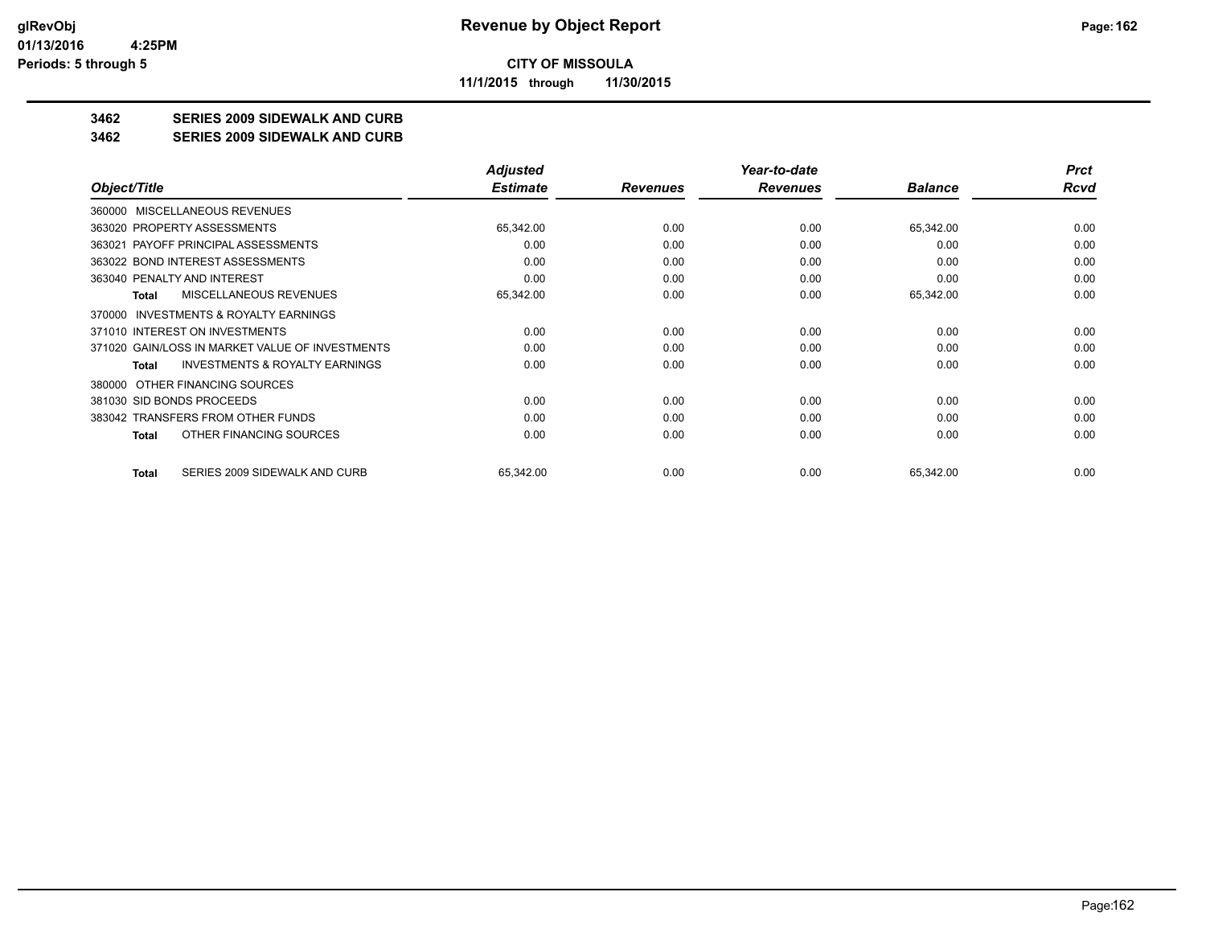**CITY OF MISSOULA**

**11/1/2015 through 11/30/2015**

## 3462 SERIES 2009 SIDEWALK AND CURB

## 3462 SERIES 2009 SIDEWALK AND CURB

| Object/Title | Adjusted Estimate | Revenues | Year-to-date Revenues | Balance | Prct Rcvd |
|---|---|---|---|---|---|
| 360000 MISCELLANEOUS REVENUES | | | | | |
| 363020 PROPERTY ASSESSMENTS | 65,342.00 | 0.00 | 0.00 | 65,342.00 | 0.00 |
| 363021 PAYOFF PRINCIPAL ASSESSMENTS | 0.00 | 0.00 | 0.00 | 0.00 | 0.00 |
| 363022 BOND INTEREST ASSESSMENTS | 0.00 | 0.00 | 0.00 | 0.00 | 0.00 |
| 363040 PENALTY AND INTEREST | 0.00 | 0.00 | 0.00 | 0.00 | 0.00 |
| **Total** MISCELLANEOUS REVENUES | 65,342.00 | 0.00 | 0.00 | 65,342.00 | 0.00 |
| 370000 INVESTMENTS & ROYALTY EARNINGS | | | | | |
| 371010 INTEREST ON INVESTMENTS | 0.00 | 0.00 | 0.00 | 0.00 | 0.00 |
| 371020 GAIN/LOSS IN MARKET VALUE OF INVESTMENTS | 0.00 | 0.00 | 0.00 | 0.00 | 0.00 |
| **Total** INVESTMENTS & ROYALTY EARNINGS | 0.00 | 0.00 | 0.00 | 0.00 | 0.00 |
| 380000 OTHER FINANCING SOURCES | | | | | |
| 381030 SID BONDS PROCEEDS | 0.00 | 0.00 | 0.00 | 0.00 | 0.00 |
| 383042 TRANSFERS FROM OTHER FUNDS | 0.00 | 0.00 | 0.00 | 0.00 | 0.00 |
| **Total** OTHER FINANCING SOURCES | 0.00 | 0.00 | 0.00 | 0.00 | 0.00 |
| **Total** SERIES 2009 SIDEWALK AND CURB | 65,342.00 | 0.00 | 0.00 | 65,342.00 | 0.00 |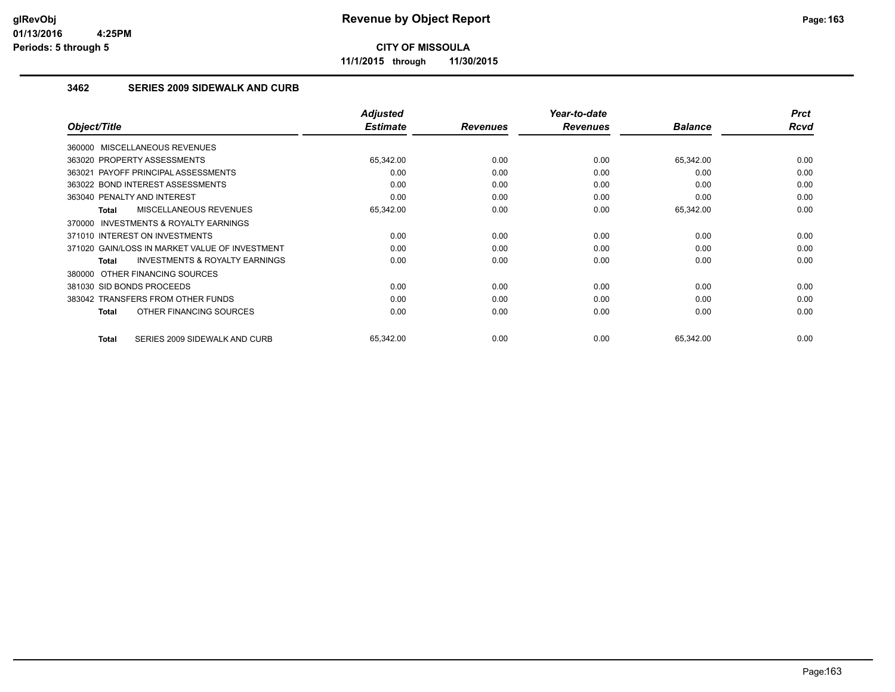# Revenue by Object Report

**CITY OF MISSOULA**

**11/1/2015 through 11/30/2015**

glRevObj
01/13/2016 4:25PM
Periods: 5 through 5

## 3462 SERIES 2009 SIDEWALK AND CURB

| Object/Title | Adjusted Estimate | Revenues | Year-to-date Revenues | Balance | Prct Rcvd |
|---|---|---|---|---|---|
| 360000 MISCELLANEOUS REVENUES | | | | | |
| 363020 PROPERTY ASSESSMENTS | 65,342.00 | 0.00 | 0.00 | 65,342.00 | 0.00 |
| 363021 PAYOFF PRINCIPAL ASSESSMENTS | 0.00 | 0.00 | 0.00 | 0.00 | 0.00 |
| 363022 BOND INTEREST ASSESSMENTS | 0.00 | 0.00 | 0.00 | 0.00 | 0.00 |
| 363040 PENALTY AND INTEREST | 0.00 | 0.00 | 0.00 | 0.00 | 0.00 |
| **Total** MISCELLANEOUS REVENUES | 65,342.00 | 0.00 | 0.00 | 65,342.00 | 0.00 |
| 370000 INVESTMENTS & ROYALTY EARNINGS | | | | | |
| 371010 INTEREST ON INVESTMENTS | 0.00 | 0.00 | 0.00 | 0.00 | 0.00 |
| 371020 GAIN/LOSS IN MARKET VALUE OF INVESTMENT | 0.00 | 0.00 | 0.00 | 0.00 | 0.00 |
| **Total** INVESTMENTS & ROYALTY EARNINGS | 0.00 | 0.00 | 0.00 | 0.00 | 0.00 |
| 380000 OTHER FINANCING SOURCES | | | | | |
| 381030 SID BONDS PROCEEDS | 0.00 | 0.00 | 0.00 | 0.00 | 0.00 |
| 383042 TRANSFERS FROM OTHER FUNDS | 0.00 | 0.00 | 0.00 | 0.00 | 0.00 |
| **Total** OTHER FINANCING SOURCES | 0.00 | 0.00 | 0.00 | 0.00 | 0.00 |
| **Total** SERIES 2009 SIDEWALK AND CURB | 65,342.00 | 0.00 | 0.00 | 65,342.00 | 0.00 |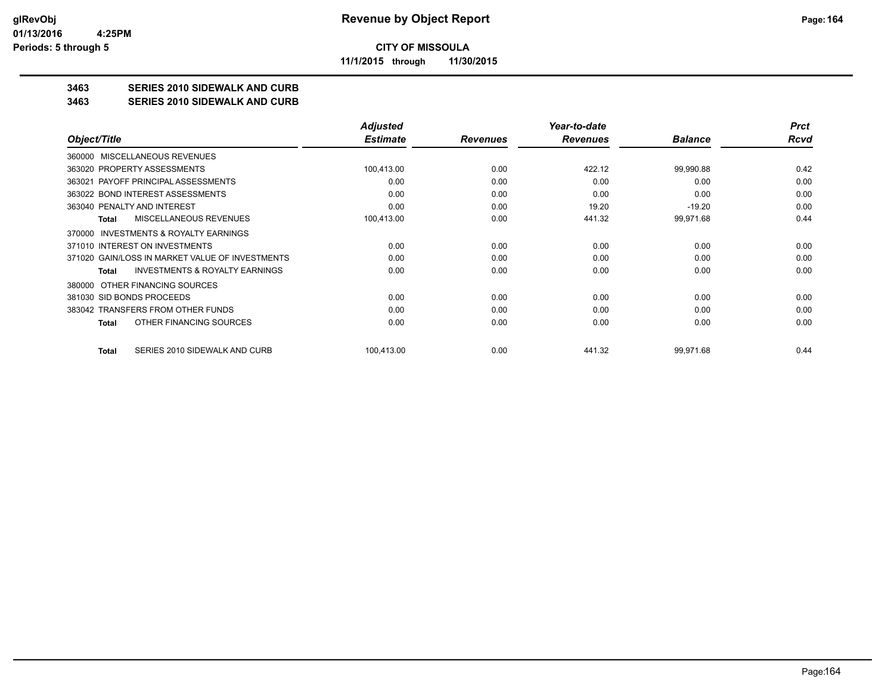**CITY OF MISSOULA**

**11/1/2015 through 11/30/2015**

**Revenue by Object Report**

glRevObj
01/13/2016 4:25PM
Periods: 5 through 5

## 3463 SERIES 2010 SIDEWALK AND CURB

## 3463 SERIES 2010 SIDEWALK AND CURB

| Object/Title | Adjusted Estimate | Revenues | Year-to-date Revenues | Balance | Prct Rcvd |
|---|---|---|---|---|---|
| 360000 MISCELLANEOUS REVENUES | | | | | |
| 363020 PROPERTY ASSESSMENTS | 100,413.00 | 0.00 | 422.12 | 99,990.88 | 0.42 |
| 363021 PAYOFF PRINCIPAL ASSESSMENTS | 0.00 | 0.00 | 0.00 | 0.00 | 0.00 |
| 363022 BOND INTEREST ASSESSMENTS | 0.00 | 0.00 | 0.00 | 0.00 | 0.00 |
| 363040 PENALTY AND INTEREST | 0.00 | 0.00 | 19.20 | -19.20 | 0.00 |
| **Total** MISCELLANEOUS REVENUES | 100,413.00 | 0.00 | 441.32 | 99,971.68 | 0.44 |
| 370000 INVESTMENTS & ROYALTY EARNINGS | | | | | |
| 371010 INTEREST ON INVESTMENTS | 0.00 | 0.00 | 0.00 | 0.00 | 0.00 |
| 371020 GAIN/LOSS IN MARKET VALUE OF INVESTMENTS | 0.00 | 0.00 | 0.00 | 0.00 | 0.00 |
| **Total** INVESTMENTS & ROYALTY EARNINGS | 0.00 | 0.00 | 0.00 | 0.00 | 0.00 |
| 380000 OTHER FINANCING SOURCES | | | | | |
| 381030 SID BONDS PROCEEDS | 0.00 | 0.00 | 0.00 | 0.00 | 0.00 |
| 383042 TRANSFERS FROM OTHER FUNDS | 0.00 | 0.00 | 0.00 | 0.00 | 0.00 |
| **Total** OTHER FINANCING SOURCES | 0.00 | 0.00 | 0.00 | 0.00 | 0.00 |
| **Total** SERIES 2010 SIDEWALK AND CURB | 100,413.00 | 0.00 | 441.32 | 99,971.68 | 0.44 |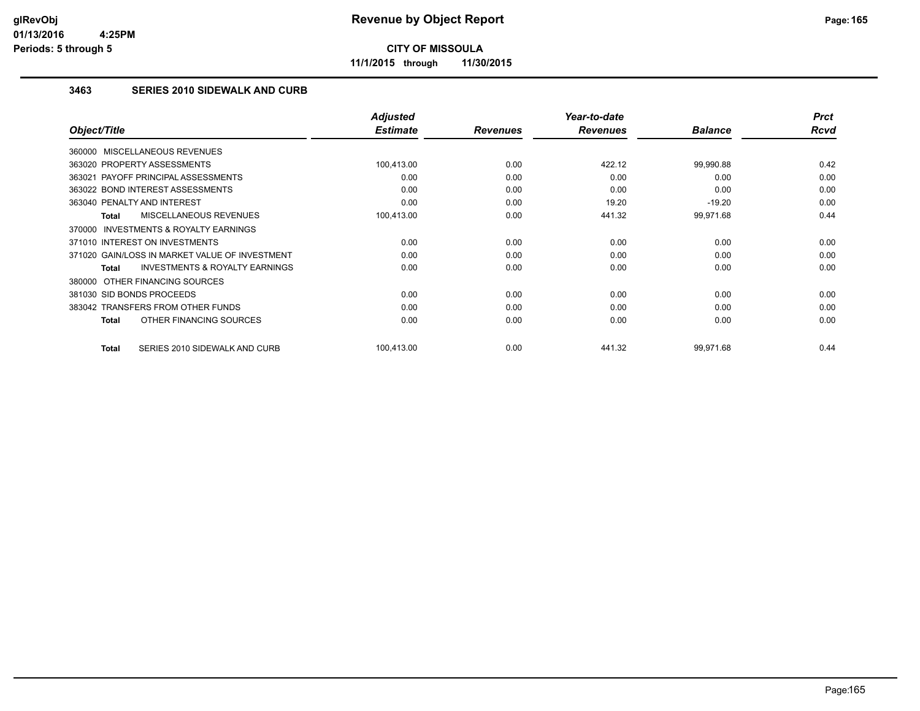## CITY OF MISSOULA

**11/1/2015 through 11/30/2015**

### 3463 SERIES 2010 SIDEWALK AND CURB

| Object/Title | Adjusted Estimate | Revenues | Year-to-date Revenues | Balance | Prct Rcvd |
|---|---|---|---|---|---|
| 360000 MISCELLANEOUS REVENUES | | | | | |
| 363020 PROPERTY ASSESSMENTS | 100,413.00 | 0.00 | 422.12 | 99,990.88 | 0.42 |
| 363021 PAYOFF PRINCIPAL ASSESSMENTS | 0.00 | 0.00 | 0.00 | 0.00 | 0.00 |
| 363022 BOND INTEREST ASSESSMENTS | 0.00 | 0.00 | 0.00 | 0.00 | 0.00 |
| 363040 PENALTY AND INTEREST | 0.00 | 0.00 | 19.20 | -19.20 | 0.00 |
| **Total** MISCELLANEOUS REVENUES | 100,413.00 | 0.00 | 441.32 | 99,971.68 | 0.44 |
| 370000 INVESTMENTS & ROYALTY EARNINGS | | | | | |
| 371010 INTEREST ON INVESTMENTS | 0.00 | 0.00 | 0.00 | 0.00 | 0.00 |
| 371020 GAIN/LOSS IN MARKET VALUE OF INVESTMENT | 0.00 | 0.00 | 0.00 | 0.00 | 0.00 |
| **Total** INVESTMENTS & ROYALTY EARNINGS | 0.00 | 0.00 | 0.00 | 0.00 | 0.00 |
| 380000 OTHER FINANCING SOURCES | | | | | |
| 381030 SID BONDS PROCEEDS | 0.00 | 0.00 | 0.00 | 0.00 | 0.00 |
| 383042 TRANSFERS FROM OTHER FUNDS | 0.00 | 0.00 | 0.00 | 0.00 | 0.00 |
| **Total** OTHER FINANCING SOURCES | 0.00 | 0.00 | 0.00 | 0.00 | 0.00 |
| **Total** SERIES 2010 SIDEWALK AND CURB | 100,413.00 | 0.00 | 441.32 | 99,971.68 | 0.44 |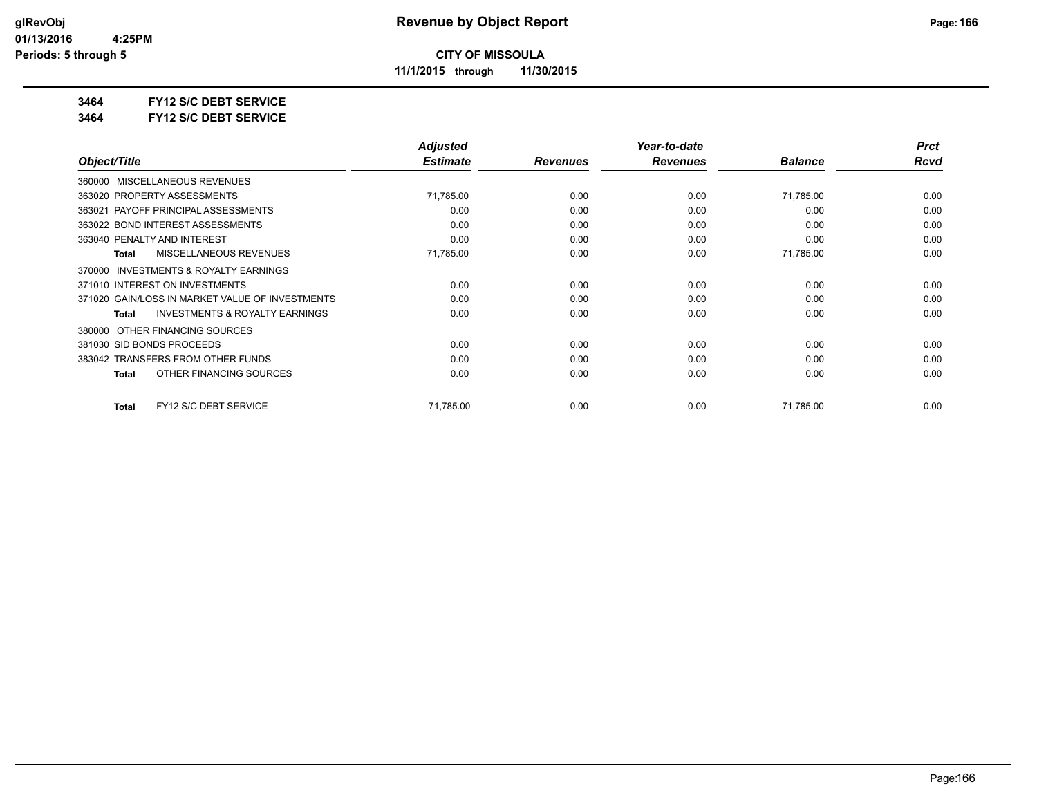# Revenue by Object Report

**CITY OF MISSOULA**

**11/1/2015 through 11/30/2015**

glRevObj
01/13/2016 4:25PM
Periods: 5 through 5

## 3464 FY12 S/C DEBT SERVICE
## 3464 FY12 S/C DEBT SERVICE

| Object/Title | Adjusted Estimate | Revenues | Year-to-date Revenues | Balance | Prct Rcvd |
|---|---|---|---|---|---|
| 360000 MISCELLANEOUS REVENUES | | | | | |
| 363020 PROPERTY ASSESSMENTS | 71,785.00 | 0.00 | 0.00 | 71,785.00 | 0.00 |
| 363021 PAYOFF PRINCIPAL ASSESSMENTS | 0.00 | 0.00 | 0.00 | 0.00 | 0.00 |
| 363022 BOND INTEREST ASSESSMENTS | 0.00 | 0.00 | 0.00 | 0.00 | 0.00 |
| 363040 PENALTY AND INTEREST | 0.00 | 0.00 | 0.00 | 0.00 | 0.00 |
| **Total** MISCELLANEOUS REVENUES | 71,785.00 | 0.00 | 0.00 | 71,785.00 | 0.00 |
| 370000 INVESTMENTS & ROYALTY EARNINGS | | | | | |
| 371010 INTEREST ON INVESTMENTS | 0.00 | 0.00 | 0.00 | 0.00 | 0.00 |
| 371020 GAIN/LOSS IN MARKET VALUE OF INVESTMENTS | 0.00 | 0.00 | 0.00 | 0.00 | 0.00 |
| **Total** INVESTMENTS & ROYALTY EARNINGS | 0.00 | 0.00 | 0.00 | 0.00 | 0.00 |
| 380000 OTHER FINANCING SOURCES | | | | | |
| 381030 SID BONDS PROCEEDS | 0.00 | 0.00 | 0.00 | 0.00 | 0.00 |
| 383042 TRANSFERS FROM OTHER FUNDS | 0.00 | 0.00 | 0.00 | 0.00 | 0.00 |
| **Total** OTHER FINANCING SOURCES | 0.00 | 0.00 | 0.00 | 0.00 | 0.00 |
| **Total** FY12 S/C DEBT SERVICE | 71,785.00 | 0.00 | 0.00 | 71,785.00 | 0.00 |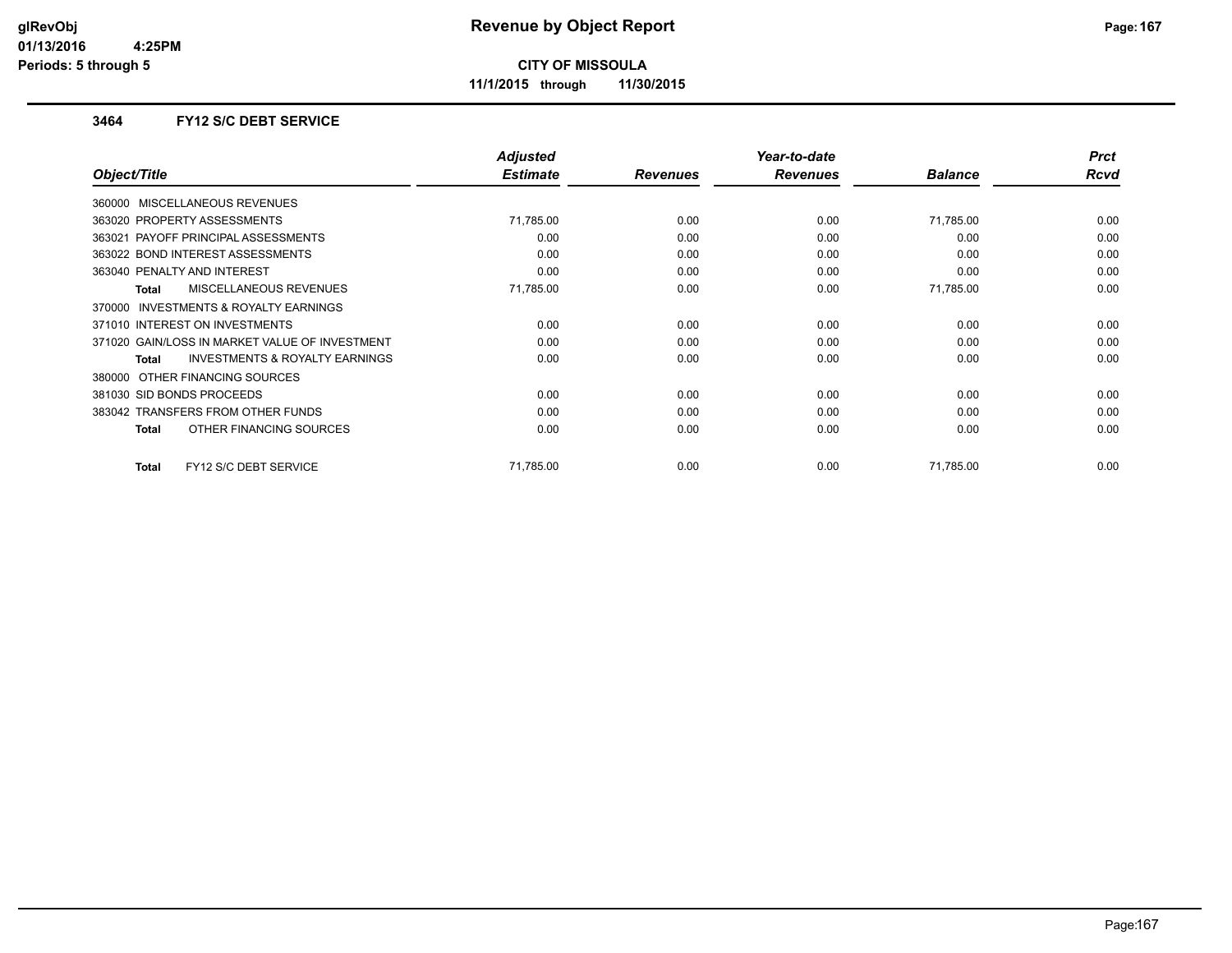# Revenue by Object Report

**CITY OF MISSOULA**

**11/1/2015 through 11/30/2015**

glRevObj
01/13/2016 4:25PM
Periods: 5 through 5

### 3464 FY12 S/C DEBT SERVICE

| Object/Title | Adjusted Estimate | Revenues | Year-to-date Revenues | Balance | Prct Rcvd |
|---|---|---|---|---|---|
| 360000 MISCELLANEOUS REVENUES | | | | | |
| 363020 PROPERTY ASSESSMENTS | 71,785.00 | 0.00 | 0.00 | 71,785.00 | 0.00 |
| 363021 PAYOFF PRINCIPAL ASSESSMENTS | 0.00 | 0.00 | 0.00 | 0.00 | 0.00 |
| 363022 BOND INTEREST ASSESSMENTS | 0.00 | 0.00 | 0.00 | 0.00 | 0.00 |
| 363040 PENALTY AND INTEREST | 0.00 | 0.00 | 0.00 | 0.00 | 0.00 |
| **Total** MISCELLANEOUS REVENUES | 71,785.00 | 0.00 | 0.00 | 71,785.00 | 0.00 |
| 370000 INVESTMENTS & ROYALTY EARNINGS | | | | | |
| 371010 INTEREST ON INVESTMENTS | 0.00 | 0.00 | 0.00 | 0.00 | 0.00 |
| 371020 GAIN/LOSS IN MARKET VALUE OF INVESTMENT | 0.00 | 0.00 | 0.00 | 0.00 | 0.00 |
| **Total** INVESTMENTS & ROYALTY EARNINGS | 0.00 | 0.00 | 0.00 | 0.00 | 0.00 |
| 380000 OTHER FINANCING SOURCES | | | | | |
| 381030 SID BONDS PROCEEDS | 0.00 | 0.00 | 0.00 | 0.00 | 0.00 |
| 383042 TRANSFERS FROM OTHER FUNDS | 0.00 | 0.00 | 0.00 | 0.00 | 0.00 |
| **Total** OTHER FINANCING SOURCES | 0.00 | 0.00 | 0.00 | 0.00 | 0.00 |
| **Total** FY12 S/C DEBT SERVICE | 71,785.00 | 0.00 | 0.00 | 71,785.00 | 0.00 |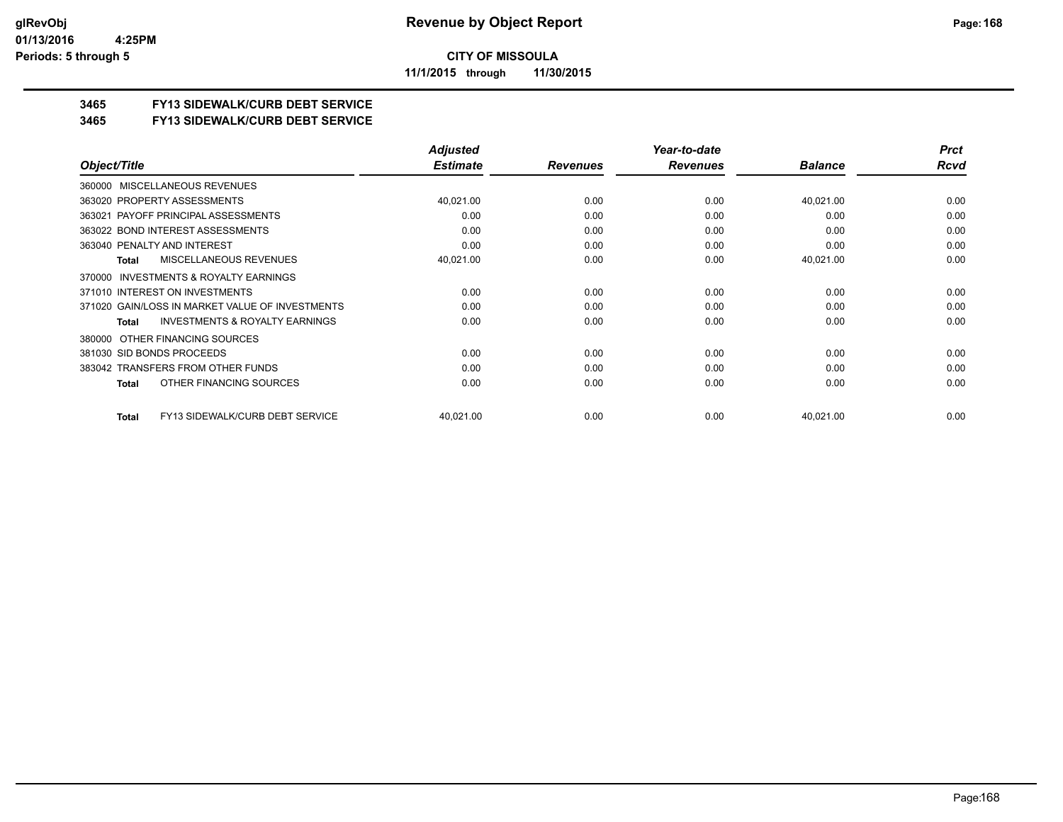**CITY OF MISSOULA**

**11/1/2015 through 11/30/2015**

## 3465 FY13 SIDEWALK/CURB DEBT SERVICE

## 3465 FY13 SIDEWALK/CURB DEBT SERVICE

| Object/Title | Adjusted Estimate | Revenues | Year-to-date Revenues | Balance | Prct Rcvd |
|---|---|---|---|---|---|
| 360000 MISCELLANEOUS REVENUES | | | | | |
| 363020 PROPERTY ASSESSMENTS | 40,021.00 | 0.00 | 0.00 | 40,021.00 | 0.00 |
| 363021 PAYOFF PRINCIPAL ASSESSMENTS | 0.00 | 0.00 | 0.00 | 0.00 | 0.00 |
| 363022 BOND INTEREST ASSESSMENTS | 0.00 | 0.00 | 0.00 | 0.00 | 0.00 |
| 363040 PENALTY AND INTEREST | 0.00 | 0.00 | 0.00 | 0.00 | 0.00 |
| **Total** MISCELLANEOUS REVENUES | 40,021.00 | 0.00 | 0.00 | 40,021.00 | 0.00 |
| 370000 INVESTMENTS & ROYALTY EARNINGS | | | | | |
| 371010 INTEREST ON INVESTMENTS | 0.00 | 0.00 | 0.00 | 0.00 | 0.00 |
| 371020 GAIN/LOSS IN MARKET VALUE OF INVESTMENTS | 0.00 | 0.00 | 0.00 | 0.00 | 0.00 |
| **Total** INVESTMENTS & ROYALTY EARNINGS | 0.00 | 0.00 | 0.00 | 0.00 | 0.00 |
| 380000 OTHER FINANCING SOURCES | | | | | |
| 381030 SID BONDS PROCEEDS | 0.00 | 0.00 | 0.00 | 0.00 | 0.00 |
| 383042 TRANSFERS FROM OTHER FUNDS | 0.00 | 0.00 | 0.00 | 0.00 | 0.00 |
| **Total** OTHER FINANCING SOURCES | 0.00 | 0.00 | 0.00 | 0.00 | 0.00 |
| **Total** FY13 SIDEWALK/CURB DEBT SERVICE | 40,021.00 | 0.00 | 0.00 | 40,021.00 | 0.00 |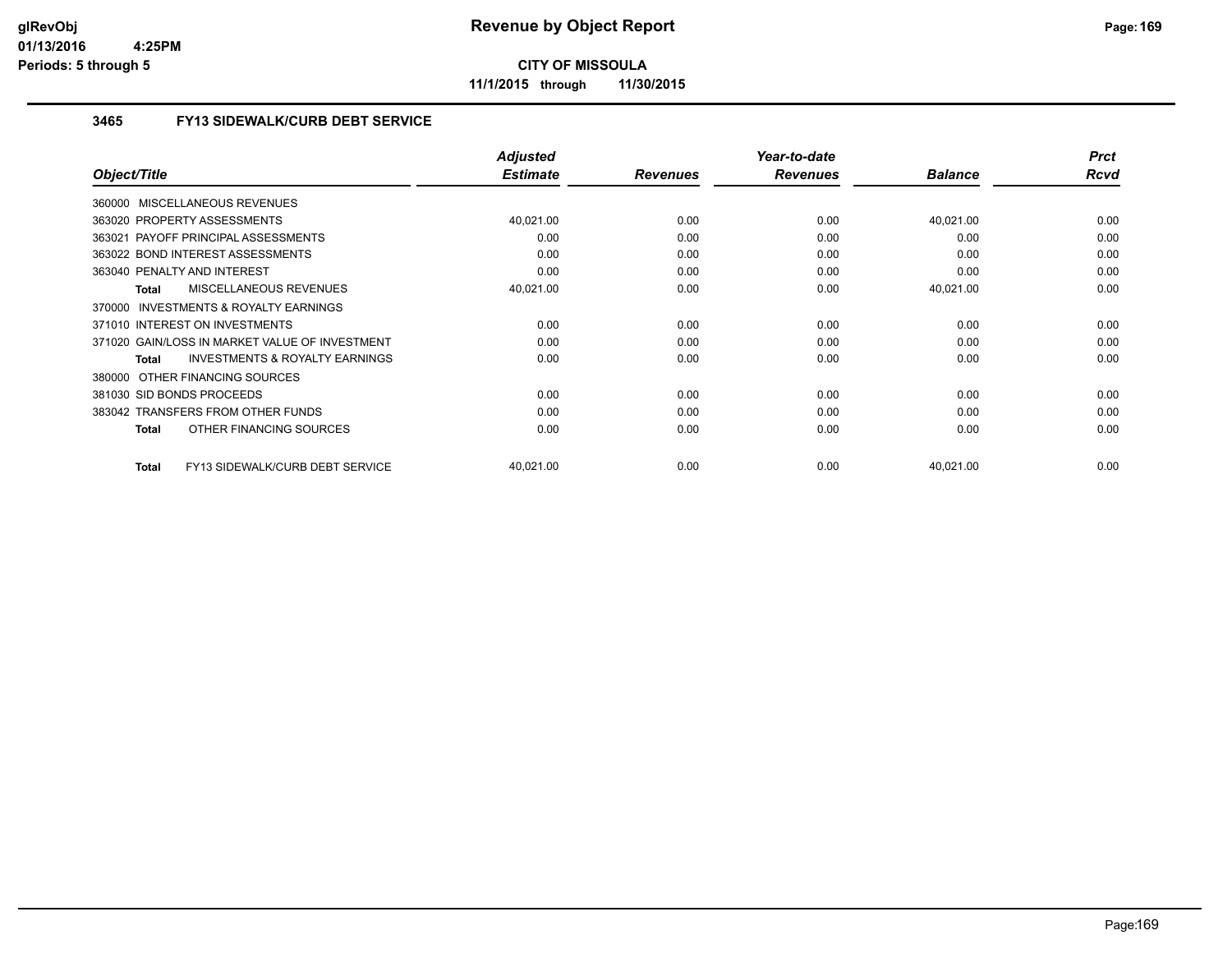# CITY OF MISSOULA

**11/1/2015 through 11/30/2015**

## Revenue by Object Report

### 3465 FY13 SIDEWALK/CURB DEBT SERVICE

| Object/Title | Adjusted Estimate | Revenues | Year-to-date Revenues | Balance | Prct Rcvd |
|---|---|---|---|---|---|
| 360000 MISCELLANEOUS REVENUES | | | | | |
| 363020 PROPERTY ASSESSMENTS | 40,021.00 | 0.00 | 0.00 | 40,021.00 | 0.00 |
| 363021 PAYOFF PRINCIPAL ASSESSMENTS | 0.00 | 0.00 | 0.00 | 0.00 | 0.00 |
| 363022 BOND INTEREST ASSESSMENTS | 0.00 | 0.00 | 0.00 | 0.00 | 0.00 |
| 363040 PENALTY AND INTEREST | 0.00 | 0.00 | 0.00 | 0.00 | 0.00 |
| **Total** MISCELLANEOUS REVENUES | 40,021.00 | 0.00 | 0.00 | 40,021.00 | 0.00 |
| 370000 INVESTMENTS & ROYALTY EARNINGS | | | | | |
| 371010 INTEREST ON INVESTMENTS | 0.00 | 0.00 | 0.00 | 0.00 | 0.00 |
| 371020 GAIN/LOSS IN MARKET VALUE OF INVESTMENT | 0.00 | 0.00 | 0.00 | 0.00 | 0.00 |
| **Total** INVESTMENTS & ROYALTY EARNINGS | 0.00 | 0.00 | 0.00 | 0.00 | 0.00 |
| 380000 OTHER FINANCING SOURCES | | | | | |
| 381030 SID BONDS PROCEEDS | 0.00 | 0.00 | 0.00 | 0.00 | 0.00 |
| 383042 TRANSFERS FROM OTHER FUNDS | 0.00 | 0.00 | 0.00 | 0.00 | 0.00 |
| **Total** OTHER FINANCING SOURCES | 0.00 | 0.00 | 0.00 | 0.00 | 0.00 |
| **Total** FY13 SIDEWALK/CURB DEBT SERVICE | 40,021.00 | 0.00 | 0.00 | 40,021.00 | 0.00 |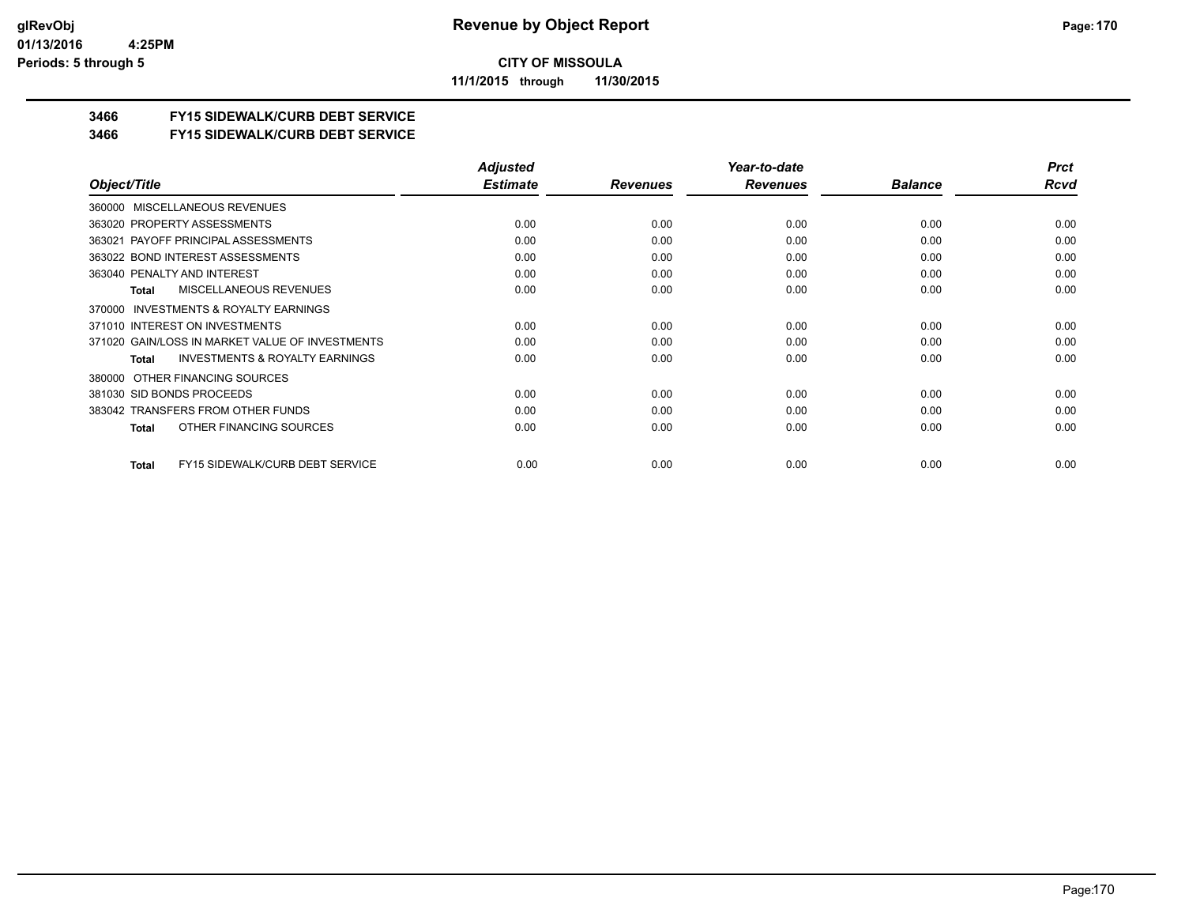**CITY OF MISSOULA**

**11/1/2015 through 11/30/2015**

**3466 FY15 SIDEWALK/CURB DEBT SERVICE**

**3466 FY15 SIDEWALK/CURB DEBT SERVICE**

| Object/Title | Adjusted Estimate | Revenues | Year-to-date Revenues | Balance | Prct Rcvd |
|---|---|---|---|---|---|
| 360000 MISCELLANEOUS REVENUES | | | | | |
| 363020 PROPERTY ASSESSMENTS | 0.00 | 0.00 | 0.00 | 0.00 | 0.00 |
| 363021 PAYOFF PRINCIPAL ASSESSMENTS | 0.00 | 0.00 | 0.00 | 0.00 | 0.00 |
| 363022 BOND INTEREST ASSESSMENTS | 0.00 | 0.00 | 0.00 | 0.00 | 0.00 |
| 363040 PENALTY AND INTEREST | 0.00 | 0.00 | 0.00 | 0.00 | 0.00 |
| **Total** MISCELLANEOUS REVENUES | 0.00 | 0.00 | 0.00 | 0.00 | 0.00 |
| 370000 INVESTMENTS & ROYALTY EARNINGS | | | | | |
| 371010 INTEREST ON INVESTMENTS | 0.00 | 0.00 | 0.00 | 0.00 | 0.00 |
| 371020 GAIN/LOSS IN MARKET VALUE OF INVESTMENTS | 0.00 | 0.00 | 0.00 | 0.00 | 0.00 |
| **Total** INVESTMENTS & ROYALTY EARNINGS | 0.00 | 0.00 | 0.00 | 0.00 | 0.00 |
| 380000 OTHER FINANCING SOURCES | | | | | |
| 381030 SID BONDS PROCEEDS | 0.00 | 0.00 | 0.00 | 0.00 | 0.00 |
| 383042 TRANSFERS FROM OTHER FUNDS | 0.00 | 0.00 | 0.00 | 0.00 | 0.00 |
| **Total** OTHER FINANCING SOURCES | 0.00 | 0.00 | 0.00 | 0.00 | 0.00 |
| **Total** FY15 SIDEWALK/CURB DEBT SERVICE | 0.00 | 0.00 | 0.00 | 0.00 | 0.00 |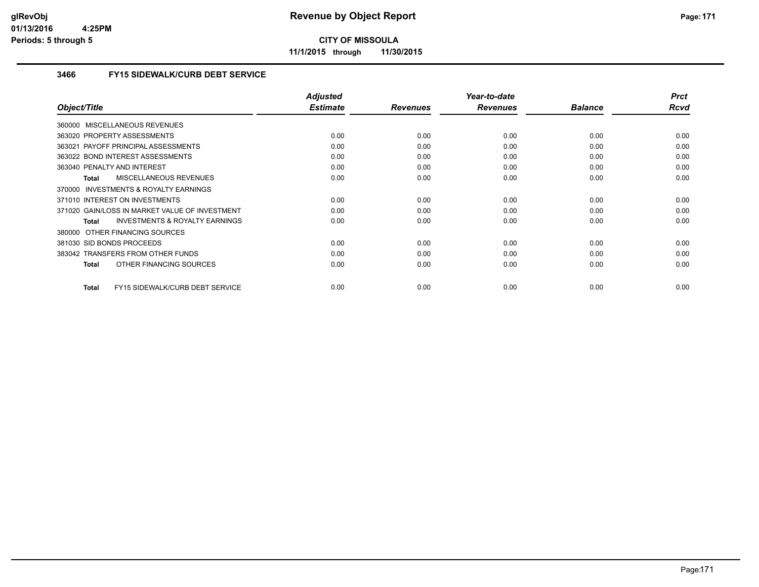**CITY OF MISSOULA**

**11/1/2015 through 11/30/2015**

### 3466 FY15 SIDEWALK/CURB DEBT SERVICE

| Object/Title | Adjusted Estimate | Revenues | Year-to-date Revenues | Balance | Prct Rcvd |
|---|---|---|---|---|---|
| 360000 MISCELLANEOUS REVENUES | | | | | |
| 363020 PROPERTY ASSESSMENTS | 0.00 | 0.00 | 0.00 | 0.00 | 0.00 |
| 363021 PAYOFF PRINCIPAL ASSESSMENTS | 0.00 | 0.00 | 0.00 | 0.00 | 0.00 |
| 363022 BOND INTEREST ASSESSMENTS | 0.00 | 0.00 | 0.00 | 0.00 | 0.00 |
| 363040 PENALTY AND INTEREST | 0.00 | 0.00 | 0.00 | 0.00 | 0.00 |
| **Total** MISCELLANEOUS REVENUES | 0.00 | 0.00 | 0.00 | 0.00 | 0.00 |
| 370000 INVESTMENTS & ROYALTY EARNINGS | | | | | |
| 371010 INTEREST ON INVESTMENTS | 0.00 | 0.00 | 0.00 | 0.00 | 0.00 |
| 371020 GAIN/LOSS IN MARKET VALUE OF INVESTMENT | 0.00 | 0.00 | 0.00 | 0.00 | 0.00 |
| **Total** INVESTMENTS & ROYALTY EARNINGS | 0.00 | 0.00 | 0.00 | 0.00 | 0.00 |
| 380000 OTHER FINANCING SOURCES | | | | | |
| 381030 SID BONDS PROCEEDS | 0.00 | 0.00 | 0.00 | 0.00 | 0.00 |
| 383042 TRANSFERS FROM OTHER FUNDS | 0.00 | 0.00 | 0.00 | 0.00 | 0.00 |
| **Total** OTHER FINANCING SOURCES | 0.00 | 0.00 | 0.00 | 0.00 | 0.00 |
| **Total** FY15 SIDEWALK/CURB DEBT SERVICE | 0.00 | 0.00 | 0.00 | 0.00 | 0.00 |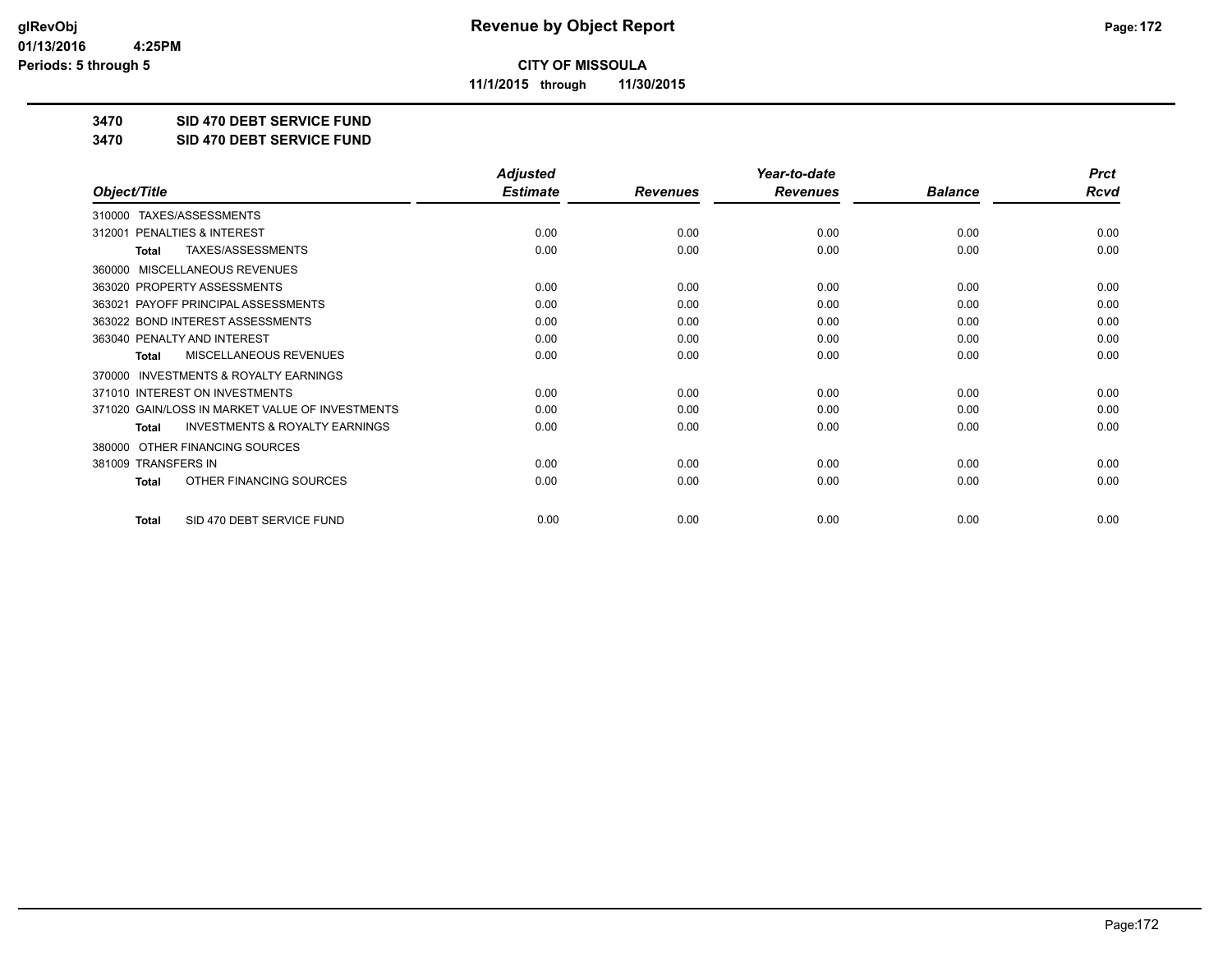# Revenue by Object Report

**CITY OF MISSOULA**

**11/1/2015 through 11/30/2015**

glRevObj
01/13/2016 4:25PM
Periods: 5 through 5

**3470 SID 470 DEBT SERVICE FUND**

**3470 SID 470 DEBT SERVICE FUND**

| Object/Title | Adjusted Estimate | Revenues | Year-to-date Revenues | Balance | Prct Rcvd |
|---|---|---|---|---|---|
| 310000 TAXES/ASSESSMENTS | | | | | |
| 312001 PENALTIES & INTEREST | 0.00 | 0.00 | 0.00 | 0.00 | 0.00 |
| **Total** TAXES/ASSESSMENTS | 0.00 | 0.00 | 0.00 | 0.00 | 0.00 |
| 360000 MISCELLANEOUS REVENUES | | | | | |
| 363020 PROPERTY ASSESSMENTS | 0.00 | 0.00 | 0.00 | 0.00 | 0.00 |
| 363021 PAYOFF PRINCIPAL ASSESSMENTS | 0.00 | 0.00 | 0.00 | 0.00 | 0.00 |
| 363022 BOND INTEREST ASSESSMENTS | 0.00 | 0.00 | 0.00 | 0.00 | 0.00 |
| 363040 PENALTY AND INTEREST | 0.00 | 0.00 | 0.00 | 0.00 | 0.00 |
| **Total** MISCELLANEOUS REVENUES | 0.00 | 0.00 | 0.00 | 0.00 | 0.00 |
| 370000 INVESTMENTS & ROYALTY EARNINGS | | | | | |
| 371010 INTEREST ON INVESTMENTS | 0.00 | 0.00 | 0.00 | 0.00 | 0.00 |
| 371020 GAIN/LOSS IN MARKET VALUE OF INVESTMENTS | 0.00 | 0.00 | 0.00 | 0.00 | 0.00 |
| **Total** INVESTMENTS & ROYALTY EARNINGS | 0.00 | 0.00 | 0.00 | 0.00 | 0.00 |
| 380000 OTHER FINANCING SOURCES | | | | | |
| 381009 TRANSFERS IN | 0.00 | 0.00 | 0.00 | 0.00 | 0.00 |
| **Total** OTHER FINANCING SOURCES | 0.00 | 0.00 | 0.00 | 0.00 | 0.00 |
| **Total** SID 470 DEBT SERVICE FUND | 0.00 | 0.00 | 0.00 | 0.00 | 0.00 |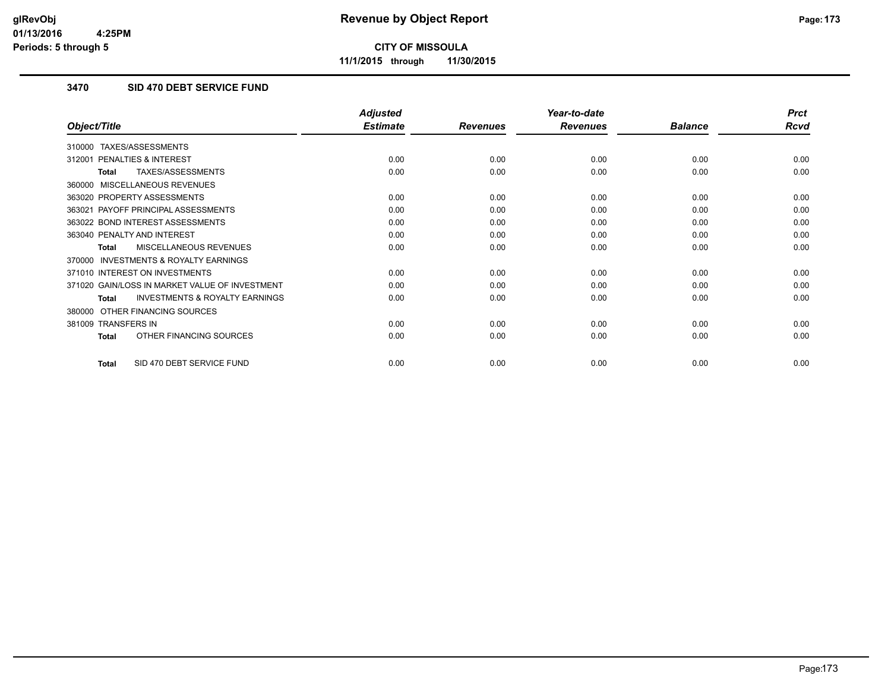# Revenue by Object Report

**CITY OF MISSOULA**

**11/1/2015 through 11/30/2015**

glRevObj
01/13/2016 4:25PM
Periods: 5 through 5

## 3470 SID 470 DEBT SERVICE FUND

| Object/Title | Adjusted Estimate | Revenues | Year-to-date Revenues | Balance | Prct Rcvd |
|---|---|---|---|---|---|
| 310000 TAXES/ASSESSMENTS | | | | | |
| 312001 PENALTIES & INTEREST | 0.00 | 0.00 | 0.00 | 0.00 | 0.00 |
| **Total** TAXES/ASSESSMENTS | 0.00 | 0.00 | 0.00 | 0.00 | 0.00 |
| 360000 MISCELLANEOUS REVENUES | | | | | |
| 363020 PROPERTY ASSESSMENTS | 0.00 | 0.00 | 0.00 | 0.00 | 0.00 |
| 363021 PAYOFF PRINCIPAL ASSESSMENTS | 0.00 | 0.00 | 0.00 | 0.00 | 0.00 |
| 363022 BOND INTEREST ASSESSMENTS | 0.00 | 0.00 | 0.00 | 0.00 | 0.00 |
| 363040 PENALTY AND INTEREST | 0.00 | 0.00 | 0.00 | 0.00 | 0.00 |
| **Total** MISCELLANEOUS REVENUES | 0.00 | 0.00 | 0.00 | 0.00 | 0.00 |
| 370000 INVESTMENTS & ROYALTY EARNINGS | | | | | |
| 371010 INTEREST ON INVESTMENTS | 0.00 | 0.00 | 0.00 | 0.00 | 0.00 |
| 371020 GAIN/LOSS IN MARKET VALUE OF INVESTMENT | 0.00 | 0.00 | 0.00 | 0.00 | 0.00 |
| **Total** INVESTMENTS & ROYALTY EARNINGS | 0.00 | 0.00 | 0.00 | 0.00 | 0.00 |
| 380000 OTHER FINANCING SOURCES | | | | | |
| 381009 TRANSFERS IN | 0.00 | 0.00 | 0.00 | 0.00 | 0.00 |
| **Total** OTHER FINANCING SOURCES | 0.00 | 0.00 | 0.00 | 0.00 | 0.00 |
| **Total** SID 470 DEBT SERVICE FUND | 0.00 | 0.00 | 0.00 | 0.00 | 0.00 |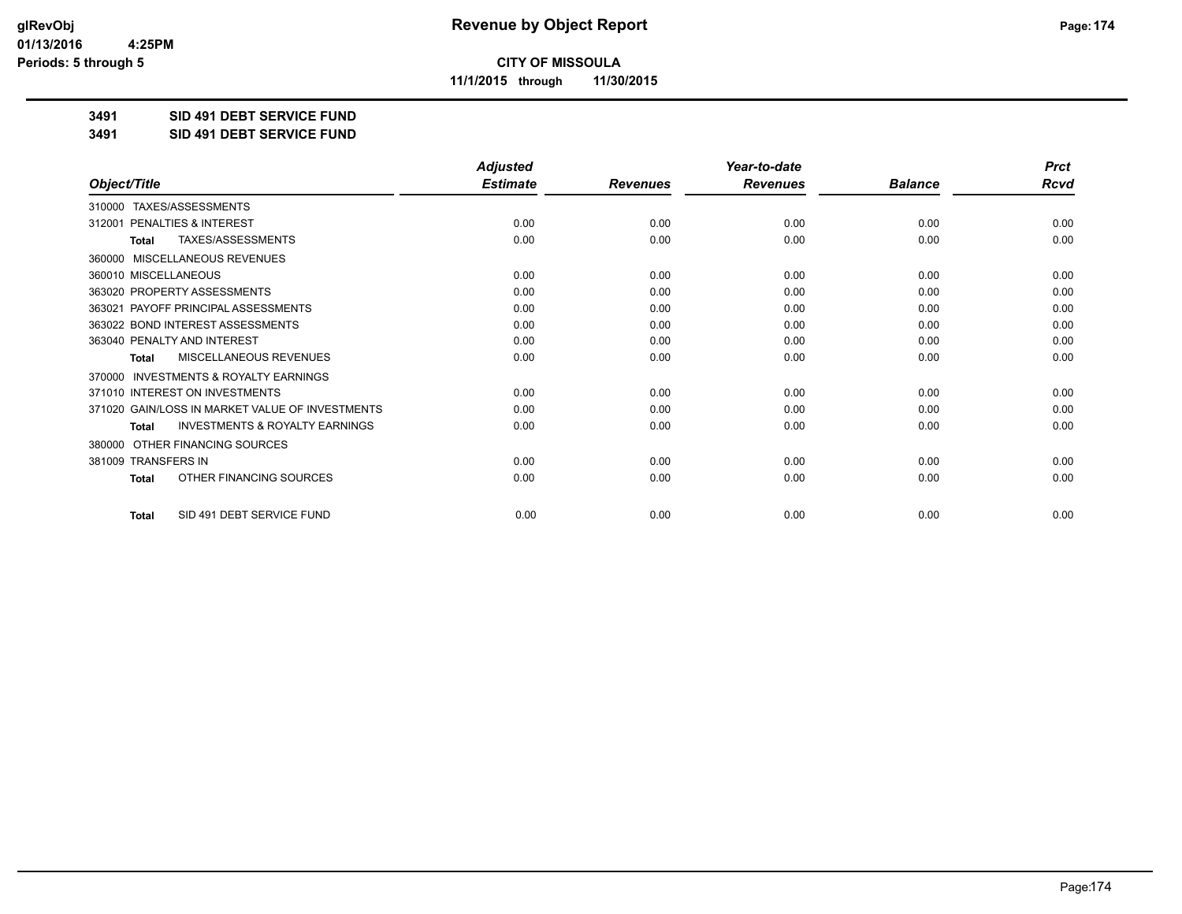**CITY OF MISSOULA**

**11/1/2015 through 11/30/2015**

**3491 SID 491 DEBT SERVICE FUND**

**3491 SID 491 DEBT SERVICE FUND**

| Object/Title | Adjusted Estimate | Revenues | Year-to-date Revenues | Balance | Prct Rcvd |
|---|---|---|---|---|---|
| 310000 TAXES/ASSESSMENTS | | | | | |
| 312001 PENALTIES & INTEREST | 0.00 | 0.00 | 0.00 | 0.00 | 0.00 |
| **Total** TAXES/ASSESSMENTS | 0.00 | 0.00 | 0.00 | 0.00 | 0.00 |
| 360000 MISCELLANEOUS REVENUES | | | | | |
| 360010 MISCELLANEOUS | 0.00 | 0.00 | 0.00 | 0.00 | 0.00 |
| 363020 PROPERTY ASSESSMENTS | 0.00 | 0.00 | 0.00 | 0.00 | 0.00 |
| 363021 PAYOFF PRINCIPAL ASSESSMENTS | 0.00 | 0.00 | 0.00 | 0.00 | 0.00 |
| 363022 BOND INTEREST ASSESSMENTS | 0.00 | 0.00 | 0.00 | 0.00 | 0.00 |
| 363040 PENALTY AND INTEREST | 0.00 | 0.00 | 0.00 | 0.00 | 0.00 |
| **Total** MISCELLANEOUS REVENUES | 0.00 | 0.00 | 0.00 | 0.00 | 0.00 |
| 370000 INVESTMENTS & ROYALTY EARNINGS | | | | | |
| 371010 INTEREST ON INVESTMENTS | 0.00 | 0.00 | 0.00 | 0.00 | 0.00 |
| 371020 GAIN/LOSS IN MARKET VALUE OF INVESTMENTS | 0.00 | 0.00 | 0.00 | 0.00 | 0.00 |
| **Total** INVESTMENTS & ROYALTY EARNINGS | 0.00 | 0.00 | 0.00 | 0.00 | 0.00 |
| 380000 OTHER FINANCING SOURCES | | | | | |
| 381009 TRANSFERS IN | 0.00 | 0.00 | 0.00 | 0.00 | 0.00 |
| **Total** OTHER FINANCING SOURCES | 0.00 | 0.00 | 0.00 | 0.00 | 0.00 |
| **Total** SID 491 DEBT SERVICE FUND | 0.00 | 0.00 | 0.00 | 0.00 | 0.00 |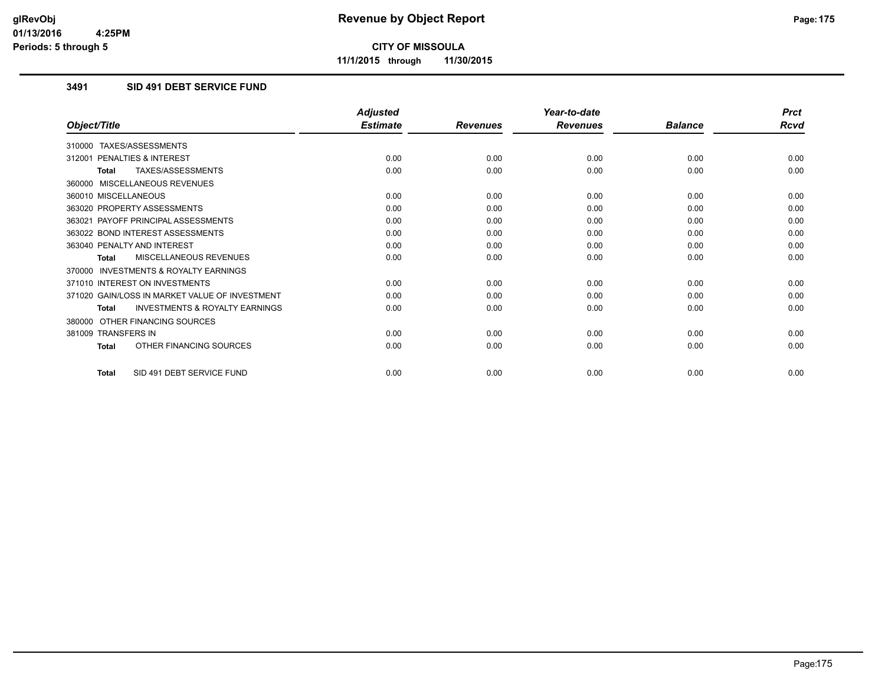# Revenue by Object Report

**CITY OF MISSOULA**

**11/1/2015 through 11/30/2015**

### 3491 SID 491 DEBT SERVICE FUND

| Object/Title | Adjusted Estimate | Revenues | Year-to-date Revenues | Balance | Prct Rcvd |
|---|---|---|---|---|---|
| 310000 TAXES/ASSESSMENTS | | | | | |
| 312001 PENALTIES & INTEREST | 0.00 | 0.00 | 0.00 | 0.00 | 0.00 |
| **Total** TAXES/ASSESSMENTS | 0.00 | 0.00 | 0.00 | 0.00 | 0.00 |
| 360000 MISCELLANEOUS REVENUES | | | | | |
| 360010 MISCELLANEOUS | 0.00 | 0.00 | 0.00 | 0.00 | 0.00 |
| 363020 PROPERTY ASSESSMENTS | 0.00 | 0.00 | 0.00 | 0.00 | 0.00 |
| 363021 PAYOFF PRINCIPAL ASSESSMENTS | 0.00 | 0.00 | 0.00 | 0.00 | 0.00 |
| 363022 BOND INTEREST ASSESSMENTS | 0.00 | 0.00 | 0.00 | 0.00 | 0.00 |
| 363040 PENALTY AND INTEREST | 0.00 | 0.00 | 0.00 | 0.00 | 0.00 |
| **Total** MISCELLANEOUS REVENUES | 0.00 | 0.00 | 0.00 | 0.00 | 0.00 |
| 370000 INVESTMENTS & ROYALTY EARNINGS | | | | | |
| 371010 INTEREST ON INVESTMENTS | 0.00 | 0.00 | 0.00 | 0.00 | 0.00 |
| 371020 GAIN/LOSS IN MARKET VALUE OF INVESTMENT | 0.00 | 0.00 | 0.00 | 0.00 | 0.00 |
| **Total** INVESTMENTS & ROYALTY EARNINGS | 0.00 | 0.00 | 0.00 | 0.00 | 0.00 |
| 380000 OTHER FINANCING SOURCES | | | | | |
| 381009 TRANSFERS IN | 0.00 | 0.00 | 0.00 | 0.00 | 0.00 |
| **Total** OTHER FINANCING SOURCES | 0.00 | 0.00 | 0.00 | 0.00 | 0.00 |
| **Total** SID 491 DEBT SERVICE FUND | 0.00 | 0.00 | 0.00 | 0.00 | 0.00 |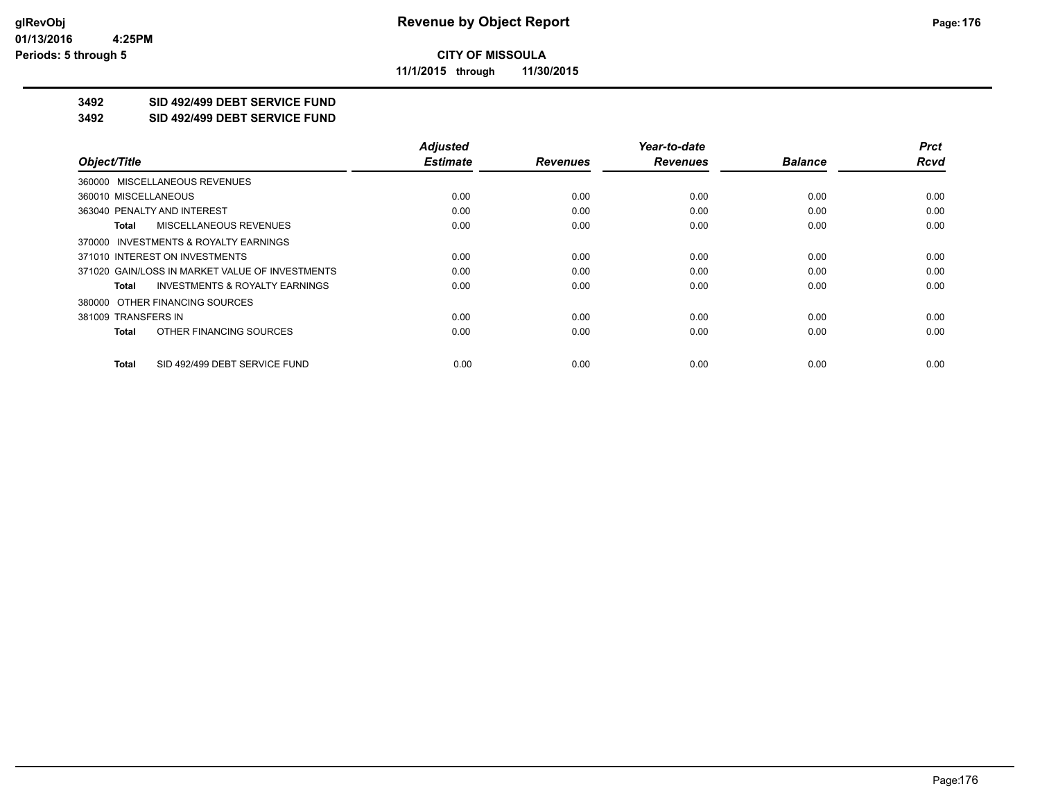# Revenue by Object Report

## CITY OF MISSOULA

**11/1/2015 through 11/30/2015**

glRevObj
01/13/2016 4:25PM
Periods: 5 through 5

**3492 SID 492/499 DEBT SERVICE FUND**

**3492 SID 492/499 DEBT SERVICE FUND**

| Object/Title | Adjusted Estimate | Revenues | Year-to-date Revenues | Balance | Prct Rcvd |
|---|---|---|---|---|---|
| 360000 MISCELLANEOUS REVENUES | | | | | |
| 360010 MISCELLANEOUS | 0.00 | 0.00 | 0.00 | 0.00 | 0.00 |
| 363040 PENALTY AND INTEREST | 0.00 | 0.00 | 0.00 | 0.00 | 0.00 |
| **Total** MISCELLANEOUS REVENUES | 0.00 | 0.00 | 0.00 | 0.00 | 0.00 |
| 370000 INVESTMENTS & ROYALTY EARNINGS | | | | | |
| 371010 INTEREST ON INVESTMENTS | 0.00 | 0.00 | 0.00 | 0.00 | 0.00 |
| 371020 GAIN/LOSS IN MARKET VALUE OF INVESTMENTS | 0.00 | 0.00 | 0.00 | 0.00 | 0.00 |
| **Total** INVESTMENTS & ROYALTY EARNINGS | 0.00 | 0.00 | 0.00 | 0.00 | 0.00 |
| 380000 OTHER FINANCING SOURCES | | | | | |
| 381009 TRANSFERS IN | 0.00 | 0.00 | 0.00 | 0.00 | 0.00 |
| **Total** OTHER FINANCING SOURCES | 0.00 | 0.00 | 0.00 | 0.00 | 0.00 |
| **Total** SID 492/499 DEBT SERVICE FUND | 0.00 | 0.00 | 0.00 | 0.00 | 0.00 |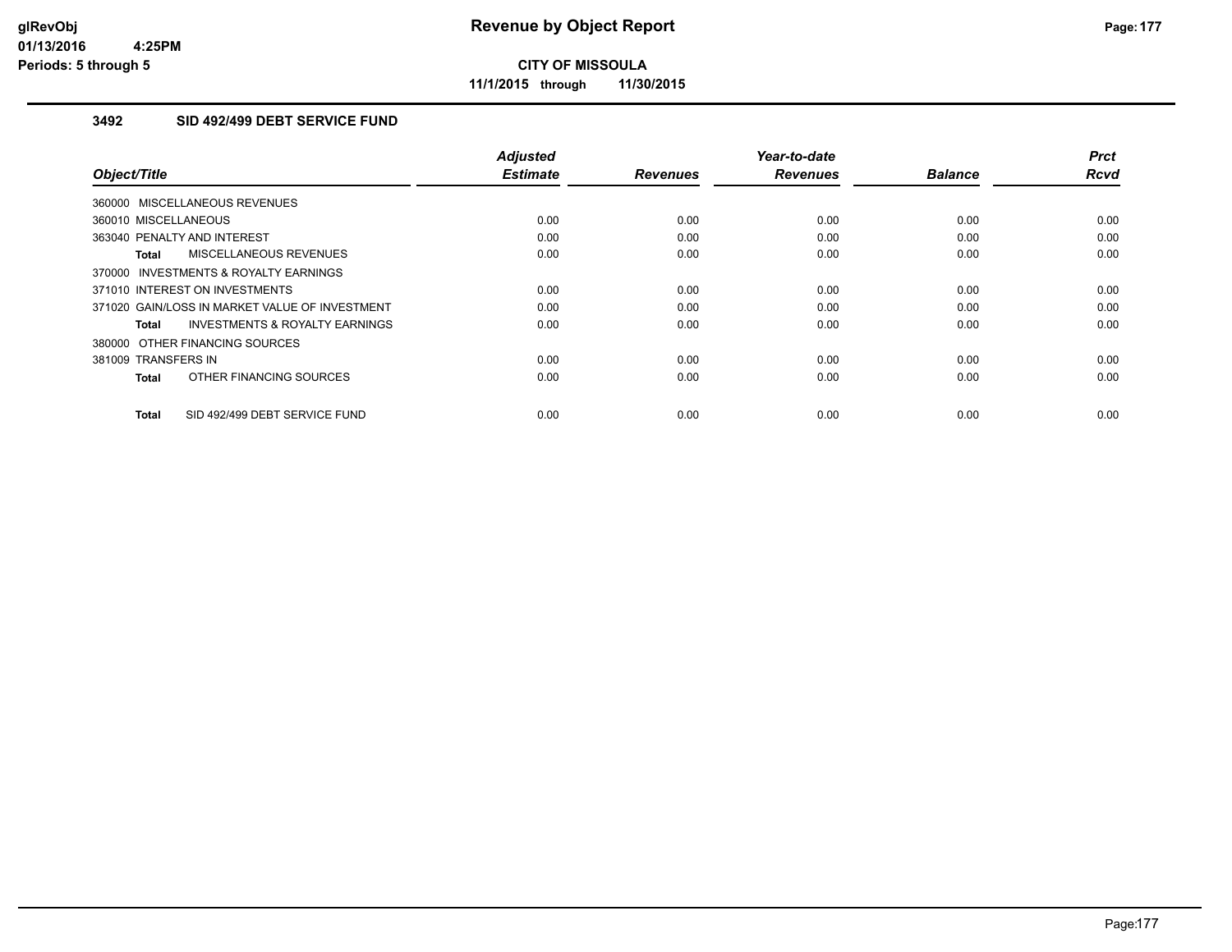# Revenue by Object Report

**CITY OF MISSOULA**

11/1/2015 through 11/30/2015

glRevObj
01/13/2016 4:25PM
Periods: 5 through 5

## 3492 SID 492/499 DEBT SERVICE FUND

| Object/Title | Adjusted Estimate | Revenues | Year-to-date Revenues | Balance | Prct Rcvd |
|---|---|---|---|---|---|
| 360000 MISCELLANEOUS REVENUES | | | | | |
| 360010 MISCELLANEOUS | 0.00 | 0.00 | 0.00 | 0.00 | 0.00 |
| 363040 PENALTY AND INTEREST | 0.00 | 0.00 | 0.00 | 0.00 | 0.00 |
| **Total** MISCELLANEOUS REVENUES | 0.00 | 0.00 | 0.00 | 0.00 | 0.00 |
| 370000 INVESTMENTS & ROYALTY EARNINGS | | | | | |
| 371010 INTEREST ON INVESTMENTS | 0.00 | 0.00 | 0.00 | 0.00 | 0.00 |
| 371020 GAIN/LOSS IN MARKET VALUE OF INVESTMENT | 0.00 | 0.00 | 0.00 | 0.00 | 0.00 |
| **Total** INVESTMENTS & ROYALTY EARNINGS | 0.00 | 0.00 | 0.00 | 0.00 | 0.00 |
| 380000 OTHER FINANCING SOURCES | | | | | |
| 381009 TRANSFERS IN | 0.00 | 0.00 | 0.00 | 0.00 | 0.00 |
| **Total** OTHER FINANCING SOURCES | 0.00 | 0.00 | 0.00 | 0.00 | 0.00 |
| **Total** SID 492/499 DEBT SERVICE FUND | 0.00 | 0.00 | 0.00 | 0.00 | 0.00 |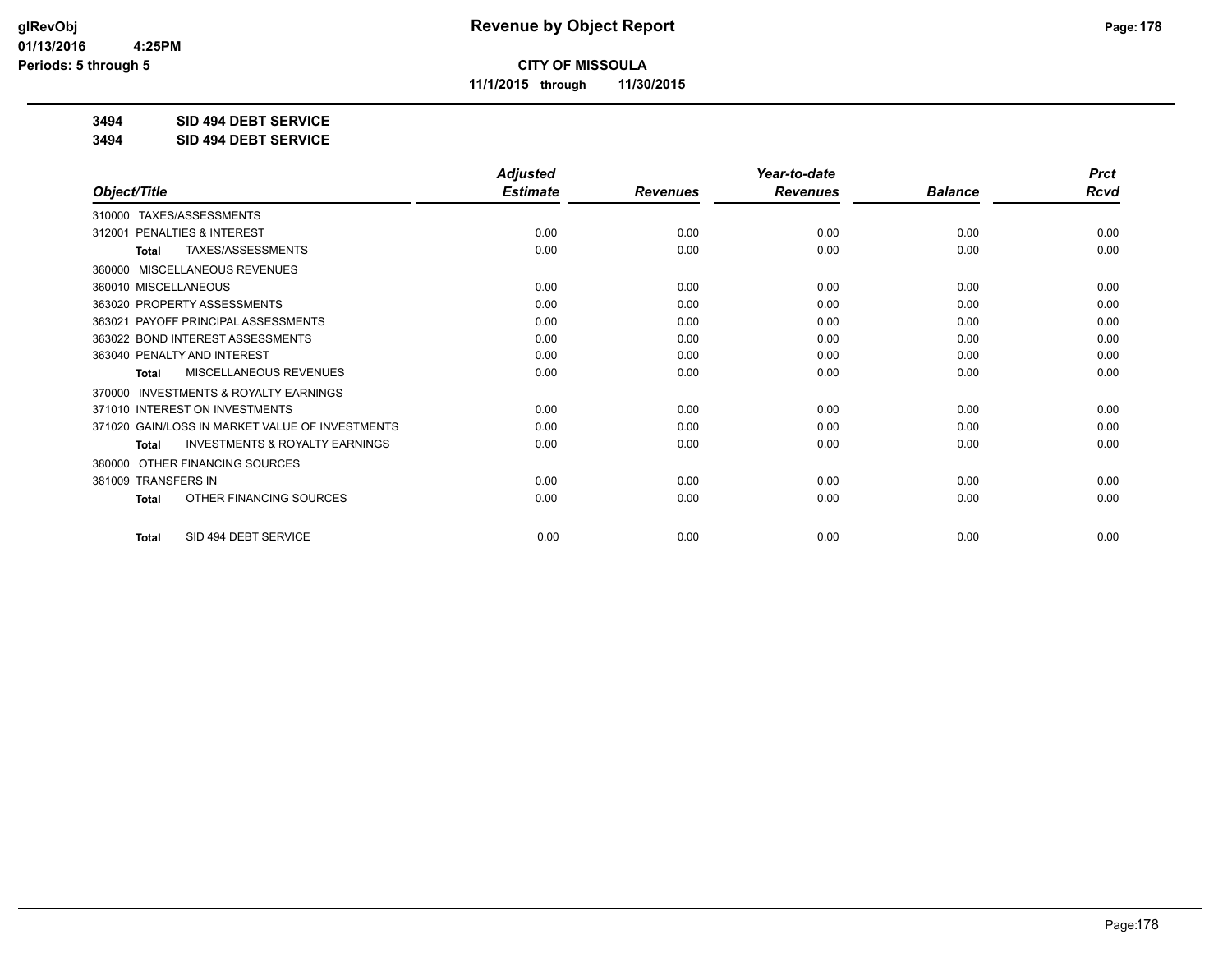**Revenue by Object Report**

**CITY OF MISSOULA**

**11/1/2015 through 11/30/2015**

glRevObj
01/13/2016 4:25PM
Periods: 5 through 5

**3494 SID 494 DEBT SERVICE**

**3494 SID 494 DEBT SERVICE**

| Object/Title | Adjusted Estimate | Revenues | Year-to-date Revenues | Balance | Prct Rcvd |
|---|---|---|---|---|---|
| 310000 TAXES/ASSESSMENTS | | | | | |
| 312001 PENALTIES & INTEREST | 0.00 | 0.00 | 0.00 | 0.00 | 0.00 |
| **Total** TAXES/ASSESSMENTS | 0.00 | 0.00 | 0.00 | 0.00 | 0.00 |
| 360000 MISCELLANEOUS REVENUES | | | | | |
| 360010 MISCELLANEOUS | 0.00 | 0.00 | 0.00 | 0.00 | 0.00 |
| 363020 PROPERTY ASSESSMENTS | 0.00 | 0.00 | 0.00 | 0.00 | 0.00 |
| 363021 PAYOFF PRINCIPAL ASSESSMENTS | 0.00 | 0.00 | 0.00 | 0.00 | 0.00 |
| 363022 BOND INTEREST ASSESSMENTS | 0.00 | 0.00 | 0.00 | 0.00 | 0.00 |
| 363040 PENALTY AND INTEREST | 0.00 | 0.00 | 0.00 | 0.00 | 0.00 |
| **Total** MISCELLANEOUS REVENUES | 0.00 | 0.00 | 0.00 | 0.00 | 0.00 |
| 370000 INVESTMENTS & ROYALTY EARNINGS | | | | | |
| 371010 INTEREST ON INVESTMENTS | 0.00 | 0.00 | 0.00 | 0.00 | 0.00 |
| 371020 GAIN/LOSS IN MARKET VALUE OF INVESTMENTS | 0.00 | 0.00 | 0.00 | 0.00 | 0.00 |
| **Total** INVESTMENTS & ROYALTY EARNINGS | 0.00 | 0.00 | 0.00 | 0.00 | 0.00 |
| 380000 OTHER FINANCING SOURCES | | | | | |
| 381009 TRANSFERS IN | 0.00 | 0.00 | 0.00 | 0.00 | 0.00 |
| **Total** OTHER FINANCING SOURCES | 0.00 | 0.00 | 0.00 | 0.00 | 0.00 |
| **Total** SID 494 DEBT SERVICE | 0.00 | 0.00 | 0.00 | 0.00 | 0.00 |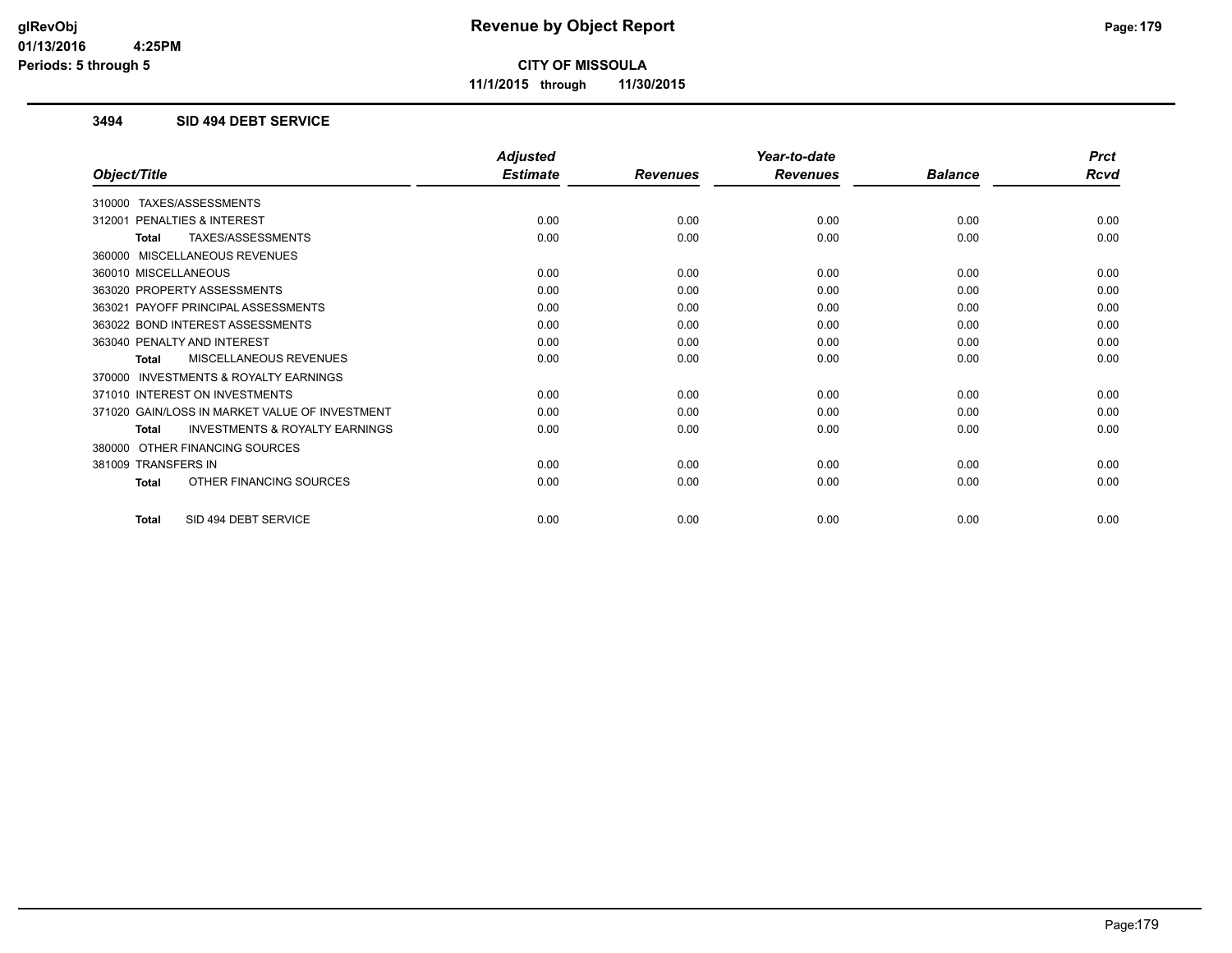**CITY OF MISSOULA**

**11/1/2015 through 11/30/2015**

### 3494 SID 494 DEBT SERVICE

| Object/Title | Adjusted Estimate | Revenues | Year-to-date Revenues | Balance | Prct Rcvd |
|---|---|---|---|---|---|
| 310000 TAXES/ASSESSMENTS | | | | | |
| 312001 PENALTIES & INTEREST | 0.00 | 0.00 | 0.00 | 0.00 | 0.00 |
| **Total** TAXES/ASSESSMENTS | 0.00 | 0.00 | 0.00 | 0.00 | 0.00 |
| 360000 MISCELLANEOUS REVENUES | | | | | |
| 360010 MISCELLANEOUS | 0.00 | 0.00 | 0.00 | 0.00 | 0.00 |
| 363020 PROPERTY ASSESSMENTS | 0.00 | 0.00 | 0.00 | 0.00 | 0.00 |
| 363021 PAYOFF PRINCIPAL ASSESSMENTS | 0.00 | 0.00 | 0.00 | 0.00 | 0.00 |
| 363022 BOND INTEREST ASSESSMENTS | 0.00 | 0.00 | 0.00 | 0.00 | 0.00 |
| 363040 PENALTY AND INTEREST | 0.00 | 0.00 | 0.00 | 0.00 | 0.00 |
| **Total** MISCELLANEOUS REVENUES | 0.00 | 0.00 | 0.00 | 0.00 | 0.00 |
| 370000 INVESTMENTS & ROYALTY EARNINGS | | | | | |
| 371010 INTEREST ON INVESTMENTS | 0.00 | 0.00 | 0.00 | 0.00 | 0.00 |
| 371020 GAIN/LOSS IN MARKET VALUE OF INVESTMENT | 0.00 | 0.00 | 0.00 | 0.00 | 0.00 |
| **Total** INVESTMENTS & ROYALTY EARNINGS | 0.00 | 0.00 | 0.00 | 0.00 | 0.00 |
| 380000 OTHER FINANCING SOURCES | | | | | |
| 381009 TRANSFERS IN | 0.00 | 0.00 | 0.00 | 0.00 | 0.00 |
| **Total** OTHER FINANCING SOURCES | 0.00 | 0.00 | 0.00 | 0.00 | 0.00 |
| **Total** SID 494 DEBT SERVICE | 0.00 | 0.00 | 0.00 | 0.00 | 0.00 |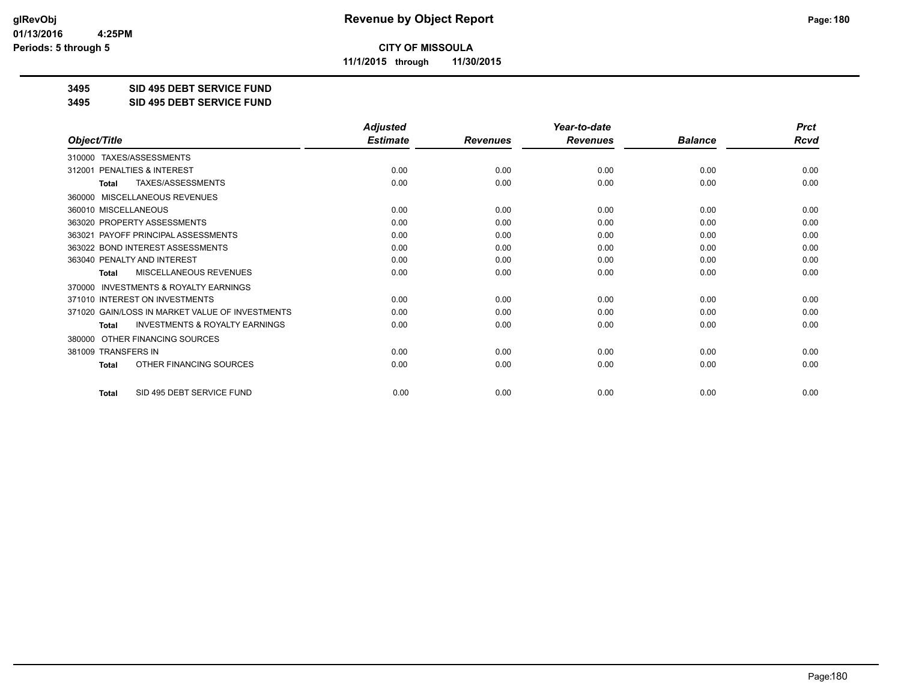**CITY OF MISSOULA**

**11/1/2015 through 11/30/2015**

**3495 SID 495 DEBT SERVICE FUND**

**3495 SID 495 DEBT SERVICE FUND**

| Object/Title | Adjusted Estimate | Revenues | Year-to-date Revenues | Balance | Prct Rcvd |
|---|---|---|---|---|---|
| 310000 TAXES/ASSESSMENTS | | | | | |
| 312001 PENALTIES & INTEREST | 0.00 | 0.00 | 0.00 | 0.00 | 0.00 |
| **Total** TAXES/ASSESSMENTS | 0.00 | 0.00 | 0.00 | 0.00 | 0.00 |
| 360000 MISCELLANEOUS REVENUES | | | | | |
| 360010 MISCELLANEOUS | 0.00 | 0.00 | 0.00 | 0.00 | 0.00 |
| 363020 PROPERTY ASSESSMENTS | 0.00 | 0.00 | 0.00 | 0.00 | 0.00 |
| 363021 PAYOFF PRINCIPAL ASSESSMENTS | 0.00 | 0.00 | 0.00 | 0.00 | 0.00 |
| 363022 BOND INTEREST ASSESSMENTS | 0.00 | 0.00 | 0.00 | 0.00 | 0.00 |
| 363040 PENALTY AND INTEREST | 0.00 | 0.00 | 0.00 | 0.00 | 0.00 |
| **Total** MISCELLANEOUS REVENUES | 0.00 | 0.00 | 0.00 | 0.00 | 0.00 |
| 370000 INVESTMENTS & ROYALTY EARNINGS | | | | | |
| 371010 INTEREST ON INVESTMENTS | 0.00 | 0.00 | 0.00 | 0.00 | 0.00 |
| 371020 GAIN/LOSS IN MARKET VALUE OF INVESTMENTS | 0.00 | 0.00 | 0.00 | 0.00 | 0.00 |
| **Total** INVESTMENTS & ROYALTY EARNINGS | 0.00 | 0.00 | 0.00 | 0.00 | 0.00 |
| 380000 OTHER FINANCING SOURCES | | | | | |
| 381009 TRANSFERS IN | 0.00 | 0.00 | 0.00 | 0.00 | 0.00 |
| **Total** OTHER FINANCING SOURCES | 0.00 | 0.00 | 0.00 | 0.00 | 0.00 |
| **Total** SID 495 DEBT SERVICE FUND | 0.00 | 0.00 | 0.00 | 0.00 | 0.00 |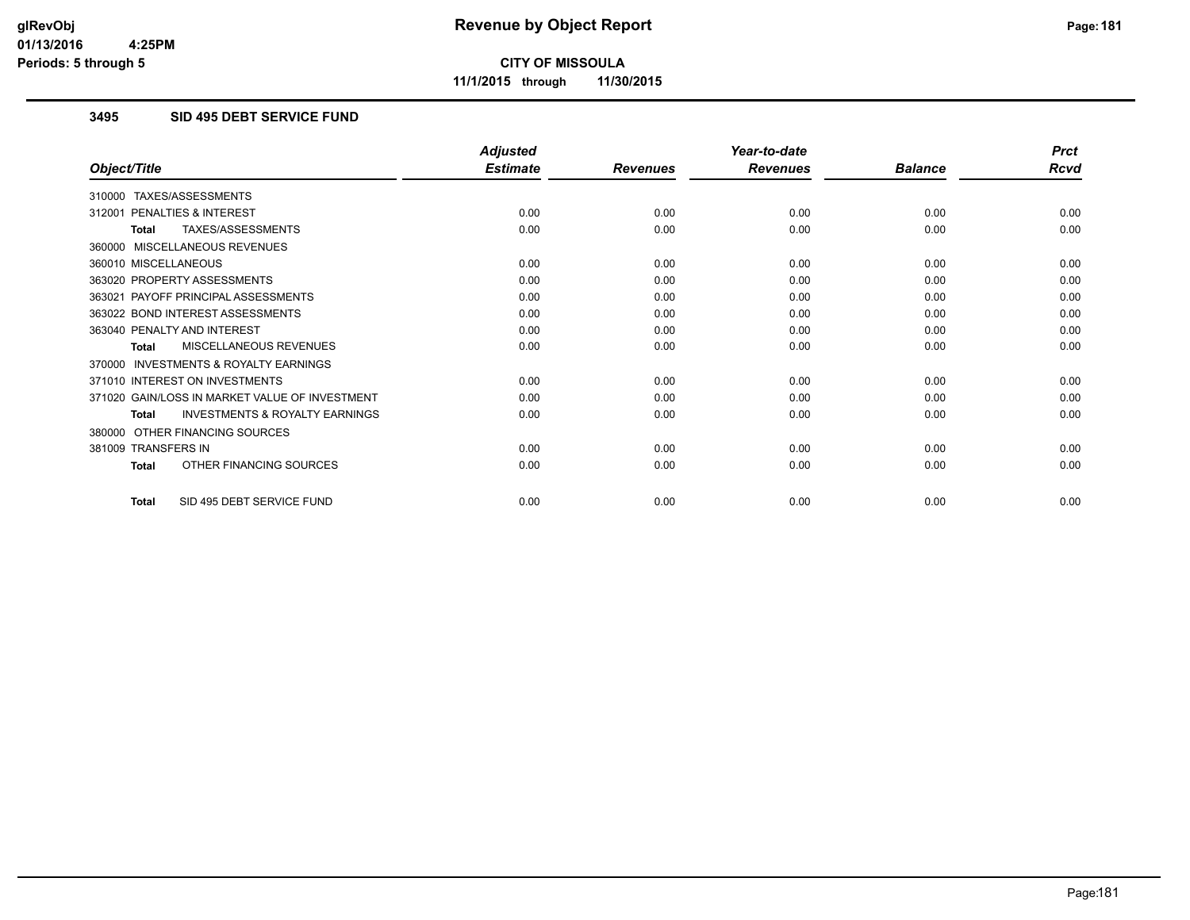**CITY OF MISSOULA**

**11/1/2015 through 11/30/2015**

### 3495 SID 495 DEBT SERVICE FUND

| Object/Title | Adjusted Estimate | Revenues | Year-to-date Revenues | Balance | Prct Rcvd |
|---|---|---|---|---|---|
| 310000 TAXES/ASSESSMENTS | | | | | |
| 312001 PENALTIES & INTEREST | 0.00 | 0.00 | 0.00 | 0.00 | 0.00 |
| **Total** TAXES/ASSESSMENTS | 0.00 | 0.00 | 0.00 | 0.00 | 0.00 |
| 360000 MISCELLANEOUS REVENUES | | | | | |
| 360010 MISCELLANEOUS | 0.00 | 0.00 | 0.00 | 0.00 | 0.00 |
| 363020 PROPERTY ASSESSMENTS | 0.00 | 0.00 | 0.00 | 0.00 | 0.00 |
| 363021 PAYOFF PRINCIPAL ASSESSMENTS | 0.00 | 0.00 | 0.00 | 0.00 | 0.00 |
| 363022 BOND INTEREST ASSESSMENTS | 0.00 | 0.00 | 0.00 | 0.00 | 0.00 |
| 363040 PENALTY AND INTEREST | 0.00 | 0.00 | 0.00 | 0.00 | 0.00 |
| **Total** MISCELLANEOUS REVENUES | 0.00 | 0.00 | 0.00 | 0.00 | 0.00 |
| 370000 INVESTMENTS & ROYALTY EARNINGS | | | | | |
| 371010 INTEREST ON INVESTMENTS | 0.00 | 0.00 | 0.00 | 0.00 | 0.00 |
| 371020 GAIN/LOSS IN MARKET VALUE OF INVESTMENT | 0.00 | 0.00 | 0.00 | 0.00 | 0.00 |
| **Total** INVESTMENTS & ROYALTY EARNINGS | 0.00 | 0.00 | 0.00 | 0.00 | 0.00 |
| 380000 OTHER FINANCING SOURCES | | | | | |
| 381009 TRANSFERS IN | 0.00 | 0.00 | 0.00 | 0.00 | 0.00 |
| **Total** OTHER FINANCING SOURCES | 0.00 | 0.00 | 0.00 | 0.00 | 0.00 |
| **Total** SID 495 DEBT SERVICE FUND | 0.00 | 0.00 | 0.00 | 0.00 | 0.00 |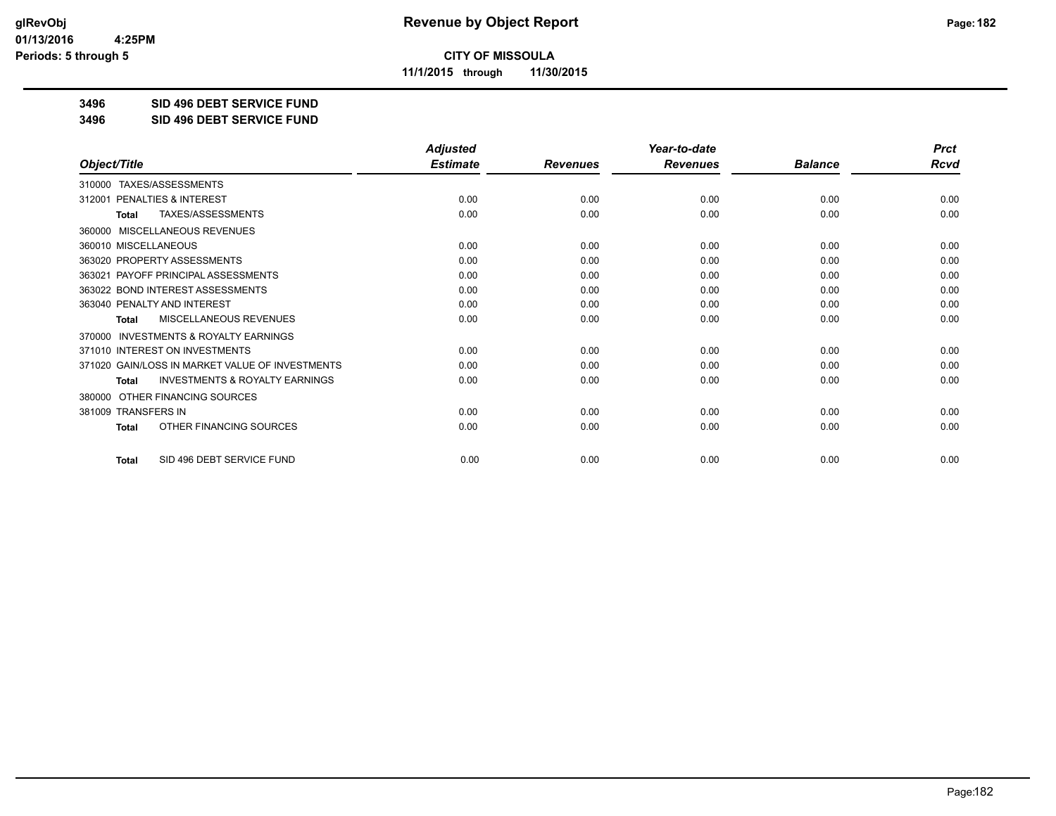# CITY OF MISSOULA

**11/1/2015 through 11/30/2015**

**3496 SID 496 DEBT SERVICE FUND**

**3496 SID 496 DEBT SERVICE FUND**

| Object/Title | Adjusted Estimate | Revenues | Year-to-date Revenues | Balance | Prct Rcvd |
|---|---|---|---|---|---|
| 310000 TAXES/ASSESSMENTS | | | | | |
| 312001 PENALTIES & INTEREST | 0.00 | 0.00 | 0.00 | 0.00 | 0.00 |
| **Total** TAXES/ASSESSMENTS | 0.00 | 0.00 | 0.00 | 0.00 | 0.00 |
| 360000 MISCELLANEOUS REVENUES | | | | | |
| 360010 MISCELLANEOUS | 0.00 | 0.00 | 0.00 | 0.00 | 0.00 |
| 363020 PROPERTY ASSESSMENTS | 0.00 | 0.00 | 0.00 | 0.00 | 0.00 |
| 363021 PAYOFF PRINCIPAL ASSESSMENTS | 0.00 | 0.00 | 0.00 | 0.00 | 0.00 |
| 363022 BOND INTEREST ASSESSMENTS | 0.00 | 0.00 | 0.00 | 0.00 | 0.00 |
| 363040 PENALTY AND INTEREST | 0.00 | 0.00 | 0.00 | 0.00 | 0.00 |
| **Total** MISCELLANEOUS REVENUES | 0.00 | 0.00 | 0.00 | 0.00 | 0.00 |
| 370000 INVESTMENTS & ROYALTY EARNINGS | | | | | |
| 371010 INTEREST ON INVESTMENTS | 0.00 | 0.00 | 0.00 | 0.00 | 0.00 |
| 371020 GAIN/LOSS IN MARKET VALUE OF INVESTMENTS | 0.00 | 0.00 | 0.00 | 0.00 | 0.00 |
| **Total** INVESTMENTS & ROYALTY EARNINGS | 0.00 | 0.00 | 0.00 | 0.00 | 0.00 |
| 380000 OTHER FINANCING SOURCES | | | | | |
| 381009 TRANSFERS IN | 0.00 | 0.00 | 0.00 | 0.00 | 0.00 |
| **Total** OTHER FINANCING SOURCES | 0.00 | 0.00 | 0.00 | 0.00 | 0.00 |
| **Total** SID 496 DEBT SERVICE FUND | 0.00 | 0.00 | 0.00 | 0.00 | 0.00 |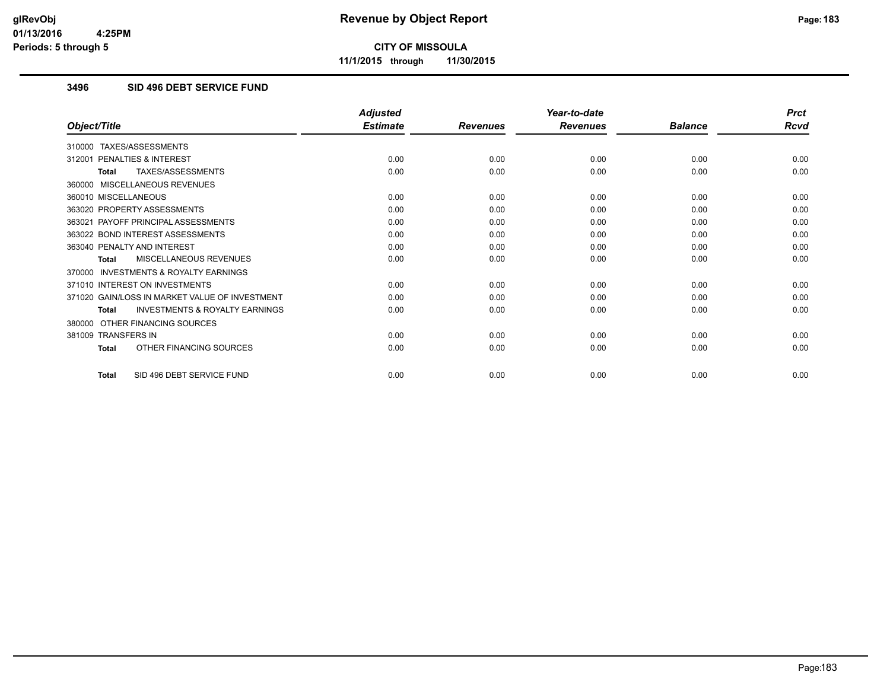# Revenue by Object Report

**CITY OF MISSOULA**

**11/1/2015 through 11/30/2015**

glRevObj
01/13/2016 4:25PM
Periods: 5 through 5

### 3496 SID 496 DEBT SERVICE FUND

| Object/Title | Adjusted Estimate | Revenues | Year-to-date Revenues | Balance | Prct Rcvd |
|---|---|---|---|---|---|
| 310000 TAXES/ASSESSMENTS | | | | | |
| 312001 PENALTIES & INTEREST | 0.00 | 0.00 | 0.00 | 0.00 | 0.00 |
| **Total** TAXES/ASSESSMENTS | 0.00 | 0.00 | 0.00 | 0.00 | 0.00 |
| 360000 MISCELLANEOUS REVENUES | | | | | |
| 360010 MISCELLANEOUS | 0.00 | 0.00 | 0.00 | 0.00 | 0.00 |
| 363020 PROPERTY ASSESSMENTS | 0.00 | 0.00 | 0.00 | 0.00 | 0.00 |
| 363021 PAYOFF PRINCIPAL ASSESSMENTS | 0.00 | 0.00 | 0.00 | 0.00 | 0.00 |
| 363022 BOND INTEREST ASSESSMENTS | 0.00 | 0.00 | 0.00 | 0.00 | 0.00 |
| 363040 PENALTY AND INTEREST | 0.00 | 0.00 | 0.00 | 0.00 | 0.00 |
| **Total** MISCELLANEOUS REVENUES | 0.00 | 0.00 | 0.00 | 0.00 | 0.00 |
| 370000 INVESTMENTS & ROYALTY EARNINGS | | | | | |
| 371010 INTEREST ON INVESTMENTS | 0.00 | 0.00 | 0.00 | 0.00 | 0.00 |
| 371020 GAIN/LOSS IN MARKET VALUE OF INVESTMENT | 0.00 | 0.00 | 0.00 | 0.00 | 0.00 |
| **Total** INVESTMENTS & ROYALTY EARNINGS | 0.00 | 0.00 | 0.00 | 0.00 | 0.00 |
| 380000 OTHER FINANCING SOURCES | | | | | |
| 381009 TRANSFERS IN | 0.00 | 0.00 | 0.00 | 0.00 | 0.00 |
| **Total** OTHER FINANCING SOURCES | 0.00 | 0.00 | 0.00 | 0.00 | 0.00 |
| **Total** SID 496 DEBT SERVICE FUND | 0.00 | 0.00 | 0.00 | 0.00 | 0.00 |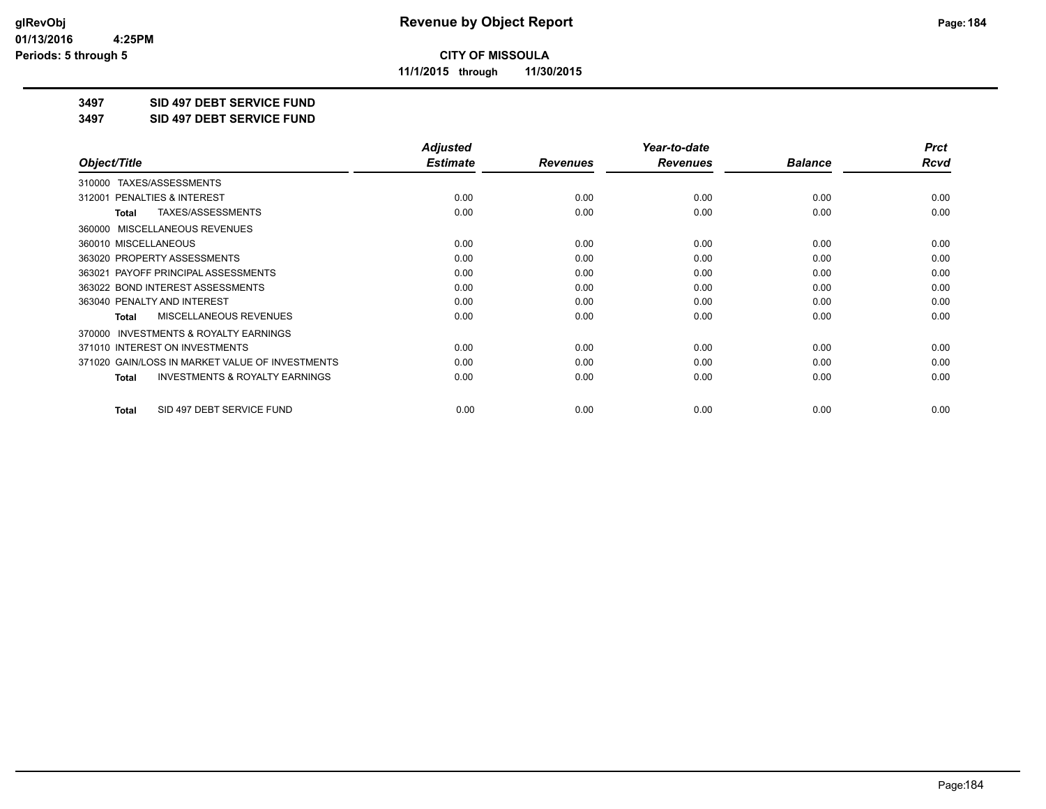# CITY OF MISSOULA

**11/1/2015 through 11/30/2015**

## 3497 SID 497 DEBT SERVICE FUND

## 3497 SID 497 DEBT SERVICE FUND

| Object/Title | Adjusted Estimate | Revenues | Year-to-date Revenues | Balance | Prct Rcvd |
|---|---|---|---|---|---|
| 310000 TAXES/ASSESSMENTS | | | | | |
| 312001 PENALTIES & INTEREST | 0.00 | 0.00 | 0.00 | 0.00 | 0.00 |
| **Total** TAXES/ASSESSMENTS | 0.00 | 0.00 | 0.00 | 0.00 | 0.00 |
| 360000 MISCELLANEOUS REVENUES | | | | | |
| 360010 MISCELLANEOUS | 0.00 | 0.00 | 0.00 | 0.00 | 0.00 |
| 363020 PROPERTY ASSESSMENTS | 0.00 | 0.00 | 0.00 | 0.00 | 0.00 |
| 363021 PAYOFF PRINCIPAL ASSESSMENTS | 0.00 | 0.00 | 0.00 | 0.00 | 0.00 |
| 363022 BOND INTEREST ASSESSMENTS | 0.00 | 0.00 | 0.00 | 0.00 | 0.00 |
| 363040 PENALTY AND INTEREST | 0.00 | 0.00 | 0.00 | 0.00 | 0.00 |
| **Total** MISCELLANEOUS REVENUES | 0.00 | 0.00 | 0.00 | 0.00 | 0.00 |
| 370000 INVESTMENTS & ROYALTY EARNINGS | | | | | |
| 371010 INTEREST ON INVESTMENTS | 0.00 | 0.00 | 0.00 | 0.00 | 0.00 |
| 371020 GAIN/LOSS IN MARKET VALUE OF INVESTMENTS | 0.00 | 0.00 | 0.00 | 0.00 | 0.00 |
| **Total** INVESTMENTS & ROYALTY EARNINGS | 0.00 | 0.00 | 0.00 | 0.00 | 0.00 |
| **Total** SID 497 DEBT SERVICE FUND | 0.00 | 0.00 | 0.00 | 0.00 | 0.00 |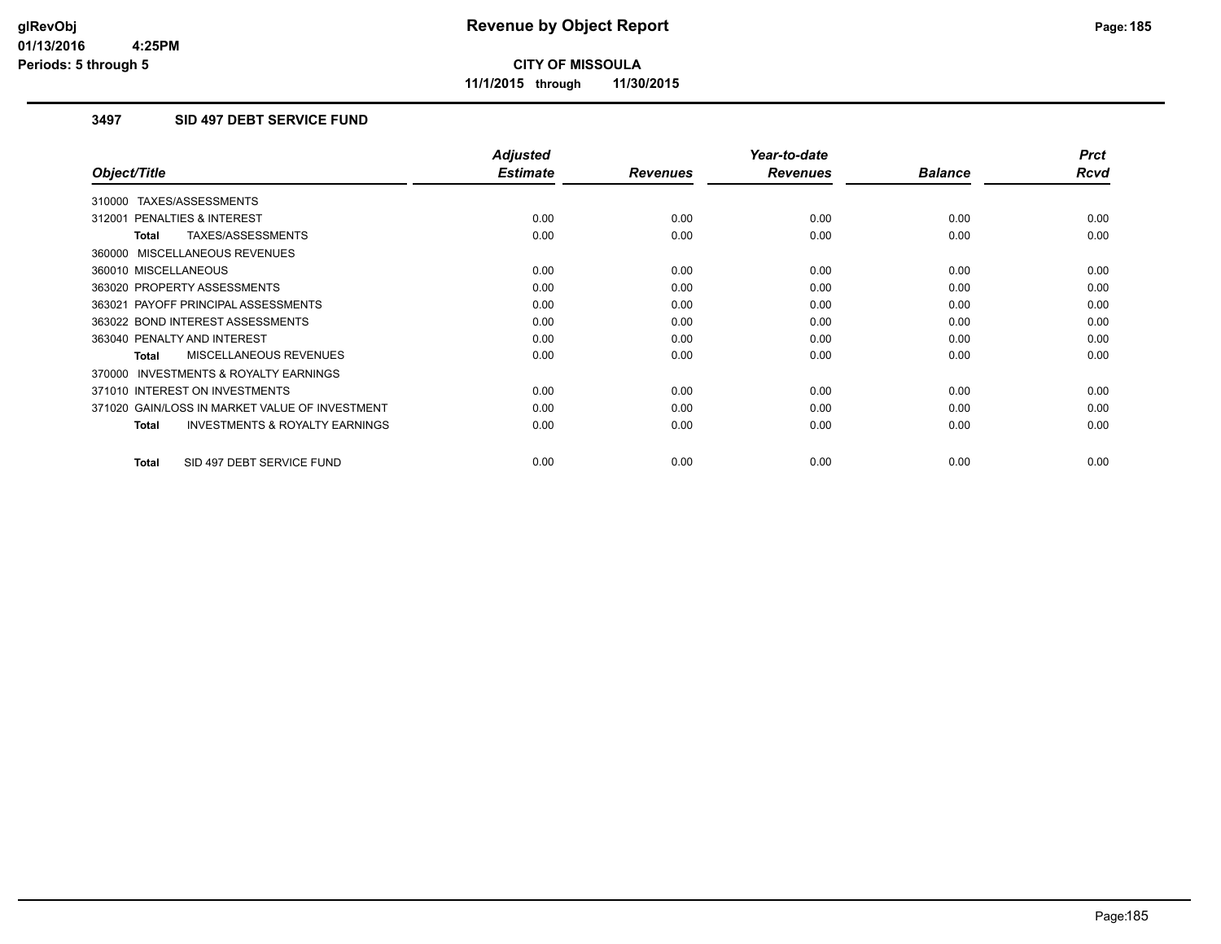**CITY OF MISSOULA**

**11/1/2015 through 11/30/2015**

### 3497 SID 497 DEBT SERVICE FUND

| Object/Title | Adjusted Estimate | Revenues | Year-to-date Revenues | Balance | Prct Rcvd |
|---|---|---|---|---|---|
| 310000 TAXES/ASSESSMENTS | | | | | |
| 312001 PENALTIES & INTEREST | 0.00 | 0.00 | 0.00 | 0.00 | 0.00 |
| **Total** TAXES/ASSESSMENTS | 0.00 | 0.00 | 0.00 | 0.00 | 0.00 |
| 360000 MISCELLANEOUS REVENUES | | | | | |
| 360010 MISCELLANEOUS | 0.00 | 0.00 | 0.00 | 0.00 | 0.00 |
| 363020 PROPERTY ASSESSMENTS | 0.00 | 0.00 | 0.00 | 0.00 | 0.00 |
| 363021 PAYOFF PRINCIPAL ASSESSMENTS | 0.00 | 0.00 | 0.00 | 0.00 | 0.00 |
| 363022 BOND INTEREST ASSESSMENTS | 0.00 | 0.00 | 0.00 | 0.00 | 0.00 |
| 363040 PENALTY AND INTEREST | 0.00 | 0.00 | 0.00 | 0.00 | 0.00 |
| **Total** MISCELLANEOUS REVENUES | 0.00 | 0.00 | 0.00 | 0.00 | 0.00 |
| 370000 INVESTMENTS & ROYALTY EARNINGS | | | | | |
| 371010 INTEREST ON INVESTMENTS | 0.00 | 0.00 | 0.00 | 0.00 | 0.00 |
| 371020 GAIN/LOSS IN MARKET VALUE OF INVESTMENT | 0.00 | 0.00 | 0.00 | 0.00 | 0.00 |
| **Total** INVESTMENTS & ROYALTY EARNINGS | 0.00 | 0.00 | 0.00 | 0.00 | 0.00 |
| **Total** SID 497 DEBT SERVICE FUND | 0.00 | 0.00 | 0.00 | 0.00 | 0.00 |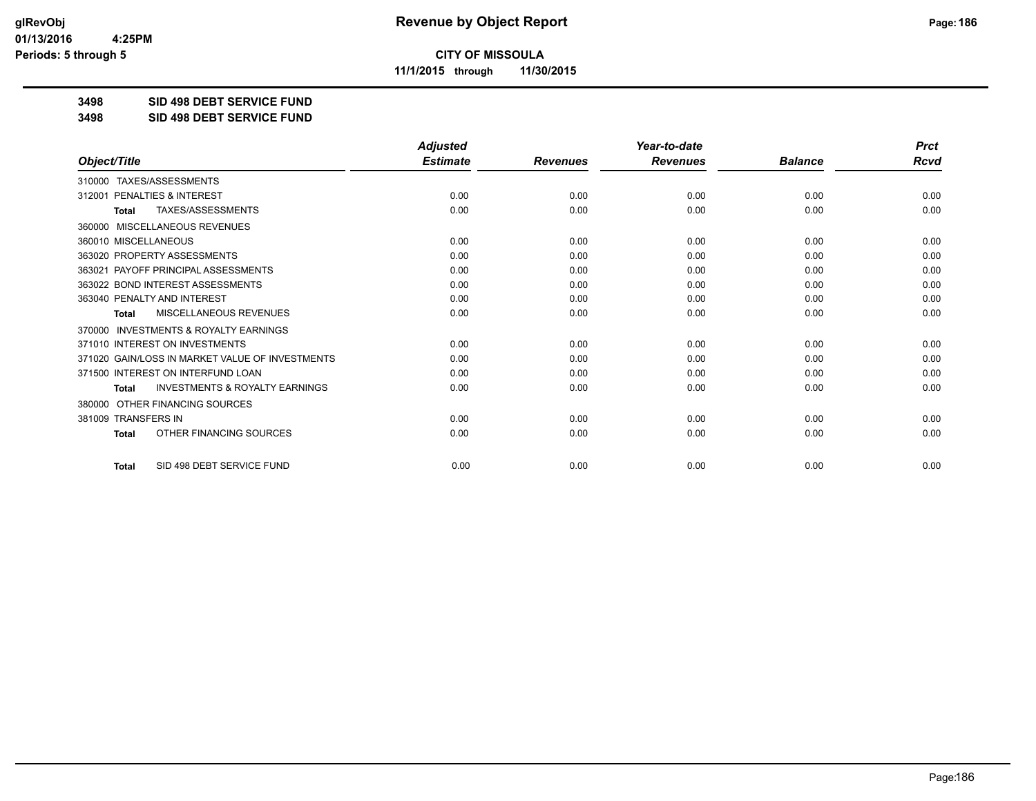**CITY OF MISSOULA**

**11/1/2015 through 11/30/2015**

**3498 SID 498 DEBT SERVICE FUND**

**3498 SID 498 DEBT SERVICE FUND**

| Object/Title | Adjusted Estimate | Revenues | Year-to-date Revenues | Balance | Prct Rcvd |
|---|---|---|---|---|---|
| 310000 TAXES/ASSESSMENTS | | | | | |
| 312001 PENALTIES & INTEREST | 0.00 | 0.00 | 0.00 | 0.00 | 0.00 |
| **Total** TAXES/ASSESSMENTS | 0.00 | 0.00 | 0.00 | 0.00 | 0.00 |
| 360000 MISCELLANEOUS REVENUES | | | | | |
| 360010 MISCELLANEOUS | 0.00 | 0.00 | 0.00 | 0.00 | 0.00 |
| 363020 PROPERTY ASSESSMENTS | 0.00 | 0.00 | 0.00 | 0.00 | 0.00 |
| 363021 PAYOFF PRINCIPAL ASSESSMENTS | 0.00 | 0.00 | 0.00 | 0.00 | 0.00 |
| 363022 BOND INTEREST ASSESSMENTS | 0.00 | 0.00 | 0.00 | 0.00 | 0.00 |
| 363040 PENALTY AND INTEREST | 0.00 | 0.00 | 0.00 | 0.00 | 0.00 |
| **Total** MISCELLANEOUS REVENUES | 0.00 | 0.00 | 0.00 | 0.00 | 0.00 |
| 370000 INVESTMENTS & ROYALTY EARNINGS | | | | | |
| 371010 INTEREST ON INVESTMENTS | 0.00 | 0.00 | 0.00 | 0.00 | 0.00 |
| 371020 GAIN/LOSS IN MARKET VALUE OF INVESTMENTS | 0.00 | 0.00 | 0.00 | 0.00 | 0.00 |
| 371500 INTEREST ON INTERFUND LOAN | 0.00 | 0.00 | 0.00 | 0.00 | 0.00 |
| **Total** INVESTMENTS & ROYALTY EARNINGS | 0.00 | 0.00 | 0.00 | 0.00 | 0.00 |
| 380000 OTHER FINANCING SOURCES | | | | | |
| 381009 TRANSFERS IN | 0.00 | 0.00 | 0.00 | 0.00 | 0.00 |
| **Total** OTHER FINANCING SOURCES | 0.00 | 0.00 | 0.00 | 0.00 | 0.00 |
| **Total** SID 498 DEBT SERVICE FUND | 0.00 | 0.00 | 0.00 | 0.00 | 0.00 |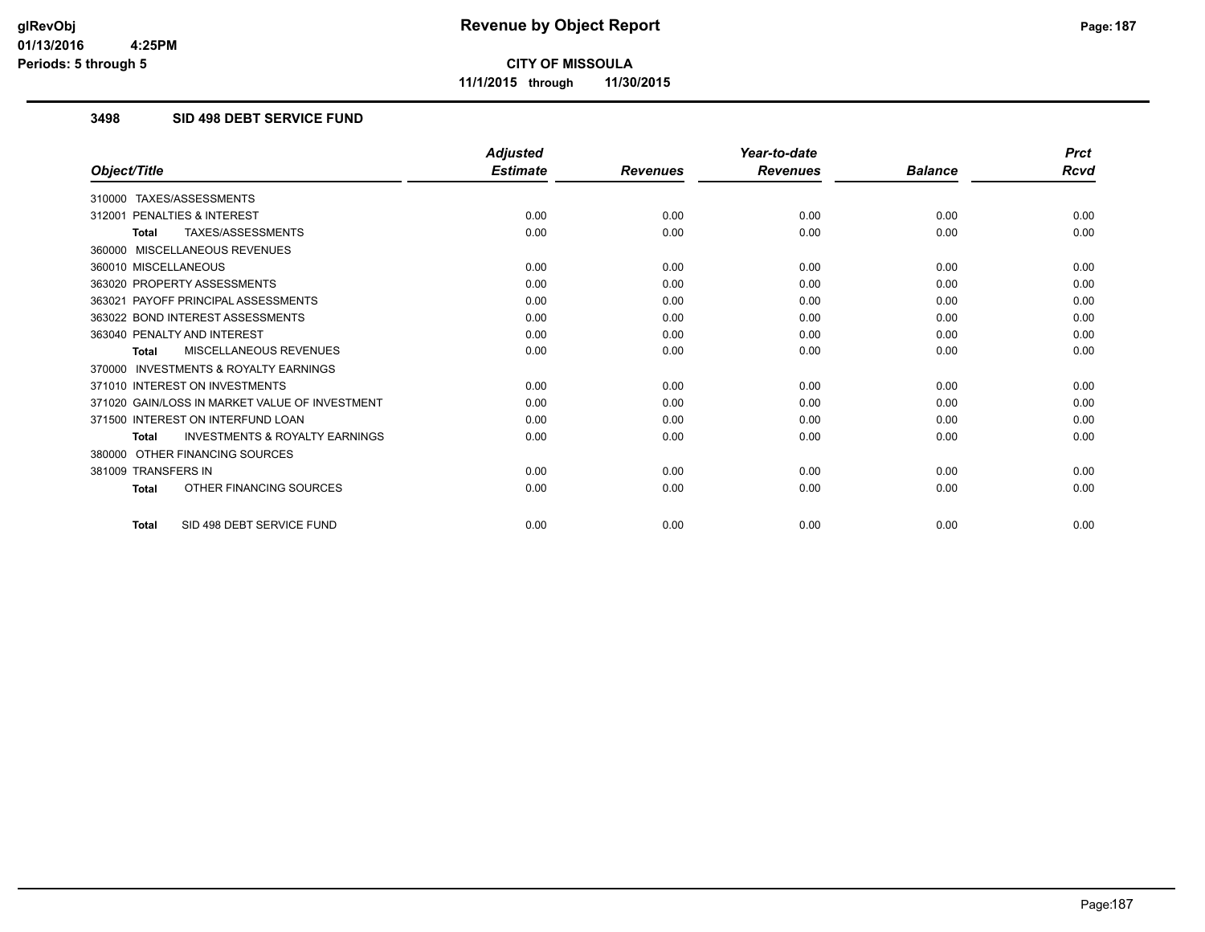**CITY OF MISSOULA**

**11/1/2015 through 11/30/2015**

### 3498 SID 498 DEBT SERVICE FUND

| Object/Title | Adjusted Estimate | Revenues | Year-to-date Revenues | Balance | Prct Rcvd |
|---|---|---|---|---|---|
| 310000 TAXES/ASSESSMENTS | | | | | |
| 312001 PENALTIES & INTEREST | 0.00 | 0.00 | 0.00 | 0.00 | 0.00 |
| **Total** TAXES/ASSESSMENTS | 0.00 | 0.00 | 0.00 | 0.00 | 0.00 |
| 360000 MISCELLANEOUS REVENUES | | | | | |
| 360010 MISCELLANEOUS | 0.00 | 0.00 | 0.00 | 0.00 | 0.00 |
| 363020 PROPERTY ASSESSMENTS | 0.00 | 0.00 | 0.00 | 0.00 | 0.00 |
| 363021 PAYOFF PRINCIPAL ASSESSMENTS | 0.00 | 0.00 | 0.00 | 0.00 | 0.00 |
| 363022 BOND INTEREST ASSESSMENTS | 0.00 | 0.00 | 0.00 | 0.00 | 0.00 |
| 363040 PENALTY AND INTEREST | 0.00 | 0.00 | 0.00 | 0.00 | 0.00 |
| **Total** MISCELLANEOUS REVENUES | 0.00 | 0.00 | 0.00 | 0.00 | 0.00 |
| 370000 INVESTMENTS & ROYALTY EARNINGS | | | | | |
| 371010 INTEREST ON INVESTMENTS | 0.00 | 0.00 | 0.00 | 0.00 | 0.00 |
| 371020 GAIN/LOSS IN MARKET VALUE OF INVESTMENT | 0.00 | 0.00 | 0.00 | 0.00 | 0.00 |
| 371500 INTEREST ON INTERFUND LOAN | 0.00 | 0.00 | 0.00 | 0.00 | 0.00 |
| **Total** INVESTMENTS & ROYALTY EARNINGS | 0.00 | 0.00 | 0.00 | 0.00 | 0.00 |
| 380000 OTHER FINANCING SOURCES | | | | | |
| 381009 TRANSFERS IN | 0.00 | 0.00 | 0.00 | 0.00 | 0.00 |
| **Total** OTHER FINANCING SOURCES | 0.00 | 0.00 | 0.00 | 0.00 | 0.00 |
| **Total** SID 498 DEBT SERVICE FUND | 0.00 | 0.00 | 0.00 | 0.00 | 0.00 |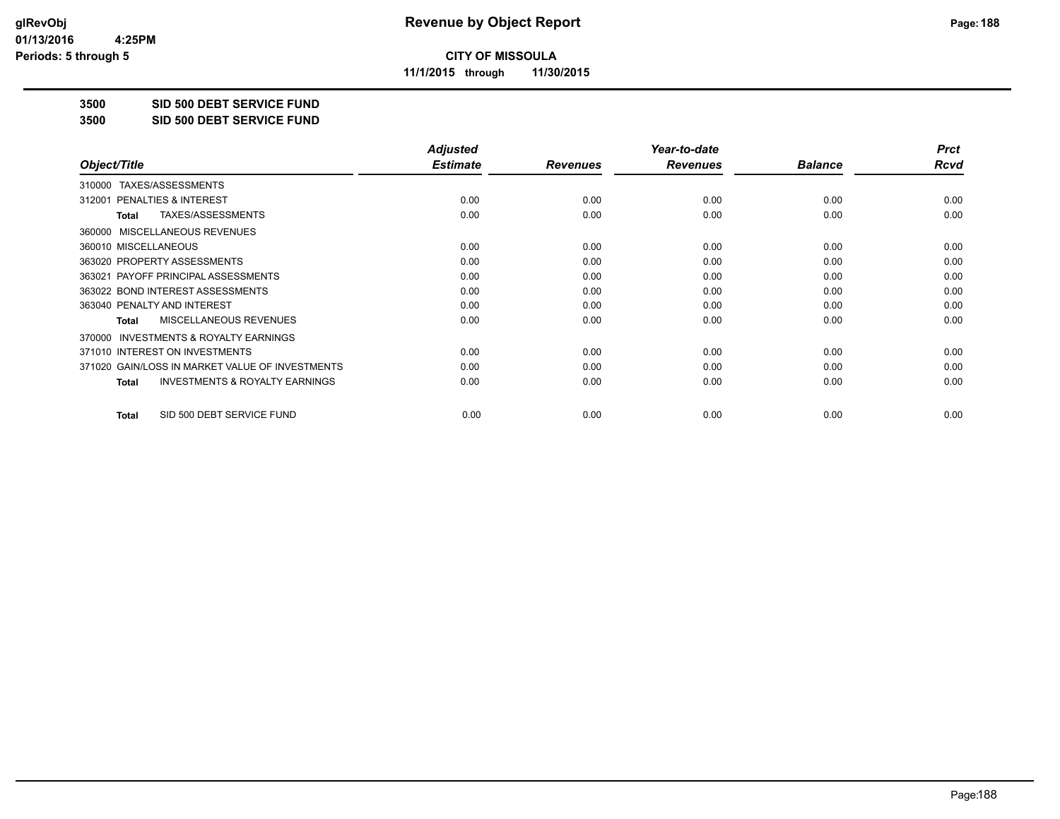# Revenue by Object Report

**CITY OF MISSOULA**

**11/1/2015 through 11/30/2015**

glRevObj
01/13/2016 4:25PM
Periods: 5 through 5

## 3500 SID 500 DEBT SERVICE FUND
## 3500 SID 500 DEBT SERVICE FUND

| Object/Title | Adjusted Estimate | Revenues | Year-to-date Revenues | Balance | Prct Rcvd |
|---|---|---|---|---|---|
| 310000 TAXES/ASSESSMENTS | | | | | |
| 312001 PENALTIES & INTEREST | 0.00 | 0.00 | 0.00 | 0.00 | 0.00 |
| **Total** TAXES/ASSESSMENTS | 0.00 | 0.00 | 0.00 | 0.00 | 0.00 |
| 360000 MISCELLANEOUS REVENUES | | | | | |
| 360010 MISCELLANEOUS | 0.00 | 0.00 | 0.00 | 0.00 | 0.00 |
| 363020 PROPERTY ASSESSMENTS | 0.00 | 0.00 | 0.00 | 0.00 | 0.00 |
| 363021 PAYOFF PRINCIPAL ASSESSMENTS | 0.00 | 0.00 | 0.00 | 0.00 | 0.00 |
| 363022 BOND INTEREST ASSESSMENTS | 0.00 | 0.00 | 0.00 | 0.00 | 0.00 |
| 363040 PENALTY AND INTEREST | 0.00 | 0.00 | 0.00 | 0.00 | 0.00 |
| **Total** MISCELLANEOUS REVENUES | 0.00 | 0.00 | 0.00 | 0.00 | 0.00 |
| 370000 INVESTMENTS & ROYALTY EARNINGS | | | | | |
| 371010 INTEREST ON INVESTMENTS | 0.00 | 0.00 | 0.00 | 0.00 | 0.00 |
| 371020 GAIN/LOSS IN MARKET VALUE OF INVESTMENTS | 0.00 | 0.00 | 0.00 | 0.00 | 0.00 |
| **Total** INVESTMENTS & ROYALTY EARNINGS | 0.00 | 0.00 | 0.00 | 0.00 | 0.00 |
| **Total** SID 500 DEBT SERVICE FUND | 0.00 | 0.00 | 0.00 | 0.00 | 0.00 |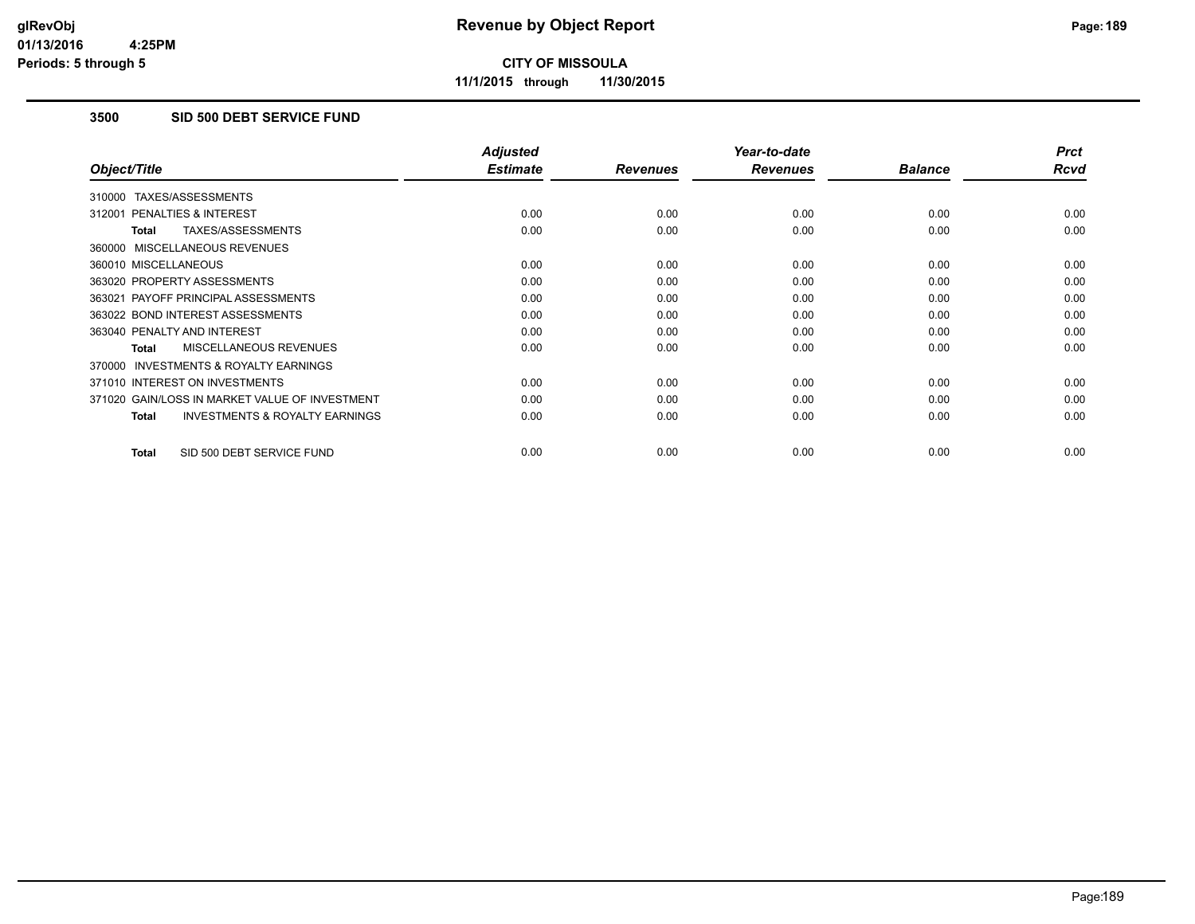# Revenue by Object Report

**CITY OF MISSOULA**

**11/1/2015 through 11/30/2015**

glRevObj
01/13/2016 4:25PM
Periods: 5 through 5

## 3500 SID 500 DEBT SERVICE FUND

| Object/Title | Adjusted Estimate | Revenues | Year-to-date Revenues | Balance | Prct Rcvd |
|---|---|---|---|---|---|
| 310000 TAXES/ASSESSMENTS | | | | | |
| 312001 PENALTIES & INTEREST | 0.00 | 0.00 | 0.00 | 0.00 | 0.00 |
| **Total** TAXES/ASSESSMENTS | 0.00 | 0.00 | 0.00 | 0.00 | 0.00 |
| 360000 MISCELLANEOUS REVENUES | | | | | |
| 360010 MISCELLANEOUS | 0.00 | 0.00 | 0.00 | 0.00 | 0.00 |
| 363020 PROPERTY ASSESSMENTS | 0.00 | 0.00 | 0.00 | 0.00 | 0.00 |
| 363021 PAYOFF PRINCIPAL ASSESSMENTS | 0.00 | 0.00 | 0.00 | 0.00 | 0.00 |
| 363022 BOND INTEREST ASSESSMENTS | 0.00 | 0.00 | 0.00 | 0.00 | 0.00 |
| 363040 PENALTY AND INTEREST | 0.00 | 0.00 | 0.00 | 0.00 | 0.00 |
| **Total** MISCELLANEOUS REVENUES | 0.00 | 0.00 | 0.00 | 0.00 | 0.00 |
| 370000 INVESTMENTS & ROYALTY EARNINGS | | | | | |
| 371010 INTEREST ON INVESTMENTS | 0.00 | 0.00 | 0.00 | 0.00 | 0.00 |
| 371020 GAIN/LOSS IN MARKET VALUE OF INVESTMENT | 0.00 | 0.00 | 0.00 | 0.00 | 0.00 |
| **Total** INVESTMENTS & ROYALTY EARNINGS | 0.00 | 0.00 | 0.00 | 0.00 | 0.00 |
| **Total** SID 500 DEBT SERVICE FUND | 0.00 | 0.00 | 0.00 | 0.00 | 0.00 |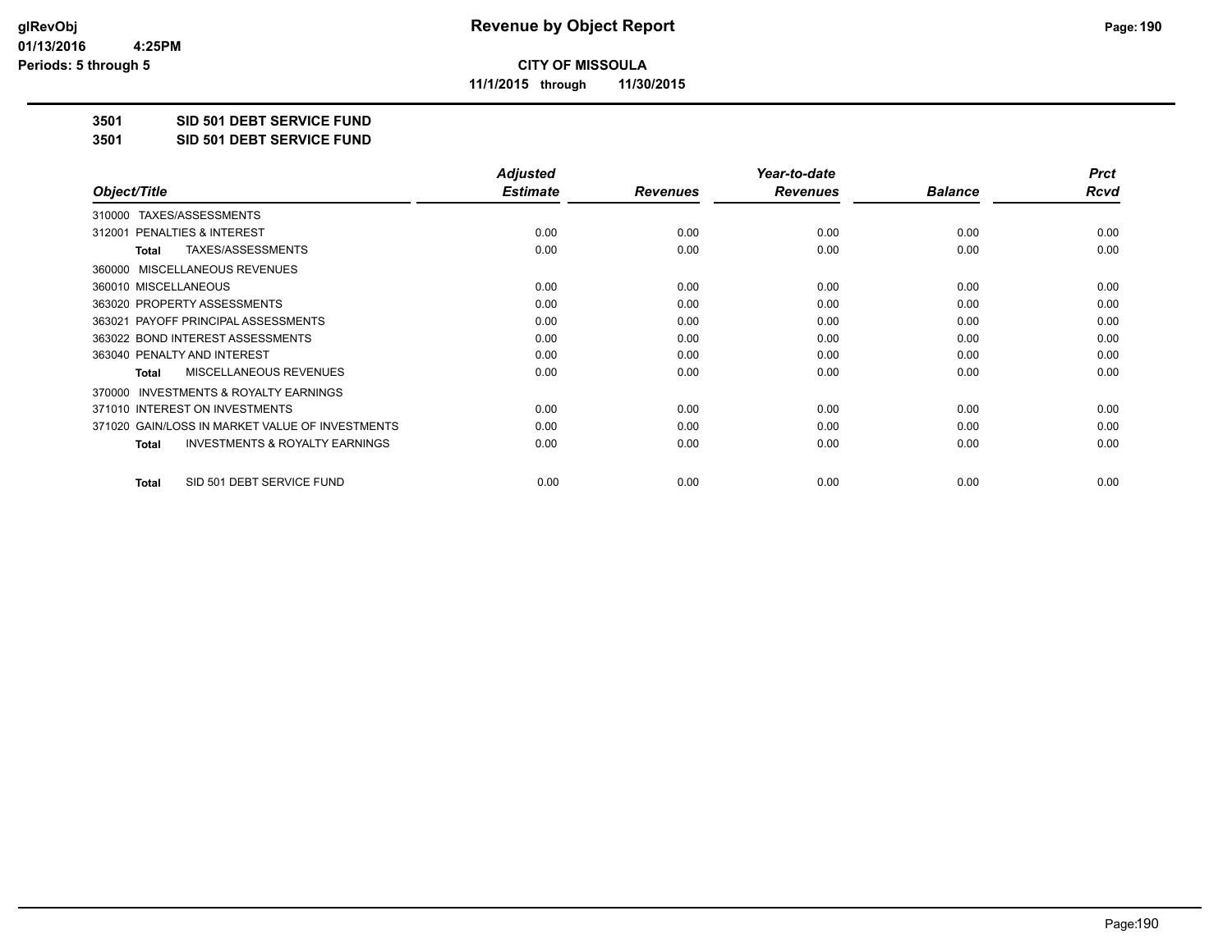# Revenue by Object Report

**CITY OF MISSOULA**

**11/1/2015 through 11/30/2015**

glRevObj
01/13/2016 4:25PM
Periods: 5 through 5

**3501 SID 501 DEBT SERVICE FUND**

**3501 SID 501 DEBT SERVICE FUND**

| Object/Title | Adjusted Estimate | Revenues | Year-to-date Revenues | Balance | Prct Rcvd |
|---|---|---|---|---|---|
| 310000 TAXES/ASSESSMENTS | | | | | |
| 312001 PENALTIES & INTEREST | 0.00 | 0.00 | 0.00 | 0.00 | 0.00 |
| **Total** TAXES/ASSESSMENTS | 0.00 | 0.00 | 0.00 | 0.00 | 0.00 |
| 360000 MISCELLANEOUS REVENUES | | | | | |
| 360010 MISCELLANEOUS | 0.00 | 0.00 | 0.00 | 0.00 | 0.00 |
| 363020 PROPERTY ASSESSMENTS | 0.00 | 0.00 | 0.00 | 0.00 | 0.00 |
| 363021 PAYOFF PRINCIPAL ASSESSMENTS | 0.00 | 0.00 | 0.00 | 0.00 | 0.00 |
| 363022 BOND INTEREST ASSESSMENTS | 0.00 | 0.00 | 0.00 | 0.00 | 0.00 |
| 363040 PENALTY AND INTEREST | 0.00 | 0.00 | 0.00 | 0.00 | 0.00 |
| **Total** MISCELLANEOUS REVENUES | 0.00 | 0.00 | 0.00 | 0.00 | 0.00 |
| 370000 INVESTMENTS & ROYALTY EARNINGS | | | | | |
| 371010 INTEREST ON INVESTMENTS | 0.00 | 0.00 | 0.00 | 0.00 | 0.00 |
| 371020 GAIN/LOSS IN MARKET VALUE OF INVESTMENTS | 0.00 | 0.00 | 0.00 | 0.00 | 0.00 |
| **Total** INVESTMENTS & ROYALTY EARNINGS | 0.00 | 0.00 | 0.00 | 0.00 | 0.00 |
| **Total** SID 501 DEBT SERVICE FUND | 0.00 | 0.00 | 0.00 | 0.00 | 0.00 |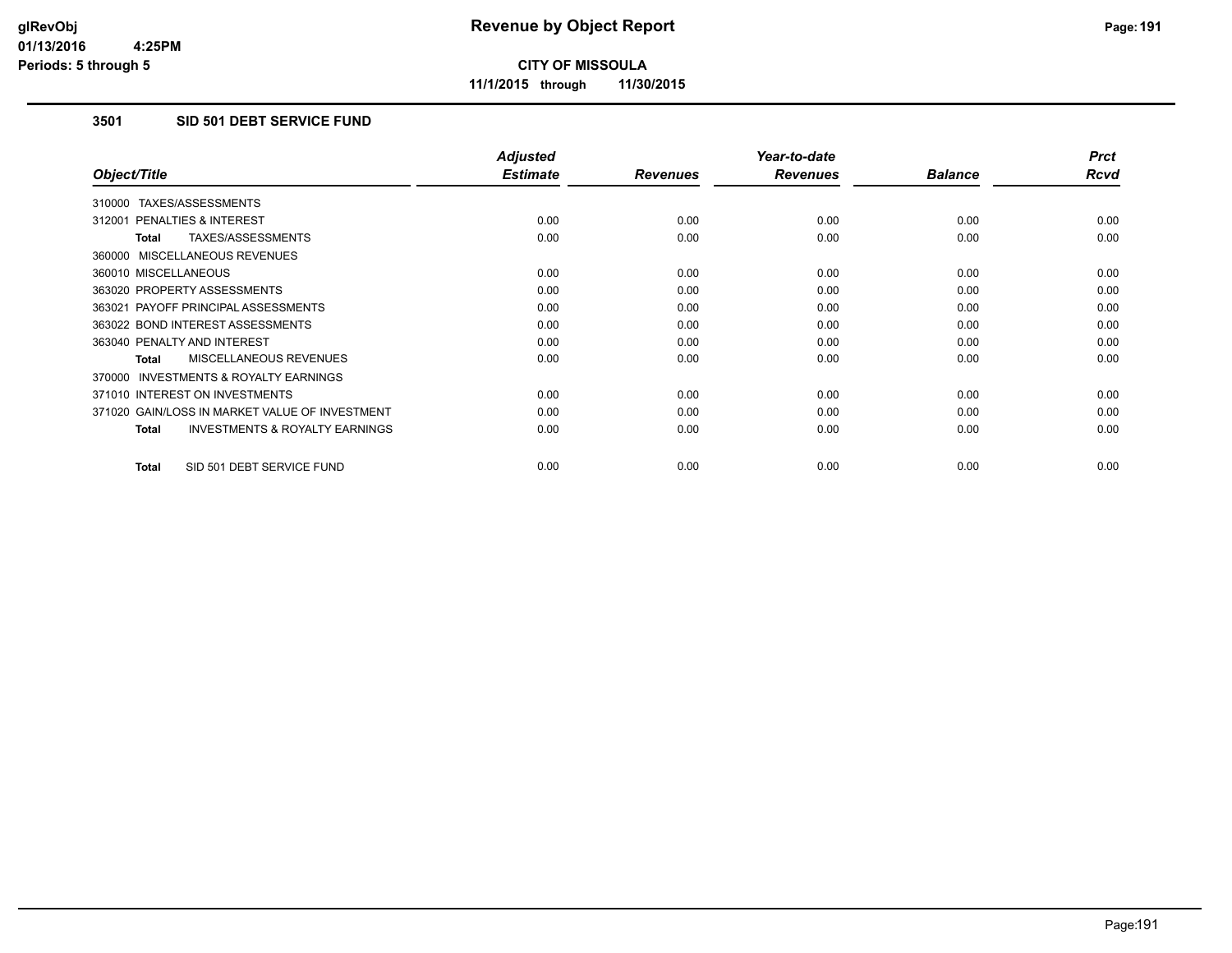# Revenue by Object Report

**CITY OF MISSOULA**

**11/1/2015 through 11/30/2015**

glRevObj
01/13/2016 4:25PM
Periods: 5 through 5

### 3501 SID 501 DEBT SERVICE FUND

| Object/Title | Adjusted Estimate | Revenues | Year-to-date Revenues | Balance | Prct Rcvd |
|---|---|---|---|---|---|
| 310000 TAXES/ASSESSMENTS | | | | | |
| 312001 PENALTIES & INTEREST | 0.00 | 0.00 | 0.00 | 0.00 | 0.00 |
| **Total** TAXES/ASSESSMENTS | 0.00 | 0.00 | 0.00 | 0.00 | 0.00 |
| 360000 MISCELLANEOUS REVENUES | | | | | |
| 360010 MISCELLANEOUS | 0.00 | 0.00 | 0.00 | 0.00 | 0.00 |
| 363020 PROPERTY ASSESSMENTS | 0.00 | 0.00 | 0.00 | 0.00 | 0.00 |
| 363021 PAYOFF PRINCIPAL ASSESSMENTS | 0.00 | 0.00 | 0.00 | 0.00 | 0.00 |
| 363022 BOND INTEREST ASSESSMENTS | 0.00 | 0.00 | 0.00 | 0.00 | 0.00 |
| 363040 PENALTY AND INTEREST | 0.00 | 0.00 | 0.00 | 0.00 | 0.00 |
| **Total** MISCELLANEOUS REVENUES | 0.00 | 0.00 | 0.00 | 0.00 | 0.00 |
| 370000 INVESTMENTS & ROYALTY EARNINGS | | | | | |
| 371010 INTEREST ON INVESTMENTS | 0.00 | 0.00 | 0.00 | 0.00 | 0.00 |
| 371020 GAIN/LOSS IN MARKET VALUE OF INVESTMENT | 0.00 | 0.00 | 0.00 | 0.00 | 0.00 |
| **Total** INVESTMENTS & ROYALTY EARNINGS | 0.00 | 0.00 | 0.00 | 0.00 | 0.00 |
| **Total** SID 501 DEBT SERVICE FUND | 0.00 | 0.00 | 0.00 | 0.00 | 0.00 |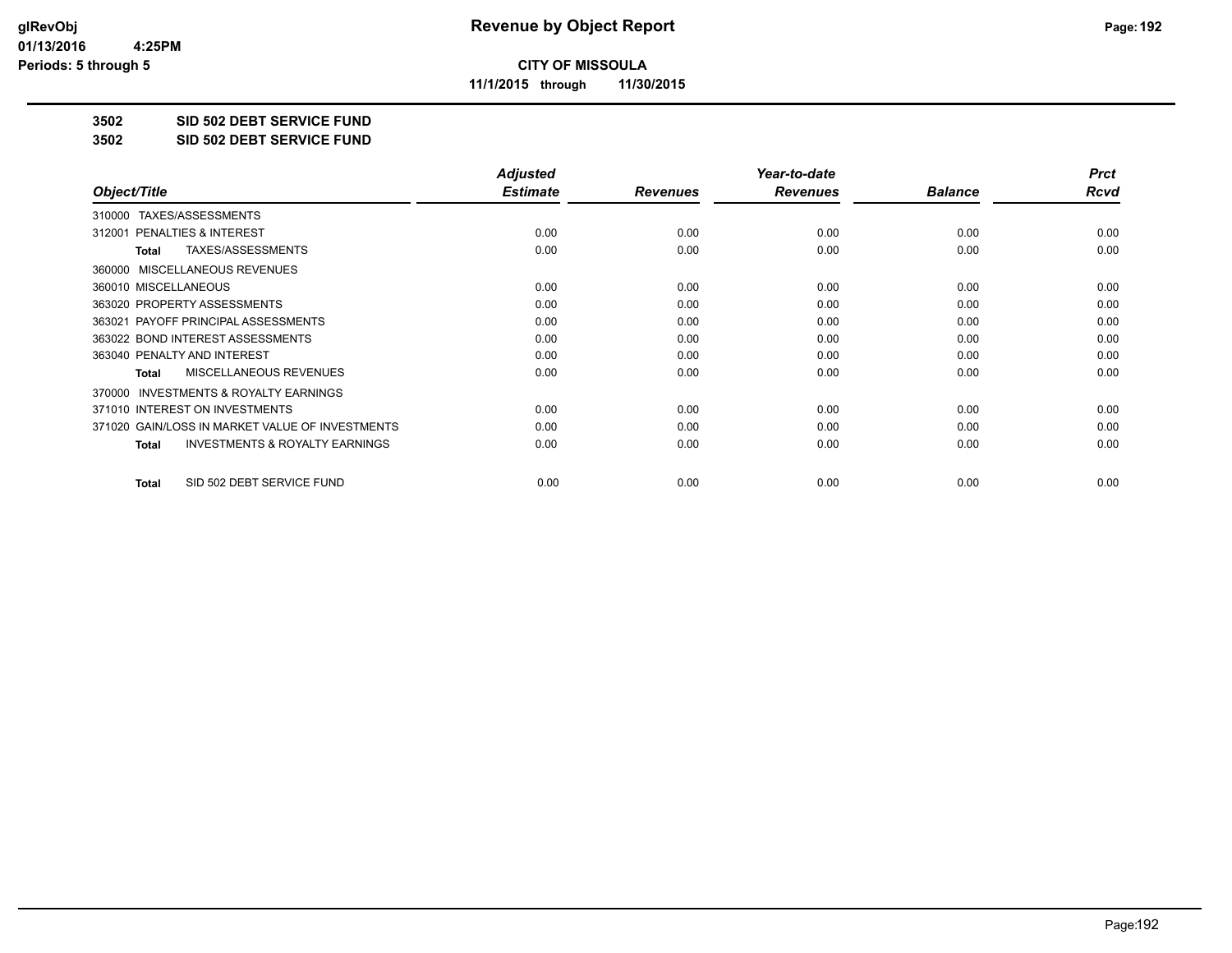glRevObj
01/13/2016 4:25PM
Periods: 5 through 5

# Revenue by Object Report

**CITY OF MISSOULA**

**11/1/2015 through 11/30/2015**

**3502 SID 502 DEBT SERVICE FUND**

**3502 SID 502 DEBT SERVICE FUND**

| Object/Title | Adjusted Estimate | Revenues | Year-to-date Revenues | Balance | Prct Rcvd |
|---|---|---|---|---|---|
| 310000 TAXES/ASSESSMENTS | | | | | |
| 312001 PENALTIES & INTEREST | 0.00 | 0.00 | 0.00 | 0.00 | 0.00 |
| **Total** TAXES/ASSESSMENTS | 0.00 | 0.00 | 0.00 | 0.00 | 0.00 |
| 360000 MISCELLANEOUS REVENUES | | | | | |
| 360010 MISCELLANEOUS | 0.00 | 0.00 | 0.00 | 0.00 | 0.00 |
| 363020 PROPERTY ASSESSMENTS | 0.00 | 0.00 | 0.00 | 0.00 | 0.00 |
| 363021 PAYOFF PRINCIPAL ASSESSMENTS | 0.00 | 0.00 | 0.00 | 0.00 | 0.00 |
| 363022 BOND INTEREST ASSESSMENTS | 0.00 | 0.00 | 0.00 | 0.00 | 0.00 |
| 363040 PENALTY AND INTEREST | 0.00 | 0.00 | 0.00 | 0.00 | 0.00 |
| **Total** MISCELLANEOUS REVENUES | 0.00 | 0.00 | 0.00 | 0.00 | 0.00 |
| 370000 INVESTMENTS & ROYALTY EARNINGS | | | | | |
| 371010 INTEREST ON INVESTMENTS | 0.00 | 0.00 | 0.00 | 0.00 | 0.00 |
| 371020 GAIN/LOSS IN MARKET VALUE OF INVESTMENTS | 0.00 | 0.00 | 0.00 | 0.00 | 0.00 |
| **Total** INVESTMENTS & ROYALTY EARNINGS | 0.00 | 0.00 | 0.00 | 0.00 | 0.00 |
| **Total** SID 502 DEBT SERVICE FUND | 0.00 | 0.00 | 0.00 | 0.00 | 0.00 |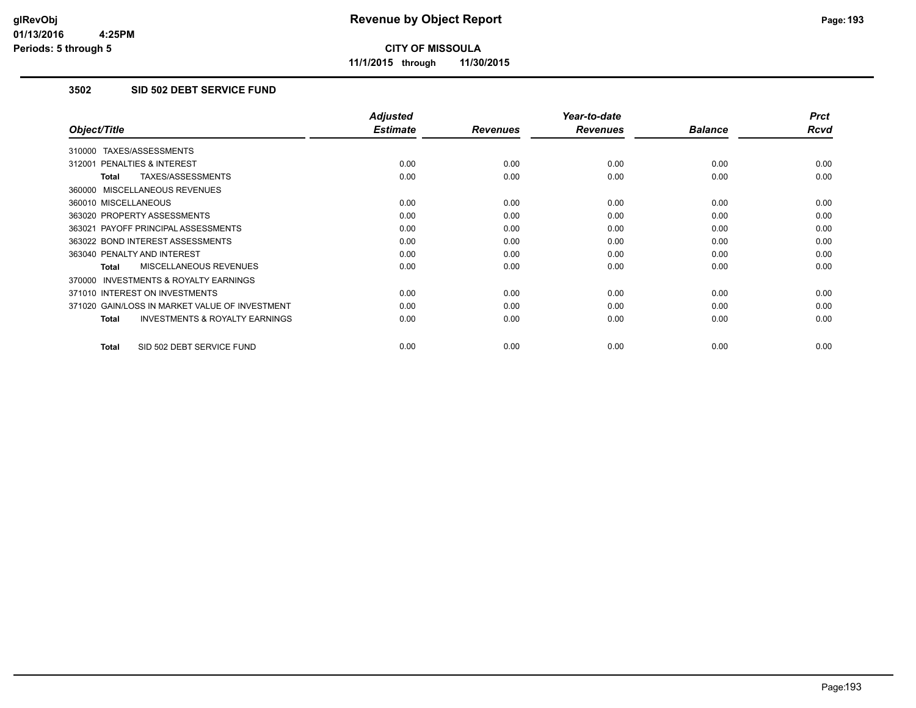**CITY OF MISSOULA**

**11/1/2015 through 11/30/2015**

## 3502 SID 502 DEBT SERVICE FUND

| Object/Title | Adjusted Estimate | Revenues | Year-to-date Revenues | Balance | Prct Rcvd |
|---|---|---|---|---|---|
| 310000 TAXES/ASSESSMENTS | | | | | |
| 312001 PENALTIES & INTEREST | 0.00 | 0.00 | 0.00 | 0.00 | 0.00 |
| **Total** TAXES/ASSESSMENTS | 0.00 | 0.00 | 0.00 | 0.00 | 0.00 |
| 360000 MISCELLANEOUS REVENUES | | | | | |
| 360010 MISCELLANEOUS | 0.00 | 0.00 | 0.00 | 0.00 | 0.00 |
| 363020 PROPERTY ASSESSMENTS | 0.00 | 0.00 | 0.00 | 0.00 | 0.00 |
| 363021 PAYOFF PRINCIPAL ASSESSMENTS | 0.00 | 0.00 | 0.00 | 0.00 | 0.00 |
| 363022 BOND INTEREST ASSESSMENTS | 0.00 | 0.00 | 0.00 | 0.00 | 0.00 |
| 363040 PENALTY AND INTEREST | 0.00 | 0.00 | 0.00 | 0.00 | 0.00 |
| **Total** MISCELLANEOUS REVENUES | 0.00 | 0.00 | 0.00 | 0.00 | 0.00 |
| 370000 INVESTMENTS & ROYALTY EARNINGS | | | | | |
| 371010 INTEREST ON INVESTMENTS | 0.00 | 0.00 | 0.00 | 0.00 | 0.00 |
| 371020 GAIN/LOSS IN MARKET VALUE OF INVESTMENT | 0.00 | 0.00 | 0.00 | 0.00 | 0.00 |
| **Total** INVESTMENTS & ROYALTY EARNINGS | 0.00 | 0.00 | 0.00 | 0.00 | 0.00 |
| **Total** SID 502 DEBT SERVICE FUND | 0.00 | 0.00 | 0.00 | 0.00 | 0.00 |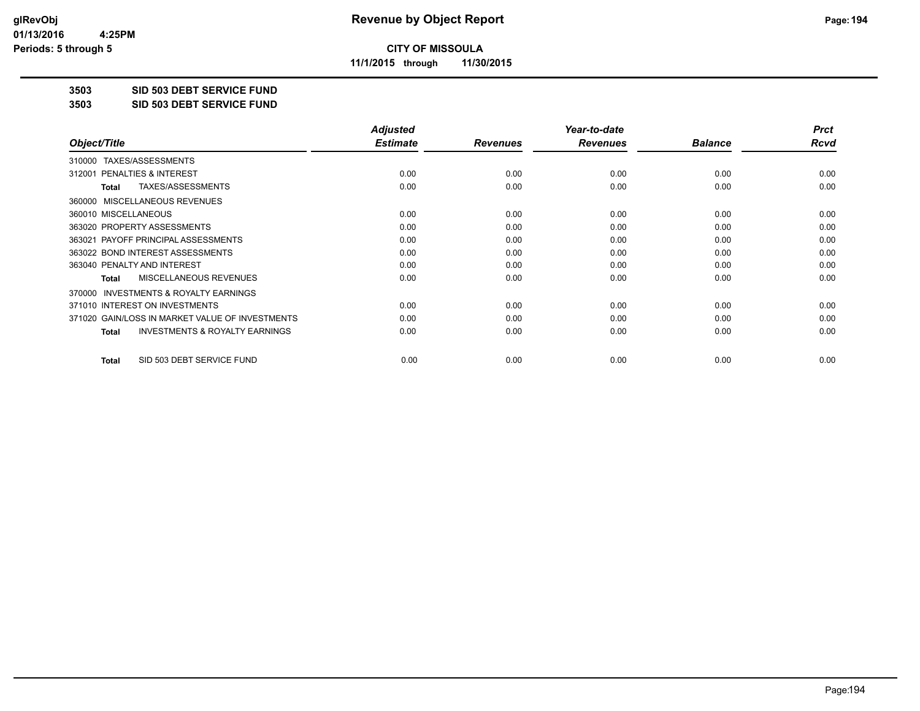# Revenue by Object Report

**CITY OF MISSOULA**

**11/1/2015 through 11/30/2015**

glRevObj
01/13/2016 4:25PM
Periods: 5 through 5

**3503 SID 503 DEBT SERVICE FUND**

**3503 SID 503 DEBT SERVICE FUND**

| Object/Title | Adjusted Estimate | Revenues | Year-to-date Revenues | Balance | Prct Rcvd |
|---|---|---|---|---|---|
| 310000 TAXES/ASSESSMENTS | | | | | |
| 312001 PENALTIES & INTEREST | 0.00 | 0.00 | 0.00 | 0.00 | 0.00 |
| **Total** TAXES/ASSESSMENTS | 0.00 | 0.00 | 0.00 | 0.00 | 0.00 |
| 360000 MISCELLANEOUS REVENUES | | | | | |
| 360010 MISCELLANEOUS | 0.00 | 0.00 | 0.00 | 0.00 | 0.00 |
| 363020 PROPERTY ASSESSMENTS | 0.00 | 0.00 | 0.00 | 0.00 | 0.00 |
| 363021 PAYOFF PRINCIPAL ASSESSMENTS | 0.00 | 0.00 | 0.00 | 0.00 | 0.00 |
| 363022 BOND INTEREST ASSESSMENTS | 0.00 | 0.00 | 0.00 | 0.00 | 0.00 |
| 363040 PENALTY AND INTEREST | 0.00 | 0.00 | 0.00 | 0.00 | 0.00 |
| **Total** MISCELLANEOUS REVENUES | 0.00 | 0.00 | 0.00 | 0.00 | 0.00 |
| 370000 INVESTMENTS & ROYALTY EARNINGS | | | | | |
| 371010 INTEREST ON INVESTMENTS | 0.00 | 0.00 | 0.00 | 0.00 | 0.00 |
| 371020 GAIN/LOSS IN MARKET VALUE OF INVESTMENTS | 0.00 | 0.00 | 0.00 | 0.00 | 0.00 |
| **Total** INVESTMENTS & ROYALTY EARNINGS | 0.00 | 0.00 | 0.00 | 0.00 | 0.00 |
| **Total** SID 503 DEBT SERVICE FUND | 0.00 | 0.00 | 0.00 | 0.00 | 0.00 |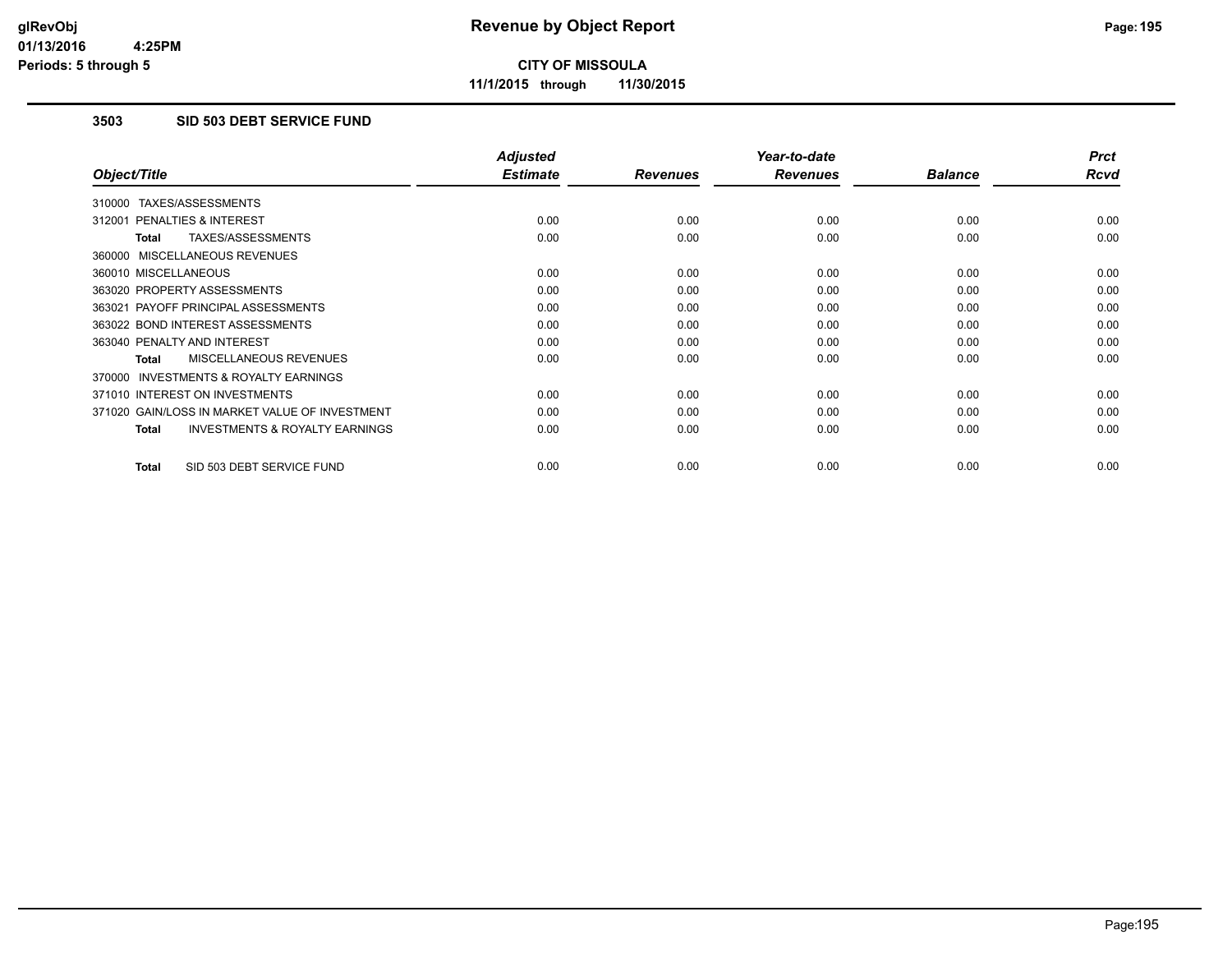# Revenue by Object Report

**CITY OF MISSOULA**

**11/1/2015 through 11/30/2015**

glRevObj
01/13/2016 4:25PM
Periods: 5 through 5

## 3503 SID 503 DEBT SERVICE FUND

| Object/Title | Adjusted Estimate | Revenues | Year-to-date Revenues | Balance | Prct Rcvd |
|---|---|---|---|---|---|
| 310000 TAXES/ASSESSMENTS | | | | | |
| 312001 PENALTIES & INTEREST | 0.00 | 0.00 | 0.00 | 0.00 | 0.00 |
| **Total** TAXES/ASSESSMENTS | 0.00 | 0.00 | 0.00 | 0.00 | 0.00 |
| 360000 MISCELLANEOUS REVENUES | | | | | |
| 360010 MISCELLANEOUS | 0.00 | 0.00 | 0.00 | 0.00 | 0.00 |
| 363020 PROPERTY ASSESSMENTS | 0.00 | 0.00 | 0.00 | 0.00 | 0.00 |
| 363021 PAYOFF PRINCIPAL ASSESSMENTS | 0.00 | 0.00 | 0.00 | 0.00 | 0.00 |
| 363022 BOND INTEREST ASSESSMENTS | 0.00 | 0.00 | 0.00 | 0.00 | 0.00 |
| 363040 PENALTY AND INTEREST | 0.00 | 0.00 | 0.00 | 0.00 | 0.00 |
| **Total** MISCELLANEOUS REVENUES | 0.00 | 0.00 | 0.00 | 0.00 | 0.00 |
| 370000 INVESTMENTS & ROYALTY EARNINGS | | | | | |
| 371010 INTEREST ON INVESTMENTS | 0.00 | 0.00 | 0.00 | 0.00 | 0.00 |
| 371020 GAIN/LOSS IN MARKET VALUE OF INVESTMENT | 0.00 | 0.00 | 0.00 | 0.00 | 0.00 |
| **Total** INVESTMENTS & ROYALTY EARNINGS | 0.00 | 0.00 | 0.00 | 0.00 | 0.00 |
| **Total** SID 503 DEBT SERVICE FUND | 0.00 | 0.00 | 0.00 | 0.00 | 0.00 |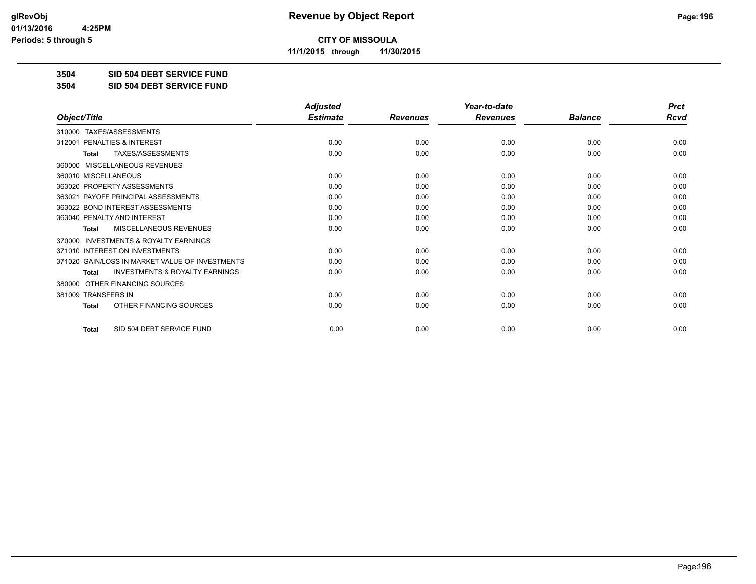# Revenue by Object Report

**CITY OF MISSOULA**

**11/1/2015 through 11/30/2015**

glRevObj
01/13/2016 4:25PM
Periods: 5 through 5

**3504 SID 504 DEBT SERVICE FUND**

**3504 SID 504 DEBT SERVICE FUND**

| Object/Title | Adjusted Estimate | Revenues | Year-to-date Revenues | Balance | Prct Rcvd |
|---|---|---|---|---|---|
| 310000 TAXES/ASSESSMENTS | | | | | |
| 312001 PENALTIES & INTEREST | 0.00 | 0.00 | 0.00 | 0.00 | 0.00 |
| **Total** TAXES/ASSESSMENTS | 0.00 | 0.00 | 0.00 | 0.00 | 0.00 |
| 360000 MISCELLANEOUS REVENUES | | | | | |
| 360010 MISCELLANEOUS | 0.00 | 0.00 | 0.00 | 0.00 | 0.00 |
| 363020 PROPERTY ASSESSMENTS | 0.00 | 0.00 | 0.00 | 0.00 | 0.00 |
| 363021 PAYOFF PRINCIPAL ASSESSMENTS | 0.00 | 0.00 | 0.00 | 0.00 | 0.00 |
| 363022 BOND INTEREST ASSESSMENTS | 0.00 | 0.00 | 0.00 | 0.00 | 0.00 |
| 363040 PENALTY AND INTEREST | 0.00 | 0.00 | 0.00 | 0.00 | 0.00 |
| **Total** MISCELLANEOUS REVENUES | 0.00 | 0.00 | 0.00 | 0.00 | 0.00 |
| 370000 INVESTMENTS & ROYALTY EARNINGS | | | | | |
| 371010 INTEREST ON INVESTMENTS | 0.00 | 0.00 | 0.00 | 0.00 | 0.00 |
| 371020 GAIN/LOSS IN MARKET VALUE OF INVESTMENTS | 0.00 | 0.00 | 0.00 | 0.00 | 0.00 |
| **Total** INVESTMENTS & ROYALTY EARNINGS | 0.00 | 0.00 | 0.00 | 0.00 | 0.00 |
| 380000 OTHER FINANCING SOURCES | | | | | |
| 381009 TRANSFERS IN | 0.00 | 0.00 | 0.00 | 0.00 | 0.00 |
| **Total** OTHER FINANCING SOURCES | 0.00 | 0.00 | 0.00 | 0.00 | 0.00 |
| **Total** SID 504 DEBT SERVICE FUND | 0.00 | 0.00 | 0.00 | 0.00 | 0.00 |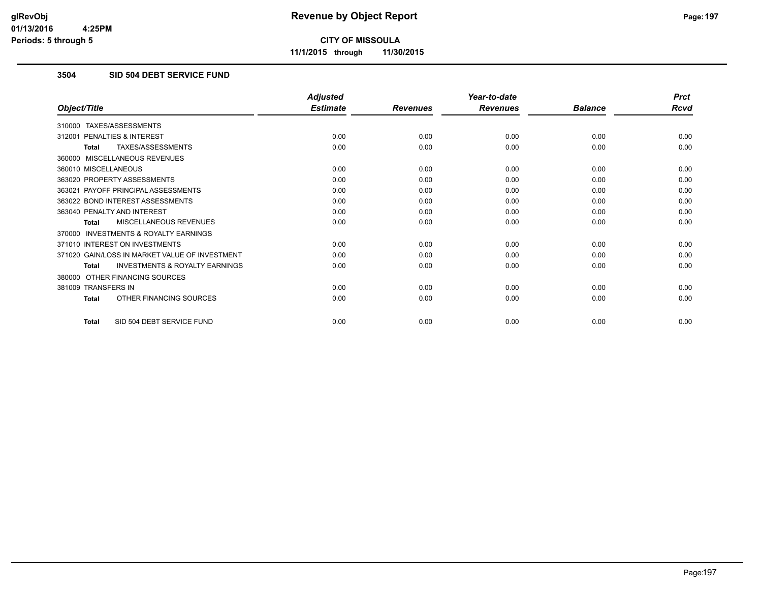**CITY OF MISSOULA**

**11/1/2015 through 11/30/2015**

### 3504 SID 504 DEBT SERVICE FUND

| Object/Title | Adjusted Estimate | Revenues | Year-to-date Revenues | Balance | Prct Rcvd |
|---|---|---|---|---|---|
| 310000 TAXES/ASSESSMENTS | | | | | |
| 312001 PENALTIES & INTEREST | 0.00 | 0.00 | 0.00 | 0.00 | 0.00 |
| **Total** TAXES/ASSESSMENTS | 0.00 | 0.00 | 0.00 | 0.00 | 0.00 |
| 360000 MISCELLANEOUS REVENUES | | | | | |
| 360010 MISCELLANEOUS | 0.00 | 0.00 | 0.00 | 0.00 | 0.00 |
| 363020 PROPERTY ASSESSMENTS | 0.00 | 0.00 | 0.00 | 0.00 | 0.00 |
| 363021 PAYOFF PRINCIPAL ASSESSMENTS | 0.00 | 0.00 | 0.00 | 0.00 | 0.00 |
| 363022 BOND INTEREST ASSESSMENTS | 0.00 | 0.00 | 0.00 | 0.00 | 0.00 |
| 363040 PENALTY AND INTEREST | 0.00 | 0.00 | 0.00 | 0.00 | 0.00 |
| **Total** MISCELLANEOUS REVENUES | 0.00 | 0.00 | 0.00 | 0.00 | 0.00 |
| 370000 INVESTMENTS & ROYALTY EARNINGS | | | | | |
| 371010 INTEREST ON INVESTMENTS | 0.00 | 0.00 | 0.00 | 0.00 | 0.00 |
| 371020 GAIN/LOSS IN MARKET VALUE OF INVESTMENT | 0.00 | 0.00 | 0.00 | 0.00 | 0.00 |
| **Total** INVESTMENTS & ROYALTY EARNINGS | 0.00 | 0.00 | 0.00 | 0.00 | 0.00 |
| 380000 OTHER FINANCING SOURCES | | | | | |
| 381009 TRANSFERS IN | 0.00 | 0.00 | 0.00 | 0.00 | 0.00 |
| **Total** OTHER FINANCING SOURCES | 0.00 | 0.00 | 0.00 | 0.00 | 0.00 |
| **Total** SID 504 DEBT SERVICE FUND | 0.00 | 0.00 | 0.00 | 0.00 | 0.00 |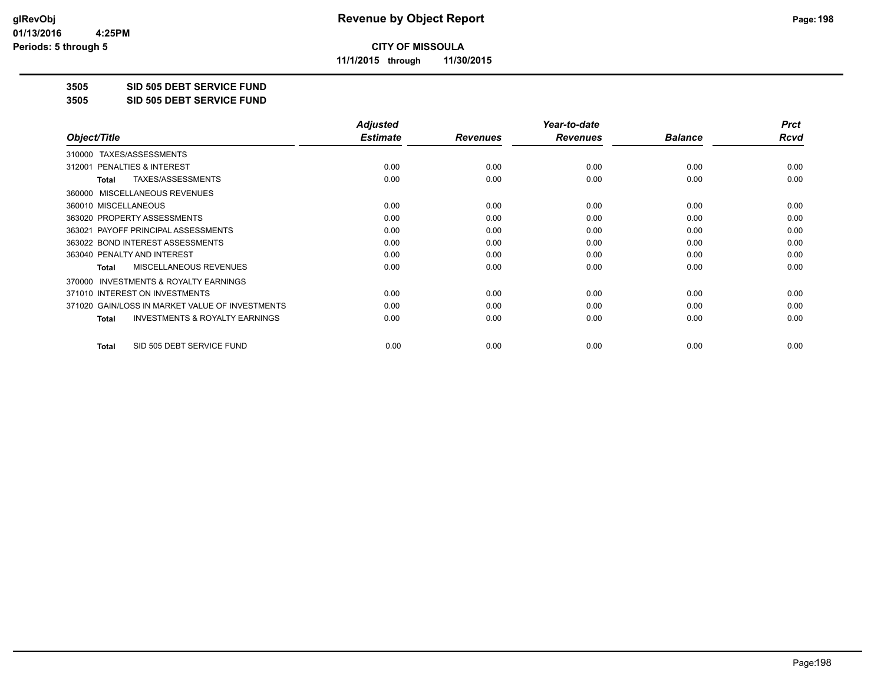glRevObj
01/13/2016 4:25PM
Periods: 5 through 5

# Revenue by Object Report

**CITY OF MISSOULA**

**11/1/2015 through 11/30/2015**

**3505 SID 505 DEBT SERVICE FUND**

**3505 SID 505 DEBT SERVICE FUND**

| Object/Title | Adjusted Estimate | Revenues | Year-to-date Revenues | Balance | Prct Rcvd |
|---|---|---|---|---|---|
| 310000 TAXES/ASSESSMENTS | | | | | |
| 312001 PENALTIES & INTEREST | 0.00 | 0.00 | 0.00 | 0.00 | 0.00 |
| **Total** TAXES/ASSESSMENTS | 0.00 | 0.00 | 0.00 | 0.00 | 0.00 |
| 360000 MISCELLANEOUS REVENUES | | | | | |
| 360010 MISCELLANEOUS | 0.00 | 0.00 | 0.00 | 0.00 | 0.00 |
| 363020 PROPERTY ASSESSMENTS | 0.00 | 0.00 | 0.00 | 0.00 | 0.00 |
| 363021 PAYOFF PRINCIPAL ASSESSMENTS | 0.00 | 0.00 | 0.00 | 0.00 | 0.00 |
| 363022 BOND INTEREST ASSESSMENTS | 0.00 | 0.00 | 0.00 | 0.00 | 0.00 |
| 363040 PENALTY AND INTEREST | 0.00 | 0.00 | 0.00 | 0.00 | 0.00 |
| **Total** MISCELLANEOUS REVENUES | 0.00 | 0.00 | 0.00 | 0.00 | 0.00 |
| 370000 INVESTMENTS & ROYALTY EARNINGS | | | | | |
| 371010 INTEREST ON INVESTMENTS | 0.00 | 0.00 | 0.00 | 0.00 | 0.00 |
| 371020 GAIN/LOSS IN MARKET VALUE OF INVESTMENTS | 0.00 | 0.00 | 0.00 | 0.00 | 0.00 |
| **Total** INVESTMENTS & ROYALTY EARNINGS | 0.00 | 0.00 | 0.00 | 0.00 | 0.00 |
| **Total** SID 505 DEBT SERVICE FUND | 0.00 | 0.00 | 0.00 | 0.00 | 0.00 |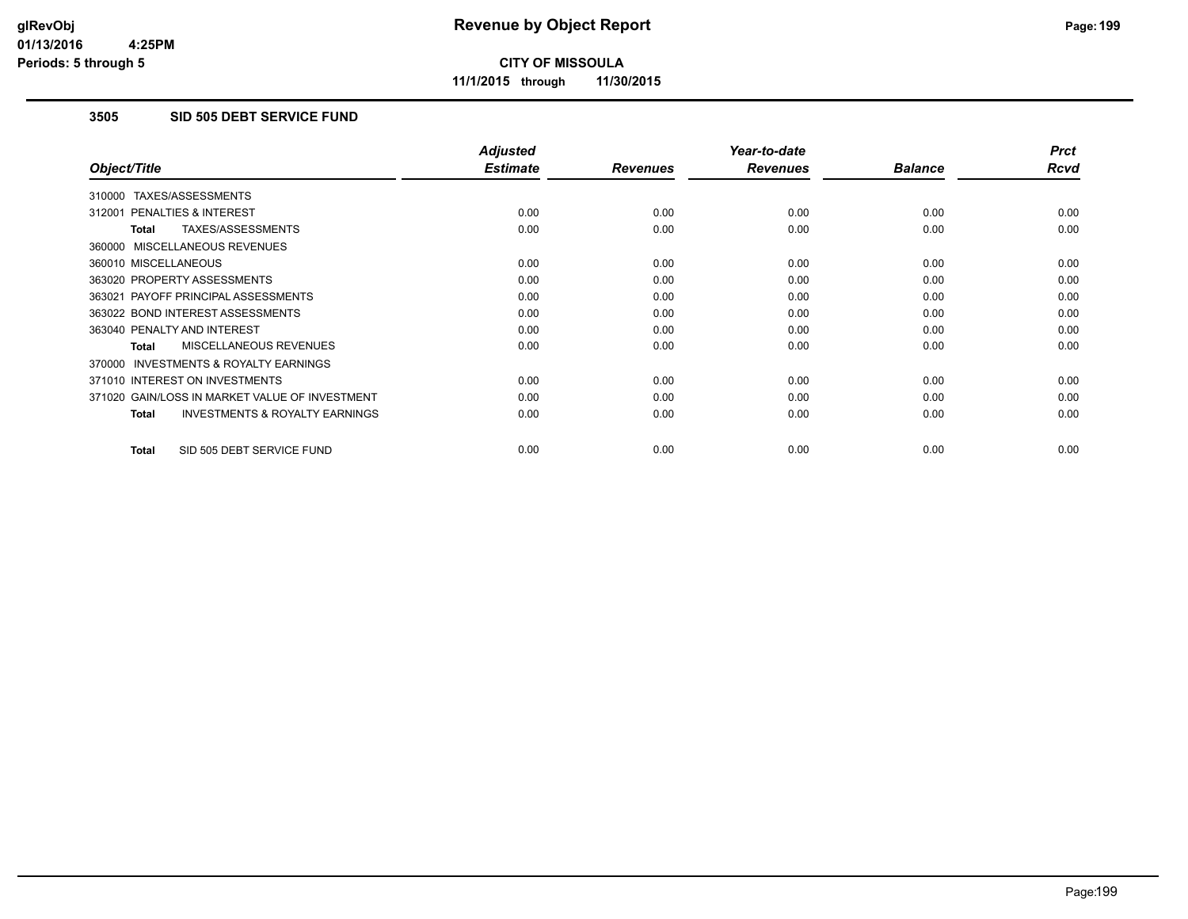# Revenue by Object Report

**CITY OF MISSOULA**

**11/1/2015 through 11/30/2015**

glRevObj
01/13/2016 4:25PM
Periods: 5 through 5

## 3505 SID 505 DEBT SERVICE FUND

| Object/Title | Adjusted Estimate | Revenues | Year-to-date Revenues | Balance | Prct Rcvd |
|---|---|---|---|---|---|
| 310000 TAXES/ASSESSMENTS | | | | | |
| 312001 PENALTIES & INTEREST | 0.00 | 0.00 | 0.00 | 0.00 | 0.00 |
| **Total** TAXES/ASSESSMENTS | 0.00 | 0.00 | 0.00 | 0.00 | 0.00 |
| 360000 MISCELLANEOUS REVENUES | | | | | |
| 360010 MISCELLANEOUS | 0.00 | 0.00 | 0.00 | 0.00 | 0.00 |
| 363020 PROPERTY ASSESSMENTS | 0.00 | 0.00 | 0.00 | 0.00 | 0.00 |
| 363021 PAYOFF PRINCIPAL ASSESSMENTS | 0.00 | 0.00 | 0.00 | 0.00 | 0.00 |
| 363022 BOND INTEREST ASSESSMENTS | 0.00 | 0.00 | 0.00 | 0.00 | 0.00 |
| 363040 PENALTY AND INTEREST | 0.00 | 0.00 | 0.00 | 0.00 | 0.00 |
| **Total** MISCELLANEOUS REVENUES | 0.00 | 0.00 | 0.00 | 0.00 | 0.00 |
| 370000 INVESTMENTS & ROYALTY EARNINGS | | | | | |
| 371010 INTEREST ON INVESTMENTS | 0.00 | 0.00 | 0.00 | 0.00 | 0.00 |
| 371020 GAIN/LOSS IN MARKET VALUE OF INVESTMENT | 0.00 | 0.00 | 0.00 | 0.00 | 0.00 |
| **Total** INVESTMENTS & ROYALTY EARNINGS | 0.00 | 0.00 | 0.00 | 0.00 | 0.00 |
| **Total** SID 505 DEBT SERVICE FUND | 0.00 | 0.00 | 0.00 | 0.00 | 0.00 |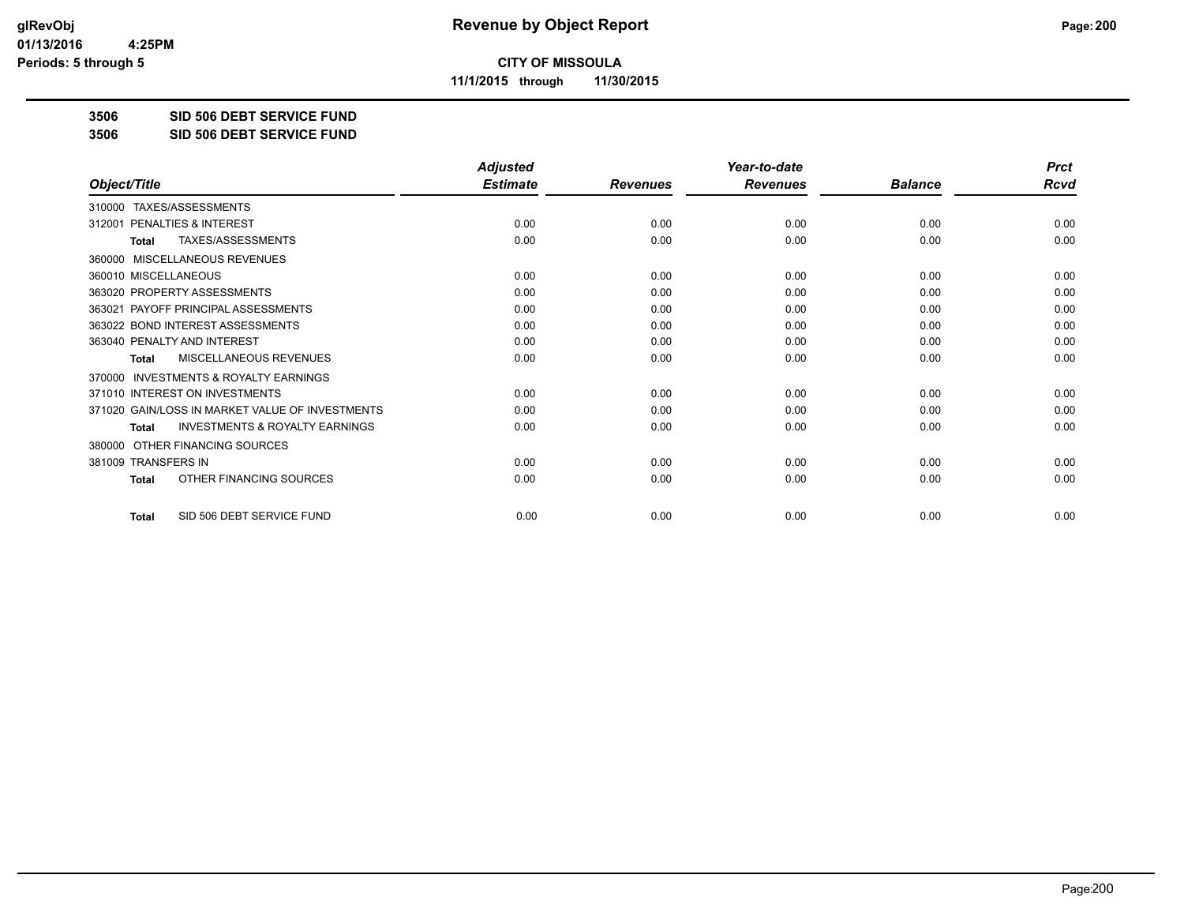# Revenue by Object Report

**CITY OF MISSOULA**

**11/1/2015 through 11/30/2015**

glRevObj
01/13/2016 4:25PM
Periods: 5 through 5

**3506 SID 506 DEBT SERVICE FUND**

**3506 SID 506 DEBT SERVICE FUND**

| Object/Title | Adjusted Estimate | Revenues | Year-to-date Revenues | Balance | Prct Rcvd |
|---|---|---|---|---|---|
| 310000 TAXES/ASSESSMENTS | | | | | |
| 312001 PENALTIES & INTEREST | 0.00 | 0.00 | 0.00 | 0.00 | 0.00 |
| **Total** TAXES/ASSESSMENTS | 0.00 | 0.00 | 0.00 | 0.00 | 0.00 |
| 360000 MISCELLANEOUS REVENUES | | | | | |
| 360010 MISCELLANEOUS | 0.00 | 0.00 | 0.00 | 0.00 | 0.00 |
| 363020 PROPERTY ASSESSMENTS | 0.00 | 0.00 | 0.00 | 0.00 | 0.00 |
| 363021 PAYOFF PRINCIPAL ASSESSMENTS | 0.00 | 0.00 | 0.00 | 0.00 | 0.00 |
| 363022 BOND INTEREST ASSESSMENTS | 0.00 | 0.00 | 0.00 | 0.00 | 0.00 |
| 363040 PENALTY AND INTEREST | 0.00 | 0.00 | 0.00 | 0.00 | 0.00 |
| **Total** MISCELLANEOUS REVENUES | 0.00 | 0.00 | 0.00 | 0.00 | 0.00 |
| 370000 INVESTMENTS & ROYALTY EARNINGS | | | | | |
| 371010 INTEREST ON INVESTMENTS | 0.00 | 0.00 | 0.00 | 0.00 | 0.00 |
| 371020 GAIN/LOSS IN MARKET VALUE OF INVESTMENTS | 0.00 | 0.00 | 0.00 | 0.00 | 0.00 |
| **Total** INVESTMENTS & ROYALTY EARNINGS | 0.00 | 0.00 | 0.00 | 0.00 | 0.00 |
| 380000 OTHER FINANCING SOURCES | | | | | |
| 381009 TRANSFERS IN | 0.00 | 0.00 | 0.00 | 0.00 | 0.00 |
| **Total** OTHER FINANCING SOURCES | 0.00 | 0.00 | 0.00 | 0.00 | 0.00 |
| **Total** SID 506 DEBT SERVICE FUND | 0.00 | 0.00 | 0.00 | 0.00 | 0.00 |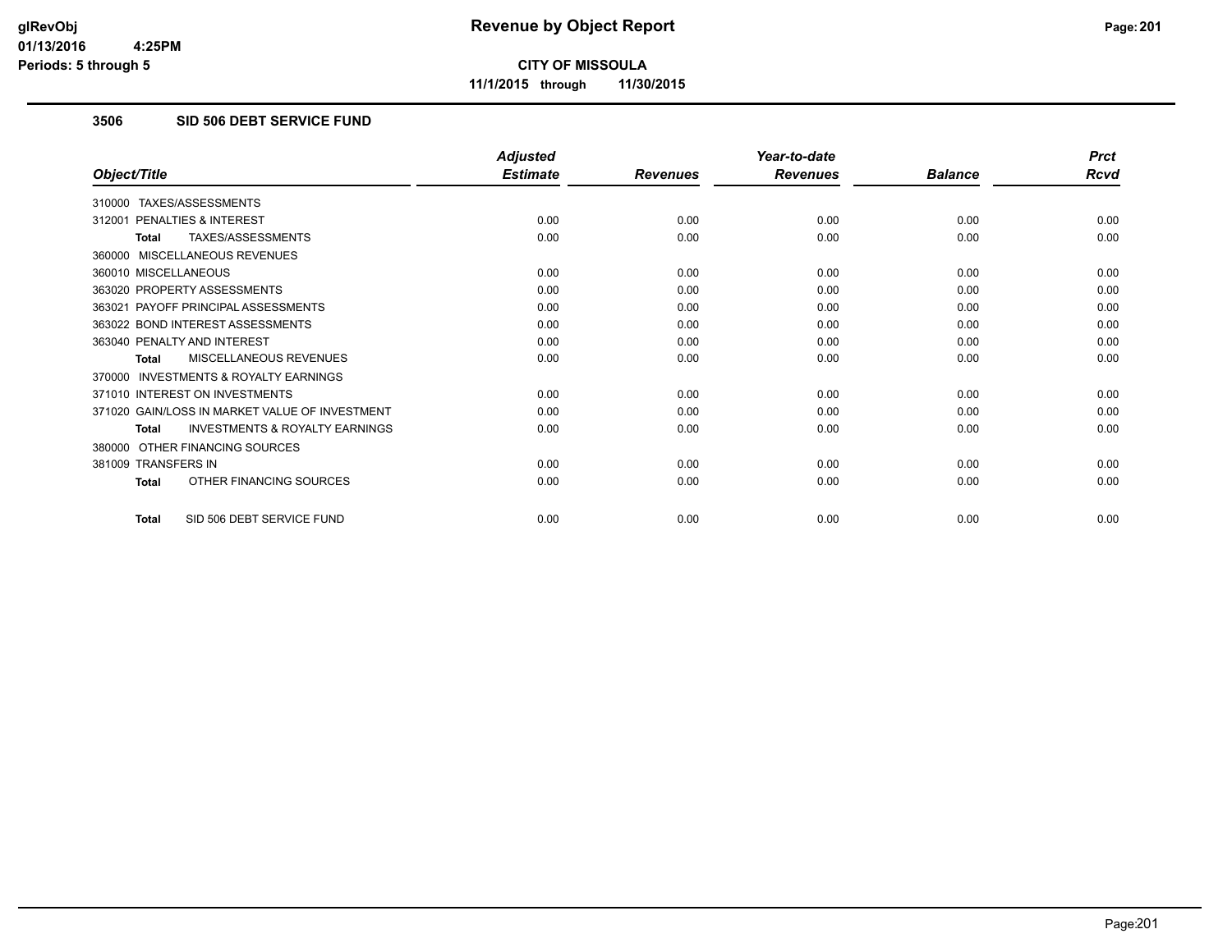# Revenue by Object Report

**CITY OF MISSOULA**

**11/1/2015 through 11/30/2015**

### 3506 SID 506 DEBT SERVICE FUND

| Object/Title | Adjusted Estimate | Revenues | Year-to-date Revenues | Balance | Prct Rcvd |
|---|---|---|---|---|---|
| 310000 TAXES/ASSESSMENTS | | | | | |
| 312001 PENALTIES & INTEREST | 0.00 | 0.00 | 0.00 | 0.00 | 0.00 |
| **Total** TAXES/ASSESSMENTS | 0.00 | 0.00 | 0.00 | 0.00 | 0.00 |
| 360000 MISCELLANEOUS REVENUES | | | | | |
| 360010 MISCELLANEOUS | 0.00 | 0.00 | 0.00 | 0.00 | 0.00 |
| 363020 PROPERTY ASSESSMENTS | 0.00 | 0.00 | 0.00 | 0.00 | 0.00 |
| 363021 PAYOFF PRINCIPAL ASSESSMENTS | 0.00 | 0.00 | 0.00 | 0.00 | 0.00 |
| 363022 BOND INTEREST ASSESSMENTS | 0.00 | 0.00 | 0.00 | 0.00 | 0.00 |
| 363040 PENALTY AND INTEREST | 0.00 | 0.00 | 0.00 | 0.00 | 0.00 |
| **Total** MISCELLANEOUS REVENUES | 0.00 | 0.00 | 0.00 | 0.00 | 0.00 |
| 370000 INVESTMENTS & ROYALTY EARNINGS | | | | | |
| 371010 INTEREST ON INVESTMENTS | 0.00 | 0.00 | 0.00 | 0.00 | 0.00 |
| 371020 GAIN/LOSS IN MARKET VALUE OF INVESTMENT | 0.00 | 0.00 | 0.00 | 0.00 | 0.00 |
| **Total** INVESTMENTS & ROYALTY EARNINGS | 0.00 | 0.00 | 0.00 | 0.00 | 0.00 |
| 380000 OTHER FINANCING SOURCES | | | | | |
| 381009 TRANSFERS IN | 0.00 | 0.00 | 0.00 | 0.00 | 0.00 |
| **Total** OTHER FINANCING SOURCES | 0.00 | 0.00 | 0.00 | 0.00 | 0.00 |
| **Total** SID 506 DEBT SERVICE FUND | 0.00 | 0.00 | 0.00 | 0.00 | 0.00 |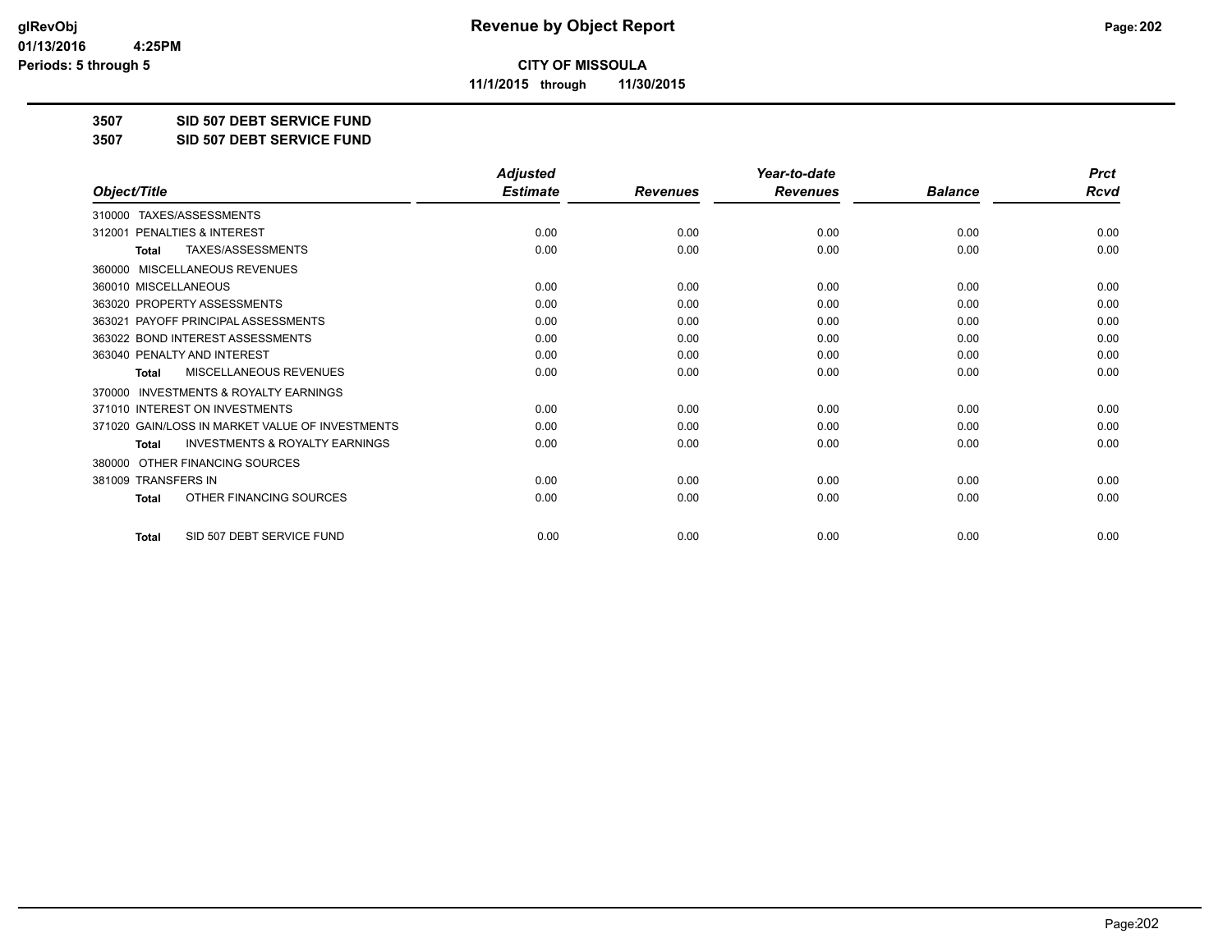**glRevObj**
**01/13/2016 4:25PM**
**Periods: 5 through 5**

# Revenue by Object Report

**CITY OF MISSOULA**

**11/1/2015 through 11/30/2015**

## 3507 SID 507 DEBT SERVICE FUND

## 3507 SID 507 DEBT SERVICE FUND

| Object/Title | Adjusted Estimate | Revenues | Year-to-date Revenues | Balance | Prct Rcvd |
|---|---|---|---|---|---|
| 310000 TAXES/ASSESSMENTS | | | | | |
| 312001 PENALTIES & INTEREST | 0.00 | 0.00 | 0.00 | 0.00 | 0.00 |
| **Total** TAXES/ASSESSMENTS | 0.00 | 0.00 | 0.00 | 0.00 | 0.00 |
| 360000 MISCELLANEOUS REVENUES | | | | | |
| 360010 MISCELLANEOUS | 0.00 | 0.00 | 0.00 | 0.00 | 0.00 |
| 363020 PROPERTY ASSESSMENTS | 0.00 | 0.00 | 0.00 | 0.00 | 0.00 |
| 363021 PAYOFF PRINCIPAL ASSESSMENTS | 0.00 | 0.00 | 0.00 | 0.00 | 0.00 |
| 363022 BOND INTEREST ASSESSMENTS | 0.00 | 0.00 | 0.00 | 0.00 | 0.00 |
| 363040 PENALTY AND INTEREST | 0.00 | 0.00 | 0.00 | 0.00 | 0.00 |
| **Total** MISCELLANEOUS REVENUES | 0.00 | 0.00 | 0.00 | 0.00 | 0.00 |
| 370000 INVESTMENTS & ROYALTY EARNINGS | | | | | |
| 371010 INTEREST ON INVESTMENTS | 0.00 | 0.00 | 0.00 | 0.00 | 0.00 |
| 371020 GAIN/LOSS IN MARKET VALUE OF INVESTMENTS | 0.00 | 0.00 | 0.00 | 0.00 | 0.00 |
| **Total** INVESTMENTS & ROYALTY EARNINGS | 0.00 | 0.00 | 0.00 | 0.00 | 0.00 |
| 380000 OTHER FINANCING SOURCES | | | | | |
| 381009 TRANSFERS IN | 0.00 | 0.00 | 0.00 | 0.00 | 0.00 |
| **Total** OTHER FINANCING SOURCES | 0.00 | 0.00 | 0.00 | 0.00 | 0.00 |
| **Total** SID 507 DEBT SERVICE FUND | 0.00 | 0.00 | 0.00 | 0.00 | 0.00 |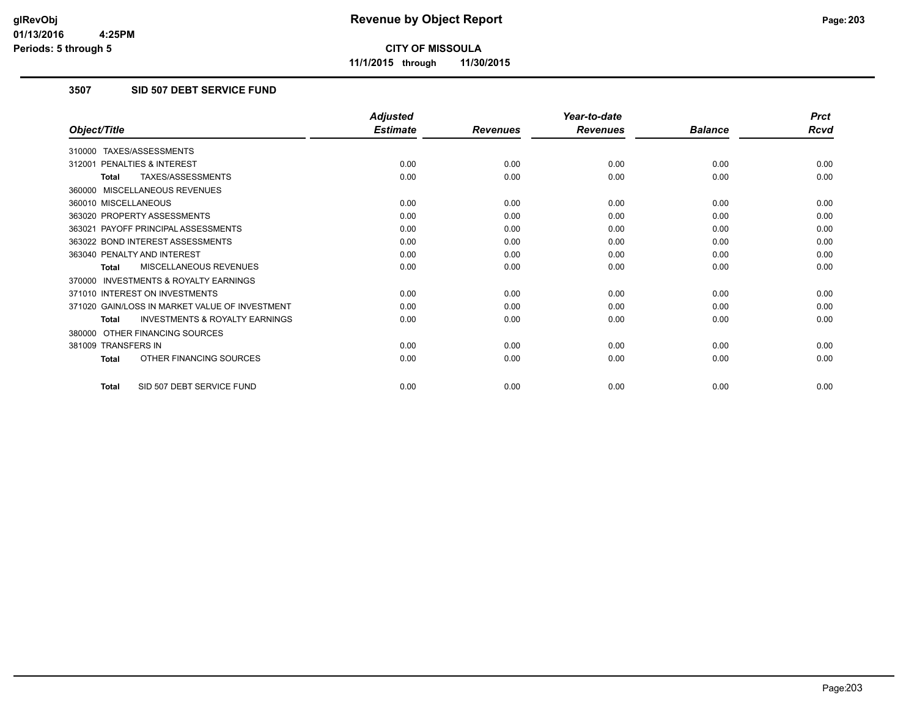# Revenue by Object Report

glRevObj
01/13/2016 4:25PM
Periods: 5 through 5

**CITY OF MISSOULA**

11/1/2015 through 11/30/2015

### 3507 SID 507 DEBT SERVICE FUND

| Object/Title | Adjusted Estimate | Revenues | Year-to-date Revenues | Balance | Prct Rcvd |
|---|---|---|---|---|---|
| 310000 TAXES/ASSESSMENTS | | | | | |
| 312001 PENALTIES & INTEREST | 0.00 | 0.00 | 0.00 | 0.00 | 0.00 |
| **Total** TAXES/ASSESSMENTS | 0.00 | 0.00 | 0.00 | 0.00 | 0.00 |
| 360000 MISCELLANEOUS REVENUES | | | | | |
| 360010 MISCELLANEOUS | 0.00 | 0.00 | 0.00 | 0.00 | 0.00 |
| 363020 PROPERTY ASSESSMENTS | 0.00 | 0.00 | 0.00 | 0.00 | 0.00 |
| 363021 PAYOFF PRINCIPAL ASSESSMENTS | 0.00 | 0.00 | 0.00 | 0.00 | 0.00 |
| 363022 BOND INTEREST ASSESSMENTS | 0.00 | 0.00 | 0.00 | 0.00 | 0.00 |
| 363040 PENALTY AND INTEREST | 0.00 | 0.00 | 0.00 | 0.00 | 0.00 |
| **Total** MISCELLANEOUS REVENUES | 0.00 | 0.00 | 0.00 | 0.00 | 0.00 |
| 370000 INVESTMENTS & ROYALTY EARNINGS | | | | | |
| 371010 INTEREST ON INVESTMENTS | 0.00 | 0.00 | 0.00 | 0.00 | 0.00 |
| 371020 GAIN/LOSS IN MARKET VALUE OF INVESTMENT | 0.00 | 0.00 | 0.00 | 0.00 | 0.00 |
| **Total** INVESTMENTS & ROYALTY EARNINGS | 0.00 | 0.00 | 0.00 | 0.00 | 0.00 |
| 380000 OTHER FINANCING SOURCES | | | | | |
| 381009 TRANSFERS IN | 0.00 | 0.00 | 0.00 | 0.00 | 0.00 |
| **Total** OTHER FINANCING SOURCES | 0.00 | 0.00 | 0.00 | 0.00 | 0.00 |
| **Total** SID 507 DEBT SERVICE FUND | 0.00 | 0.00 | 0.00 | 0.00 | 0.00 |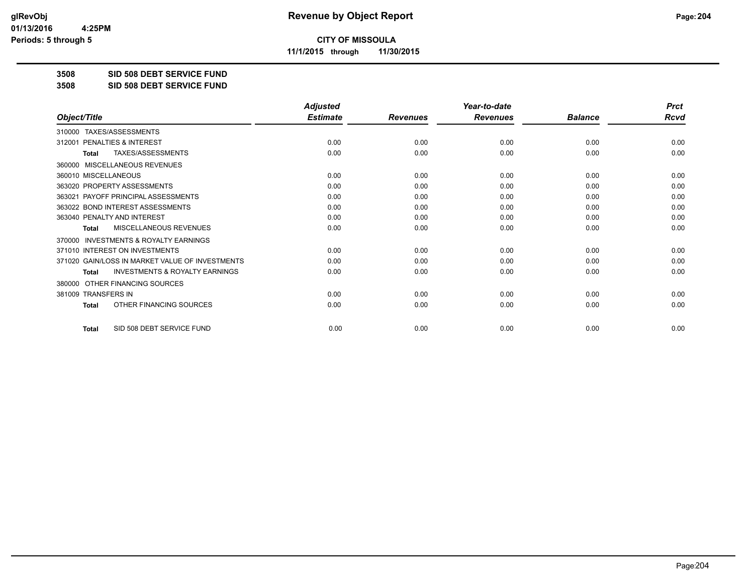# Revenue by Object Report

**CITY OF MISSOULA**

**11/1/2015 through 11/30/2015**

glRevObj
01/13/2016 4:25PM
Periods: 5 through 5

**3508 SID 508 DEBT SERVICE FUND**

**3508 SID 508 DEBT SERVICE FUND**

| Object/Title | Adjusted Estimate | Revenues | Year-to-date Revenues | Balance | Prct Rcvd |
|---|---|---|---|---|---|
| 310000 TAXES/ASSESSMENTS | | | | | |
| 312001 PENALTIES & INTEREST | 0.00 | 0.00 | 0.00 | 0.00 | 0.00 |
| **Total** TAXES/ASSESSMENTS | 0.00 | 0.00 | 0.00 | 0.00 | 0.00 |
| 360000 MISCELLANEOUS REVENUES | | | | | |
| 360010 MISCELLANEOUS | 0.00 | 0.00 | 0.00 | 0.00 | 0.00 |
| 363020 PROPERTY ASSESSMENTS | 0.00 | 0.00 | 0.00 | 0.00 | 0.00 |
| 363021 PAYOFF PRINCIPAL ASSESSMENTS | 0.00 | 0.00 | 0.00 | 0.00 | 0.00 |
| 363022 BOND INTEREST ASSESSMENTS | 0.00 | 0.00 | 0.00 | 0.00 | 0.00 |
| 363040 PENALTY AND INTEREST | 0.00 | 0.00 | 0.00 | 0.00 | 0.00 |
| **Total** MISCELLANEOUS REVENUES | 0.00 | 0.00 | 0.00 | 0.00 | 0.00 |
| 370000 INVESTMENTS & ROYALTY EARNINGS | | | | | |
| 371010 INTEREST ON INVESTMENTS | 0.00 | 0.00 | 0.00 | 0.00 | 0.00 |
| 371020 GAIN/LOSS IN MARKET VALUE OF INVESTMENTS | 0.00 | 0.00 | 0.00 | 0.00 | 0.00 |
| **Total** INVESTMENTS & ROYALTY EARNINGS | 0.00 | 0.00 | 0.00 | 0.00 | 0.00 |
| 380000 OTHER FINANCING SOURCES | | | | | |
| 381009 TRANSFERS IN | 0.00 | 0.00 | 0.00 | 0.00 | 0.00 |
| **Total** OTHER FINANCING SOURCES | 0.00 | 0.00 | 0.00 | 0.00 | 0.00 |
| **Total** SID 508 DEBT SERVICE FUND | 0.00 | 0.00 | 0.00 | 0.00 | 0.00 |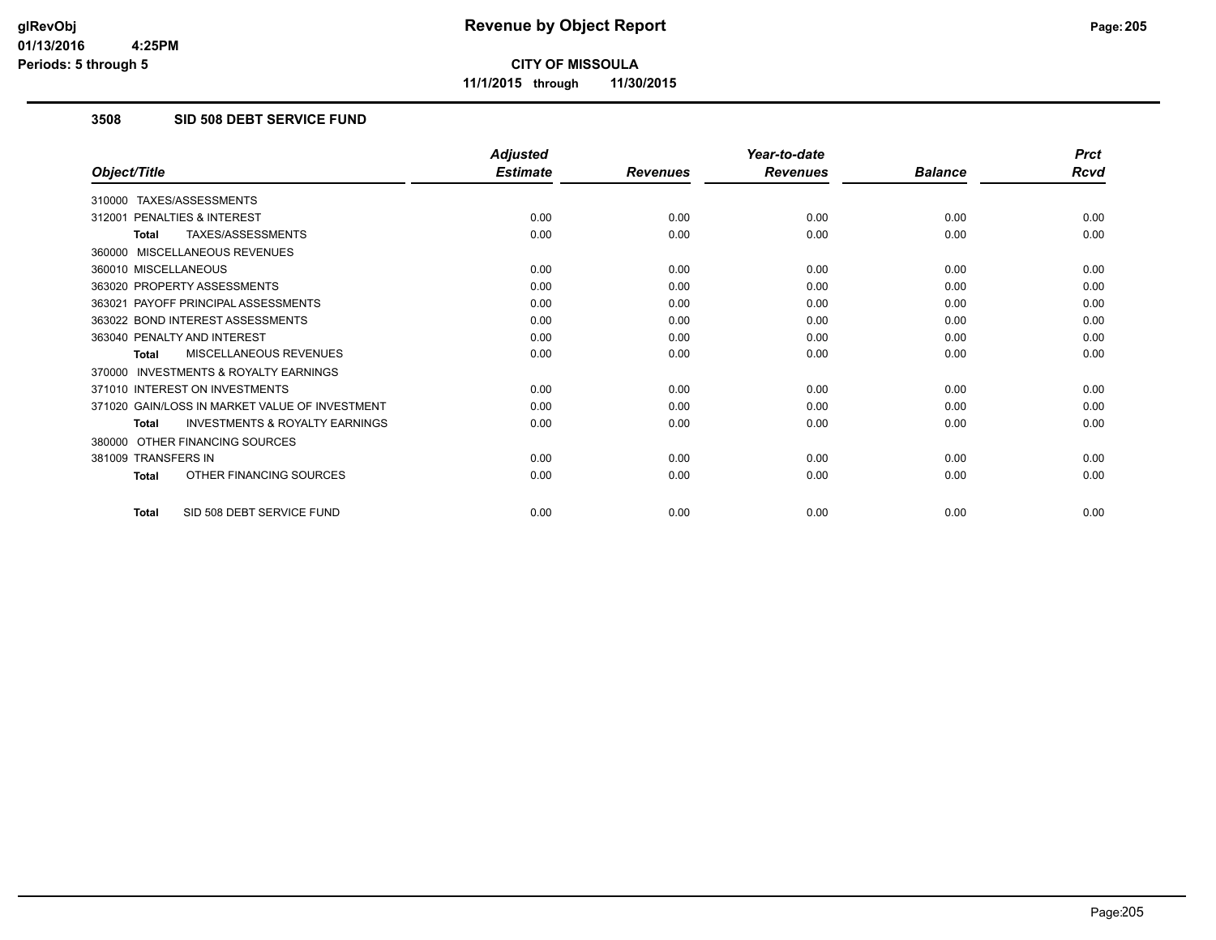# Revenue by Object Report

**CITY OF MISSOULA**

**11/1/2015 through 11/30/2015**

glRevObj
01/13/2016 4:25PM
Periods: 5 through 5

## 3508 SID 508 DEBT SERVICE FUND

| Object/Title | Adjusted Estimate | Revenues | Year-to-date Revenues | Balance | Prct Rcvd |
|---|---|---|---|---|---|
| 310000 TAXES/ASSESSMENTS | | | | | |
| 312001 PENALTIES & INTEREST | 0.00 | 0.00 | 0.00 | 0.00 | 0.00 |
| **Total** TAXES/ASSESSMENTS | 0.00 | 0.00 | 0.00 | 0.00 | 0.00 |
| 360000 MISCELLANEOUS REVENUES | | | | | |
| 360010 MISCELLANEOUS | 0.00 | 0.00 | 0.00 | 0.00 | 0.00 |
| 363020 PROPERTY ASSESSMENTS | 0.00 | 0.00 | 0.00 | 0.00 | 0.00 |
| 363021 PAYOFF PRINCIPAL ASSESSMENTS | 0.00 | 0.00 | 0.00 | 0.00 | 0.00 |
| 363022 BOND INTEREST ASSESSMENTS | 0.00 | 0.00 | 0.00 | 0.00 | 0.00 |
| 363040 PENALTY AND INTEREST | 0.00 | 0.00 | 0.00 | 0.00 | 0.00 |
| **Total** MISCELLANEOUS REVENUES | 0.00 | 0.00 | 0.00 | 0.00 | 0.00 |
| 370000 INVESTMENTS & ROYALTY EARNINGS | | | | | |
| 371010 INTEREST ON INVESTMENTS | 0.00 | 0.00 | 0.00 | 0.00 | 0.00 |
| 371020 GAIN/LOSS IN MARKET VALUE OF INVESTMENT | 0.00 | 0.00 | 0.00 | 0.00 | 0.00 |
| **Total** INVESTMENTS & ROYALTY EARNINGS | 0.00 | 0.00 | 0.00 | 0.00 | 0.00 |
| 380000 OTHER FINANCING SOURCES | | | | | |
| 381009 TRANSFERS IN | 0.00 | 0.00 | 0.00 | 0.00 | 0.00 |
| **Total** OTHER FINANCING SOURCES | 0.00 | 0.00 | 0.00 | 0.00 | 0.00 |
| **Total** SID 508 DEBT SERVICE FUND | 0.00 | 0.00 | 0.00 | 0.00 | 0.00 |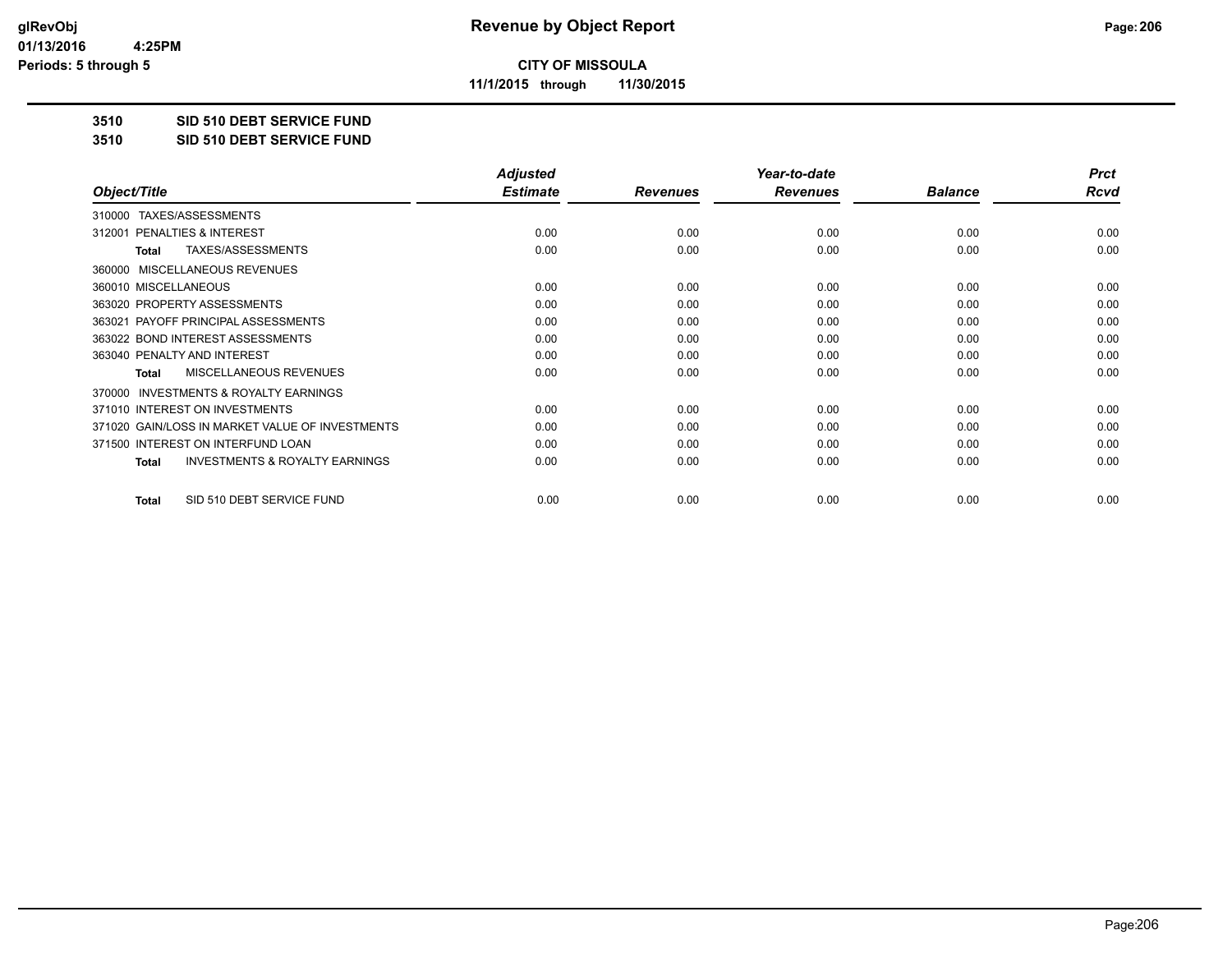**CITY OF MISSOULA**

**11/1/2015 through 11/30/2015**

## 3510 SID 510 DEBT SERVICE FUND

## 3510 SID 510 DEBT SERVICE FUND

| Object/Title | Adjusted Estimate | Revenues | Year-to-date Revenues | Balance | Prct Rcvd |
|---|---|---|---|---|---|
| 310000 TAXES/ASSESSMENTS | | | | | |
| 312001 PENALTIES & INTEREST | 0.00 | 0.00 | 0.00 | 0.00 | 0.00 |
| **Total** TAXES/ASSESSMENTS | 0.00 | 0.00 | 0.00 | 0.00 | 0.00 |
| 360000 MISCELLANEOUS REVENUES | | | | | |
| 360010 MISCELLANEOUS | 0.00 | 0.00 | 0.00 | 0.00 | 0.00 |
| 363020 PROPERTY ASSESSMENTS | 0.00 | 0.00 | 0.00 | 0.00 | 0.00 |
| 363021 PAYOFF PRINCIPAL ASSESSMENTS | 0.00 | 0.00 | 0.00 | 0.00 | 0.00 |
| 363022 BOND INTEREST ASSESSMENTS | 0.00 | 0.00 | 0.00 | 0.00 | 0.00 |
| 363040 PENALTY AND INTEREST | 0.00 | 0.00 | 0.00 | 0.00 | 0.00 |
| **Total** MISCELLANEOUS REVENUES | 0.00 | 0.00 | 0.00 | 0.00 | 0.00 |
| 370000 INVESTMENTS & ROYALTY EARNINGS | | | | | |
| 371010 INTEREST ON INVESTMENTS | 0.00 | 0.00 | 0.00 | 0.00 | 0.00 |
| 371020 GAIN/LOSS IN MARKET VALUE OF INVESTMENTS | 0.00 | 0.00 | 0.00 | 0.00 | 0.00 |
| 371500 INTEREST ON INTERFUND LOAN | 0.00 | 0.00 | 0.00 | 0.00 | 0.00 |
| **Total** INVESTMENTS & ROYALTY EARNINGS | 0.00 | 0.00 | 0.00 | 0.00 | 0.00 |
| **Total** SID 510 DEBT SERVICE FUND | 0.00 | 0.00 | 0.00 | 0.00 | 0.00 |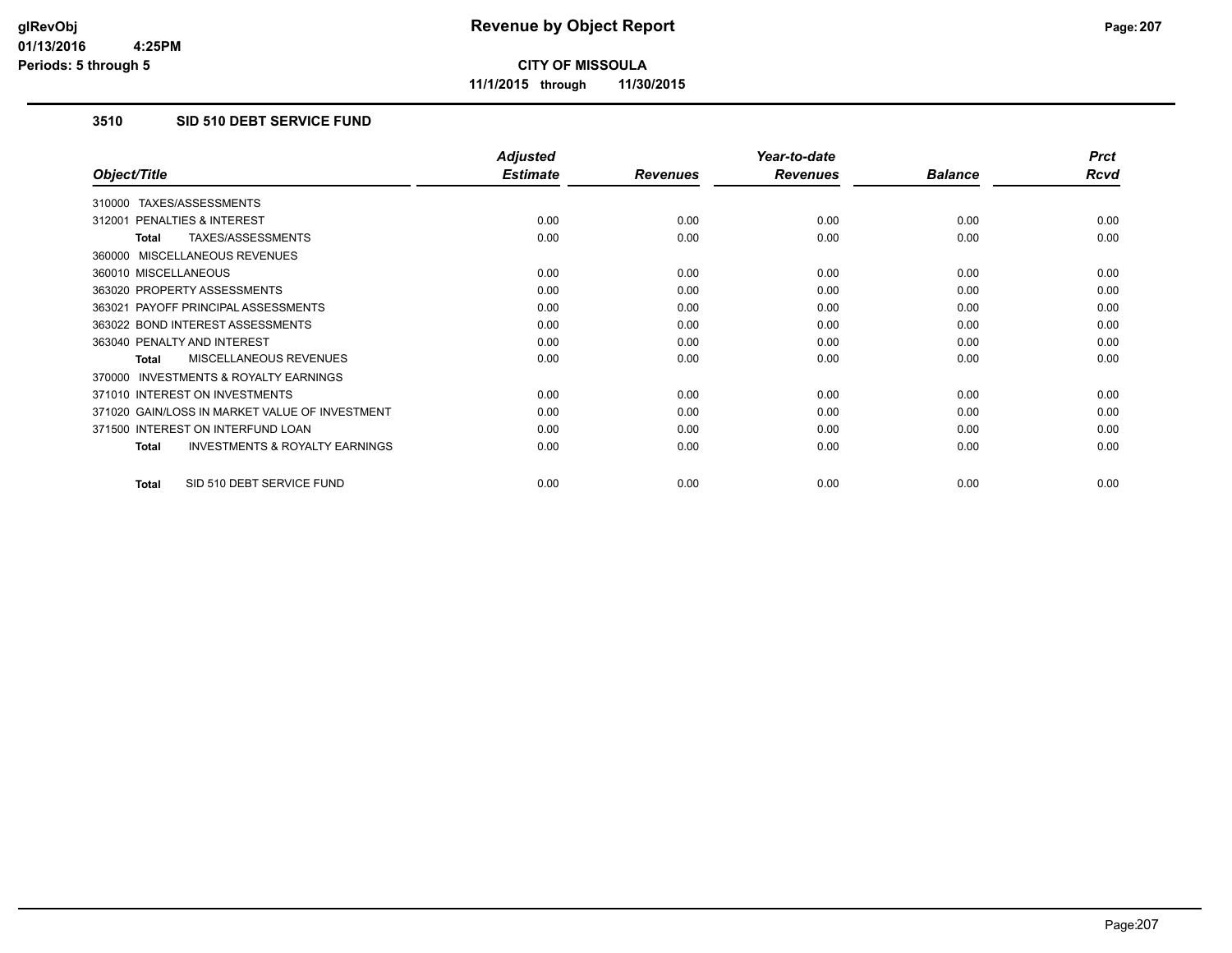glRevObj
01/13/2016 4:25PM
Periods: 5 through 5

# Revenue by Object Report

**CITY OF MISSOULA**

**11/1/2015 through 11/30/2015**

## 3510 SID 510 DEBT SERVICE FUND

| Object/Title | Adjusted Estimate | Revenues | Year-to-date Revenues | Balance | Prct Rcvd |
|---|---|---|---|---|---|
| 310000 TAXES/ASSESSMENTS | | | | | |
| 312001 PENALTIES & INTEREST | 0.00 | 0.00 | 0.00 | 0.00 | 0.00 |
| **Total** TAXES/ASSESSMENTS | 0.00 | 0.00 | 0.00 | 0.00 | 0.00 |
| 360000 MISCELLANEOUS REVENUES | | | | | |
| 360010 MISCELLANEOUS | 0.00 | 0.00 | 0.00 | 0.00 | 0.00 |
| 363020 PROPERTY ASSESSMENTS | 0.00 | 0.00 | 0.00 | 0.00 | 0.00 |
| 363021 PAYOFF PRINCIPAL ASSESSMENTS | 0.00 | 0.00 | 0.00 | 0.00 | 0.00 |
| 363022 BOND INTEREST ASSESSMENTS | 0.00 | 0.00 | 0.00 | 0.00 | 0.00 |
| 363040 PENALTY AND INTEREST | 0.00 | 0.00 | 0.00 | 0.00 | 0.00 |
| **Total** MISCELLANEOUS REVENUES | 0.00 | 0.00 | 0.00 | 0.00 | 0.00 |
| 370000 INVESTMENTS & ROYALTY EARNINGS | | | | | |
| 371010 INTEREST ON INVESTMENTS | 0.00 | 0.00 | 0.00 | 0.00 | 0.00 |
| 371020 GAIN/LOSS IN MARKET VALUE OF INVESTMENT | 0.00 | 0.00 | 0.00 | 0.00 | 0.00 |
| 371500 INTEREST ON INTERFUND LOAN | 0.00 | 0.00 | 0.00 | 0.00 | 0.00 |
| **Total** INVESTMENTS & ROYALTY EARNINGS | 0.00 | 0.00 | 0.00 | 0.00 | 0.00 |
| **Total** SID 510 DEBT SERVICE FUND | 0.00 | 0.00 | 0.00 | 0.00 | 0.00 |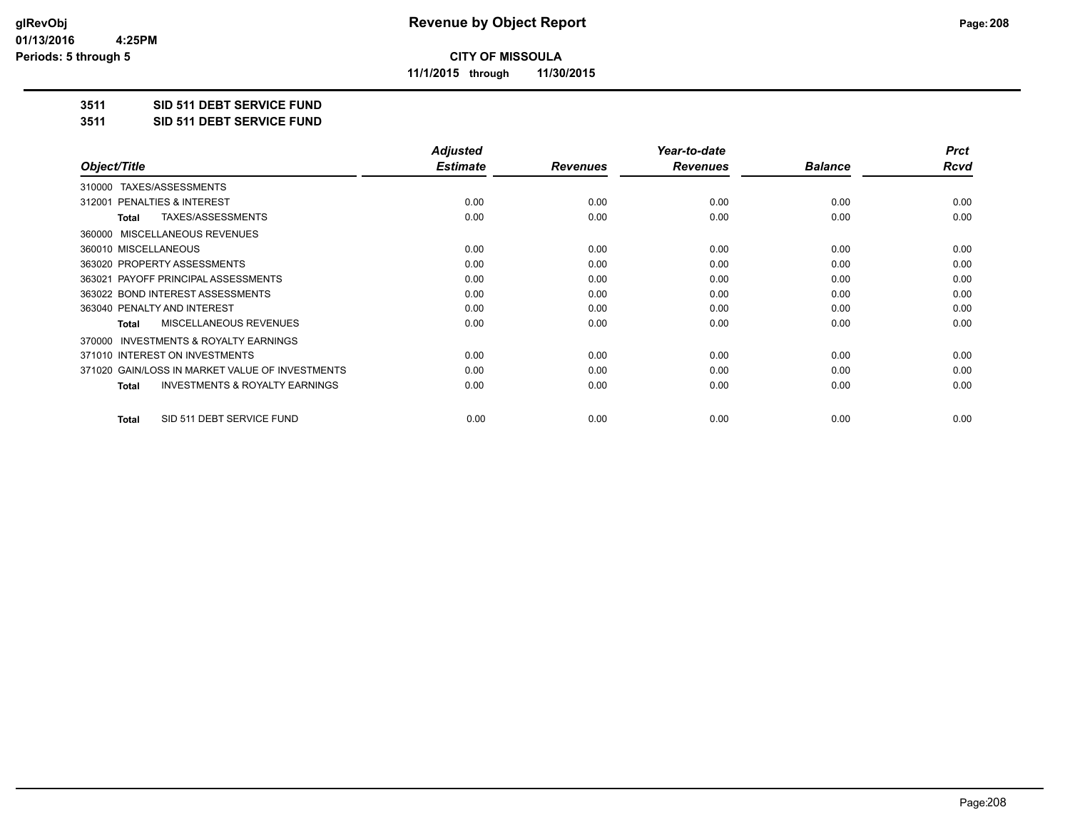**CITY OF MISSOULA**

**11/1/2015 through 11/30/2015**

**3511 SID 511 DEBT SERVICE FUND**

**3511 SID 511 DEBT SERVICE FUND**

| Object/Title | Adjusted Estimate | Revenues | Year-to-date Revenues | Balance | Prct Rcvd |
|---|---|---|---|---|---|
| 310000 TAXES/ASSESSMENTS | | | | | |
| 312001 PENALTIES & INTEREST | 0.00 | 0.00 | 0.00 | 0.00 | 0.00 |
| **Total** TAXES/ASSESSMENTS | 0.00 | 0.00 | 0.00 | 0.00 | 0.00 |
| 360000 MISCELLANEOUS REVENUES | | | | | |
| 360010 MISCELLANEOUS | 0.00 | 0.00 | 0.00 | 0.00 | 0.00 |
| 363020 PROPERTY ASSESSMENTS | 0.00 | 0.00 | 0.00 | 0.00 | 0.00 |
| 363021 PAYOFF PRINCIPAL ASSESSMENTS | 0.00 | 0.00 | 0.00 | 0.00 | 0.00 |
| 363022 BOND INTEREST ASSESSMENTS | 0.00 | 0.00 | 0.00 | 0.00 | 0.00 |
| 363040 PENALTY AND INTEREST | 0.00 | 0.00 | 0.00 | 0.00 | 0.00 |
| **Total** MISCELLANEOUS REVENUES | 0.00 | 0.00 | 0.00 | 0.00 | 0.00 |
| 370000 INVESTMENTS & ROYALTY EARNINGS | | | | | |
| 371010 INTEREST ON INVESTMENTS | 0.00 | 0.00 | 0.00 | 0.00 | 0.00 |
| 371020 GAIN/LOSS IN MARKET VALUE OF INVESTMENTS | 0.00 | 0.00 | 0.00 | 0.00 | 0.00 |
| **Total** INVESTMENTS & ROYALTY EARNINGS | 0.00 | 0.00 | 0.00 | 0.00 | 0.00 |
| **Total** SID 511 DEBT SERVICE FUND | 0.00 | 0.00 | 0.00 | 0.00 | 0.00 |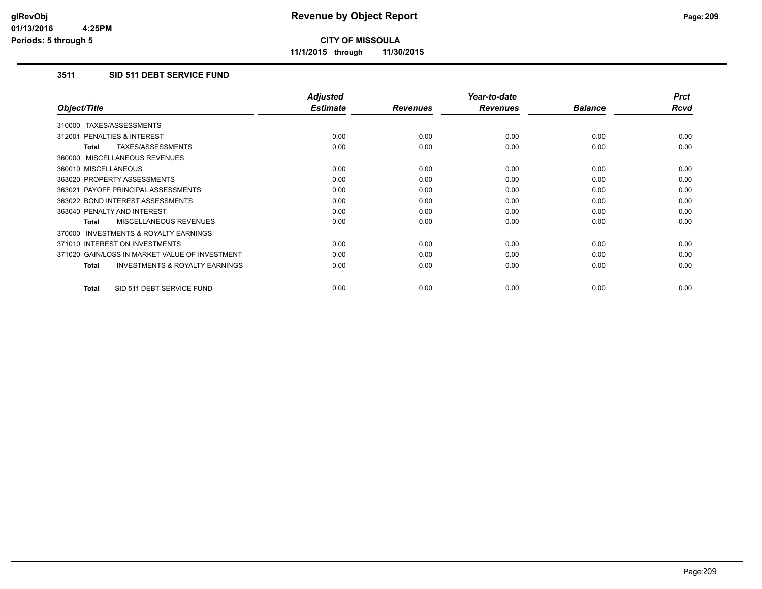# Revenue by Object Report

**CITY OF MISSOULA**

**11/1/2015 through 11/30/2015**

glRevObj
01/13/2016 4:25PM
Periods: 5 through 5

## 3511 SID 511 DEBT SERVICE FUND

| Object/Title | Adjusted Estimate | Revenues | Year-to-date Revenues | Balance | Prct Rcvd |
|---|---|---|---|---|---|
| 310000 TAXES/ASSESSMENTS | | | | | |
| 312001 PENALTIES & INTEREST | 0.00 | 0.00 | 0.00 | 0.00 | 0.00 |
| **Total** TAXES/ASSESSMENTS | 0.00 | 0.00 | 0.00 | 0.00 | 0.00 |
| 360000 MISCELLANEOUS REVENUES | | | | | |
| 360010 MISCELLANEOUS | 0.00 | 0.00 | 0.00 | 0.00 | 0.00 |
| 363020 PROPERTY ASSESSMENTS | 0.00 | 0.00 | 0.00 | 0.00 | 0.00 |
| 363021 PAYOFF PRINCIPAL ASSESSMENTS | 0.00 | 0.00 | 0.00 | 0.00 | 0.00 |
| 363022 BOND INTEREST ASSESSMENTS | 0.00 | 0.00 | 0.00 | 0.00 | 0.00 |
| 363040 PENALTY AND INTEREST | 0.00 | 0.00 | 0.00 | 0.00 | 0.00 |
| **Total** MISCELLANEOUS REVENUES | 0.00 | 0.00 | 0.00 | 0.00 | 0.00 |
| 370000 INVESTMENTS & ROYALTY EARNINGS | | | | | |
| 371010 INTEREST ON INVESTMENTS | 0.00 | 0.00 | 0.00 | 0.00 | 0.00 |
| 371020 GAIN/LOSS IN MARKET VALUE OF INVESTMENT | 0.00 | 0.00 | 0.00 | 0.00 | 0.00 |
| **Total** INVESTMENTS & ROYALTY EARNINGS | 0.00 | 0.00 | 0.00 | 0.00 | 0.00 |
| **Total** SID 511 DEBT SERVICE FUND | 0.00 | 0.00 | 0.00 | 0.00 | 0.00 |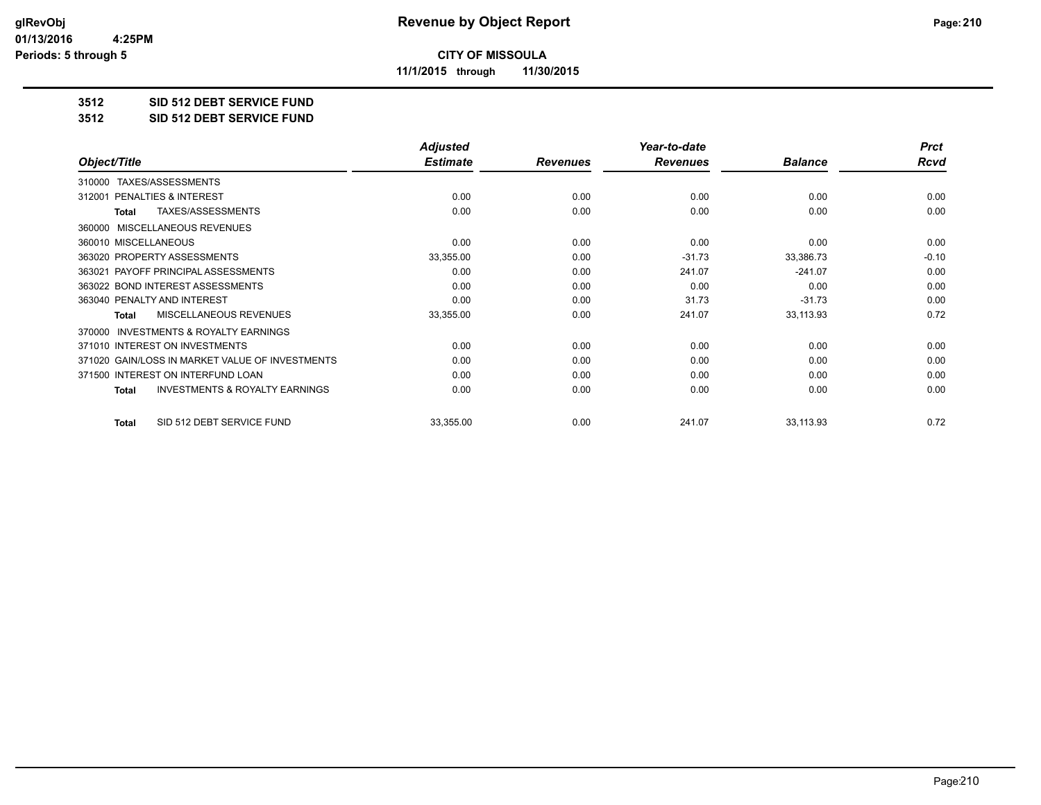glRevObj
01/13/2016 4:25PM
Periods: 5 through 5

# Revenue by Object Report

**CITY OF MISSOULA**

**11/1/2015 through 11/30/2015**

**3512 SID 512 DEBT SERVICE FUND**

**3512 SID 512 DEBT SERVICE FUND**

| Object/Title | Adjusted Estimate | Revenues | Year-to-date Revenues | Balance | Prct Rcvd |
|---|---|---|---|---|---|
| 310000 TAXES/ASSESSMENTS | | | | | |
| 312001 PENALTIES & INTEREST | 0.00 | 0.00 | 0.00 | 0.00 | 0.00 |
| **Total** TAXES/ASSESSMENTS | 0.00 | 0.00 | 0.00 | 0.00 | 0.00 |
| 360000 MISCELLANEOUS REVENUES | | | | | |
| 360010 MISCELLANEOUS | 0.00 | 0.00 | 0.00 | 0.00 | 0.00 |
| 363020 PROPERTY ASSESSMENTS | 33,355.00 | 0.00 | -31.73 | 33,386.73 | -0.10 |
| 363021 PAYOFF PRINCIPAL ASSESSMENTS | 0.00 | 0.00 | 241.07 | -241.07 | 0.00 |
| 363022 BOND INTEREST ASSESSMENTS | 0.00 | 0.00 | 0.00 | 0.00 | 0.00 |
| 363040 PENALTY AND INTEREST | 0.00 | 0.00 | 31.73 | -31.73 | 0.00 |
| **Total** MISCELLANEOUS REVENUES | 33,355.00 | 0.00 | 241.07 | 33,113.93 | 0.72 |
| 370000 INVESTMENTS & ROYALTY EARNINGS | | | | | |
| 371010 INTEREST ON INVESTMENTS | 0.00 | 0.00 | 0.00 | 0.00 | 0.00 |
| 371020 GAIN/LOSS IN MARKET VALUE OF INVESTMENTS | 0.00 | 0.00 | 0.00 | 0.00 | 0.00 |
| 371500 INTEREST ON INTERFUND LOAN | 0.00 | 0.00 | 0.00 | 0.00 | 0.00 |
| **Total** INVESTMENTS & ROYALTY EARNINGS | 0.00 | 0.00 | 0.00 | 0.00 | 0.00 |
| **Total** SID 512 DEBT SERVICE FUND | 33,355.00 | 0.00 | 241.07 | 33,113.93 | 0.72 |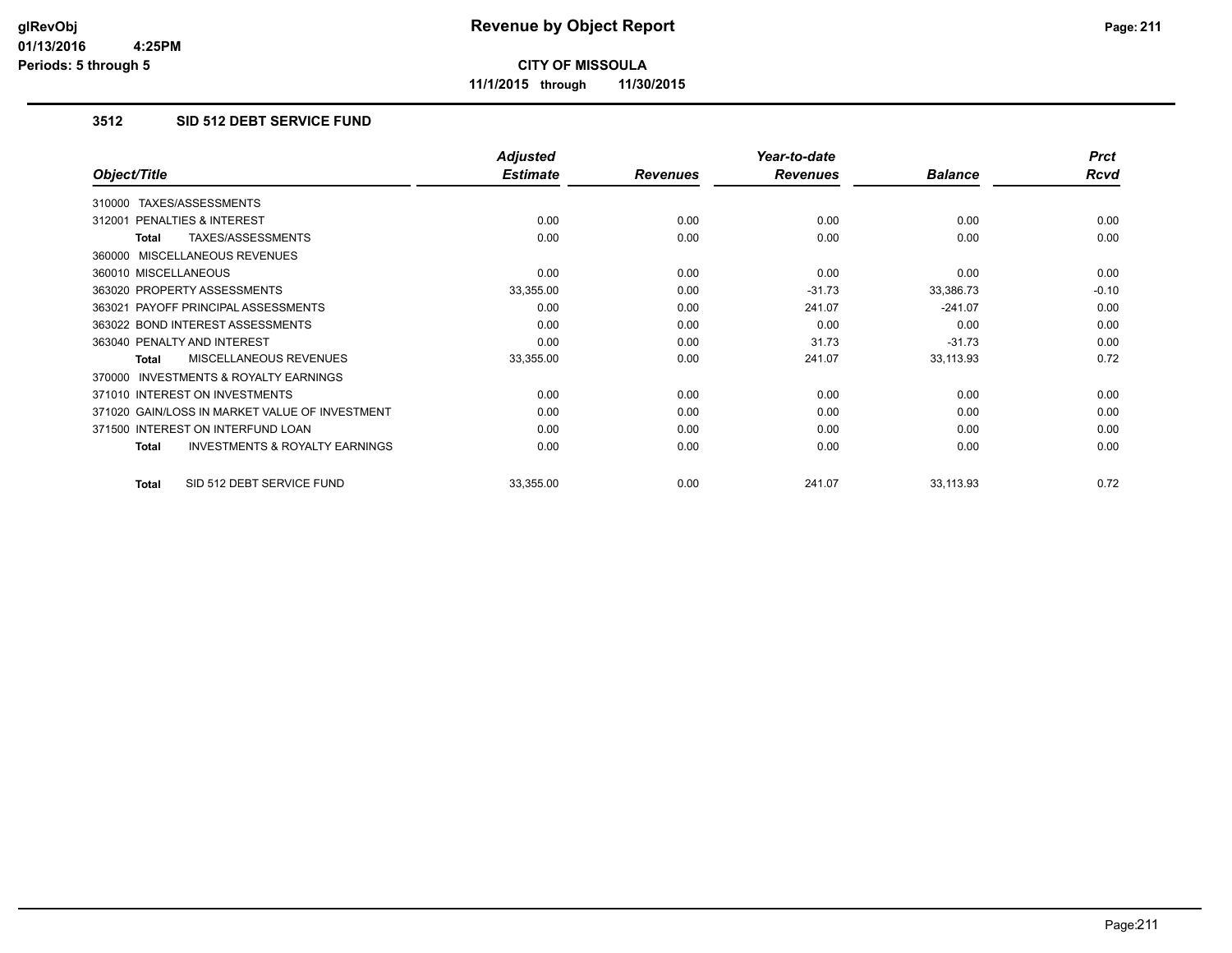# Revenue by Object Report

**CITY OF MISSOULA**

**11/1/2015 through 11/30/2015**

glRevObj
01/13/2016 4:25PM
Periods: 5 through 5

### 3512 SID 512 DEBT SERVICE FUND

| Object/Title | Adjusted Estimate | Revenues | Year-to-date Revenues | Balance | Prct Rcvd |
|---|---|---|---|---|---|
| 310000 TAXES/ASSESSMENTS | | | | | |
| 312001 PENALTIES & INTEREST | 0.00 | 0.00 | 0.00 | 0.00 | 0.00 |
| **Total** TAXES/ASSESSMENTS | 0.00 | 0.00 | 0.00 | 0.00 | 0.00 |
| 360000 MISCELLANEOUS REVENUES | | | | | |
| 360010 MISCELLANEOUS | 0.00 | 0.00 | 0.00 | 0.00 | 0.00 |
| 363020 PROPERTY ASSESSMENTS | 33,355.00 | 0.00 | -31.73 | 33,386.73 | -0.10 |
| 363021 PAYOFF PRINCIPAL ASSESSMENTS | 0.00 | 0.00 | 241.07 | -241.07 | 0.00 |
| 363022 BOND INTEREST ASSESSMENTS | 0.00 | 0.00 | 0.00 | 0.00 | 0.00 |
| 363040 PENALTY AND INTEREST | 0.00 | 0.00 | 31.73 | -31.73 | 0.00 |
| **Total** MISCELLANEOUS REVENUES | 33,355.00 | 0.00 | 241.07 | 33,113.93 | 0.72 |
| 370000 INVESTMENTS & ROYALTY EARNINGS | | | | | |
| 371010 INTEREST ON INVESTMENTS | 0.00 | 0.00 | 0.00 | 0.00 | 0.00 |
| 371020 GAIN/LOSS IN MARKET VALUE OF INVESTMENT | 0.00 | 0.00 | 0.00 | 0.00 | 0.00 |
| 371500 INTEREST ON INTERFUND LOAN | 0.00 | 0.00 | 0.00 | 0.00 | 0.00 |
| **Total** INVESTMENTS & ROYALTY EARNINGS | 0.00 | 0.00 | 0.00 | 0.00 | 0.00 |
| **Total** SID 512 DEBT SERVICE FUND | 33,355.00 | 0.00 | 241.07 | 33,113.93 | 0.72 |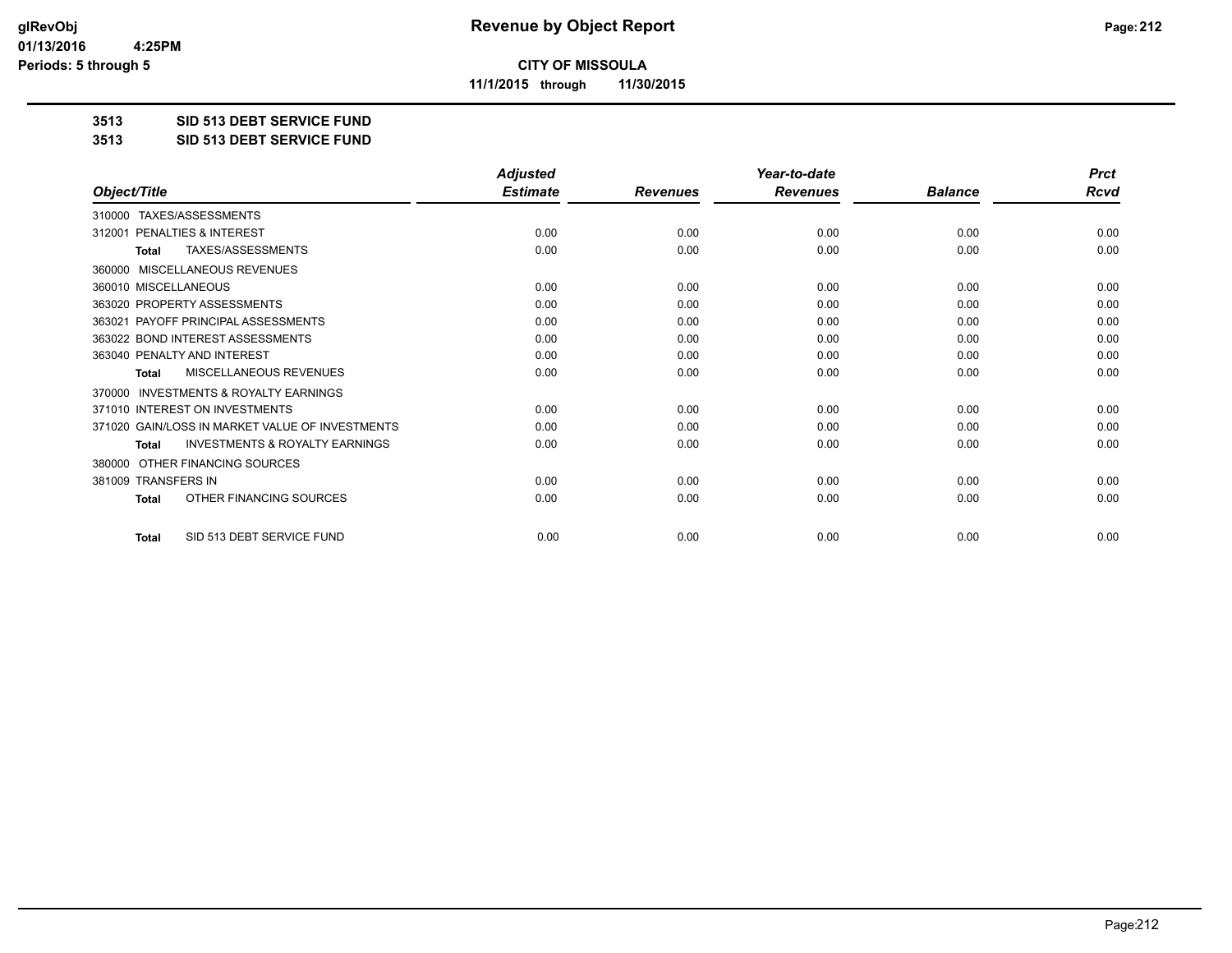**CITY OF MISSOULA**

**11/1/2015 through 11/30/2015**

## 3513 SID 513 DEBT SERVICE FUND

## 3513 SID 513 DEBT SERVICE FUND

| Object/Title | Adjusted Estimate | Revenues | Year-to-date Revenues | Balance | Prct Rcvd |
|---|---|---|---|---|---|
| 310000 TAXES/ASSESSMENTS | | | | | |
| 312001 PENALTIES & INTEREST | 0.00 | 0.00 | 0.00 | 0.00 | 0.00 |
| **Total** TAXES/ASSESSMENTS | 0.00 | 0.00 | 0.00 | 0.00 | 0.00 |
| 360000 MISCELLANEOUS REVENUES | | | | | |
| 360010 MISCELLANEOUS | 0.00 | 0.00 | 0.00 | 0.00 | 0.00 |
| 363020 PROPERTY ASSESSMENTS | 0.00 | 0.00 | 0.00 | 0.00 | 0.00 |
| 363021 PAYOFF PRINCIPAL ASSESSMENTS | 0.00 | 0.00 | 0.00 | 0.00 | 0.00 |
| 363022 BOND INTEREST ASSESSMENTS | 0.00 | 0.00 | 0.00 | 0.00 | 0.00 |
| 363040 PENALTY AND INTEREST | 0.00 | 0.00 | 0.00 | 0.00 | 0.00 |
| **Total** MISCELLANEOUS REVENUES | 0.00 | 0.00 | 0.00 | 0.00 | 0.00 |
| 370000 INVESTMENTS & ROYALTY EARNINGS | | | | | |
| 371010 INTEREST ON INVESTMENTS | 0.00 | 0.00 | 0.00 | 0.00 | 0.00 |
| 371020 GAIN/LOSS IN MARKET VALUE OF INVESTMENTS | 0.00 | 0.00 | 0.00 | 0.00 | 0.00 |
| **Total** INVESTMENTS & ROYALTY EARNINGS | 0.00 | 0.00 | 0.00 | 0.00 | 0.00 |
| 380000 OTHER FINANCING SOURCES | | | | | |
| 381009 TRANSFERS IN | 0.00 | 0.00 | 0.00 | 0.00 | 0.00 |
| **Total** OTHER FINANCING SOURCES | 0.00 | 0.00 | 0.00 | 0.00 | 0.00 |
| **Total** SID 513 DEBT SERVICE FUND | 0.00 | 0.00 | 0.00 | 0.00 | 0.00 |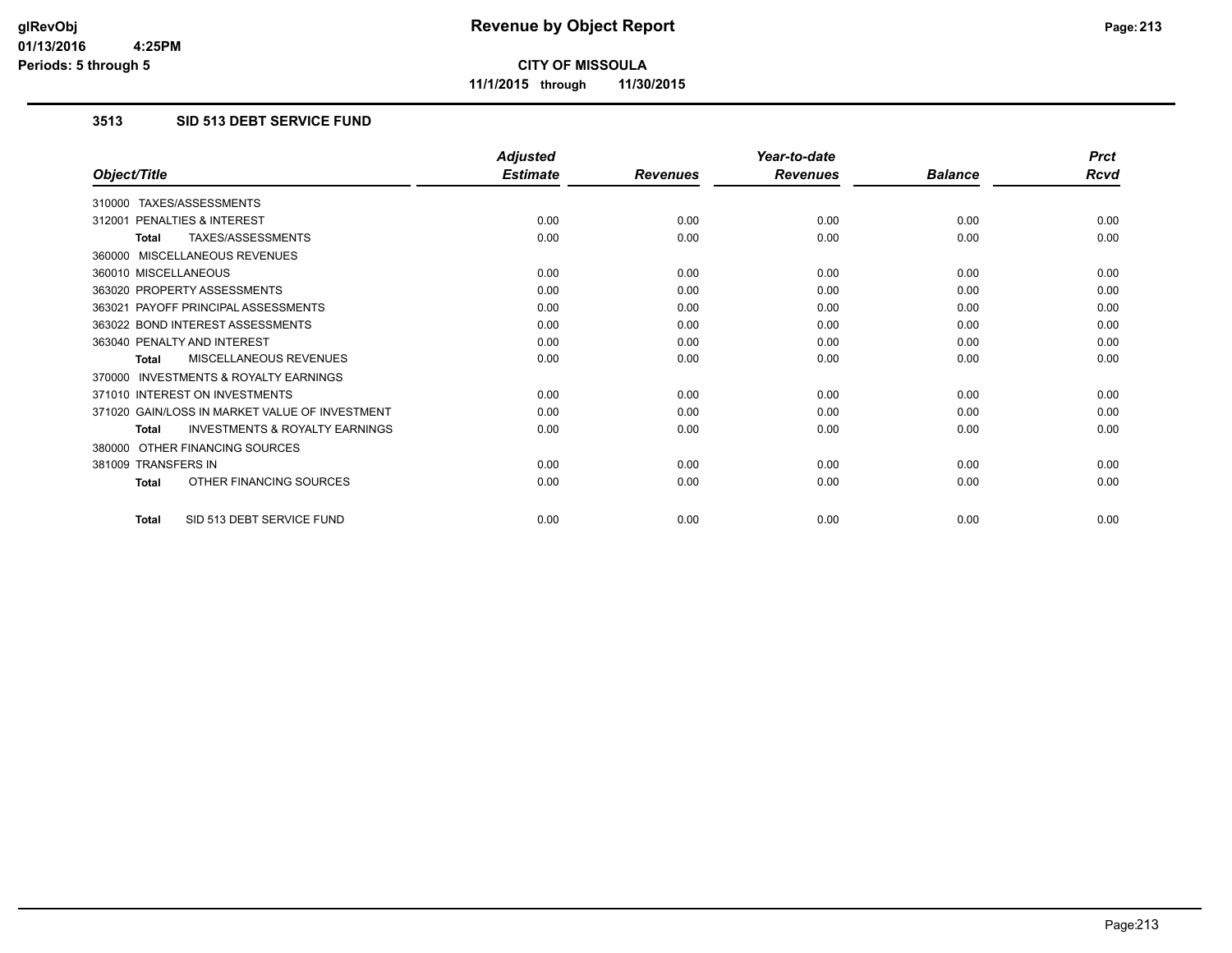# Revenue by Object Report

**CITY OF MISSOULA**

**11/1/2015 through 11/30/2015**

glRevObj
01/13/2016 4:25PM
Periods: 5 through 5

## 3513 SID 513 DEBT SERVICE FUND

| Object/Title | Adjusted Estimate | Revenues | Year-to-date Revenues | Balance | Prct Rcvd |
|---|---|---|---|---|---|
| 310000 TAXES/ASSESSMENTS | | | | | |
| 312001 PENALTIES & INTEREST | 0.00 | 0.00 | 0.00 | 0.00 | 0.00 |
| **Total** TAXES/ASSESSMENTS | 0.00 | 0.00 | 0.00 | 0.00 | 0.00 |
| 360000 MISCELLANEOUS REVENUES | | | | | |
| 360010 MISCELLANEOUS | 0.00 | 0.00 | 0.00 | 0.00 | 0.00 |
| 363020 PROPERTY ASSESSMENTS | 0.00 | 0.00 | 0.00 | 0.00 | 0.00 |
| 363021 PAYOFF PRINCIPAL ASSESSMENTS | 0.00 | 0.00 | 0.00 | 0.00 | 0.00 |
| 363022 BOND INTEREST ASSESSMENTS | 0.00 | 0.00 | 0.00 | 0.00 | 0.00 |
| 363040 PENALTY AND INTEREST | 0.00 | 0.00 | 0.00 | 0.00 | 0.00 |
| **Total** MISCELLANEOUS REVENUES | 0.00 | 0.00 | 0.00 | 0.00 | 0.00 |
| 370000 INVESTMENTS & ROYALTY EARNINGS | | | | | |
| 371010 INTEREST ON INVESTMENTS | 0.00 | 0.00 | 0.00 | 0.00 | 0.00 |
| 371020 GAIN/LOSS IN MARKET VALUE OF INVESTMENT | 0.00 | 0.00 | 0.00 | 0.00 | 0.00 |
| **Total** INVESTMENTS & ROYALTY EARNINGS | 0.00 | 0.00 | 0.00 | 0.00 | 0.00 |
| 380000 OTHER FINANCING SOURCES | | | | | |
| 381009 TRANSFERS IN | 0.00 | 0.00 | 0.00 | 0.00 | 0.00 |
| **Total** OTHER FINANCING SOURCES | 0.00 | 0.00 | 0.00 | 0.00 | 0.00 |
| **Total** SID 513 DEBT SERVICE FUND | 0.00 | 0.00 | 0.00 | 0.00 | 0.00 |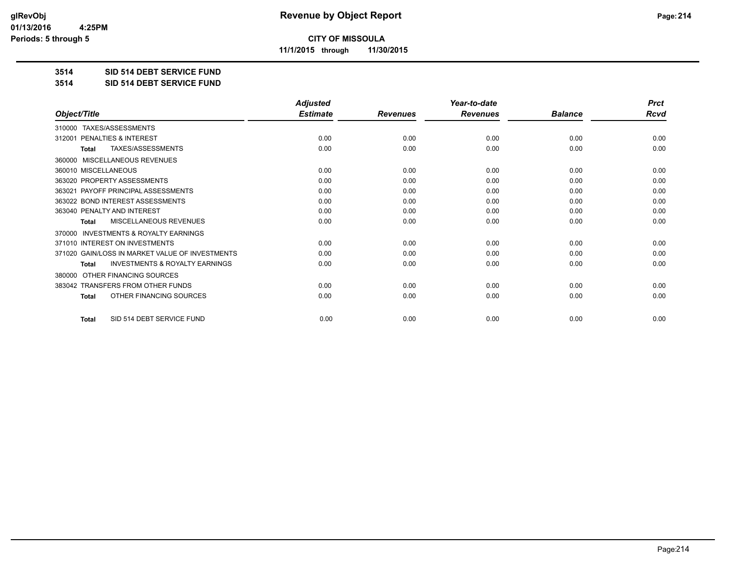**CITY OF MISSOULA**

**11/1/2015 through 11/30/2015**

**3514 SID 514 DEBT SERVICE FUND**

**3514 SID 514 DEBT SERVICE FUND**

| Object/Title | Adjusted Estimate | Revenues | Year-to-date Revenues | Balance | Prct Rcvd |
|---|---|---|---|---|---|
| 310000 TAXES/ASSESSMENTS | | | | | |
| 312001 PENALTIES & INTEREST | 0.00 | 0.00 | 0.00 | 0.00 | 0.00 |
| **Total** TAXES/ASSESSMENTS | 0.00 | 0.00 | 0.00 | 0.00 | 0.00 |
| 360000 MISCELLANEOUS REVENUES | | | | | |
| 360010 MISCELLANEOUS | 0.00 | 0.00 | 0.00 | 0.00 | 0.00 |
| 363020 PROPERTY ASSESSMENTS | 0.00 | 0.00 | 0.00 | 0.00 | 0.00 |
| 363021 PAYOFF PRINCIPAL ASSESSMENTS | 0.00 | 0.00 | 0.00 | 0.00 | 0.00 |
| 363022 BOND INTEREST ASSESSMENTS | 0.00 | 0.00 | 0.00 | 0.00 | 0.00 |
| 363040 PENALTY AND INTEREST | 0.00 | 0.00 | 0.00 | 0.00 | 0.00 |
| **Total** MISCELLANEOUS REVENUES | 0.00 | 0.00 | 0.00 | 0.00 | 0.00 |
| 370000 INVESTMENTS & ROYALTY EARNINGS | | | | | |
| 371010 INTEREST ON INVESTMENTS | 0.00 | 0.00 | 0.00 | 0.00 | 0.00 |
| 371020 GAIN/LOSS IN MARKET VALUE OF INVESTMENTS | 0.00 | 0.00 | 0.00 | 0.00 | 0.00 |
| **Total** INVESTMENTS & ROYALTY EARNINGS | 0.00 | 0.00 | 0.00 | 0.00 | 0.00 |
| 380000 OTHER FINANCING SOURCES | | | | | |
| 383042 TRANSFERS FROM OTHER FUNDS | 0.00 | 0.00 | 0.00 | 0.00 | 0.00 |
| **Total** OTHER FINANCING SOURCES | 0.00 | 0.00 | 0.00 | 0.00 | 0.00 |
| **Total** SID 514 DEBT SERVICE FUND | 0.00 | 0.00 | 0.00 | 0.00 | 0.00 |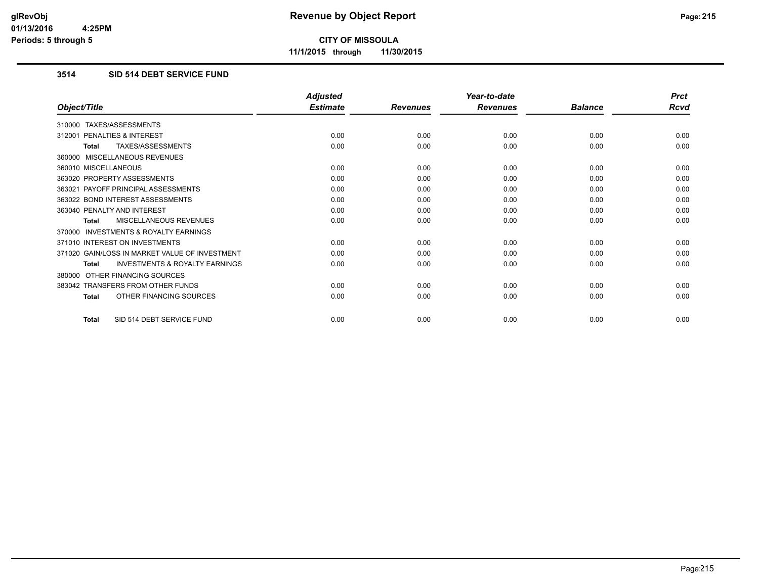**CITY OF MISSOULA**

**11/1/2015 through 11/30/2015**

### 3514 SID 514 DEBT SERVICE FUND

| Object/Title | Adjusted Estimate | Revenues | Year-to-date Revenues | Balance | Prct Rcvd |
|---|---|---|---|---|---|
| 310000 TAXES/ASSESSMENTS | | | | | |
| 312001 PENALTIES & INTEREST | 0.00 | 0.00 | 0.00 | 0.00 | 0.00 |
| **Total** TAXES/ASSESSMENTS | 0.00 | 0.00 | 0.00 | 0.00 | 0.00 |
| 360000 MISCELLANEOUS REVENUES | | | | | |
| 360010 MISCELLANEOUS | 0.00 | 0.00 | 0.00 | 0.00 | 0.00 |
| 363020 PROPERTY ASSESSMENTS | 0.00 | 0.00 | 0.00 | 0.00 | 0.00 |
| 363021 PAYOFF PRINCIPAL ASSESSMENTS | 0.00 | 0.00 | 0.00 | 0.00 | 0.00 |
| 363022 BOND INTEREST ASSESSMENTS | 0.00 | 0.00 | 0.00 | 0.00 | 0.00 |
| 363040 PENALTY AND INTEREST | 0.00 | 0.00 | 0.00 | 0.00 | 0.00 |
| **Total** MISCELLANEOUS REVENUES | 0.00 | 0.00 | 0.00 | 0.00 | 0.00 |
| 370000 INVESTMENTS & ROYALTY EARNINGS | | | | | |
| 371010 INTEREST ON INVESTMENTS | 0.00 | 0.00 | 0.00 | 0.00 | 0.00 |
| 371020 GAIN/LOSS IN MARKET VALUE OF INVESTMENT | 0.00 | 0.00 | 0.00 | 0.00 | 0.00 |
| **Total** INVESTMENTS & ROYALTY EARNINGS | 0.00 | 0.00 | 0.00 | 0.00 | 0.00 |
| 380000 OTHER FINANCING SOURCES | | | | | |
| 383042 TRANSFERS FROM OTHER FUNDS | 0.00 | 0.00 | 0.00 | 0.00 | 0.00 |
| **Total** OTHER FINANCING SOURCES | 0.00 | 0.00 | 0.00 | 0.00 | 0.00 |
| **Total** SID 514 DEBT SERVICE FUND | 0.00 | 0.00 | 0.00 | 0.00 | 0.00 |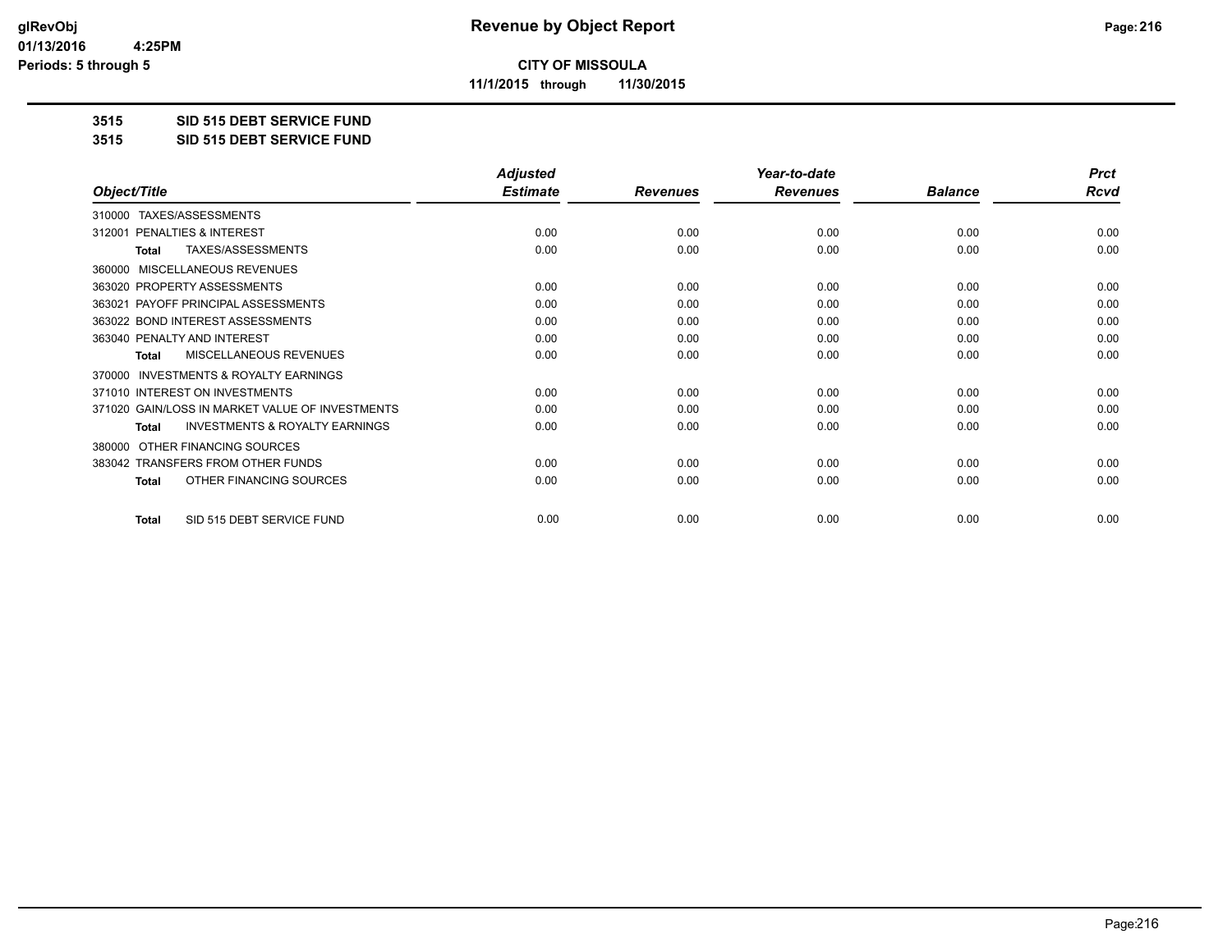# Revenue by Object Report

**CITY OF MISSOULA**

**11/1/2015 through 11/30/2015**

glRevObj
01/13/2016 4:25PM
Periods: 5 through 5

**3515 SID 515 DEBT SERVICE FUND**

**3515 SID 515 DEBT SERVICE FUND**

| Object/Title | Adjusted Estimate | Revenues | Year-to-date Revenues | Balance | Prct Rcvd |
|---|---|---|---|---|---|
| 310000 TAXES/ASSESSMENTS | | | | | |
| 312001 PENALTIES & INTEREST | 0.00 | 0.00 | 0.00 | 0.00 | 0.00 |
| **Total** TAXES/ASSESSMENTS | 0.00 | 0.00 | 0.00 | 0.00 | 0.00 |
| 360000 MISCELLANEOUS REVENUES | | | | | |
| 363020 PROPERTY ASSESSMENTS | 0.00 | 0.00 | 0.00 | 0.00 | 0.00 |
| 363021 PAYOFF PRINCIPAL ASSESSMENTS | 0.00 | 0.00 | 0.00 | 0.00 | 0.00 |
| 363022 BOND INTEREST ASSESSMENTS | 0.00 | 0.00 | 0.00 | 0.00 | 0.00 |
| 363040 PENALTY AND INTEREST | 0.00 | 0.00 | 0.00 | 0.00 | 0.00 |
| **Total** MISCELLANEOUS REVENUES | 0.00 | 0.00 | 0.00 | 0.00 | 0.00 |
| 370000 INVESTMENTS & ROYALTY EARNINGS | | | | | |
| 371010 INTEREST ON INVESTMENTS | 0.00 | 0.00 | 0.00 | 0.00 | 0.00 |
| 371020 GAIN/LOSS IN MARKET VALUE OF INVESTMENTS | 0.00 | 0.00 | 0.00 | 0.00 | 0.00 |
| **Total** INVESTMENTS & ROYALTY EARNINGS | 0.00 | 0.00 | 0.00 | 0.00 | 0.00 |
| 380000 OTHER FINANCING SOURCES | | | | | |
| 383042 TRANSFERS FROM OTHER FUNDS | 0.00 | 0.00 | 0.00 | 0.00 | 0.00 |
| **Total** OTHER FINANCING SOURCES | 0.00 | 0.00 | 0.00 | 0.00 | 0.00 |
| **Total** SID 515 DEBT SERVICE FUND | 0.00 | 0.00 | 0.00 | 0.00 | 0.00 |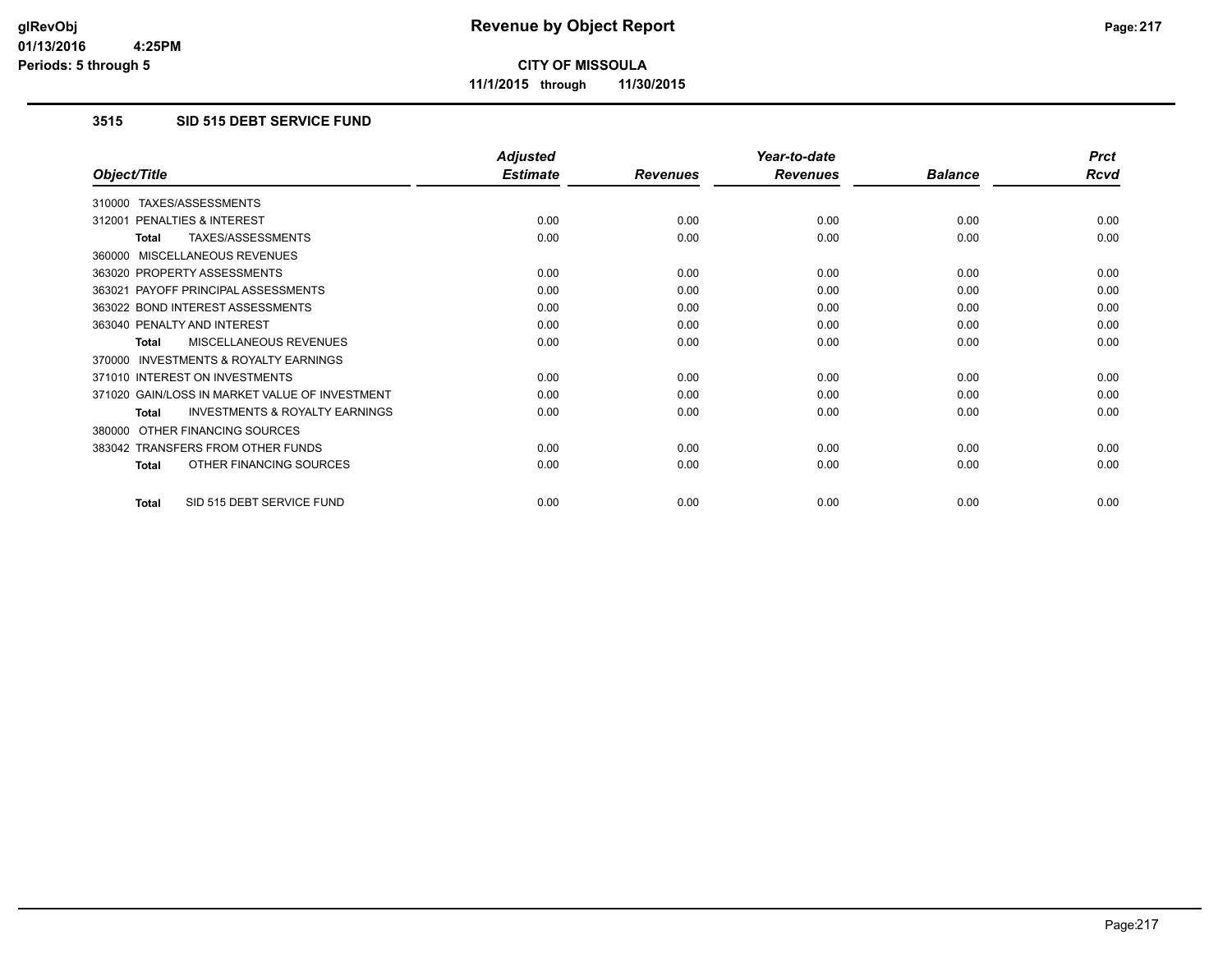# Revenue by Object Report

**CITY OF MISSOULA**

**11/1/2015 through 11/30/2015**

glRevObj
01/13/2016 4:25PM
Periods: 5 through 5

### 3515 SID 515 DEBT SERVICE FUND

| Object/Title | Adjusted Estimate | Revenues | Year-to-date Revenues | Balance | Prct Rcvd |
|---|---|---|---|---|---|
| 310000 TAXES/ASSESSMENTS | | | | | |
| 312001 PENALTIES & INTEREST | 0.00 | 0.00 | 0.00 | 0.00 | 0.00 |
| **Total** TAXES/ASSESSMENTS | 0.00 | 0.00 | 0.00 | 0.00 | 0.00 |
| 360000 MISCELLANEOUS REVENUES | | | | | |
| 363020 PROPERTY ASSESSMENTS | 0.00 | 0.00 | 0.00 | 0.00 | 0.00 |
| 363021 PAYOFF PRINCIPAL ASSESSMENTS | 0.00 | 0.00 | 0.00 | 0.00 | 0.00 |
| 363022 BOND INTEREST ASSESSMENTS | 0.00 | 0.00 | 0.00 | 0.00 | 0.00 |
| 363040 PENALTY AND INTEREST | 0.00 | 0.00 | 0.00 | 0.00 | 0.00 |
| **Total** MISCELLANEOUS REVENUES | 0.00 | 0.00 | 0.00 | 0.00 | 0.00 |
| 370000 INVESTMENTS & ROYALTY EARNINGS | | | | | |
| 371010 INTEREST ON INVESTMENTS | 0.00 | 0.00 | 0.00 | 0.00 | 0.00 |
| 371020 GAIN/LOSS IN MARKET VALUE OF INVESTMENT | 0.00 | 0.00 | 0.00 | 0.00 | 0.00 |
| **Total** INVESTMENTS & ROYALTY EARNINGS | 0.00 | 0.00 | 0.00 | 0.00 | 0.00 |
| 380000 OTHER FINANCING SOURCES | | | | | |
| 383042 TRANSFERS FROM OTHER FUNDS | 0.00 | 0.00 | 0.00 | 0.00 | 0.00 |
| **Total** OTHER FINANCING SOURCES | 0.00 | 0.00 | 0.00 | 0.00 | 0.00 |
| **Total** SID 515 DEBT SERVICE FUND | 0.00 | 0.00 | 0.00 | 0.00 | 0.00 |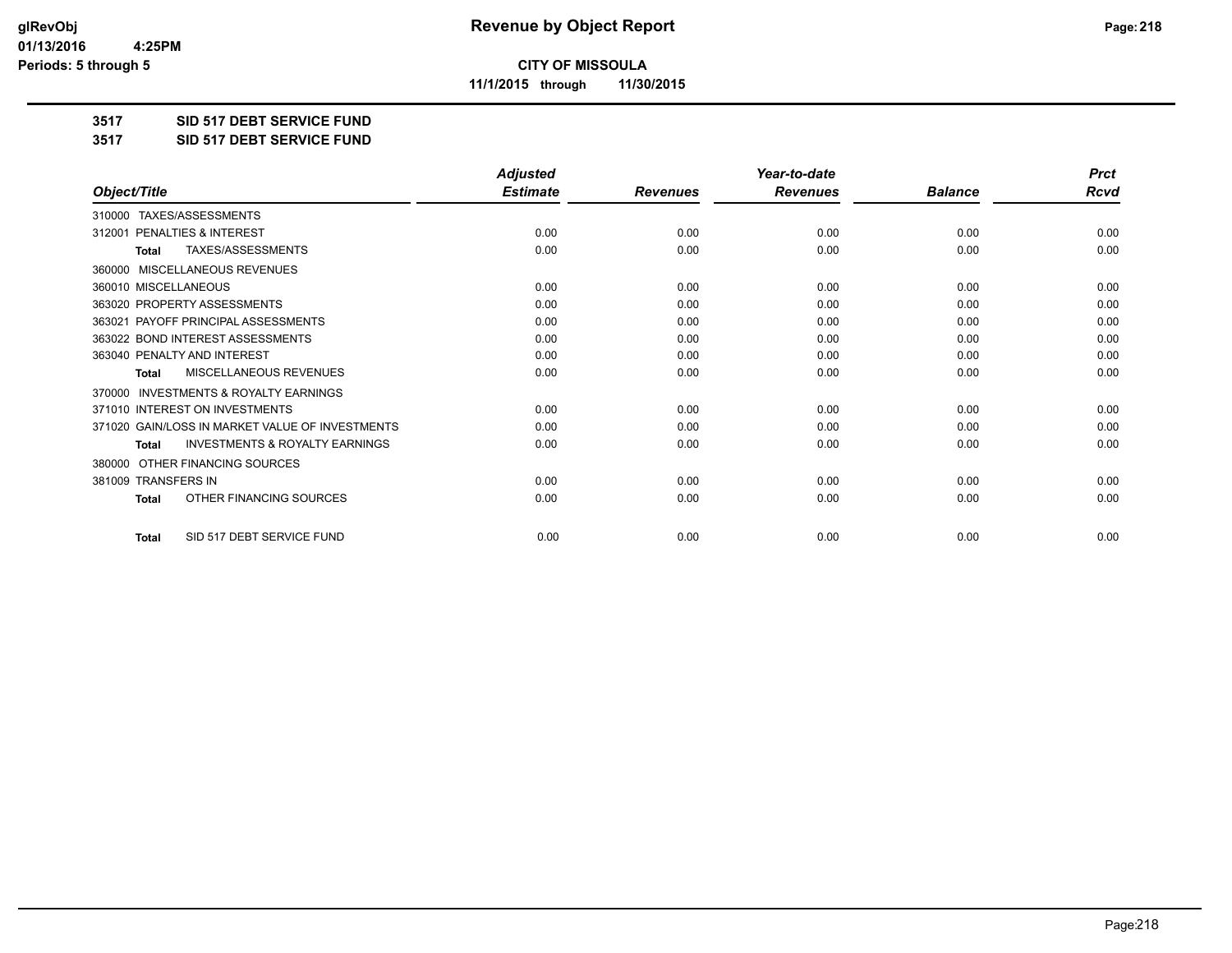**CITY OF MISSOULA**

**11/1/2015 through 11/30/2015**

## 3517 SID 517 DEBT SERVICE FUND

## 3517 SID 517 DEBT SERVICE FUND

| Object/Title | Adjusted Estimate | Revenues | Year-to-date Revenues | Balance | Prct Rcvd |
|---|---|---|---|---|---|
| 310000 TAXES/ASSESSMENTS | | | | | |
| 312001 PENALTIES & INTEREST | 0.00 | 0.00 | 0.00 | 0.00 | 0.00 |
| **Total** TAXES/ASSESSMENTS | 0.00 | 0.00 | 0.00 | 0.00 | 0.00 |
| 360000 MISCELLANEOUS REVENUES | | | | | |
| 360010 MISCELLANEOUS | 0.00 | 0.00 | 0.00 | 0.00 | 0.00 |
| 363020 PROPERTY ASSESSMENTS | 0.00 | 0.00 | 0.00 | 0.00 | 0.00 |
| 363021 PAYOFF PRINCIPAL ASSESSMENTS | 0.00 | 0.00 | 0.00 | 0.00 | 0.00 |
| 363022 BOND INTEREST ASSESSMENTS | 0.00 | 0.00 | 0.00 | 0.00 | 0.00 |
| 363040 PENALTY AND INTEREST | 0.00 | 0.00 | 0.00 | 0.00 | 0.00 |
| **Total** MISCELLANEOUS REVENUES | 0.00 | 0.00 | 0.00 | 0.00 | 0.00 |
| 370000 INVESTMENTS & ROYALTY EARNINGS | | | | | |
| 371010 INTEREST ON INVESTMENTS | 0.00 | 0.00 | 0.00 | 0.00 | 0.00 |
| 371020 GAIN/LOSS IN MARKET VALUE OF INVESTMENTS | 0.00 | 0.00 | 0.00 | 0.00 | 0.00 |
| **Total** INVESTMENTS & ROYALTY EARNINGS | 0.00 | 0.00 | 0.00 | 0.00 | 0.00 |
| 380000 OTHER FINANCING SOURCES | | | | | |
| 381009 TRANSFERS IN | 0.00 | 0.00 | 0.00 | 0.00 | 0.00 |
| **Total** OTHER FINANCING SOURCES | 0.00 | 0.00 | 0.00 | 0.00 | 0.00 |
| **Total** SID 517 DEBT SERVICE FUND | 0.00 | 0.00 | 0.00 | 0.00 | 0.00 |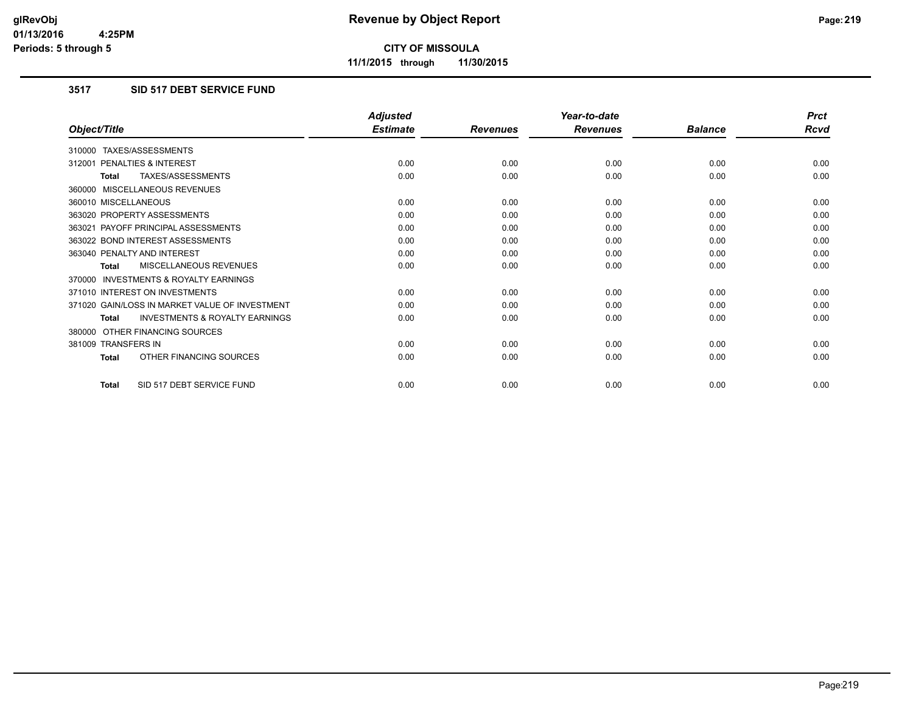**CITY OF MISSOULA**

**11/1/2015 through 11/30/2015**

### 3517 SID 517 DEBT SERVICE FUND

| Object/Title | Adjusted Estimate | Revenues | Year-to-date Revenues | Balance | Prct Rcvd |
|---|---|---|---|---|---|
| 310000 TAXES/ASSESSMENTS | | | | | |
| 312001 PENALTIES & INTEREST | 0.00 | 0.00 | 0.00 | 0.00 | 0.00 |
| **Total** TAXES/ASSESSMENTS | 0.00 | 0.00 | 0.00 | 0.00 | 0.00 |
| 360000 MISCELLANEOUS REVENUES | | | | | |
| 360010 MISCELLANEOUS | 0.00 | 0.00 | 0.00 | 0.00 | 0.00 |
| 363020 PROPERTY ASSESSMENTS | 0.00 | 0.00 | 0.00 | 0.00 | 0.00 |
| 363021 PAYOFF PRINCIPAL ASSESSMENTS | 0.00 | 0.00 | 0.00 | 0.00 | 0.00 |
| 363022 BOND INTEREST ASSESSMENTS | 0.00 | 0.00 | 0.00 | 0.00 | 0.00 |
| 363040 PENALTY AND INTEREST | 0.00 | 0.00 | 0.00 | 0.00 | 0.00 |
| **Total** MISCELLANEOUS REVENUES | 0.00 | 0.00 | 0.00 | 0.00 | 0.00 |
| 370000 INVESTMENTS & ROYALTY EARNINGS | | | | | |
| 371010 INTEREST ON INVESTMENTS | 0.00 | 0.00 | 0.00 | 0.00 | 0.00 |
| 371020 GAIN/LOSS IN MARKET VALUE OF INVESTMENT | 0.00 | 0.00 | 0.00 | 0.00 | 0.00 |
| **Total** INVESTMENTS & ROYALTY EARNINGS | 0.00 | 0.00 | 0.00 | 0.00 | 0.00 |
| 380000 OTHER FINANCING SOURCES | | | | | |
| 381009 TRANSFERS IN | 0.00 | 0.00 | 0.00 | 0.00 | 0.00 |
| **Total** OTHER FINANCING SOURCES | 0.00 | 0.00 | 0.00 | 0.00 | 0.00 |
| **Total** SID 517 DEBT SERVICE FUND | 0.00 | 0.00 | 0.00 | 0.00 | 0.00 |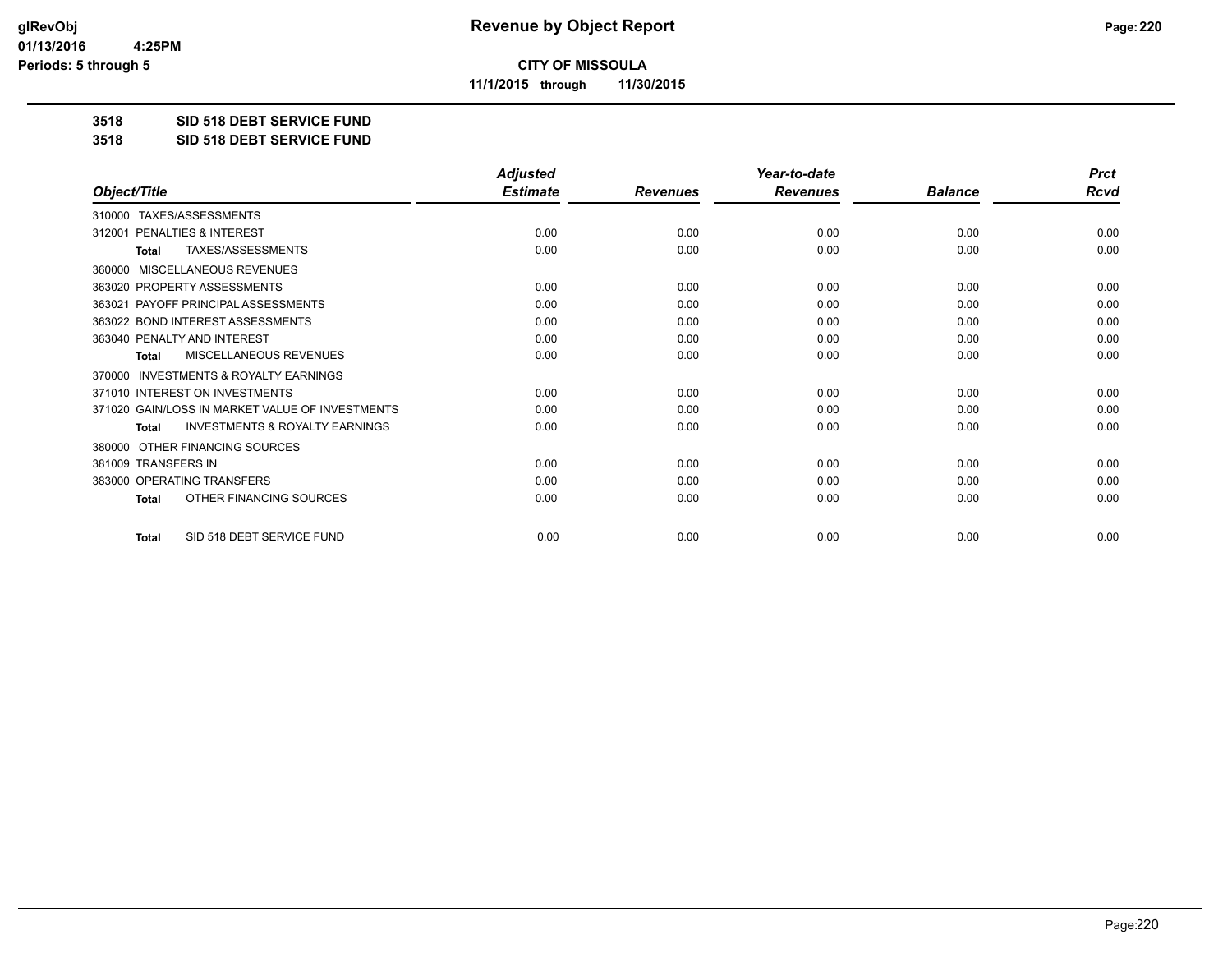**CITY OF MISSOULA**

**11/1/2015 through 11/30/2015**

**3518 SID 518 DEBT SERVICE FUND**

**3518 SID 518 DEBT SERVICE FUND**

| Object/Title | Adjusted Estimate | Revenues | Year-to-date Revenues | Balance | Prct Rcvd |
|---|---|---|---|---|---|
| 310000 TAXES/ASSESSMENTS | | | | | |
| 312001 PENALTIES & INTEREST | 0.00 | 0.00 | 0.00 | 0.00 | 0.00 |
| **Total** TAXES/ASSESSMENTS | 0.00 | 0.00 | 0.00 | 0.00 | 0.00 |
| 360000 MISCELLANEOUS REVENUES | | | | | |
| 363020 PROPERTY ASSESSMENTS | 0.00 | 0.00 | 0.00 | 0.00 | 0.00 |
| 363021 PAYOFF PRINCIPAL ASSESSMENTS | 0.00 | 0.00 | 0.00 | 0.00 | 0.00 |
| 363022 BOND INTEREST ASSESSMENTS | 0.00 | 0.00 | 0.00 | 0.00 | 0.00 |
| 363040 PENALTY AND INTEREST | 0.00 | 0.00 | 0.00 | 0.00 | 0.00 |
| **Total** MISCELLANEOUS REVENUES | 0.00 | 0.00 | 0.00 | 0.00 | 0.00 |
| 370000 INVESTMENTS & ROYALTY EARNINGS | | | | | |
| 371010 INTEREST ON INVESTMENTS | 0.00 | 0.00 | 0.00 | 0.00 | 0.00 |
| 371020 GAIN/LOSS IN MARKET VALUE OF INVESTMENTS | 0.00 | 0.00 | 0.00 | 0.00 | 0.00 |
| **Total** INVESTMENTS & ROYALTY EARNINGS | 0.00 | 0.00 | 0.00 | 0.00 | 0.00 |
| 380000 OTHER FINANCING SOURCES | | | | | |
| 381009 TRANSFERS IN | 0.00 | 0.00 | 0.00 | 0.00 | 0.00 |
| 383000 OPERATING TRANSFERS | 0.00 | 0.00 | 0.00 | 0.00 | 0.00 |
| **Total** OTHER FINANCING SOURCES | 0.00 | 0.00 | 0.00 | 0.00 | 0.00 |
| **Total** SID 518 DEBT SERVICE FUND | 0.00 | 0.00 | 0.00 | 0.00 | 0.00 |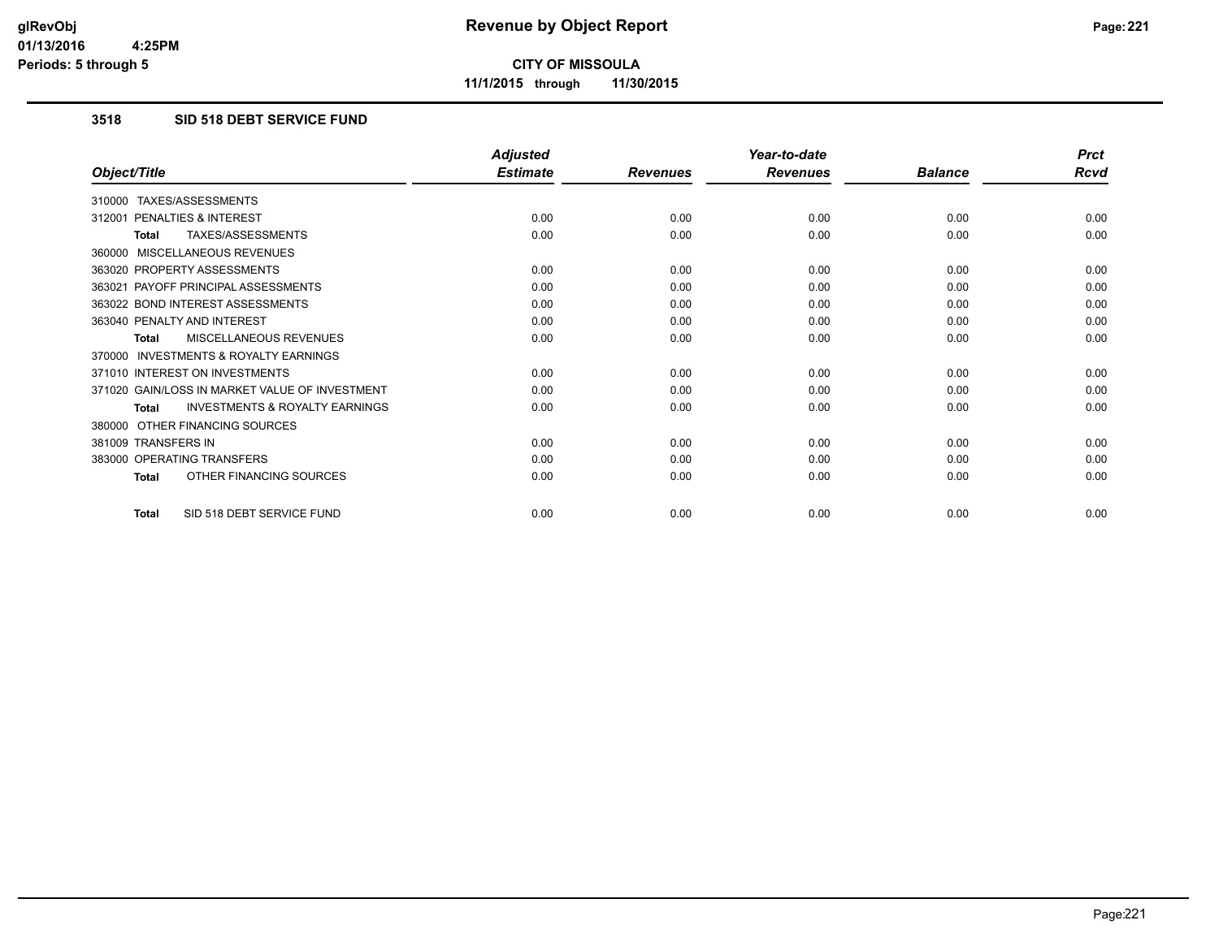# Revenue by Object Report

**CITY OF MISSOULA**

**11/1/2015 through 11/30/2015**

glRevObj
01/13/2016 4:25PM
Periods: 5 through 5

### 3518 SID 518 DEBT SERVICE FUND

| Object/Title | Adjusted Estimate | Revenues | Year-to-date Revenues | Balance | Prct Rcvd |
|---|---|---|---|---|---|
| 310000 TAXES/ASSESSMENTS | | | | | |
| 312001 PENALTIES & INTEREST | 0.00 | 0.00 | 0.00 | 0.00 | 0.00 |
| **Total** TAXES/ASSESSMENTS | 0.00 | 0.00 | 0.00 | 0.00 | 0.00 |
| 360000 MISCELLANEOUS REVENUES | | | | | |
| 363020 PROPERTY ASSESSMENTS | 0.00 | 0.00 | 0.00 | 0.00 | 0.00 |
| 363021 PAYOFF PRINCIPAL ASSESSMENTS | 0.00 | 0.00 | 0.00 | 0.00 | 0.00 |
| 363022 BOND INTEREST ASSESSMENTS | 0.00 | 0.00 | 0.00 | 0.00 | 0.00 |
| 363040 PENALTY AND INTEREST | 0.00 | 0.00 | 0.00 | 0.00 | 0.00 |
| **Total** MISCELLANEOUS REVENUES | 0.00 | 0.00 | 0.00 | 0.00 | 0.00 |
| 370000 INVESTMENTS & ROYALTY EARNINGS | | | | | |
| 371010 INTEREST ON INVESTMENTS | 0.00 | 0.00 | 0.00 | 0.00 | 0.00 |
| 371020 GAIN/LOSS IN MARKET VALUE OF INVESTMENT | 0.00 | 0.00 | 0.00 | 0.00 | 0.00 |
| **Total** INVESTMENTS & ROYALTY EARNINGS | 0.00 | 0.00 | 0.00 | 0.00 | 0.00 |
| 380000 OTHER FINANCING SOURCES | | | | | |
| 381009 TRANSFERS IN | 0.00 | 0.00 | 0.00 | 0.00 | 0.00 |
| 383000 OPERATING TRANSFERS | 0.00 | 0.00 | 0.00 | 0.00 | 0.00 |
| **Total** OTHER FINANCING SOURCES | 0.00 | 0.00 | 0.00 | 0.00 | 0.00 |
| **Total** SID 518 DEBT SERVICE FUND | 0.00 | 0.00 | 0.00 | 0.00 | 0.00 |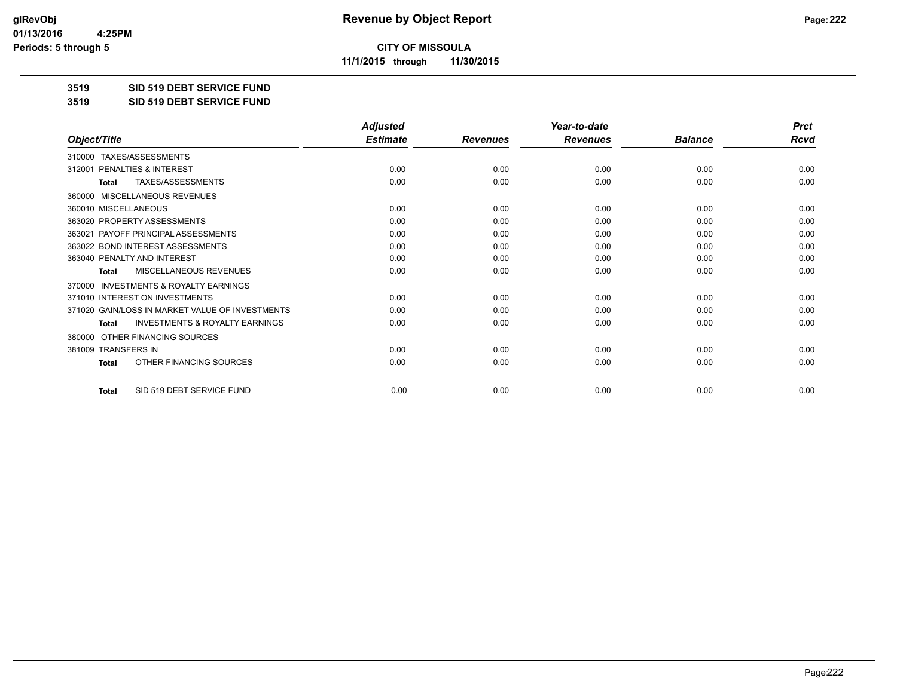# Revenue by Object Report

**CITY OF MISSOULA**

**11/1/2015 through 11/30/2015**

glRevObj
01/13/2016 4:25PM
Periods: 5 through 5

## 3519 SID 519 DEBT SERVICE FUND

## 3519 SID 519 DEBT SERVICE FUND

| Object/Title | Adjusted Estimate | Revenues | Year-to-date Revenues | Balance | Prct Rcvd |
|---|---|---|---|---|---|
| 310000 TAXES/ASSESSMENTS | | | | | |
| 312001 PENALTIES & INTEREST | 0.00 | 0.00 | 0.00 | 0.00 | 0.00 |
| **Total** TAXES/ASSESSMENTS | 0.00 | 0.00 | 0.00 | 0.00 | 0.00 |
| 360000 MISCELLANEOUS REVENUES | | | | | |
| 360010 MISCELLANEOUS | 0.00 | 0.00 | 0.00 | 0.00 | 0.00 |
| 363020 PROPERTY ASSESSMENTS | 0.00 | 0.00 | 0.00 | 0.00 | 0.00 |
| 363021 PAYOFF PRINCIPAL ASSESSMENTS | 0.00 | 0.00 | 0.00 | 0.00 | 0.00 |
| 363022 BOND INTEREST ASSESSMENTS | 0.00 | 0.00 | 0.00 | 0.00 | 0.00 |
| 363040 PENALTY AND INTEREST | 0.00 | 0.00 | 0.00 | 0.00 | 0.00 |
| **Total** MISCELLANEOUS REVENUES | 0.00 | 0.00 | 0.00 | 0.00 | 0.00 |
| 370000 INVESTMENTS & ROYALTY EARNINGS | | | | | |
| 371010 INTEREST ON INVESTMENTS | 0.00 | 0.00 | 0.00 | 0.00 | 0.00 |
| 371020 GAIN/LOSS IN MARKET VALUE OF INVESTMENTS | 0.00 | 0.00 | 0.00 | 0.00 | 0.00 |
| **Total** INVESTMENTS & ROYALTY EARNINGS | 0.00 | 0.00 | 0.00 | 0.00 | 0.00 |
| 380000 OTHER FINANCING SOURCES | | | | | |
| 381009 TRANSFERS IN | 0.00 | 0.00 | 0.00 | 0.00 | 0.00 |
| **Total** OTHER FINANCING SOURCES | 0.00 | 0.00 | 0.00 | 0.00 | 0.00 |
| **Total** SID 519 DEBT SERVICE FUND | 0.00 | 0.00 | 0.00 | 0.00 | 0.00 |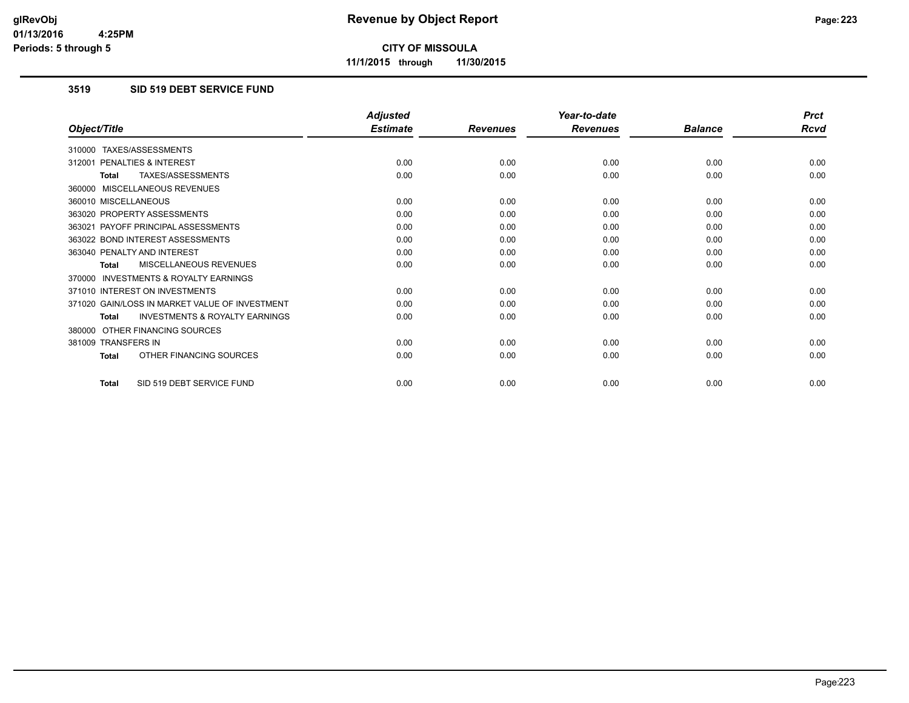glRevObj
01/13/2016 4:25PM
Periods: 5 through 5

# Revenue by Object Report

**CITY OF MISSOULA**

**11/1/2015 through 11/30/2015**

## 3519 SID 519 DEBT SERVICE FUND

| Object/Title | Adjusted Estimate | Revenues | Year-to-date Revenues | Balance | Prct Rcvd |
|---|---|---|---|---|---|
| 310000 TAXES/ASSESSMENTS | | | | | |
| 312001 PENALTIES & INTEREST | 0.00 | 0.00 | 0.00 | 0.00 | 0.00 |
| **Total** TAXES/ASSESSMENTS | 0.00 | 0.00 | 0.00 | 0.00 | 0.00 |
| 360000 MISCELLANEOUS REVENUES | | | | | |
| 360010 MISCELLANEOUS | 0.00 | 0.00 | 0.00 | 0.00 | 0.00 |
| 363020 PROPERTY ASSESSMENTS | 0.00 | 0.00 | 0.00 | 0.00 | 0.00 |
| 363021 PAYOFF PRINCIPAL ASSESSMENTS | 0.00 | 0.00 | 0.00 | 0.00 | 0.00 |
| 363022 BOND INTEREST ASSESSMENTS | 0.00 | 0.00 | 0.00 | 0.00 | 0.00 |
| 363040 PENALTY AND INTEREST | 0.00 | 0.00 | 0.00 | 0.00 | 0.00 |
| **Total** MISCELLANEOUS REVENUES | 0.00 | 0.00 | 0.00 | 0.00 | 0.00 |
| 370000 INVESTMENTS & ROYALTY EARNINGS | | | | | |
| 371010 INTEREST ON INVESTMENTS | 0.00 | 0.00 | 0.00 | 0.00 | 0.00 |
| 371020 GAIN/LOSS IN MARKET VALUE OF INVESTMENT | 0.00 | 0.00 | 0.00 | 0.00 | 0.00 |
| **Total** INVESTMENTS & ROYALTY EARNINGS | 0.00 | 0.00 | 0.00 | 0.00 | 0.00 |
| 380000 OTHER FINANCING SOURCES | | | | | |
| 381009 TRANSFERS IN | 0.00 | 0.00 | 0.00 | 0.00 | 0.00 |
| **Total** OTHER FINANCING SOURCES | 0.00 | 0.00 | 0.00 | 0.00 | 0.00 |
| **Total** SID 519 DEBT SERVICE FUND | 0.00 | 0.00 | 0.00 | 0.00 | 0.00 |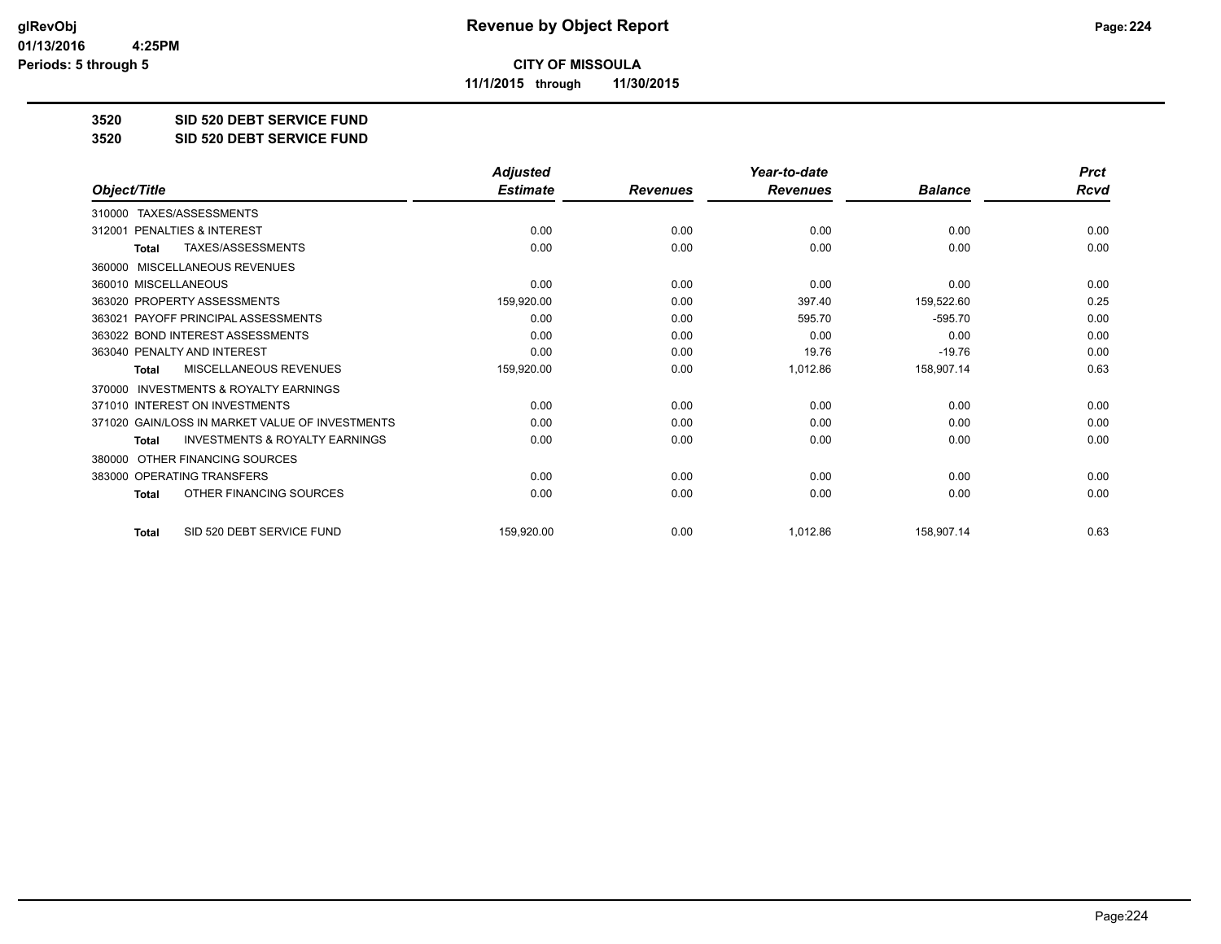# CITY OF MISSOULA

**11/1/2015 through 11/30/2015**

## 3520 SID 520 DEBT SERVICE FUND

## 3520 SID 520 DEBT SERVICE FUND

| Object/Title | Adjusted Estimate | Revenues | Year-to-date Revenues | Balance | Prct Rcvd |
|---|---|---|---|---|---|
| 310000 TAXES/ASSESSMENTS | | | | | |
| 312001 PENALTIES & INTEREST | 0.00 | 0.00 | 0.00 | 0.00 | 0.00 |
| **Total** TAXES/ASSESSMENTS | 0.00 | 0.00 | 0.00 | 0.00 | 0.00 |
| 360000 MISCELLANEOUS REVENUES | | | | | |
| 360010 MISCELLANEOUS | 0.00 | 0.00 | 0.00 | 0.00 | 0.00 |
| 363020 PROPERTY ASSESSMENTS | 159,920.00 | 0.00 | 397.40 | 159,522.60 | 0.25 |
| 363021 PAYOFF PRINCIPAL ASSESSMENTS | 0.00 | 0.00 | 595.70 | -595.70 | 0.00 |
| 363022 BOND INTEREST ASSESSMENTS | 0.00 | 0.00 | 0.00 | 0.00 | 0.00 |
| 363040 PENALTY AND INTEREST | 0.00 | 0.00 | 19.76 | -19.76 | 0.00 |
| **Total** MISCELLANEOUS REVENUES | 159,920.00 | 0.00 | 1,012.86 | 158,907.14 | 0.63 |
| 370000 INVESTMENTS & ROYALTY EARNINGS | | | | | |
| 371010 INTEREST ON INVESTMENTS | 0.00 | 0.00 | 0.00 | 0.00 | 0.00 |
| 371020 GAIN/LOSS IN MARKET VALUE OF INVESTMENTS | 0.00 | 0.00 | 0.00 | 0.00 | 0.00 |
| **Total** INVESTMENTS & ROYALTY EARNINGS | 0.00 | 0.00 | 0.00 | 0.00 | 0.00 |
| 380000 OTHER FINANCING SOURCES | | | | | |
| 383000 OPERATING TRANSFERS | 0.00 | 0.00 | 0.00 | 0.00 | 0.00 |
| **Total** OTHER FINANCING SOURCES | 0.00 | 0.00 | 0.00 | 0.00 | 0.00 |
| **Total** SID 520 DEBT SERVICE FUND | 159,920.00 | 0.00 | 1,012.86 | 158,907.14 | 0.63 |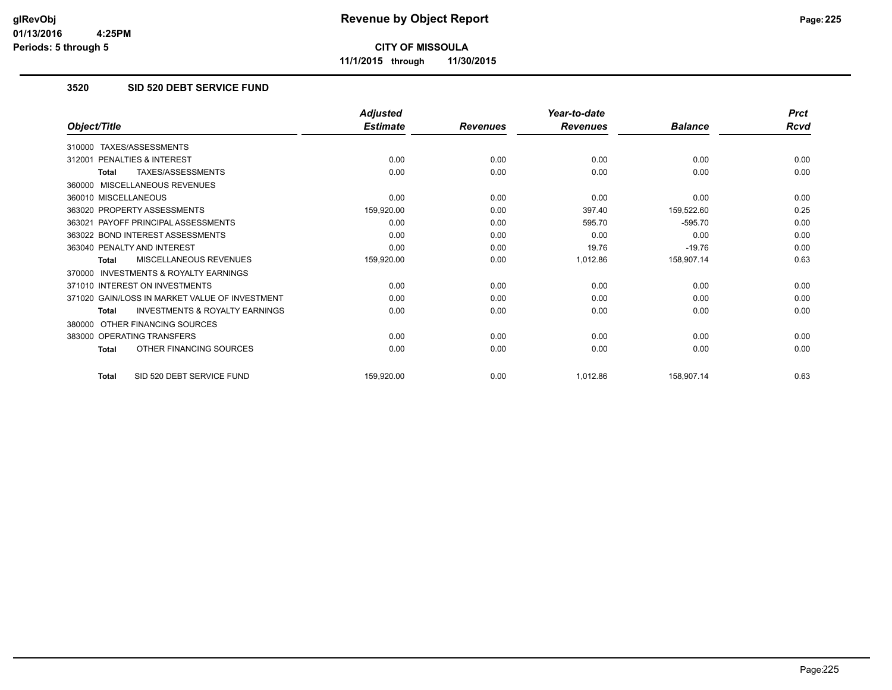# Revenue by Object Report

glRevObj
01/13/2016 4:25PM
Periods: 5 through 5

**CITY OF MISSOULA**

**11/1/2015 through 11/30/2015**

## 3520 SID 520 DEBT SERVICE FUND

| Object/Title | Adjusted Estimate | Revenues | Year-to-date Revenues | Balance | Prct Rcvd |
|---|---|---|---|---|---|
| 310000 TAXES/ASSESSMENTS | | | | | |
| 312001 PENALTIES & INTEREST | 0.00 | 0.00 | 0.00 | 0.00 | 0.00 |
| **Total** TAXES/ASSESSMENTS | 0.00 | 0.00 | 0.00 | 0.00 | 0.00 |
| 360000 MISCELLANEOUS REVENUES | | | | | |
| 360010 MISCELLANEOUS | 0.00 | 0.00 | 0.00 | 0.00 | 0.00 |
| 363020 PROPERTY ASSESSMENTS | 159,920.00 | 0.00 | 397.40 | 159,522.60 | 0.25 |
| 363021 PAYOFF PRINCIPAL ASSESSMENTS | 0.00 | 0.00 | 595.70 | -595.70 | 0.00 |
| 363022 BOND INTEREST ASSESSMENTS | 0.00 | 0.00 | 0.00 | 0.00 | 0.00 |
| 363040 PENALTY AND INTEREST | 0.00 | 0.00 | 19.76 | -19.76 | 0.00 |
| **Total** MISCELLANEOUS REVENUES | 159,920.00 | 0.00 | 1,012.86 | 158,907.14 | 0.63 |
| 370000 INVESTMENTS & ROYALTY EARNINGS | | | | | |
| 371010 INTEREST ON INVESTMENTS | 0.00 | 0.00 | 0.00 | 0.00 | 0.00 |
| 371020 GAIN/LOSS IN MARKET VALUE OF INVESTMENT | 0.00 | 0.00 | 0.00 | 0.00 | 0.00 |
| **Total** INVESTMENTS & ROYALTY EARNINGS | 0.00 | 0.00 | 0.00 | 0.00 | 0.00 |
| 380000 OTHER FINANCING SOURCES | | | | | |
| 383000 OPERATING TRANSFERS | 0.00 | 0.00 | 0.00 | 0.00 | 0.00 |
| **Total** OTHER FINANCING SOURCES | 0.00 | 0.00 | 0.00 | 0.00 | 0.00 |
| **Total** SID 520 DEBT SERVICE FUND | 159,920.00 | 0.00 | 1,012.86 | 158,907.14 | 0.63 |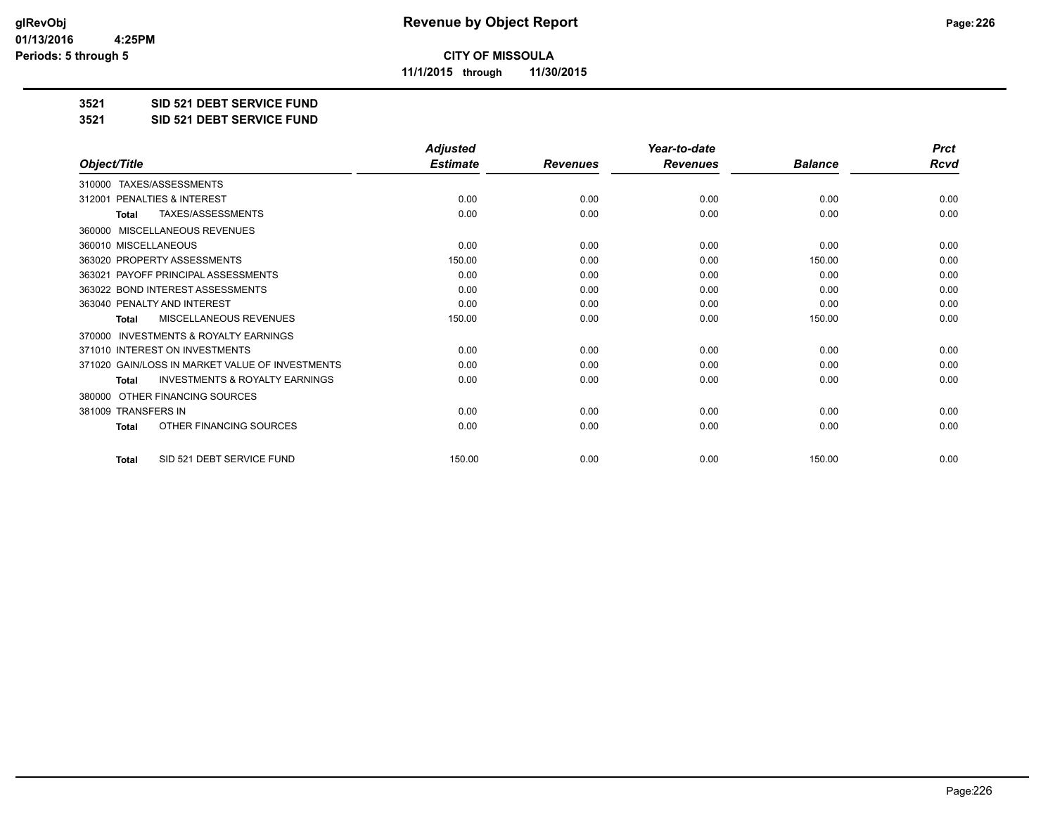**glRevObj**
**01/13/2016 4:25PM**
**Periods: 5 through 5**

# Revenue by Object Report

**CITY OF MISSOULA**

**11/1/2015 through 11/30/2015**

**3521 SID 521 DEBT SERVICE FUND**

**3521 SID 521 DEBT SERVICE FUND**

| Object/Title | Adjusted Estimate | Revenues | Year-to-date Revenues | Balance | Prct Rcvd |
|---|---|---|---|---|---|
| 310000 TAXES/ASSESSMENTS | | | | | |
| 312001 PENALTIES & INTEREST | 0.00 | 0.00 | 0.00 | 0.00 | 0.00 |
| **Total** TAXES/ASSESSMENTS | 0.00 | 0.00 | 0.00 | 0.00 | 0.00 |
| 360000 MISCELLANEOUS REVENUES | | | | | |
| 360010 MISCELLANEOUS | 0.00 | 0.00 | 0.00 | 0.00 | 0.00 |
| 363020 PROPERTY ASSESSMENTS | 150.00 | 0.00 | 0.00 | 150.00 | 0.00 |
| 363021 PAYOFF PRINCIPAL ASSESSMENTS | 0.00 | 0.00 | 0.00 | 0.00 | 0.00 |
| 363022 BOND INTEREST ASSESSMENTS | 0.00 | 0.00 | 0.00 | 0.00 | 0.00 |
| 363040 PENALTY AND INTEREST | 0.00 | 0.00 | 0.00 | 0.00 | 0.00 |
| **Total** MISCELLANEOUS REVENUES | 150.00 | 0.00 | 0.00 | 150.00 | 0.00 |
| 370000 INVESTMENTS & ROYALTY EARNINGS | | | | | |
| 371010 INTEREST ON INVESTMENTS | 0.00 | 0.00 | 0.00 | 0.00 | 0.00 |
| 371020 GAIN/LOSS IN MARKET VALUE OF INVESTMENTS | 0.00 | 0.00 | 0.00 | 0.00 | 0.00 |
| **Total** INVESTMENTS & ROYALTY EARNINGS | 0.00 | 0.00 | 0.00 | 0.00 | 0.00 |
| 380000 OTHER FINANCING SOURCES | | | | | |
| 381009 TRANSFERS IN | 0.00 | 0.00 | 0.00 | 0.00 | 0.00 |
| **Total** OTHER FINANCING SOURCES | 0.00 | 0.00 | 0.00 | 0.00 | 0.00 |
| **Total** SID 521 DEBT SERVICE FUND | 150.00 | 0.00 | 0.00 | 150.00 | 0.00 |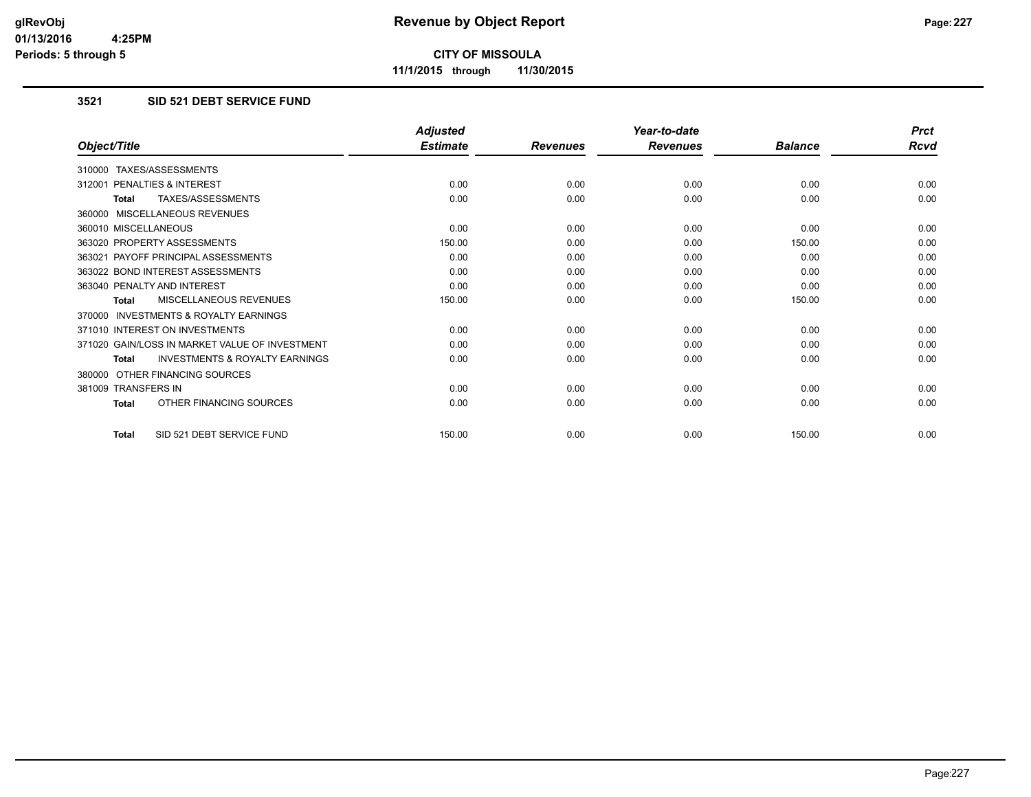**CITY OF MISSOULA**

**11/1/2015 through 11/30/2015**

### 3521 SID 521 DEBT SERVICE FUND

| Object/Title | Adjusted Estimate | Revenues | Year-to-date Revenues | Balance | Prct Rcvd |
|---|---|---|---|---|---|
| 310000 TAXES/ASSESSMENTS | | | | | |
| 312001 PENALTIES & INTEREST | 0.00 | 0.00 | 0.00 | 0.00 | 0.00 |
| **Total** TAXES/ASSESSMENTS | 0.00 | 0.00 | 0.00 | 0.00 | 0.00 |
| 360000 MISCELLANEOUS REVENUES | | | | | |
| 360010 MISCELLANEOUS | 0.00 | 0.00 | 0.00 | 0.00 | 0.00 |
| 363020 PROPERTY ASSESSMENTS | 150.00 | 0.00 | 0.00 | 150.00 | 0.00 |
| 363021 PAYOFF PRINCIPAL ASSESSMENTS | 0.00 | 0.00 | 0.00 | 0.00 | 0.00 |
| 363022 BOND INTEREST ASSESSMENTS | 0.00 | 0.00 | 0.00 | 0.00 | 0.00 |
| 363040 PENALTY AND INTEREST | 0.00 | 0.00 | 0.00 | 0.00 | 0.00 |
| **Total** MISCELLANEOUS REVENUES | 150.00 | 0.00 | 0.00 | 150.00 | 0.00 |
| 370000 INVESTMENTS & ROYALTY EARNINGS | | | | | |
| 371010 INTEREST ON INVESTMENTS | 0.00 | 0.00 | 0.00 | 0.00 | 0.00 |
| 371020 GAIN/LOSS IN MARKET VALUE OF INVESTMENT | 0.00 | 0.00 | 0.00 | 0.00 | 0.00 |
| **Total** INVESTMENTS & ROYALTY EARNINGS | 0.00 | 0.00 | 0.00 | 0.00 | 0.00 |
| 380000 OTHER FINANCING SOURCES | | | | | |
| 381009 TRANSFERS IN | 0.00 | 0.00 | 0.00 | 0.00 | 0.00 |
| **Total** OTHER FINANCING SOURCES | 0.00 | 0.00 | 0.00 | 0.00 | 0.00 |
| **Total** SID 521 DEBT SERVICE FUND | 150.00 | 0.00 | 0.00 | 150.00 | 0.00 |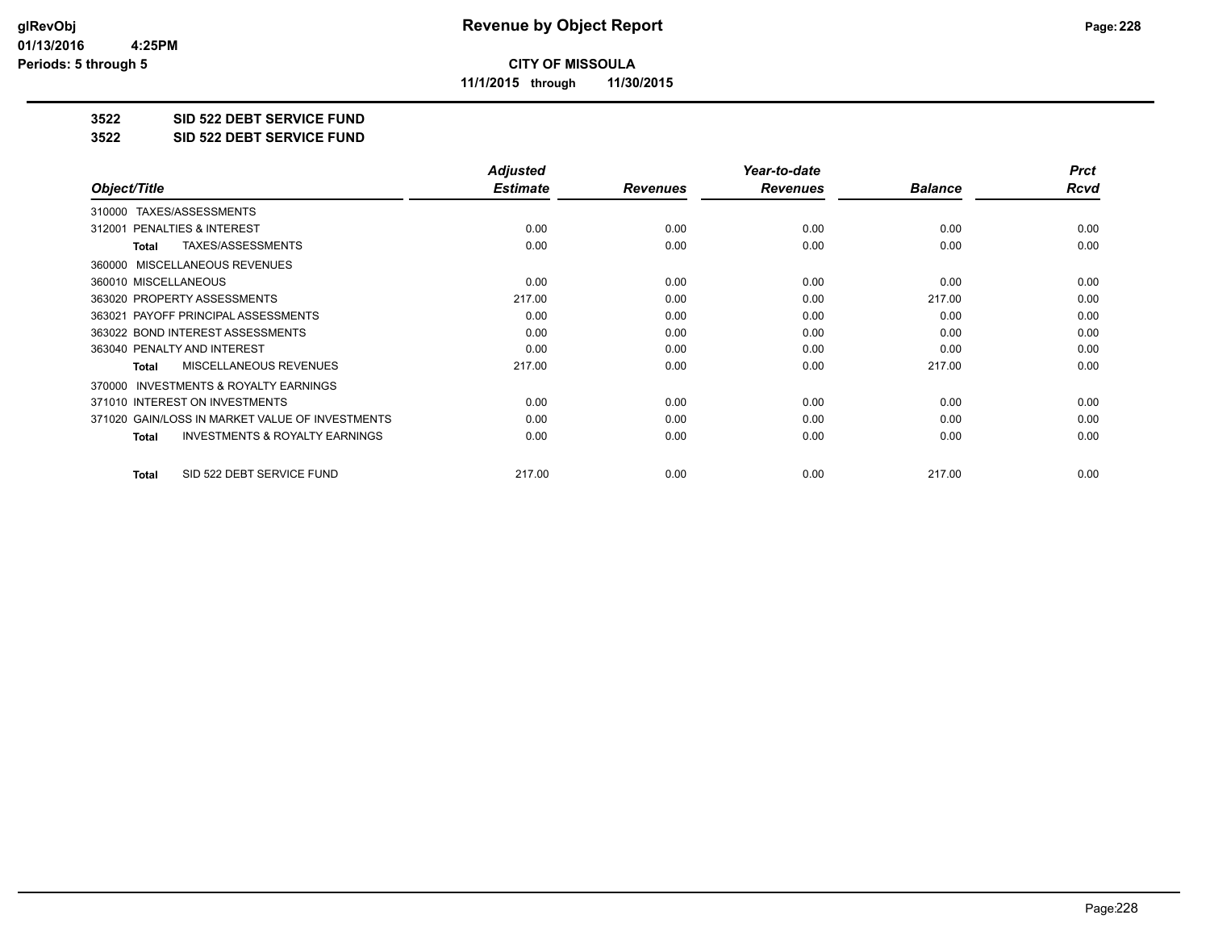**glRevObj**
**01/13/2016 4:25PM**
**Periods: 5 through 5**

# Revenue by Object Report

**CITY OF MISSOULA**
**11/1/2015 through 11/30/2015**

## 3522 SID 522 DEBT SERVICE FUND
## 3522 SID 522 DEBT SERVICE FUND

| Object/Title | Adjusted Estimate | Revenues | Year-to-date Revenues | Balance | Prct Rcvd |
|---|---|---|---|---|---|
| 310000 TAXES/ASSESSMENTS | | | | | |
| 312001 PENALTIES & INTEREST | 0.00 | 0.00 | 0.00 | 0.00 | 0.00 |
| **Total** TAXES/ASSESSMENTS | 0.00 | 0.00 | 0.00 | 0.00 | 0.00 |
| 360000 MISCELLANEOUS REVENUES | | | | | |
| 360010 MISCELLANEOUS | 0.00 | 0.00 | 0.00 | 0.00 | 0.00 |
| 363020 PROPERTY ASSESSMENTS | 217.00 | 0.00 | 0.00 | 217.00 | 0.00 |
| 363021 PAYOFF PRINCIPAL ASSESSMENTS | 0.00 | 0.00 | 0.00 | 0.00 | 0.00 |
| 363022 BOND INTEREST ASSESSMENTS | 0.00 | 0.00 | 0.00 | 0.00 | 0.00 |
| 363040 PENALTY AND INTEREST | 0.00 | 0.00 | 0.00 | 0.00 | 0.00 |
| **Total** MISCELLANEOUS REVENUES | 217.00 | 0.00 | 0.00 | 217.00 | 0.00 |
| 370000 INVESTMENTS & ROYALTY EARNINGS | | | | | |
| 371010 INTEREST ON INVESTMENTS | 0.00 | 0.00 | 0.00 | 0.00 | 0.00 |
| 371020 GAIN/LOSS IN MARKET VALUE OF INVESTMENTS | 0.00 | 0.00 | 0.00 | 0.00 | 0.00 |
| **Total** INVESTMENTS & ROYALTY EARNINGS | 0.00 | 0.00 | 0.00 | 0.00 | 0.00 |
| **Total** SID 522 DEBT SERVICE FUND | 217.00 | 0.00 | 0.00 | 217.00 | 0.00 |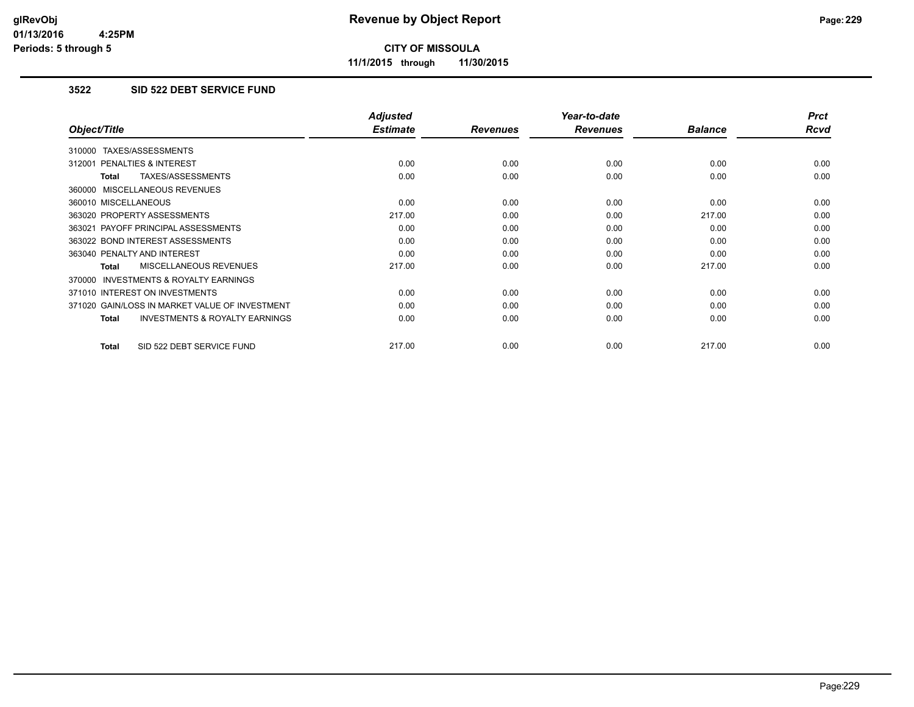# Revenue by Object Report

**CITY OF MISSOULA**

**11/1/2015 through 11/30/2015**

glRevObj
01/13/2016 4:25PM
Periods: 5 through 5

### 3522 SID 522 DEBT SERVICE FUND

| Object/Title | Adjusted Estimate | Revenues | Year-to-date Revenues | Balance | Prct Rcvd |
|---|---|---|---|---|---|
| 310000 TAXES/ASSESSMENTS | | | | | |
| 312001 PENALTIES & INTEREST | 0.00 | 0.00 | 0.00 | 0.00 | 0.00 |
| **Total** TAXES/ASSESSMENTS | 0.00 | 0.00 | 0.00 | 0.00 | 0.00 |
| 360000 MISCELLANEOUS REVENUES | | | | | |
| 360010 MISCELLANEOUS | 0.00 | 0.00 | 0.00 | 0.00 | 0.00 |
| 363020 PROPERTY ASSESSMENTS | 217.00 | 0.00 | 0.00 | 217.00 | 0.00 |
| 363021 PAYOFF PRINCIPAL ASSESSMENTS | 0.00 | 0.00 | 0.00 | 0.00 | 0.00 |
| 363022 BOND INTEREST ASSESSMENTS | 0.00 | 0.00 | 0.00 | 0.00 | 0.00 |
| 363040 PENALTY AND INTEREST | 0.00 | 0.00 | 0.00 | 0.00 | 0.00 |
| **Total** MISCELLANEOUS REVENUES | 217.00 | 0.00 | 0.00 | 217.00 | 0.00 |
| 370000 INVESTMENTS & ROYALTY EARNINGS | | | | | |
| 371010 INTEREST ON INVESTMENTS | 0.00 | 0.00 | 0.00 | 0.00 | 0.00 |
| 371020 GAIN/LOSS IN MARKET VALUE OF INVESTMENT | 0.00 | 0.00 | 0.00 | 0.00 | 0.00 |
| **Total** INVESTMENTS & ROYALTY EARNINGS | 0.00 | 0.00 | 0.00 | 0.00 | 0.00 |
| **Total** SID 522 DEBT SERVICE FUND | 217.00 | 0.00 | 0.00 | 217.00 | 0.00 |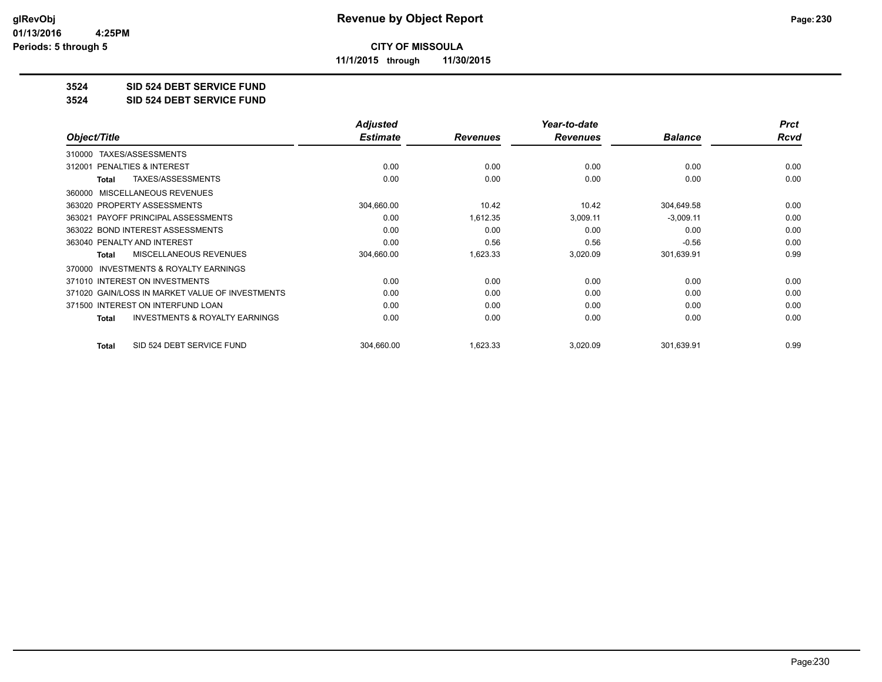# Revenue by Object Report

**CITY OF MISSOULA**

**11/1/2015 through 11/30/2015**

glRevObj
01/13/2016 4:25PM
Periods: 5 through 5

## 3524 SID 524 DEBT SERVICE FUND
## 3524 SID 524 DEBT SERVICE FUND

| Object/Title | Adjusted Estimate | Revenues | Year-to-date Revenues | Balance | Prct Rcvd |
|---|---|---|---|---|---|
| 310000 TAXES/ASSESSMENTS | | | | | |
| 312001 PENALTIES & INTEREST | 0.00 | 0.00 | 0.00 | 0.00 | 0.00 |
| **Total** TAXES/ASSESSMENTS | 0.00 | 0.00 | 0.00 | 0.00 | 0.00 |
| 360000 MISCELLANEOUS REVENUES | | | | | |
| 363020 PROPERTY ASSESSMENTS | 304,660.00 | 10.42 | 10.42 | 304,649.58 | 0.00 |
| 363021 PAYOFF PRINCIPAL ASSESSMENTS | 0.00 | 1,612.35 | 3,009.11 | -3,009.11 | 0.00 |
| 363022 BOND INTEREST ASSESSMENTS | 0.00 | 0.00 | 0.00 | 0.00 | 0.00 |
| 363040 PENALTY AND INTEREST | 0.00 | 0.56 | 0.56 | -0.56 | 0.00 |
| **Total** MISCELLANEOUS REVENUES | 304,660.00 | 1,623.33 | 3,020.09 | 301,639.91 | 0.99 |
| 370000 INVESTMENTS & ROYALTY EARNINGS | | | | | |
| 371010 INTEREST ON INVESTMENTS | 0.00 | 0.00 | 0.00 | 0.00 | 0.00 |
| 371020 GAIN/LOSS IN MARKET VALUE OF INVESTMENTS | 0.00 | 0.00 | 0.00 | 0.00 | 0.00 |
| 371500 INTEREST ON INTERFUND LOAN | 0.00 | 0.00 | 0.00 | 0.00 | 0.00 |
| **Total** INVESTMENTS & ROYALTY EARNINGS | 0.00 | 0.00 | 0.00 | 0.00 | 0.00 |
| **Total** SID 524 DEBT SERVICE FUND | 304,660.00 | 1,623.33 | 3,020.09 | 301,639.91 | 0.99 |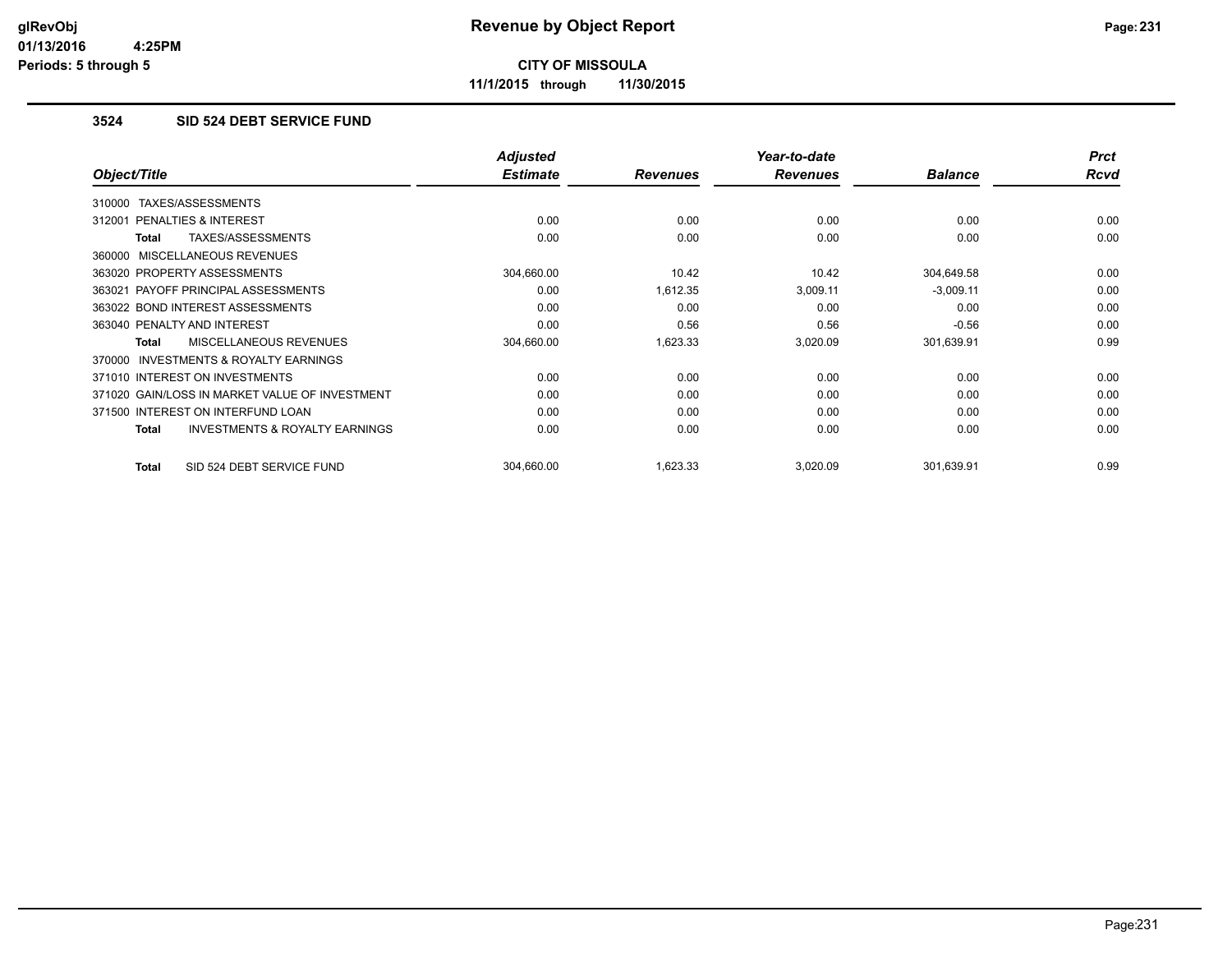# Revenue by Object Report

**CITY OF MISSOULA**

**11/1/2015 through 11/30/2015**

glRevObj
01/13/2016 4:25PM
Periods: 5 through 5

### 3524 SID 524 DEBT SERVICE FUND

| Object/Title | Adjusted Estimate | Revenues | Year-to-date Revenues | Balance | Prct Rcvd |
|---|---|---|---|---|---|
| 310000 TAXES/ASSESSMENTS | | | | | |
| 312001 PENALTIES & INTEREST | 0.00 | 0.00 | 0.00 | 0.00 | 0.00 |
| **Total** TAXES/ASSESSMENTS | 0.00 | 0.00 | 0.00 | 0.00 | 0.00 |
| 360000 MISCELLANEOUS REVENUES | | | | | |
| 363020 PROPERTY ASSESSMENTS | 304,660.00 | 10.42 | 10.42 | 304,649.58 | 0.00 |
| 363021 PAYOFF PRINCIPAL ASSESSMENTS | 0.00 | 1,612.35 | 3,009.11 | -3,009.11 | 0.00 |
| 363022 BOND INTEREST ASSESSMENTS | 0.00 | 0.00 | 0.00 | 0.00 | 0.00 |
| 363040 PENALTY AND INTEREST | 0.00 | 0.56 | 0.56 | -0.56 | 0.00 |
| **Total** MISCELLANEOUS REVENUES | 304,660.00 | 1,623.33 | 3,020.09 | 301,639.91 | 0.99 |
| 370000 INVESTMENTS & ROYALTY EARNINGS | | | | | |
| 371010 INTEREST ON INVESTMENTS | 0.00 | 0.00 | 0.00 | 0.00 | 0.00 |
| 371020 GAIN/LOSS IN MARKET VALUE OF INVESTMENT | 0.00 | 0.00 | 0.00 | 0.00 | 0.00 |
| 371500 INTEREST ON INTERFUND LOAN | 0.00 | 0.00 | 0.00 | 0.00 | 0.00 |
| **Total** INVESTMENTS & ROYALTY EARNINGS | 0.00 | 0.00 | 0.00 | 0.00 | 0.00 |
| **Total** SID 524 DEBT SERVICE FUND | 304,660.00 | 1,623.33 | 3,020.09 | 301,639.91 | 0.99 |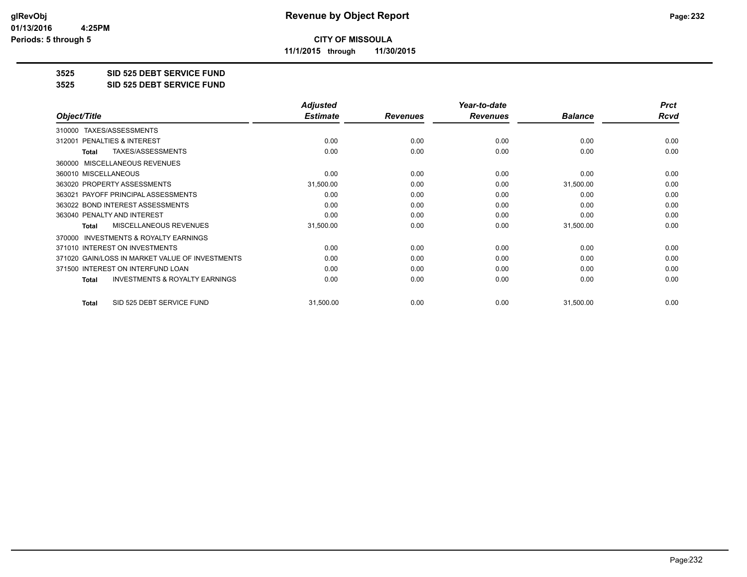# Revenue by Object Report

**CITY OF MISSOULA**

**11/1/2015 through 11/30/2015**

glRevObj
01/13/2016 4:25PM
Periods: 5 through 5

## 3525 SID 525 DEBT SERVICE FUND

## 3525 SID 525 DEBT SERVICE FUND

| Object/Title | Adjusted Estimate | Revenues | Year-to-date Revenues | Balance | Prct Rcvd |
|---|---|---|---|---|---|
| 310000 TAXES/ASSESSMENTS | | | | | |
| 312001 PENALTIES & INTEREST | 0.00 | 0.00 | 0.00 | 0.00 | 0.00 |
| Total TAXES/ASSESSMENTS | 0.00 | 0.00 | 0.00 | 0.00 | 0.00 |
| 360000 MISCELLANEOUS REVENUES | | | | | |
| 360010 MISCELLANEOUS | 0.00 | 0.00 | 0.00 | 0.00 | 0.00 |
| 363020 PROPERTY ASSESSMENTS | 31,500.00 | 0.00 | 0.00 | 31,500.00 | 0.00 |
| 363021 PAYOFF PRINCIPAL ASSESSMENTS | 0.00 | 0.00 | 0.00 | 0.00 | 0.00 |
| 363022 BOND INTEREST ASSESSMENTS | 0.00 | 0.00 | 0.00 | 0.00 | 0.00 |
| 363040 PENALTY AND INTEREST | 0.00 | 0.00 | 0.00 | 0.00 | 0.00 |
| Total MISCELLANEOUS REVENUES | 31,500.00 | 0.00 | 0.00 | 31,500.00 | 0.00 |
| 370000 INVESTMENTS & ROYALTY EARNINGS | | | | | |
| 371010 INTEREST ON INVESTMENTS | 0.00 | 0.00 | 0.00 | 0.00 | 0.00 |
| 371020 GAIN/LOSS IN MARKET VALUE OF INVESTMENTS | 0.00 | 0.00 | 0.00 | 0.00 | 0.00 |
| 371500 INTEREST ON INTERFUND LOAN | 0.00 | 0.00 | 0.00 | 0.00 | 0.00 |
| Total INVESTMENTS & ROYALTY EARNINGS | 0.00 | 0.00 | 0.00 | 0.00 | 0.00 |
| Total SID 525 DEBT SERVICE FUND | 31,500.00 | 0.00 | 0.00 | 31,500.00 | 0.00 |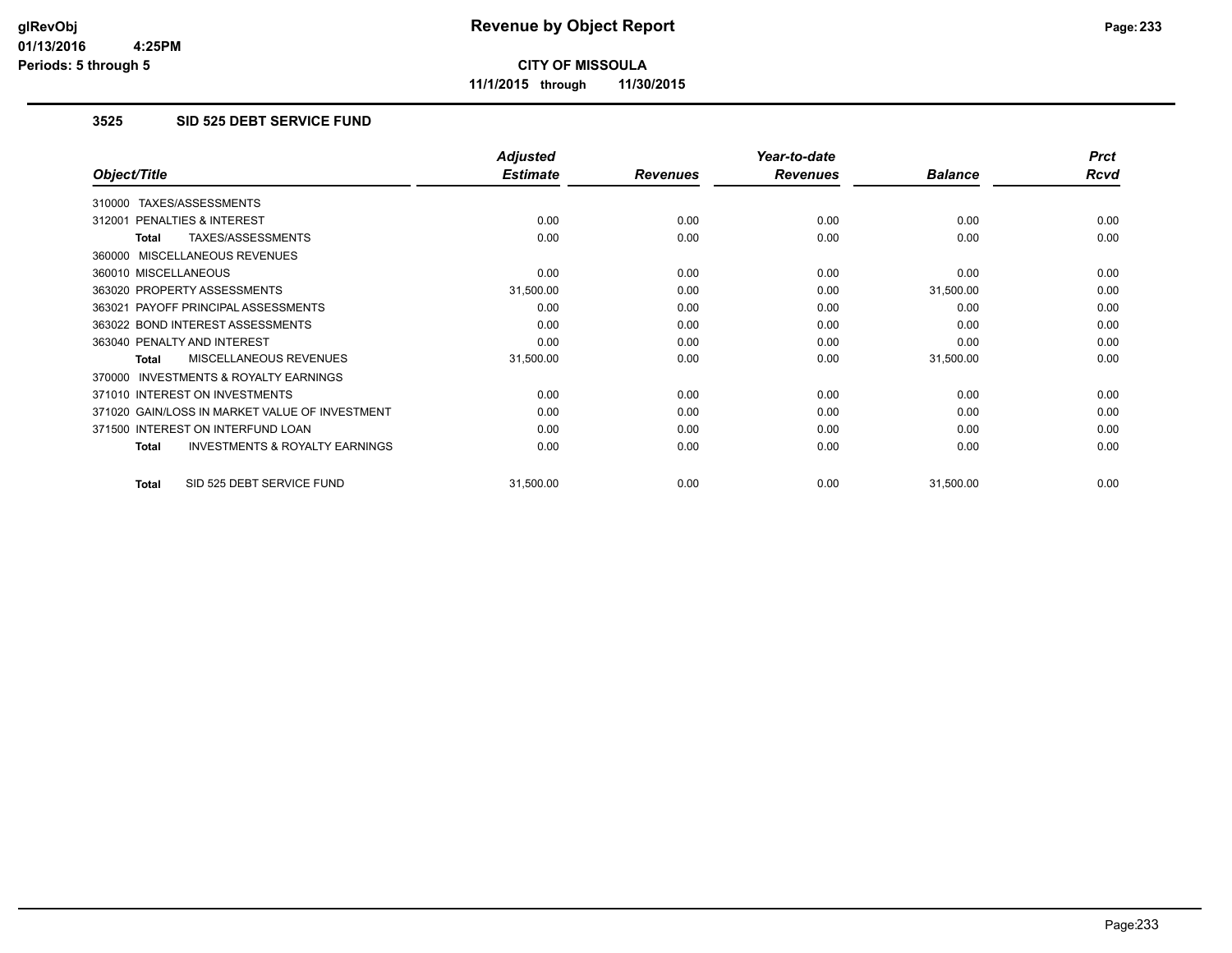**CITY OF MISSOULA**

**11/1/2015 through 11/30/2015**

### 3525 SID 525 DEBT SERVICE FUND

| Object/Title | Adjusted Estimate | Revenues | Year-to-date Revenues | Balance | Prct Rcvd |
|---|---|---|---|---|---|
| 310000 TAXES/ASSESSMENTS | | | | | |
| 312001 PENALTIES & INTEREST | 0.00 | 0.00 | 0.00 | 0.00 | 0.00 |
| **Total** TAXES/ASSESSMENTS | 0.00 | 0.00 | 0.00 | 0.00 | 0.00 |
| 360000 MISCELLANEOUS REVENUES | | | | | |
| 360010 MISCELLANEOUS | 0.00 | 0.00 | 0.00 | 0.00 | 0.00 |
| 363020 PROPERTY ASSESSMENTS | 31,500.00 | 0.00 | 0.00 | 31,500.00 | 0.00 |
| 363021 PAYOFF PRINCIPAL ASSESSMENTS | 0.00 | 0.00 | 0.00 | 0.00 | 0.00 |
| 363022 BOND INTEREST ASSESSMENTS | 0.00 | 0.00 | 0.00 | 0.00 | 0.00 |
| 363040 PENALTY AND INTEREST | 0.00 | 0.00 | 0.00 | 0.00 | 0.00 |
| **Total** MISCELLANEOUS REVENUES | 31,500.00 | 0.00 | 0.00 | 31,500.00 | 0.00 |
| 370000 INVESTMENTS & ROYALTY EARNINGS | | | | | |
| 371010 INTEREST ON INVESTMENTS | 0.00 | 0.00 | 0.00 | 0.00 | 0.00 |
| 371020 GAIN/LOSS IN MARKET VALUE OF INVESTMENT | 0.00 | 0.00 | 0.00 | 0.00 | 0.00 |
| 371500 INTEREST ON INTERFUND LOAN | 0.00 | 0.00 | 0.00 | 0.00 | 0.00 |
| **Total** INVESTMENTS & ROYALTY EARNINGS | 0.00 | 0.00 | 0.00 | 0.00 | 0.00 |
| **Total** SID 525 DEBT SERVICE FUND | 31,500.00 | 0.00 | 0.00 | 31,500.00 | 0.00 |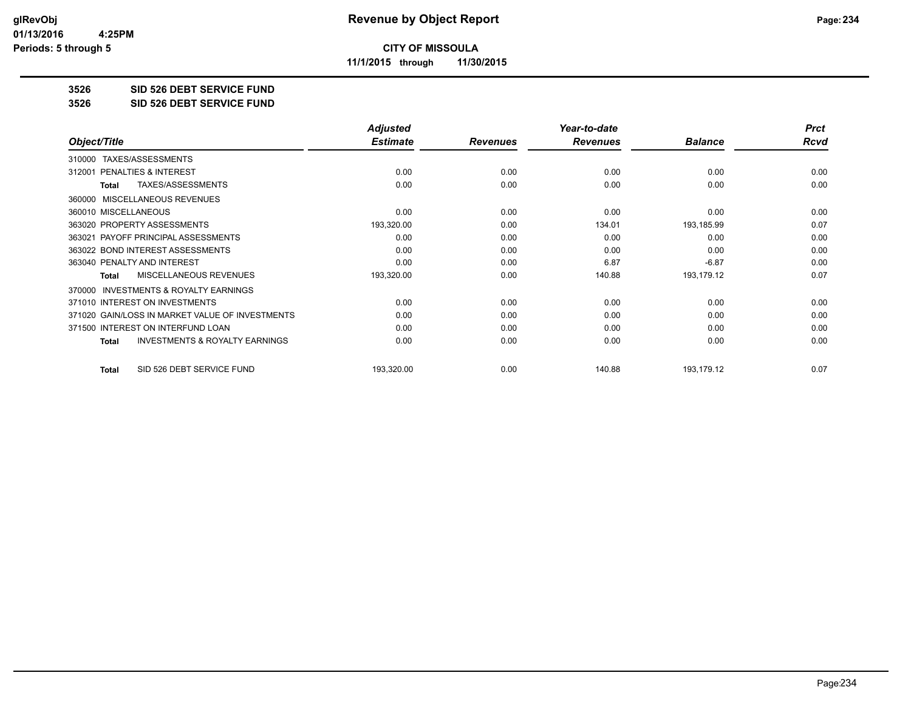**CITY OF MISSOULA**

**11/1/2015 through 11/30/2015**

## 3526 SID 526 DEBT SERVICE FUND

## 3526 SID 526 DEBT SERVICE FUND

| Object/Title | Adjusted Estimate | Revenues | Year-to-date Revenues | Balance | Prct Rcvd |
|---|---|---|---|---|---|
| 310000 TAXES/ASSESSMENTS | | | | | |
| 312001 PENALTIES & INTEREST | 0.00 | 0.00 | 0.00 | 0.00 | 0.00 |
| **Total** TAXES/ASSESSMENTS | 0.00 | 0.00 | 0.00 | 0.00 | 0.00 |
| 360000 MISCELLANEOUS REVENUES | | | | | |
| 360010 MISCELLANEOUS | 0.00 | 0.00 | 0.00 | 0.00 | 0.00 |
| 363020 PROPERTY ASSESSMENTS | 193,320.00 | 0.00 | 134.01 | 193,185.99 | 0.07 |
| 363021 PAYOFF PRINCIPAL ASSESSMENTS | 0.00 | 0.00 | 0.00 | 0.00 | 0.00 |
| 363022 BOND INTEREST ASSESSMENTS | 0.00 | 0.00 | 0.00 | 0.00 | 0.00 |
| 363040 PENALTY AND INTEREST | 0.00 | 0.00 | 6.87 | -6.87 | 0.00 |
| **Total** MISCELLANEOUS REVENUES | 193,320.00 | 0.00 | 140.88 | 193,179.12 | 0.07 |
| 370000 INVESTMENTS & ROYALTY EARNINGS | | | | | |
| 371010 INTEREST ON INVESTMENTS | 0.00 | 0.00 | 0.00 | 0.00 | 0.00 |
| 371020 GAIN/LOSS IN MARKET VALUE OF INVESTMENTS | 0.00 | 0.00 | 0.00 | 0.00 | 0.00 |
| 371500 INTEREST ON INTERFUND LOAN | 0.00 | 0.00 | 0.00 | 0.00 | 0.00 |
| **Total** INVESTMENTS & ROYALTY EARNINGS | 0.00 | 0.00 | 0.00 | 0.00 | 0.00 |
| **Total** SID 526 DEBT SERVICE FUND | 193,320.00 | 0.00 | 140.88 | 193,179.12 | 0.07 |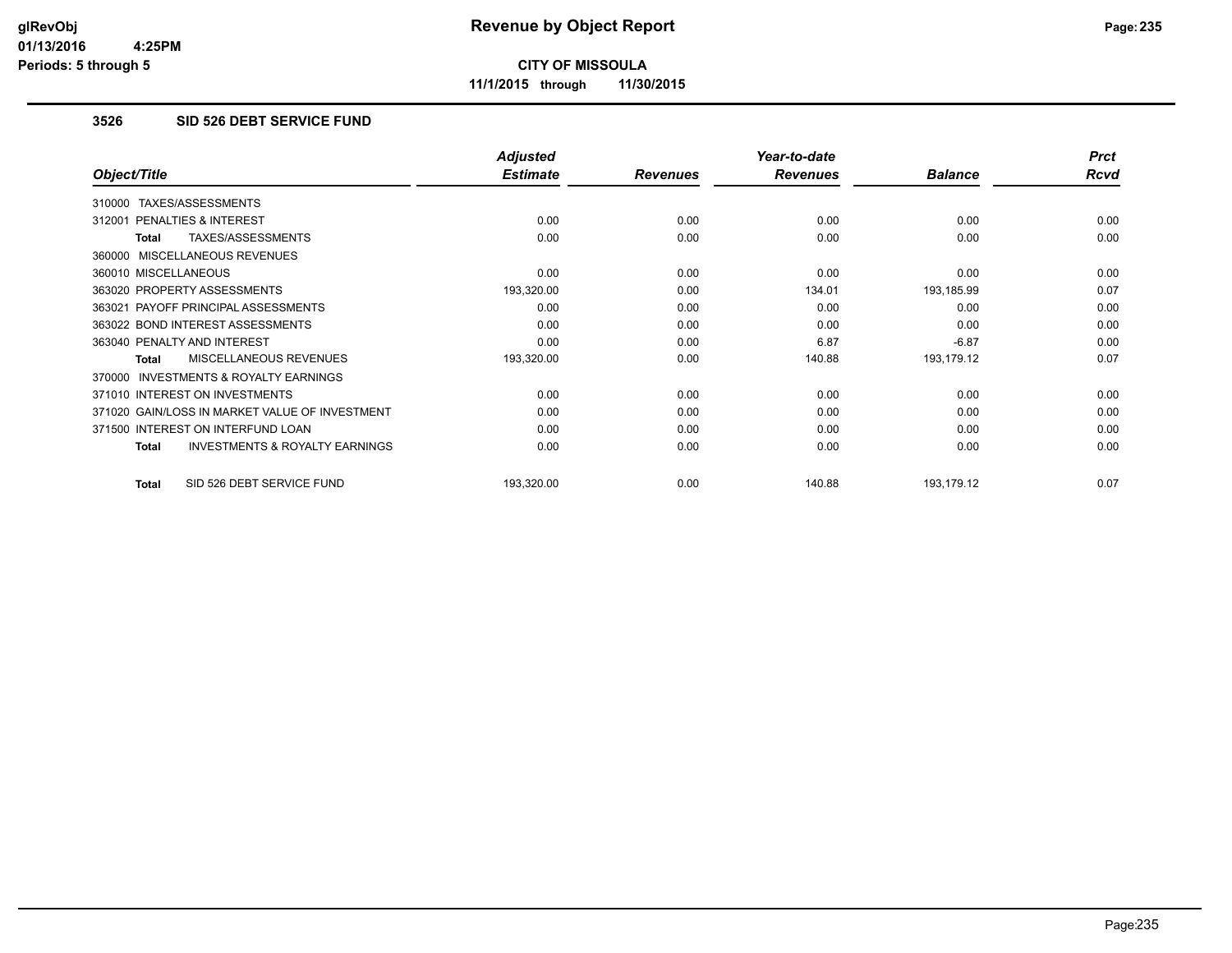**Revenue by Object Report**

**CITY OF MISSOULA**

**11/1/2015 through 11/30/2015**

glRevObj
01/13/2016 4:25PM
Periods: 5 through 5

## 3526 SID 526 DEBT SERVICE FUND

| Object/Title | Adjusted Estimate | Revenues | Year-to-date Revenues | Balance | Prct Rcvd |
|---|---|---|---|---|---|
| 310000 TAXES/ASSESSMENTS | | | | | |
| 312001 PENALTIES & INTEREST | 0.00 | 0.00 | 0.00 | 0.00 | 0.00 |
| **Total** TAXES/ASSESSMENTS | 0.00 | 0.00 | 0.00 | 0.00 | 0.00 |
| 360000 MISCELLANEOUS REVENUES | | | | | |
| 360010 MISCELLANEOUS | 0.00 | 0.00 | 0.00 | 0.00 | 0.00 |
| 363020 PROPERTY ASSESSMENTS | 193,320.00 | 0.00 | 134.01 | 193,185.99 | 0.07 |
| 363021 PAYOFF PRINCIPAL ASSESSMENTS | 0.00 | 0.00 | 0.00 | 0.00 | 0.00 |
| 363022 BOND INTEREST ASSESSMENTS | 0.00 | 0.00 | 0.00 | 0.00 | 0.00 |
| 363040 PENALTY AND INTEREST | 0.00 | 0.00 | 6.87 | -6.87 | 0.00 |
| **Total** MISCELLANEOUS REVENUES | 193,320.00 | 0.00 | 140.88 | 193,179.12 | 0.07 |
| 370000 INVESTMENTS & ROYALTY EARNINGS | | | | | |
| 371010 INTEREST ON INVESTMENTS | 0.00 | 0.00 | 0.00 | 0.00 | 0.00 |
| 371020 GAIN/LOSS IN MARKET VALUE OF INVESTMENT | 0.00 | 0.00 | 0.00 | 0.00 | 0.00 |
| 371500 INTEREST ON INTERFUND LOAN | 0.00 | 0.00 | 0.00 | 0.00 | 0.00 |
| **Total** INVESTMENTS & ROYALTY EARNINGS | 0.00 | 0.00 | 0.00 | 0.00 | 0.00 |
| **Total** SID 526 DEBT SERVICE FUND | 193,320.00 | 0.00 | 140.88 | 193,179.12 | 0.07 |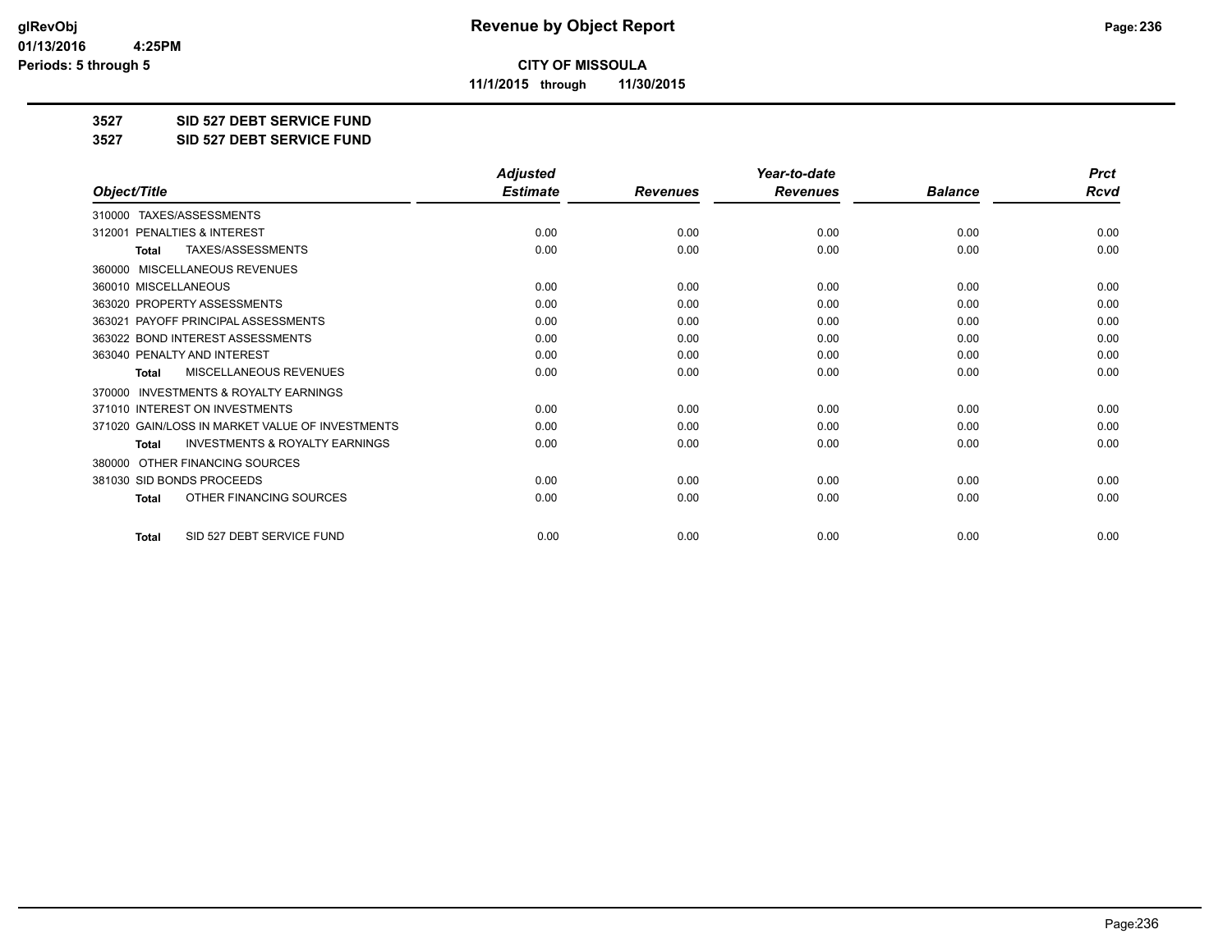**Revenue by Object Report**

**CITY OF MISSOULA**

**11/1/2015 through 11/30/2015**

glRevObj
01/13/2016 4:25PM
Periods: 5 through 5

**3527 SID 527 DEBT SERVICE FUND**

**3527 SID 527 DEBT SERVICE FUND**

| Object/Title | Adjusted Estimate | Revenues | Year-to-date Revenues | Balance | Prct Rcvd |
|---|---|---|---|---|---|
| 310000 TAXES/ASSESSMENTS | | | | | |
| 312001 PENALTIES & INTEREST | 0.00 | 0.00 | 0.00 | 0.00 | 0.00 |
| **Total** TAXES/ASSESSMENTS | 0.00 | 0.00 | 0.00 | 0.00 | 0.00 |
| 360000 MISCELLANEOUS REVENUES | | | | | |
| 360010 MISCELLANEOUS | 0.00 | 0.00 | 0.00 | 0.00 | 0.00 |
| 363020 PROPERTY ASSESSMENTS | 0.00 | 0.00 | 0.00 | 0.00 | 0.00 |
| 363021 PAYOFF PRINCIPAL ASSESSMENTS | 0.00 | 0.00 | 0.00 | 0.00 | 0.00 |
| 363022 BOND INTEREST ASSESSMENTS | 0.00 | 0.00 | 0.00 | 0.00 | 0.00 |
| 363040 PENALTY AND INTEREST | 0.00 | 0.00 | 0.00 | 0.00 | 0.00 |
| **Total** MISCELLANEOUS REVENUES | 0.00 | 0.00 | 0.00 | 0.00 | 0.00 |
| 370000 INVESTMENTS & ROYALTY EARNINGS | | | | | |
| 371010 INTEREST ON INVESTMENTS | 0.00 | 0.00 | 0.00 | 0.00 | 0.00 |
| 371020 GAIN/LOSS IN MARKET VALUE OF INVESTMENTS | 0.00 | 0.00 | 0.00 | 0.00 | 0.00 |
| **Total** INVESTMENTS & ROYALTY EARNINGS | 0.00 | 0.00 | 0.00 | 0.00 | 0.00 |
| 380000 OTHER FINANCING SOURCES | | | | | |
| 381030 SID BONDS PROCEEDS | 0.00 | 0.00 | 0.00 | 0.00 | 0.00 |
| **Total** OTHER FINANCING SOURCES | 0.00 | 0.00 | 0.00 | 0.00 | 0.00 |
| **Total** SID 527 DEBT SERVICE FUND | 0.00 | 0.00 | 0.00 | 0.00 | 0.00 |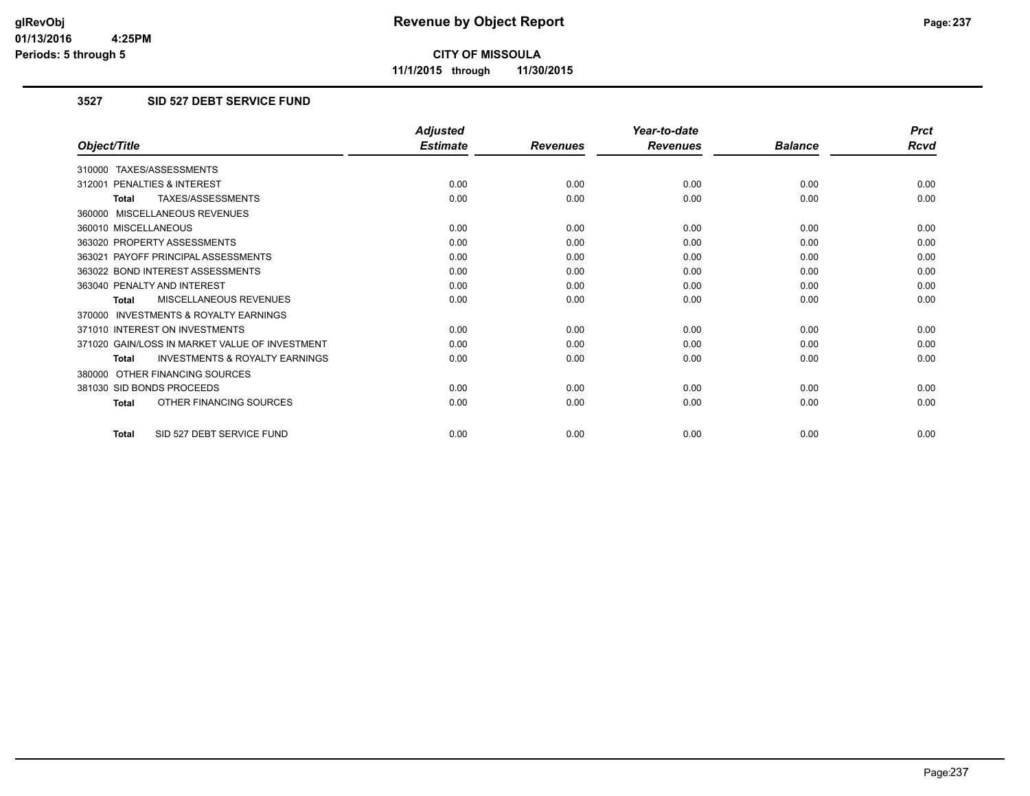# Revenue by Object Report

**CITY OF MISSOULA**

**11/1/2015 through 11/30/2015**

### 3527 SID 527 DEBT SERVICE FUND

| Object/Title | Adjusted Estimate | Revenues | Year-to-date Revenues | Balance | Prct Rcvd |
|---|---|---|---|---|---|
| 310000 TAXES/ASSESSMENTS | | | | | |
| 312001 PENALTIES & INTEREST | 0.00 | 0.00 | 0.00 | 0.00 | 0.00 |
| **Total** TAXES/ASSESSMENTS | 0.00 | 0.00 | 0.00 | 0.00 | 0.00 |
| 360000 MISCELLANEOUS REVENUES | | | | | |
| 360010 MISCELLANEOUS | 0.00 | 0.00 | 0.00 | 0.00 | 0.00 |
| 363020 PROPERTY ASSESSMENTS | 0.00 | 0.00 | 0.00 | 0.00 | 0.00 |
| 363021 PAYOFF PRINCIPAL ASSESSMENTS | 0.00 | 0.00 | 0.00 | 0.00 | 0.00 |
| 363022 BOND INTEREST ASSESSMENTS | 0.00 | 0.00 | 0.00 | 0.00 | 0.00 |
| 363040 PENALTY AND INTEREST | 0.00 | 0.00 | 0.00 | 0.00 | 0.00 |
| **Total** MISCELLANEOUS REVENUES | 0.00 | 0.00 | 0.00 | 0.00 | 0.00 |
| 370000 INVESTMENTS & ROYALTY EARNINGS | | | | | |
| 371010 INTEREST ON INVESTMENTS | 0.00 | 0.00 | 0.00 | 0.00 | 0.00 |
| 371020 GAIN/LOSS IN MARKET VALUE OF INVESTMENT | 0.00 | 0.00 | 0.00 | 0.00 | 0.00 |
| **Total** INVESTMENTS & ROYALTY EARNINGS | 0.00 | 0.00 | 0.00 | 0.00 | 0.00 |
| 380000 OTHER FINANCING SOURCES | | | | | |
| 381030 SID BONDS PROCEEDS | 0.00 | 0.00 | 0.00 | 0.00 | 0.00 |
| **Total** OTHER FINANCING SOURCES | 0.00 | 0.00 | 0.00 | 0.00 | 0.00 |
| **Total** SID 527 DEBT SERVICE FUND | 0.00 | 0.00 | 0.00 | 0.00 | 0.00 |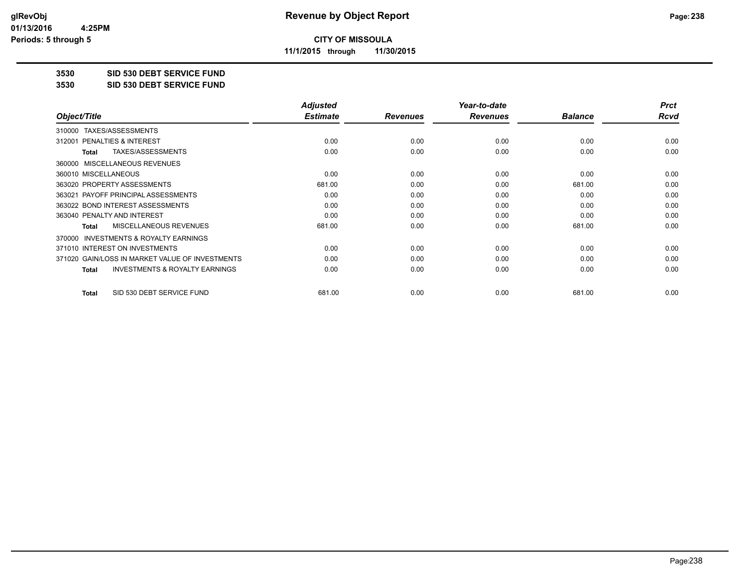# Revenue by Object Report

glRevObj
01/13/2016 4:25PM
Periods: 5 through 5

**CITY OF MISSOULA**

**11/1/2015 through 11/30/2015**

**3530 SID 530 DEBT SERVICE FUND**

**3530 SID 530 DEBT SERVICE FUND**

| Object/Title | Adjusted Estimate | Revenues | Year-to-date Revenues | Balance | Prct Rcvd |
|---|---|---|---|---|---|
| 310000 TAXES/ASSESSMENTS | | | | | |
| 312001 PENALTIES & INTEREST | 0.00 | 0.00 | 0.00 | 0.00 | 0.00 |
| **Total** TAXES/ASSESSMENTS | 0.00 | 0.00 | 0.00 | 0.00 | 0.00 |
| 360000 MISCELLANEOUS REVENUES | | | | | |
| 360010 MISCELLANEOUS | 0.00 | 0.00 | 0.00 | 0.00 | 0.00 |
| 363020 PROPERTY ASSESSMENTS | 681.00 | 0.00 | 0.00 | 681.00 | 0.00 |
| 363021 PAYOFF PRINCIPAL ASSESSMENTS | 0.00 | 0.00 | 0.00 | 0.00 | 0.00 |
| 363022 BOND INTEREST ASSESSMENTS | 0.00 | 0.00 | 0.00 | 0.00 | 0.00 |
| 363040 PENALTY AND INTEREST | 0.00 | 0.00 | 0.00 | 0.00 | 0.00 |
| **Total** MISCELLANEOUS REVENUES | 681.00 | 0.00 | 0.00 | 681.00 | 0.00 |
| 370000 INVESTMENTS & ROYALTY EARNINGS | | | | | |
| 371010 INTEREST ON INVESTMENTS | 0.00 | 0.00 | 0.00 | 0.00 | 0.00 |
| 371020 GAIN/LOSS IN MARKET VALUE OF INVESTMENTS | 0.00 | 0.00 | 0.00 | 0.00 | 0.00 |
| **Total** INVESTMENTS & ROYALTY EARNINGS | 0.00 | 0.00 | 0.00 | 0.00 | 0.00 |
| **Total** SID 530 DEBT SERVICE FUND | 681.00 | 0.00 | 0.00 | 681.00 | 0.00 |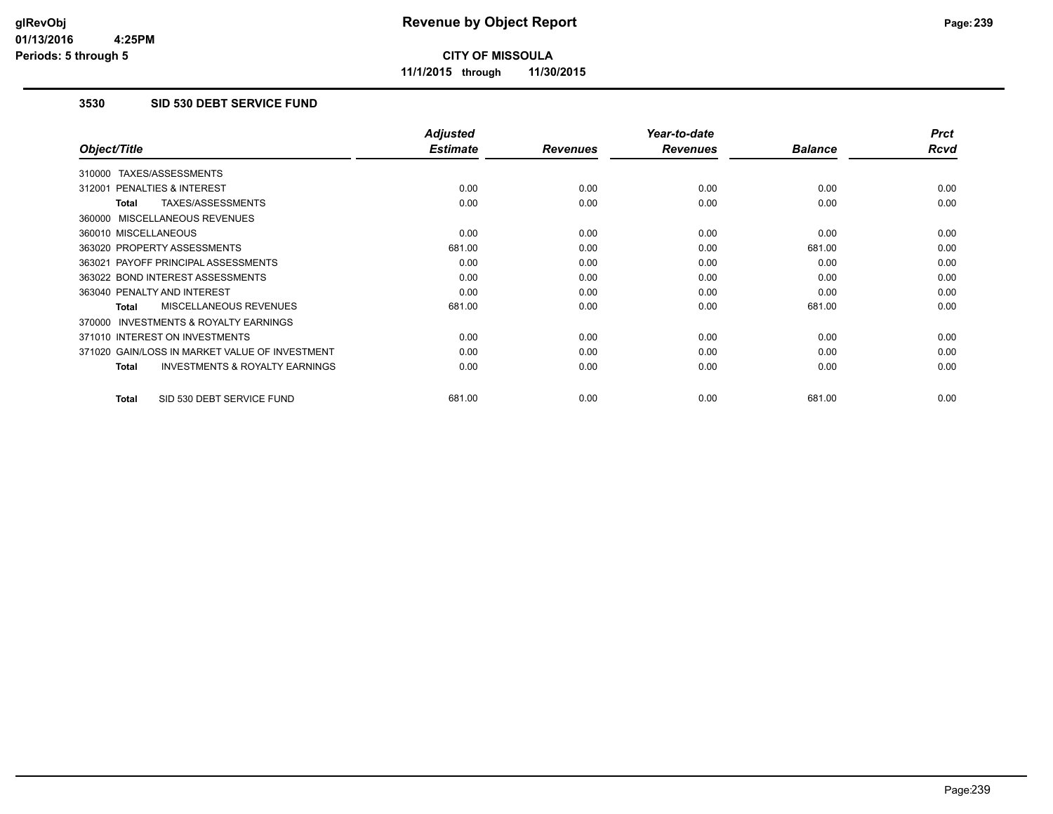# Revenue by Object Report

**CITY OF MISSOULA**

**11/1/2015 through 11/30/2015**

glRevObj
01/13/2016 4:25PM
Periods: 5 through 5

### 3530 SID 530 DEBT SERVICE FUND

| Object/Title | Adjusted Estimate | Revenues | Year-to-date Revenues | Balance | Prct Rcvd |
|---|---|---|---|---|---|
| 310000 TAXES/ASSESSMENTS | | | | | |
| 312001 PENALTIES & INTEREST | 0.00 | 0.00 | 0.00 | 0.00 | 0.00 |
| **Total** TAXES/ASSESSMENTS | 0.00 | 0.00 | 0.00 | 0.00 | 0.00 |
| 360000 MISCELLANEOUS REVENUES | | | | | |
| 360010 MISCELLANEOUS | 0.00 | 0.00 | 0.00 | 0.00 | 0.00 |
| 363020 PROPERTY ASSESSMENTS | 681.00 | 0.00 | 0.00 | 681.00 | 0.00 |
| 363021 PAYOFF PRINCIPAL ASSESSMENTS | 0.00 | 0.00 | 0.00 | 0.00 | 0.00 |
| 363022 BOND INTEREST ASSESSMENTS | 0.00 | 0.00 | 0.00 | 0.00 | 0.00 |
| 363040 PENALTY AND INTEREST | 0.00 | 0.00 | 0.00 | 0.00 | 0.00 |
| **Total** MISCELLANEOUS REVENUES | 681.00 | 0.00 | 0.00 | 681.00 | 0.00 |
| 370000 INVESTMENTS & ROYALTY EARNINGS | | | | | |
| 371010 INTEREST ON INVESTMENTS | 0.00 | 0.00 | 0.00 | 0.00 | 0.00 |
| 371020 GAIN/LOSS IN MARKET VALUE OF INVESTMENT | 0.00 | 0.00 | 0.00 | 0.00 | 0.00 |
| **Total** INVESTMENTS & ROYALTY EARNINGS | 0.00 | 0.00 | 0.00 | 0.00 | 0.00 |
| **Total** SID 530 DEBT SERVICE FUND | 681.00 | 0.00 | 0.00 | 681.00 | 0.00 |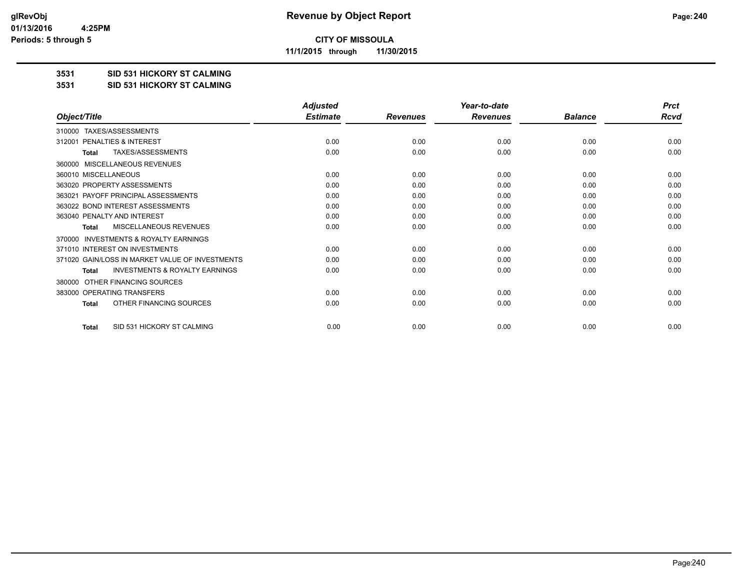**CITY OF MISSOULA**

**11/1/2015 through 11/30/2015**

**3531 SID 531 HICKORY ST CALMING**

**3531 SID 531 HICKORY ST CALMING**

| Object/Title | Adjusted Estimate | Revenues | Year-to-date Revenues | Balance | Prct Rcvd |
|---|---|---|---|---|---|
| 310000 TAXES/ASSESSMENTS | | | | | |
| 312001 PENALTIES & INTEREST | 0.00 | 0.00 | 0.00 | 0.00 | 0.00 |
| **Total** TAXES/ASSESSMENTS | 0.00 | 0.00 | 0.00 | 0.00 | 0.00 |
| 360000 MISCELLANEOUS REVENUES | | | | | |
| 360010 MISCELLANEOUS | 0.00 | 0.00 | 0.00 | 0.00 | 0.00 |
| 363020 PROPERTY ASSESSMENTS | 0.00 | 0.00 | 0.00 | 0.00 | 0.00 |
| 363021 PAYOFF PRINCIPAL ASSESSMENTS | 0.00 | 0.00 | 0.00 | 0.00 | 0.00 |
| 363022 BOND INTEREST ASSESSMENTS | 0.00 | 0.00 | 0.00 | 0.00 | 0.00 |
| 363040 PENALTY AND INTEREST | 0.00 | 0.00 | 0.00 | 0.00 | 0.00 |
| **Total** MISCELLANEOUS REVENUES | 0.00 | 0.00 | 0.00 | 0.00 | 0.00 |
| 370000 INVESTMENTS & ROYALTY EARNINGS | | | | | |
| 371010 INTEREST ON INVESTMENTS | 0.00 | 0.00 | 0.00 | 0.00 | 0.00 |
| 371020 GAIN/LOSS IN MARKET VALUE OF INVESTMENTS | 0.00 | 0.00 | 0.00 | 0.00 | 0.00 |
| **Total** INVESTMENTS & ROYALTY EARNINGS | 0.00 | 0.00 | 0.00 | 0.00 | 0.00 |
| 380000 OTHER FINANCING SOURCES | | | | | |
| 383000 OPERATING TRANSFERS | 0.00 | 0.00 | 0.00 | 0.00 | 0.00 |
| **Total** OTHER FINANCING SOURCES | 0.00 | 0.00 | 0.00 | 0.00 | 0.00 |
| **Total** SID 531 HICKORY ST CALMING | 0.00 | 0.00 | 0.00 | 0.00 | 0.00 |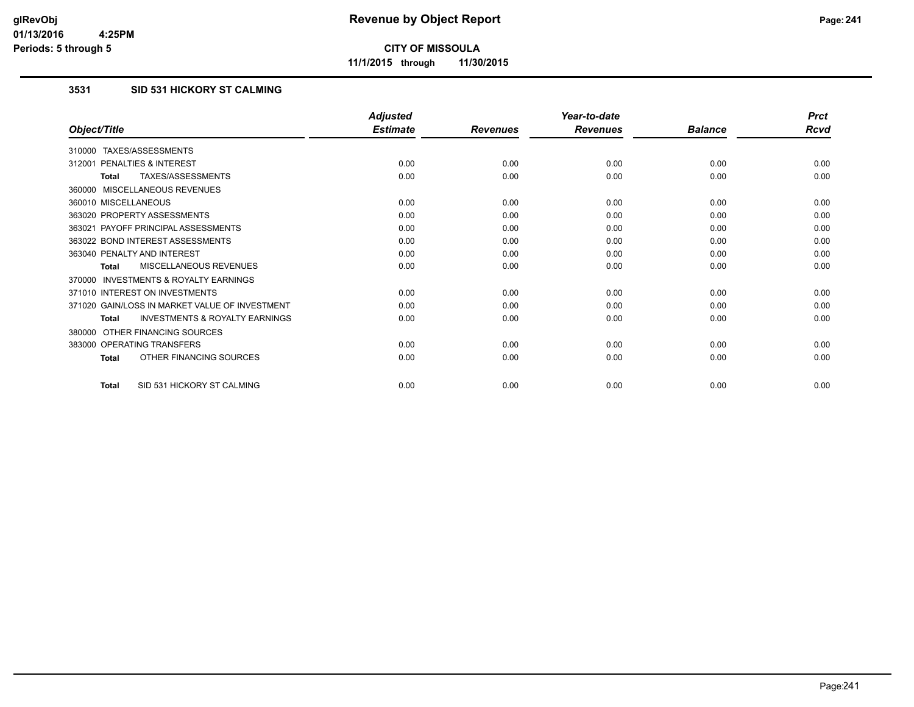# Revenue by Object Report

glRevObj
01/13/2016 4:25PM
Periods: 5 through 5

**CITY OF MISSOULA**

**11/1/2015 through 11/30/2015**

### 3531 SID 531 HICKORY ST CALMING

| Object/Title | Adjusted Estimate | Revenues | Year-to-date Revenues | Balance | Prct Rcvd |
|---|---|---|---|---|---|
| 310000 TAXES/ASSESSMENTS | | | | | |
| 312001 PENALTIES & INTEREST | 0.00 | 0.00 | 0.00 | 0.00 | 0.00 |
| **Total** TAXES/ASSESSMENTS | 0.00 | 0.00 | 0.00 | 0.00 | 0.00 |
| 360000 MISCELLANEOUS REVENUES | | | | | |
| 360010 MISCELLANEOUS | 0.00 | 0.00 | 0.00 | 0.00 | 0.00 |
| 363020 PROPERTY ASSESSMENTS | 0.00 | 0.00 | 0.00 | 0.00 | 0.00 |
| 363021 PAYOFF PRINCIPAL ASSESSMENTS | 0.00 | 0.00 | 0.00 | 0.00 | 0.00 |
| 363022 BOND INTEREST ASSESSMENTS | 0.00 | 0.00 | 0.00 | 0.00 | 0.00 |
| 363040 PENALTY AND INTEREST | 0.00 | 0.00 | 0.00 | 0.00 | 0.00 |
| **Total** MISCELLANEOUS REVENUES | 0.00 | 0.00 | 0.00 | 0.00 | 0.00 |
| 370000 INVESTMENTS & ROYALTY EARNINGS | | | | | |
| 371010 INTEREST ON INVESTMENTS | 0.00 | 0.00 | 0.00 | 0.00 | 0.00 |
| 371020 GAIN/LOSS IN MARKET VALUE OF INVESTMENT | 0.00 | 0.00 | 0.00 | 0.00 | 0.00 |
| **Total** INVESTMENTS & ROYALTY EARNINGS | 0.00 | 0.00 | 0.00 | 0.00 | 0.00 |
| 380000 OTHER FINANCING SOURCES | | | | | |
| 383000 OPERATING TRANSFERS | 0.00 | 0.00 | 0.00 | 0.00 | 0.00 |
| **Total** OTHER FINANCING SOURCES | 0.00 | 0.00 | 0.00 | 0.00 | 0.00 |
| **Total** SID 531 HICKORY ST CALMING | 0.00 | 0.00 | 0.00 | 0.00 | 0.00 |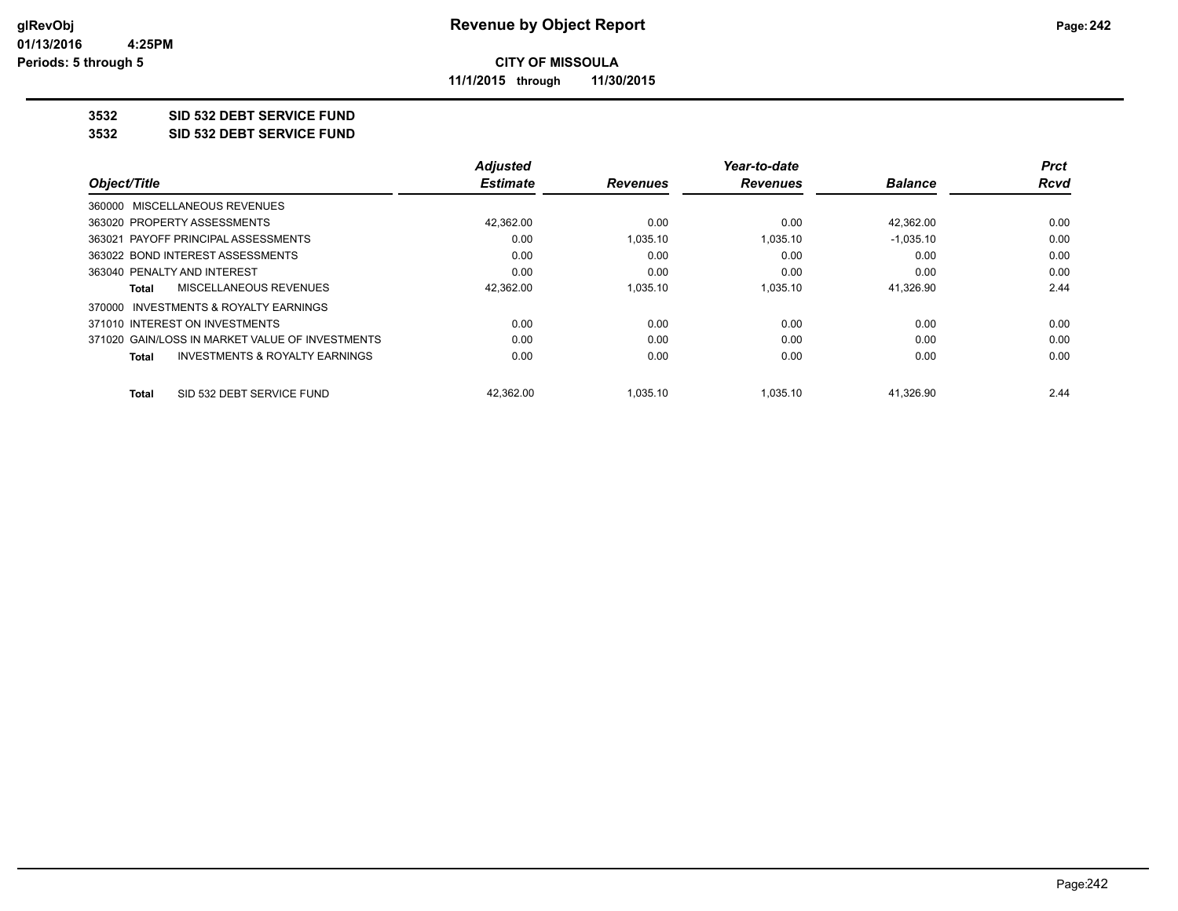# Revenue by Object Report

**CITY OF MISSOULA**

**11/1/2015 through 11/30/2015**

glRevObj
01/13/2016 4:25PM
Periods: 5 through 5

## 3532 SID 532 DEBT SERVICE FUND

## 3532 SID 532 DEBT SERVICE FUND

| Object/Title | Adjusted Estimate | Revenues | Year-to-date Revenues | Balance | Prct Rcvd |
|---|---|---|---|---|---|
| 360000 MISCELLANEOUS REVENUES | | | | | |
| 363020 PROPERTY ASSESSMENTS | 42,362.00 | 0.00 | 0.00 | 42,362.00 | 0.00 |
| 363021 PAYOFF PRINCIPAL ASSESSMENTS | 0.00 | 1,035.10 | 1,035.10 | -1,035.10 | 0.00 |
| 363022 BOND INTEREST ASSESSMENTS | 0.00 | 0.00 | 0.00 | 0.00 | 0.00 |
| 363040 PENALTY AND INTEREST | 0.00 | 0.00 | 0.00 | 0.00 | 0.00 |
| **Total** MISCELLANEOUS REVENUES | 42,362.00 | 1,035.10 | 1,035.10 | 41,326.90 | 2.44 |
| 370000 INVESTMENTS & ROYALTY EARNINGS | | | | | |
| 371010 INTEREST ON INVESTMENTS | 0.00 | 0.00 | 0.00 | 0.00 | 0.00 |
| 371020 GAIN/LOSS IN MARKET VALUE OF INVESTMENTS | 0.00 | 0.00 | 0.00 | 0.00 | 0.00 |
| **Total** INVESTMENTS & ROYALTY EARNINGS | 0.00 | 0.00 | 0.00 | 0.00 | 0.00 |
| **Total** SID 532 DEBT SERVICE FUND | 42,362.00 | 1,035.10 | 1,035.10 | 41,326.90 | 2.44 |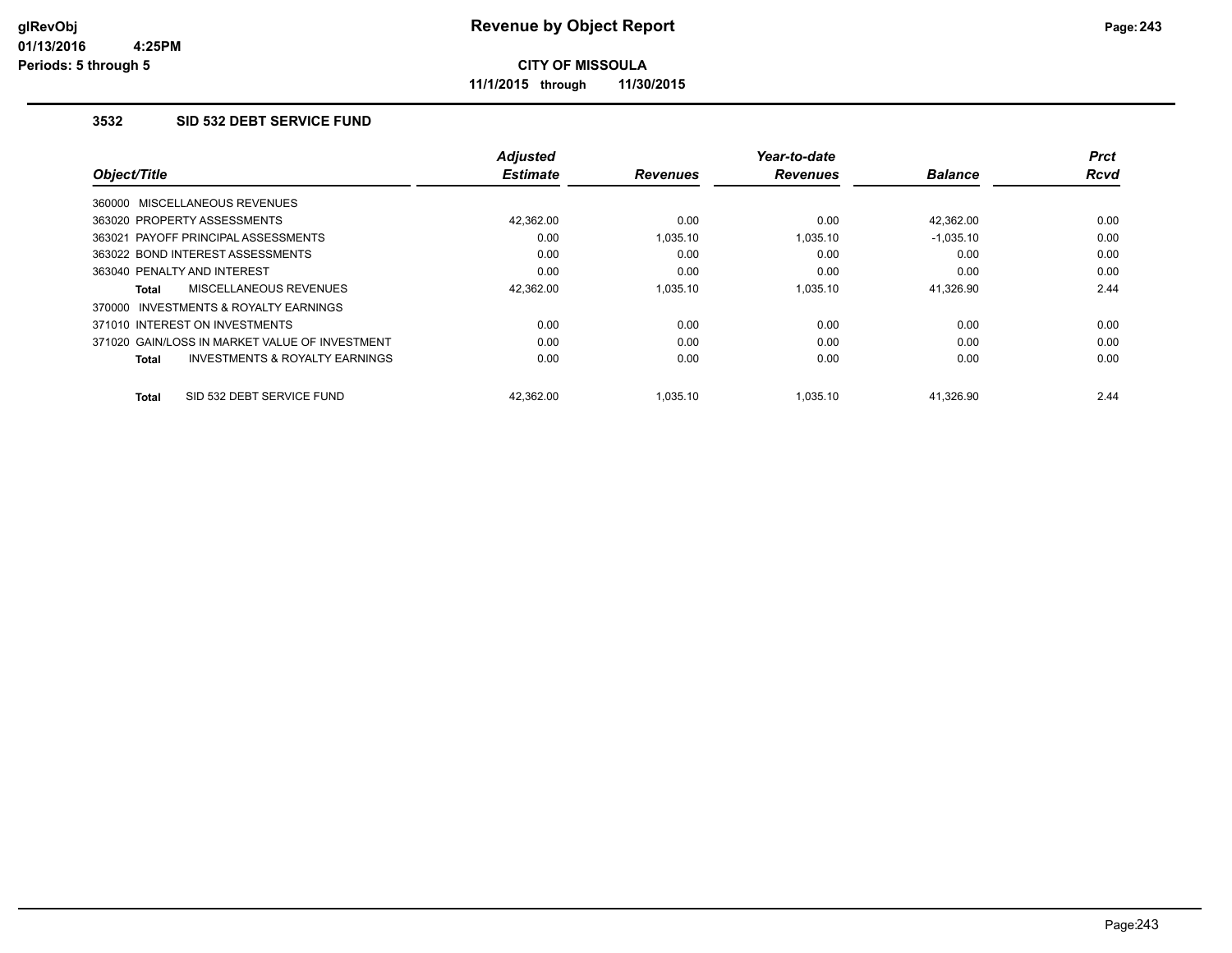# Revenue by Object Report

**CITY OF MISSOULA**

**11/1/2015 through 11/30/2015**

glRevObj
01/13/2016 4:25PM
Periods: 5 through 5

### 3532 SID 532 DEBT SERVICE FUND

| Object/Title | Adjusted Estimate | Revenues | Year-to-date Revenues | Balance | Prct Rcvd |
|---|---|---|---|---|---|
| 360000 MISCELLANEOUS REVENUES | | | | | |
| 363020 PROPERTY ASSESSMENTS | 42,362.00 | 0.00 | 0.00 | 42,362.00 | 0.00 |
| 363021 PAYOFF PRINCIPAL ASSESSMENTS | 0.00 | 1,035.10 | 1,035.10 | -1,035.10 | 0.00 |
| 363022 BOND INTEREST ASSESSMENTS | 0.00 | 0.00 | 0.00 | 0.00 | 0.00 |
| 363040 PENALTY AND INTEREST | 0.00 | 0.00 | 0.00 | 0.00 | 0.00 |
| **Total** MISCELLANEOUS REVENUES | 42,362.00 | 1,035.10 | 1,035.10 | 41,326.90 | 2.44 |
| 370000 INVESTMENTS & ROYALTY EARNINGS | | | | | |
| 371010 INTEREST ON INVESTMENTS | 0.00 | 0.00 | 0.00 | 0.00 | 0.00 |
| 371020 GAIN/LOSS IN MARKET VALUE OF INVESTMENT | 0.00 | 0.00 | 0.00 | 0.00 | 0.00 |
| **Total** INVESTMENTS & ROYALTY EARNINGS | 0.00 | 0.00 | 0.00 | 0.00 | 0.00 |
| **Total** SID 532 DEBT SERVICE FUND | 42,362.00 | 1,035.10 | 1,035.10 | 41,326.90 | 2.44 |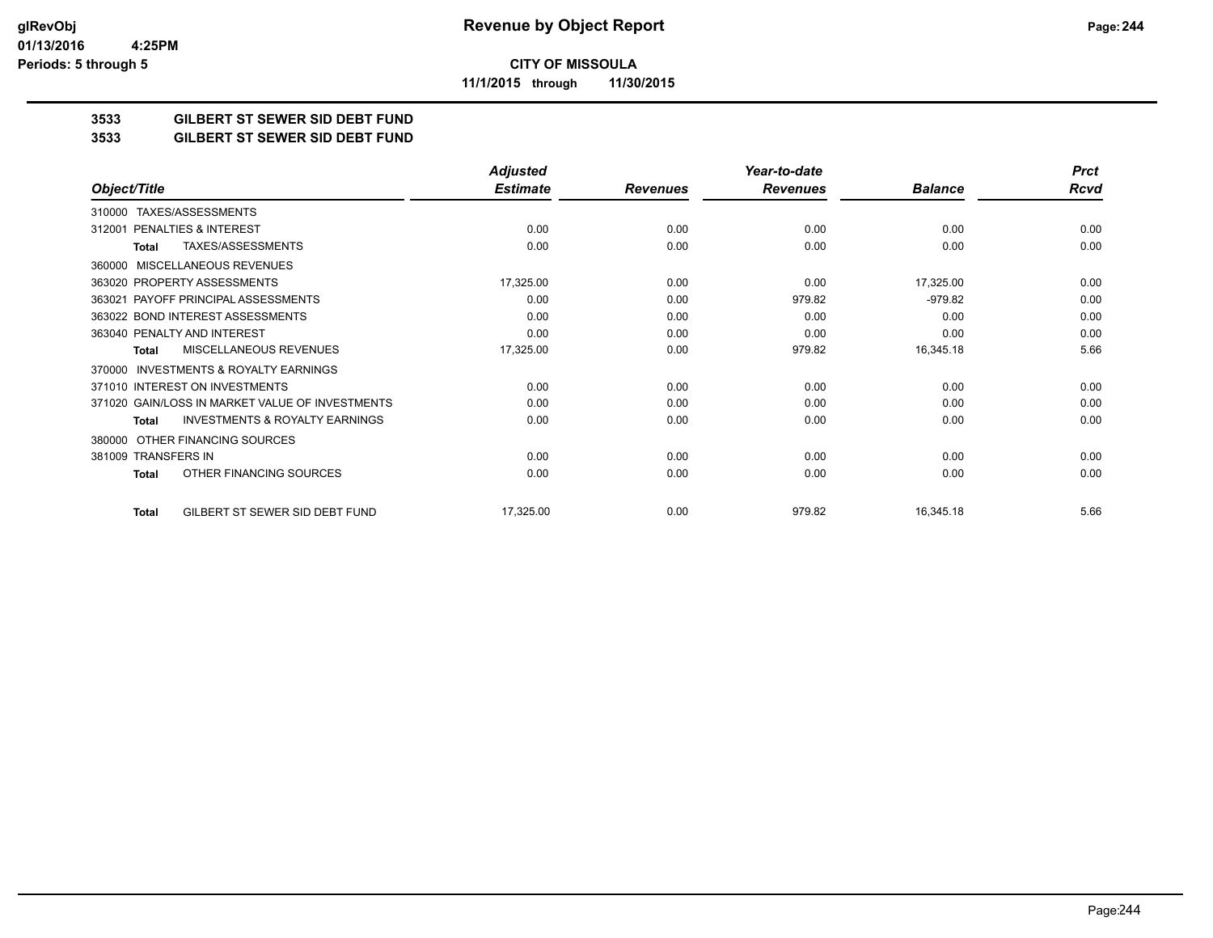# Revenue by Object Report

**CITY OF MISSOULA**

**11/1/2015 through 11/30/2015**

glRevObj
01/13/2016 4:25PM
Periods: 5 through 5

## 3533 GILBERT ST SEWER SID DEBT FUND
## 3533 GILBERT ST SEWER SID DEBT FUND

| Object/Title | Adjusted Estimate | Revenues | Year-to-date Revenues | Balance | Prct Rcvd |
|---|---|---|---|---|---|
| 310000 TAXES/ASSESSMENTS | | | | | |
| 312001 PENALTIES & INTEREST | 0.00 | 0.00 | 0.00 | 0.00 | 0.00 |
| **Total** TAXES/ASSESSMENTS | 0.00 | 0.00 | 0.00 | 0.00 | 0.00 |
| 360000 MISCELLANEOUS REVENUES | | | | | |
| 363020 PROPERTY ASSESSMENTS | 17,325.00 | 0.00 | 0.00 | 17,325.00 | 0.00 |
| 363021 PAYOFF PRINCIPAL ASSESSMENTS | 0.00 | 0.00 | 979.82 | -979.82 | 0.00 |
| 363022 BOND INTEREST ASSESSMENTS | 0.00 | 0.00 | 0.00 | 0.00 | 0.00 |
| 363040 PENALTY AND INTEREST | 0.00 | 0.00 | 0.00 | 0.00 | 0.00 |
| **Total** MISCELLANEOUS REVENUES | 17,325.00 | 0.00 | 979.82 | 16,345.18 | 5.66 |
| 370000 INVESTMENTS & ROYALTY EARNINGS | | | | | |
| 371010 INTEREST ON INVESTMENTS | 0.00 | 0.00 | 0.00 | 0.00 | 0.00 |
| 371020 GAIN/LOSS IN MARKET VALUE OF INVESTMENTS | 0.00 | 0.00 | 0.00 | 0.00 | 0.00 |
| **Total** INVESTMENTS & ROYALTY EARNINGS | 0.00 | 0.00 | 0.00 | 0.00 | 0.00 |
| 380000 OTHER FINANCING SOURCES | | | | | |
| 381009 TRANSFERS IN | 0.00 | 0.00 | 0.00 | 0.00 | 0.00 |
| **Total** OTHER FINANCING SOURCES | 0.00 | 0.00 | 0.00 | 0.00 | 0.00 |
| **Total** GILBERT ST SEWER SID DEBT FUND | 17,325.00 | 0.00 | 979.82 | 16,345.18 | 5.66 |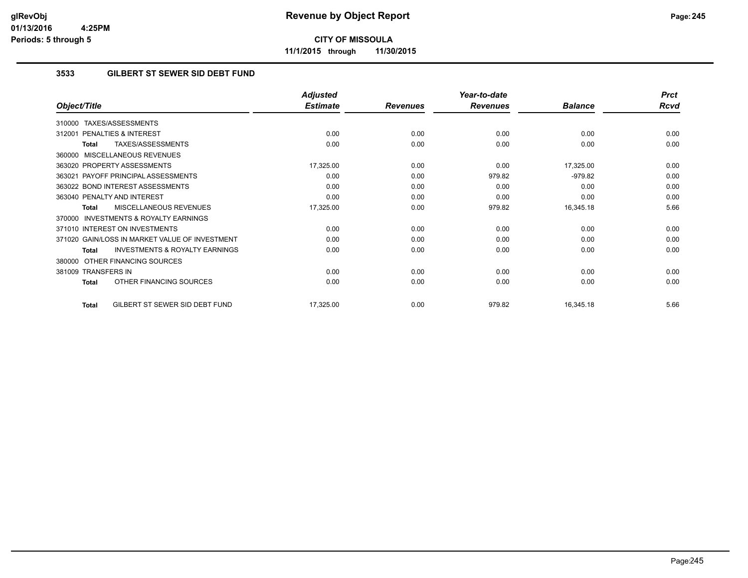# Revenue by Object Report

glRevObj
01/13/2016 4:25PM
Periods: 5 through 5

**CITY OF MISSOULA**

**11/1/2015 through 11/30/2015**

### 3533 GILBERT ST SEWER SID DEBT FUND

| Object/Title | Adjusted Estimate | Revenues | Year-to-date Revenues | Balance | Prct Rcvd |
|---|---|---|---|---|---|
| 310000 TAXES/ASSESSMENTS | | | | | |
| 312001 PENALTIES & INTEREST | 0.00 | 0.00 | 0.00 | 0.00 | 0.00 |
| **Total** TAXES/ASSESSMENTS | 0.00 | 0.00 | 0.00 | 0.00 | 0.00 |
| 360000 MISCELLANEOUS REVENUES | | | | | |
| 363020 PROPERTY ASSESSMENTS | 17,325.00 | 0.00 | 0.00 | 17,325.00 | 0.00 |
| 363021 PAYOFF PRINCIPAL ASSESSMENTS | 0.00 | 0.00 | 979.82 | -979.82 | 0.00 |
| 363022 BOND INTEREST ASSESSMENTS | 0.00 | 0.00 | 0.00 | 0.00 | 0.00 |
| 363040 PENALTY AND INTEREST | 0.00 | 0.00 | 0.00 | 0.00 | 0.00 |
| **Total** MISCELLANEOUS REVENUES | 17,325.00 | 0.00 | 979.82 | 16,345.18 | 5.66 |
| 370000 INVESTMENTS & ROYALTY EARNINGS | | | | | |
| 371010 INTEREST ON INVESTMENTS | 0.00 | 0.00 | 0.00 | 0.00 | 0.00 |
| 371020 GAIN/LOSS IN MARKET VALUE OF INVESTMENT | 0.00 | 0.00 | 0.00 | 0.00 | 0.00 |
| **Total** INVESTMENTS & ROYALTY EARNINGS | 0.00 | 0.00 | 0.00 | 0.00 | 0.00 |
| 380000 OTHER FINANCING SOURCES | | | | | |
| 381009 TRANSFERS IN | 0.00 | 0.00 | 0.00 | 0.00 | 0.00 |
| **Total** OTHER FINANCING SOURCES | 0.00 | 0.00 | 0.00 | 0.00 | 0.00 |
| **Total** GILBERT ST SEWER SID DEBT FUND | 17,325.00 | 0.00 | 979.82 | 16,345.18 | 5.66 |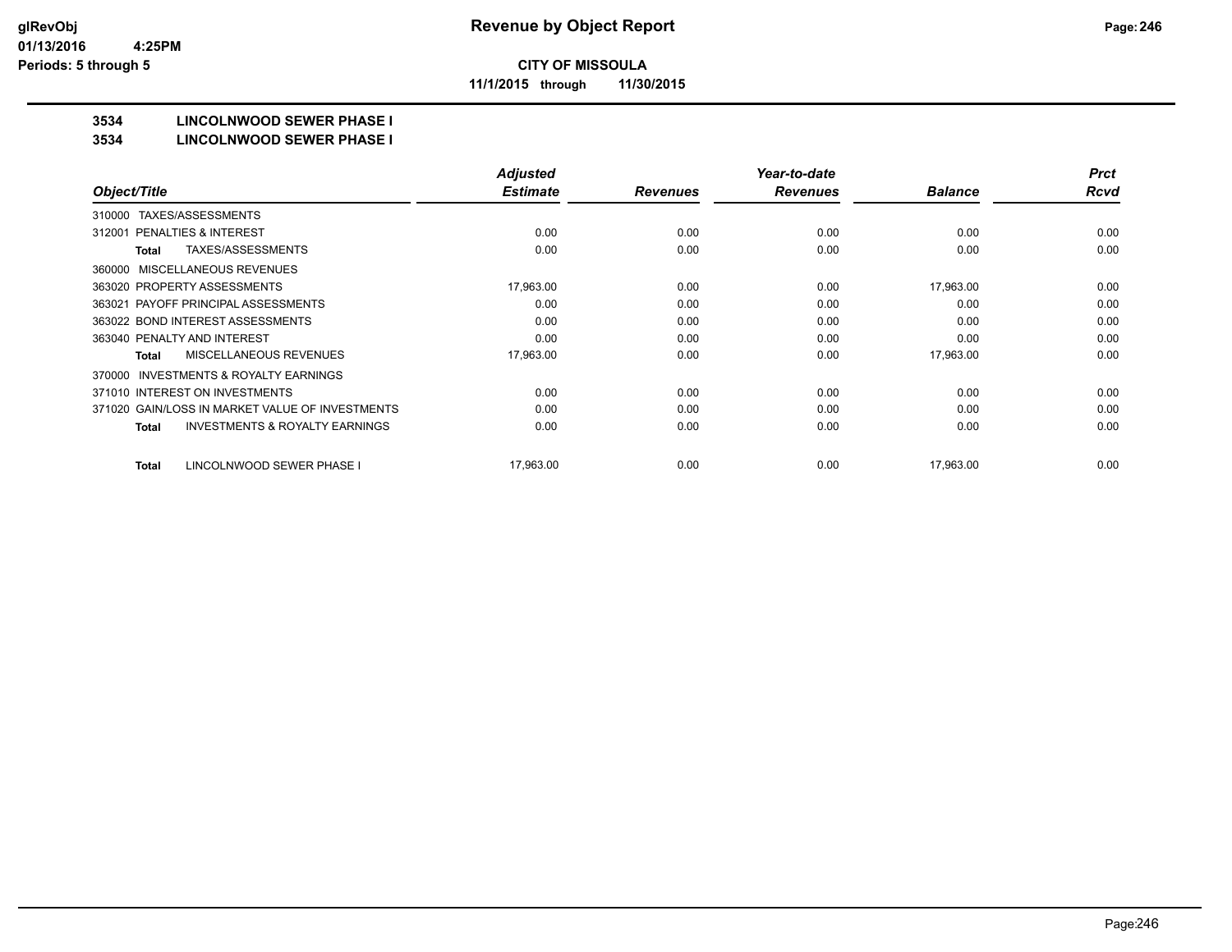# Revenue by Object Report

**CITY OF MISSOULA**

**11/1/2015 through 11/30/2015**

glRevObj
01/13/2016 4:25PM
Periods: 5 through 5

## 3534 LINCOLNWOOD SEWER PHASE I

## 3534 LINCOLNWOOD SEWER PHASE I

| Object/Title | Adjusted Estimate | Revenues | Year-to-date Revenues | Balance | Prct Rcvd |
|---|---|---|---|---|---|
| 310000 TAXES/ASSESSMENTS | | | | | |
| 312001 PENALTIES & INTEREST | 0.00 | 0.00 | 0.00 | 0.00 | 0.00 |
| **Total** TAXES/ASSESSMENTS | 0.00 | 0.00 | 0.00 | 0.00 | 0.00 |
| 360000 MISCELLANEOUS REVENUES | | | | | |
| 363020 PROPERTY ASSESSMENTS | 17,963.00 | 0.00 | 0.00 | 17,963.00 | 0.00 |
| 363021 PAYOFF PRINCIPAL ASSESSMENTS | 0.00 | 0.00 | 0.00 | 0.00 | 0.00 |
| 363022 BOND INTEREST ASSESSMENTS | 0.00 | 0.00 | 0.00 | 0.00 | 0.00 |
| 363040 PENALTY AND INTEREST | 0.00 | 0.00 | 0.00 | 0.00 | 0.00 |
| **Total** MISCELLANEOUS REVENUES | 17,963.00 | 0.00 | 0.00 | 17,963.00 | 0.00 |
| 370000 INVESTMENTS & ROYALTY EARNINGS | | | | | |
| 371010 INTEREST ON INVESTMENTS | 0.00 | 0.00 | 0.00 | 0.00 | 0.00 |
| 371020 GAIN/LOSS IN MARKET VALUE OF INVESTMENTS | 0.00 | 0.00 | 0.00 | 0.00 | 0.00 |
| **Total** INVESTMENTS & ROYALTY EARNINGS | 0.00 | 0.00 | 0.00 | 0.00 | 0.00 |
| **Total** LINCOLNWOOD SEWER PHASE I | 17,963.00 | 0.00 | 0.00 | 17,963.00 | 0.00 |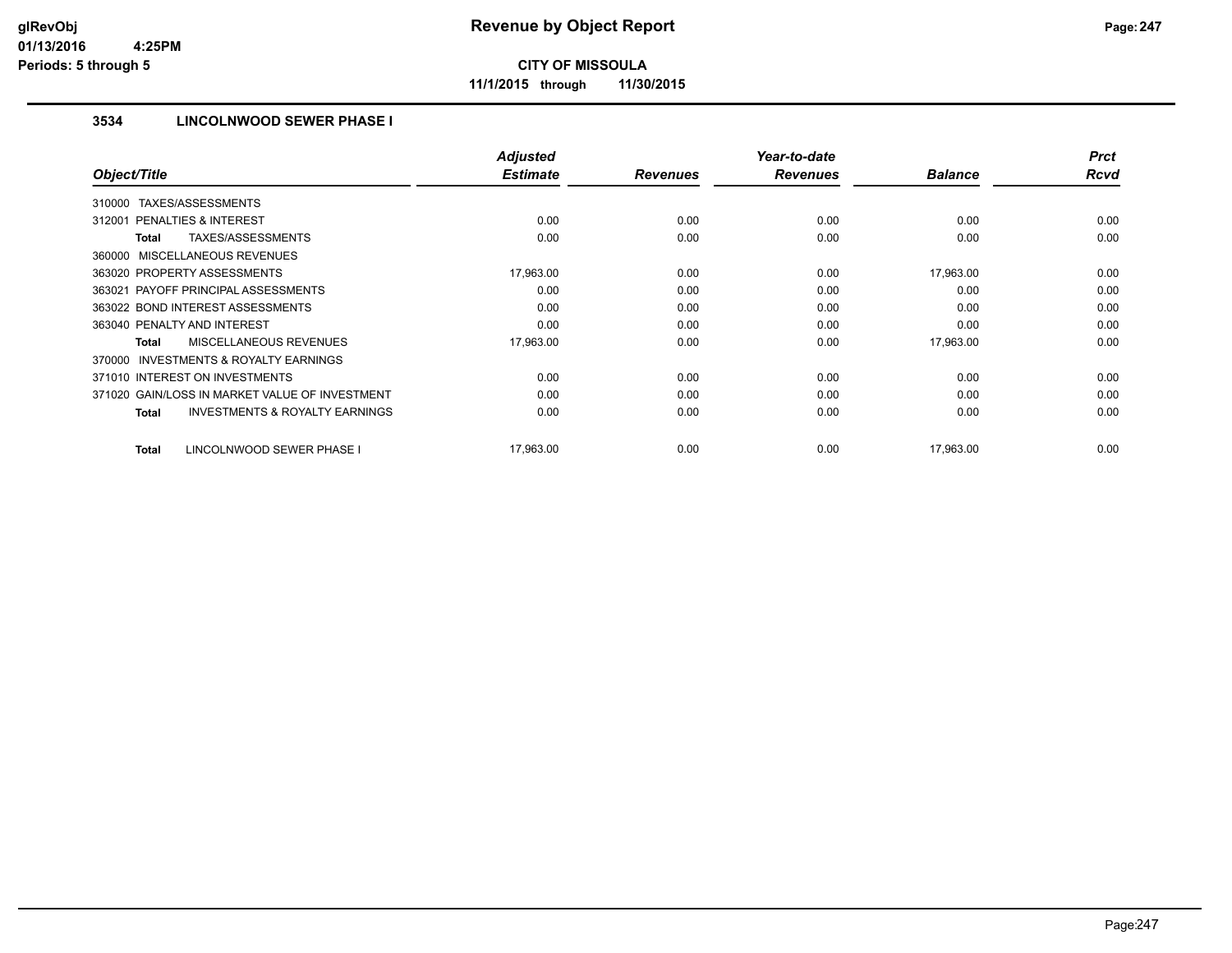**CITY OF MISSOULA**

**11/1/2015 through 11/30/2015**

### 3534 LINCOLNWOOD SEWER PHASE I

| Object/Title | Adjusted Estimate | Revenues | Year-to-date Revenues | Balance | Prct Rcvd |
|---|---|---|---|---|---|
| 310000 TAXES/ASSESSMENTS | | | | | |
| 312001 PENALTIES & INTEREST | 0.00 | 0.00 | 0.00 | 0.00 | 0.00 |
| **Total** TAXES/ASSESSMENTS | 0.00 | 0.00 | 0.00 | 0.00 | 0.00 |
| 360000 MISCELLANEOUS REVENUES | | | | | |
| 363020 PROPERTY ASSESSMENTS | 17,963.00 | 0.00 | 0.00 | 17,963.00 | 0.00 |
| 363021 PAYOFF PRINCIPAL ASSESSMENTS | 0.00 | 0.00 | 0.00 | 0.00 | 0.00 |
| 363022 BOND INTEREST ASSESSMENTS | 0.00 | 0.00 | 0.00 | 0.00 | 0.00 |
| 363040 PENALTY AND INTEREST | 0.00 | 0.00 | 0.00 | 0.00 | 0.00 |
| **Total** MISCELLANEOUS REVENUES | 17,963.00 | 0.00 | 0.00 | 17,963.00 | 0.00 |
| 370000 INVESTMENTS & ROYALTY EARNINGS | | | | | |
| 371010 INTEREST ON INVESTMENTS | 0.00 | 0.00 | 0.00 | 0.00 | 0.00 |
| 371020 GAIN/LOSS IN MARKET VALUE OF INVESTMENT | 0.00 | 0.00 | 0.00 | 0.00 | 0.00 |
| **Total** INVESTMENTS & ROYALTY EARNINGS | 0.00 | 0.00 | 0.00 | 0.00 | 0.00 |
| **Total** LINCOLNWOOD SEWER PHASE I | 17,963.00 | 0.00 | 0.00 | 17,963.00 | 0.00 |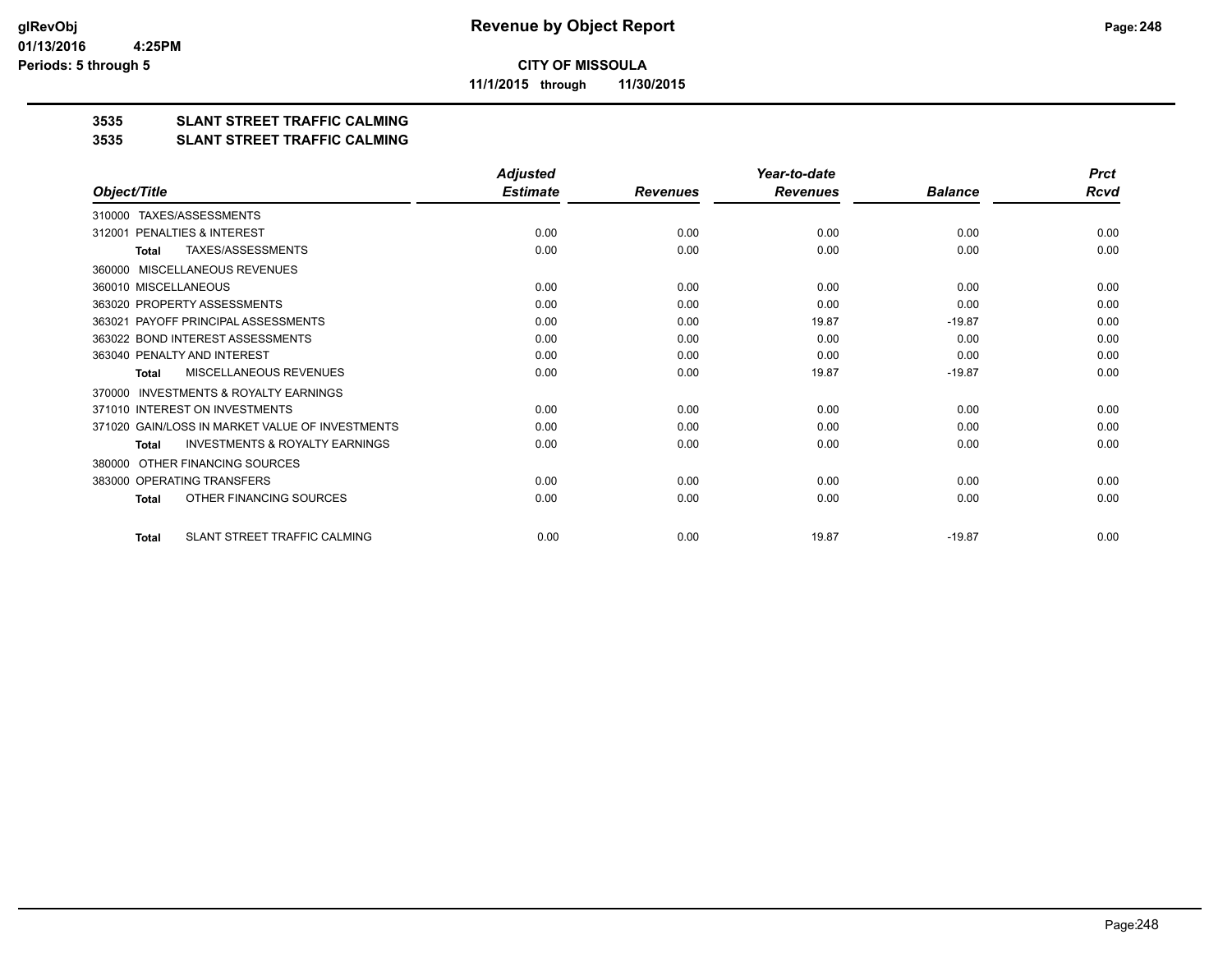**CITY OF MISSOULA**

**11/1/2015 through 11/30/2015**

## 3535 SLANT STREET TRAFFIC CALMING

## 3535 SLANT STREET TRAFFIC CALMING

| Object/Title | Adjusted Estimate | Revenues | Year-to-date Revenues | Balance | Prct Rcvd |
|---|---|---|---|---|---|
| 310000 TAXES/ASSESSMENTS | | | | | |
| 312001 PENALTIES & INTEREST | 0.00 | 0.00 | 0.00 | 0.00 | 0.00 |
| **Total** TAXES/ASSESSMENTS | 0.00 | 0.00 | 0.00 | 0.00 | 0.00 |
| 360000 MISCELLANEOUS REVENUES | | | | | |
| 360010 MISCELLANEOUS | 0.00 | 0.00 | 0.00 | 0.00 | 0.00 |
| 363020 PROPERTY ASSESSMENTS | 0.00 | 0.00 | 0.00 | 0.00 | 0.00 |
| 363021 PAYOFF PRINCIPAL ASSESSMENTS | 0.00 | 0.00 | 19.87 | -19.87 | 0.00 |
| 363022 BOND INTEREST ASSESSMENTS | 0.00 | 0.00 | 0.00 | 0.00 | 0.00 |
| 363040 PENALTY AND INTEREST | 0.00 | 0.00 | 0.00 | 0.00 | 0.00 |
| **Total** MISCELLANEOUS REVENUES | 0.00 | 0.00 | 19.87 | -19.87 | 0.00 |
| 370000 INVESTMENTS & ROYALTY EARNINGS | | | | | |
| 371010 INTEREST ON INVESTMENTS | 0.00 | 0.00 | 0.00 | 0.00 | 0.00 |
| 371020 GAIN/LOSS IN MARKET VALUE OF INVESTMENTS | 0.00 | 0.00 | 0.00 | 0.00 | 0.00 |
| **Total** INVESTMENTS & ROYALTY EARNINGS | 0.00 | 0.00 | 0.00 | 0.00 | 0.00 |
| 380000 OTHER FINANCING SOURCES | | | | | |
| 383000 OPERATING TRANSFERS | 0.00 | 0.00 | 0.00 | 0.00 | 0.00 |
| **Total** OTHER FINANCING SOURCES | 0.00 | 0.00 | 0.00 | 0.00 | 0.00 |
| **Total** SLANT STREET TRAFFIC CALMING | 0.00 | 0.00 | 19.87 | -19.87 | 0.00 |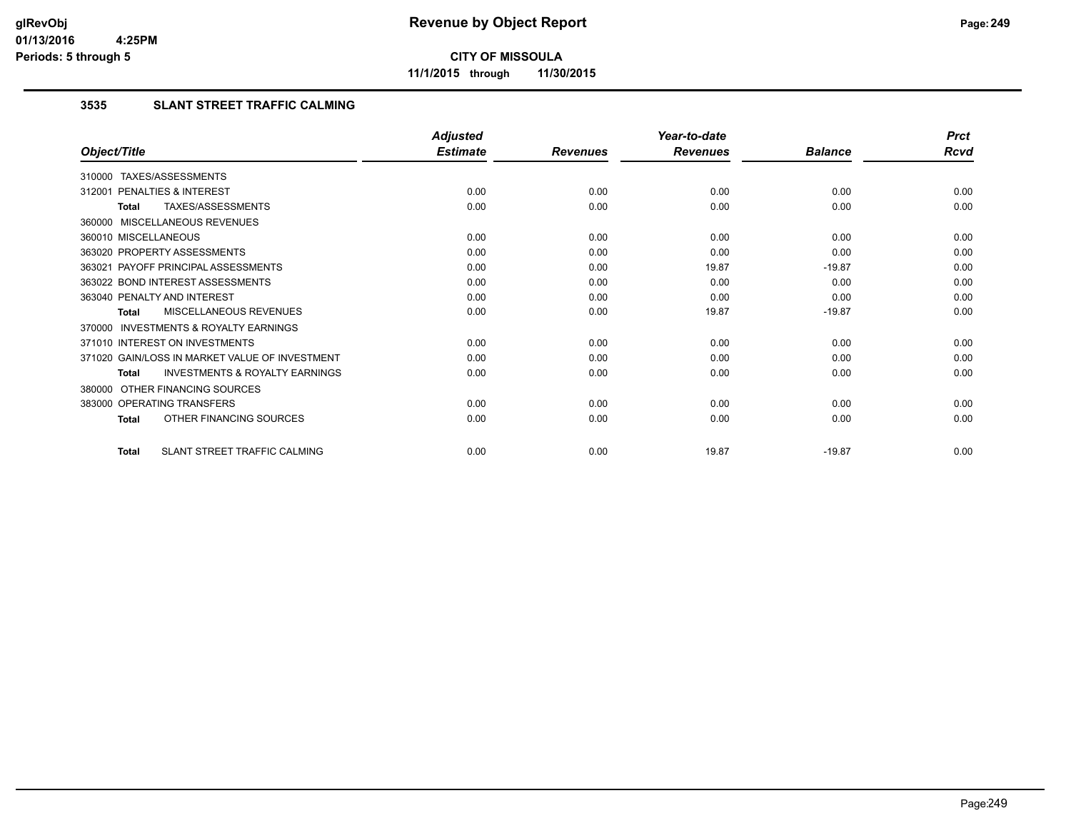**CITY OF MISSOULA**

**11/1/2015 through 11/30/2015**

### 3535 SLANT STREET TRAFFIC CALMING

| Object/Title | Adjusted Estimate | Revenues | Year-to-date Revenues | Balance | Prct Rcvd |
|---|---|---|---|---|---|
| 310000 TAXES/ASSESSMENTS | | | | | |
| 312001 PENALTIES & INTEREST | 0.00 | 0.00 | 0.00 | 0.00 | 0.00 |
| **Total** TAXES/ASSESSMENTS | 0.00 | 0.00 | 0.00 | 0.00 | 0.00 |
| 360000 MISCELLANEOUS REVENUES | | | | | |
| 360010 MISCELLANEOUS | 0.00 | 0.00 | 0.00 | 0.00 | 0.00 |
| 363020 PROPERTY ASSESSMENTS | 0.00 | 0.00 | 0.00 | 0.00 | 0.00 |
| 363021 PAYOFF PRINCIPAL ASSESSMENTS | 0.00 | 0.00 | 19.87 | -19.87 | 0.00 |
| 363022 BOND INTEREST ASSESSMENTS | 0.00 | 0.00 | 0.00 | 0.00 | 0.00 |
| 363040 PENALTY AND INTEREST | 0.00 | 0.00 | 0.00 | 0.00 | 0.00 |
| **Total** MISCELLANEOUS REVENUES | 0.00 | 0.00 | 19.87 | -19.87 | 0.00 |
| 370000 INVESTMENTS & ROYALTY EARNINGS | | | | | |
| 371010 INTEREST ON INVESTMENTS | 0.00 | 0.00 | 0.00 | 0.00 | 0.00 |
| 371020 GAIN/LOSS IN MARKET VALUE OF INVESTMENT | 0.00 | 0.00 | 0.00 | 0.00 | 0.00 |
| **Total** INVESTMENTS & ROYALTY EARNINGS | 0.00 | 0.00 | 0.00 | 0.00 | 0.00 |
| 380000 OTHER FINANCING SOURCES | | | | | |
| 383000 OPERATING TRANSFERS | 0.00 | 0.00 | 0.00 | 0.00 | 0.00 |
| **Total** OTHER FINANCING SOURCES | 0.00 | 0.00 | 0.00 | 0.00 | 0.00 |
| **Total** SLANT STREET TRAFFIC CALMING | 0.00 | 0.00 | 19.87 | -19.87 | 0.00 |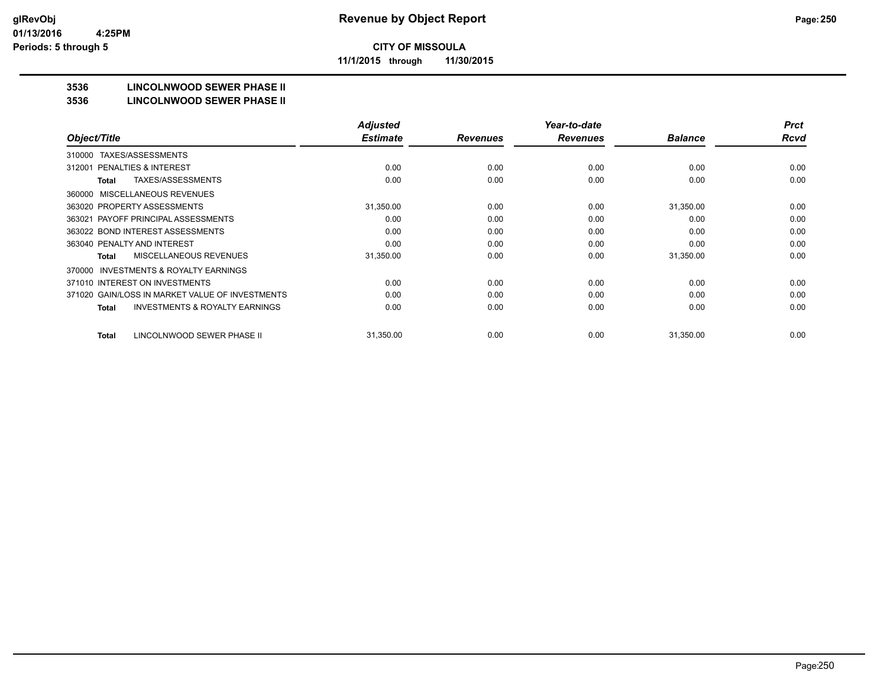**CITY OF MISSOULA**

**11/1/2015 through 11/30/2015**

## 3536 LINCOLNWOOD SEWER PHASE II

## 3536 LINCOLNWOOD SEWER PHASE II

| Object/Title | Adjusted Estimate | Revenues | Year-to-date Revenues | Balance | Prct Rcvd |
|---|---|---|---|---|---|
| 310000 TAXES/ASSESSMENTS | | | | | |
| 312001 PENALTIES & INTEREST | 0.00 | 0.00 | 0.00 | 0.00 | 0.00 |
| **Total** TAXES/ASSESSMENTS | 0.00 | 0.00 | 0.00 | 0.00 | 0.00 |
| 360000 MISCELLANEOUS REVENUES | | | | | |
| 363020 PROPERTY ASSESSMENTS | 31,350.00 | 0.00 | 0.00 | 31,350.00 | 0.00 |
| 363021 PAYOFF PRINCIPAL ASSESSMENTS | 0.00 | 0.00 | 0.00 | 0.00 | 0.00 |
| 363022 BOND INTEREST ASSESSMENTS | 0.00 | 0.00 | 0.00 | 0.00 | 0.00 |
| 363040 PENALTY AND INTEREST | 0.00 | 0.00 | 0.00 | 0.00 | 0.00 |
| **Total** MISCELLANEOUS REVENUES | 31,350.00 | 0.00 | 0.00 | 31,350.00 | 0.00 |
| 370000 INVESTMENTS & ROYALTY EARNINGS | | | | | |
| 371010 INTEREST ON INVESTMENTS | 0.00 | 0.00 | 0.00 | 0.00 | 0.00 |
| 371020 GAIN/LOSS IN MARKET VALUE OF INVESTMENTS | 0.00 | 0.00 | 0.00 | 0.00 | 0.00 |
| **Total** INVESTMENTS & ROYALTY EARNINGS | 0.00 | 0.00 | 0.00 | 0.00 | 0.00 |
| **Total** LINCOLNWOOD SEWER PHASE II | 31,350.00 | 0.00 | 0.00 | 31,350.00 | 0.00 |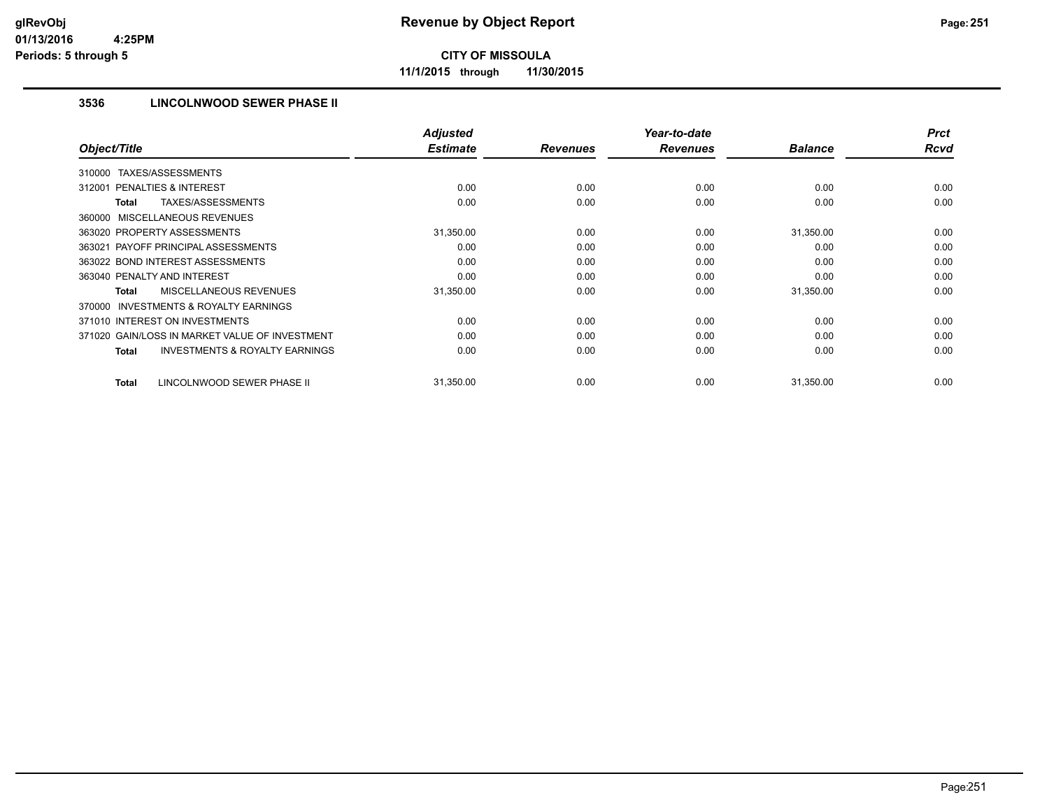# Revenue by Object Report

**CITY OF MISSOULA**

**11/1/2015 through 11/30/2015**

glRevObj
01/13/2016 4:25PM
Periods: 5 through 5

### 3536 LINCOLNWOOD SEWER PHASE II

| Object/Title | Adjusted Estimate | Revenues | Year-to-date Revenues | Balance | Prct Rcvd |
|---|---|---|---|---|---|
| 310000 TAXES/ASSESSMENTS | | | | | |
| 312001 PENALTIES & INTEREST | 0.00 | 0.00 | 0.00 | 0.00 | 0.00 |
| **Total** TAXES/ASSESSMENTS | 0.00 | 0.00 | 0.00 | 0.00 | 0.00 |
| 360000 MISCELLANEOUS REVENUES | | | | | |
| 363020 PROPERTY ASSESSMENTS | 31,350.00 | 0.00 | 0.00 | 31,350.00 | 0.00 |
| 363021 PAYOFF PRINCIPAL ASSESSMENTS | 0.00 | 0.00 | 0.00 | 0.00 | 0.00 |
| 363022 BOND INTEREST ASSESSMENTS | 0.00 | 0.00 | 0.00 | 0.00 | 0.00 |
| 363040 PENALTY AND INTEREST | 0.00 | 0.00 | 0.00 | 0.00 | 0.00 |
| **Total** MISCELLANEOUS REVENUES | 31,350.00 | 0.00 | 0.00 | 31,350.00 | 0.00 |
| 370000 INVESTMENTS & ROYALTY EARNINGS | | | | | |
| 371010 INTEREST ON INVESTMENTS | 0.00 | 0.00 | 0.00 | 0.00 | 0.00 |
| 371020 GAIN/LOSS IN MARKET VALUE OF INVESTMENT | 0.00 | 0.00 | 0.00 | 0.00 | 0.00 |
| **Total** INVESTMENTS & ROYALTY EARNINGS | 0.00 | 0.00 | 0.00 | 0.00 | 0.00 |
| **Total** LINCOLNWOOD SEWER PHASE II | 31,350.00 | 0.00 | 0.00 | 31,350.00 | 0.00 |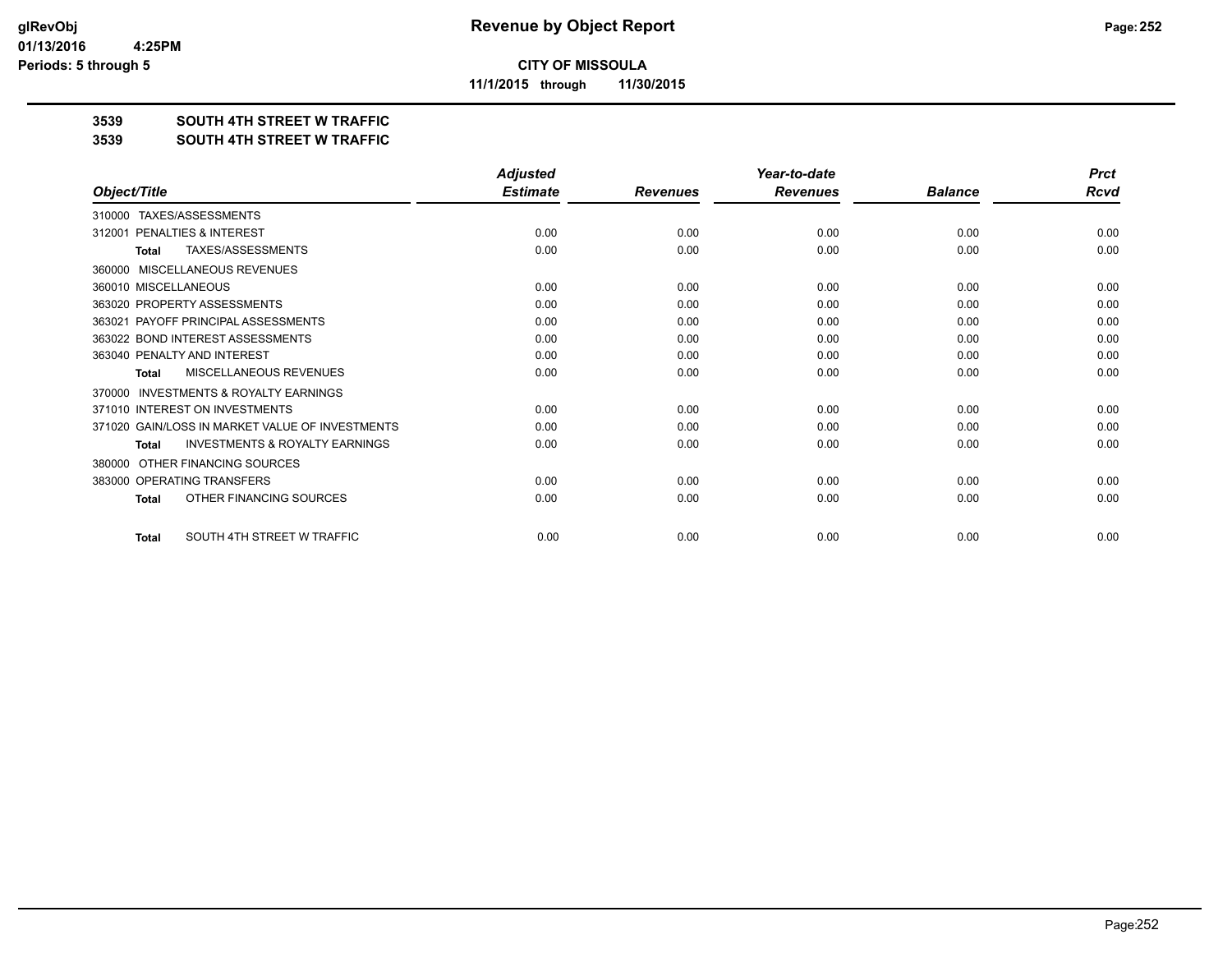**CITY OF MISSOULA**

**11/1/2015 through 11/30/2015**

## 3539 SOUTH 4TH STREET W TRAFFIC

## 3539 SOUTH 4TH STREET W TRAFFIC

| Object/Title | Adjusted Estimate | Revenues | Year-to-date Revenues | Balance | Prct Rcvd |
|---|---|---|---|---|---|
| 310000 TAXES/ASSESSMENTS | | | | | |
| 312001 PENALTIES & INTEREST | 0.00 | 0.00 | 0.00 | 0.00 | 0.00 |
| **Total** TAXES/ASSESSMENTS | 0.00 | 0.00 | 0.00 | 0.00 | 0.00 |
| 360000 MISCELLANEOUS REVENUES | | | | | |
| 360010 MISCELLANEOUS | 0.00 | 0.00 | 0.00 | 0.00 | 0.00 |
| 363020 PROPERTY ASSESSMENTS | 0.00 | 0.00 | 0.00 | 0.00 | 0.00 |
| 363021 PAYOFF PRINCIPAL ASSESSMENTS | 0.00 | 0.00 | 0.00 | 0.00 | 0.00 |
| 363022 BOND INTEREST ASSESSMENTS | 0.00 | 0.00 | 0.00 | 0.00 | 0.00 |
| 363040 PENALTY AND INTEREST | 0.00 | 0.00 | 0.00 | 0.00 | 0.00 |
| **Total** MISCELLANEOUS REVENUES | 0.00 | 0.00 | 0.00 | 0.00 | 0.00 |
| 370000 INVESTMENTS & ROYALTY EARNINGS | | | | | |
| 371010 INTEREST ON INVESTMENTS | 0.00 | 0.00 | 0.00 | 0.00 | 0.00 |
| 371020 GAIN/LOSS IN MARKET VALUE OF INVESTMENTS | 0.00 | 0.00 | 0.00 | 0.00 | 0.00 |
| **Total** INVESTMENTS & ROYALTY EARNINGS | 0.00 | 0.00 | 0.00 | 0.00 | 0.00 |
| 380000 OTHER FINANCING SOURCES | | | | | |
| 383000 OPERATING TRANSFERS | 0.00 | 0.00 | 0.00 | 0.00 | 0.00 |
| **Total** OTHER FINANCING SOURCES | 0.00 | 0.00 | 0.00 | 0.00 | 0.00 |
| **Total** SOUTH 4TH STREET W TRAFFIC | 0.00 | 0.00 | 0.00 | 0.00 | 0.00 |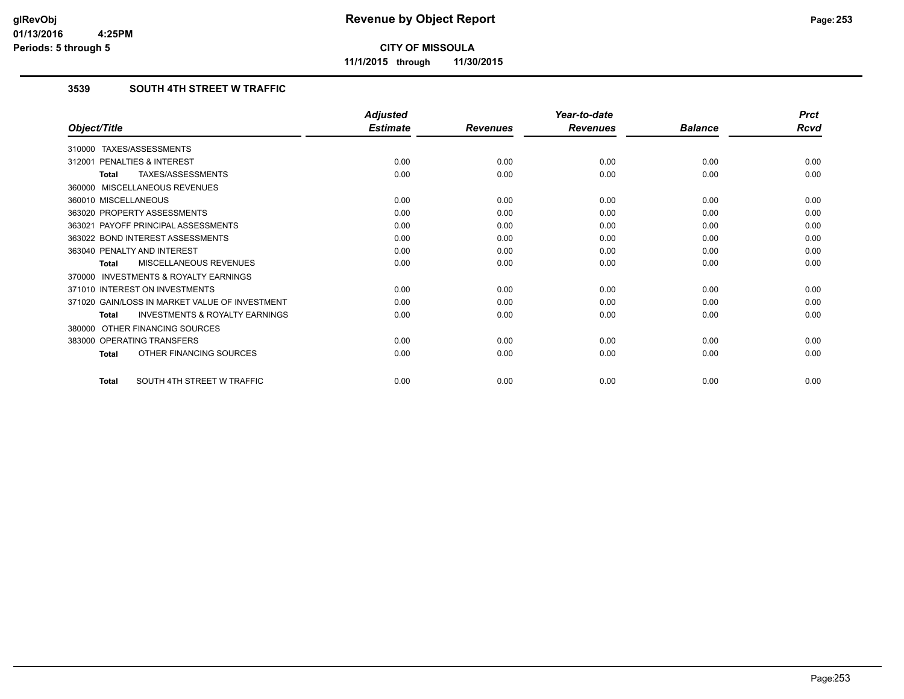**CITY OF MISSOULA**

**11/1/2015 through 11/30/2015**

### 3539 SOUTH 4TH STREET W TRAFFIC

| Object/Title | Adjusted Estimate | Revenues | Year-to-date Revenues | Balance | Prct Rcvd |
|---|---|---|---|---|---|
| 310000 TAXES/ASSESSMENTS | | | | | |
| 312001 PENALTIES & INTEREST | 0.00 | 0.00 | 0.00 | 0.00 | 0.00 |
| **Total** TAXES/ASSESSMENTS | 0.00 | 0.00 | 0.00 | 0.00 | 0.00 |
| 360000 MISCELLANEOUS REVENUES | | | | | |
| 360010 MISCELLANEOUS | 0.00 | 0.00 | 0.00 | 0.00 | 0.00 |
| 363020 PROPERTY ASSESSMENTS | 0.00 | 0.00 | 0.00 | 0.00 | 0.00 |
| 363021 PAYOFF PRINCIPAL ASSESSMENTS | 0.00 | 0.00 | 0.00 | 0.00 | 0.00 |
| 363022 BOND INTEREST ASSESSMENTS | 0.00 | 0.00 | 0.00 | 0.00 | 0.00 |
| 363040 PENALTY AND INTEREST | 0.00 | 0.00 | 0.00 | 0.00 | 0.00 |
| **Total** MISCELLANEOUS REVENUES | 0.00 | 0.00 | 0.00 | 0.00 | 0.00 |
| 370000 INVESTMENTS & ROYALTY EARNINGS | | | | | |
| 371010 INTEREST ON INVESTMENTS | 0.00 | 0.00 | 0.00 | 0.00 | 0.00 |
| 371020 GAIN/LOSS IN MARKET VALUE OF INVESTMENT | 0.00 | 0.00 | 0.00 | 0.00 | 0.00 |
| **Total** INVESTMENTS & ROYALTY EARNINGS | 0.00 | 0.00 | 0.00 | 0.00 | 0.00 |
| 380000 OTHER FINANCING SOURCES | | | | | |
| 383000 OPERATING TRANSFERS | 0.00 | 0.00 | 0.00 | 0.00 | 0.00 |
| **Total** OTHER FINANCING SOURCES | 0.00 | 0.00 | 0.00 | 0.00 | 0.00 |
| **Total** SOUTH 4TH STREET W TRAFFIC | 0.00 | 0.00 | 0.00 | 0.00 | 0.00 |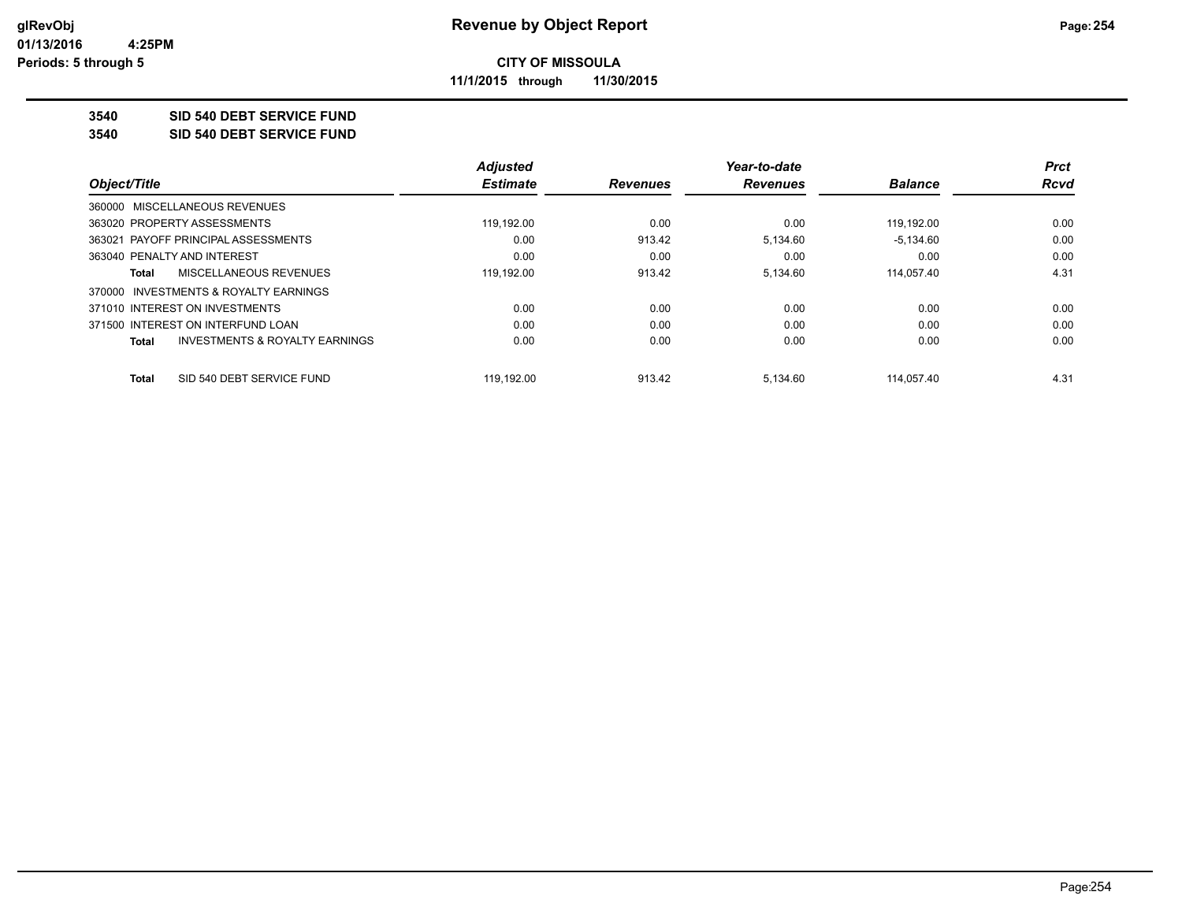# Revenue by Object Report

**CITY OF MISSOULA**

**11/1/2015 through 11/30/2015**

glRevObj
01/13/2016 4:25PM
Periods: 5 through 5

**3540 SID 540 DEBT SERVICE FUND**

**3540 SID 540 DEBT SERVICE FUND**

| Object/Title | Adjusted Estimate | Revenues | Year-to-date Revenues | Balance | Prct Rcvd |
|---|---|---|---|---|---|
| 360000 MISCELLANEOUS REVENUES | | | | | |
| 363020 PROPERTY ASSESSMENTS | 119,192.00 | 0.00 | 0.00 | 119,192.00 | 0.00 |
| 363021 PAYOFF PRINCIPAL ASSESSMENTS | 0.00 | 913.42 | 5,134.60 | -5,134.60 | 0.00 |
| 363040 PENALTY AND INTEREST | 0.00 | 0.00 | 0.00 | 0.00 | 0.00 |
| **Total** MISCELLANEOUS REVENUES | 119,192.00 | 913.42 | 5,134.60 | 114,057.40 | 4.31 |
| 370000 INVESTMENTS & ROYALTY EARNINGS | | | | | |
| 371010 INTEREST ON INVESTMENTS | 0.00 | 0.00 | 0.00 | 0.00 | 0.00 |
| 371500 INTEREST ON INTERFUND LOAN | 0.00 | 0.00 | 0.00 | 0.00 | 0.00 |
| **Total** INVESTMENTS & ROYALTY EARNINGS | 0.00 | 0.00 | 0.00 | 0.00 | 0.00 |
| **Total** SID 540 DEBT SERVICE FUND | 119,192.00 | 913.42 | 5,134.60 | 114,057.40 | 4.31 |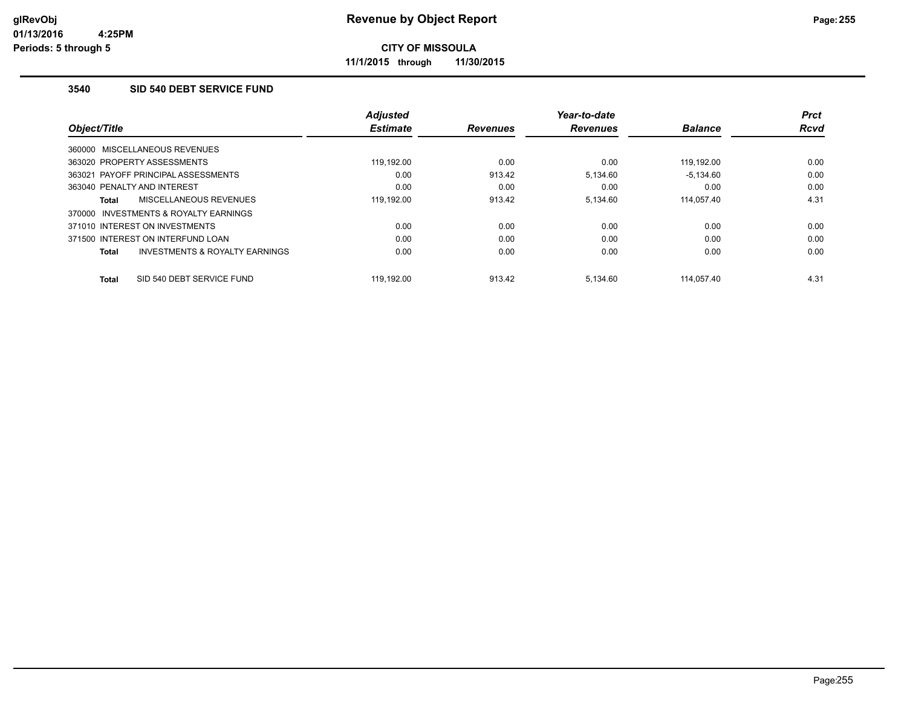# Revenue by Object Report

**CITY OF MISSOULA**

**11/1/2015 through 11/30/2015**

glRevObj
01/13/2016 4:25PM
Periods: 5 through 5

### 3540 SID 540 DEBT SERVICE FUND

| Object/Title | Adjusted Estimate | Revenues | Year-to-date Revenues | Balance | Prct Rcvd |
|---|---|---|---|---|---|
| 360000 MISCELLANEOUS REVENUES | | | | | |
| 363020 PROPERTY ASSESSMENTS | 119,192.00 | 0.00 | 0.00 | 119,192.00 | 0.00 |
| 363021 PAYOFF PRINCIPAL ASSESSMENTS | 0.00 | 913.42 | 5,134.60 | -5,134.60 | 0.00 |
| 363040 PENALTY AND INTEREST | 0.00 | 0.00 | 0.00 | 0.00 | 0.00 |
| **Total** MISCELLANEOUS REVENUES | 119,192.00 | 913.42 | 5,134.60 | 114,057.40 | 4.31 |
| 370000 INVESTMENTS & ROYALTY EARNINGS | | | | | |
| 371010 INTEREST ON INVESTMENTS | 0.00 | 0.00 | 0.00 | 0.00 | 0.00 |
| 371500 INTEREST ON INTERFUND LOAN | 0.00 | 0.00 | 0.00 | 0.00 | 0.00 |
| **Total** INVESTMENTS & ROYALTY EARNINGS | 0.00 | 0.00 | 0.00 | 0.00 | 0.00 |
| **Total** SID 540 DEBT SERVICE FUND | 119,192.00 | 913.42 | 5,134.60 | 114,057.40 | 4.31 |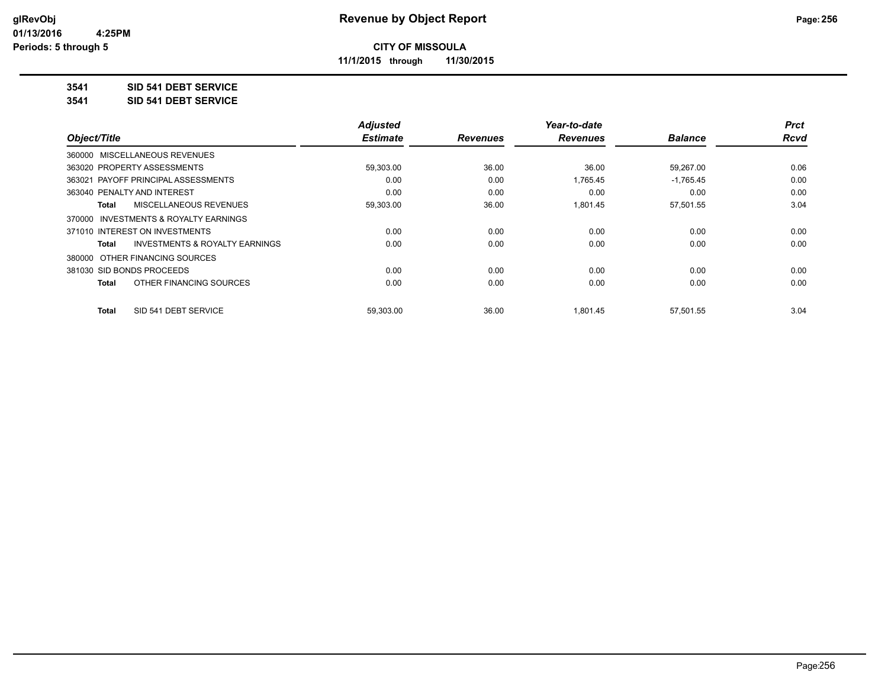**CITY OF MISSOULA**

**11/1/2015 through 11/30/2015**

**3541 SID 541 DEBT SERVICE**

**3541 SID 541 DEBT SERVICE**

| Object/Title | | Adjusted Estimate | Revenues | Year-to-date Revenues | Balance | Prct Rcvd |
|---|---|---|---|---|---|---|
| 360000 MISCELLANEOUS REVENUES | | | | | | |
| 363020 PROPERTY ASSESSMENTS | | 59,303.00 | 36.00 | 36.00 | 59,267.00 | 0.06 |
| 363021 PAYOFF PRINCIPAL ASSESSMENTS | | 0.00 | 0.00 | 1,765.45 | -1,765.45 | 0.00 |
| 363040 PENALTY AND INTEREST | | 0.00 | 0.00 | 0.00 | 0.00 | 0.00 |
| **Total** | MISCELLANEOUS REVENUES | 59,303.00 | 36.00 | 1,801.45 | 57,501.55 | 3.04 |
| 370000 INVESTMENTS & ROYALTY EARNINGS | | | | | | |
| 371010 INTEREST ON INVESTMENTS | | 0.00 | 0.00 | 0.00 | 0.00 | 0.00 |
| **Total** | INVESTMENTS & ROYALTY EARNINGS | 0.00 | 0.00 | 0.00 | 0.00 | 0.00 |
| 380000 OTHER FINANCING SOURCES | | | | | | |
| 381030 SID BONDS PROCEEDS | | 0.00 | 0.00 | 0.00 | 0.00 | 0.00 |
| **Total** | OTHER FINANCING SOURCES | 0.00 | 0.00 | 0.00 | 0.00 | 0.00 |
| **Total** | SID 541 DEBT SERVICE | 59,303.00 | 36.00 | 1,801.45 | 57,501.55 | 3.04 |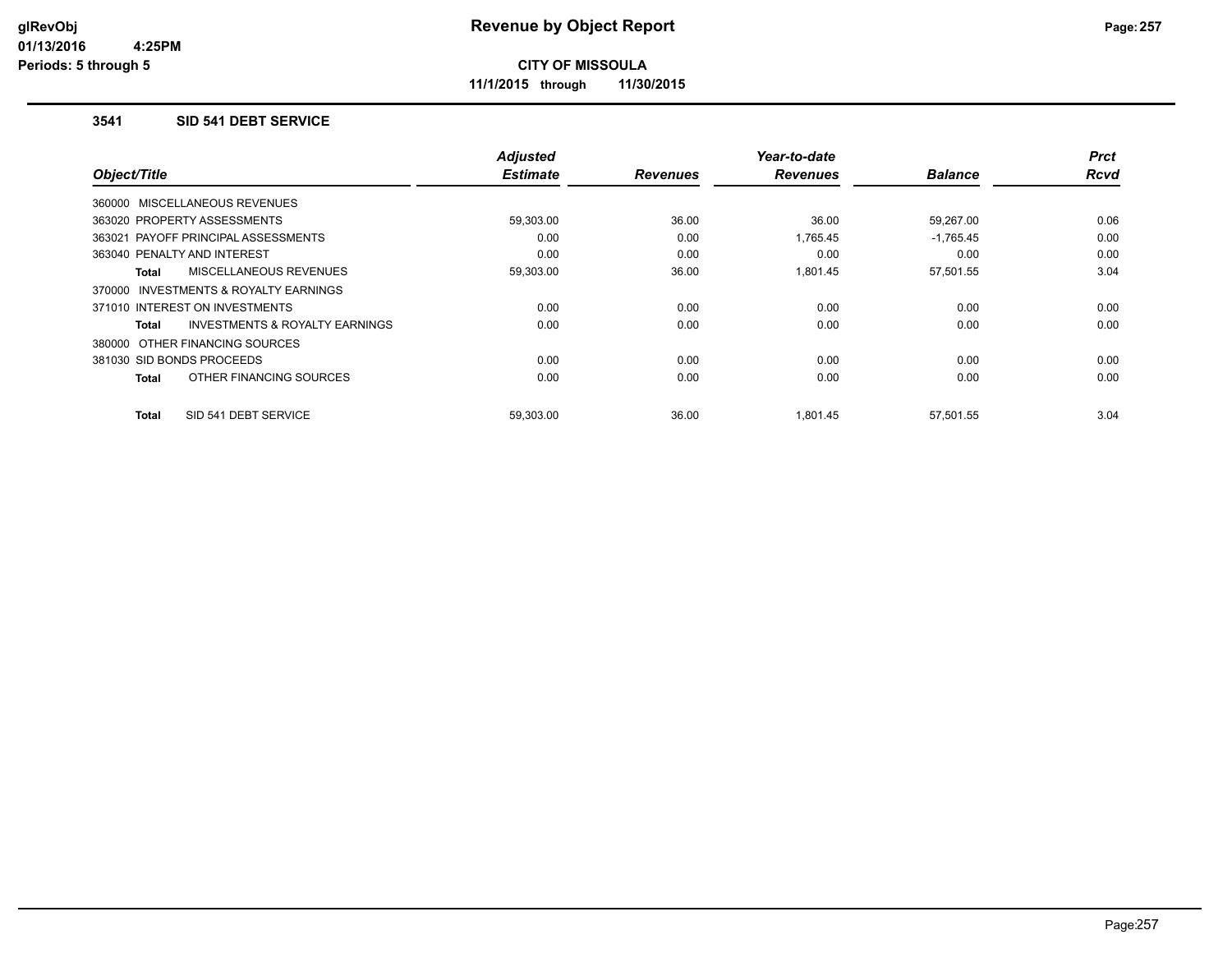**CITY OF MISSOULA**

**11/1/2015 through 11/30/2015**

### 3541 SID 541 DEBT SERVICE

| Object/Title | Adjusted Estimate | Revenues | Year-to-date Revenues | Balance | Prct Rcvd |
|---|---|---|---|---|---|
| 360000 MISCELLANEOUS REVENUES | | | | | |
| 363020 PROPERTY ASSESSMENTS | 59,303.00 | 36.00 | 36.00 | 59,267.00 | 0.06 |
| 363021 PAYOFF PRINCIPAL ASSESSMENTS | 0.00 | 0.00 | 1,765.45 | -1,765.45 | 0.00 |
| 363040 PENALTY AND INTEREST | 0.00 | 0.00 | 0.00 | 0.00 | 0.00 |
| **Total** MISCELLANEOUS REVENUES | 59,303.00 | 36.00 | 1,801.45 | 57,501.55 | 3.04 |
| 370000 INVESTMENTS & ROYALTY EARNINGS | | | | | |
| 371010 INTEREST ON INVESTMENTS | 0.00 | 0.00 | 0.00 | 0.00 | 0.00 |
| **Total** INVESTMENTS & ROYALTY EARNINGS | 0.00 | 0.00 | 0.00 | 0.00 | 0.00 |
| 380000 OTHER FINANCING SOURCES | | | | | |
| 381030 SID BONDS PROCEEDS | 0.00 | 0.00 | 0.00 | 0.00 | 0.00 |
| **Total** OTHER FINANCING SOURCES | 0.00 | 0.00 | 0.00 | 0.00 | 0.00 |
| **Total** SID 541 DEBT SERVICE | 59,303.00 | 36.00 | 1,801.45 | 57,501.55 | 3.04 |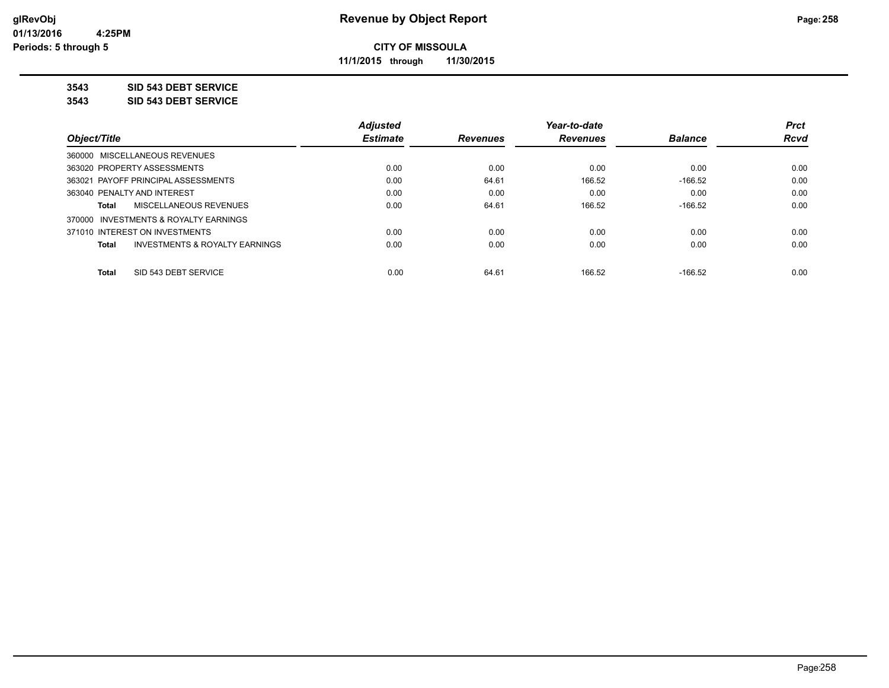# Revenue by Object Report

**CITY OF MISSOULA**

**11/1/2015 through 11/30/2015**

glRevObj
01/13/2016 4:25PM
Periods: 5 through 5

**3543 SID 543 DEBT SERVICE**

**3543 SID 543 DEBT SERVICE**

| Object/Title | Adjusted Estimate | Revenues | Year-to-date Revenues | Balance | Prct Rcvd |
|---|---|---|---|---|---|
| 360000 MISCELLANEOUS REVENUES | | | | | |
| 363020 PROPERTY ASSESSMENTS | 0.00 | 0.00 | 0.00 | 0.00 | 0.00 |
| 363021 PAYOFF PRINCIPAL ASSESSMENTS | 0.00 | 64.61 | 166.52 | -166.52 | 0.00 |
| 363040 PENALTY AND INTEREST | 0.00 | 0.00 | 0.00 | 0.00 | 0.00 |
| **Total** MISCELLANEOUS REVENUES | 0.00 | 64.61 | 166.52 | -166.52 | 0.00 |
| 370000 INVESTMENTS & ROYALTY EARNINGS | | | | | |
| 371010 INTEREST ON INVESTMENTS | 0.00 | 0.00 | 0.00 | 0.00 | 0.00 |
| **Total** INVESTMENTS & ROYALTY EARNINGS | 0.00 | 0.00 | 0.00 | 0.00 | 0.00 |
| **Total** SID 543 DEBT SERVICE | 0.00 | 64.61 | 166.52 | -166.52 | 0.00 |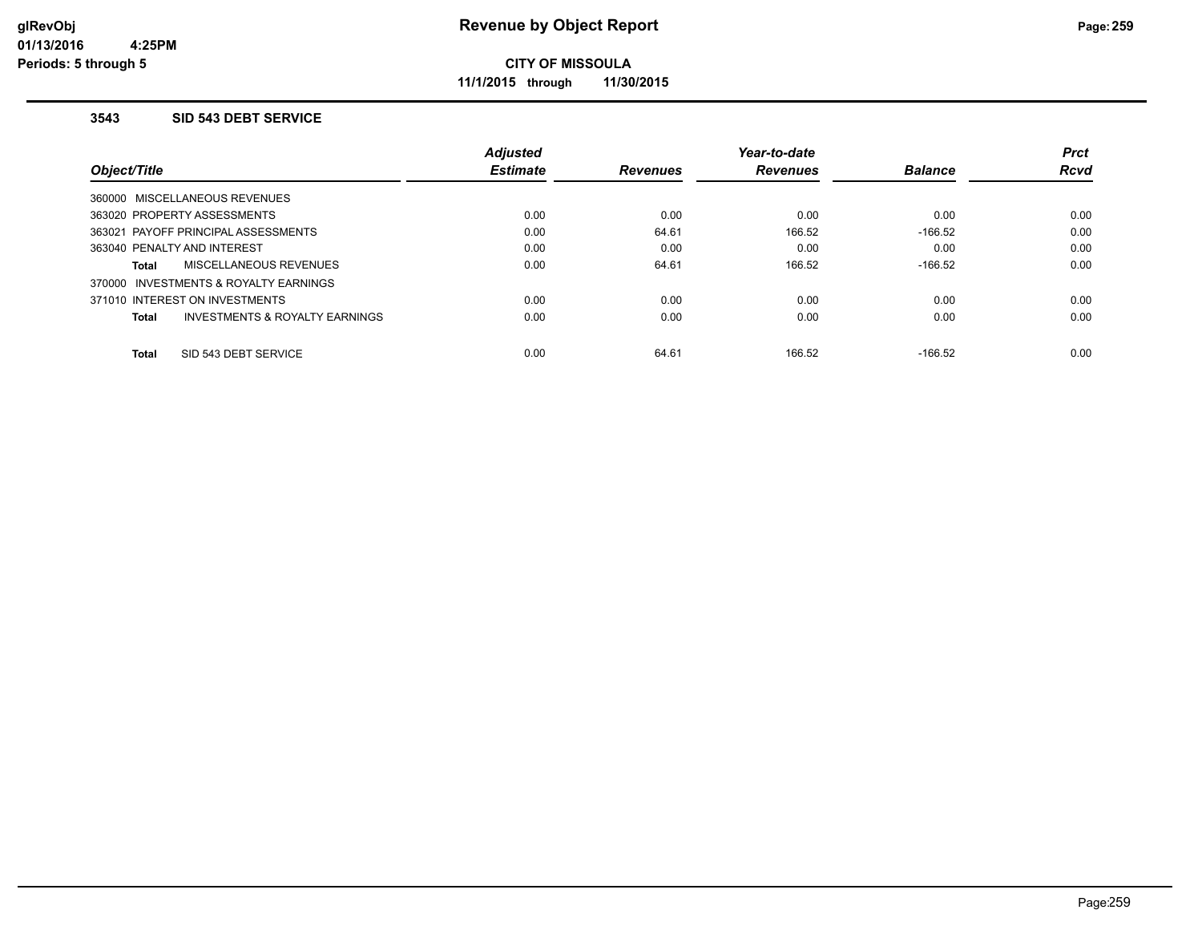# Revenue by Object Report

**CITY OF MISSOULA**

**11/1/2015 through 11/30/2015**

glRevObj
01/13/2016 4:25PM
Periods: 5 through 5

### 3543 SID 543 DEBT SERVICE

| Object/Title | Adjusted Estimate | Revenues | Year-to-date Revenues | Balance | Prct Rcvd |
|---|---|---|---|---|---|
| 360000 MISCELLANEOUS REVENUES | | | | | |
| 363020 PROPERTY ASSESSMENTS | 0.00 | 0.00 | 0.00 | 0.00 | 0.00 |
| 363021 PAYOFF PRINCIPAL ASSESSMENTS | 0.00 | 64.61 | 166.52 | -166.52 | 0.00 |
| 363040 PENALTY AND INTEREST | 0.00 | 0.00 | 0.00 | 0.00 | 0.00 |
| **Total** MISCELLANEOUS REVENUES | 0.00 | 64.61 | 166.52 | -166.52 | 0.00 |
| 370000 INVESTMENTS & ROYALTY EARNINGS | | | | | |
| 371010 INTEREST ON INVESTMENTS | 0.00 | 0.00 | 0.00 | 0.00 | 0.00 |
| **Total** INVESTMENTS & ROYALTY EARNINGS | 0.00 | 0.00 | 0.00 | 0.00 | 0.00 |
| **Total** SID 543 DEBT SERVICE | 0.00 | 64.61 | 166.52 | -166.52 | 0.00 |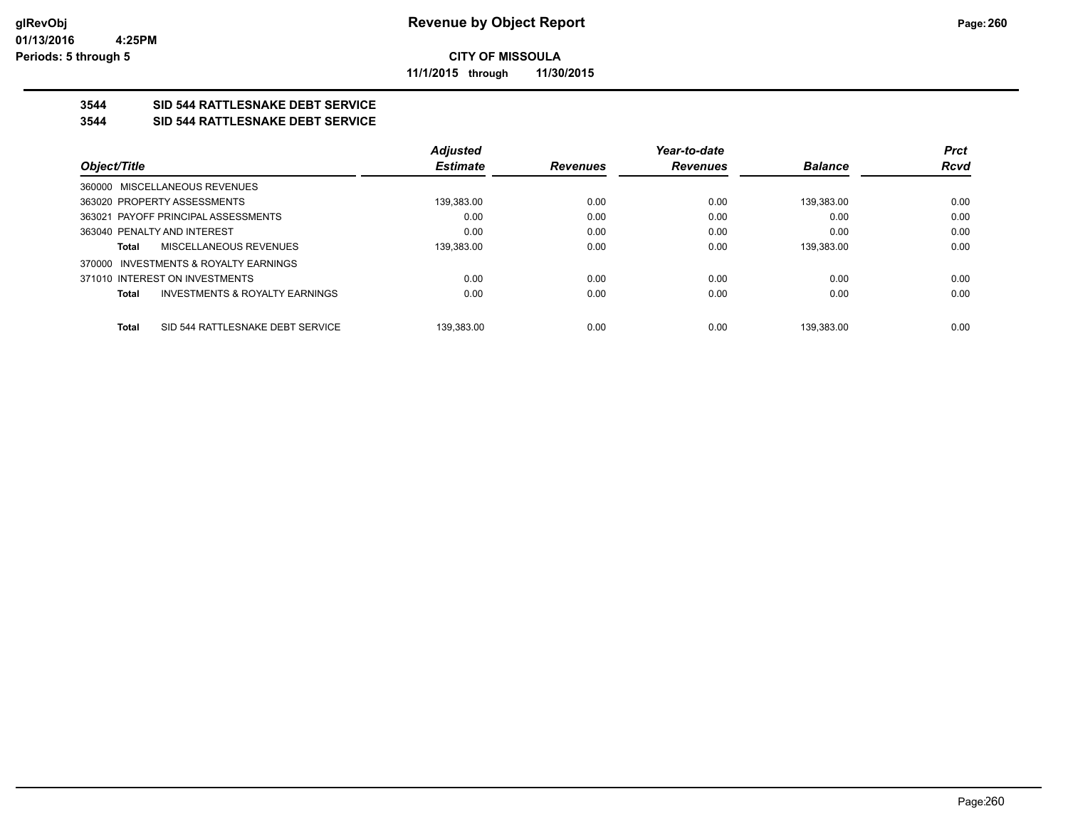**glRevObj** **Revenue by Object Report**

**01/13/2016 4:25PM**

**Periods: 5 through 5**

**CITY OF MISSOULA**

**11/1/2015 through 11/30/2015**

## 3544 SID 544 RATTLESNAKE DEBT SERVICE

## 3544 SID 544 RATTLESNAKE DEBT SERVICE

| Object/Title | Adjusted Estimate | Revenues | Year-to-date Revenues | Balance | Prct Rcvd |
|---|---|---|---|---|---|
| 360000 MISCELLANEOUS REVENUES | | | | | |
| 363020 PROPERTY ASSESSMENTS | 139,383.00 | 0.00 | 0.00 | 139,383.00 | 0.00 |
| 363021 PAYOFF PRINCIPAL ASSESSMENTS | 0.00 | 0.00 | 0.00 | 0.00 | 0.00 |
| 363040 PENALTY AND INTEREST | 0.00 | 0.00 | 0.00 | 0.00 | 0.00 |
| **Total** MISCELLANEOUS REVENUES | 139,383.00 | 0.00 | 0.00 | 139,383.00 | 0.00 |
| 370000 INVESTMENTS & ROYALTY EARNINGS | | | | | |
| 371010 INTEREST ON INVESTMENTS | 0.00 | 0.00 | 0.00 | 0.00 | 0.00 |
| **Total** INVESTMENTS & ROYALTY EARNINGS | 0.00 | 0.00 | 0.00 | 0.00 | 0.00 |
| **Total** SID 544 RATTLESNAKE DEBT SERVICE | 139,383.00 | 0.00 | 0.00 | 139,383.00 | 0.00 |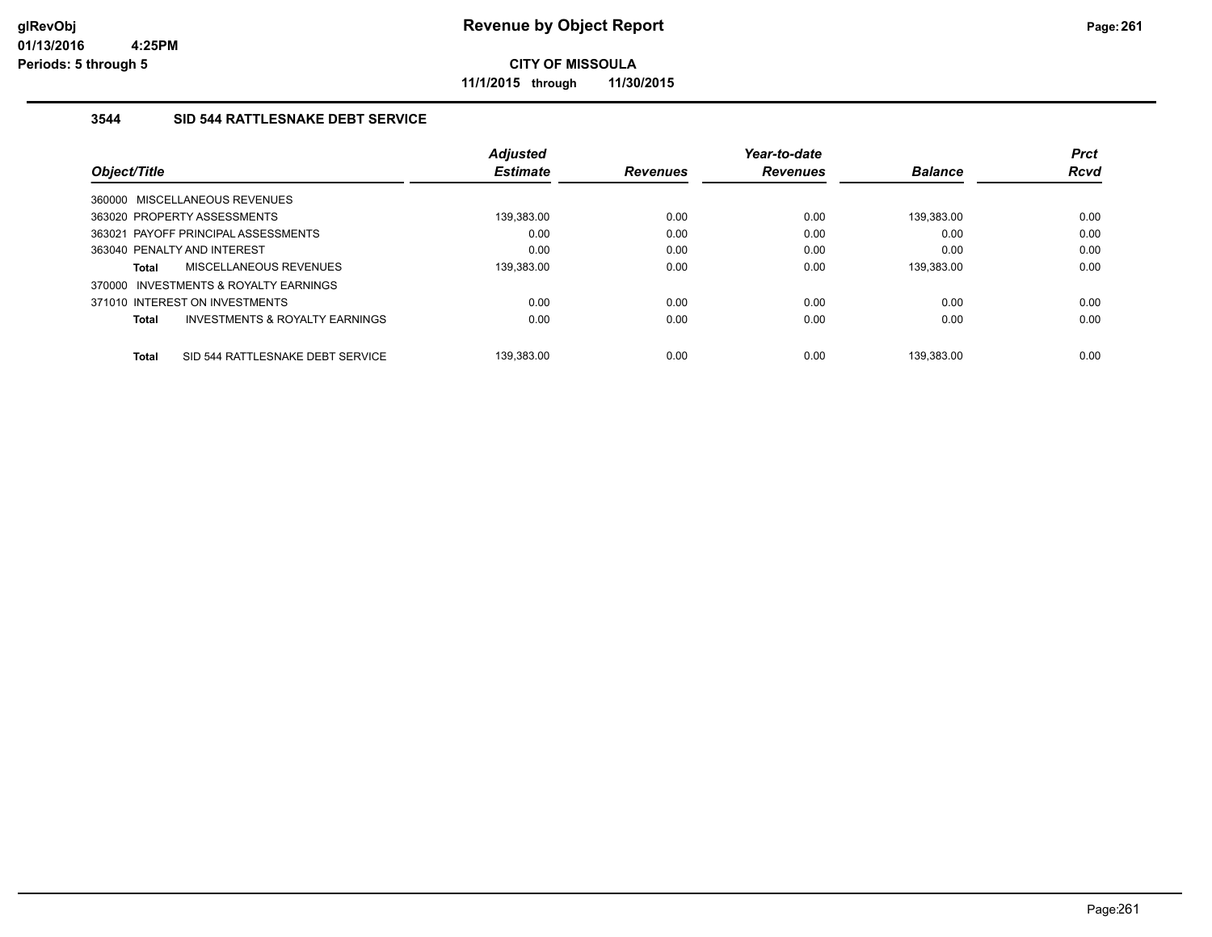**CITY OF MISSOULA**

**11/1/2015 through 11/30/2015**

### 3544 SID 544 RATTLESNAKE DEBT SERVICE

| Object/Title | Adjusted Estimate | Revenues | Year-to-date Revenues | Balance | Prct Rcvd |
|---|---|---|---|---|---|
| 360000 MISCELLANEOUS REVENUES | | | | | |
| 363020 PROPERTY ASSESSMENTS | 139,383.00 | 0.00 | 0.00 | 139,383.00 | 0.00 |
| 363021 PAYOFF PRINCIPAL ASSESSMENTS | 0.00 | 0.00 | 0.00 | 0.00 | 0.00 |
| 363040 PENALTY AND INTEREST | 0.00 | 0.00 | 0.00 | 0.00 | 0.00 |
| **Total** MISCELLANEOUS REVENUES | 139,383.00 | 0.00 | 0.00 | 139,383.00 | 0.00 |
| 370000 INVESTMENTS & ROYALTY EARNINGS | | | | | |
| 371010 INTEREST ON INVESTMENTS | 0.00 | 0.00 | 0.00 | 0.00 | 0.00 |
| **Total** INVESTMENTS & ROYALTY EARNINGS | 0.00 | 0.00 | 0.00 | 0.00 | 0.00 |
| **Total** SID 544 RATTLESNAKE DEBT SERVICE | 139,383.00 | 0.00 | 0.00 | 139,383.00 | 0.00 |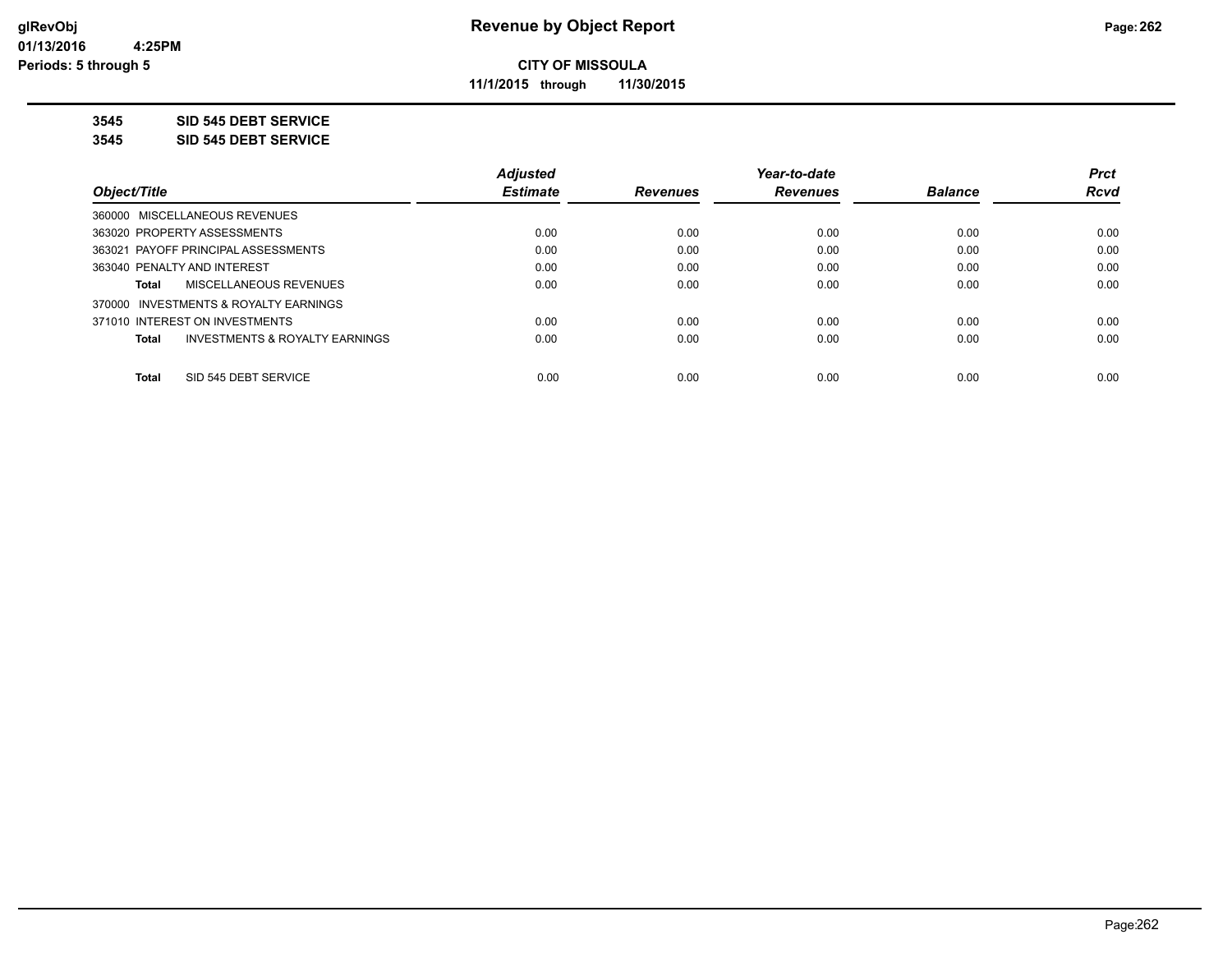# Revenue by Object Report

**CITY OF MISSOULA**

**11/1/2015 through 11/30/2015**

glRevObj
01/13/2016 4:25PM
Periods: 5 through 5

**3545 SID 545 DEBT SERVICE**

**3545 SID 545 DEBT SERVICE**

| Object/Title | Adjusted Estimate | Revenues | Year-to-date Revenues | Balance | Prct Rcvd |
|---|---|---|---|---|---|
| 360000 MISCELLANEOUS REVENUES | | | | | |
| 363020 PROPERTY ASSESSMENTS | 0.00 | 0.00 | 0.00 | 0.00 | 0.00 |
| 363021 PAYOFF PRINCIPAL ASSESSMENTS | 0.00 | 0.00 | 0.00 | 0.00 | 0.00 |
| 363040 PENALTY AND INTEREST | 0.00 | 0.00 | 0.00 | 0.00 | 0.00 |
| **Total** MISCELLANEOUS REVENUES | 0.00 | 0.00 | 0.00 | 0.00 | 0.00 |
| 370000 INVESTMENTS & ROYALTY EARNINGS | | | | | |
| 371010 INTEREST ON INVESTMENTS | 0.00 | 0.00 | 0.00 | 0.00 | 0.00 |
| **Total** INVESTMENTS & ROYALTY EARNINGS | 0.00 | 0.00 | 0.00 | 0.00 | 0.00 |
| **Total** SID 545 DEBT SERVICE | 0.00 | 0.00 | 0.00 | 0.00 | 0.00 |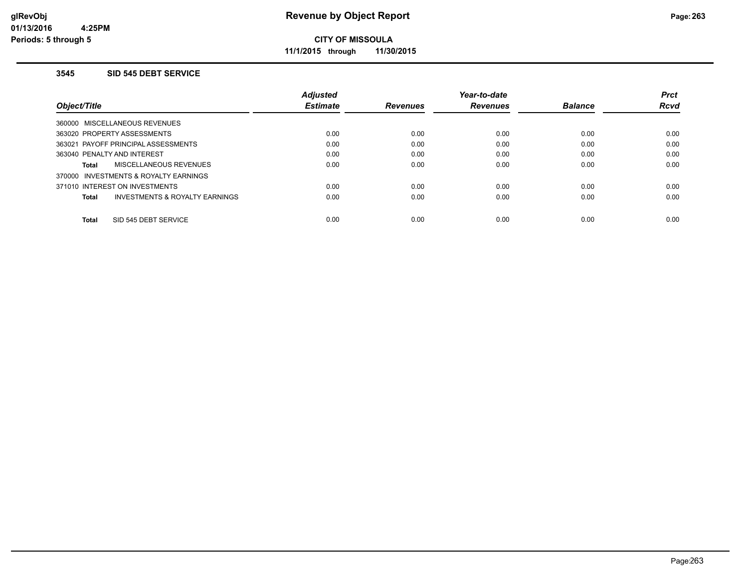# Revenue by Object Report

**CITY OF MISSOULA**

**11/1/2015 through 11/30/2015**

glRevObj
01/13/2016 4:25PM
Periods: 5 through 5

### 3545 SID 545 DEBT SERVICE

| Object/Title | Adjusted Estimate | Revenues | Year-to-date Revenues | Balance | Prct Rcvd |
|---|---|---|---|---|---|
| 360000 MISCELLANEOUS REVENUES | | | | | |
| 363020 PROPERTY ASSESSMENTS | 0.00 | 0.00 | 0.00 | 0.00 | 0.00 |
| 363021 PAYOFF PRINCIPAL ASSESSMENTS | 0.00 | 0.00 | 0.00 | 0.00 | 0.00 |
| 363040 PENALTY AND INTEREST | 0.00 | 0.00 | 0.00 | 0.00 | 0.00 |
| **Total** MISCELLANEOUS REVENUES | 0.00 | 0.00 | 0.00 | 0.00 | 0.00 |
| 370000 INVESTMENTS & ROYALTY EARNINGS | | | | | |
| 371010 INTEREST ON INVESTMENTS | 0.00 | 0.00 | 0.00 | 0.00 | 0.00 |
| **Total** INVESTMENTS & ROYALTY EARNINGS | 0.00 | 0.00 | 0.00 | 0.00 | 0.00 |
| **Total** SID 545 DEBT SERVICE | 0.00 | 0.00 | 0.00 | 0.00 | 0.00 |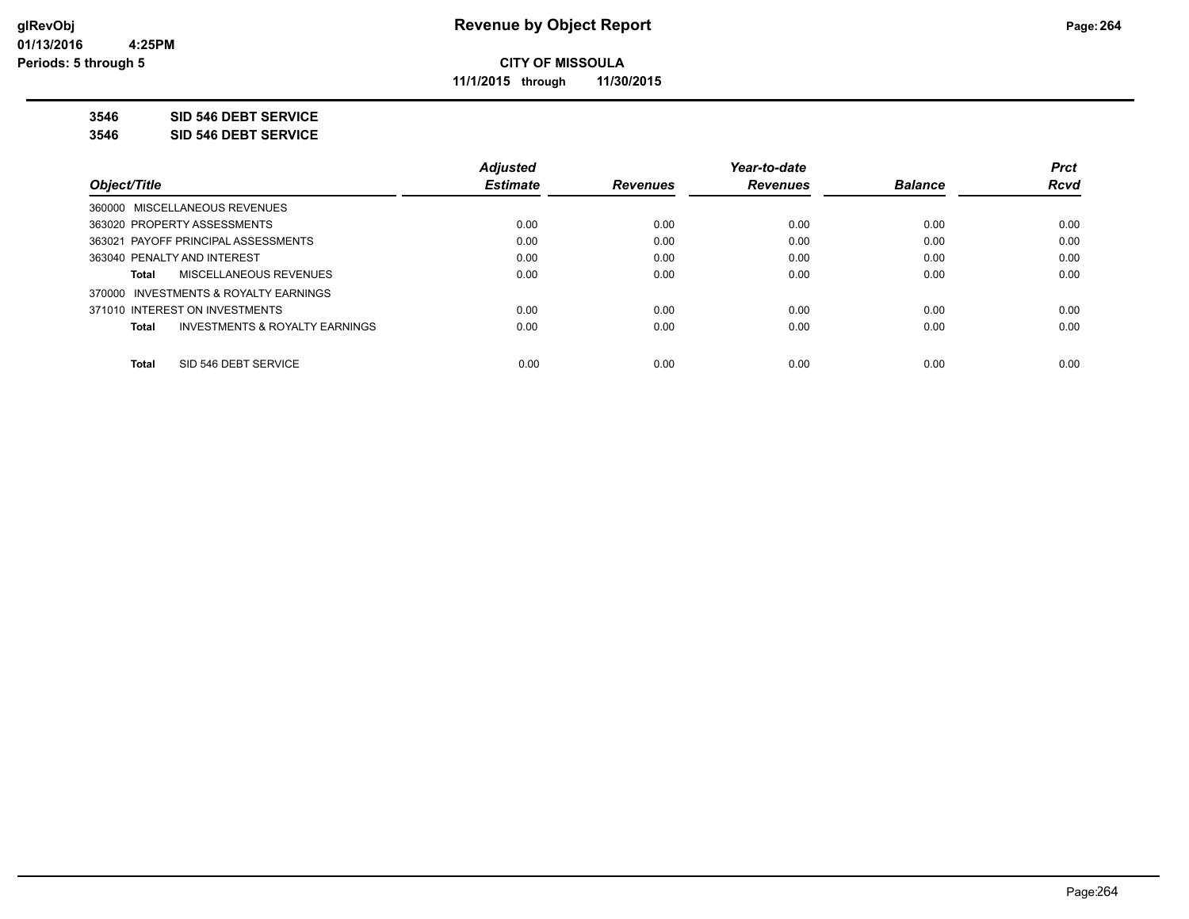# Revenue by Object Report

**CITY OF MISSOULA**

**11/1/2015 through 11/30/2015**

glRevObj
01/13/2016 4:25PM
Periods: 5 through 5

**3546 SID 546 DEBT SERVICE**

**3546 SID 546 DEBT SERVICE**

| Object/Title | Adjusted Estimate | Revenues | Year-to-date Revenues | Balance | Prct Rcvd |
|---|---|---|---|---|---|
| 360000 MISCELLANEOUS REVENUES | | | | | |
| 363020 PROPERTY ASSESSMENTS | 0.00 | 0.00 | 0.00 | 0.00 | 0.00 |
| 363021 PAYOFF PRINCIPAL ASSESSMENTS | 0.00 | 0.00 | 0.00 | 0.00 | 0.00 |
| 363040 PENALTY AND INTEREST | 0.00 | 0.00 | 0.00 | 0.00 | 0.00 |
| **Total** MISCELLANEOUS REVENUES | 0.00 | 0.00 | 0.00 | 0.00 | 0.00 |
| 370000 INVESTMENTS & ROYALTY EARNINGS | | | | | |
| 371010 INTEREST ON INVESTMENTS | 0.00 | 0.00 | 0.00 | 0.00 | 0.00 |
| **Total** INVESTMENTS & ROYALTY EARNINGS | 0.00 | 0.00 | 0.00 | 0.00 | 0.00 |
| **Total** SID 546 DEBT SERVICE | 0.00 | 0.00 | 0.00 | 0.00 | 0.00 |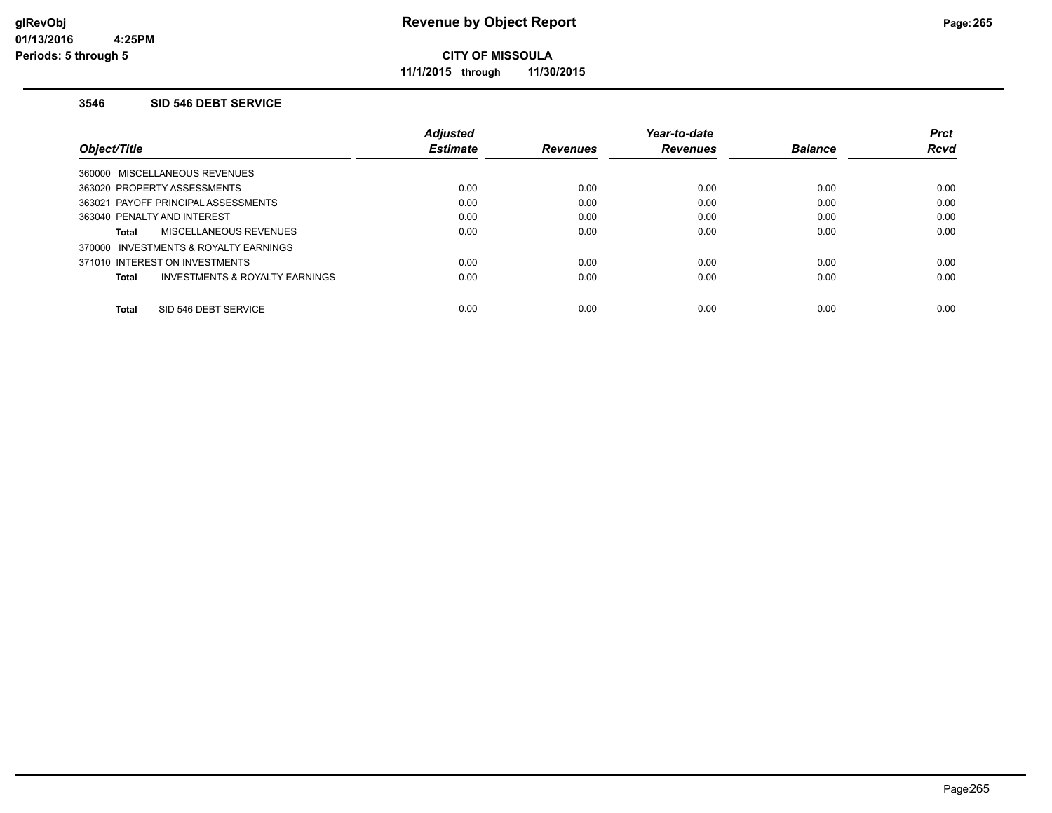**glRevObj**
**01/13/2016 4:25PM**
**Periods: 5 through 5**

# Revenue by Object Report

**CITY OF MISSOULA**

**11/1/2015 through 11/30/2015**

## 3546 SID 546 DEBT SERVICE

| Object/Title | Adjusted Estimate | Revenues | Year-to-date Revenues | Balance | Prct Rcvd |
|---|---|---|---|---|---|
| 360000 MISCELLANEOUS REVENUES | | | | | |
| 363020 PROPERTY ASSESSMENTS | 0.00 | 0.00 | 0.00 | 0.00 | 0.00 |
| 363021 PAYOFF PRINCIPAL ASSESSMENTS | 0.00 | 0.00 | 0.00 | 0.00 | 0.00 |
| 363040 PENALTY AND INTEREST | 0.00 | 0.00 | 0.00 | 0.00 | 0.00 |
| **Total** MISCELLANEOUS REVENUES | 0.00 | 0.00 | 0.00 | 0.00 | 0.00 |
| 370000 INVESTMENTS & ROYALTY EARNINGS | | | | | |
| 371010 INTEREST ON INVESTMENTS | 0.00 | 0.00 | 0.00 | 0.00 | 0.00 |
| **Total** INVESTMENTS & ROYALTY EARNINGS | 0.00 | 0.00 | 0.00 | 0.00 | 0.00 |
| **Total** SID 546 DEBT SERVICE | 0.00 | 0.00 | 0.00 | 0.00 | 0.00 |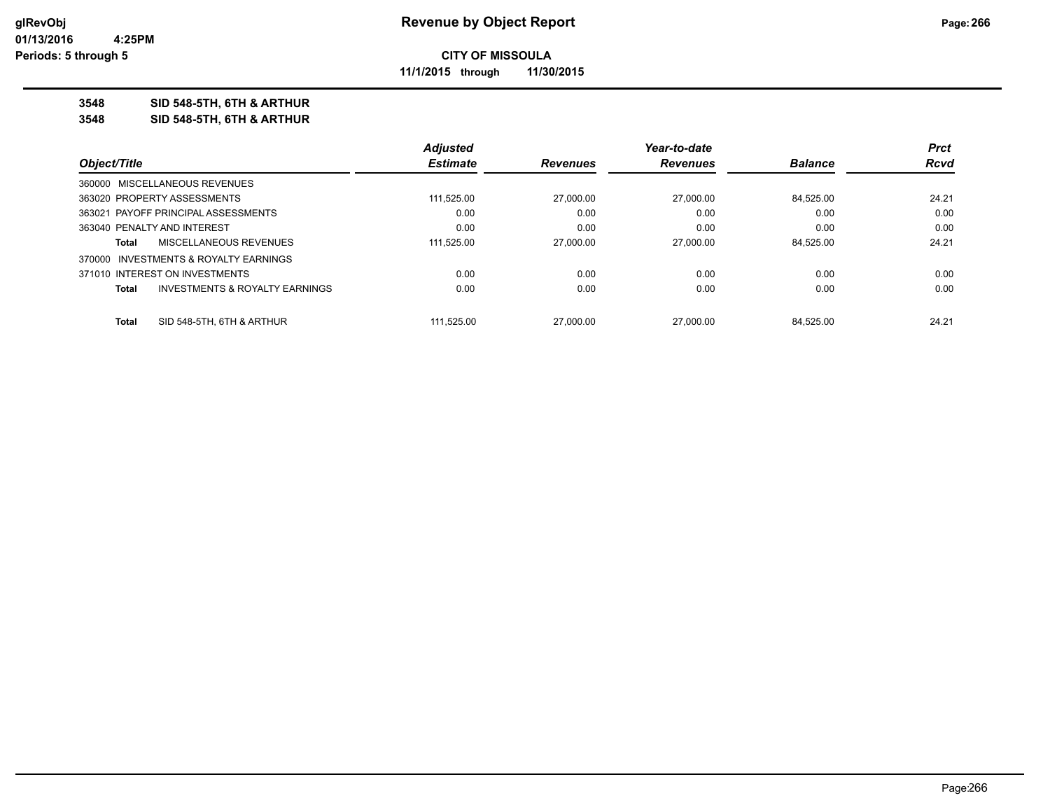**Revenue by Object Report**

**CITY OF MISSOULA**

**11/1/2015 through 11/30/2015**

glRevObj
01/13/2016 4:25PM
Periods: 5 through 5

**3548 SID 548-5TH, 6TH & ARTHUR**
**3548 SID 548-5TH, 6TH & ARTHUR**

| Object/Title | Adjusted Estimate | Revenues | Year-to-date Revenues | Balance | Prct Rcvd |
|---|---|---|---|---|---|
| 360000 MISCELLANEOUS REVENUES | | | | | |
| 363020 PROPERTY ASSESSMENTS | 111,525.00 | 27,000.00 | 27,000.00 | 84,525.00 | 24.21 |
| 363021 PAYOFF PRINCIPAL ASSESSMENTS | 0.00 | 0.00 | 0.00 | 0.00 | 0.00 |
| 363040 PENALTY AND INTEREST | 0.00 | 0.00 | 0.00 | 0.00 | 0.00 |
| **Total** MISCELLANEOUS REVENUES | 111,525.00 | 27,000.00 | 27,000.00 | 84,525.00 | 24.21 |
| 370000 INVESTMENTS & ROYALTY EARNINGS | | | | | |
| 371010 INTEREST ON INVESTMENTS | 0.00 | 0.00 | 0.00 | 0.00 | 0.00 |
| **Total** INVESTMENTS & ROYALTY EARNINGS | 0.00 | 0.00 | 0.00 | 0.00 | 0.00 |
| **Total** SID 548-5TH, 6TH & ARTHUR | 111,525.00 | 27,000.00 | 27,000.00 | 84,525.00 | 24.21 |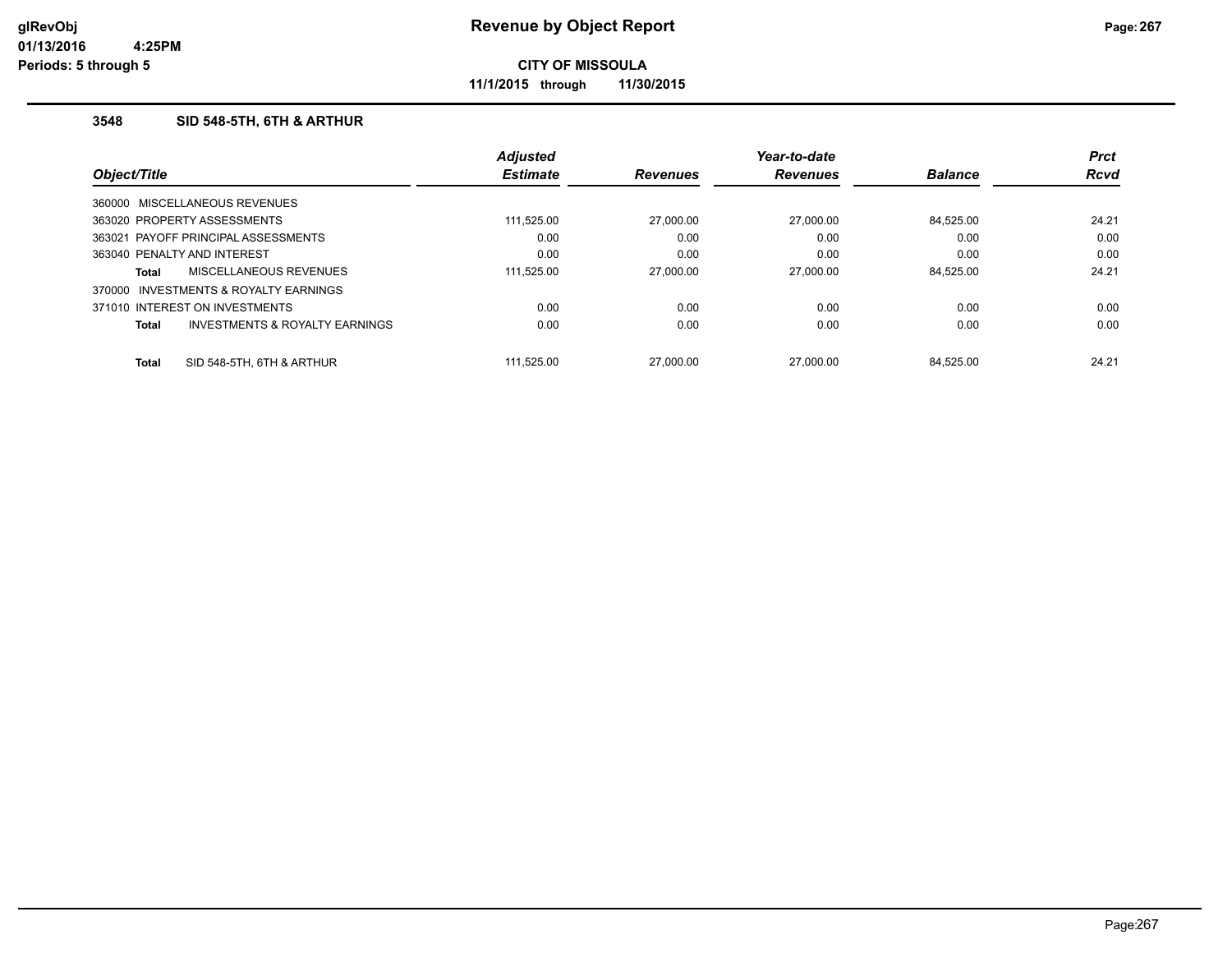# Revenue by Object Report

glRevObj
01/13/2016 4:25PM
Periods: 5 through 5

**CITY OF MISSOULA**

**11/1/2015 through 11/30/2015**

### 3548 SID 548-5TH, 6TH & ARTHUR

| Object/Title | Adjusted Estimate | Revenues | Year-to-date Revenues | Balance | Prct Rcvd |
|---|---|---|---|---|---|
| 360000 MISCELLANEOUS REVENUES | | | | | |
| 363020 PROPERTY ASSESSMENTS | 111,525.00 | 27,000.00 | 27,000.00 | 84,525.00 | 24.21 |
| 363021 PAYOFF PRINCIPAL ASSESSMENTS | 0.00 | 0.00 | 0.00 | 0.00 | 0.00 |
| 363040 PENALTY AND INTEREST | 0.00 | 0.00 | 0.00 | 0.00 | 0.00 |
| **Total** MISCELLANEOUS REVENUES | 111,525.00 | 27,000.00 | 27,000.00 | 84,525.00 | 24.21 |
| 370000 INVESTMENTS & ROYALTY EARNINGS | | | | | |
| 371010 INTEREST ON INVESTMENTS | 0.00 | 0.00 | 0.00 | 0.00 | 0.00 |
| **Total** INVESTMENTS & ROYALTY EARNINGS | 0.00 | 0.00 | 0.00 | 0.00 | 0.00 |
| **Total** SID 548-5TH, 6TH & ARTHUR | 111,525.00 | 27,000.00 | 27,000.00 | 84,525.00 | 24.21 |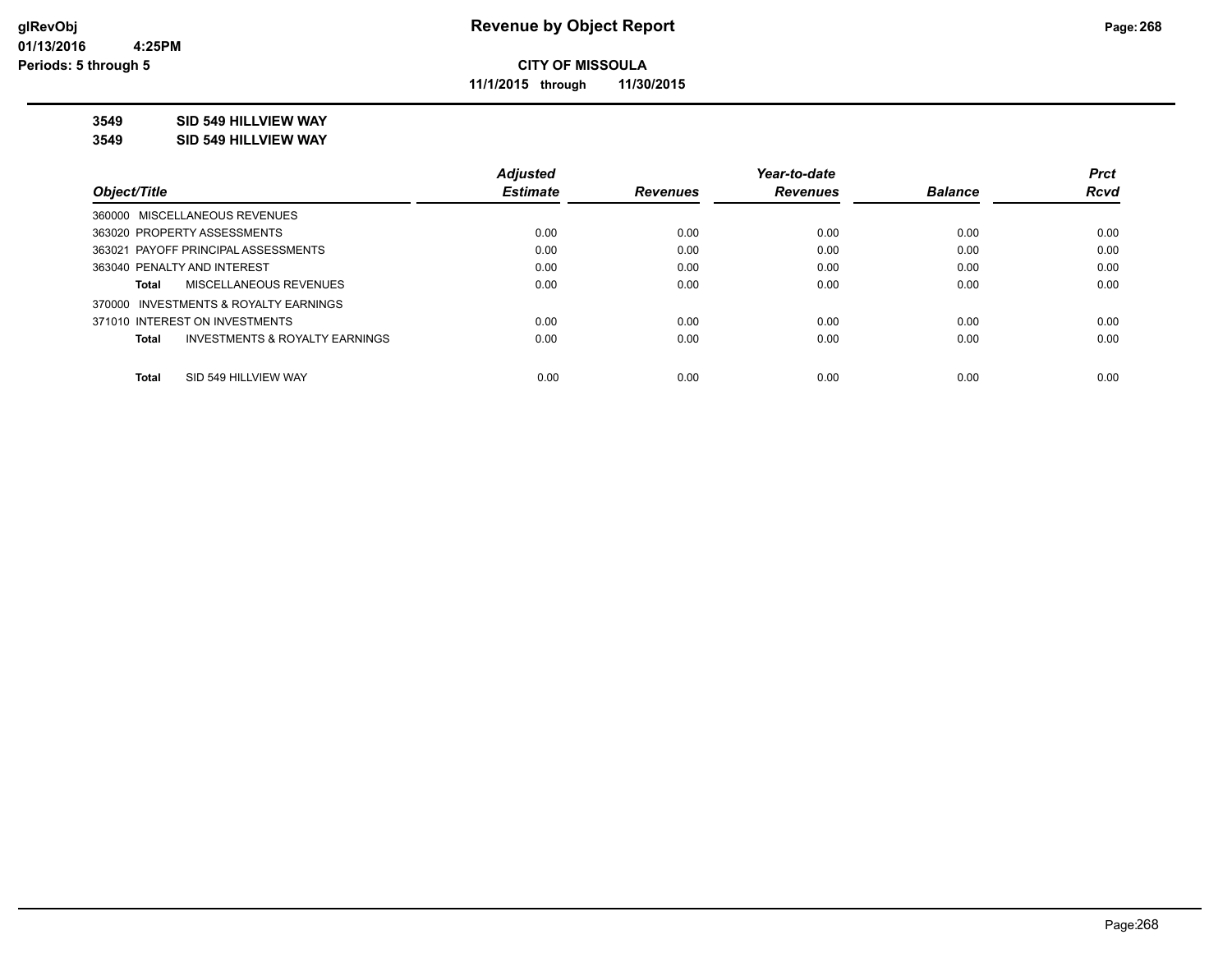**glRevObj**
**01/13/2016 4:25PM**
**Periods: 5 through 5**

# Revenue by Object Report

**CITY OF MISSOULA**

**11/1/2015 through 11/30/2015**

**3549 SID 549 HILLVIEW WAY**

**3549 SID 549 HILLVIEW WAY**

| Object/Title | Adjusted Estimate | Revenues | Year-to-date Revenues | Balance | Prct Rcvd |
|---|---|---|---|---|---|
| 360000 MISCELLANEOUS REVENUES | | | | | |
| 363020 PROPERTY ASSESSMENTS | 0.00 | 0.00 | 0.00 | 0.00 | 0.00 |
| 363021 PAYOFF PRINCIPAL ASSESSMENTS | 0.00 | 0.00 | 0.00 | 0.00 | 0.00 |
| 363040 PENALTY AND INTEREST | 0.00 | 0.00 | 0.00 | 0.00 | 0.00 |
| **Total** MISCELLANEOUS REVENUES | 0.00 | 0.00 | 0.00 | 0.00 | 0.00 |
| 370000 INVESTMENTS & ROYALTY EARNINGS | | | | | |
| 371010 INTEREST ON INVESTMENTS | 0.00 | 0.00 | 0.00 | 0.00 | 0.00 |
| **Total** INVESTMENTS & ROYALTY EARNINGS | 0.00 | 0.00 | 0.00 | 0.00 | 0.00 |
| **Total** SID 549 HILLVIEW WAY | 0.00 | 0.00 | 0.00 | 0.00 | 0.00 |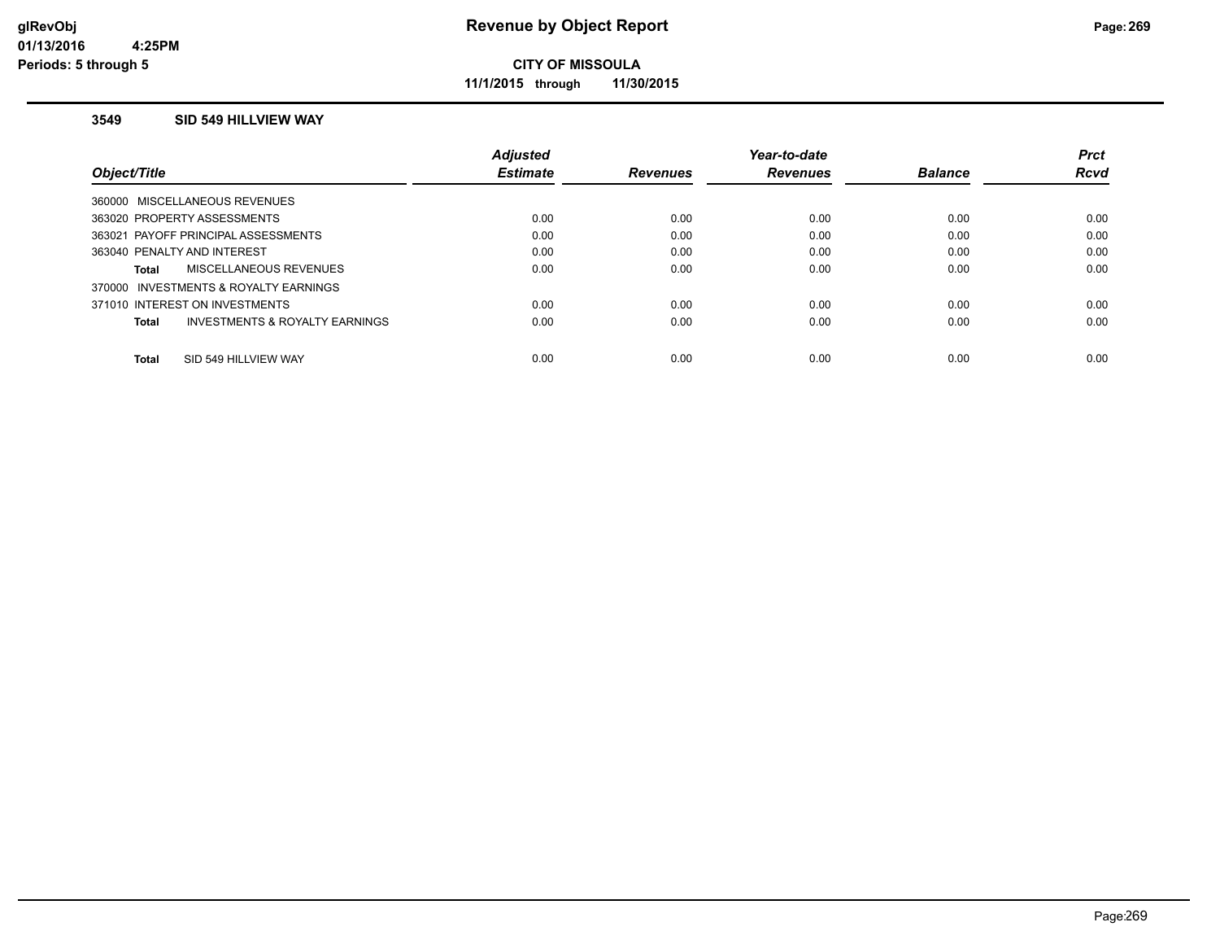**CITY OF MISSOULA**

**11/1/2015 through 11/30/2015**

### 3549 SID 549 HILLVIEW WAY

| Object/Title | Adjusted Estimate | Revenues | Year-to-date Revenues | Balance | Prct Rcvd |
|---|---|---|---|---|---|
| 360000 MISCELLANEOUS REVENUES | | | | | |
| 363020 PROPERTY ASSESSMENTS | 0.00 | 0.00 | 0.00 | 0.00 | 0.00 |
| 363021 PAYOFF PRINCIPAL ASSESSMENTS | 0.00 | 0.00 | 0.00 | 0.00 | 0.00 |
| 363040 PENALTY AND INTEREST | 0.00 | 0.00 | 0.00 | 0.00 | 0.00 |
| **Total** MISCELLANEOUS REVENUES | 0.00 | 0.00 | 0.00 | 0.00 | 0.00 |
| 370000 INVESTMENTS & ROYALTY EARNINGS | | | | | |
| 371010 INTEREST ON INVESTMENTS | 0.00 | 0.00 | 0.00 | 0.00 | 0.00 |
| **Total** INVESTMENTS & ROYALTY EARNINGS | 0.00 | 0.00 | 0.00 | 0.00 | 0.00 |
| **Total** SID 549 HILLVIEW WAY | 0.00 | 0.00 | 0.00 | 0.00 | 0.00 |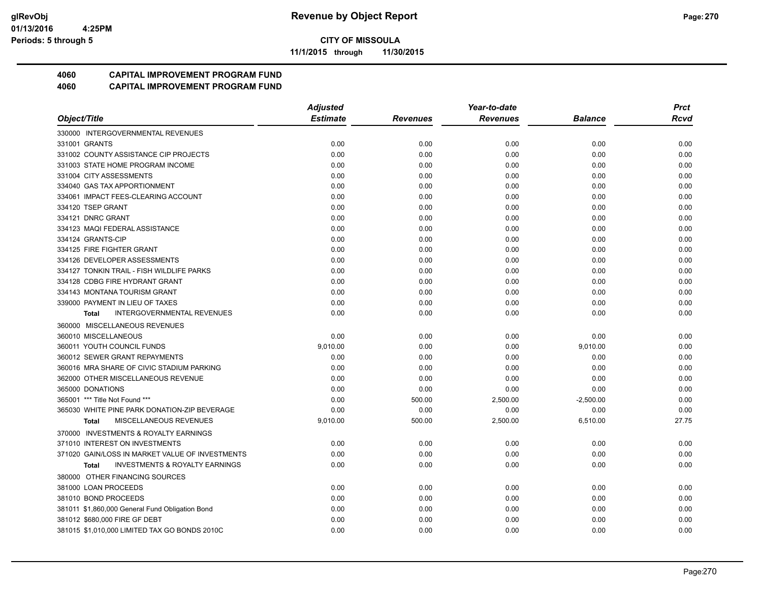**CITY OF MISSOULA**

**11/1/2015 through 11/30/2015**

**Revenue by Object Report**

glRevObj
01/13/2016 4:25PM
Periods: 5 through 5

## 4060 CAPITAL IMPROVEMENT PROGRAM FUND
## 4060 CAPITAL IMPROVEMENT PROGRAM FUND

| Object/Title | Adjusted Estimate | Revenues | Year-to-date Revenues | Balance | Prct Rcvd |
|---|---|---|---|---|---|
| 330000 INTERGOVERNMENTAL REVENUES | | | | | |
| 331001 GRANTS | 0.00 | 0.00 | 0.00 | 0.00 | 0.00 |
| 331002 COUNTY ASSISTANCE CIP PROJECTS | 0.00 | 0.00 | 0.00 | 0.00 | 0.00 |
| 331003 STATE HOME PROGRAM INCOME | 0.00 | 0.00 | 0.00 | 0.00 | 0.00 |
| 331004 CITY ASSESSMENTS | 0.00 | 0.00 | 0.00 | 0.00 | 0.00 |
| 334040 GAS TAX APPORTIONMENT | 0.00 | 0.00 | 0.00 | 0.00 | 0.00 |
| 334061 IMPACT FEES-CLEARING ACCOUNT | 0.00 | 0.00 | 0.00 | 0.00 | 0.00 |
| 334120 TSEP GRANT | 0.00 | 0.00 | 0.00 | 0.00 | 0.00 |
| 334121 DNRC GRANT | 0.00 | 0.00 | 0.00 | 0.00 | 0.00 |
| 334123 MAQI FEDERAL ASSISTANCE | 0.00 | 0.00 | 0.00 | 0.00 | 0.00 |
| 334124 GRANTS-CIP | 0.00 | 0.00 | 0.00 | 0.00 | 0.00 |
| 334125 FIRE FIGHTER GRANT | 0.00 | 0.00 | 0.00 | 0.00 | 0.00 |
| 334126 DEVELOPER ASSESSMENTS | 0.00 | 0.00 | 0.00 | 0.00 | 0.00 |
| 334127 TONKIN TRAIL - FISH WILDLIFE PARKS | 0.00 | 0.00 | 0.00 | 0.00 | 0.00 |
| 334128 CDBG FIRE HYDRANT GRANT | 0.00 | 0.00 | 0.00 | 0.00 | 0.00 |
| 334143 MONTANA TOURISM GRANT | 0.00 | 0.00 | 0.00 | 0.00 | 0.00 |
| 339000 PAYMENT IN LIEU OF TAXES | 0.00 | 0.00 | 0.00 | 0.00 | 0.00 |
| **Total** INTERGOVERNMENTAL REVENUES | 0.00 | 0.00 | 0.00 | 0.00 | 0.00 |
| 360000 MISCELLANEOUS REVENUES | | | | | |
| 360010 MISCELLANEOUS | 0.00 | 0.00 | 0.00 | 0.00 | 0.00 |
| 360011 YOUTH COUNCIL FUNDS | 9,010.00 | 0.00 | 0.00 | 9,010.00 | 0.00 |
| 360012 SEWER GRANT REPAYMENTS | 0.00 | 0.00 | 0.00 | 0.00 | 0.00 |
| 360016 MRA SHARE OF CIVIC STADIUM PARKING | 0.00 | 0.00 | 0.00 | 0.00 | 0.00 |
| 362000 OTHER MISCELLANEOUS REVENUE | 0.00 | 0.00 | 0.00 | 0.00 | 0.00 |
| 365000 DONATIONS | 0.00 | 0.00 | 0.00 | 0.00 | 0.00 |
| 365001 *** Title Not Found *** | 0.00 | 500.00 | 2,500.00 | -2,500.00 | 0.00 |
| 365030 WHITE PINE PARK DONATION-ZIP BEVERAGE | 0.00 | 0.00 | 0.00 | 0.00 | 0.00 |
| **Total** MISCELLANEOUS REVENUES | 9,010.00 | 500.00 | 2,500.00 | 6,510.00 | 27.75 |
| 370000 INVESTMENTS & ROYALTY EARNINGS | | | | | |
| 371010 INTEREST ON INVESTMENTS | 0.00 | 0.00 | 0.00 | 0.00 | 0.00 |
| 371020 GAIN/LOSS IN MARKET VALUE OF INVESTMENTS | 0.00 | 0.00 | 0.00 | 0.00 | 0.00 |
| **Total** INVESTMENTS & ROYALTY EARNINGS | 0.00 | 0.00 | 0.00 | 0.00 | 0.00 |
| 380000 OTHER FINANCING SOURCES | | | | | |
| 381000 LOAN PROCEEDS | 0.00 | 0.00 | 0.00 | 0.00 | 0.00 |
| 381010 BOND PROCEEDS | 0.00 | 0.00 | 0.00 | 0.00 | 0.00 |
| 381011 $1,860,000 General Fund Obligation Bond | 0.00 | 0.00 | 0.00 | 0.00 | 0.00 |
| 381012 $680,000 FIRE GF DEBT | 0.00 | 0.00 | 0.00 | 0.00 | 0.00 |
| 381015 $1,010,000 LIMITED TAX GO BONDS 2010C | 0.00 | 0.00 | 0.00 | 0.00 | 0.00 |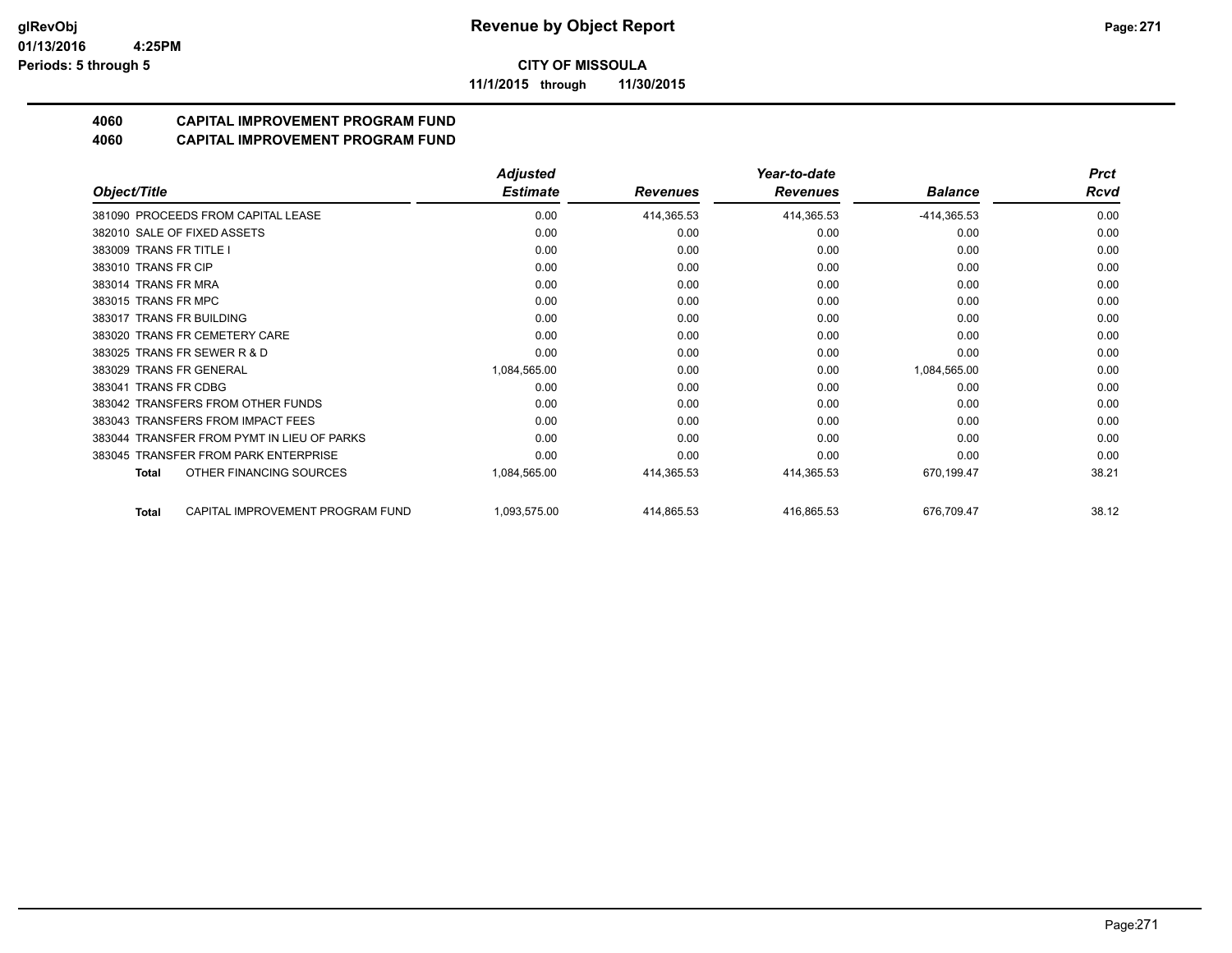**glRevObj**
**01/13/2016 4:25PM**
**Periods: 5 through 5**

# Revenue by Object Report

**CITY OF MISSOULA**

**11/1/2015 through 11/30/2015**

## 4060 CAPITAL IMPROVEMENT PROGRAM FUND
## 4060 CAPITAL IMPROVEMENT PROGRAM FUND

| Object/Title | Adjusted Estimate | Revenues | Year-to-date Revenues | Balance | Prct Rcvd |
|---|---|---|---|---|---|
| 381090 PROCEEDS FROM CAPITAL LEASE | 0.00 | 414,365.53 | 414,365.53 | -414,365.53 | 0.00 |
| 382010 SALE OF FIXED ASSETS | 0.00 | 0.00 | 0.00 | 0.00 | 0.00 |
| 383009 TRANS FR TITLE I | 0.00 | 0.00 | 0.00 | 0.00 | 0.00 |
| 383010 TRANS FR CIP | 0.00 | 0.00 | 0.00 | 0.00 | 0.00 |
| 383014 TRANS FR MRA | 0.00 | 0.00 | 0.00 | 0.00 | 0.00 |
| 383015 TRANS FR MPC | 0.00 | 0.00 | 0.00 | 0.00 | 0.00 |
| 383017 TRANS FR BUILDING | 0.00 | 0.00 | 0.00 | 0.00 | 0.00 |
| 383020 TRANS FR CEMETERY CARE | 0.00 | 0.00 | 0.00 | 0.00 | 0.00 |
| 383025 TRANS FR SEWER R & D | 0.00 | 0.00 | 0.00 | 0.00 | 0.00 |
| 383029 TRANS FR GENERAL | 1,084,565.00 | 0.00 | 0.00 | 1,084,565.00 | 0.00 |
| 383041 TRANS FR CDBG | 0.00 | 0.00 | 0.00 | 0.00 | 0.00 |
| 383042 TRANSFERS FROM OTHER FUNDS | 0.00 | 0.00 | 0.00 | 0.00 | 0.00 |
| 383043 TRANSFERS FROM IMPACT FEES | 0.00 | 0.00 | 0.00 | 0.00 | 0.00 |
| 383044 TRANSFER FROM PYMT IN LIEU OF PARKS | 0.00 | 0.00 | 0.00 | 0.00 | 0.00 |
| 383045 TRANSFER FROM PARK ENTERPRISE | 0.00 | 0.00 | 0.00 | 0.00 | 0.00 |
| **Total** OTHER FINANCING SOURCES | 1,084,565.00 | 414,365.53 | 414,365.53 | 670,199.47 | 38.21 |
| **Total** CAPITAL IMPROVEMENT PROGRAM FUND | 1,093,575.00 | 414,865.53 | 416,865.53 | 676,709.47 | 38.12 |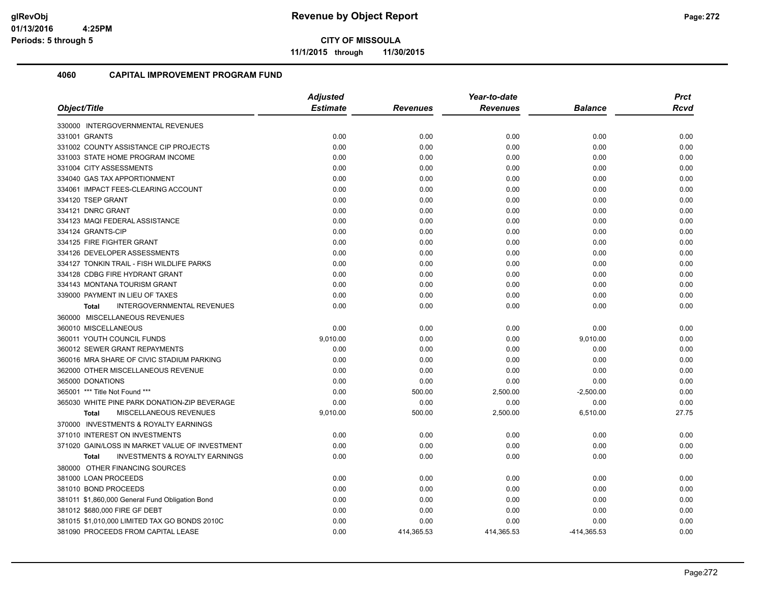# Revenue by Object Report

**CITY OF MISSOULA**

**11/1/2015 through 11/30/2015**

glRevObj
01/13/2016 4:25PM
Periods: 5 through 5

## 4060 CAPITAL IMPROVEMENT PROGRAM FUND

| Object/Title | Adjusted Estimate | Revenues | Year-to-date Revenues | Balance | Prct Rcvd |
|---|---|---|---|---|---|
| 330000 INTERGOVERNMENTAL REVENUES | | | | | |
| 331001 GRANTS | 0.00 | 0.00 | 0.00 | 0.00 | 0.00 |
| 331002 COUNTY ASSISTANCE CIP PROJECTS | 0.00 | 0.00 | 0.00 | 0.00 | 0.00 |
| 331003 STATE HOME PROGRAM INCOME | 0.00 | 0.00 | 0.00 | 0.00 | 0.00 |
| 331004 CITY ASSESSMENTS | 0.00 | 0.00 | 0.00 | 0.00 | 0.00 |
| 334040 GAS TAX APPORTIONMENT | 0.00 | 0.00 | 0.00 | 0.00 | 0.00 |
| 334061 IMPACT FEES-CLEARING ACCOUNT | 0.00 | 0.00 | 0.00 | 0.00 | 0.00 |
| 334120 TSEP GRANT | 0.00 | 0.00 | 0.00 | 0.00 | 0.00 |
| 334121 DNRC GRANT | 0.00 | 0.00 | 0.00 | 0.00 | 0.00 |
| 334123 MAQI FEDERAL ASSISTANCE | 0.00 | 0.00 | 0.00 | 0.00 | 0.00 |
| 334124 GRANTS-CIP | 0.00 | 0.00 | 0.00 | 0.00 | 0.00 |
| 334125 FIRE FIGHTER GRANT | 0.00 | 0.00 | 0.00 | 0.00 | 0.00 |
| 334126 DEVELOPER ASSESSMENTS | 0.00 | 0.00 | 0.00 | 0.00 | 0.00 |
| 334127 TONKIN TRAIL - FISH WILDLIFE PARKS | 0.00 | 0.00 | 0.00 | 0.00 | 0.00 |
| 334128 CDBG FIRE HYDRANT GRANT | 0.00 | 0.00 | 0.00 | 0.00 | 0.00 |
| 334143 MONTANA TOURISM GRANT | 0.00 | 0.00 | 0.00 | 0.00 | 0.00 |
| 339000 PAYMENT IN LIEU OF TAXES | 0.00 | 0.00 | 0.00 | 0.00 | 0.00 |
| **Total** INTERGOVERNMENTAL REVENUES | 0.00 | 0.00 | 0.00 | 0.00 | 0.00 |
| 360000 MISCELLANEOUS REVENUES | | | | | |
| 360010 MISCELLANEOUS | 0.00 | 0.00 | 0.00 | 0.00 | 0.00 |
| 360011 YOUTH COUNCIL FUNDS | 9,010.00 | 0.00 | 0.00 | 9,010.00 | 0.00 |
| 360012 SEWER GRANT REPAYMENTS | 0.00 | 0.00 | 0.00 | 0.00 | 0.00 |
| 360016 MRA SHARE OF CIVIC STADIUM PARKING | 0.00 | 0.00 | 0.00 | 0.00 | 0.00 |
| 362000 OTHER MISCELLANEOUS REVENUE | 0.00 | 0.00 | 0.00 | 0.00 | 0.00 |
| 365000 DONATIONS | 0.00 | 0.00 | 0.00 | 0.00 | 0.00 |
| 365001 *** Title Not Found *** | 0.00 | 500.00 | 2,500.00 | -2,500.00 | 0.00 |
| 365030 WHITE PINE PARK DONATION-ZIP BEVERAGE | 0.00 | 0.00 | 0.00 | 0.00 | 0.00 |
| **Total** MISCELLANEOUS REVENUES | 9,010.00 | 500.00 | 2,500.00 | 6,510.00 | 27.75 |
| 370000 INVESTMENTS & ROYALTY EARNINGS | | | | | |
| 371010 INTEREST ON INVESTMENTS | 0.00 | 0.00 | 0.00 | 0.00 | 0.00 |
| 371020 GAIN/LOSS IN MARKET VALUE OF INVESTMENT | 0.00 | 0.00 | 0.00 | 0.00 | 0.00 |
| **Total** INVESTMENTS & ROYALTY EARNINGS | 0.00 | 0.00 | 0.00 | 0.00 | 0.00 |
| 380000 OTHER FINANCING SOURCES | | | | | |
| 381000 LOAN PROCEEDS | 0.00 | 0.00 | 0.00 | 0.00 | 0.00 |
| 381010 BOND PROCEEDS | 0.00 | 0.00 | 0.00 | 0.00 | 0.00 |
| 381011 $1,860,000 General Fund Obligation Bond | 0.00 | 0.00 | 0.00 | 0.00 | 0.00 |
| 381012 $680,000 FIRE GF DEBT | 0.00 | 0.00 | 0.00 | 0.00 | 0.00 |
| 381015 $1,010,000 LIMITED TAX GO BONDS 2010C | 0.00 | 0.00 | 0.00 | 0.00 | 0.00 |
| 381090 PROCEEDS FROM CAPITAL LEASE | 0.00 | 414,365.53 | 414,365.53 | -414,365.53 | 0.00 |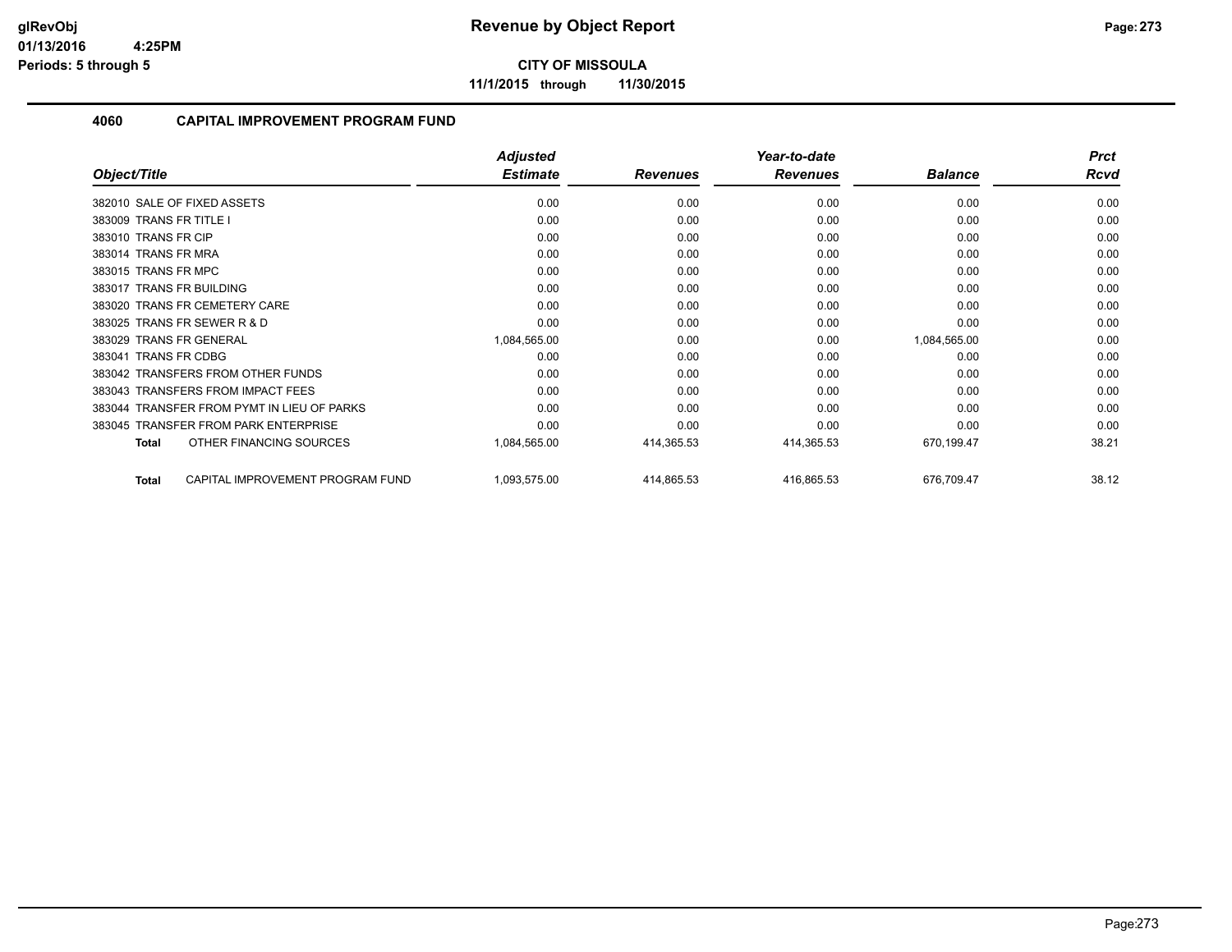**CITY OF MISSOULA**

**11/1/2015 through 11/30/2015**

## 4060 CAPITAL IMPROVEMENT PROGRAM FUND

| Object/Title | Adjusted Estimate | Revenues | Year-to-date Revenues | Balance | Prct Rcvd |
|---|---|---|---|---|---|
| 382010 SALE OF FIXED ASSETS | 0.00 | 0.00 | 0.00 | 0.00 | 0.00 |
| 383009 TRANS FR TITLE I | 0.00 | 0.00 | 0.00 | 0.00 | 0.00 |
| 383010 TRANS FR CIP | 0.00 | 0.00 | 0.00 | 0.00 | 0.00 |
| 383014 TRANS FR MRA | 0.00 | 0.00 | 0.00 | 0.00 | 0.00 |
| 383015 TRANS FR MPC | 0.00 | 0.00 | 0.00 | 0.00 | 0.00 |
| 383017 TRANS FR BUILDING | 0.00 | 0.00 | 0.00 | 0.00 | 0.00 |
| 383020 TRANS FR CEMETERY CARE | 0.00 | 0.00 | 0.00 | 0.00 | 0.00 |
| 383025 TRANS FR SEWER R & D | 0.00 | 0.00 | 0.00 | 0.00 | 0.00 |
| 383029 TRANS FR GENERAL | 1,084,565.00 | 0.00 | 0.00 | 1,084,565.00 | 0.00 |
| 383041 TRANS FR CDBG | 0.00 | 0.00 | 0.00 | 0.00 | 0.00 |
| 383042 TRANSFERS FROM OTHER FUNDS | 0.00 | 0.00 | 0.00 | 0.00 | 0.00 |
| 383043 TRANSFERS FROM IMPACT FEES | 0.00 | 0.00 | 0.00 | 0.00 | 0.00 |
| 383044 TRANSFER FROM PYMT IN LIEU OF PARKS | 0.00 | 0.00 | 0.00 | 0.00 | 0.00 |
| 383045 TRANSFER FROM PARK ENTERPRISE | 0.00 | 0.00 | 0.00 | 0.00 | 0.00 |
| **Total** OTHER FINANCING SOURCES | 1,084,565.00 | 414,365.53 | 414,365.53 | 670,199.47 | 38.21 |
| **Total** CAPITAL IMPROVEMENT PROGRAM FUND | 1,093,575.00 | 414,865.53 | 416,865.53 | 676,709.47 | 38.12 |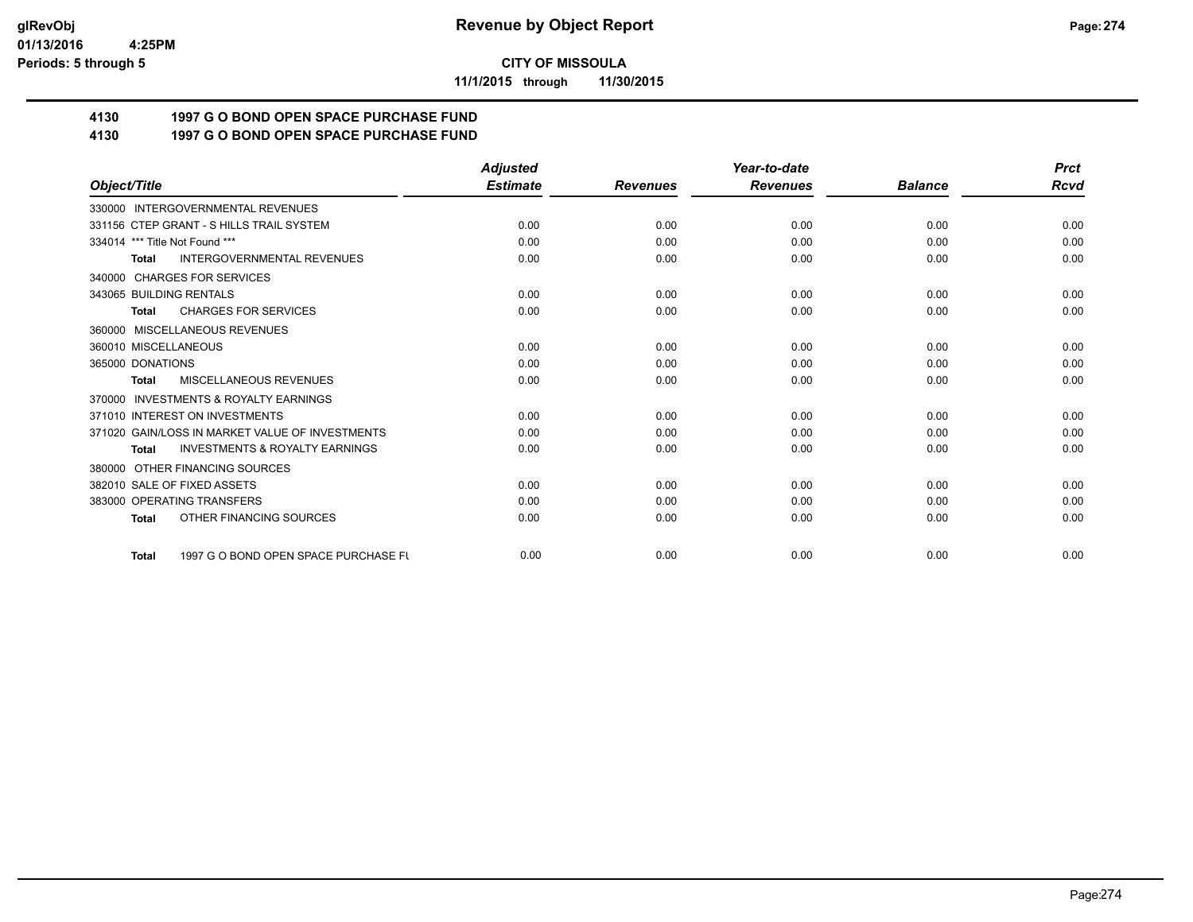**CITY OF MISSOULA**

**11/1/2015 through 11/30/2015**

## 4130 1997 G O BOND OPEN SPACE PURCHASE FUND
## 4130 1997 G O BOND OPEN SPACE PURCHASE FUND

| Object/Title | Adjusted Estimate | Revenues | Year-to-date Revenues | Balance | Prct Rcvd |
|---|---|---|---|---|---|
| 330000 INTERGOVERNMENTAL REVENUES | | | | | |
| 331156 CTEP GRANT - S HILLS TRAIL SYSTEM | 0.00 | 0.00 | 0.00 | 0.00 | 0.00 |
| 334014 *** Title Not Found *** | 0.00 | 0.00 | 0.00 | 0.00 | 0.00 |
| **Total** INTERGOVERNMENTAL REVENUES | 0.00 | 0.00 | 0.00 | 0.00 | 0.00 |
| 340000 CHARGES FOR SERVICES | | | | | |
| 343065 BUILDING RENTALS | 0.00 | 0.00 | 0.00 | 0.00 | 0.00 |
| **Total** CHARGES FOR SERVICES | 0.00 | 0.00 | 0.00 | 0.00 | 0.00 |
| 360000 MISCELLANEOUS REVENUES | | | | | |
| 360010 MISCELLANEOUS | 0.00 | 0.00 | 0.00 | 0.00 | 0.00 |
| 365000 DONATIONS | 0.00 | 0.00 | 0.00 | 0.00 | 0.00 |
| **Total** MISCELLANEOUS REVENUES | 0.00 | 0.00 | 0.00 | 0.00 | 0.00 |
| 370000 INVESTMENTS & ROYALTY EARNINGS | | | | | |
| 371010 INTEREST ON INVESTMENTS | 0.00 | 0.00 | 0.00 | 0.00 | 0.00 |
| 371020 GAIN/LOSS IN MARKET VALUE OF INVESTMENTS | 0.00 | 0.00 | 0.00 | 0.00 | 0.00 |
| **Total** INVESTMENTS & ROYALTY EARNINGS | 0.00 | 0.00 | 0.00 | 0.00 | 0.00 |
| 380000 OTHER FINANCING SOURCES | | | | | |
| 382010 SALE OF FIXED ASSETS | 0.00 | 0.00 | 0.00 | 0.00 | 0.00 |
| 383000 OPERATING TRANSFERS | 0.00 | 0.00 | 0.00 | 0.00 | 0.00 |
| **Total** OTHER FINANCING SOURCES | 0.00 | 0.00 | 0.00 | 0.00 | 0.00 |
| **Total** 1997 G O BOND OPEN SPACE PURCHASE FU | 0.00 | 0.00 | 0.00 | 0.00 | 0.00 |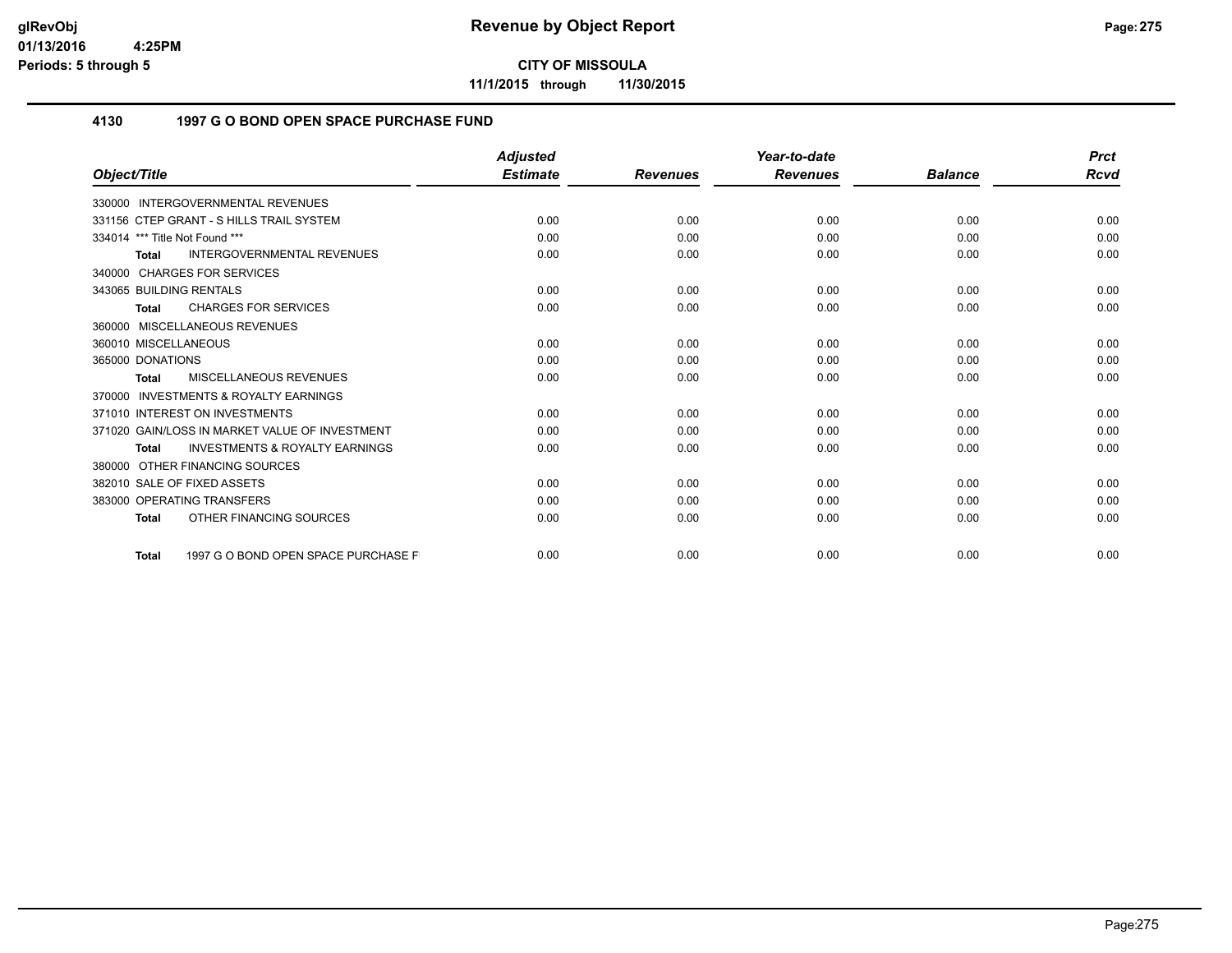**CITY OF MISSOULA**

**11/1/2015 through 11/30/2015**

## 4130 1997 G O BOND OPEN SPACE PURCHASE FUND

| Object/Title | Adjusted Estimate | Revenues | Year-to-date Revenues | Balance | Prct Rcvd |
|---|---|---|---|---|---|
| 330000 INTERGOVERNMENTAL REVENUES | | | | | |
| 331156 CTEP GRANT - S HILLS TRAIL SYSTEM | 0.00 | 0.00 | 0.00 | 0.00 | 0.00 |
| 334014 *** Title Not Found *** | 0.00 | 0.00 | 0.00 | 0.00 | 0.00 |
| **Total** INTERGOVERNMENTAL REVENUES | 0.00 | 0.00 | 0.00 | 0.00 | 0.00 |
| 340000 CHARGES FOR SERVICES | | | | | |
| 343065 BUILDING RENTALS | 0.00 | 0.00 | 0.00 | 0.00 | 0.00 |
| **Total** CHARGES FOR SERVICES | 0.00 | 0.00 | 0.00 | 0.00 | 0.00 |
| 360000 MISCELLANEOUS REVENUES | | | | | |
| 360010 MISCELLANEOUS | 0.00 | 0.00 | 0.00 | 0.00 | 0.00 |
| 365000 DONATIONS | 0.00 | 0.00 | 0.00 | 0.00 | 0.00 |
| **Total** MISCELLANEOUS REVENUES | 0.00 | 0.00 | 0.00 | 0.00 | 0.00 |
| 370000 INVESTMENTS & ROYALTY EARNINGS | | | | | |
| 371010 INTEREST ON INVESTMENTS | 0.00 | 0.00 | 0.00 | 0.00 | 0.00 |
| 371020 GAIN/LOSS IN MARKET VALUE OF INVESTMENT | 0.00 | 0.00 | 0.00 | 0.00 | 0.00 |
| **Total** INVESTMENTS & ROYALTY EARNINGS | 0.00 | 0.00 | 0.00 | 0.00 | 0.00 |
| 380000 OTHER FINANCING SOURCES | | | | | |
| 382010 SALE OF FIXED ASSETS | 0.00 | 0.00 | 0.00 | 0.00 | 0.00 |
| 383000 OPERATING TRANSFERS | 0.00 | 0.00 | 0.00 | 0.00 | 0.00 |
| **Total** OTHER FINANCING SOURCES | 0.00 | 0.00 | 0.00 | 0.00 | 0.00 |
| **Total** 1997 G O BOND OPEN SPACE PURCHASE F | 0.00 | 0.00 | 0.00 | 0.00 | 0.00 |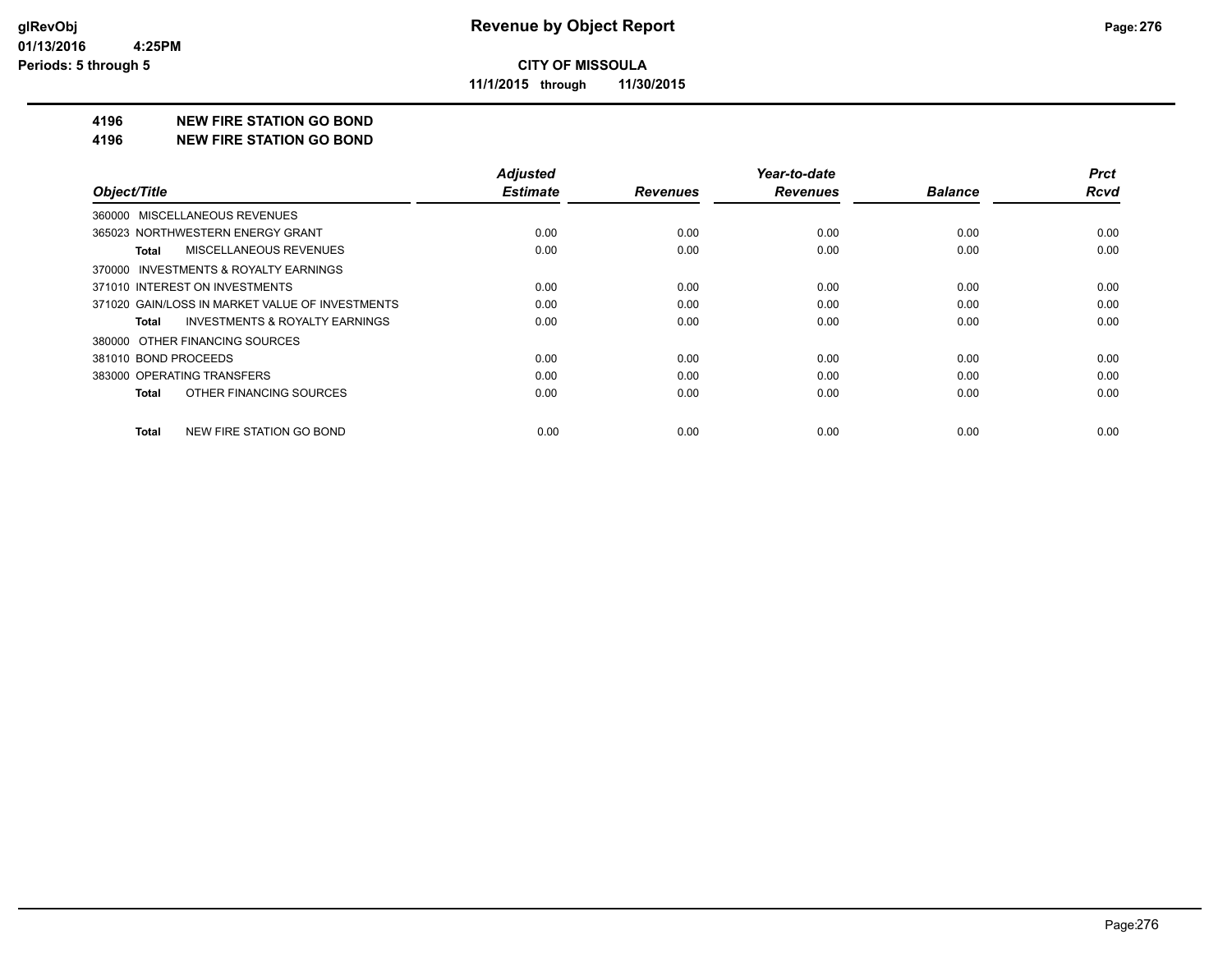glRevObj
01/13/2016 4:25PM
Periods: 5 through 5

# Revenue by Object Report

**CITY OF MISSOULA**

**11/1/2015 through 11/30/2015**

## 4196 NEW FIRE STATION GO BOND
## 4196 NEW FIRE STATION GO BOND

| Object/Title | Adjusted Estimate | Revenues | Year-to-date Revenues | Balance | Prct Rcvd |
|---|---|---|---|---|---|
| 360000 MISCELLANEOUS REVENUES | | | | | |
| 365023 NORTHWESTERN ENERGY GRANT | 0.00 | 0.00 | 0.00 | 0.00 | 0.00 |
| **Total** MISCELLANEOUS REVENUES | 0.00 | 0.00 | 0.00 | 0.00 | 0.00 |
| 370000 INVESTMENTS & ROYALTY EARNINGS | | | | | |
| 371010 INTEREST ON INVESTMENTS | 0.00 | 0.00 | 0.00 | 0.00 | 0.00 |
| 371020 GAIN/LOSS IN MARKET VALUE OF INVESTMENTS | 0.00 | 0.00 | 0.00 | 0.00 | 0.00 |
| **Total** INVESTMENTS & ROYALTY EARNINGS | 0.00 | 0.00 | 0.00 | 0.00 | 0.00 |
| 380000 OTHER FINANCING SOURCES | | | | | |
| 381010 BOND PROCEEDS | 0.00 | 0.00 | 0.00 | 0.00 | 0.00 |
| 383000 OPERATING TRANSFERS | 0.00 | 0.00 | 0.00 | 0.00 | 0.00 |
| **Total** OTHER FINANCING SOURCES | 0.00 | 0.00 | 0.00 | 0.00 | 0.00 |
| **Total** NEW FIRE STATION GO BOND | 0.00 | 0.00 | 0.00 | 0.00 | 0.00 |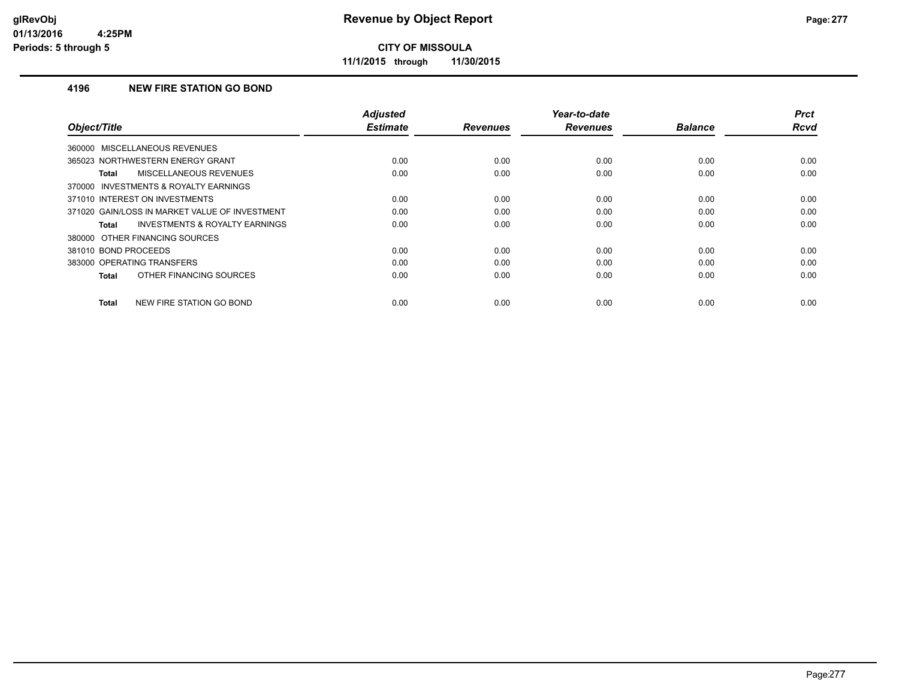# CITY OF MISSOULA

**11/1/2015 through 11/30/2015**

### 4196 NEW FIRE STATION GO BOND

| Object/Title | Adjusted Estimate | Revenues | Year-to-date Revenues | Balance | Prct Rcvd |
|---|---|---|---|---|---|
| 360000 MISCELLANEOUS REVENUES | | | | | |
| 365023 NORTHWESTERN ENERGY GRANT | 0.00 | 0.00 | 0.00 | 0.00 | 0.00 |
| **Total** MISCELLANEOUS REVENUES | 0.00 | 0.00 | 0.00 | 0.00 | 0.00 |
| 370000 INVESTMENTS & ROYALTY EARNINGS | | | | | |
| 371010 INTEREST ON INVESTMENTS | 0.00 | 0.00 | 0.00 | 0.00 | 0.00 |
| 371020 GAIN/LOSS IN MARKET VALUE OF INVESTMENT | 0.00 | 0.00 | 0.00 | 0.00 | 0.00 |
| **Total** INVESTMENTS & ROYALTY EARNINGS | 0.00 | 0.00 | 0.00 | 0.00 | 0.00 |
| 380000 OTHER FINANCING SOURCES | | | | | |
| 381010 BOND PROCEEDS | 0.00 | 0.00 | 0.00 | 0.00 | 0.00 |
| 383000 OPERATING TRANSFERS | 0.00 | 0.00 | 0.00 | 0.00 | 0.00 |
| **Total** OTHER FINANCING SOURCES | 0.00 | 0.00 | 0.00 | 0.00 | 0.00 |
| **Total** NEW FIRE STATION GO BOND | 0.00 | 0.00 | 0.00 | 0.00 | 0.00 |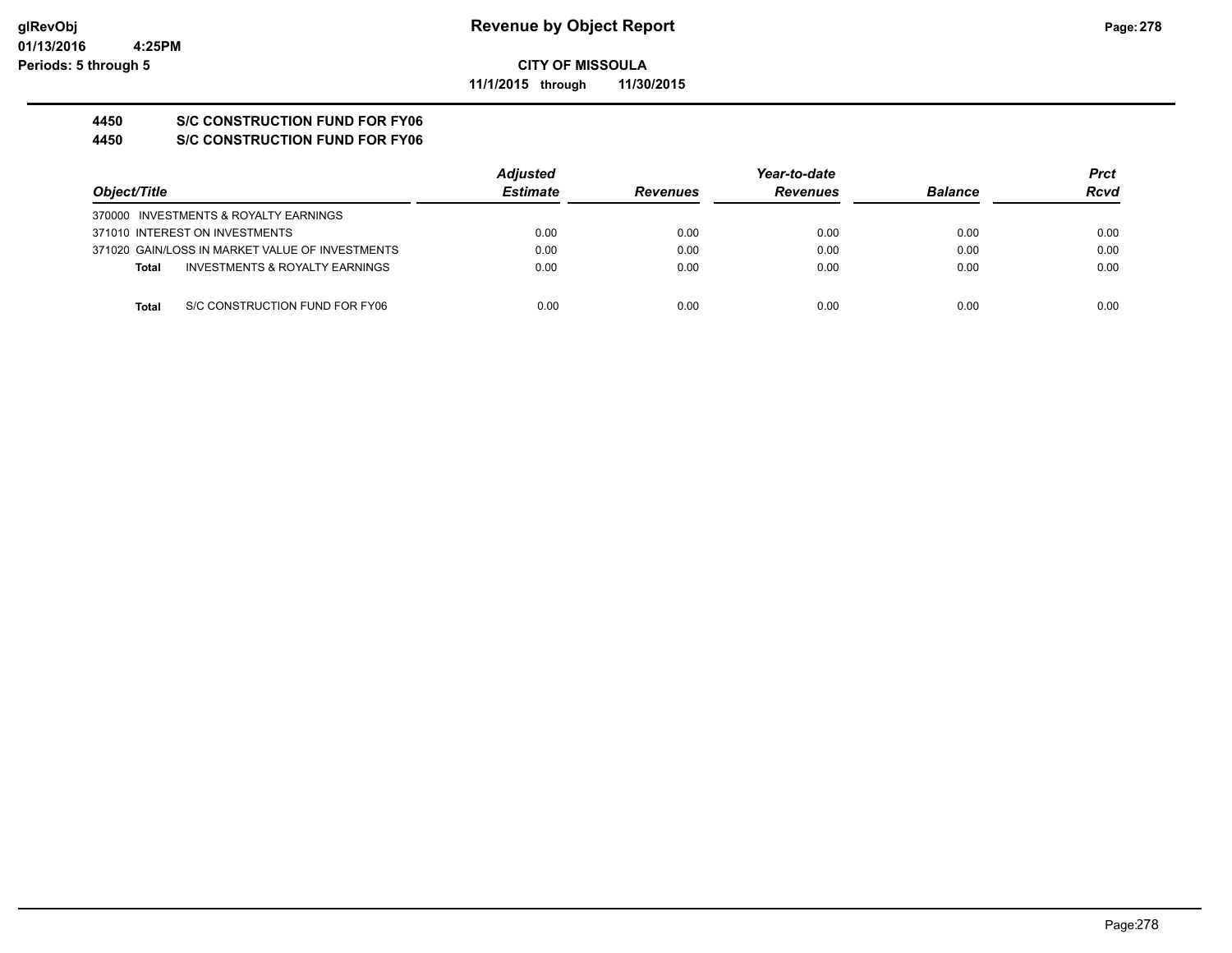glRevObj
01/13/2016 4:25PM
Periods: 5 through 5

# Revenue by Object Report

**CITY OF MISSOULA**

**11/1/2015 through 11/30/2015**

**4450 S/C CONSTRUCTION FUND FOR FY06**

**4450 S/C CONSTRUCTION FUND FOR FY06**

| Object/Title | Adjusted Estimate | Revenues | Year-to-date Revenues | Balance | Prct Rcvd |
|---|---|---|---|---|---|
| 370000 INVESTMENTS & ROYALTY EARNINGS | | | | | |
| 371010 INTEREST ON INVESTMENTS | 0.00 | 0.00 | 0.00 | 0.00 | 0.00 |
| 371020 GAIN/LOSS IN MARKET VALUE OF INVESTMENTS | 0.00 | 0.00 | 0.00 | 0.00 | 0.00 |
| **Total** INVESTMENTS & ROYALTY EARNINGS | 0.00 | 0.00 | 0.00 | 0.00 | 0.00 |
| **Total** S/C CONSTRUCTION FUND FOR FY06 | 0.00 | 0.00 | 0.00 | 0.00 | 0.00 |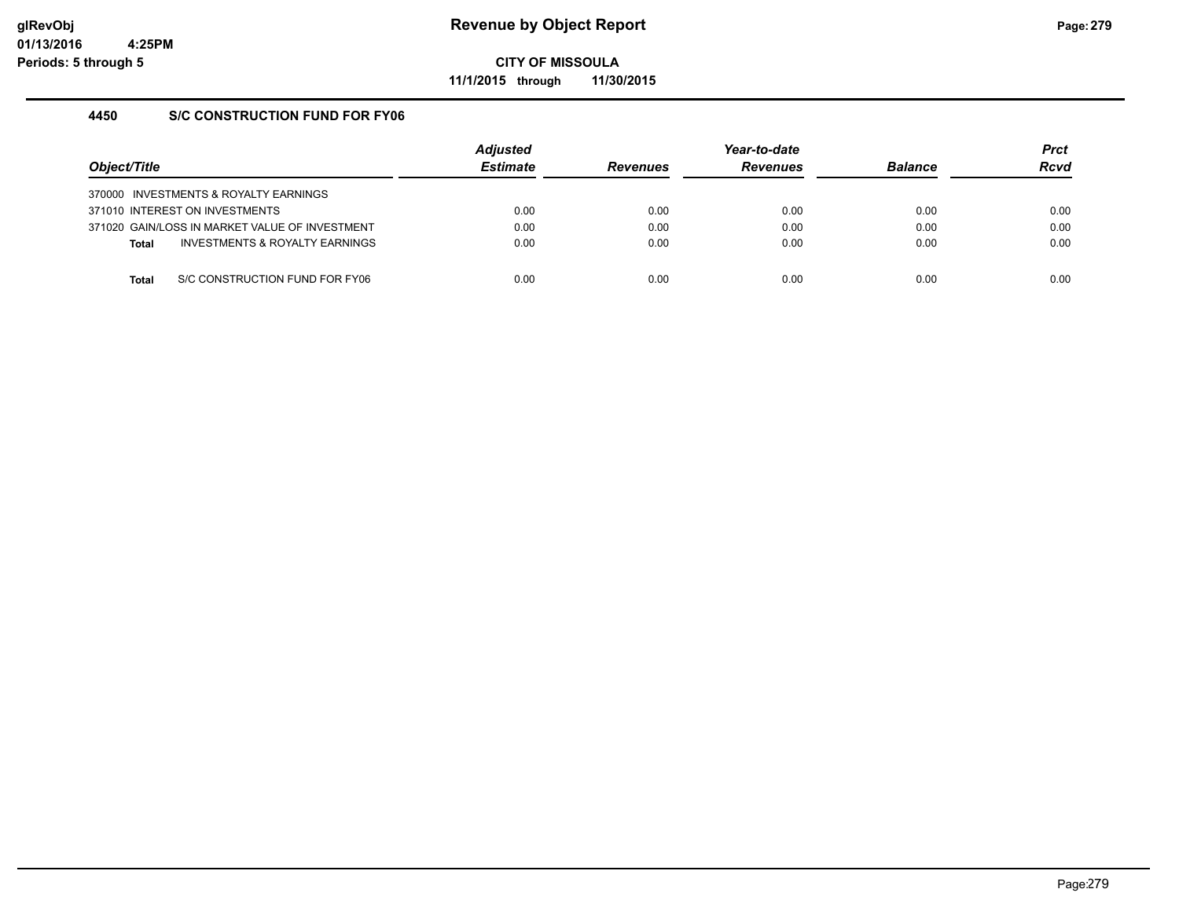**Revenue by Object Report**

**CITY OF MISSOULA**

**11/1/2015 through 11/30/2015**

glRevObj
01/13/2016 4:25PM
Periods: 5 through 5

### 4450 S/C CONSTRUCTION FUND FOR FY06

| Object/Title | Adjusted Estimate | Revenues | Year-to-date Revenues | Balance | Prct Rcvd |
|---|---|---|---|---|---|
| 370000 INVESTMENTS & ROYALTY EARNINGS | | | | | |
| 371010 INTEREST ON INVESTMENTS | 0.00 | 0.00 | 0.00 | 0.00 | 0.00 |
| 371020 GAIN/LOSS IN MARKET VALUE OF INVESTMENT | 0.00 | 0.00 | 0.00 | 0.00 | 0.00 |
| **Total** INVESTMENTS & ROYALTY EARNINGS | 0.00 | 0.00 | 0.00 | 0.00 | 0.00 |
| **Total** S/C CONSTRUCTION FUND FOR FY06 | 0.00 | 0.00 | 0.00 | 0.00 | 0.00 |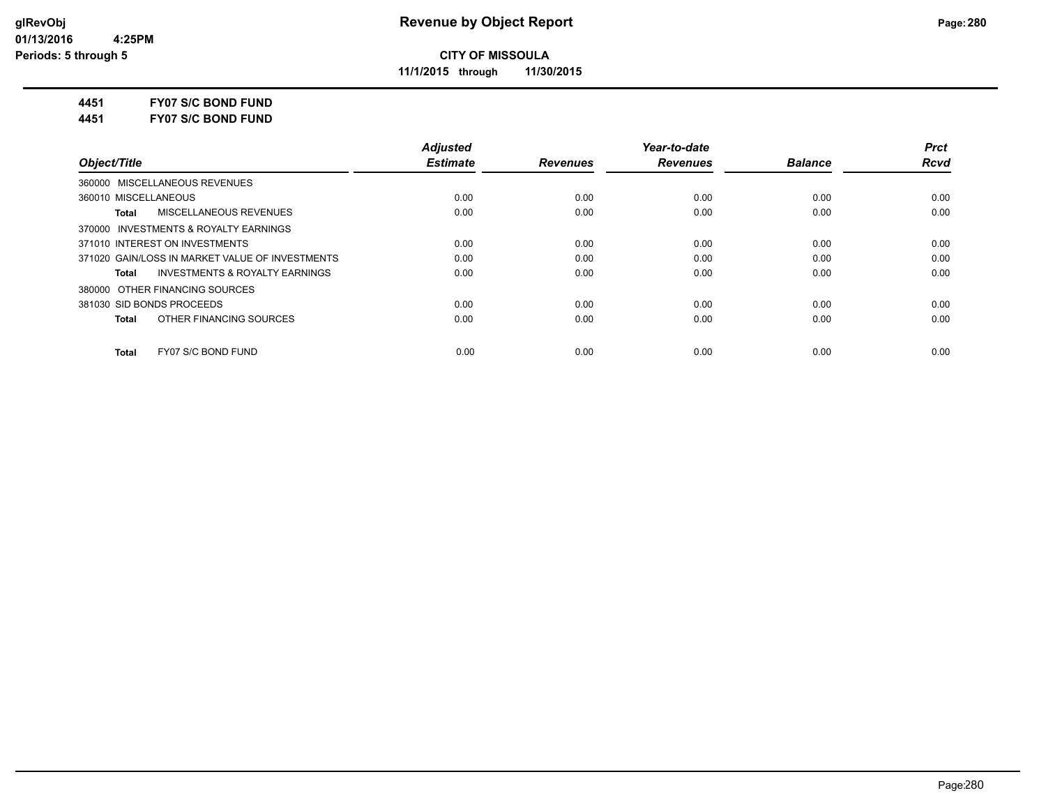**CITY OF MISSOULA**

**11/1/2015 through 11/30/2015**

**4451 FY07 S/C BOND FUND**

**4451 FY07 S/C BOND FUND**

| Object/Title | Adjusted Estimate | Revenues | Year-to-date Revenues | Balance | Prct Rcvd |
|---|---|---|---|---|---|
| 360000 MISCELLANEOUS REVENUES | | | | | |
| 360010 MISCELLANEOUS | 0.00 | 0.00 | 0.00 | 0.00 | 0.00 |
| **Total** MISCELLANEOUS REVENUES | 0.00 | 0.00 | 0.00 | 0.00 | 0.00 |
| 370000 INVESTMENTS & ROYALTY EARNINGS | | | | | |
| 371010 INTEREST ON INVESTMENTS | 0.00 | 0.00 | 0.00 | 0.00 | 0.00 |
| 371020 GAIN/LOSS IN MARKET VALUE OF INVESTMENTS | 0.00 | 0.00 | 0.00 | 0.00 | 0.00 |
| **Total** INVESTMENTS & ROYALTY EARNINGS | 0.00 | 0.00 | 0.00 | 0.00 | 0.00 |
| 380000 OTHER FINANCING SOURCES | | | | | |
| 381030 SID BONDS PROCEEDS | 0.00 | 0.00 | 0.00 | 0.00 | 0.00 |
| **Total** OTHER FINANCING SOURCES | 0.00 | 0.00 | 0.00 | 0.00 | 0.00 |
| **Total** FY07 S/C BOND FUND | 0.00 | 0.00 | 0.00 | 0.00 | 0.00 |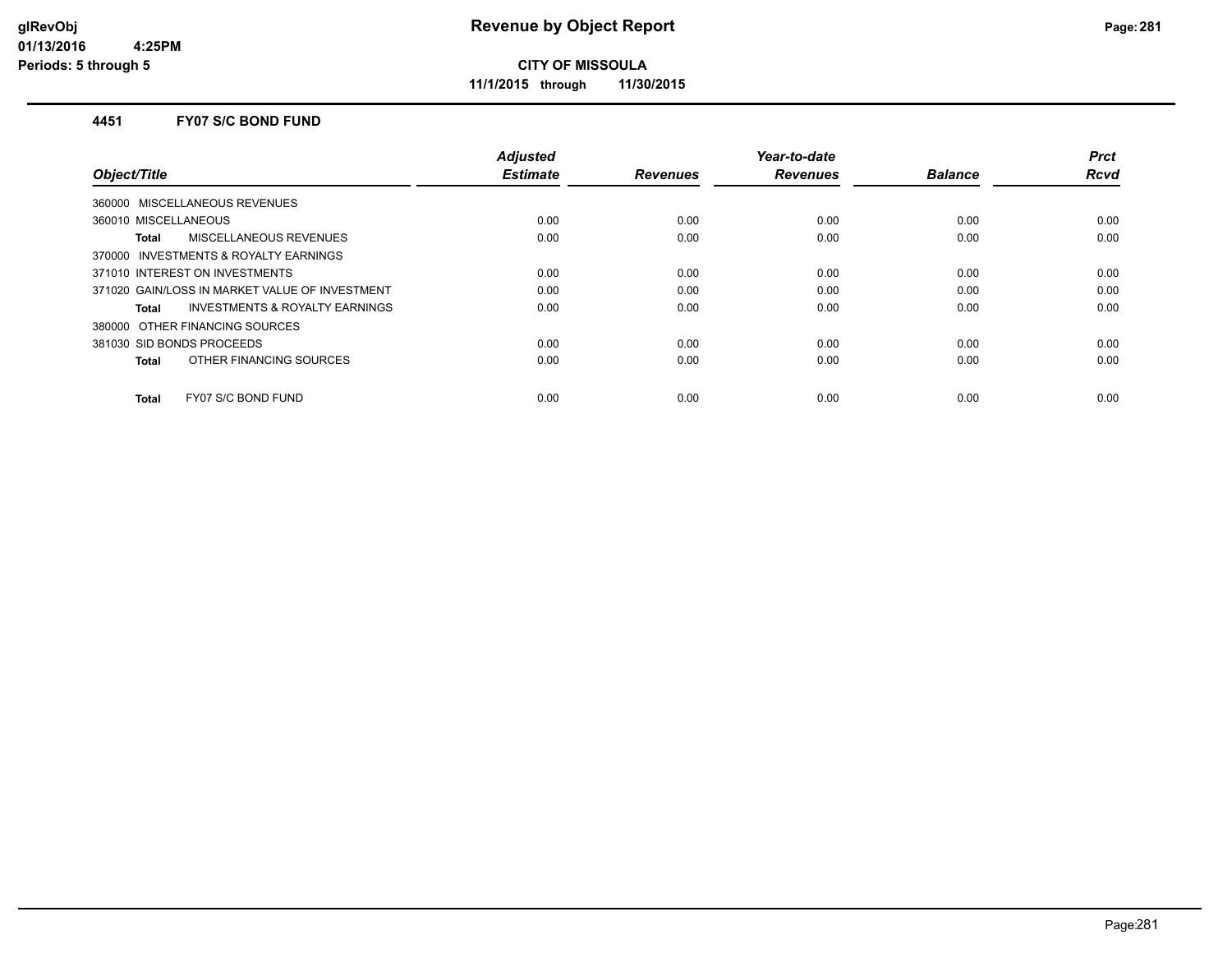# Revenue by Object Report

**CITY OF MISSOULA**

**11/1/2015 through 11/30/2015**

glRevObj
01/13/2016 4:25PM
Periods: 5 through 5

### 4451 FY07 S/C BOND FUND

| Object/Title | Adjusted Estimate | Revenues | Year-to-date Revenues | Balance | Prct Rcvd |
|---|---|---|---|---|---|
| 360000 MISCELLANEOUS REVENUES | | | | | |
| 360010 MISCELLANEOUS | 0.00 | 0.00 | 0.00 | 0.00 | 0.00 |
| **Total** MISCELLANEOUS REVENUES | 0.00 | 0.00 | 0.00 | 0.00 | 0.00 |
| 370000 INVESTMENTS & ROYALTY EARNINGS | | | | | |
| 371010 INTEREST ON INVESTMENTS | 0.00 | 0.00 | 0.00 | 0.00 | 0.00 |
| 371020 GAIN/LOSS IN MARKET VALUE OF INVESTMENT | 0.00 | 0.00 | 0.00 | 0.00 | 0.00 |
| **Total** INVESTMENTS & ROYALTY EARNINGS | 0.00 | 0.00 | 0.00 | 0.00 | 0.00 |
| 380000 OTHER FINANCING SOURCES | | | | | |
| 381030 SID BONDS PROCEEDS | 0.00 | 0.00 | 0.00 | 0.00 | 0.00 |
| **Total** OTHER FINANCING SOURCES | 0.00 | 0.00 | 0.00 | 0.00 | 0.00 |
| **Total** FY07 S/C BOND FUND | 0.00 | 0.00 | 0.00 | 0.00 | 0.00 |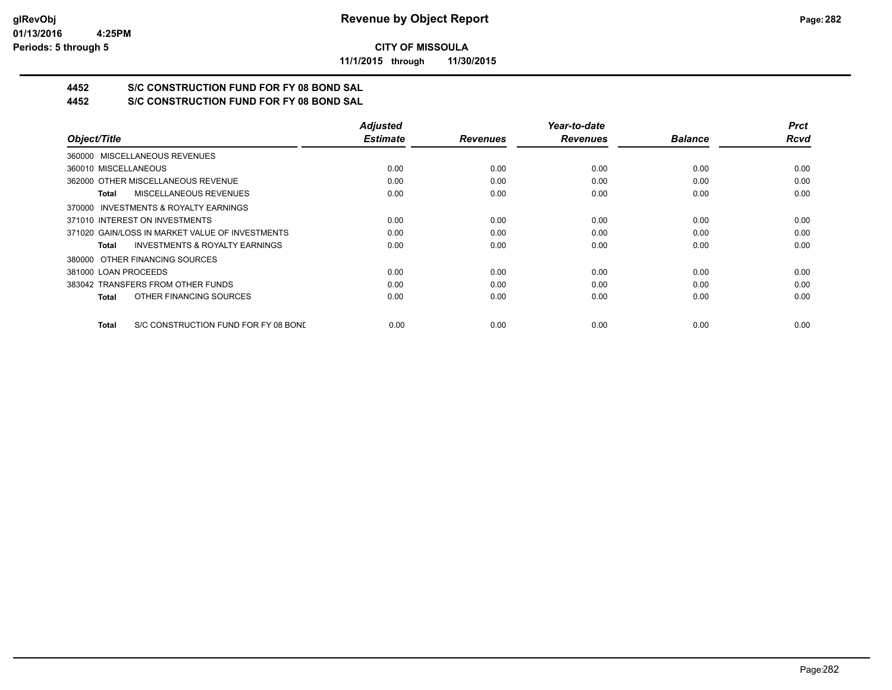# CITY OF MISSOULA

**11/1/2015 through 11/30/2015**

## 4452 S/C CONSTRUCTION FUND FOR FY 08 BOND SAL

## 4452 S/C CONSTRUCTION FUND FOR FY 08 BOND SAL

| Object/Title | Adjusted Estimate | Revenues | Year-to-date Revenues | Balance | Prct Rcvd |
|---|---|---|---|---|---|
| 360000 MISCELLANEOUS REVENUES | | | | | |
| 360010 MISCELLANEOUS | 0.00 | 0.00 | 0.00 | 0.00 | 0.00 |
| 362000 OTHER MISCELLANEOUS REVENUE | 0.00 | 0.00 | 0.00 | 0.00 | 0.00 |
| **Total** MISCELLANEOUS REVENUES | 0.00 | 0.00 | 0.00 | 0.00 | 0.00 |
| 370000 INVESTMENTS & ROYALTY EARNINGS | | | | | |
| 371010 INTEREST ON INVESTMENTS | 0.00 | 0.00 | 0.00 | 0.00 | 0.00 |
| 371020 GAIN/LOSS IN MARKET VALUE OF INVESTMENTS | 0.00 | 0.00 | 0.00 | 0.00 | 0.00 |
| **Total** INVESTMENTS & ROYALTY EARNINGS | 0.00 | 0.00 | 0.00 | 0.00 | 0.00 |
| 380000 OTHER FINANCING SOURCES | | | | | |
| 381000 LOAN PROCEEDS | 0.00 | 0.00 | 0.00 | 0.00 | 0.00 |
| 383042 TRANSFERS FROM OTHER FUNDS | 0.00 | 0.00 | 0.00 | 0.00 | 0.00 |
| **Total** OTHER FINANCING SOURCES | 0.00 | 0.00 | 0.00 | 0.00 | 0.00 |
| **Total** S/C CONSTRUCTION FUND FOR FY 08 BOND | 0.00 | 0.00 | 0.00 | 0.00 | 0.00 |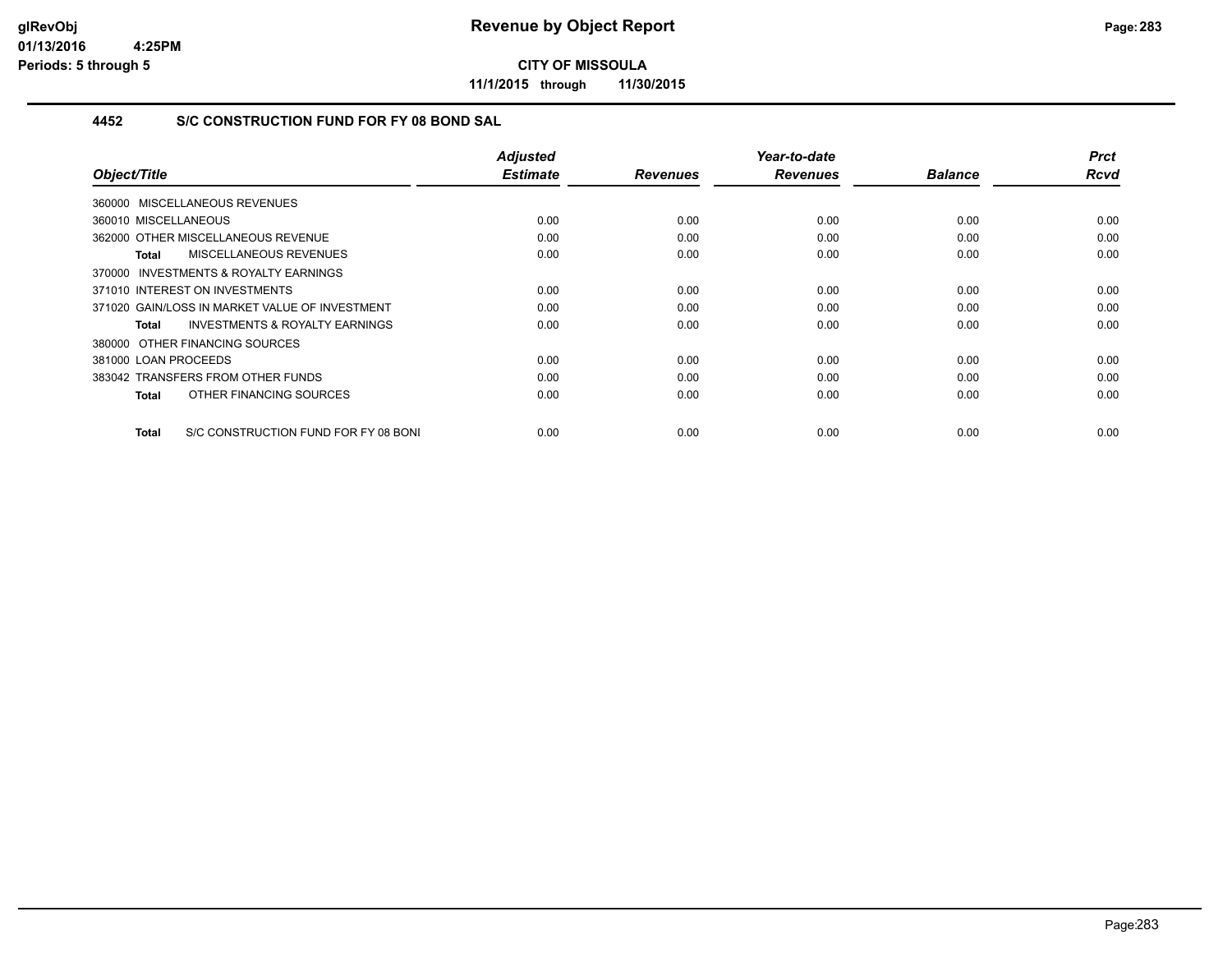**CITY OF MISSOULA**

**11/1/2015 through 11/30/2015**

### 4452 S/C CONSTRUCTION FUND FOR FY 08 BOND SAL

| Object/Title | Adjusted Estimate | Revenues | Year-to-date Revenues | Balance | Prct Rcvd |
|---|---|---|---|---|---|
| 360000 MISCELLANEOUS REVENUES | | | | | |
| 360010 MISCELLANEOUS | 0.00 | 0.00 | 0.00 | 0.00 | 0.00 |
| 362000 OTHER MISCELLANEOUS REVENUE | 0.00 | 0.00 | 0.00 | 0.00 | 0.00 |
| **Total** MISCELLANEOUS REVENUES | 0.00 | 0.00 | 0.00 | 0.00 | 0.00 |
| 370000 INVESTMENTS & ROYALTY EARNINGS | | | | | |
| 371010 INTEREST ON INVESTMENTS | 0.00 | 0.00 | 0.00 | 0.00 | 0.00 |
| 371020 GAIN/LOSS IN MARKET VALUE OF INVESTMENT | 0.00 | 0.00 | 0.00 | 0.00 | 0.00 |
| **Total** INVESTMENTS & ROYALTY EARNINGS | 0.00 | 0.00 | 0.00 | 0.00 | 0.00 |
| 380000 OTHER FINANCING SOURCES | | | | | |
| 381000 LOAN PROCEEDS | 0.00 | 0.00 | 0.00 | 0.00 | 0.00 |
| 383042 TRANSFERS FROM OTHER FUNDS | 0.00 | 0.00 | 0.00 | 0.00 | 0.00 |
| **Total** OTHER FINANCING SOURCES | 0.00 | 0.00 | 0.00 | 0.00 | 0.00 |
| **Total** S/C CONSTRUCTION FUND FOR FY 08 BONI | 0.00 | 0.00 | 0.00 | 0.00 | 0.00 |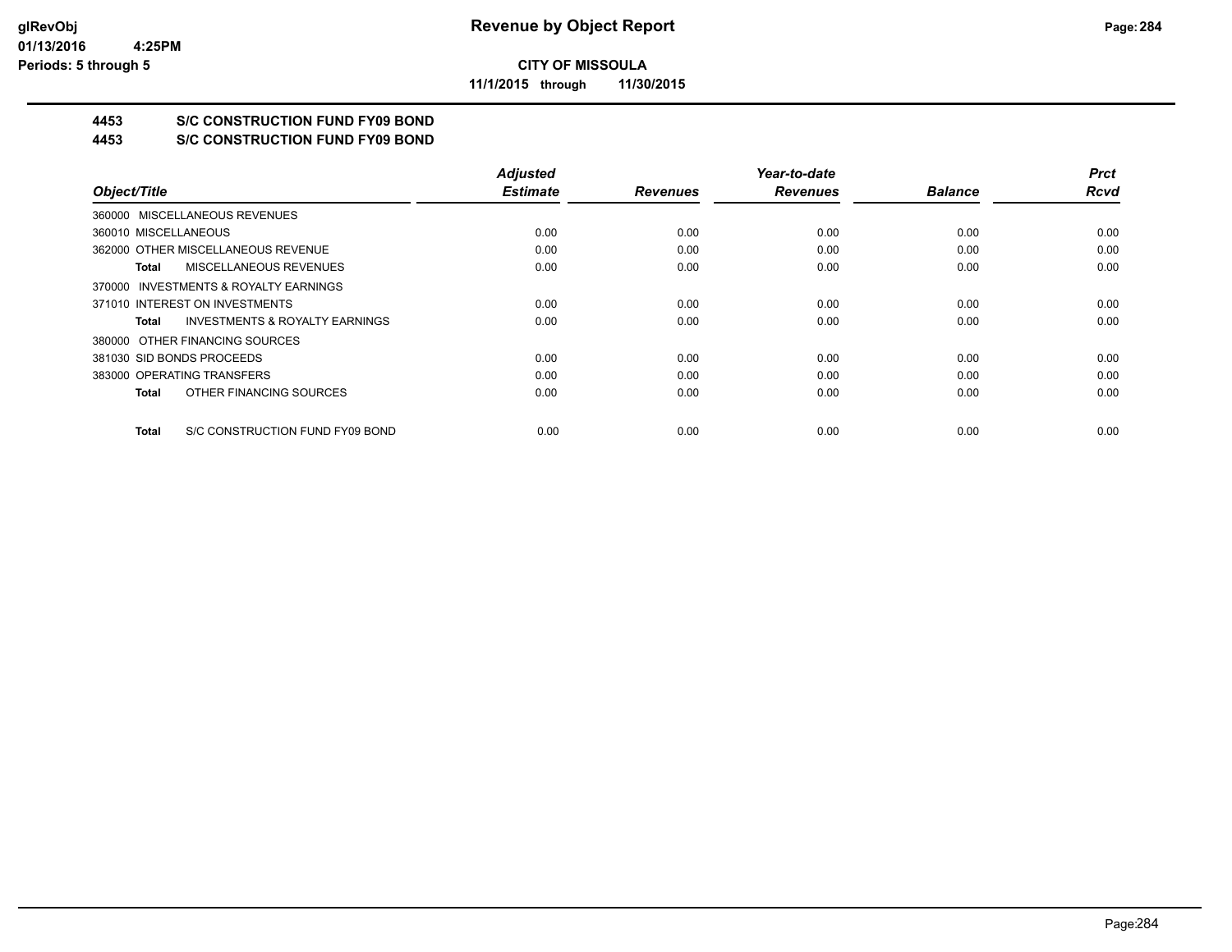**CITY OF MISSOULA**

**11/1/2015 through 11/30/2015**

**4453 S/C CONSTRUCTION FUND FY09 BOND**

**4453 S/C CONSTRUCTION FUND FY09 BOND**

| Object/Title | Adjusted Estimate | Revenues | Year-to-date Revenues | Balance | Prct Rcvd |
|---|---|---|---|---|---|
| 360000 MISCELLANEOUS REVENUES | | | | | |
| 360010 MISCELLANEOUS | 0.00 | 0.00 | 0.00 | 0.00 | 0.00 |
| 362000 OTHER MISCELLANEOUS REVENUE | 0.00 | 0.00 | 0.00 | 0.00 | 0.00 |
| **Total** MISCELLANEOUS REVENUES | 0.00 | 0.00 | 0.00 | 0.00 | 0.00 |
| 370000 INVESTMENTS & ROYALTY EARNINGS | | | | | |
| 371010 INTEREST ON INVESTMENTS | 0.00 | 0.00 | 0.00 | 0.00 | 0.00 |
| **Total** INVESTMENTS & ROYALTY EARNINGS | 0.00 | 0.00 | 0.00 | 0.00 | 0.00 |
| 380000 OTHER FINANCING SOURCES | | | | | |
| 381030 SID BONDS PROCEEDS | 0.00 | 0.00 | 0.00 | 0.00 | 0.00 |
| 383000 OPERATING TRANSFERS | 0.00 | 0.00 | 0.00 | 0.00 | 0.00 |
| **Total** OTHER FINANCING SOURCES | 0.00 | 0.00 | 0.00 | 0.00 | 0.00 |
| **Total** S/C CONSTRUCTION FUND FY09 BOND | 0.00 | 0.00 | 0.00 | 0.00 | 0.00 |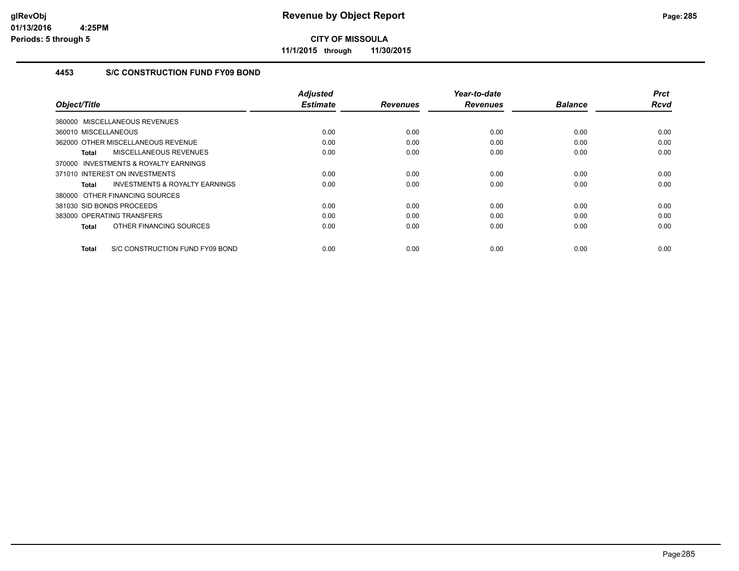# Revenue by Object Report

**CITY OF MISSOULA**

**11/1/2015 through 11/30/2015**

glRevObj
01/13/2016 4:25PM
Periods: 5 through 5

### 4453 S/C CONSTRUCTION FUND FY09 BOND

| Object/Title | Adjusted Estimate | Revenues | Year-to-date Revenues | Balance | Prct Rcvd |
|---|---|---|---|---|---|
| 360000 MISCELLANEOUS REVENUES | | | | | |
| 360010 MISCELLANEOUS | 0.00 | 0.00 | 0.00 | 0.00 | 0.00 |
| 362000 OTHER MISCELLANEOUS REVENUE | 0.00 | 0.00 | 0.00 | 0.00 | 0.00 |
| **Total** MISCELLANEOUS REVENUES | 0.00 | 0.00 | 0.00 | 0.00 | 0.00 |
| 370000 INVESTMENTS & ROYALTY EARNINGS | | | | | |
| 371010 INTEREST ON INVESTMENTS | 0.00 | 0.00 | 0.00 | 0.00 | 0.00 |
| **Total** INVESTMENTS & ROYALTY EARNINGS | 0.00 | 0.00 | 0.00 | 0.00 | 0.00 |
| 380000 OTHER FINANCING SOURCES | | | | | |
| 381030 SID BONDS PROCEEDS | 0.00 | 0.00 | 0.00 | 0.00 | 0.00 |
| 383000 OPERATING TRANSFERS | 0.00 | 0.00 | 0.00 | 0.00 | 0.00 |
| **Total** OTHER FINANCING SOURCES | 0.00 | 0.00 | 0.00 | 0.00 | 0.00 |
| **Total** S/C CONSTRUCTION FUND FY09 BOND | 0.00 | 0.00 | 0.00 | 0.00 | 0.00 |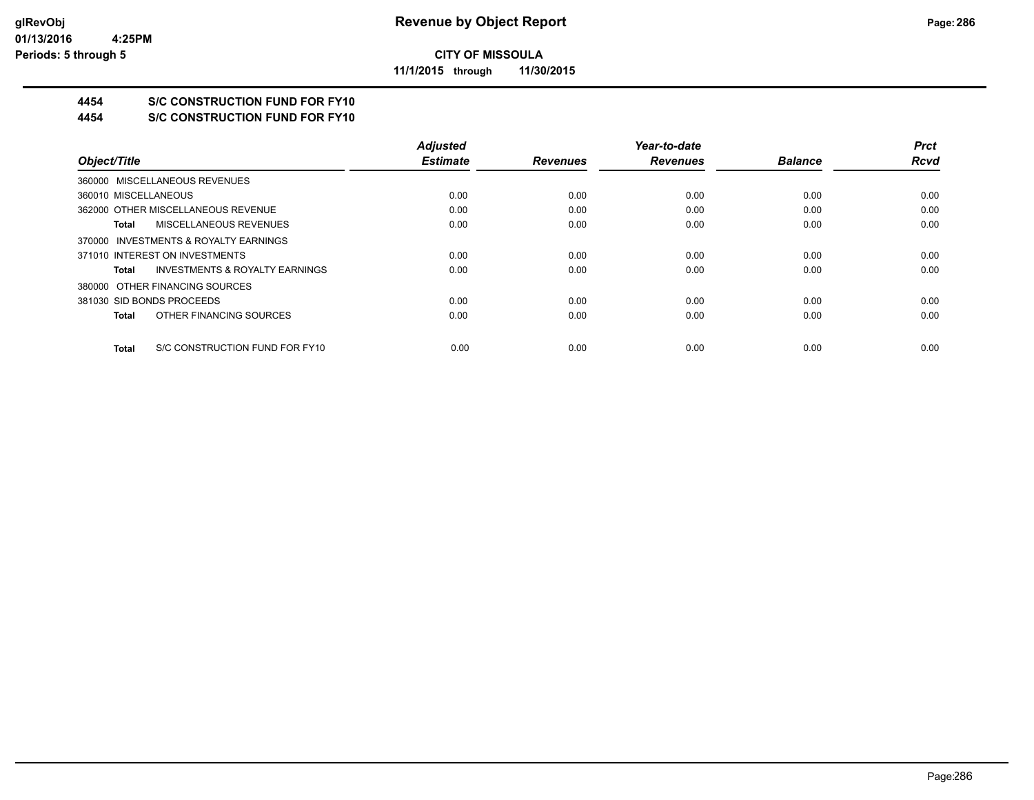**CITY OF MISSOULA**

**11/1/2015 through 11/30/2015**

## 4454 S/C CONSTRUCTION FUND FOR FY10

## 4454 S/C CONSTRUCTION FUND FOR FY10

| Object/Title | Adjusted Estimate | Revenues | Year-to-date Revenues | Balance | Prct Rcvd |
|---|---|---|---|---|---|
| 360000 MISCELLANEOUS REVENUES | | | | | |
| 360010 MISCELLANEOUS | 0.00 | 0.00 | 0.00 | 0.00 | 0.00 |
| 362000 OTHER MISCELLANEOUS REVENUE | 0.00 | 0.00 | 0.00 | 0.00 | 0.00 |
| **Total** MISCELLANEOUS REVENUES | 0.00 | 0.00 | 0.00 | 0.00 | 0.00 |
| 370000 INVESTMENTS & ROYALTY EARNINGS | | | | | |
| 371010 INTEREST ON INVESTMENTS | 0.00 | 0.00 | 0.00 | 0.00 | 0.00 |
| **Total** INVESTMENTS & ROYALTY EARNINGS | 0.00 | 0.00 | 0.00 | 0.00 | 0.00 |
| 380000 OTHER FINANCING SOURCES | | | | | |
| 381030 SID BONDS PROCEEDS | 0.00 | 0.00 | 0.00 | 0.00 | 0.00 |
| **Total** OTHER FINANCING SOURCES | 0.00 | 0.00 | 0.00 | 0.00 | 0.00 |
| **Total** S/C CONSTRUCTION FUND FOR FY10 | 0.00 | 0.00 | 0.00 | 0.00 | 0.00 |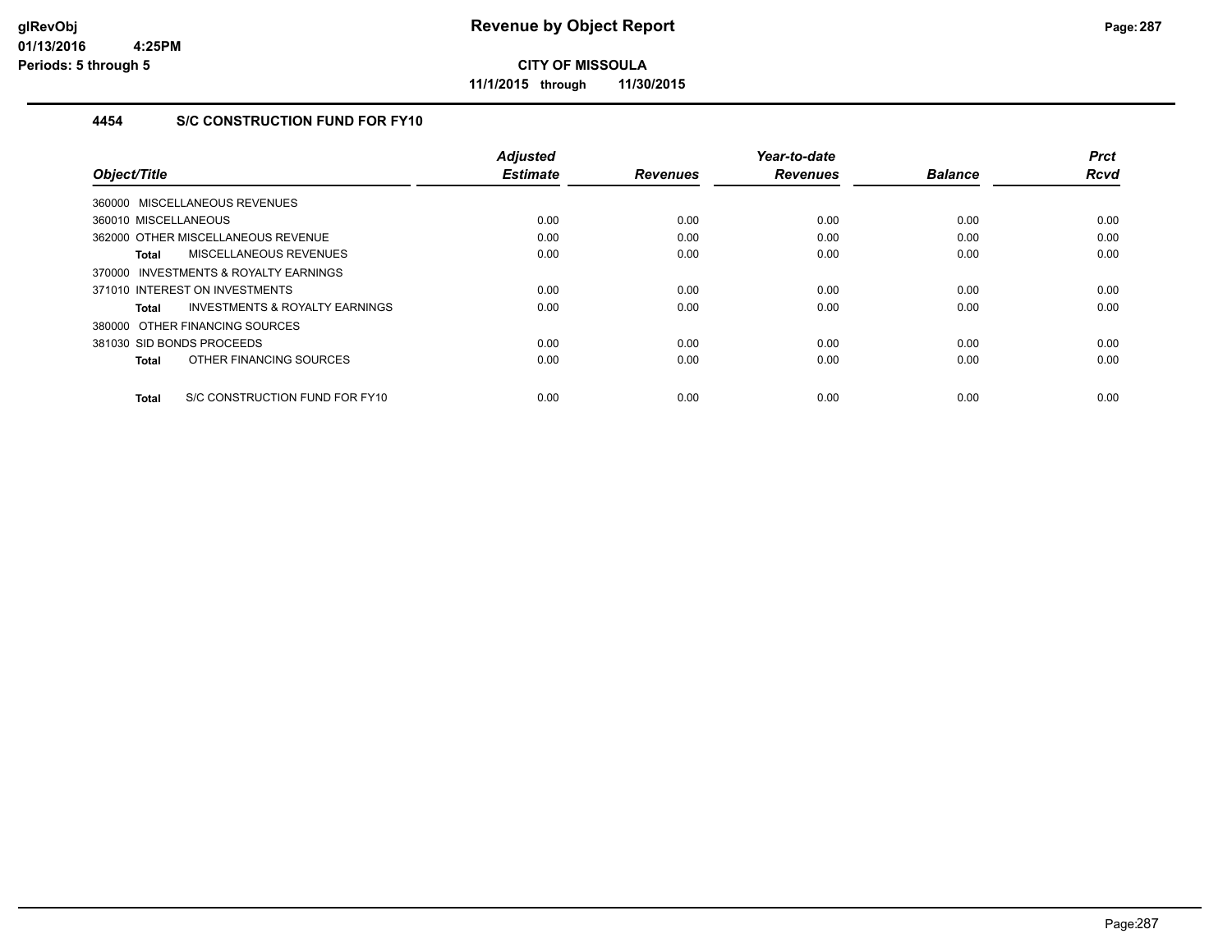# Revenue by Object Report

**CITY OF MISSOULA**

**11/1/2015 through 11/30/2015**

glRevObj
01/13/2016 4:25PM
Periods: 5 through 5

## 4454 S/C CONSTRUCTION FUND FOR FY10

| Object/Title | Adjusted Estimate | Revenues | Year-to-date Revenues | Balance | Prct Rcvd |
|---|---|---|---|---|---|
| 360000 MISCELLANEOUS REVENUES | | | | | |
| 360010 MISCELLANEOUS | 0.00 | 0.00 | 0.00 | 0.00 | 0.00 |
| 362000 OTHER MISCELLANEOUS REVENUE | 0.00 | 0.00 | 0.00 | 0.00 | 0.00 |
| **Total** MISCELLANEOUS REVENUES | 0.00 | 0.00 | 0.00 | 0.00 | 0.00 |
| 370000 INVESTMENTS & ROYALTY EARNINGS | | | | | |
| 371010 INTEREST ON INVESTMENTS | 0.00 | 0.00 | 0.00 | 0.00 | 0.00 |
| **Total** INVESTMENTS & ROYALTY EARNINGS | 0.00 | 0.00 | 0.00 | 0.00 | 0.00 |
| 380000 OTHER FINANCING SOURCES | | | | | |
| 381030 SID BONDS PROCEEDS | 0.00 | 0.00 | 0.00 | 0.00 | 0.00 |
| **Total** OTHER FINANCING SOURCES | 0.00 | 0.00 | 0.00 | 0.00 | 0.00 |
| **Total** S/C CONSTRUCTION FUND FOR FY10 | 0.00 | 0.00 | 0.00 | 0.00 | 0.00 |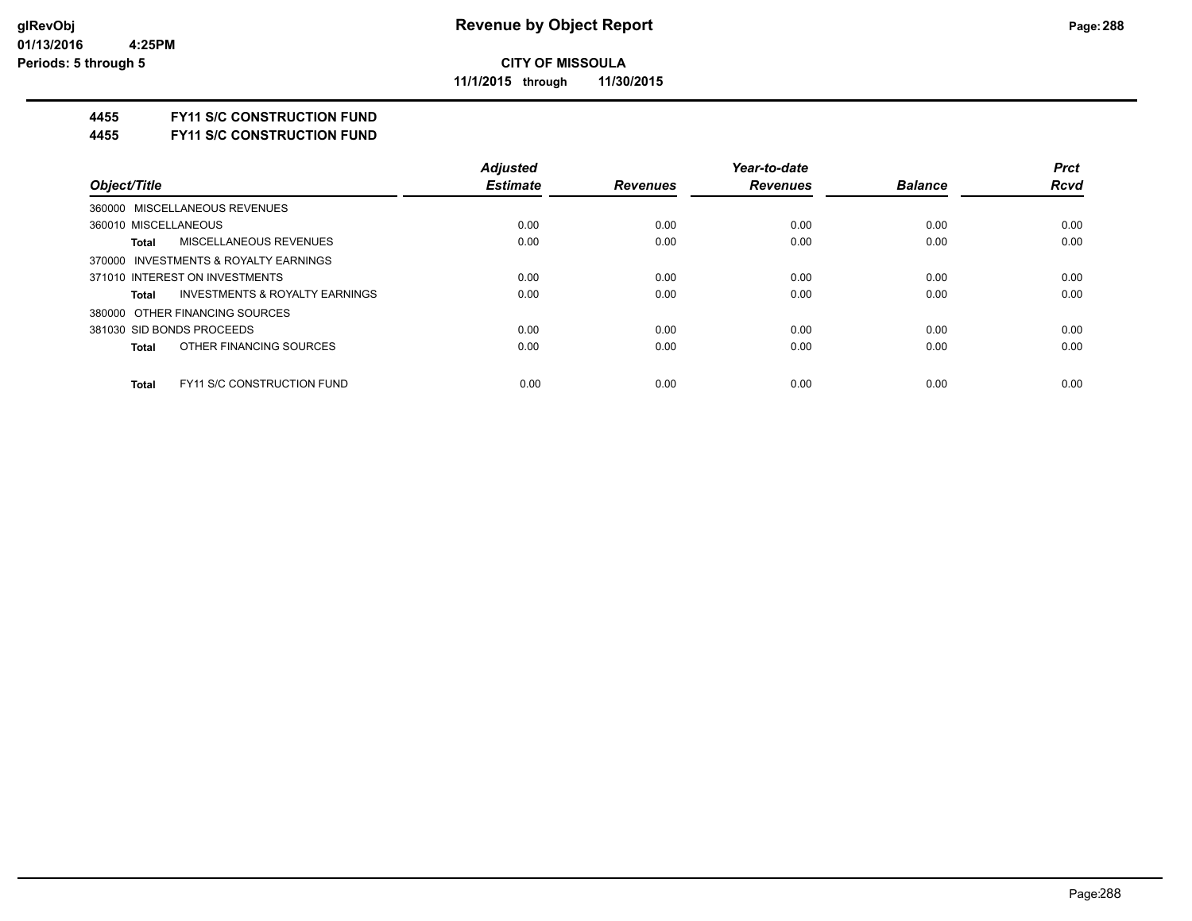**glRevObj**
**01/13/2016 4:25PM**
**Periods: 5 through 5**

# Revenue by Object Report

**CITY OF MISSOULA**

**11/1/2015 through 11/30/2015**

## 4455 FY11 S/C CONSTRUCTION FUND
## 4455 FY11 S/C CONSTRUCTION FUND

| Object/Title | Adjusted Estimate | Revenues | Year-to-date Revenues | Balance | Prct Rcvd |
|---|---|---|---|---|---|
| 360000 MISCELLANEOUS REVENUES | | | | | |
| 360010 MISCELLANEOUS | 0.00 | 0.00 | 0.00 | 0.00 | 0.00 |
| **Total** MISCELLANEOUS REVENUES | 0.00 | 0.00 | 0.00 | 0.00 | 0.00 |
| 370000 INVESTMENTS & ROYALTY EARNINGS | | | | | |
| 371010 INTEREST ON INVESTMENTS | 0.00 | 0.00 | 0.00 | 0.00 | 0.00 |
| **Total** INVESTMENTS & ROYALTY EARNINGS | 0.00 | 0.00 | 0.00 | 0.00 | 0.00 |
| 380000 OTHER FINANCING SOURCES | | | | | |
| 381030 SID BONDS PROCEEDS | 0.00 | 0.00 | 0.00 | 0.00 | 0.00 |
| **Total** OTHER FINANCING SOURCES | 0.00 | 0.00 | 0.00 | 0.00 | 0.00 |
| **Total** FY11 S/C CONSTRUCTION FUND | 0.00 | 0.00 | 0.00 | 0.00 | 0.00 |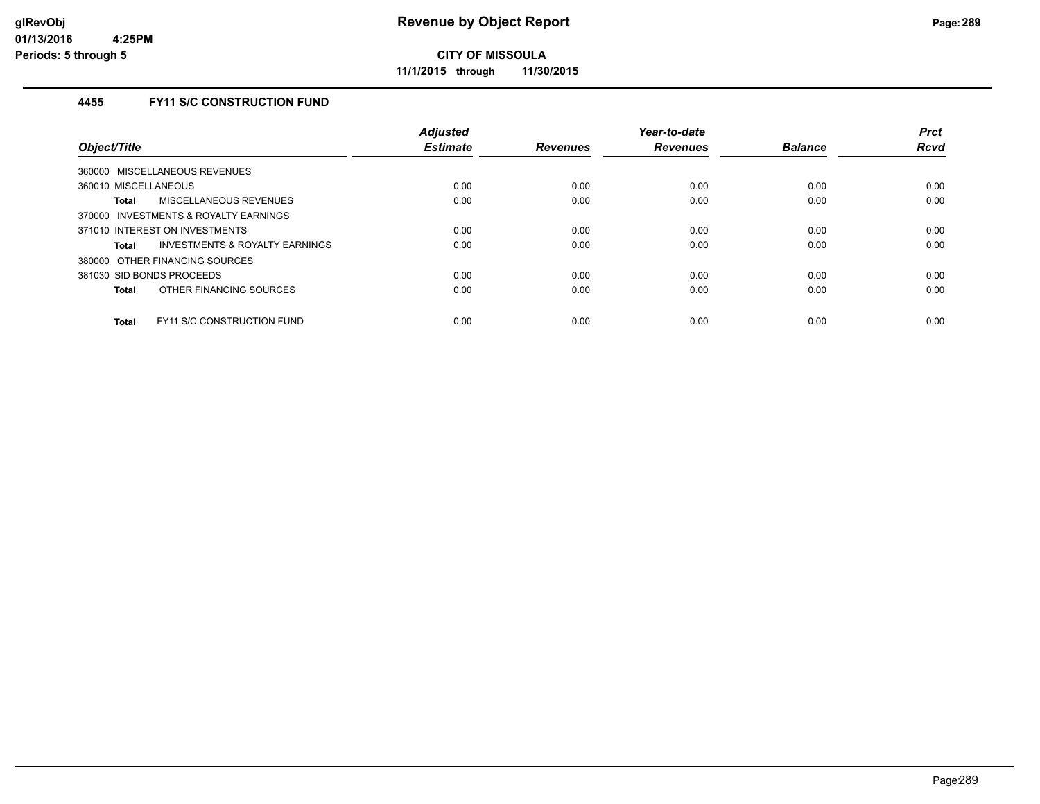# Revenue by Object Report

**CITY OF MISSOULA**

**11/1/2015 through 11/30/2015**

glRevObj
01/13/2016 4:25PM
Periods: 5 through 5

### 4455 FY11 S/C CONSTRUCTION FUND

| Object/Title | Adjusted Estimate | Revenues | Year-to-date Revenues | Balance | Prct Rcvd |
|---|---|---|---|---|---|
| 360000 MISCELLANEOUS REVENUES | | | | | |
| 360010 MISCELLANEOUS | 0.00 | 0.00 | 0.00 | 0.00 | 0.00 |
| **Total** MISCELLANEOUS REVENUES | 0.00 | 0.00 | 0.00 | 0.00 | 0.00 |
| 370000 INVESTMENTS & ROYALTY EARNINGS | | | | | |
| 371010 INTEREST ON INVESTMENTS | 0.00 | 0.00 | 0.00 | 0.00 | 0.00 |
| **Total** INVESTMENTS & ROYALTY EARNINGS | 0.00 | 0.00 | 0.00 | 0.00 | 0.00 |
| 380000 OTHER FINANCING SOURCES | | | | | |
| 381030 SID BONDS PROCEEDS | 0.00 | 0.00 | 0.00 | 0.00 | 0.00 |
| **Total** OTHER FINANCING SOURCES | 0.00 | 0.00 | 0.00 | 0.00 | 0.00 |
| **Total** FY11 S/C CONSTRUCTION FUND | 0.00 | 0.00 | 0.00 | 0.00 | 0.00 |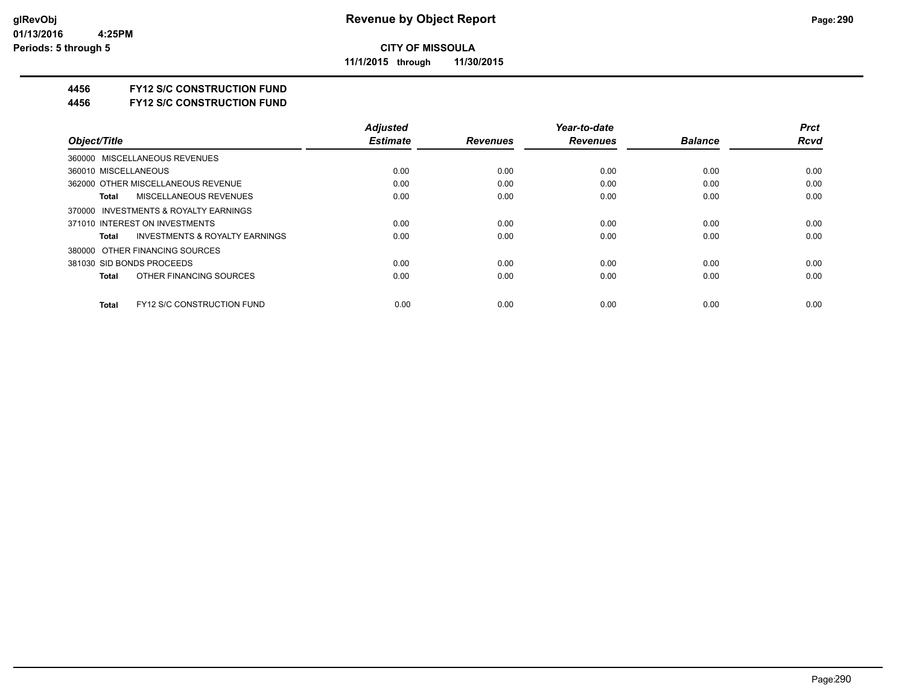**CITY OF MISSOULA**

**11/1/2015 through 11/30/2015**

**4456 FY12 S/C CONSTRUCTION FUND**

**4456 FY12 S/C CONSTRUCTION FUND**

| Object/Title | Adjusted Estimate | Revenues | Year-to-date Revenues | Balance | Prct Rcvd |
|---|---|---|---|---|---|
| 360000 MISCELLANEOUS REVENUES | | | | | |
| 360010 MISCELLANEOUS | 0.00 | 0.00 | 0.00 | 0.00 | 0.00 |
| 362000 OTHER MISCELLANEOUS REVENUE | 0.00 | 0.00 | 0.00 | 0.00 | 0.00 |
| **Total** MISCELLANEOUS REVENUES | 0.00 | 0.00 | 0.00 | 0.00 | 0.00 |
| 370000 INVESTMENTS & ROYALTY EARNINGS | | | | | |
| 371010 INTEREST ON INVESTMENTS | 0.00 | 0.00 | 0.00 | 0.00 | 0.00 |
| **Total** INVESTMENTS & ROYALTY EARNINGS | 0.00 | 0.00 | 0.00 | 0.00 | 0.00 |
| 380000 OTHER FINANCING SOURCES | | | | | |
| 381030 SID BONDS PROCEEDS | 0.00 | 0.00 | 0.00 | 0.00 | 0.00 |
| **Total** OTHER FINANCING SOURCES | 0.00 | 0.00 | 0.00 | 0.00 | 0.00 |
| **Total** FY12 S/C CONSTRUCTION FUND | 0.00 | 0.00 | 0.00 | 0.00 | 0.00 |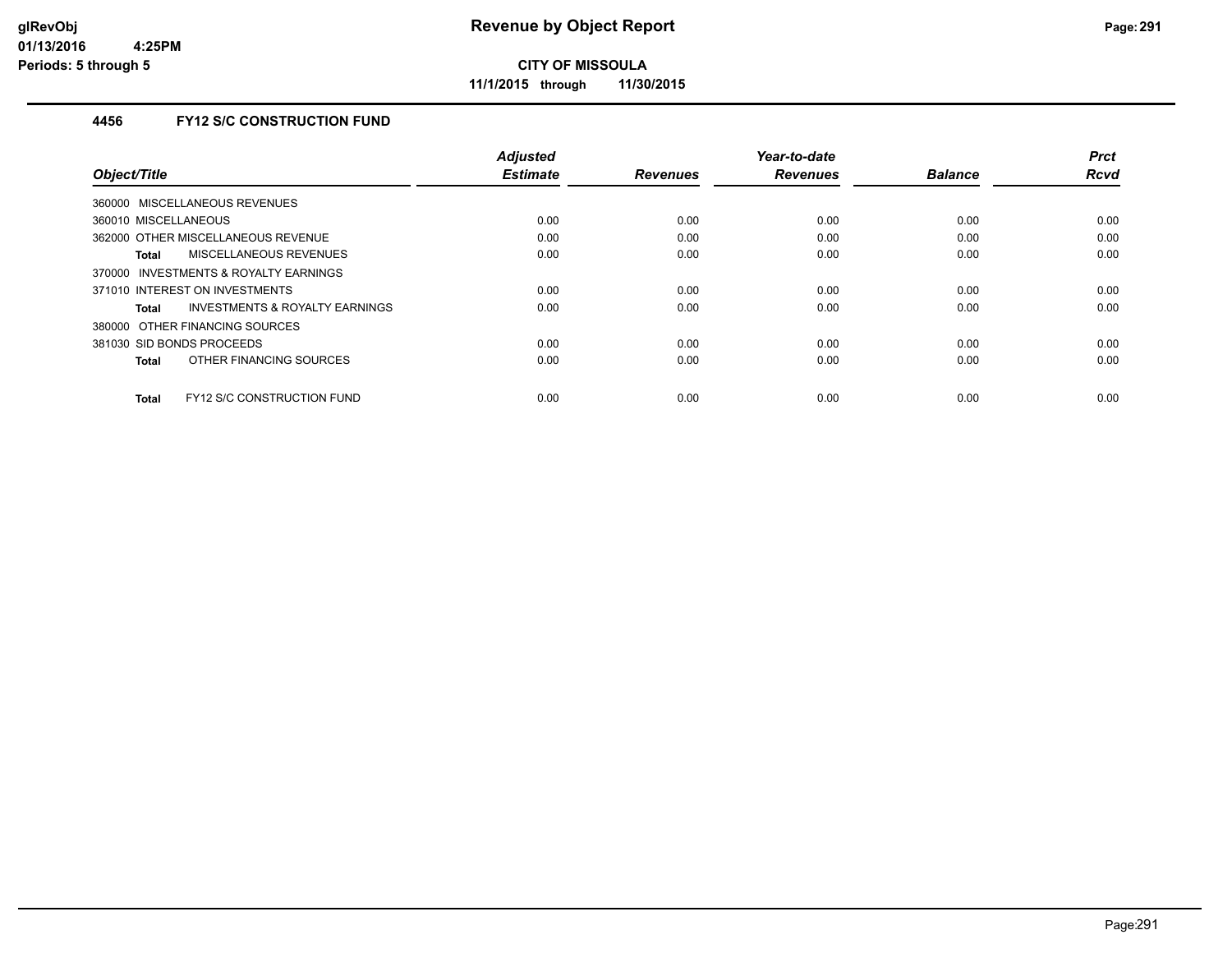# Revenue by Object Report

**CITY OF MISSOULA**

**11/1/2015 through 11/30/2015**

glRevObj
01/13/2016 4:25PM
Periods: 5 through 5

## 4456 FY12 S/C CONSTRUCTION FUND

| Object/Title | Adjusted Estimate | Revenues | Year-to-date Revenues | Balance | Prct Rcvd |
|---|---|---|---|---|---|
| 360000 MISCELLANEOUS REVENUES | | | | | |
| 360010 MISCELLANEOUS | 0.00 | 0.00 | 0.00 | 0.00 | 0.00 |
| 362000 OTHER MISCELLANEOUS REVENUE | 0.00 | 0.00 | 0.00 | 0.00 | 0.00 |
| **Total** MISCELLANEOUS REVENUES | 0.00 | 0.00 | 0.00 | 0.00 | 0.00 |
| 370000 INVESTMENTS & ROYALTY EARNINGS | | | | | |
| 371010 INTEREST ON INVESTMENTS | 0.00 | 0.00 | 0.00 | 0.00 | 0.00 |
| **Total** INVESTMENTS & ROYALTY EARNINGS | 0.00 | 0.00 | 0.00 | 0.00 | 0.00 |
| 380000 OTHER FINANCING SOURCES | | | | | |
| 381030 SID BONDS PROCEEDS | 0.00 | 0.00 | 0.00 | 0.00 | 0.00 |
| **Total** OTHER FINANCING SOURCES | 0.00 | 0.00 | 0.00 | 0.00 | 0.00 |
| **Total** FY12 S/C CONSTRUCTION FUND | 0.00 | 0.00 | 0.00 | 0.00 | 0.00 |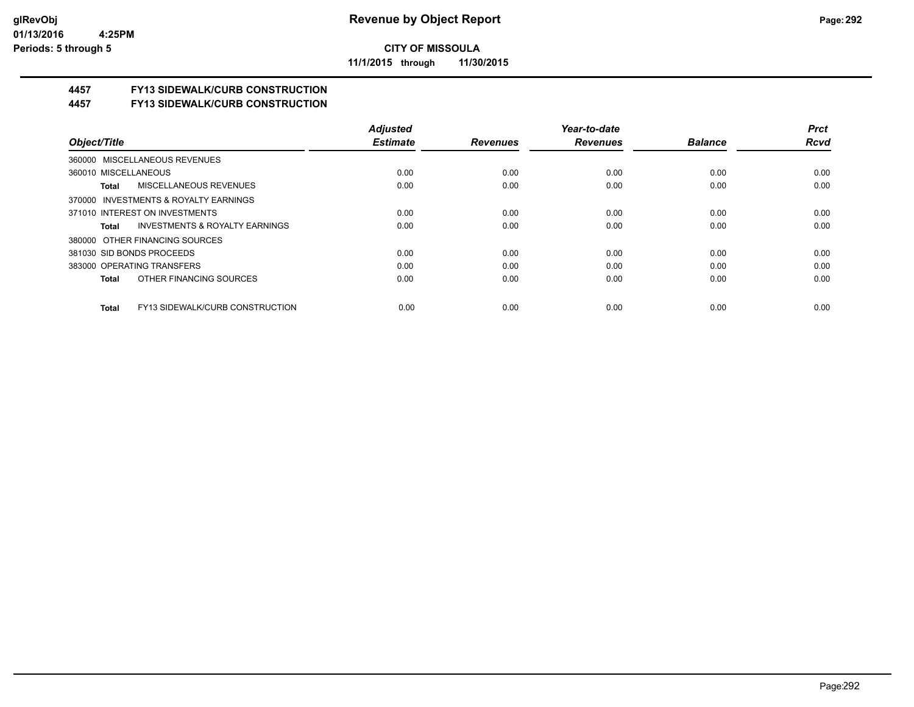**CITY OF MISSOULA**

**11/1/2015 through 11/30/2015**

## 4457 FY13 SIDEWALK/CURB CONSTRUCTION

## 4457 FY13 SIDEWALK/CURB CONSTRUCTION

| Object/Title | Adjusted Estimate | Revenues | Year-to-date Revenues | Balance | Prct Rcvd |
|---|---|---|---|---|---|
| 360000 MISCELLANEOUS REVENUES | | | | | |
| 360010 MISCELLANEOUS | 0.00 | 0.00 | 0.00 | 0.00 | 0.00 |
| **Total** MISCELLANEOUS REVENUES | 0.00 | 0.00 | 0.00 | 0.00 | 0.00 |
| 370000 INVESTMENTS & ROYALTY EARNINGS | | | | | |
| 371010 INTEREST ON INVESTMENTS | 0.00 | 0.00 | 0.00 | 0.00 | 0.00 |
| **Total** INVESTMENTS & ROYALTY EARNINGS | 0.00 | 0.00 | 0.00 | 0.00 | 0.00 |
| 380000 OTHER FINANCING SOURCES | | | | | |
| 381030 SID BONDS PROCEEDS | 0.00 | 0.00 | 0.00 | 0.00 | 0.00 |
| 383000 OPERATING TRANSFERS | 0.00 | 0.00 | 0.00 | 0.00 | 0.00 |
| **Total** OTHER FINANCING SOURCES | 0.00 | 0.00 | 0.00 | 0.00 | 0.00 |
| **Total** FY13 SIDEWALK/CURB CONSTRUCTION | 0.00 | 0.00 | 0.00 | 0.00 | 0.00 |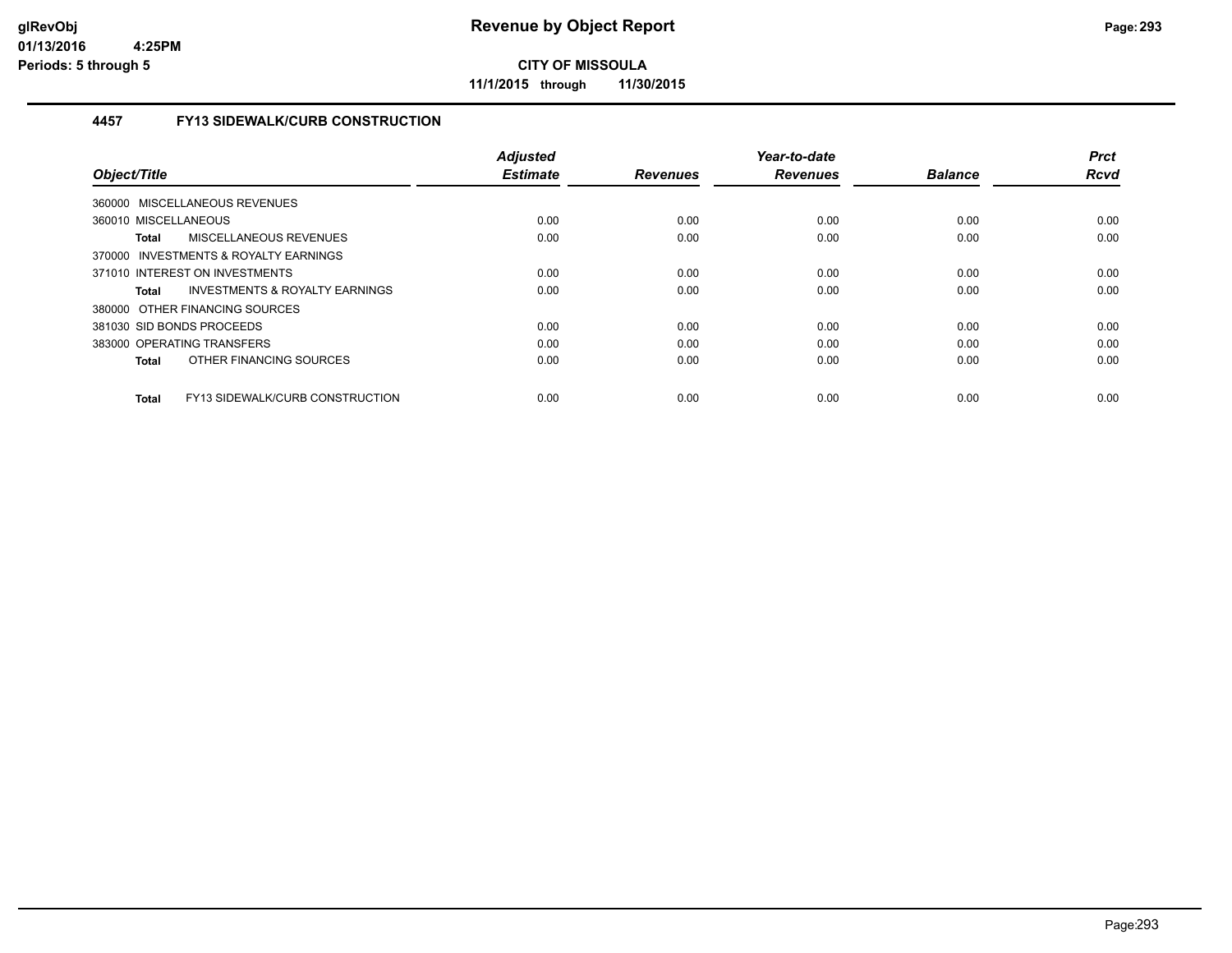# Revenue by Object Report

**CITY OF MISSOULA**

**11/1/2015 through 11/30/2015**

glRevObj
01/13/2016 4:25PM
Periods: 5 through 5

## 4457 FY13 SIDEWALK/CURB CONSTRUCTION

| Object/Title | Adjusted Estimate | Revenues | Year-to-date Revenues | Balance | Prct Rcvd |
|---|---|---|---|---|---|
| 360000 MISCELLANEOUS REVENUES | | | | | |
| 360010 MISCELLANEOUS | 0.00 | 0.00 | 0.00 | 0.00 | 0.00 |
| **Total** MISCELLANEOUS REVENUES | 0.00 | 0.00 | 0.00 | 0.00 | 0.00 |
| 370000 INVESTMENTS & ROYALTY EARNINGS | | | | | |
| 371010 INTEREST ON INVESTMENTS | 0.00 | 0.00 | 0.00 | 0.00 | 0.00 |
| **Total** INVESTMENTS & ROYALTY EARNINGS | 0.00 | 0.00 | 0.00 | 0.00 | 0.00 |
| 380000 OTHER FINANCING SOURCES | | | | | |
| 381030 SID BONDS PROCEEDS | 0.00 | 0.00 | 0.00 | 0.00 | 0.00 |
| 383000 OPERATING TRANSFERS | 0.00 | 0.00 | 0.00 | 0.00 | 0.00 |
| **Total** OTHER FINANCING SOURCES | 0.00 | 0.00 | 0.00 | 0.00 | 0.00 |
| **Total** FY13 SIDEWALK/CURB CONSTRUCTION | 0.00 | 0.00 | 0.00 | 0.00 | 0.00 |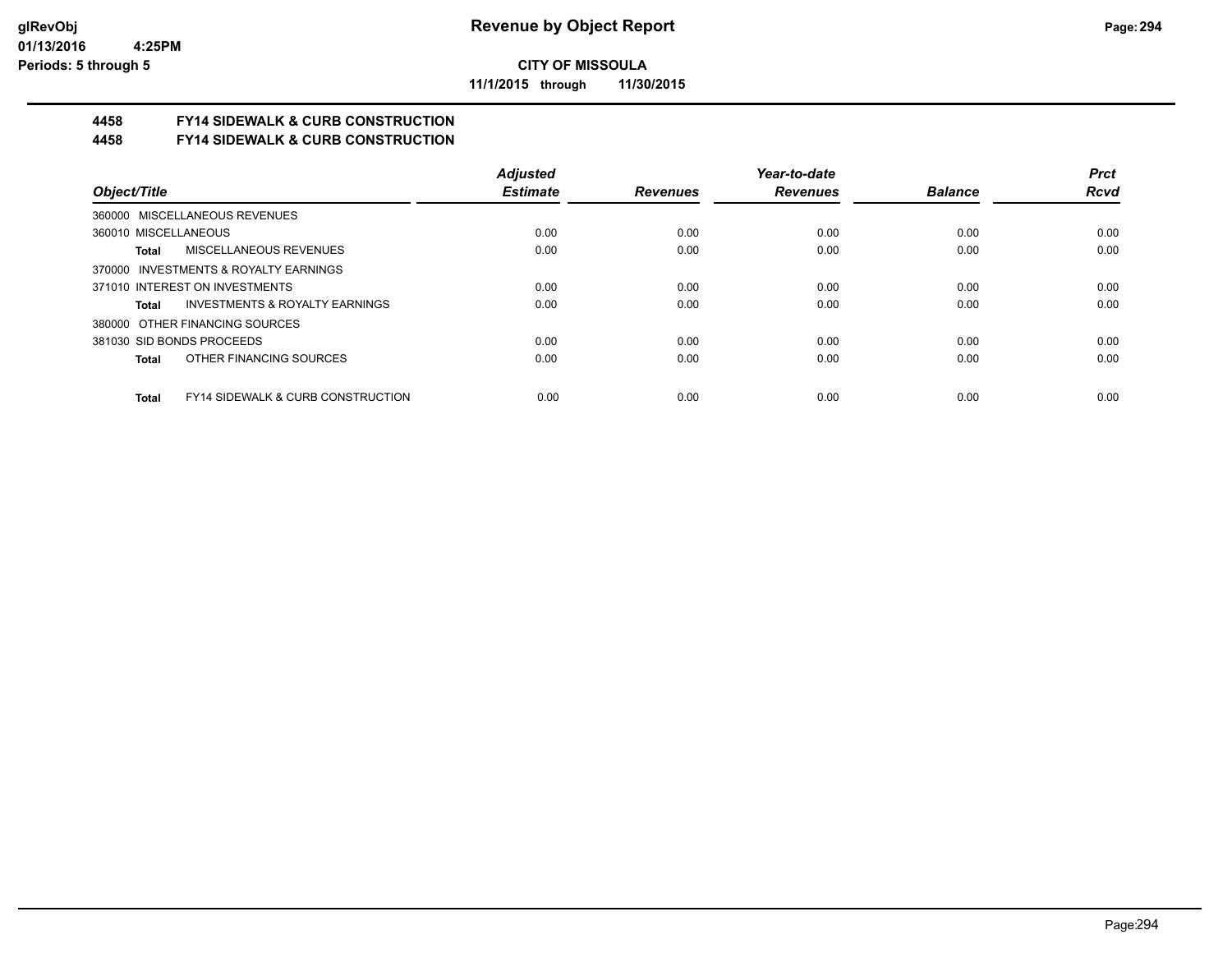# Revenue by Object Report

**CITY OF MISSOULA**

**11/1/2015 through 11/30/2015**

glRevObj
01/13/2016 4:25PM
Periods: 5 through 5

## 4458 FY14 SIDEWALK & CURB CONSTRUCTION
## 4458 FY14 SIDEWALK & CURB CONSTRUCTION

| Object/Title | Adjusted Estimate | Revenues | Year-to-date Revenues | Balance | Prct Rcvd |
|---|---|---|---|---|---|
| 360000 MISCELLANEOUS REVENUES | | | | | |
| 360010 MISCELLANEOUS | 0.00 | 0.00 | 0.00 | 0.00 | 0.00 |
| **Total** MISCELLANEOUS REVENUES | 0.00 | 0.00 | 0.00 | 0.00 | 0.00 |
| 370000 INVESTMENTS & ROYALTY EARNINGS | | | | | |
| 371010 INTEREST ON INVESTMENTS | 0.00 | 0.00 | 0.00 | 0.00 | 0.00 |
| **Total** INVESTMENTS & ROYALTY EARNINGS | 0.00 | 0.00 | 0.00 | 0.00 | 0.00 |
| 380000 OTHER FINANCING SOURCES | | | | | |
| 381030 SID BONDS PROCEEDS | 0.00 | 0.00 | 0.00 | 0.00 | 0.00 |
| **Total** OTHER FINANCING SOURCES | 0.00 | 0.00 | 0.00 | 0.00 | 0.00 |
| **Total** FY14 SIDEWALK & CURB CONSTRUCTION | 0.00 | 0.00 | 0.00 | 0.00 | 0.00 |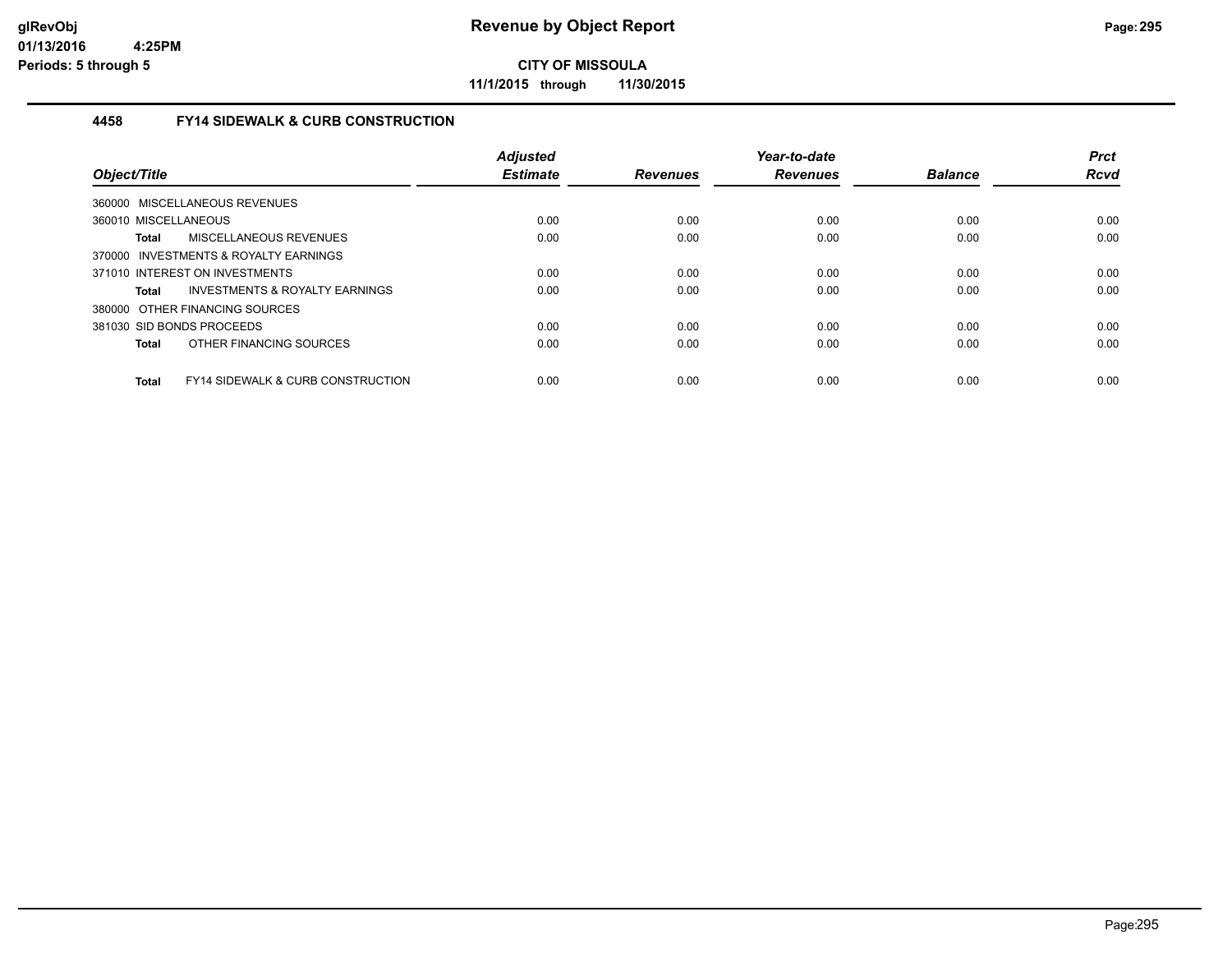**CITY OF MISSOULA**

**11/1/2015 through 11/30/2015**

### 4458 FY14 SIDEWALK & CURB CONSTRUCTION

| Object/Title | Adjusted Estimate | Revenues | Year-to-date Revenues | Balance | Prct Rcvd |
|---|---|---|---|---|---|
| 360000 MISCELLANEOUS REVENUES | | | | | |
| 360010 MISCELLANEOUS | 0.00 | 0.00 | 0.00 | 0.00 | 0.00 |
| **Total** MISCELLANEOUS REVENUES | 0.00 | 0.00 | 0.00 | 0.00 | 0.00 |
| 370000 INVESTMENTS & ROYALTY EARNINGS | | | | | |
| 371010 INTEREST ON INVESTMENTS | 0.00 | 0.00 | 0.00 | 0.00 | 0.00 |
| **Total** INVESTMENTS & ROYALTY EARNINGS | 0.00 | 0.00 | 0.00 | 0.00 | 0.00 |
| 380000 OTHER FINANCING SOURCES | | | | | |
| 381030 SID BONDS PROCEEDS | 0.00 | 0.00 | 0.00 | 0.00 | 0.00 |
| **Total** OTHER FINANCING SOURCES | 0.00 | 0.00 | 0.00 | 0.00 | 0.00 |
| **Total** FY14 SIDEWALK & CURB CONSTRUCTION | 0.00 | 0.00 | 0.00 | 0.00 | 0.00 |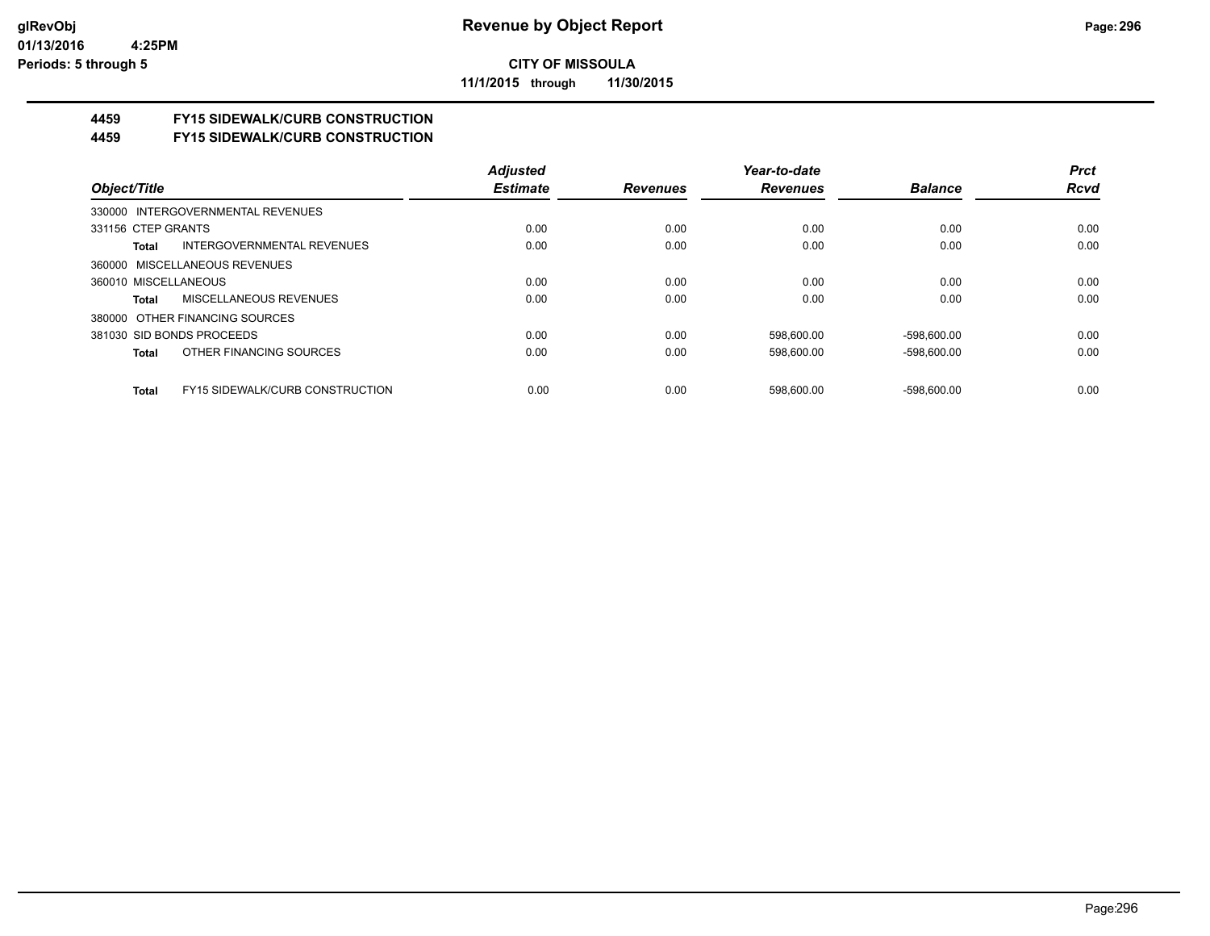# Revenue by Object Report

**CITY OF MISSOULA**

**11/1/2015 through 11/30/2015**

glRevObj
01/13/2016 4:25PM
Periods: 5 through 5

## 4459 FY15 SIDEWALK/CURB CONSTRUCTION
## 4459 FY15 SIDEWALK/CURB CONSTRUCTION

| Object/Title | Adjusted Estimate | Revenues | Year-to-date Revenues | Balance | Prct Rcvd |
|---|---|---|---|---|---|
| 330000 INTERGOVERNMENTAL REVENUES | | | | | |
| 331156 CTEP GRANTS | 0.00 | 0.00 | 0.00 | 0.00 | 0.00 |
| **Total** INTERGOVERNMENTAL REVENUES | 0.00 | 0.00 | 0.00 | 0.00 | 0.00 |
| 360000 MISCELLANEOUS REVENUES | | | | | |
| 360010 MISCELLANEOUS | 0.00 | 0.00 | 0.00 | 0.00 | 0.00 |
| **Total** MISCELLANEOUS REVENUES | 0.00 | 0.00 | 0.00 | 0.00 | 0.00 |
| 380000 OTHER FINANCING SOURCES | | | | | |
| 381030 SID BONDS PROCEEDS | 0.00 | 0.00 | 598,600.00 | -598,600.00 | 0.00 |
| **Total** OTHER FINANCING SOURCES | 0.00 | 0.00 | 598,600.00 | -598,600.00 | 0.00 |
| **Total** FY15 SIDEWALK/CURB CONSTRUCTION | 0.00 | 0.00 | 598,600.00 | -598,600.00 | 0.00 |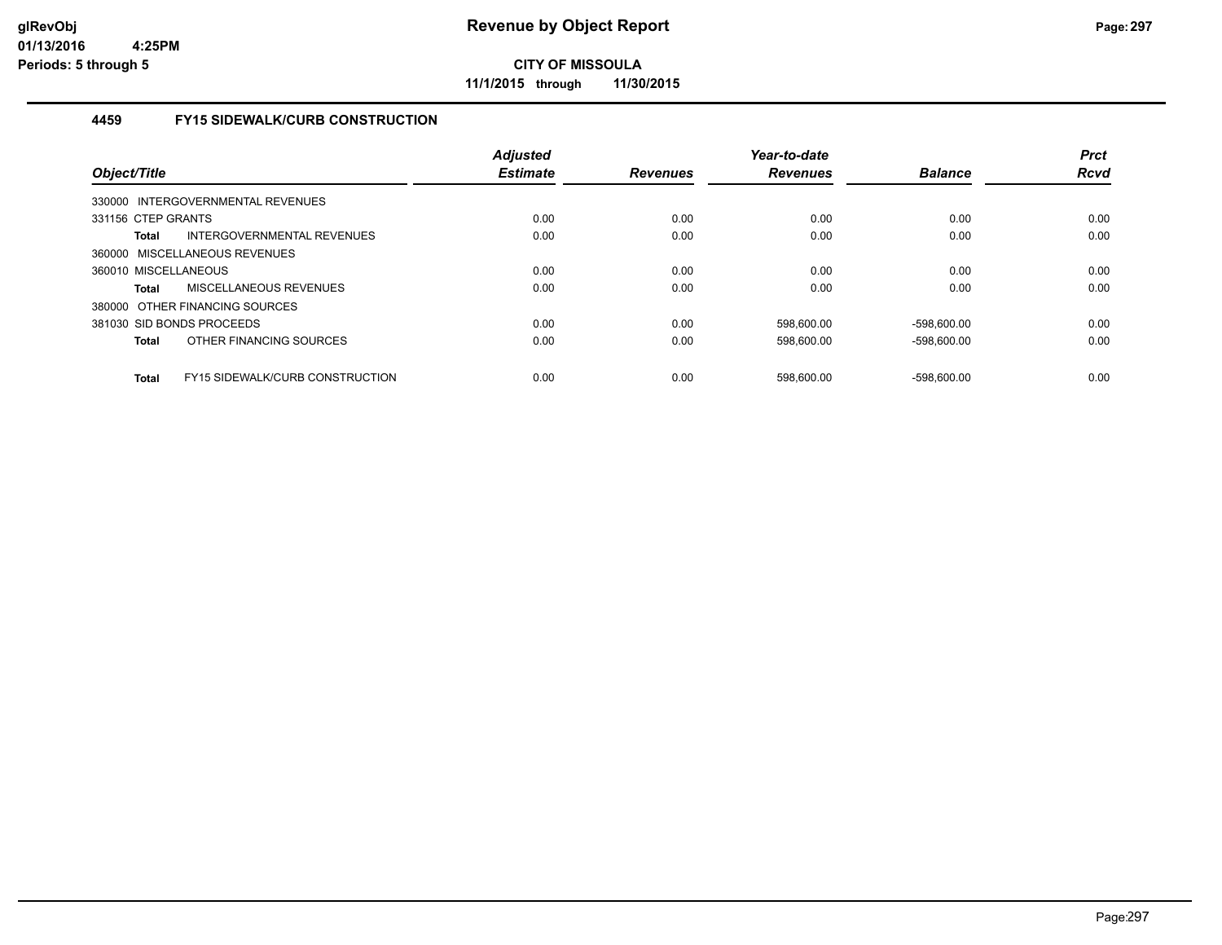# Revenue by Object Report

**CITY OF MISSOULA**

**11/1/2015 through 11/30/2015**

glRevObj
01/13/2016 4:25PM
Periods: 5 through 5

### 4459 FY15 SIDEWALK/CURB CONSTRUCTION

| Object/Title | Adjusted Estimate | Revenues | Year-to-date Revenues | Balance | Prct Rcvd |
|---|---|---|---|---|---|
| 330000 INTERGOVERNMENTAL REVENUES | | | | | |
| 331156 CTEP GRANTS | 0.00 | 0.00 | 0.00 | 0.00 | 0.00 |
| **Total** INTERGOVERNMENTAL REVENUES | 0.00 | 0.00 | 0.00 | 0.00 | 0.00 |
| 360000 MISCELLANEOUS REVENUES | | | | | |
| 360010 MISCELLANEOUS | 0.00 | 0.00 | 0.00 | 0.00 | 0.00 |
| **Total** MISCELLANEOUS REVENUES | 0.00 | 0.00 | 0.00 | 0.00 | 0.00 |
| 380000 OTHER FINANCING SOURCES | | | | | |
| 381030 SID BONDS PROCEEDS | 0.00 | 0.00 | 598,600.00 | -598,600.00 | 0.00 |
| **Total** OTHER FINANCING SOURCES | 0.00 | 0.00 | 598,600.00 | -598,600.00 | 0.00 |
| **Total** FY15 SIDEWALK/CURB CONSTRUCTION | 0.00 | 0.00 | 598,600.00 | -598,600.00 | 0.00 |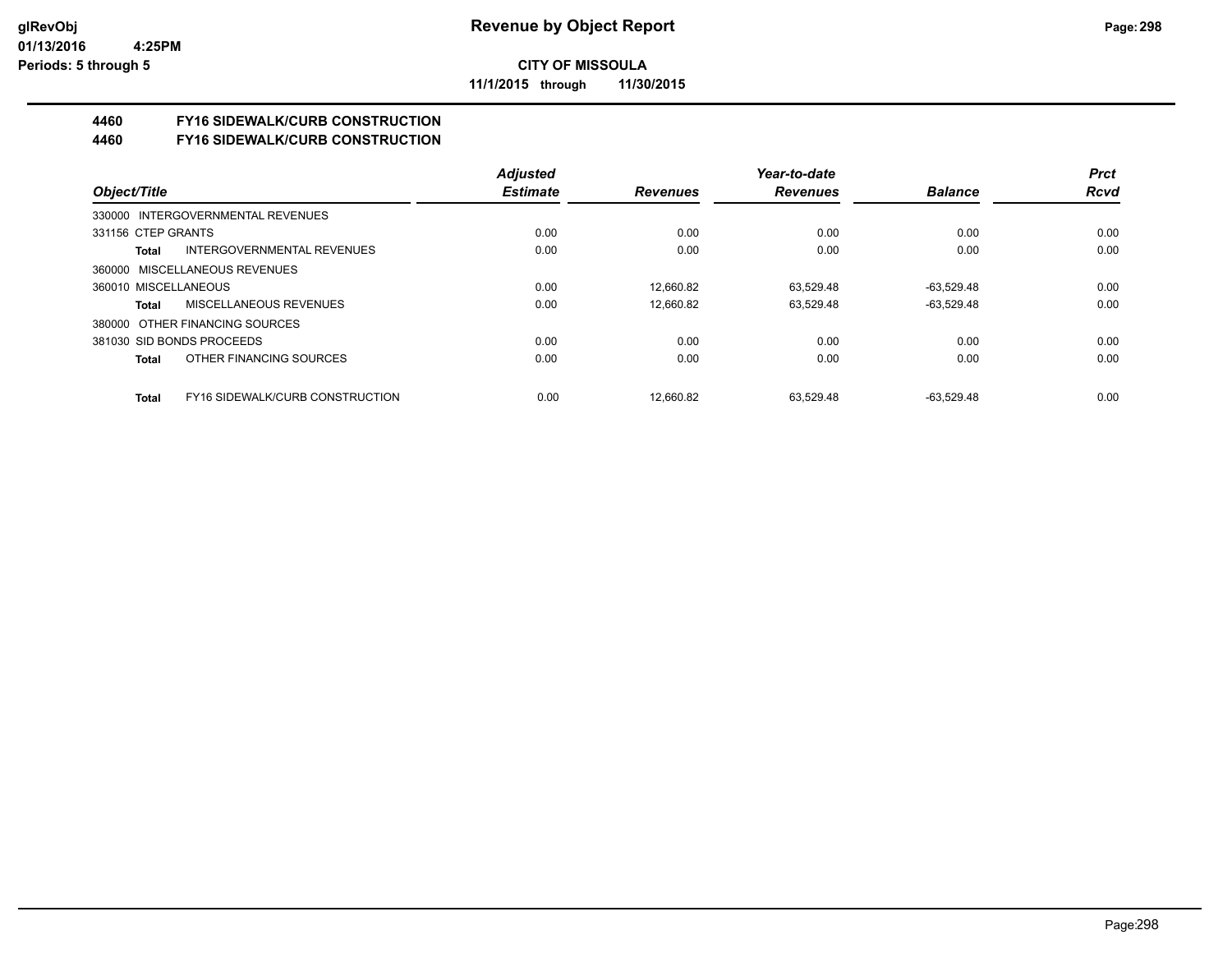**CITY OF MISSOULA**

**11/1/2015 through 11/30/2015**

## 4460 FY16 SIDEWALK/CURB CONSTRUCTION

## 4460 FY16 SIDEWALK/CURB CONSTRUCTION

| Object/Title | | Adjusted Estimate | Revenues | Year-to-date Revenues | Balance | Prct Rcvd |
|---|---|---|---|---|---|---|
| 330000 INTERGOVERNMENTAL REVENUES | | | | | | |
| 331156 CTEP GRANTS | | 0.00 | 0.00 | 0.00 | 0.00 | 0.00 |
| Total | INTERGOVERNMENTAL REVENUES | 0.00 | 0.00 | 0.00 | 0.00 | 0.00 |
| 360000 MISCELLANEOUS REVENUES | | | | | | |
| 360010 MISCELLANEOUS | | 0.00 | 12,660.82 | 63,529.48 | -63,529.48 | 0.00 |
| Total | MISCELLANEOUS REVENUES | 0.00 | 12,660.82 | 63,529.48 | -63,529.48 | 0.00 |
| 380000 OTHER FINANCING SOURCES | | | | | | |
| 381030 SID BONDS PROCEEDS | | 0.00 | 0.00 | 0.00 | 0.00 | 0.00 |
| Total | OTHER FINANCING SOURCES | 0.00 | 0.00 | 0.00 | 0.00 | 0.00 |
| Total | FY16 SIDEWALK/CURB CONSTRUCTION | 0.00 | 12,660.82 | 63,529.48 | -63,529.48 | 0.00 |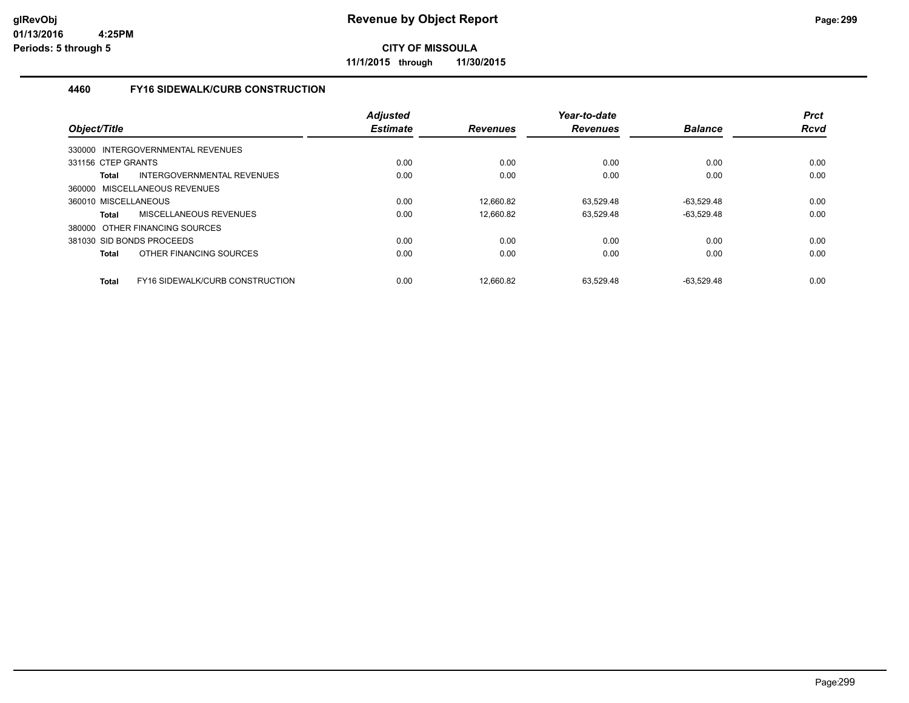# Revenue by Object Report

**CITY OF MISSOULA**

**11/1/2015 through 11/30/2015**

glRevObj
01/13/2016 4:25PM
Periods: 5 through 5

### 4460 FY16 SIDEWALK/CURB CONSTRUCTION

| Object/Title | | Adjusted Estimate | Revenues | Year-to-date Revenues | Balance | Prct Rcvd |
|---|---|---|---|---|---|---|
| 330000 INTERGOVERNMENTAL REVENUES | | | | | | |
| 331156 CTEP GRANTS | | 0.00 | 0.00 | 0.00 | 0.00 | 0.00 |
| **Total** | INTERGOVERNMENTAL REVENUES | 0.00 | 0.00 | 0.00 | 0.00 | 0.00 |
| 360000 MISCELLANEOUS REVENUES | | | | | | |
| 360010 MISCELLANEOUS | | 0.00 | 12,660.82 | 63,529.48 | -63,529.48 | 0.00 |
| **Total** | MISCELLANEOUS REVENUES | 0.00 | 12,660.82 | 63,529.48 | -63,529.48 | 0.00 |
| 380000 OTHER FINANCING SOURCES | | | | | | |
| 381030 SID BONDS PROCEEDS | | 0.00 | 0.00 | 0.00 | 0.00 | 0.00 |
| **Total** | OTHER FINANCING SOURCES | 0.00 | 0.00 | 0.00 | 0.00 | 0.00 |
| **Total** | FY16 SIDEWALK/CURB CONSTRUCTION | 0.00 | 12,660.82 | 63,529.48 | -63,529.48 | 0.00 |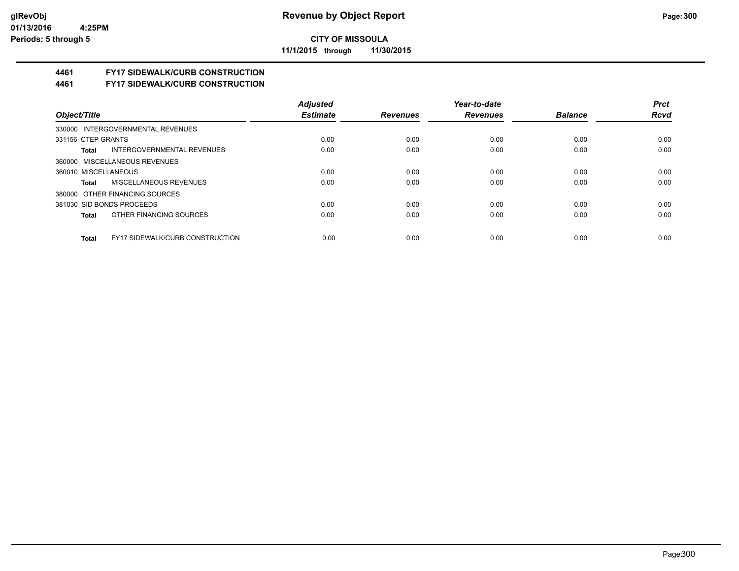# Revenue by Object Report

glRevObj
01/13/2016 4:25PM
Periods: 5 through 5

**CITY OF MISSOULA**

**11/1/2015 through 11/30/2015**

## 4461 FY17 SIDEWALK/CURB CONSTRUCTION

## 4461 FY17 SIDEWALK/CURB CONSTRUCTION

| Object/Title | Adjusted Estimate | Revenues | Year-to-date Revenues | Balance | Prct Rcvd |
|---|---|---|---|---|---|
| 330000 INTERGOVERNMENTAL REVENUES | | | | | |
| 331156 CTEP GRANTS | 0.00 | 0.00 | 0.00 | 0.00 | 0.00 |
| **Total** INTERGOVERNMENTAL REVENUES | 0.00 | 0.00 | 0.00 | 0.00 | 0.00 |
| 360000 MISCELLANEOUS REVENUES | | | | | |
| 360010 MISCELLANEOUS | 0.00 | 0.00 | 0.00 | 0.00 | 0.00 |
| **Total** MISCELLANEOUS REVENUES | 0.00 | 0.00 | 0.00 | 0.00 | 0.00 |
| 380000 OTHER FINANCING SOURCES | | | | | |
| 381030 SID BONDS PROCEEDS | 0.00 | 0.00 | 0.00 | 0.00 | 0.00 |
| **Total** OTHER FINANCING SOURCES | 0.00 | 0.00 | 0.00 | 0.00 | 0.00 |
| **Total** FY17 SIDEWALK/CURB CONSTRUCTION | 0.00 | 0.00 | 0.00 | 0.00 | 0.00 |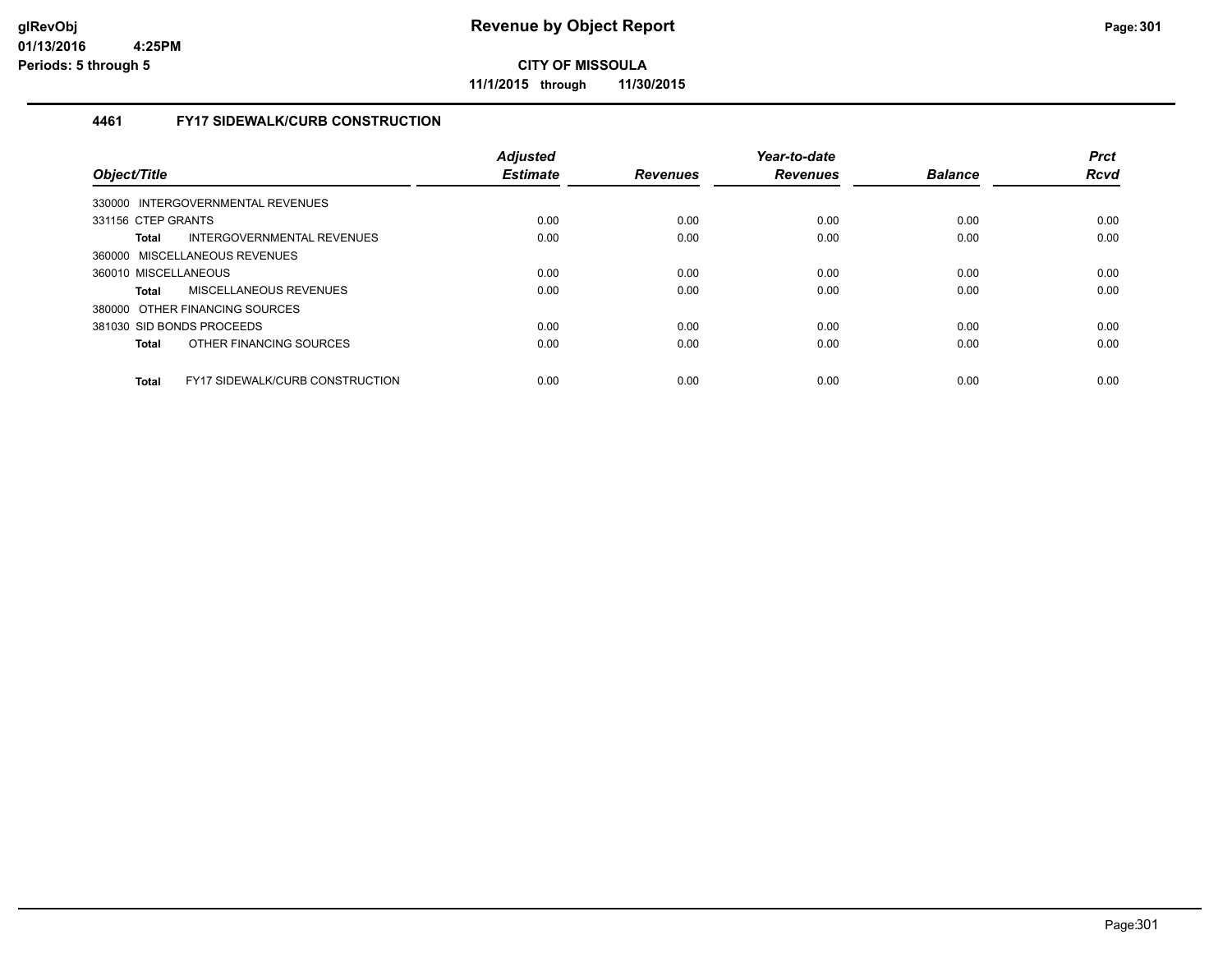**Revenue by Object Report**

**CITY OF MISSOULA**

**11/1/2015 through 11/30/2015**

### 4461 FY17 SIDEWALK/CURB CONSTRUCTION

| Object/Title | Adjusted Estimate | Revenues | Year-to-date Revenues | Balance | Prct Rcvd |
|---|---|---|---|---|---|
| 330000 INTERGOVERNMENTAL REVENUES | | | | | |
| 331156 CTEP GRANTS | 0.00 | 0.00 | 0.00 | 0.00 | 0.00 |
| **Total** INTERGOVERNMENTAL REVENUES | 0.00 | 0.00 | 0.00 | 0.00 | 0.00 |
| 360000 MISCELLANEOUS REVENUES | | | | | |
| 360010 MISCELLANEOUS | 0.00 | 0.00 | 0.00 | 0.00 | 0.00 |
| **Total** MISCELLANEOUS REVENUES | 0.00 | 0.00 | 0.00 | 0.00 | 0.00 |
| 380000 OTHER FINANCING SOURCES | | | | | |
| 381030 SID BONDS PROCEEDS | 0.00 | 0.00 | 0.00 | 0.00 | 0.00 |
| **Total** OTHER FINANCING SOURCES | 0.00 | 0.00 | 0.00 | 0.00 | 0.00 |
| **Total** FY17 SIDEWALK/CURB CONSTRUCTION | 0.00 | 0.00 | 0.00 | 0.00 | 0.00 |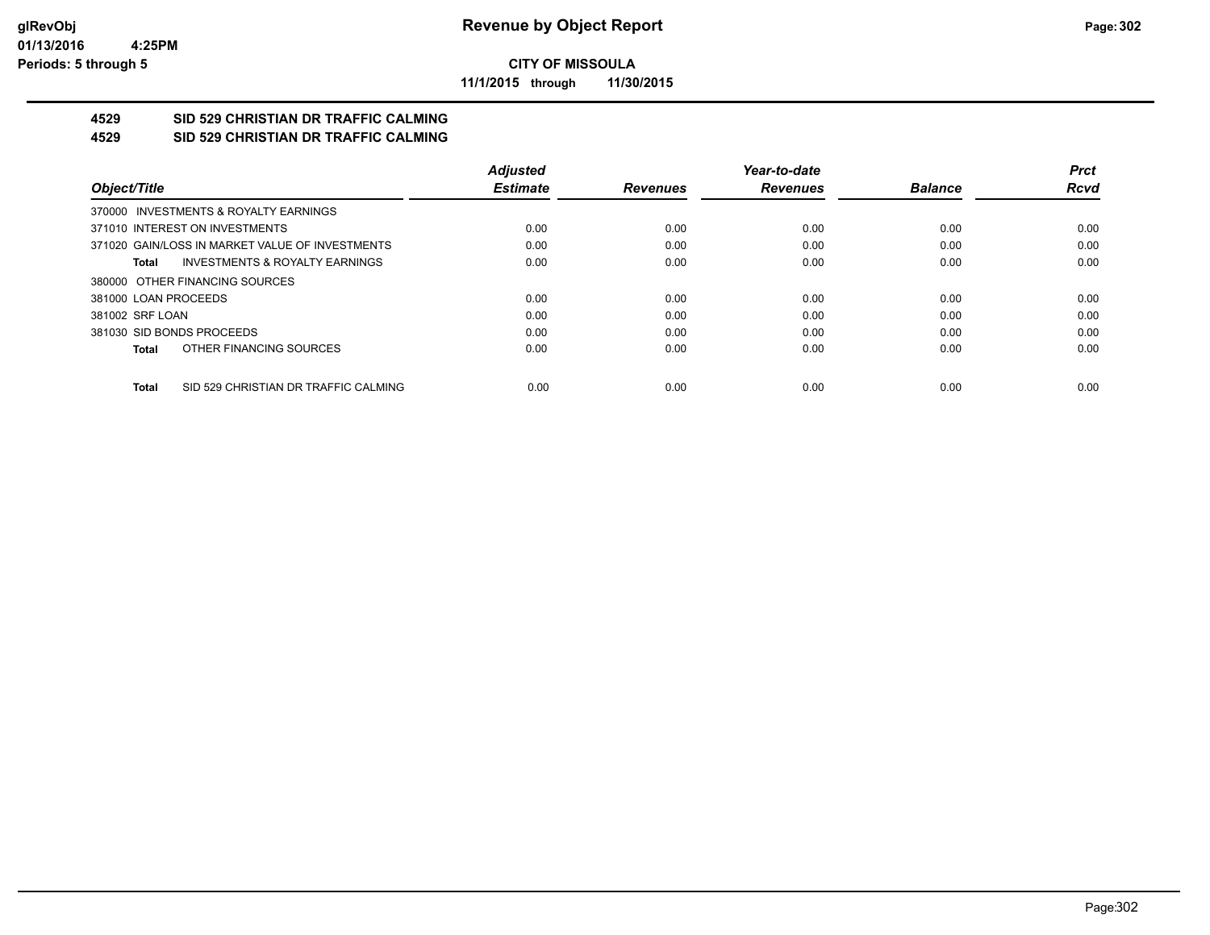**glRevObj**
**01/13/2016 4:25PM**
**Periods: 5 through 5**

# Revenue by Object Report

**CITY OF MISSOULA**

**11/1/2015 through 11/30/2015**

## 4529 SID 529 CHRISTIAN DR TRAFFIC CALMING
## 4529 SID 529 CHRISTIAN DR TRAFFIC CALMING

| Object/Title | Adjusted Estimate | Revenues | Year-to-date Revenues | Balance | Prct Rcvd |
|---|---|---|---|---|---|
| 370000 INVESTMENTS & ROYALTY EARNINGS | | | | | |
| 371010 INTEREST ON INVESTMENTS | 0.00 | 0.00 | 0.00 | 0.00 | 0.00 |
| 371020 GAIN/LOSS IN MARKET VALUE OF INVESTMENTS | 0.00 | 0.00 | 0.00 | 0.00 | 0.00 |
| **Total** INVESTMENTS & ROYALTY EARNINGS | 0.00 | 0.00 | 0.00 | 0.00 | 0.00 |
| 380000 OTHER FINANCING SOURCES | | | | | |
| 381000 LOAN PROCEEDS | 0.00 | 0.00 | 0.00 | 0.00 | 0.00 |
| 381002 SRF LOAN | 0.00 | 0.00 | 0.00 | 0.00 | 0.00 |
| 381030 SID BONDS PROCEEDS | 0.00 | 0.00 | 0.00 | 0.00 | 0.00 |
| **Total** OTHER FINANCING SOURCES | 0.00 | 0.00 | 0.00 | 0.00 | 0.00 |
| **Total** SID 529 CHRISTIAN DR TRAFFIC CALMING | 0.00 | 0.00 | 0.00 | 0.00 | 0.00 |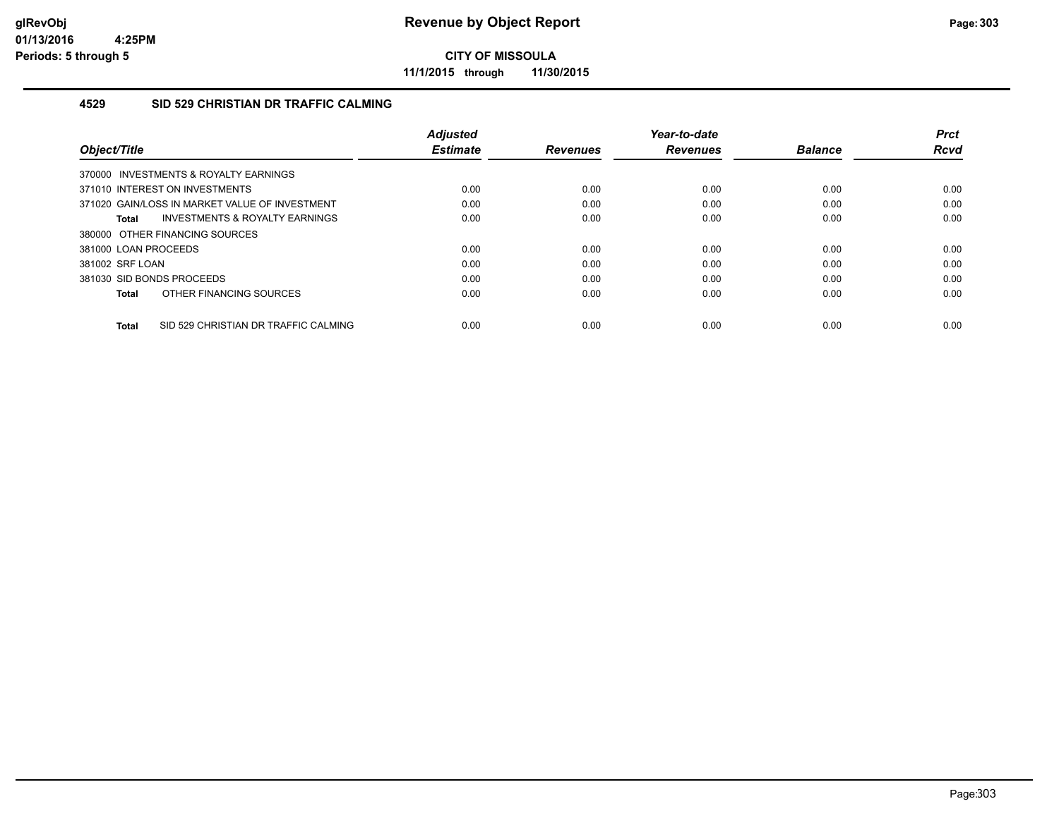# Revenue by Object Report

**CITY OF MISSOULA**

**11/1/2015 through 11/30/2015**

glRevObj
01/13/2016 4:25PM
Periods: 5 through 5

## 4529 SID 529 CHRISTIAN DR TRAFFIC CALMING

| Object/Title | Adjusted Estimate | Revenues | Year-to-date Revenues | Balance | Prct Rcvd |
|---|---|---|---|---|---|
| 370000 INVESTMENTS & ROYALTY EARNINGS | | | | | |
| 371010 INTEREST ON INVESTMENTS | 0.00 | 0.00 | 0.00 | 0.00 | 0.00 |
| 371020 GAIN/LOSS IN MARKET VALUE OF INVESTMENT | 0.00 | 0.00 | 0.00 | 0.00 | 0.00 |
| **Total** INVESTMENTS & ROYALTY EARNINGS | 0.00 | 0.00 | 0.00 | 0.00 | 0.00 |
| 380000 OTHER FINANCING SOURCES | | | | | |
| 381000 LOAN PROCEEDS | 0.00 | 0.00 | 0.00 | 0.00 | 0.00 |
| 381002 SRF LOAN | 0.00 | 0.00 | 0.00 | 0.00 | 0.00 |
| 381030 SID BONDS PROCEEDS | 0.00 | 0.00 | 0.00 | 0.00 | 0.00 |
| **Total** OTHER FINANCING SOURCES | 0.00 | 0.00 | 0.00 | 0.00 | 0.00 |
| **Total** SID 529 CHRISTIAN DR TRAFFIC CALMING | 0.00 | 0.00 | 0.00 | 0.00 | 0.00 |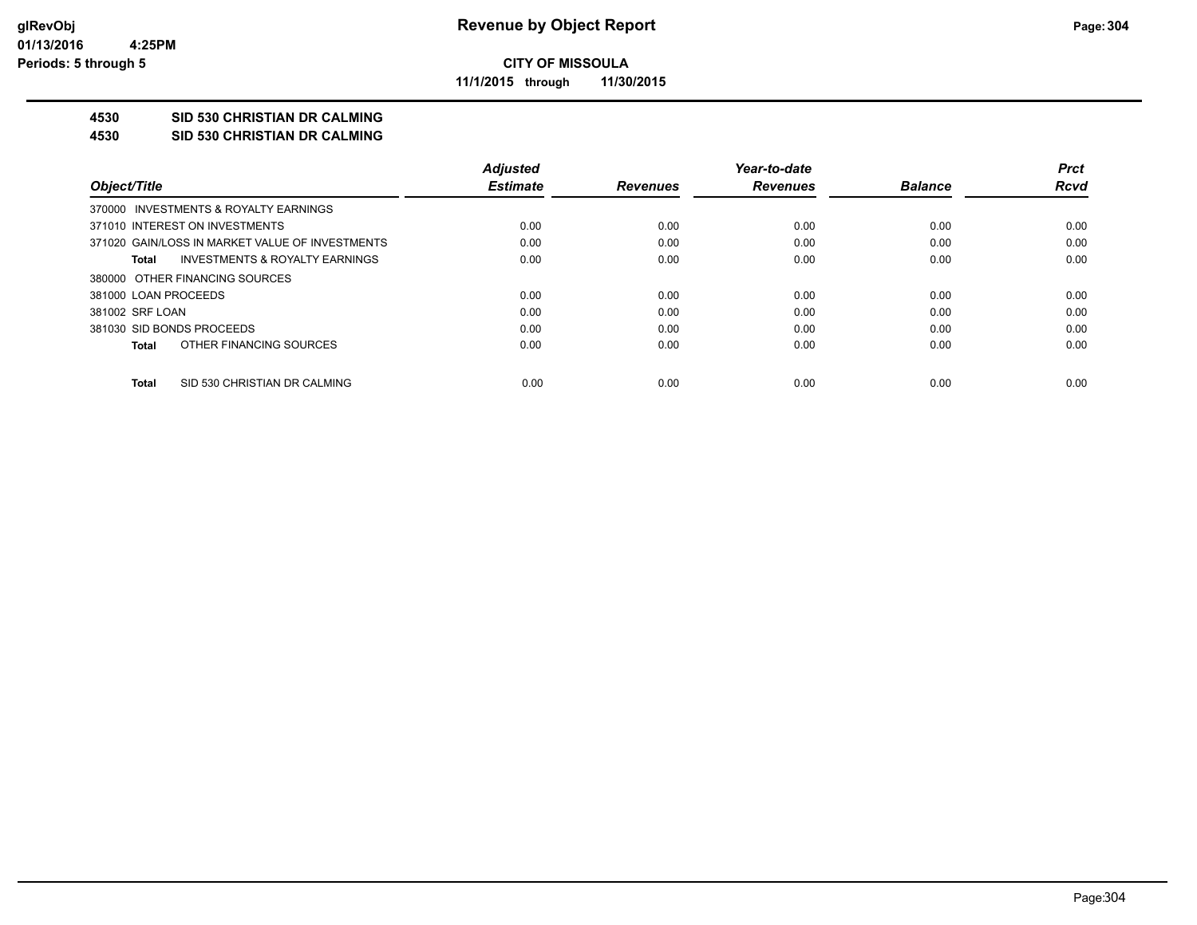# Revenue by Object Report

**CITY OF MISSOULA**

**11/1/2015 through 11/30/2015**

glRevObj
01/13/2016 4:25PM
Periods: 5 through 5

## 4530 SID 530 CHRISTIAN DR CALMING
## 4530 SID 530 CHRISTIAN DR CALMING

| Object/Title | Adjusted Estimate | Revenues | Year-to-date Revenues | Balance | Prct Rcvd |
|---|---|---|---|---|---|
| 370000 INVESTMENTS & ROYALTY EARNINGS | | | | | |
| 371010 INTEREST ON INVESTMENTS | 0.00 | 0.00 | 0.00 | 0.00 | 0.00 |
| 371020 GAIN/LOSS IN MARKET VALUE OF INVESTMENTS | 0.00 | 0.00 | 0.00 | 0.00 | 0.00 |
| **Total** INVESTMENTS & ROYALTY EARNINGS | 0.00 | 0.00 | 0.00 | 0.00 | 0.00 |
| 380000 OTHER FINANCING SOURCES | | | | | |
| 381000 LOAN PROCEEDS | 0.00 | 0.00 | 0.00 | 0.00 | 0.00 |
| 381002 SRF LOAN | 0.00 | 0.00 | 0.00 | 0.00 | 0.00 |
| 381030 SID BONDS PROCEEDS | 0.00 | 0.00 | 0.00 | 0.00 | 0.00 |
| **Total** OTHER FINANCING SOURCES | 0.00 | 0.00 | 0.00 | 0.00 | 0.00 |
| **Total** SID 530 CHRISTIAN DR CALMING | 0.00 | 0.00 | 0.00 | 0.00 | 0.00 |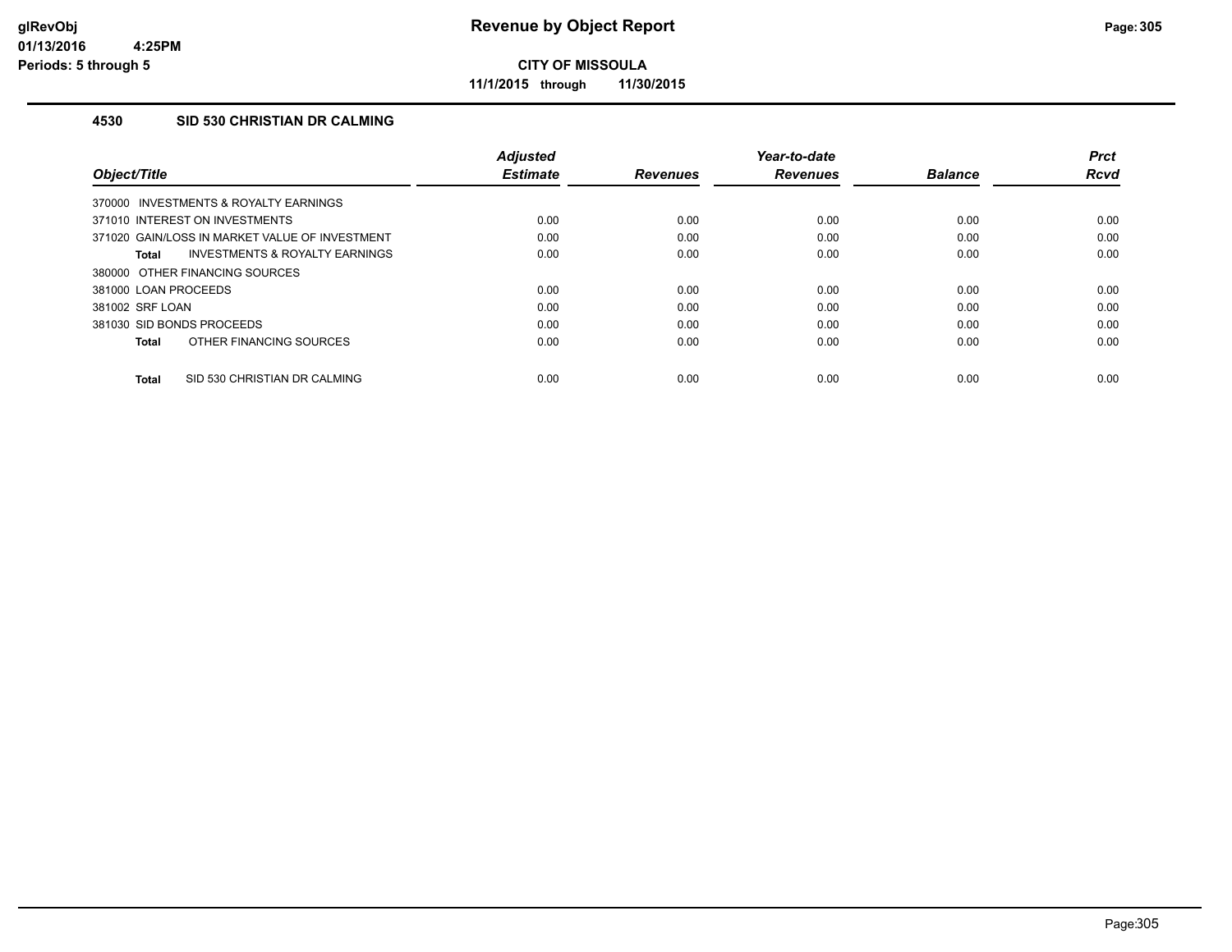# Revenue by Object Report

**CITY OF MISSOULA**

**11/1/2015 through 11/30/2015**

glRevObj
01/13/2016 4:25PM
Periods: 5 through 5

### 4530 SID 530 CHRISTIAN DR CALMING

| Object/Title | Adjusted Estimate | Revenues | Year-to-date Revenues | Balance | Prct Rcvd |
|---|---|---|---|---|---|
| 370000 INVESTMENTS & ROYALTY EARNINGS | | | | | |
| 371010 INTEREST ON INVESTMENTS | 0.00 | 0.00 | 0.00 | 0.00 | 0.00 |
| 371020 GAIN/LOSS IN MARKET VALUE OF INVESTMENT | 0.00 | 0.00 | 0.00 | 0.00 | 0.00 |
| **Total** INVESTMENTS & ROYALTY EARNINGS | 0.00 | 0.00 | 0.00 | 0.00 | 0.00 |
| 380000 OTHER FINANCING SOURCES | | | | | |
| 381000 LOAN PROCEEDS | 0.00 | 0.00 | 0.00 | 0.00 | 0.00 |
| 381002 SRF LOAN | 0.00 | 0.00 | 0.00 | 0.00 | 0.00 |
| 381030 SID BONDS PROCEEDS | 0.00 | 0.00 | 0.00 | 0.00 | 0.00 |
| **Total** OTHER FINANCING SOURCES | 0.00 | 0.00 | 0.00 | 0.00 | 0.00 |
| **Total** SID 530 CHRISTIAN DR CALMING | 0.00 | 0.00 | 0.00 | 0.00 | 0.00 |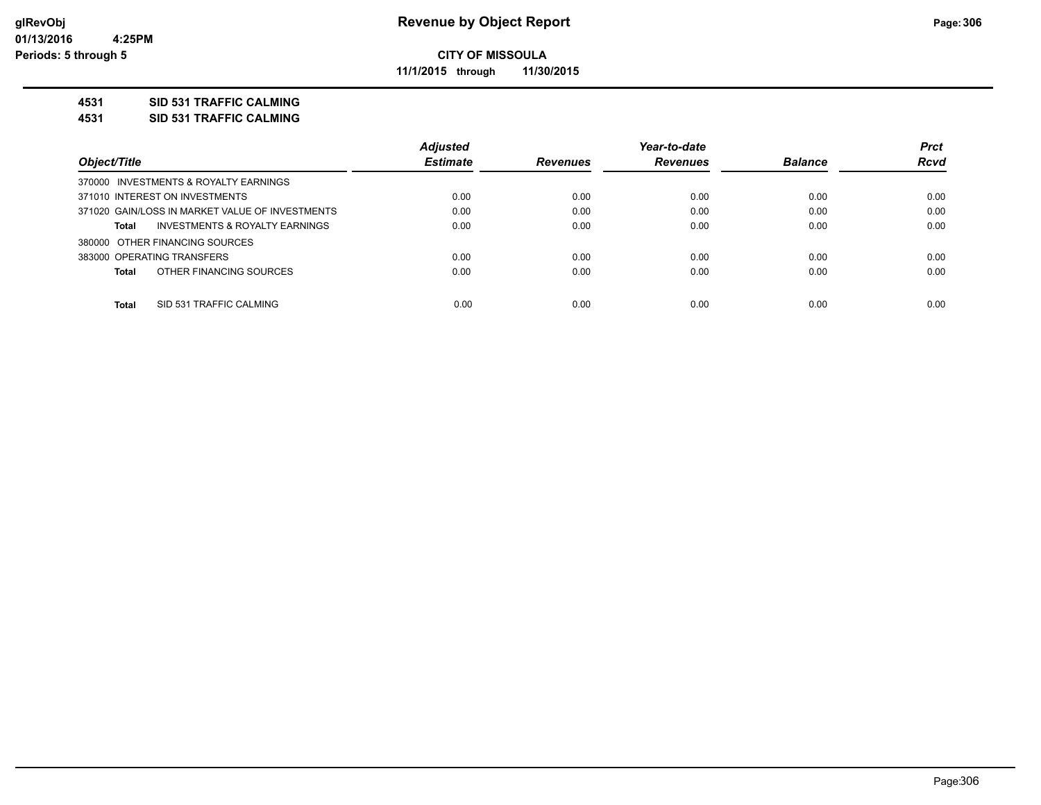**CITY OF MISSOULA**

**11/1/2015 through 11/30/2015**

**4531 SID 531 TRAFFIC CALMING**

**4531 SID 531 TRAFFIC CALMING**

| Object/Title | Adjusted Estimate | Revenues | Year-to-date Revenues | Balance | Prct Rcvd |
|---|---|---|---|---|---|
| 370000 INVESTMENTS & ROYALTY EARNINGS | | | | | |
| 371010 INTEREST ON INVESTMENTS | 0.00 | 0.00 | 0.00 | 0.00 | 0.00 |
| 371020 GAIN/LOSS IN MARKET VALUE OF INVESTMENTS | 0.00 | 0.00 | 0.00 | 0.00 | 0.00 |
| **Total** INVESTMENTS & ROYALTY EARNINGS | 0.00 | 0.00 | 0.00 | 0.00 | 0.00 |
| 380000 OTHER FINANCING SOURCES | | | | | |
| 383000 OPERATING TRANSFERS | 0.00 | 0.00 | 0.00 | 0.00 | 0.00 |
| **Total** OTHER FINANCING SOURCES | 0.00 | 0.00 | 0.00 | 0.00 | 0.00 |
| **Total** SID 531 TRAFFIC CALMING | 0.00 | 0.00 | 0.00 | 0.00 | 0.00 |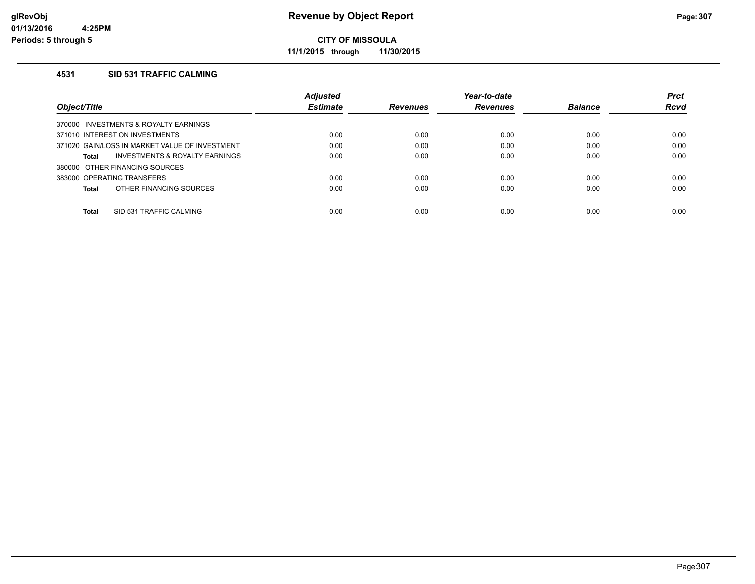# Revenue by Object Report

**CITY OF MISSOULA**

**11/1/2015 through 11/30/2015**

glRevObj
01/13/2016 4:25PM
Periods: 5 through 5

### 4531 SID 531 TRAFFIC CALMING

| Object/Title | Adjusted Estimate | Revenues | Year-to-date Revenues | Balance | Prct Rcvd |
|---|---|---|---|---|---|
| 370000 INVESTMENTS & ROYALTY EARNINGS | | | | | |
| 371010 INTEREST ON INVESTMENTS | 0.00 | 0.00 | 0.00 | 0.00 | 0.00 |
| 371020 GAIN/LOSS IN MARKET VALUE OF INVESTMENT | 0.00 | 0.00 | 0.00 | 0.00 | 0.00 |
| **Total** INVESTMENTS & ROYALTY EARNINGS | 0.00 | 0.00 | 0.00 | 0.00 | 0.00 |
| 380000 OTHER FINANCING SOURCES | | | | | |
| 383000 OPERATING TRANSFERS | 0.00 | 0.00 | 0.00 | 0.00 | 0.00 |
| **Total** OTHER FINANCING SOURCES | 0.00 | 0.00 | 0.00 | 0.00 | 0.00 |
| **Total** SID 531 TRAFFIC CALMING | 0.00 | 0.00 | 0.00 | 0.00 | 0.00 |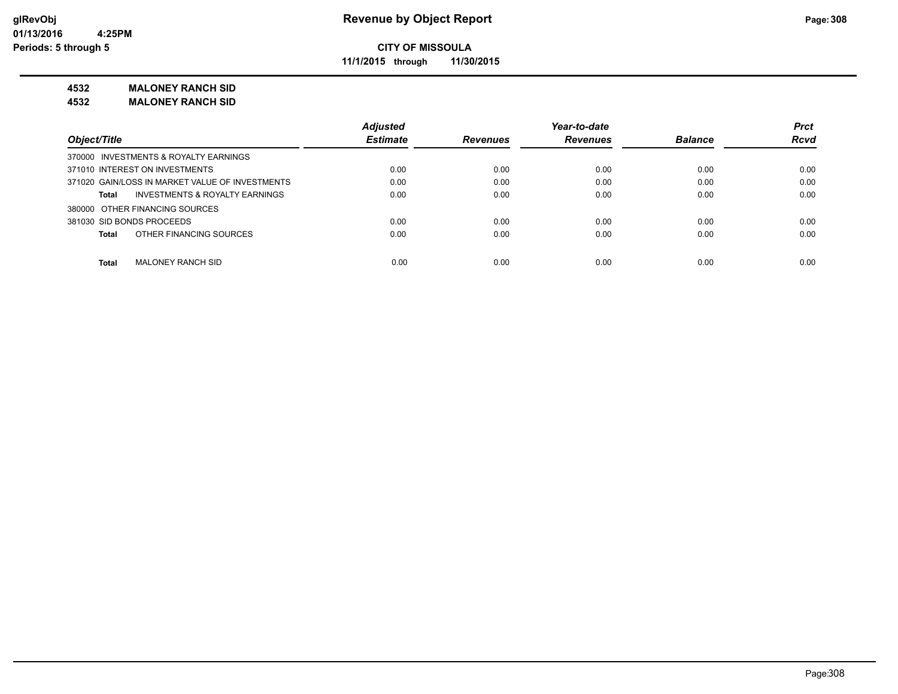**CITY OF MISSOULA**

**11/1/2015 through 11/30/2015**

**4532 MALONEY RANCH SID**

**4532 MALONEY RANCH SID**

| Object/Title | Adjusted Estimate | Revenues | Year-to-date Revenues | Balance | Prct Rcvd |
|---|---|---|---|---|---|
| 370000 INVESTMENTS & ROYALTY EARNINGS | | | | | |
| 371010 INTEREST ON INVESTMENTS | 0.00 | 0.00 | 0.00 | 0.00 | 0.00 |
| 371020 GAIN/LOSS IN MARKET VALUE OF INVESTMENTS | 0.00 | 0.00 | 0.00 | 0.00 | 0.00 |
| **Total** INVESTMENTS & ROYALTY EARNINGS | 0.00 | 0.00 | 0.00 | 0.00 | 0.00 |
| 380000 OTHER FINANCING SOURCES | | | | | |
| 381030 SID BONDS PROCEEDS | 0.00 | 0.00 | 0.00 | 0.00 | 0.00 |
| **Total** OTHER FINANCING SOURCES | 0.00 | 0.00 | 0.00 | 0.00 | 0.00 |
| **Total** MALONEY RANCH SID | 0.00 | 0.00 | 0.00 | 0.00 | 0.00 |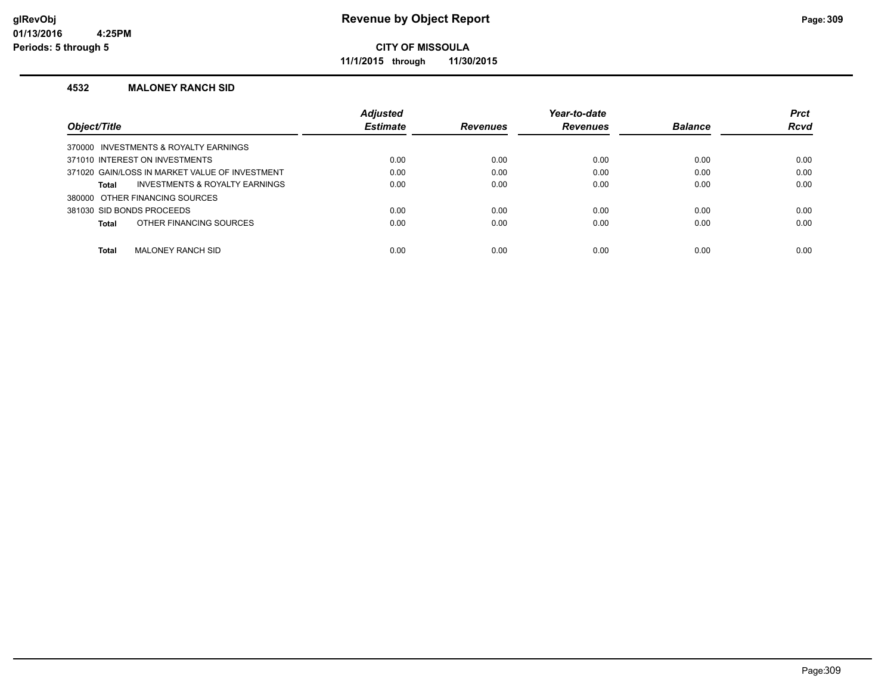# Revenue by Object Report

**CITY OF MISSOULA**

**11/1/2015 through 11/30/2015**

glRevObj
01/13/2016 4:25PM
Periods: 5 through 5

### 4532 MALONEY RANCH SID

| Object/Title | Adjusted Estimate | Revenues | Year-to-date Revenues | Balance | Prct Rcvd |
|---|---|---|---|---|---|
| 370000 INVESTMENTS & ROYALTY EARNINGS | | | | | |
| 371010 INTEREST ON INVESTMENTS | 0.00 | 0.00 | 0.00 | 0.00 | 0.00 |
| 371020 GAIN/LOSS IN MARKET VALUE OF INVESTMENT | 0.00 | 0.00 | 0.00 | 0.00 | 0.00 |
| **Total** INVESTMENTS & ROYALTY EARNINGS | 0.00 | 0.00 | 0.00 | 0.00 | 0.00 |
| 380000 OTHER FINANCING SOURCES | | | | | |
| 381030 SID BONDS PROCEEDS | 0.00 | 0.00 | 0.00 | 0.00 | 0.00 |
| **Total** OTHER FINANCING SOURCES | 0.00 | 0.00 | 0.00 | 0.00 | 0.00 |
| **Total** MALONEY RANCH SID | 0.00 | 0.00 | 0.00 | 0.00 | 0.00 |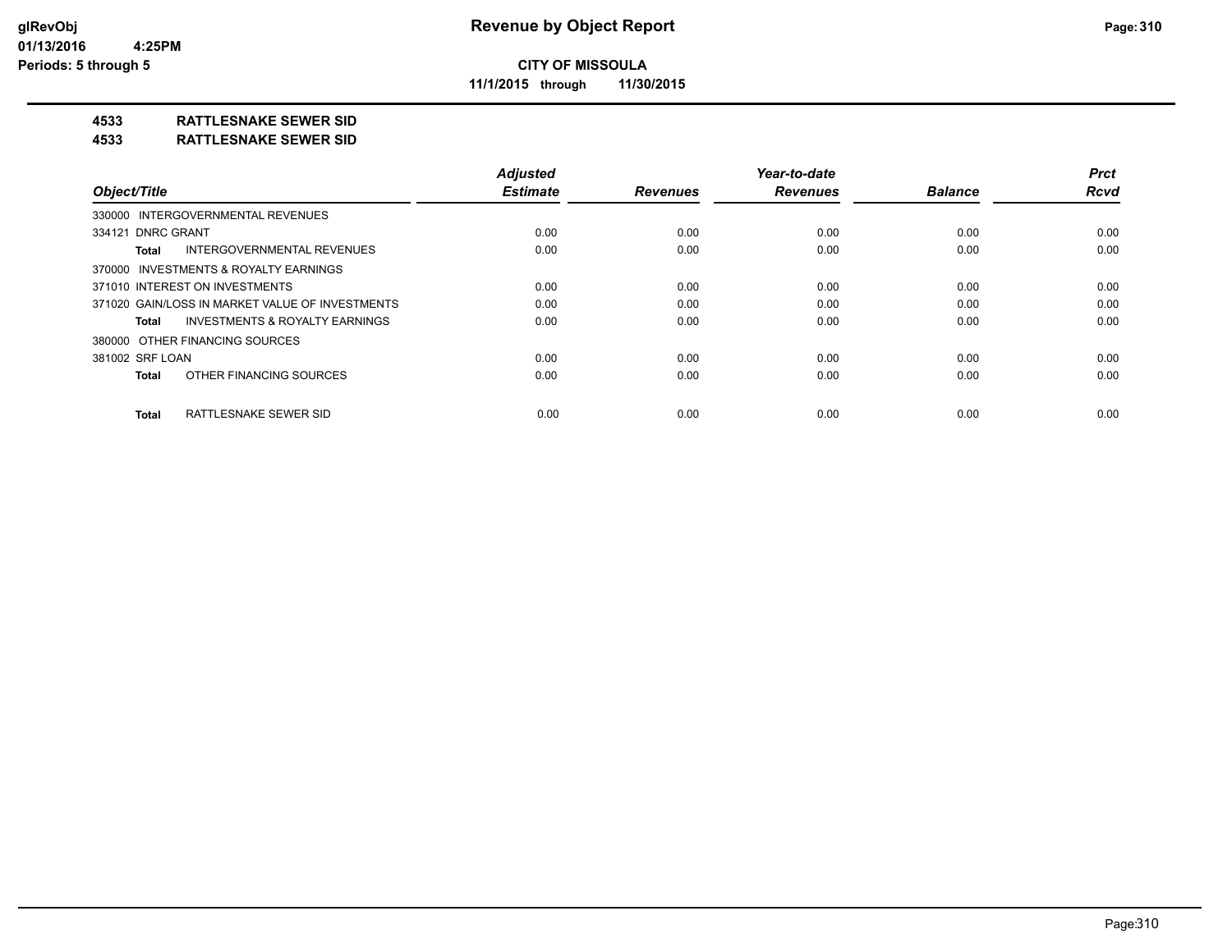# Revenue by Object Report

**CITY OF MISSOULA**

**11/1/2015 through 11/30/2015**

glRevObj
01/13/2016 4:25PM
Periods: 5 through 5

## 4533 RATTLESNAKE SEWER SID
## 4533 RATTLESNAKE SEWER SID

| Object/Title | Adjusted Estimate | Revenues | Year-to-date Revenues | Balance | Prct Rcvd |
|---|---|---|---|---|---|
| 330000 INTERGOVERNMENTAL REVENUES | | | | | |
| 334121 DNRC GRANT | 0.00 | 0.00 | 0.00 | 0.00 | 0.00 |
| **Total** INTERGOVERNMENTAL REVENUES | 0.00 | 0.00 | 0.00 | 0.00 | 0.00 |
| 370000 INVESTMENTS & ROYALTY EARNINGS | | | | | |
| 371010 INTEREST ON INVESTMENTS | 0.00 | 0.00 | 0.00 | 0.00 | 0.00 |
| 371020 GAIN/LOSS IN MARKET VALUE OF INVESTMENTS | 0.00 | 0.00 | 0.00 | 0.00 | 0.00 |
| **Total** INVESTMENTS & ROYALTY EARNINGS | 0.00 | 0.00 | 0.00 | 0.00 | 0.00 |
| 380000 OTHER FINANCING SOURCES | | | | | |
| 381002 SRF LOAN | 0.00 | 0.00 | 0.00 | 0.00 | 0.00 |
| **Total** OTHER FINANCING SOURCES | 0.00 | 0.00 | 0.00 | 0.00 | 0.00 |
| **Total** RATTLESNAKE SEWER SID | 0.00 | 0.00 | 0.00 | 0.00 | 0.00 |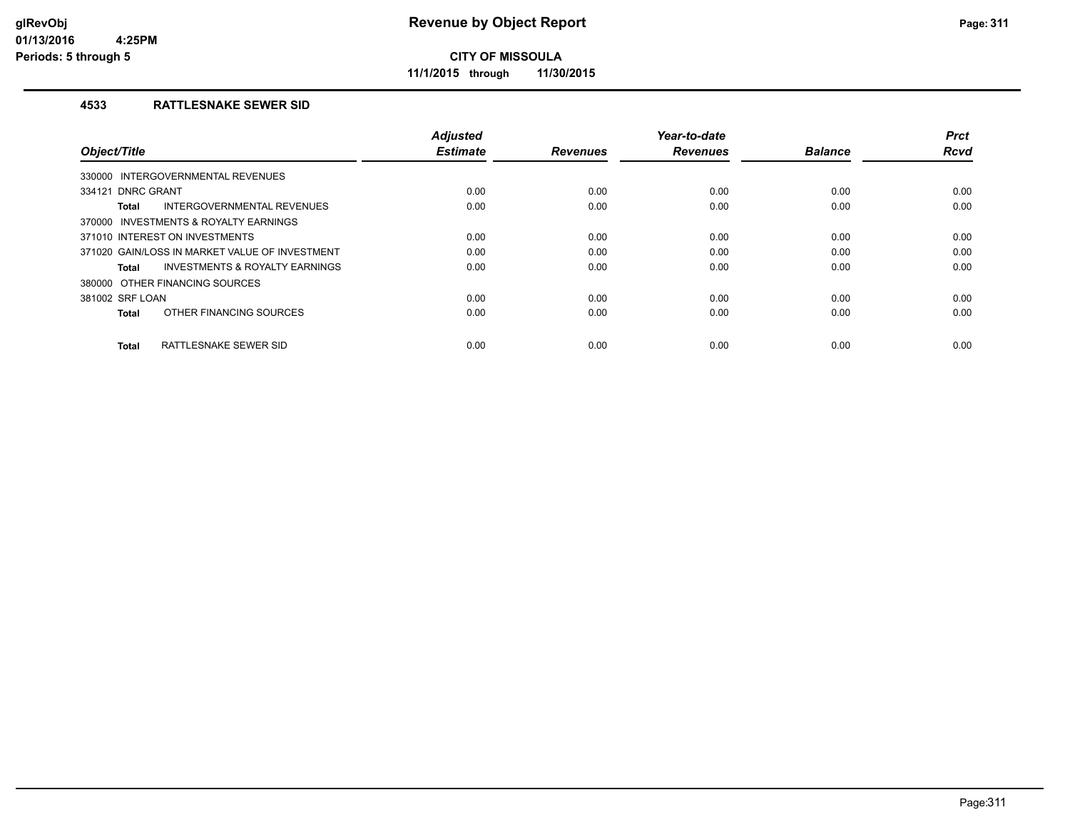# Revenue by Object Report

**CITY OF MISSOULA**

**11/1/2015 through 11/30/2015**

glRevObj
01/13/2016 4:25PM
Periods: 5 through 5

## 4533 RATTLESNAKE SEWER SID

| Object/Title | Adjusted Estimate | Revenues | Year-to-date Revenues | Balance | Prct Rcvd |
|---|---|---|---|---|---|
| 330000 INTERGOVERNMENTAL REVENUES | | | | | |
| 334121 DNRC GRANT | 0.00 | 0.00 | 0.00 | 0.00 | 0.00 |
| **Total** INTERGOVERNMENTAL REVENUES | 0.00 | 0.00 | 0.00 | 0.00 | 0.00 |
| 370000 INVESTMENTS & ROYALTY EARNINGS | | | | | |
| 371010 INTEREST ON INVESTMENTS | 0.00 | 0.00 | 0.00 | 0.00 | 0.00 |
| 371020 GAIN/LOSS IN MARKET VALUE OF INVESTMENT | 0.00 | 0.00 | 0.00 | 0.00 | 0.00 |
| **Total** INVESTMENTS & ROYALTY EARNINGS | 0.00 | 0.00 | 0.00 | 0.00 | 0.00 |
| 380000 OTHER FINANCING SOURCES | | | | | |
| 381002 SRF LOAN | 0.00 | 0.00 | 0.00 | 0.00 | 0.00 |
| **Total** OTHER FINANCING SOURCES | 0.00 | 0.00 | 0.00 | 0.00 | 0.00 |
| **Total** RATTLESNAKE SEWER SID | 0.00 | 0.00 | 0.00 | 0.00 | 0.00 |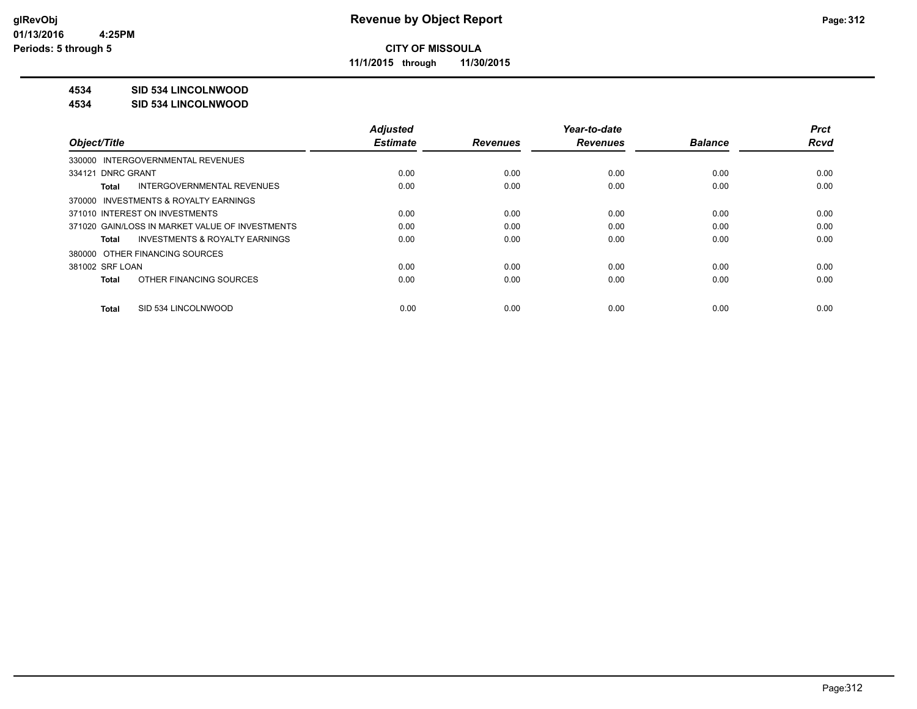**glRevObj**
**01/13/2016 4:25PM**
**Periods: 5 through 5**

# Revenue by Object Report

**CITY OF MISSOULA**
**11/1/2015 through 11/30/2015**

**4534 SID 534 LINCOLNWOOD**
**4534 SID 534 LINCOLNWOOD**

| Object/Title | Adjusted Estimate | Revenues | Year-to-date Revenues | Balance | Prct Rcvd |
|---|---|---|---|---|---|
| 330000 INTERGOVERNMENTAL REVENUES | | | | | |
| 334121 DNRC GRANT | 0.00 | 0.00 | 0.00 | 0.00 | 0.00 |
| **Total** INTERGOVERNMENTAL REVENUES | 0.00 | 0.00 | 0.00 | 0.00 | 0.00 |
| 370000 INVESTMENTS & ROYALTY EARNINGS | | | | | |
| 371010 INTEREST ON INVESTMENTS | 0.00 | 0.00 | 0.00 | 0.00 | 0.00 |
| 371020 GAIN/LOSS IN MARKET VALUE OF INVESTMENTS | 0.00 | 0.00 | 0.00 | 0.00 | 0.00 |
| **Total** INVESTMENTS & ROYALTY EARNINGS | 0.00 | 0.00 | 0.00 | 0.00 | 0.00 |
| 380000 OTHER FINANCING SOURCES | | | | | |
| 381002 SRF LOAN | 0.00 | 0.00 | 0.00 | 0.00 | 0.00 |
| **Total** OTHER FINANCING SOURCES | 0.00 | 0.00 | 0.00 | 0.00 | 0.00 |
| **Total** SID 534 LINCOLNWOOD | 0.00 | 0.00 | 0.00 | 0.00 | 0.00 |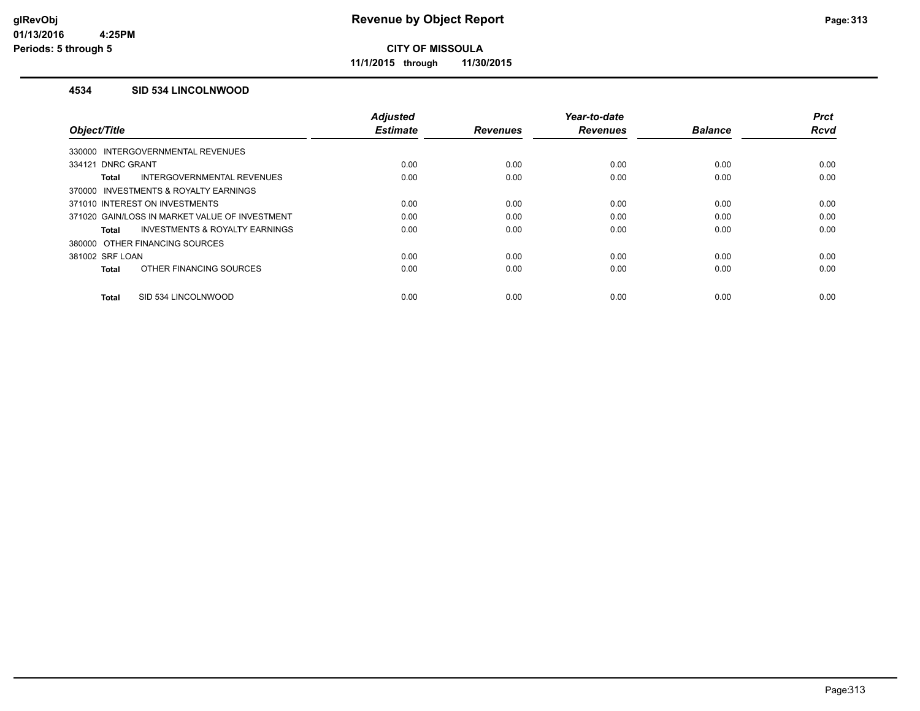# Revenue by Object Report

**CITY OF MISSOULA**

**11/1/2015 through 11/30/2015**

glRevObj
01/13/2016 4:25PM
Periods: 5 through 5

## 4534 SID 534 LINCOLNWOOD

| Object/Title | Adjusted Estimate | Revenues | Year-to-date Revenues | Balance | Prct Rcvd |
|---|---|---|---|---|---|
| 330000 INTERGOVERNMENTAL REVENUES | | | | | |
| 334121 DNRC GRANT | 0.00 | 0.00 | 0.00 | 0.00 | 0.00 |
| **Total** INTERGOVERNMENTAL REVENUES | 0.00 | 0.00 | 0.00 | 0.00 | 0.00 |
| 370000 INVESTMENTS & ROYALTY EARNINGS | | | | | |
| 371010 INTEREST ON INVESTMENTS | 0.00 | 0.00 | 0.00 | 0.00 | 0.00 |
| 371020 GAIN/LOSS IN MARKET VALUE OF INVESTMENT | 0.00 | 0.00 | 0.00 | 0.00 | 0.00 |
| **Total** INVESTMENTS & ROYALTY EARNINGS | 0.00 | 0.00 | 0.00 | 0.00 | 0.00 |
| 380000 OTHER FINANCING SOURCES | | | | | |
| 381002 SRF LOAN | 0.00 | 0.00 | 0.00 | 0.00 | 0.00 |
| **Total** OTHER FINANCING SOURCES | 0.00 | 0.00 | 0.00 | 0.00 | 0.00 |
| **Total** SID 534 LINCOLNWOOD | 0.00 | 0.00 | 0.00 | 0.00 | 0.00 |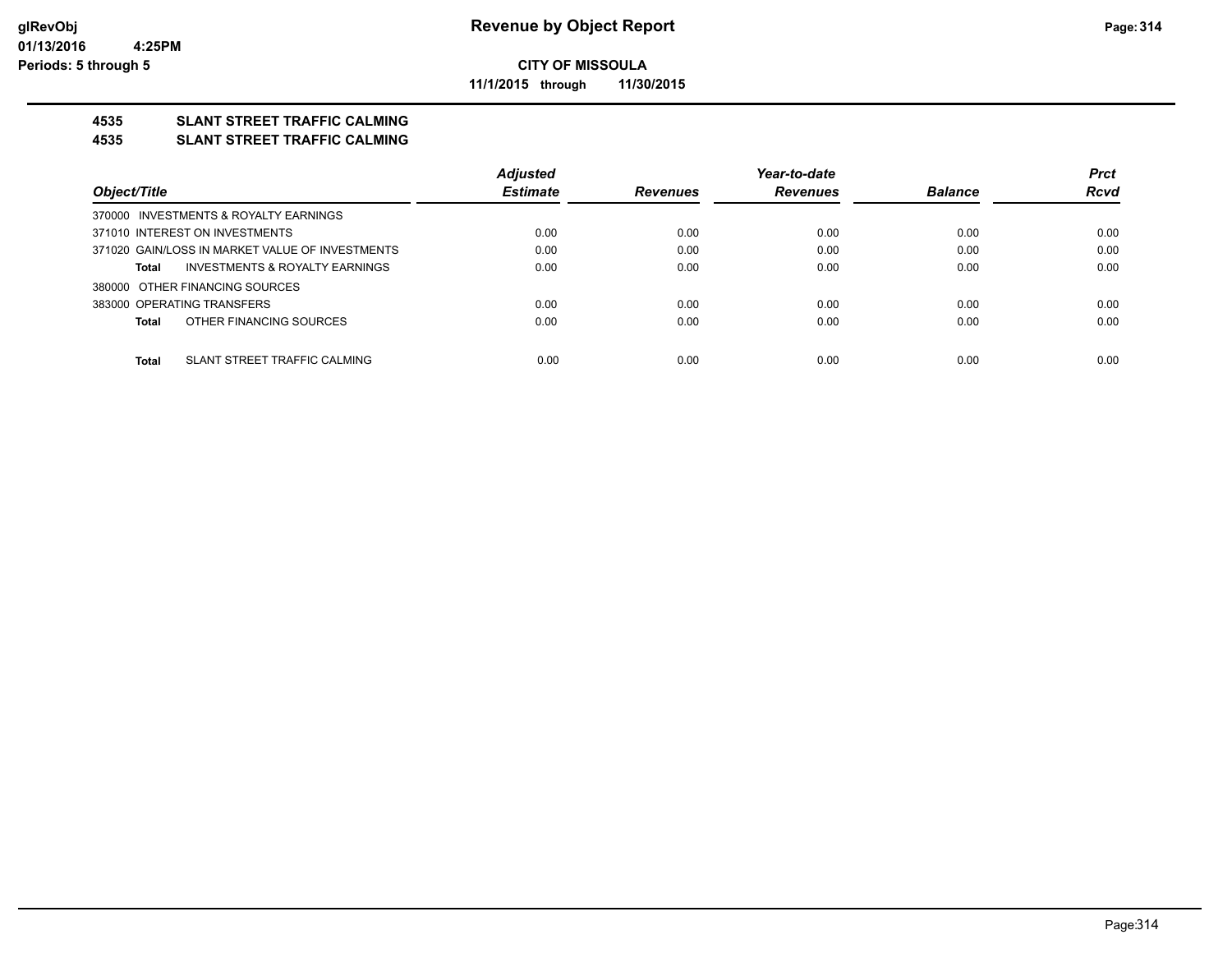**Revenue by Object Report**

**CITY OF MISSOULA**

**11/1/2015 through 11/30/2015**

glRevObj
01/13/2016 4:25PM
Periods: 5 through 5

## 4535 SLANT STREET TRAFFIC CALMING
## 4535 SLANT STREET TRAFFIC CALMING

| Object/Title | Adjusted Estimate | Revenues | Year-to-date Revenues | Balance | Prct Rcvd |
|---|---|---|---|---|---|
| 370000 INVESTMENTS & ROYALTY EARNINGS | | | | | |
| 371010 INTEREST ON INVESTMENTS | 0.00 | 0.00 | 0.00 | 0.00 | 0.00 |
| 371020 GAIN/LOSS IN MARKET VALUE OF INVESTMENTS | 0.00 | 0.00 | 0.00 | 0.00 | 0.00 |
| **Total** INVESTMENTS & ROYALTY EARNINGS | 0.00 | 0.00 | 0.00 | 0.00 | 0.00 |
| 380000 OTHER FINANCING SOURCES | | | | | |
| 383000 OPERATING TRANSFERS | 0.00 | 0.00 | 0.00 | 0.00 | 0.00 |
| **Total** OTHER FINANCING SOURCES | 0.00 | 0.00 | 0.00 | 0.00 | 0.00 |
| **Total** SLANT STREET TRAFFIC CALMING | 0.00 | 0.00 | 0.00 | 0.00 | 0.00 |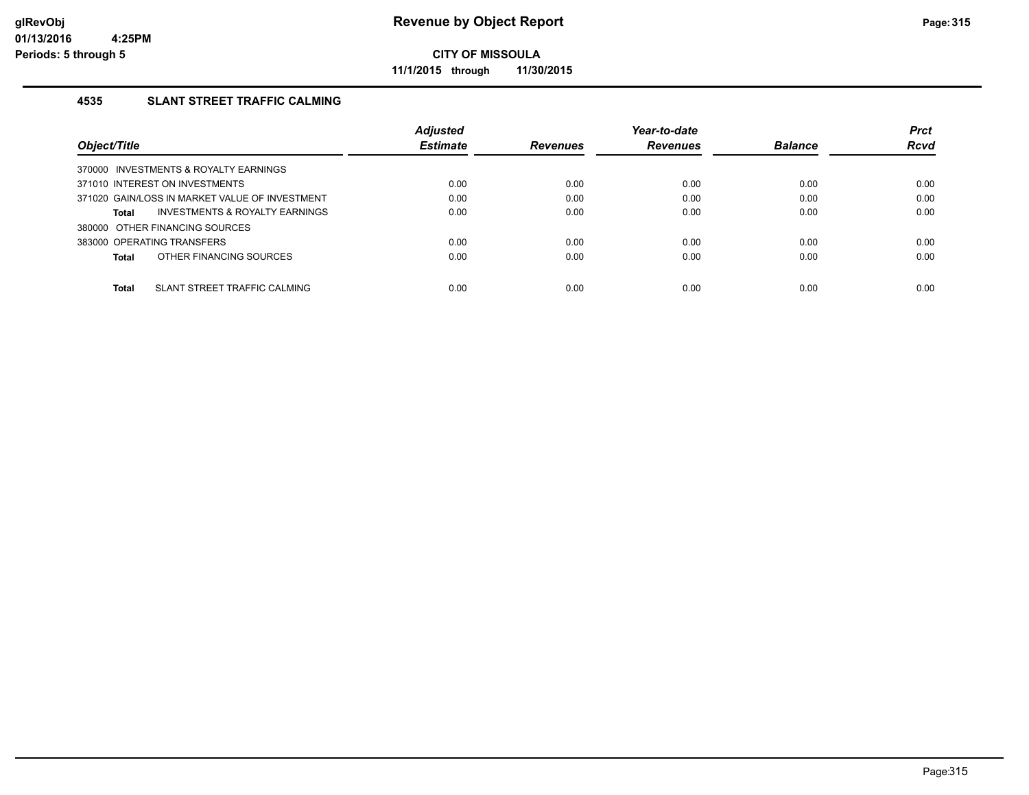# Revenue by Object Report

**CITY OF MISSOULA**

**11/1/2015 through 11/30/2015**

glRevObj
01/13/2016 4:25PM
Periods: 5 through 5

## 4535 SLANT STREET TRAFFIC CALMING

| Object/Title | Adjusted Estimate | Revenues | Year-to-date Revenues | Balance | Prct Rcvd |
|---|---|---|---|---|---|
| 370000 INVESTMENTS & ROYALTY EARNINGS | | | | | |
| 371010 INTEREST ON INVESTMENTS | 0.00 | 0.00 | 0.00 | 0.00 | 0.00 |
| 371020 GAIN/LOSS IN MARKET VALUE OF INVESTMENT | 0.00 | 0.00 | 0.00 | 0.00 | 0.00 |
| **Total** INVESTMENTS & ROYALTY EARNINGS | 0.00 | 0.00 | 0.00 | 0.00 | 0.00 |
| 380000 OTHER FINANCING SOURCES | | | | | |
| 383000 OPERATING TRANSFERS | 0.00 | 0.00 | 0.00 | 0.00 | 0.00 |
| **Total** OTHER FINANCING SOURCES | 0.00 | 0.00 | 0.00 | 0.00 | 0.00 |
| **Total** SLANT STREET TRAFFIC CALMING | 0.00 | 0.00 | 0.00 | 0.00 | 0.00 |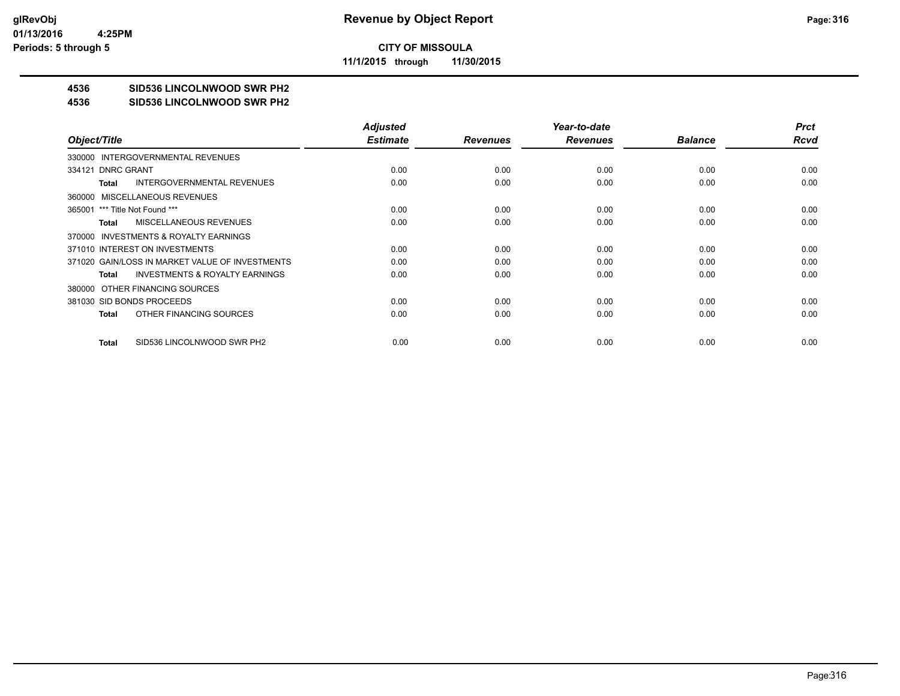**CITY OF MISSOULA**

**11/1/2015 through 11/30/2015**

**4536 SID536 LINCOLNWOOD SWR PH2**

**4536 SID536 LINCOLNWOOD SWR PH2**

| Object/Title | Adjusted Estimate | Revenues | Year-to-date Revenues | Balance | Prct Rcvd |
|---|---|---|---|---|---|
| 330000 INTERGOVERNMENTAL REVENUES | | | | | |
| 334121 DNRC GRANT | 0.00 | 0.00 | 0.00 | 0.00 | 0.00 |
| **Total** INTERGOVERNMENTAL REVENUES | 0.00 | 0.00 | 0.00 | 0.00 | 0.00 |
| 360000 MISCELLANEOUS REVENUES | | | | | |
| 365001 *** Title Not Found *** | 0.00 | 0.00 | 0.00 | 0.00 | 0.00 |
| **Total** MISCELLANEOUS REVENUES | 0.00 | 0.00 | 0.00 | 0.00 | 0.00 |
| 370000 INVESTMENTS & ROYALTY EARNINGS | | | | | |
| 371010 INTEREST ON INVESTMENTS | 0.00 | 0.00 | 0.00 | 0.00 | 0.00 |
| 371020 GAIN/LOSS IN MARKET VALUE OF INVESTMENTS | 0.00 | 0.00 | 0.00 | 0.00 | 0.00 |
| **Total** INVESTMENTS & ROYALTY EARNINGS | 0.00 | 0.00 | 0.00 | 0.00 | 0.00 |
| 380000 OTHER FINANCING SOURCES | | | | | |
| 381030 SID BONDS PROCEEDS | 0.00 | 0.00 | 0.00 | 0.00 | 0.00 |
| **Total** OTHER FINANCING SOURCES | 0.00 | 0.00 | 0.00 | 0.00 | 0.00 |
| **Total** SID536 LINCOLNWOOD SWR PH2 | 0.00 | 0.00 | 0.00 | 0.00 | 0.00 |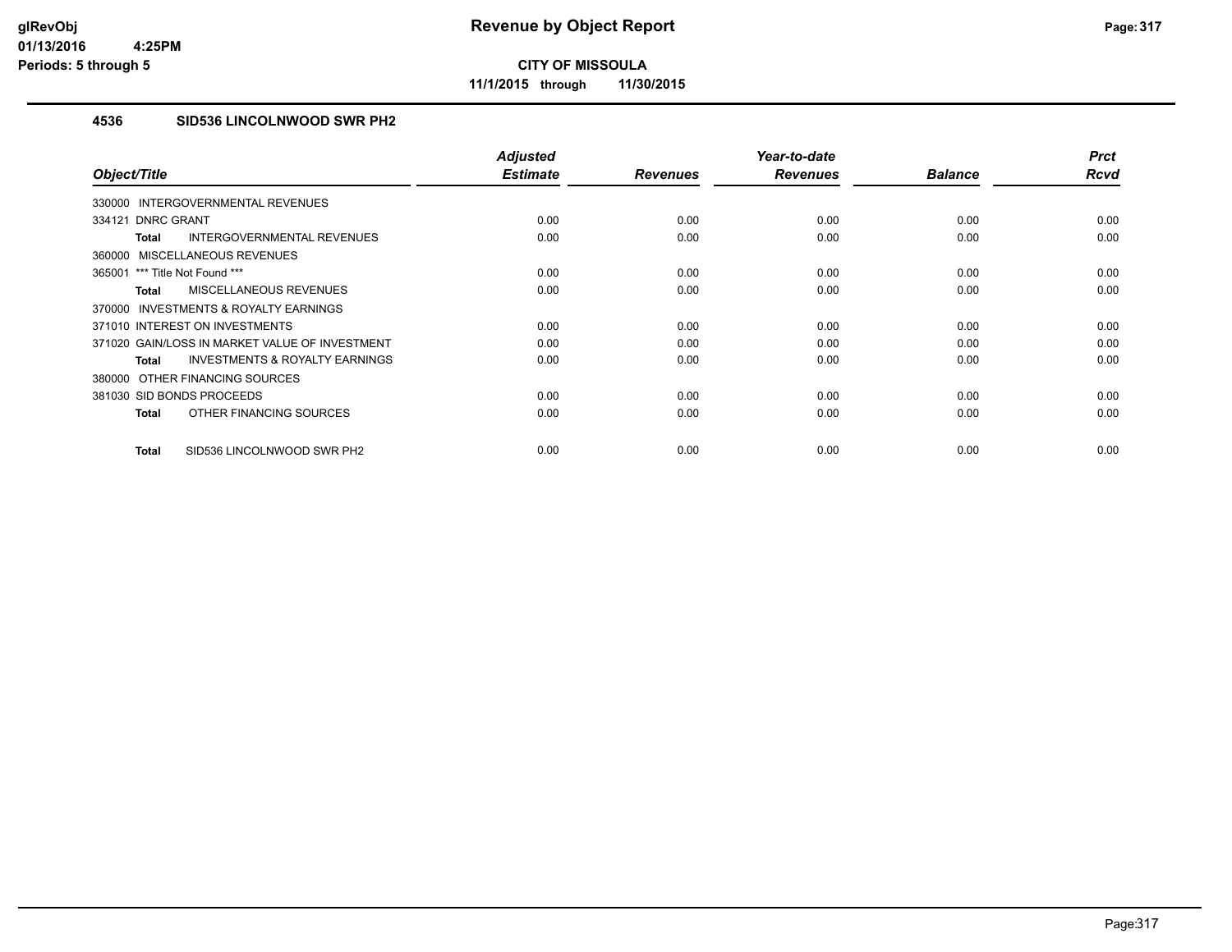# Revenue by Object Report

**CITY OF MISSOULA**

**11/1/2015 through 11/30/2015**

glRevObj
01/13/2016 4:25PM
Periods: 5 through 5

## 4536 SID536 LINCOLNWOOD SWR PH2

| Object/Title | Adjusted Estimate | Revenues | Year-to-date Revenues | Balance | Prct Rcvd |
|---|---|---|---|---|---|
| 330000 INTERGOVERNMENTAL REVENUES | | | | | |
| 334121 DNRC GRANT | 0.00 | 0.00 | 0.00 | 0.00 | 0.00 |
| **Total** INTERGOVERNMENTAL REVENUES | 0.00 | 0.00 | 0.00 | 0.00 | 0.00 |
| 360000 MISCELLANEOUS REVENUES | | | | | |
| 365001 *** Title Not Found *** | 0.00 | 0.00 | 0.00 | 0.00 | 0.00 |
| **Total** MISCELLANEOUS REVENUES | 0.00 | 0.00 | 0.00 | 0.00 | 0.00 |
| 370000 INVESTMENTS & ROYALTY EARNINGS | | | | | |
| 371010 INTEREST ON INVESTMENTS | 0.00 | 0.00 | 0.00 | 0.00 | 0.00 |
| 371020 GAIN/LOSS IN MARKET VALUE OF INVESTMENT | 0.00 | 0.00 | 0.00 | 0.00 | 0.00 |
| **Total** INVESTMENTS & ROYALTY EARNINGS | 0.00 | 0.00 | 0.00 | 0.00 | 0.00 |
| 380000 OTHER FINANCING SOURCES | | | | | |
| 381030 SID BONDS PROCEEDS | 0.00 | 0.00 | 0.00 | 0.00 | 0.00 |
| **Total** OTHER FINANCING SOURCES | 0.00 | 0.00 | 0.00 | 0.00 | 0.00 |
| **Total** SID536 LINCOLNWOOD SWR PH2 | 0.00 | 0.00 | 0.00 | 0.00 | 0.00 |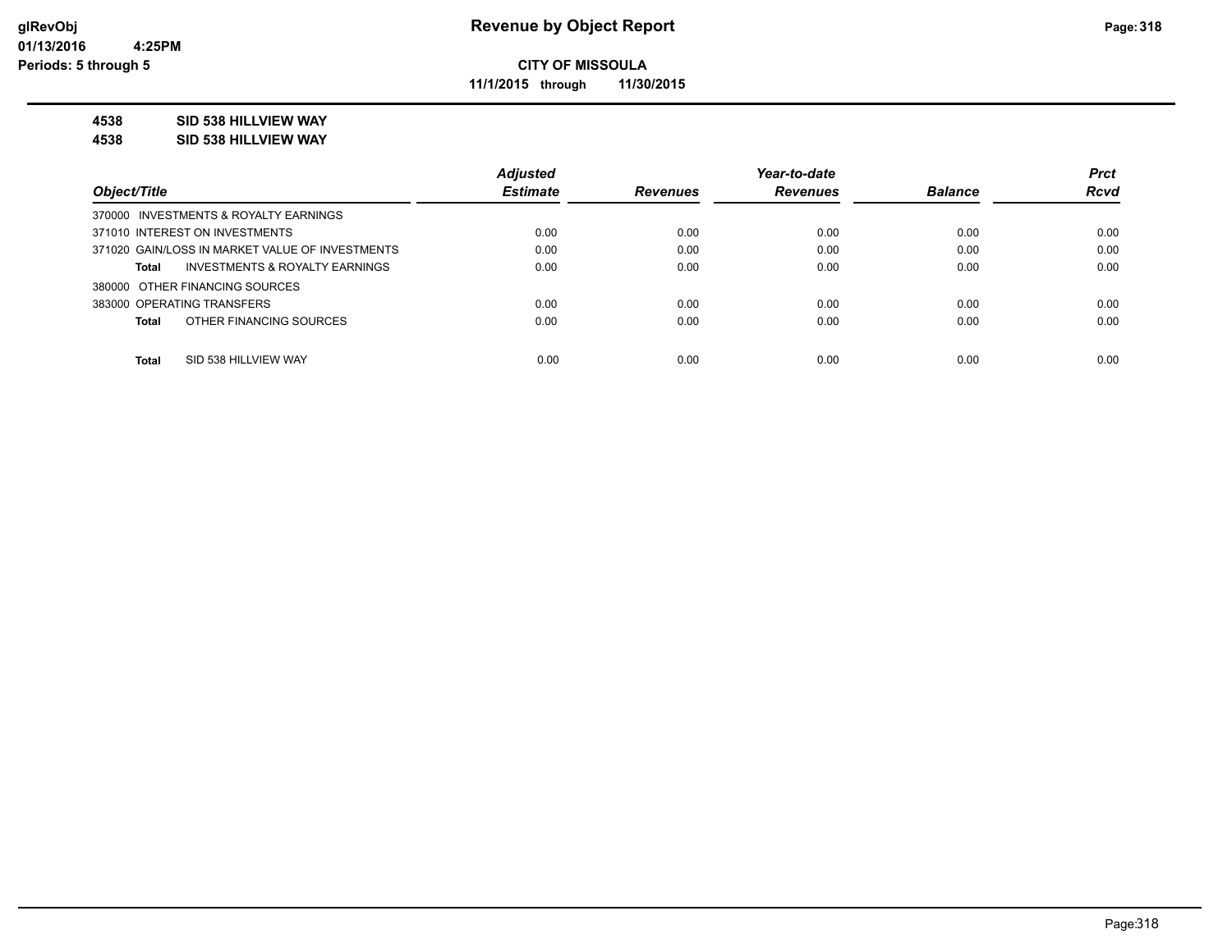**CITY OF MISSOULA**

**11/1/2015 through 11/30/2015**

**4538 SID 538 HILLVIEW WAY**

**4538 SID 538 HILLVIEW WAY**

| Object/Title | Adjusted Estimate | Revenues | Year-to-date Revenues | Balance | Prct Rcvd |
|---|---|---|---|---|---|
| 370000 INVESTMENTS & ROYALTY EARNINGS | | | | | |
| 371010 INTEREST ON INVESTMENTS | 0.00 | 0.00 | 0.00 | 0.00 | 0.00 |
| 371020 GAIN/LOSS IN MARKET VALUE OF INVESTMENTS | 0.00 | 0.00 | 0.00 | 0.00 | 0.00 |
| **Total** INVESTMENTS & ROYALTY EARNINGS | 0.00 | 0.00 | 0.00 | 0.00 | 0.00 |
| 380000 OTHER FINANCING SOURCES | | | | | |
| 383000 OPERATING TRANSFERS | 0.00 | 0.00 | 0.00 | 0.00 | 0.00 |
| **Total** OTHER FINANCING SOURCES | 0.00 | 0.00 | 0.00 | 0.00 | 0.00 |
| **Total** SID 538 HILLVIEW WAY | 0.00 | 0.00 | 0.00 | 0.00 | 0.00 |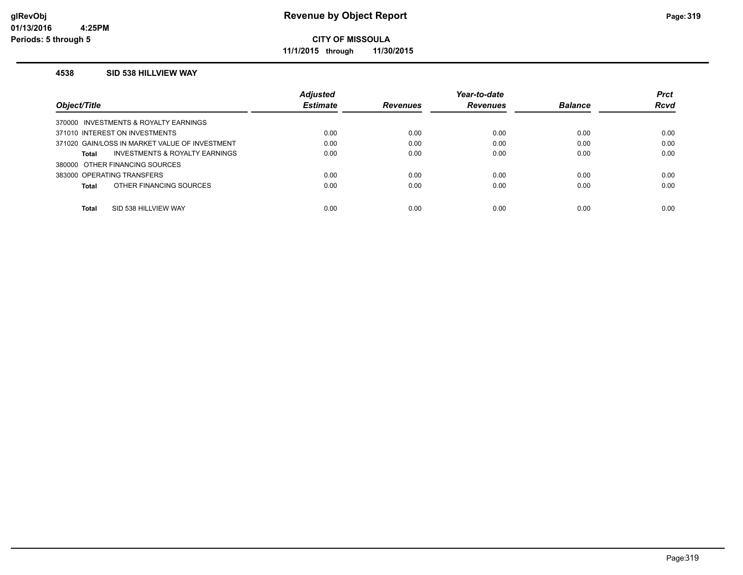# Revenue by Object Report

glRevObj
01/13/2016 4:25PM
Periods: 5 through 5

**CITY OF MISSOULA**

**11/1/2015 through 11/30/2015**

### 4538 SID 538 HILLVIEW WAY

| Object/Title | Adjusted Estimate | Revenues | Year-to-date Revenues | Balance | Prct Rcvd |
|---|---|---|---|---|---|
| 370000 INVESTMENTS & ROYALTY EARNINGS | | | | | |
| 371010 INTEREST ON INVESTMENTS | 0.00 | 0.00 | 0.00 | 0.00 | 0.00 |
| 371020 GAIN/LOSS IN MARKET VALUE OF INVESTMENT | 0.00 | 0.00 | 0.00 | 0.00 | 0.00 |
| **Total** INVESTMENTS & ROYALTY EARNINGS | 0.00 | 0.00 | 0.00 | 0.00 | 0.00 |
| 380000 OTHER FINANCING SOURCES | | | | | |
| 383000 OPERATING TRANSFERS | 0.00 | 0.00 | 0.00 | 0.00 | 0.00 |
| **Total** OTHER FINANCING SOURCES | 0.00 | 0.00 | 0.00 | 0.00 | 0.00 |
| **Total** SID 538 HILLVIEW WAY | 0.00 | 0.00 | 0.00 | 0.00 | 0.00 |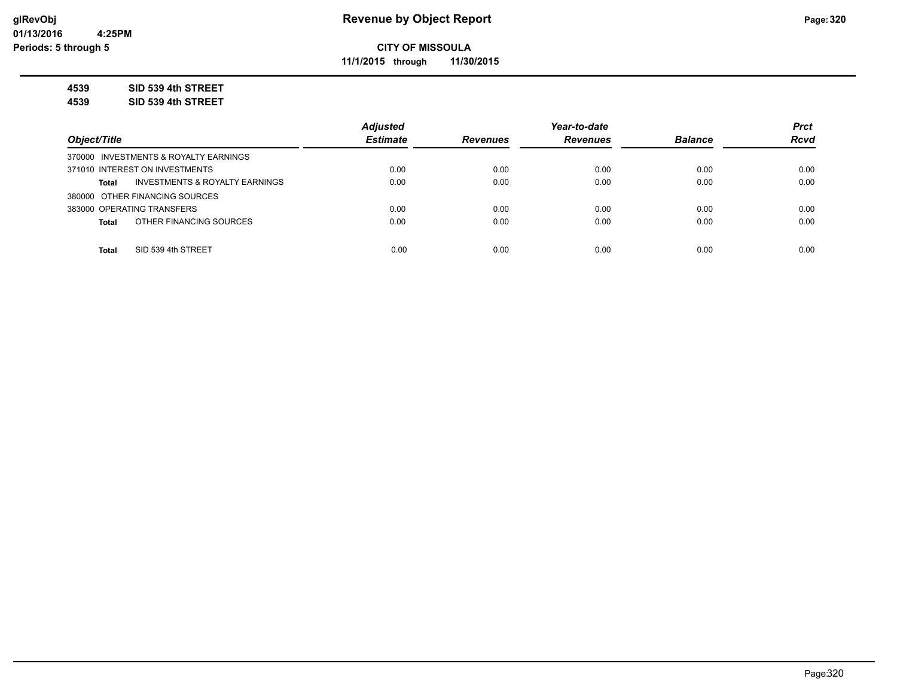# Revenue by Object Report

**CITY OF MISSOULA**

**11/1/2015 through 11/30/2015**

glRevObj
01/13/2016 4:25PM
Periods: 5 through 5

**4539 SID 539 4th STREET**

**4539 SID 539 4th STREET**

| Object/Title | Adjusted Estimate | Revenues | Year-to-date Revenues | Balance | Prct Rcvd |
|---|---|---|---|---|---|
| 370000 INVESTMENTS & ROYALTY EARNINGS | | | | | |
| 371010 INTEREST ON INVESTMENTS | 0.00 | 0.00 | 0.00 | 0.00 | 0.00 |
| **Total** INVESTMENTS & ROYALTY EARNINGS | 0.00 | 0.00 | 0.00 | 0.00 | 0.00 |
| 380000 OTHER FINANCING SOURCES | | | | | |
| 383000 OPERATING TRANSFERS | 0.00 | 0.00 | 0.00 | 0.00 | 0.00 |
| **Total** OTHER FINANCING SOURCES | 0.00 | 0.00 | 0.00 | 0.00 | 0.00 |
| **Total** SID 539 4th STREET | 0.00 | 0.00 | 0.00 | 0.00 | 0.00 |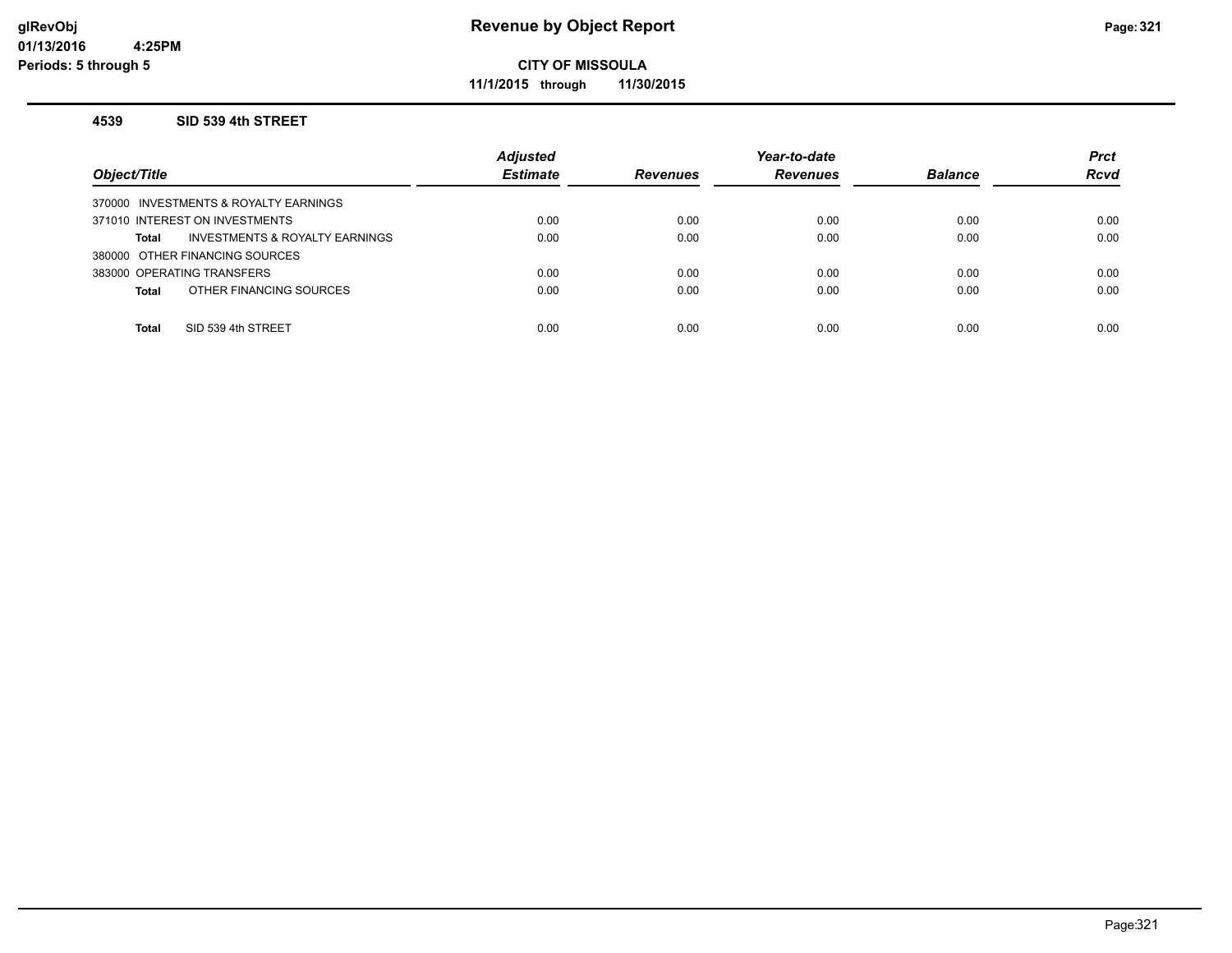# Revenue by Object Report

**CITY OF MISSOULA**

**11/1/2015 through 11/30/2015**

glRevObj
01/13/2016 4:25PM
Periods: 5 through 5

### 4539 SID 539 4th STREET

| Object/Title | Adjusted Estimate | Revenues | Year-to-date Revenues | Balance | Prct Rcvd |
|---|---|---|---|---|---|
| 370000 INVESTMENTS & ROYALTY EARNINGS | | | | | |
| 371010 INTEREST ON INVESTMENTS | 0.00 | 0.00 | 0.00 | 0.00 | 0.00 |
| **Total** INVESTMENTS & ROYALTY EARNINGS | 0.00 | 0.00 | 0.00 | 0.00 | 0.00 |
| 380000 OTHER FINANCING SOURCES | | | | | |
| 383000 OPERATING TRANSFERS | 0.00 | 0.00 | 0.00 | 0.00 | 0.00 |
| **Total** OTHER FINANCING SOURCES | 0.00 | 0.00 | 0.00 | 0.00 | 0.00 |
| **Total** SID 539 4th STREET | 0.00 | 0.00 | 0.00 | 0.00 | 0.00 |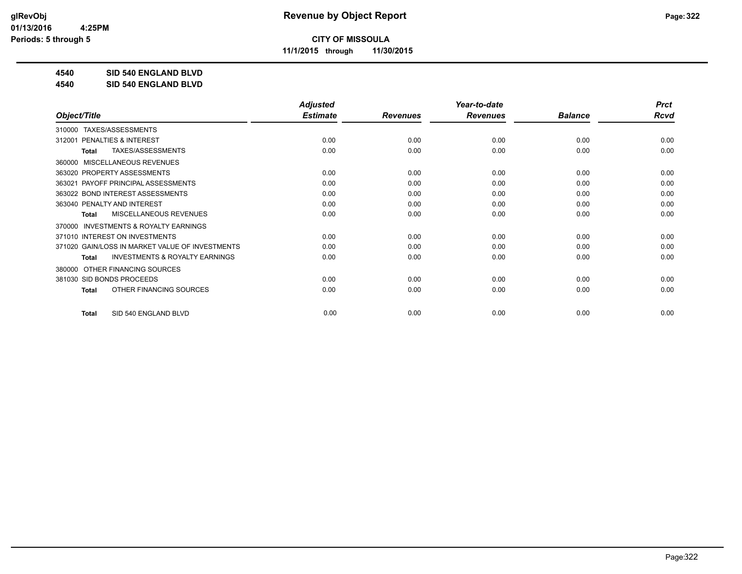glRevObj
01/13/2016 4:25PM
Periods: 5 through 5

# Revenue by Object Report

## CITY OF MISSOULA

**11/1/2015 through 11/30/2015**

**4540 SID 540 ENGLAND BLVD**

**4540 SID 540 ENGLAND BLVD**

| Object/Title | Adjusted Estimate | Revenues | Year-to-date Revenues | Balance | Prct Rcvd |
|---|---|---|---|---|---|
| 310000 TAXES/ASSESSMENTS | | | | | |
| 312001 PENALTIES & INTEREST | 0.00 | 0.00 | 0.00 | 0.00 | 0.00 |
| Total TAXES/ASSESSMENTS | 0.00 | 0.00 | 0.00 | 0.00 | 0.00 |
| 360000 MISCELLANEOUS REVENUES | | | | | |
| 363020 PROPERTY ASSESSMENTS | 0.00 | 0.00 | 0.00 | 0.00 | 0.00 |
| 363021 PAYOFF PRINCIPAL ASSESSMENTS | 0.00 | 0.00 | 0.00 | 0.00 | 0.00 |
| 363022 BOND INTEREST ASSESSMENTS | 0.00 | 0.00 | 0.00 | 0.00 | 0.00 |
| 363040 PENALTY AND INTEREST | 0.00 | 0.00 | 0.00 | 0.00 | 0.00 |
| Total MISCELLANEOUS REVENUES | 0.00 | 0.00 | 0.00 | 0.00 | 0.00 |
| 370000 INVESTMENTS & ROYALTY EARNINGS | | | | | |
| 371010 INTEREST ON INVESTMENTS | 0.00 | 0.00 | 0.00 | 0.00 | 0.00 |
| 371020 GAIN/LOSS IN MARKET VALUE OF INVESTMENTS | 0.00 | 0.00 | 0.00 | 0.00 | 0.00 |
| Total INVESTMENTS & ROYALTY EARNINGS | 0.00 | 0.00 | 0.00 | 0.00 | 0.00 |
| 380000 OTHER FINANCING SOURCES | | | | | |
| 381030 SID BONDS PROCEEDS | 0.00 | 0.00 | 0.00 | 0.00 | 0.00 |
| Total OTHER FINANCING SOURCES | 0.00 | 0.00 | 0.00 | 0.00 | 0.00 |
| Total SID 540 ENGLAND BLVD | 0.00 | 0.00 | 0.00 | 0.00 | 0.00 |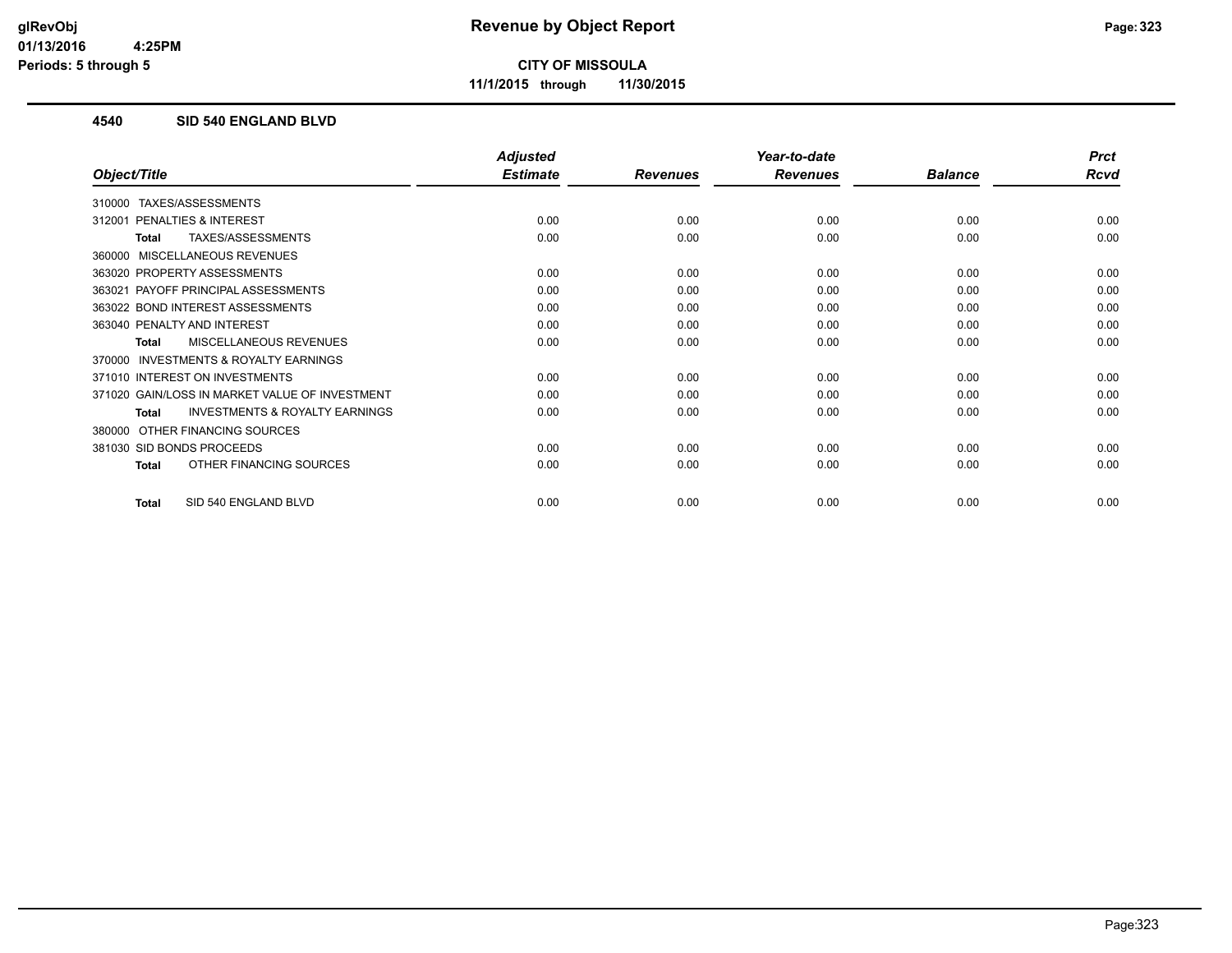# Revenue by Object Report

**CITY OF MISSOULA**

**11/1/2015 through 11/30/2015**

glRevObj
01/13/2016 4:25PM
Periods: 5 through 5

### 4540 SID 540 ENGLAND BLVD

| Object/Title | Adjusted Estimate | Revenues | Year-to-date Revenues | Balance | Prct Rcvd |
|---|---|---|---|---|---|
| 310000 TAXES/ASSESSMENTS | | | | | |
| 312001 PENALTIES & INTEREST | 0.00 | 0.00 | 0.00 | 0.00 | 0.00 |
| **Total** TAXES/ASSESSMENTS | 0.00 | 0.00 | 0.00 | 0.00 | 0.00 |
| 360000 MISCELLANEOUS REVENUES | | | | | |
| 363020 PROPERTY ASSESSMENTS | 0.00 | 0.00 | 0.00 | 0.00 | 0.00 |
| 363021 PAYOFF PRINCIPAL ASSESSMENTS | 0.00 | 0.00 | 0.00 | 0.00 | 0.00 |
| 363022 BOND INTEREST ASSESSMENTS | 0.00 | 0.00 | 0.00 | 0.00 | 0.00 |
| 363040 PENALTY AND INTEREST | 0.00 | 0.00 | 0.00 | 0.00 | 0.00 |
| **Total** MISCELLANEOUS REVENUES | 0.00 | 0.00 | 0.00 | 0.00 | 0.00 |
| 370000 INVESTMENTS & ROYALTY EARNINGS | | | | | |
| 371010 INTEREST ON INVESTMENTS | 0.00 | 0.00 | 0.00 | 0.00 | 0.00 |
| 371020 GAIN/LOSS IN MARKET VALUE OF INVESTMENT | 0.00 | 0.00 | 0.00 | 0.00 | 0.00 |
| **Total** INVESTMENTS & ROYALTY EARNINGS | 0.00 | 0.00 | 0.00 | 0.00 | 0.00 |
| 380000 OTHER FINANCING SOURCES | | | | | |
| 381030 SID BONDS PROCEEDS | 0.00 | 0.00 | 0.00 | 0.00 | 0.00 |
| **Total** OTHER FINANCING SOURCES | 0.00 | 0.00 | 0.00 | 0.00 | 0.00 |
| **Total** SID 540 ENGLAND BLVD | 0.00 | 0.00 | 0.00 | 0.00 | 0.00 |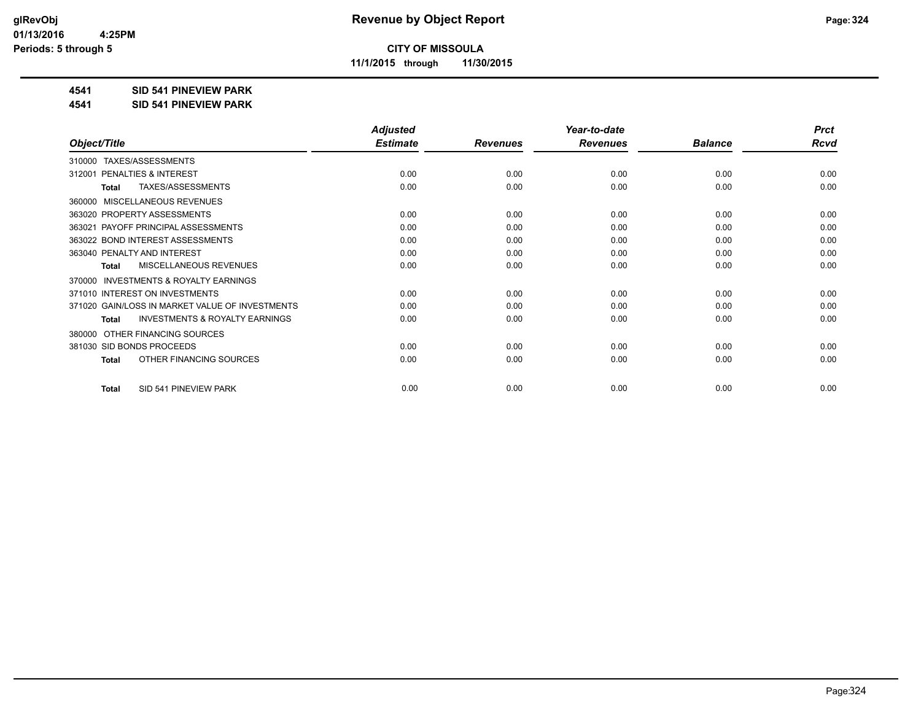**CITY OF MISSOULA**

**11/1/2015 through 11/30/2015**

**4541 SID 541 PINEVIEW PARK**

**4541 SID 541 PINEVIEW PARK**

| Object/Title | Adjusted Estimate | Revenues | Year-to-date Revenues | Balance | Prct Rcvd |
|---|---|---|---|---|---|
| 310000 TAXES/ASSESSMENTS | | | | | |
| 312001 PENALTIES & INTEREST | 0.00 | 0.00 | 0.00 | 0.00 | 0.00 |
| **Total** TAXES/ASSESSMENTS | 0.00 | 0.00 | 0.00 | 0.00 | 0.00 |
| 360000 MISCELLANEOUS REVENUES | | | | | |
| 363020 PROPERTY ASSESSMENTS | 0.00 | 0.00 | 0.00 | 0.00 | 0.00 |
| 363021 PAYOFF PRINCIPAL ASSESSMENTS | 0.00 | 0.00 | 0.00 | 0.00 | 0.00 |
| 363022 BOND INTEREST ASSESSMENTS | 0.00 | 0.00 | 0.00 | 0.00 | 0.00 |
| 363040 PENALTY AND INTEREST | 0.00 | 0.00 | 0.00 | 0.00 | 0.00 |
| **Total** MISCELLANEOUS REVENUES | 0.00 | 0.00 | 0.00 | 0.00 | 0.00 |
| 370000 INVESTMENTS & ROYALTY EARNINGS | | | | | |
| 371010 INTEREST ON INVESTMENTS | 0.00 | 0.00 | 0.00 | 0.00 | 0.00 |
| 371020 GAIN/LOSS IN MARKET VALUE OF INVESTMENTS | 0.00 | 0.00 | 0.00 | 0.00 | 0.00 |
| **Total** INVESTMENTS & ROYALTY EARNINGS | 0.00 | 0.00 | 0.00 | 0.00 | 0.00 |
| 380000 OTHER FINANCING SOURCES | | | | | |
| 381030 SID BONDS PROCEEDS | 0.00 | 0.00 | 0.00 | 0.00 | 0.00 |
| **Total** OTHER FINANCING SOURCES | 0.00 | 0.00 | 0.00 | 0.00 | 0.00 |
| **Total** SID 541 PINEVIEW PARK | 0.00 | 0.00 | 0.00 | 0.00 | 0.00 |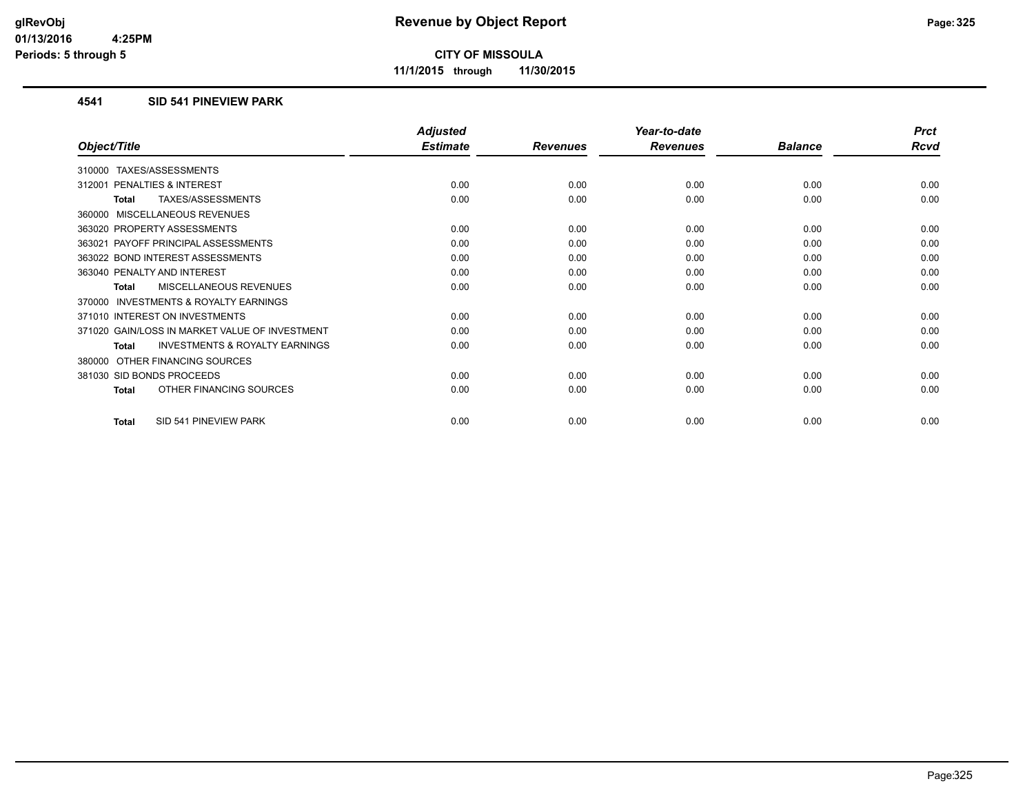**CITY OF MISSOULA**

**11/1/2015 through 11/30/2015**

### 4541 SID 541 PINEVIEW PARK

| Object/Title | Adjusted Estimate | Revenues | Year-to-date Revenues | Balance | Prct Rcvd |
|---|---|---|---|---|---|
| 310000 TAXES/ASSESSMENTS | | | | | |
| 312001 PENALTIES & INTEREST | 0.00 | 0.00 | 0.00 | 0.00 | 0.00 |
| **Total** TAXES/ASSESSMENTS | 0.00 | 0.00 | 0.00 | 0.00 | 0.00 |
| 360000 MISCELLANEOUS REVENUES | | | | | |
| 363020 PROPERTY ASSESSMENTS | 0.00 | 0.00 | 0.00 | 0.00 | 0.00 |
| 363021 PAYOFF PRINCIPAL ASSESSMENTS | 0.00 | 0.00 | 0.00 | 0.00 | 0.00 |
| 363022 BOND INTEREST ASSESSMENTS | 0.00 | 0.00 | 0.00 | 0.00 | 0.00 |
| 363040 PENALTY AND INTEREST | 0.00 | 0.00 | 0.00 | 0.00 | 0.00 |
| **Total** MISCELLANEOUS REVENUES | 0.00 | 0.00 | 0.00 | 0.00 | 0.00 |
| 370000 INVESTMENTS & ROYALTY EARNINGS | | | | | |
| 371010 INTEREST ON INVESTMENTS | 0.00 | 0.00 | 0.00 | 0.00 | 0.00 |
| 371020 GAIN/LOSS IN MARKET VALUE OF INVESTMENT | 0.00 | 0.00 | 0.00 | 0.00 | 0.00 |
| **Total** INVESTMENTS & ROYALTY EARNINGS | 0.00 | 0.00 | 0.00 | 0.00 | 0.00 |
| 380000 OTHER FINANCING SOURCES | | | | | |
| 381030 SID BONDS PROCEEDS | 0.00 | 0.00 | 0.00 | 0.00 | 0.00 |
| **Total** OTHER FINANCING SOURCES | 0.00 | 0.00 | 0.00 | 0.00 | 0.00 |
| **Total** SID 541 PINEVIEW PARK | 0.00 | 0.00 | 0.00 | 0.00 | 0.00 |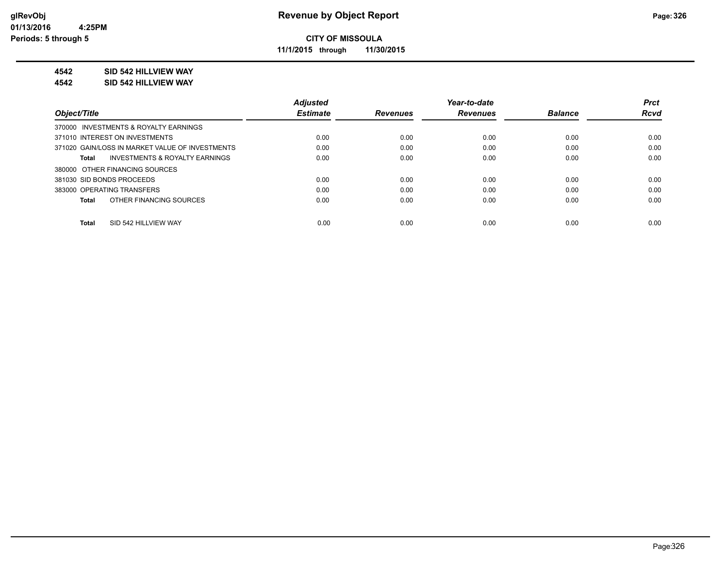**glRevObj**
**01/13/2016 4:25PM**
**Periods: 5 through 5**

# Revenue by Object Report

**CITY OF MISSOULA**

**11/1/2015 through 11/30/2015**

**4542 SID 542 HILLVIEW WAY**

**4542 SID 542 HILLVIEW WAY**

| Object/Title | Adjusted Estimate | Revenues | Year-to-date Revenues | Balance | Prct Rcvd |
|---|---|---|---|---|---|
| 370000 INVESTMENTS & ROYALTY EARNINGS | | | | | |
| 371010 INTEREST ON INVESTMENTS | 0.00 | 0.00 | 0.00 | 0.00 | 0.00 |
| 371020 GAIN/LOSS IN MARKET VALUE OF INVESTMENTS | 0.00 | 0.00 | 0.00 | 0.00 | 0.00 |
| **Total** INVESTMENTS & ROYALTY EARNINGS | 0.00 | 0.00 | 0.00 | 0.00 | 0.00 |
| 380000 OTHER FINANCING SOURCES | | | | | |
| 381030 SID BONDS PROCEEDS | 0.00 | 0.00 | 0.00 | 0.00 | 0.00 |
| 383000 OPERATING TRANSFERS | 0.00 | 0.00 | 0.00 | 0.00 | 0.00 |
| **Total** OTHER FINANCING SOURCES | 0.00 | 0.00 | 0.00 | 0.00 | 0.00 |
| **Total** SID 542 HILLVIEW WAY | 0.00 | 0.00 | 0.00 | 0.00 | 0.00 |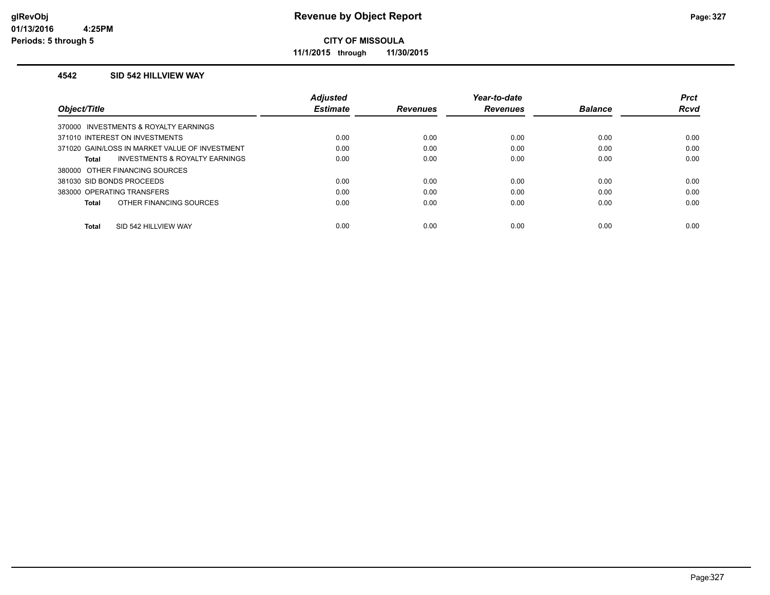## Revenue by Object Report

**CITY OF MISSOULA**

**11/1/2015 through 11/30/2015**

glRevObj
01/13/2016 4:25PM
Periods: 5 through 5

### 4542 SID 542 HILLVIEW WAY

| Object/Title | Adjusted Estimate | Revenues | Year-to-date Revenues | Balance | Prct Rcvd |
|---|---|---|---|---|---|
| 370000 INVESTMENTS & ROYALTY EARNINGS | | | | | |
| 371010 INTEREST ON INVESTMENTS | 0.00 | 0.00 | 0.00 | 0.00 | 0.00 |
| 371020 GAIN/LOSS IN MARKET VALUE OF INVESTMENT | 0.00 | 0.00 | 0.00 | 0.00 | 0.00 |
| **Total** INVESTMENTS & ROYALTY EARNINGS | 0.00 | 0.00 | 0.00 | 0.00 | 0.00 |
| 380000 OTHER FINANCING SOURCES | | | | | |
| 381030 SID BONDS PROCEEDS | 0.00 | 0.00 | 0.00 | 0.00 | 0.00 |
| 383000 OPERATING TRANSFERS | 0.00 | 0.00 | 0.00 | 0.00 | 0.00 |
| **Total** OTHER FINANCING SOURCES | 0.00 | 0.00 | 0.00 | 0.00 | 0.00 |
| **Total** SID 542 HILLVIEW WAY | 0.00 | 0.00 | 0.00 | 0.00 | 0.00 |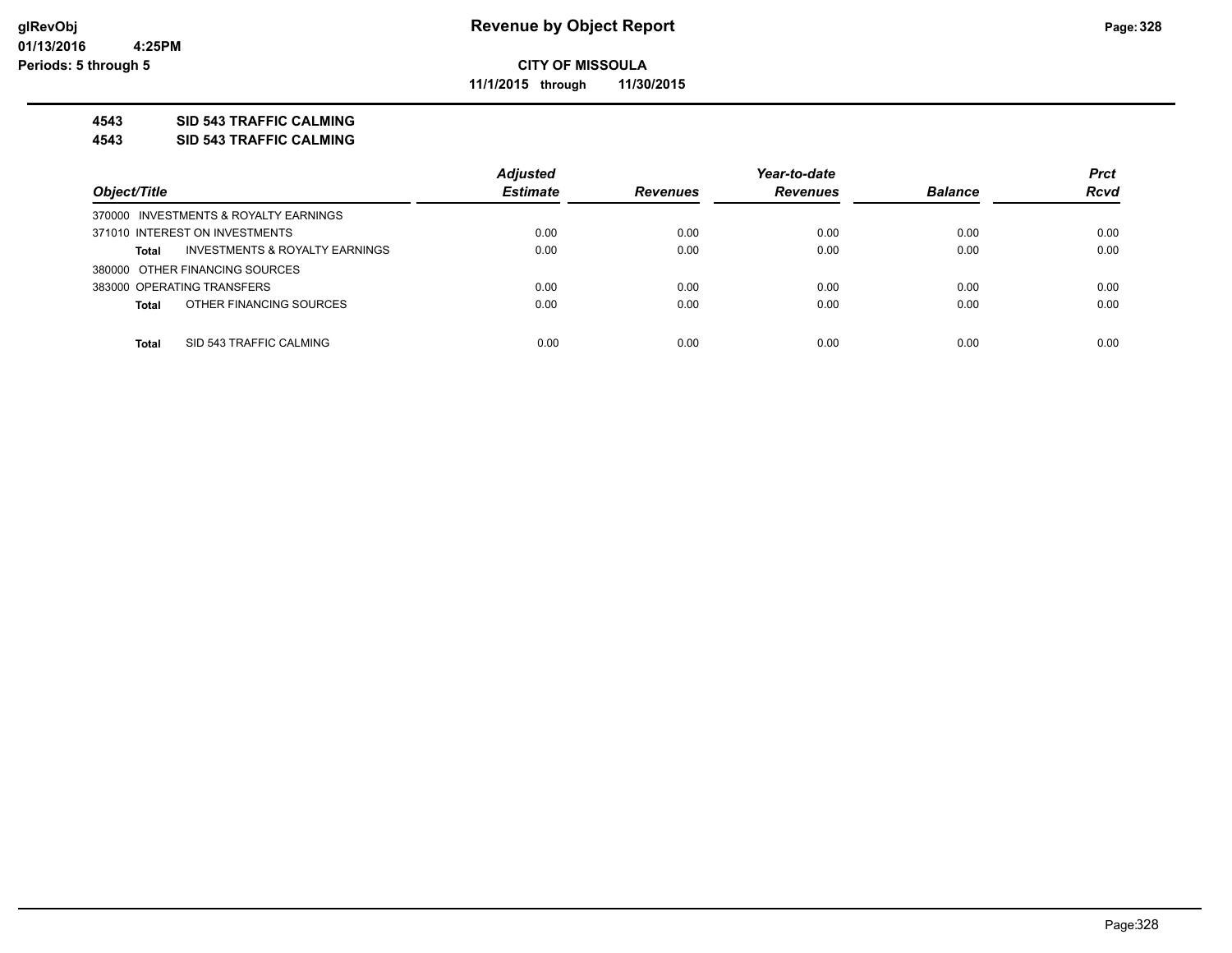**glRevObj**
**01/13/2016 4:25PM**
**Periods: 5 through 5**

# Revenue by Object Report

**CITY OF MISSOULA**

**11/1/2015 through 11/30/2015**

**4543 SID 543 TRAFFIC CALMING**
**4543 SID 543 TRAFFIC CALMING**

| Object/Title | Adjusted Estimate | Revenues | Year-to-date Revenues | Balance | Prct Rcvd |
|---|---|---|---|---|---|
| 370000 INVESTMENTS & ROYALTY EARNINGS | | | | | |
| 371010 INTEREST ON INVESTMENTS | 0.00 | 0.00 | 0.00 | 0.00 | 0.00 |
| **Total** INVESTMENTS & ROYALTY EARNINGS | 0.00 | 0.00 | 0.00 | 0.00 | 0.00 |
| 380000 OTHER FINANCING SOURCES | | | | | |
| 383000 OPERATING TRANSFERS | 0.00 | 0.00 | 0.00 | 0.00 | 0.00 |
| **Total** OTHER FINANCING SOURCES | 0.00 | 0.00 | 0.00 | 0.00 | 0.00 |
| **Total** SID 543 TRAFFIC CALMING | 0.00 | 0.00 | 0.00 | 0.00 | 0.00 |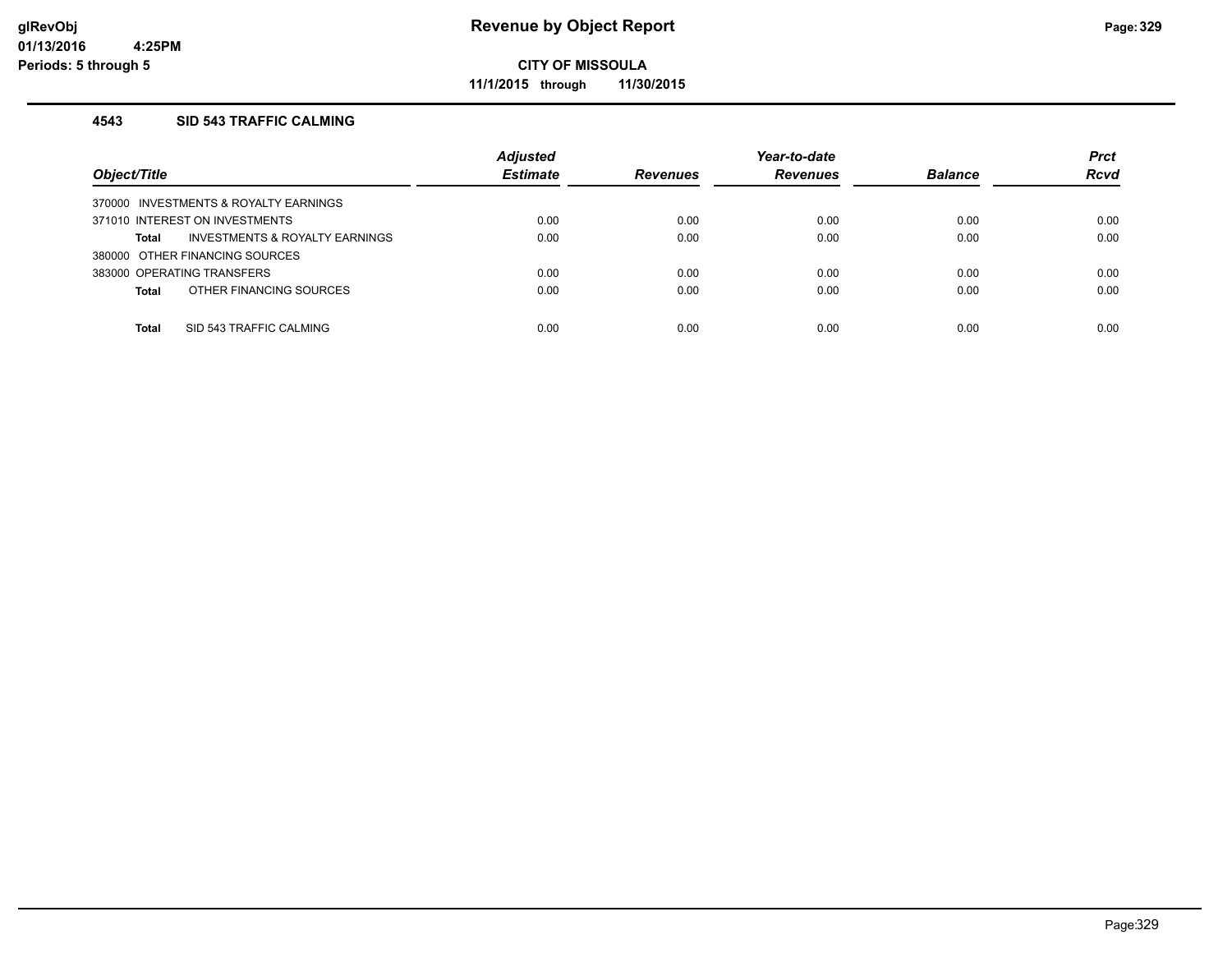# Revenue by Object Report

**CITY OF MISSOULA**

**11/1/2015 through 11/30/2015**

glRevObj
01/13/2016 4:25PM
Periods: 5 through 5

### 4543 SID 543 TRAFFIC CALMING

| Object/Title | Adjusted Estimate | Revenues | Year-to-date Revenues | Balance | Prct Rcvd |
|---|---|---|---|---|---|
| 370000 INVESTMENTS & ROYALTY EARNINGS | | | | | |
| 371010 INTEREST ON INVESTMENTS | 0.00 | 0.00 | 0.00 | 0.00 | 0.00 |
| **Total** INVESTMENTS & ROYALTY EARNINGS | 0.00 | 0.00 | 0.00 | 0.00 | 0.00 |
| 380000 OTHER FINANCING SOURCES | | | | | |
| 383000 OPERATING TRANSFERS | 0.00 | 0.00 | 0.00 | 0.00 | 0.00 |
| **Total** OTHER FINANCING SOURCES | 0.00 | 0.00 | 0.00 | 0.00 | 0.00 |
| **Total** SID 543 TRAFFIC CALMING | 0.00 | 0.00 | 0.00 | 0.00 | 0.00 |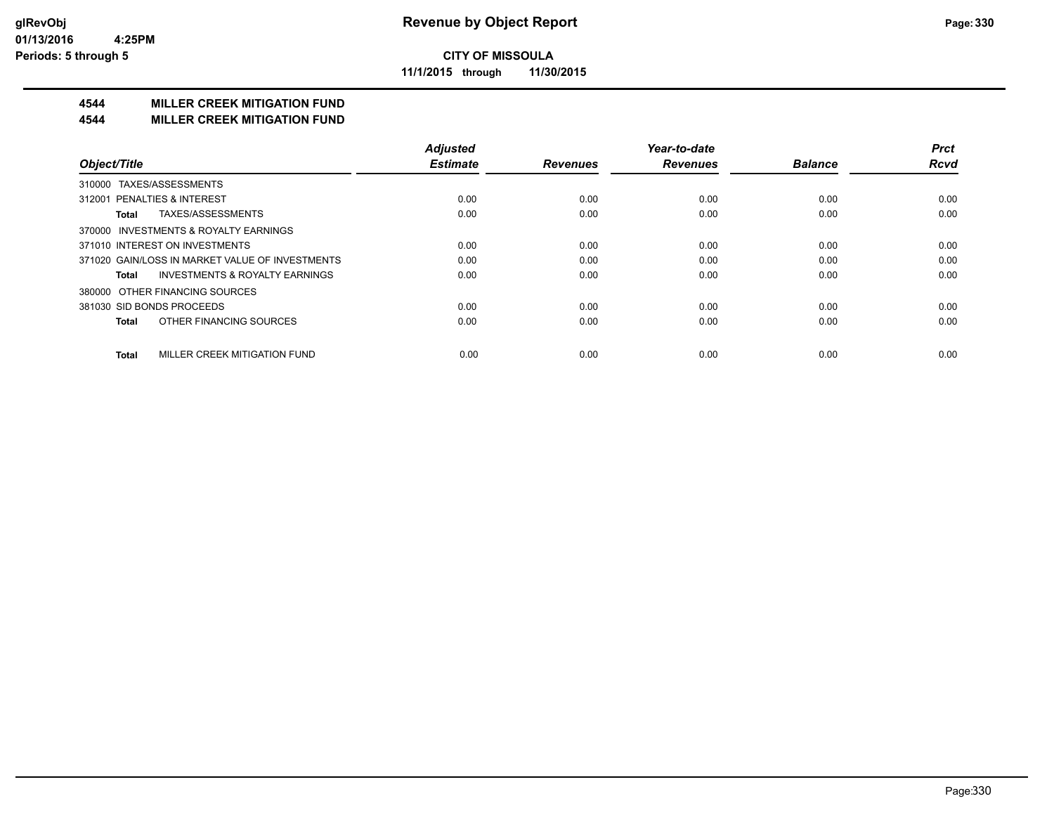**CITY OF MISSOULA**

**11/1/2015 through 11/30/2015**

## 4544 MILLER CREEK MITIGATION FUND
## 4544 MILLER CREEK MITIGATION FUND

| Object/Title | Adjusted Estimate | Revenues | Year-to-date Revenues | Balance | Prct Rcvd |
|---|---|---|---|---|---|
| 310000 TAXES/ASSESSMENTS | | | | | |
| 312001 PENALTIES & INTEREST | 0.00 | 0.00 | 0.00 | 0.00 | 0.00 |
| **Total** TAXES/ASSESSMENTS | 0.00 | 0.00 | 0.00 | 0.00 | 0.00 |
| 370000 INVESTMENTS & ROYALTY EARNINGS | | | | | |
| 371010 INTEREST ON INVESTMENTS | 0.00 | 0.00 | 0.00 | 0.00 | 0.00 |
| 371020 GAIN/LOSS IN MARKET VALUE OF INVESTMENTS | 0.00 | 0.00 | 0.00 | 0.00 | 0.00 |
| **Total** INVESTMENTS & ROYALTY EARNINGS | 0.00 | 0.00 | 0.00 | 0.00 | 0.00 |
| 380000 OTHER FINANCING SOURCES | | | | | |
| 381030 SID BONDS PROCEEDS | 0.00 | 0.00 | 0.00 | 0.00 | 0.00 |
| **Total** OTHER FINANCING SOURCES | 0.00 | 0.00 | 0.00 | 0.00 | 0.00 |
| **Total** MILLER CREEK MITIGATION FUND | 0.00 | 0.00 | 0.00 | 0.00 | 0.00 |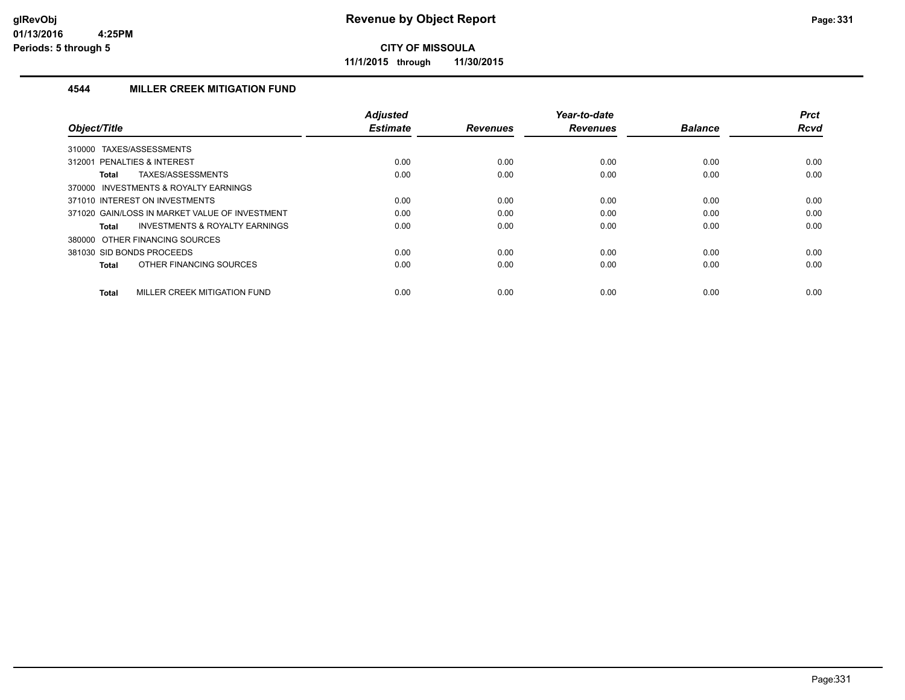# Revenue by Object Report

**CITY OF MISSOULA**

**11/1/2015 through 11/30/2015**

glRevObj
01/13/2016 4:25PM
Periods: 5 through 5

### 4544 MILLER CREEK MITIGATION FUND

| Object/Title | Adjusted Estimate | Revenues | Year-to-date Revenues | Balance | Prct Rcvd |
|---|---|---|---|---|---|
| 310000 TAXES/ASSESSMENTS | | | | | |
| 312001 PENALTIES & INTEREST | 0.00 | 0.00 | 0.00 | 0.00 | 0.00 |
| **Total** TAXES/ASSESSMENTS | 0.00 | 0.00 | 0.00 | 0.00 | 0.00 |
| 370000 INVESTMENTS & ROYALTY EARNINGS | | | | | |
| 371010 INTEREST ON INVESTMENTS | 0.00 | 0.00 | 0.00 | 0.00 | 0.00 |
| 371020 GAIN/LOSS IN MARKET VALUE OF INVESTMENT | 0.00 | 0.00 | 0.00 | 0.00 | 0.00 |
| **Total** INVESTMENTS & ROYALTY EARNINGS | 0.00 | 0.00 | 0.00 | 0.00 | 0.00 |
| 380000 OTHER FINANCING SOURCES | | | | | |
| 381030 SID BONDS PROCEEDS | 0.00 | 0.00 | 0.00 | 0.00 | 0.00 |
| **Total** OTHER FINANCING SOURCES | 0.00 | 0.00 | 0.00 | 0.00 | 0.00 |
| **Total** MILLER CREEK MITIGATION FUND | 0.00 | 0.00 | 0.00 | 0.00 | 0.00 |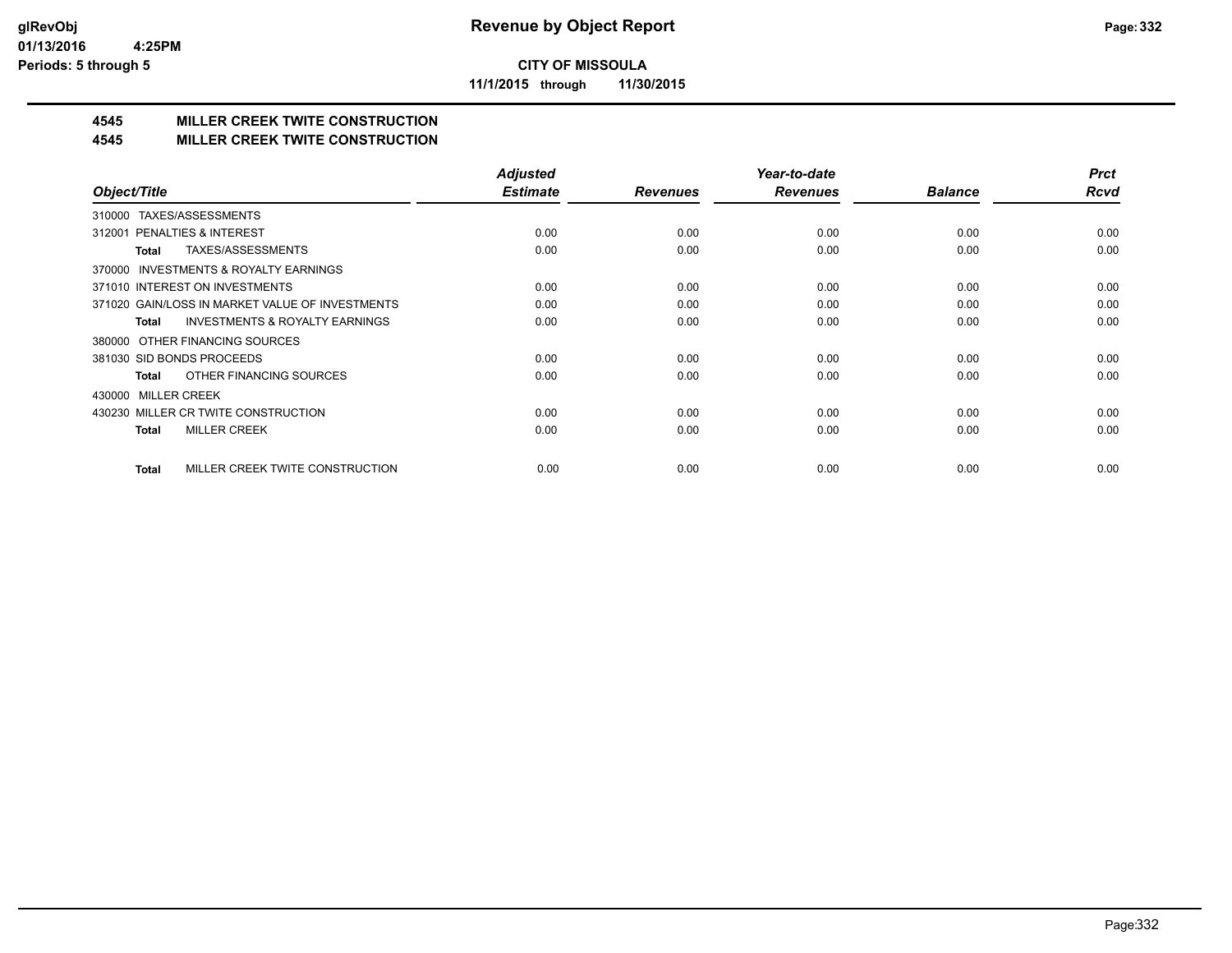**CITY OF MISSOULA**

**11/1/2015 through 11/30/2015**

## 4545 MILLER CREEK TWITE CONSTRUCTION
## 4545 MILLER CREEK TWITE CONSTRUCTION

| Object/Title | Adjusted Estimate | Revenues | Year-to-date Revenues | Balance | Prct Rcvd |
|---|---|---|---|---|---|
| 310000 TAXES/ASSESSMENTS | | | | | |
| 312001 PENALTIES & INTEREST | 0.00 | 0.00 | 0.00 | 0.00 | 0.00 |
| **Total** TAXES/ASSESSMENTS | 0.00 | 0.00 | 0.00 | 0.00 | 0.00 |
| 370000 INVESTMENTS & ROYALTY EARNINGS | | | | | |
| 371010 INTEREST ON INVESTMENTS | 0.00 | 0.00 | 0.00 | 0.00 | 0.00 |
| 371020 GAIN/LOSS IN MARKET VALUE OF INVESTMENTS | 0.00 | 0.00 | 0.00 | 0.00 | 0.00 |
| **Total** INVESTMENTS & ROYALTY EARNINGS | 0.00 | 0.00 | 0.00 | 0.00 | 0.00 |
| 380000 OTHER FINANCING SOURCES | | | | | |
| 381030 SID BONDS PROCEEDS | 0.00 | 0.00 | 0.00 | 0.00 | 0.00 |
| **Total** OTHER FINANCING SOURCES | 0.00 | 0.00 | 0.00 | 0.00 | 0.00 |
| 430000 MILLER CREEK | | | | | |
| 430230 MILLER CR TWITE CONSTRUCTION | 0.00 | 0.00 | 0.00 | 0.00 | 0.00 |
| **Total** MILLER CREEK | 0.00 | 0.00 | 0.00 | 0.00 | 0.00 |
| **Total** MILLER CREEK TWITE CONSTRUCTION | 0.00 | 0.00 | 0.00 | 0.00 | 0.00 |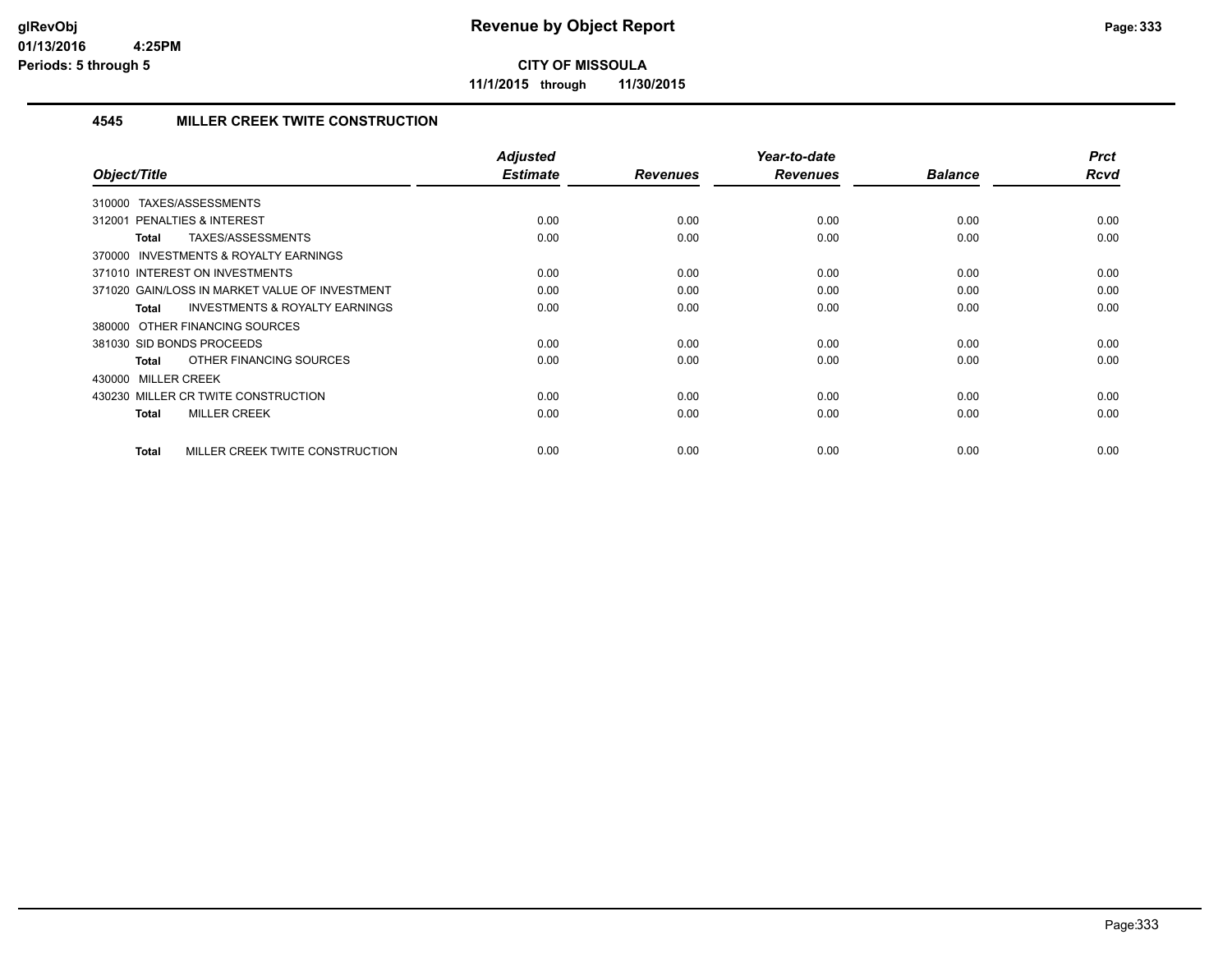## CITY OF MISSOULA

**11/1/2015 through 11/30/2015**

### 4545 MILLER CREEK TWITE CONSTRUCTION

| Object/Title | Adjusted Estimate | Revenues | Year-to-date Revenues | Balance | Prct Rcvd |
|---|---|---|---|---|---|
| 310000 TAXES/ASSESSMENTS | | | | | |
| 312001 PENALTIES & INTEREST | 0.00 | 0.00 | 0.00 | 0.00 | 0.00 |
| **Total** TAXES/ASSESSMENTS | 0.00 | 0.00 | 0.00 | 0.00 | 0.00 |
| 370000 INVESTMENTS & ROYALTY EARNINGS | | | | | |
| 371010 INTEREST ON INVESTMENTS | 0.00 | 0.00 | 0.00 | 0.00 | 0.00 |
| 371020 GAIN/LOSS IN MARKET VALUE OF INVESTMENT | 0.00 | 0.00 | 0.00 | 0.00 | 0.00 |
| **Total** INVESTMENTS & ROYALTY EARNINGS | 0.00 | 0.00 | 0.00 | 0.00 | 0.00 |
| 380000 OTHER FINANCING SOURCES | | | | | |
| 381030 SID BONDS PROCEEDS | 0.00 | 0.00 | 0.00 | 0.00 | 0.00 |
| **Total** OTHER FINANCING SOURCES | 0.00 | 0.00 | 0.00 | 0.00 | 0.00 |
| 430000 MILLER CREEK | | | | | |
| 430230 MILLER CR TWITE CONSTRUCTION | 0.00 | 0.00 | 0.00 | 0.00 | 0.00 |
| **Total** MILLER CREEK | 0.00 | 0.00 | 0.00 | 0.00 | 0.00 |
| **Total** MILLER CREEK TWITE CONSTRUCTION | 0.00 | 0.00 | 0.00 | 0.00 | 0.00 |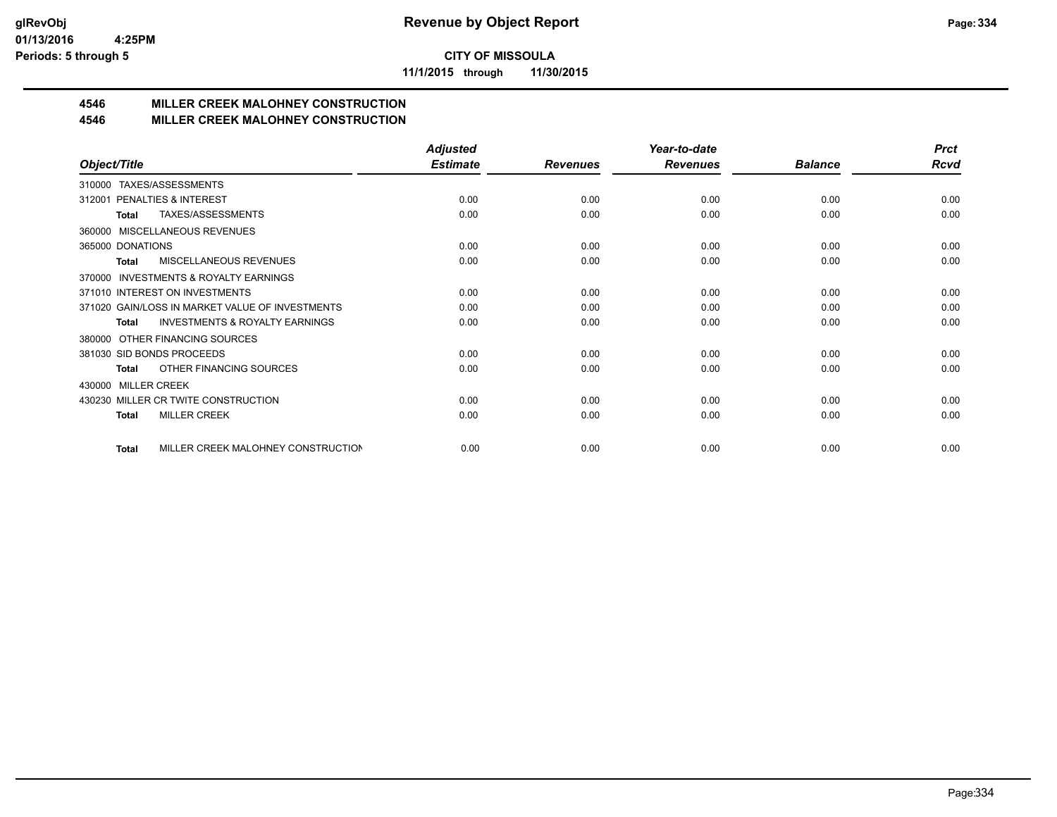**CITY OF MISSOULA**

**11/1/2015 through 11/30/2015**

# 4546 MILLER CREEK MALOHNEY CONSTRUCTION

# 4546 MILLER CREEK MALOHNEY CONSTRUCTION

| Object/Title | Adjusted Estimate | Revenues | Year-to-date Revenues | Balance | Prct Rcvd |
|---|---|---|---|---|---|
| 310000 TAXES/ASSESSMENTS | | | | | |
| 312001 PENALTIES & INTEREST | 0.00 | 0.00 | 0.00 | 0.00 | 0.00 |
| **Total** TAXES/ASSESSMENTS | 0.00 | 0.00 | 0.00 | 0.00 | 0.00 |
| 360000 MISCELLANEOUS REVENUES | | | | | |
| 365000 DONATIONS | 0.00 | 0.00 | 0.00 | 0.00 | 0.00 |
| **Total** MISCELLANEOUS REVENUES | 0.00 | 0.00 | 0.00 | 0.00 | 0.00 |
| 370000 INVESTMENTS & ROYALTY EARNINGS | | | | | |
| 371010 INTEREST ON INVESTMENTS | 0.00 | 0.00 | 0.00 | 0.00 | 0.00 |
| 371020 GAIN/LOSS IN MARKET VALUE OF INVESTMENTS | 0.00 | 0.00 | 0.00 | 0.00 | 0.00 |
| **Total** INVESTMENTS & ROYALTY EARNINGS | 0.00 | 0.00 | 0.00 | 0.00 | 0.00 |
| 380000 OTHER FINANCING SOURCES | | | | | |
| 381030 SID BONDS PROCEEDS | 0.00 | 0.00 | 0.00 | 0.00 | 0.00 |
| **Total** OTHER FINANCING SOURCES | 0.00 | 0.00 | 0.00 | 0.00 | 0.00 |
| 430000 MILLER CREEK | | | | | |
| 430230 MILLER CR TWITE CONSTRUCTION | 0.00 | 0.00 | 0.00 | 0.00 | 0.00 |
| **Total** MILLER CREEK | 0.00 | 0.00 | 0.00 | 0.00 | 0.00 |
| **Total** MILLER CREEK MALOHNEY CONSTRUCTION | 0.00 | 0.00 | 0.00 | 0.00 | 0.00 |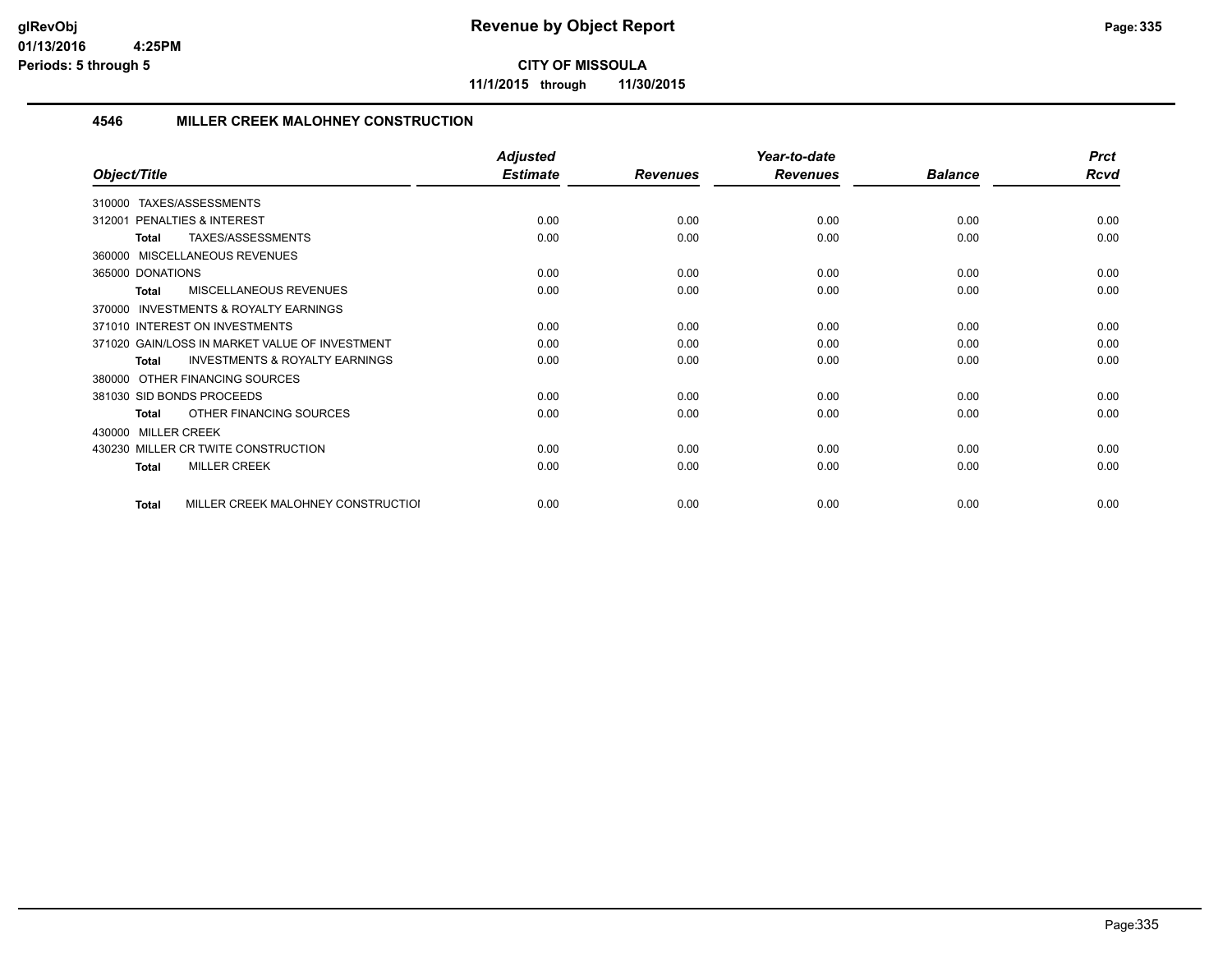# Revenue by Object Report

**CITY OF MISSOULA**

**11/1/2015 through 11/30/2015**

glRevObj
01/13/2016 4:25PM
Periods: 5 through 5

## 4546 MILLER CREEK MALOHNEY CONSTRUCTION

| Object/Title | Adjusted Estimate | Revenues | Year-to-date Revenues | Balance | Prct Rcvd |
|---|---|---|---|---|---|
| 310000 TAXES/ASSESSMENTS | | | | | |
| 312001 PENALTIES & INTEREST | 0.00 | 0.00 | 0.00 | 0.00 | 0.00 |
| **Total** TAXES/ASSESSMENTS | 0.00 | 0.00 | 0.00 | 0.00 | 0.00 |
| 360000 MISCELLANEOUS REVENUES | | | | | |
| 365000 DONATIONS | 0.00 | 0.00 | 0.00 | 0.00 | 0.00 |
| **Total** MISCELLANEOUS REVENUES | 0.00 | 0.00 | 0.00 | 0.00 | 0.00 |
| 370000 INVESTMENTS & ROYALTY EARNINGS | | | | | |
| 371010 INTEREST ON INVESTMENTS | 0.00 | 0.00 | 0.00 | 0.00 | 0.00 |
| 371020 GAIN/LOSS IN MARKET VALUE OF INVESTMENT | 0.00 | 0.00 | 0.00 | 0.00 | 0.00 |
| **Total** INVESTMENTS & ROYALTY EARNINGS | 0.00 | 0.00 | 0.00 | 0.00 | 0.00 |
| 380000 OTHER FINANCING SOURCES | | | | | |
| 381030 SID BONDS PROCEEDS | 0.00 | 0.00 | 0.00 | 0.00 | 0.00 |
| **Total** OTHER FINANCING SOURCES | 0.00 | 0.00 | 0.00 | 0.00 | 0.00 |
| 430000 MILLER CREEK | | | | | |
| 430230 MILLER CR TWITE CONSTRUCTION | 0.00 | 0.00 | 0.00 | 0.00 | 0.00 |
| **Total** MILLER CREEK | 0.00 | 0.00 | 0.00 | 0.00 | 0.00 |
| **Total** MILLER CREEK MALOHNEY CONSTRUCTIOI | 0.00 | 0.00 | 0.00 | 0.00 | 0.00 |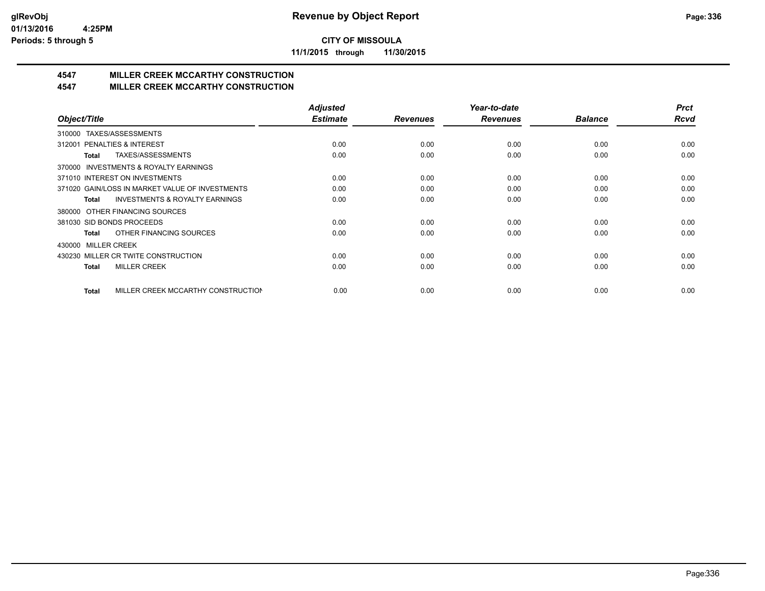**CITY OF MISSOULA**

**11/1/2015 through 11/30/2015**

## 4547 MILLER CREEK MCCARTHY CONSTRUCTION

## 4547 MILLER CREEK MCCARTHY CONSTRUCTION

| Object/Title | Adjusted Estimate | Revenues | Year-to-date Revenues | Balance | Prct Rcvd |
|---|---|---|---|---|---|
| 310000 TAXES/ASSESSMENTS | | | | | |
| 312001 PENALTIES & INTEREST | 0.00 | 0.00 | 0.00 | 0.00 | 0.00 |
| **Total** TAXES/ASSESSMENTS | 0.00 | 0.00 | 0.00 | 0.00 | 0.00 |
| 370000 INVESTMENTS & ROYALTY EARNINGS | | | | | |
| 371010 INTEREST ON INVESTMENTS | 0.00 | 0.00 | 0.00 | 0.00 | 0.00 |
| 371020 GAIN/LOSS IN MARKET VALUE OF INVESTMENTS | 0.00 | 0.00 | 0.00 | 0.00 | 0.00 |
| **Total** INVESTMENTS & ROYALTY EARNINGS | 0.00 | 0.00 | 0.00 | 0.00 | 0.00 |
| 380000 OTHER FINANCING SOURCES | | | | | |
| 381030 SID BONDS PROCEEDS | 0.00 | 0.00 | 0.00 | 0.00 | 0.00 |
| **Total** OTHER FINANCING SOURCES | 0.00 | 0.00 | 0.00 | 0.00 | 0.00 |
| 430000 MILLER CREEK | | | | | |
| 430230 MILLER CR TWITE CONSTRUCTION | 0.00 | 0.00 | 0.00 | 0.00 | 0.00 |
| **Total** MILLER CREEK | 0.00 | 0.00 | 0.00 | 0.00 | 0.00 |
| **Total** MILLER CREEK MCCARTHY CONSTRUCTION | 0.00 | 0.00 | 0.00 | 0.00 | 0.00 |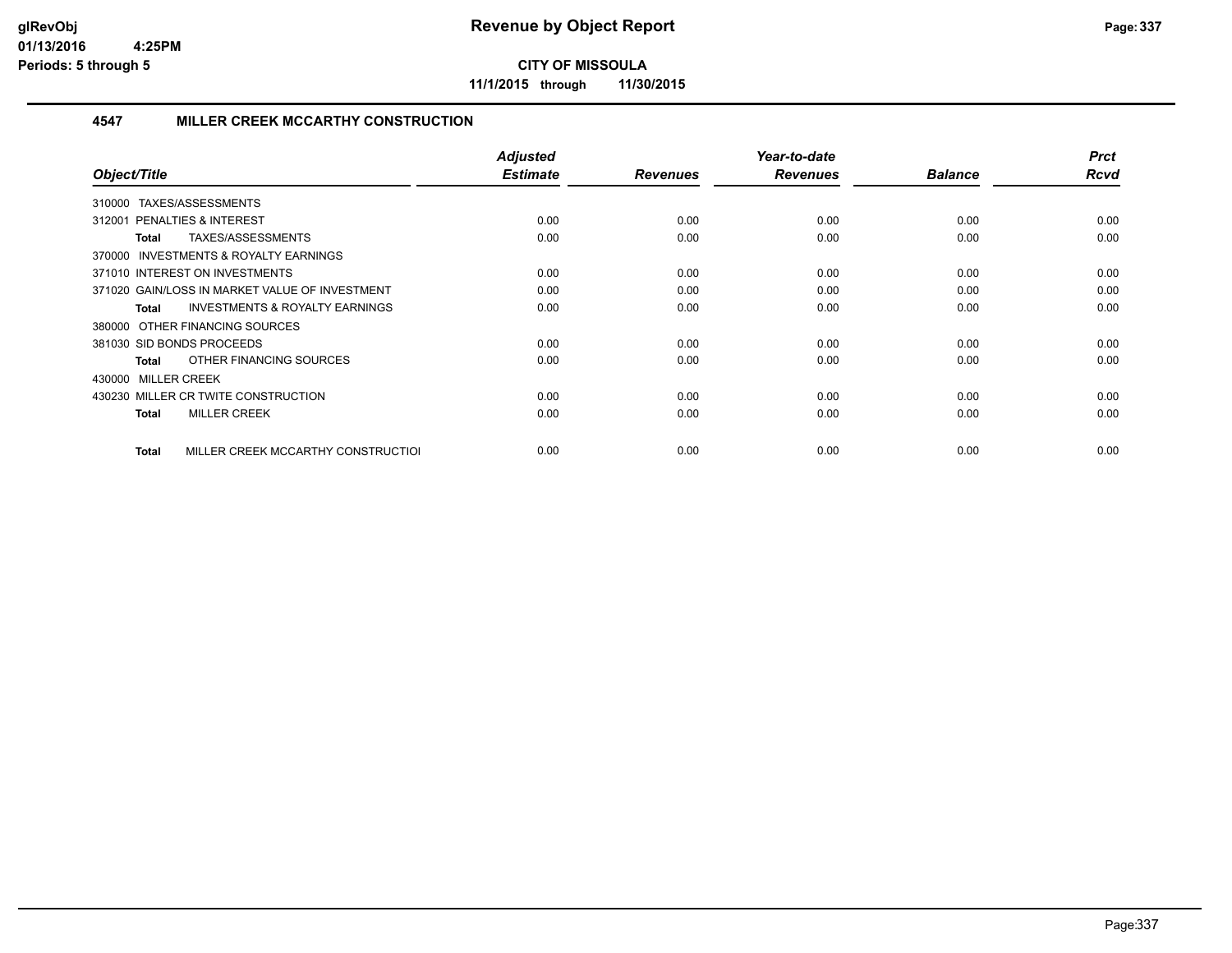# Revenue by Object Report

**CITY OF MISSOULA**

**11/1/2015 through 11/30/2015**

glRevObj
01/13/2016 4:25PM
Periods: 5 through 5

## 4547 MILLER CREEK MCCARTHY CONSTRUCTION

| Object/Title | Adjusted Estimate | Revenues | Year-to-date Revenues | Balance | Prct Rcvd |
|---|---|---|---|---|---|
| 310000 TAXES/ASSESSMENTS | | | | | |
| 312001 PENALTIES & INTEREST | 0.00 | 0.00 | 0.00 | 0.00 | 0.00 |
| **Total** TAXES/ASSESSMENTS | 0.00 | 0.00 | 0.00 | 0.00 | 0.00 |
| 370000 INVESTMENTS & ROYALTY EARNINGS | | | | | |
| 371010 INTEREST ON INVESTMENTS | 0.00 | 0.00 | 0.00 | 0.00 | 0.00 |
| 371020 GAIN/LOSS IN MARKET VALUE OF INVESTMENT | 0.00 | 0.00 | 0.00 | 0.00 | 0.00 |
| **Total** INVESTMENTS & ROYALTY EARNINGS | 0.00 | 0.00 | 0.00 | 0.00 | 0.00 |
| 380000 OTHER FINANCING SOURCES | | | | | |
| 381030 SID BONDS PROCEEDS | 0.00 | 0.00 | 0.00 | 0.00 | 0.00 |
| **Total** OTHER FINANCING SOURCES | 0.00 | 0.00 | 0.00 | 0.00 | 0.00 |
| 430000 MILLER CREEK | | | | | |
| 430230 MILLER CR TWITE CONSTRUCTION | 0.00 | 0.00 | 0.00 | 0.00 | 0.00 |
| **Total** MILLER CREEK | 0.00 | 0.00 | 0.00 | 0.00 | 0.00 |
| **Total** MILLER CREEK MCCARTHY CONSTRUCTIOI | 0.00 | 0.00 | 0.00 | 0.00 | 0.00 |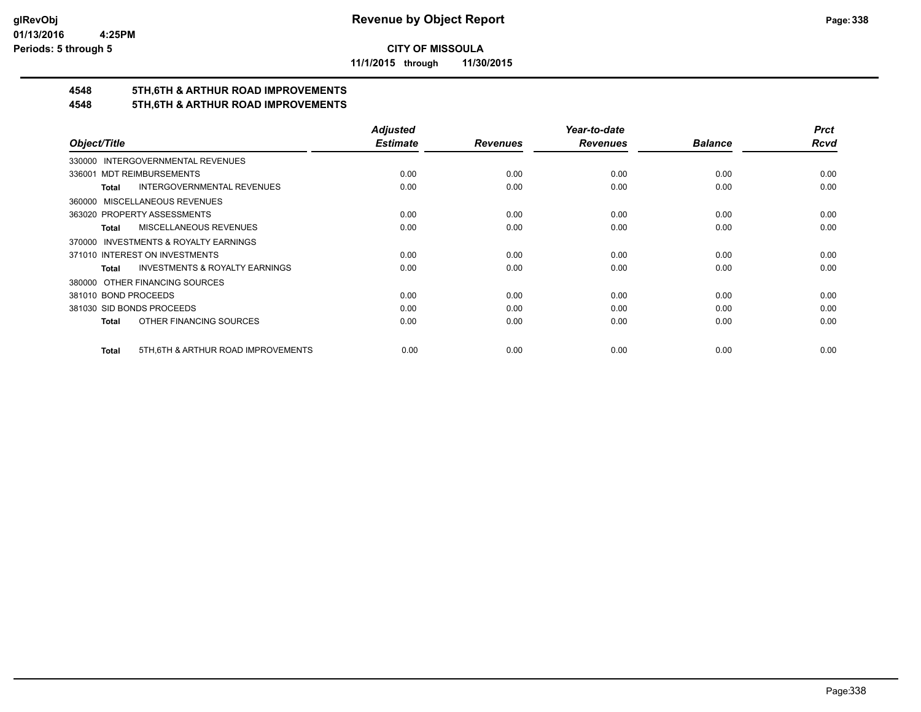# Revenue by Object Report

glRevObj
01/13/2016 4:25PM
Periods: 5 through 5

**CITY OF MISSOULA**

**11/1/2015 through 11/30/2015**

## 4548 5TH,6TH & ARTHUR ROAD IMPROVEMENTS
## 4548 5TH,6TH & ARTHUR ROAD IMPROVEMENTS

| Object/Title | Adjusted Estimate | Revenues | Year-to-date Revenues | Balance | Prct Rcvd |
|---|---|---|---|---|---|
| 330000 INTERGOVERNMENTAL REVENUES | | | | | |
| 336001 MDT REIMBURSEMENTS | 0.00 | 0.00 | 0.00 | 0.00 | 0.00 |
| **Total** INTERGOVERNMENTAL REVENUES | 0.00 | 0.00 | 0.00 | 0.00 | 0.00 |
| 360000 MISCELLANEOUS REVENUES | | | | | |
| 363020 PROPERTY ASSESSMENTS | 0.00 | 0.00 | 0.00 | 0.00 | 0.00 |
| **Total** MISCELLANEOUS REVENUES | 0.00 | 0.00 | 0.00 | 0.00 | 0.00 |
| 370000 INVESTMENTS & ROYALTY EARNINGS | | | | | |
| 371010 INTEREST ON INVESTMENTS | 0.00 | 0.00 | 0.00 | 0.00 | 0.00 |
| **Total** INVESTMENTS & ROYALTY EARNINGS | 0.00 | 0.00 | 0.00 | 0.00 | 0.00 |
| 380000 OTHER FINANCING SOURCES | | | | | |
| 381010 BOND PROCEEDS | 0.00 | 0.00 | 0.00 | 0.00 | 0.00 |
| 381030 SID BONDS PROCEEDS | 0.00 | 0.00 | 0.00 | 0.00 | 0.00 |
| **Total** OTHER FINANCING SOURCES | 0.00 | 0.00 | 0.00 | 0.00 | 0.00 |
| **Total** 5TH,6TH & ARTHUR ROAD IMPROVEMENTS | 0.00 | 0.00 | 0.00 | 0.00 | 0.00 |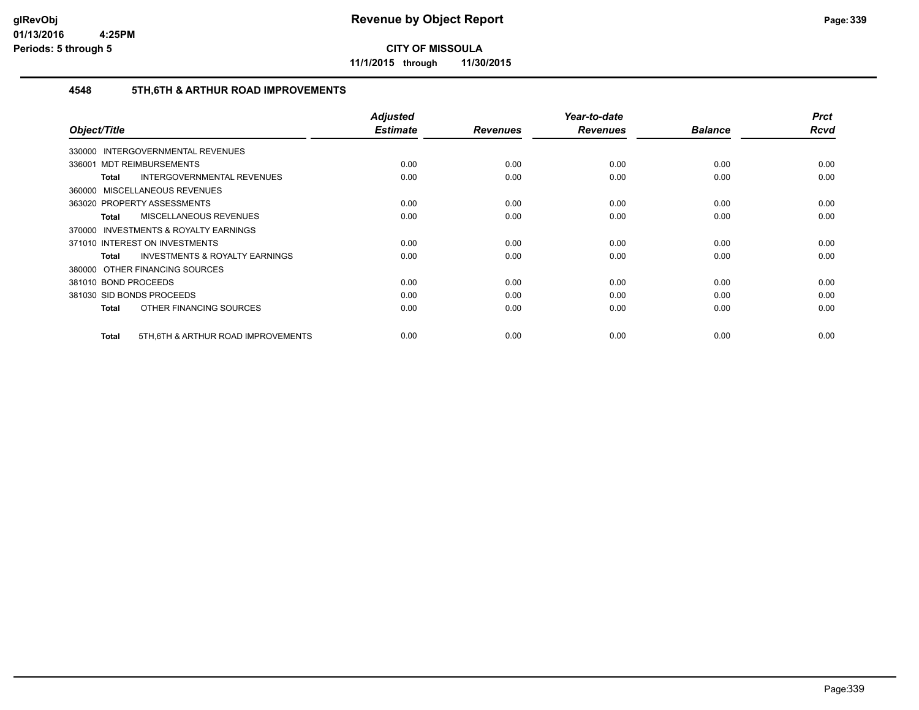# Revenue by Object Report

**CITY OF MISSOULA**

**11/1/2015 through 11/30/2015**

glRevObj
01/13/2016 4:25PM
Periods: 5 through 5

## 4548 5TH,6TH & ARTHUR ROAD IMPROVEMENTS

| Object/Title | Adjusted Estimate | Revenues | Year-to-date Revenues | Balance | Prct Rcvd |
|---|---|---|---|---|---|
| 330000 INTERGOVERNMENTAL REVENUES | | | | | |
| 336001 MDT REIMBURSEMENTS | 0.00 | 0.00 | 0.00 | 0.00 | 0.00 |
| **Total** INTERGOVERNMENTAL REVENUES | 0.00 | 0.00 | 0.00 | 0.00 | 0.00 |
| 360000 MISCELLANEOUS REVENUES | | | | | |
| 363020 PROPERTY ASSESSMENTS | 0.00 | 0.00 | 0.00 | 0.00 | 0.00 |
| **Total** MISCELLANEOUS REVENUES | 0.00 | 0.00 | 0.00 | 0.00 | 0.00 |
| 370000 INVESTMENTS & ROYALTY EARNINGS | | | | | |
| 371010 INTEREST ON INVESTMENTS | 0.00 | 0.00 | 0.00 | 0.00 | 0.00 |
| **Total** INVESTMENTS & ROYALTY EARNINGS | 0.00 | 0.00 | 0.00 | 0.00 | 0.00 |
| 380000 OTHER FINANCING SOURCES | | | | | |
| 381010 BOND PROCEEDS | 0.00 | 0.00 | 0.00 | 0.00 | 0.00 |
| 381030 SID BONDS PROCEEDS | 0.00 | 0.00 | 0.00 | 0.00 | 0.00 |
| **Total** OTHER FINANCING SOURCES | 0.00 | 0.00 | 0.00 | 0.00 | 0.00 |
| **Total** 5TH,6TH & ARTHUR ROAD IMPROVEMENTS | 0.00 | 0.00 | 0.00 | 0.00 | 0.00 |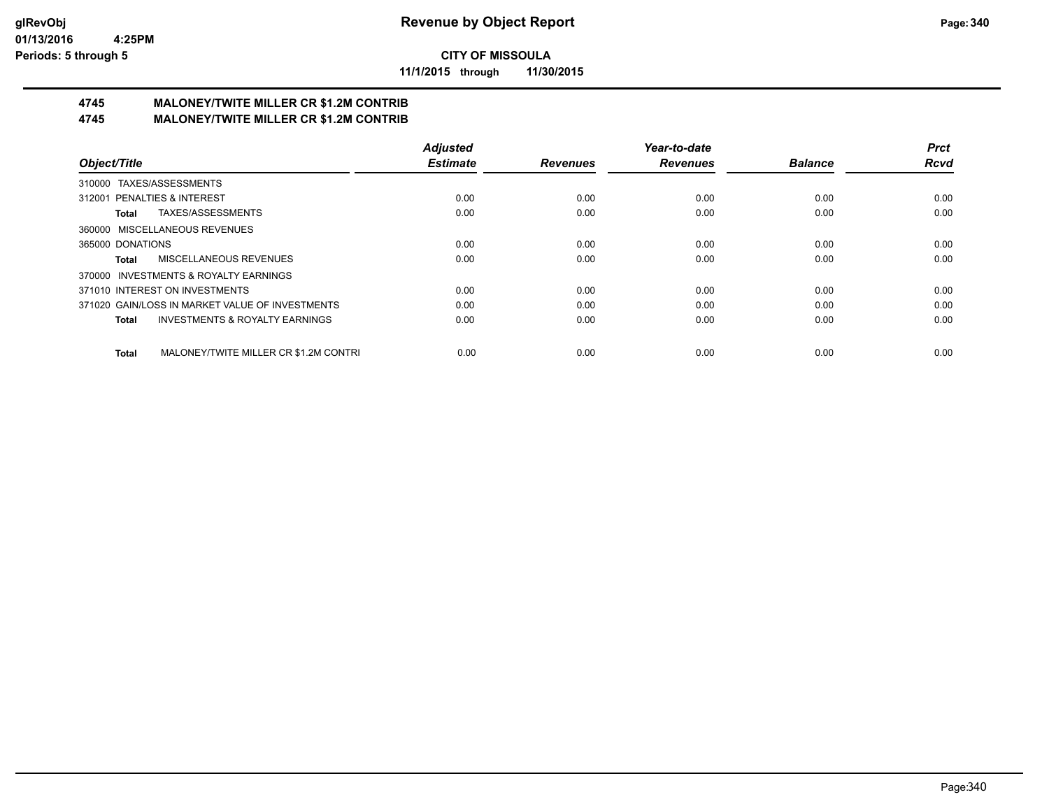# CITY OF MISSOULA

**11/1/2015 through 11/30/2015**

## 4745 MALONEY/TWITE MILLER CR $1.2M CONTRIB
## 4745 MALONEY/TWITE MILLER CR $1.2M CONTRIB

| Object/Title | Adjusted Estimate | Revenues | Year-to-date Revenues | Balance | Prct Rcvd |
|---|---|---|---|---|---|
| 310000 TAXES/ASSESSMENTS | | | | | |
| 312001 PENALTIES & INTEREST | 0.00 | 0.00 | 0.00 | 0.00 | 0.00 |
| **Total** TAXES/ASSESSMENTS | 0.00 | 0.00 | 0.00 | 0.00 | 0.00 |
| 360000 MISCELLANEOUS REVENUES | | | | | |
| 365000 DONATIONS | 0.00 | 0.00 | 0.00 | 0.00 | 0.00 |
| **Total** MISCELLANEOUS REVENUES | 0.00 | 0.00 | 0.00 | 0.00 | 0.00 |
| 370000 INVESTMENTS & ROYALTY EARNINGS | | | | | |
| 371010 INTEREST ON INVESTMENTS | 0.00 | 0.00 | 0.00 | 0.00 | 0.00 |
| 371020 GAIN/LOSS IN MARKET VALUE OF INVESTMENTS | 0.00 | 0.00 | 0.00 | 0.00 | 0.00 |
| **Total** INVESTMENTS & ROYALTY EARNINGS | 0.00 | 0.00 | 0.00 | 0.00 | 0.00 |
| **Total** MALONEY/TWITE MILLER CR $1.2M CONTRI | 0.00 | 0.00 | 0.00 | 0.00 | 0.00 |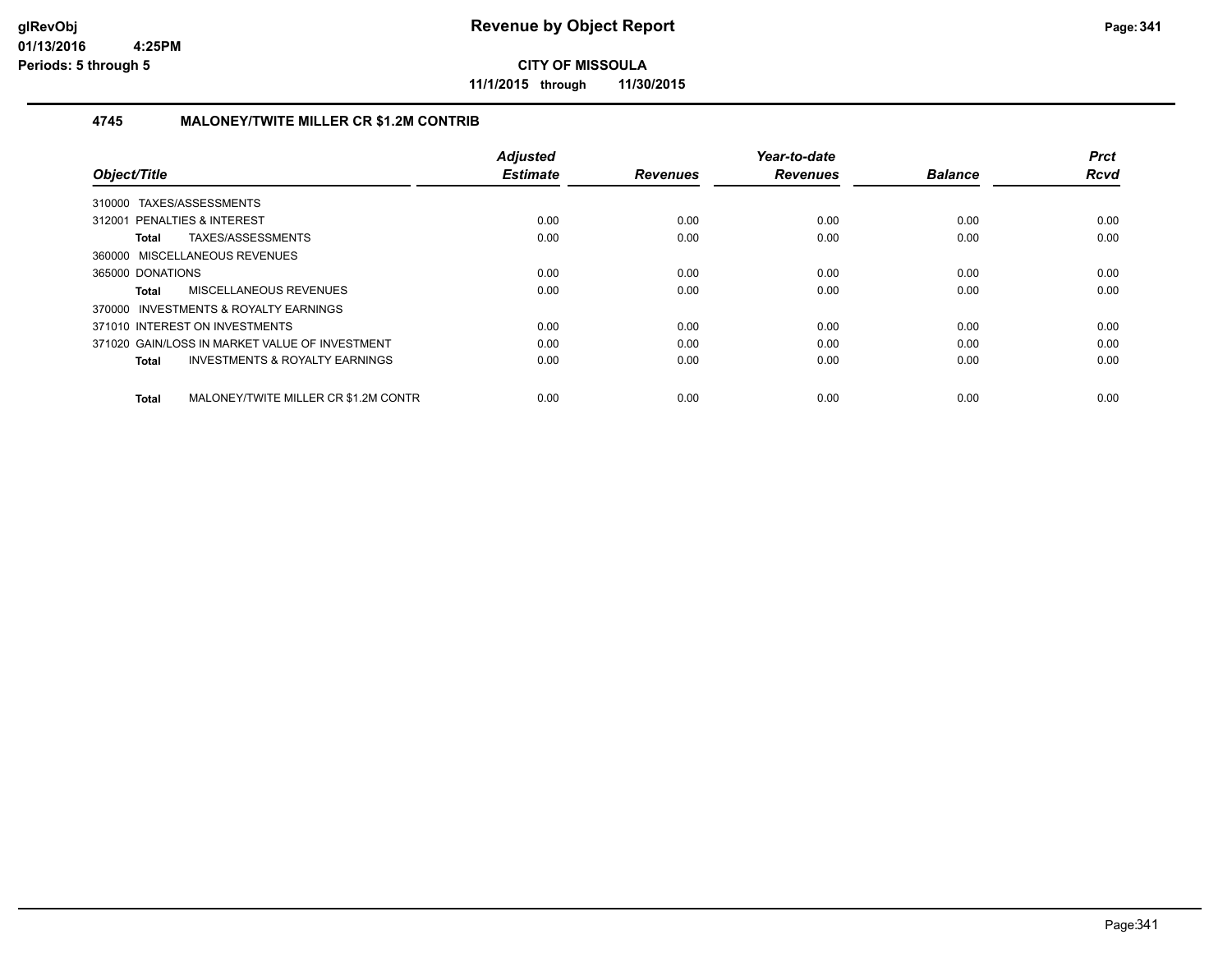# Revenue by Object Report

**CITY OF MISSOULA**

**11/1/2015 through 11/30/2015**

glRevObj
01/13/2016 4:25PM
Periods: 5 through 5

### 4745 MALONEY/TWITE MILLER CR $1.2M CONTRIB

| Object/Title | Adjusted Estimate | Revenues | Year-to-date Revenues | Balance | Prct Rcvd |
|---|---|---|---|---|---|
| 310000 TAXES/ASSESSMENTS | | | | | |
| 312001 PENALTIES & INTEREST | 0.00 | 0.00 | 0.00 | 0.00 | 0.00 |
| **Total** TAXES/ASSESSMENTS | 0.00 | 0.00 | 0.00 | 0.00 | 0.00 |
| 360000 MISCELLANEOUS REVENUES | | | | | |
| 365000 DONATIONS | 0.00 | 0.00 | 0.00 | 0.00 | 0.00 |
| **Total** MISCELLANEOUS REVENUES | 0.00 | 0.00 | 0.00 | 0.00 | 0.00 |
| 370000 INVESTMENTS & ROYALTY EARNINGS | | | | | |
| 371010 INTEREST ON INVESTMENTS | 0.00 | 0.00 | 0.00 | 0.00 | 0.00 |
| 371020 GAIN/LOSS IN MARKET VALUE OF INVESTMENT | 0.00 | 0.00 | 0.00 | 0.00 | 0.00 |
| **Total** INVESTMENTS & ROYALTY EARNINGS | 0.00 | 0.00 | 0.00 | 0.00 | 0.00 |
| **Total** MALONEY/TWITE MILLER CR $1.2M CONTR | 0.00 | 0.00 | 0.00 | 0.00 | 0.00 |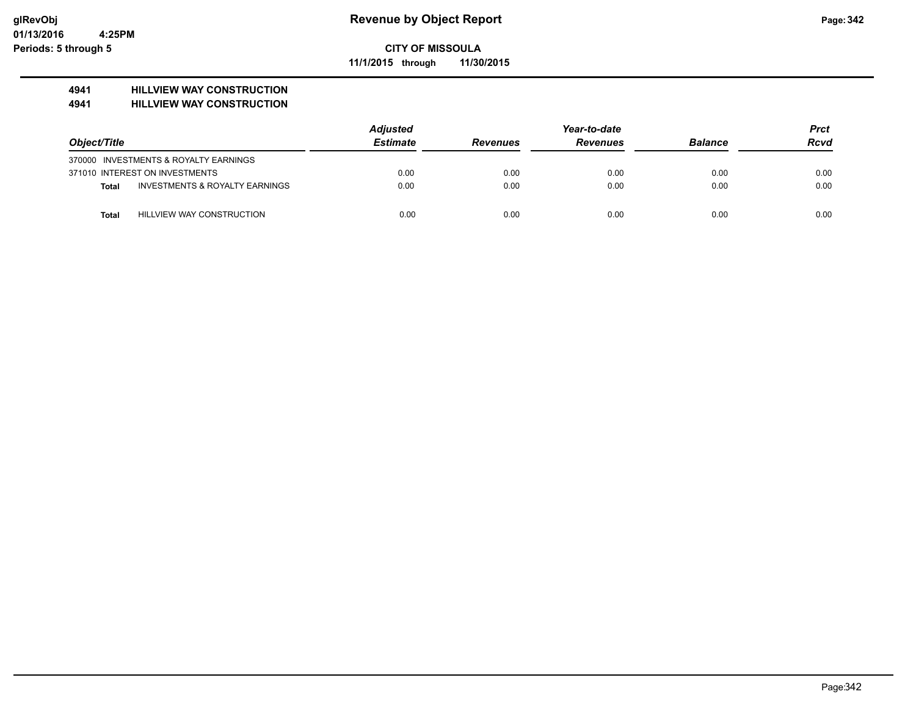glRevObj
01/13/2016 4:25PM
Periods: 5 through 5

# Revenue by Object Report

**CITY OF MISSOULA**

**11/1/2015 through 11/30/2015**

**4941 HILLVIEW WAY CONSTRUCTION**
**4941 HILLVIEW WAY CONSTRUCTION**

| Object/Title | | Adjusted Estimate | Revenues | Year-to-date Revenues | Balance | Prct Rcvd |
|---|---|---|---|---|---|---|
| 370000 INVESTMENTS & ROYALTY EARNINGS | | | | | | |
| 371010 INTEREST ON INVESTMENTS | | 0.00 | 0.00 | 0.00 | 0.00 | 0.00 |
| **Total** | INVESTMENTS & ROYALTY EARNINGS | 0.00 | 0.00 | 0.00 | 0.00 | 0.00 |
| **Total** | HILLVIEW WAY CONSTRUCTION | 0.00 | 0.00 | 0.00 | 0.00 | 0.00 |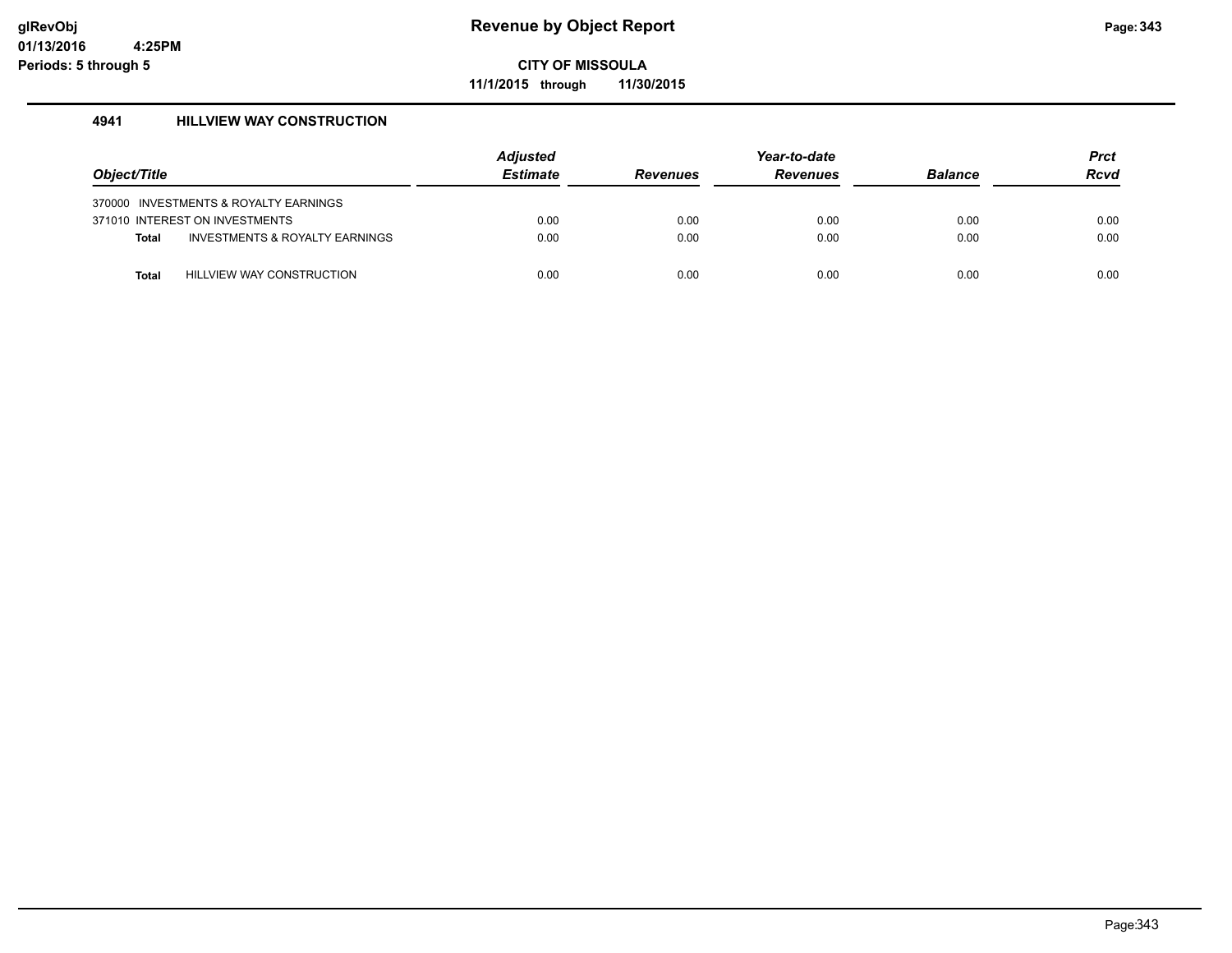# Revenue by Object Report

**CITY OF MISSOULA**

**11/1/2015 through 11/30/2015**

glRevObj
01/13/2016 4:25PM
Periods: 5 through 5

### 4941 HILLVIEW WAY CONSTRUCTION

| Object/Title | Adjusted Estimate | Revenues | Year-to-date Revenues | Balance | Prct Rcvd |
|---|---|---|---|---|---|
| 370000 INVESTMENTS & ROYALTY EARNINGS | | | | | |
| 371010 INTEREST ON INVESTMENTS | 0.00 | 0.00 | 0.00 | 0.00 | 0.00 |
| **Total** INVESTMENTS & ROYALTY EARNINGS | 0.00 | 0.00 | 0.00 | 0.00 | 0.00 |
| **Total** HILLVIEW WAY CONSTRUCTION | 0.00 | 0.00 | 0.00 | 0.00 | 0.00 |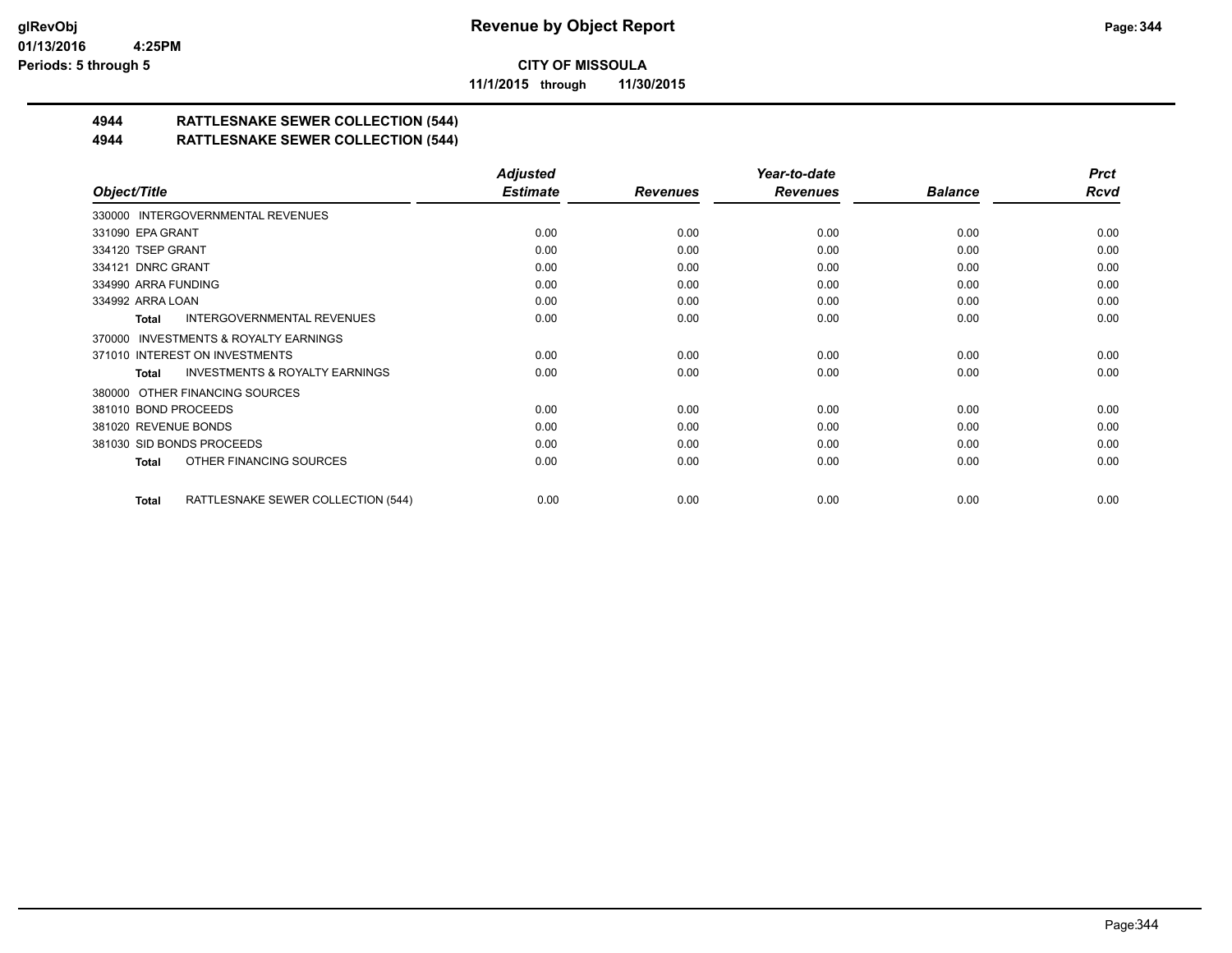# Revenue by Object Report

**CITY OF MISSOULA**

**11/1/2015 through 11/30/2015**

glRevObj
01/13/2016 4:25PM
Periods: 5 through 5

## 4944 RATTLESNAKE SEWER COLLECTION (544)
## 4944 RATTLESNAKE SEWER COLLECTION (544)

| Object/Title | Adjusted Estimate | Revenues | Year-to-date Revenues | Balance | Prct Rcvd |
|---|---|---|---|---|---|
| 330000 INTERGOVERNMENTAL REVENUES | | | | | |
| 331090 EPA GRANT | 0.00 | 0.00 | 0.00 | 0.00 | 0.00 |
| 334120 TSEP GRANT | 0.00 | 0.00 | 0.00 | 0.00 | 0.00 |
| 334121 DNRC GRANT | 0.00 | 0.00 | 0.00 | 0.00 | 0.00 |
| 334990 ARRA FUNDING | 0.00 | 0.00 | 0.00 | 0.00 | 0.00 |
| 334992 ARRA LOAN | 0.00 | 0.00 | 0.00 | 0.00 | 0.00 |
| **Total** INTERGOVERNMENTAL REVENUES | 0.00 | 0.00 | 0.00 | 0.00 | 0.00 |
| 370000 INVESTMENTS & ROYALTY EARNINGS | | | | | |
| 371010 INTEREST ON INVESTMENTS | 0.00 | 0.00 | 0.00 | 0.00 | 0.00 |
| **Total** INVESTMENTS & ROYALTY EARNINGS | 0.00 | 0.00 | 0.00 | 0.00 | 0.00 |
| 380000 OTHER FINANCING SOURCES | | | | | |
| 381010 BOND PROCEEDS | 0.00 | 0.00 | 0.00 | 0.00 | 0.00 |
| 381020 REVENUE BONDS | 0.00 | 0.00 | 0.00 | 0.00 | 0.00 |
| 381030 SID BONDS PROCEEDS | 0.00 | 0.00 | 0.00 | 0.00 | 0.00 |
| **Total** OTHER FINANCING SOURCES | 0.00 | 0.00 | 0.00 | 0.00 | 0.00 |
| **Total** RATTLESNAKE SEWER COLLECTION (544) | 0.00 | 0.00 | 0.00 | 0.00 | 0.00 |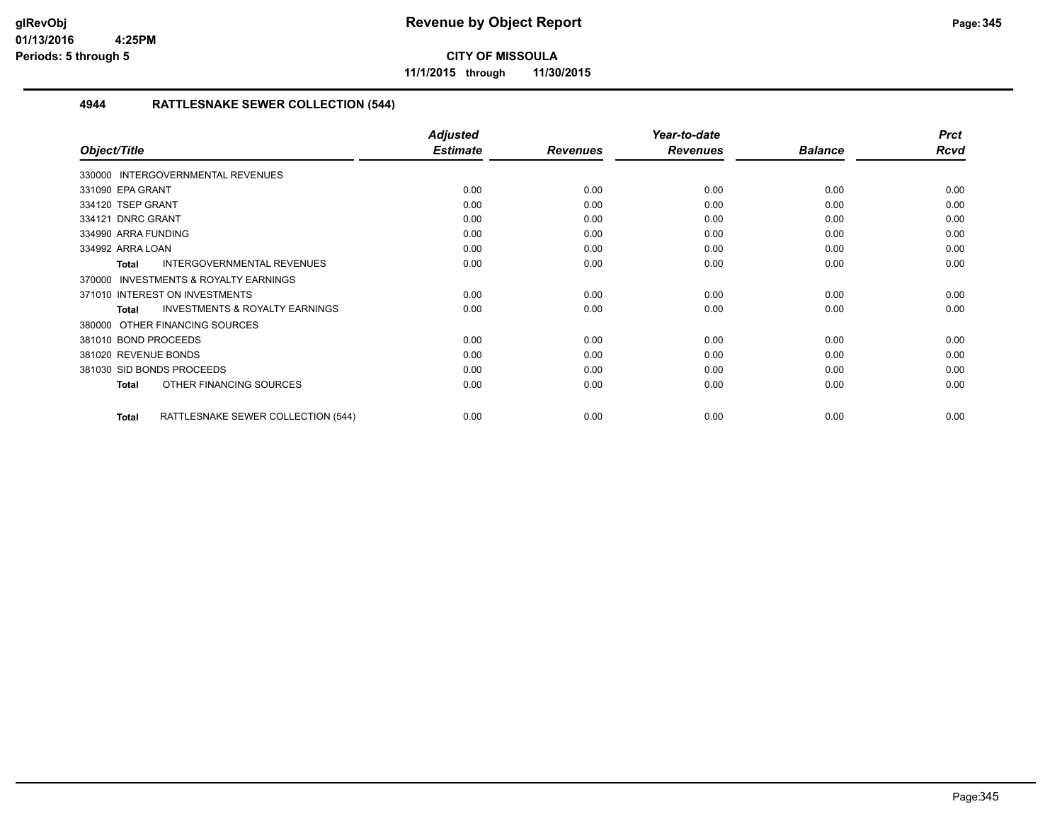**CITY OF MISSOULA**

**11/1/2015 through 11/30/2015**

## 4944 RATTLESNAKE SEWER COLLECTION (544)

| Object/Title | Adjusted Estimate | Revenues | Year-to-date Revenues | Balance | Prct Rcvd |
|---|---|---|---|---|---|
| 330000 INTERGOVERNMENTAL REVENUES | | | | | |
| 331090 EPA GRANT | 0.00 | 0.00 | 0.00 | 0.00 | 0.00 |
| 334120 TSEP GRANT | 0.00 | 0.00 | 0.00 | 0.00 | 0.00 |
| 334121 DNRC GRANT | 0.00 | 0.00 | 0.00 | 0.00 | 0.00 |
| 334990 ARRA FUNDING | 0.00 | 0.00 | 0.00 | 0.00 | 0.00 |
| 334992 ARRA LOAN | 0.00 | 0.00 | 0.00 | 0.00 | 0.00 |
| **Total** INTERGOVERNMENTAL REVENUES | 0.00 | 0.00 | 0.00 | 0.00 | 0.00 |
| 370000 INVESTMENTS & ROYALTY EARNINGS | | | | | |
| 371010 INTEREST ON INVESTMENTS | 0.00 | 0.00 | 0.00 | 0.00 | 0.00 |
| **Total** INVESTMENTS & ROYALTY EARNINGS | 0.00 | 0.00 | 0.00 | 0.00 | 0.00 |
| 380000 OTHER FINANCING SOURCES | | | | | |
| 381010 BOND PROCEEDS | 0.00 | 0.00 | 0.00 | 0.00 | 0.00 |
| 381020 REVENUE BONDS | 0.00 | 0.00 | 0.00 | 0.00 | 0.00 |
| 381030 SID BONDS PROCEEDS | 0.00 | 0.00 | 0.00 | 0.00 | 0.00 |
| **Total** OTHER FINANCING SOURCES | 0.00 | 0.00 | 0.00 | 0.00 | 0.00 |
| **Total** RATTLESNAKE SEWER COLLECTION (544) | 0.00 | 0.00 | 0.00 | 0.00 | 0.00 |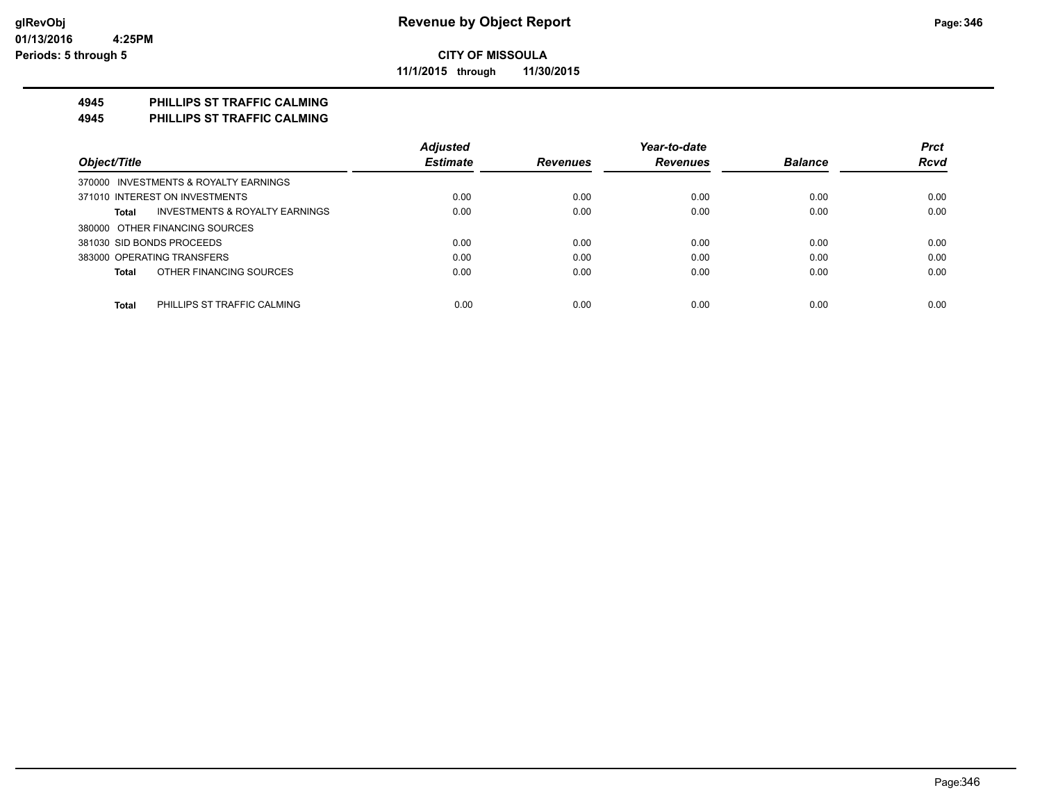# Revenue by Object Report

**CITY OF MISSOULA**

**11/1/2015 through 11/30/2015**

glRevObj
01/13/2016 4:25PM
Periods: 5 through 5

## 4945 PHILLIPS ST TRAFFIC CALMING
## 4945 PHILLIPS ST TRAFFIC CALMING

| Object/Title | Adjusted Estimate | Revenues | Year-to-date Revenues | Balance | Prct Rcvd |
|---|---|---|---|---|---|
| 370000 INVESTMENTS & ROYALTY EARNINGS | | | | | |
| 371010 INTEREST ON INVESTMENTS | 0.00 | 0.00 | 0.00 | 0.00 | 0.00 |
| **Total** INVESTMENTS & ROYALTY EARNINGS | 0.00 | 0.00 | 0.00 | 0.00 | 0.00 |
| 380000 OTHER FINANCING SOURCES | | | | | |
| 381030 SID BONDS PROCEEDS | 0.00 | 0.00 | 0.00 | 0.00 | 0.00 |
| 383000 OPERATING TRANSFERS | 0.00 | 0.00 | 0.00 | 0.00 | 0.00 |
| **Total** OTHER FINANCING SOURCES | 0.00 | 0.00 | 0.00 | 0.00 | 0.00 |
| **Total** PHILLIPS ST TRAFFIC CALMING | 0.00 | 0.00 | 0.00 | 0.00 | 0.00 |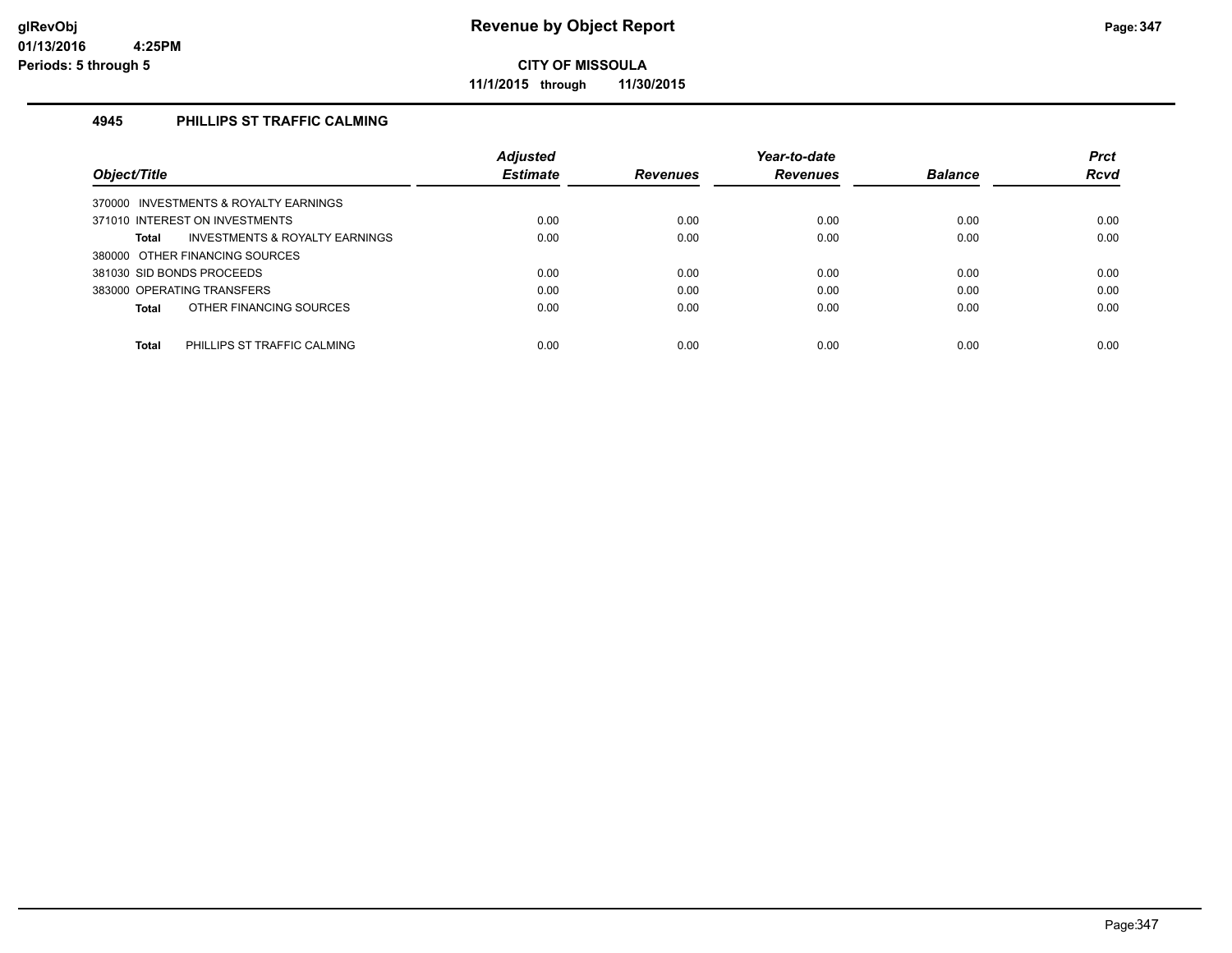# Revenue by Object Report

**CITY OF MISSOULA**

**11/1/2015 through 11/30/2015**

glRevObj
01/13/2016 4:25PM
Periods: 5 through 5

## 4945 PHILLIPS ST TRAFFIC CALMING

| Object/Title | Adjusted Estimate | Revenues | Year-to-date Revenues | Balance | Prct Rcvd |
|---|---|---|---|---|---|
| 370000 INVESTMENTS & ROYALTY EARNINGS | | | | | |
| 371010 INTEREST ON INVESTMENTS | 0.00 | 0.00 | 0.00 | 0.00 | 0.00 |
| **Total** INVESTMENTS & ROYALTY EARNINGS | 0.00 | 0.00 | 0.00 | 0.00 | 0.00 |
| 380000 OTHER FINANCING SOURCES | | | | | |
| 381030 SID BONDS PROCEEDS | 0.00 | 0.00 | 0.00 | 0.00 | 0.00 |
| 383000 OPERATING TRANSFERS | 0.00 | 0.00 | 0.00 | 0.00 | 0.00 |
| **Total** OTHER FINANCING SOURCES | 0.00 | 0.00 | 0.00 | 0.00 | 0.00 |
| **Total** PHILLIPS ST TRAFFIC CALMING | 0.00 | 0.00 | 0.00 | 0.00 | 0.00 |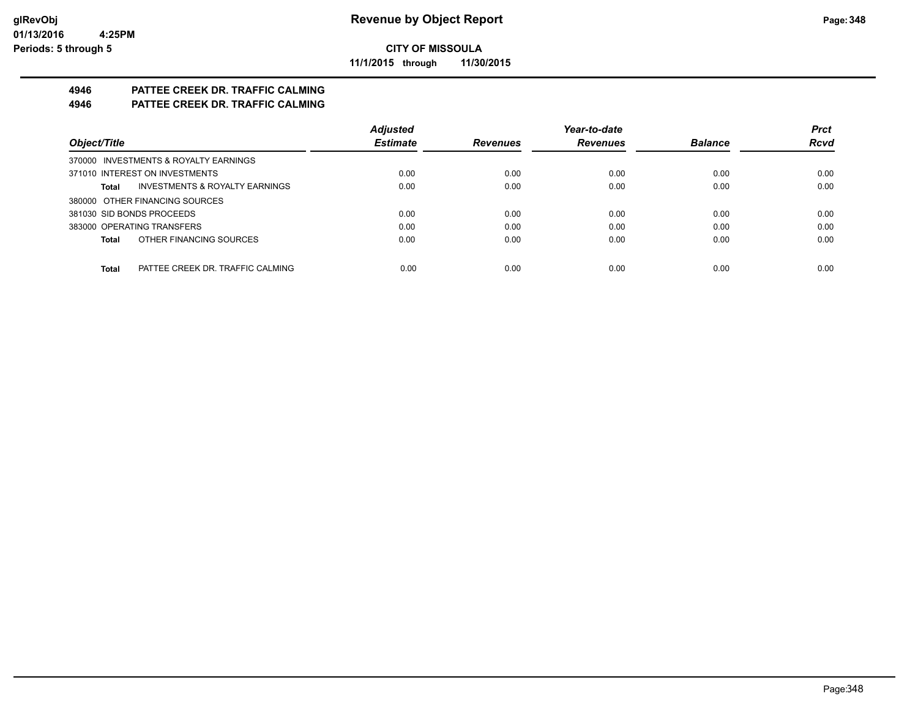**CITY OF MISSOULA**

**11/1/2015 through 11/30/2015**

# 4946 PATTEE CREEK DR. TRAFFIC CALMING

## 4946 PATTEE CREEK DR. TRAFFIC CALMING

| Object/Title | Adjusted Estimate | Revenues | Year-to-date Revenues | Balance | Prct Rcvd |
|---|---|---|---|---|---|
| 370000 INVESTMENTS & ROYALTY EARNINGS | | | | | |
| 371010 INTEREST ON INVESTMENTS | 0.00 | 0.00 | 0.00 | 0.00 | 0.00 |
| **Total** INVESTMENTS & ROYALTY EARNINGS | 0.00 | 0.00 | 0.00 | 0.00 | 0.00 |
| 380000 OTHER FINANCING SOURCES | | | | | |
| 381030 SID BONDS PROCEEDS | 0.00 | 0.00 | 0.00 | 0.00 | 0.00 |
| 383000 OPERATING TRANSFERS | 0.00 | 0.00 | 0.00 | 0.00 | 0.00 |
| **Total** OTHER FINANCING SOURCES | 0.00 | 0.00 | 0.00 | 0.00 | 0.00 |
| **Total** PATTEE CREEK DR. TRAFFIC CALMING | 0.00 | 0.00 | 0.00 | 0.00 | 0.00 |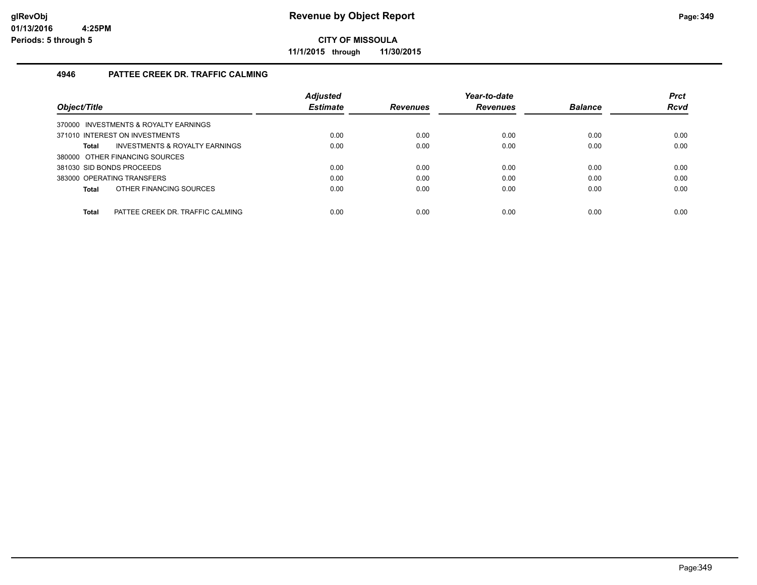# Revenue by Object Report

**CITY OF MISSOULA**

**11/1/2015 through 11/30/2015**

glRevObj
01/13/2016 4:25PM
Periods: 5 through 5

## 4946 PATTEE CREEK DR. TRAFFIC CALMING

| Object/Title | Adjusted Estimate | Revenues | Year-to-date Revenues | Balance | Prct Rcvd |
|---|---|---|---|---|---|
| 370000 INVESTMENTS & ROYALTY EARNINGS | | | | | |
| 371010 INTEREST ON INVESTMENTS | 0.00 | 0.00 | 0.00 | 0.00 | 0.00 |
| **Total** INVESTMENTS & ROYALTY EARNINGS | 0.00 | 0.00 | 0.00 | 0.00 | 0.00 |
| 380000 OTHER FINANCING SOURCES | | | | | |
| 381030 SID BONDS PROCEEDS | 0.00 | 0.00 | 0.00 | 0.00 | 0.00 |
| 383000 OPERATING TRANSFERS | 0.00 | 0.00 | 0.00 | 0.00 | 0.00 |
| **Total** OTHER FINANCING SOURCES | 0.00 | 0.00 | 0.00 | 0.00 | 0.00 |
| **Total** PATTEE CREEK DR. TRAFFIC CALMING | 0.00 | 0.00 | 0.00 | 0.00 | 0.00 |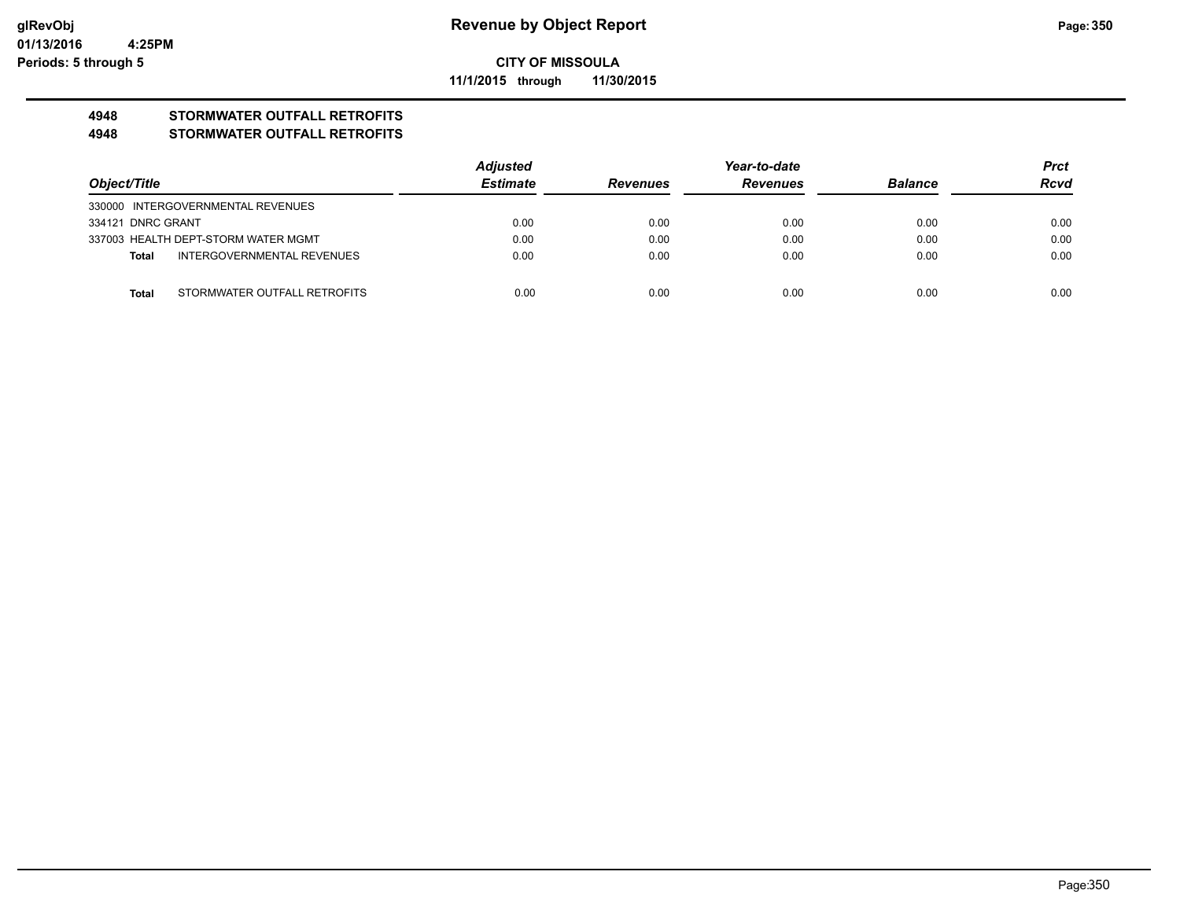**Revenue by Object Report**

**CITY OF MISSOULA**

**11/1/2015 through 11/30/2015**

## 4948 STORMWATER OUTFALL RETROFITS
## 4948 STORMWATER OUTFALL RETROFITS

| Object/Title | Adjusted Estimate | Revenues | Year-to-date Revenues | Balance | Prct Rcvd |
|---|---|---|---|---|---|
| 330000 INTERGOVERNMENTAL REVENUES | | | | | |
| 334121 DNRC GRANT | 0.00 | 0.00 | 0.00 | 0.00 | 0.00 |
| 337003 HEALTH DEPT-STORM WATER MGMT | 0.00 | 0.00 | 0.00 | 0.00 | 0.00 |
| **Total** INTERGOVERNMENTAL REVENUES | 0.00 | 0.00 | 0.00 | 0.00 | 0.00 |
| **Total** STORMWATER OUTFALL RETROFITS | 0.00 | 0.00 | 0.00 | 0.00 | 0.00 |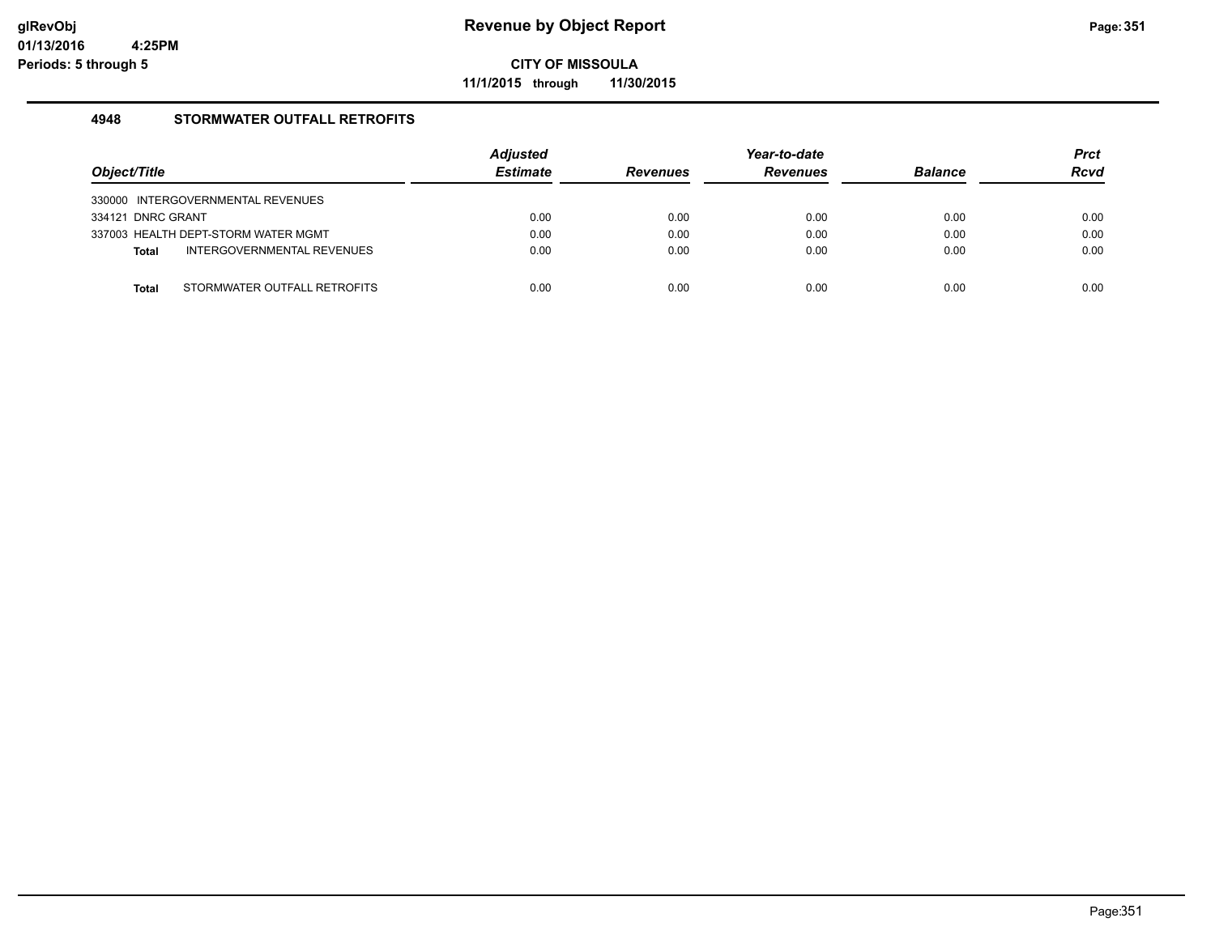**glRevObj**
**01/13/2016 4:25PM**
**Periods: 5 through 5**

# Revenue by Object Report

**CITY OF MISSOULA**

**11/1/2015 through 11/30/2015**

## 4948 STORMWATER OUTFALL RETROFITS

| Object/Title | | Adjusted Estimate | Revenues | Year-to-date Revenues | Balance | Prct Rcvd |
|---|---|---|---|---|---|---|
| 330000 INTERGOVERNMENTAL REVENUES | | | | | | |
| 334121 DNRC GRANT | | 0.00 | 0.00 | 0.00 | 0.00 | 0.00 |
| 337003 HEALTH DEPT-STORM WATER MGMT | | 0.00 | 0.00 | 0.00 | 0.00 | 0.00 |
| **Total** | INTERGOVERNMENTAL REVENUES | 0.00 | 0.00 | 0.00 | 0.00 | 0.00 |
| **Total** | STORMWATER OUTFALL RETROFITS | 0.00 | 0.00 | 0.00 | 0.00 | 0.00 |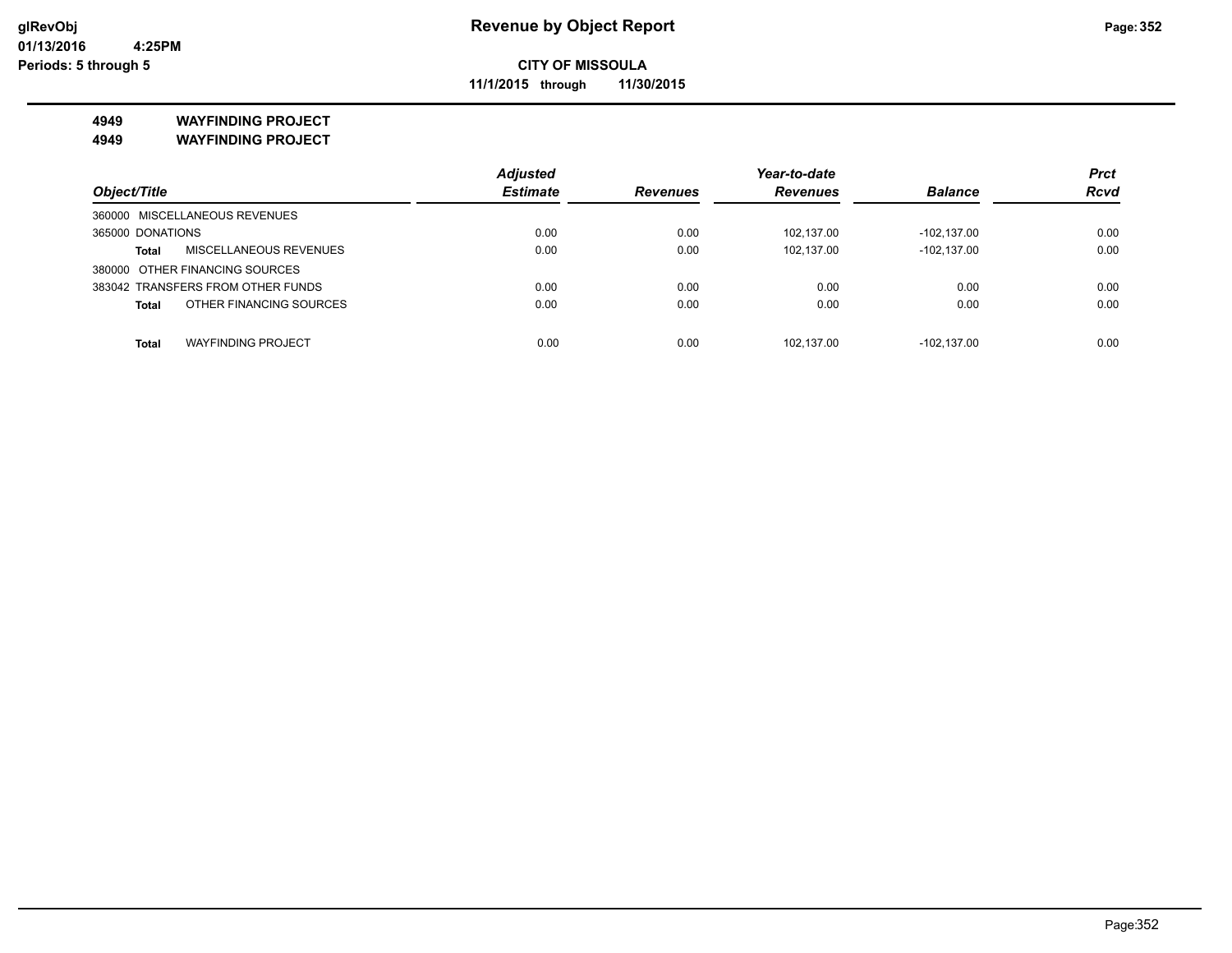**CITY OF MISSOULA**

**11/1/2015 through 11/30/2015**

**4949 WAYFINDING PROJECT**

**4949 WAYFINDING PROJECT**

| Object/Title | | Adjusted Estimate | Revenues | Year-to-date Revenues | Balance | Prct Rcvd |
|---|---|---|---|---|---|---|
| 360000 MISCELLANEOUS REVENUES | | | | | | |
| 365000 DONATIONS | | 0.00 | 0.00 | 102,137.00 | -102,137.00 | 0.00 |
| **Total** | MISCELLANEOUS REVENUES | 0.00 | 0.00 | 102,137.00 | -102,137.00 | 0.00 |
| 380000 OTHER FINANCING SOURCES | | | | | | |
| 383042 TRANSFERS FROM OTHER FUNDS | | 0.00 | 0.00 | 0.00 | 0.00 | 0.00 |
| **Total** | OTHER FINANCING SOURCES | 0.00 | 0.00 | 0.00 | 0.00 | 0.00 |
| **Total** | WAYFINDING PROJECT | 0.00 | 0.00 | 102,137.00 | -102,137.00 | 0.00 |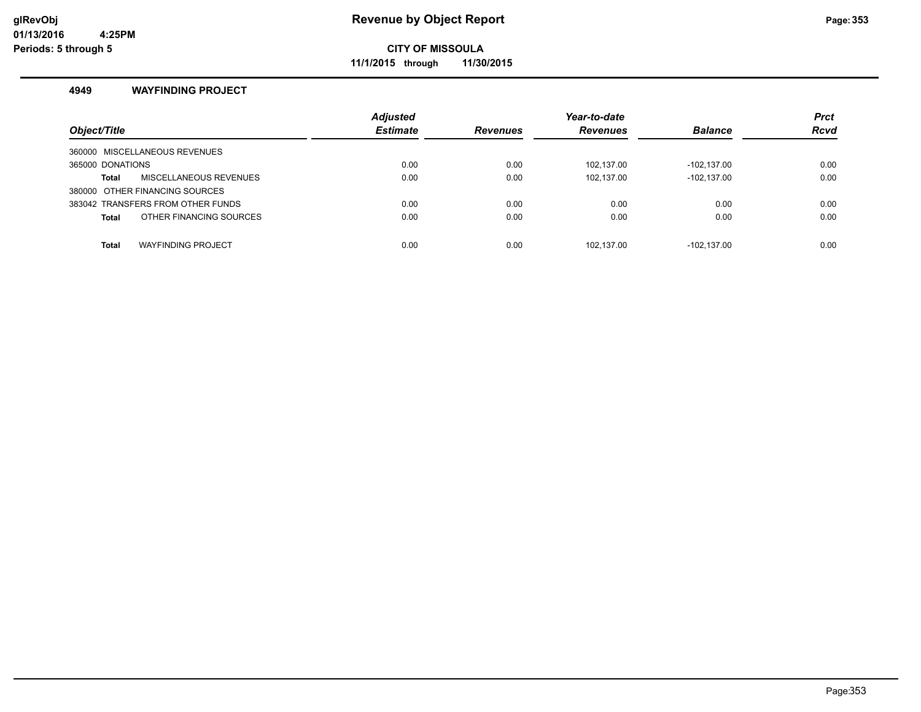# Revenue by Object Report

**CITY OF MISSOULA**

**11/1/2015 through 11/30/2015**

glRevObj
01/13/2016 4:25PM
Periods: 5 through 5

### 4949 WAYFINDING PROJECT

| Object/Title | Adjusted Estimate | Revenues | Year-to-date Revenues | Balance | Prct Rcvd |
|---|---|---|---|---|---|
| 360000 MISCELLANEOUS REVENUES | | | | | |
| 365000 DONATIONS | 0.00 | 0.00 | 102,137.00 | -102,137.00 | 0.00 |
| **Total** MISCELLANEOUS REVENUES | 0.00 | 0.00 | 102,137.00 | -102,137.00 | 0.00 |
| 380000 OTHER FINANCING SOURCES | | | | | |
| 383042 TRANSFERS FROM OTHER FUNDS | 0.00 | 0.00 | 0.00 | 0.00 | 0.00 |
| **Total** OTHER FINANCING SOURCES | 0.00 | 0.00 | 0.00 | 0.00 | 0.00 |
| **Total** WAYFINDING PROJECT | 0.00 | 0.00 | 102,137.00 | -102,137.00 | 0.00 |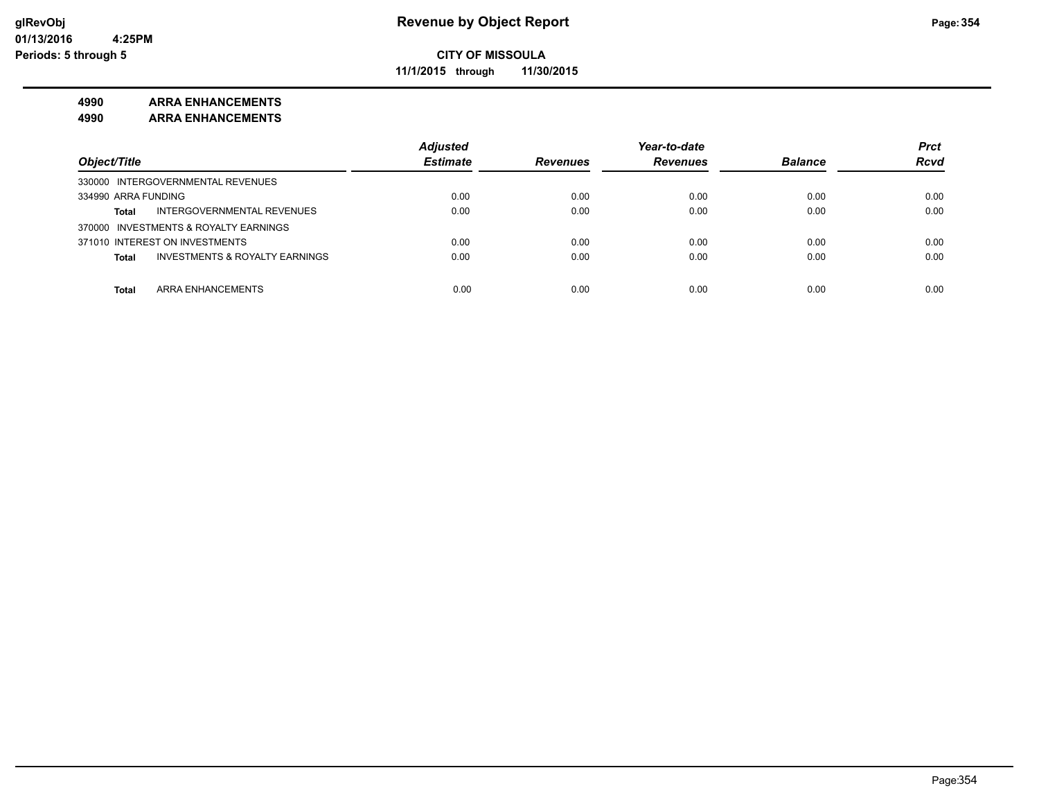**Revenue by Object Report**

**CITY OF MISSOULA**

**11/1/2015 through 11/30/2015**

glRevObj
01/13/2016 4:25PM
Periods: 5 through 5

## 4990 ARRA ENHANCEMENTS
## 4990 ARRA ENHANCEMENTS

| Object/Title | | Adjusted Estimate | Revenues | Year-to-date Revenues | Balance | Prct Rcvd |
|---|---|---|---|---|---|---|
| 330000 INTERGOVERNMENTAL REVENUES | | | | | | |
| 334990 ARRA FUNDING | | 0.00 | 0.00 | 0.00 | 0.00 | 0.00 |
| Total | INTERGOVERNMENTAL REVENUES | 0.00 | 0.00 | 0.00 | 0.00 | 0.00 |
| 370000 INVESTMENTS & ROYALTY EARNINGS | | | | | | |
| 371010 INTEREST ON INVESTMENTS | | 0.00 | 0.00 | 0.00 | 0.00 | 0.00 |
| Total | INVESTMENTS & ROYALTY EARNINGS | 0.00 | 0.00 | 0.00 | 0.00 | 0.00 |
| Total | ARRA ENHANCEMENTS | 0.00 | 0.00 | 0.00 | 0.00 | 0.00 |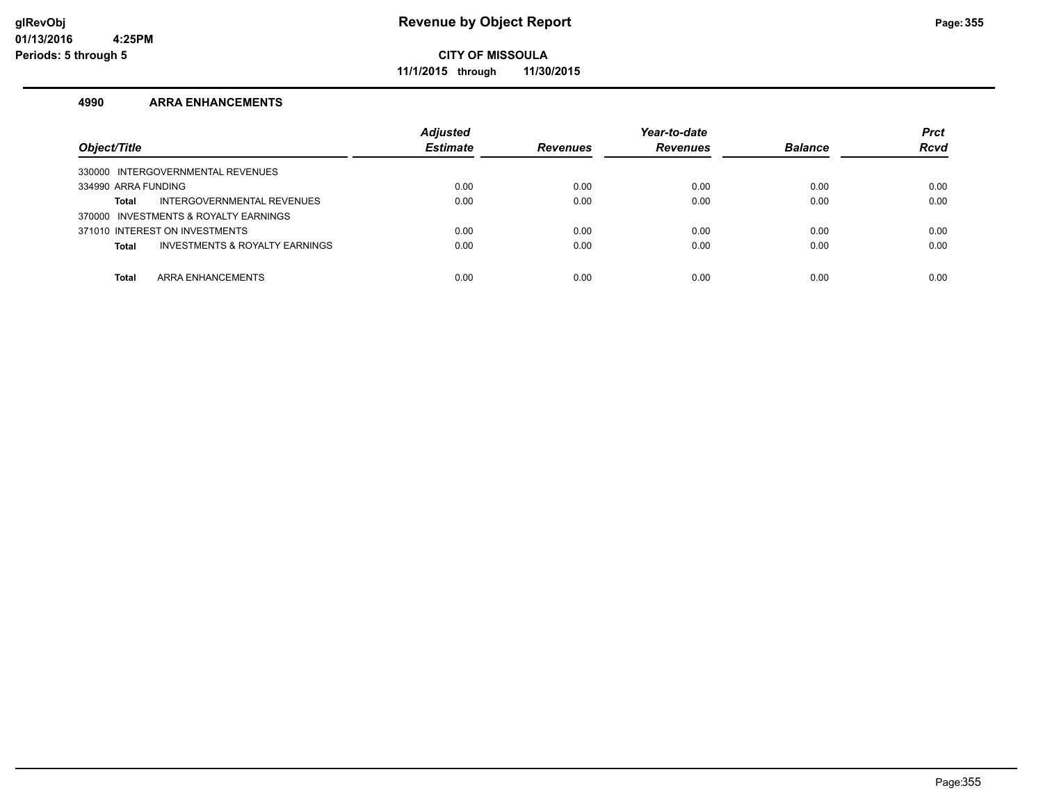**Revenue by Object Report**

**CITY OF MISSOULA**

**11/1/2015 through 11/30/2015**

glRevObj
01/13/2016 4:25PM
Periods: 5 through 5

## 4990 ARRA ENHANCEMENTS

| Object/Title | Adjusted Estimate | Revenues | Year-to-date Revenues | Balance | Prct Rcvd |
|---|---|---|---|---|---|
| 330000 INTERGOVERNMENTAL REVENUES | | | | | |
| 334990 ARRA FUNDING | 0.00 | 0.00 | 0.00 | 0.00 | 0.00 |
| **Total** INTERGOVERNMENTAL REVENUES | 0.00 | 0.00 | 0.00 | 0.00 | 0.00 |
| 370000 INVESTMENTS & ROYALTY EARNINGS | | | | | |
| 371010 INTEREST ON INVESTMENTS | 0.00 | 0.00 | 0.00 | 0.00 | 0.00 |
| **Total** INVESTMENTS & ROYALTY EARNINGS | 0.00 | 0.00 | 0.00 | 0.00 | 0.00 |
| **Total** ARRA ENHANCEMENTS | 0.00 | 0.00 | 0.00 | 0.00 | 0.00 |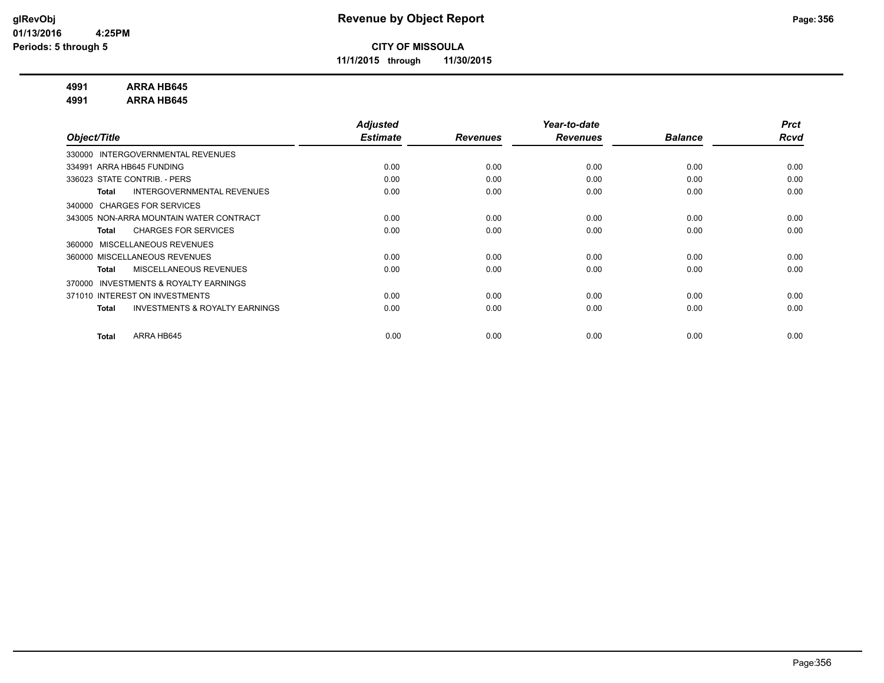**CITY OF MISSOULA**

**11/1/2015 through 11/30/2015**

**4991 ARRA HB645**

**4991 ARRA HB645**

| Object/Title | Adjusted Estimate | Revenues | Year-to-date Revenues | Balance | Prct Rcvd |
|---|---|---|---|---|---|
| 330000 INTERGOVERNMENTAL REVENUES | | | | | |
| 334991 ARRA HB645 FUNDING | 0.00 | 0.00 | 0.00 | 0.00 | 0.00 |
| 336023 STATE CONTRIB. - PERS | 0.00 | 0.00 | 0.00 | 0.00 | 0.00 |
| **Total** INTERGOVERNMENTAL REVENUES | 0.00 | 0.00 | 0.00 | 0.00 | 0.00 |
| 340000 CHARGES FOR SERVICES | | | | | |
| 343005 NON-ARRA MOUNTAIN WATER CONTRACT | 0.00 | 0.00 | 0.00 | 0.00 | 0.00 |
| **Total** CHARGES FOR SERVICES | 0.00 | 0.00 | 0.00 | 0.00 | 0.00 |
| 360000 MISCELLANEOUS REVENUES | | | | | |
| 360000 MISCELLANEOUS REVENUES | 0.00 | 0.00 | 0.00 | 0.00 | 0.00 |
| **Total** MISCELLANEOUS REVENUES | 0.00 | 0.00 | 0.00 | 0.00 | 0.00 |
| 370000 INVESTMENTS & ROYALTY EARNINGS | | | | | |
| 371010 INTEREST ON INVESTMENTS | 0.00 | 0.00 | 0.00 | 0.00 | 0.00 |
| **Total** INVESTMENTS & ROYALTY EARNINGS | 0.00 | 0.00 | 0.00 | 0.00 | 0.00 |
| **Total** ARRA HB645 | 0.00 | 0.00 | 0.00 | 0.00 | 0.00 |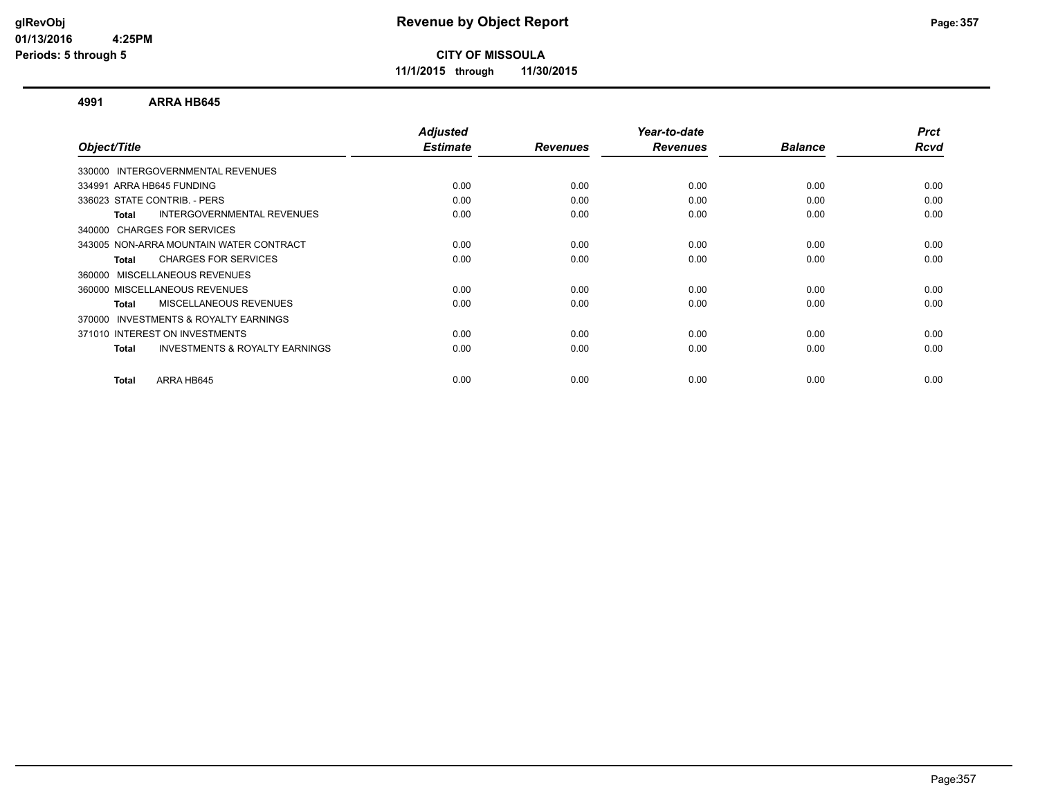**glRevObj**
**01/13/2016 4:25PM**
**Periods: 5 through 5**

# Revenue by Object Report

**CITY OF MISSOULA**

**11/1/2015 through 11/30/2015**

## 4991 ARRA HB645

| Object/Title | Adjusted Estimate | Revenues | Year-to-date Revenues | Balance | Prct Rcvd |
|---|---|---|---|---|---|
| 330000 INTERGOVERNMENTAL REVENUES | | | | | |
| 334991 ARRA HB645 FUNDING | 0.00 | 0.00 | 0.00 | 0.00 | 0.00 |
| 336023 STATE CONTRIB. - PERS | 0.00 | 0.00 | 0.00 | 0.00 | 0.00 |
| **Total** INTERGOVERNMENTAL REVENUES | 0.00 | 0.00 | 0.00 | 0.00 | 0.00 |
| 340000 CHARGES FOR SERVICES | | | | | |
| 343005 NON-ARRA MOUNTAIN WATER CONTRACT | 0.00 | 0.00 | 0.00 | 0.00 | 0.00 |
| **Total** CHARGES FOR SERVICES | 0.00 | 0.00 | 0.00 | 0.00 | 0.00 |
| 360000 MISCELLANEOUS REVENUES | | | | | |
| 360000 MISCELLANEOUS REVENUES | 0.00 | 0.00 | 0.00 | 0.00 | 0.00 |
| **Total** MISCELLANEOUS REVENUES | 0.00 | 0.00 | 0.00 | 0.00 | 0.00 |
| 370000 INVESTMENTS & ROYALTY EARNINGS | | | | | |
| 371010 INTEREST ON INVESTMENTS | 0.00 | 0.00 | 0.00 | 0.00 | 0.00 |
| **Total** INVESTMENTS & ROYALTY EARNINGS | 0.00 | 0.00 | 0.00 | 0.00 | 0.00 |
| **Total** ARRA HB645 | 0.00 | 0.00 | 0.00 | 0.00 | 0.00 |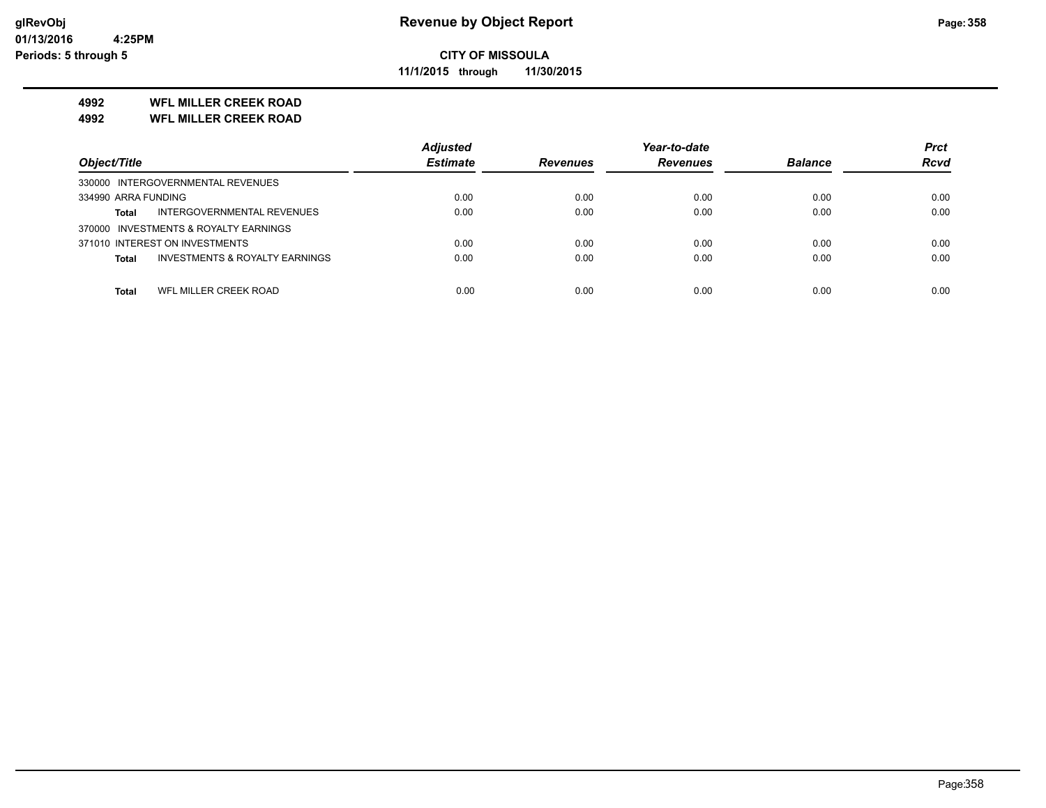**CITY OF MISSOULA**

**11/1/2015 through 11/30/2015**

## 4992 WFL MILLER CREEK ROAD

## 4992 WFL MILLER CREEK ROAD

| Object/Title | Adjusted Estimate | Revenues | Year-to-date Revenues | Balance | Prct Rcvd |
|---|---|---|---|---|---|
| 330000 INTERGOVERNMENTAL REVENUES | | | | | |
| 334990 ARRA FUNDING | 0.00 | 0.00 | 0.00 | 0.00 | 0.00 |
| **Total** INTERGOVERNMENTAL REVENUES | 0.00 | 0.00 | 0.00 | 0.00 | 0.00 |
| 370000 INVESTMENTS & ROYALTY EARNINGS | | | | | |
| 371010 INTEREST ON INVESTMENTS | 0.00 | 0.00 | 0.00 | 0.00 | 0.00 |
| **Total** INVESTMENTS & ROYALTY EARNINGS | 0.00 | 0.00 | 0.00 | 0.00 | 0.00 |
| **Total** WFL MILLER CREEK ROAD | 0.00 | 0.00 | 0.00 | 0.00 | 0.00 |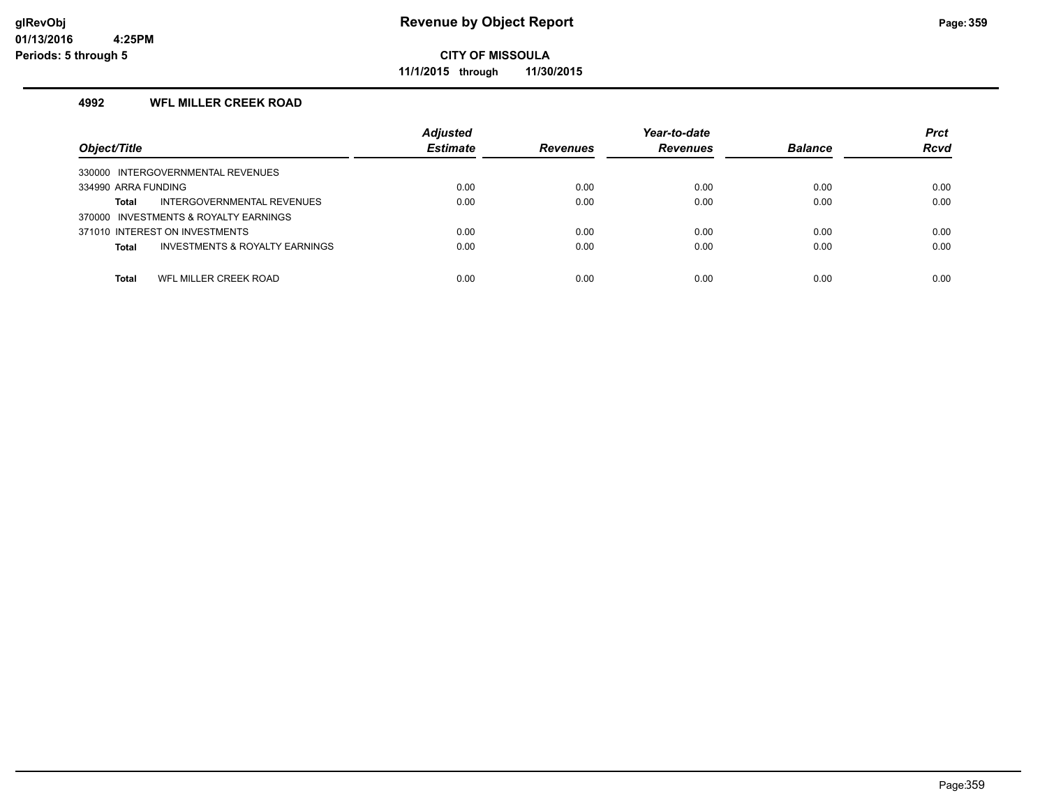# Revenue by Object Report

**CITY OF MISSOULA**

**11/1/2015 through 11/30/2015**

glRevObj
01/13/2016 4:25PM
Periods: 5 through 5

## 4992 WFL MILLER CREEK ROAD

| Object/Title | Adjusted Estimate | Revenues | Year-to-date Revenues | Balance | Prct Rcvd |
|---|---|---|---|---|---|
| 330000 INTERGOVERNMENTAL REVENUES | | | | | |
| 334990 ARRA FUNDING | 0.00 | 0.00 | 0.00 | 0.00 | 0.00 |
| **Total** INTERGOVERNMENTAL REVENUES | 0.00 | 0.00 | 0.00 | 0.00 | 0.00 |
| 370000 INVESTMENTS & ROYALTY EARNINGS | | | | | |
| 371010 INTEREST ON INVESTMENTS | 0.00 | 0.00 | 0.00 | 0.00 | 0.00 |
| **Total** INVESTMENTS & ROYALTY EARNINGS | 0.00 | 0.00 | 0.00 | 0.00 | 0.00 |
| **Total** WFL MILLER CREEK ROAD | 0.00 | 0.00 | 0.00 | 0.00 | 0.00 |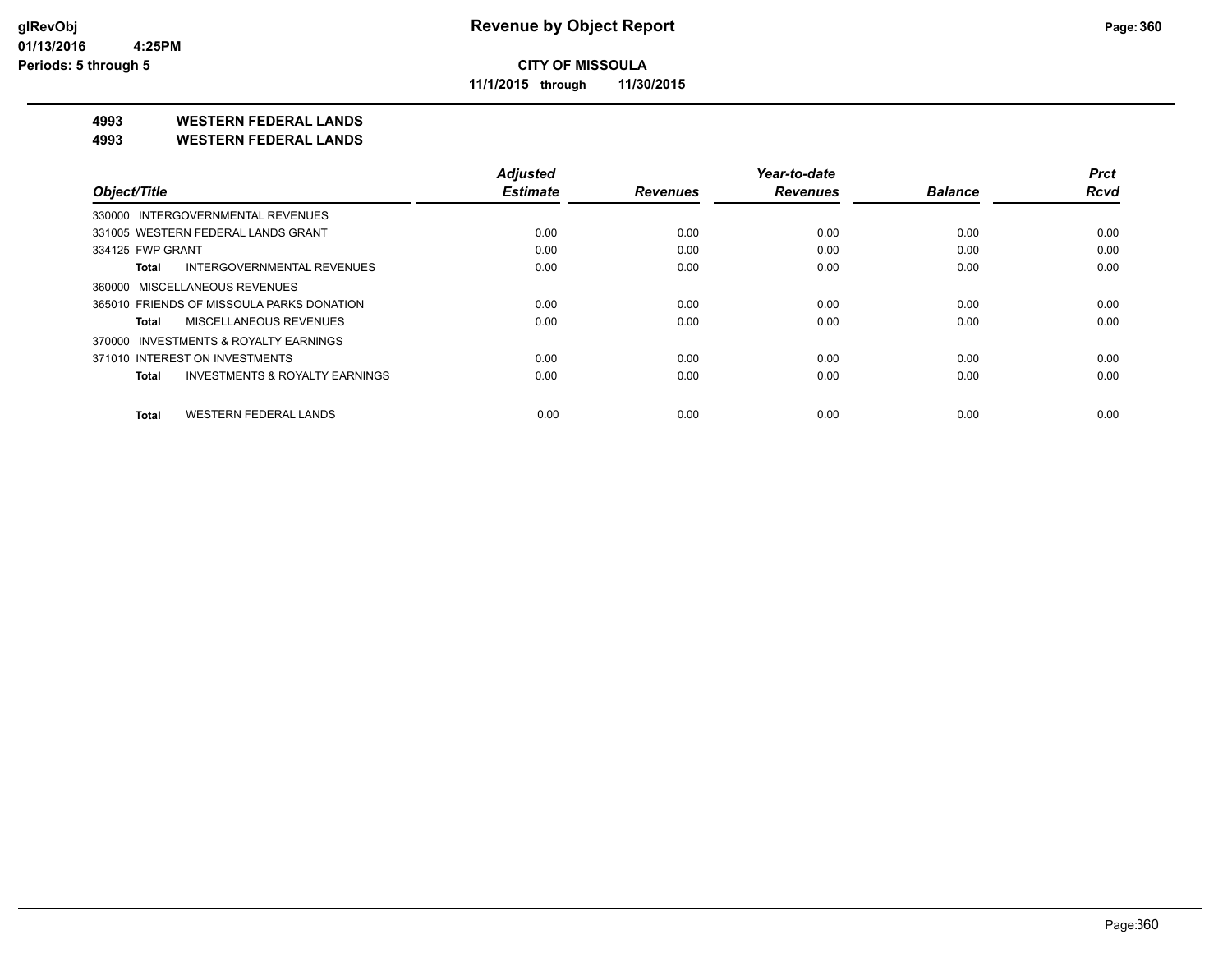**glRevObj**
**01/13/2016 4:25PM**
**Periods: 5 through 5**

# Revenue by Object Report

**CITY OF MISSOULA**

**11/1/2015 through 11/30/2015**

**4993 WESTERN FEDERAL LANDS**
**4993 WESTERN FEDERAL LANDS**

| Object/Title | Adjusted Estimate | Revenues | Year-to-date Revenues | Balance | Prct Rcvd |
|---|---|---|---|---|---|
| 330000 INTERGOVERNMENTAL REVENUES | | | | | |
| 331005 WESTERN FEDERAL LANDS GRANT | 0.00 | 0.00 | 0.00 | 0.00 | 0.00 |
| 334125 FWP GRANT | 0.00 | 0.00 | 0.00 | 0.00 | 0.00 |
| **Total** INTERGOVERNMENTAL REVENUES | 0.00 | 0.00 | 0.00 | 0.00 | 0.00 |
| 360000 MISCELLANEOUS REVENUES | | | | | |
| 365010 FRIENDS OF MISSOULA PARKS DONATION | 0.00 | 0.00 | 0.00 | 0.00 | 0.00 |
| **Total** MISCELLANEOUS REVENUES | 0.00 | 0.00 | 0.00 | 0.00 | 0.00 |
| 370000 INVESTMENTS & ROYALTY EARNINGS | | | | | |
| 371010 INTEREST ON INVESTMENTS | 0.00 | 0.00 | 0.00 | 0.00 | 0.00 |
| **Total** INVESTMENTS & ROYALTY EARNINGS | 0.00 | 0.00 | 0.00 | 0.00 | 0.00 |
| **Total** WESTERN FEDERAL LANDS | 0.00 | 0.00 | 0.00 | 0.00 | 0.00 |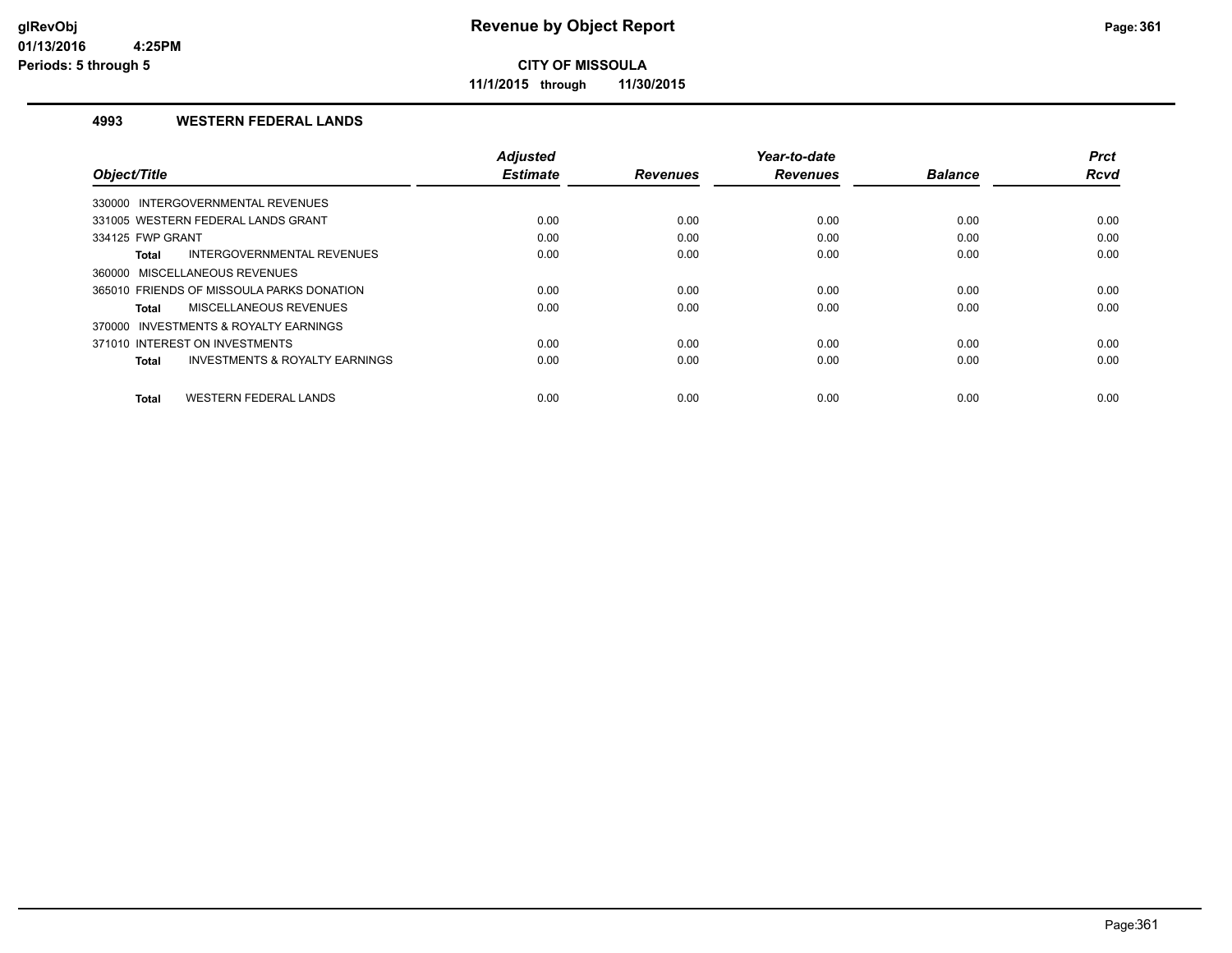# CITY OF MISSOULA

**11/1/2015 through 11/30/2015**

## Revenue by Object Report

### 4993 WESTERN FEDERAL LANDS

| Object/Title | | Adjusted Estimate | Revenues | Year-to-date Revenues | Balance | Prct Rcvd |
|---|---|---|---|---|---|---|
| 330000 INTERGOVERNMENTAL REVENUES | | | | | | |
| 331005 WESTERN FEDERAL LANDS GRANT | | 0.00 | 0.00 | 0.00 | 0.00 | 0.00 |
| 334125 FWP GRANT | | 0.00 | 0.00 | 0.00 | 0.00 | 0.00 |
| **Total** | INTERGOVERNMENTAL REVENUES | 0.00 | 0.00 | 0.00 | 0.00 | 0.00 |
| 360000 MISCELLANEOUS REVENUES | | | | | | |
| 365010 FRIENDS OF MISSOULA PARKS DONATION | | 0.00 | 0.00 | 0.00 | 0.00 | 0.00 |
| **Total** | MISCELLANEOUS REVENUES | 0.00 | 0.00 | 0.00 | 0.00 | 0.00 |
| 370000 INVESTMENTS & ROYALTY EARNINGS | | | | | | |
| 371010 INTEREST ON INVESTMENTS | | 0.00 | 0.00 | 0.00 | 0.00 | 0.00 |
| **Total** | INVESTMENTS & ROYALTY EARNINGS | 0.00 | 0.00 | 0.00 | 0.00 | 0.00 |
| **Total** | WESTERN FEDERAL LANDS | 0.00 | 0.00 | 0.00 | 0.00 | 0.00 |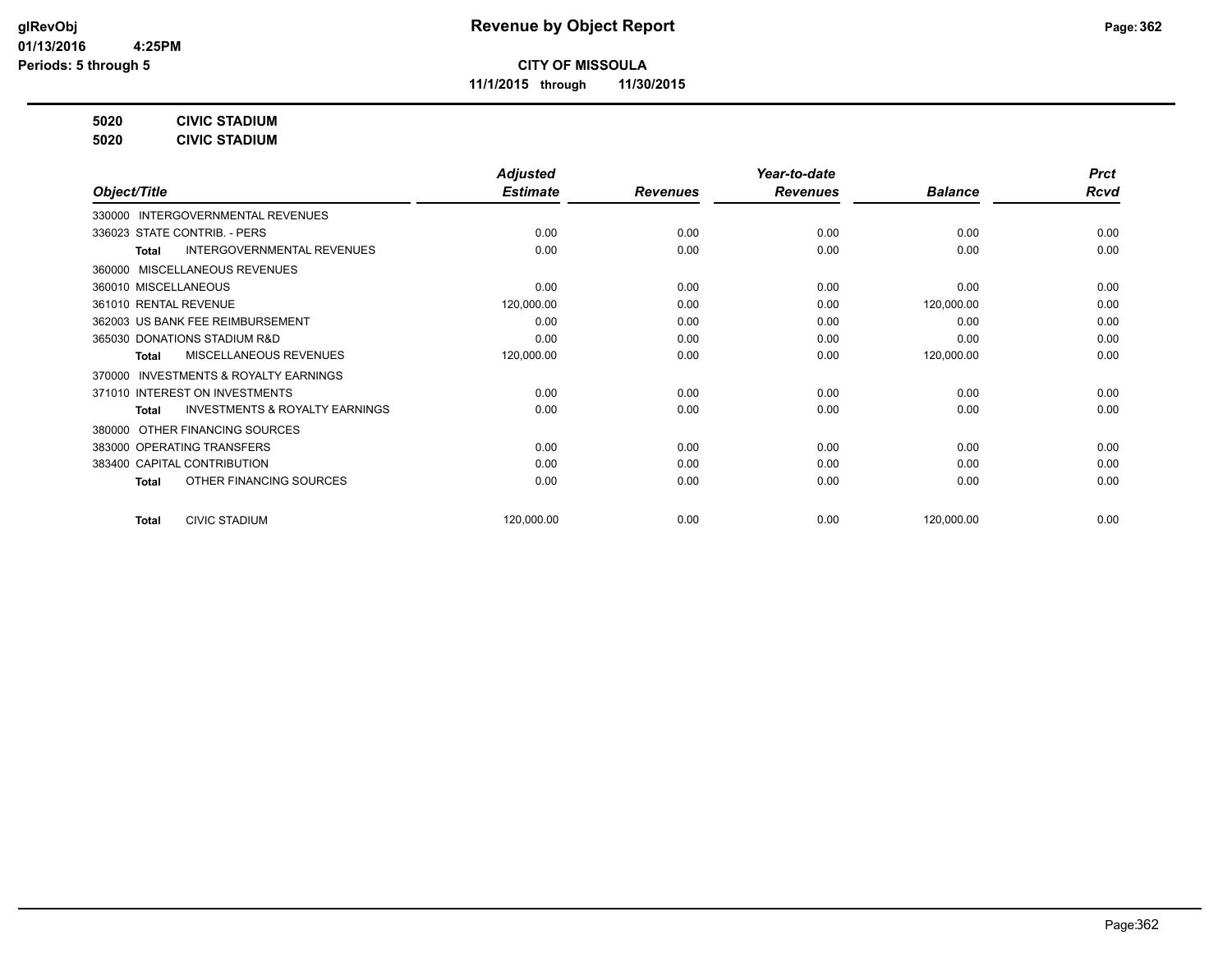**CITY OF MISSOULA**

**11/1/2015 through 11/30/2015**

**5020 CIVIC STADIUM**

**5020 CIVIC STADIUM**

| Object/Title | | Adjusted Estimate | Revenues | Year-to-date Revenues | Balance | Prct Rcvd |
|---|---|---|---|---|---|---|
| 330000 INTERGOVERNMENTAL REVENUES | | | | | | |
| 336023 STATE CONTRIB. - PERS | | 0.00 | 0.00 | 0.00 | 0.00 | 0.00 |
| **Total** | INTERGOVERNMENTAL REVENUES | 0.00 | 0.00 | 0.00 | 0.00 | 0.00 |
| 360000 MISCELLANEOUS REVENUES | | | | | | |
| 360010 MISCELLANEOUS | | 0.00 | 0.00 | 0.00 | 0.00 | 0.00 |
| 361010 RENTAL REVENUE | | 120,000.00 | 0.00 | 0.00 | 120,000.00 | 0.00 |
| 362003 US BANK FEE REIMBURSEMENT | | 0.00 | 0.00 | 0.00 | 0.00 | 0.00 |
| 365030 DONATIONS STADIUM R&D | | 0.00 | 0.00 | 0.00 | 0.00 | 0.00 |
| **Total** | MISCELLANEOUS REVENUES | 120,000.00 | 0.00 | 0.00 | 120,000.00 | 0.00 |
| 370000 INVESTMENTS & ROYALTY EARNINGS | | | | | | |
| 371010 INTEREST ON INVESTMENTS | | 0.00 | 0.00 | 0.00 | 0.00 | 0.00 |
| **Total** | INVESTMENTS & ROYALTY EARNINGS | 0.00 | 0.00 | 0.00 | 0.00 | 0.00 |
| 380000 OTHER FINANCING SOURCES | | | | | | |
| 383000 OPERATING TRANSFERS | | 0.00 | 0.00 | 0.00 | 0.00 | 0.00 |
| 383400 CAPITAL CONTRIBUTION | | 0.00 | 0.00 | 0.00 | 0.00 | 0.00 |
| **Total** | OTHER FINANCING SOURCES | 0.00 | 0.00 | 0.00 | 0.00 | 0.00 |
| **Total** | CIVIC STADIUM | 120,000.00 | 0.00 | 0.00 | 120,000.00 | 0.00 |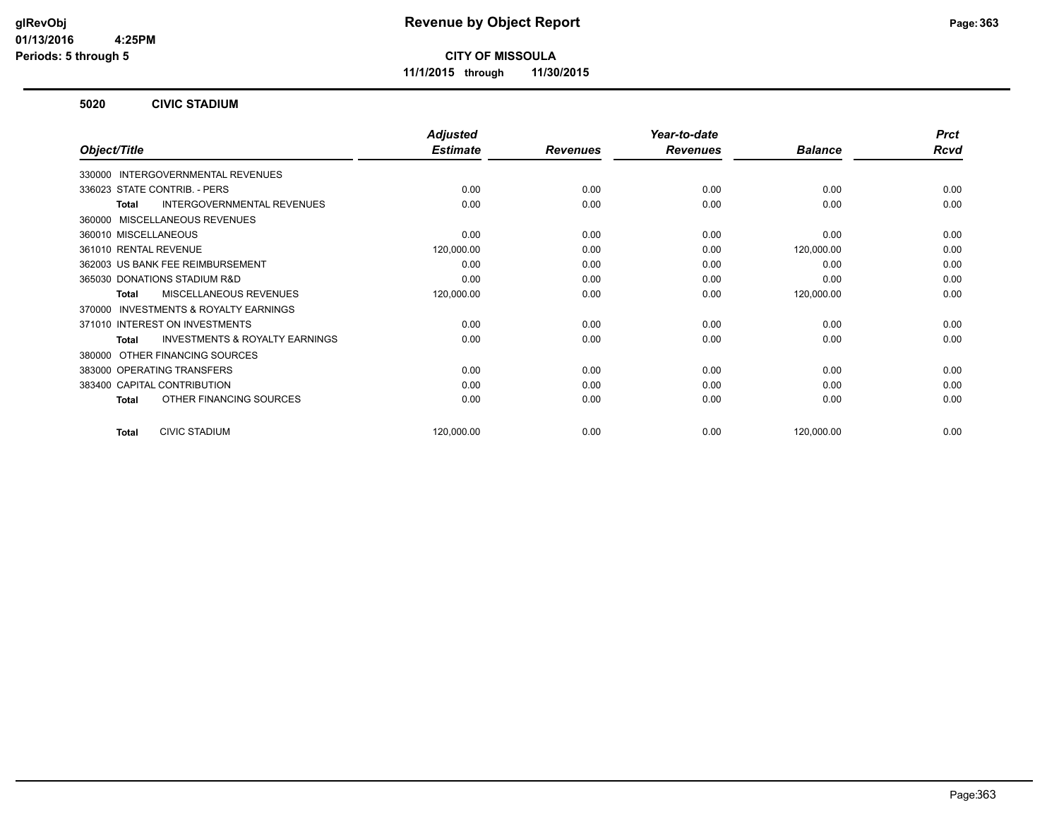**CITY OF MISSOULA**

**11/1/2015 through 11/30/2015**

## 5020 CIVIC STADIUM

| Object/Title | Adjusted Estimate | Revenues | Year-to-date Revenues | Balance | Prct Rcvd |
|---|---|---|---|---|---|
| 330000 INTERGOVERNMENTAL REVENUES | | | | | |
| 336023 STATE CONTRIB. - PERS | 0.00 | 0.00 | 0.00 | 0.00 | 0.00 |
| **Total** INTERGOVERNMENTAL REVENUES | 0.00 | 0.00 | 0.00 | 0.00 | 0.00 |
| 360000 MISCELLANEOUS REVENUES | | | | | |
| 360010 MISCELLANEOUS | 0.00 | 0.00 | 0.00 | 0.00 | 0.00 |
| 361010 RENTAL REVENUE | 120,000.00 | 0.00 | 0.00 | 120,000.00 | 0.00 |
| 362003 US BANK FEE REIMBURSEMENT | 0.00 | 0.00 | 0.00 | 0.00 | 0.00 |
| 365030 DONATIONS STADIUM R&D | 0.00 | 0.00 | 0.00 | 0.00 | 0.00 |
| **Total** MISCELLANEOUS REVENUES | 120,000.00 | 0.00 | 0.00 | 120,000.00 | 0.00 |
| 370000 INVESTMENTS & ROYALTY EARNINGS | | | | | |
| 371010 INTEREST ON INVESTMENTS | 0.00 | 0.00 | 0.00 | 0.00 | 0.00 |
| **Total** INVESTMENTS & ROYALTY EARNINGS | 0.00 | 0.00 | 0.00 | 0.00 | 0.00 |
| 380000 OTHER FINANCING SOURCES | | | | | |
| 383000 OPERATING TRANSFERS | 0.00 | 0.00 | 0.00 | 0.00 | 0.00 |
| 383400 CAPITAL CONTRIBUTION | 0.00 | 0.00 | 0.00 | 0.00 | 0.00 |
| **Total** OTHER FINANCING SOURCES | 0.00 | 0.00 | 0.00 | 0.00 | 0.00 |
| **Total** CIVIC STADIUM | 120,000.00 | 0.00 | 0.00 | 120,000.00 | 0.00 |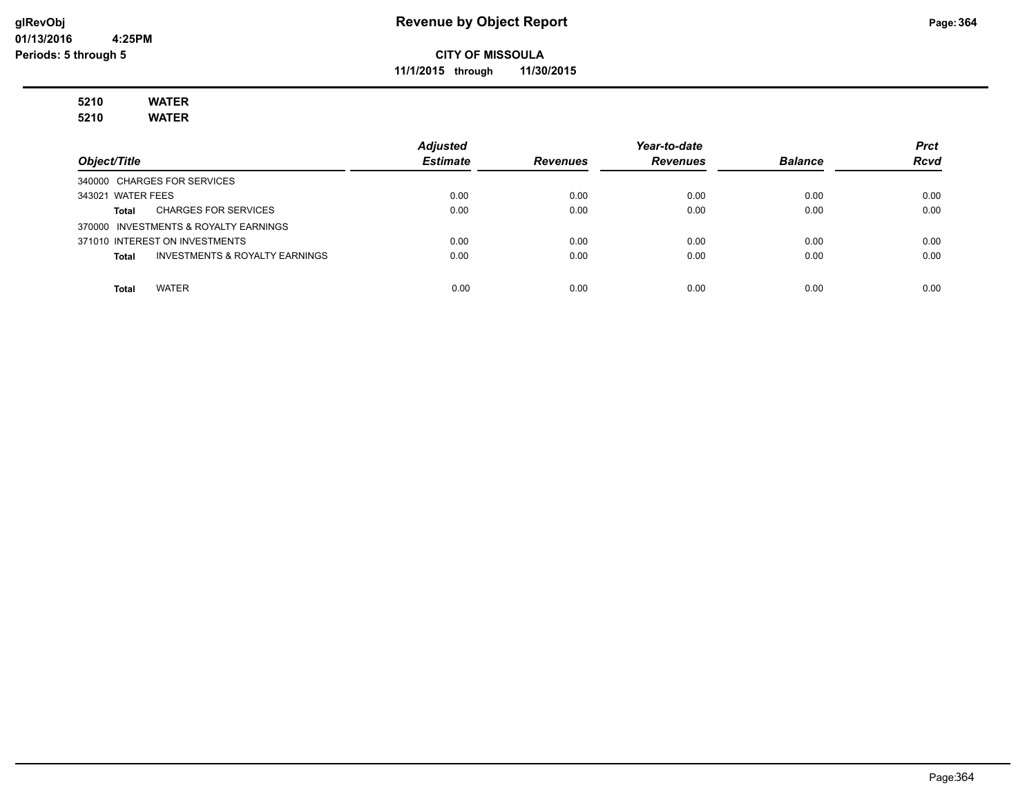**Revenue by Object Report**

**CITY OF MISSOULA**

**11/1/2015 through 11/30/2015**

glRevObj
01/13/2016 4:25PM
Periods: 5 through 5

**5210 WATER**
**5210 WATER**

| Object/Title | Adjusted Estimate | Revenues | Year-to-date Revenues | Balance | Prct Rcvd |
|---|---|---|---|---|---|
| 340000 CHARGES FOR SERVICES | | | | | |
| 343021 WATER FEES | 0.00 | 0.00 | 0.00 | 0.00 | 0.00 |
| **Total** CHARGES FOR SERVICES | 0.00 | 0.00 | 0.00 | 0.00 | 0.00 |
| 370000 INVESTMENTS & ROYALTY EARNINGS | | | | | |
| 371010 INTEREST ON INVESTMENTS | 0.00 | 0.00 | 0.00 | 0.00 | 0.00 |
| **Total** INVESTMENTS & ROYALTY EARNINGS | 0.00 | 0.00 | 0.00 | 0.00 | 0.00 |
| **Total** WATER | 0.00 | 0.00 | 0.00 | 0.00 | 0.00 |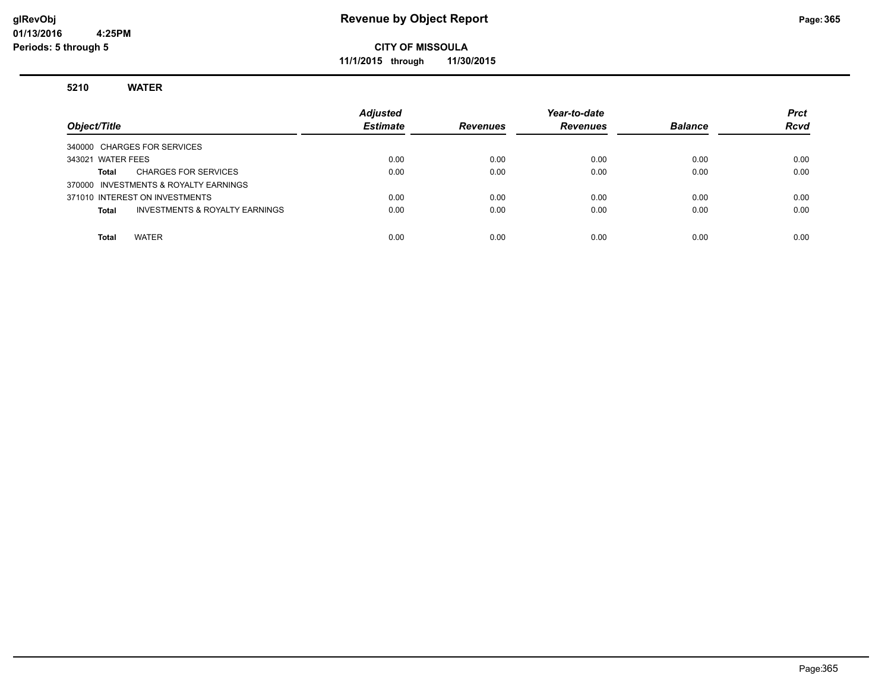# Revenue by Object Report

**CITY OF MISSOULA**

**11/1/2015 through 11/30/2015**

glRevObj
01/13/2016 4:25PM
Periods: 5 through 5

## 5210 WATER

| Object/Title | Adjusted Estimate | Revenues | Year-to-date Revenues | Balance | Prct Rcvd |
|---|---|---|---|---|---|
| 340000 CHARGES FOR SERVICES | | | | | |
| 343021 WATER FEES | 0.00 | 0.00 | 0.00 | 0.00 | 0.00 |
| **Total** CHARGES FOR SERVICES | 0.00 | 0.00 | 0.00 | 0.00 | 0.00 |
| 370000 INVESTMENTS & ROYALTY EARNINGS | | | | | |
| 371010 INTEREST ON INVESTMENTS | 0.00 | 0.00 | 0.00 | 0.00 | 0.00 |
| **Total** INVESTMENTS & ROYALTY EARNINGS | 0.00 | 0.00 | 0.00 | 0.00 | 0.00 |
| **Total** WATER | 0.00 | 0.00 | 0.00 | 0.00 | 0.00 |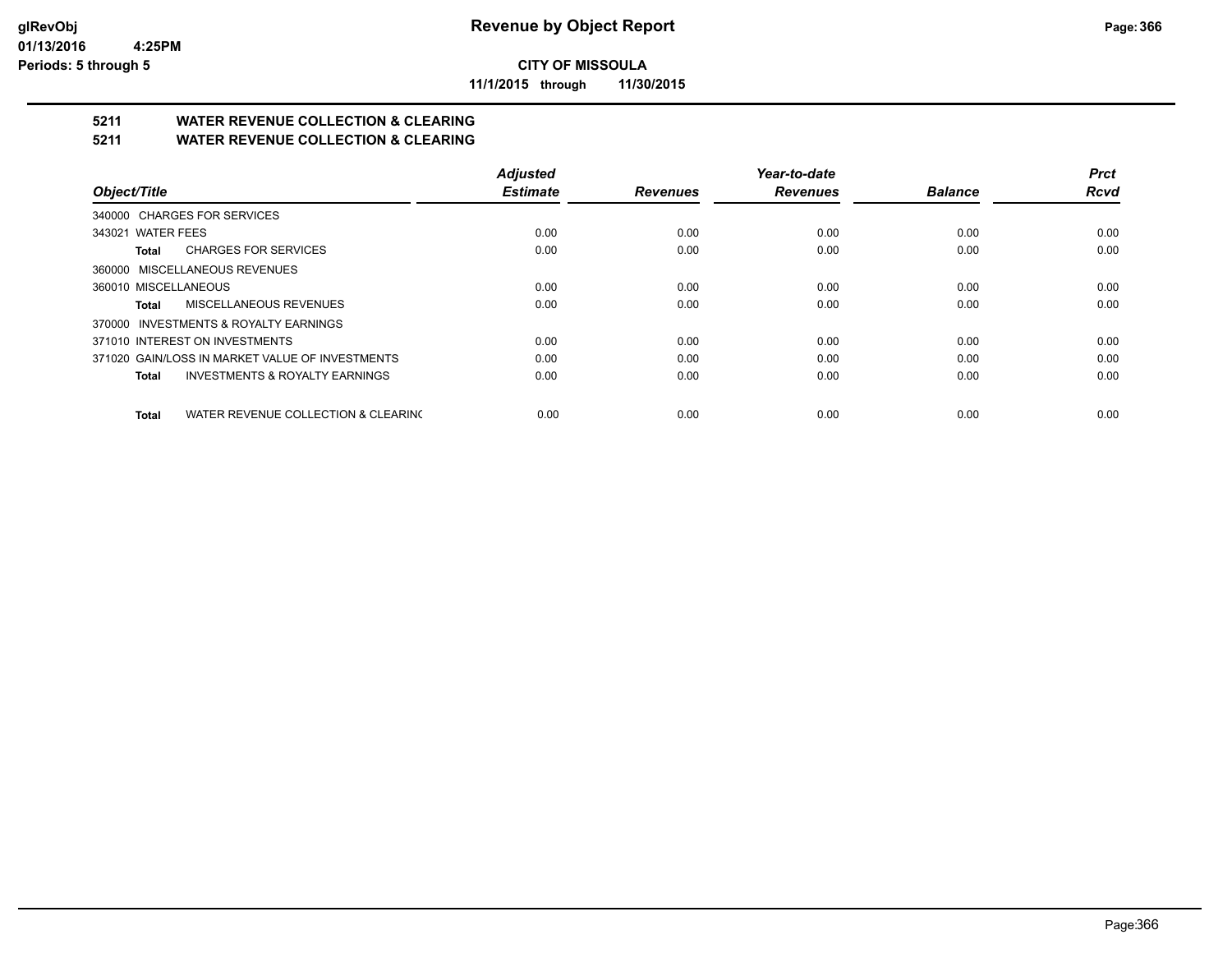# Revenue by Object Report

**CITY OF MISSOULA**

**11/1/2015 through 11/30/2015**

glRevObj
01/13/2016 4:25PM
Periods: 5 through 5

## 5211 WATER REVENUE COLLECTION & CLEARING

## 5211 WATER REVENUE COLLECTION & CLEARING

| Object/Title | Adjusted Estimate | Revenues | Year-to-date Revenues | Balance | Prct Rcvd |
|---|---|---|---|---|---|
| 340000 CHARGES FOR SERVICES | | | | | |
| 343021 WATER FEES | 0.00 | 0.00 | 0.00 | 0.00 | 0.00 |
| **Total** CHARGES FOR SERVICES | 0.00 | 0.00 | 0.00 | 0.00 | 0.00 |
| 360000 MISCELLANEOUS REVENUES | | | | | |
| 360010 MISCELLANEOUS | 0.00 | 0.00 | 0.00 | 0.00 | 0.00 |
| **Total** MISCELLANEOUS REVENUES | 0.00 | 0.00 | 0.00 | 0.00 | 0.00 |
| 370000 INVESTMENTS & ROYALTY EARNINGS | | | | | |
| 371010 INTEREST ON INVESTMENTS | 0.00 | 0.00 | 0.00 | 0.00 | 0.00 |
| 371020 GAIN/LOSS IN MARKET VALUE OF INVESTMENTS | 0.00 | 0.00 | 0.00 | 0.00 | 0.00 |
| **Total** INVESTMENTS & ROYALTY EARNINGS | 0.00 | 0.00 | 0.00 | 0.00 | 0.00 |
| **Total** WATER REVENUE COLLECTION & CLEARING | 0.00 | 0.00 | 0.00 | 0.00 | 0.00 |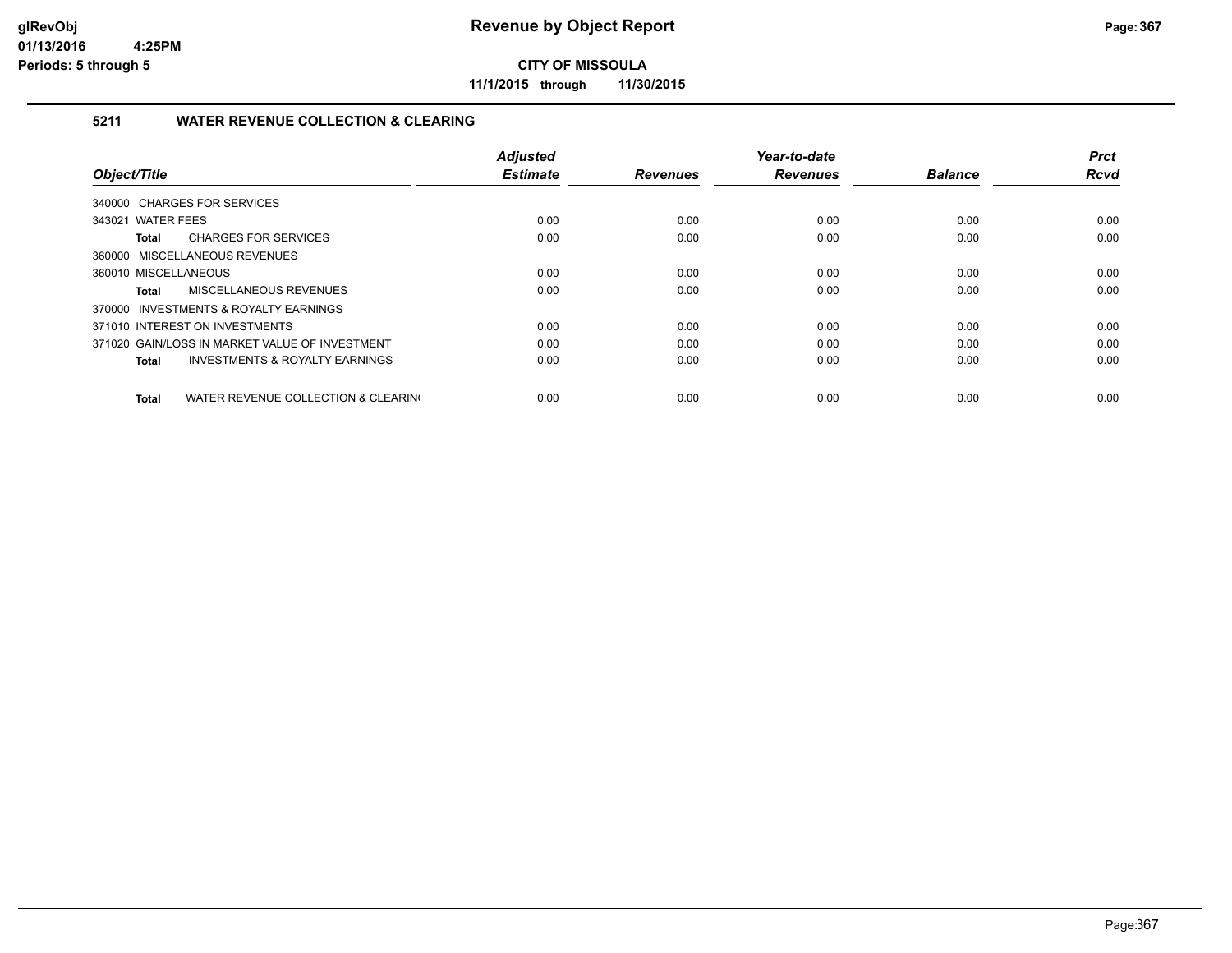# Revenue by Object Report

**CITY OF MISSOULA**

**11/1/2015 through 11/30/2015**

glRevObj
01/13/2016 4:25PM
Periods: 5 through 5

## 5211 WATER REVENUE COLLECTION & CLEARING

| Object/Title | Adjusted Estimate | Revenues | Year-to-date Revenues | Balance | Prct Rcvd |
|---|---|---|---|---|---|
| 340000 CHARGES FOR SERVICES | | | | | |
| 343021 WATER FEES | 0.00 | 0.00 | 0.00 | 0.00 | 0.00 |
| **Total** CHARGES FOR SERVICES | 0.00 | 0.00 | 0.00 | 0.00 | 0.00 |
| 360000 MISCELLANEOUS REVENUES | | | | | |
| 360010 MISCELLANEOUS | 0.00 | 0.00 | 0.00 | 0.00 | 0.00 |
| **Total** MISCELLANEOUS REVENUES | 0.00 | 0.00 | 0.00 | 0.00 | 0.00 |
| 370000 INVESTMENTS & ROYALTY EARNINGS | | | | | |
| 371010 INTEREST ON INVESTMENTS | 0.00 | 0.00 | 0.00 | 0.00 | 0.00 |
| 371020 GAIN/LOSS IN MARKET VALUE OF INVESTMENT | 0.00 | 0.00 | 0.00 | 0.00 | 0.00 |
| **Total** INVESTMENTS & ROYALTY EARNINGS | 0.00 | 0.00 | 0.00 | 0.00 | 0.00 |
| **Total** WATER REVENUE COLLECTION & CLEARING | 0.00 | 0.00 | 0.00 | 0.00 | 0.00 |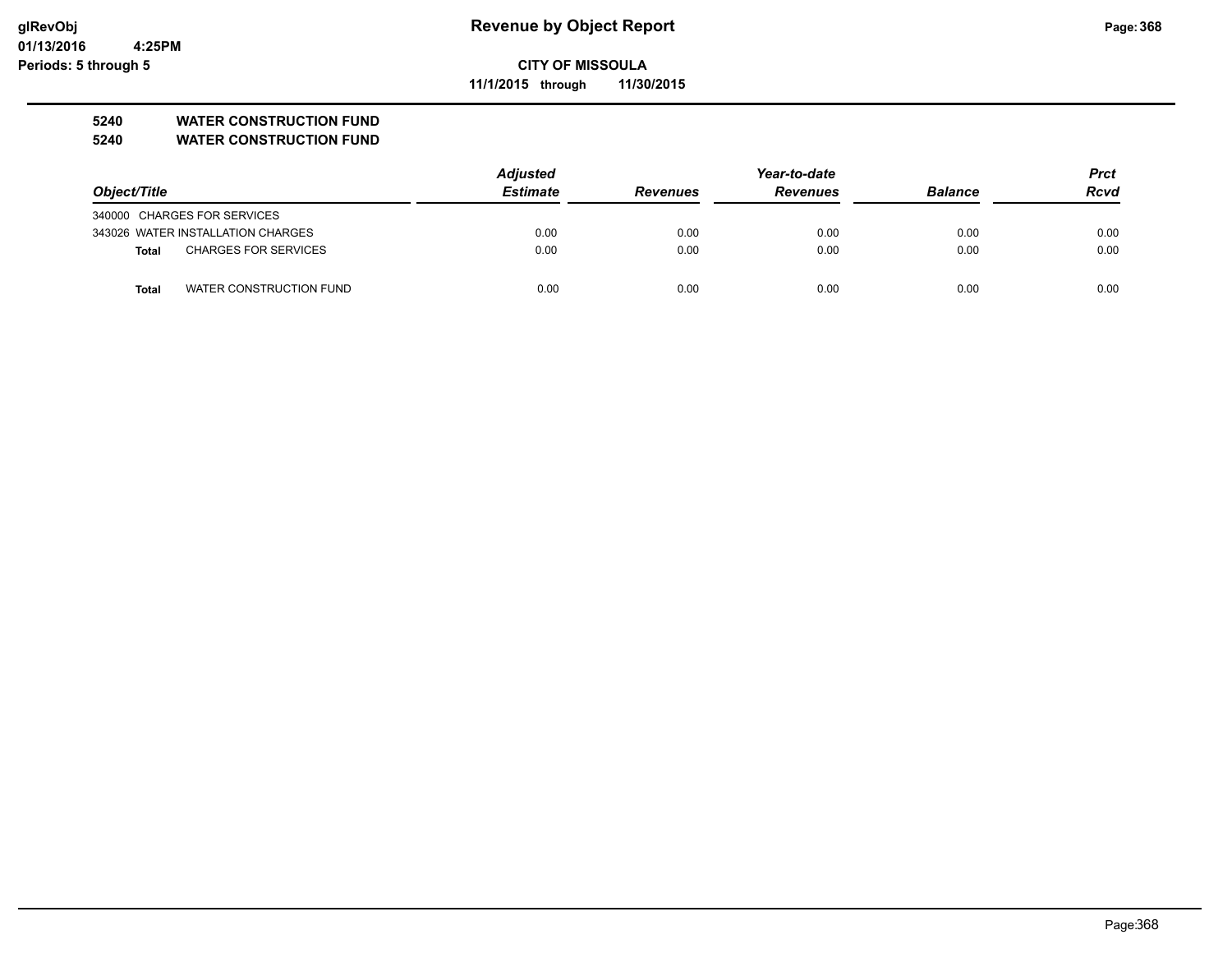# Revenue by Object Report

**CITY OF MISSOULA**

**11/1/2015 through 11/30/2015**

glRevObj
01/13/2016 4:25PM
Periods: 5 through 5

**5240 WATER CONSTRUCTION FUND**
**5240 WATER CONSTRUCTION FUND**

| Object/Title | | Adjusted Estimate | Revenues | Year-to-date Revenues | Balance | Prct Rcvd |
|---|---|---|---|---|---|---|
| 340000 CHARGES FOR SERVICES | | | | | | |
| 343026 WATER INSTALLATION CHARGES | | 0.00 | 0.00 | 0.00 | 0.00 | 0.00 |
| **Total** | CHARGES FOR SERVICES | 0.00 | 0.00 | 0.00 | 0.00 | 0.00 |
| **Total** | WATER CONSTRUCTION FUND | 0.00 | 0.00 | 0.00 | 0.00 | 0.00 |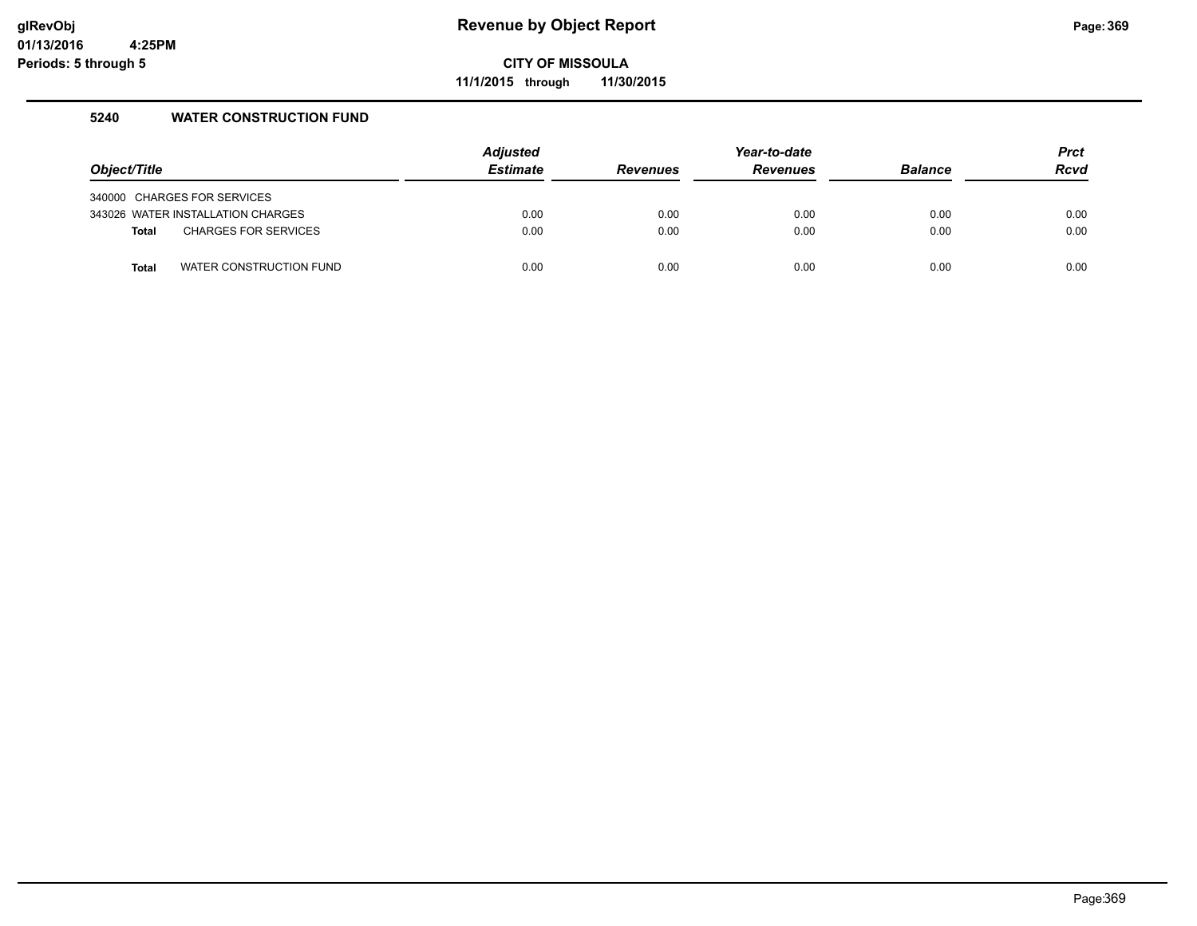# Revenue by Object Report

**CITY OF MISSOULA**

**11/1/2015 through 11/30/2015**

glRevObj
01/13/2016 4:25PM
Periods: 5 through 5

### 5240 WATER CONSTRUCTION FUND

| Object/Title | Adjusted Estimate | Revenues | Year-to-date Revenues | Balance | Prct Rcvd |
|---|---|---|---|---|---|
| 340000 CHARGES FOR SERVICES | | | | | |
| 343026 WATER INSTALLATION CHARGES | 0.00 | 0.00 | 0.00 | 0.00 | 0.00 |
| **Total** CHARGES FOR SERVICES | 0.00 | 0.00 | 0.00 | 0.00 | 0.00 |
| **Total** WATER CONSTRUCTION FUND | 0.00 | 0.00 | 0.00 | 0.00 | 0.00 |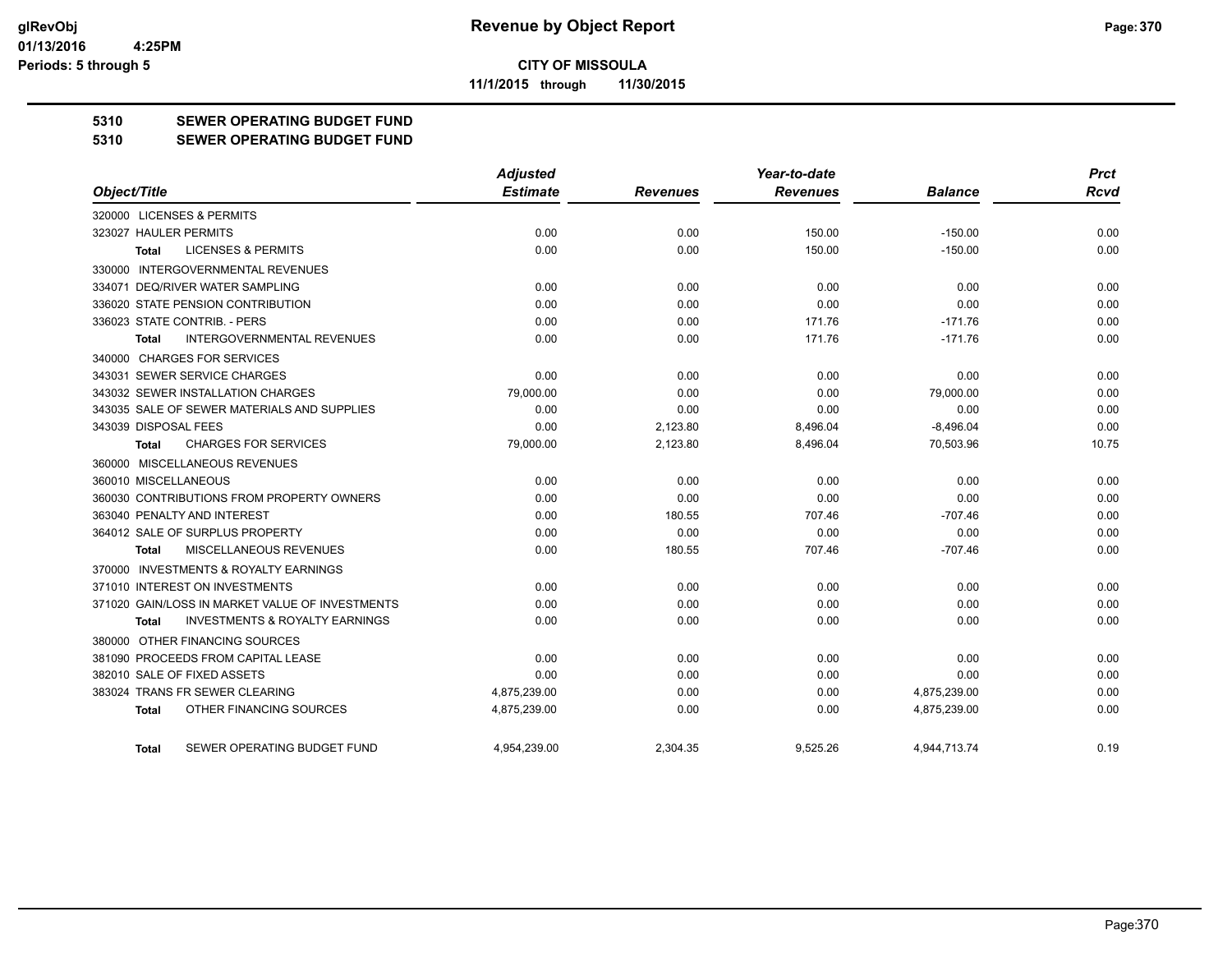**glRevObj**
**01/13/2016 4:25PM**
**Periods: 5 through 5**

# Revenue by Object Report

**CITY OF MISSOULA**

**11/1/2015 through 11/30/2015**

## 5310 SEWER OPERATING BUDGET FUND
## 5310 SEWER OPERATING BUDGET FUND

| Object/Title | Adjusted Estimate | Revenues | Year-to-date Revenues | Balance | Prct Rcvd |
|---|---|---|---|---|---|
| 320000 LICENSES & PERMITS | | | | | |
| 323027 HAULER PERMITS | 0.00 | 0.00 | 150.00 | -150.00 | 0.00 |
| **Total** LICENSES & PERMITS | 0.00 | 0.00 | 150.00 | -150.00 | 0.00 |
| 330000 INTERGOVERNMENTAL REVENUES | | | | | |
| 334071 DEQ/RIVER WATER SAMPLING | 0.00 | 0.00 | 0.00 | 0.00 | 0.00 |
| 336020 STATE PENSION CONTRIBUTION | 0.00 | 0.00 | 0.00 | 0.00 | 0.00 |
| 336023 STATE CONTRIB. - PERS | 0.00 | 0.00 | 171.76 | -171.76 | 0.00 |
| **Total** INTERGOVERNMENTAL REVENUES | 0.00 | 0.00 | 171.76 | -171.76 | 0.00 |
| 340000 CHARGES FOR SERVICES | | | | | |
| 343031 SEWER SERVICE CHARGES | 0.00 | 0.00 | 0.00 | 0.00 | 0.00 |
| 343032 SEWER INSTALLATION CHARGES | 79,000.00 | 0.00 | 0.00 | 79,000.00 | 0.00 |
| 343035 SALE OF SEWER MATERIALS AND SUPPLIES | 0.00 | 0.00 | 0.00 | 0.00 | 0.00 |
| 343039 DISPOSAL FEES | 0.00 | 2,123.80 | 8,496.04 | -8,496.04 | 0.00 |
| **Total** CHARGES FOR SERVICES | 79,000.00 | 2,123.80 | 8,496.04 | 70,503.96 | 10.75 |
| 360000 MISCELLANEOUS REVENUES | | | | | |
| 360010 MISCELLANEOUS | 0.00 | 0.00 | 0.00 | 0.00 | 0.00 |
| 360030 CONTRIBUTIONS FROM PROPERTY OWNERS | 0.00 | 0.00 | 0.00 | 0.00 | 0.00 |
| 363040 PENALTY AND INTEREST | 0.00 | 180.55 | 707.46 | -707.46 | 0.00 |
| 364012 SALE OF SURPLUS PROPERTY | 0.00 | 0.00 | 0.00 | 0.00 | 0.00 |
| **Total** MISCELLANEOUS REVENUES | 0.00 | 180.55 | 707.46 | -707.46 | 0.00 |
| 370000 INVESTMENTS & ROYALTY EARNINGS | | | | | |
| 371010 INTEREST ON INVESTMENTS | 0.00 | 0.00 | 0.00 | 0.00 | 0.00 |
| 371020 GAIN/LOSS IN MARKET VALUE OF INVESTMENTS | 0.00 | 0.00 | 0.00 | 0.00 | 0.00 |
| **Total** INVESTMENTS & ROYALTY EARNINGS | 0.00 | 0.00 | 0.00 | 0.00 | 0.00 |
| 380000 OTHER FINANCING SOURCES | | | | | |
| 381090 PROCEEDS FROM CAPITAL LEASE | 0.00 | 0.00 | 0.00 | 0.00 | 0.00 |
| 382010 SALE OF FIXED ASSETS | 0.00 | 0.00 | 0.00 | 0.00 | 0.00 |
| 383024 TRANS FR SEWER CLEARING | 4,875,239.00 | 0.00 | 0.00 | 4,875,239.00 | 0.00 |
| **Total** OTHER FINANCING SOURCES | 4,875,239.00 | 0.00 | 0.00 | 4,875,239.00 | 0.00 |
| **Total** SEWER OPERATING BUDGET FUND | 4,954,239.00 | 2,304.35 | 9,525.26 | 4,944,713.74 | 0.19 |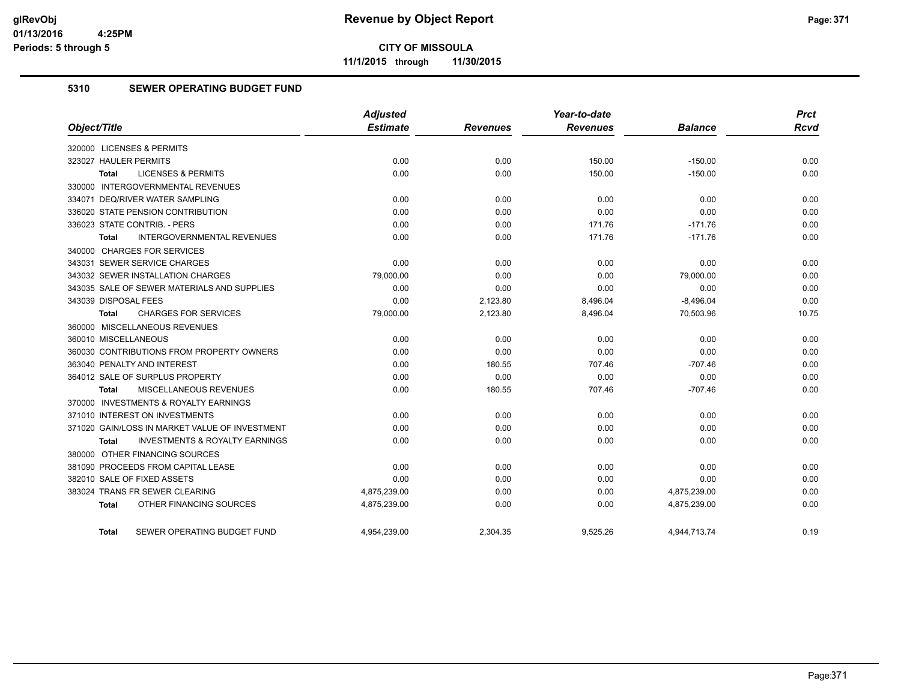**CITY OF MISSOULA**

**11/1/2015 through 11/30/2015**

## 5310 SEWER OPERATING BUDGET FUND

| Object/Title | Adjusted Estimate | Revenues | Year-to-date Revenues | Balance | Prct Rcvd |
|---|---|---|---|---|---|
| 320000 LICENSES & PERMITS | | | | | |
| 323027 HAULER PERMITS | 0.00 | 0.00 | 150.00 | -150.00 | 0.00 |
| **Total** LICENSES & PERMITS | 0.00 | 0.00 | 150.00 | -150.00 | 0.00 |
| 330000 INTERGOVERNMENTAL REVENUES | | | | | |
| 334071 DEQ/RIVER WATER SAMPLING | 0.00 | 0.00 | 0.00 | 0.00 | 0.00 |
| 336020 STATE PENSION CONTRIBUTION | 0.00 | 0.00 | 0.00 | 0.00 | 0.00 |
| 336023 STATE CONTRIB. - PERS | 0.00 | 0.00 | 171.76 | -171.76 | 0.00 |
| **Total** INTERGOVERNMENTAL REVENUES | 0.00 | 0.00 | 171.76 | -171.76 | 0.00 |
| 340000 CHARGES FOR SERVICES | | | | | |
| 343031 SEWER SERVICE CHARGES | 0.00 | 0.00 | 0.00 | 0.00 | 0.00 |
| 343032 SEWER INSTALLATION CHARGES | 79,000.00 | 0.00 | 0.00 | 79,000.00 | 0.00 |
| 343035 SALE OF SEWER MATERIALS AND SUPPLIES | 0.00 | 0.00 | 0.00 | 0.00 | 0.00 |
| 343039 DISPOSAL FEES | 0.00 | 2,123.80 | 8,496.04 | -8,496.04 | 0.00 |
| **Total** CHARGES FOR SERVICES | 79,000.00 | 2,123.80 | 8,496.04 | 70,503.96 | 10.75 |
| 360000 MISCELLANEOUS REVENUES | | | | | |
| 360010 MISCELLANEOUS | 0.00 | 0.00 | 0.00 | 0.00 | 0.00 |
| 360030 CONTRIBUTIONS FROM PROPERTY OWNERS | 0.00 | 0.00 | 0.00 | 0.00 | 0.00 |
| 363040 PENALTY AND INTEREST | 0.00 | 180.55 | 707.46 | -707.46 | 0.00 |
| 364012 SALE OF SURPLUS PROPERTY | 0.00 | 0.00 | 0.00 | 0.00 | 0.00 |
| **Total** MISCELLANEOUS REVENUES | 0.00 | 180.55 | 707.46 | -707.46 | 0.00 |
| 370000 INVESTMENTS & ROYALTY EARNINGS | | | | | |
| 371010 INTEREST ON INVESTMENTS | 0.00 | 0.00 | 0.00 | 0.00 | 0.00 |
| 371020 GAIN/LOSS IN MARKET VALUE OF INVESTMENT | 0.00 | 0.00 | 0.00 | 0.00 | 0.00 |
| **Total** INVESTMENTS & ROYALTY EARNINGS | 0.00 | 0.00 | 0.00 | 0.00 | 0.00 |
| 380000 OTHER FINANCING SOURCES | | | | | |
| 381090 PROCEEDS FROM CAPITAL LEASE | 0.00 | 0.00 | 0.00 | 0.00 | 0.00 |
| 382010 SALE OF FIXED ASSETS | 0.00 | 0.00 | 0.00 | 0.00 | 0.00 |
| 383024 TRANS FR SEWER CLEARING | 4,875,239.00 | 0.00 | 0.00 | 4,875,239.00 | 0.00 |
| **Total** OTHER FINANCING SOURCES | 4,875,239.00 | 0.00 | 0.00 | 4,875,239.00 | 0.00 |
| **Total** SEWER OPERATING BUDGET FUND | 4,954,239.00 | 2,304.35 | 9,525.26 | 4,944,713.74 | 0.19 |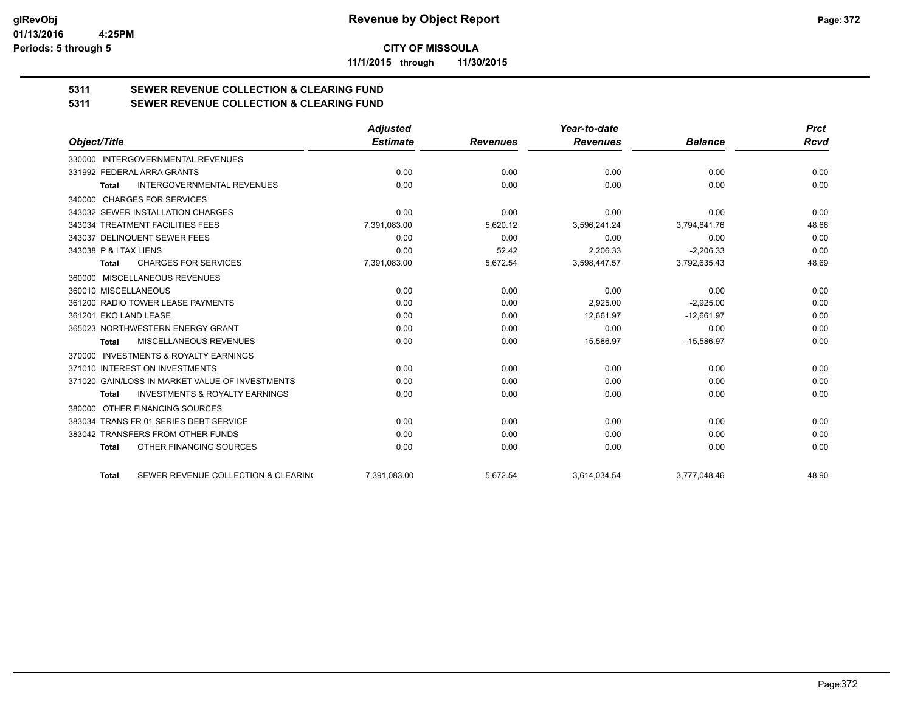**CITY OF MISSOULA**

**11/1/2015 through 11/30/2015**

## 5311 SEWER REVENUE COLLECTION & CLEARING FUND
## 5311 SEWER REVENUE COLLECTION & CLEARING FUND

| Object/Title | Adjusted Estimate | Revenues | Year-to-date Revenues | Balance | Prct Rcvd |
|---|---|---|---|---|---|
| 330000 INTERGOVERNMENTAL REVENUES | | | | | |
| 331992 FEDERAL ARRA GRANTS | 0.00 | 0.00 | 0.00 | 0.00 | 0.00 |
| **Total** INTERGOVERNMENTAL REVENUES | 0.00 | 0.00 | 0.00 | 0.00 | 0.00 |
| 340000 CHARGES FOR SERVICES | | | | | |
| 343032 SEWER INSTALLATION CHARGES | 0.00 | 0.00 | 0.00 | 0.00 | 0.00 |
| 343034 TREATMENT FACILITIES FEES | 7,391,083.00 | 5,620.12 | 3,596,241.24 | 3,794,841.76 | 48.66 |
| 343037 DELINQUENT SEWER FEES | 0.00 | 0.00 | 0.00 | 0.00 | 0.00 |
| 343038 P & I TAX LIENS | 0.00 | 52.42 | 2,206.33 | -2,206.33 | 0.00 |
| **Total** CHARGES FOR SERVICES | 7,391,083.00 | 5,672.54 | 3,598,447.57 | 3,792,635.43 | 48.69 |
| 360000 MISCELLANEOUS REVENUES | | | | | |
| 360010 MISCELLANEOUS | 0.00 | 0.00 | 0.00 | 0.00 | 0.00 |
| 361200 RADIO TOWER LEASE PAYMENTS | 0.00 | 0.00 | 2,925.00 | -2,925.00 | 0.00 |
| 361201 EKO LAND LEASE | 0.00 | 0.00 | 12,661.97 | -12,661.97 | 0.00 |
| 365023 NORTHWESTERN ENERGY GRANT | 0.00 | 0.00 | 0.00 | 0.00 | 0.00 |
| **Total** MISCELLANEOUS REVENUES | 0.00 | 0.00 | 15,586.97 | -15,586.97 | 0.00 |
| 370000 INVESTMENTS & ROYALTY EARNINGS | | | | | |
| 371010 INTEREST ON INVESTMENTS | 0.00 | 0.00 | 0.00 | 0.00 | 0.00 |
| 371020 GAIN/LOSS IN MARKET VALUE OF INVESTMENTS | 0.00 | 0.00 | 0.00 | 0.00 | 0.00 |
| **Total** INVESTMENTS & ROYALTY EARNINGS | 0.00 | 0.00 | 0.00 | 0.00 | 0.00 |
| 380000 OTHER FINANCING SOURCES | | | | | |
| 383034 TRANS FR 01 SERIES DEBT SERVICE | 0.00 | 0.00 | 0.00 | 0.00 | 0.00 |
| 383042 TRANSFERS FROM OTHER FUNDS | 0.00 | 0.00 | 0.00 | 0.00 | 0.00 |
| **Total** OTHER FINANCING SOURCES | 0.00 | 0.00 | 0.00 | 0.00 | 0.00 |
| **Total** SEWER REVENUE COLLECTION & CLEARIN( | 7,391,083.00 | 5,672.54 | 3,614,034.54 | 3,777,048.46 | 48.90 |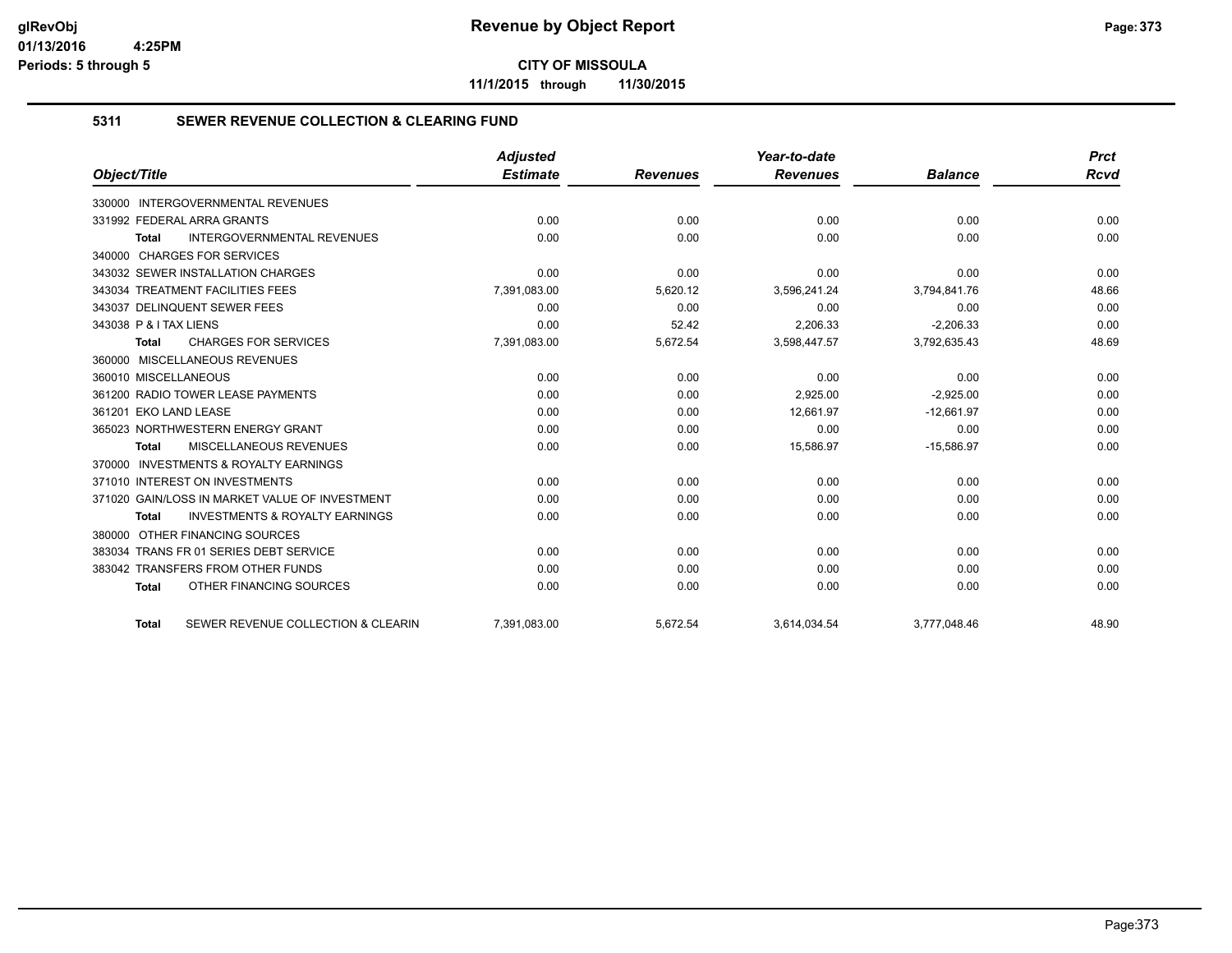# CITY OF MISSOULA

**11/1/2015 through 11/30/2015**

## 5311 SEWER REVENUE COLLECTION & CLEARING FUND

| Object/Title | Adjusted Estimate | Revenues | Year-to-date Revenues | Balance | Prct Rcvd |
|---|---|---|---|---|---|
| 330000 INTERGOVERNMENTAL REVENUES | | | | | |
| 331992 FEDERAL ARRA GRANTS | 0.00 | 0.00 | 0.00 | 0.00 | 0.00 |
| **Total** INTERGOVERNMENTAL REVENUES | 0.00 | 0.00 | 0.00 | 0.00 | 0.00 |
| 340000 CHARGES FOR SERVICES | | | | | |
| 343032 SEWER INSTALLATION CHARGES | 0.00 | 0.00 | 0.00 | 0.00 | 0.00 |
| 343034 TREATMENT FACILITIES FEES | 7,391,083.00 | 5,620.12 | 3,596,241.24 | 3,794,841.76 | 48.66 |
| 343037 DELINQUENT SEWER FEES | 0.00 | 0.00 | 0.00 | 0.00 | 0.00 |
| 343038 P & I TAX LIENS | 0.00 | 52.42 | 2,206.33 | -2,206.33 | 0.00 |
| **Total** CHARGES FOR SERVICES | 7,391,083.00 | 5,672.54 | 3,598,447.57 | 3,792,635.43 | 48.69 |
| 360000 MISCELLANEOUS REVENUES | | | | | |
| 360010 MISCELLANEOUS | 0.00 | 0.00 | 0.00 | 0.00 | 0.00 |
| 361200 RADIO TOWER LEASE PAYMENTS | 0.00 | 0.00 | 2,925.00 | -2,925.00 | 0.00 |
| 361201 EKO LAND LEASE | 0.00 | 0.00 | 12,661.97 | -12,661.97 | 0.00 |
| 365023 NORTHWESTERN ENERGY GRANT | 0.00 | 0.00 | 0.00 | 0.00 | 0.00 |
| **Total** MISCELLANEOUS REVENUES | 0.00 | 0.00 | 15,586.97 | -15,586.97 | 0.00 |
| 370000 INVESTMENTS & ROYALTY EARNINGS | | | | | |
| 371010 INTEREST ON INVESTMENTS | 0.00 | 0.00 | 0.00 | 0.00 | 0.00 |
| 371020 GAIN/LOSS IN MARKET VALUE OF INVESTMENT | 0.00 | 0.00 | 0.00 | 0.00 | 0.00 |
| **Total** INVESTMENTS & ROYALTY EARNINGS | 0.00 | 0.00 | 0.00 | 0.00 | 0.00 |
| 380000 OTHER FINANCING SOURCES | | | | | |
| 383034 TRANS FR 01 SERIES DEBT SERVICE | 0.00 | 0.00 | 0.00 | 0.00 | 0.00 |
| 383042 TRANSFERS FROM OTHER FUNDS | 0.00 | 0.00 | 0.00 | 0.00 | 0.00 |
| **Total** OTHER FINANCING SOURCES | 0.00 | 0.00 | 0.00 | 0.00 | 0.00 |
| **Total** SEWER REVENUE COLLECTION & CLEARIN | 7,391,083.00 | 5,672.54 | 3,614,034.54 | 3,777,048.46 | 48.90 |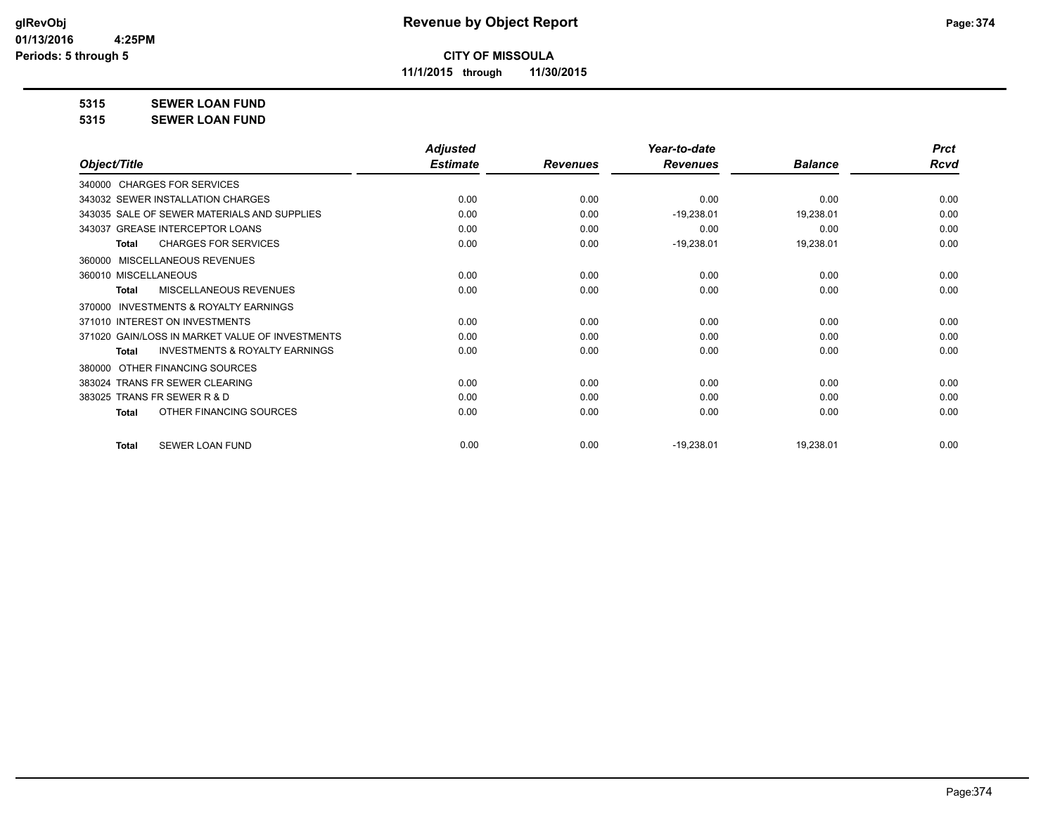# Revenue by Object Report

**CITY OF MISSOULA**

**11/1/2015 through 11/30/2015**

glRevObj
01/13/2016 4:25PM
Periods: 5 through 5

**5315 SEWER LOAN FUND**

**5315 SEWER LOAN FUND**

| Object/Title | Adjusted Estimate | Revenues | Year-to-date Revenues | Balance | Prct Rcvd |
|---|---|---|---|---|---|
| 340000 CHARGES FOR SERVICES | | | | | |
| 343032 SEWER INSTALLATION CHARGES | 0.00 | 0.00 | 0.00 | 0.00 | 0.00 |
| 343035 SALE OF SEWER MATERIALS AND SUPPLIES | 0.00 | 0.00 | -19,238.01 | 19,238.01 | 0.00 |
| 343037 GREASE INTERCEPTOR LOANS | 0.00 | 0.00 | 0.00 | 0.00 | 0.00 |
| **Total** CHARGES FOR SERVICES | 0.00 | 0.00 | -19,238.01 | 19,238.01 | 0.00 |
| 360000 MISCELLANEOUS REVENUES | | | | | |
| 360010 MISCELLANEOUS | 0.00 | 0.00 | 0.00 | 0.00 | 0.00 |
| **Total** MISCELLANEOUS REVENUES | 0.00 | 0.00 | 0.00 | 0.00 | 0.00 |
| 370000 INVESTMENTS & ROYALTY EARNINGS | | | | | |
| 371010 INTEREST ON INVESTMENTS | 0.00 | 0.00 | 0.00 | 0.00 | 0.00 |
| 371020 GAIN/LOSS IN MARKET VALUE OF INVESTMENTS | 0.00 | 0.00 | 0.00 | 0.00 | 0.00 |
| **Total** INVESTMENTS & ROYALTY EARNINGS | 0.00 | 0.00 | 0.00 | 0.00 | 0.00 |
| 380000 OTHER FINANCING SOURCES | | | | | |
| 383024 TRANS FR SEWER CLEARING | 0.00 | 0.00 | 0.00 | 0.00 | 0.00 |
| 383025 TRANS FR SEWER R & D | 0.00 | 0.00 | 0.00 | 0.00 | 0.00 |
| **Total** OTHER FINANCING SOURCES | 0.00 | 0.00 | 0.00 | 0.00 | 0.00 |
| **Total** SEWER LOAN FUND | 0.00 | 0.00 | -19,238.01 | 19,238.01 | 0.00 |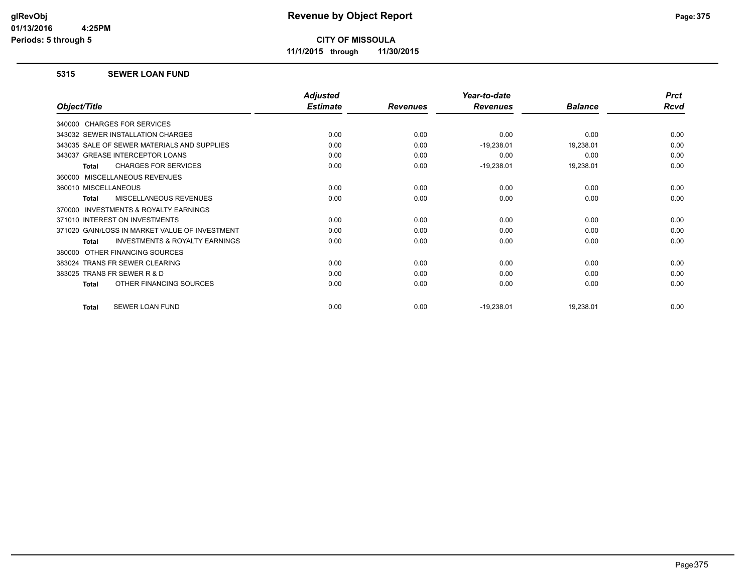# Revenue by Object Report

**CITY OF MISSOULA**

**11/1/2015 through 11/30/2015**

glRevObj
01/13/2016 4:25PM
Periods: 5 through 5

## 5315 SEWER LOAN FUND

| Object/Title | Adjusted Estimate | Revenues | Year-to-date Revenues | Balance | Prct Rcvd |
|---|---|---|---|---|---|
| 340000 CHARGES FOR SERVICES | | | | | |
| 343032 SEWER INSTALLATION CHARGES | 0.00 | 0.00 | 0.00 | 0.00 | 0.00 |
| 343035 SALE OF SEWER MATERIALS AND SUPPLIES | 0.00 | 0.00 | -19,238.01 | 19,238.01 | 0.00 |
| 343037 GREASE INTERCEPTOR LOANS | 0.00 | 0.00 | 0.00 | 0.00 | 0.00 |
| **Total** CHARGES FOR SERVICES | 0.00 | 0.00 | -19,238.01 | 19,238.01 | 0.00 |
| 360000 MISCELLANEOUS REVENUES | | | | | |
| 360010 MISCELLANEOUS | 0.00 | 0.00 | 0.00 | 0.00 | 0.00 |
| **Total** MISCELLANEOUS REVENUES | 0.00 | 0.00 | 0.00 | 0.00 | 0.00 |
| 370000 INVESTMENTS & ROYALTY EARNINGS | | | | | |
| 371010 INTEREST ON INVESTMENTS | 0.00 | 0.00 | 0.00 | 0.00 | 0.00 |
| 371020 GAIN/LOSS IN MARKET VALUE OF INVESTMENT | 0.00 | 0.00 | 0.00 | 0.00 | 0.00 |
| **Total** INVESTMENTS & ROYALTY EARNINGS | 0.00 | 0.00 | 0.00 | 0.00 | 0.00 |
| 380000 OTHER FINANCING SOURCES | | | | | |
| 383024 TRANS FR SEWER CLEARING | 0.00 | 0.00 | 0.00 | 0.00 | 0.00 |
| 383025 TRANS FR SEWER R & D | 0.00 | 0.00 | 0.00 | 0.00 | 0.00 |
| **Total** OTHER FINANCING SOURCES | 0.00 | 0.00 | 0.00 | 0.00 | 0.00 |
| **Total** SEWER LOAN FUND | 0.00 | 0.00 | -19,238.01 | 19,238.01 | 0.00 |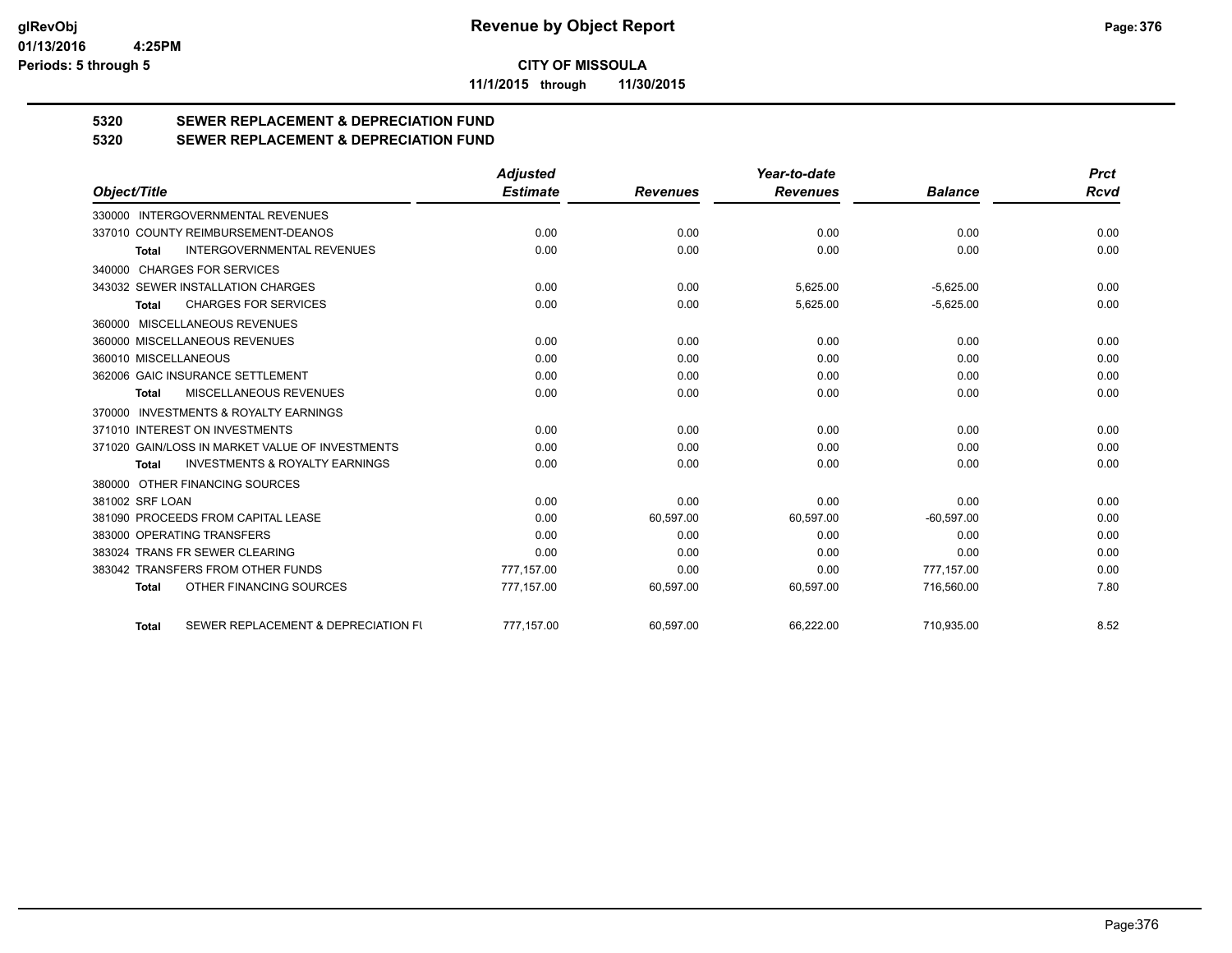**CITY OF MISSOULA**

**11/1/2015 through 11/30/2015**

# 5320 SEWER REPLACEMENT & DEPRECIATION FUND

## 5320 SEWER REPLACEMENT & DEPRECIATION FUND

| Object/Title | Adjusted Estimate | Revenues | Year-to-date Revenues | Balance | Prct Rcvd |
|---|---|---|---|---|---|
| 330000 INTERGOVERNMENTAL REVENUES | | | | | |
| 337010 COUNTY REIMBURSEMENT-DEANOS | 0.00 | 0.00 | 0.00 | 0.00 | 0.00 |
| **Total** INTERGOVERNMENTAL REVENUES | 0.00 | 0.00 | 0.00 | 0.00 | 0.00 |
| 340000 CHARGES FOR SERVICES | | | | | |
| 343032 SEWER INSTALLATION CHARGES | 0.00 | 0.00 | 5,625.00 | -5,625.00 | 0.00 |
| **Total** CHARGES FOR SERVICES | 0.00 | 0.00 | 5,625.00 | -5,625.00 | 0.00 |
| 360000 MISCELLANEOUS REVENUES | | | | | |
| 360000 MISCELLANEOUS REVENUES | 0.00 | 0.00 | 0.00 | 0.00 | 0.00 |
| 360010 MISCELLANEOUS | 0.00 | 0.00 | 0.00 | 0.00 | 0.00 |
| 362006 GAIC INSURANCE SETTLEMENT | 0.00 | 0.00 | 0.00 | 0.00 | 0.00 |
| **Total** MISCELLANEOUS REVENUES | 0.00 | 0.00 | 0.00 | 0.00 | 0.00 |
| 370000 INVESTMENTS & ROYALTY EARNINGS | | | | | |
| 371010 INTEREST ON INVESTMENTS | 0.00 | 0.00 | 0.00 | 0.00 | 0.00 |
| 371020 GAIN/LOSS IN MARKET VALUE OF INVESTMENTS | 0.00 | 0.00 | 0.00 | 0.00 | 0.00 |
| **Total** INVESTMENTS & ROYALTY EARNINGS | 0.00 | 0.00 | 0.00 | 0.00 | 0.00 |
| 380000 OTHER FINANCING SOURCES | | | | | |
| 381002 SRF LOAN | 0.00 | 0.00 | 0.00 | 0.00 | 0.00 |
| 381090 PROCEEDS FROM CAPITAL LEASE | 0.00 | 60,597.00 | 60,597.00 | -60,597.00 | 0.00 |
| 383000 OPERATING TRANSFERS | 0.00 | 0.00 | 0.00 | 0.00 | 0.00 |
| 383024 TRANS FR SEWER CLEARING | 0.00 | 0.00 | 0.00 | 0.00 | 0.00 |
| 383042 TRANSFERS FROM OTHER FUNDS | 777,157.00 | 0.00 | 0.00 | 777,157.00 | 0.00 |
| **Total** OTHER FINANCING SOURCES | 777,157.00 | 60,597.00 | 60,597.00 | 716,560.00 | 7.80 |
| **Total** SEWER REPLACEMENT & DEPRECIATION FU | 777,157.00 | 60,597.00 | 66,222.00 | 710,935.00 | 8.52 |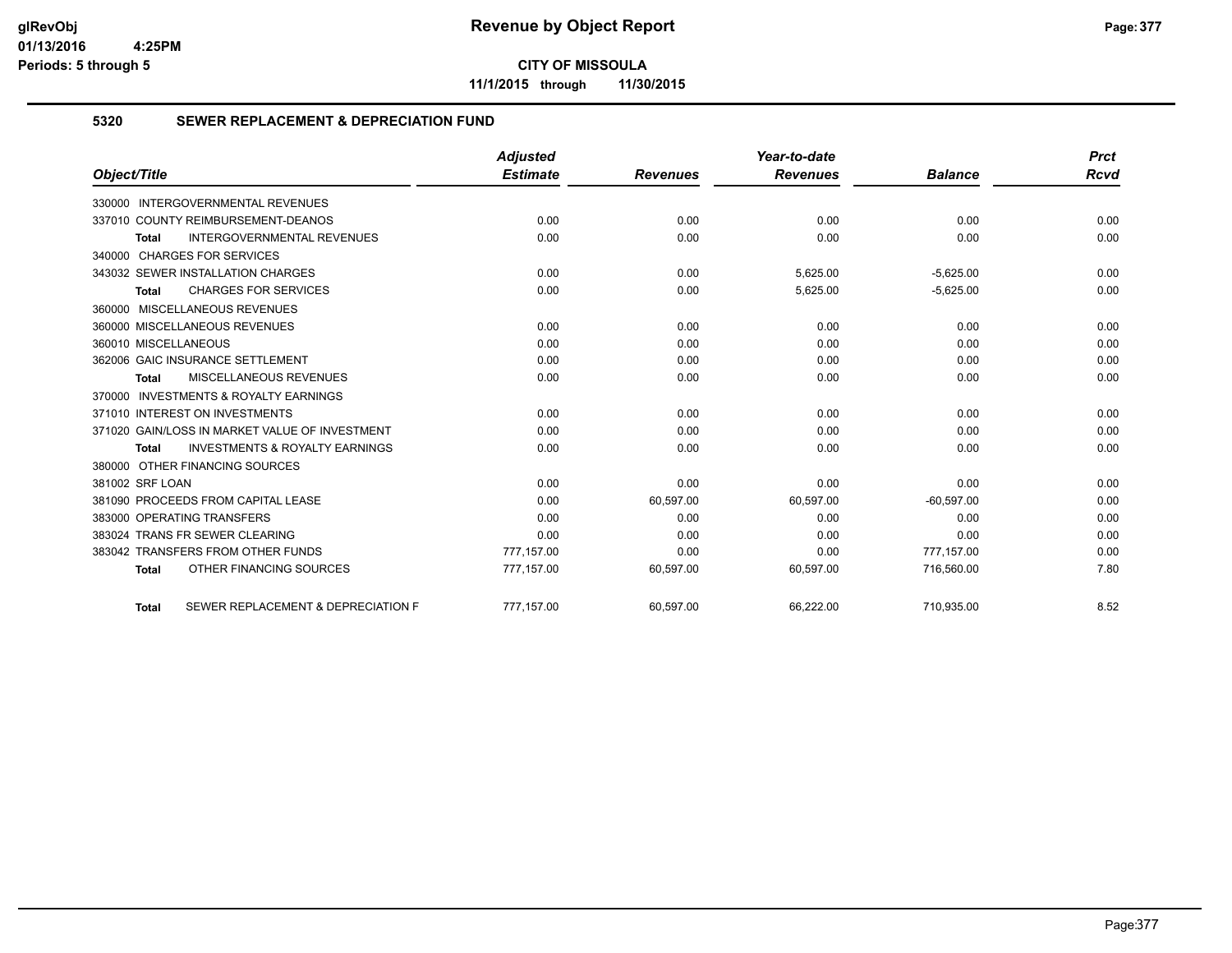**Revenue by Object Report**

**CITY OF MISSOULA**

**11/1/2015 through 11/30/2015**

glRevObj
01/13/2016 4:25PM
Periods: 5 through 5

## 5320 SEWER REPLACEMENT & DEPRECIATION FUND

| Object/Title | Adjusted Estimate | Revenues | Year-to-date Revenues | Balance | Prct Rcvd |
|---|---|---|---|---|---|
| 330000 INTERGOVERNMENTAL REVENUES | | | | | |
| 337010 COUNTY REIMBURSEMENT-DEANOS | 0.00 | 0.00 | 0.00 | 0.00 | 0.00 |
| **Total** INTERGOVERNMENTAL REVENUES | 0.00 | 0.00 | 0.00 | 0.00 | 0.00 |
| 340000 CHARGES FOR SERVICES | | | | | |
| 343032 SEWER INSTALLATION CHARGES | 0.00 | 0.00 | 5,625.00 | -5,625.00 | 0.00 |
| **Total** CHARGES FOR SERVICES | 0.00 | 0.00 | 5,625.00 | -5,625.00 | 0.00 |
| 360000 MISCELLANEOUS REVENUES | | | | | |
| 360000 MISCELLANEOUS REVENUES | 0.00 | 0.00 | 0.00 | 0.00 | 0.00 |
| 360010 MISCELLANEOUS | 0.00 | 0.00 | 0.00 | 0.00 | 0.00 |
| 362006 GAIC INSURANCE SETTLEMENT | 0.00 | 0.00 | 0.00 | 0.00 | 0.00 |
| **Total** MISCELLANEOUS REVENUES | 0.00 | 0.00 | 0.00 | 0.00 | 0.00 |
| 370000 INVESTMENTS & ROYALTY EARNINGS | | | | | |
| 371010 INTEREST ON INVESTMENTS | 0.00 | 0.00 | 0.00 | 0.00 | 0.00 |
| 371020 GAIN/LOSS IN MARKET VALUE OF INVESTMENT | 0.00 | 0.00 | 0.00 | 0.00 | 0.00 |
| **Total** INVESTMENTS & ROYALTY EARNINGS | 0.00 | 0.00 | 0.00 | 0.00 | 0.00 |
| 380000 OTHER FINANCING SOURCES | | | | | |
| 381002 SRF LOAN | 0.00 | 0.00 | 0.00 | 0.00 | 0.00 |
| 381090 PROCEEDS FROM CAPITAL LEASE | 0.00 | 60,597.00 | 60,597.00 | -60,597.00 | 0.00 |
| 383000 OPERATING TRANSFERS | 0.00 | 0.00 | 0.00 | 0.00 | 0.00 |
| 383024 TRANS FR SEWER CLEARING | 0.00 | 0.00 | 0.00 | 0.00 | 0.00 |
| 383042 TRANSFERS FROM OTHER FUNDS | 777,157.00 | 0.00 | 0.00 | 777,157.00 | 0.00 |
| **Total** OTHER FINANCING SOURCES | 777,157.00 | 60,597.00 | 60,597.00 | 716,560.00 | 7.80 |
| **Total** SEWER REPLACEMENT & DEPRECIATION F | 777,157.00 | 60,597.00 | 66,222.00 | 710,935.00 | 8.52 |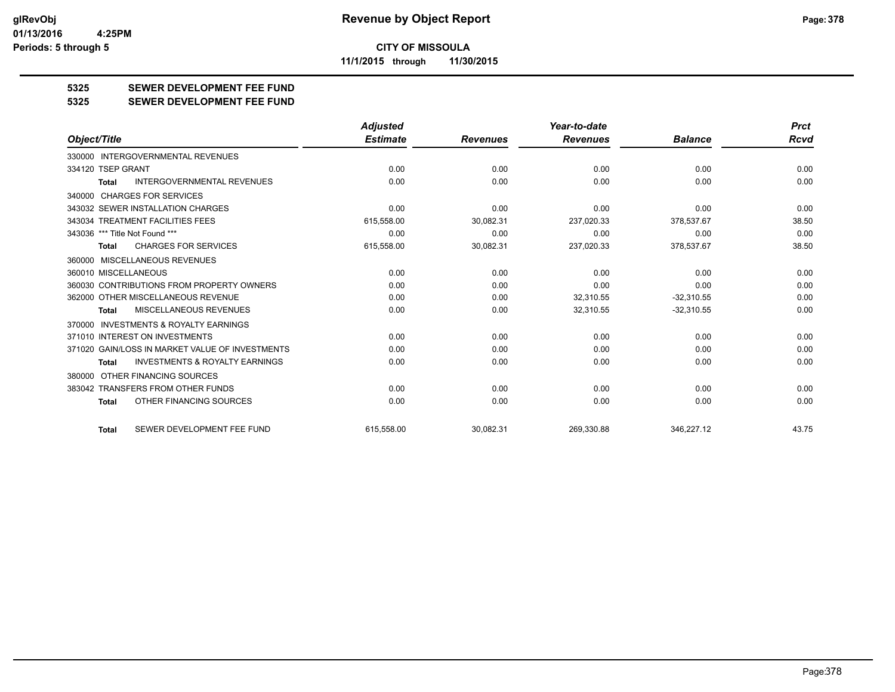**CITY OF MISSOULA**

**11/1/2015 through 11/30/2015**

## 5325 SEWER DEVELOPMENT FEE FUND
## 5325 SEWER DEVELOPMENT FEE FUND

| Object/Title | Adjusted Estimate | Revenues | Year-to-date Revenues | Balance | Prct Rcvd |
|---|---|---|---|---|---|
| 330000 INTERGOVERNMENTAL REVENUES | | | | | |
| 334120 TSEP GRANT | 0.00 | 0.00 | 0.00 | 0.00 | 0.00 |
| **Total** INTERGOVERNMENTAL REVENUES | 0.00 | 0.00 | 0.00 | 0.00 | 0.00 |
| 340000 CHARGES FOR SERVICES | | | | | |
| 343032 SEWER INSTALLATION CHARGES | 0.00 | 0.00 | 0.00 | 0.00 | 0.00 |
| 343034 TREATMENT FACILITIES FEES | 615,558.00 | 30,082.31 | 237,020.33 | 378,537.67 | 38.50 |
| 343036 *** Title Not Found *** | 0.00 | 0.00 | 0.00 | 0.00 | 0.00 |
| **Total** CHARGES FOR SERVICES | 615,558.00 | 30,082.31 | 237,020.33 | 378,537.67 | 38.50 |
| 360000 MISCELLANEOUS REVENUES | | | | | |
| 360010 MISCELLANEOUS | 0.00 | 0.00 | 0.00 | 0.00 | 0.00 |
| 360030 CONTRIBUTIONS FROM PROPERTY OWNERS | 0.00 | 0.00 | 0.00 | 0.00 | 0.00 |
| 362000 OTHER MISCELLANEOUS REVENUE | 0.00 | 0.00 | 32,310.55 | -32,310.55 | 0.00 |
| **Total** MISCELLANEOUS REVENUES | 0.00 | 0.00 | 32,310.55 | -32,310.55 | 0.00 |
| 370000 INVESTMENTS & ROYALTY EARNINGS | | | | | |
| 371010 INTEREST ON INVESTMENTS | 0.00 | 0.00 | 0.00 | 0.00 | 0.00 |
| 371020 GAIN/LOSS IN MARKET VALUE OF INVESTMENTS | 0.00 | 0.00 | 0.00 | 0.00 | 0.00 |
| **Total** INVESTMENTS & ROYALTY EARNINGS | 0.00 | 0.00 | 0.00 | 0.00 | 0.00 |
| 380000 OTHER FINANCING SOURCES | | | | | |
| 383042 TRANSFERS FROM OTHER FUNDS | 0.00 | 0.00 | 0.00 | 0.00 | 0.00 |
| **Total** OTHER FINANCING SOURCES | 0.00 | 0.00 | 0.00 | 0.00 | 0.00 |
| **Total** SEWER DEVELOPMENT FEE FUND | 615,558.00 | 30,082.31 | 269,330.88 | 346,227.12 | 43.75 |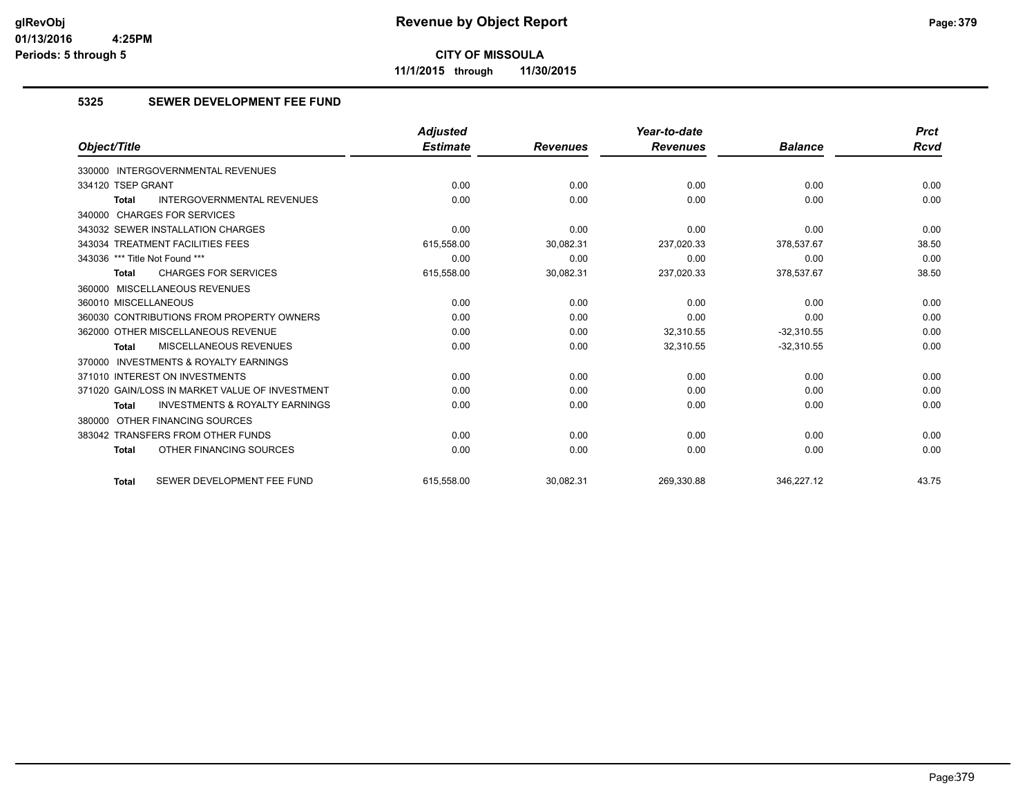**CITY OF MISSOULA**

**11/1/2015 through 11/30/2015**

### 5325 SEWER DEVELOPMENT FEE FUND

| Object/Title | Adjusted Estimate | Revenues | Year-to-date Revenues | Balance | Prct Rcvd |
|---|---|---|---|---|---|
| 330000 INTERGOVERNMENTAL REVENUES | | | | | |
| 334120 TSEP GRANT | 0.00 | 0.00 | 0.00 | 0.00 | 0.00 |
| **Total** INTERGOVERNMENTAL REVENUES | 0.00 | 0.00 | 0.00 | 0.00 | 0.00 |
| 340000 CHARGES FOR SERVICES | | | | | |
| 343032 SEWER INSTALLATION CHARGES | 0.00 | 0.00 | 0.00 | 0.00 | 0.00 |
| 343034 TREATMENT FACILITIES FEES | 615,558.00 | 30,082.31 | 237,020.33 | 378,537.67 | 38.50 |
| 343036 *** Title Not Found *** | 0.00 | 0.00 | 0.00 | 0.00 | 0.00 |
| **Total** CHARGES FOR SERVICES | 615,558.00 | 30,082.31 | 237,020.33 | 378,537.67 | 38.50 |
| 360000 MISCELLANEOUS REVENUES | | | | | |
| 360010 MISCELLANEOUS | 0.00 | 0.00 | 0.00 | 0.00 | 0.00 |
| 360030 CONTRIBUTIONS FROM PROPERTY OWNERS | 0.00 | 0.00 | 0.00 | 0.00 | 0.00 |
| 362000 OTHER MISCELLANEOUS REVENUE | 0.00 | 0.00 | 32,310.55 | -32,310.55 | 0.00 |
| **Total** MISCELLANEOUS REVENUES | 0.00 | 0.00 | 32,310.55 | -32,310.55 | 0.00 |
| 370000 INVESTMENTS & ROYALTY EARNINGS | | | | | |
| 371010 INTEREST ON INVESTMENTS | 0.00 | 0.00 | 0.00 | 0.00 | 0.00 |
| 371020 GAIN/LOSS IN MARKET VALUE OF INVESTMENT | 0.00 | 0.00 | 0.00 | 0.00 | 0.00 |
| **Total** INVESTMENTS & ROYALTY EARNINGS | 0.00 | 0.00 | 0.00 | 0.00 | 0.00 |
| 380000 OTHER FINANCING SOURCES | | | | | |
| 383042 TRANSFERS FROM OTHER FUNDS | 0.00 | 0.00 | 0.00 | 0.00 | 0.00 |
| **Total** OTHER FINANCING SOURCES | 0.00 | 0.00 | 0.00 | 0.00 | 0.00 |
| **Total** SEWER DEVELOPMENT FEE FUND | 615,558.00 | 30,082.31 | 269,330.88 | 346,227.12 | 43.75 |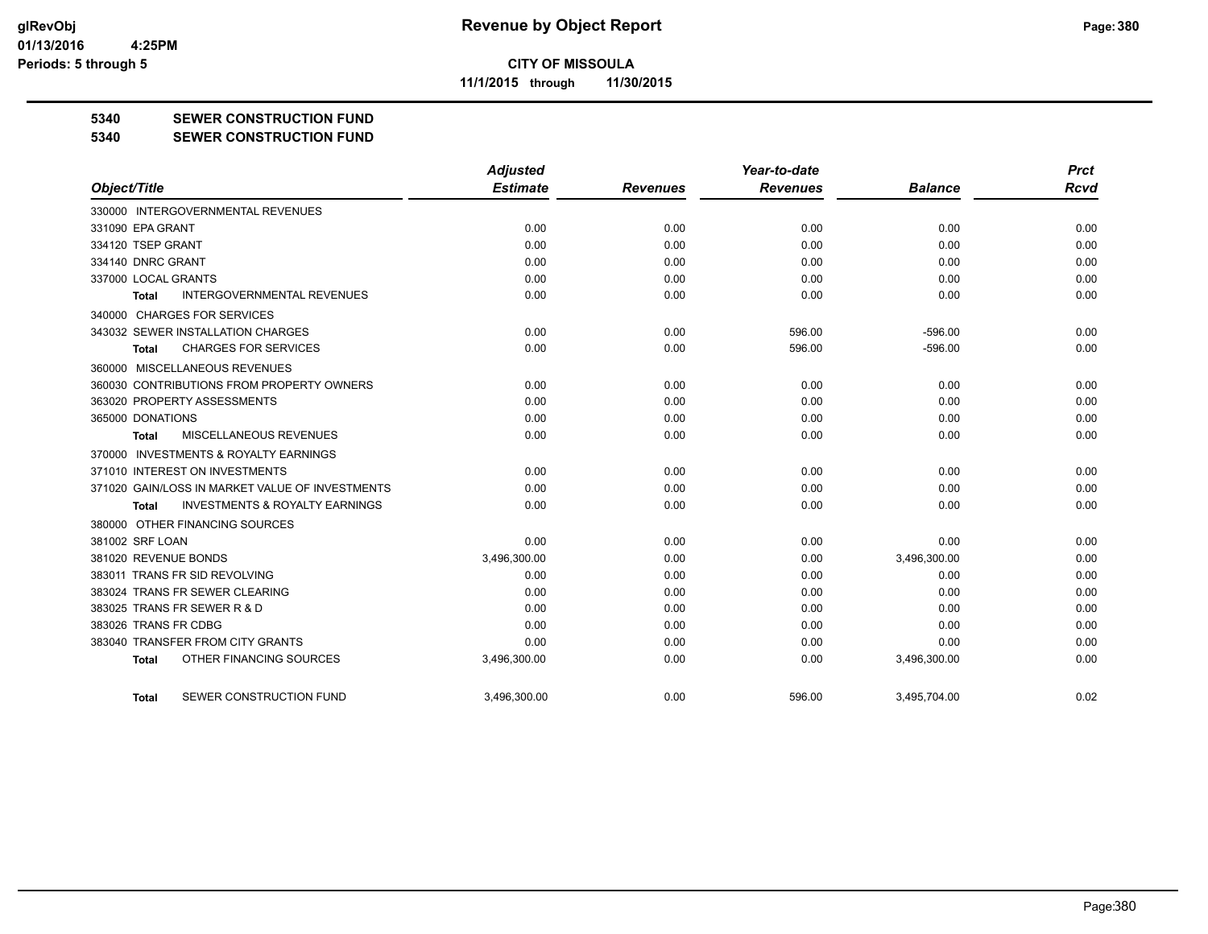# Revenue by Object Report

**CITY OF MISSOULA**

**11/1/2015 through 11/30/2015**

glRevObj
01/13/2016 4:25PM
Periods: 5 through 5

**5340 SEWER CONSTRUCTION FUND**

**5340 SEWER CONSTRUCTION FUND**

| Object/Title | Adjusted Estimate | Revenues | Year-to-date Revenues | Balance | Prct Rcvd |
|---|---|---|---|---|---|
| 330000 INTERGOVERNMENTAL REVENUES | | | | | |
| 331090 EPA GRANT | 0.00 | 0.00 | 0.00 | 0.00 | 0.00 |
| 334120 TSEP GRANT | 0.00 | 0.00 | 0.00 | 0.00 | 0.00 |
| 334140 DNRC GRANT | 0.00 | 0.00 | 0.00 | 0.00 | 0.00 |
| 337000 LOCAL GRANTS | 0.00 | 0.00 | 0.00 | 0.00 | 0.00 |
| **Total** INTERGOVERNMENTAL REVENUES | 0.00 | 0.00 | 0.00 | 0.00 | 0.00 |
| 340000 CHARGES FOR SERVICES | | | | | |
| 343032 SEWER INSTALLATION CHARGES | 0.00 | 0.00 | 596.00 | -596.00 | 0.00 |
| **Total** CHARGES FOR SERVICES | 0.00 | 0.00 | 596.00 | -596.00 | 0.00 |
| 360000 MISCELLANEOUS REVENUES | | | | | |
| 360030 CONTRIBUTIONS FROM PROPERTY OWNERS | 0.00 | 0.00 | 0.00 | 0.00 | 0.00 |
| 363020 PROPERTY ASSESSMENTS | 0.00 | 0.00 | 0.00 | 0.00 | 0.00 |
| 365000 DONATIONS | 0.00 | 0.00 | 0.00 | 0.00 | 0.00 |
| **Total** MISCELLANEOUS REVENUES | 0.00 | 0.00 | 0.00 | 0.00 | 0.00 |
| 370000 INVESTMENTS & ROYALTY EARNINGS | | | | | |
| 371010 INTEREST ON INVESTMENTS | 0.00 | 0.00 | 0.00 | 0.00 | 0.00 |
| 371020 GAIN/LOSS IN MARKET VALUE OF INVESTMENTS | 0.00 | 0.00 | 0.00 | 0.00 | 0.00 |
| **Total** INVESTMENTS & ROYALTY EARNINGS | 0.00 | 0.00 | 0.00 | 0.00 | 0.00 |
| 380000 OTHER FINANCING SOURCES | | | | | |
| 381002 SRF LOAN | 0.00 | 0.00 | 0.00 | 0.00 | 0.00 |
| 381020 REVENUE BONDS | 3,496,300.00 | 0.00 | 0.00 | 3,496,300.00 | 0.00 |
| 383011 TRANS FR SID REVOLVING | 0.00 | 0.00 | 0.00 | 0.00 | 0.00 |
| 383024 TRANS FR SEWER CLEARING | 0.00 | 0.00 | 0.00 | 0.00 | 0.00 |
| 383025 TRANS FR SEWER R & D | 0.00 | 0.00 | 0.00 | 0.00 | 0.00 |
| 383026 TRANS FR CDBG | 0.00 | 0.00 | 0.00 | 0.00 | 0.00 |
| 383040 TRANSFER FROM CITY GRANTS | 0.00 | 0.00 | 0.00 | 0.00 | 0.00 |
| **Total** OTHER FINANCING SOURCES | 3,496,300.00 | 0.00 | 0.00 | 3,496,300.00 | 0.00 |
| **Total** SEWER CONSTRUCTION FUND | 3,496,300.00 | 0.00 | 596.00 | 3,495,704.00 | 0.02 |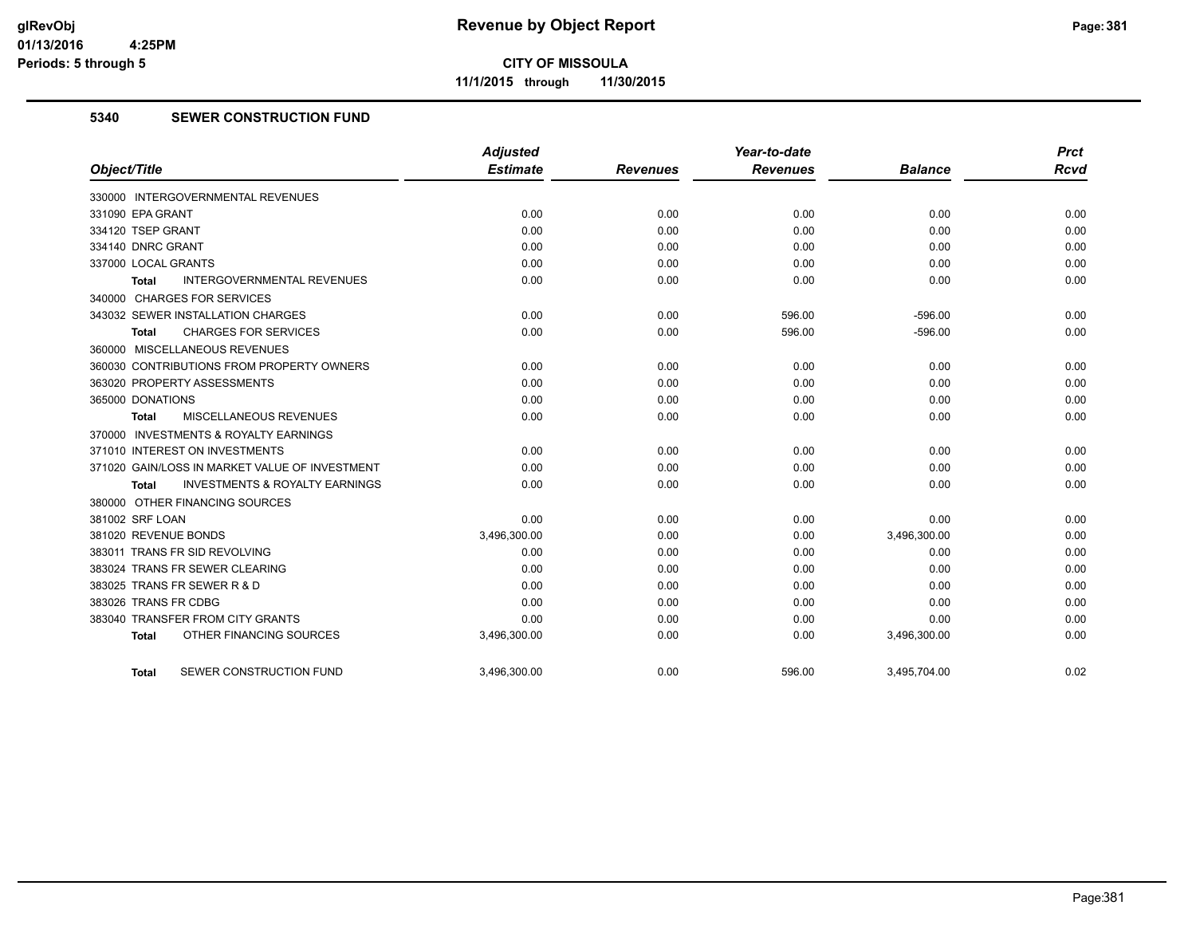**CITY OF MISSOULA**

**11/1/2015 through 11/30/2015**

### 5340 SEWER CONSTRUCTION FUND

| Object/Title | Adjusted Estimate | Revenues | Year-to-date Revenues | Balance | Prct Rcvd |
|---|---|---|---|---|---|
| 330000 INTERGOVERNMENTAL REVENUES | | | | | |
| 331090 EPA GRANT | 0.00 | 0.00 | 0.00 | 0.00 | 0.00 |
| 334120 TSEP GRANT | 0.00 | 0.00 | 0.00 | 0.00 | 0.00 |
| 334140 DNRC GRANT | 0.00 | 0.00 | 0.00 | 0.00 | 0.00 |
| 337000 LOCAL GRANTS | 0.00 | 0.00 | 0.00 | 0.00 | 0.00 |
| **Total** INTERGOVERNMENTAL REVENUES | 0.00 | 0.00 | 0.00 | 0.00 | 0.00 |
| 340000 CHARGES FOR SERVICES | | | | | |
| 343032 SEWER INSTALLATION CHARGES | 0.00 | 0.00 | 596.00 | -596.00 | 0.00 |
| **Total** CHARGES FOR SERVICES | 0.00 | 0.00 | 596.00 | -596.00 | 0.00 |
| 360000 MISCELLANEOUS REVENUES | | | | | |
| 360030 CONTRIBUTIONS FROM PROPERTY OWNERS | 0.00 | 0.00 | 0.00 | 0.00 | 0.00 |
| 363020 PROPERTY ASSESSMENTS | 0.00 | 0.00 | 0.00 | 0.00 | 0.00 |
| 365000 DONATIONS | 0.00 | 0.00 | 0.00 | 0.00 | 0.00 |
| **Total** MISCELLANEOUS REVENUES | 0.00 | 0.00 | 0.00 | 0.00 | 0.00 |
| 370000 INVESTMENTS & ROYALTY EARNINGS | | | | | |
| 371010 INTEREST ON INVESTMENTS | 0.00 | 0.00 | 0.00 | 0.00 | 0.00 |
| 371020 GAIN/LOSS IN MARKET VALUE OF INVESTMENT | 0.00 | 0.00 | 0.00 | 0.00 | 0.00 |
| **Total** INVESTMENTS & ROYALTY EARNINGS | 0.00 | 0.00 | 0.00 | 0.00 | 0.00 |
| 380000 OTHER FINANCING SOURCES | | | | | |
| 381002 SRF LOAN | 0.00 | 0.00 | 0.00 | 0.00 | 0.00 |
| 381020 REVENUE BONDS | 3,496,300.00 | 0.00 | 0.00 | 3,496,300.00 | 0.00 |
| 383011 TRANS FR SID REVOLVING | 0.00 | 0.00 | 0.00 | 0.00 | 0.00 |
| 383024 TRANS FR SEWER CLEARING | 0.00 | 0.00 | 0.00 | 0.00 | 0.00 |
| 383025 TRANS FR SEWER R & D | 0.00 | 0.00 | 0.00 | 0.00 | 0.00 |
| 383026 TRANS FR CDBG | 0.00 | 0.00 | 0.00 | 0.00 | 0.00 |
| 383040 TRANSFER FROM CITY GRANTS | 0.00 | 0.00 | 0.00 | 0.00 | 0.00 |
| **Total** OTHER FINANCING SOURCES | 3,496,300.00 | 0.00 | 0.00 | 3,496,300.00 | 0.00 |
| **Total** SEWER CONSTRUCTION FUND | 3,496,300.00 | 0.00 | 596.00 | 3,495,704.00 | 0.02 |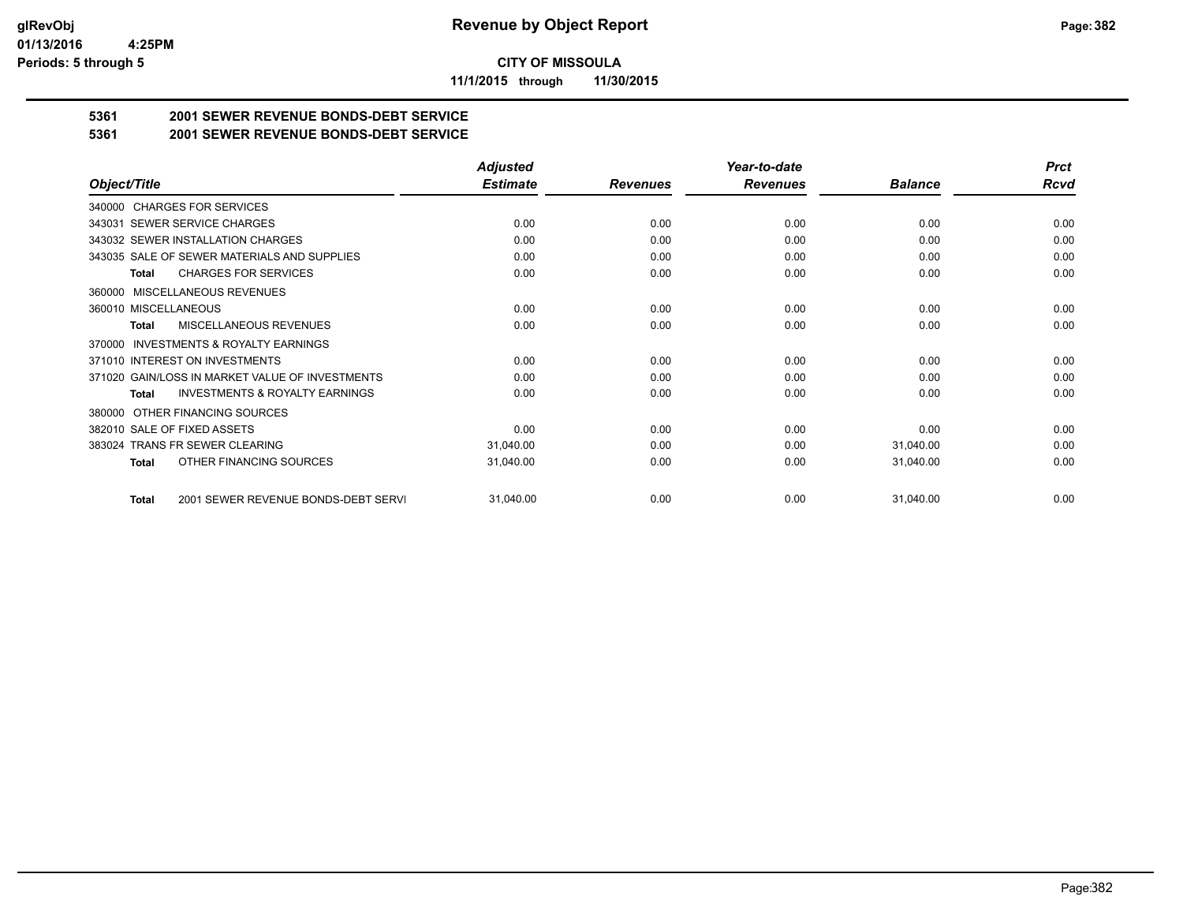# CITY OF MISSOULA

**11/1/2015 through 11/30/2015**

## 5361 2001 SEWER REVENUE BONDS-DEBT SERVICE
## 5361 2001 SEWER REVENUE BONDS-DEBT SERVICE

| Object/Title | Adjusted Estimate | Revenues | Year-to-date Revenues | Balance | Prct Rcvd |
|---|---|---|---|---|---|
| 340000 CHARGES FOR SERVICES | | | | | |
| 343031 SEWER SERVICE CHARGES | 0.00 | 0.00 | 0.00 | 0.00 | 0.00 |
| 343032 SEWER INSTALLATION CHARGES | 0.00 | 0.00 | 0.00 | 0.00 | 0.00 |
| 343035 SALE OF SEWER MATERIALS AND SUPPLIES | 0.00 | 0.00 | 0.00 | 0.00 | 0.00 |
| **Total** CHARGES FOR SERVICES | 0.00 | 0.00 | 0.00 | 0.00 | 0.00 |
| 360000 MISCELLANEOUS REVENUES | | | | | |
| 360010 MISCELLANEOUS | 0.00 | 0.00 | 0.00 | 0.00 | 0.00 |
| **Total** MISCELLANEOUS REVENUES | 0.00 | 0.00 | 0.00 | 0.00 | 0.00 |
| 370000 INVESTMENTS & ROYALTY EARNINGS | | | | | |
| 371010 INTEREST ON INVESTMENTS | 0.00 | 0.00 | 0.00 | 0.00 | 0.00 |
| 371020 GAIN/LOSS IN MARKET VALUE OF INVESTMENTS | 0.00 | 0.00 | 0.00 | 0.00 | 0.00 |
| **Total** INVESTMENTS & ROYALTY EARNINGS | 0.00 | 0.00 | 0.00 | 0.00 | 0.00 |
| 380000 OTHER FINANCING SOURCES | | | | | |
| 382010 SALE OF FIXED ASSETS | 0.00 | 0.00 | 0.00 | 0.00 | 0.00 |
| 383024 TRANS FR SEWER CLEARING | 31,040.00 | 0.00 | 0.00 | 31,040.00 | 0.00 |
| **Total** OTHER FINANCING SOURCES | 31,040.00 | 0.00 | 0.00 | 31,040.00 | 0.00 |
| **Total** 2001 SEWER REVENUE BONDS-DEBT SERVI | 31,040.00 | 0.00 | 0.00 | 31,040.00 | 0.00 |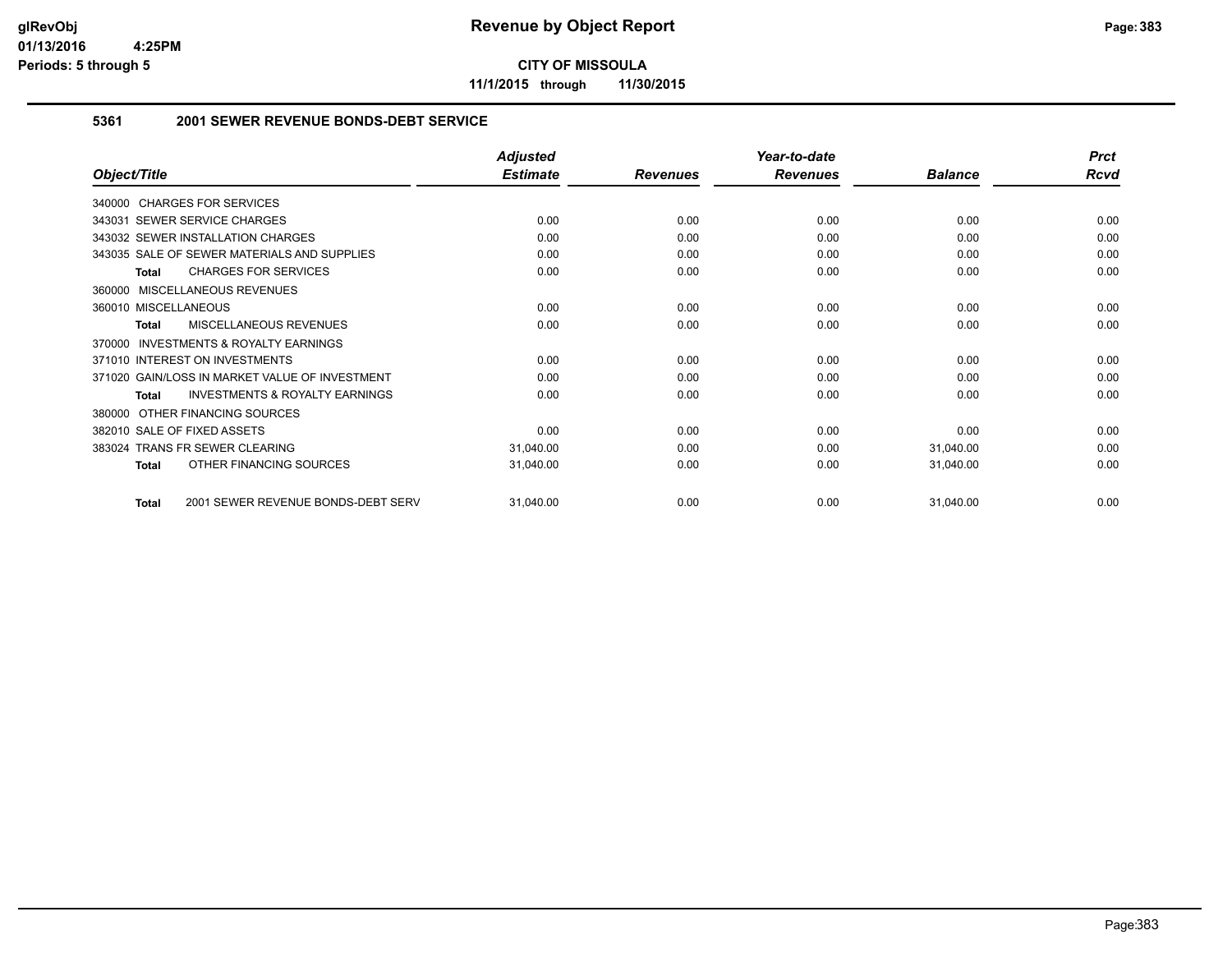# Revenue by Object Report

**CITY OF MISSOULA**

**11/1/2015 through 11/30/2015**

glRevObj
01/13/2016 4:25PM
Periods: 5 through 5

## 5361 2001 SEWER REVENUE BONDS-DEBT SERVICE

| Object/Title | Adjusted Estimate | Revenues | Year-to-date Revenues | Balance | Prct Rcvd |
|---|---|---|---|---|---|
| 340000 CHARGES FOR SERVICES | | | | | |
| 343031 SEWER SERVICE CHARGES | 0.00 | 0.00 | 0.00 | 0.00 | 0.00 |
| 343032 SEWER INSTALLATION CHARGES | 0.00 | 0.00 | 0.00 | 0.00 | 0.00 |
| 343035 SALE OF SEWER MATERIALS AND SUPPLIES | 0.00 | 0.00 | 0.00 | 0.00 | 0.00 |
| **Total** CHARGES FOR SERVICES | 0.00 | 0.00 | 0.00 | 0.00 | 0.00 |
| 360000 MISCELLANEOUS REVENUES | | | | | |
| 360010 MISCELLANEOUS | 0.00 | 0.00 | 0.00 | 0.00 | 0.00 |
| **Total** MISCELLANEOUS REVENUES | 0.00 | 0.00 | 0.00 | 0.00 | 0.00 |
| 370000 INVESTMENTS & ROYALTY EARNINGS | | | | | |
| 371010 INTEREST ON INVESTMENTS | 0.00 | 0.00 | 0.00 | 0.00 | 0.00 |
| 371020 GAIN/LOSS IN MARKET VALUE OF INVESTMENT | 0.00 | 0.00 | 0.00 | 0.00 | 0.00 |
| **Total** INVESTMENTS & ROYALTY EARNINGS | 0.00 | 0.00 | 0.00 | 0.00 | 0.00 |
| 380000 OTHER FINANCING SOURCES | | | | | |
| 382010 SALE OF FIXED ASSETS | 0.00 | 0.00 | 0.00 | 0.00 | 0.00 |
| 383024 TRANS FR SEWER CLEARING | 31,040.00 | 0.00 | 0.00 | 31,040.00 | 0.00 |
| **Total** OTHER FINANCING SOURCES | 31,040.00 | 0.00 | 0.00 | 31,040.00 | 0.00 |
| **Total** 2001 SEWER REVENUE BONDS-DEBT SERV | 31,040.00 | 0.00 | 0.00 | 31,040.00 | 0.00 |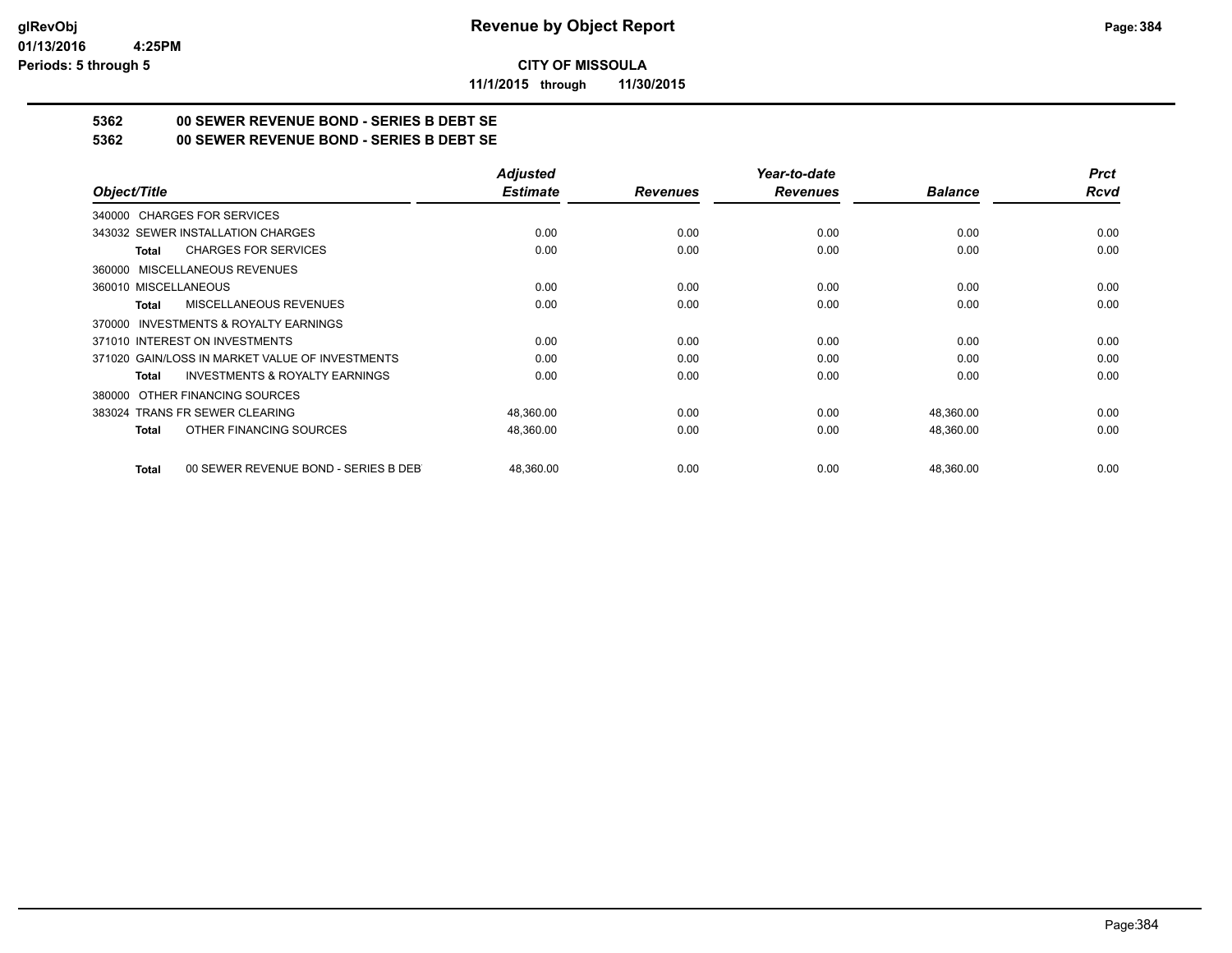**CITY OF MISSOULA**

**11/1/2015 through 11/30/2015**

## 5362 00 SEWER REVENUE BOND - SERIES B DEBT SE

## 5362 00 SEWER REVENUE BOND - SERIES B DEBT SE

| Object/Title | Adjusted Estimate | Revenues | Year-to-date Revenues | Balance | Prct Rcvd |
|---|---|---|---|---|---|
| 340000 CHARGES FOR SERVICES | | | | | |
| 343032 SEWER INSTALLATION CHARGES | 0.00 | 0.00 | 0.00 | 0.00 | 0.00 |
| **Total** CHARGES FOR SERVICES | 0.00 | 0.00 | 0.00 | 0.00 | 0.00 |
| 360000 MISCELLANEOUS REVENUES | | | | | |
| 360010 MISCELLANEOUS | 0.00 | 0.00 | 0.00 | 0.00 | 0.00 |
| **Total** MISCELLANEOUS REVENUES | 0.00 | 0.00 | 0.00 | 0.00 | 0.00 |
| 370000 INVESTMENTS & ROYALTY EARNINGS | | | | | |
| 371010 INTEREST ON INVESTMENTS | 0.00 | 0.00 | 0.00 | 0.00 | 0.00 |
| 371020 GAIN/LOSS IN MARKET VALUE OF INVESTMENTS | 0.00 | 0.00 | 0.00 | 0.00 | 0.00 |
| **Total** INVESTMENTS & ROYALTY EARNINGS | 0.00 | 0.00 | 0.00 | 0.00 | 0.00 |
| 380000 OTHER FINANCING SOURCES | | | | | |
| 383024 TRANS FR SEWER CLEARING | 48,360.00 | 0.00 | 0.00 | 48,360.00 | 0.00 |
| **Total** OTHER FINANCING SOURCES | 48,360.00 | 0.00 | 0.00 | 48,360.00 | 0.00 |
| **Total** 00 SEWER REVENUE BOND - SERIES B DEBT | 48,360.00 | 0.00 | 0.00 | 48,360.00 | 0.00 |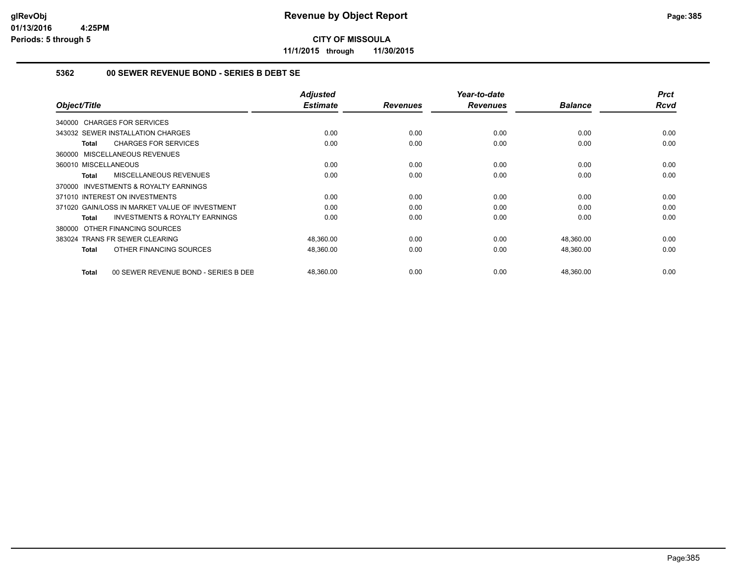# Revenue by Object Report

**CITY OF MISSOULA**

**11/1/2015 through 11/30/2015**

glRevObj
01/13/2016 4:25PM
Periods: 5 through 5

### 5362 00 SEWER REVENUE BOND - SERIES B DEBT SE

| Object/Title | Adjusted Estimate | Revenues | Year-to-date Revenues | Balance | Prct Rcvd |
|---|---|---|---|---|---|
| 340000 CHARGES FOR SERVICES | | | | | |
| 343032 SEWER INSTALLATION CHARGES | 0.00 | 0.00 | 0.00 | 0.00 | 0.00 |
| **Total** CHARGES FOR SERVICES | 0.00 | 0.00 | 0.00 | 0.00 | 0.00 |
| 360000 MISCELLANEOUS REVENUES | | | | | |
| 360010 MISCELLANEOUS | 0.00 | 0.00 | 0.00 | 0.00 | 0.00 |
| **Total** MISCELLANEOUS REVENUES | 0.00 | 0.00 | 0.00 | 0.00 | 0.00 |
| 370000 INVESTMENTS & ROYALTY EARNINGS | | | | | |
| 371010 INTEREST ON INVESTMENTS | 0.00 | 0.00 | 0.00 | 0.00 | 0.00 |
| 371020 GAIN/LOSS IN MARKET VALUE OF INVESTMENT | 0.00 | 0.00 | 0.00 | 0.00 | 0.00 |
| **Total** INVESTMENTS & ROYALTY EARNINGS | 0.00 | 0.00 | 0.00 | 0.00 | 0.00 |
| 380000 OTHER FINANCING SOURCES | | | | | |
| 383024 TRANS FR SEWER CLEARING | 48,360.00 | 0.00 | 0.00 | 48,360.00 | 0.00 |
| **Total** OTHER FINANCING SOURCES | 48,360.00 | 0.00 | 0.00 | 48,360.00 | 0.00 |
| **Total** 00 SEWER REVENUE BOND - SERIES B DEB | 48,360.00 | 0.00 | 0.00 | 48,360.00 | 0.00 |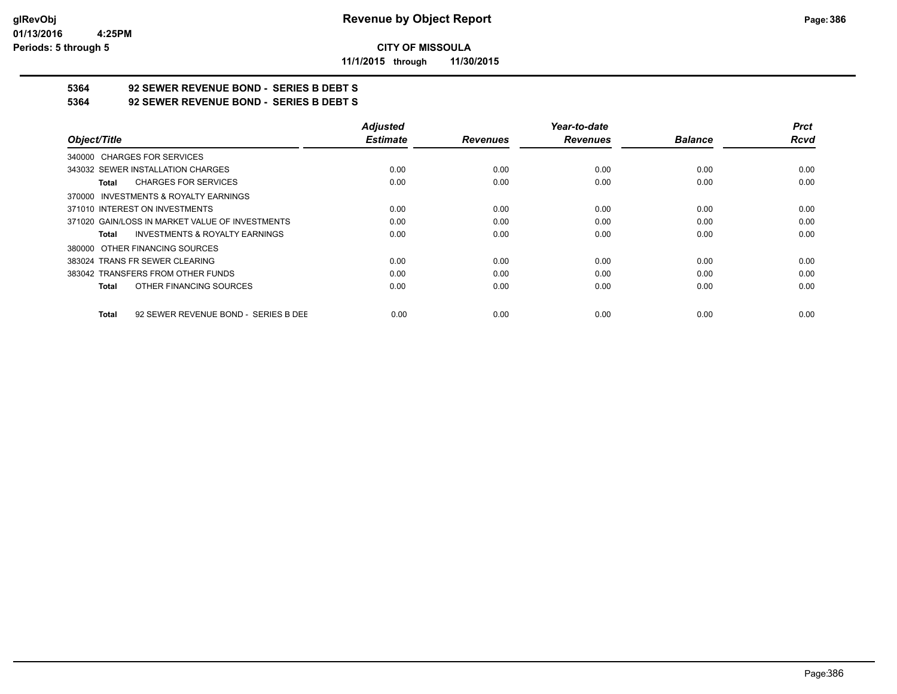**glRevObj**
**01/13/2016 4:25PM**
**Periods: 5 through 5**

# Revenue by Object Report

**CITY OF MISSOULA**

**11/1/2015 through 11/30/2015**

## 5364 92 SEWER REVENUE BOND - SERIES B DEBT S
## 5364 92 SEWER REVENUE BOND - SERIES B DEBT S

| Object/Title | Adjusted Estimate | Revenues | Year-to-date Revenues | Balance | Prct Rcvd |
|---|---|---|---|---|---|
| 340000 CHARGES FOR SERVICES | | | | | |
| 343032 SEWER INSTALLATION CHARGES | 0.00 | 0.00 | 0.00 | 0.00 | 0.00 |
| **Total** CHARGES FOR SERVICES | 0.00 | 0.00 | 0.00 | 0.00 | 0.00 |
| 370000 INVESTMENTS & ROYALTY EARNINGS | | | | | |
| 371010 INTEREST ON INVESTMENTS | 0.00 | 0.00 | 0.00 | 0.00 | 0.00 |
| 371020 GAIN/LOSS IN MARKET VALUE OF INVESTMENTS | 0.00 | 0.00 | 0.00 | 0.00 | 0.00 |
| **Total** INVESTMENTS & ROYALTY EARNINGS | 0.00 | 0.00 | 0.00 | 0.00 | 0.00 |
| 380000 OTHER FINANCING SOURCES | | | | | |
| 383024 TRANS FR SEWER CLEARING | 0.00 | 0.00 | 0.00 | 0.00 | 0.00 |
| 383042 TRANSFERS FROM OTHER FUNDS | 0.00 | 0.00 | 0.00 | 0.00 | 0.00 |
| **Total** OTHER FINANCING SOURCES | 0.00 | 0.00 | 0.00 | 0.00 | 0.00 |
| **Total** 92 SEWER REVENUE BOND - SERIES B DEE | 0.00 | 0.00 | 0.00 | 0.00 | 0.00 |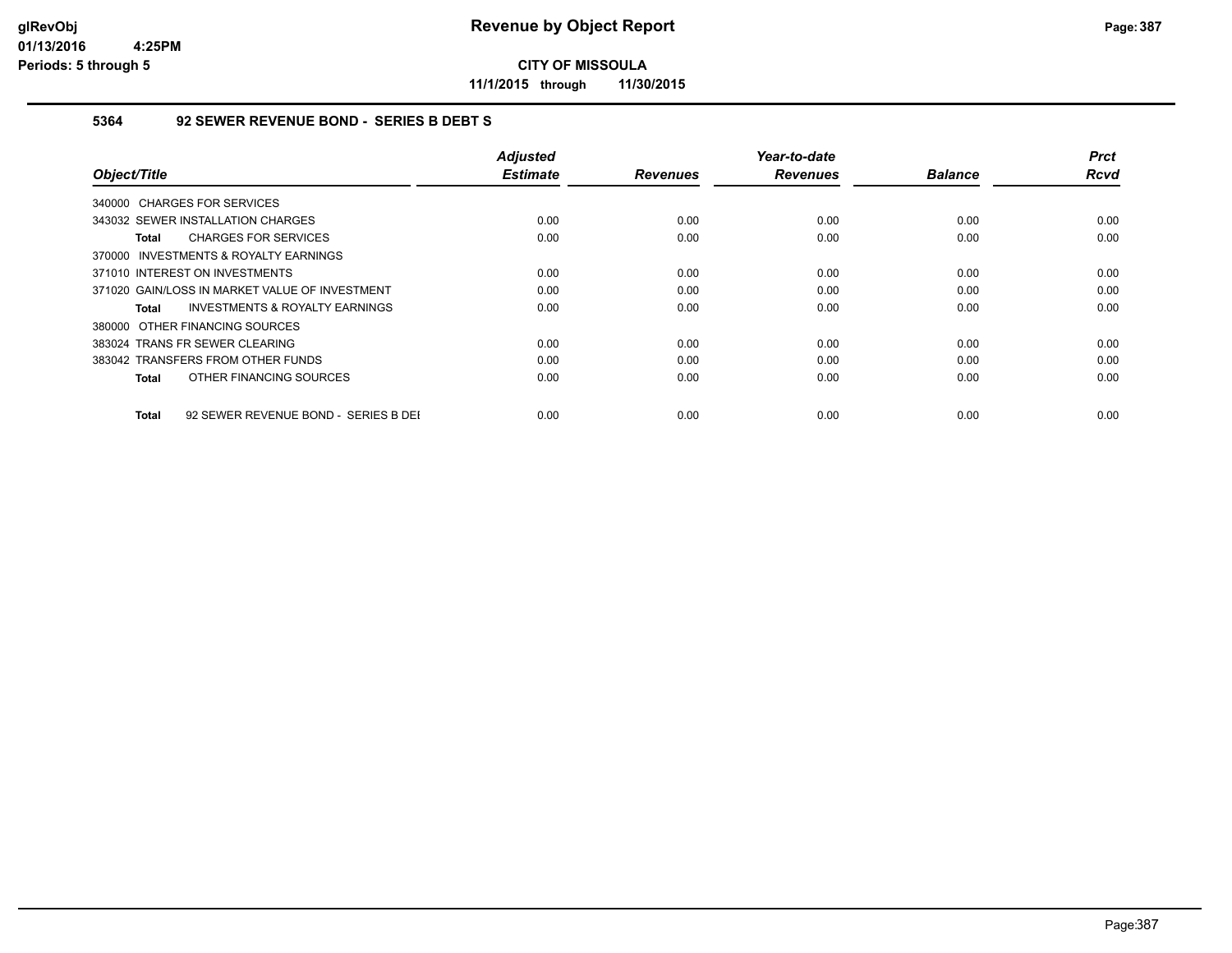**CITY OF MISSOULA**

**11/1/2015 through 11/30/2015**

**glRevObj**
**01/13/2016 4:25PM**
**Periods: 5 through 5**

# Revenue by Object Report

## 5364 92 SEWER REVENUE BOND - SERIES B DEBT S

| Object/Title | Adjusted Estimate | Revenues | Year-to-date Revenues | Balance | Prct Rcvd |
|---|---|---|---|---|---|
| 340000 CHARGES FOR SERVICES | | | | | |
| 343032 SEWER INSTALLATION CHARGES | 0.00 | 0.00 | 0.00 | 0.00 | 0.00 |
| **Total** CHARGES FOR SERVICES | 0.00 | 0.00 | 0.00 | 0.00 | 0.00 |
| 370000 INVESTMENTS & ROYALTY EARNINGS | | | | | |
| 371010 INTEREST ON INVESTMENTS | 0.00 | 0.00 | 0.00 | 0.00 | 0.00 |
| 371020 GAIN/LOSS IN MARKET VALUE OF INVESTMENT | 0.00 | 0.00 | 0.00 | 0.00 | 0.00 |
| **Total** INVESTMENTS & ROYALTY EARNINGS | 0.00 | 0.00 | 0.00 | 0.00 | 0.00 |
| 380000 OTHER FINANCING SOURCES | | | | | |
| 383024 TRANS FR SEWER CLEARING | 0.00 | 0.00 | 0.00 | 0.00 | 0.00 |
| 383042 TRANSFERS FROM OTHER FUNDS | 0.00 | 0.00 | 0.00 | 0.00 | 0.00 |
| **Total** OTHER FINANCING SOURCES | 0.00 | 0.00 | 0.00 | 0.00 | 0.00 |
| **Total** 92 SEWER REVENUE BOND - SERIES B DEI | 0.00 | 0.00 | 0.00 | 0.00 | 0.00 |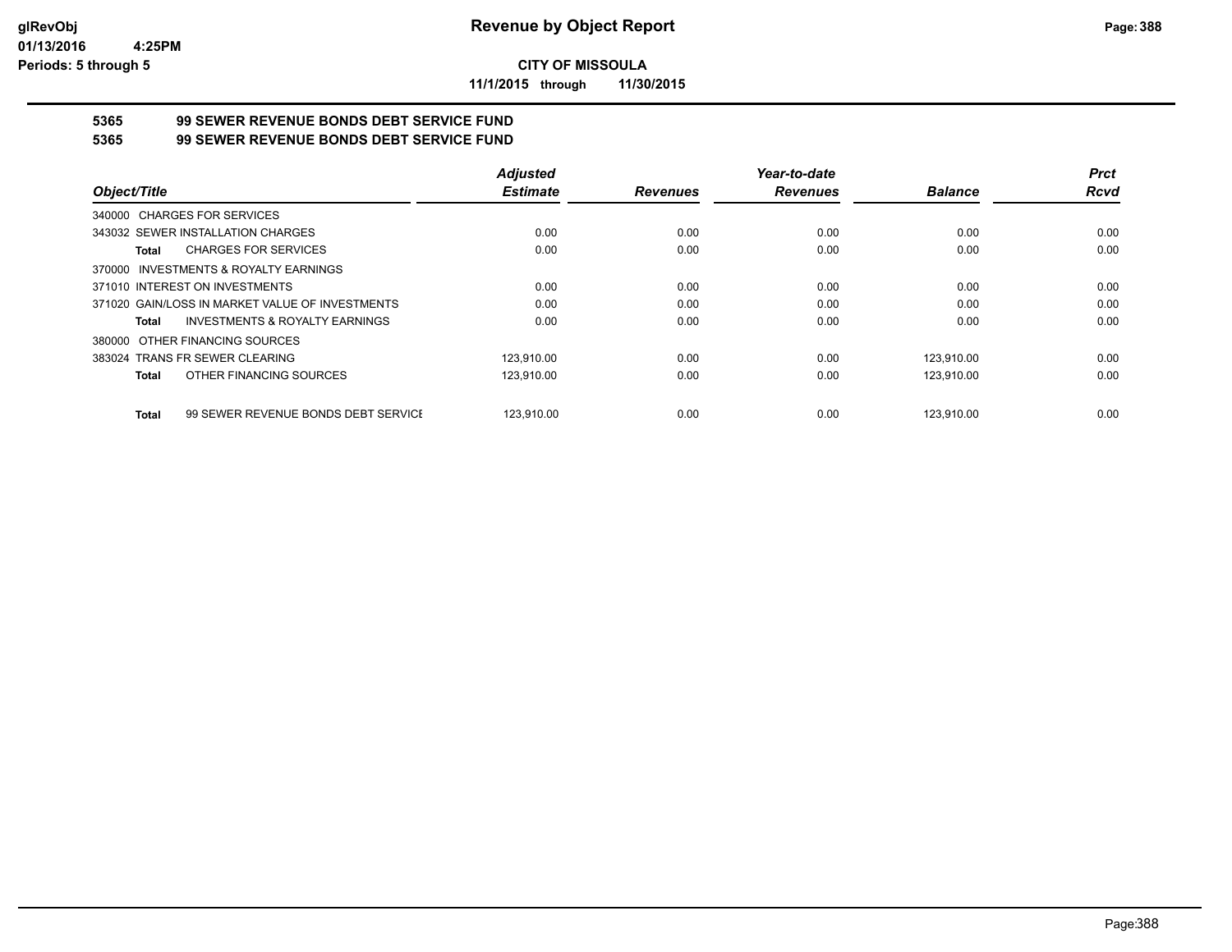**CITY OF MISSOULA**

**11/1/2015 through 11/30/2015**

## 5365 99 SEWER REVENUE BONDS DEBT SERVICE FUND

## 5365 99 SEWER REVENUE BONDS DEBT SERVICE FUND

| Object/Title | Adjusted Estimate | Revenues | Year-to-date Revenues | Balance | Prct Rcvd |
|---|---|---|---|---|---|
| 340000 CHARGES FOR SERVICES | | | | | |
| 343032 SEWER INSTALLATION CHARGES | 0.00 | 0.00 | 0.00 | 0.00 | 0.00 |
| **Total** CHARGES FOR SERVICES | 0.00 | 0.00 | 0.00 | 0.00 | 0.00 |
| 370000 INVESTMENTS & ROYALTY EARNINGS | | | | | |
| 371010 INTEREST ON INVESTMENTS | 0.00 | 0.00 | 0.00 | 0.00 | 0.00 |
| 371020 GAIN/LOSS IN MARKET VALUE OF INVESTMENTS | 0.00 | 0.00 | 0.00 | 0.00 | 0.00 |
| **Total** INVESTMENTS & ROYALTY EARNINGS | 0.00 | 0.00 | 0.00 | 0.00 | 0.00 |
| 380000 OTHER FINANCING SOURCES | | | | | |
| 383024 TRANS FR SEWER CLEARING | 123,910.00 | 0.00 | 0.00 | 123,910.00 | 0.00 |
| **Total** OTHER FINANCING SOURCES | 123,910.00 | 0.00 | 0.00 | 123,910.00 | 0.00 |
| **Total** 99 SEWER REVENUE BONDS DEBT SERVICE | 123,910.00 | 0.00 | 0.00 | 123,910.00 | 0.00 |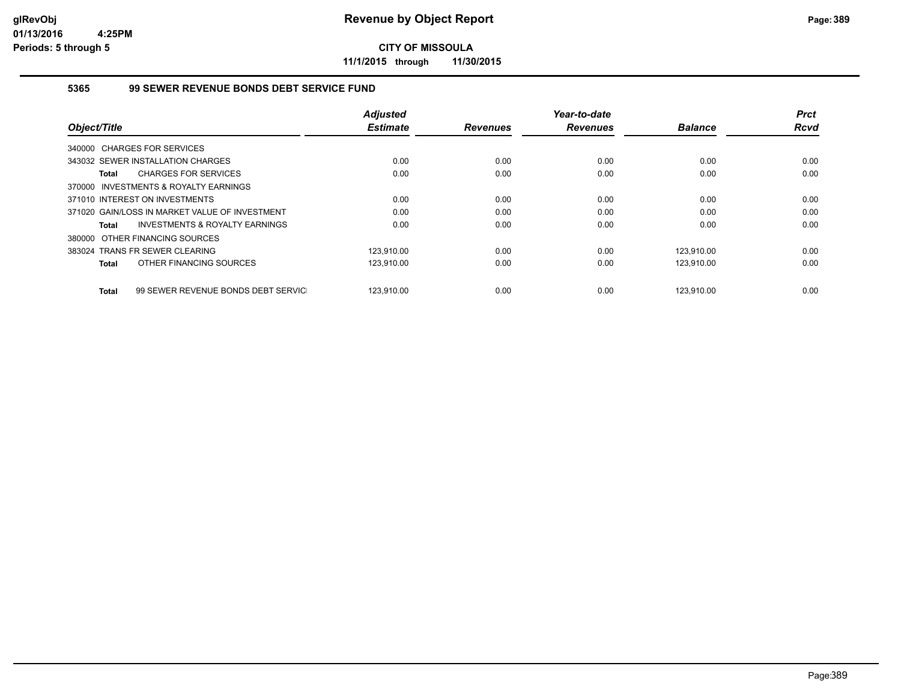**CITY OF MISSOULA**

**11/1/2015 through 11/30/2015**

### 5365 99 SEWER REVENUE BONDS DEBT SERVICE FUND

| Object/Title | Adjusted Estimate | Revenues | Year-to-date Revenues | Balance | Prct Rcvd |
|---|---|---|---|---|---|
| 340000 CHARGES FOR SERVICES | | | | | |
| 343032 SEWER INSTALLATION CHARGES | 0.00 | 0.00 | 0.00 | 0.00 | 0.00 |
| **Total** CHARGES FOR SERVICES | 0.00 | 0.00 | 0.00 | 0.00 | 0.00 |
| 370000 INVESTMENTS & ROYALTY EARNINGS | | | | | |
| 371010 INTEREST ON INVESTMENTS | 0.00 | 0.00 | 0.00 | 0.00 | 0.00 |
| 371020 GAIN/LOSS IN MARKET VALUE OF INVESTMENT | 0.00 | 0.00 | 0.00 | 0.00 | 0.00 |
| **Total** INVESTMENTS & ROYALTY EARNINGS | 0.00 | 0.00 | 0.00 | 0.00 | 0.00 |
| 380000 OTHER FINANCING SOURCES | | | | | |
| 383024 TRANS FR SEWER CLEARING | 123,910.00 | 0.00 | 0.00 | 123,910.00 | 0.00 |
| **Total** OTHER FINANCING SOURCES | 123,910.00 | 0.00 | 0.00 | 123,910.00 | 0.00 |
| **Total** 99 SEWER REVENUE BONDS DEBT SERVICI | 123,910.00 | 0.00 | 0.00 | 123,910.00 | 0.00 |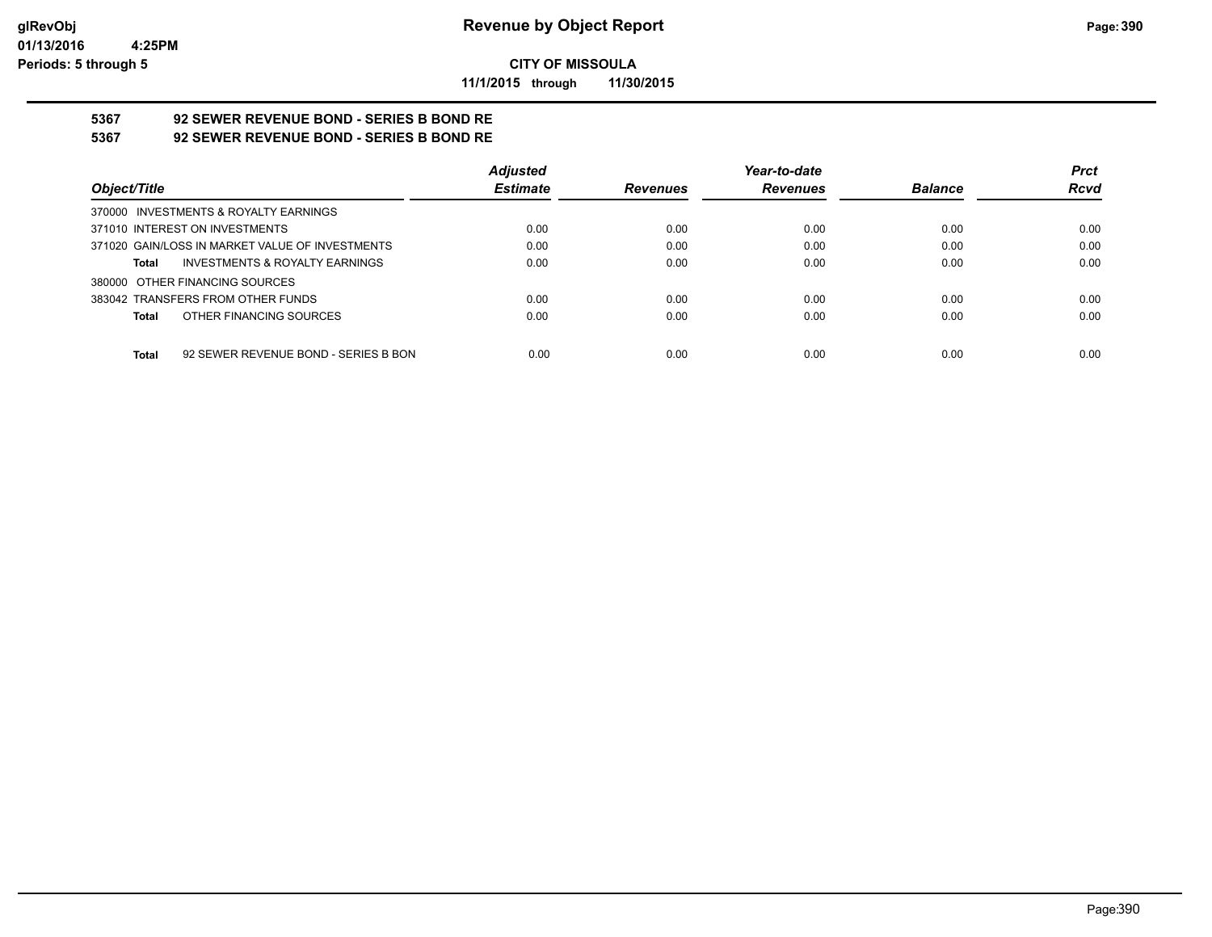**CITY OF MISSOULA**

**11/1/2015 through 11/30/2015**

**5367 92 SEWER REVENUE BOND - SERIES B BOND RE**

**5367 92 SEWER REVENUE BOND - SERIES B BOND RE**

| Object/Title | Adjusted Estimate | Revenues | Year-to-date Revenues | Balance | Prct Rcvd |
|---|---|---|---|---|---|
| 370000 INVESTMENTS & ROYALTY EARNINGS | | | | | |
| 371010 INTEREST ON INVESTMENTS | 0.00 | 0.00 | 0.00 | 0.00 | 0.00 |
| 371020 GAIN/LOSS IN MARKET VALUE OF INVESTMENTS | 0.00 | 0.00 | 0.00 | 0.00 | 0.00 |
| **Total** INVESTMENTS & ROYALTY EARNINGS | 0.00 | 0.00 | 0.00 | 0.00 | 0.00 |
| 380000 OTHER FINANCING SOURCES | | | | | |
| 383042 TRANSFERS FROM OTHER FUNDS | 0.00 | 0.00 | 0.00 | 0.00 | 0.00 |
| **Total** OTHER FINANCING SOURCES | 0.00 | 0.00 | 0.00 | 0.00 | 0.00 |
| **Total** 92 SEWER REVENUE BOND - SERIES B BON | 0.00 | 0.00 | 0.00 | 0.00 | 0.00 |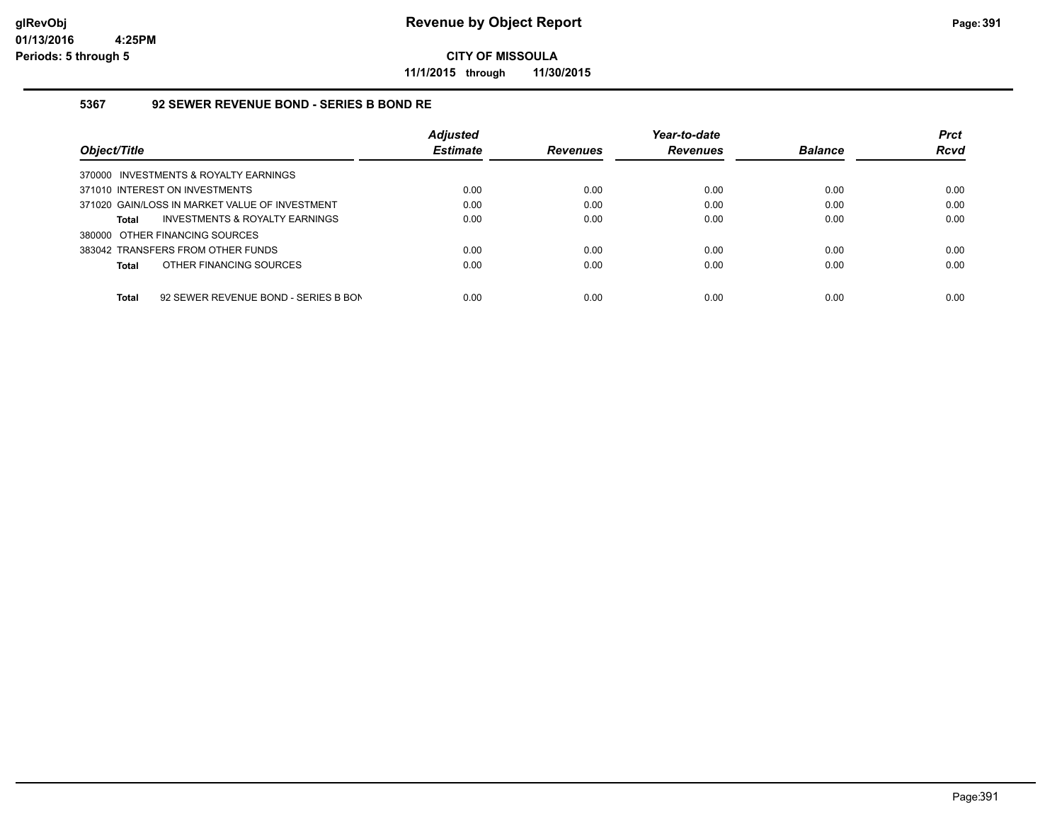# Revenue by Object Report

**CITY OF MISSOULA**

**11/1/2015 through 11/30/2015**

glRevObj
01/13/2016 4:25PM
Periods: 5 through 5

### 5367 92 SEWER REVENUE BOND - SERIES B BOND RE

| Object/Title | Adjusted Estimate | Revenues | Year-to-date Revenues | Balance | Prct Rcvd |
|---|---|---|---|---|---|
| 370000 INVESTMENTS & ROYALTY EARNINGS | | | | | |
| 371010 INTEREST ON INVESTMENTS | 0.00 | 0.00 | 0.00 | 0.00 | 0.00 |
| 371020 GAIN/LOSS IN MARKET VALUE OF INVESTMENT | 0.00 | 0.00 | 0.00 | 0.00 | 0.00 |
| **Total** INVESTMENTS & ROYALTY EARNINGS | 0.00 | 0.00 | 0.00 | 0.00 | 0.00 |
| 380000 OTHER FINANCING SOURCES | | | | | |
| 383042 TRANSFERS FROM OTHER FUNDS | 0.00 | 0.00 | 0.00 | 0.00 | 0.00 |
| **Total** OTHER FINANCING SOURCES | 0.00 | 0.00 | 0.00 | 0.00 | 0.00 |
| **Total** 92 SEWER REVENUE BOND - SERIES B BON | 0.00 | 0.00 | 0.00 | 0.00 | 0.00 |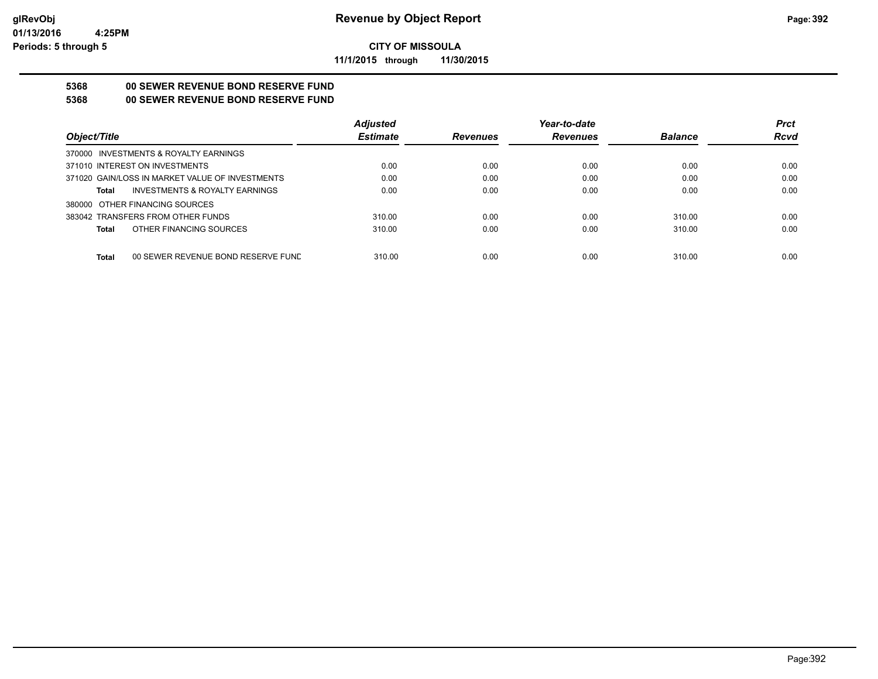# Revenue by Object Report

**CITY OF MISSOULA**

**11/1/2015 through 11/30/2015**

glRevObj
01/13/2016 4:25PM
Periods: 5 through 5

**5368 00 SEWER REVENUE BOND RESERVE FUND**

**5368 00 SEWER REVENUE BOND RESERVE FUND**

| Object/Title | Adjusted Estimate | Revenues | Year-to-date Revenues | Balance | Prct Rcvd |
|---|---|---|---|---|---|
| 370000 INVESTMENTS & ROYALTY EARNINGS | | | | | |
| 371010 INTEREST ON INVESTMENTS | 0.00 | 0.00 | 0.00 | 0.00 | 0.00 |
| 371020 GAIN/LOSS IN MARKET VALUE OF INVESTMENTS | 0.00 | 0.00 | 0.00 | 0.00 | 0.00 |
| **Total** INVESTMENTS & ROYALTY EARNINGS | 0.00 | 0.00 | 0.00 | 0.00 | 0.00 |
| 380000 OTHER FINANCING SOURCES | | | | | |
| 383042 TRANSFERS FROM OTHER FUNDS | 310.00 | 0.00 | 0.00 | 310.00 | 0.00 |
| **Total** OTHER FINANCING SOURCES | 310.00 | 0.00 | 0.00 | 310.00 | 0.00 |
| **Total** 00 SEWER REVENUE BOND RESERVE FUND | 310.00 | 0.00 | 0.00 | 310.00 | 0.00 |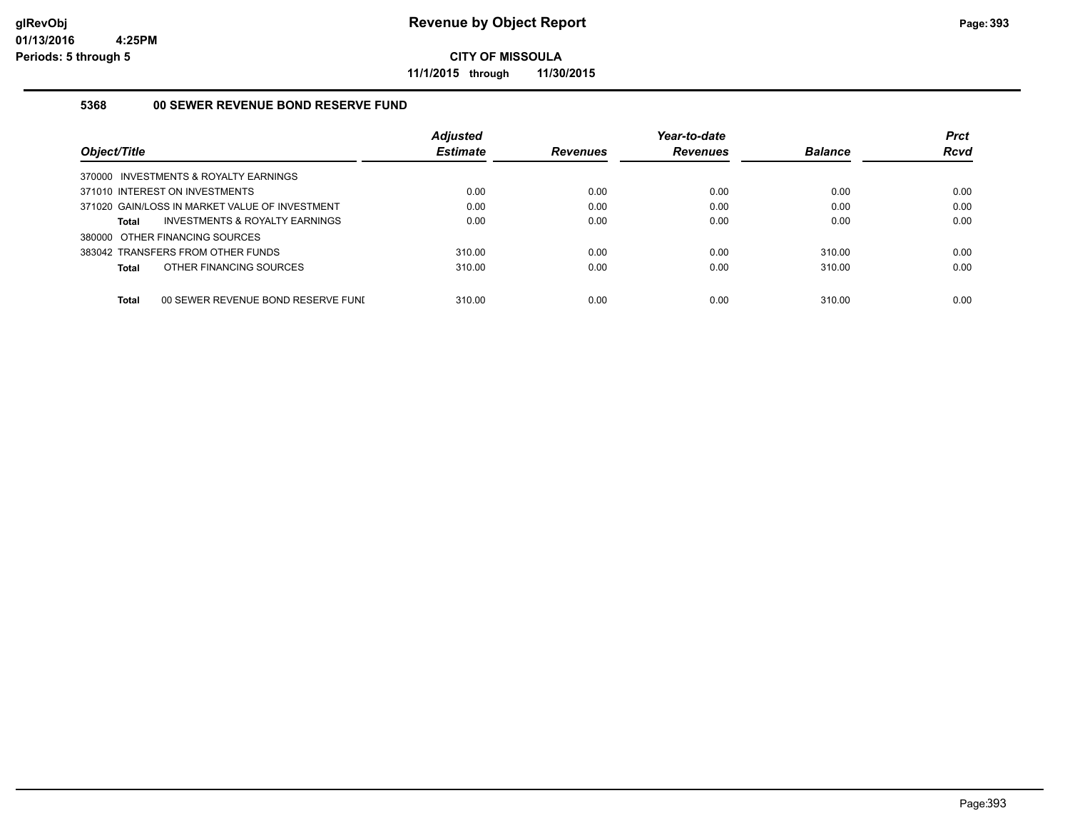**CITY OF MISSOULA**

**11/1/2015 through 11/30/2015**

### 5368 00 SEWER REVENUE BOND RESERVE FUND

| Object/Title | Adjusted Estimate | Revenues | Year-to-date Revenues | Balance | Prct Rcvd |
|---|---|---|---|---|---|
| 370000 INVESTMENTS & ROYALTY EARNINGS | | | | | |
| 371010 INTEREST ON INVESTMENTS | 0.00 | 0.00 | 0.00 | 0.00 | 0.00 |
| 371020 GAIN/LOSS IN MARKET VALUE OF INVESTMENT | 0.00 | 0.00 | 0.00 | 0.00 | 0.00 |
| **Total** INVESTMENTS & ROYALTY EARNINGS | 0.00 | 0.00 | 0.00 | 0.00 | 0.00 |
| 380000 OTHER FINANCING SOURCES | | | | | |
| 383042 TRANSFERS FROM OTHER FUNDS | 310.00 | 0.00 | 0.00 | 310.00 | 0.00 |
| **Total** OTHER FINANCING SOURCES | 310.00 | 0.00 | 0.00 | 310.00 | 0.00 |
| **Total** 00 SEWER REVENUE BOND RESERVE FUNI | 310.00 | 0.00 | 0.00 | 310.00 | 0.00 |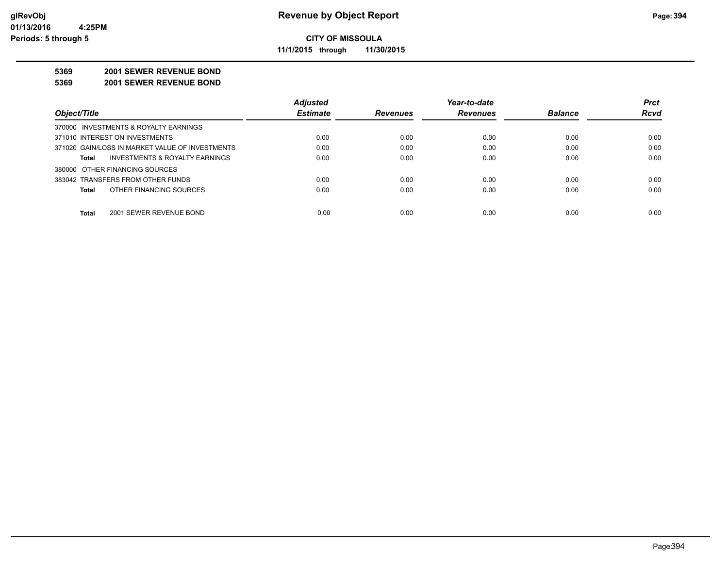**Revenue by Object Report**

**CITY OF MISSOULA**

**11/1/2015 through 11/30/2015**

glRevObj
01/13/2016 4:25PM
Periods: 5 through 5

**5369 2001 SEWER REVENUE BOND**

**5369 2001 SEWER REVENUE BOND**

| Object/Title | Adjusted Estimate | Revenues | Year-to-date Revenues | Balance | Prct Rcvd |
|---|---|---|---|---|---|
| 370000 INVESTMENTS & ROYALTY EARNINGS | | | | | |
| 371010 INTEREST ON INVESTMENTS | 0.00 | 0.00 | 0.00 | 0.00 | 0.00 |
| 371020 GAIN/LOSS IN MARKET VALUE OF INVESTMENTS | 0.00 | 0.00 | 0.00 | 0.00 | 0.00 |
| **Total** INVESTMENTS & ROYALTY EARNINGS | 0.00 | 0.00 | 0.00 | 0.00 | 0.00 |
| 380000 OTHER FINANCING SOURCES | | | | | |
| 383042 TRANSFERS FROM OTHER FUNDS | 0.00 | 0.00 | 0.00 | 0.00 | 0.00 |
| **Total** OTHER FINANCING SOURCES | 0.00 | 0.00 | 0.00 | 0.00 | 0.00 |
| **Total** 2001 SEWER REVENUE BOND | 0.00 | 0.00 | 0.00 | 0.00 | 0.00 |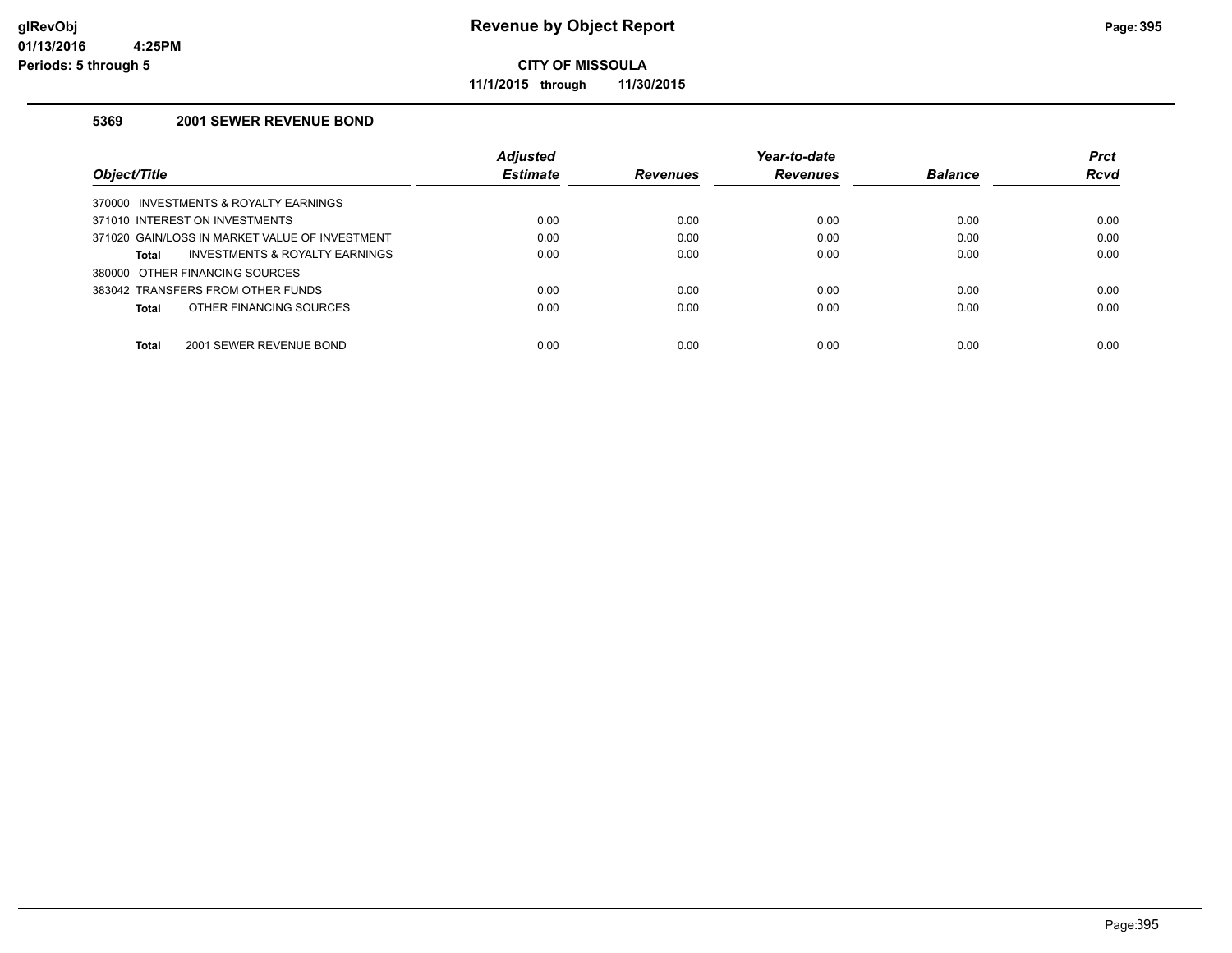# Revenue by Object Report

**CITY OF MISSOULA**

**11/1/2015 through 11/30/2015**

glRevObj
01/13/2016 4:25PM
Periods: 5 through 5

### 5369 2001 SEWER REVENUE BOND

| Object/Title | Adjusted Estimate | Revenues | Year-to-date Revenues | Balance | Prct Rcvd |
|---|---|---|---|---|---|
| 370000 INVESTMENTS & ROYALTY EARNINGS | | | | | |
| 371010 INTEREST ON INVESTMENTS | 0.00 | 0.00 | 0.00 | 0.00 | 0.00 |
| 371020 GAIN/LOSS IN MARKET VALUE OF INVESTMENT | 0.00 | 0.00 | 0.00 | 0.00 | 0.00 |
| **Total** INVESTMENTS & ROYALTY EARNINGS | 0.00 | 0.00 | 0.00 | 0.00 | 0.00 |
| 380000 OTHER FINANCING SOURCES | | | | | |
| 383042 TRANSFERS FROM OTHER FUNDS | 0.00 | 0.00 | 0.00 | 0.00 | 0.00 |
| **Total** OTHER FINANCING SOURCES | 0.00 | 0.00 | 0.00 | 0.00 | 0.00 |
| **Total** 2001 SEWER REVENUE BOND | 0.00 | 0.00 | 0.00 | 0.00 | 0.00 |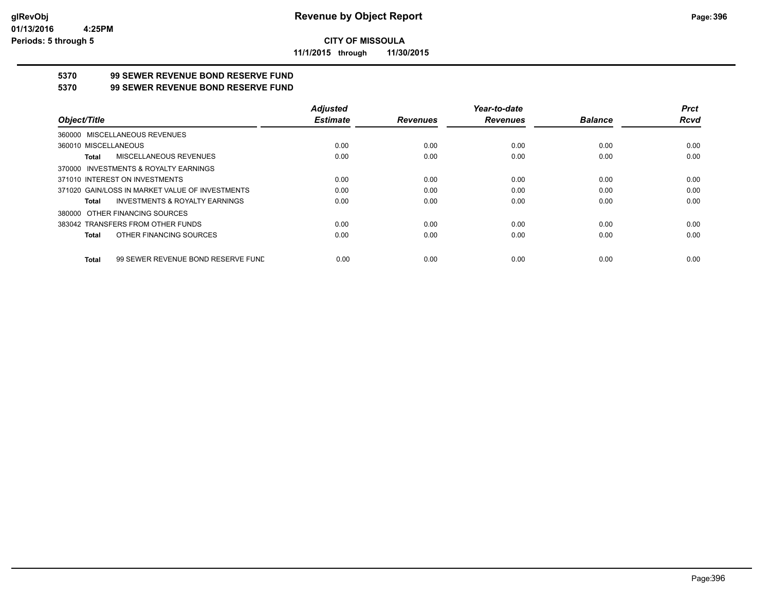**CITY OF MISSOULA**

**11/1/2015 through 11/30/2015**

## 5370 99 SEWER REVENUE BOND RESERVE FUND
## 5370 99 SEWER REVENUE BOND RESERVE FUND

| Object/Title | Adjusted Estimate | Revenues | Year-to-date Revenues | Balance | Prct Rcvd |
|---|---|---|---|---|---|
| 360000 MISCELLANEOUS REVENUES | | | | | |
| 360010 MISCELLANEOUS | 0.00 | 0.00 | 0.00 | 0.00 | 0.00 |
| **Total** MISCELLANEOUS REVENUES | 0.00 | 0.00 | 0.00 | 0.00 | 0.00 |
| 370000 INVESTMENTS & ROYALTY EARNINGS | | | | | |
| 371010 INTEREST ON INVESTMENTS | 0.00 | 0.00 | 0.00 | 0.00 | 0.00 |
| 371020 GAIN/LOSS IN MARKET VALUE OF INVESTMENTS | 0.00 | 0.00 | 0.00 | 0.00 | 0.00 |
| **Total** INVESTMENTS & ROYALTY EARNINGS | 0.00 | 0.00 | 0.00 | 0.00 | 0.00 |
| 380000 OTHER FINANCING SOURCES | | | | | |
| 383042 TRANSFERS FROM OTHER FUNDS | 0.00 | 0.00 | 0.00 | 0.00 | 0.00 |
| **Total** OTHER FINANCING SOURCES | 0.00 | 0.00 | 0.00 | 0.00 | 0.00 |
| **Total** 99 SEWER REVENUE BOND RESERVE FUND | 0.00 | 0.00 | 0.00 | 0.00 | 0.00 |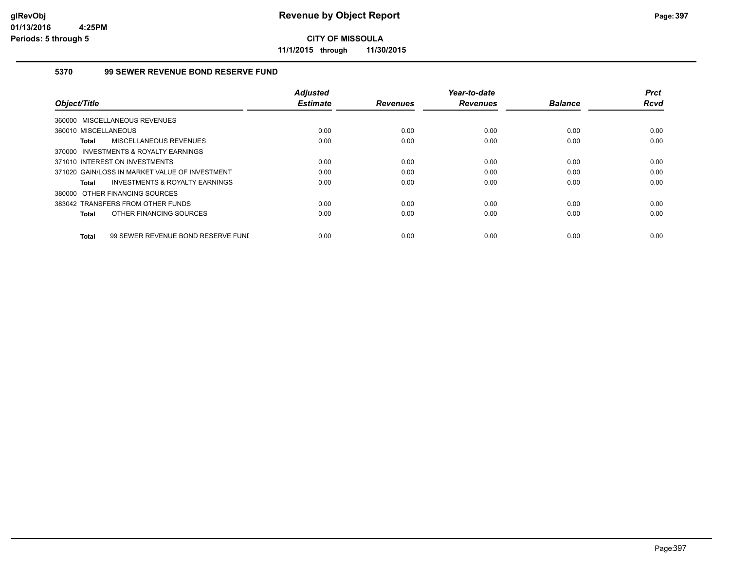# Revenue by Object Report

**CITY OF MISSOULA**

**11/1/2015 through 11/30/2015**

glRevObj
01/13/2016 4:25PM
Periods: 5 through 5

## 5370 99 SEWER REVENUE BOND RESERVE FUND

| Object/Title | Adjusted Estimate | Revenues | Year-to-date Revenues | Balance | Prct Rcvd |
|---|---|---|---|---|---|
| 360000 MISCELLANEOUS REVENUES | | | | | |
| 360010 MISCELLANEOUS | 0.00 | 0.00 | 0.00 | 0.00 | 0.00 |
| **Total** MISCELLANEOUS REVENUES | 0.00 | 0.00 | 0.00 | 0.00 | 0.00 |
| 370000 INVESTMENTS & ROYALTY EARNINGS | | | | | |
| 371010 INTEREST ON INVESTMENTS | 0.00 | 0.00 | 0.00 | 0.00 | 0.00 |
| 371020 GAIN/LOSS IN MARKET VALUE OF INVESTMENT | 0.00 | 0.00 | 0.00 | 0.00 | 0.00 |
| **Total** INVESTMENTS & ROYALTY EARNINGS | 0.00 | 0.00 | 0.00 | 0.00 | 0.00 |
| 380000 OTHER FINANCING SOURCES | | | | | |
| 383042 TRANSFERS FROM OTHER FUNDS | 0.00 | 0.00 | 0.00 | 0.00 | 0.00 |
| **Total** OTHER FINANCING SOURCES | 0.00 | 0.00 | 0.00 | 0.00 | 0.00 |
| **Total** 99 SEWER REVENUE BOND RESERVE FUNI | 0.00 | 0.00 | 0.00 | 0.00 | 0.00 |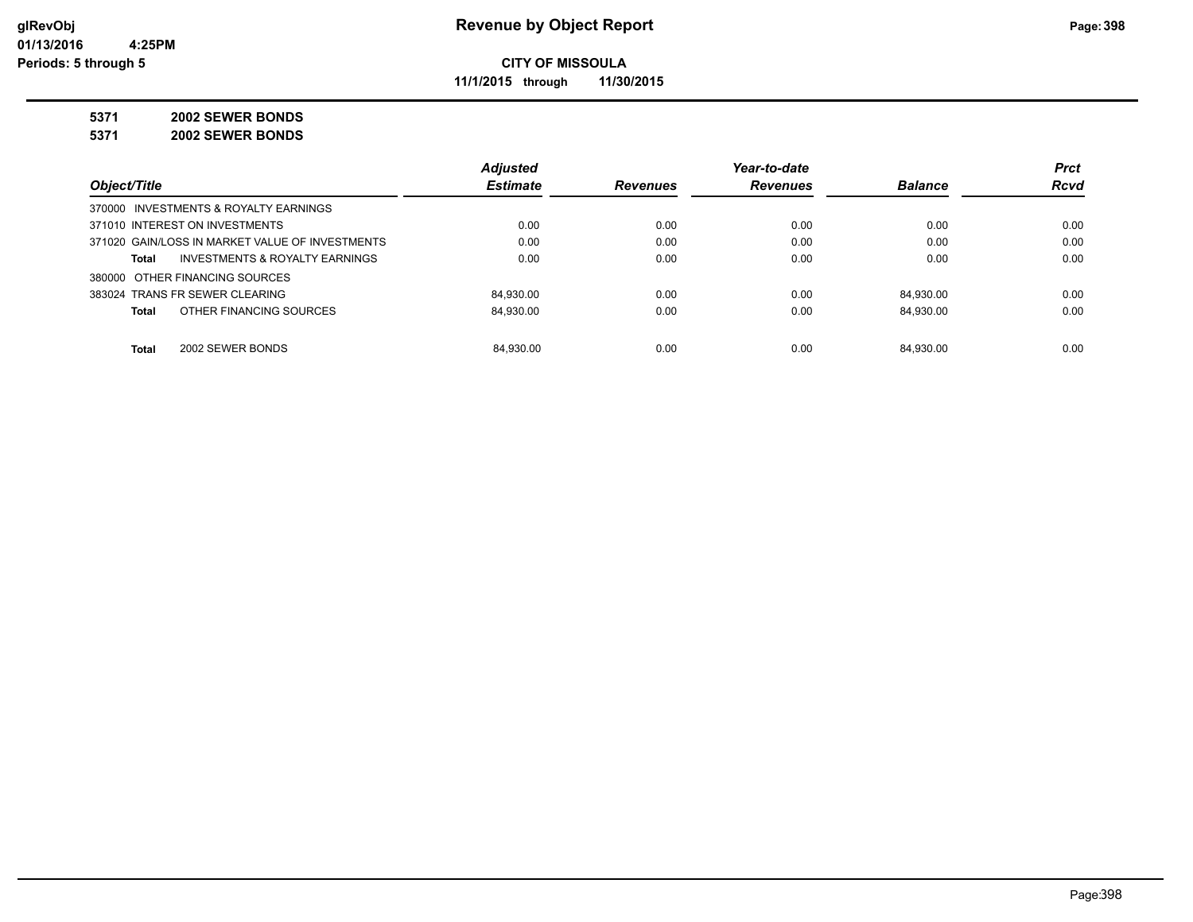# Revenue by Object Report

**CITY OF MISSOULA**

**11/1/2015 through 11/30/2015**

glRevObj
01/13/2016 4:25PM
Periods: 5 through 5

**5371 2002 SEWER BONDS**

**5371 2002 SEWER BONDS**

| Object/Title | Adjusted Estimate | Revenues | Year-to-date Revenues | Balance | Prct Rcvd |
|---|---|---|---|---|---|
| 370000 INVESTMENTS & ROYALTY EARNINGS | | | | | |
| 371010 INTEREST ON INVESTMENTS | 0.00 | 0.00 | 0.00 | 0.00 | 0.00 |
| 371020 GAIN/LOSS IN MARKET VALUE OF INVESTMENTS | 0.00 | 0.00 | 0.00 | 0.00 | 0.00 |
| **Total** INVESTMENTS & ROYALTY EARNINGS | 0.00 | 0.00 | 0.00 | 0.00 | 0.00 |
| 380000 OTHER FINANCING SOURCES | | | | | |
| 383024 TRANS FR SEWER CLEARING | 84,930.00 | 0.00 | 0.00 | 84,930.00 | 0.00 |
| **Total** OTHER FINANCING SOURCES | 84,930.00 | 0.00 | 0.00 | 84,930.00 | 0.00 |
| **Total** 2002 SEWER BONDS | 84,930.00 | 0.00 | 0.00 | 84,930.00 | 0.00 |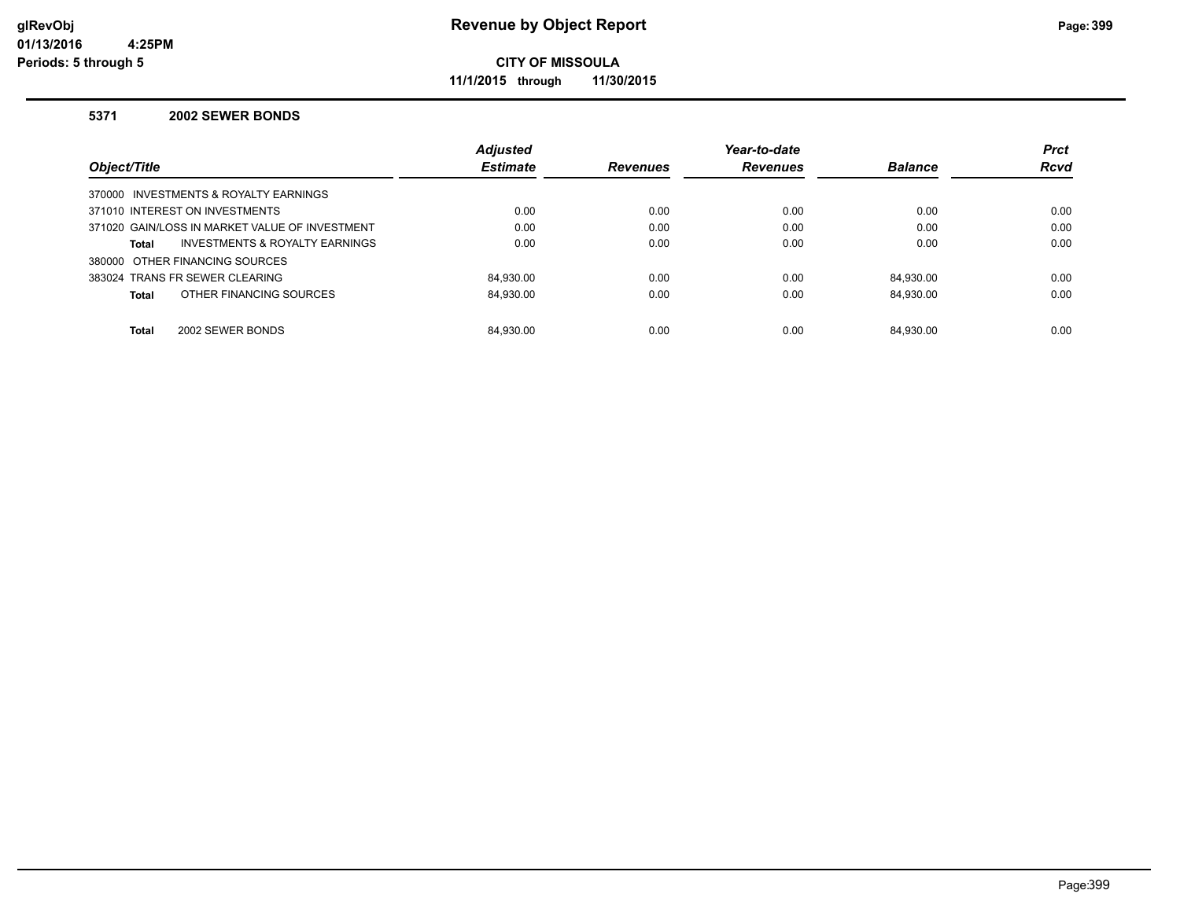# Revenue by Object Report

**CITY OF MISSOULA**

**11/1/2015 through 11/30/2015**

### 5371 2002 SEWER BONDS

| Object/Title | Adjusted Estimate | Revenues | Year-to-date Revenues | Balance | Prct Rcvd |
|---|---|---|---|---|---|
| 370000 INVESTMENTS & ROYALTY EARNINGS | | | | | |
| 371010 INTEREST ON INVESTMENTS | 0.00 | 0.00 | 0.00 | 0.00 | 0.00 |
| 371020 GAIN/LOSS IN MARKET VALUE OF INVESTMENT | 0.00 | 0.00 | 0.00 | 0.00 | 0.00 |
| **Total** INVESTMENTS & ROYALTY EARNINGS | 0.00 | 0.00 | 0.00 | 0.00 | 0.00 |
| 380000 OTHER FINANCING SOURCES | | | | | |
| 383024 TRANS FR SEWER CLEARING | 84,930.00 | 0.00 | 0.00 | 84,930.00 | 0.00 |
| **Total** OTHER FINANCING SOURCES | 84,930.00 | 0.00 | 0.00 | 84,930.00 | 0.00 |
| **Total** 2002 SEWER BONDS | 84,930.00 | 0.00 | 0.00 | 84,930.00 | 0.00 |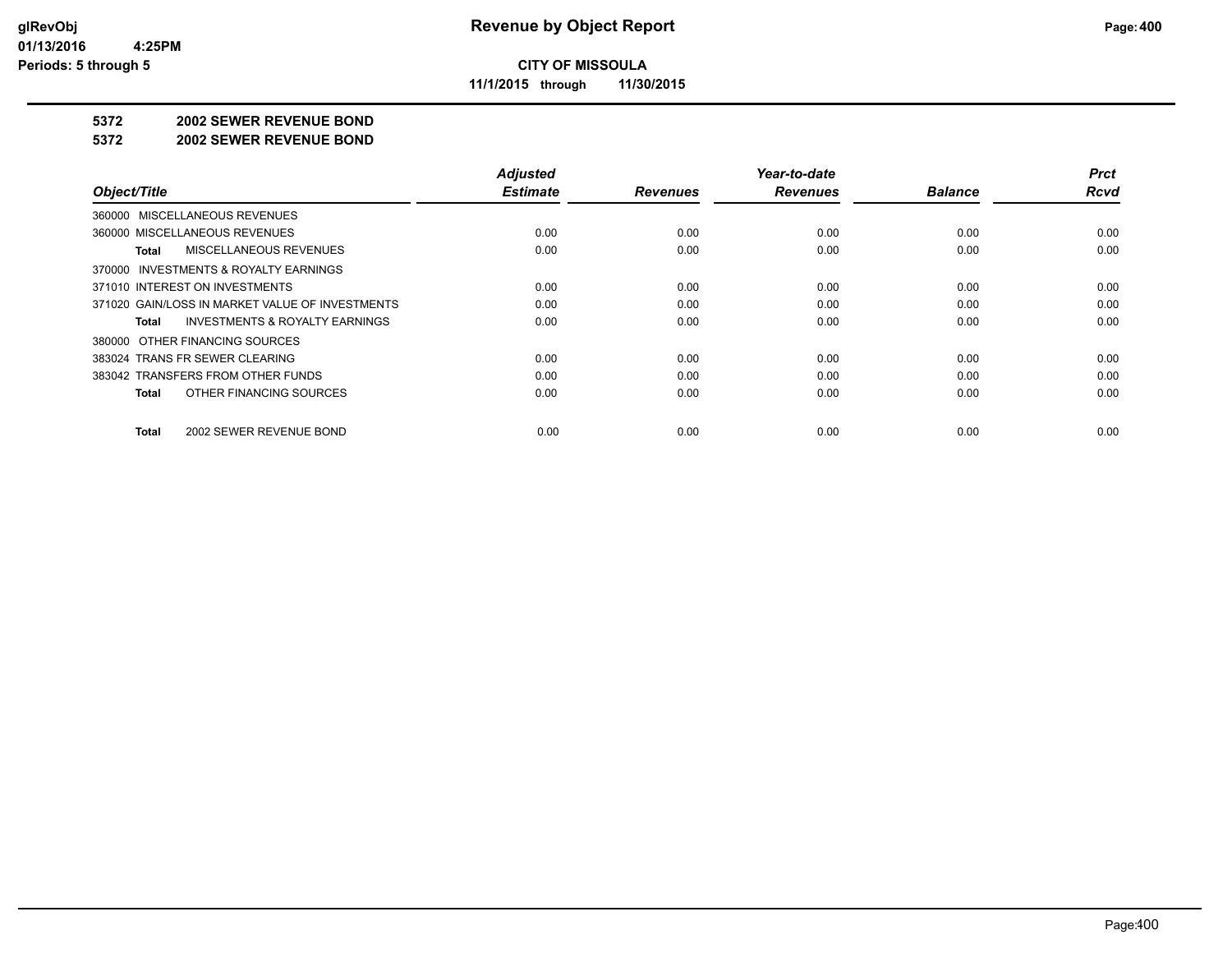# Revenue by Object Report

**CITY OF MISSOULA**

**11/1/2015 through 11/30/2015**

glRevObj
01/13/2016 4:25PM
Periods: 5 through 5

## 5372 2002 SEWER REVENUE BOND

## 5372 2002 SEWER REVENUE BOND

| Object/Title | Adjusted Estimate | Revenues | Year-to-date Revenues | Balance | Prct Rcvd |
|---|---|---|---|---|---|
| 360000 MISCELLANEOUS REVENUES | | | | | |
| 360000 MISCELLANEOUS REVENUES | 0.00 | 0.00 | 0.00 | 0.00 | 0.00 |
| **Total** MISCELLANEOUS REVENUES | 0.00 | 0.00 | 0.00 | 0.00 | 0.00 |
| 370000 INVESTMENTS & ROYALTY EARNINGS | | | | | |
| 371010 INTEREST ON INVESTMENTS | 0.00 | 0.00 | 0.00 | 0.00 | 0.00 |
| 371020 GAIN/LOSS IN MARKET VALUE OF INVESTMENTS | 0.00 | 0.00 | 0.00 | 0.00 | 0.00 |
| **Total** INVESTMENTS & ROYALTY EARNINGS | 0.00 | 0.00 | 0.00 | 0.00 | 0.00 |
| 380000 OTHER FINANCING SOURCES | | | | | |
| 383024 TRANS FR SEWER CLEARING | 0.00 | 0.00 | 0.00 | 0.00 | 0.00 |
| 383042 TRANSFERS FROM OTHER FUNDS | 0.00 | 0.00 | 0.00 | 0.00 | 0.00 |
| **Total** OTHER FINANCING SOURCES | 0.00 | 0.00 | 0.00 | 0.00 | 0.00 |
| **Total** 2002 SEWER REVENUE BOND | 0.00 | 0.00 | 0.00 | 0.00 | 0.00 |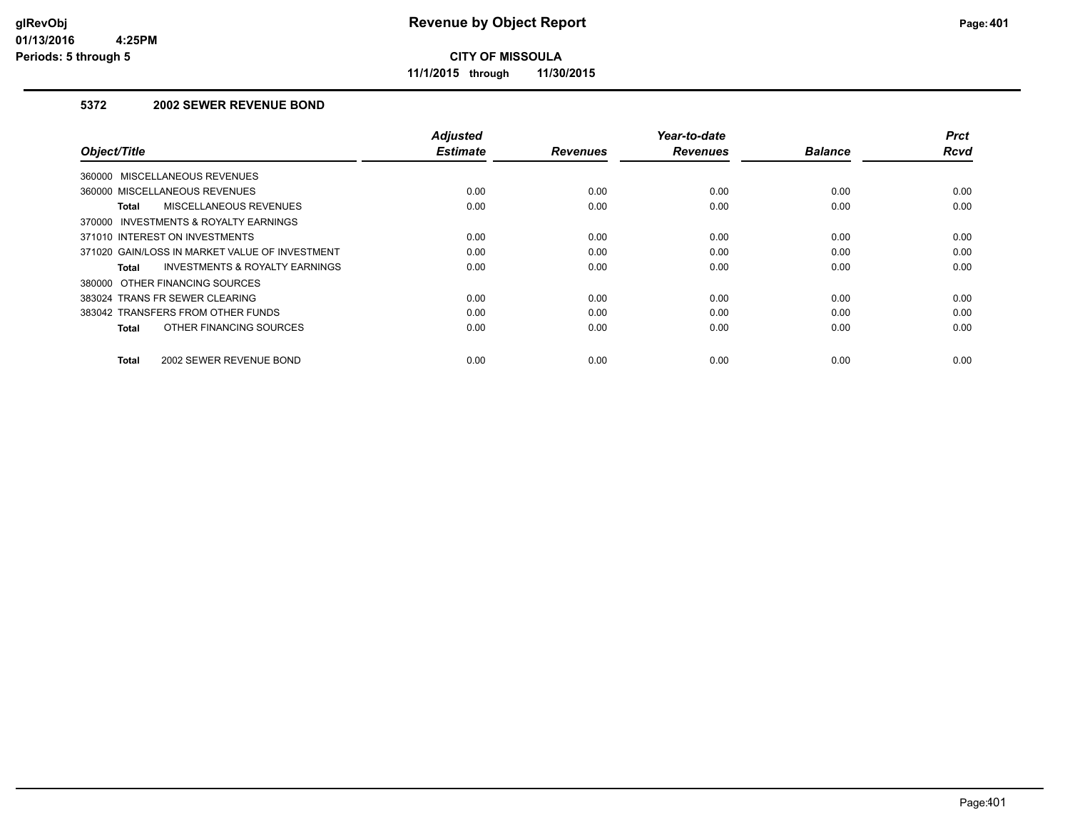# Revenue by Object Report

**CITY OF MISSOULA**

**11/1/2015 through 11/30/2015**

glRevObj
01/13/2016 4:25PM
Periods: 5 through 5

### 5372 2002 SEWER REVENUE BOND

| Object/Title | Adjusted Estimate | Revenues | Year-to-date Revenues | Balance | Prct Rcvd |
|---|---|---|---|---|---|
| 360000 MISCELLANEOUS REVENUES | | | | | |
| 360000 MISCELLANEOUS REVENUES | 0.00 | 0.00 | 0.00 | 0.00 | 0.00 |
| **Total** MISCELLANEOUS REVENUES | 0.00 | 0.00 | 0.00 | 0.00 | 0.00 |
| 370000 INVESTMENTS & ROYALTY EARNINGS | | | | | |
| 371010 INTEREST ON INVESTMENTS | 0.00 | 0.00 | 0.00 | 0.00 | 0.00 |
| 371020 GAIN/LOSS IN MARKET VALUE OF INVESTMENT | 0.00 | 0.00 | 0.00 | 0.00 | 0.00 |
| **Total** INVESTMENTS & ROYALTY EARNINGS | 0.00 | 0.00 | 0.00 | 0.00 | 0.00 |
| 380000 OTHER FINANCING SOURCES | | | | | |
| 383024 TRANS FR SEWER CLEARING | 0.00 | 0.00 | 0.00 | 0.00 | 0.00 |
| 383042 TRANSFERS FROM OTHER FUNDS | 0.00 | 0.00 | 0.00 | 0.00 | 0.00 |
| **Total** OTHER FINANCING SOURCES | 0.00 | 0.00 | 0.00 | 0.00 | 0.00 |
| **Total** 2002 SEWER REVENUE BOND | 0.00 | 0.00 | 0.00 | 0.00 | 0.00 |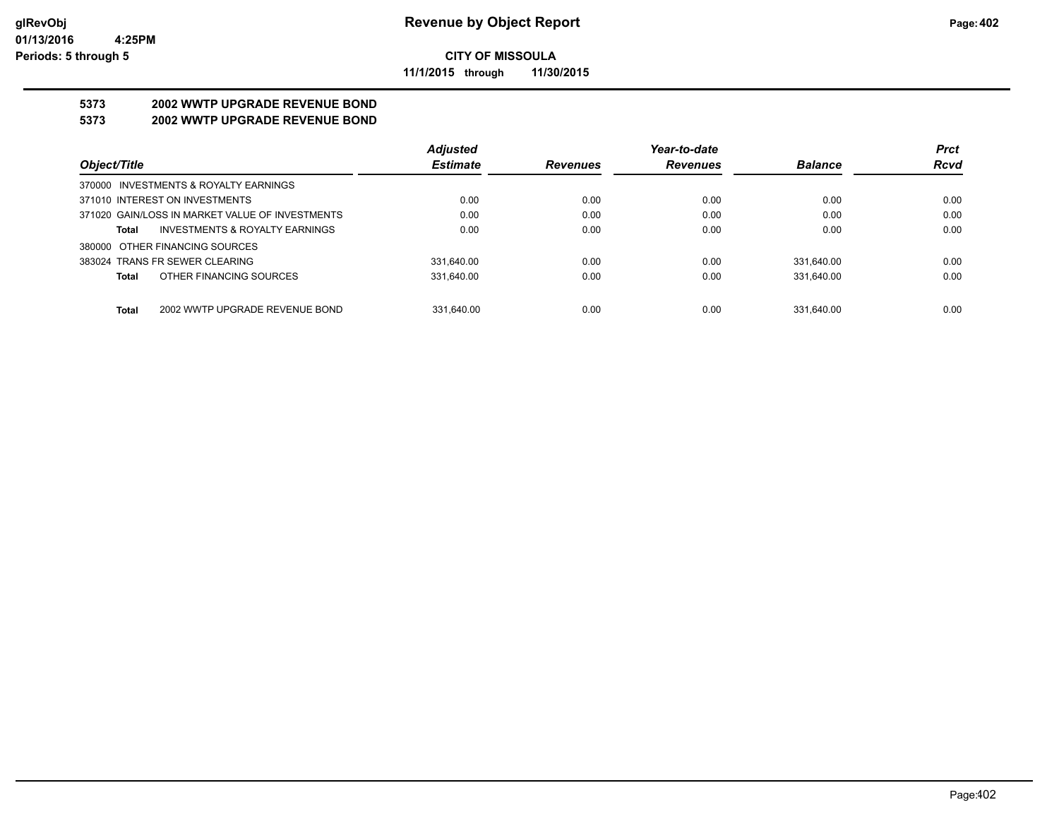# CITY OF MISSOULA

**11/1/2015 through 11/30/2015**

## 5373 2002 WWTP UPGRADE REVENUE BOND

## 5373 2002 WWTP UPGRADE REVENUE BOND

| Object/Title | Adjusted Estimate | Revenues | Year-to-date Revenues | Balance | Prct Rcvd |
|---|---|---|---|---|---|
| 370000 INVESTMENTS & ROYALTY EARNINGS | | | | | |
| 371010 INTEREST ON INVESTMENTS | 0.00 | 0.00 | 0.00 | 0.00 | 0.00 |
| 371020 GAIN/LOSS IN MARKET VALUE OF INVESTMENTS | 0.00 | 0.00 | 0.00 | 0.00 | 0.00 |
| **Total** INVESTMENTS & ROYALTY EARNINGS | 0.00 | 0.00 | 0.00 | 0.00 | 0.00 |
| 380000 OTHER FINANCING SOURCES | | | | | |
| 383024 TRANS FR SEWER CLEARING | 331,640.00 | 0.00 | 0.00 | 331,640.00 | 0.00 |
| **Total** OTHER FINANCING SOURCES | 331,640.00 | 0.00 | 0.00 | 331,640.00 | 0.00 |
| **Total** 2002 WWTP UPGRADE REVENUE BOND | 331,640.00 | 0.00 | 0.00 | 331,640.00 | 0.00 |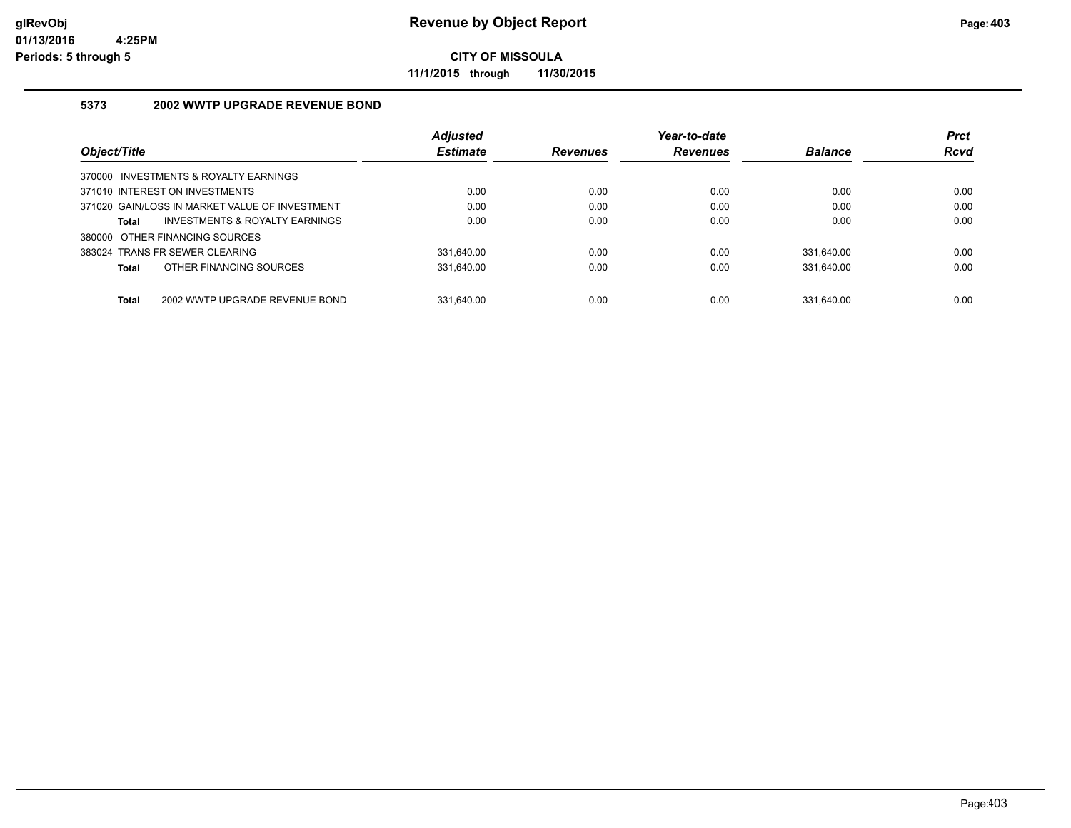# Revenue by Object Report

**CITY OF MISSOULA**

**11/1/2015 through 11/30/2015**

### 5373 2002 WWTP UPGRADE REVENUE BOND

| Object/Title | Adjusted Estimate | Revenues | Year-to-date Revenues | Balance | Prct Rcvd |
|---|---|---|---|---|---|
| 370000 INVESTMENTS & ROYALTY EARNINGS | | | | | |
| 371010 INTEREST ON INVESTMENTS | 0.00 | 0.00 | 0.00 | 0.00 | 0.00 |
| 371020 GAIN/LOSS IN MARKET VALUE OF INVESTMENT | 0.00 | 0.00 | 0.00 | 0.00 | 0.00 |
| **Total** INVESTMENTS & ROYALTY EARNINGS | 0.00 | 0.00 | 0.00 | 0.00 | 0.00 |
| 380000 OTHER FINANCING SOURCES | | | | | |
| 383024 TRANS FR SEWER CLEARING | 331,640.00 | 0.00 | 0.00 | 331,640.00 | 0.00 |
| **Total** OTHER FINANCING SOURCES | 331,640.00 | 0.00 | 0.00 | 331,640.00 | 0.00 |
| **Total** 2002 WWTP UPGRADE REVENUE BOND | 331,640.00 | 0.00 | 0.00 | 331,640.00 | 0.00 |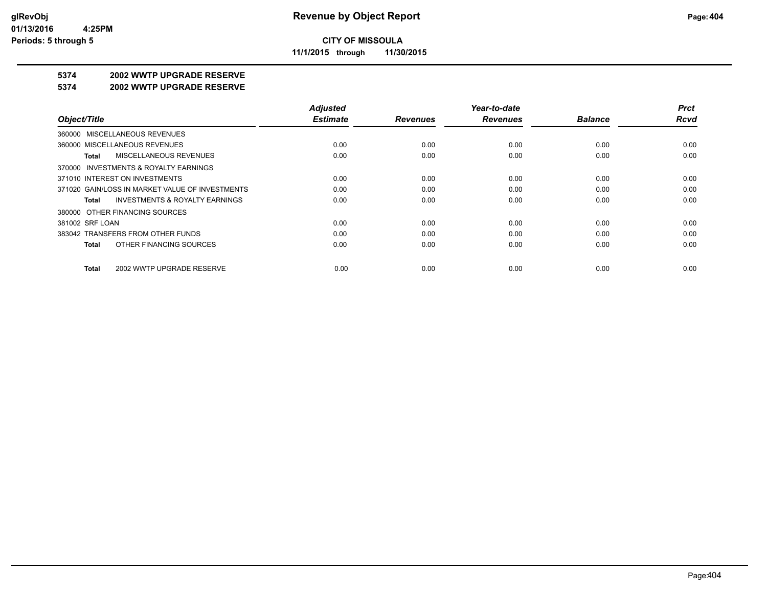**CITY OF MISSOULA**

**11/1/2015 through 11/30/2015**

# 5374 2002 WWTP UPGRADE RESERVE

## 5374 2002 WWTP UPGRADE RESERVE

| Object/Title | Adjusted Estimate | Revenues | Year-to-date Revenues | Balance | Prct Rcvd |
|---|---|---|---|---|---|
| 360000 MISCELLANEOUS REVENUES | | | | | |
| 360000 MISCELLANEOUS REVENUES | 0.00 | 0.00 | 0.00 | 0.00 | 0.00 |
| **Total** MISCELLANEOUS REVENUES | 0.00 | 0.00 | 0.00 | 0.00 | 0.00 |
| 370000 INVESTMENTS & ROYALTY EARNINGS | | | | | |
| 371010 INTEREST ON INVESTMENTS | 0.00 | 0.00 | 0.00 | 0.00 | 0.00 |
| 371020 GAIN/LOSS IN MARKET VALUE OF INVESTMENTS | 0.00 | 0.00 | 0.00 | 0.00 | 0.00 |
| **Total** INVESTMENTS & ROYALTY EARNINGS | 0.00 | 0.00 | 0.00 | 0.00 | 0.00 |
| 380000 OTHER FINANCING SOURCES | | | | | |
| 381002 SRF LOAN | 0.00 | 0.00 | 0.00 | 0.00 | 0.00 |
| 383042 TRANSFERS FROM OTHER FUNDS | 0.00 | 0.00 | 0.00 | 0.00 | 0.00 |
| **Total** OTHER FINANCING SOURCES | 0.00 | 0.00 | 0.00 | 0.00 | 0.00 |
| **Total** 2002 WWTP UPGRADE RESERVE | 0.00 | 0.00 | 0.00 | 0.00 | 0.00 |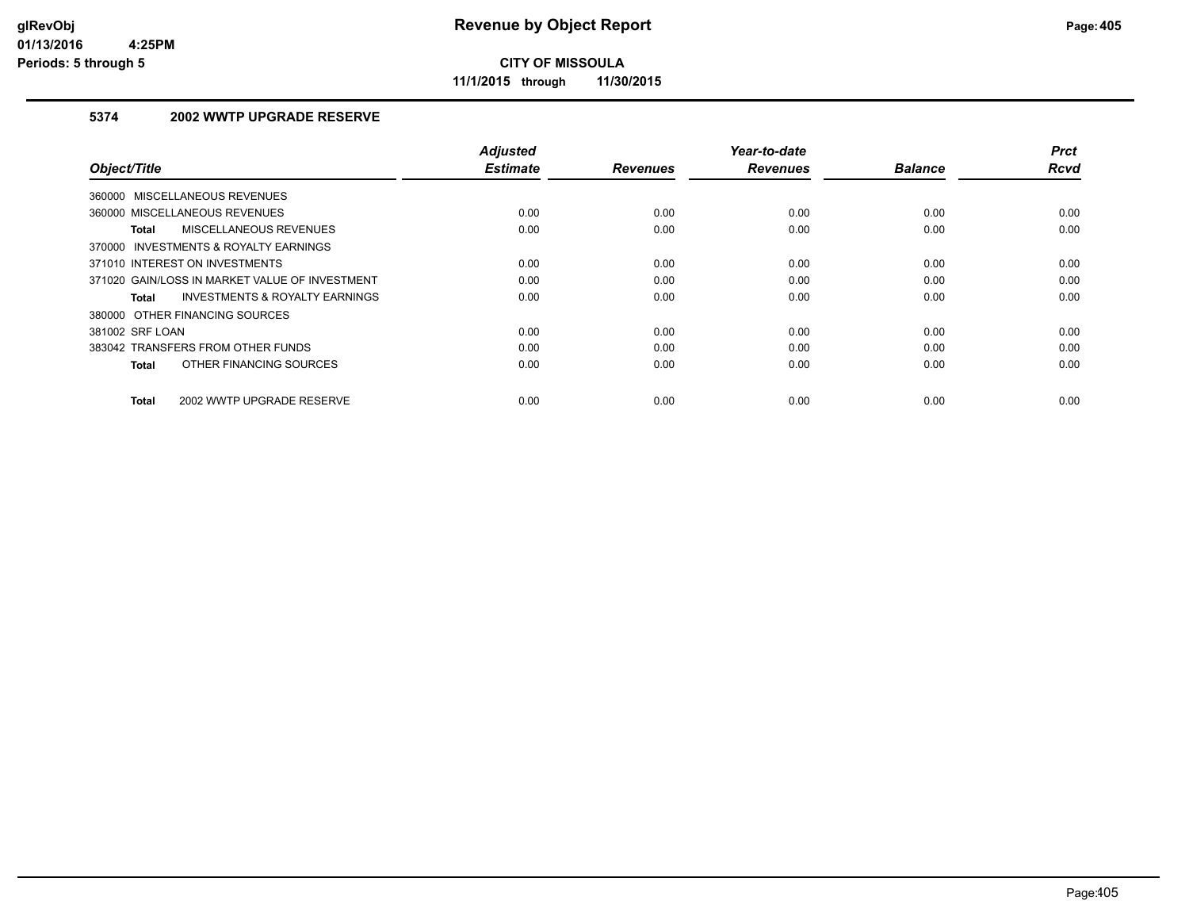**Revenue by Object Report**

**CITY OF MISSOULA**

**11/1/2015 through 11/30/2015**

### 5374 2002 WWTP UPGRADE RESERVE

| Object/Title | Adjusted Estimate | Revenues | Year-to-date Revenues | Balance | Prct Rcvd |
|---|---|---|---|---|---|
| 360000 MISCELLANEOUS REVENUES | | | | | |
| 360000 MISCELLANEOUS REVENUES | 0.00 | 0.00 | 0.00 | 0.00 | 0.00 |
| **Total** MISCELLANEOUS REVENUES | 0.00 | 0.00 | 0.00 | 0.00 | 0.00 |
| 370000 INVESTMENTS & ROYALTY EARNINGS | | | | | |
| 371010 INTEREST ON INVESTMENTS | 0.00 | 0.00 | 0.00 | 0.00 | 0.00 |
| 371020 GAIN/LOSS IN MARKET VALUE OF INVESTMENT | 0.00 | 0.00 | 0.00 | 0.00 | 0.00 |
| **Total** INVESTMENTS & ROYALTY EARNINGS | 0.00 | 0.00 | 0.00 | 0.00 | 0.00 |
| 380000 OTHER FINANCING SOURCES | | | | | |
| 381002 SRF LOAN | 0.00 | 0.00 | 0.00 | 0.00 | 0.00 |
| 383042 TRANSFERS FROM OTHER FUNDS | 0.00 | 0.00 | 0.00 | 0.00 | 0.00 |
| **Total** OTHER FINANCING SOURCES | 0.00 | 0.00 | 0.00 | 0.00 | 0.00 |
| **Total** 2002 WWTP UPGRADE RESERVE | 0.00 | 0.00 | 0.00 | 0.00 | 0.00 |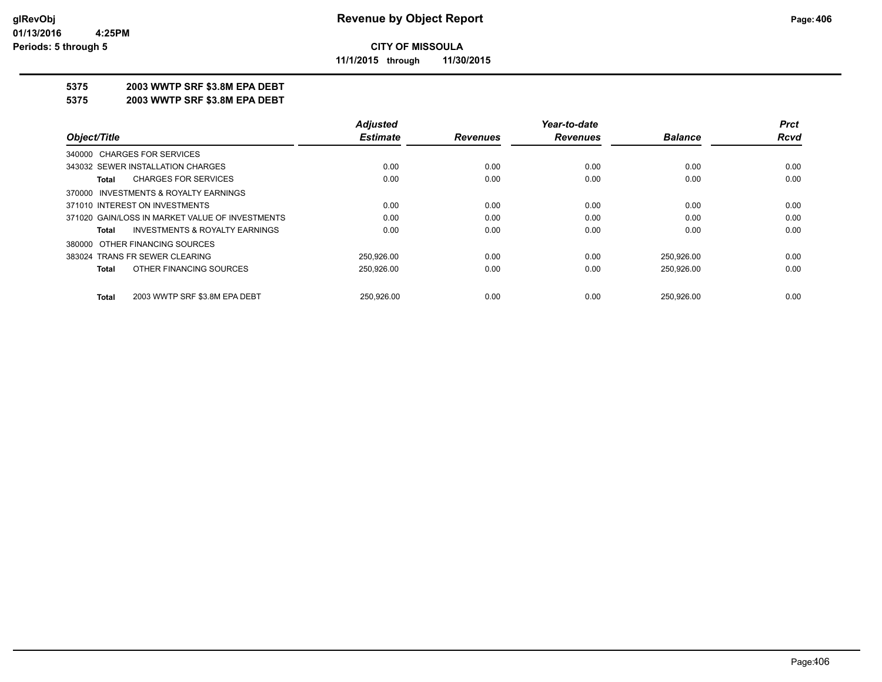**Revenue by Object Report**

**CITY OF MISSOULA**

**11/1/2015 through 11/30/2015**

glRevObj
01/13/2016 4:25PM
Periods: 5 through 5

**5375 2003 WWTP SRF $3.8M EPA DEBT**

**5375 2003 WWTP SRF $3.8M EPA DEBT**

| Object/Title | Adjusted Estimate | Revenues | Year-to-date Revenues | Balance | Prct Rcvd |
|---|---|---|---|---|---|
| 340000 CHARGES FOR SERVICES | | | | | |
| 343032 SEWER INSTALLATION CHARGES | 0.00 | 0.00 | 0.00 | 0.00 | 0.00 |
| **Total** CHARGES FOR SERVICES | 0.00 | 0.00 | 0.00 | 0.00 | 0.00 |
| 370000 INVESTMENTS & ROYALTY EARNINGS | | | | | |
| 371010 INTEREST ON INVESTMENTS | 0.00 | 0.00 | 0.00 | 0.00 | 0.00 |
| 371020 GAIN/LOSS IN MARKET VALUE OF INVESTMENTS | 0.00 | 0.00 | 0.00 | 0.00 | 0.00 |
| **Total** INVESTMENTS & ROYALTY EARNINGS | 0.00 | 0.00 | 0.00 | 0.00 | 0.00 |
| 380000 OTHER FINANCING SOURCES | | | | | |
| 383024 TRANS FR SEWER CLEARING | 250,926.00 | 0.00 | 0.00 | 250,926.00 | 0.00 |
| **Total** OTHER FINANCING SOURCES | 250,926.00 | 0.00 | 0.00 | 250,926.00 | 0.00 |
| **Total** 2003 WWTP SRF $3.8M EPA DEBT | 250,926.00 | 0.00 | 0.00 | 250,926.00 | 0.00 |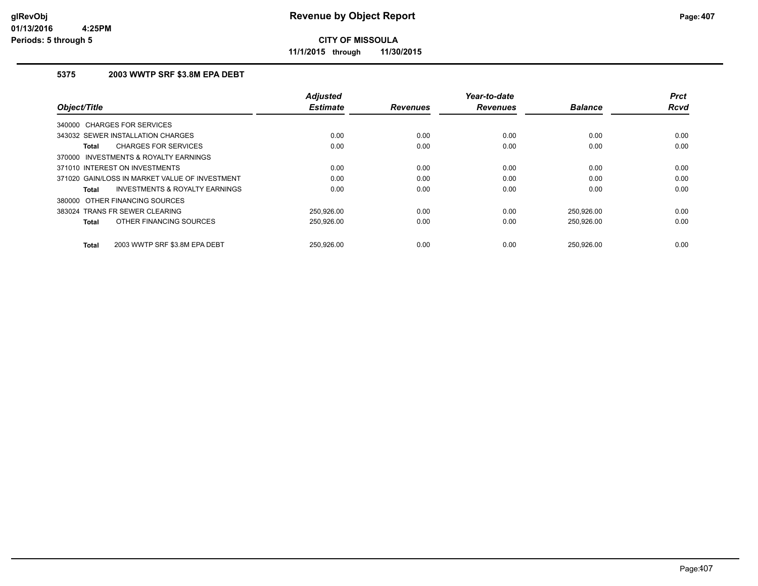# Revenue by Object Report

**CITY OF MISSOULA**

**11/1/2015 through 11/30/2015**

glRevObj
01/13/2016 4:25PM
Periods: 5 through 5

### 5375 2003 WWTP SRF $3.8M EPA DEBT

| Object/Title | Adjusted Estimate | Revenues | Year-to-date Revenues | Balance | Prct Rcvd |
|---|---|---|---|---|---|
| 340000 CHARGES FOR SERVICES | | | | | |
| 343032 SEWER INSTALLATION CHARGES | 0.00 | 0.00 | 0.00 | 0.00 | 0.00 |
| **Total** CHARGES FOR SERVICES | 0.00 | 0.00 | 0.00 | 0.00 | 0.00 |
| 370000 INVESTMENTS & ROYALTY EARNINGS | | | | | |
| 371010 INTEREST ON INVESTMENTS | 0.00 | 0.00 | 0.00 | 0.00 | 0.00 |
| 371020 GAIN/LOSS IN MARKET VALUE OF INVESTMENT | 0.00 | 0.00 | 0.00 | 0.00 | 0.00 |
| **Total** INVESTMENTS & ROYALTY EARNINGS | 0.00 | 0.00 | 0.00 | 0.00 | 0.00 |
| 380000 OTHER FINANCING SOURCES | | | | | |
| 383024 TRANS FR SEWER CLEARING | 250,926.00 | 0.00 | 0.00 | 250,926.00 | 0.00 |
| **Total** OTHER FINANCING SOURCES | 250,926.00 | 0.00 | 0.00 | 250,926.00 | 0.00 |
| **Total** 2003 WWTP SRF $3.8M EPA DEBT | 250,926.00 | 0.00 | 0.00 | 250,926.00 | 0.00 |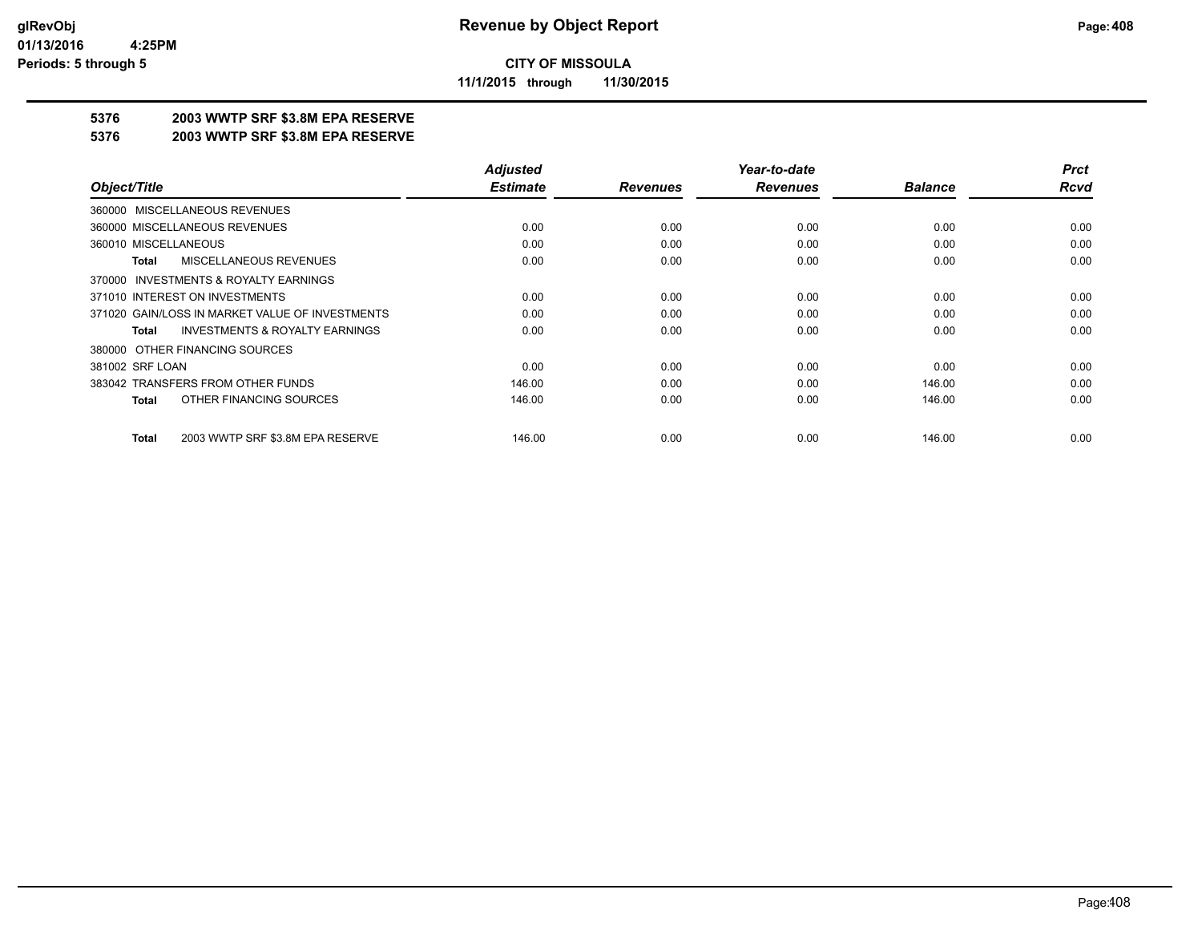**CITY OF MISSOULA**

**11/1/2015 through 11/30/2015**

### 5376 2003 WWTP SRF $3.8M EPA RESERVE

### 5376 2003 WWTP SRF $3.8M EPA RESERVE

| Object/Title | Adjusted Estimate | Revenues | Year-to-date Revenues | Balance | Prct Rcvd |
|---|---|---|---|---|---|
| 360000 MISCELLANEOUS REVENUES | | | | | |
| 360000 MISCELLANEOUS REVENUES | 0.00 | 0.00 | 0.00 | 0.00 | 0.00 |
| 360010 MISCELLANEOUS | 0.00 | 0.00 | 0.00 | 0.00 | 0.00 |
| **Total** MISCELLANEOUS REVENUES | 0.00 | 0.00 | 0.00 | 0.00 | 0.00 |
| 370000 INVESTMENTS & ROYALTY EARNINGS | | | | | |
| 371010 INTEREST ON INVESTMENTS | 0.00 | 0.00 | 0.00 | 0.00 | 0.00 |
| 371020 GAIN/LOSS IN MARKET VALUE OF INVESTMENTS | 0.00 | 0.00 | 0.00 | 0.00 | 0.00 |
| **Total** INVESTMENTS & ROYALTY EARNINGS | 0.00 | 0.00 | 0.00 | 0.00 | 0.00 |
| 380000 OTHER FINANCING SOURCES | | | | | |
| 381002 SRF LOAN | 0.00 | 0.00 | 0.00 | 0.00 | 0.00 |
| 383042 TRANSFERS FROM OTHER FUNDS | 146.00 | 0.00 | 0.00 | 146.00 | 0.00 |
| **Total** OTHER FINANCING SOURCES | 146.00 | 0.00 | 0.00 | 146.00 | 0.00 |
| **Total** 2003 WWTP SRF $3.8M EPA RESERVE | 146.00 | 0.00 | 0.00 | 146.00 | 0.00 |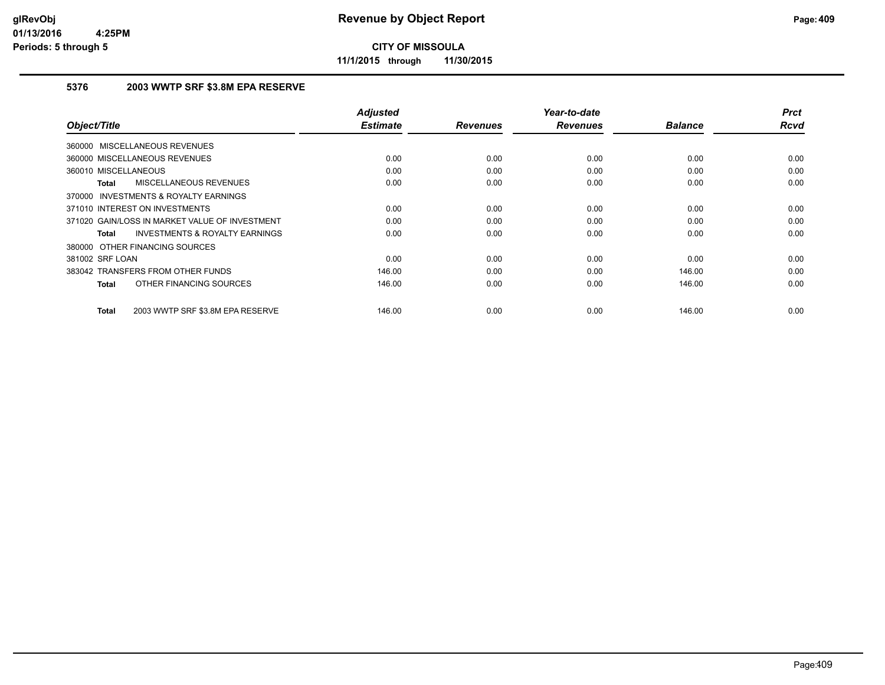**Revenue by Object Report**

**CITY OF MISSOULA**

**11/1/2015 through 11/30/2015**

glRevObj
01/13/2016 4:25PM
Periods: 5 through 5

### 5376 2003 WWTP SRF $3.8M EPA RESERVE

| Object/Title | Adjusted Estimate | Revenues | Year-to-date Revenues | Balance | Prct Rcvd |
|---|---|---|---|---|---|
| 360000 MISCELLANEOUS REVENUES | | | | | |
| 360000 MISCELLANEOUS REVENUES | 0.00 | 0.00 | 0.00 | 0.00 | 0.00 |
| 360010 MISCELLANEOUS | 0.00 | 0.00 | 0.00 | 0.00 | 0.00 |
| **Total** MISCELLANEOUS REVENUES | 0.00 | 0.00 | 0.00 | 0.00 | 0.00 |
| 370000 INVESTMENTS & ROYALTY EARNINGS | | | | | |
| 371010 INTEREST ON INVESTMENTS | 0.00 | 0.00 | 0.00 | 0.00 | 0.00 |
| 371020 GAIN/LOSS IN MARKET VALUE OF INVESTMENT | 0.00 | 0.00 | 0.00 | 0.00 | 0.00 |
| **Total** INVESTMENTS & ROYALTY EARNINGS | 0.00 | 0.00 | 0.00 | 0.00 | 0.00 |
| 380000 OTHER FINANCING SOURCES | | | | | |
| 381002 SRF LOAN | 0.00 | 0.00 | 0.00 | 0.00 | 0.00 |
| 383042 TRANSFERS FROM OTHER FUNDS | 146.00 | 0.00 | 0.00 | 146.00 | 0.00 |
| **Total** OTHER FINANCING SOURCES | 146.00 | 0.00 | 0.00 | 146.00 | 0.00 |
| **Total** 2003 WWTP SRF $3.8M EPA RESERVE | 146.00 | 0.00 | 0.00 | 146.00 | 0.00 |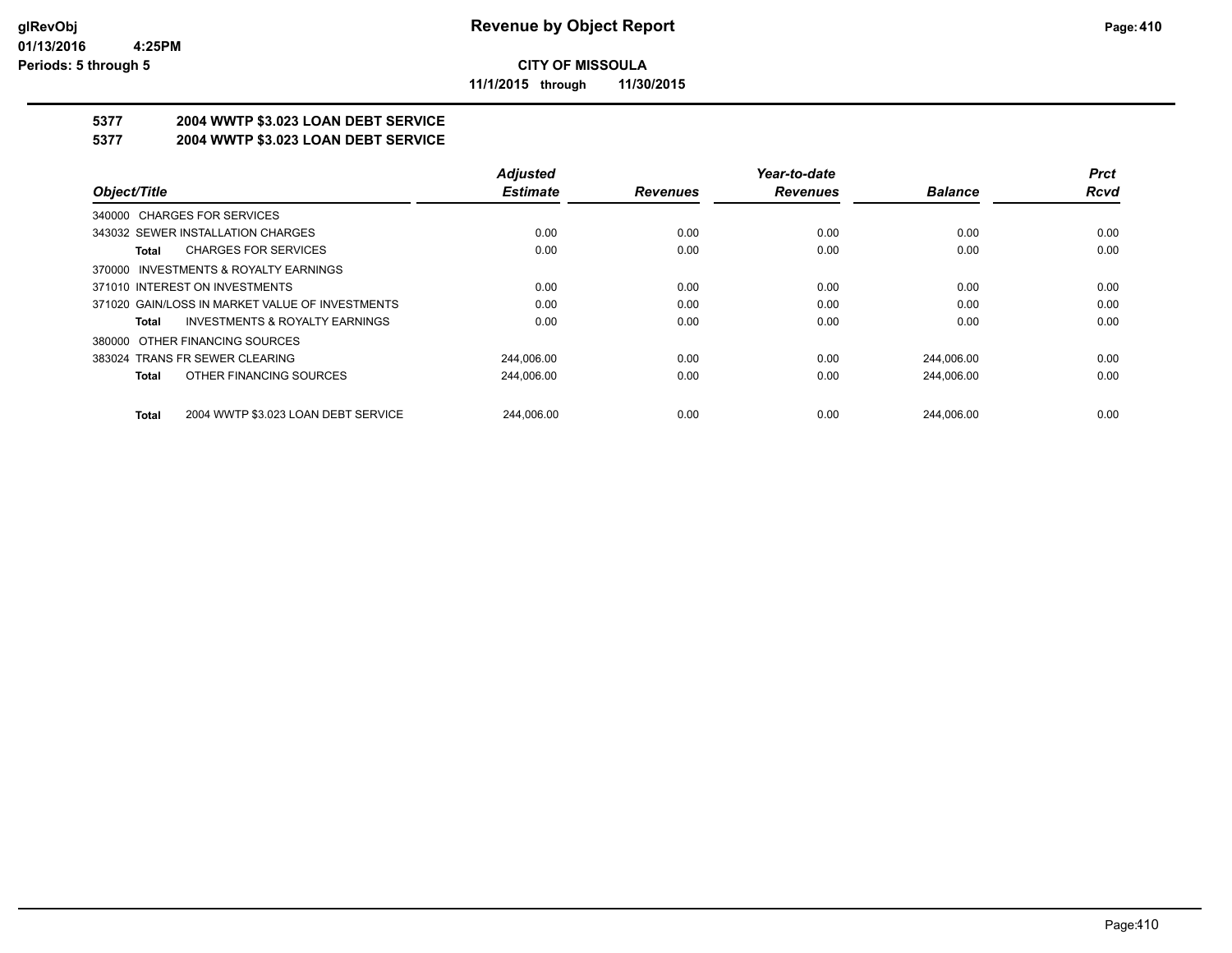**CITY OF MISSOULA**

**11/1/2015 through 11/30/2015**

## 5377 2004 WWTP $3.023 LOAN DEBT SERVICE
## 5377 2004 WWTP $3.023 LOAN DEBT SERVICE

| Object/Title | Adjusted Estimate | Revenues | Year-to-date Revenues | Balance | Prct Rcvd |
|---|---|---|---|---|---|
| 340000 CHARGES FOR SERVICES | | | | | |
| 343032 SEWER INSTALLATION CHARGES | 0.00 | 0.00 | 0.00 | 0.00 | 0.00 |
| **Total** CHARGES FOR SERVICES | 0.00 | 0.00 | 0.00 | 0.00 | 0.00 |
| 370000 INVESTMENTS & ROYALTY EARNINGS | | | | | |
| 371010 INTEREST ON INVESTMENTS | 0.00 | 0.00 | 0.00 | 0.00 | 0.00 |
| 371020 GAIN/LOSS IN MARKET VALUE OF INVESTMENTS | 0.00 | 0.00 | 0.00 | 0.00 | 0.00 |
| **Total** INVESTMENTS & ROYALTY EARNINGS | 0.00 | 0.00 | 0.00 | 0.00 | 0.00 |
| 380000 OTHER FINANCING SOURCES | | | | | |
| 383024 TRANS FR SEWER CLEARING | 244,006.00 | 0.00 | 0.00 | 244,006.00 | 0.00 |
| **Total** OTHER FINANCING SOURCES | 244,006.00 | 0.00 | 0.00 | 244,006.00 | 0.00 |
| **Total** 2004 WWTP $3.023 LOAN DEBT SERVICE | 244,006.00 | 0.00 | 0.00 | 244,006.00 | 0.00 |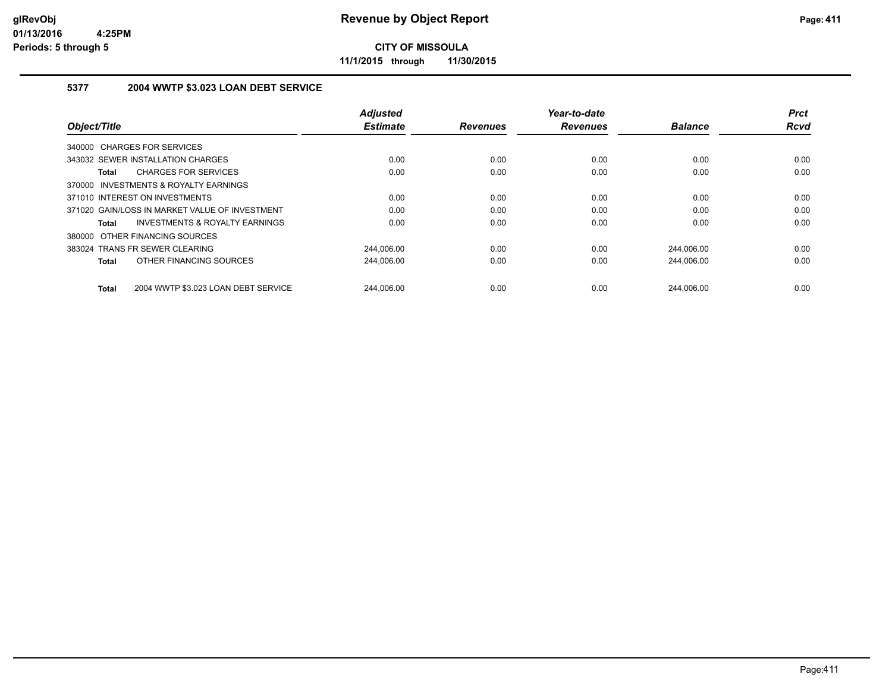**glRevObj**
**01/13/2016 4:25PM**
**Periods: 5 through 5**

# Revenue by Object Report

**CITY OF MISSOULA**

**11/1/2015 through 11/30/2015**

## 5377 2004 WWTP $3.023 LOAN DEBT SERVICE

| Object/Title | Adjusted Estimate | Revenues | Year-to-date Revenues | Balance | Prct Rcvd |
|---|---|---|---|---|---|
| 340000 CHARGES FOR SERVICES | | | | | |
| 343032 SEWER INSTALLATION CHARGES | 0.00 | 0.00 | 0.00 | 0.00 | 0.00 |
| **Total** CHARGES FOR SERVICES | 0.00 | 0.00 | 0.00 | 0.00 | 0.00 |
| 370000 INVESTMENTS & ROYALTY EARNINGS | | | | | |
| 371010 INTEREST ON INVESTMENTS | 0.00 | 0.00 | 0.00 | 0.00 | 0.00 |
| 371020 GAIN/LOSS IN MARKET VALUE OF INVESTMENT | 0.00 | 0.00 | 0.00 | 0.00 | 0.00 |
| **Total** INVESTMENTS & ROYALTY EARNINGS | 0.00 | 0.00 | 0.00 | 0.00 | 0.00 |
| 380000 OTHER FINANCING SOURCES | | | | | |
| 383024 TRANS FR SEWER CLEARING | 244,006.00 | 0.00 | 0.00 | 244,006.00 | 0.00 |
| **Total** OTHER FINANCING SOURCES | 244,006.00 | 0.00 | 0.00 | 244,006.00 | 0.00 |
| **Total** 2004 WWTP $3.023 LOAN DEBT SERVICE | 244,006.00 | 0.00 | 0.00 | 244,006.00 | 0.00 |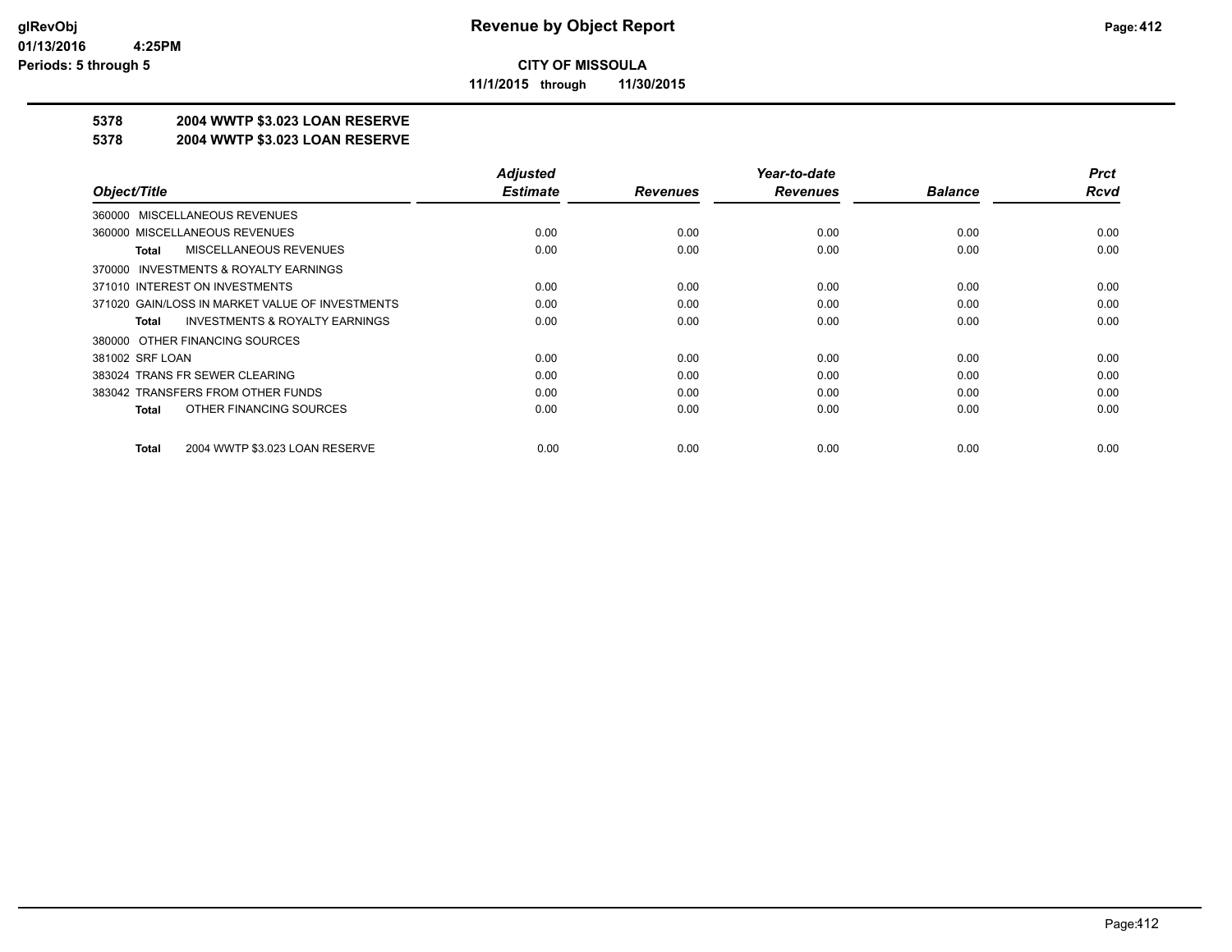# Revenue by Object Report

**CITY OF MISSOULA**

**11/1/2015 through 11/30/2015**

glRevObj
01/13/2016 4:25PM
Periods: 5 through 5

## 5378 2004 WWTP $3.023 LOAN RESERVE

## 5378 2004 WWTP $3.023 LOAN RESERVE

| Object/Title | Adjusted Estimate | Revenues | Year-to-date Revenues | Balance | Prct Rcvd |
|---|---|---|---|---|---|
| 360000 MISCELLANEOUS REVENUES | | | | | |
| 360000 MISCELLANEOUS REVENUES | 0.00 | 0.00 | 0.00 | 0.00 | 0.00 |
| **Total** MISCELLANEOUS REVENUES | 0.00 | 0.00 | 0.00 | 0.00 | 0.00 |
| 370000 INVESTMENTS & ROYALTY EARNINGS | | | | | |
| 371010 INTEREST ON INVESTMENTS | 0.00 | 0.00 | 0.00 | 0.00 | 0.00 |
| 371020 GAIN/LOSS IN MARKET VALUE OF INVESTMENTS | 0.00 | 0.00 | 0.00 | 0.00 | 0.00 |
| **Total** INVESTMENTS & ROYALTY EARNINGS | 0.00 | 0.00 | 0.00 | 0.00 | 0.00 |
| 380000 OTHER FINANCING SOURCES | | | | | |
| 381002 SRF LOAN | 0.00 | 0.00 | 0.00 | 0.00 | 0.00 |
| 383024 TRANS FR SEWER CLEARING | 0.00 | 0.00 | 0.00 | 0.00 | 0.00 |
| 383042 TRANSFERS FROM OTHER FUNDS | 0.00 | 0.00 | 0.00 | 0.00 | 0.00 |
| **Total** OTHER FINANCING SOURCES | 0.00 | 0.00 | 0.00 | 0.00 | 0.00 |
| **Total** 2004 WWTP $3.023 LOAN RESERVE | 0.00 | 0.00 | 0.00 | 0.00 | 0.00 |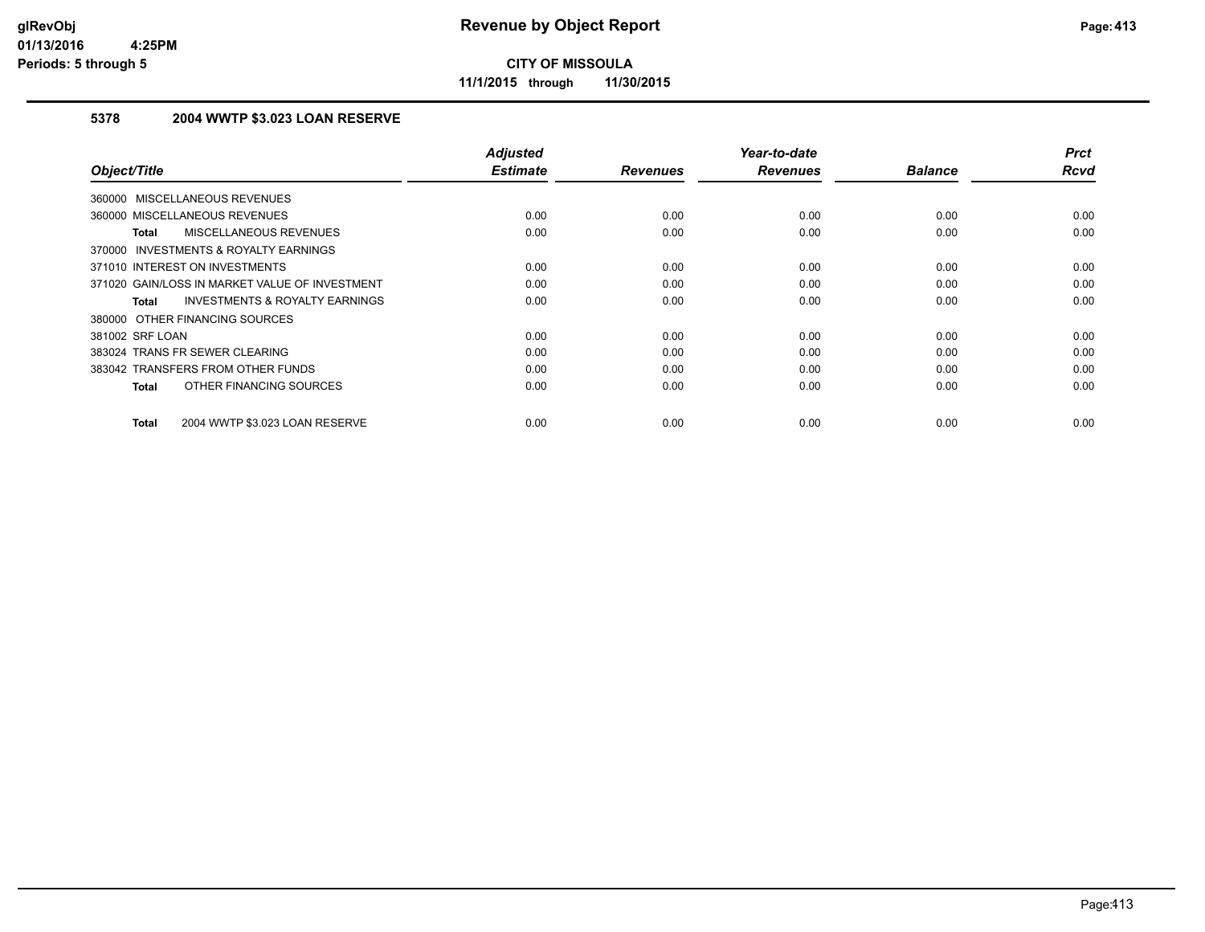# Revenue by Object Report

**CITY OF MISSOULA**

**11/1/2015 through 11/30/2015**

glRevObj
01/13/2016 4:25PM
Periods: 5 through 5

### 5378 2004 WWTP $3.023 LOAN RESERVE

| Object/Title | Adjusted Estimate | Revenues | Year-to-date Revenues | Balance | Prct Rcvd |
|---|---|---|---|---|---|
| 360000 MISCELLANEOUS REVENUES | | | | | |
| 360000 MISCELLANEOUS REVENUES | 0.00 | 0.00 | 0.00 | 0.00 | 0.00 |
| **Total** MISCELLANEOUS REVENUES | 0.00 | 0.00 | 0.00 | 0.00 | 0.00 |
| 370000 INVESTMENTS & ROYALTY EARNINGS | | | | | |
| 371010 INTEREST ON INVESTMENTS | 0.00 | 0.00 | 0.00 | 0.00 | 0.00 |
| 371020 GAIN/LOSS IN MARKET VALUE OF INVESTMENT | 0.00 | 0.00 | 0.00 | 0.00 | 0.00 |
| **Total** INVESTMENTS & ROYALTY EARNINGS | 0.00 | 0.00 | 0.00 | 0.00 | 0.00 |
| 380000 OTHER FINANCING SOURCES | | | | | |
| 381002 SRF LOAN | 0.00 | 0.00 | 0.00 | 0.00 | 0.00 |
| 383024 TRANS FR SEWER CLEARING | 0.00 | 0.00 | 0.00 | 0.00 | 0.00 |
| 383042 TRANSFERS FROM OTHER FUNDS | 0.00 | 0.00 | 0.00 | 0.00 | 0.00 |
| **Total** OTHER FINANCING SOURCES | 0.00 | 0.00 | 0.00 | 0.00 | 0.00 |
| **Total** 2004 WWTP $3.023 LOAN RESERVE | 0.00 | 0.00 | 0.00 | 0.00 | 0.00 |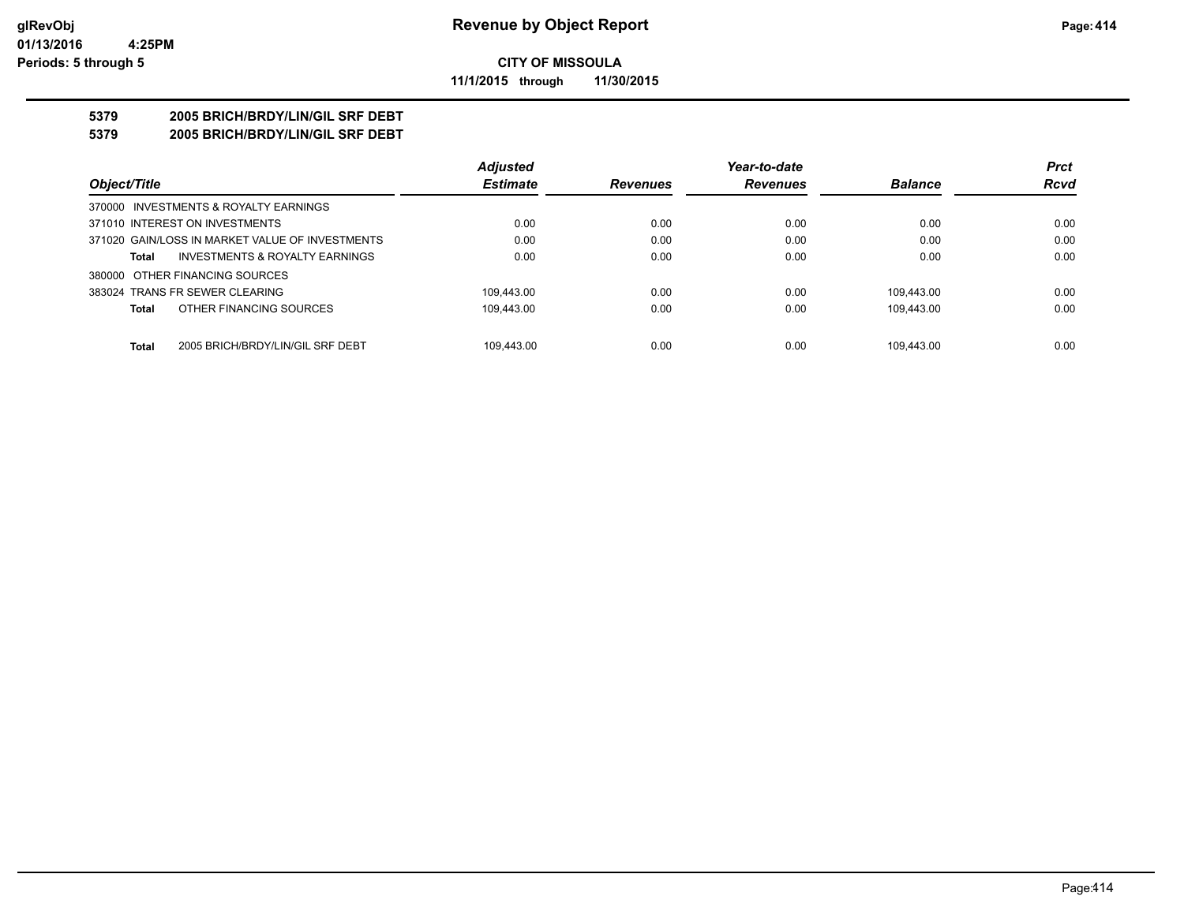**CITY OF MISSOULA**

**11/1/2015 through 11/30/2015**

**5379 2005 BRICH/BRDY/LIN/GIL SRF DEBT**

**5379 2005 BRICH/BRDY/LIN/GIL SRF DEBT**

| Object/Title | Adjusted Estimate | Revenues | Year-to-date Revenues | Balance | Prct Rcvd |
|---|---|---|---|---|---|
| 370000 INVESTMENTS & ROYALTY EARNINGS | | | | | |
| 371010 INTEREST ON INVESTMENTS | 0.00 | 0.00 | 0.00 | 0.00 | 0.00 |
| 371020 GAIN/LOSS IN MARKET VALUE OF INVESTMENTS | 0.00 | 0.00 | 0.00 | 0.00 | 0.00 |
| **Total** INVESTMENTS & ROYALTY EARNINGS | 0.00 | 0.00 | 0.00 | 0.00 | 0.00 |
| 380000 OTHER FINANCING SOURCES | | | | | |
| 383024 TRANS FR SEWER CLEARING | 109,443.00 | 0.00 | 0.00 | 109,443.00 | 0.00 |
| **Total** OTHER FINANCING SOURCES | 109,443.00 | 0.00 | 0.00 | 109,443.00 | 0.00 |
| **Total** 2005 BRICH/BRDY/LIN/GIL SRF DEBT | 109,443.00 | 0.00 | 0.00 | 109,443.00 | 0.00 |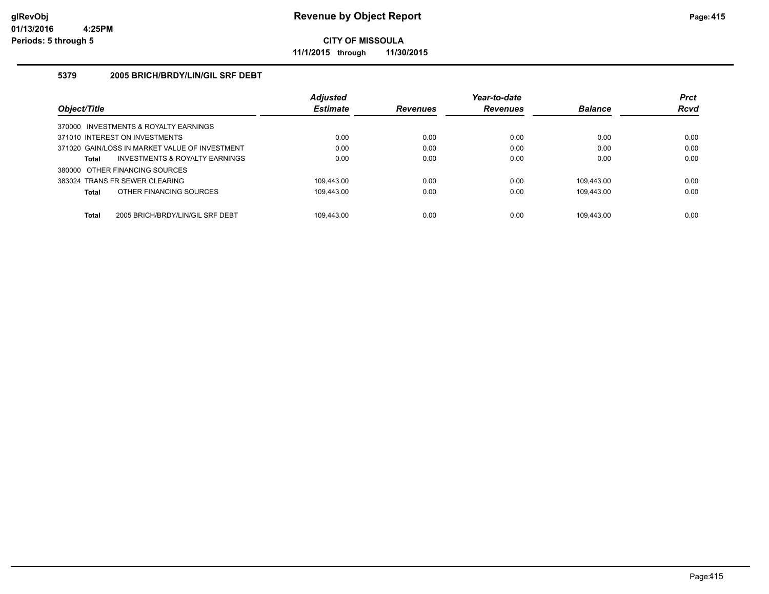**CITY OF MISSOULA**

**11/1/2015 through 11/30/2015**

glRevObj
01/13/2016 4:25PM
Periods: 5 through 5

# Revenue by Object Report

## 5379 2005 BRICH/BRDY/LIN/GIL SRF DEBT

| Object/Title | Adjusted Estimate | Revenues | Year-to-date Revenues | Balance | Prct Rcvd |
|---|---|---|---|---|---|
| 370000 INVESTMENTS & ROYALTY EARNINGS | | | | | |
| 371010 INTEREST ON INVESTMENTS | 0.00 | 0.00 | 0.00 | 0.00 | 0.00 |
| 371020 GAIN/LOSS IN MARKET VALUE OF INVESTMENT | 0.00 | 0.00 | 0.00 | 0.00 | 0.00 |
| **Total** INVESTMENTS & ROYALTY EARNINGS | 0.00 | 0.00 | 0.00 | 0.00 | 0.00 |
| 380000 OTHER FINANCING SOURCES | | | | | |
| 383024 TRANS FR SEWER CLEARING | 109,443.00 | 0.00 | 0.00 | 109,443.00 | 0.00 |
| **Total** OTHER FINANCING SOURCES | 109,443.00 | 0.00 | 0.00 | 109,443.00 | 0.00 |
| **Total** 2005 BRICH/BRDY/LIN/GIL SRF DEBT | 109,443.00 | 0.00 | 0.00 | 109,443.00 | 0.00 |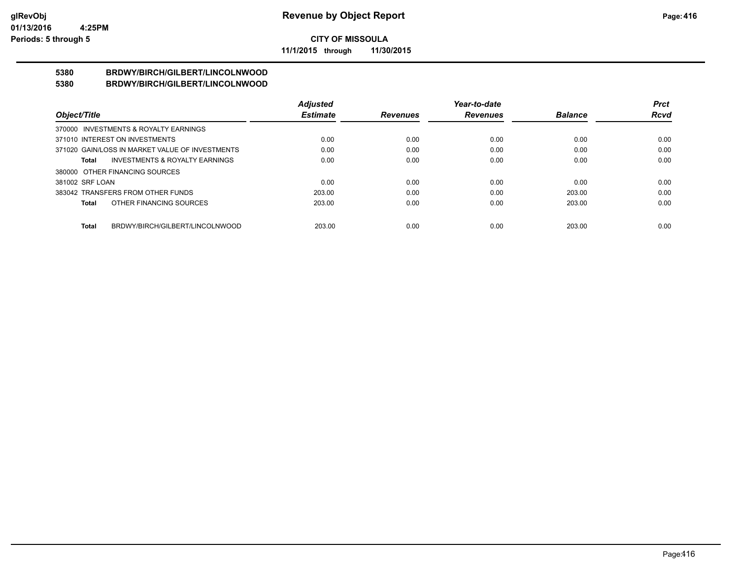**CITY OF MISSOULA**

**11/1/2015 through 11/30/2015**

# 5380 BRDWY/BIRCH/GILBERT/LINCOLNWOOD
# 5380 BRDWY/BIRCH/GILBERT/LINCOLNWOOD

| Object/Title | | Adjusted Estimate | Revenues | Year-to-date Revenues | Balance | Prct Rcvd |
|---|---|---|---|---|---|---|
| 370000 INVESTMENTS & ROYALTY EARNINGS | | | | | | |
| 371010 INTEREST ON INVESTMENTS | | 0.00 | 0.00 | 0.00 | 0.00 | 0.00 |
| 371020 GAIN/LOSS IN MARKET VALUE OF INVESTMENTS | | 0.00 | 0.00 | 0.00 | 0.00 | 0.00 |
| **Total** | INVESTMENTS & ROYALTY EARNINGS | 0.00 | 0.00 | 0.00 | 0.00 | 0.00 |
| 380000 OTHER FINANCING SOURCES | | | | | | |
| 381002 SRF LOAN | | 0.00 | 0.00 | 0.00 | 0.00 | 0.00 |
| 383042 TRANSFERS FROM OTHER FUNDS | | 203.00 | 0.00 | 0.00 | 203.00 | 0.00 |
| **Total** | OTHER FINANCING SOURCES | 203.00 | 0.00 | 0.00 | 203.00 | 0.00 |
| **Total** | BRDWY/BIRCH/GILBERT/LINCOLNWOOD | 203.00 | 0.00 | 0.00 | 203.00 | 0.00 |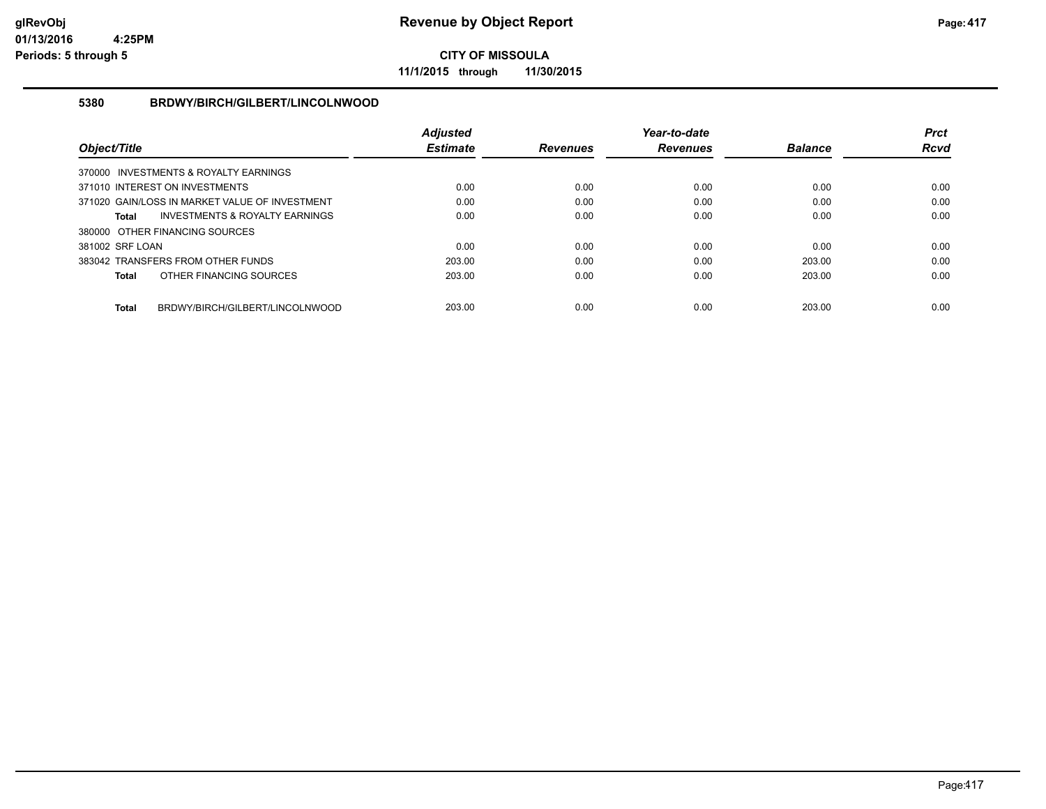# Revenue by Object Report

**CITY OF MISSOULA**

**11/1/2015 through 11/30/2015**

glRevObj
01/13/2016 4:25PM
Periods: 5 through 5

### 5380 BRDWY/BIRCH/GILBERT/LINCOLNWOOD

| Object/Title | Adjusted Estimate | Revenues | Year-to-date Revenues | Balance | Prct Rcvd |
|---|---|---|---|---|---|
| 370000 INVESTMENTS & ROYALTY EARNINGS | | | | | |
| 371010 INTEREST ON INVESTMENTS | 0.00 | 0.00 | 0.00 | 0.00 | 0.00 |
| 371020 GAIN/LOSS IN MARKET VALUE OF INVESTMENT | 0.00 | 0.00 | 0.00 | 0.00 | 0.00 |
| **Total** INVESTMENTS & ROYALTY EARNINGS | 0.00 | 0.00 | 0.00 | 0.00 | 0.00 |
| 380000 OTHER FINANCING SOURCES | | | | | |
| 381002 SRF LOAN | 0.00 | 0.00 | 0.00 | 0.00 | 0.00 |
| 383042 TRANSFERS FROM OTHER FUNDS | 203.00 | 0.00 | 0.00 | 203.00 | 0.00 |
| **Total** OTHER FINANCING SOURCES | 203.00 | 0.00 | 0.00 | 203.00 | 0.00 |
| **Total** BRDWY/BIRCH/GILBERT/LINCOLNWOOD | 203.00 | 0.00 | 0.00 | 203.00 | 0.00 |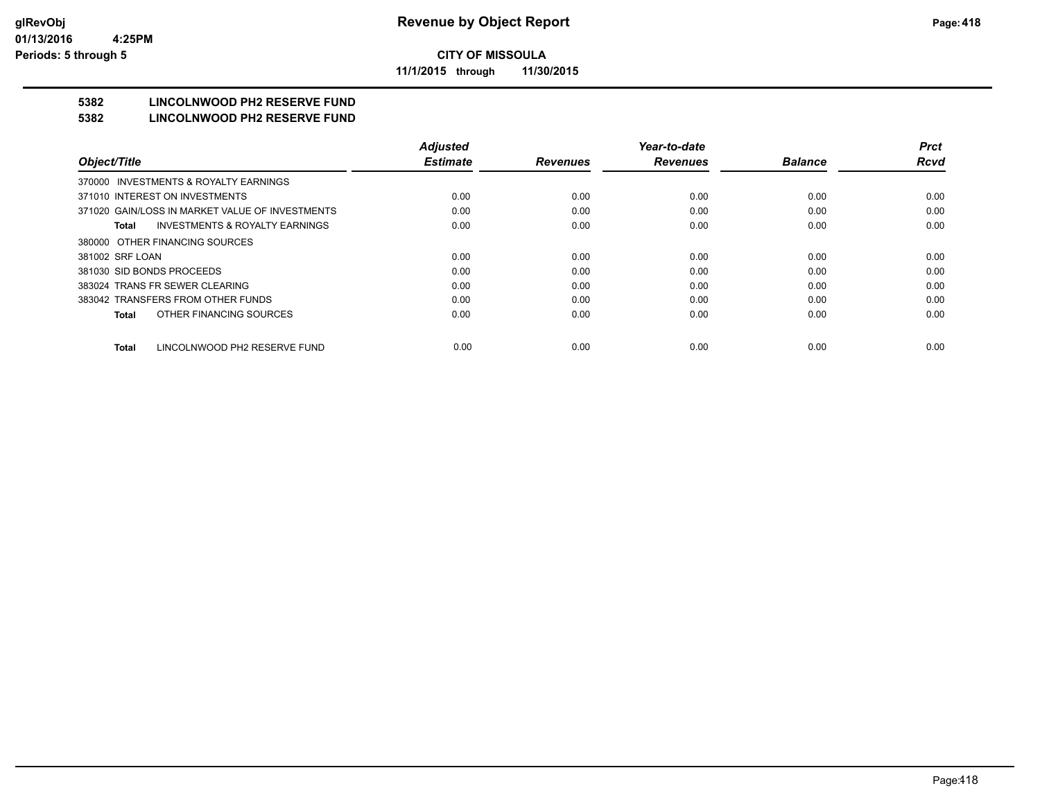**Revenue by Object Report**

**CITY OF MISSOULA**

**11/1/2015 through 11/30/2015**

## 5382 LINCOLNWOOD PH2 RESERVE FUND
## 5382 LINCOLNWOOD PH2 RESERVE FUND

| Object/Title | Adjusted Estimate | Revenues | Year-to-date Revenues | Balance | Prct Rcvd |
|---|---|---|---|---|---|
| 370000 INVESTMENTS & ROYALTY EARNINGS | | | | | |
| 371010 INTEREST ON INVESTMENTS | 0.00 | 0.00 | 0.00 | 0.00 | 0.00 |
| 371020 GAIN/LOSS IN MARKET VALUE OF INVESTMENTS | 0.00 | 0.00 | 0.00 | 0.00 | 0.00 |
| **Total** INVESTMENTS & ROYALTY EARNINGS | 0.00 | 0.00 | 0.00 | 0.00 | 0.00 |
| 380000 OTHER FINANCING SOURCES | | | | | |
| 381002 SRF LOAN | 0.00 | 0.00 | 0.00 | 0.00 | 0.00 |
| 381030 SID BONDS PROCEEDS | 0.00 | 0.00 | 0.00 | 0.00 | 0.00 |
| 383024 TRANS FR SEWER CLEARING | 0.00 | 0.00 | 0.00 | 0.00 | 0.00 |
| 383042 TRANSFERS FROM OTHER FUNDS | 0.00 | 0.00 | 0.00 | 0.00 | 0.00 |
| **Total** OTHER FINANCING SOURCES | 0.00 | 0.00 | 0.00 | 0.00 | 0.00 |
| **Total** LINCOLNWOOD PH2 RESERVE FUND | 0.00 | 0.00 | 0.00 | 0.00 | 0.00 |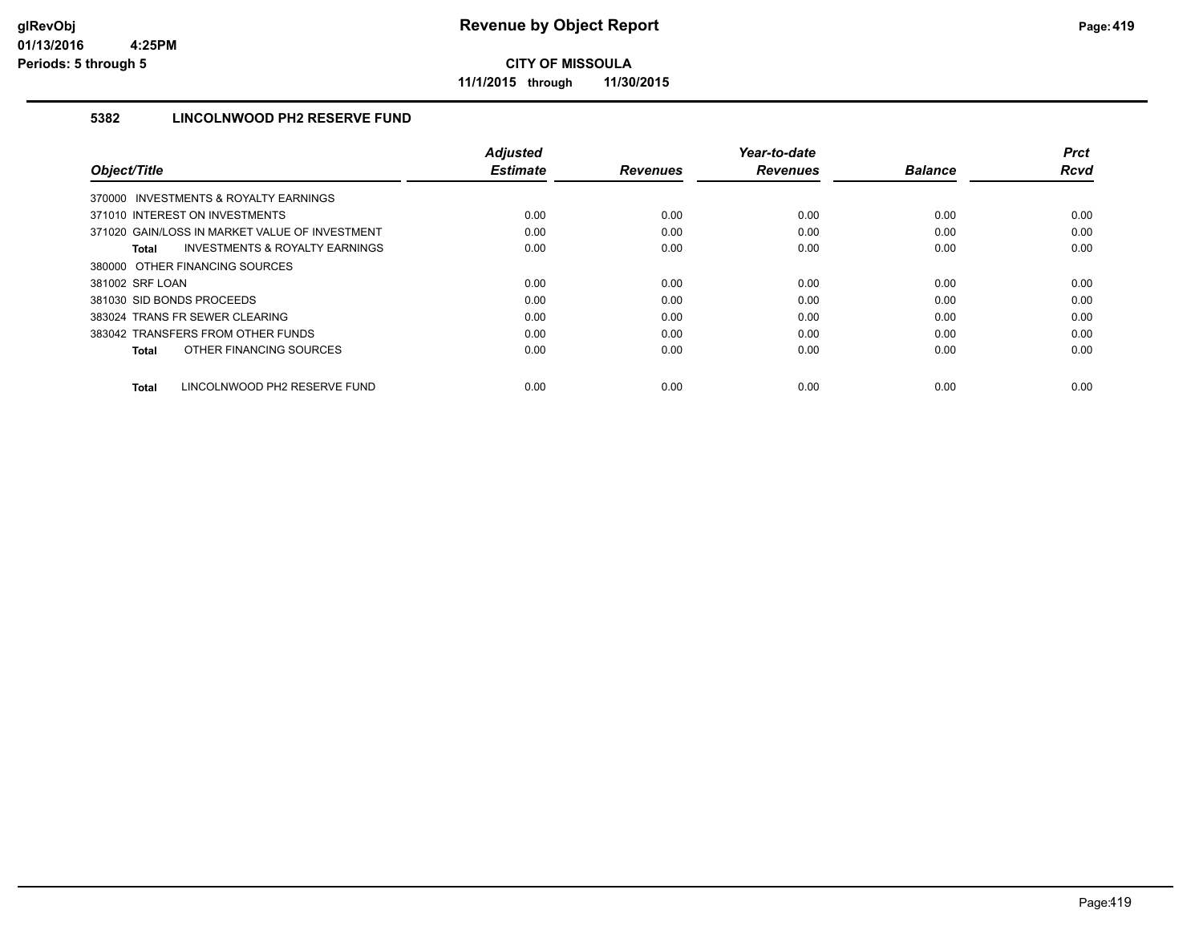# Revenue by Object Report

**CITY OF MISSOULA**

**11/1/2015 through 11/30/2015**

## 5382 LINCOLNWOOD PH2 RESERVE FUND

| Object/Title | Adjusted Estimate | Revenues | Year-to-date Revenues | Balance | Prct Rcvd |
|---|---|---|---|---|---|
| 370000 INVESTMENTS & ROYALTY EARNINGS | | | | | |
| 371010 INTEREST ON INVESTMENTS | 0.00 | 0.00 | 0.00 | 0.00 | 0.00 |
| 371020 GAIN/LOSS IN MARKET VALUE OF INVESTMENT | 0.00 | 0.00 | 0.00 | 0.00 | 0.00 |
| **Total** INVESTMENTS & ROYALTY EARNINGS | 0.00 | 0.00 | 0.00 | 0.00 | 0.00 |
| 380000 OTHER FINANCING SOURCES | | | | | |
| 381002 SRF LOAN | 0.00 | 0.00 | 0.00 | 0.00 | 0.00 |
| 381030 SID BONDS PROCEEDS | 0.00 | 0.00 | 0.00 | 0.00 | 0.00 |
| 383024 TRANS FR SEWER CLEARING | 0.00 | 0.00 | 0.00 | 0.00 | 0.00 |
| 383042 TRANSFERS FROM OTHER FUNDS | 0.00 | 0.00 | 0.00 | 0.00 | 0.00 |
| **Total** OTHER FINANCING SOURCES | 0.00 | 0.00 | 0.00 | 0.00 | 0.00 |
| **Total** LINCOLNWOOD PH2 RESERVE FUND | 0.00 | 0.00 | 0.00 | 0.00 | 0.00 |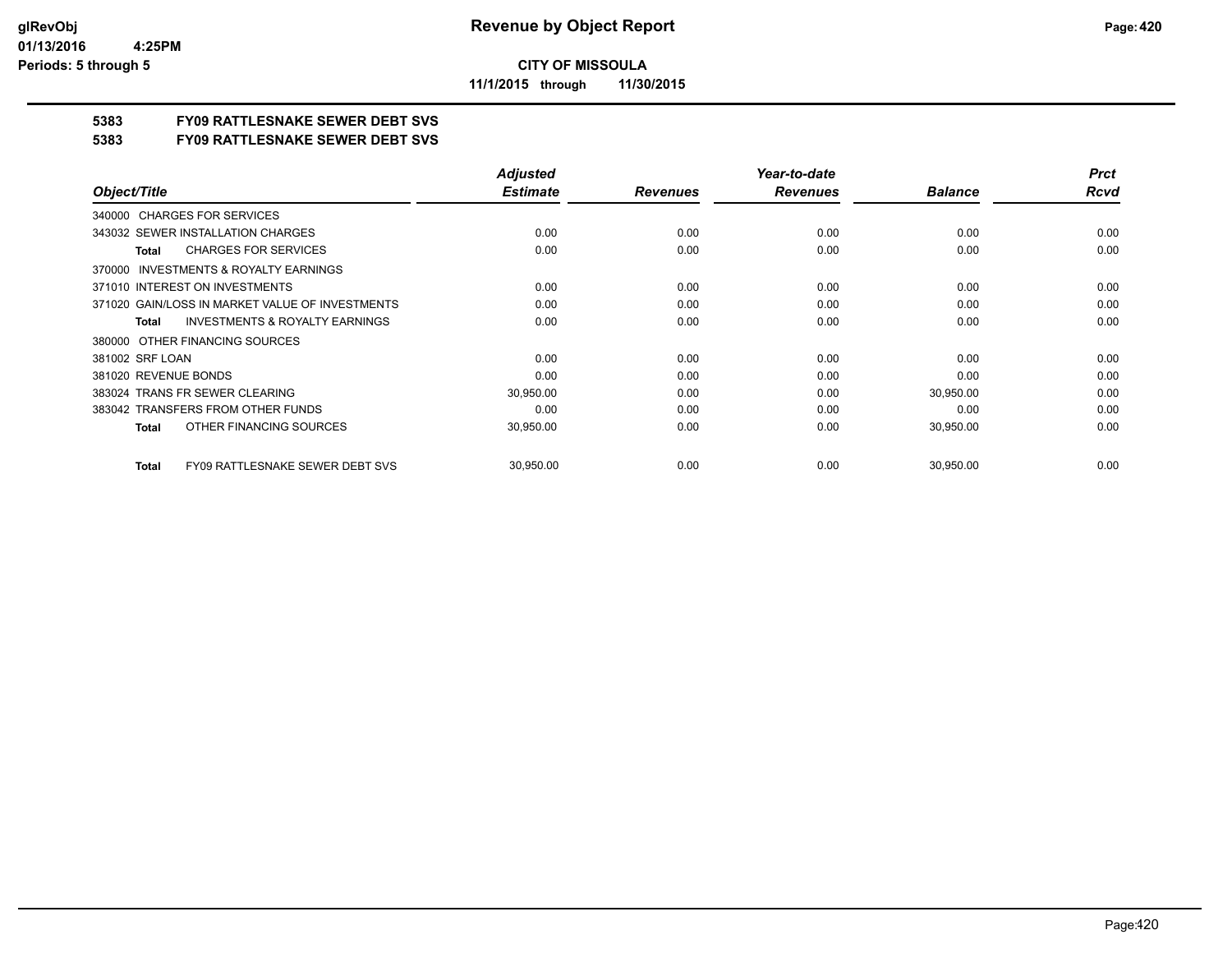# Revenue by Object Report

**CITY OF MISSOULA**

**11/1/2015 through 11/30/2015**

glRevObj
01/13/2016 4:25PM
Periods: 5 through 5

## 5383 FY09 RATTLESNAKE SEWER DEBT SVS
## 5383 FY09 RATTLESNAKE SEWER DEBT SVS

| Object/Title | Adjusted Estimate | Revenues | Year-to-date Revenues | Balance | Prct Rcvd |
|---|---|---|---|---|---|
| 340000 CHARGES FOR SERVICES | | | | | |
| 343032 SEWER INSTALLATION CHARGES | 0.00 | 0.00 | 0.00 | 0.00 | 0.00 |
| **Total** CHARGES FOR SERVICES | 0.00 | 0.00 | 0.00 | 0.00 | 0.00 |
| 370000 INVESTMENTS & ROYALTY EARNINGS | | | | | |
| 371010 INTEREST ON INVESTMENTS | 0.00 | 0.00 | 0.00 | 0.00 | 0.00 |
| 371020 GAIN/LOSS IN MARKET VALUE OF INVESTMENTS | 0.00 | 0.00 | 0.00 | 0.00 | 0.00 |
| **Total** INVESTMENTS & ROYALTY EARNINGS | 0.00 | 0.00 | 0.00 | 0.00 | 0.00 |
| 380000 OTHER FINANCING SOURCES | | | | | |
| 381002 SRF LOAN | 0.00 | 0.00 | 0.00 | 0.00 | 0.00 |
| 381020 REVENUE BONDS | 0.00 | 0.00 | 0.00 | 0.00 | 0.00 |
| 383024 TRANS FR SEWER CLEARING | 30,950.00 | 0.00 | 0.00 | 30,950.00 | 0.00 |
| 383042 TRANSFERS FROM OTHER FUNDS | 0.00 | 0.00 | 0.00 | 0.00 | 0.00 |
| **Total** OTHER FINANCING SOURCES | 30,950.00 | 0.00 | 0.00 | 30,950.00 | 0.00 |
| **Total** FY09 RATTLESNAKE SEWER DEBT SVS | 30,950.00 | 0.00 | 0.00 | 30,950.00 | 0.00 |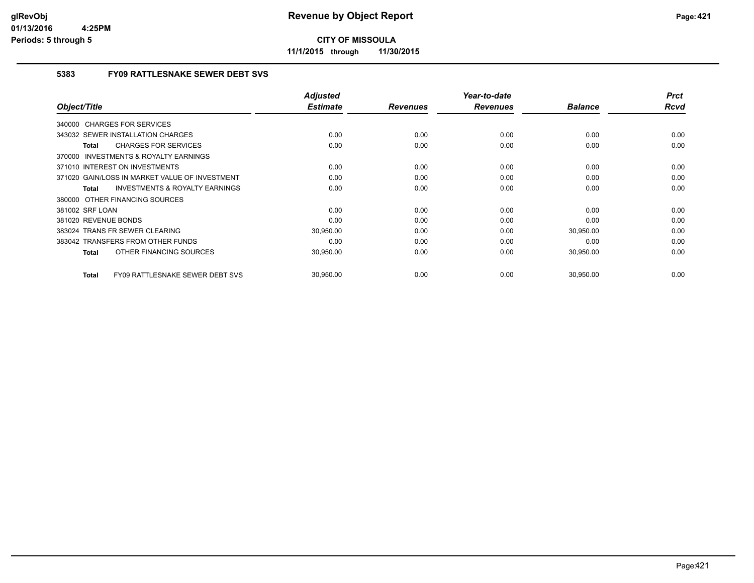**CITY OF MISSOULA**

**11/1/2015 through 11/30/2015**

## 5383 FY09 RATTLESNAKE SEWER DEBT SVS

| Object/Title | Adjusted Estimate | Revenues | Year-to-date Revenues | Balance | Prct Rcvd |
|---|---|---|---|---|---|
| 340000 CHARGES FOR SERVICES | | | | | |
| 343032 SEWER INSTALLATION CHARGES | 0.00 | 0.00 | 0.00 | 0.00 | 0.00 |
| **Total** CHARGES FOR SERVICES | 0.00 | 0.00 | 0.00 | 0.00 | 0.00 |
| 370000 INVESTMENTS & ROYALTY EARNINGS | | | | | |
| 371010 INTEREST ON INVESTMENTS | 0.00 | 0.00 | 0.00 | 0.00 | 0.00 |
| 371020 GAIN/LOSS IN MARKET VALUE OF INVESTMENT | 0.00 | 0.00 | 0.00 | 0.00 | 0.00 |
| **Total** INVESTMENTS & ROYALTY EARNINGS | 0.00 | 0.00 | 0.00 | 0.00 | 0.00 |
| 380000 OTHER FINANCING SOURCES | | | | | |
| 381002 SRF LOAN | 0.00 | 0.00 | 0.00 | 0.00 | 0.00 |
| 381020 REVENUE BONDS | 0.00 | 0.00 | 0.00 | 0.00 | 0.00 |
| 383024 TRANS FR SEWER CLEARING | 30,950.00 | 0.00 | 0.00 | 30,950.00 | 0.00 |
| 383042 TRANSFERS FROM OTHER FUNDS | 0.00 | 0.00 | 0.00 | 0.00 | 0.00 |
| **Total** OTHER FINANCING SOURCES | 30,950.00 | 0.00 | 0.00 | 30,950.00 | 0.00 |
| **Total** FY09 RATTLESNAKE SEWER DEBT SVS | 30,950.00 | 0.00 | 0.00 | 30,950.00 | 0.00 |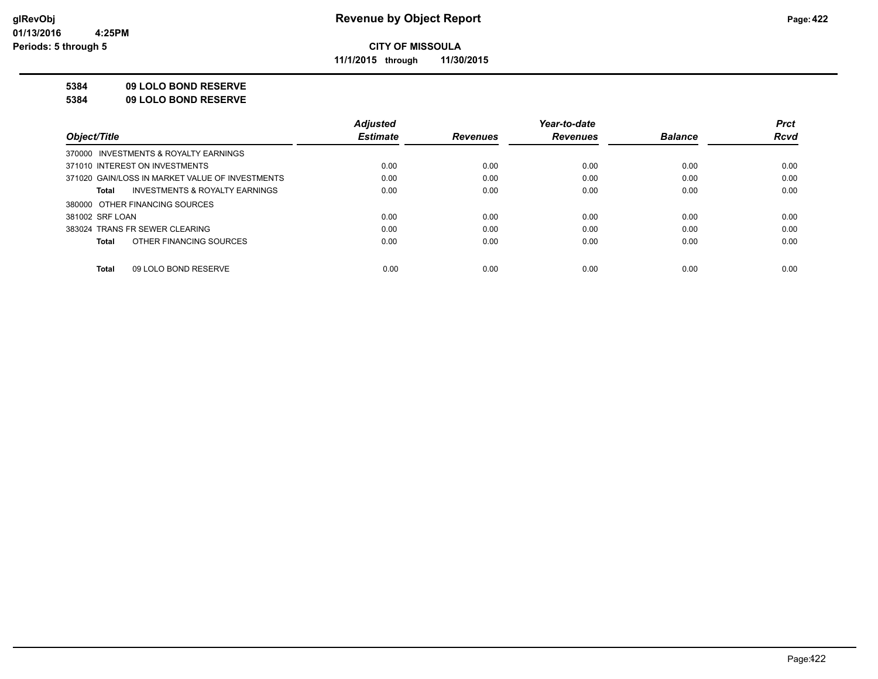**CITY OF MISSOULA**

**11/1/2015 through 11/30/2015**

**5384 09 LOLO BOND RESERVE**

**5384 09 LOLO BOND RESERVE**

| Object/Title | Adjusted Estimate | Revenues | Year-to-date Revenues | Balance | Prct Rcvd |
|---|---|---|---|---|---|
| 370000 INVESTMENTS & ROYALTY EARNINGS | | | | | |
| 371010 INTEREST ON INVESTMENTS | 0.00 | 0.00 | 0.00 | 0.00 | 0.00 |
| 371020 GAIN/LOSS IN MARKET VALUE OF INVESTMENTS | 0.00 | 0.00 | 0.00 | 0.00 | 0.00 |
| **Total** INVESTMENTS & ROYALTY EARNINGS | 0.00 | 0.00 | 0.00 | 0.00 | 0.00 |
| 380000 OTHER FINANCING SOURCES | | | | | |
| 381002 SRF LOAN | 0.00 | 0.00 | 0.00 | 0.00 | 0.00 |
| 383024 TRANS FR SEWER CLEARING | 0.00 | 0.00 | 0.00 | 0.00 | 0.00 |
| **Total** OTHER FINANCING SOURCES | 0.00 | 0.00 | 0.00 | 0.00 | 0.00 |
| **Total** 09 LOLO BOND RESERVE | 0.00 | 0.00 | 0.00 | 0.00 | 0.00 |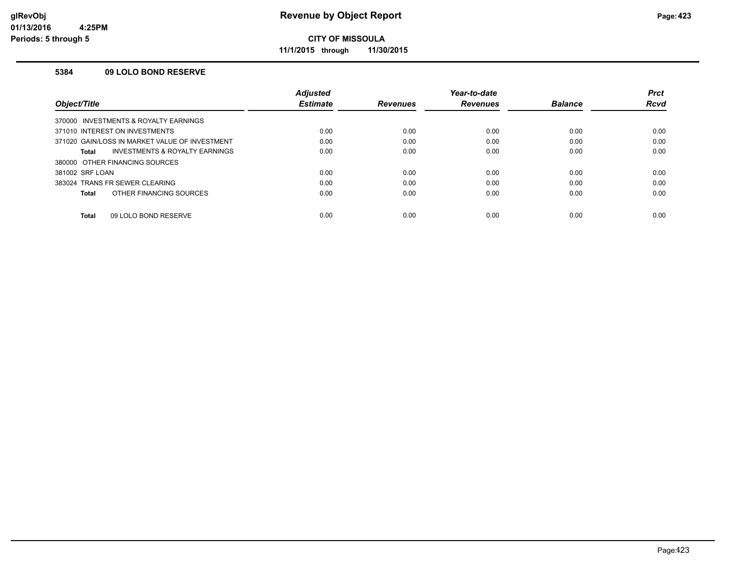**CITY OF MISSOULA**

**11/1/2015 through 11/30/2015**

### 5384 09 LOLO BOND RESERVE

| Object/Title | Adjusted Estimate | Revenues | Year-to-date Revenues | Balance | Prct Rcvd |
|---|---|---|---|---|---|
| 370000 INVESTMENTS & ROYALTY EARNINGS | | | | | |
| 371010 INTEREST ON INVESTMENTS | 0.00 | 0.00 | 0.00 | 0.00 | 0.00 |
| 371020 GAIN/LOSS IN MARKET VALUE OF INVESTMENT | 0.00 | 0.00 | 0.00 | 0.00 | 0.00 |
| **Total** INVESTMENTS & ROYALTY EARNINGS | 0.00 | 0.00 | 0.00 | 0.00 | 0.00 |
| 380000 OTHER FINANCING SOURCES | | | | | |
| 381002 SRF LOAN | 0.00 | 0.00 | 0.00 | 0.00 | 0.00 |
| 383024 TRANS FR SEWER CLEARING | 0.00 | 0.00 | 0.00 | 0.00 | 0.00 |
| **Total** OTHER FINANCING SOURCES | 0.00 | 0.00 | 0.00 | 0.00 | 0.00 |
| **Total** 09 LOLO BOND RESERVE | 0.00 | 0.00 | 0.00 | 0.00 | 0.00 |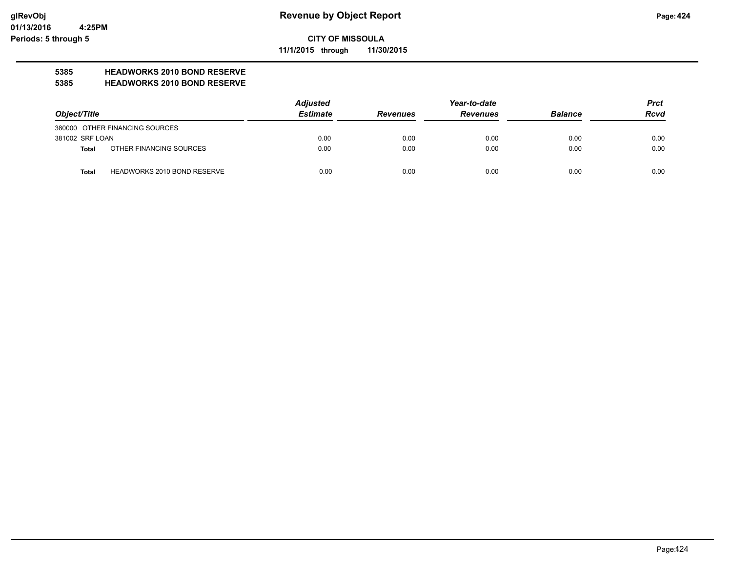# Revenue by Object Report

**CITY OF MISSOULA**

**11/1/2015 through 11/30/2015**

glRevObj
01/13/2016 4:25PM
Periods: 5 through 5

**5385 HEADWORKS 2010 BOND RESERVE**

**5385 HEADWORKS 2010 BOND RESERVE**

| Object/Title | | Adjusted Estimate | Revenues | Year-to-date Revenues | Balance | Prct Rcvd |
|---|---|---|---|---|---|---|
| 380000 OTHER FINANCING SOURCES | | | | | | |
| 381002 SRF LOAN | | 0.00 | 0.00 | 0.00 | 0.00 | 0.00 |
| **Total** | OTHER FINANCING SOURCES | 0.00 | 0.00 | 0.00 | 0.00 | 0.00 |
| **Total** | HEADWORKS 2010 BOND RESERVE | 0.00 | 0.00 | 0.00 | 0.00 | 0.00 |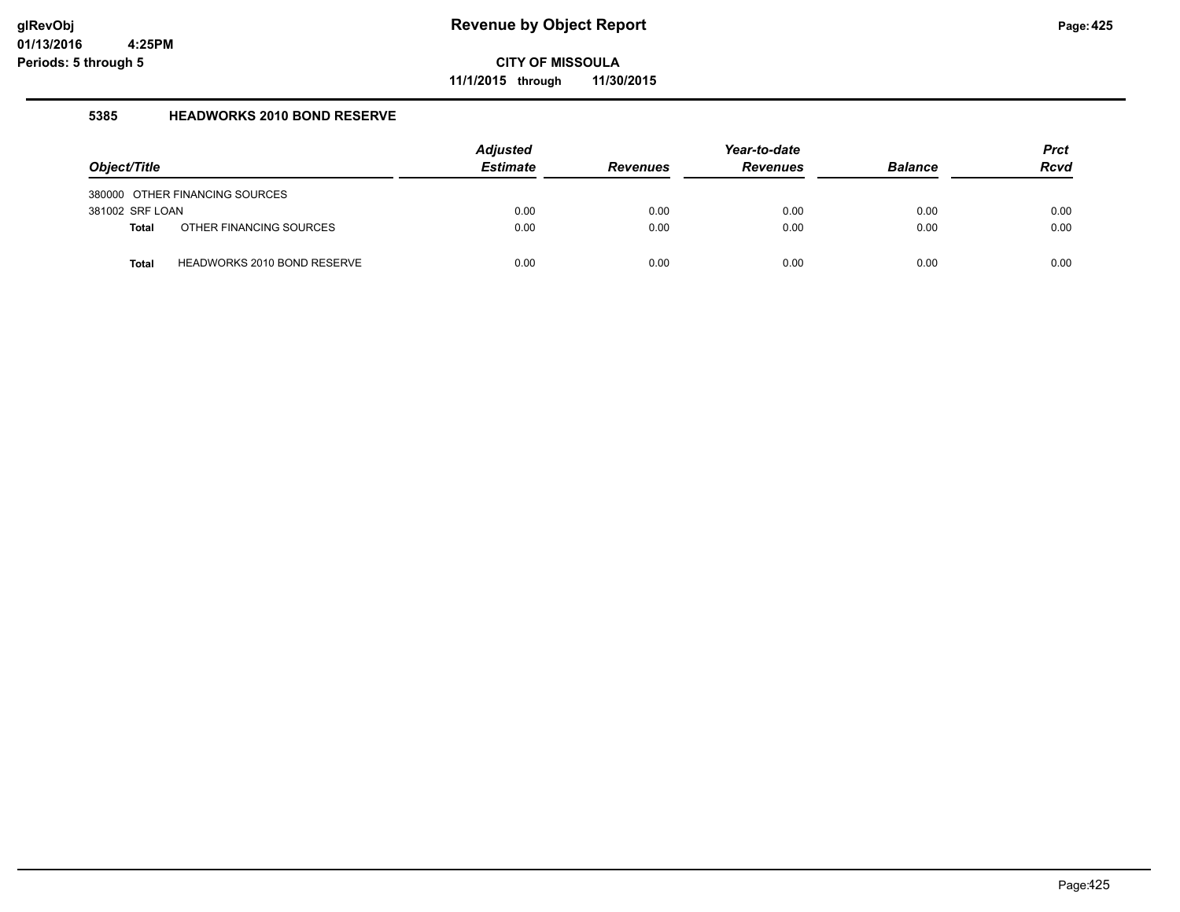# Revenue by Object Report

**CITY OF MISSOULA**

**11/1/2015 through 11/30/2015**

glRevObj
01/13/2016 4:25PM
Periods: 5 through 5

### 5385 HEADWORKS 2010 BOND RESERVE

| Object/Title | Adjusted Estimate | Revenues | Year-to-date Revenues | Balance | Prct Rcvd |
|---|---|---|---|---|---|
| 380000 OTHER FINANCING SOURCES | | | | | |
| 381002 SRF LOAN | 0.00 | 0.00 | 0.00 | 0.00 | 0.00 |
| **Total** OTHER FINANCING SOURCES | 0.00 | 0.00 | 0.00 | 0.00 | 0.00 |
| **Total** HEADWORKS 2010 BOND RESERVE | 0.00 | 0.00 | 0.00 | 0.00 | 0.00 |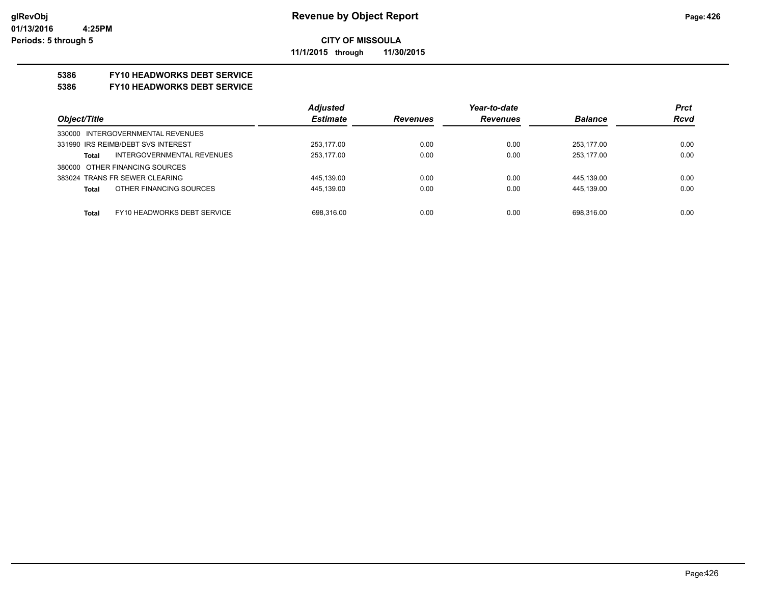**CITY OF MISSOULA**

**11/1/2015 through 11/30/2015**

**5386 FY10 HEADWORKS DEBT SERVICE**

**5386 FY10 HEADWORKS DEBT SERVICE**

| Object/Title | Adjusted Estimate | Revenues | Year-to-date Revenues | Balance | Prct Rcvd |
|---|---|---|---|---|---|
| 330000 INTERGOVERNMENTAL REVENUES | | | | | |
| 331990 IRS REIMB/DEBT SVS INTEREST | 253,177.00 | 0.00 | 0.00 | 253,177.00 | 0.00 |
| **Total** INTERGOVERNMENTAL REVENUES | 253,177.00 | 0.00 | 0.00 | 253,177.00 | 0.00 |
| 380000 OTHER FINANCING SOURCES | | | | | |
| 383024 TRANS FR SEWER CLEARING | 445,139.00 | 0.00 | 0.00 | 445,139.00 | 0.00 |
| **Total** OTHER FINANCING SOURCES | 445,139.00 | 0.00 | 0.00 | 445,139.00 | 0.00 |
| **Total** FY10 HEADWORKS DEBT SERVICE | 698,316.00 | 0.00 | 0.00 | 698,316.00 | 0.00 |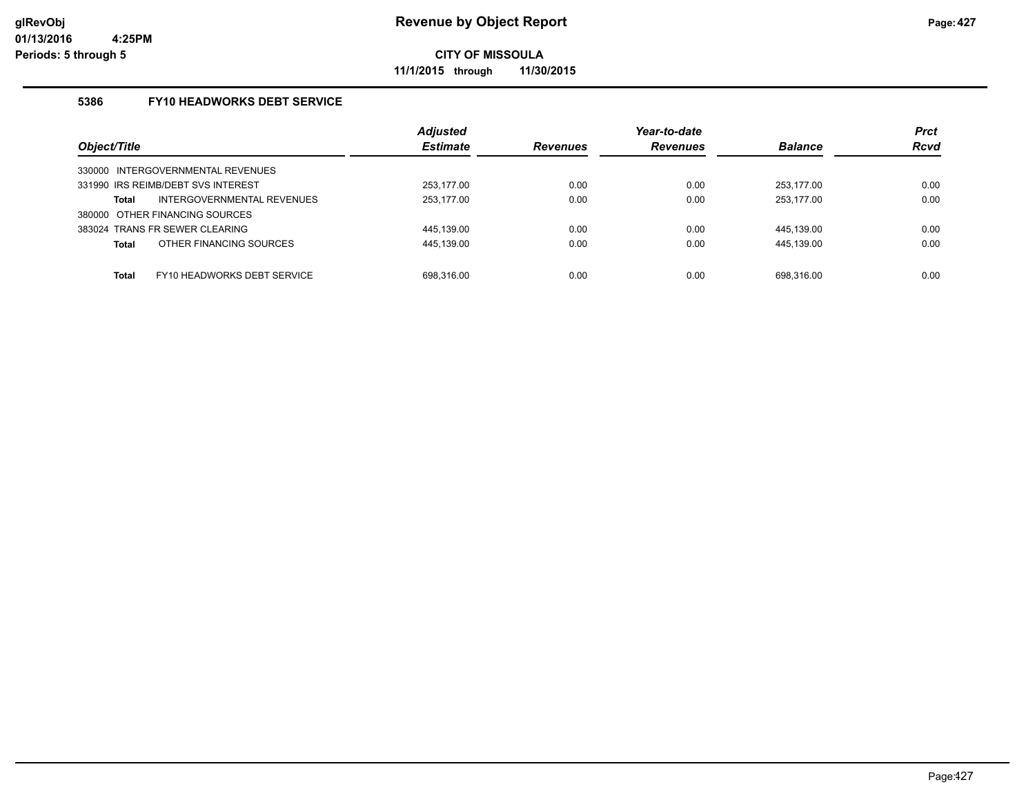# Revenue by Object Report

**CITY OF MISSOULA**

**11/1/2015 through 11/30/2015**

glRevObj
01/13/2016 4:25PM
Periods: 5 through 5

### 5386 FY10 HEADWORKS DEBT SERVICE

| Object/Title | | Adjusted Estimate | Revenues | Year-to-date Revenues | Balance | Prct Rcvd |
|---|---|---|---|---|---|---|
| 330000 INTERGOVERNMENTAL REVENUES | | | | | | |
| 331990 IRS REIMB/DEBT SVS INTEREST | | 253,177.00 | 0.00 | 0.00 | 253,177.00 | 0.00 |
| **Total** | INTERGOVERNMENTAL REVENUES | 253,177.00 | 0.00 | 0.00 | 253,177.00 | 0.00 |
| 380000 OTHER FINANCING SOURCES | | | | | | |
| 383024 TRANS FR SEWER CLEARING | | 445,139.00 | 0.00 | 0.00 | 445,139.00 | 0.00 |
| **Total** | OTHER FINANCING SOURCES | 445,139.00 | 0.00 | 0.00 | 445,139.00 | 0.00 |
| **Total** | FY10 HEADWORKS DEBT SERVICE | 698,316.00 | 0.00 | 0.00 | 698,316.00 | 0.00 |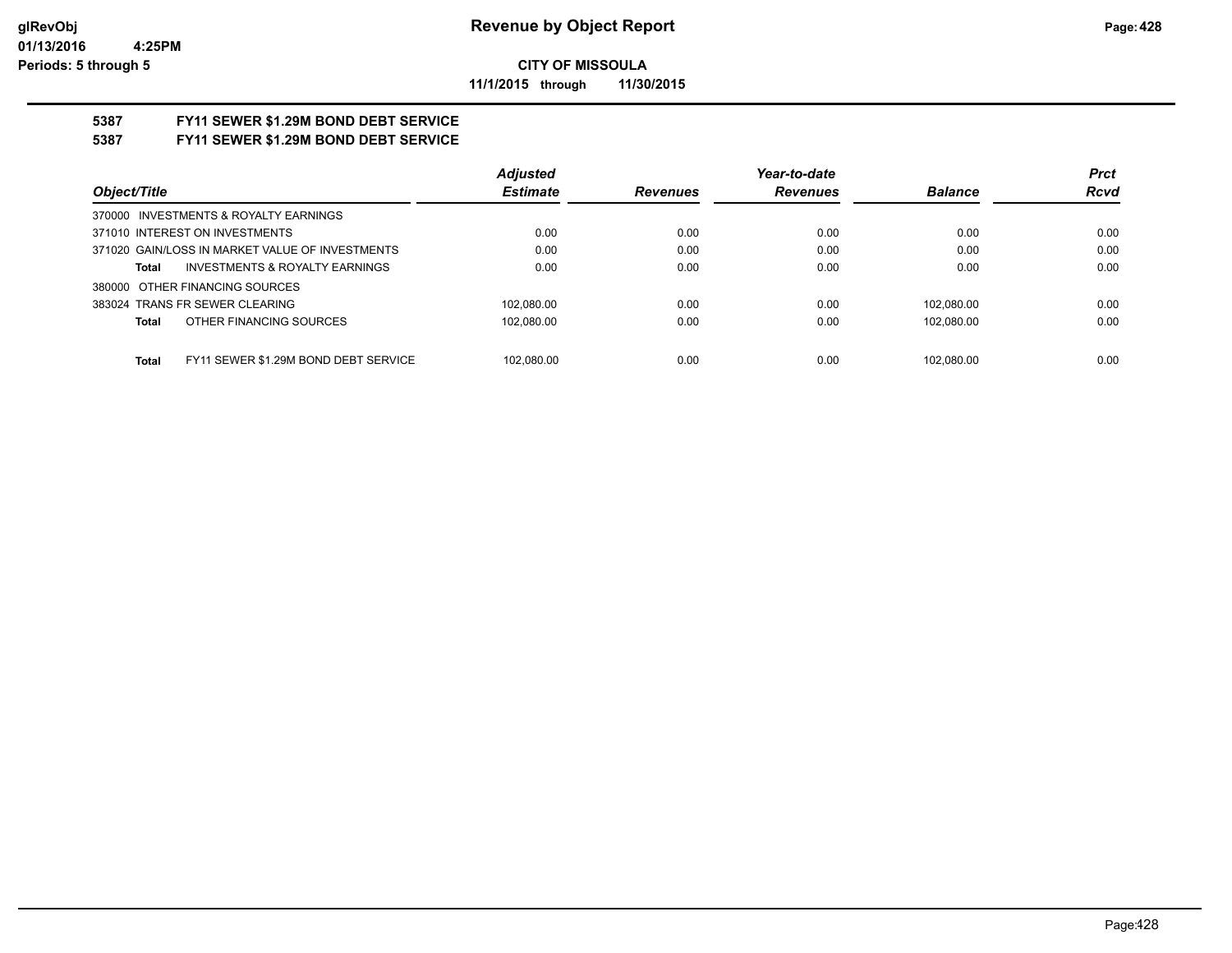**CITY OF MISSOULA**

**11/1/2015 through 11/30/2015**

## 5387 FY11 SEWER $1.29M BOND DEBT SERVICE
## 5387 FY11 SEWER $1.29M BOND DEBT SERVICE

| Object/Title | Adjusted Estimate | Revenues | Year-to-date Revenues | Balance | Prct Rcvd |
|---|---|---|---|---|---|
| 370000 INVESTMENTS & ROYALTY EARNINGS | | | | | |
| 371010 INTEREST ON INVESTMENTS | 0.00 | 0.00 | 0.00 | 0.00 | 0.00 |
| 371020 GAIN/LOSS IN MARKET VALUE OF INVESTMENTS | 0.00 | 0.00 | 0.00 | 0.00 | 0.00 |
| **Total** INVESTMENTS & ROYALTY EARNINGS | 0.00 | 0.00 | 0.00 | 0.00 | 0.00 |
| 380000 OTHER FINANCING SOURCES | | | | | |
| 383024 TRANS FR SEWER CLEARING | 102,080.00 | 0.00 | 0.00 | 102,080.00 | 0.00 |
| **Total** OTHER FINANCING SOURCES | 102,080.00 | 0.00 | 0.00 | 102,080.00 | 0.00 |
| **Total** FY11 SEWER $1.29M BOND DEBT SERVICE | 102,080.00 | 0.00 | 0.00 | 102,080.00 | 0.00 |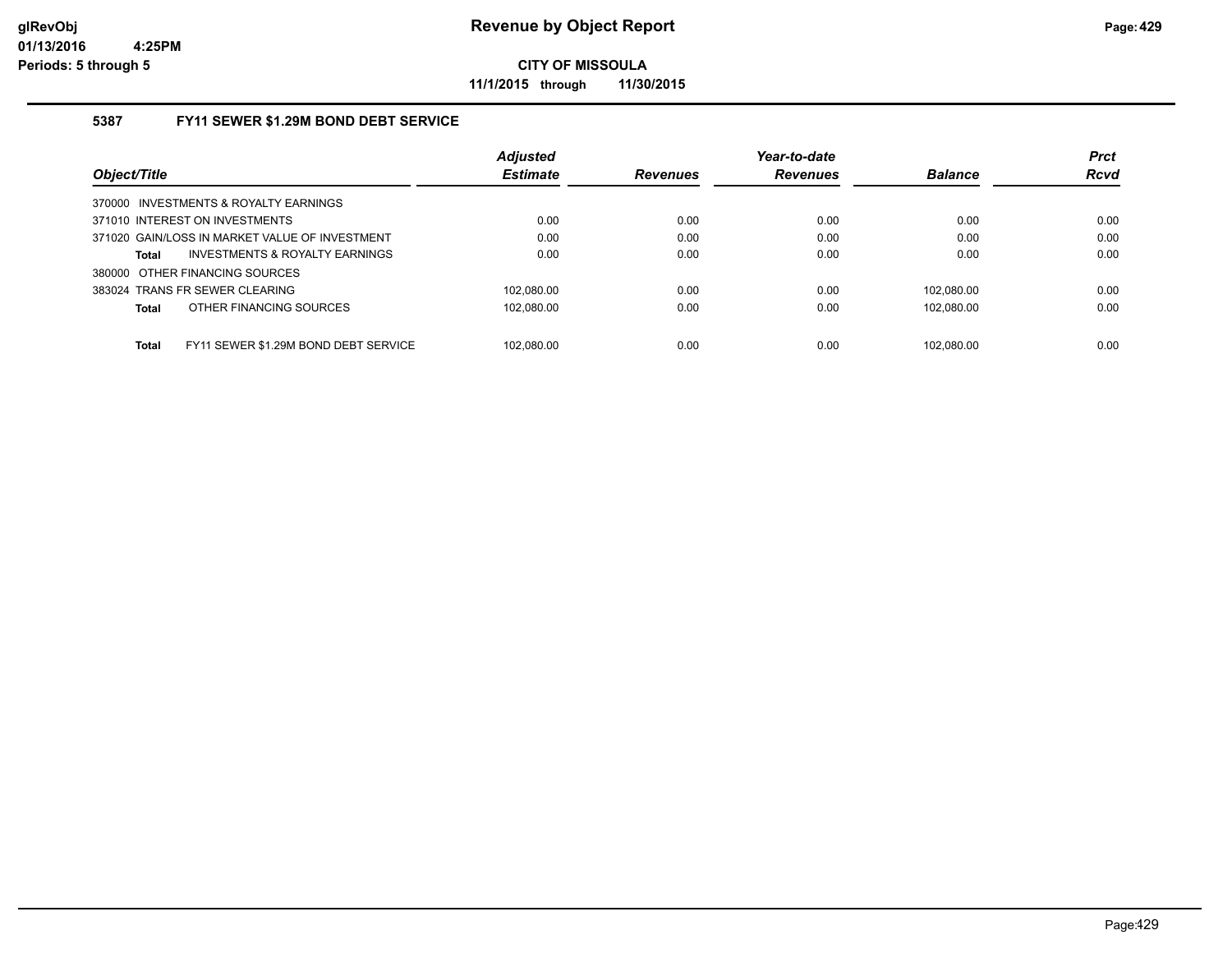**Revenue by Object Report**

**CITY OF MISSOULA**

**11/1/2015 through 11/30/2015**

glRevObj
01/13/2016 4:25PM
Periods: 5 through 5

### 5387 FY11 SEWER $1.29M BOND DEBT SERVICE

| Object/Title | Adjusted Estimate | Revenues | Year-to-date Revenues | Balance | Prct Rcvd |
|---|---|---|---|---|---|
| 370000 INVESTMENTS & ROYALTY EARNINGS | | | | | |
| 371010 INTEREST ON INVESTMENTS | 0.00 | 0.00 | 0.00 | 0.00 | 0.00 |
| 371020 GAIN/LOSS IN MARKET VALUE OF INVESTMENT | 0.00 | 0.00 | 0.00 | 0.00 | 0.00 |
| **Total** INVESTMENTS & ROYALTY EARNINGS | 0.00 | 0.00 | 0.00 | 0.00 | 0.00 |
| 380000 OTHER FINANCING SOURCES | | | | | |
| 383024 TRANS FR SEWER CLEARING | 102,080.00 | 0.00 | 0.00 | 102,080.00 | 0.00 |
| **Total** OTHER FINANCING SOURCES | 102,080.00 | 0.00 | 0.00 | 102,080.00 | 0.00 |
| **Total** FY11 SEWER $1.29M BOND DEBT SERVICE | 102,080.00 | 0.00 | 0.00 | 102,080.00 | 0.00 |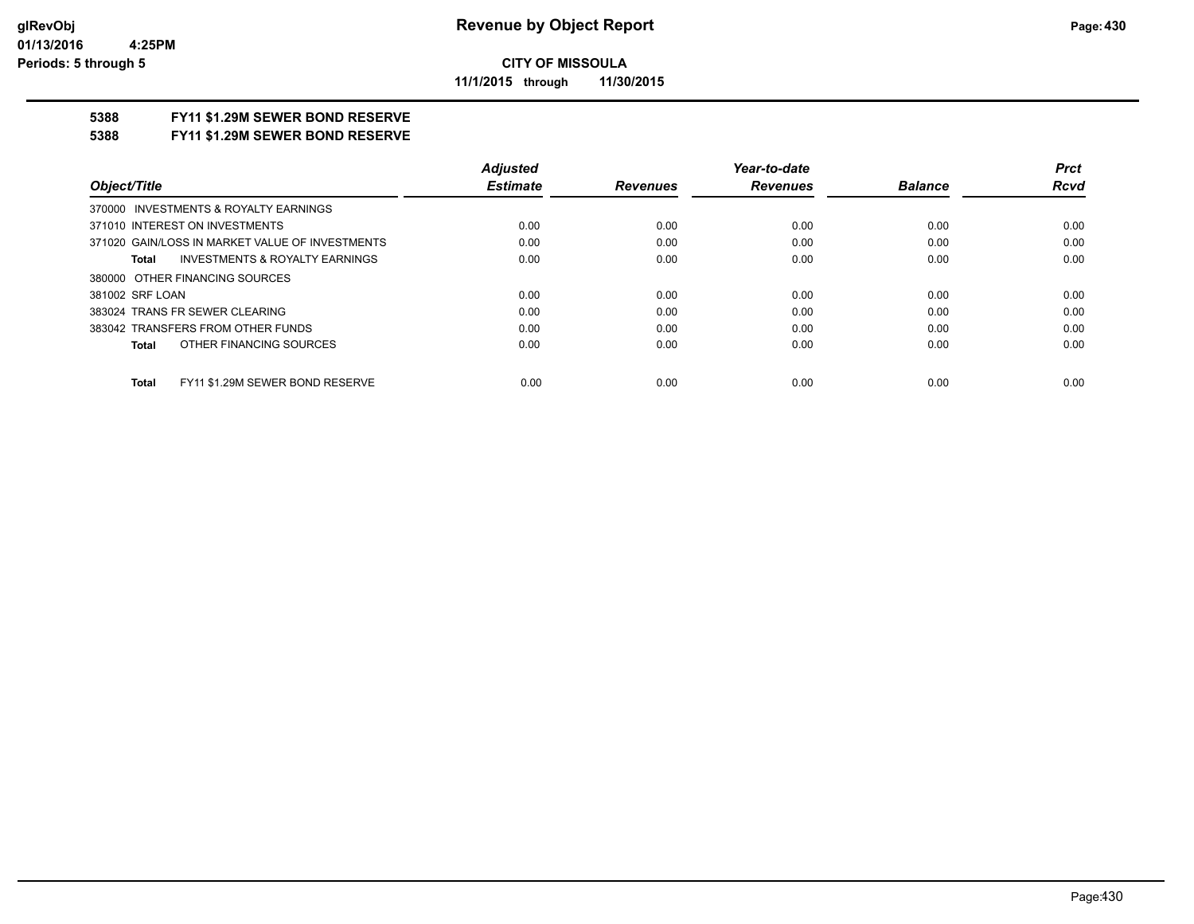**Revenue by Object Report**

**CITY OF MISSOULA**

**11/1/2015 through 11/30/2015**

glRevObj
01/13/2016 4:25PM
Periods: 5 through 5

**5388 FY11 $1.29M SEWER BOND RESERVE**

**5388 FY11 $1.29M SEWER BOND RESERVE**

| Object/Title | Adjusted Estimate | Revenues | Year-to-date Revenues | Balance | Prct Rcvd |
|---|---|---|---|---|---|
| 370000 INVESTMENTS & ROYALTY EARNINGS | | | | | |
| 371010 INTEREST ON INVESTMENTS | 0.00 | 0.00 | 0.00 | 0.00 | 0.00 |
| 371020 GAIN/LOSS IN MARKET VALUE OF INVESTMENTS | 0.00 | 0.00 | 0.00 | 0.00 | 0.00 |
| **Total** INVESTMENTS & ROYALTY EARNINGS | 0.00 | 0.00 | 0.00 | 0.00 | 0.00 |
| 380000 OTHER FINANCING SOURCES | | | | | |
| 381002 SRF LOAN | 0.00 | 0.00 | 0.00 | 0.00 | 0.00 |
| 383024 TRANS FR SEWER CLEARING | 0.00 | 0.00 | 0.00 | 0.00 | 0.00 |
| 383042 TRANSFERS FROM OTHER FUNDS | 0.00 | 0.00 | 0.00 | 0.00 | 0.00 |
| **Total** OTHER FINANCING SOURCES | 0.00 | 0.00 | 0.00 | 0.00 | 0.00 |
| **Total** FY11 $1.29M SEWER BOND RESERVE | 0.00 | 0.00 | 0.00 | 0.00 | 0.00 |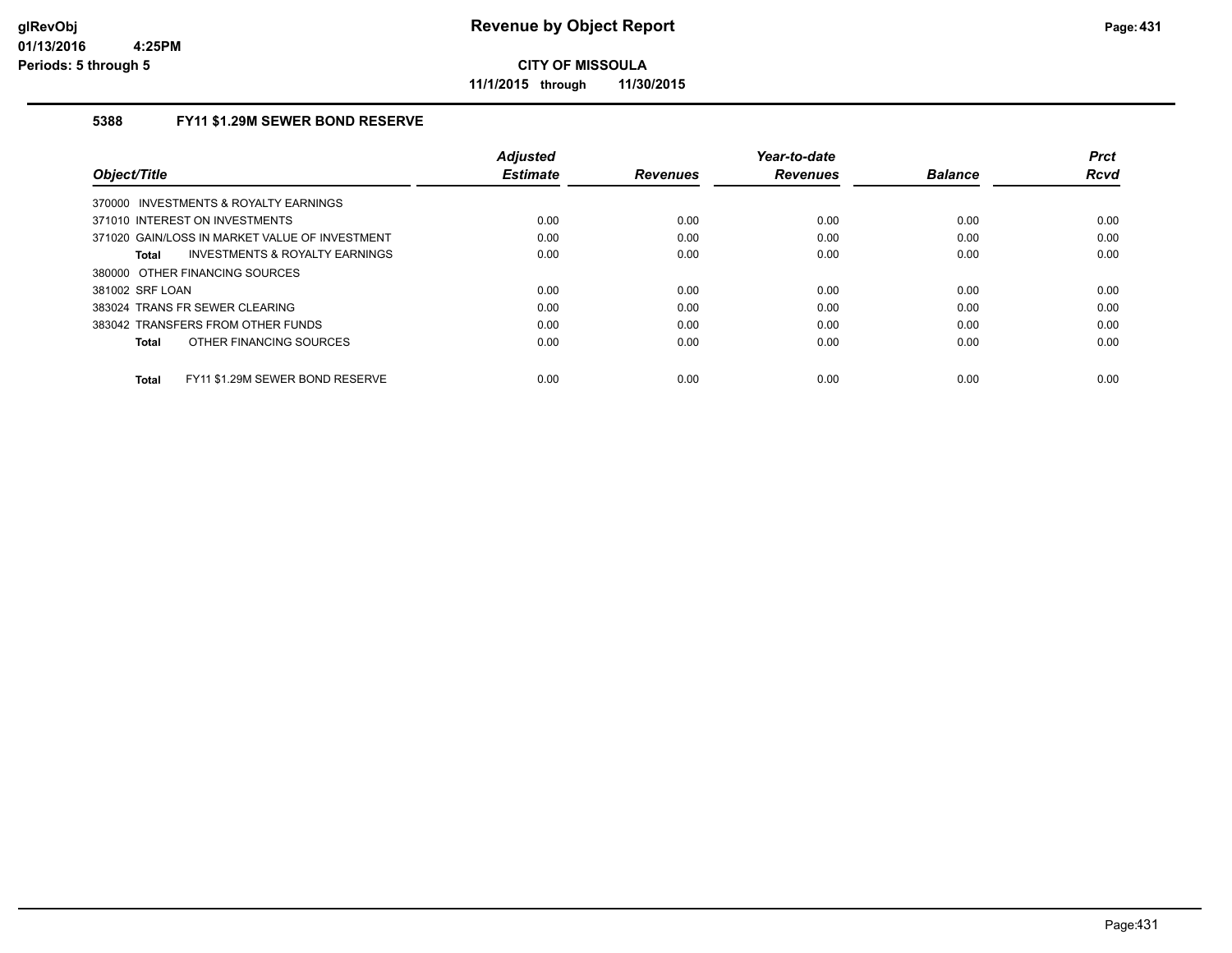**CITY OF MISSOULA**

**11/1/2015 through 11/30/2015**

## 5388 FY11 $1.29M SEWER BOND RESERVE

| Object/Title | Adjusted Estimate | Revenues | Year-to-date Revenues | Balance | Prct Rcvd |
|---|---|---|---|---|---|
| 370000 INVESTMENTS & ROYALTY EARNINGS | | | | | |
| 371010 INTEREST ON INVESTMENTS | 0.00 | 0.00 | 0.00 | 0.00 | 0.00 |
| 371020 GAIN/LOSS IN MARKET VALUE OF INVESTMENT | 0.00 | 0.00 | 0.00 | 0.00 | 0.00 |
| **Total** INVESTMENTS & ROYALTY EARNINGS | 0.00 | 0.00 | 0.00 | 0.00 | 0.00 |
| 380000 OTHER FINANCING SOURCES | | | | | |
| 381002 SRF LOAN | 0.00 | 0.00 | 0.00 | 0.00 | 0.00 |
| 383024 TRANS FR SEWER CLEARING | 0.00 | 0.00 | 0.00 | 0.00 | 0.00 |
| 383042 TRANSFERS FROM OTHER FUNDS | 0.00 | 0.00 | 0.00 | 0.00 | 0.00 |
| **Total** OTHER FINANCING SOURCES | 0.00 | 0.00 | 0.00 | 0.00 | 0.00 |
| **Total** FY11 $1.29M SEWER BOND RESERVE | 0.00 | 0.00 | 0.00 | 0.00 | 0.00 |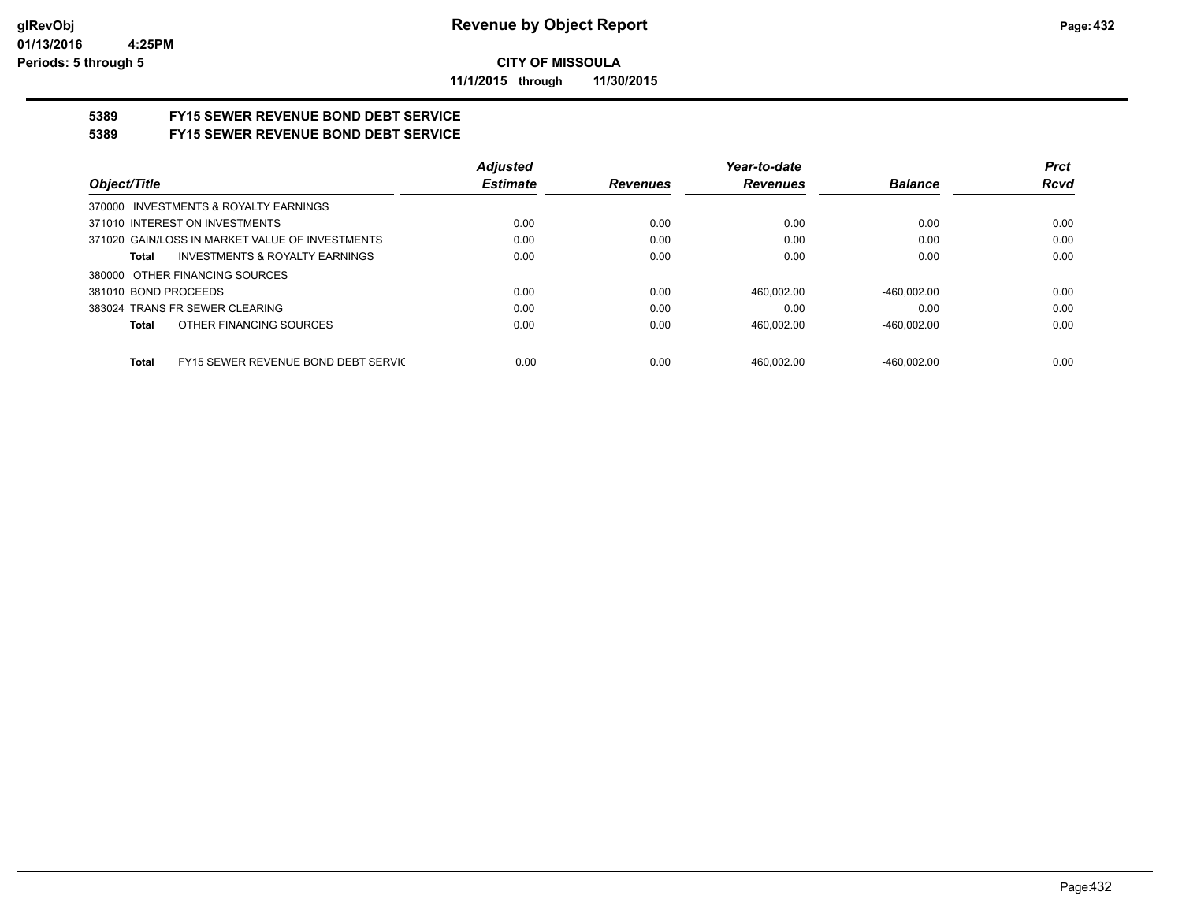# Revenue by Object Report

**CITY OF MISSOULA**

**11/1/2015 through 11/30/2015**

glRevObj
01/13/2016 4:25PM
Periods: 5 through 5

## 5389 FY15 SEWER REVENUE BOND DEBT SERVICE
## 5389 FY15 SEWER REVENUE BOND DEBT SERVICE

| Object/Title | Adjusted Estimate | Revenues | Year-to-date Revenues | Balance | Prct Rcvd |
|---|---|---|---|---|---|
| 370000 INVESTMENTS & ROYALTY EARNINGS | | | | | |
| 371010 INTEREST ON INVESTMENTS | 0.00 | 0.00 | 0.00 | 0.00 | 0.00 |
| 371020 GAIN/LOSS IN MARKET VALUE OF INVESTMENTS | 0.00 | 0.00 | 0.00 | 0.00 | 0.00 |
| **Total** INVESTMENTS & ROYALTY EARNINGS | 0.00 | 0.00 | 0.00 | 0.00 | 0.00 |
| 380000 OTHER FINANCING SOURCES | | | | | |
| 381010 BOND PROCEEDS | 0.00 | 0.00 | 460,002.00 | -460,002.00 | 0.00 |
| 383024 TRANS FR SEWER CLEARING | 0.00 | 0.00 | 0.00 | 0.00 | 0.00 |
| **Total** OTHER FINANCING SOURCES | 0.00 | 0.00 | 460,002.00 | -460,002.00 | 0.00 |
| **Total** FY15 SEWER REVENUE BOND DEBT SERVIC | 0.00 | 0.00 | 460,002.00 | -460,002.00 | 0.00 |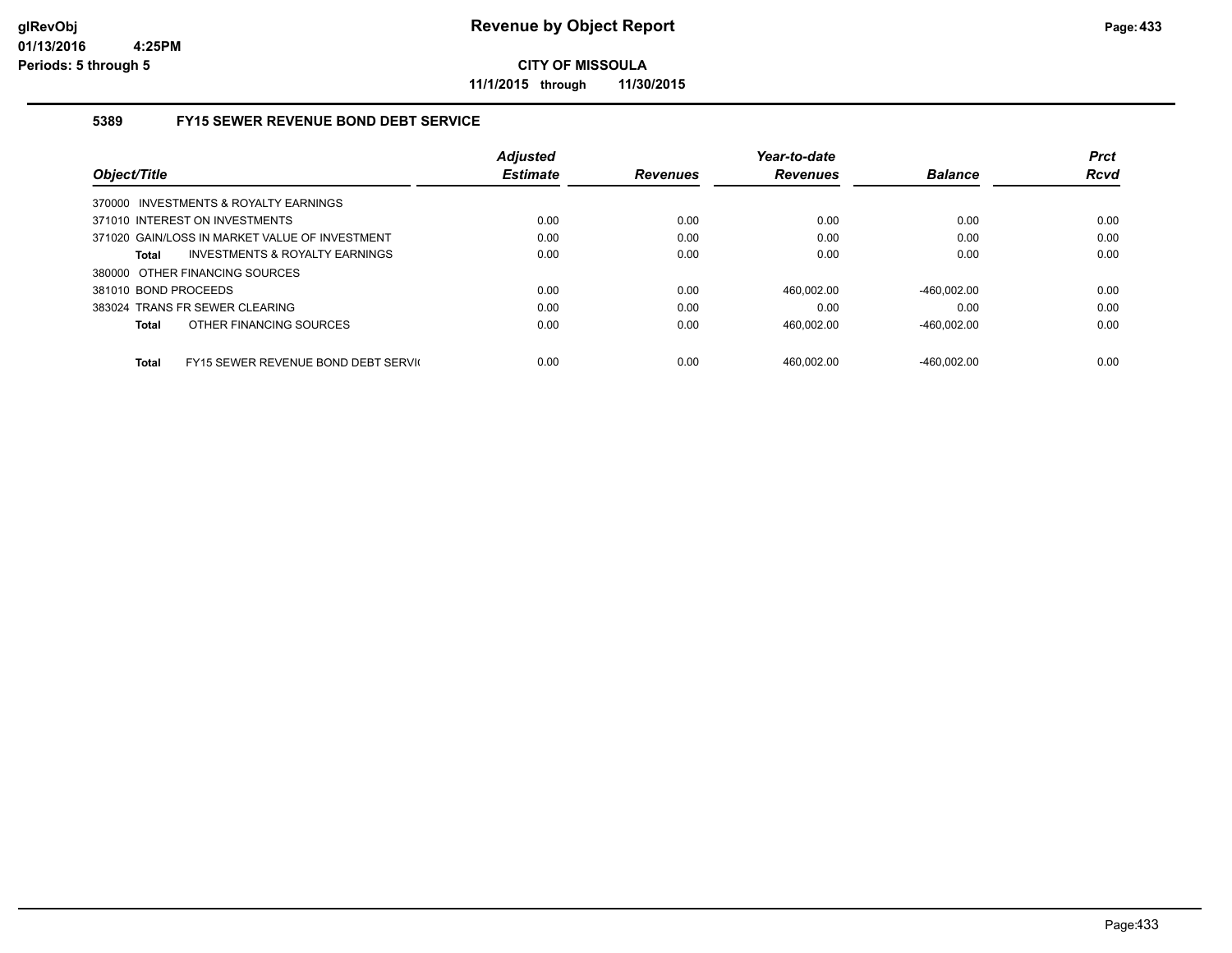# CITY OF MISSOULA

**11/1/2015 through 11/30/2015**

## 5389 FY15 SEWER REVENUE BOND DEBT SERVICE

| Object/Title | Adjusted Estimate | Revenues | Year-to-date Revenues | Balance | Prct Rcvd |
|---|---|---|---|---|---|
| 370000 INVESTMENTS & ROYALTY EARNINGS | | | | | |
| 371010 INTEREST ON INVESTMENTS | 0.00 | 0.00 | 0.00 | 0.00 | 0.00 |
| 371020 GAIN/LOSS IN MARKET VALUE OF INVESTMENT | 0.00 | 0.00 | 0.00 | 0.00 | 0.00 |
| **Total** INVESTMENTS & ROYALTY EARNINGS | 0.00 | 0.00 | 0.00 | 0.00 | 0.00 |
| 380000 OTHER FINANCING SOURCES | | | | | |
| 381010 BOND PROCEEDS | 0.00 | 0.00 | 460,002.00 | -460,002.00 | 0.00 |
| 383024 TRANS FR SEWER CLEARING | 0.00 | 0.00 | 0.00 | 0.00 | 0.00 |
| **Total** OTHER FINANCING SOURCES | 0.00 | 0.00 | 460,002.00 | -460,002.00 | 0.00 |
| **Total** FY15 SEWER REVENUE BOND DEBT SERVI( | 0.00 | 0.00 | 460,002.00 | -460,002.00 | 0.00 |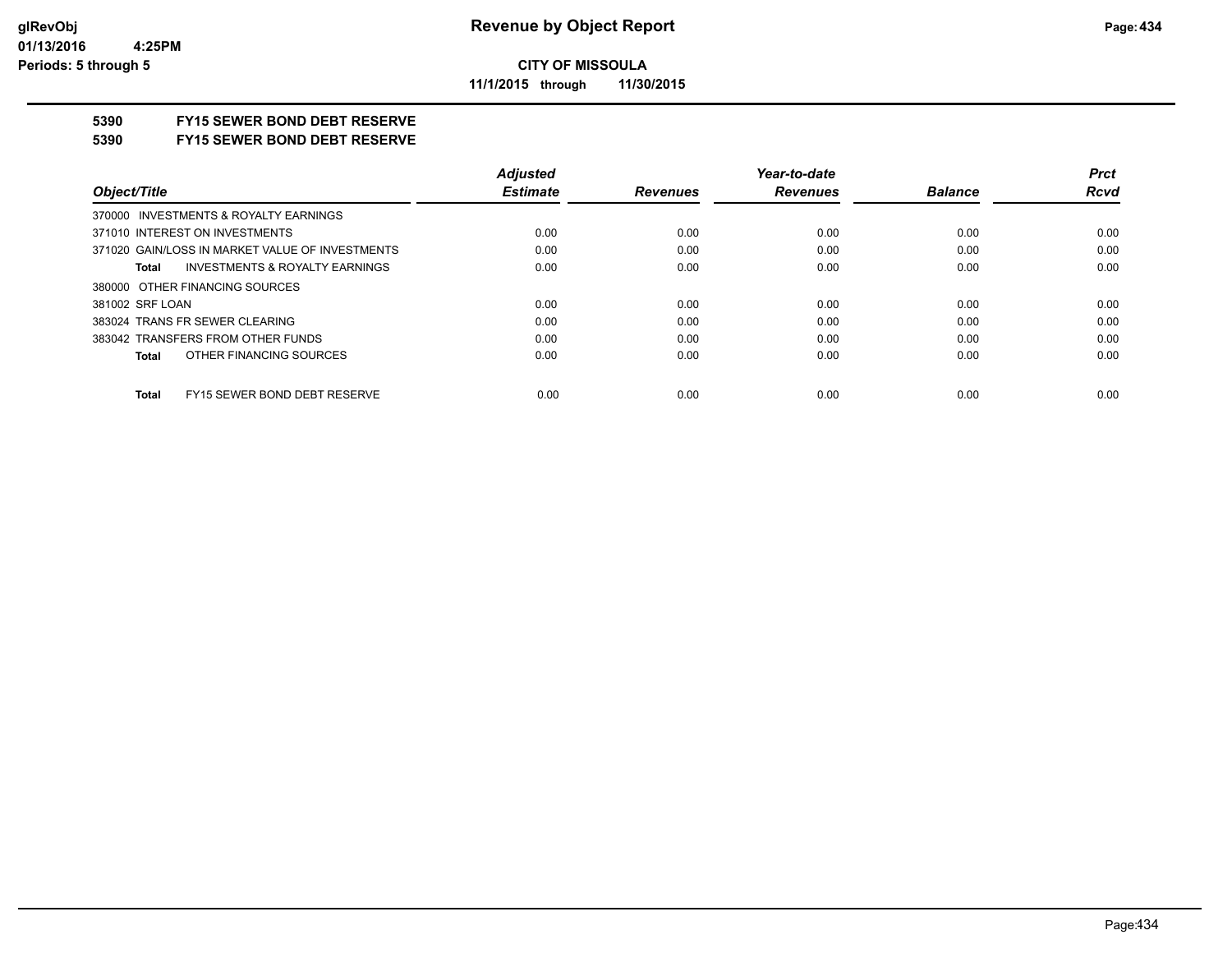**CITY OF MISSOULA**

**11/1/2015 through 11/30/2015**

## 5390 FY15 SEWER BOND DEBT RESERVE

## 5390 FY15 SEWER BOND DEBT RESERVE

| Object/Title | Adjusted Estimate | Revenues | Year-to-date Revenues | Balance | Prct Rcvd |
|---|---|---|---|---|---|
| 370000 INVESTMENTS & ROYALTY EARNINGS | | | | | |
| 371010 INTEREST ON INVESTMENTS | 0.00 | 0.00 | 0.00 | 0.00 | 0.00 |
| 371020 GAIN/LOSS IN MARKET VALUE OF INVESTMENTS | 0.00 | 0.00 | 0.00 | 0.00 | 0.00 |
| **Total** INVESTMENTS & ROYALTY EARNINGS | 0.00 | 0.00 | 0.00 | 0.00 | 0.00 |
| 380000 OTHER FINANCING SOURCES | | | | | |
| 381002 SRF LOAN | 0.00 | 0.00 | 0.00 | 0.00 | 0.00 |
| 383024 TRANS FR SEWER CLEARING | 0.00 | 0.00 | 0.00 | 0.00 | 0.00 |
| 383042 TRANSFERS FROM OTHER FUNDS | 0.00 | 0.00 | 0.00 | 0.00 | 0.00 |
| **Total** OTHER FINANCING SOURCES | 0.00 | 0.00 | 0.00 | 0.00 | 0.00 |
| **Total** FY15 SEWER BOND DEBT RESERVE | 0.00 | 0.00 | 0.00 | 0.00 | 0.00 |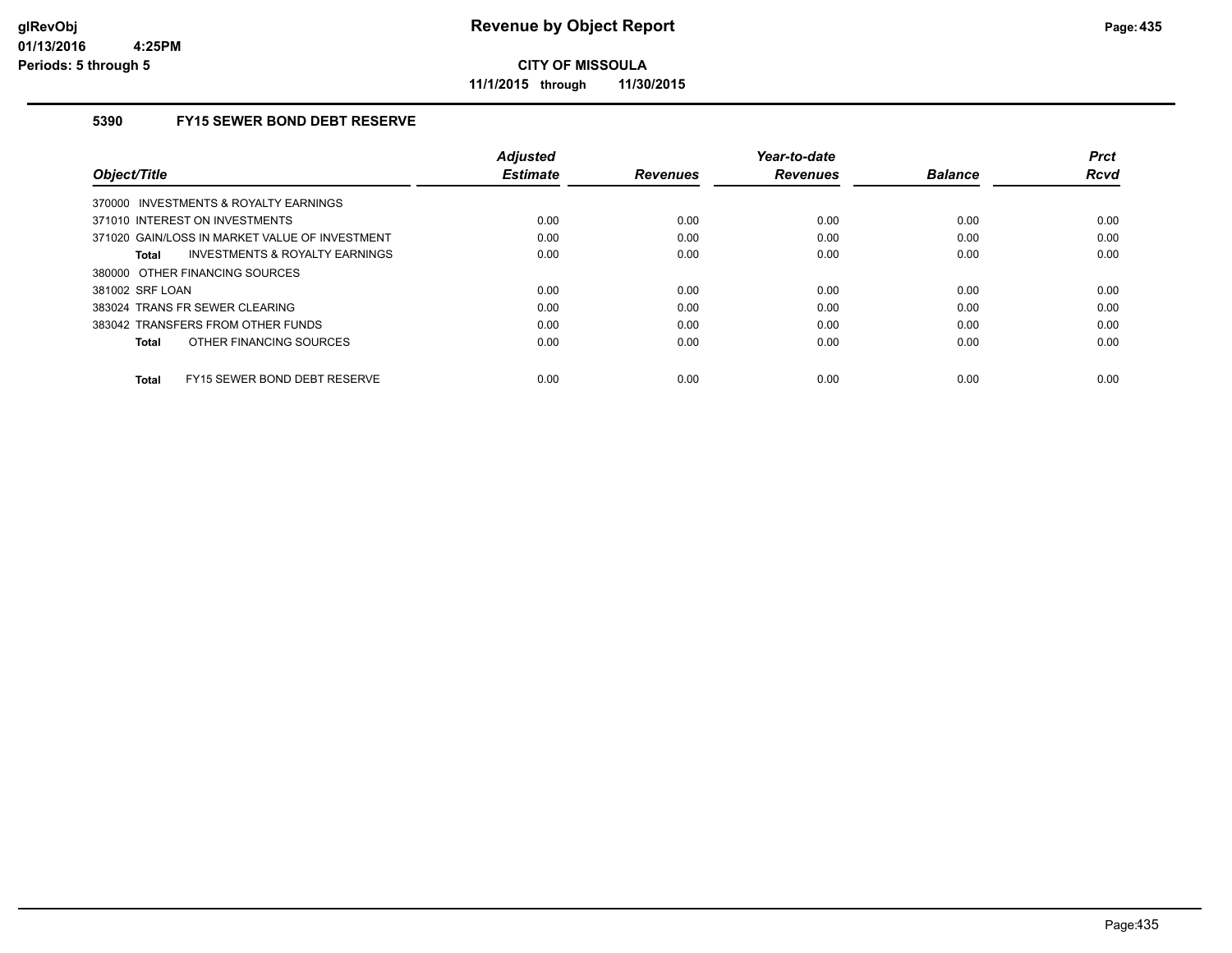# Revenue by Object Report

**CITY OF MISSOULA**

**11/1/2015 through 11/30/2015**

glRevObj
01/13/2016 4:25PM
Periods: 5 through 5

## 5390 FY15 SEWER BOND DEBT RESERVE

| Object/Title | Adjusted Estimate | Revenues | Year-to-date Revenues | Balance | Prct Rcvd |
|---|---|---|---|---|---|
| 370000 INVESTMENTS & ROYALTY EARNINGS | | | | | |
| 371010 INTEREST ON INVESTMENTS | 0.00 | 0.00 | 0.00 | 0.00 | 0.00 |
| 371020 GAIN/LOSS IN MARKET VALUE OF INVESTMENT | 0.00 | 0.00 | 0.00 | 0.00 | 0.00 |
| **Total** INVESTMENTS & ROYALTY EARNINGS | 0.00 | 0.00 | 0.00 | 0.00 | 0.00 |
| 380000 OTHER FINANCING SOURCES | | | | | |
| 381002 SRF LOAN | 0.00 | 0.00 | 0.00 | 0.00 | 0.00 |
| 383024 TRANS FR SEWER CLEARING | 0.00 | 0.00 | 0.00 | 0.00 | 0.00 |
| 383042 TRANSFERS FROM OTHER FUNDS | 0.00 | 0.00 | 0.00 | 0.00 | 0.00 |
| **Total** OTHER FINANCING SOURCES | 0.00 | 0.00 | 0.00 | 0.00 | 0.00 |
| **Total** FY15 SEWER BOND DEBT RESERVE | 0.00 | 0.00 | 0.00 | 0.00 | 0.00 |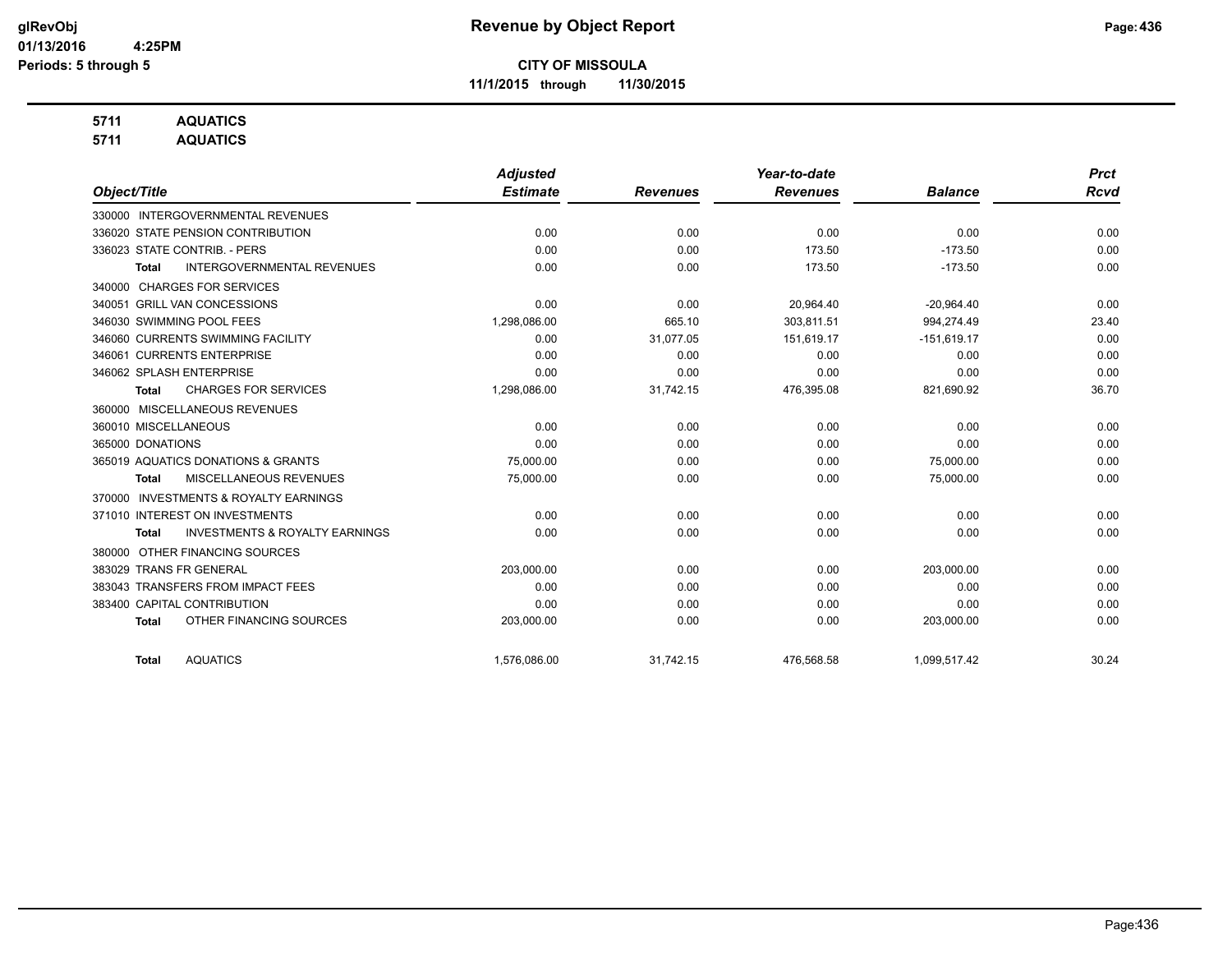# Revenue by Object Report

**CITY OF MISSOULA**

**11/1/2015 through 11/30/2015**

glRevObj
01/13/2016 4:25PM
Periods: 5 through 5

**5711 AQUATICS**
**5711 AQUATICS**

| Object/Title | Adjusted Estimate | Revenues | Year-to-date Revenues | Balance | Prct Rcvd |
|---|---|---|---|---|---|
| 330000 INTERGOVERNMENTAL REVENUES | | | | | |
| 336020 STATE PENSION CONTRIBUTION | 0.00 | 0.00 | 0.00 | 0.00 | 0.00 |
| 336023 STATE CONTRIB. - PERS | 0.00 | 0.00 | 173.50 | -173.50 | 0.00 |
| **Total** INTERGOVERNMENTAL REVENUES | 0.00 | 0.00 | 173.50 | -173.50 | 0.00 |
| 340000 CHARGES FOR SERVICES | | | | | |
| 340051 GRILL VAN CONCESSIONS | 0.00 | 0.00 | 20,964.40 | -20,964.40 | 0.00 |
| 346030 SWIMMING POOL FEES | 1,298,086.00 | 665.10 | 303,811.51 | 994,274.49 | 23.40 |
| 346060 CURRENTS SWIMMING FACILITY | 0.00 | 31,077.05 | 151,619.17 | -151,619.17 | 0.00 |
| 346061 CURRENTS ENTERPRISE | 0.00 | 0.00 | 0.00 | 0.00 | 0.00 |
| 346062 SPLASH ENTERPRISE | 0.00 | 0.00 | 0.00 | 0.00 | 0.00 |
| **Total** CHARGES FOR SERVICES | 1,298,086.00 | 31,742.15 | 476,395.08 | 821,690.92 | 36.70 |
| 360000 MISCELLANEOUS REVENUES | | | | | |
| 360010 MISCELLANEOUS | 0.00 | 0.00 | 0.00 | 0.00 | 0.00 |
| 365000 DONATIONS | 0.00 | 0.00 | 0.00 | 0.00 | 0.00 |
| 365019 AQUATICS DONATIONS & GRANTS | 75,000.00 | 0.00 | 0.00 | 75,000.00 | 0.00 |
| **Total** MISCELLANEOUS REVENUES | 75,000.00 | 0.00 | 0.00 | 75,000.00 | 0.00 |
| 370000 INVESTMENTS & ROYALTY EARNINGS | | | | | |
| 371010 INTEREST ON INVESTMENTS | 0.00 | 0.00 | 0.00 | 0.00 | 0.00 |
| **Total** INVESTMENTS & ROYALTY EARNINGS | 0.00 | 0.00 | 0.00 | 0.00 | 0.00 |
| 380000 OTHER FINANCING SOURCES | | | | | |
| 383029 TRANS FR GENERAL | 203,000.00 | 0.00 | 0.00 | 203,000.00 | 0.00 |
| 383043 TRANSFERS FROM IMPACT FEES | 0.00 | 0.00 | 0.00 | 0.00 | 0.00 |
| 383400 CAPITAL CONTRIBUTION | 0.00 | 0.00 | 0.00 | 0.00 | 0.00 |
| **Total** OTHER FINANCING SOURCES | 203,000.00 | 0.00 | 0.00 | 203,000.00 | 0.00 |
| **Total** AQUATICS | 1,576,086.00 | 31,742.15 | 476,568.58 | 1,099,517.42 | 30.24 |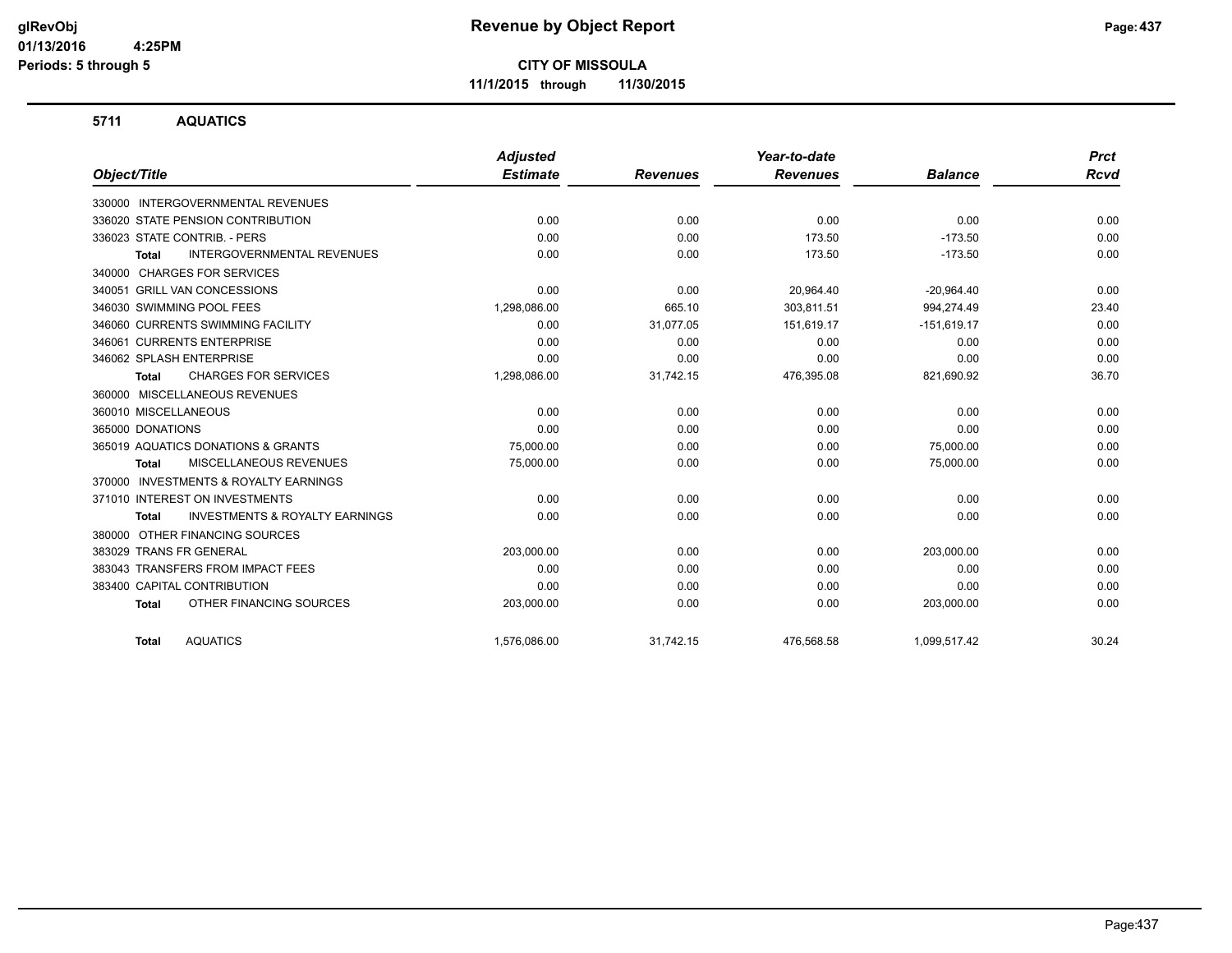# Revenue by Object Report

**CITY OF MISSOULA**

**11/1/2015 through 11/30/2015**

glRevObj
01/13/2016 4:25PM
Periods: 5 through 5

## 5711 AQUATICS

| Object/Title | Adjusted Estimate | Revenues | Year-to-date Revenues | Balance | Prct Rcvd |
|---|---|---|---|---|---|
| 330000 INTERGOVERNMENTAL REVENUES | | | | | |
| 336020 STATE PENSION CONTRIBUTION | 0.00 | 0.00 | 0.00 | 0.00 | 0.00 |
| 336023 STATE CONTRIB. - PERS | 0.00 | 0.00 | 173.50 | -173.50 | 0.00 |
| **Total** INTERGOVERNMENTAL REVENUES | 0.00 | 0.00 | 173.50 | -173.50 | 0.00 |
| 340000 CHARGES FOR SERVICES | | | | | |
| 340051 GRILL VAN CONCESSIONS | 0.00 | 0.00 | 20,964.40 | -20,964.40 | 0.00 |
| 346030 SWIMMING POOL FEES | 1,298,086.00 | 665.10 | 303,811.51 | 994,274.49 | 23.40 |
| 346060 CURRENTS SWIMMING FACILITY | 0.00 | 31,077.05 | 151,619.17 | -151,619.17 | 0.00 |
| 346061 CURRENTS ENTERPRISE | 0.00 | 0.00 | 0.00 | 0.00 | 0.00 |
| 346062 SPLASH ENTERPRISE | 0.00 | 0.00 | 0.00 | 0.00 | 0.00 |
| **Total** CHARGES FOR SERVICES | 1,298,086.00 | 31,742.15 | 476,395.08 | 821,690.92 | 36.70 |
| 360000 MISCELLANEOUS REVENUES | | | | | |
| 360010 MISCELLANEOUS | 0.00 | 0.00 | 0.00 | 0.00 | 0.00 |
| 365000 DONATIONS | 0.00 | 0.00 | 0.00 | 0.00 | 0.00 |
| 365019 AQUATICS DONATIONS & GRANTS | 75,000.00 | 0.00 | 0.00 | 75,000.00 | 0.00 |
| **Total** MISCELLANEOUS REVENUES | 75,000.00 | 0.00 | 0.00 | 75,000.00 | 0.00 |
| 370000 INVESTMENTS & ROYALTY EARNINGS | | | | | |
| 371010 INTEREST ON INVESTMENTS | 0.00 | 0.00 | 0.00 | 0.00 | 0.00 |
| **Total** INVESTMENTS & ROYALTY EARNINGS | 0.00 | 0.00 | 0.00 | 0.00 | 0.00 |
| 380000 OTHER FINANCING SOURCES | | | | | |
| 383029 TRANS FR GENERAL | 203,000.00 | 0.00 | 0.00 | 203,000.00 | 0.00 |
| 383043 TRANSFERS FROM IMPACT FEES | 0.00 | 0.00 | 0.00 | 0.00 | 0.00 |
| 383400 CAPITAL CONTRIBUTION | 0.00 | 0.00 | 0.00 | 0.00 | 0.00 |
| **Total** OTHER FINANCING SOURCES | 203,000.00 | 0.00 | 0.00 | 203,000.00 | 0.00 |
| **Total** AQUATICS | 1,576,086.00 | 31,742.15 | 476,568.58 | 1,099,517.42 | 30.24 |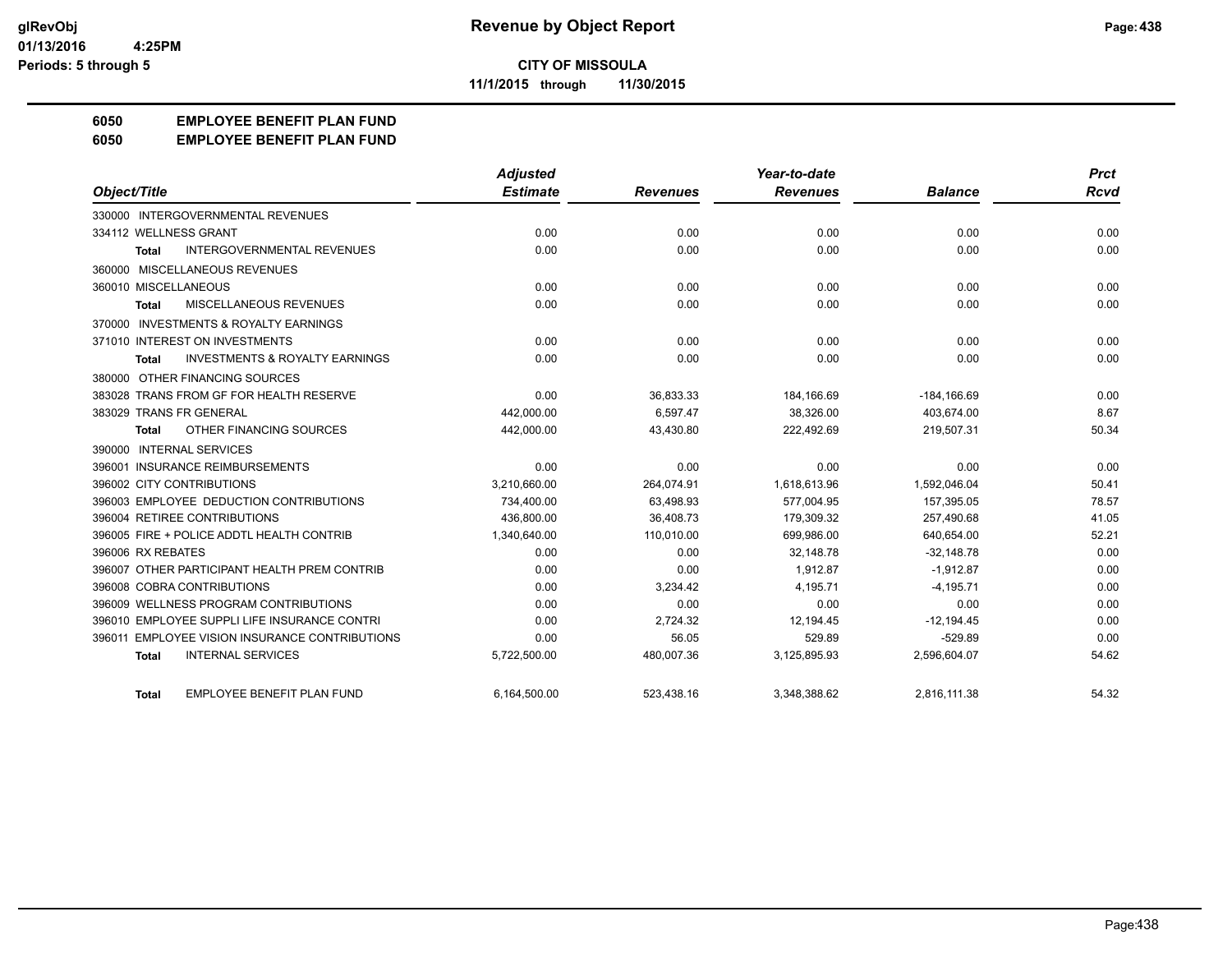# Revenue by Object Report

**CITY OF MISSOULA**

**11/1/2015 through 11/30/2015**

glRevObj
01/13/2016 4:25PM
Periods: 5 through 5

## 6050 EMPLOYEE BENEFIT PLAN FUND
## 6050 EMPLOYEE BENEFIT PLAN FUND

| Object/Title | Adjusted Estimate | Revenues | Year-to-date Revenues | Balance | Prct Rcvd |
|---|---|---|---|---|---|
| 330000 INTERGOVERNMENTAL REVENUES | | | | | |
| 334112 WELLNESS GRANT | 0.00 | 0.00 | 0.00 | 0.00 | 0.00 |
| Total INTERGOVERNMENTAL REVENUES | 0.00 | 0.00 | 0.00 | 0.00 | 0.00 |
| 360000 MISCELLANEOUS REVENUES | | | | | |
| 360010 MISCELLANEOUS | 0.00 | 0.00 | 0.00 | 0.00 | 0.00 |
| Total MISCELLANEOUS REVENUES | 0.00 | 0.00 | 0.00 | 0.00 | 0.00 |
| 370000 INVESTMENTS & ROYALTY EARNINGS | | | | | |
| 371010 INTEREST ON INVESTMENTS | 0.00 | 0.00 | 0.00 | 0.00 | 0.00 |
| Total INVESTMENTS & ROYALTY EARNINGS | 0.00 | 0.00 | 0.00 | 0.00 | 0.00 |
| 380000 OTHER FINANCING SOURCES | | | | | |
| 383028 TRANS FROM GF FOR HEALTH RESERVE | 0.00 | 36,833.33 | 184,166.69 | -184,166.69 | 0.00 |
| 383029 TRANS FR GENERAL | 442,000.00 | 6,597.47 | 38,326.00 | 403,674.00 | 8.67 |
| Total OTHER FINANCING SOURCES | 442,000.00 | 43,430.80 | 222,492.69 | 219,507.31 | 50.34 |
| 390000 INTERNAL SERVICES | | | | | |
| 396001 INSURANCE REIMBURSEMENTS | 0.00 | 0.00 | 0.00 | 0.00 | 0.00 |
| 396002 CITY CONTRIBUTIONS | 3,210,660.00 | 264,074.91 | 1,618,613.96 | 1,592,046.04 | 50.41 |
| 396003 EMPLOYEE DEDUCTION CONTRIBUTIONS | 734,400.00 | 63,498.93 | 577,004.95 | 157,395.05 | 78.57 |
| 396004 RETIREE CONTRIBUTIONS | 436,800.00 | 36,408.73 | 179,309.32 | 257,490.68 | 41.05 |
| 396005 FIRE + POLICE ADDTL HEALTH CONTRIB | 1,340,640.00 | 110,010.00 | 699,986.00 | 640,654.00 | 52.21 |
| 396006 RX REBATES | 0.00 | 0.00 | 32,148.78 | -32,148.78 | 0.00 |
| 396007 OTHER PARTICIPANT HEALTH PREM CONTRIB | 0.00 | 0.00 | 1,912.87 | -1,912.87 | 0.00 |
| 396008 COBRA CONTRIBUTIONS | 0.00 | 3,234.42 | 4,195.71 | -4,195.71 | 0.00 |
| 396009 WELLNESS PROGRAM CONTRIBUTIONS | 0.00 | 0.00 | 0.00 | 0.00 | 0.00 |
| 396010 EMPLOYEE SUPPLI LIFE INSURANCE CONTRI | 0.00 | 2,724.32 | 12,194.45 | -12,194.45 | 0.00 |
| 396011 EMPLOYEE VISION INSURANCE CONTRIBUTIONS | 0.00 | 56.05 | 529.89 | -529.89 | 0.00 |
| Total INTERNAL SERVICES | 5,722,500.00 | 480,007.36 | 3,125,895.93 | 2,596,604.07 | 54.62 |
| Total EMPLOYEE BENEFIT PLAN FUND | 6,164,500.00 | 523,438.16 | 3,348,388.62 | 2,816,111.38 | 54.32 |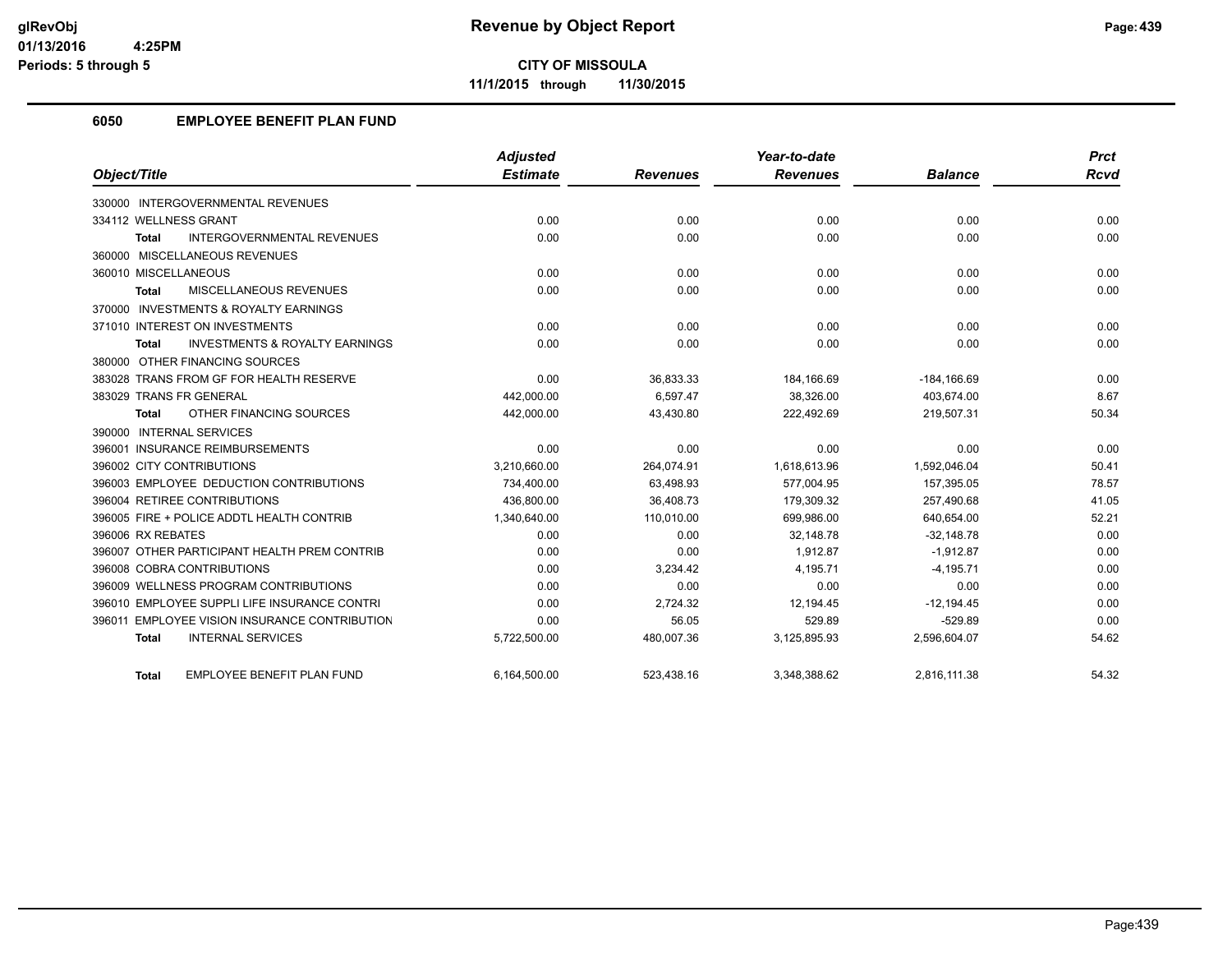**CITY OF MISSOULA**

**11/1/2015 through 11/30/2015**

## 6050 EMPLOYEE BENEFIT PLAN FUND

| Object/Title | Adjusted Estimate | Revenues | Year-to-date Revenues | Balance | Prct Rcvd |
|---|---|---|---|---|---|
| 330000 INTERGOVERNMENTAL REVENUES | | | | | |
| 334112 WELLNESS GRANT | 0.00 | 0.00 | 0.00 | 0.00 | 0.00 |
| **Total** INTERGOVERNMENTAL REVENUES | 0.00 | 0.00 | 0.00 | 0.00 | 0.00 |
| 360000 MISCELLANEOUS REVENUES | | | | | |
| 360010 MISCELLANEOUS | 0.00 | 0.00 | 0.00 | 0.00 | 0.00 |
| **Total** MISCELLANEOUS REVENUES | 0.00 | 0.00 | 0.00 | 0.00 | 0.00 |
| 370000 INVESTMENTS & ROYALTY EARNINGS | | | | | |
| 371010 INTEREST ON INVESTMENTS | 0.00 | 0.00 | 0.00 | 0.00 | 0.00 |
| **Total** INVESTMENTS & ROYALTY EARNINGS | 0.00 | 0.00 | 0.00 | 0.00 | 0.00 |
| 380000 OTHER FINANCING SOURCES | | | | | |
| 383028 TRANS FROM GF FOR HEALTH RESERVE | 0.00 | 36,833.33 | 184,166.69 | -184,166.69 | 0.00 |
| 383029 TRANS FR GENERAL | 442,000.00 | 6,597.47 | 38,326.00 | 403,674.00 | 8.67 |
| **Total** OTHER FINANCING SOURCES | 442,000.00 | 43,430.80 | 222,492.69 | 219,507.31 | 50.34 |
| 390000 INTERNAL SERVICES | | | | | |
| 396001 INSURANCE REIMBURSEMENTS | 0.00 | 0.00 | 0.00 | 0.00 | 0.00 |
| 396002 CITY CONTRIBUTIONS | 3,210,660.00 | 264,074.91 | 1,618,613.96 | 1,592,046.04 | 50.41 |
| 396003 EMPLOYEE DEDUCTION CONTRIBUTIONS | 734,400.00 | 63,498.93 | 577,004.95 | 157,395.05 | 78.57 |
| 396004 RETIREE CONTRIBUTIONS | 436,800.00 | 36,408.73 | 179,309.32 | 257,490.68 | 41.05 |
| 396005 FIRE + POLICE ADDTL HEALTH CONTRIB | 1,340,640.00 | 110,010.00 | 699,986.00 | 640,654.00 | 52.21 |
| 396006 RX REBATES | 0.00 | 0.00 | 32,148.78 | -32,148.78 | 0.00 |
| 396007 OTHER PARTICIPANT HEALTH PREM CONTRIB | 0.00 | 0.00 | 1,912.87 | -1,912.87 | 0.00 |
| 396008 COBRA CONTRIBUTIONS | 0.00 | 3,234.42 | 4,195.71 | -4,195.71 | 0.00 |
| 396009 WELLNESS PROGRAM CONTRIBUTIONS | 0.00 | 0.00 | 0.00 | 0.00 | 0.00 |
| 396010 EMPLOYEE SUPPLI LIFE INSURANCE CONTRI | 0.00 | 2,724.32 | 12,194.45 | -12,194.45 | 0.00 |
| 396011 EMPLOYEE VISION INSURANCE CONTRIBUTION | 0.00 | 56.05 | 529.89 | -529.89 | 0.00 |
| **Total** INTERNAL SERVICES | 5,722,500.00 | 480,007.36 | 3,125,895.93 | 2,596,604.07 | 54.62 |
| **Total** EMPLOYEE BENEFIT PLAN FUND | 6,164,500.00 | 523,438.16 | 3,348,388.62 | 2,816,111.38 | 54.32 |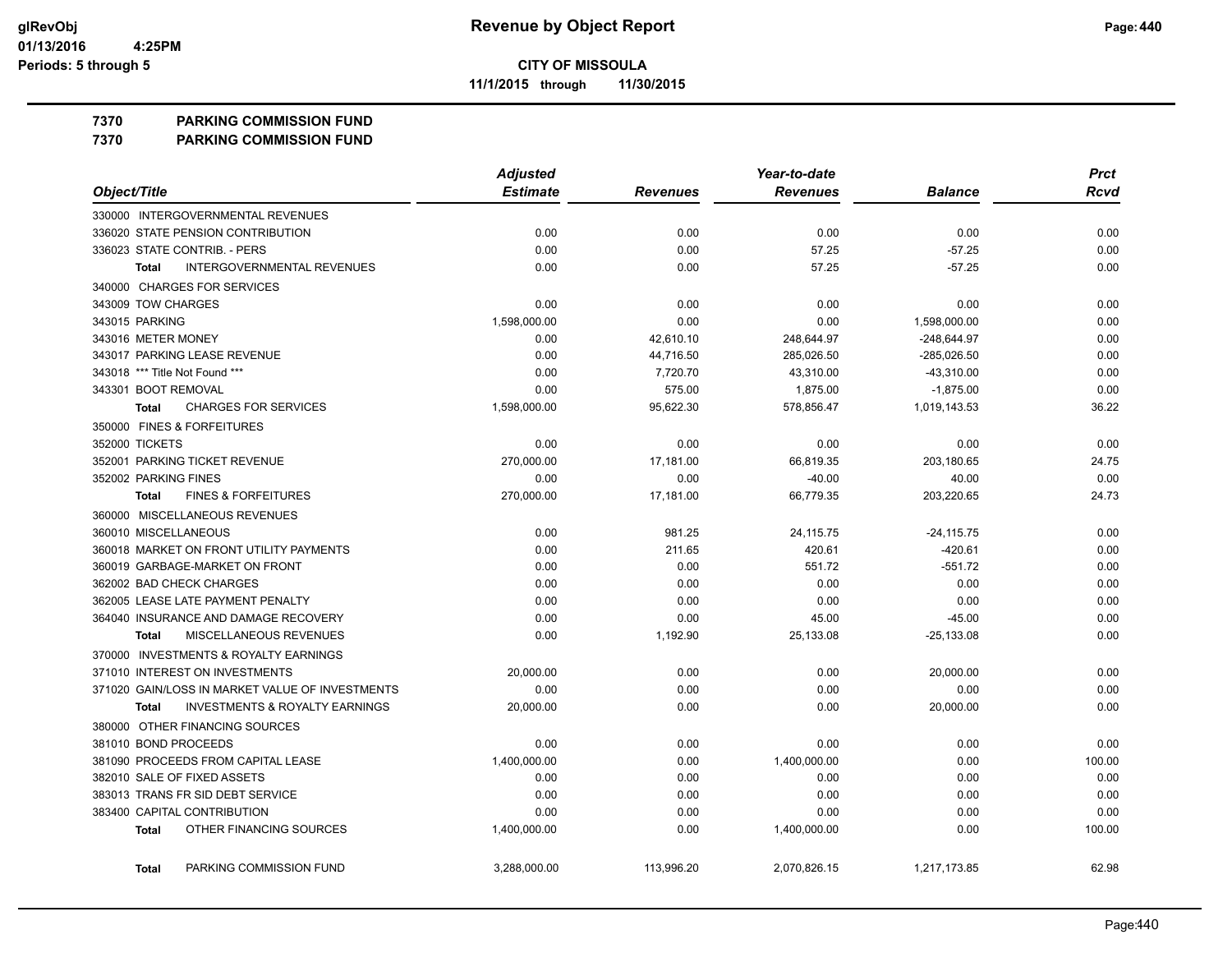# Revenue by Object Report

**CITY OF MISSOULA**

**11/1/2015 through 11/30/2015**

glRevObj
01/13/2016 4:25PM
Periods: 5 through 5

**7370 PARKING COMMISSION FUND**
**7370 PARKING COMMISSION FUND**

| Object/Title | Adjusted Estimate | Revenues | Year-to-date Revenues | Balance | Prct Rcvd |
|---|---|---|---|---|---|
| 330000 INTERGOVERNMENTAL REVENUES | | | | | |
| 336020 STATE PENSION CONTRIBUTION | 0.00 | 0.00 | 0.00 | 0.00 | 0.00 |
| 336023 STATE CONTRIB. - PERS | 0.00 | 0.00 | 57.25 | -57.25 | 0.00 |
| **Total** INTERGOVERNMENTAL REVENUES | 0.00 | 0.00 | 57.25 | -57.25 | 0.00 |
| 340000 CHARGES FOR SERVICES | | | | | |
| 343009 TOW CHARGES | 0.00 | 0.00 | 0.00 | 0.00 | 0.00 |
| 343015 PARKING | 1,598,000.00 | 0.00 | 0.00 | 1,598,000.00 | 0.00 |
| 343016 METER MONEY | 0.00 | 42,610.10 | 248,644.97 | -248,644.97 | 0.00 |
| 343017 PARKING LEASE REVENUE | 0.00 | 44,716.50 | 285,026.50 | -285,026.50 | 0.00 |
| 343018 *** Title Not Found *** | 0.00 | 7,720.70 | 43,310.00 | -43,310.00 | 0.00 |
| 343301 BOOT REMOVAL | 0.00 | 575.00 | 1,875.00 | -1,875.00 | 0.00 |
| **Total** CHARGES FOR SERVICES | 1,598,000.00 | 95,622.30 | 578,856.47 | 1,019,143.53 | 36.22 |
| 350000 FINES & FORFEITURES | | | | | |
| 352000 TICKETS | 0.00 | 0.00 | 0.00 | 0.00 | 0.00 |
| 352001 PARKING TICKET REVENUE | 270,000.00 | 17,181.00 | 66,819.35 | 203,180.65 | 24.75 |
| 352002 PARKING FINES | 0.00 | 0.00 | -40.00 | 40.00 | 0.00 |
| **Total** FINES & FORFEITURES | 270,000.00 | 17,181.00 | 66,779.35 | 203,220.65 | 24.73 |
| 360000 MISCELLANEOUS REVENUES | | | | | |
| 360010 MISCELLANEOUS | 0.00 | 981.25 | 24,115.75 | -24,115.75 | 0.00 |
| 360018 MARKET ON FRONT UTILITY PAYMENTS | 0.00 | 211.65 | 420.61 | -420.61 | 0.00 |
| 360019 GARBAGE-MARKET ON FRONT | 0.00 | 0.00 | 551.72 | -551.72 | 0.00 |
| 362002 BAD CHECK CHARGES | 0.00 | 0.00 | 0.00 | 0.00 | 0.00 |
| 362005 LEASE LATE PAYMENT PENALTY | 0.00 | 0.00 | 0.00 | 0.00 | 0.00 |
| 364040 INSURANCE AND DAMAGE RECOVERY | 0.00 | 0.00 | 45.00 | -45.00 | 0.00 |
| **Total** MISCELLANEOUS REVENUES | 0.00 | 1,192.90 | 25,133.08 | -25,133.08 | 0.00 |
| 370000 INVESTMENTS & ROYALTY EARNINGS | | | | | |
| 371010 INTEREST ON INVESTMENTS | 20,000.00 | 0.00 | 0.00 | 20,000.00 | 0.00 |
| 371020 GAIN/LOSS IN MARKET VALUE OF INVESTMENTS | 0.00 | 0.00 | 0.00 | 0.00 | 0.00 |
| **Total** INVESTMENTS & ROYALTY EARNINGS | 20,000.00 | 0.00 | 0.00 | 20,000.00 | 0.00 |
| 380000 OTHER FINANCING SOURCES | | | | | |
| 381010 BOND PROCEEDS | 0.00 | 0.00 | 0.00 | 0.00 | 0.00 |
| 381090 PROCEEDS FROM CAPITAL LEASE | 1,400,000.00 | 0.00 | 1,400,000.00 | 0.00 | 100.00 |
| 382010 SALE OF FIXED ASSETS | 0.00 | 0.00 | 0.00 | 0.00 | 0.00 |
| 383013 TRANS FR SID DEBT SERVICE | 0.00 | 0.00 | 0.00 | 0.00 | 0.00 |
| 383400 CAPITAL CONTRIBUTION | 0.00 | 0.00 | 0.00 | 0.00 | 0.00 |
| **Total** OTHER FINANCING SOURCES | 1,400,000.00 | 0.00 | 1,400,000.00 | 0.00 | 100.00 |
| **Total** PARKING COMMISSION FUND | 3,288,000.00 | 113,996.20 | 2,070,826.15 | 1,217,173.85 | 62.98 |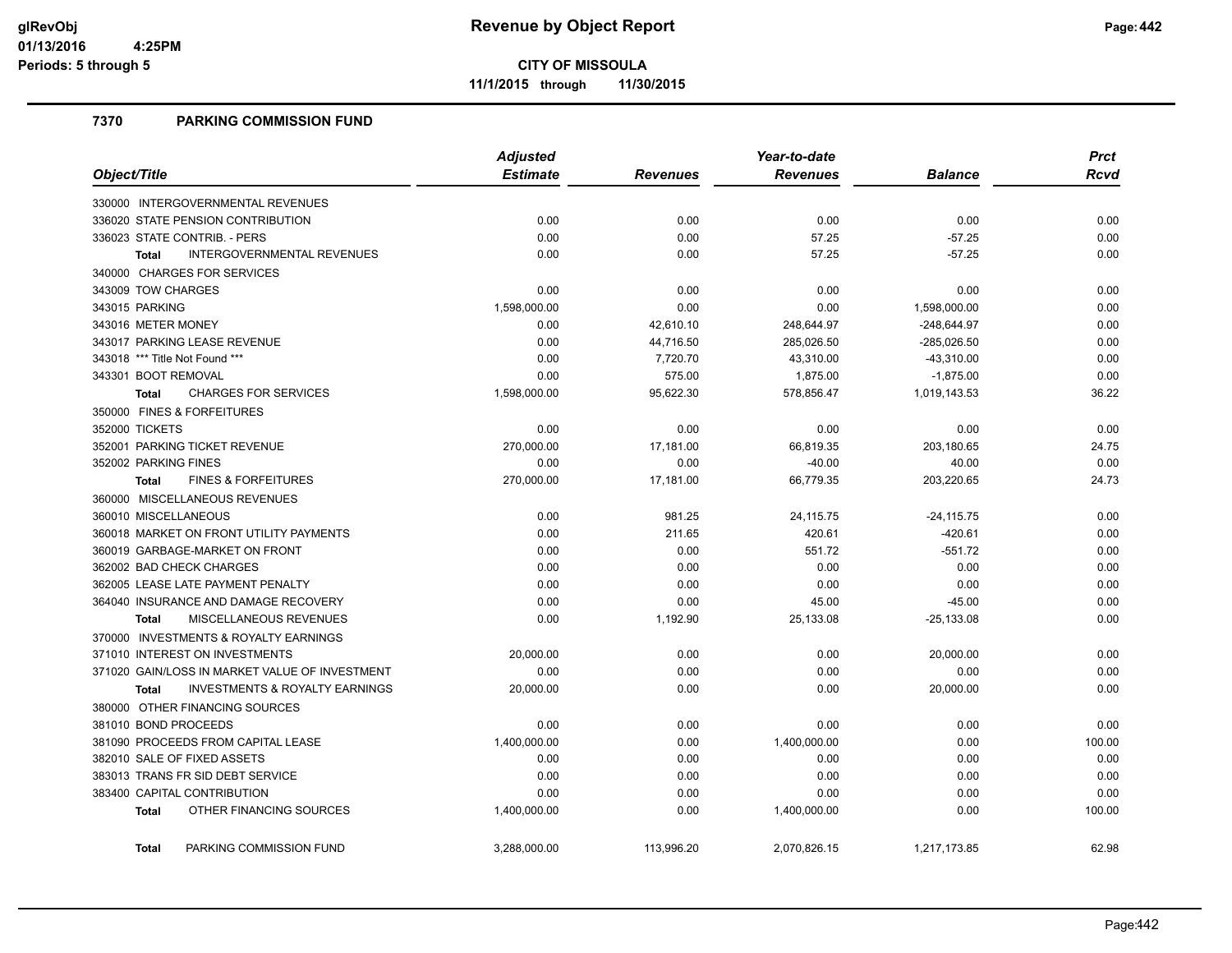# Revenue by Object Report

**CITY OF MISSOULA**

**11/1/2015 through 11/30/2015**

glRevObj
01/13/2016 4:25PM
Periods: 5 through 5

## 7370 PARKING COMMISSION FUND

| Object/Title | Adjusted Estimate | Revenues | Year-to-date Revenues | Balance | Prct Rcvd |
|---|---|---|---|---|---|
| 330000 INTERGOVERNMENTAL REVENUES | | | | | |
| 336020 STATE PENSION CONTRIBUTION | 0.00 | 0.00 | 0.00 | 0.00 | 0.00 |
| 336023 STATE CONTRIB. - PERS | 0.00 | 0.00 | 57.25 | -57.25 | 0.00 |
| **Total** INTERGOVERNMENTAL REVENUES | 0.00 | 0.00 | 57.25 | -57.25 | 0.00 |
| 340000 CHARGES FOR SERVICES | | | | | |
| 343009 TOW CHARGES | 0.00 | 0.00 | 0.00 | 0.00 | 0.00 |
| 343015 PARKING | 1,598,000.00 | 0.00 | 0.00 | 1,598,000.00 | 0.00 |
| 343016 METER MONEY | 0.00 | 42,610.10 | 248,644.97 | -248,644.97 | 0.00 |
| 343017 PARKING LEASE REVENUE | 0.00 | 44,716.50 | 285,026.50 | -285,026.50 | 0.00 |
| 343018 *** Title Not Found *** | 0.00 | 7,720.70 | 43,310.00 | -43,310.00 | 0.00 |
| 343301 BOOT REMOVAL | 0.00 | 575.00 | 1,875.00 | -1,875.00 | 0.00 |
| **Total** CHARGES FOR SERVICES | 1,598,000.00 | 95,622.30 | 578,856.47 | 1,019,143.53 | 36.22 |
| 350000 FINES & FORFEITURES | | | | | |
| 352000 TICKETS | 0.00 | 0.00 | 0.00 | 0.00 | 0.00 |
| 352001 PARKING TICKET REVENUE | 270,000.00 | 17,181.00 | 66,819.35 | 203,180.65 | 24.75 |
| 352002 PARKING FINES | 0.00 | 0.00 | -40.00 | 40.00 | 0.00 |
| **Total** FINES & FORFEITURES | 270,000.00 | 17,181.00 | 66,779.35 | 203,220.65 | 24.73 |
| 360000 MISCELLANEOUS REVENUES | | | | | |
| 360010 MISCELLANEOUS | 0.00 | 981.25 | 24,115.75 | -24,115.75 | 0.00 |
| 360018 MARKET ON FRONT UTILITY PAYMENTS | 0.00 | 211.65 | 420.61 | -420.61 | 0.00 |
| 360019 GARBAGE-MARKET ON FRONT | 0.00 | 0.00 | 551.72 | -551.72 | 0.00 |
| 362002 BAD CHECK CHARGES | 0.00 | 0.00 | 0.00 | 0.00 | 0.00 |
| 362005 LEASE LATE PAYMENT PENALTY | 0.00 | 0.00 | 0.00 | 0.00 | 0.00 |
| 364040 INSURANCE AND DAMAGE RECOVERY | 0.00 | 0.00 | 45.00 | -45.00 | 0.00 |
| **Total** MISCELLANEOUS REVENUES | 0.00 | 1,192.90 | 25,133.08 | -25,133.08 | 0.00 |
| 370000 INVESTMENTS & ROYALTY EARNINGS | | | | | |
| 371010 INTEREST ON INVESTMENTS | 20,000.00 | 0.00 | 0.00 | 20,000.00 | 0.00 |
| 371020 GAIN/LOSS IN MARKET VALUE OF INVESTMENT | 0.00 | 0.00 | 0.00 | 0.00 | 0.00 |
| **Total** INVESTMENTS & ROYALTY EARNINGS | 20,000.00 | 0.00 | 0.00 | 20,000.00 | 0.00 |
| 380000 OTHER FINANCING SOURCES | | | | | |
| 381010 BOND PROCEEDS | 0.00 | 0.00 | 0.00 | 0.00 | 0.00 |
| 381090 PROCEEDS FROM CAPITAL LEASE | 1,400,000.00 | 0.00 | 1,400,000.00 | 0.00 | 100.00 |
| 382010 SALE OF FIXED ASSETS | 0.00 | 0.00 | 0.00 | 0.00 | 0.00 |
| 383013 TRANS FR SID DEBT SERVICE | 0.00 | 0.00 | 0.00 | 0.00 | 0.00 |
| 383400 CAPITAL CONTRIBUTION | 0.00 | 0.00 | 0.00 | 0.00 | 0.00 |
| **Total** OTHER FINANCING SOURCES | 1,400,000.00 | 0.00 | 1,400,000.00 | 0.00 | 100.00 |
| **Total** PARKING COMMISSION FUND | 3,288,000.00 | 113,996.20 | 2,070,826.15 | 1,217,173.85 | 62.98 |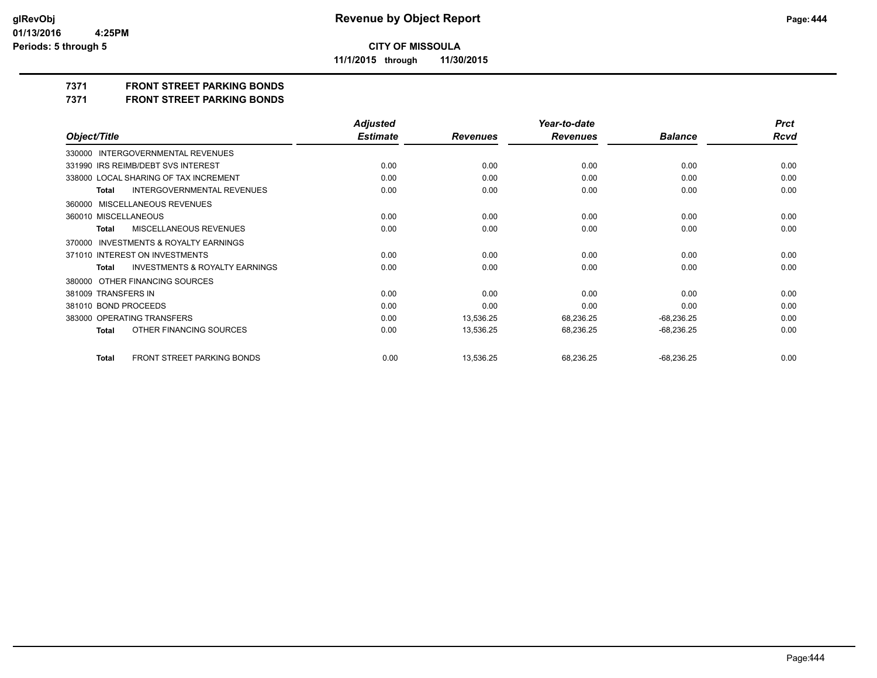**CITY OF MISSOULA**

**11/1/2015 through 11/30/2015**

## 7371 FRONT STREET PARKING BONDS

## 7371 FRONT STREET PARKING BONDS

| Object/Title | Adjusted Estimate | Revenues | Year-to-date Revenues | Balance | Prct Rcvd |
|---|---|---|---|---|---|
| 330000 INTERGOVERNMENTAL REVENUES | | | | | |
| 331990 IRS REIMB/DEBT SVS INTEREST | 0.00 | 0.00 | 0.00 | 0.00 | 0.00 |
| 338000 LOCAL SHARING OF TAX INCREMENT | 0.00 | 0.00 | 0.00 | 0.00 | 0.00 |
| **Total** INTERGOVERNMENTAL REVENUES | 0.00 | 0.00 | 0.00 | 0.00 | 0.00 |
| 360000 MISCELLANEOUS REVENUES | | | | | |
| 360010 MISCELLANEOUS | 0.00 | 0.00 | 0.00 | 0.00 | 0.00 |
| **Total** MISCELLANEOUS REVENUES | 0.00 | 0.00 | 0.00 | 0.00 | 0.00 |
| 370000 INVESTMENTS & ROYALTY EARNINGS | | | | | |
| 371010 INTEREST ON INVESTMENTS | 0.00 | 0.00 | 0.00 | 0.00 | 0.00 |
| **Total** INVESTMENTS & ROYALTY EARNINGS | 0.00 | 0.00 | 0.00 | 0.00 | 0.00 |
| 380000 OTHER FINANCING SOURCES | | | | | |
| 381009 TRANSFERS IN | 0.00 | 0.00 | 0.00 | 0.00 | 0.00 |
| 381010 BOND PROCEEDS | 0.00 | 0.00 | 0.00 | 0.00 | 0.00 |
| 383000 OPERATING TRANSFERS | 0.00 | 13,536.25 | 68,236.25 | -68,236.25 | 0.00 |
| **Total** OTHER FINANCING SOURCES | 0.00 | 13,536.25 | 68,236.25 | -68,236.25 | 0.00 |
| **Total** FRONT STREET PARKING BONDS | 0.00 | 13,536.25 | 68,236.25 | -68,236.25 | 0.00 |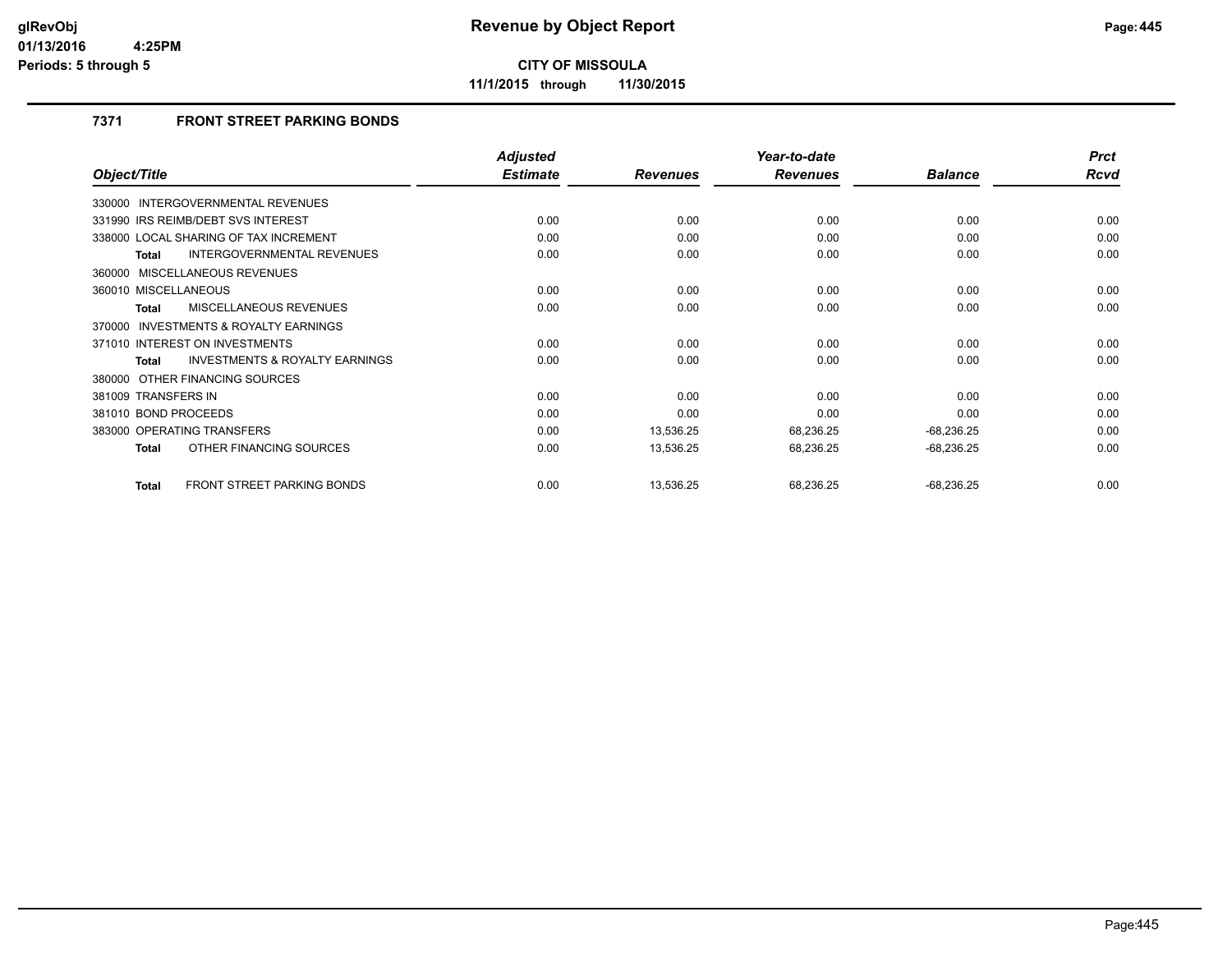# Revenue by Object Report

**CITY OF MISSOULA**

**11/1/2015 through 11/30/2015**

glRevObj
01/13/2016 4:25PM
Periods: 5 through 5

### 7371 FRONT STREET PARKING BONDS

| Object/Title | Adjusted Estimate | Revenues | Year-to-date Revenues | Balance | Prct Rcvd |
|---|---|---|---|---|---|
| 330000 INTERGOVERNMENTAL REVENUES | | | | | |
| 331990 IRS REIMB/DEBT SVS INTEREST | 0.00 | 0.00 | 0.00 | 0.00 | 0.00 |
| 338000 LOCAL SHARING OF TAX INCREMENT | 0.00 | 0.00 | 0.00 | 0.00 | 0.00 |
| **Total** INTERGOVERNMENTAL REVENUES | 0.00 | 0.00 | 0.00 | 0.00 | 0.00 |
| 360000 MISCELLANEOUS REVENUES | | | | | |
| 360010 MISCELLANEOUS | 0.00 | 0.00 | 0.00 | 0.00 | 0.00 |
| **Total** MISCELLANEOUS REVENUES | 0.00 | 0.00 | 0.00 | 0.00 | 0.00 |
| 370000 INVESTMENTS & ROYALTY EARNINGS | | | | | |
| 371010 INTEREST ON INVESTMENTS | 0.00 | 0.00 | 0.00 | 0.00 | 0.00 |
| **Total** INVESTMENTS & ROYALTY EARNINGS | 0.00 | 0.00 | 0.00 | 0.00 | 0.00 |
| 380000 OTHER FINANCING SOURCES | | | | | |
| 381009 TRANSFERS IN | 0.00 | 0.00 | 0.00 | 0.00 | 0.00 |
| 381010 BOND PROCEEDS | 0.00 | 0.00 | 0.00 | 0.00 | 0.00 |
| 383000 OPERATING TRANSFERS | 0.00 | 13,536.25 | 68,236.25 | -68,236.25 | 0.00 |
| **Total** OTHER FINANCING SOURCES | 0.00 | 13,536.25 | 68,236.25 | -68,236.25 | 0.00 |
| **Total** FRONT STREET PARKING BONDS | 0.00 | 13,536.25 | 68,236.25 | -68,236.25 | 0.00 |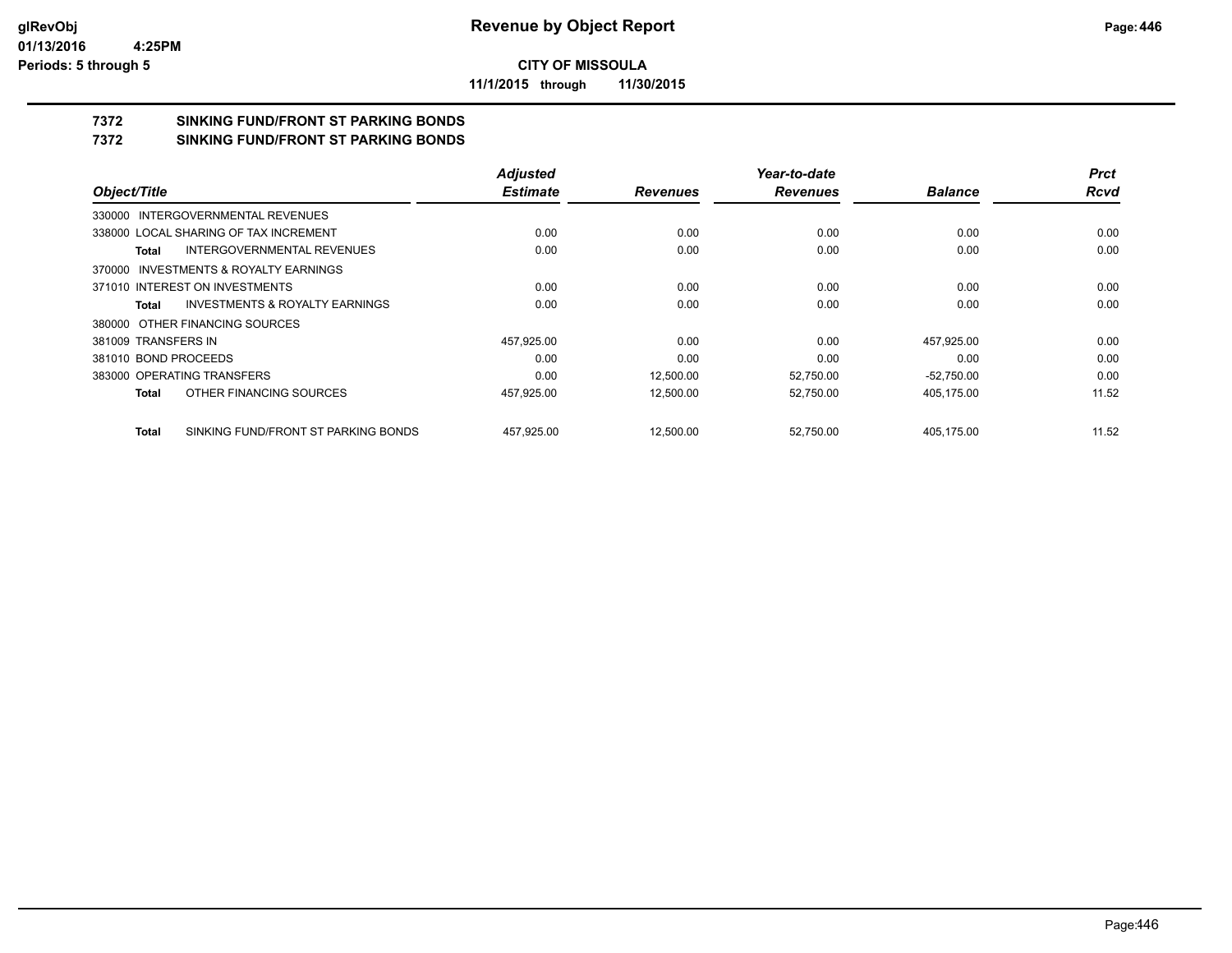**CITY OF MISSOULA**

**11/1/2015 through 11/30/2015**

## 7372 SINKING FUND/FRONT ST PARKING BONDS

## 7372 SINKING FUND/FRONT ST PARKING BONDS

| Object/Title | Adjusted Estimate | Revenues | Year-to-date Revenues | Balance | Prct Rcvd |
|---|---|---|---|---|---|
| 330000 INTERGOVERNMENTAL REVENUES | | | | | |
| 338000 LOCAL SHARING OF TAX INCREMENT | 0.00 | 0.00 | 0.00 | 0.00 | 0.00 |
| **Total** INTERGOVERNMENTAL REVENUES | 0.00 | 0.00 | 0.00 | 0.00 | 0.00 |
| 370000 INVESTMENTS & ROYALTY EARNINGS | | | | | |
| 371010 INTEREST ON INVESTMENTS | 0.00 | 0.00 | 0.00 | 0.00 | 0.00 |
| **Total** INVESTMENTS & ROYALTY EARNINGS | 0.00 | 0.00 | 0.00 | 0.00 | 0.00 |
| 380000 OTHER FINANCING SOURCES | | | | | |
| 381009 TRANSFERS IN | 457,925.00 | 0.00 | 0.00 | 457,925.00 | 0.00 |
| 381010 BOND PROCEEDS | 0.00 | 0.00 | 0.00 | 0.00 | 0.00 |
| 383000 OPERATING TRANSFERS | 0.00 | 12,500.00 | 52,750.00 | -52,750.00 | 0.00 |
| **Total** OTHER FINANCING SOURCES | 457,925.00 | 12,500.00 | 52,750.00 | 405,175.00 | 11.52 |
| **Total** SINKING FUND/FRONT ST PARKING BONDS | 457,925.00 | 12,500.00 | 52,750.00 | 405,175.00 | 11.52 |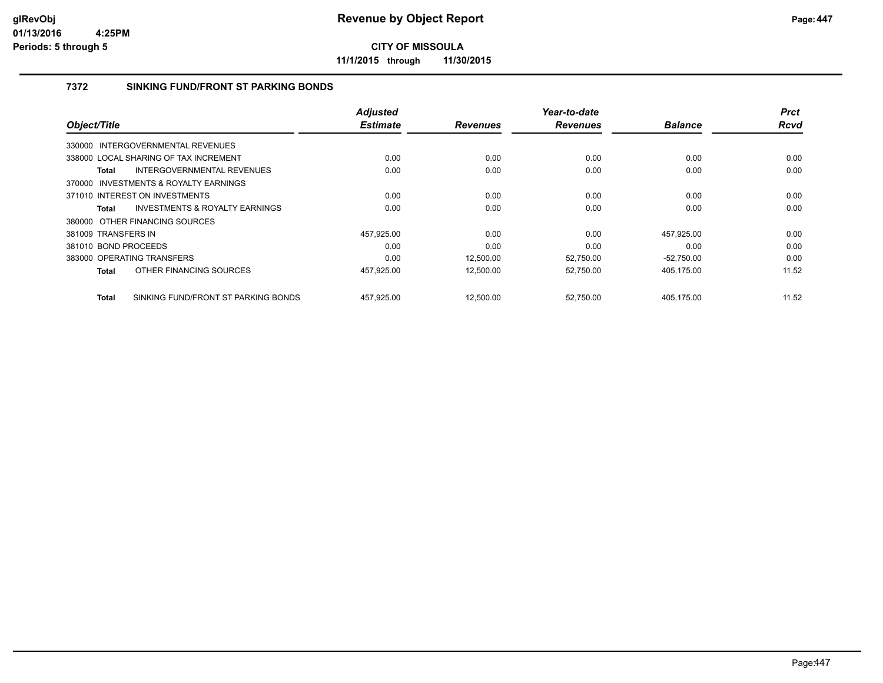# CITY OF MISSOULA

**11/1/2015 through 11/30/2015**

## 7372 SINKING FUND/FRONT ST PARKING BONDS

| Object/Title | Adjusted Estimate | Revenues | Year-to-date Revenues | Balance | Prct Rcvd |
|---|---|---|---|---|---|
| 330000 INTERGOVERNMENTAL REVENUES | | | | | |
| 338000 LOCAL SHARING OF TAX INCREMENT | 0.00 | 0.00 | 0.00 | 0.00 | 0.00 |
| **Total** INTERGOVERNMENTAL REVENUES | 0.00 | 0.00 | 0.00 | 0.00 | 0.00 |
| 370000 INVESTMENTS & ROYALTY EARNINGS | | | | | |
| 371010 INTEREST ON INVESTMENTS | 0.00 | 0.00 | 0.00 | 0.00 | 0.00 |
| **Total** INVESTMENTS & ROYALTY EARNINGS | 0.00 | 0.00 | 0.00 | 0.00 | 0.00 |
| 380000 OTHER FINANCING SOURCES | | | | | |
| 381009 TRANSFERS IN | 457,925.00 | 0.00 | 0.00 | 457,925.00 | 0.00 |
| 381010 BOND PROCEEDS | 0.00 | 0.00 | 0.00 | 0.00 | 0.00 |
| 383000 OPERATING TRANSFERS | 0.00 | 12,500.00 | 52,750.00 | -52,750.00 | 0.00 |
| **Total** OTHER FINANCING SOURCES | 457,925.00 | 12,500.00 | 52,750.00 | 405,175.00 | 11.52 |
| **Total** SINKING FUND/FRONT ST PARKING BONDS | 457,925.00 | 12,500.00 | 52,750.00 | 405,175.00 | 11.52 |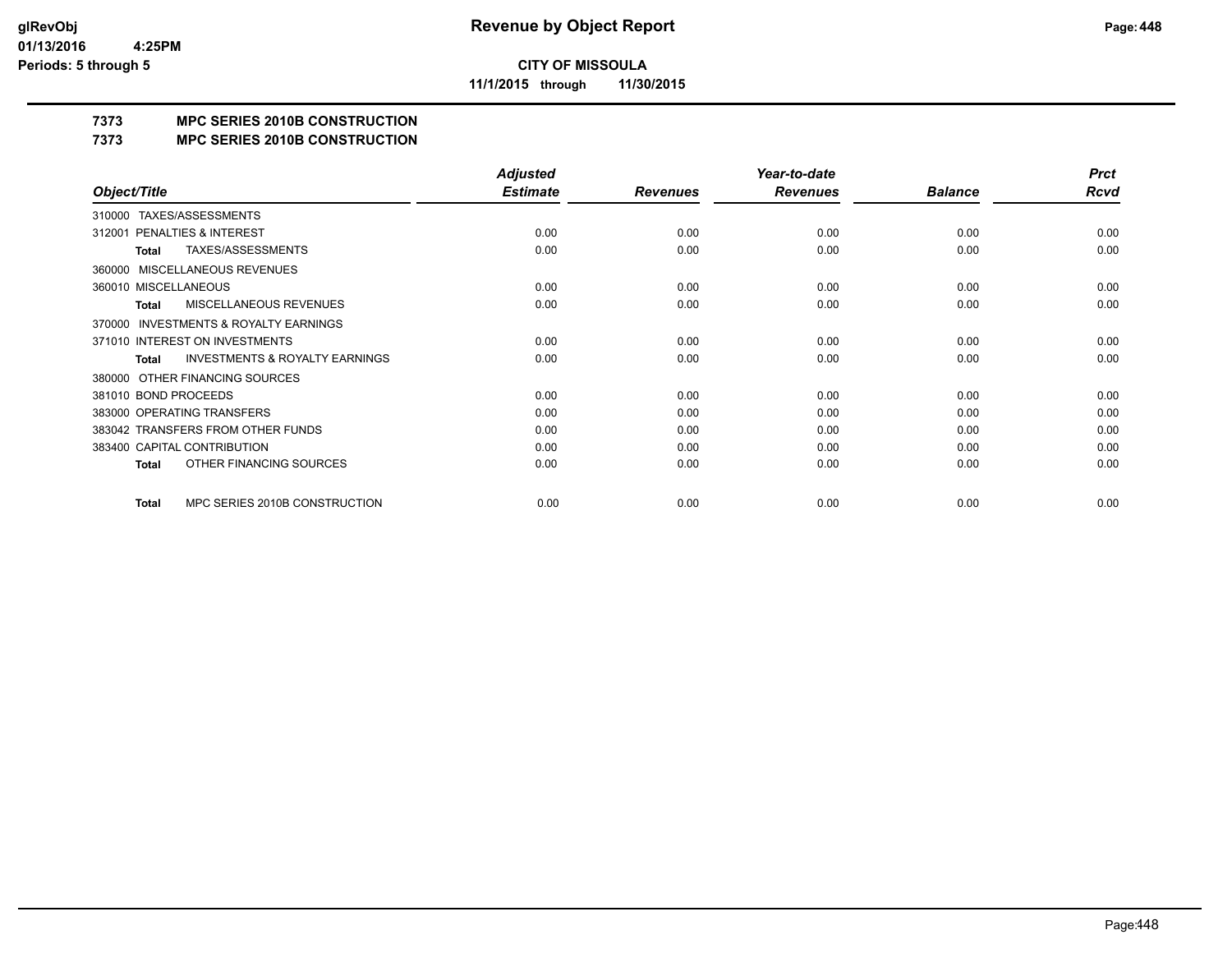**CITY OF MISSOULA**

**11/1/2015 through 11/30/2015**

## 7373 MPC SERIES 2010B CONSTRUCTION

## 7373 MPC SERIES 2010B CONSTRUCTION

| Object/Title | Adjusted Estimate | Revenues | Year-to-date Revenues | Balance | Prct Rcvd |
|---|---|---|---|---|---|
| 310000 TAXES/ASSESSMENTS | | | | | |
| 312001 PENALTIES & INTEREST | 0.00 | 0.00 | 0.00 | 0.00 | 0.00 |
| **Total** TAXES/ASSESSMENTS | 0.00 | 0.00 | 0.00 | 0.00 | 0.00 |
| 360000 MISCELLANEOUS REVENUES | | | | | |
| 360010 MISCELLANEOUS | 0.00 | 0.00 | 0.00 | 0.00 | 0.00 |
| **Total** MISCELLANEOUS REVENUES | 0.00 | 0.00 | 0.00 | 0.00 | 0.00 |
| 370000 INVESTMENTS & ROYALTY EARNINGS | | | | | |
| 371010 INTEREST ON INVESTMENTS | 0.00 | 0.00 | 0.00 | 0.00 | 0.00 |
| **Total** INVESTMENTS & ROYALTY EARNINGS | 0.00 | 0.00 | 0.00 | 0.00 | 0.00 |
| 380000 OTHER FINANCING SOURCES | | | | | |
| 381010 BOND PROCEEDS | 0.00 | 0.00 | 0.00 | 0.00 | 0.00 |
| 383000 OPERATING TRANSFERS | 0.00 | 0.00 | 0.00 | 0.00 | 0.00 |
| 383042 TRANSFERS FROM OTHER FUNDS | 0.00 | 0.00 | 0.00 | 0.00 | 0.00 |
| 383400 CAPITAL CONTRIBUTION | 0.00 | 0.00 | 0.00 | 0.00 | 0.00 |
| **Total** OTHER FINANCING SOURCES | 0.00 | 0.00 | 0.00 | 0.00 | 0.00 |
| **Total** MPC SERIES 2010B CONSTRUCTION | 0.00 | 0.00 | 0.00 | 0.00 | 0.00 |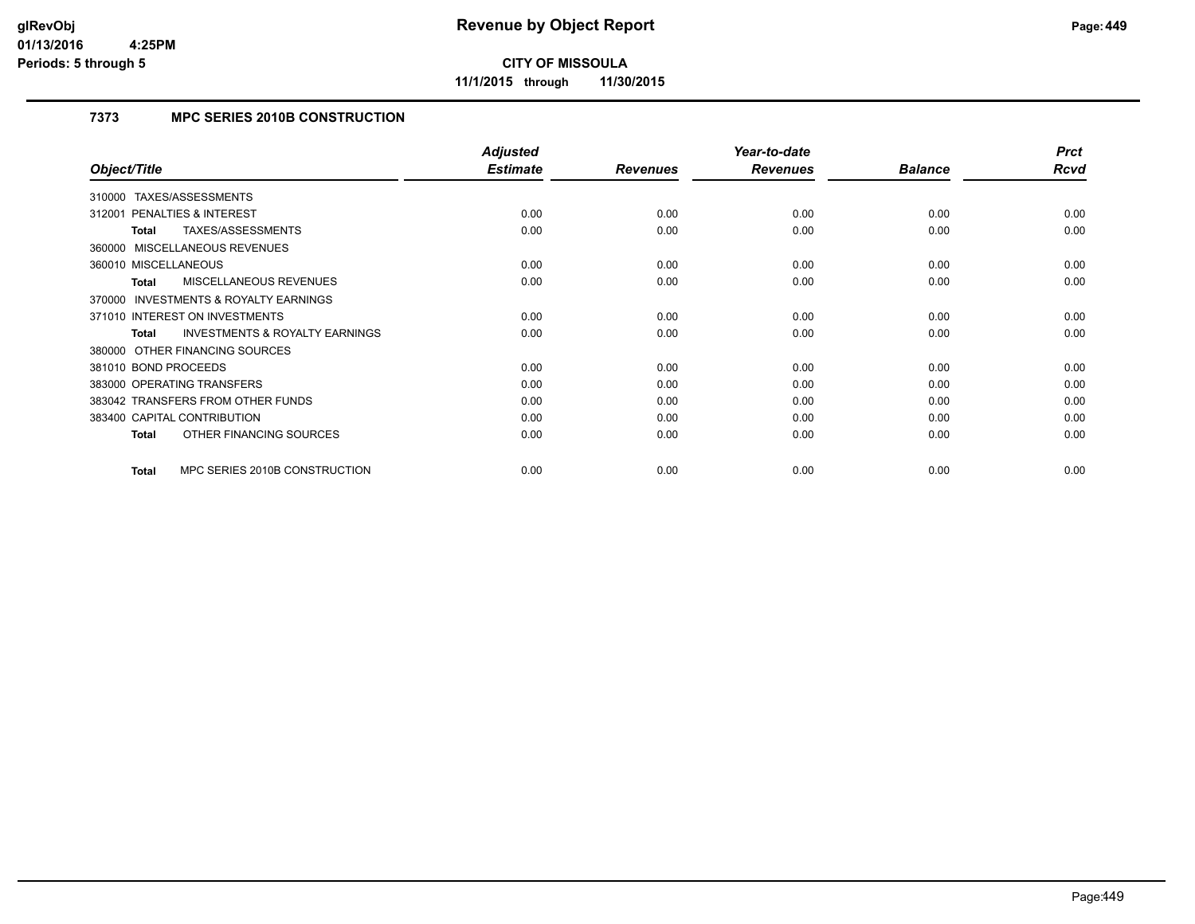# Revenue by Object Report

**CITY OF MISSOULA**

**11/1/2015 through 11/30/2015**

### 7373 MPC SERIES 2010B CONSTRUCTION

| Object/Title | Adjusted Estimate | Revenues | Year-to-date Revenues | Balance | Prct Rcvd |
|---|---|---|---|---|---|
| 310000 TAXES/ASSESSMENTS | | | | | |
| 312001 PENALTIES & INTEREST | 0.00 | 0.00 | 0.00 | 0.00 | 0.00 |
| **Total** TAXES/ASSESSMENTS | 0.00 | 0.00 | 0.00 | 0.00 | 0.00 |
| 360000 MISCELLANEOUS REVENUES | | | | | |
| 360010 MISCELLANEOUS | 0.00 | 0.00 | 0.00 | 0.00 | 0.00 |
| **Total** MISCELLANEOUS REVENUES | 0.00 | 0.00 | 0.00 | 0.00 | 0.00 |
| 370000 INVESTMENTS & ROYALTY EARNINGS | | | | | |
| 371010 INTEREST ON INVESTMENTS | 0.00 | 0.00 | 0.00 | 0.00 | 0.00 |
| **Total** INVESTMENTS & ROYALTY EARNINGS | 0.00 | 0.00 | 0.00 | 0.00 | 0.00 |
| 380000 OTHER FINANCING SOURCES | | | | | |
| 381010 BOND PROCEEDS | 0.00 | 0.00 | 0.00 | 0.00 | 0.00 |
| 383000 OPERATING TRANSFERS | 0.00 | 0.00 | 0.00 | 0.00 | 0.00 |
| 383042 TRANSFERS FROM OTHER FUNDS | 0.00 | 0.00 | 0.00 | 0.00 | 0.00 |
| 383400 CAPITAL CONTRIBUTION | 0.00 | 0.00 | 0.00 | 0.00 | 0.00 |
| **Total** OTHER FINANCING SOURCES | 0.00 | 0.00 | 0.00 | 0.00 | 0.00 |
| **Total** MPC SERIES 2010B CONSTRUCTION | 0.00 | 0.00 | 0.00 | 0.00 | 0.00 |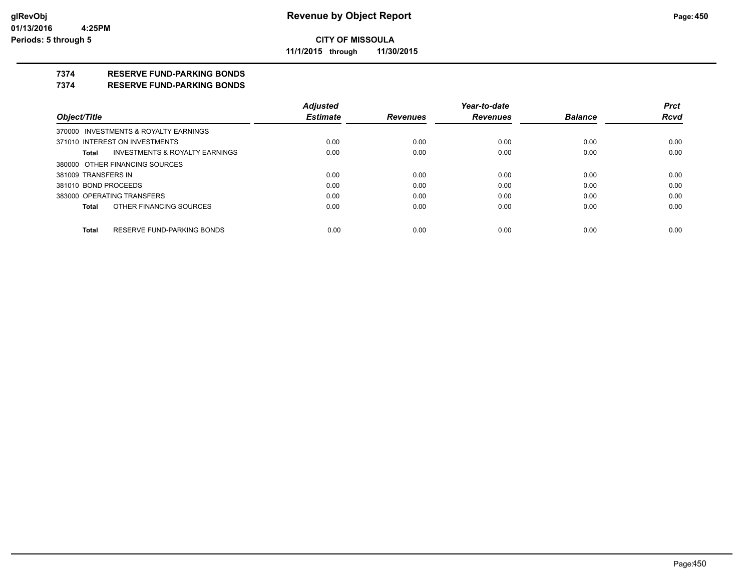**CITY OF MISSOULA**

**11/1/2015 through 11/30/2015**

## 7374 RESERVE FUND-PARKING BONDS

## 7374 RESERVE FUND-PARKING BONDS

| Object/Title | Adjusted Estimate | Revenues | Year-to-date Revenues | Balance | Prct Rcvd |
|---|---|---|---|---|---|
| 370000 INVESTMENTS & ROYALTY EARNINGS | | | | | |
| 371010 INTEREST ON INVESTMENTS | 0.00 | 0.00 | 0.00 | 0.00 | 0.00 |
| **Total** INVESTMENTS & ROYALTY EARNINGS | 0.00 | 0.00 | 0.00 | 0.00 | 0.00 |
| 380000 OTHER FINANCING SOURCES | | | | | |
| 381009 TRANSFERS IN | 0.00 | 0.00 | 0.00 | 0.00 | 0.00 |
| 381010 BOND PROCEEDS | 0.00 | 0.00 | 0.00 | 0.00 | 0.00 |
| 383000 OPERATING TRANSFERS | 0.00 | 0.00 | 0.00 | 0.00 | 0.00 |
| **Total** OTHER FINANCING SOURCES | 0.00 | 0.00 | 0.00 | 0.00 | 0.00 |
| **Total** RESERVE FUND-PARKING BONDS | 0.00 | 0.00 | 0.00 | 0.00 | 0.00 |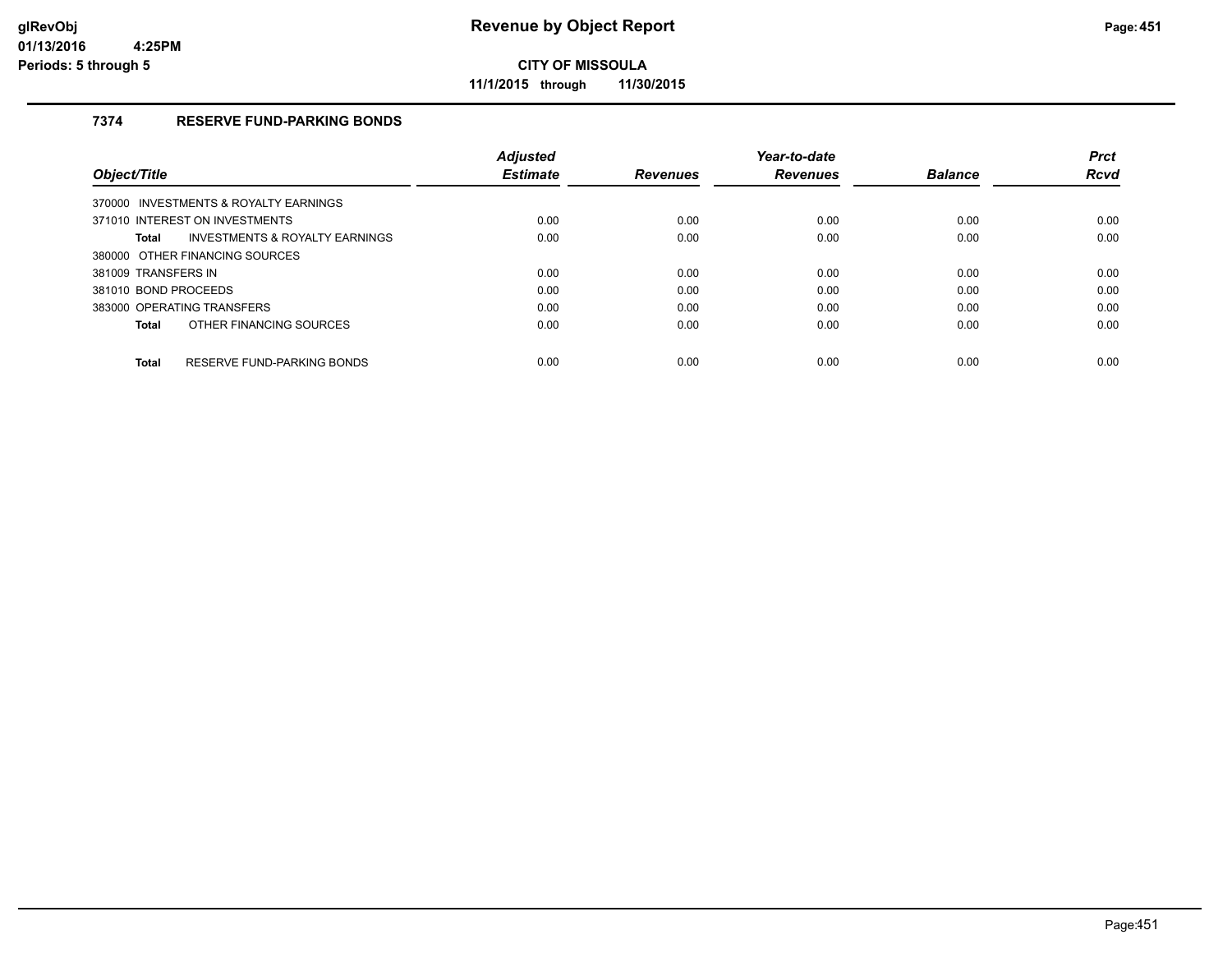# Revenue by Object Report

**CITY OF MISSOULA**

**11/1/2015 through 11/30/2015**

glRevObj
01/13/2016 4:25PM
Periods: 5 through 5

## 7374 RESERVE FUND-PARKING BONDS

| Object/Title | Adjusted Estimate | Revenues | Year-to-date Revenues | Balance | Prct Rcvd |
|---|---|---|---|---|---|
| 370000 INVESTMENTS & ROYALTY EARNINGS | | | | | |
| 371010 INTEREST ON INVESTMENTS | 0.00 | 0.00 | 0.00 | 0.00 | 0.00 |
| **Total** INVESTMENTS & ROYALTY EARNINGS | 0.00 | 0.00 | 0.00 | 0.00 | 0.00 |
| 380000 OTHER FINANCING SOURCES | | | | | |
| 381009 TRANSFERS IN | 0.00 | 0.00 | 0.00 | 0.00 | 0.00 |
| 381010 BOND PROCEEDS | 0.00 | 0.00 | 0.00 | 0.00 | 0.00 |
| 383000 OPERATING TRANSFERS | 0.00 | 0.00 | 0.00 | 0.00 | 0.00 |
| **Total** OTHER FINANCING SOURCES | 0.00 | 0.00 | 0.00 | 0.00 | 0.00 |
| **Total** RESERVE FUND-PARKING BONDS | 0.00 | 0.00 | 0.00 | 0.00 | 0.00 |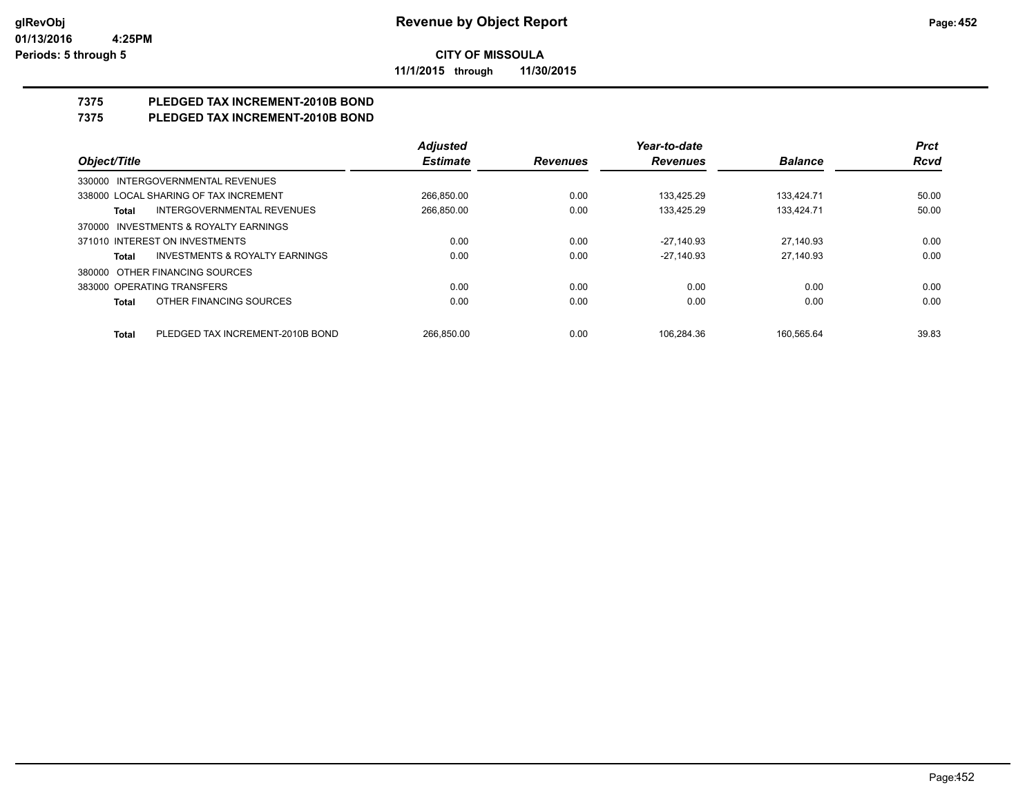# Revenue by Object Report

**CITY OF MISSOULA**

**11/1/2015 through 11/30/2015**

glRevObj
01/13/2016 4:25PM
Periods: 5 through 5

## 7375 PLEDGED TAX INCREMENT-2010B BOND
## 7375 PLEDGED TAX INCREMENT-2010B BOND

| Object/Title | | Adjusted Estimate | Revenues | Year-to-date Revenues | Balance | Prct Rcvd |
|---|---|---|---|---|---|---|
| 330000 INTERGOVERNMENTAL REVENUES | | | | | | |
| 338000 LOCAL SHARING OF TAX INCREMENT | | 266,850.00 | 0.00 | 133,425.29 | 133,424.71 | 50.00 |
| **Total** | INTERGOVERNMENTAL REVENUES | 266,850.00 | 0.00 | 133,425.29 | 133,424.71 | 50.00 |
| 370000 INVESTMENTS & ROYALTY EARNINGS | | | | | | |
| 371010 INTEREST ON INVESTMENTS | | 0.00 | 0.00 | -27,140.93 | 27,140.93 | 0.00 |
| **Total** | INVESTMENTS & ROYALTY EARNINGS | 0.00 | 0.00 | -27,140.93 | 27,140.93 | 0.00 |
| 380000 OTHER FINANCING SOURCES | | | | | | |
| 383000 OPERATING TRANSFERS | | 0.00 | 0.00 | 0.00 | 0.00 | 0.00 |
| **Total** | OTHER FINANCING SOURCES | 0.00 | 0.00 | 0.00 | 0.00 | 0.00 |
| **Total** | PLEDGED TAX INCREMENT-2010B BOND | 266,850.00 | 0.00 | 106,284.36 | 160,565.64 | 39.83 |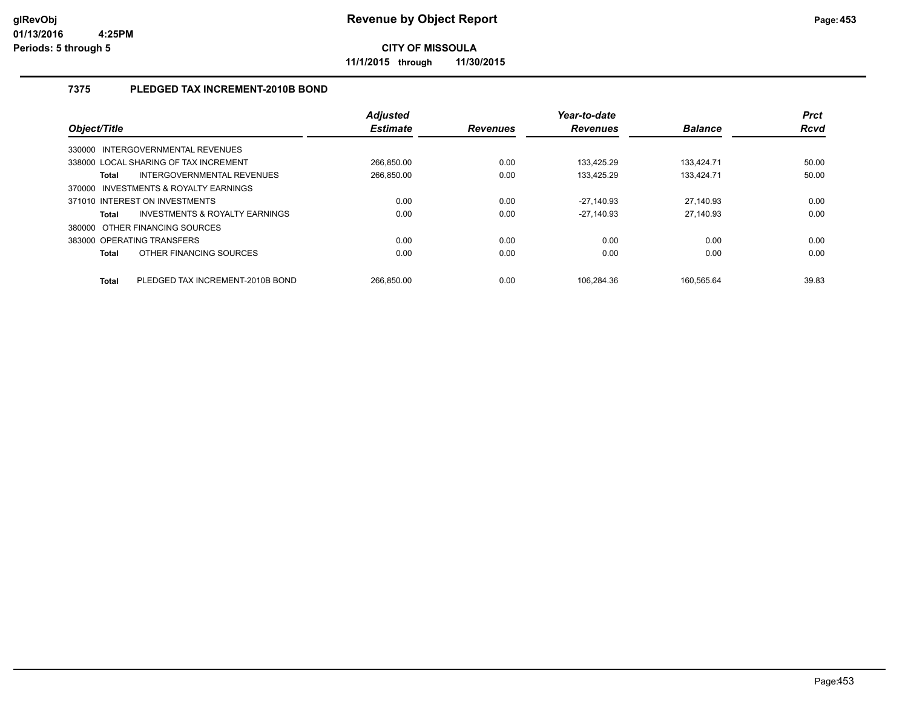# Revenue by Object Report

**CITY OF MISSOULA**

**11/1/2015 through 11/30/2015**

glRevObj
01/13/2016 4:25PM
Periods: 5 through 5

### 7375 PLEDGED TAX INCREMENT-2010B BOND

| Object/Title | Adjusted Estimate | Revenues | Year-to-date Revenues | Balance | Prct Rcvd |
|---|---|---|---|---|---|
| 330000 INTERGOVERNMENTAL REVENUES | | | | | |
| 338000 LOCAL SHARING OF TAX INCREMENT | 266,850.00 | 0.00 | 133,425.29 | 133,424.71 | 50.00 |
| **Total** INTERGOVERNMENTAL REVENUES | 266,850.00 | 0.00 | 133,425.29 | 133,424.71 | 50.00 |
| 370000 INVESTMENTS & ROYALTY EARNINGS | | | | | |
| 371010 INTEREST ON INVESTMENTS | 0.00 | 0.00 | -27,140.93 | 27,140.93 | 0.00 |
| **Total** INVESTMENTS & ROYALTY EARNINGS | 0.00 | 0.00 | -27,140.93 | 27,140.93 | 0.00 |
| 380000 OTHER FINANCING SOURCES | | | | | |
| 383000 OPERATING TRANSFERS | 0.00 | 0.00 | 0.00 | 0.00 | 0.00 |
| **Total** OTHER FINANCING SOURCES | 0.00 | 0.00 | 0.00 | 0.00 | 0.00 |
| **Total** PLEDGED TAX INCREMENT-2010B BOND | 266,850.00 | 0.00 | 106,284.36 | 160,565.64 | 39.83 |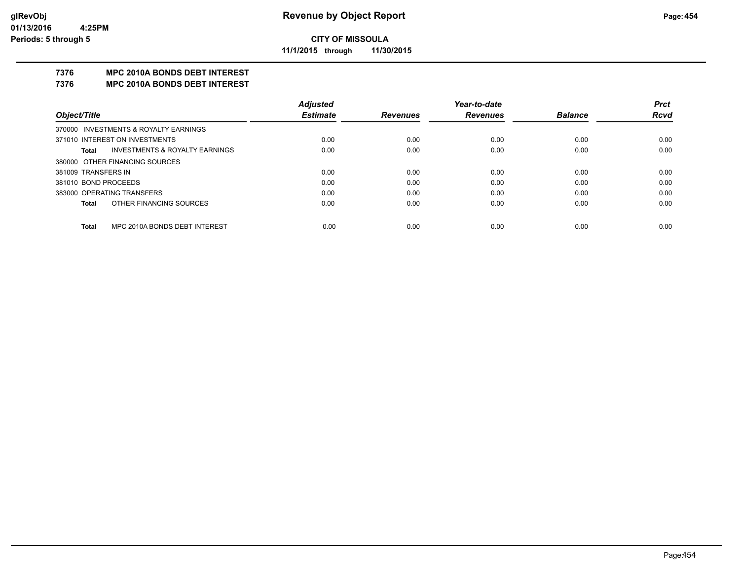# CITY OF MISSOULA

**11/1/2015 through 11/30/2015**

## 7376 MPC 2010A BONDS DEBT INTEREST
## 7376 MPC 2010A BONDS DEBT INTEREST

| Object/Title | Adjusted Estimate | Revenues | Year-to-date Revenues | Balance | Prct Rcvd |
|---|---|---|---|---|---|
| 370000 INVESTMENTS & ROYALTY EARNINGS | | | | | |
| 371010 INTEREST ON INVESTMENTS | 0.00 | 0.00 | 0.00 | 0.00 | 0.00 |
| **Total** INVESTMENTS & ROYALTY EARNINGS | 0.00 | 0.00 | 0.00 | 0.00 | 0.00 |
| 380000 OTHER FINANCING SOURCES | | | | | |
| 381009 TRANSFERS IN | 0.00 | 0.00 | 0.00 | 0.00 | 0.00 |
| 381010 BOND PROCEEDS | 0.00 | 0.00 | 0.00 | 0.00 | 0.00 |
| 383000 OPERATING TRANSFERS | 0.00 | 0.00 | 0.00 | 0.00 | 0.00 |
| **Total** OTHER FINANCING SOURCES | 0.00 | 0.00 | 0.00 | 0.00 | 0.00 |
| **Total** MPC 2010A BONDS DEBT INTEREST | 0.00 | 0.00 | 0.00 | 0.00 | 0.00 |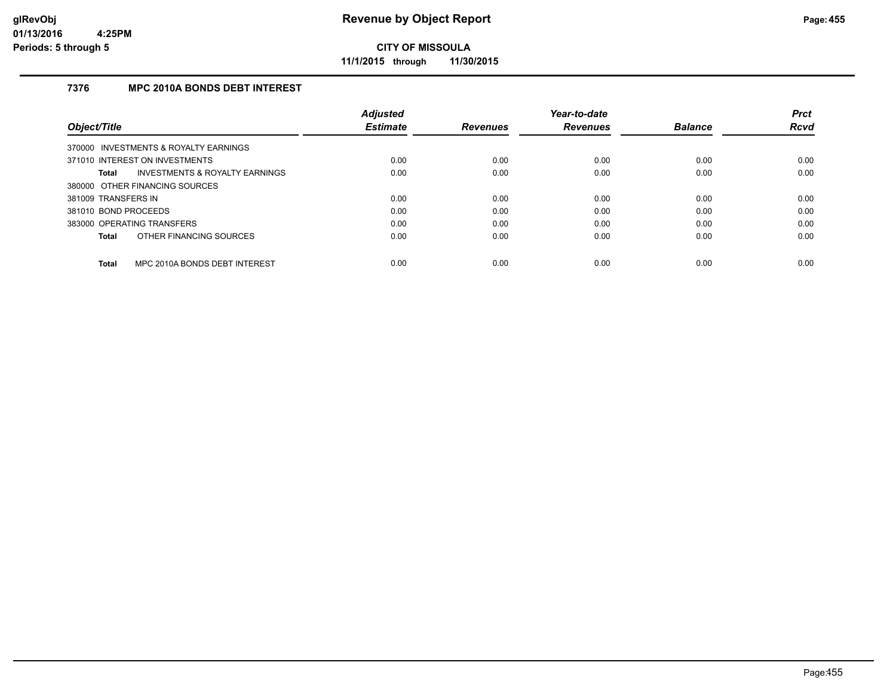# Revenue by Object Report

**CITY OF MISSOULA**

**11/1/2015 through 11/30/2015**

glRevObj
01/13/2016 4:25PM
Periods: 5 through 5

### 7376 MPC 2010A BONDS DEBT INTEREST

| Object/Title | Adjusted Estimate | Revenues | Year-to-date Revenues | Balance | Prct Rcvd |
|---|---|---|---|---|---|
| 370000 INVESTMENTS & ROYALTY EARNINGS | | | | | |
| 371010 INTEREST ON INVESTMENTS | 0.00 | 0.00 | 0.00 | 0.00 | 0.00 |
| **Total** INVESTMENTS & ROYALTY EARNINGS | 0.00 | 0.00 | 0.00 | 0.00 | 0.00 |
| 380000 OTHER FINANCING SOURCES | | | | | |
| 381009 TRANSFERS IN | 0.00 | 0.00 | 0.00 | 0.00 | 0.00 |
| 381010 BOND PROCEEDS | 0.00 | 0.00 | 0.00 | 0.00 | 0.00 |
| 383000 OPERATING TRANSFERS | 0.00 | 0.00 | 0.00 | 0.00 | 0.00 |
| **Total** OTHER FINANCING SOURCES | 0.00 | 0.00 | 0.00 | 0.00 | 0.00 |
| **Total** MPC 2010A BONDS DEBT INTEREST | 0.00 | 0.00 | 0.00 | 0.00 | 0.00 |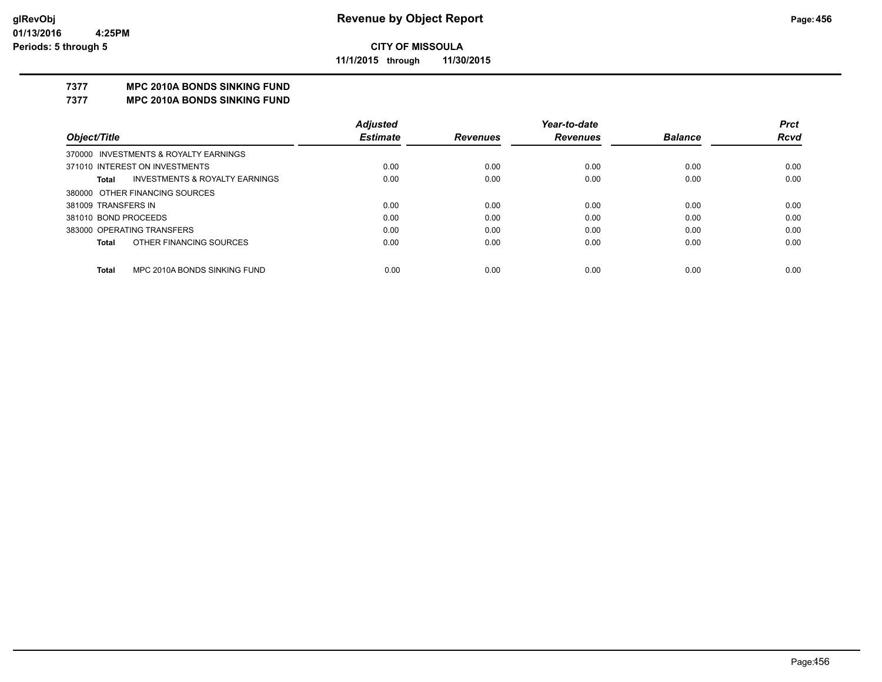# Revenue by Object Report

**CITY OF MISSOULA**

**11/1/2015 through 11/30/2015**

glRevObj
01/13/2016 4:25PM
Periods: 5 through 5

## 7377 MPC 2010A BONDS SINKING FUND
## 7377 MPC 2010A BONDS SINKING FUND

| Object/Title | Adjusted Estimate | Revenues | Year-to-date Revenues | Balance | Prct Rcvd |
|---|---|---|---|---|---|
| 370000 INVESTMENTS & ROYALTY EARNINGS | | | | | |
| 371010 INTEREST ON INVESTMENTS | 0.00 | 0.00 | 0.00 | 0.00 | 0.00 |
| **Total** INVESTMENTS & ROYALTY EARNINGS | 0.00 | 0.00 | 0.00 | 0.00 | 0.00 |
| 380000 OTHER FINANCING SOURCES | | | | | |
| 381009 TRANSFERS IN | 0.00 | 0.00 | 0.00 | 0.00 | 0.00 |
| 381010 BOND PROCEEDS | 0.00 | 0.00 | 0.00 | 0.00 | 0.00 |
| 383000 OPERATING TRANSFERS | 0.00 | 0.00 | 0.00 | 0.00 | 0.00 |
| **Total** OTHER FINANCING SOURCES | 0.00 | 0.00 | 0.00 | 0.00 | 0.00 |
| **Total** MPC 2010A BONDS SINKING FUND | 0.00 | 0.00 | 0.00 | 0.00 | 0.00 |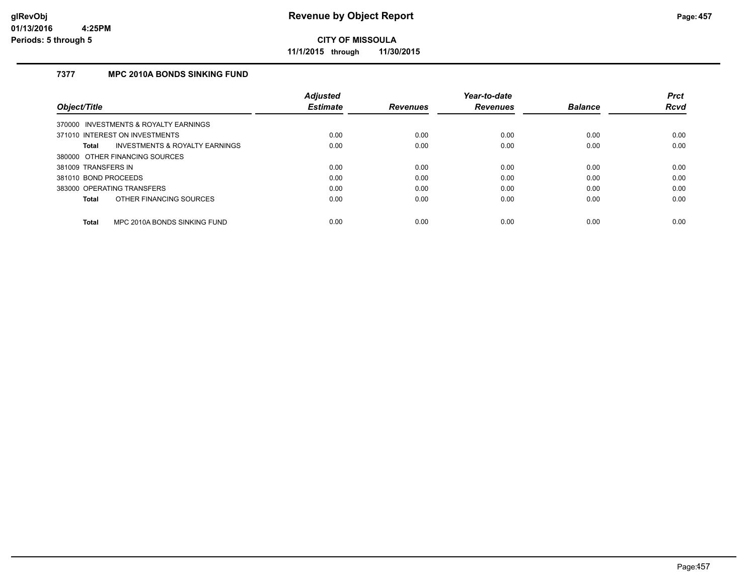# Revenue by Object Report

**CITY OF MISSOULA**

**11/1/2015 through 11/30/2015**

glRevObj
01/13/2016 4:25PM
Periods: 5 through 5

### 7377 MPC 2010A BONDS SINKING FUND

| Object/Title | | Adjusted Estimate | Revenues | Year-to-date Revenues | Balance | Prct Rcvd |
|---|---|---|---|---|---|---|
| 370000 INVESTMENTS & ROYALTY EARNINGS | | | | | | |
| 371010 INTEREST ON INVESTMENTS | | 0.00 | 0.00 | 0.00 | 0.00 | 0.00 |
| **Total** | INVESTMENTS & ROYALTY EARNINGS | 0.00 | 0.00 | 0.00 | 0.00 | 0.00 |
| 380000 OTHER FINANCING SOURCES | | | | | | |
| 381009 TRANSFERS IN | | 0.00 | 0.00 | 0.00 | 0.00 | 0.00 |
| 381010 BOND PROCEEDS | | 0.00 | 0.00 | 0.00 | 0.00 | 0.00 |
| 383000 OPERATING TRANSFERS | | 0.00 | 0.00 | 0.00 | 0.00 | 0.00 |
| **Total** | OTHER FINANCING SOURCES | 0.00 | 0.00 | 0.00 | 0.00 | 0.00 |
| **Total** | MPC 2010A BONDS SINKING FUND | 0.00 | 0.00 | 0.00 | 0.00 | 0.00 |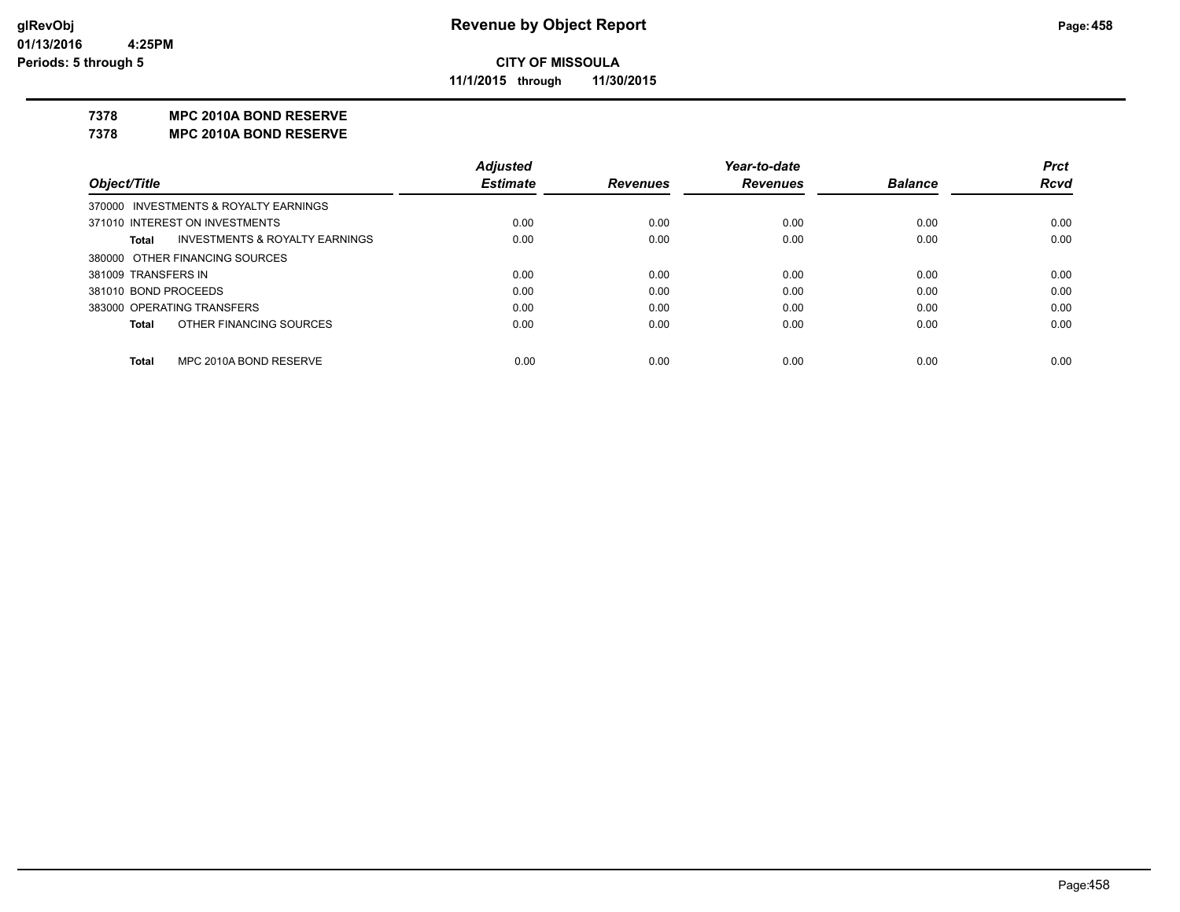**glRevObj**
**01/13/2016 4:25PM**
**Periods: 5 through 5**

# Revenue by Object Report

**CITY OF MISSOULA**

**11/1/2015 through 11/30/2015**

## 7378 MPC 2010A BOND RESERVE
## 7378 MPC 2010A BOND RESERVE

| Object/Title | Adjusted Estimate | Revenues | Year-to-date Revenues | Balance | Prct Rcvd |
|---|---|---|---|---|---|
| 370000 INVESTMENTS & ROYALTY EARNINGS | | | | | |
| 371010 INTEREST ON INVESTMENTS | 0.00 | 0.00 | 0.00 | 0.00 | 0.00 |
| **Total** INVESTMENTS & ROYALTY EARNINGS | 0.00 | 0.00 | 0.00 | 0.00 | 0.00 |
| 380000 OTHER FINANCING SOURCES | | | | | |
| 381009 TRANSFERS IN | 0.00 | 0.00 | 0.00 | 0.00 | 0.00 |
| 381010 BOND PROCEEDS | 0.00 | 0.00 | 0.00 | 0.00 | 0.00 |
| 383000 OPERATING TRANSFERS | 0.00 | 0.00 | 0.00 | 0.00 | 0.00 |
| **Total** OTHER FINANCING SOURCES | 0.00 | 0.00 | 0.00 | 0.00 | 0.00 |
| **Total** MPC 2010A BOND RESERVE | 0.00 | 0.00 | 0.00 | 0.00 | 0.00 |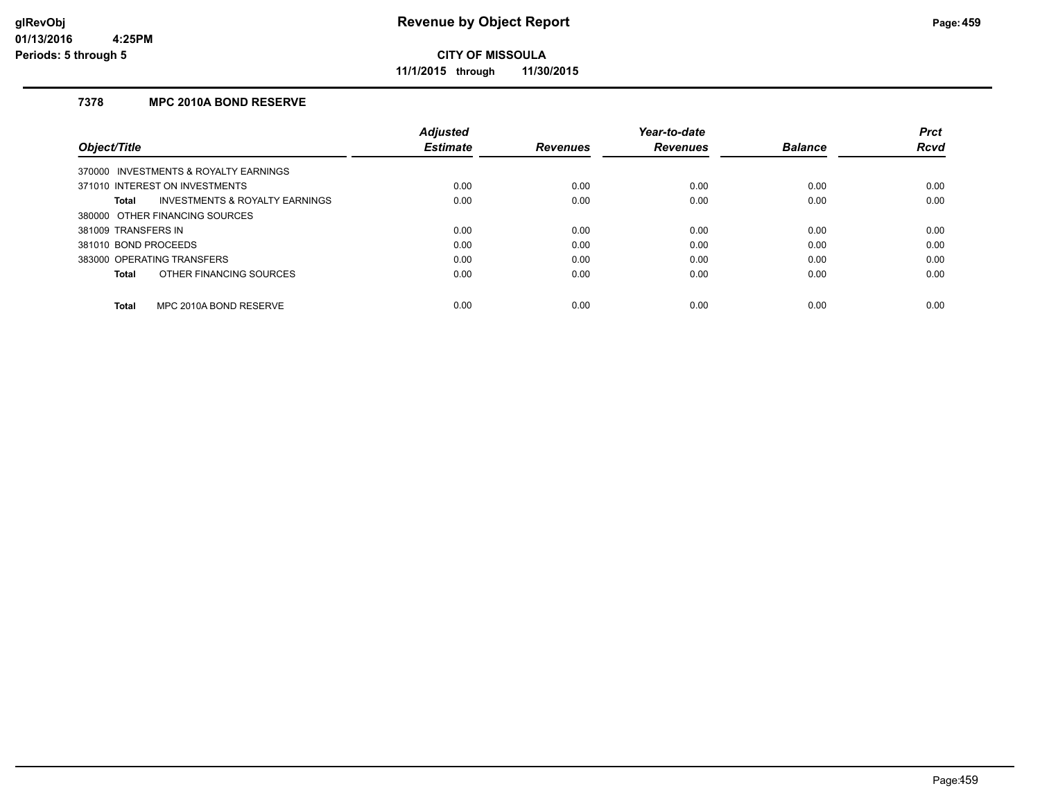# Revenue by Object Report

**CITY OF MISSOULA**

**11/1/2015 through 11/30/2015**

glRevObj
01/13/2016 4:25PM
Periods: 5 through 5

## 7378 MPC 2010A BOND RESERVE

| Object/Title | Adjusted Estimate | Revenues | Year-to-date Revenues | Balance | Prct Rcvd |
|---|---|---|---|---|---|
| 370000 INVESTMENTS & ROYALTY EARNINGS | | | | | |
| 371010 INTEREST ON INVESTMENTS | 0.00 | 0.00 | 0.00 | 0.00 | 0.00 |
| **Total** INVESTMENTS & ROYALTY EARNINGS | 0.00 | 0.00 | 0.00 | 0.00 | 0.00 |
| 380000 OTHER FINANCING SOURCES | | | | | |
| 381009 TRANSFERS IN | 0.00 | 0.00 | 0.00 | 0.00 | 0.00 |
| 381010 BOND PROCEEDS | 0.00 | 0.00 | 0.00 | 0.00 | 0.00 |
| 383000 OPERATING TRANSFERS | 0.00 | 0.00 | 0.00 | 0.00 | 0.00 |
| **Total** OTHER FINANCING SOURCES | 0.00 | 0.00 | 0.00 | 0.00 | 0.00 |
| **Total** MPC 2010A BOND RESERVE | 0.00 | 0.00 | 0.00 | 0.00 | 0.00 |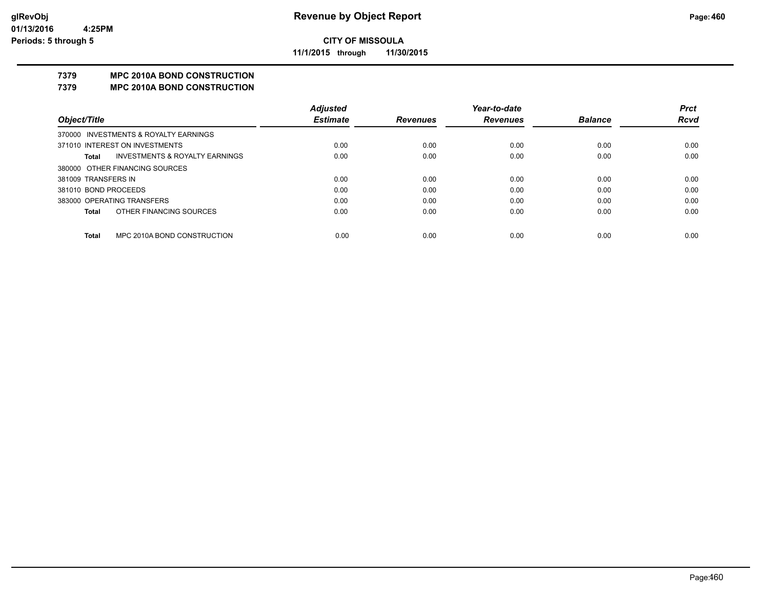# Revenue by Object Report

**CITY OF MISSOULA**

**11/1/2015 through 11/30/2015**

glRevObj
01/13/2016 4:25PM
Periods: 5 through 5

## 7379 MPC 2010A BOND CONSTRUCTION

## 7379 MPC 2010A BOND CONSTRUCTION

| Object/Title | Adjusted Estimate | Revenues | Year-to-date Revenues | Balance | Prct Rcvd |
|---|---|---|---|---|---|
| 370000 INVESTMENTS & ROYALTY EARNINGS | | | | | |
| 371010 INTEREST ON INVESTMENTS | 0.00 | 0.00 | 0.00 | 0.00 | 0.00 |
| **Total** INVESTMENTS & ROYALTY EARNINGS | 0.00 | 0.00 | 0.00 | 0.00 | 0.00 |
| 380000 OTHER FINANCING SOURCES | | | | | |
| 381009 TRANSFERS IN | 0.00 | 0.00 | 0.00 | 0.00 | 0.00 |
| 381010 BOND PROCEEDS | 0.00 | 0.00 | 0.00 | 0.00 | 0.00 |
| 383000 OPERATING TRANSFERS | 0.00 | 0.00 | 0.00 | 0.00 | 0.00 |
| **Total** OTHER FINANCING SOURCES | 0.00 | 0.00 | 0.00 | 0.00 | 0.00 |
| **Total** MPC 2010A BOND CONSTRUCTION | 0.00 | 0.00 | 0.00 | 0.00 | 0.00 |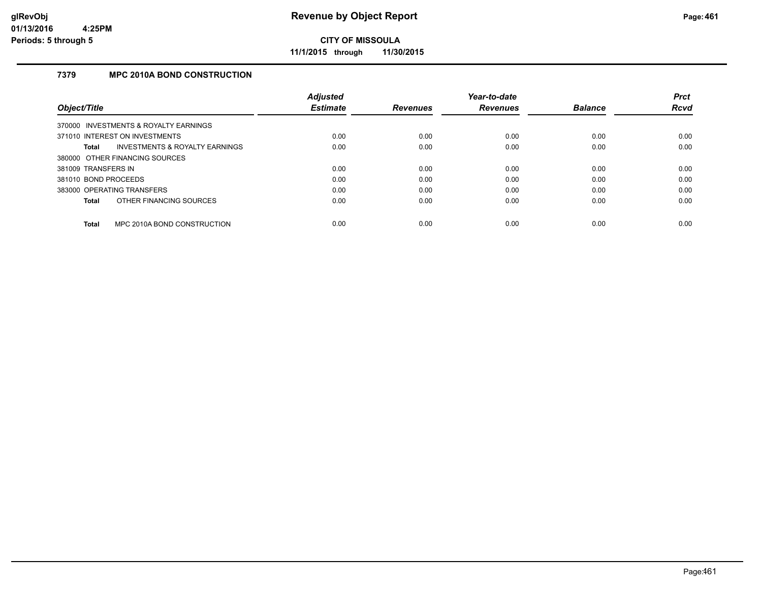# Revenue by Object Report

**CITY OF MISSOULA**

**11/1/2015 through 11/30/2015**

glRevObj
01/13/2016 4:25PM
Periods: 5 through 5

### 7379 MPC 2010A BOND CONSTRUCTION

| Object/Title | Adjusted Estimate | Revenues | Year-to-date Revenues | Balance | Prct Rcvd |
|---|---|---|---|---|---|
| 370000 INVESTMENTS & ROYALTY EARNINGS | | | | | |
| 371010 INTEREST ON INVESTMENTS | 0.00 | 0.00 | 0.00 | 0.00 | 0.00 |
| **Total** INVESTMENTS & ROYALTY EARNINGS | 0.00 | 0.00 | 0.00 | 0.00 | 0.00 |
| 380000 OTHER FINANCING SOURCES | | | | | |
| 381009 TRANSFERS IN | 0.00 | 0.00 | 0.00 | 0.00 | 0.00 |
| 381010 BOND PROCEEDS | 0.00 | 0.00 | 0.00 | 0.00 | 0.00 |
| 383000 OPERATING TRANSFERS | 0.00 | 0.00 | 0.00 | 0.00 | 0.00 |
| **Total** OTHER FINANCING SOURCES | 0.00 | 0.00 | 0.00 | 0.00 | 0.00 |
| **Total** MPC 2010A BOND CONSTRUCTION | 0.00 | 0.00 | 0.00 | 0.00 | 0.00 |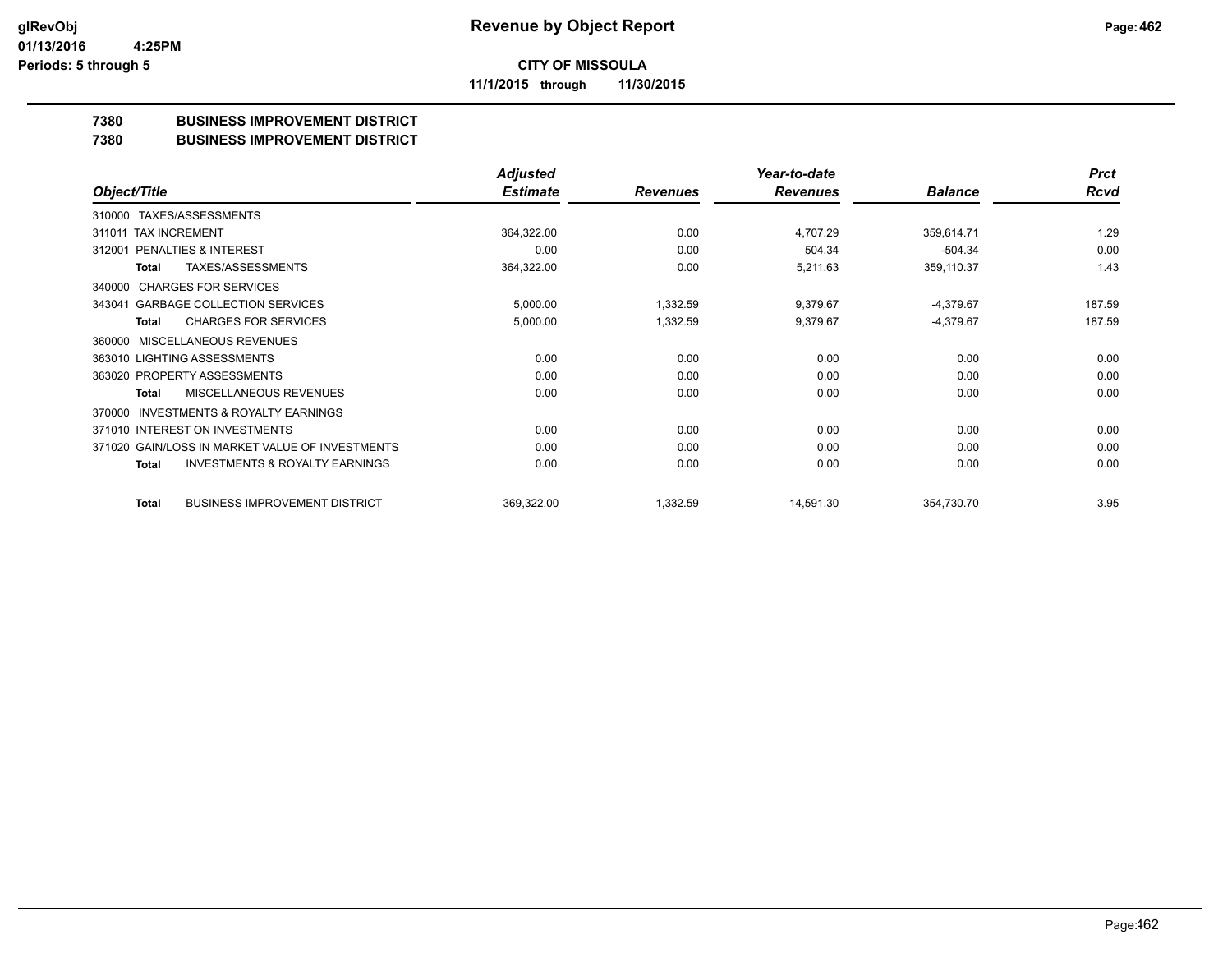# Revenue by Object Report

**CITY OF MISSOULA**

**11/1/2015 through 11/30/2015**

glRevObj
01/13/2016 4:25PM
Periods: 5 through 5

## 7380 BUSINESS IMPROVEMENT DISTRICT
## 7380 BUSINESS IMPROVEMENT DISTRICT

| Object/Title | Adjusted Estimate | Revenues | Year-to-date Revenues | Balance | Prct Rcvd |
|---|---|---|---|---|---|
| 310000 TAXES/ASSESSMENTS | | | | | |
| 311011 TAX INCREMENT | 364,322.00 | 0.00 | 4,707.29 | 359,614.71 | 1.29 |
| 312001 PENALTIES & INTEREST | 0.00 | 0.00 | 504.34 | -504.34 | 0.00 |
| **Total** TAXES/ASSESSMENTS | 364,322.00 | 0.00 | 5,211.63 | 359,110.37 | 1.43 |
| 340000 CHARGES FOR SERVICES | | | | | |
| 343041 GARBAGE COLLECTION SERVICES | 5,000.00 | 1,332.59 | 9,379.67 | -4,379.67 | 187.59 |
| **Total** CHARGES FOR SERVICES | 5,000.00 | 1,332.59 | 9,379.67 | -4,379.67 | 187.59 |
| 360000 MISCELLANEOUS REVENUES | | | | | |
| 363010 LIGHTING ASSESSMENTS | 0.00 | 0.00 | 0.00 | 0.00 | 0.00 |
| 363020 PROPERTY ASSESSMENTS | 0.00 | 0.00 | 0.00 | 0.00 | 0.00 |
| **Total** MISCELLANEOUS REVENUES | 0.00 | 0.00 | 0.00 | 0.00 | 0.00 |
| 370000 INVESTMENTS & ROYALTY EARNINGS | | | | | |
| 371010 INTEREST ON INVESTMENTS | 0.00 | 0.00 | 0.00 | 0.00 | 0.00 |
| 371020 GAIN/LOSS IN MARKET VALUE OF INVESTMENTS | 0.00 | 0.00 | 0.00 | 0.00 | 0.00 |
| **Total** INVESTMENTS & ROYALTY EARNINGS | 0.00 | 0.00 | 0.00 | 0.00 | 0.00 |
| **Total** BUSINESS IMPROVEMENT DISTRICT | 369,322.00 | 1,332.59 | 14,591.30 | 354,730.70 | 3.95 |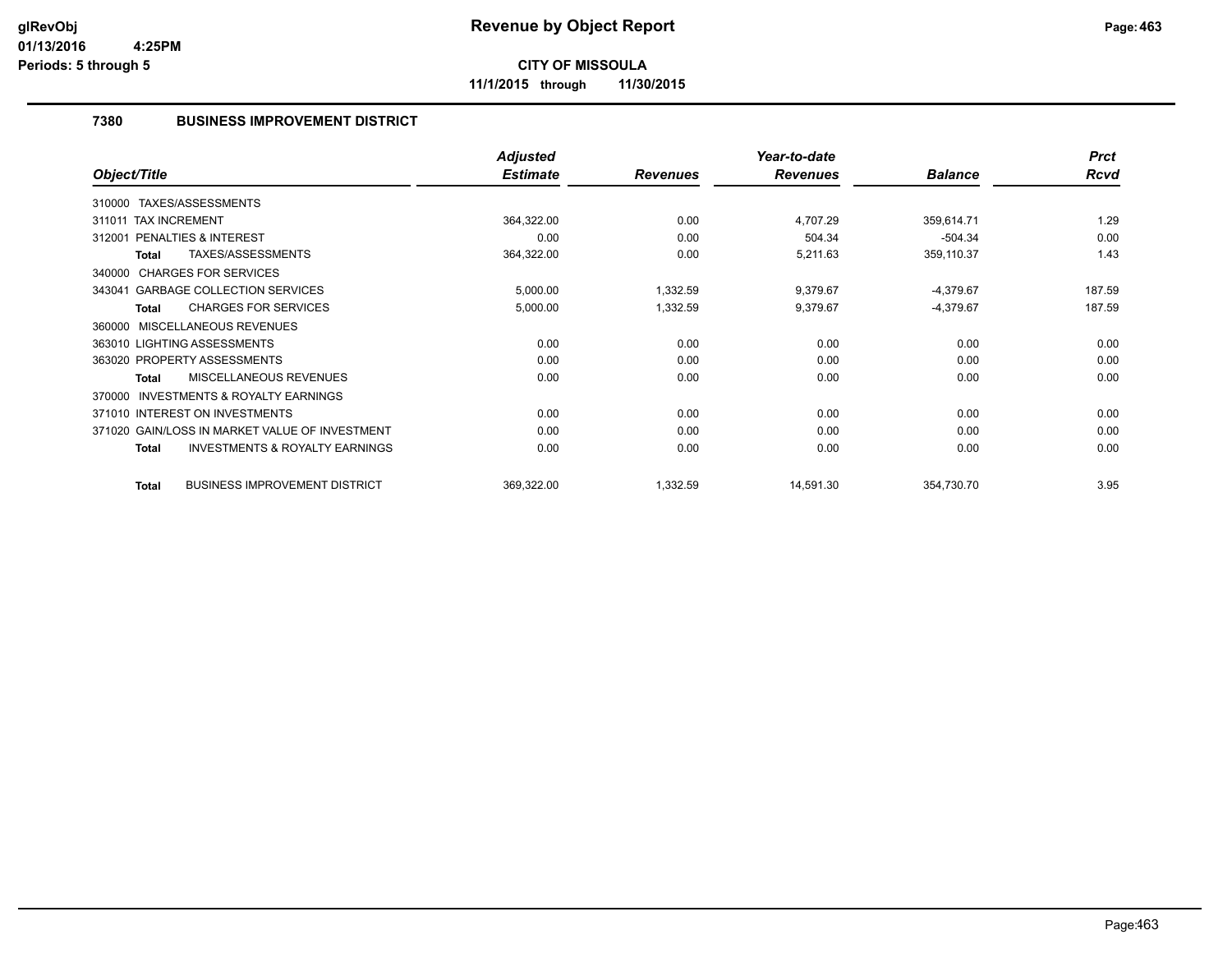# Revenue by Object Report

glRevObj
01/13/2016 4:25PM
Periods: 5 through 5

**CITY OF MISSOULA**

**11/1/2015 through 11/30/2015**

## 7380 BUSINESS IMPROVEMENT DISTRICT

| Object/Title | Adjusted Estimate | Revenues | Year-to-date Revenues | Balance | Prct Rcvd |
|---|---|---|---|---|---|
| 310000 TAXES/ASSESSMENTS | | | | | |
| 311011 TAX INCREMENT | 364,322.00 | 0.00 | 4,707.29 | 359,614.71 | 1.29 |
| 312001 PENALTIES & INTEREST | 0.00 | 0.00 | 504.34 | -504.34 | 0.00 |
| **Total** TAXES/ASSESSMENTS | 364,322.00 | 0.00 | 5,211.63 | 359,110.37 | 1.43 |
| 340000 CHARGES FOR SERVICES | | | | | |
| 343041 GARBAGE COLLECTION SERVICES | 5,000.00 | 1,332.59 | 9,379.67 | -4,379.67 | 187.59 |
| **Total** CHARGES FOR SERVICES | 5,000.00 | 1,332.59 | 9,379.67 | -4,379.67 | 187.59 |
| 360000 MISCELLANEOUS REVENUES | | | | | |
| 363010 LIGHTING ASSESSMENTS | 0.00 | 0.00 | 0.00 | 0.00 | 0.00 |
| 363020 PROPERTY ASSESSMENTS | 0.00 | 0.00 | 0.00 | 0.00 | 0.00 |
| **Total** MISCELLANEOUS REVENUES | 0.00 | 0.00 | 0.00 | 0.00 | 0.00 |
| 370000 INVESTMENTS & ROYALTY EARNINGS | | | | | |
| 371010 INTEREST ON INVESTMENTS | 0.00 | 0.00 | 0.00 | 0.00 | 0.00 |
| 371020 GAIN/LOSS IN MARKET VALUE OF INVESTMENT | 0.00 | 0.00 | 0.00 | 0.00 | 0.00 |
| **Total** INVESTMENTS & ROYALTY EARNINGS | 0.00 | 0.00 | 0.00 | 0.00 | 0.00 |
| **Total** BUSINESS IMPROVEMENT DISTRICT | 369,322.00 | 1,332.59 | 14,591.30 | 354,730.70 | 3.95 |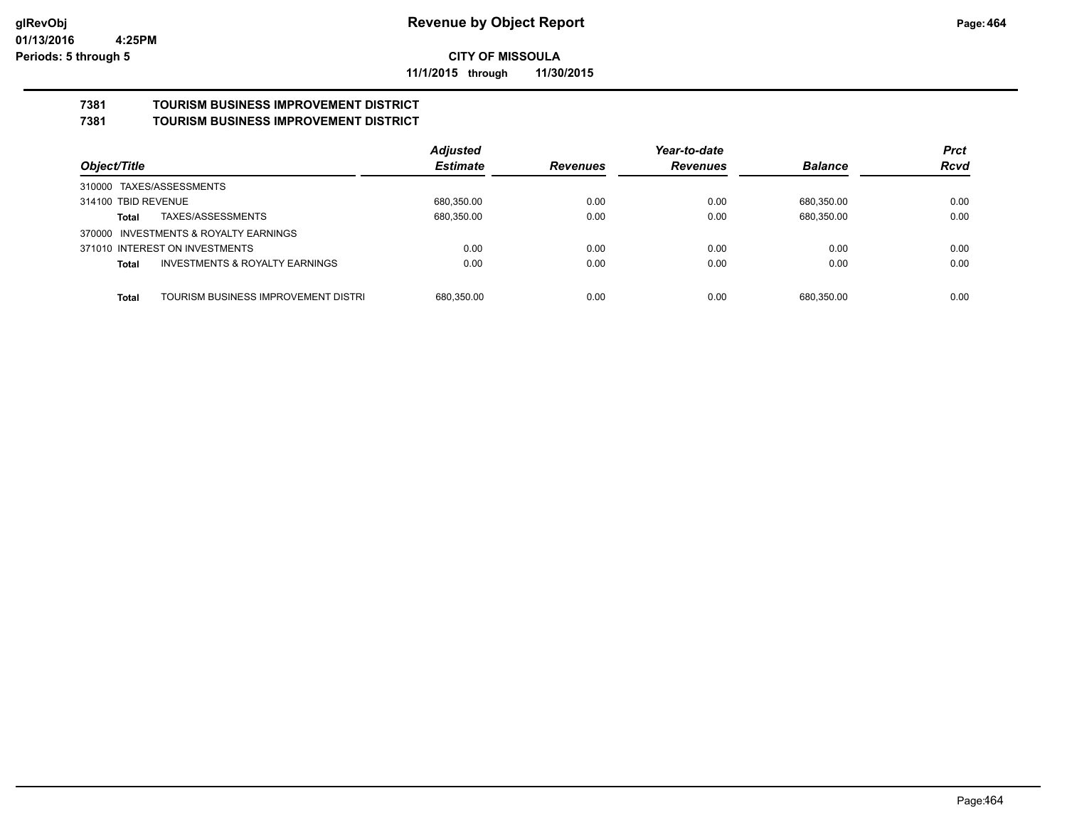**Revenue by Object Report**

**CITY OF MISSOULA**

**11/1/2015 through 11/30/2015**

glRevObj
01/13/2016 4:25PM
Periods: 5 through 5

## 7381 TOURISM BUSINESS IMPROVEMENT DISTRICT
## 7381 TOURISM BUSINESS IMPROVEMENT DISTRICT

| Object/Title | | Adjusted Estimate | Revenues | Year-to-date Revenues | Balance | Prct Rcvd |
|---|---|---|---|---|---|---|
| 310000 TAXES/ASSESSMENTS | | | | | | |
| 314100 TBID REVENUE | | 680,350.00 | 0.00 | 0.00 | 680,350.00 | 0.00 |
| **Total** | TAXES/ASSESSMENTS | 680,350.00 | 0.00 | 0.00 | 680,350.00 | 0.00 |
| 370000 INVESTMENTS & ROYALTY EARNINGS | | | | | | |
| 371010 INTEREST ON INVESTMENTS | | 0.00 | 0.00 | 0.00 | 0.00 | 0.00 |
| **Total** | INVESTMENTS & ROYALTY EARNINGS | 0.00 | 0.00 | 0.00 | 0.00 | 0.00 |
| **Total** | TOURISM BUSINESS IMPROVEMENT DISTRI | 680,350.00 | 0.00 | 0.00 | 680,350.00 | 0.00 |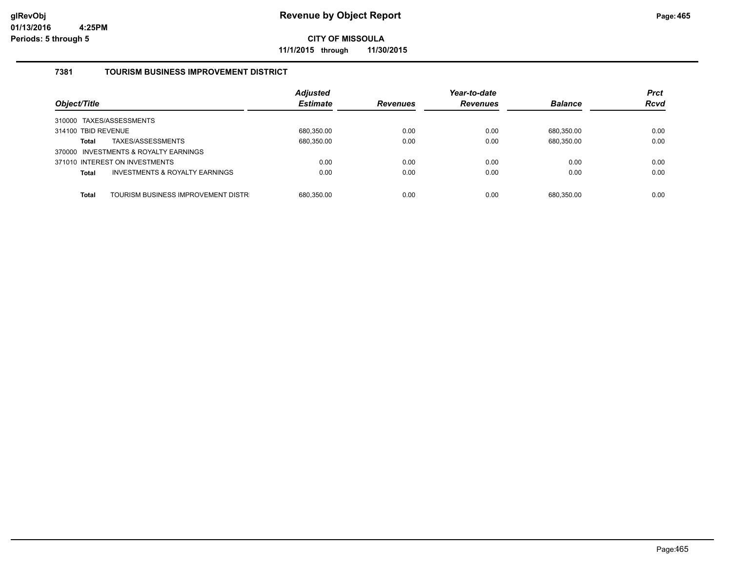# Revenue by Object Report

**CITY OF MISSOULA**

**11/1/2015 through 11/30/2015**

glRevObj
01/13/2016 4:25PM
Periods: 5 through 5

## 7381 TOURISM BUSINESS IMPROVEMENT DISTRICT

| Object/Title | Adjusted Estimate | Revenues | Year-to-date Revenues | Balance | Prct Rcvd |
|---|---|---|---|---|---|
| 310000 TAXES/ASSESSMENTS | | | | | |
| 314100 TBID REVENUE | 680,350.00 | 0.00 | 0.00 | 680,350.00 | 0.00 |
| **Total** TAXES/ASSESSMENTS | 680,350.00 | 0.00 | 0.00 | 680,350.00 | 0.00 |
| 370000 INVESTMENTS & ROYALTY EARNINGS | | | | | |
| 371010 INTEREST ON INVESTMENTS | 0.00 | 0.00 | 0.00 | 0.00 | 0.00 |
| **Total** INVESTMENTS & ROYALTY EARNINGS | 0.00 | 0.00 | 0.00 | 0.00 | 0.00 |
| **Total** TOURISM BUSINESS IMPROVEMENT DISTR | 680,350.00 | 0.00 | 0.00 | 680,350.00 | 0.00 |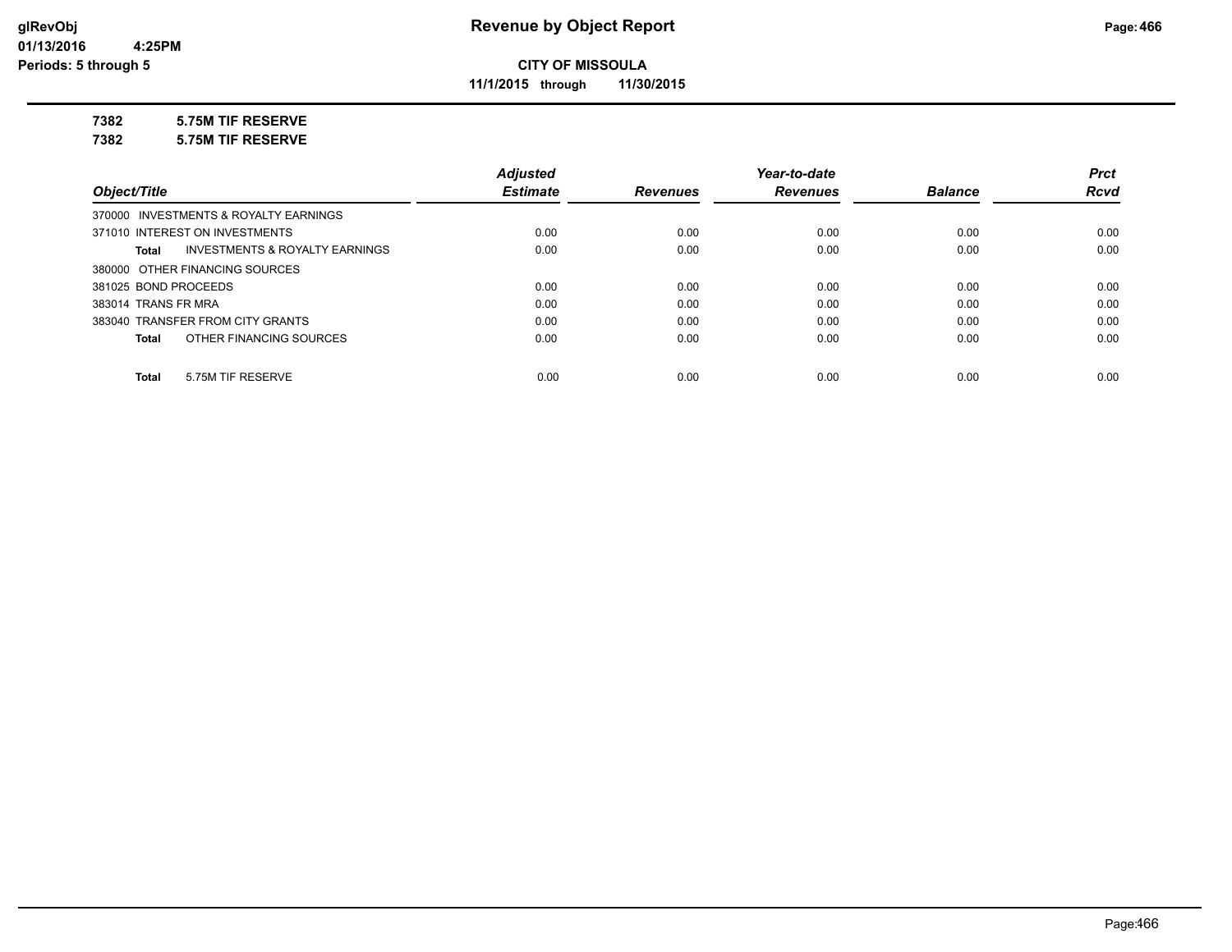**glRevObj**
**01/13/2016 4:25PM**
**Periods: 5 through 5**

# Revenue by Object Report

**CITY OF MISSOULA**

**11/1/2015 through 11/30/2015**

**7382 5.75M TIF RESERVE**
**7382 5.75M TIF RESERVE**

| Object/Title | Adjusted Estimate | Revenues | Year-to-date Revenues | Balance | Prct Rcvd |
|---|---|---|---|---|---|
| 370000 INVESTMENTS & ROYALTY EARNINGS | | | | | |
| 371010 INTEREST ON INVESTMENTS | 0.00 | 0.00 | 0.00 | 0.00 | 0.00 |
| **Total** INVESTMENTS & ROYALTY EARNINGS | 0.00 | 0.00 | 0.00 | 0.00 | 0.00 |
| 380000 OTHER FINANCING SOURCES | | | | | |
| 381025 BOND PROCEEDS | 0.00 | 0.00 | 0.00 | 0.00 | 0.00 |
| 383014 TRANS FR MRA | 0.00 | 0.00 | 0.00 | 0.00 | 0.00 |
| 383040 TRANSFER FROM CITY GRANTS | 0.00 | 0.00 | 0.00 | 0.00 | 0.00 |
| **Total** OTHER FINANCING SOURCES | 0.00 | 0.00 | 0.00 | 0.00 | 0.00 |
| **Total** 5.75M TIF RESERVE | 0.00 | 0.00 | 0.00 | 0.00 | 0.00 |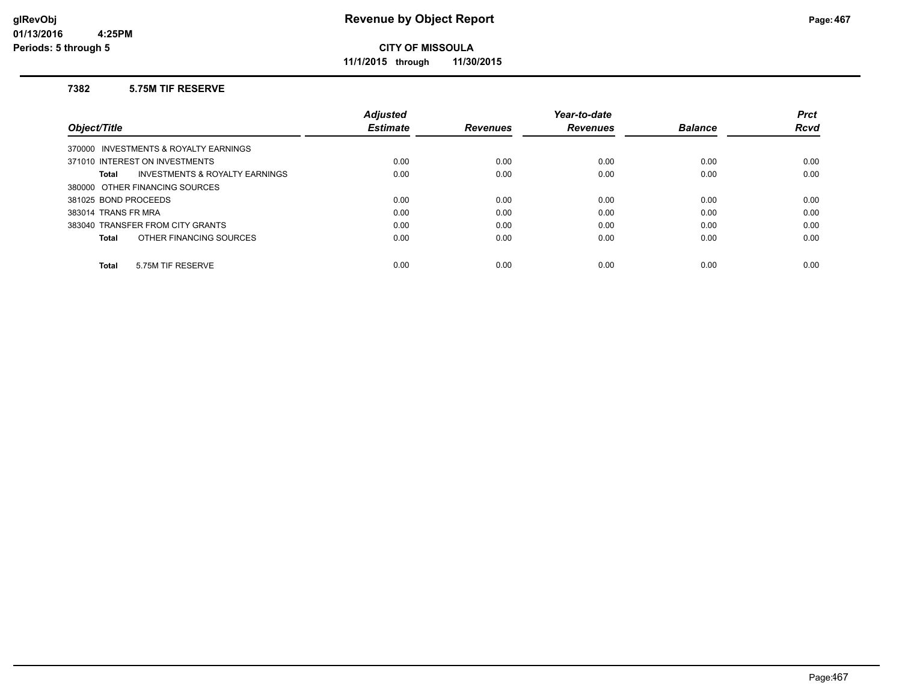# Revenue by Object Report

**CITY OF MISSOULA**

**11/1/2015 through 11/30/2015**

glRevObj
01/13/2016 4:25PM
Periods: 5 through 5

### 7382 5.75M TIF RESERVE

| Object/Title | Adjusted Estimate | Revenues | Year-to-date Revenues | Balance | Prct Rcvd |
|---|---|---|---|---|---|
| 370000 INVESTMENTS & ROYALTY EARNINGS | | | | | |
| 371010 INTEREST ON INVESTMENTS | 0.00 | 0.00 | 0.00 | 0.00 | 0.00 |
| **Total** INVESTMENTS & ROYALTY EARNINGS | 0.00 | 0.00 | 0.00 | 0.00 | 0.00 |
| 380000 OTHER FINANCING SOURCES | | | | | |
| 381025 BOND PROCEEDS | 0.00 | 0.00 | 0.00 | 0.00 | 0.00 |
| 383014 TRANS FR MRA | 0.00 | 0.00 | 0.00 | 0.00 | 0.00 |
| 383040 TRANSFER FROM CITY GRANTS | 0.00 | 0.00 | 0.00 | 0.00 | 0.00 |
| **Total** OTHER FINANCING SOURCES | 0.00 | 0.00 | 0.00 | 0.00 | 0.00 |
| **Total** 5.75M TIF RESERVE | 0.00 | 0.00 | 0.00 | 0.00 | 0.00 |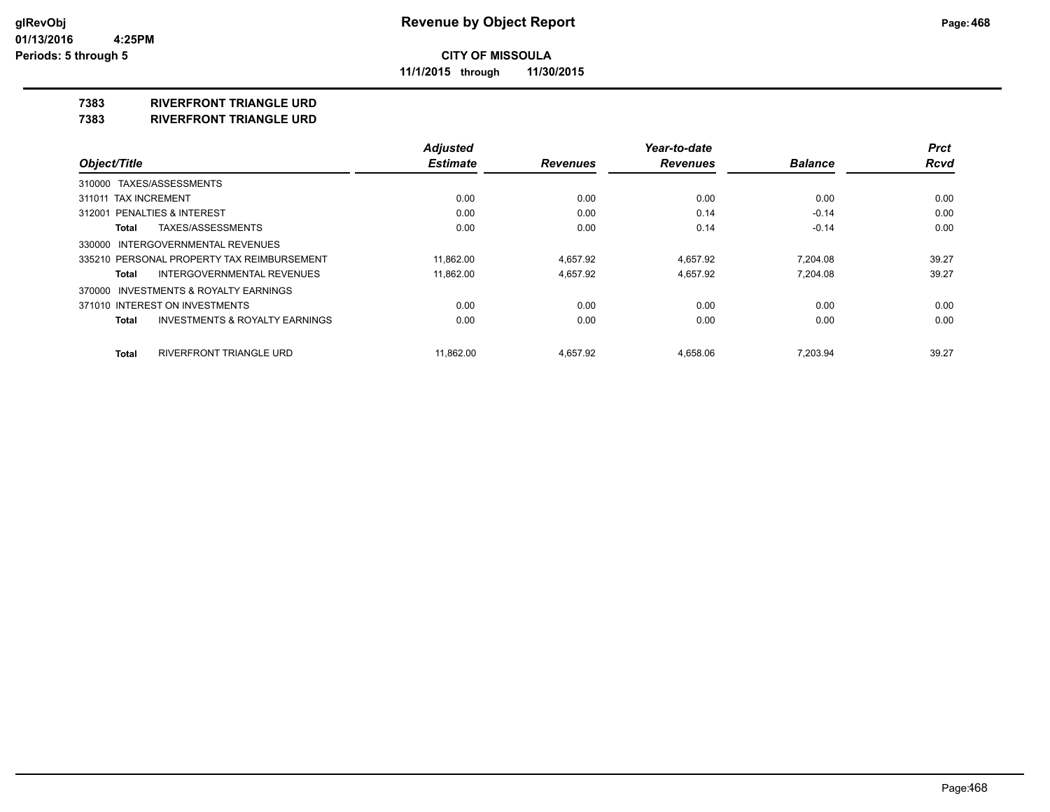glRevObj
01/13/2016 4:25PM
Periods: 5 through 5

# Revenue by Object Report

**CITY OF MISSOULA**

**11/1/2015 through 11/30/2015**

**7383 RIVERFRONT TRIANGLE URD**
**7383 RIVERFRONT TRIANGLE URD**

| Object/Title | Adjusted Estimate | Revenues | Year-to-date Revenues | Balance | Prct Rcvd |
|---|---|---|---|---|---|
| 310000 TAXES/ASSESSMENTS | | | | | |
| 311011 TAX INCREMENT | 0.00 | 0.00 | 0.00 | 0.00 | 0.00 |
| 312001 PENALTIES & INTEREST | 0.00 | 0.00 | 0.14 | -0.14 | 0.00 |
| **Total** TAXES/ASSESSMENTS | 0.00 | 0.00 | 0.14 | -0.14 | 0.00 |
| 330000 INTERGOVERNMENTAL REVENUES | | | | | |
| 335210 PERSONAL PROPERTY TAX REIMBURSEMENT | 11,862.00 | 4,657.92 | 4,657.92 | 7,204.08 | 39.27 |
| **Total** INTERGOVERNMENTAL REVENUES | 11,862.00 | 4,657.92 | 4,657.92 | 7,204.08 | 39.27 |
| 370000 INVESTMENTS & ROYALTY EARNINGS | | | | | |
| 371010 INTEREST ON INVESTMENTS | 0.00 | 0.00 | 0.00 | 0.00 | 0.00 |
| **Total** INVESTMENTS & ROYALTY EARNINGS | 0.00 | 0.00 | 0.00 | 0.00 | 0.00 |
| **Total** RIVERFRONT TRIANGLE URD | 11,862.00 | 4,657.92 | 4,658.06 | 7,203.94 | 39.27 |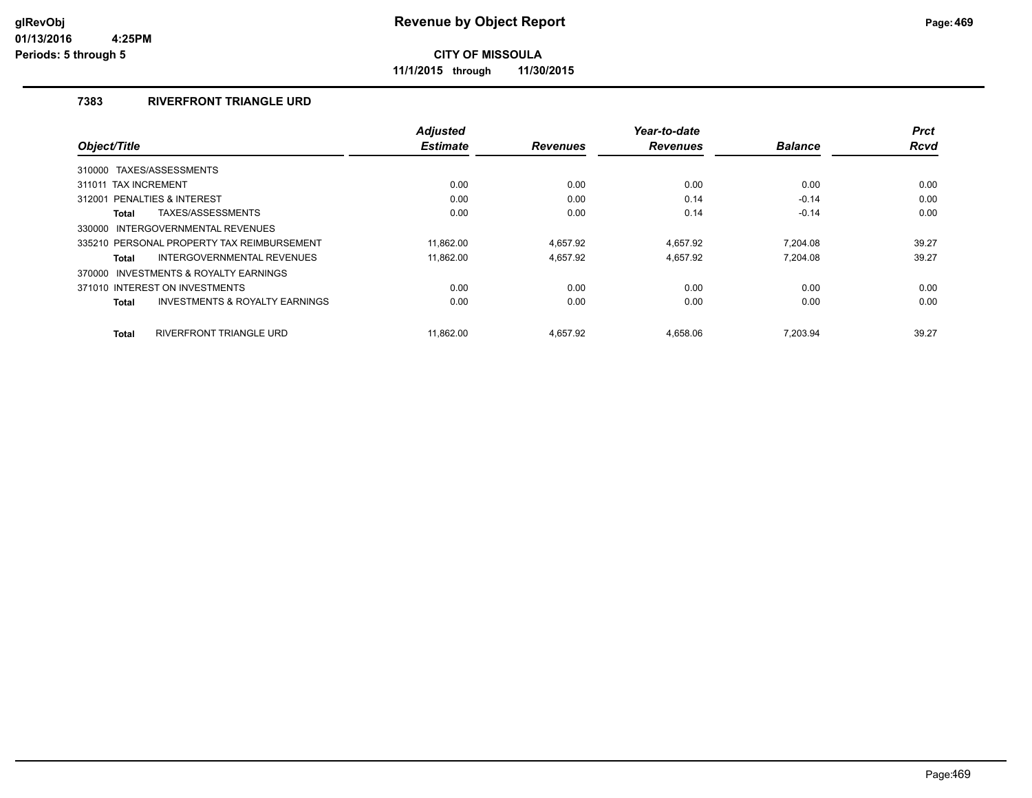# Revenue by Object Report

**CITY OF MISSOULA**

**11/1/2015 through 11/30/2015**

glRevObj
01/13/2016 4:25PM
Periods: 5 through 5

### 7383 RIVERFRONT TRIANGLE URD

| Object/Title | Adjusted Estimate | Revenues | Year-to-date Revenues | Balance | Prct Rcvd |
|---|---|---|---|---|---|
| 310000 TAXES/ASSESSMENTS | | | | | |
| 311011 TAX INCREMENT | 0.00 | 0.00 | 0.00 | 0.00 | 0.00 |
| 312001 PENALTIES & INTEREST | 0.00 | 0.00 | 0.14 | -0.14 | 0.00 |
| **Total** TAXES/ASSESSMENTS | 0.00 | 0.00 | 0.14 | -0.14 | 0.00 |
| 330000 INTERGOVERNMENTAL REVENUES | | | | | |
| 335210 PERSONAL PROPERTY TAX REIMBURSEMENT | 11,862.00 | 4,657.92 | 4,657.92 | 7,204.08 | 39.27 |
| **Total** INTERGOVERNMENTAL REVENUES | 11,862.00 | 4,657.92 | 4,657.92 | 7,204.08 | 39.27 |
| 370000 INVESTMENTS & ROYALTY EARNINGS | | | | | |
| 371010 INTEREST ON INVESTMENTS | 0.00 | 0.00 | 0.00 | 0.00 | 0.00 |
| **Total** INVESTMENTS & ROYALTY EARNINGS | 0.00 | 0.00 | 0.00 | 0.00 | 0.00 |
| **Total** RIVERFRONT TRIANGLE URD | 11,862.00 | 4,657.92 | 4,658.06 | 7,203.94 | 39.27 |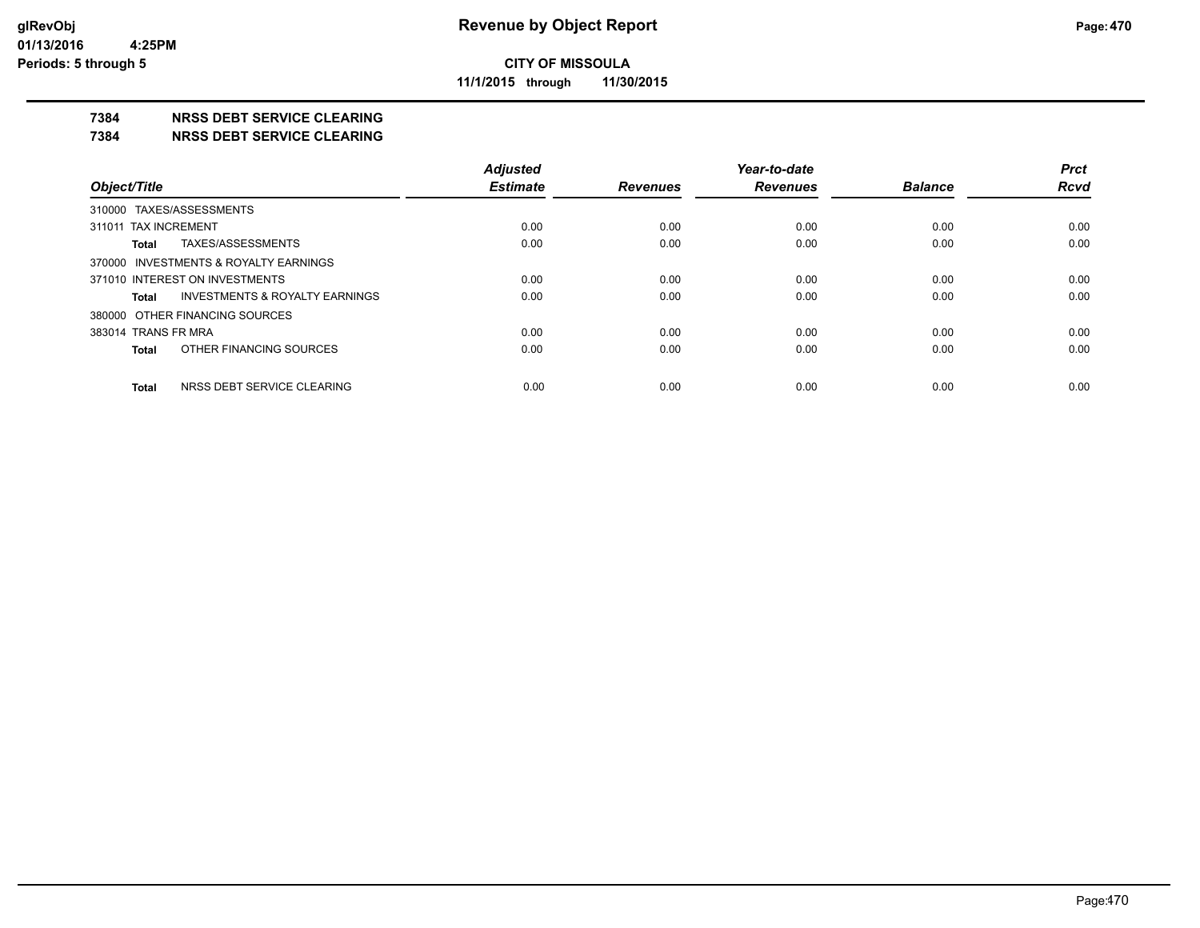**CITY OF MISSOULA**

**11/1/2015 through 11/30/2015**

## 7384 NRSS DEBT SERVICE CLEARING

## 7384 NRSS DEBT SERVICE CLEARING

| Object/Title | Adjusted Estimate | Revenues | Year-to-date Revenues | Balance | Prct Rcvd |
|---|---|---|---|---|---|
| 310000 TAXES/ASSESSMENTS | | | | | |
| 311011 TAX INCREMENT | 0.00 | 0.00 | 0.00 | 0.00 | 0.00 |
| **Total** TAXES/ASSESSMENTS | 0.00 | 0.00 | 0.00 | 0.00 | 0.00 |
| 370000 INVESTMENTS & ROYALTY EARNINGS | | | | | |
| 371010 INTEREST ON INVESTMENTS | 0.00 | 0.00 | 0.00 | 0.00 | 0.00 |
| **Total** INVESTMENTS & ROYALTY EARNINGS | 0.00 | 0.00 | 0.00 | 0.00 | 0.00 |
| 380000 OTHER FINANCING SOURCES | | | | | |
| 383014 TRANS FR MRA | 0.00 | 0.00 | 0.00 | 0.00 | 0.00 |
| **Total** OTHER FINANCING SOURCES | 0.00 | 0.00 | 0.00 | 0.00 | 0.00 |
| **Total** NRSS DEBT SERVICE CLEARING | 0.00 | 0.00 | 0.00 | 0.00 | 0.00 |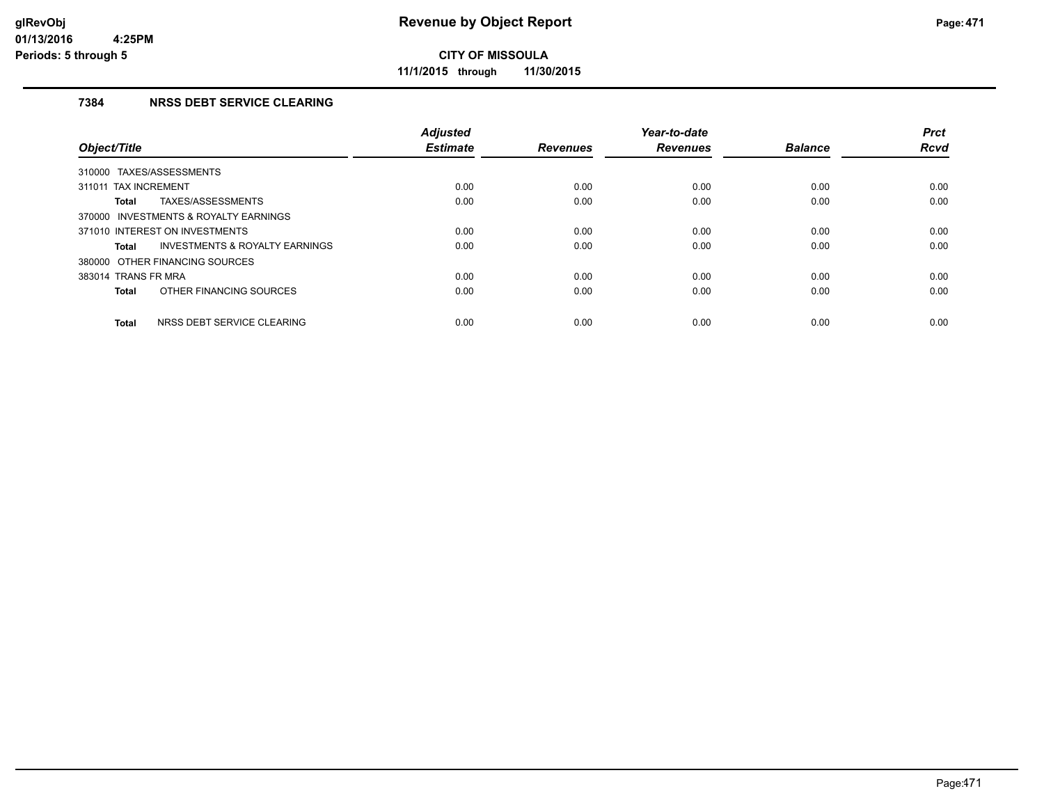# Revenue by Object Report

**CITY OF MISSOULA**

**11/1/2015 through 11/30/2015**

glRevObj
01/13/2016 4:25PM
Periods: 5 through 5

### 7384 NRSS DEBT SERVICE CLEARING

| Object/Title | Adjusted Estimate | Revenues | Year-to-date Revenues | Balance | Prct Rcvd |
|---|---|---|---|---|---|
| 310000 TAXES/ASSESSMENTS | | | | | |
| 311011 TAX INCREMENT | 0.00 | 0.00 | 0.00 | 0.00 | 0.00 |
| **Total** TAXES/ASSESSMENTS | 0.00 | 0.00 | 0.00 | 0.00 | 0.00 |
| 370000 INVESTMENTS & ROYALTY EARNINGS | | | | | |
| 371010 INTEREST ON INVESTMENTS | 0.00 | 0.00 | 0.00 | 0.00 | 0.00 |
| **Total** INVESTMENTS & ROYALTY EARNINGS | 0.00 | 0.00 | 0.00 | 0.00 | 0.00 |
| 380000 OTHER FINANCING SOURCES | | | | | |
| 383014 TRANS FR MRA | 0.00 | 0.00 | 0.00 | 0.00 | 0.00 |
| **Total** OTHER FINANCING SOURCES | 0.00 | 0.00 | 0.00 | 0.00 | 0.00 |
| **Total** NRSS DEBT SERVICE CLEARING | 0.00 | 0.00 | 0.00 | 0.00 | 0.00 |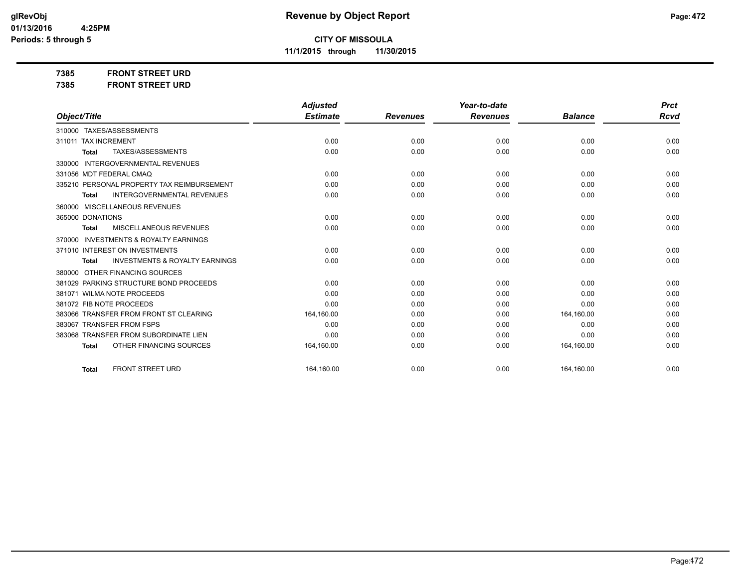**CITY OF MISSOULA**

**11/1/2015 through 11/30/2015**

**Revenue by Object Report**

**7385 FRONT STREET URD**

**7385 FRONT STREET URD**

| Object/Title | Adjusted Estimate | Revenues | Year-to-date Revenues | Balance | Prct Rcvd |
|---|---|---|---|---|---|
| 310000 TAXES/ASSESSMENTS | | | | | |
| 311011 TAX INCREMENT | 0.00 | 0.00 | 0.00 | 0.00 | 0.00 |
| **Total** TAXES/ASSESSMENTS | 0.00 | 0.00 | 0.00 | 0.00 | 0.00 |
| 330000 INTERGOVERNMENTAL REVENUES | | | | | |
| 331056 MDT FEDERAL CMAQ | 0.00 | 0.00 | 0.00 | 0.00 | 0.00 |
| 335210 PERSONAL PROPERTY TAX REIMBURSEMENT | 0.00 | 0.00 | 0.00 | 0.00 | 0.00 |
| **Total** INTERGOVERNMENTAL REVENUES | 0.00 | 0.00 | 0.00 | 0.00 | 0.00 |
| 360000 MISCELLANEOUS REVENUES | | | | | |
| 365000 DONATIONS | 0.00 | 0.00 | 0.00 | 0.00 | 0.00 |
| **Total** MISCELLANEOUS REVENUES | 0.00 | 0.00 | 0.00 | 0.00 | 0.00 |
| 370000 INVESTMENTS & ROYALTY EARNINGS | | | | | |
| 371010 INTEREST ON INVESTMENTS | 0.00 | 0.00 | 0.00 | 0.00 | 0.00 |
| **Total** INVESTMENTS & ROYALTY EARNINGS | 0.00 | 0.00 | 0.00 | 0.00 | 0.00 |
| 380000 OTHER FINANCING SOURCES | | | | | |
| 381029 PARKING STRUCTURE BOND PROCEEDS | 0.00 | 0.00 | 0.00 | 0.00 | 0.00 |
| 381071 WILMA NOTE PROCEEDS | 0.00 | 0.00 | 0.00 | 0.00 | 0.00 |
| 381072 FIB NOTE PROCEEDS | 0.00 | 0.00 | 0.00 | 0.00 | 0.00 |
| 383066 TRANSFER FROM FRONT ST CLEARING | 164,160.00 | 0.00 | 0.00 | 164,160.00 | 0.00 |
| 383067 TRANSFER FROM FSPS | 0.00 | 0.00 | 0.00 | 0.00 | 0.00 |
| 383068 TRANSFER FROM SUBORDINATE LIEN | 0.00 | 0.00 | 0.00 | 0.00 | 0.00 |
| **Total** OTHER FINANCING SOURCES | 164,160.00 | 0.00 | 0.00 | 164,160.00 | 0.00 |
| **Total** FRONT STREET URD | 164,160.00 | 0.00 | 0.00 | 164,160.00 | 0.00 |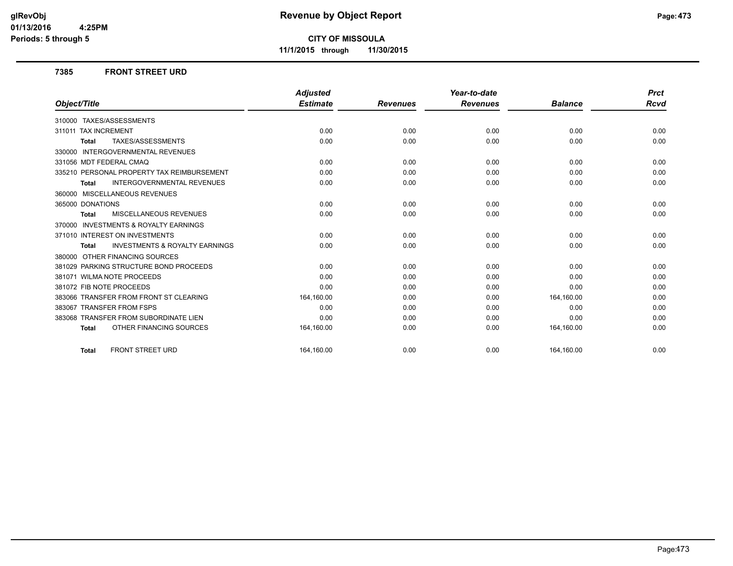# CITY OF MISSOULA

**11/1/2015 through 11/30/2015**

## 7385 FRONT STREET URD

| Object/Title | Adjusted Estimate | Revenues | Year-to-date Revenues | Balance | Prct Rcvd |
|---|---|---|---|---|---|
| 310000 TAXES/ASSESSMENTS | | | | | |
| 311011 TAX INCREMENT | 0.00 | 0.00 | 0.00 | 0.00 | 0.00 |
| **Total** TAXES/ASSESSMENTS | 0.00 | 0.00 | 0.00 | 0.00 | 0.00 |
| 330000 INTERGOVERNMENTAL REVENUES | | | | | |
| 331056 MDT FEDERAL CMAQ | 0.00 | 0.00 | 0.00 | 0.00 | 0.00 |
| 335210 PERSONAL PROPERTY TAX REIMBURSEMENT | 0.00 | 0.00 | 0.00 | 0.00 | 0.00 |
| **Total** INTERGOVERNMENTAL REVENUES | 0.00 | 0.00 | 0.00 | 0.00 | 0.00 |
| 360000 MISCELLANEOUS REVENUES | | | | | |
| 365000 DONATIONS | 0.00 | 0.00 | 0.00 | 0.00 | 0.00 |
| **Total** MISCELLANEOUS REVENUES | 0.00 | 0.00 | 0.00 | 0.00 | 0.00 |
| 370000 INVESTMENTS & ROYALTY EARNINGS | | | | | |
| 371010 INTEREST ON INVESTMENTS | 0.00 | 0.00 | 0.00 | 0.00 | 0.00 |
| **Total** INVESTMENTS & ROYALTY EARNINGS | 0.00 | 0.00 | 0.00 | 0.00 | 0.00 |
| 380000 OTHER FINANCING SOURCES | | | | | |
| 381029 PARKING STRUCTURE BOND PROCEEDS | 0.00 | 0.00 | 0.00 | 0.00 | 0.00 |
| 381071 WILMA NOTE PROCEEDS | 0.00 | 0.00 | 0.00 | 0.00 | 0.00 |
| 381072 FIB NOTE PROCEEDS | 0.00 | 0.00 | 0.00 | 0.00 | 0.00 |
| 383066 TRANSFER FROM FRONT ST CLEARING | 164,160.00 | 0.00 | 0.00 | 164,160.00 | 0.00 |
| 383067 TRANSFER FROM FSPS | 0.00 | 0.00 | 0.00 | 0.00 | 0.00 |
| 383068 TRANSFER FROM SUBORDINATE LIEN | 0.00 | 0.00 | 0.00 | 0.00 | 0.00 |
| **Total** OTHER FINANCING SOURCES | 164,160.00 | 0.00 | 0.00 | 164,160.00 | 0.00 |
| **Total** FRONT STREET URD | 164,160.00 | 0.00 | 0.00 | 164,160.00 | 0.00 |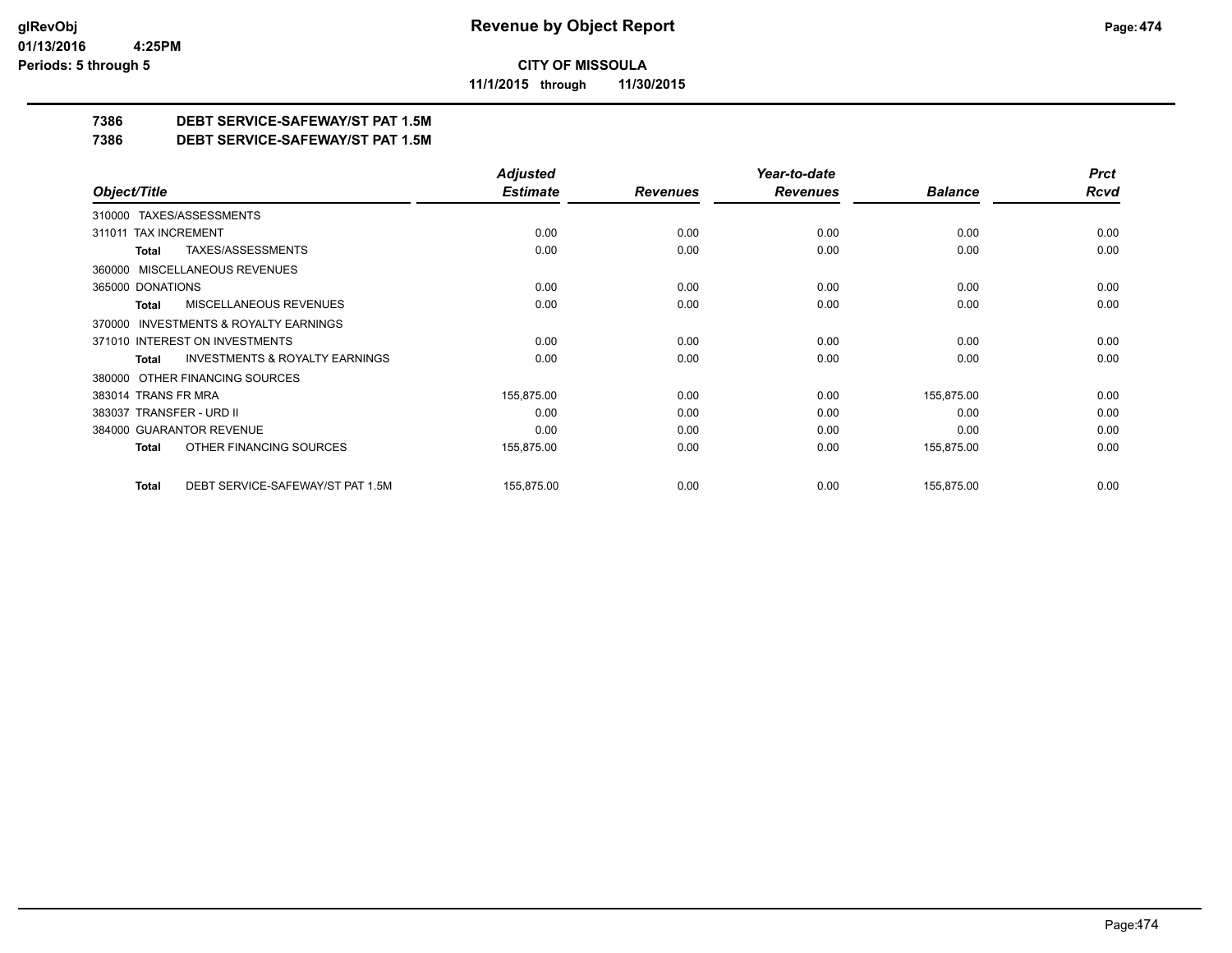**CITY OF MISSOULA**

**11/1/2015 through 11/30/2015**

## 7386 DEBT SERVICE-SAFEWAY/ST PAT 1.5M
## 7386 DEBT SERVICE-SAFEWAY/ST PAT 1.5M

| Object/Title | Adjusted Estimate | Revenues | Year-to-date Revenues | Balance | Prct Rcvd |
|---|---|---|---|---|---|
| 310000 TAXES/ASSESSMENTS | | | | | |
| 311011 TAX INCREMENT | 0.00 | 0.00 | 0.00 | 0.00 | 0.00 |
| **Total** TAXES/ASSESSMENTS | 0.00 | 0.00 | 0.00 | 0.00 | 0.00 |
| 360000 MISCELLANEOUS REVENUES | | | | | |
| 365000 DONATIONS | 0.00 | 0.00 | 0.00 | 0.00 | 0.00 |
| **Total** MISCELLANEOUS REVENUES | 0.00 | 0.00 | 0.00 | 0.00 | 0.00 |
| 370000 INVESTMENTS & ROYALTY EARNINGS | | | | | |
| 371010 INTEREST ON INVESTMENTS | 0.00 | 0.00 | 0.00 | 0.00 | 0.00 |
| **Total** INVESTMENTS & ROYALTY EARNINGS | 0.00 | 0.00 | 0.00 | 0.00 | 0.00 |
| 380000 OTHER FINANCING SOURCES | | | | | |
| 383014 TRANS FR MRA | 155,875.00 | 0.00 | 0.00 | 155,875.00 | 0.00 |
| 383037 TRANSFER - URD II | 0.00 | 0.00 | 0.00 | 0.00 | 0.00 |
| 384000 GUARANTOR REVENUE | 0.00 | 0.00 | 0.00 | 0.00 | 0.00 |
| **Total** OTHER FINANCING SOURCES | 155,875.00 | 0.00 | 0.00 | 155,875.00 | 0.00 |
| **Total** DEBT SERVICE-SAFEWAY/ST PAT 1.5M | 155,875.00 | 0.00 | 0.00 | 155,875.00 | 0.00 |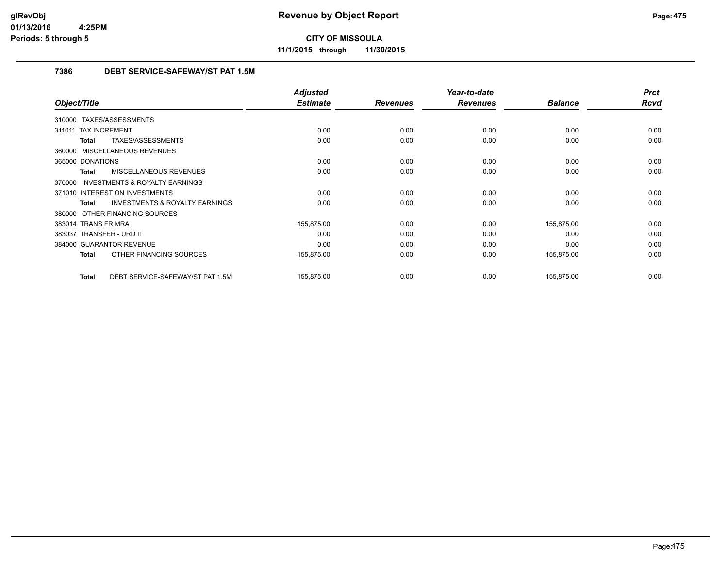# Revenue by Object Report

## CITY OF MISSOULA

**11/1/2015 through 11/30/2015**

### 7386 DEBT SERVICE-SAFEWAY/ST PAT 1.5M

| Object/Title | Adjusted Estimate | Revenues | Year-to-date Revenues | Balance | Prct Rcvd |
|---|---|---|---|---|---|
| 310000 TAXES/ASSESSMENTS | | | | | |
| 311011 TAX INCREMENT | 0.00 | 0.00 | 0.00 | 0.00 | 0.00 |
| **Total** TAXES/ASSESSMENTS | 0.00 | 0.00 | 0.00 | 0.00 | 0.00 |
| 360000 MISCELLANEOUS REVENUES | | | | | |
| 365000 DONATIONS | 0.00 | 0.00 | 0.00 | 0.00 | 0.00 |
| **Total** MISCELLANEOUS REVENUES | 0.00 | 0.00 | 0.00 | 0.00 | 0.00 |
| 370000 INVESTMENTS & ROYALTY EARNINGS | | | | | |
| 371010 INTEREST ON INVESTMENTS | 0.00 | 0.00 | 0.00 | 0.00 | 0.00 |
| **Total** INVESTMENTS & ROYALTY EARNINGS | 0.00 | 0.00 | 0.00 | 0.00 | 0.00 |
| 380000 OTHER FINANCING SOURCES | | | | | |
| 383014 TRANS FR MRA | 155,875.00 | 0.00 | 0.00 | 155,875.00 | 0.00 |
| 383037 TRANSFER - URD II | 0.00 | 0.00 | 0.00 | 0.00 | 0.00 |
| 384000 GUARANTOR REVENUE | 0.00 | 0.00 | 0.00 | 0.00 | 0.00 |
| **Total** OTHER FINANCING SOURCES | 155,875.00 | 0.00 | 0.00 | 155,875.00 | 0.00 |
| **Total** DEBT SERVICE-SAFEWAY/ST PAT 1.5M | 155,875.00 | 0.00 | 0.00 | 155,875.00 | 0.00 |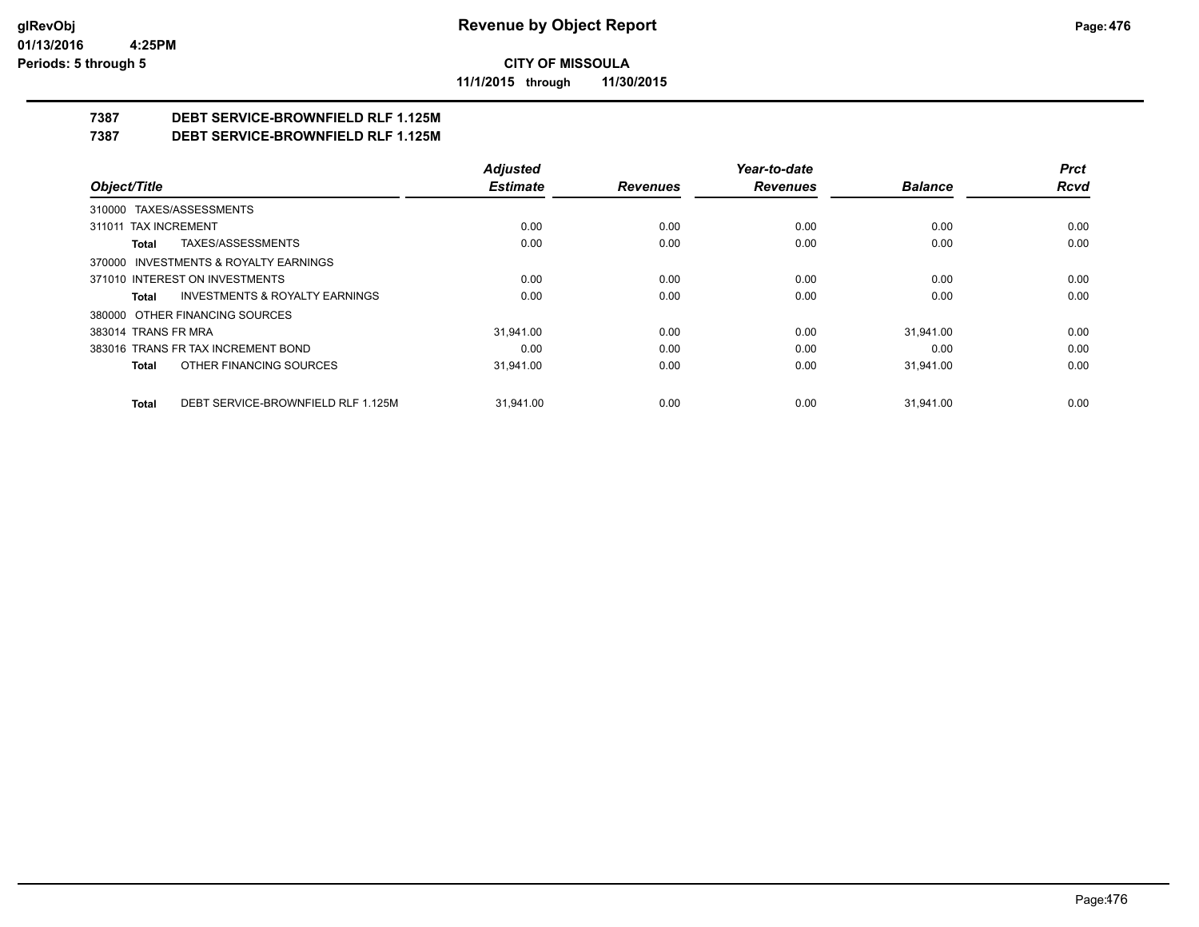**CITY OF MISSOULA**

**11/1/2015 through 11/30/2015**

## 7387 DEBT SERVICE-BROWNFIELD RLF 1.125M
## 7387 DEBT SERVICE-BROWNFIELD RLF 1.125M

| Object/Title | | Adjusted Estimate | Revenues | Year-to-date Revenues | Balance | Prct Rcvd |
|---|---|---|---|---|---|---|
| 310000 TAXES/ASSESSMENTS | | | | | | |
| 311011 TAX INCREMENT | | 0.00 | 0.00 | 0.00 | 0.00 | 0.00 |
| **Total** | TAXES/ASSESSMENTS | 0.00 | 0.00 | 0.00 | 0.00 | 0.00 |
| 370000 INVESTMENTS & ROYALTY EARNINGS | | | | | | |
| 371010 INTEREST ON INVESTMENTS | | 0.00 | 0.00 | 0.00 | 0.00 | 0.00 |
| **Total** | INVESTMENTS & ROYALTY EARNINGS | 0.00 | 0.00 | 0.00 | 0.00 | 0.00 |
| 380000 OTHER FINANCING SOURCES | | | | | | |
| 383014 TRANS FR MRA | | 31,941.00 | 0.00 | 0.00 | 31,941.00 | 0.00 |
| 383016 TRANS FR TAX INCREMENT BOND | | 0.00 | 0.00 | 0.00 | 0.00 | 0.00 |
| **Total** | OTHER FINANCING SOURCES | 31,941.00 | 0.00 | 0.00 | 31,941.00 | 0.00 |
| **Total** | DEBT SERVICE-BROWNFIELD RLF 1.125M | 31,941.00 | 0.00 | 0.00 | 31,941.00 | 0.00 |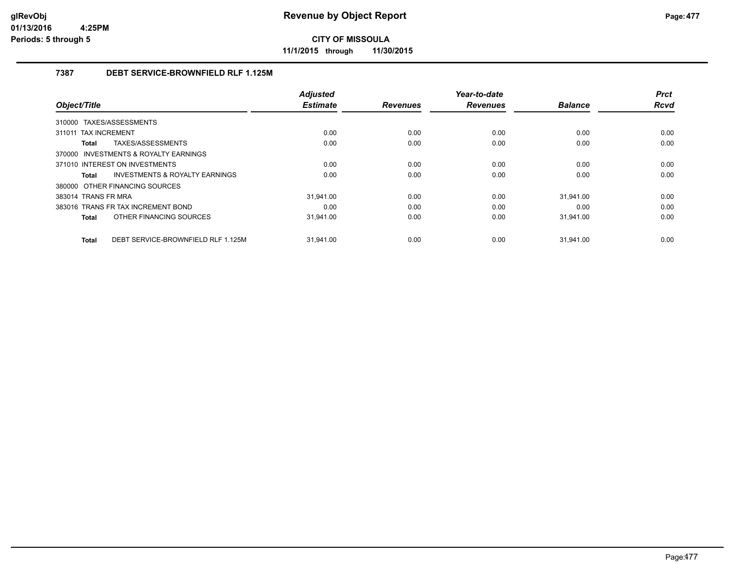# Revenue by Object Report

**CITY OF MISSOULA**

**11/1/2015 through 11/30/2015**

glRevObj
01/13/2016 4:25PM
Periods: 5 through 5

## 7387 DEBT SERVICE-BROWNFIELD RLF 1.125M

| Object/Title | Adjusted Estimate | Revenues | Year-to-date Revenues | Balance | Prct Rcvd |
|---|---|---|---|---|---|
| 310000 TAXES/ASSESSMENTS | | | | | |
| 311011 TAX INCREMENT | 0.00 | 0.00 | 0.00 | 0.00 | 0.00 |
| **Total** TAXES/ASSESSMENTS | 0.00 | 0.00 | 0.00 | 0.00 | 0.00 |
| 370000 INVESTMENTS & ROYALTY EARNINGS | | | | | |
| 371010 INTEREST ON INVESTMENTS | 0.00 | 0.00 | 0.00 | 0.00 | 0.00 |
| **Total** INVESTMENTS & ROYALTY EARNINGS | 0.00 | 0.00 | 0.00 | 0.00 | 0.00 |
| 380000 OTHER FINANCING SOURCES | | | | | |
| 383014 TRANS FR MRA | 31,941.00 | 0.00 | 0.00 | 31,941.00 | 0.00 |
| 383016 TRANS FR TAX INCREMENT BOND | 0.00 | 0.00 | 0.00 | 0.00 | 0.00 |
| **Total** OTHER FINANCING SOURCES | 31,941.00 | 0.00 | 0.00 | 31,941.00 | 0.00 |
| **Total** DEBT SERVICE-BROWNFIELD RLF 1.125M | 31,941.00 | 0.00 | 0.00 | 31,941.00 | 0.00 |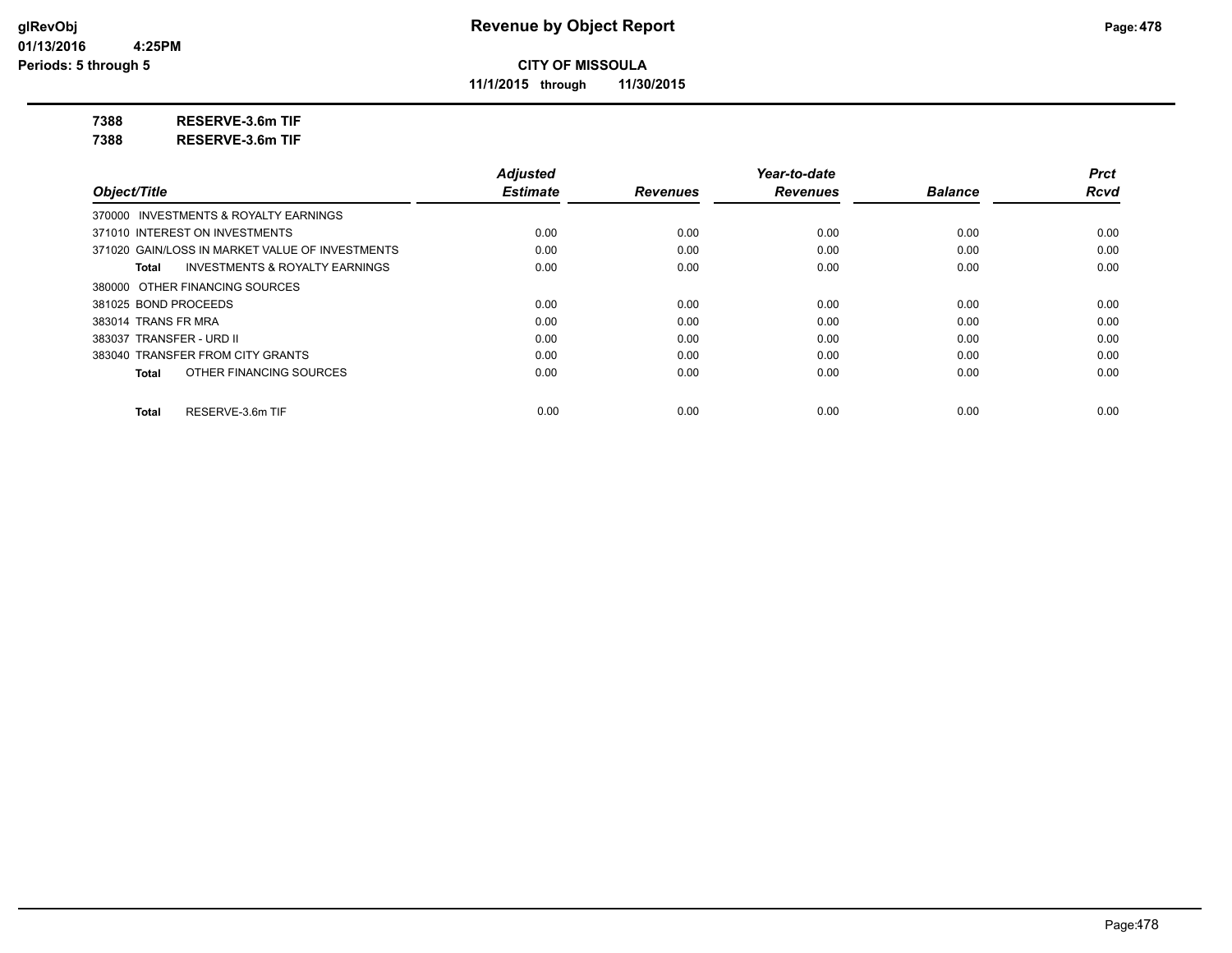**Revenue by Object Report**

**CITY OF MISSOULA**

**11/1/2015 through 11/30/2015**

glRevObj
01/13/2016 4:25PM
Periods: 5 through 5

**7388 RESERVE-3.6m TIF**

**7388 RESERVE-3.6m TIF**

| *Object/Title* | *Adjusted Estimate* | *Revenues* | *Year-to-date Revenues* | *Balance* | *Prct Rcvd* |
|---|---|---|---|---|---|
| 370000 INVESTMENTS & ROYALTY EARNINGS | | | | | |
| 371010 INTEREST ON INVESTMENTS | 0.00 | 0.00 | 0.00 | 0.00 | 0.00 |
| 371020 GAIN/LOSS IN MARKET VALUE OF INVESTMENTS | 0.00 | 0.00 | 0.00 | 0.00 | 0.00 |
| **Total** INVESTMENTS & ROYALTY EARNINGS | 0.00 | 0.00 | 0.00 | 0.00 | 0.00 |
| 380000 OTHER FINANCING SOURCES | | | | | |
| 381025 BOND PROCEEDS | 0.00 | 0.00 | 0.00 | 0.00 | 0.00 |
| 383014 TRANS FR MRA | 0.00 | 0.00 | 0.00 | 0.00 | 0.00 |
| 383037 TRANSFER - URD II | 0.00 | 0.00 | 0.00 | 0.00 | 0.00 |
| 383040 TRANSFER FROM CITY GRANTS | 0.00 | 0.00 | 0.00 | 0.00 | 0.00 |
| **Total** OTHER FINANCING SOURCES | 0.00 | 0.00 | 0.00 | 0.00 | 0.00 |
| **Total** RESERVE-3.6m TIF | 0.00 | 0.00 | 0.00 | 0.00 | 0.00 |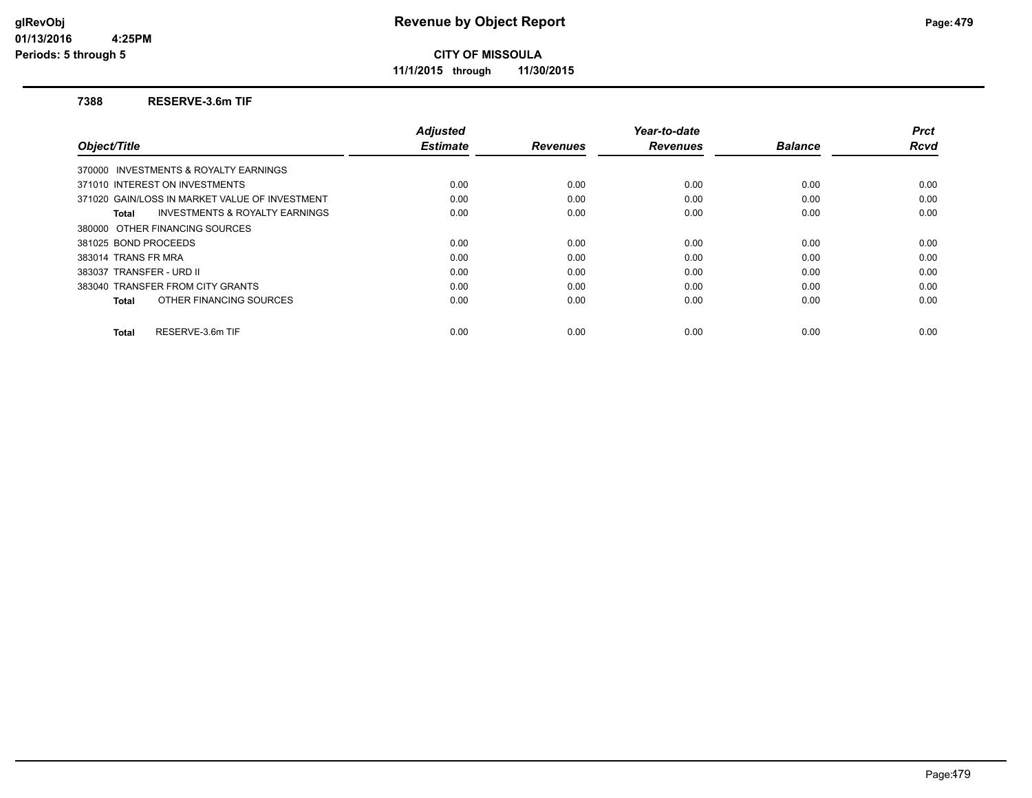# Revenue by Object Report

glRevObj
01/13/2016 4:25PM
Periods: 5 through 5

**CITY OF MISSOULA**

**11/1/2015 through 11/30/2015**

### 7388 RESERVE-3.6m TIF

| Object/Title | Adjusted Estimate | Revenues | Year-to-date Revenues | Balance | Prct Rcvd |
|---|---|---|---|---|---|
| 370000 INVESTMENTS & ROYALTY EARNINGS | | | | | |
| 371010 INTEREST ON INVESTMENTS | 0.00 | 0.00 | 0.00 | 0.00 | 0.00 |
| 371020 GAIN/LOSS IN MARKET VALUE OF INVESTMENT | 0.00 | 0.00 | 0.00 | 0.00 | 0.00 |
| **Total** INVESTMENTS & ROYALTY EARNINGS | 0.00 | 0.00 | 0.00 | 0.00 | 0.00 |
| 380000 OTHER FINANCING SOURCES | | | | | |
| 381025 BOND PROCEEDS | 0.00 | 0.00 | 0.00 | 0.00 | 0.00 |
| 383014 TRANS FR MRA | 0.00 | 0.00 | 0.00 | 0.00 | 0.00 |
| 383037 TRANSFER - URD II | 0.00 | 0.00 | 0.00 | 0.00 | 0.00 |
| 383040 TRANSFER FROM CITY GRANTS | 0.00 | 0.00 | 0.00 | 0.00 | 0.00 |
| **Total** OTHER FINANCING SOURCES | 0.00 | 0.00 | 0.00 | 0.00 | 0.00 |
| **Total** RESERVE-3.6m TIF | 0.00 | 0.00 | 0.00 | 0.00 | 0.00 |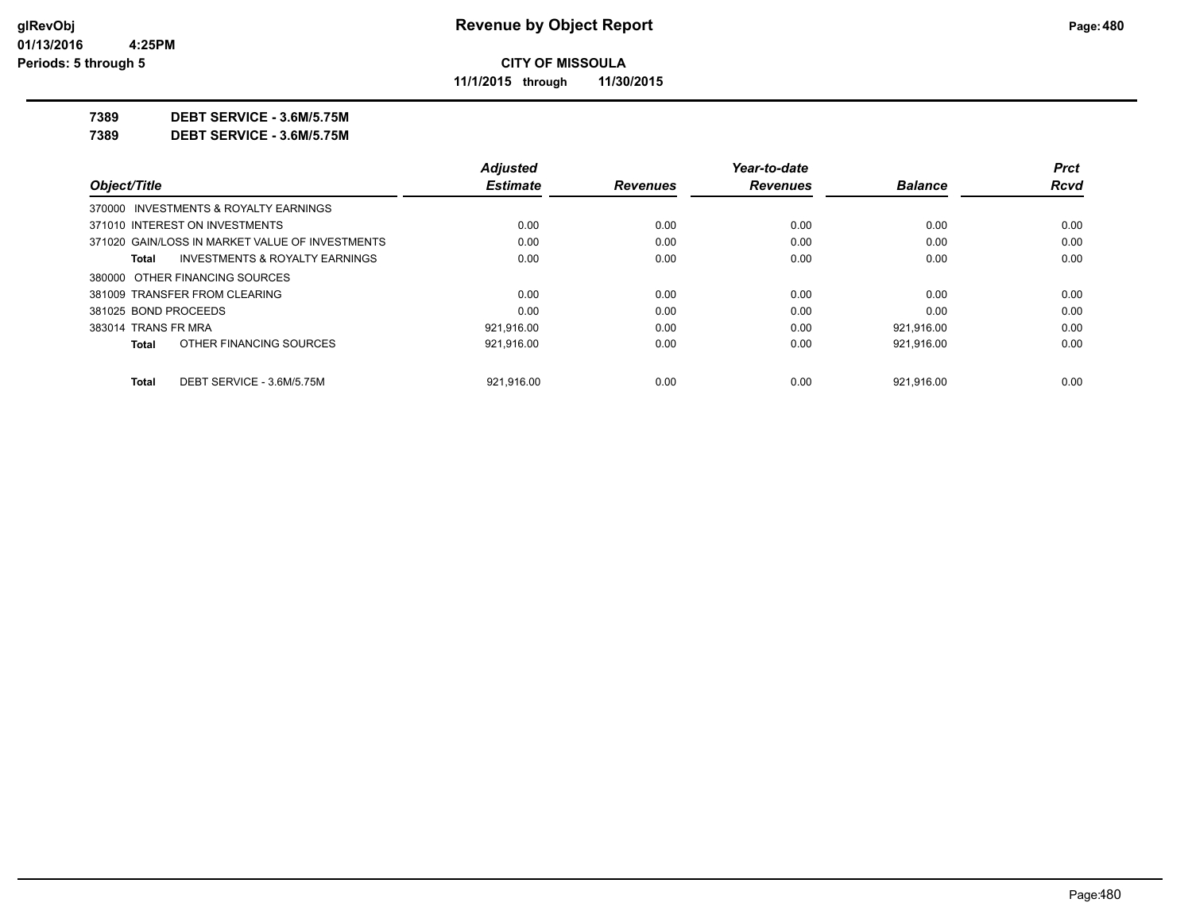# Revenue by Object Report

**CITY OF MISSOULA**

**11/1/2015 through 11/30/2015**

glRevObj
01/13/2016 4:25PM
Periods: 5 through 5

**7389 DEBT SERVICE - 3.6M/5.75M**

**7389 DEBT SERVICE - 3.6M/5.75M**

| Object/Title | Adjusted Estimate | Revenues | Year-to-date Revenues | Balance | Prct Rcvd |
|---|---|---|---|---|---|
| 370000 INVESTMENTS & ROYALTY EARNINGS | | | | | |
| 371010 INTEREST ON INVESTMENTS | 0.00 | 0.00 | 0.00 | 0.00 | 0.00 |
| 371020 GAIN/LOSS IN MARKET VALUE OF INVESTMENTS | 0.00 | 0.00 | 0.00 | 0.00 | 0.00 |
| **Total** INVESTMENTS & ROYALTY EARNINGS | 0.00 | 0.00 | 0.00 | 0.00 | 0.00 |
| 380000 OTHER FINANCING SOURCES | | | | | |
| 381009 TRANSFER FROM CLEARING | 0.00 | 0.00 | 0.00 | 0.00 | 0.00 |
| 381025 BOND PROCEEDS | 0.00 | 0.00 | 0.00 | 0.00 | 0.00 |
| 383014 TRANS FR MRA | 921,916.00 | 0.00 | 0.00 | 921,916.00 | 0.00 |
| **Total** OTHER FINANCING SOURCES | 921,916.00 | 0.00 | 0.00 | 921,916.00 | 0.00 |
| **Total** DEBT SERVICE - 3.6M/5.75M | 921,916.00 | 0.00 | 0.00 | 921,916.00 | 0.00 |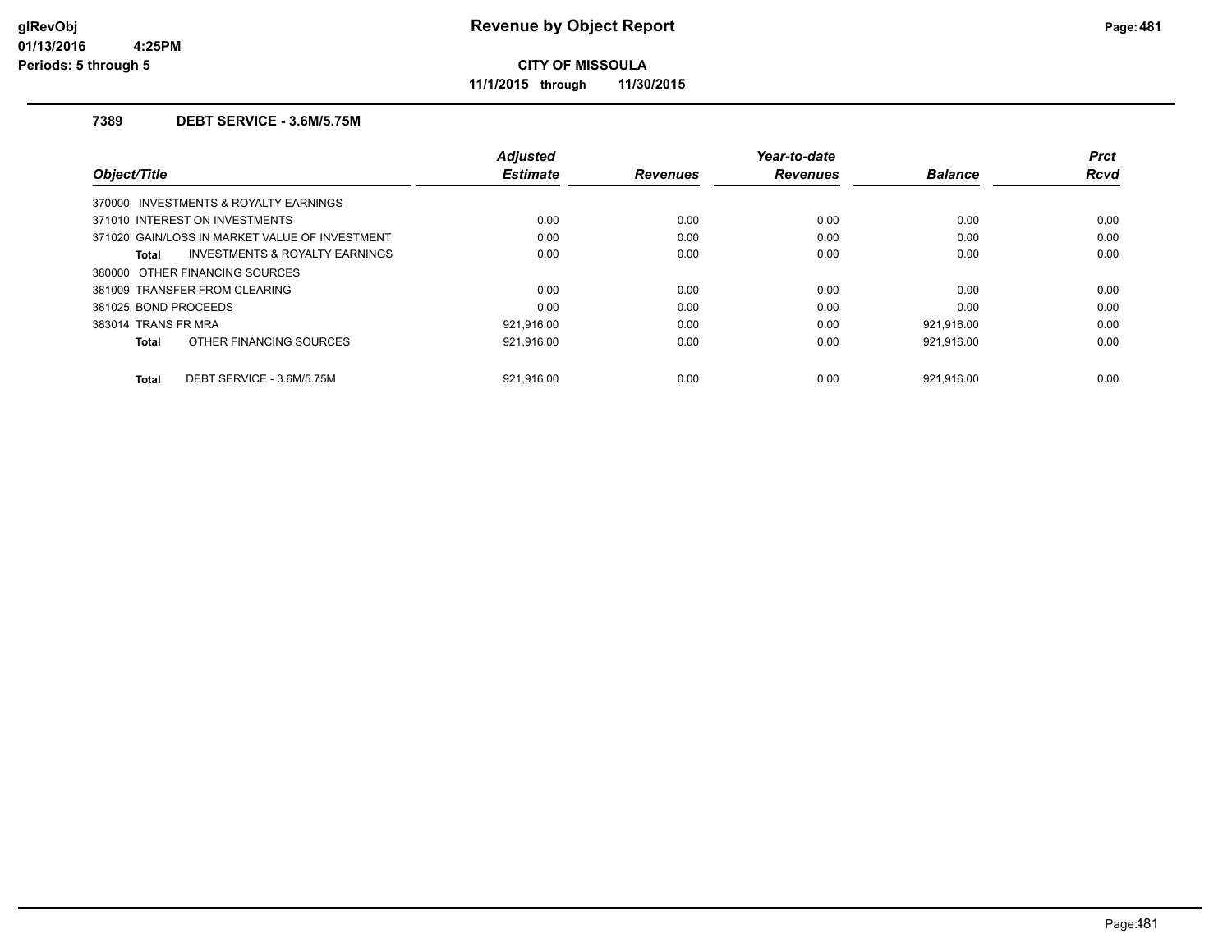# Revenue by Object Report

**CITY OF MISSOULA**

**11/1/2015 through 11/30/2015**

glRevObj
01/13/2016 4:25PM
Periods: 5 through 5

### 7389 DEBT SERVICE - 3.6M/5.75M

| Object/Title | Adjusted Estimate | Revenues | Year-to-date Revenues | Balance | Prct Rcvd |
|---|---|---|---|---|---|
| 370000 INVESTMENTS & ROYALTY EARNINGS | | | | | |
| 371010 INTEREST ON INVESTMENTS | 0.00 | 0.00 | 0.00 | 0.00 | 0.00 |
| 371020 GAIN/LOSS IN MARKET VALUE OF INVESTMENT | 0.00 | 0.00 | 0.00 | 0.00 | 0.00 |
| **Total** INVESTMENTS & ROYALTY EARNINGS | 0.00 | 0.00 | 0.00 | 0.00 | 0.00 |
| 380000 OTHER FINANCING SOURCES | | | | | |
| 381009 TRANSFER FROM CLEARING | 0.00 | 0.00 | 0.00 | 0.00 | 0.00 |
| 381025 BOND PROCEEDS | 0.00 | 0.00 | 0.00 | 0.00 | 0.00 |
| 383014 TRANS FR MRA | 921,916.00 | 0.00 | 0.00 | 921,916.00 | 0.00 |
| **Total** OTHER FINANCING SOURCES | 921,916.00 | 0.00 | 0.00 | 921,916.00 | 0.00 |
| **Total** DEBT SERVICE - 3.6M/5.75M | 921,916.00 | 0.00 | 0.00 | 921,916.00 | 0.00 |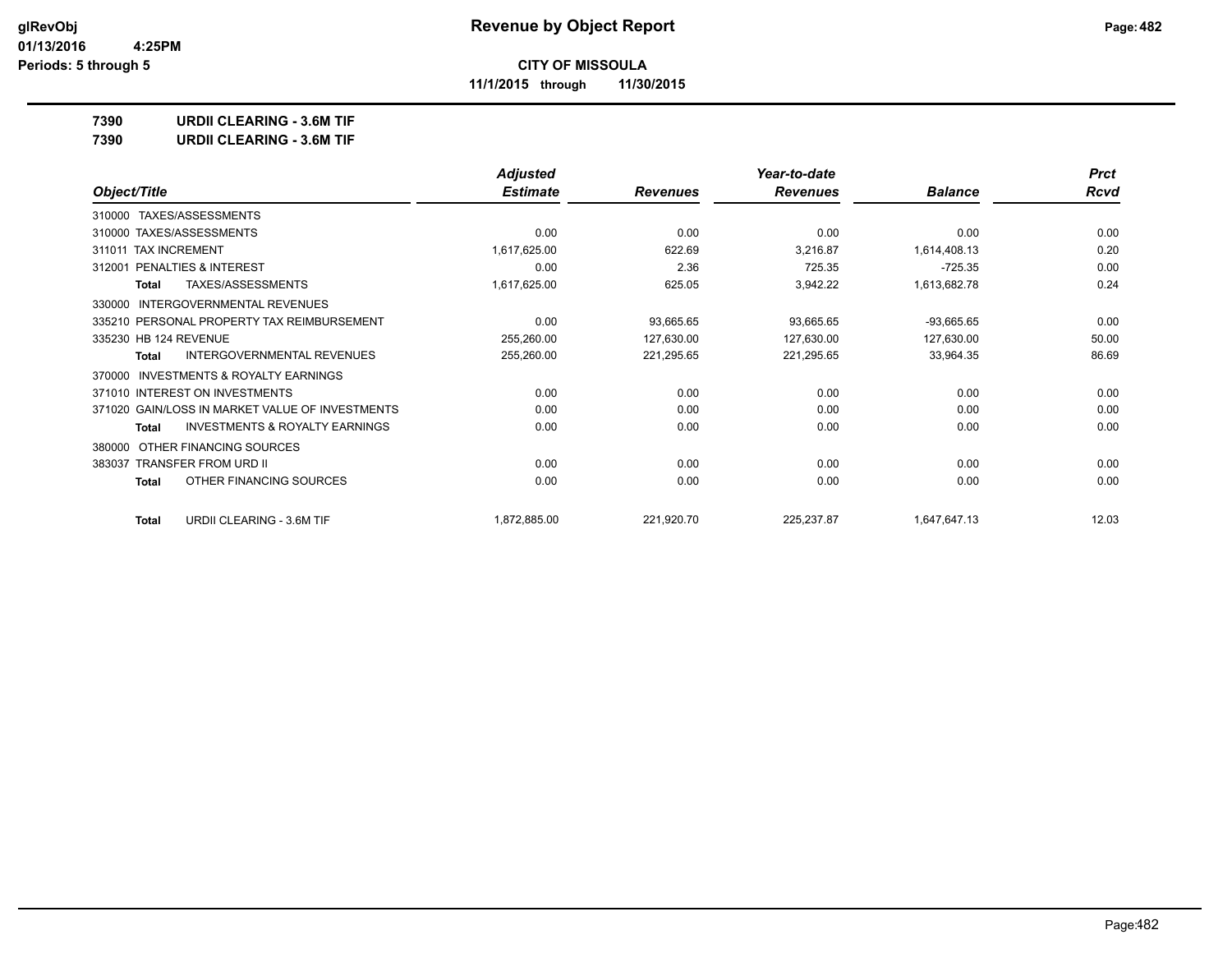**CITY OF MISSOULA**

**11/1/2015 through 11/30/2015**

**7390 URDII CLEARING - 3.6M TIF**

**7390 URDII CLEARING - 3.6M TIF**

| Object/Title | Adjusted Estimate | Revenues | Year-to-date Revenues | Balance | Prct Rcvd |
|---|---|---|---|---|---|
| 310000 TAXES/ASSESSMENTS | | | | | |
| 310000 TAXES/ASSESSMENTS | 0.00 | 0.00 | 0.00 | 0.00 | 0.00 |
| 311011 TAX INCREMENT | 1,617,625.00 | 622.69 | 3,216.87 | 1,614,408.13 | 0.20 |
| 312001 PENALTIES & INTEREST | 0.00 | 2.36 | 725.35 | -725.35 | 0.00 |
| **Total** TAXES/ASSESSMENTS | 1,617,625.00 | 625.05 | 3,942.22 | 1,613,682.78 | 0.24 |
| 330000 INTERGOVERNMENTAL REVENUES | | | | | |
| 335210 PERSONAL PROPERTY TAX REIMBURSEMENT | 0.00 | 93,665.65 | 93,665.65 | -93,665.65 | 0.00 |
| 335230 HB 124 REVENUE | 255,260.00 | 127,630.00 | 127,630.00 | 127,630.00 | 50.00 |
| **Total** INTERGOVERNMENTAL REVENUES | 255,260.00 | 221,295.65 | 221,295.65 | 33,964.35 | 86.69 |
| 370000 INVESTMENTS & ROYALTY EARNINGS | | | | | |
| 371010 INTEREST ON INVESTMENTS | 0.00 | 0.00 | 0.00 | 0.00 | 0.00 |
| 371020 GAIN/LOSS IN MARKET VALUE OF INVESTMENTS | 0.00 | 0.00 | 0.00 | 0.00 | 0.00 |
| **Total** INVESTMENTS & ROYALTY EARNINGS | 0.00 | 0.00 | 0.00 | 0.00 | 0.00 |
| 380000 OTHER FINANCING SOURCES | | | | | |
| 383037 TRANSFER FROM URD II | 0.00 | 0.00 | 0.00 | 0.00 | 0.00 |
| **Total** OTHER FINANCING SOURCES | 0.00 | 0.00 | 0.00 | 0.00 | 0.00 |
| **Total** URDII CLEARING - 3.6M TIF | 1,872,885.00 | 221,920.70 | 225,237.87 | 1,647,647.13 | 12.03 |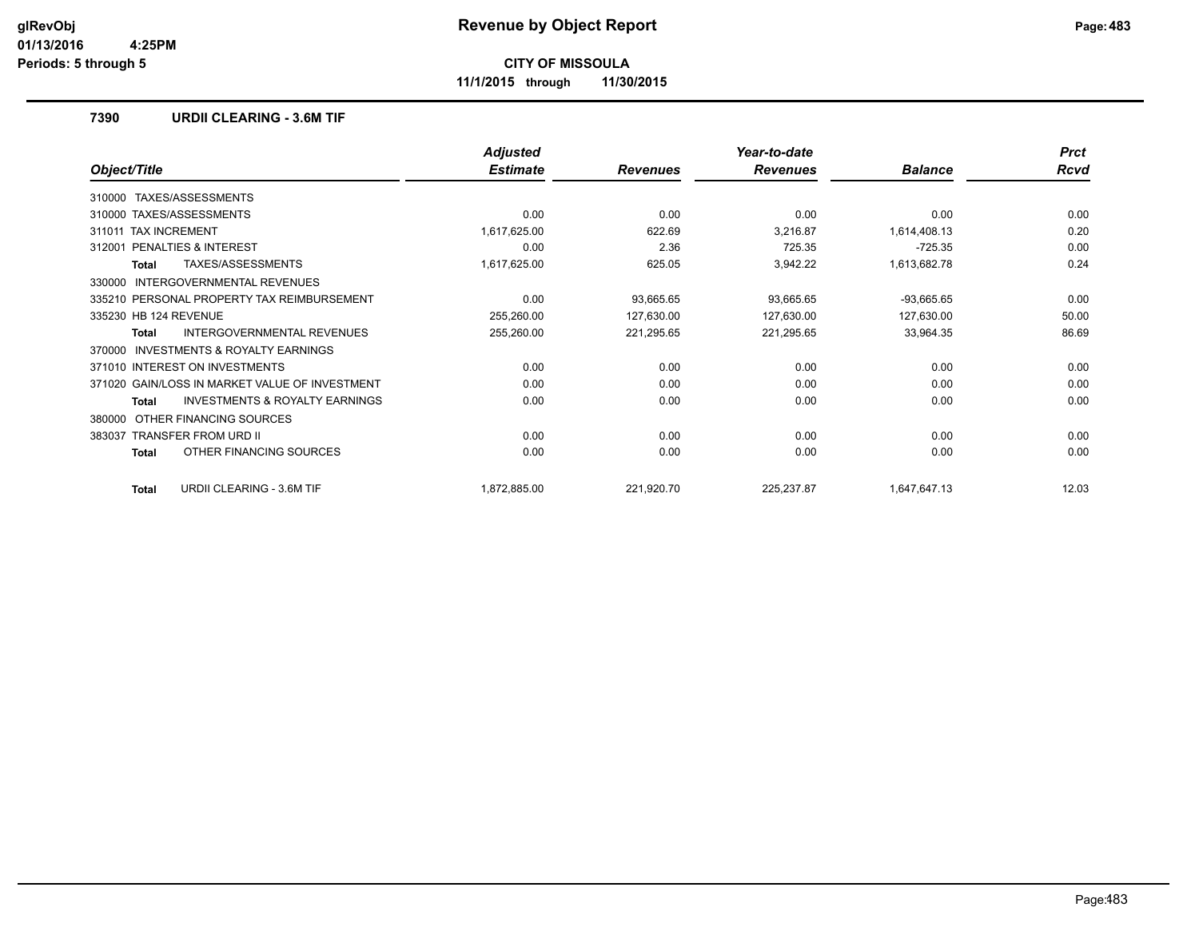# Revenue by Object Report

**CITY OF MISSOULA**

**11/1/2015 through 11/30/2015**

glRevObj
01/13/2016 4:25PM
Periods: 5 through 5

## 7390 URDII CLEARING - 3.6M TIF

| Object/Title | Adjusted Estimate | Revenues | Year-to-date Revenues | Balance | Prct Rcvd |
|---|---|---|---|---|---|
| 310000 TAXES/ASSESSMENTS | | | | | |
| 310000 TAXES/ASSESSMENTS | 0.00 | 0.00 | 0.00 | 0.00 | 0.00 |
| 311011 TAX INCREMENT | 1,617,625.00 | 622.69 | 3,216.87 | 1,614,408.13 | 0.20 |
| 312001 PENALTIES & INTEREST | 0.00 | 2.36 | 725.35 | -725.35 | 0.00 |
| **Total** TAXES/ASSESSMENTS | 1,617,625.00 | 625.05 | 3,942.22 | 1,613,682.78 | 0.24 |
| 330000 INTERGOVERNMENTAL REVENUES | | | | | |
| 335210 PERSONAL PROPERTY TAX REIMBURSEMENT | 0.00 | 93,665.65 | 93,665.65 | -93,665.65 | 0.00 |
| 335230 HB 124 REVENUE | 255,260.00 | 127,630.00 | 127,630.00 | 127,630.00 | 50.00 |
| **Total** INTERGOVERNMENTAL REVENUES | 255,260.00 | 221,295.65 | 221,295.65 | 33,964.35 | 86.69 |
| 370000 INVESTMENTS & ROYALTY EARNINGS | | | | | |
| 371010 INTEREST ON INVESTMENTS | 0.00 | 0.00 | 0.00 | 0.00 | 0.00 |
| 371020 GAIN/LOSS IN MARKET VALUE OF INVESTMENT | 0.00 | 0.00 | 0.00 | 0.00 | 0.00 |
| **Total** INVESTMENTS & ROYALTY EARNINGS | 0.00 | 0.00 | 0.00 | 0.00 | 0.00 |
| 380000 OTHER FINANCING SOURCES | | | | | |
| 383037 TRANSFER FROM URD II | 0.00 | 0.00 | 0.00 | 0.00 | 0.00 |
| **Total** OTHER FINANCING SOURCES | 0.00 | 0.00 | 0.00 | 0.00 | 0.00 |
| **Total** URDII CLEARING - 3.6M TIF | 1,872,885.00 | 221,920.70 | 225,237.87 | 1,647,647.13 | 12.03 |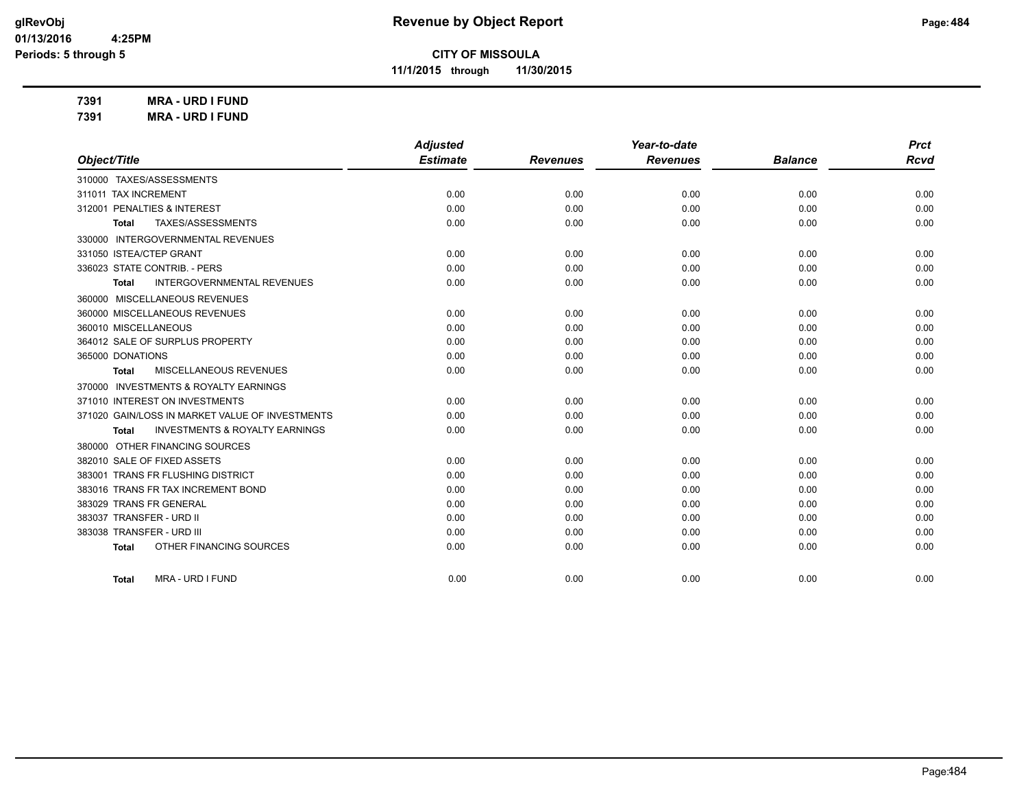# Revenue by Object Report

## CITY OF MISSOULA

**11/1/2015 through 11/30/2015**

glRevObj
01/13/2016 4:25PM
Periods: 5 through 5

**7391 MRA - URD I FUND**

**7391 MRA - URD I FUND**

| Object/Title | Adjusted Estimate | Revenues | Year-to-date Revenues | Balance | Prct Rcvd |
|---|---|---|---|---|---|
| 310000 TAXES/ASSESSMENTS | | | | | |
| 311011 TAX INCREMENT | 0.00 | 0.00 | 0.00 | 0.00 | 0.00 |
| 312001 PENALTIES & INTEREST | 0.00 | 0.00 | 0.00 | 0.00 | 0.00 |
| **Total** TAXES/ASSESSMENTS | 0.00 | 0.00 | 0.00 | 0.00 | 0.00 |
| 330000 INTERGOVERNMENTAL REVENUES | | | | | |
| 331050 ISTEA/CTEP GRANT | 0.00 | 0.00 | 0.00 | 0.00 | 0.00 |
| 336023 STATE CONTRIB. - PERS | 0.00 | 0.00 | 0.00 | 0.00 | 0.00 |
| **Total** INTERGOVERNMENTAL REVENUES | 0.00 | 0.00 | 0.00 | 0.00 | 0.00 |
| 360000 MISCELLANEOUS REVENUES | | | | | |
| 360000 MISCELLANEOUS REVENUES | 0.00 | 0.00 | 0.00 | 0.00 | 0.00 |
| 360010 MISCELLANEOUS | 0.00 | 0.00 | 0.00 | 0.00 | 0.00 |
| 364012 SALE OF SURPLUS PROPERTY | 0.00 | 0.00 | 0.00 | 0.00 | 0.00 |
| 365000 DONATIONS | 0.00 | 0.00 | 0.00 | 0.00 | 0.00 |
| **Total** MISCELLANEOUS REVENUES | 0.00 | 0.00 | 0.00 | 0.00 | 0.00 |
| 370000 INVESTMENTS & ROYALTY EARNINGS | | | | | |
| 371010 INTEREST ON INVESTMENTS | 0.00 | 0.00 | 0.00 | 0.00 | 0.00 |
| 371020 GAIN/LOSS IN MARKET VALUE OF INVESTMENTS | 0.00 | 0.00 | 0.00 | 0.00 | 0.00 |
| **Total** INVESTMENTS & ROYALTY EARNINGS | 0.00 | 0.00 | 0.00 | 0.00 | 0.00 |
| 380000 OTHER FINANCING SOURCES | | | | | |
| 382010 SALE OF FIXED ASSETS | 0.00 | 0.00 | 0.00 | 0.00 | 0.00 |
| 383001 TRANS FR FLUSHING DISTRICT | 0.00 | 0.00 | 0.00 | 0.00 | 0.00 |
| 383016 TRANS FR TAX INCREMENT BOND | 0.00 | 0.00 | 0.00 | 0.00 | 0.00 |
| 383029 TRANS FR GENERAL | 0.00 | 0.00 | 0.00 | 0.00 | 0.00 |
| 383037 TRANSFER - URD II | 0.00 | 0.00 | 0.00 | 0.00 | 0.00 |
| 383038 TRANSFER - URD III | 0.00 | 0.00 | 0.00 | 0.00 | 0.00 |
| **Total** OTHER FINANCING SOURCES | 0.00 | 0.00 | 0.00 | 0.00 | 0.00 |
| **Total** MRA - URD I FUND | 0.00 | 0.00 | 0.00 | 0.00 | 0.00 |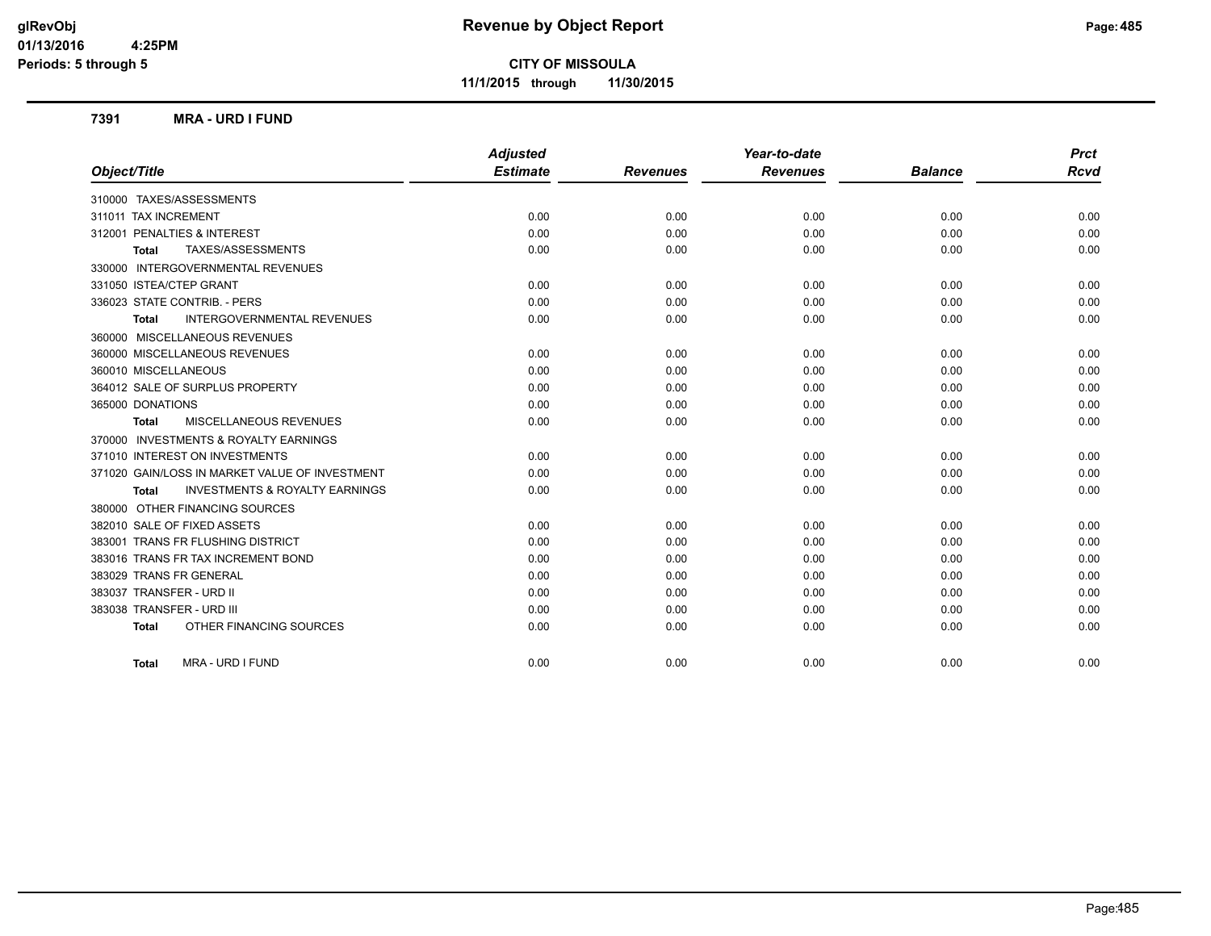**CITY OF MISSOULA**

**11/1/2015 through 11/30/2015**

**Revenue by Object Report**

glRevObj
01/13/2016 4:25PM
Periods: 5 through 5

### 7391 MRA - URD I FUND

| Object/Title | Adjusted Estimate | Revenues | Year-to-date Revenues | Balance | Prct Rcvd |
|---|---|---|---|---|---|
| 310000 TAXES/ASSESSMENTS | | | | | |
| 311011 TAX INCREMENT | 0.00 | 0.00 | 0.00 | 0.00 | 0.00 |
| 312001 PENALTIES & INTEREST | 0.00 | 0.00 | 0.00 | 0.00 | 0.00 |
| **Total** TAXES/ASSESSMENTS | 0.00 | 0.00 | 0.00 | 0.00 | 0.00 |
| 330000 INTERGOVERNMENTAL REVENUES | | | | | |
| 331050 ISTEA/CTEP GRANT | 0.00 | 0.00 | 0.00 | 0.00 | 0.00 |
| 336023 STATE CONTRIB. - PERS | 0.00 | 0.00 | 0.00 | 0.00 | 0.00 |
| **Total** INTERGOVERNMENTAL REVENUES | 0.00 | 0.00 | 0.00 | 0.00 | 0.00 |
| 360000 MISCELLANEOUS REVENUES | | | | | |
| 360000 MISCELLANEOUS REVENUES | 0.00 | 0.00 | 0.00 | 0.00 | 0.00 |
| 360010 MISCELLANEOUS | 0.00 | 0.00 | 0.00 | 0.00 | 0.00 |
| 364012 SALE OF SURPLUS PROPERTY | 0.00 | 0.00 | 0.00 | 0.00 | 0.00 |
| 365000 DONATIONS | 0.00 | 0.00 | 0.00 | 0.00 | 0.00 |
| **Total** MISCELLANEOUS REVENUES | 0.00 | 0.00 | 0.00 | 0.00 | 0.00 |
| 370000 INVESTMENTS & ROYALTY EARNINGS | | | | | |
| 371010 INTEREST ON INVESTMENTS | 0.00 | 0.00 | 0.00 | 0.00 | 0.00 |
| 371020 GAIN/LOSS IN MARKET VALUE OF INVESTMENT | 0.00 | 0.00 | 0.00 | 0.00 | 0.00 |
| **Total** INVESTMENTS & ROYALTY EARNINGS | 0.00 | 0.00 | 0.00 | 0.00 | 0.00 |
| 380000 OTHER FINANCING SOURCES | | | | | |
| 382010 SALE OF FIXED ASSETS | 0.00 | 0.00 | 0.00 | 0.00 | 0.00 |
| 383001 TRANS FR FLUSHING DISTRICT | 0.00 | 0.00 | 0.00 | 0.00 | 0.00 |
| 383016 TRANS FR TAX INCREMENT BOND | 0.00 | 0.00 | 0.00 | 0.00 | 0.00 |
| 383029 TRANS FR GENERAL | 0.00 | 0.00 | 0.00 | 0.00 | 0.00 |
| 383037 TRANSFER - URD II | 0.00 | 0.00 | 0.00 | 0.00 | 0.00 |
| 383038 TRANSFER - URD III | 0.00 | 0.00 | 0.00 | 0.00 | 0.00 |
| **Total** OTHER FINANCING SOURCES | 0.00 | 0.00 | 0.00 | 0.00 | 0.00 |
| **Total** MRA - URD I FUND | 0.00 | 0.00 | 0.00 | 0.00 | 0.00 |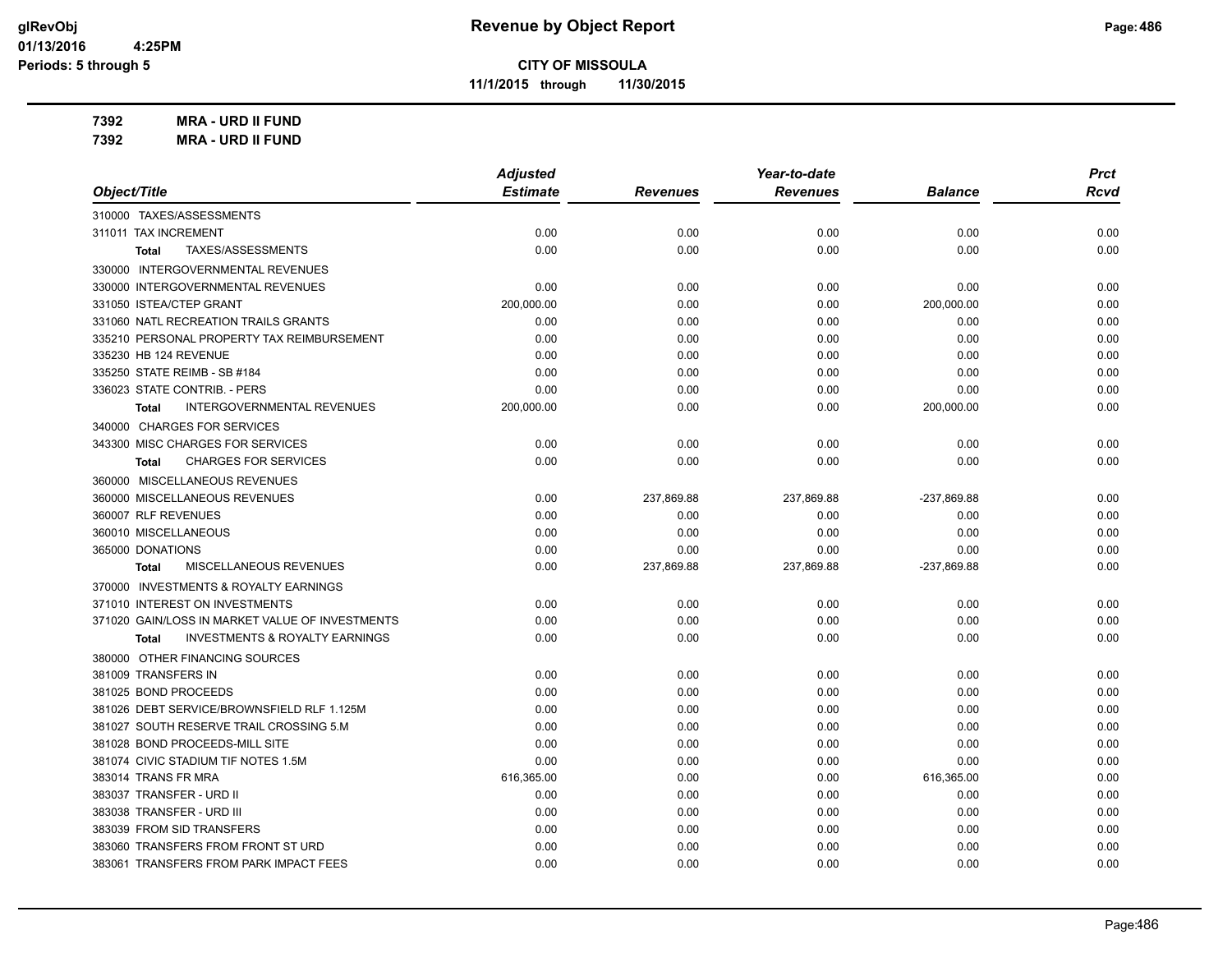# CITY OF MISSOULA

**11/1/2015 through 11/30/2015**

**7392 MRA - URD II FUND**

**7392 MRA - URD II FUND**

| Object/Title | Adjusted Estimate | Revenues | Year-to-date Revenues | Balance | Prct Rcvd |
|---|---|---|---|---|---|
| 310000 TAXES/ASSESSMENTS | | | | | |
| 311011 TAX INCREMENT | 0.00 | 0.00 | 0.00 | 0.00 | 0.00 |
| **Total** TAXES/ASSESSMENTS | 0.00 | 0.00 | 0.00 | 0.00 | 0.00 |
| 330000 INTERGOVERNMENTAL REVENUES | | | | | |
| 330000 INTERGOVERNMENTAL REVENUES | 0.00 | 0.00 | 0.00 | 0.00 | 0.00 |
| 331050 ISTEA/CTEP GRANT | 200,000.00 | 0.00 | 0.00 | 200,000.00 | 0.00 |
| 331060 NATL RECREATION TRAILS GRANTS | 0.00 | 0.00 | 0.00 | 0.00 | 0.00 |
| 335210 PERSONAL PROPERTY TAX REIMBURSEMENT | 0.00 | 0.00 | 0.00 | 0.00 | 0.00 |
| 335230 HB 124 REVENUE | 0.00 | 0.00 | 0.00 | 0.00 | 0.00 |
| 335250 STATE REIMB - SB #184 | 0.00 | 0.00 | 0.00 | 0.00 | 0.00 |
| 336023 STATE CONTRIB. - PERS | 0.00 | 0.00 | 0.00 | 0.00 | 0.00 |
| **Total** INTERGOVERNMENTAL REVENUES | 200,000.00 | 0.00 | 0.00 | 200,000.00 | 0.00 |
| 340000 CHARGES FOR SERVICES | | | | | |
| 343300 MISC CHARGES FOR SERVICES | 0.00 | 0.00 | 0.00 | 0.00 | 0.00 |
| **Total** CHARGES FOR SERVICES | 0.00 | 0.00 | 0.00 | 0.00 | 0.00 |
| 360000 MISCELLANEOUS REVENUES | | | | | |
| 360000 MISCELLANEOUS REVENUES | 0.00 | 237,869.88 | 237,869.88 | -237,869.88 | 0.00 |
| 360007 RLF REVENUES | 0.00 | 0.00 | 0.00 | 0.00 | 0.00 |
| 360010 MISCELLANEOUS | 0.00 | 0.00 | 0.00 | 0.00 | 0.00 |
| 365000 DONATIONS | 0.00 | 0.00 | 0.00 | 0.00 | 0.00 |
| **Total** MISCELLANEOUS REVENUES | 0.00 | 237,869.88 | 237,869.88 | -237,869.88 | 0.00 |
| 370000 INVESTMENTS & ROYALTY EARNINGS | | | | | |
| 371010 INTEREST ON INVESTMENTS | 0.00 | 0.00 | 0.00 | 0.00 | 0.00 |
| 371020 GAIN/LOSS IN MARKET VALUE OF INVESTMENTS | 0.00 | 0.00 | 0.00 | 0.00 | 0.00 |
| **Total** INVESTMENTS & ROYALTY EARNINGS | 0.00 | 0.00 | 0.00 | 0.00 | 0.00 |
| 380000 OTHER FINANCING SOURCES | | | | | |
| 381009 TRANSFERS IN | 0.00 | 0.00 | 0.00 | 0.00 | 0.00 |
| 381025 BOND PROCEEDS | 0.00 | 0.00 | 0.00 | 0.00 | 0.00 |
| 381026 DEBT SERVICE/BROWNSFIELD RLF 1.125M | 0.00 | 0.00 | 0.00 | 0.00 | 0.00 |
| 381027 SOUTH RESERVE TRAIL CROSSING 5.M | 0.00 | 0.00 | 0.00 | 0.00 | 0.00 |
| 381028 BOND PROCEEDS-MILL SITE | 0.00 | 0.00 | 0.00 | 0.00 | 0.00 |
| 381074 CIVIC STADIUM TIF NOTES 1.5M | 0.00 | 0.00 | 0.00 | 0.00 | 0.00 |
| 383014 TRANS FR MRA | 616,365.00 | 0.00 | 0.00 | 616,365.00 | 0.00 |
| 383037 TRANSFER - URD II | 0.00 | 0.00 | 0.00 | 0.00 | 0.00 |
| 383038 TRANSFER - URD III | 0.00 | 0.00 | 0.00 | 0.00 | 0.00 |
| 383039 FROM SID TRANSFERS | 0.00 | 0.00 | 0.00 | 0.00 | 0.00 |
| 383060 TRANSFERS FROM FRONT ST URD | 0.00 | 0.00 | 0.00 | 0.00 | 0.00 |
| 383061 TRANSFERS FROM PARK IMPACT FEES | 0.00 | 0.00 | 0.00 | 0.00 | 0.00 |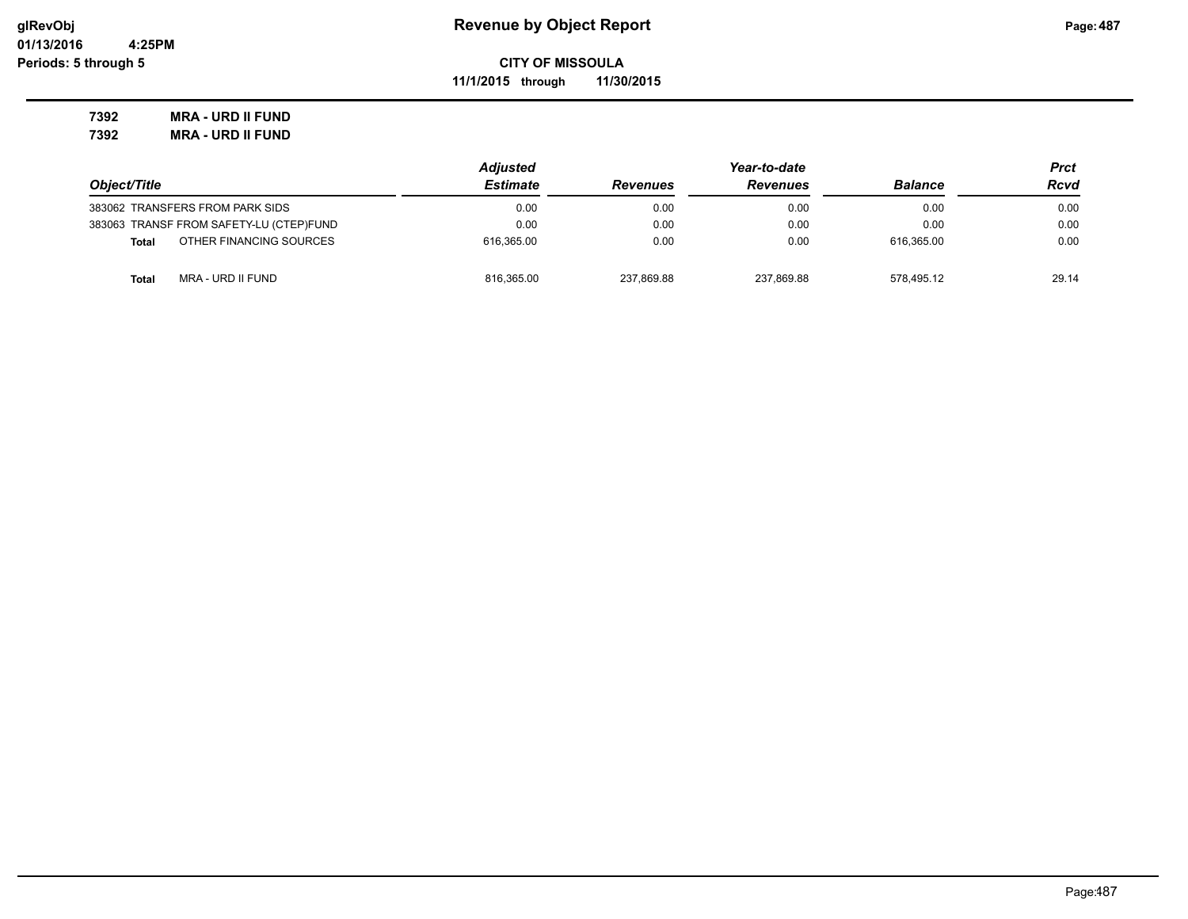**CITY OF MISSOULA**

**11/1/2015 through 11/30/2015**

**7392 MRA - URD II FUND**

**7392 MRA - URD II FUND**

| Object/Title | | Adjusted Estimate | Revenues | Year-to-date Revenues | Balance | Prct Rcvd |
|---|---|---|---|---|---|---|
| 383062 | TRANSFERS FROM PARK SIDS | 0.00 | 0.00 | 0.00 | 0.00 | 0.00 |
| 383063 | TRANSF FROM SAFETY-LU (CTEP)FUND | 0.00 | 0.00 | 0.00 | 0.00 | 0.00 |
| **Total** | OTHER FINANCING SOURCES | 616,365.00 | 0.00 | 0.00 | 616,365.00 | 0.00 |
| **Total** | MRA - URD II FUND | 816,365.00 | 237,869.88 | 237,869.88 | 578,495.12 | 29.14 |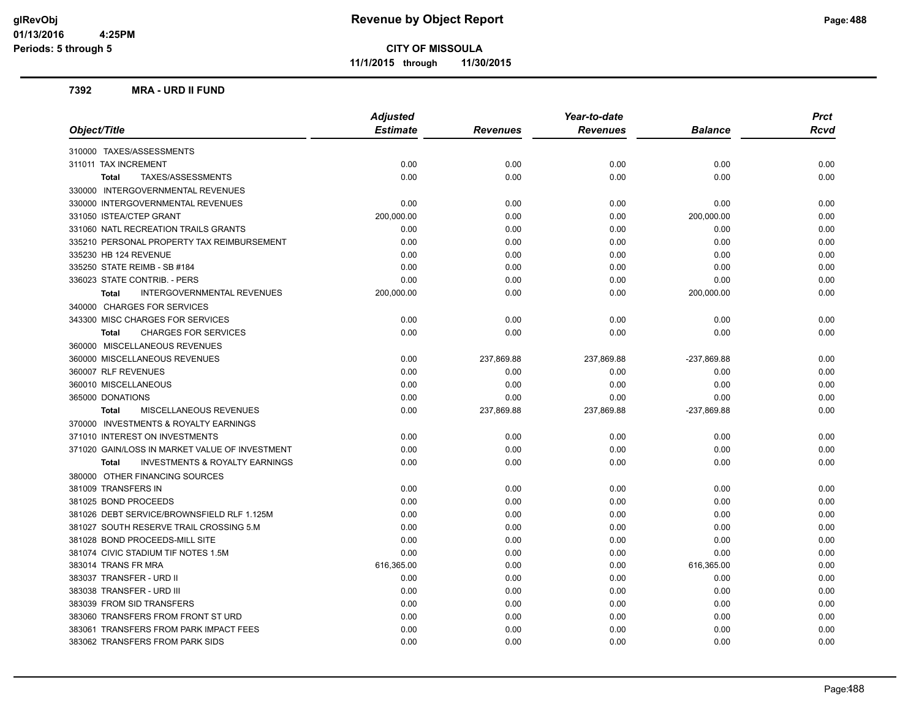# Revenue by Object Report

**CITY OF MISSOULA**

**11/1/2015 through 11/30/2015**

glRevObj
01/13/2016 4:25PM
Periods: 5 through 5

### 7392 MRA - URD II FUND

| Object/Title | Adjusted Estimate | Revenues | Year-to-date Revenues | Balance | Prct Rcvd |
|---|---|---|---|---|---|
| 310000 TAXES/ASSESSMENTS | | | | | |
| 311011 TAX INCREMENT | 0.00 | 0.00 | 0.00 | 0.00 | 0.00 |
| **Total** TAXES/ASSESSMENTS | 0.00 | 0.00 | 0.00 | 0.00 | 0.00 |
| 330000 INTERGOVERNMENTAL REVENUES | | | | | |
| 330000 INTERGOVERNMENTAL REVENUES | 0.00 | 0.00 | 0.00 | 0.00 | 0.00 |
| 331050 ISTEA/CTEP GRANT | 200,000.00 | 0.00 | 0.00 | 200,000.00 | 0.00 |
| 331060 NATL RECREATION TRAILS GRANTS | 0.00 | 0.00 | 0.00 | 0.00 | 0.00 |
| 335210 PERSONAL PROPERTY TAX REIMBURSEMENT | 0.00 | 0.00 | 0.00 | 0.00 | 0.00 |
| 335230 HB 124 REVENUE | 0.00 | 0.00 | 0.00 | 0.00 | 0.00 |
| 335250 STATE REIMB - SB #184 | 0.00 | 0.00 | 0.00 | 0.00 | 0.00 |
| 336023 STATE CONTRIB. - PERS | 0.00 | 0.00 | 0.00 | 0.00 | 0.00 |
| **Total** INTERGOVERNMENTAL REVENUES | 200,000.00 | 0.00 | 0.00 | 200,000.00 | 0.00 |
| 340000 CHARGES FOR SERVICES | | | | | |
| 343300 MISC CHARGES FOR SERVICES | 0.00 | 0.00 | 0.00 | 0.00 | 0.00 |
| **Total** CHARGES FOR SERVICES | 0.00 | 0.00 | 0.00 | 0.00 | 0.00 |
| 360000 MISCELLANEOUS REVENUES | | | | | |
| 360000 MISCELLANEOUS REVENUES | 0.00 | 237,869.88 | 237,869.88 | -237,869.88 | 0.00 |
| 360007 RLF REVENUES | 0.00 | 0.00 | 0.00 | 0.00 | 0.00 |
| 360010 MISCELLANEOUS | 0.00 | 0.00 | 0.00 | 0.00 | 0.00 |
| 365000 DONATIONS | 0.00 | 0.00 | 0.00 | 0.00 | 0.00 |
| **Total** MISCELLANEOUS REVENUES | 0.00 | 237,869.88 | 237,869.88 | -237,869.88 | 0.00 |
| 370000 INVESTMENTS & ROYALTY EARNINGS | | | | | |
| 371010 INTEREST ON INVESTMENTS | 0.00 | 0.00 | 0.00 | 0.00 | 0.00 |
| 371020 GAIN/LOSS IN MARKET VALUE OF INVESTMENT | 0.00 | 0.00 | 0.00 | 0.00 | 0.00 |
| **Total** INVESTMENTS & ROYALTY EARNINGS | 0.00 | 0.00 | 0.00 | 0.00 | 0.00 |
| 380000 OTHER FINANCING SOURCES | | | | | |
| 381009 TRANSFERS IN | 0.00 | 0.00 | 0.00 | 0.00 | 0.00 |
| 381025 BOND PROCEEDS | 0.00 | 0.00 | 0.00 | 0.00 | 0.00 |
| 381026 DEBT SERVICE/BROWNSFIELD RLF 1.125M | 0.00 | 0.00 | 0.00 | 0.00 | 0.00 |
| 381027 SOUTH RESERVE TRAIL CROSSING 5.M | 0.00 | 0.00 | 0.00 | 0.00 | 0.00 |
| 381028 BOND PROCEEDS-MILL SITE | 0.00 | 0.00 | 0.00 | 0.00 | 0.00 |
| 381074 CIVIC STADIUM TIF NOTES 1.5M | 0.00 | 0.00 | 0.00 | 0.00 | 0.00 |
| 383014 TRANS FR MRA | 616,365.00 | 0.00 | 0.00 | 616,365.00 | 0.00 |
| 383037 TRANSFER - URD II | 0.00 | 0.00 | 0.00 | 0.00 | 0.00 |
| 383038 TRANSFER - URD III | 0.00 | 0.00 | 0.00 | 0.00 | 0.00 |
| 383039 FROM SID TRANSFERS | 0.00 | 0.00 | 0.00 | 0.00 | 0.00 |
| 383060 TRANSFERS FROM FRONT ST URD | 0.00 | 0.00 | 0.00 | 0.00 | 0.00 |
| 383061 TRANSFERS FROM PARK IMPACT FEES | 0.00 | 0.00 | 0.00 | 0.00 | 0.00 |
| 383062 TRANSFERS FROM PARK SIDS | 0.00 | 0.00 | 0.00 | 0.00 | 0.00 |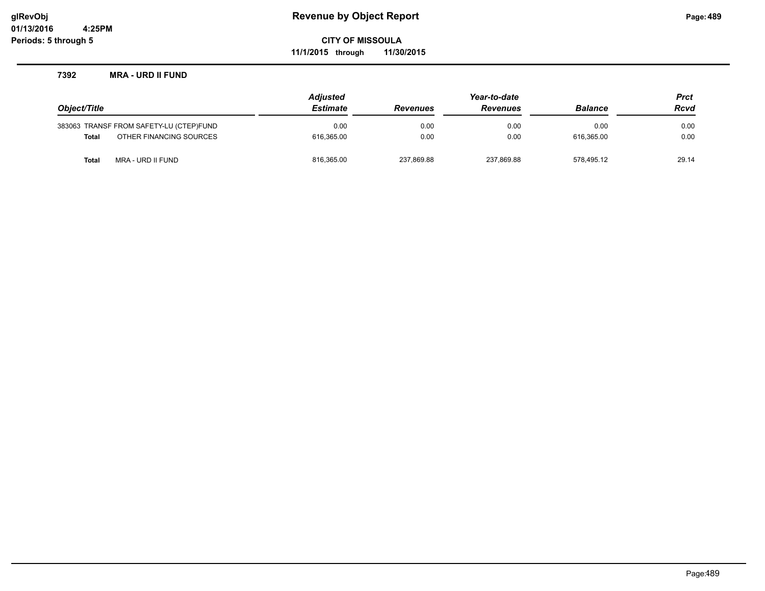# Revenue by Object Report

**CITY OF MISSOULA**

**11/1/2015 through 11/30/2015**

glRevObj
01/13/2016 4:25PM
Periods: 5 through 5

### 7392 MRA - URD II FUND

| Object/Title | | Adjusted Estimate | Revenues | Year-to-date Revenues | Balance | Prct Rcvd |
|---|---|---|---|---|---|---|
| 383063 | TRANSF FROM SAFETY-LU (CTEP)FUND | 0.00 | 0.00 | 0.00 | 0.00 | 0.00 |
| **Total** | OTHER FINANCING SOURCES | 616,365.00 | 0.00 | 0.00 | 616,365.00 | 0.00 |
| **Total** | MRA - URD II FUND | 816,365.00 | 237,869.88 | 237,869.88 | 578,495.12 | 29.14 |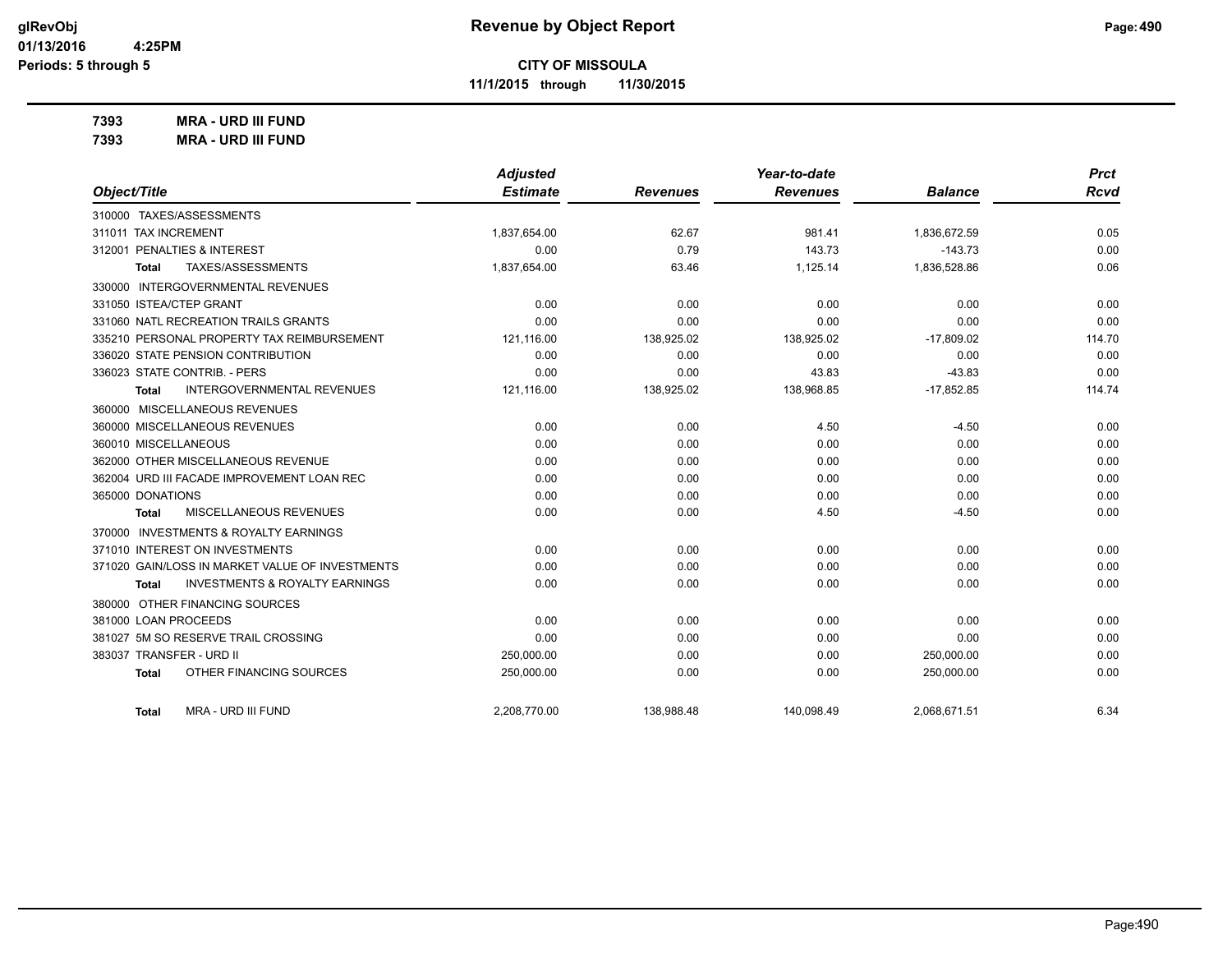**CITY OF MISSOULA**

**11/1/2015 through 11/30/2015**

**7393 MRA - URD III FUND**

**7393 MRA - URD III FUND**

| Object/Title | Adjusted Estimate | Revenues | Year-to-date Revenues | Balance | Prct Rcvd |
|---|---|---|---|---|---|
| 310000 TAXES/ASSESSMENTS | | | | | |
| 311011 TAX INCREMENT | 1,837,654.00 | 62.67 | 981.41 | 1,836,672.59 | 0.05 |
| 312001 PENALTIES & INTEREST | 0.00 | 0.79 | 143.73 | -143.73 | 0.00 |
| **Total** TAXES/ASSESSMENTS | 1,837,654.00 | 63.46 | 1,125.14 | 1,836,528.86 | 0.06 |
| 330000 INTERGOVERNMENTAL REVENUES | | | | | |
| 331050 ISTEA/CTEP GRANT | 0.00 | 0.00 | 0.00 | 0.00 | 0.00 |
| 331060 NATL RECREATION TRAILS GRANTS | 0.00 | 0.00 | 0.00 | 0.00 | 0.00 |
| 335210 PERSONAL PROPERTY TAX REIMBURSEMENT | 121,116.00 | 138,925.02 | 138,925.02 | -17,809.02 | 114.70 |
| 336020 STATE PENSION CONTRIBUTION | 0.00 | 0.00 | 0.00 | 0.00 | 0.00 |
| 336023 STATE CONTRIB. - PERS | 0.00 | 0.00 | 43.83 | -43.83 | 0.00 |
| **Total** INTERGOVERNMENTAL REVENUES | 121,116.00 | 138,925.02 | 138,968.85 | -17,852.85 | 114.74 |
| 360000 MISCELLANEOUS REVENUES | | | | | |
| 360000 MISCELLANEOUS REVENUES | 0.00 | 0.00 | 4.50 | -4.50 | 0.00 |
| 360010 MISCELLANEOUS | 0.00 | 0.00 | 0.00 | 0.00 | 0.00 |
| 362000 OTHER MISCELLANEOUS REVENUE | 0.00 | 0.00 | 0.00 | 0.00 | 0.00 |
| 362004 URD III FACADE IMPROVEMENT LOAN REC | 0.00 | 0.00 | 0.00 | 0.00 | 0.00 |
| 365000 DONATIONS | 0.00 | 0.00 | 0.00 | 0.00 | 0.00 |
| **Total** MISCELLANEOUS REVENUES | 0.00 | 0.00 | 4.50 | -4.50 | 0.00 |
| 370000 INVESTMENTS & ROYALTY EARNINGS | | | | | |
| 371010 INTEREST ON INVESTMENTS | 0.00 | 0.00 | 0.00 | 0.00 | 0.00 |
| 371020 GAIN/LOSS IN MARKET VALUE OF INVESTMENTS | 0.00 | 0.00 | 0.00 | 0.00 | 0.00 |
| **Total** INVESTMENTS & ROYALTY EARNINGS | 0.00 | 0.00 | 0.00 | 0.00 | 0.00 |
| 380000 OTHER FINANCING SOURCES | | | | | |
| 381000 LOAN PROCEEDS | 0.00 | 0.00 | 0.00 | 0.00 | 0.00 |
| 381027 5M SO RESERVE TRAIL CROSSING | 0.00 | 0.00 | 0.00 | 0.00 | 0.00 |
| 383037 TRANSFER - URD II | 250,000.00 | 0.00 | 0.00 | 250,000.00 | 0.00 |
| **Total** OTHER FINANCING SOURCES | 250,000.00 | 0.00 | 0.00 | 250,000.00 | 0.00 |
| **Total** MRA - URD III FUND | 2,208,770.00 | 138,988.48 | 140,098.49 | 2,068,671.51 | 6.34 |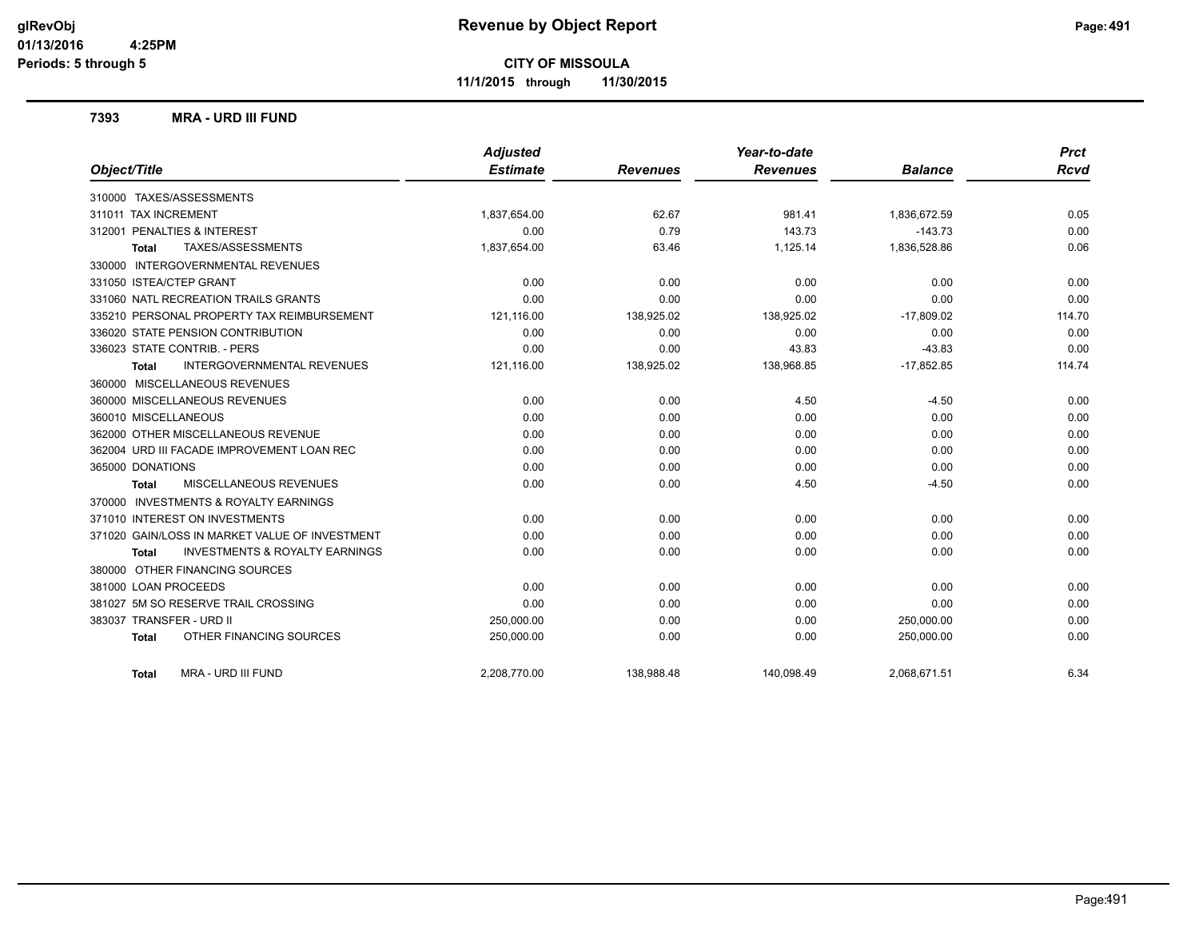# Revenue by Object Report

**CITY OF MISSOULA**

**11/1/2015 through 11/30/2015**

glRevObj
01/13/2016 4:25PM
Periods: 5 through 5

## 7393 MRA - URD III FUND

| Object/Title | Adjusted Estimate | Revenues | Year-to-date Revenues | Balance | Prct Rcvd |
|---|---|---|---|---|---|
| 310000 TAXES/ASSESSMENTS | | | | | |
| 311011 TAX INCREMENT | 1,837,654.00 | 62.67 | 981.41 | 1,836,672.59 | 0.05 |
| 312001 PENALTIES & INTEREST | 0.00 | 0.79 | 143.73 | -143.73 | 0.00 |
| **Total** TAXES/ASSESSMENTS | 1,837,654.00 | 63.46 | 1,125.14 | 1,836,528.86 | 0.06 |
| 330000 INTERGOVERNMENTAL REVENUES | | | | | |
| 331050 ISTEA/CTEP GRANT | 0.00 | 0.00 | 0.00 | 0.00 | 0.00 |
| 331060 NATL RECREATION TRAILS GRANTS | 0.00 | 0.00 | 0.00 | 0.00 | 0.00 |
| 335210 PERSONAL PROPERTY TAX REIMBURSEMENT | 121,116.00 | 138,925.02 | 138,925.02 | -17,809.02 | 114.70 |
| 336020 STATE PENSION CONTRIBUTION | 0.00 | 0.00 | 0.00 | 0.00 | 0.00 |
| 336023 STATE CONTRIB. - PERS | 0.00 | 0.00 | 43.83 | -43.83 | 0.00 |
| **Total** INTERGOVERNMENTAL REVENUES | 121,116.00 | 138,925.02 | 138,968.85 | -17,852.85 | 114.74 |
| 360000 MISCELLANEOUS REVENUES | | | | | |
| 360000 MISCELLANEOUS REVENUES | 0.00 | 0.00 | 4.50 | -4.50 | 0.00 |
| 360010 MISCELLANEOUS | 0.00 | 0.00 | 0.00 | 0.00 | 0.00 |
| 362000 OTHER MISCELLANEOUS REVENUE | 0.00 | 0.00 | 0.00 | 0.00 | 0.00 |
| 362004 URD III FACADE IMPROVEMENT LOAN REC | 0.00 | 0.00 | 0.00 | 0.00 | 0.00 |
| 365000 DONATIONS | 0.00 | 0.00 | 0.00 | 0.00 | 0.00 |
| **Total** MISCELLANEOUS REVENUES | 0.00 | 0.00 | 4.50 | -4.50 | 0.00 |
| 370000 INVESTMENTS & ROYALTY EARNINGS | | | | | |
| 371010 INTEREST ON INVESTMENTS | 0.00 | 0.00 | 0.00 | 0.00 | 0.00 |
| 371020 GAIN/LOSS IN MARKET VALUE OF INVESTMENT | 0.00 | 0.00 | 0.00 | 0.00 | 0.00 |
| **Total** INVESTMENTS & ROYALTY EARNINGS | 0.00 | 0.00 | 0.00 | 0.00 | 0.00 |
| 380000 OTHER FINANCING SOURCES | | | | | |
| 381000 LOAN PROCEEDS | 0.00 | 0.00 | 0.00 | 0.00 | 0.00 |
| 381027 5M SO RESERVE TRAIL CROSSING | 0.00 | 0.00 | 0.00 | 0.00 | 0.00 |
| 383037 TRANSFER - URD II | 250,000.00 | 0.00 | 0.00 | 250,000.00 | 0.00 |
| **Total** OTHER FINANCING SOURCES | 250,000.00 | 0.00 | 0.00 | 250,000.00 | 0.00 |
| **Total** MRA - URD III FUND | 2,208,770.00 | 138,988.48 | 140,098.49 | 2,068,671.51 | 6.34 |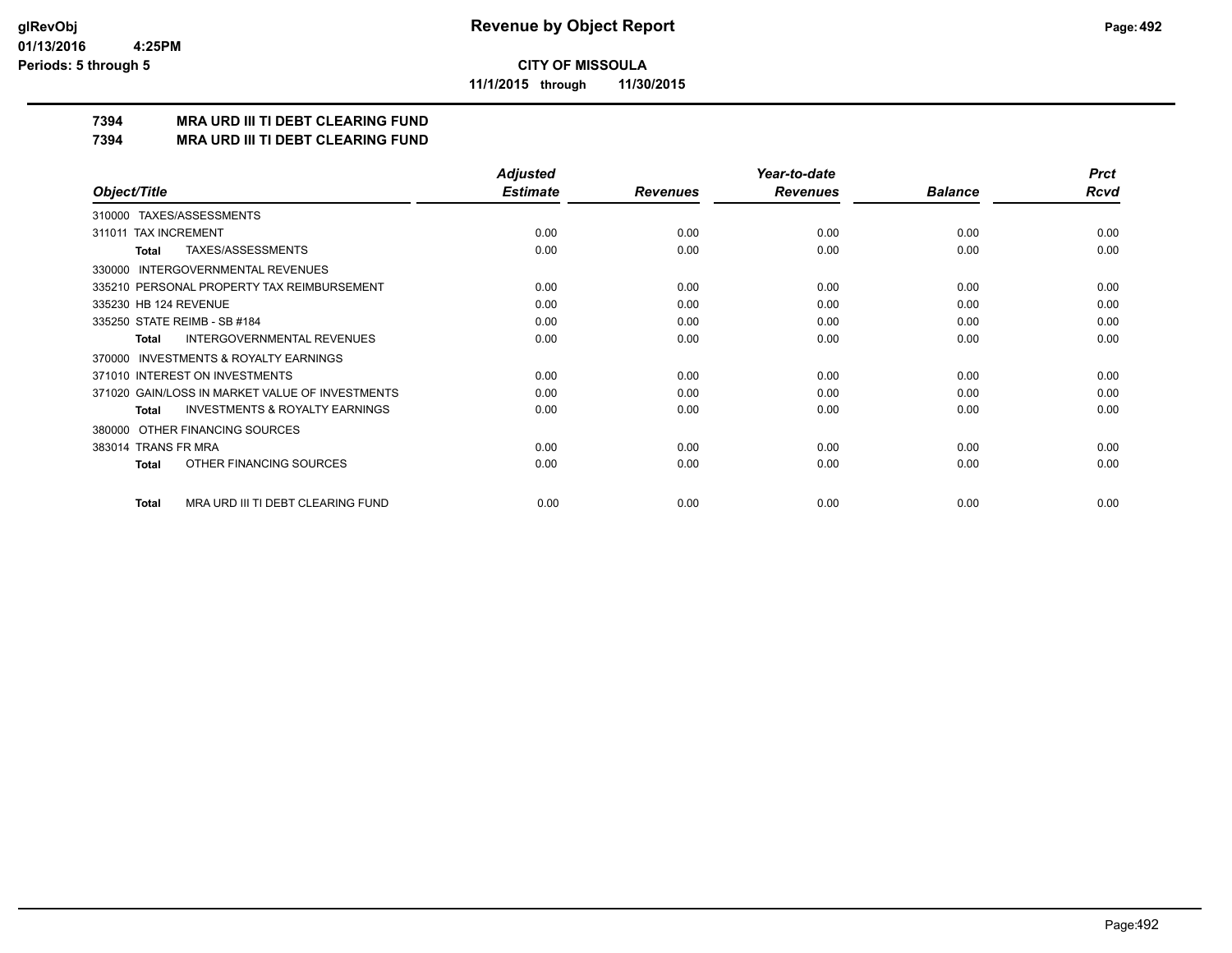**glRevObj**
**01/13/2016 4:25PM**
**Periods: 5 through 5**

# Revenue by Object Report

**CITY OF MISSOULA**

**11/1/2015 through 11/30/2015**

## 7394 MRA URD III TI DEBT CLEARING FUND
## 7394 MRA URD III TI DEBT CLEARING FUND

| Object/Title | Adjusted Estimate | Revenues | Year-to-date Revenues | Balance | Prct Rcvd |
|---|---|---|---|---|---|
| 310000 TAXES/ASSESSMENTS | | | | | |
| 311011 TAX INCREMENT | 0.00 | 0.00 | 0.00 | 0.00 | 0.00 |
| **Total** TAXES/ASSESSMENTS | 0.00 | 0.00 | 0.00 | 0.00 | 0.00 |
| 330000 INTERGOVERNMENTAL REVENUES | | | | | |
| 335210 PERSONAL PROPERTY TAX REIMBURSEMENT | 0.00 | 0.00 | 0.00 | 0.00 | 0.00 |
| 335230 HB 124 REVENUE | 0.00 | 0.00 | 0.00 | 0.00 | 0.00 |
| 335250 STATE REIMB - SB #184 | 0.00 | 0.00 | 0.00 | 0.00 | 0.00 |
| **Total** INTERGOVERNMENTAL REVENUES | 0.00 | 0.00 | 0.00 | 0.00 | 0.00 |
| 370000 INVESTMENTS & ROYALTY EARNINGS | | | | | |
| 371010 INTEREST ON INVESTMENTS | 0.00 | 0.00 | 0.00 | 0.00 | 0.00 |
| 371020 GAIN/LOSS IN MARKET VALUE OF INVESTMENTS | 0.00 | 0.00 | 0.00 | 0.00 | 0.00 |
| **Total** INVESTMENTS & ROYALTY EARNINGS | 0.00 | 0.00 | 0.00 | 0.00 | 0.00 |
| 380000 OTHER FINANCING SOURCES | | | | | |
| 383014 TRANS FR MRA | 0.00 | 0.00 | 0.00 | 0.00 | 0.00 |
| **Total** OTHER FINANCING SOURCES | 0.00 | 0.00 | 0.00 | 0.00 | 0.00 |
| **Total** MRA URD III TI DEBT CLEARING FUND | 0.00 | 0.00 | 0.00 | 0.00 | 0.00 |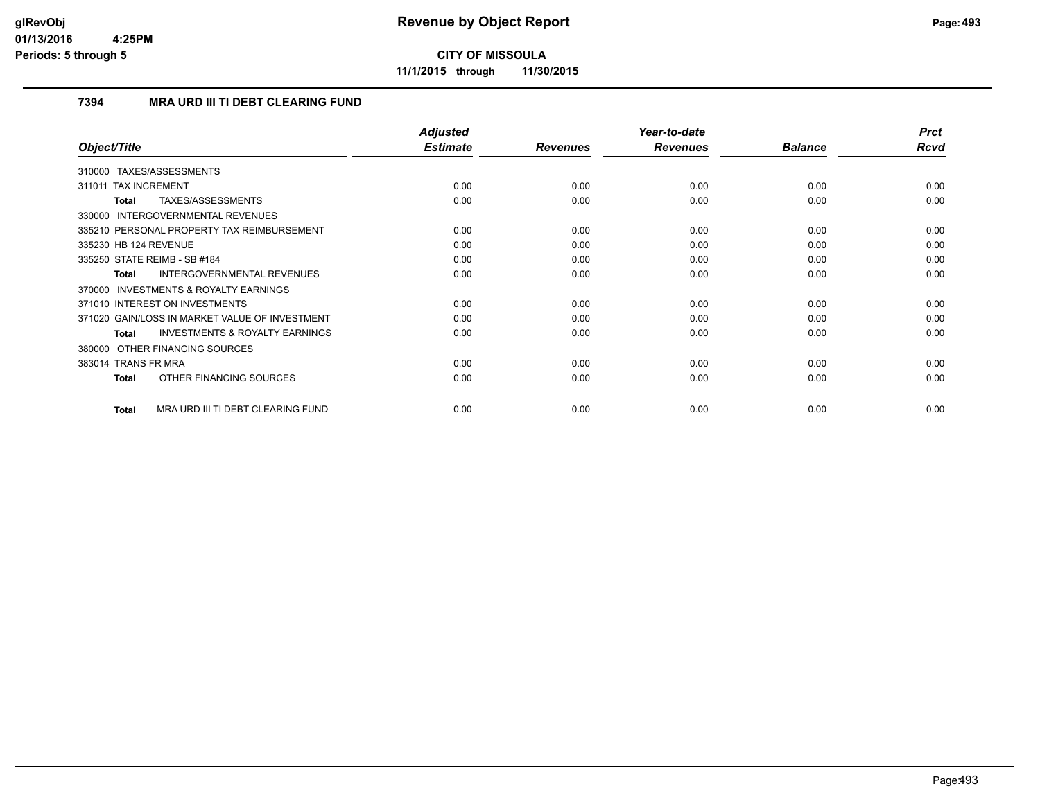**CITY OF MISSOULA**

**11/1/2015 through 11/30/2015**

### 7394 MRA URD III TI DEBT CLEARING FUND

| Object/Title | Adjusted Estimate | Revenues | Year-to-date Revenues | Balance | Prct Rcvd |
|---|---|---|---|---|---|
| 310000 TAXES/ASSESSMENTS | | | | | |
| 311011 TAX INCREMENT | 0.00 | 0.00 | 0.00 | 0.00 | 0.00 |
| **Total** TAXES/ASSESSMENTS | 0.00 | 0.00 | 0.00 | 0.00 | 0.00 |
| 330000 INTERGOVERNMENTAL REVENUES | | | | | |
| 335210 PERSONAL PROPERTY TAX REIMBURSEMENT | 0.00 | 0.00 | 0.00 | 0.00 | 0.00 |
| 335230 HB 124 REVENUE | 0.00 | 0.00 | 0.00 | 0.00 | 0.00 |
| 335250 STATE REIMB - SB #184 | 0.00 | 0.00 | 0.00 | 0.00 | 0.00 |
| **Total** INTERGOVERNMENTAL REVENUES | 0.00 | 0.00 | 0.00 | 0.00 | 0.00 |
| 370000 INVESTMENTS & ROYALTY EARNINGS | | | | | |
| 371010 INTEREST ON INVESTMENTS | 0.00 | 0.00 | 0.00 | 0.00 | 0.00 |
| 371020 GAIN/LOSS IN MARKET VALUE OF INVESTMENT | 0.00 | 0.00 | 0.00 | 0.00 | 0.00 |
| **Total** INVESTMENTS & ROYALTY EARNINGS | 0.00 | 0.00 | 0.00 | 0.00 | 0.00 |
| 380000 OTHER FINANCING SOURCES | | | | | |
| 383014 TRANS FR MRA | 0.00 | 0.00 | 0.00 | 0.00 | 0.00 |
| **Total** OTHER FINANCING SOURCES | 0.00 | 0.00 | 0.00 | 0.00 | 0.00 |
| **Total** MRA URD III TI DEBT CLEARING FUND | 0.00 | 0.00 | 0.00 | 0.00 | 0.00 |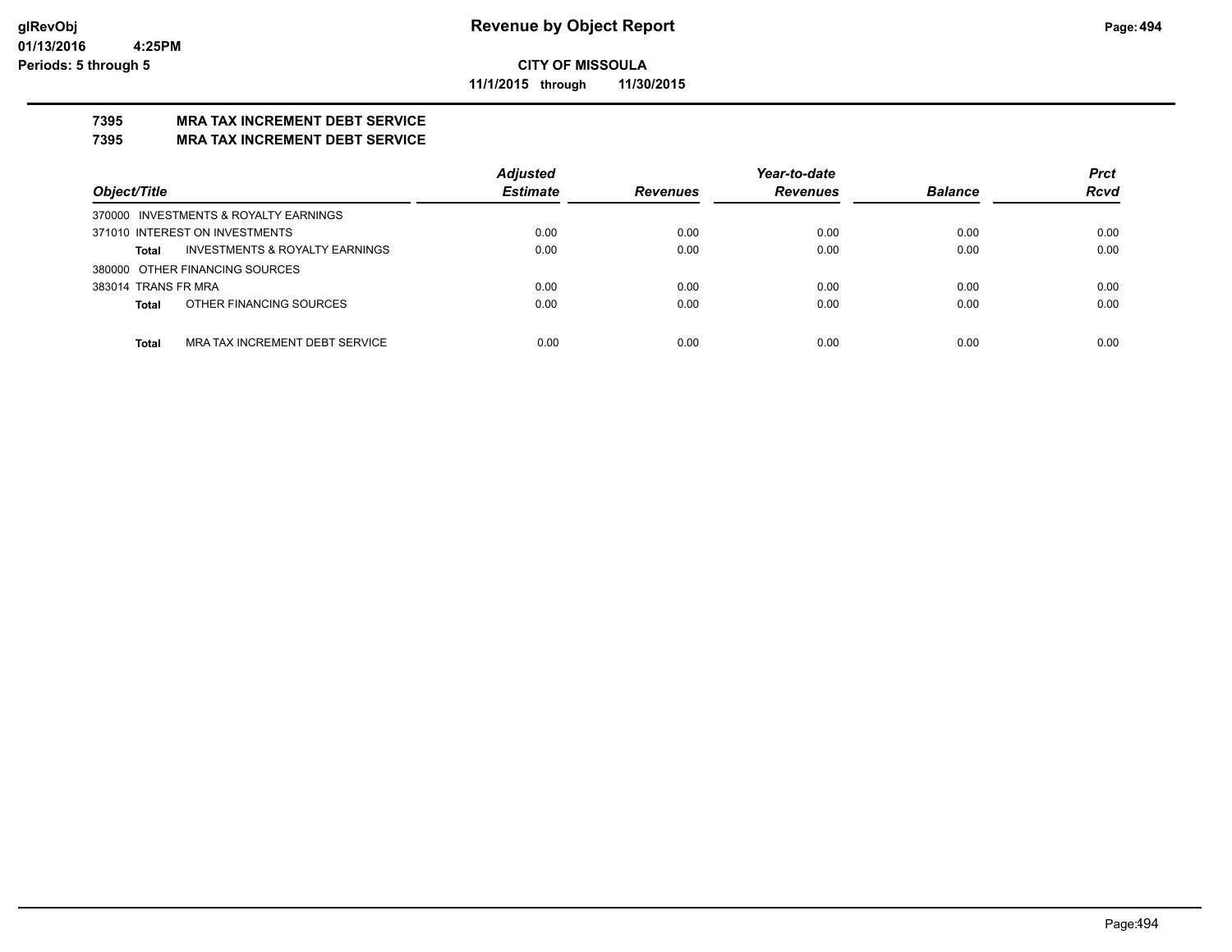# Revenue by Object Report

**CITY OF MISSOULA**

**11/1/2015 through 11/30/2015**

glRevObj
01/13/2016 4:25PM
Periods: 5 through 5

## 7395 MRA TAX INCREMENT DEBT SERVICE
## 7395 MRA TAX INCREMENT DEBT SERVICE

| Object/Title | Adjusted Estimate | Revenues | Year-to-date Revenues | Balance | Prct Rcvd |
|---|---|---|---|---|---|
| 370000 INVESTMENTS & ROYALTY EARNINGS | | | | | |
| 371010 INTEREST ON INVESTMENTS | 0.00 | 0.00 | 0.00 | 0.00 | 0.00 |
| **Total** INVESTMENTS & ROYALTY EARNINGS | 0.00 | 0.00 | 0.00 | 0.00 | 0.00 |
| 380000 OTHER FINANCING SOURCES | | | | | |
| 383014 TRANS FR MRA | 0.00 | 0.00 | 0.00 | 0.00 | 0.00 |
| **Total** OTHER FINANCING SOURCES | 0.00 | 0.00 | 0.00 | 0.00 | 0.00 |
| **Total** MRA TAX INCREMENT DEBT SERVICE | 0.00 | 0.00 | 0.00 | 0.00 | 0.00 |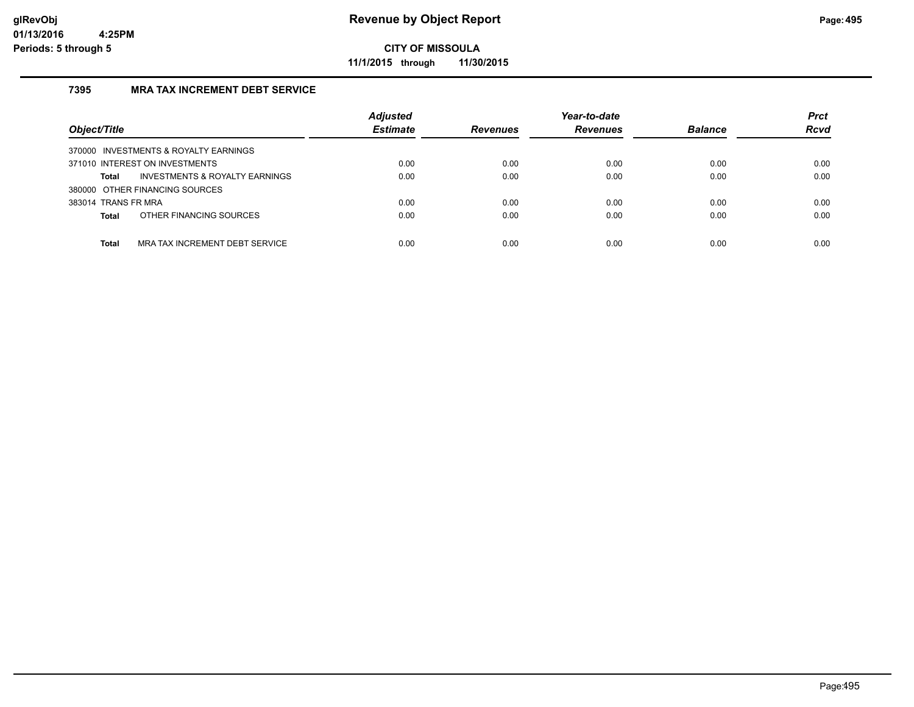# Revenue by Object Report

**CITY OF MISSOULA**

**11/1/2015 through 11/30/2015**

glRevObj
01/13/2016 4:25PM
Periods: 5 through 5

### 7395 MRA TAX INCREMENT DEBT SERVICE

| Object/Title | Adjusted Estimate | Revenues | Year-to-date Revenues | Balance | Prct Rcvd |
|---|---|---|---|---|---|
| 370000 INVESTMENTS & ROYALTY EARNINGS | | | | | |
| 371010 INTEREST ON INVESTMENTS | 0.00 | 0.00 | 0.00 | 0.00 | 0.00 |
| **Total** INVESTMENTS & ROYALTY EARNINGS | 0.00 | 0.00 | 0.00 | 0.00 | 0.00 |
| 380000 OTHER FINANCING SOURCES | | | | | |
| 383014 TRANS FR MRA | 0.00 | 0.00 | 0.00 | 0.00 | 0.00 |
| **Total** OTHER FINANCING SOURCES | 0.00 | 0.00 | 0.00 | 0.00 | 0.00 |
| **Total** MRA TAX INCREMENT DEBT SERVICE | 0.00 | 0.00 | 0.00 | 0.00 | 0.00 |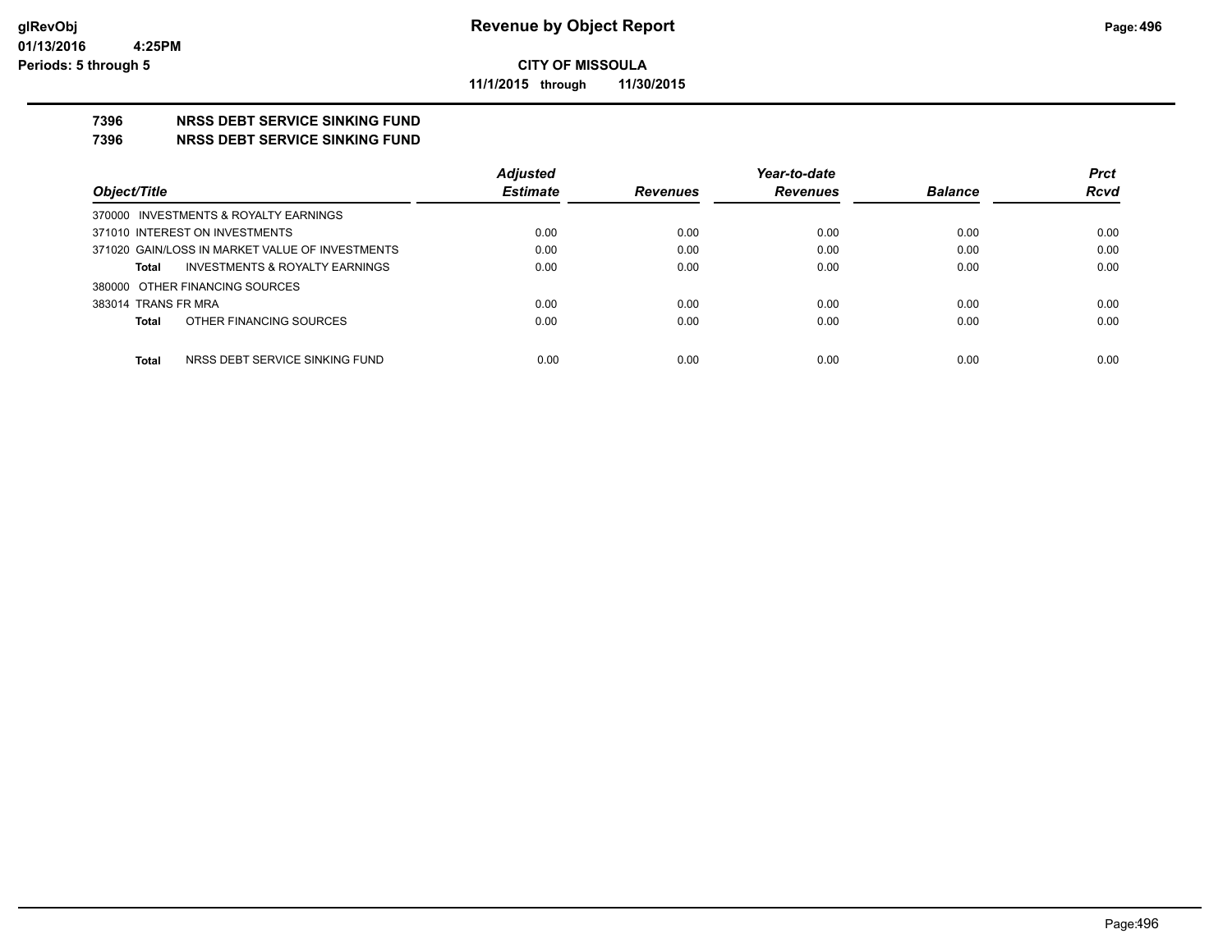**CITY OF MISSOULA**

**11/1/2015 through 11/30/2015**

**7396 NRSS DEBT SERVICE SINKING FUND**

**7396 NRSS DEBT SERVICE SINKING FUND**

| Object/Title | Adjusted Estimate | Revenues | Year-to-date Revenues | Balance | Prct Rcvd |
|---|---|---|---|---|---|
| 370000 INVESTMENTS & ROYALTY EARNINGS | | | | | |
| 371010 INTEREST ON INVESTMENTS | 0.00 | 0.00 | 0.00 | 0.00 | 0.00 |
| 371020 GAIN/LOSS IN MARKET VALUE OF INVESTMENTS | 0.00 | 0.00 | 0.00 | 0.00 | 0.00 |
| **Total** INVESTMENTS & ROYALTY EARNINGS | 0.00 | 0.00 | 0.00 | 0.00 | 0.00 |
| 380000 OTHER FINANCING SOURCES | | | | | |
| 383014 TRANS FR MRA | 0.00 | 0.00 | 0.00 | 0.00 | 0.00 |
| **Total** OTHER FINANCING SOURCES | 0.00 | 0.00 | 0.00 | 0.00 | 0.00 |
| **Total** NRSS DEBT SERVICE SINKING FUND | 0.00 | 0.00 | 0.00 | 0.00 | 0.00 |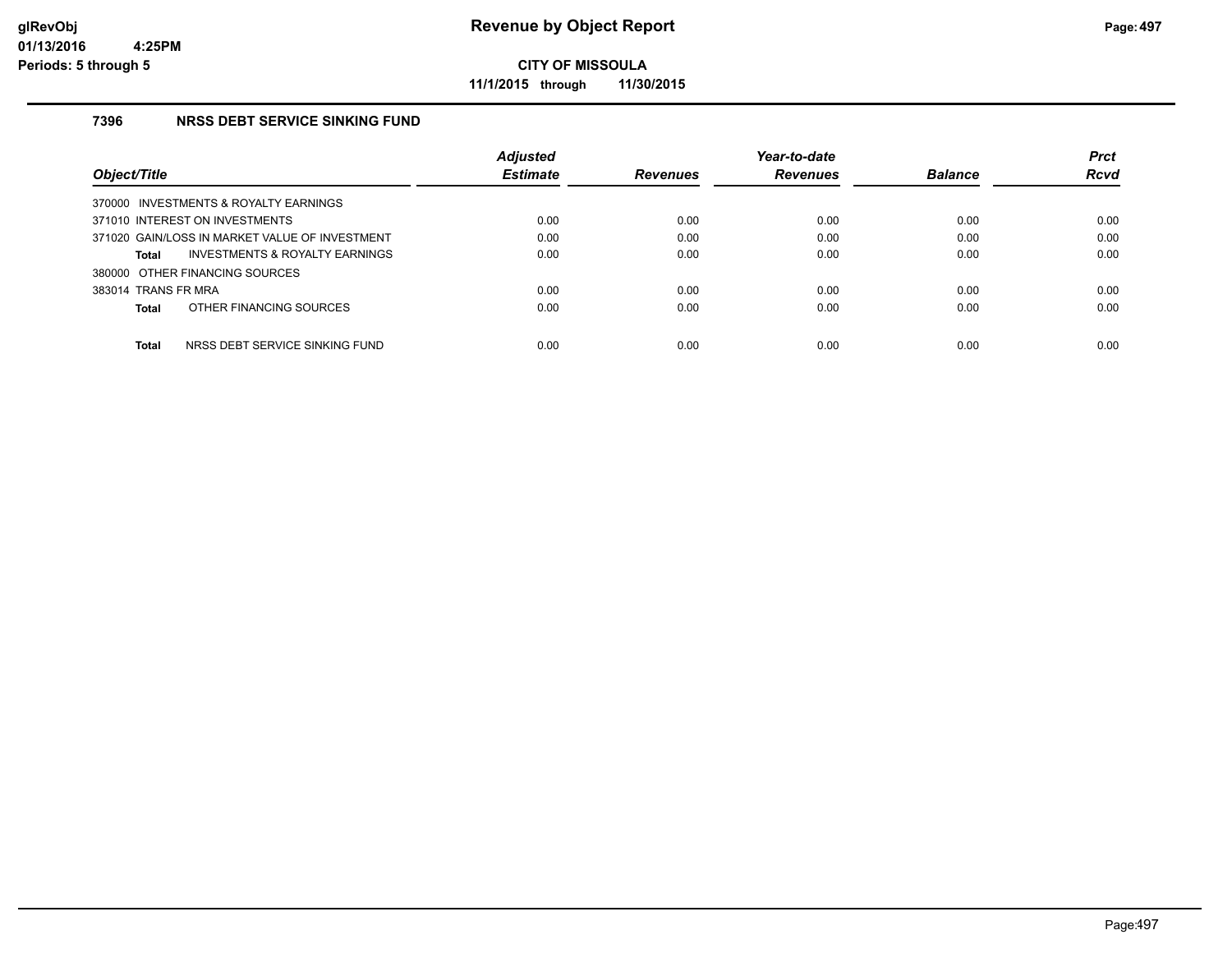# Revenue by Object Report

**CITY OF MISSOULA**

**11/1/2015 through 11/30/2015**

glRevObj
01/13/2016 4:25PM
Periods: 5 through 5

### 7396 NRSS DEBT SERVICE SINKING FUND

| Object/Title | Adjusted Estimate | Revenues | Year-to-date Revenues | Balance | Prct Rcvd |
|---|---|---|---|---|---|
| 370000 INVESTMENTS & ROYALTY EARNINGS | | | | | |
| 371010 INTEREST ON INVESTMENTS | 0.00 | 0.00 | 0.00 | 0.00 | 0.00 |
| 371020 GAIN/LOSS IN MARKET VALUE OF INVESTMENT | 0.00 | 0.00 | 0.00 | 0.00 | 0.00 |
| **Total** INVESTMENTS & ROYALTY EARNINGS | 0.00 | 0.00 | 0.00 | 0.00 | 0.00 |
| 380000 OTHER FINANCING SOURCES | | | | | |
| 383014 TRANS FR MRA | 0.00 | 0.00 | 0.00 | 0.00 | 0.00 |
| **Total** OTHER FINANCING SOURCES | 0.00 | 0.00 | 0.00 | 0.00 | 0.00 |
| **Total** NRSS DEBT SERVICE SINKING FUND | 0.00 | 0.00 | 0.00 | 0.00 | 0.00 |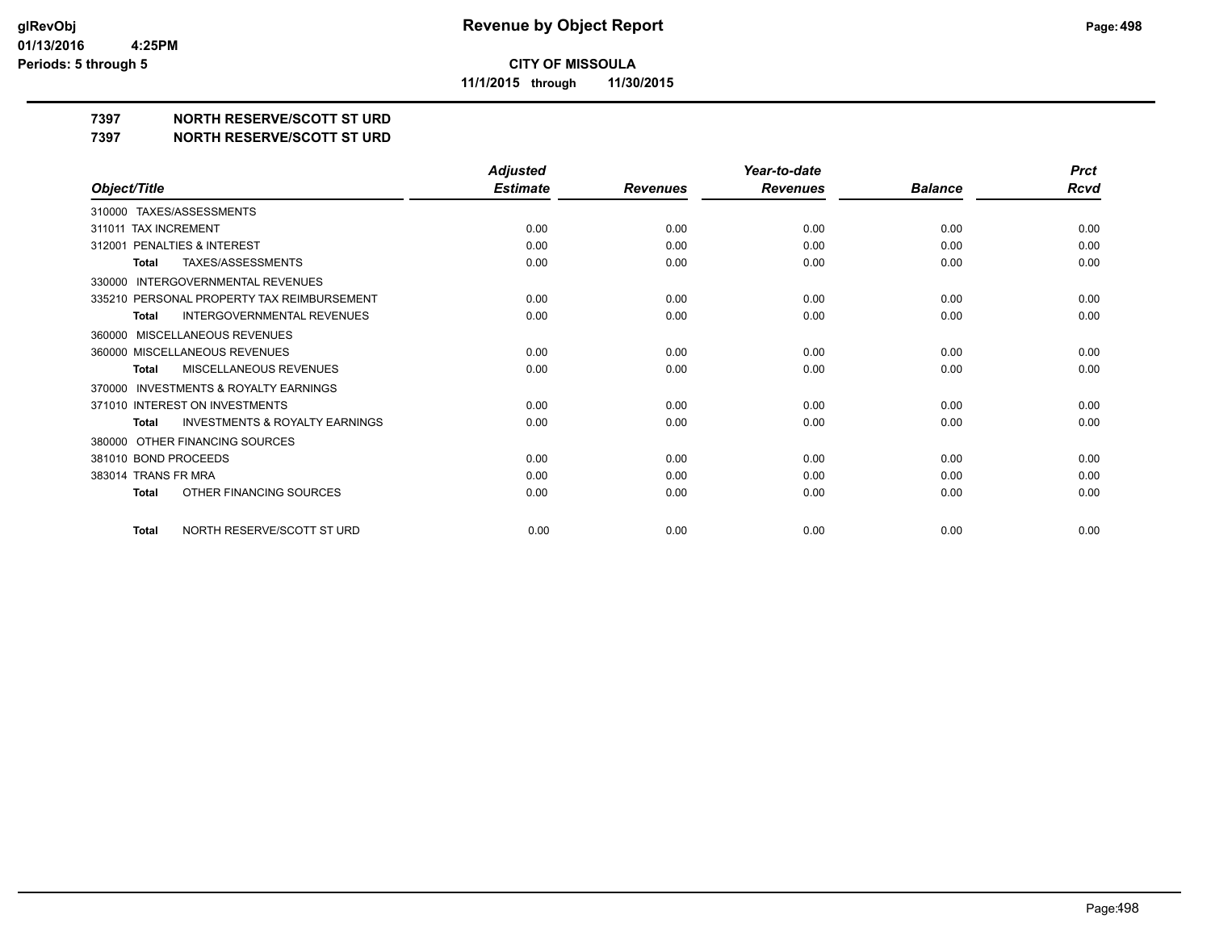**CITY OF MISSOULA**

**11/1/2015 through 11/30/2015**

# 7397 NORTH RESERVE/SCOTT ST URD

## 7397 NORTH RESERVE/SCOTT ST URD

| Object/Title | Adjusted Estimate | Revenues | Year-to-date Revenues | Balance | Prct Rcvd |
|---|---|---|---|---|---|
| 310000 TAXES/ASSESSMENTS | | | | | |
| 311011 TAX INCREMENT | 0.00 | 0.00 | 0.00 | 0.00 | 0.00 |
| 312001 PENALTIES & INTEREST | 0.00 | 0.00 | 0.00 | 0.00 | 0.00 |
| **Total** TAXES/ASSESSMENTS | 0.00 | 0.00 | 0.00 | 0.00 | 0.00 |
| 330000 INTERGOVERNMENTAL REVENUES | | | | | |
| 335210 PERSONAL PROPERTY TAX REIMBURSEMENT | 0.00 | 0.00 | 0.00 | 0.00 | 0.00 |
| **Total** INTERGOVERNMENTAL REVENUES | 0.00 | 0.00 | 0.00 | 0.00 | 0.00 |
| 360000 MISCELLANEOUS REVENUES | | | | | |
| 360000 MISCELLANEOUS REVENUES | 0.00 | 0.00 | 0.00 | 0.00 | 0.00 |
| **Total** MISCELLANEOUS REVENUES | 0.00 | 0.00 | 0.00 | 0.00 | 0.00 |
| 370000 INVESTMENTS & ROYALTY EARNINGS | | | | | |
| 371010 INTEREST ON INVESTMENTS | 0.00 | 0.00 | 0.00 | 0.00 | 0.00 |
| **Total** INVESTMENTS & ROYALTY EARNINGS | 0.00 | 0.00 | 0.00 | 0.00 | 0.00 |
| 380000 OTHER FINANCING SOURCES | | | | | |
| 381010 BOND PROCEEDS | 0.00 | 0.00 | 0.00 | 0.00 | 0.00 |
| 383014 TRANS FR MRA | 0.00 | 0.00 | 0.00 | 0.00 | 0.00 |
| **Total** OTHER FINANCING SOURCES | 0.00 | 0.00 | 0.00 | 0.00 | 0.00 |
| **Total** NORTH RESERVE/SCOTT ST URD | 0.00 | 0.00 | 0.00 | 0.00 | 0.00 |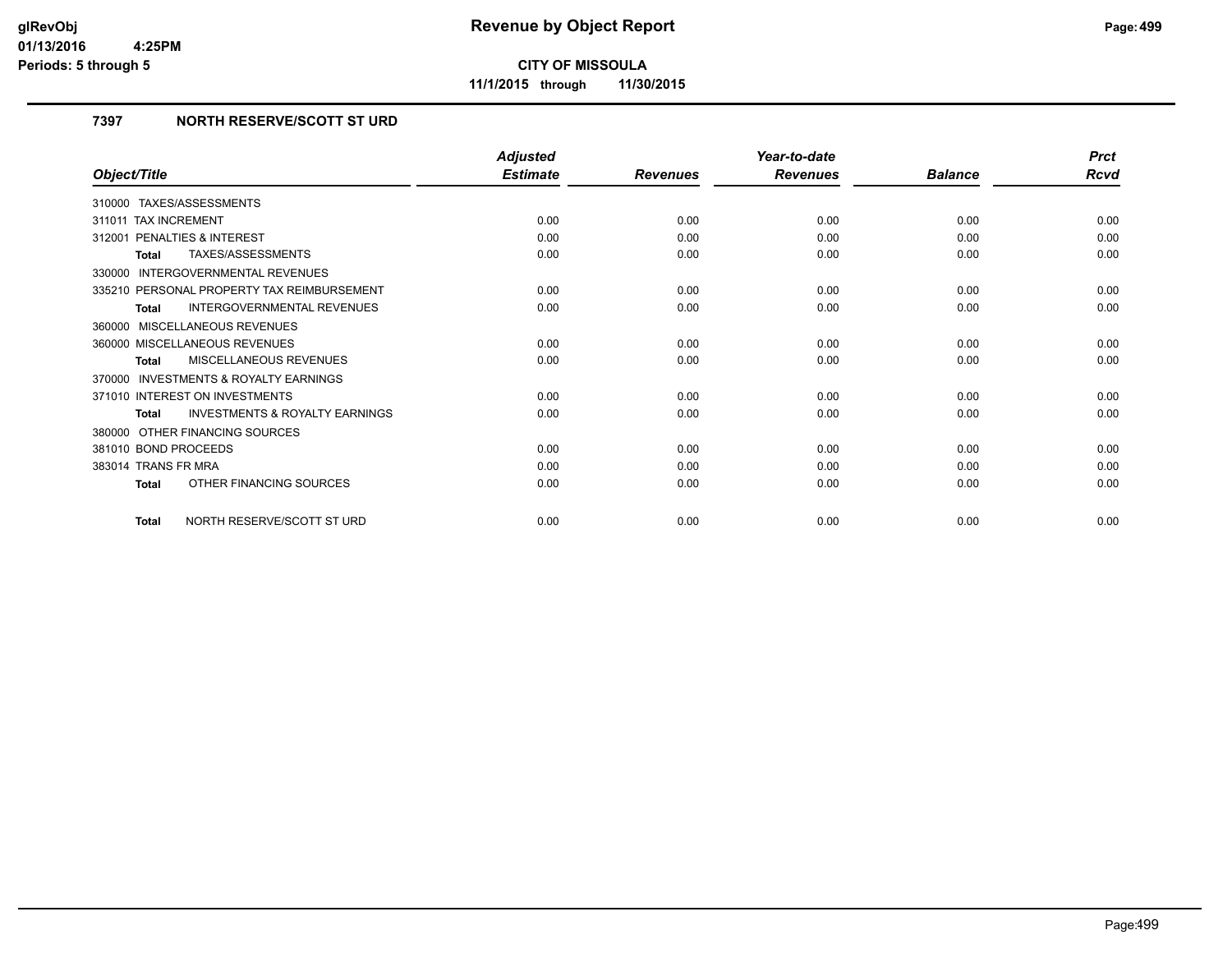# Revenue by Object Report

**CITY OF MISSOULA**

**11/1/2015 through 11/30/2015**

glRevObj
01/13/2016 4:25PM
Periods: 5 through 5

## 7397 NORTH RESERVE/SCOTT ST URD

| Object/Title | Adjusted Estimate | Revenues | Year-to-date Revenues | Balance | Prct Rcvd |
|---|---|---|---|---|---|
| 310000 TAXES/ASSESSMENTS | | | | | |
| 311011 TAX INCREMENT | 0.00 | 0.00 | 0.00 | 0.00 | 0.00 |
| 312001 PENALTIES & INTEREST | 0.00 | 0.00 | 0.00 | 0.00 | 0.00 |
| **Total** TAXES/ASSESSMENTS | 0.00 | 0.00 | 0.00 | 0.00 | 0.00 |
| 330000 INTERGOVERNMENTAL REVENUES | | | | | |
| 335210 PERSONAL PROPERTY TAX REIMBURSEMENT | 0.00 | 0.00 | 0.00 | 0.00 | 0.00 |
| **Total** INTERGOVERNMENTAL REVENUES | 0.00 | 0.00 | 0.00 | 0.00 | 0.00 |
| 360000 MISCELLANEOUS REVENUES | | | | | |
| 360000 MISCELLANEOUS REVENUES | 0.00 | 0.00 | 0.00 | 0.00 | 0.00 |
| **Total** MISCELLANEOUS REVENUES | 0.00 | 0.00 | 0.00 | 0.00 | 0.00 |
| 370000 INVESTMENTS & ROYALTY EARNINGS | | | | | |
| 371010 INTEREST ON INVESTMENTS | 0.00 | 0.00 | 0.00 | 0.00 | 0.00 |
| **Total** INVESTMENTS & ROYALTY EARNINGS | 0.00 | 0.00 | 0.00 | 0.00 | 0.00 |
| 380000 OTHER FINANCING SOURCES | | | | | |
| 381010 BOND PROCEEDS | 0.00 | 0.00 | 0.00 | 0.00 | 0.00 |
| 383014 TRANS FR MRA | 0.00 | 0.00 | 0.00 | 0.00 | 0.00 |
| **Total** OTHER FINANCING SOURCES | 0.00 | 0.00 | 0.00 | 0.00 | 0.00 |
| **Total** NORTH RESERVE/SCOTT ST URD | 0.00 | 0.00 | 0.00 | 0.00 | 0.00 |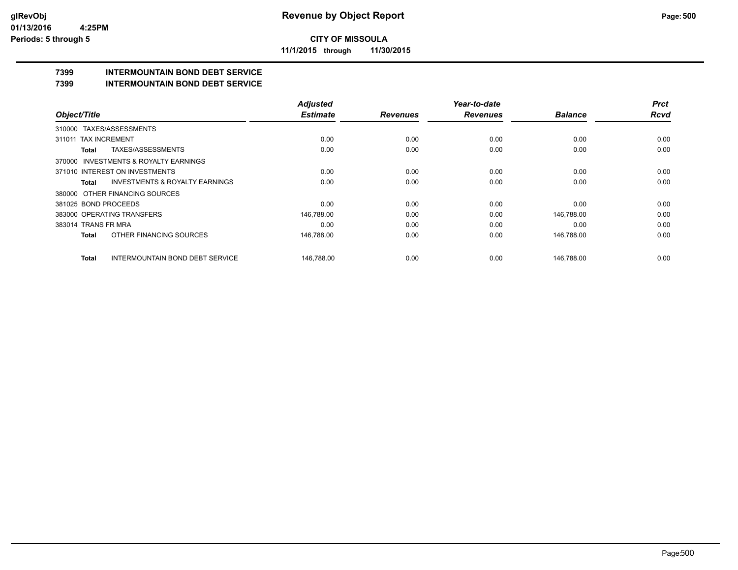**CITY OF MISSOULA**

**11/1/2015 through 11/30/2015**

**Revenue by Object Report**

glRevObj
01/13/2016 4:25PM
Periods: 5 through 5

## 7399 INTERMOUNTAIN BOND DEBT SERVICE

## 7399 INTERMOUNTAIN BOND DEBT SERVICE

| Object/Title | Adjusted Estimate | Revenues | Year-to-date Revenues | Balance | Prct Rcvd |
|---|---|---|---|---|---|
| 310000 TAXES/ASSESSMENTS | | | | | |
| 311011 TAX INCREMENT | 0.00 | 0.00 | 0.00 | 0.00 | 0.00 |
| **Total** TAXES/ASSESSMENTS | 0.00 | 0.00 | 0.00 | 0.00 | 0.00 |
| 370000 INVESTMENTS & ROYALTY EARNINGS | | | | | |
| 371010 INTEREST ON INVESTMENTS | 0.00 | 0.00 | 0.00 | 0.00 | 0.00 |
| **Total** INVESTMENTS & ROYALTY EARNINGS | 0.00 | 0.00 | 0.00 | 0.00 | 0.00 |
| 380000 OTHER FINANCING SOURCES | | | | | |
| 381025 BOND PROCEEDS | 0.00 | 0.00 | 0.00 | 0.00 | 0.00 |
| 383000 OPERATING TRANSFERS | 146,788.00 | 0.00 | 0.00 | 146,788.00 | 0.00 |
| 383014 TRANS FR MRA | 0.00 | 0.00 | 0.00 | 0.00 | 0.00 |
| **Total** OTHER FINANCING SOURCES | 146,788.00 | 0.00 | 0.00 | 146,788.00 | 0.00 |
| **Total** INTERMOUNTAIN BOND DEBT SERVICE | 146,788.00 | 0.00 | 0.00 | 146,788.00 | 0.00 |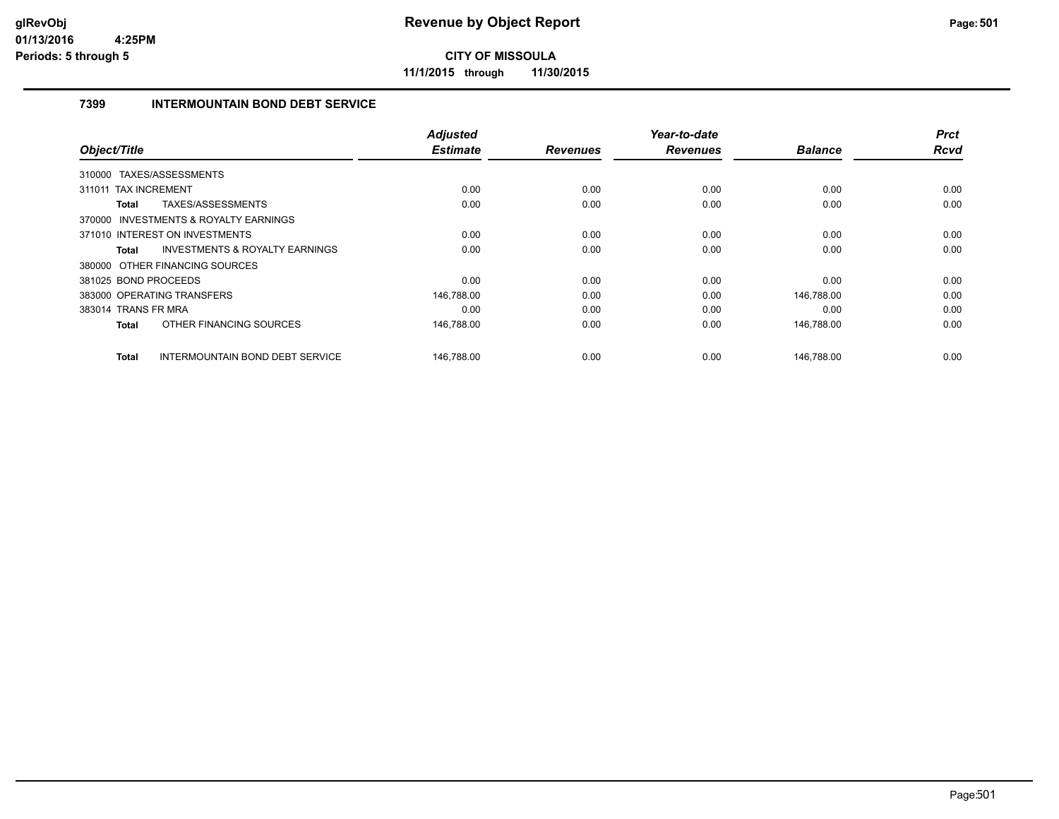**CITY OF MISSOULA**

**11/1/2015 through 11/30/2015**

### 7399 INTERMOUNTAIN BOND DEBT SERVICE

| Object/Title | Adjusted Estimate | Revenues | Year-to-date Revenues | Balance | Prct Rcvd |
|---|---|---|---|---|---|
| 310000 TAXES/ASSESSMENTS | | | | | |
| 311011 TAX INCREMENT | 0.00 | 0.00 | 0.00 | 0.00 | 0.00 |
| **Total** TAXES/ASSESSMENTS | 0.00 | 0.00 | 0.00 | 0.00 | 0.00 |
| 370000 INVESTMENTS & ROYALTY EARNINGS | | | | | |
| 371010 INTEREST ON INVESTMENTS | 0.00 | 0.00 | 0.00 | 0.00 | 0.00 |
| **Total** INVESTMENTS & ROYALTY EARNINGS | 0.00 | 0.00 | 0.00 | 0.00 | 0.00 |
| 380000 OTHER FINANCING SOURCES | | | | | |
| 381025 BOND PROCEEDS | 0.00 | 0.00 | 0.00 | 0.00 | 0.00 |
| 383000 OPERATING TRANSFERS | 146,788.00 | 0.00 | 0.00 | 146,788.00 | 0.00 |
| 383014 TRANS FR MRA | 0.00 | 0.00 | 0.00 | 0.00 | 0.00 |
| **Total** OTHER FINANCING SOURCES | 146,788.00 | 0.00 | 0.00 | 146,788.00 | 0.00 |
| **Total** INTERMOUNTAIN BOND DEBT SERVICE | 146,788.00 | 0.00 | 0.00 | 146,788.00 | 0.00 |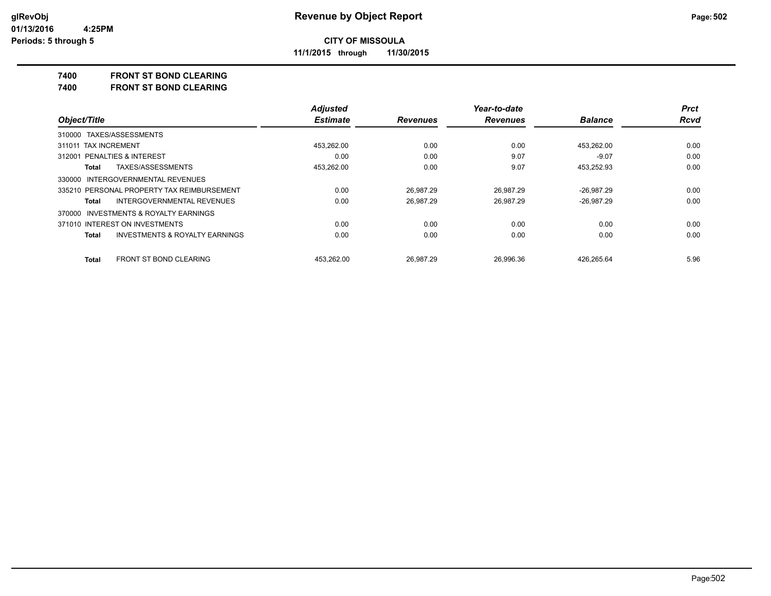# Revenue by Object Report

**CITY OF MISSOULA**

**11/1/2015 through 11/30/2015**

glRevObj
01/13/2016 4:25PM
Periods: 5 through 5

## 7400 FRONT ST BOND CLEARING
## 7400 FRONT ST BOND CLEARING

| Object/Title | Adjusted Estimate | Revenues | Year-to-date Revenues | Balance | Prct Rcvd |
|---|---|---|---|---|---|
| 310000 TAXES/ASSESSMENTS | | | | | |
| 311011 TAX INCREMENT | 453,262.00 | 0.00 | 0.00 | 453,262.00 | 0.00 |
| 312001 PENALTIES & INTEREST | 0.00 | 0.00 | 9.07 | -9.07 | 0.00 |
| **Total** TAXES/ASSESSMENTS | 453,262.00 | 0.00 | 9.07 | 453,252.93 | 0.00 |
| 330000 INTERGOVERNMENTAL REVENUES | | | | | |
| 335210 PERSONAL PROPERTY TAX REIMBURSEMENT | 0.00 | 26,987.29 | 26,987.29 | -26,987.29 | 0.00 |
| **Total** INTERGOVERNMENTAL REVENUES | 0.00 | 26,987.29 | 26,987.29 | -26,987.29 | 0.00 |
| 370000 INVESTMENTS & ROYALTY EARNINGS | | | | | |
| 371010 INTEREST ON INVESTMENTS | 0.00 | 0.00 | 0.00 | 0.00 | 0.00 |
| **Total** INVESTMENTS & ROYALTY EARNINGS | 0.00 | 0.00 | 0.00 | 0.00 | 0.00 |
| **Total** FRONT ST BOND CLEARING | 453,262.00 | 26,987.29 | 26,996.36 | 426,265.64 | 5.96 |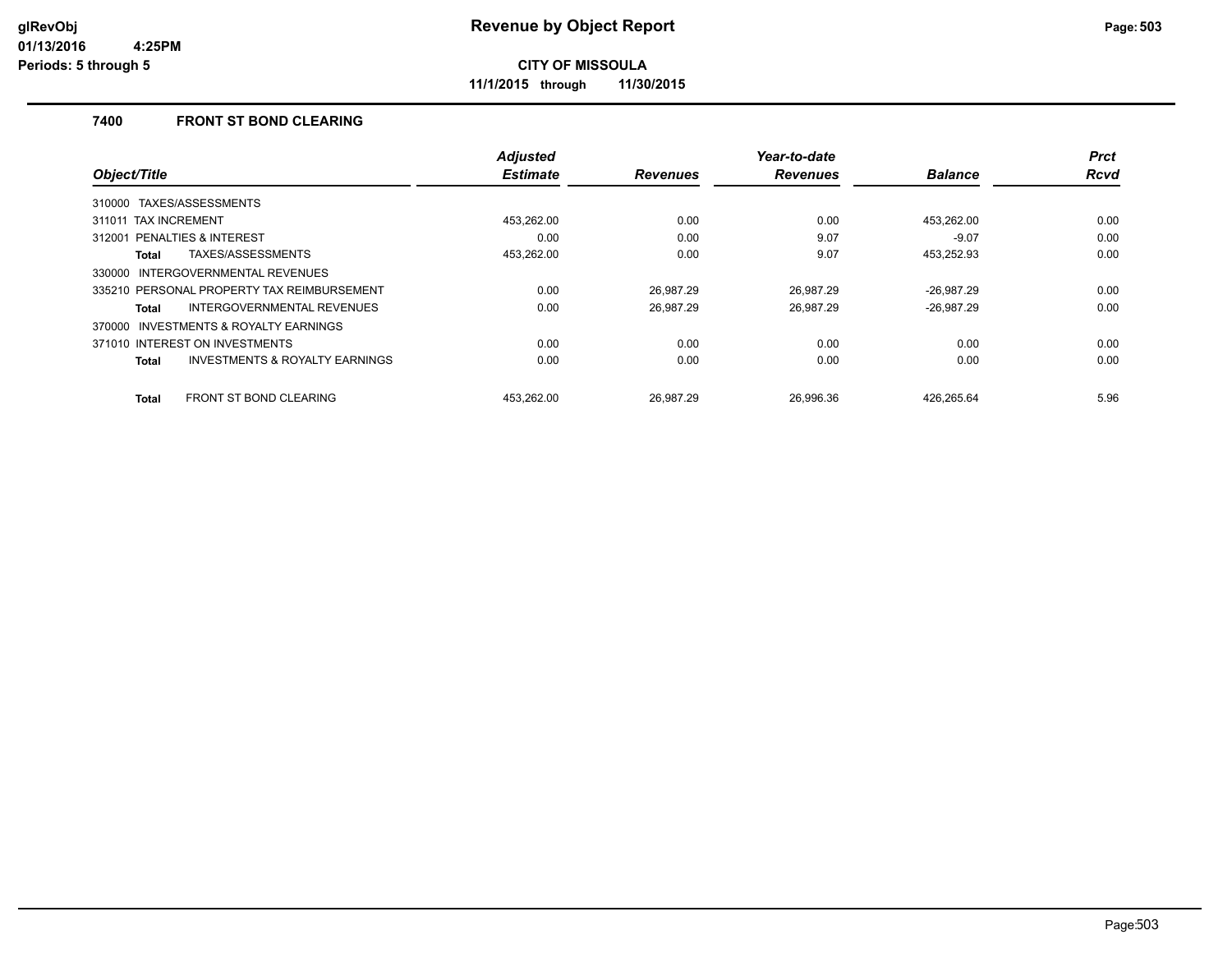# Revenue by Object Report

**CITY OF MISSOULA**

**11/1/2015 through 11/30/2015**

glRevObj
01/13/2016 4:25PM
Periods: 5 through 5

## 7400 FRONT ST BOND CLEARING

| Object/Title | Adjusted Estimate | Revenues | Year-to-date Revenues | Balance | Prct Rcvd |
|---|---|---|---|---|---|
| 310000 TAXES/ASSESSMENTS | | | | | |
| 311011 TAX INCREMENT | 453,262.00 | 0.00 | 0.00 | 453,262.00 | 0.00 |
| 312001 PENALTIES & INTEREST | 0.00 | 0.00 | 9.07 | -9.07 | 0.00 |
| **Total** TAXES/ASSESSMENTS | 453,262.00 | 0.00 | 9.07 | 453,252.93 | 0.00 |
| 330000 INTERGOVERNMENTAL REVENUES | | | | | |
| 335210 PERSONAL PROPERTY TAX REIMBURSEMENT | 0.00 | 26,987.29 | 26,987.29 | -26,987.29 | 0.00 |
| **Total** INTERGOVERNMENTAL REVENUES | 0.00 | 26,987.29 | 26,987.29 | -26,987.29 | 0.00 |
| 370000 INVESTMENTS & ROYALTY EARNINGS | | | | | |
| 371010 INTEREST ON INVESTMENTS | 0.00 | 0.00 | 0.00 | 0.00 | 0.00 |
| **Total** INVESTMENTS & ROYALTY EARNINGS | 0.00 | 0.00 | 0.00 | 0.00 | 0.00 |
| **Total** FRONT ST BOND CLEARING | 453,262.00 | 26,987.29 | 26,996.36 | 426,265.64 | 5.96 |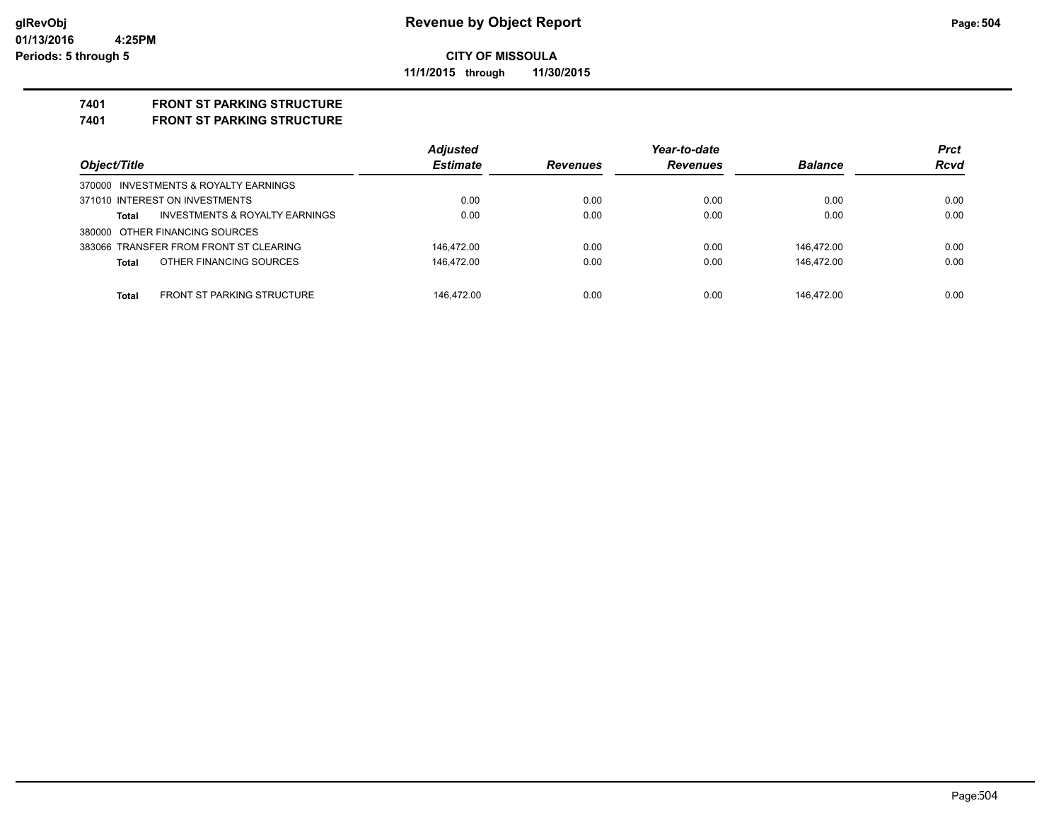# Revenue by Object Report

**CITY OF MISSOULA**

**11/1/2015 through 11/30/2015**

glRevObj
01/13/2016 4:25PM
Periods: 5 through 5

## 7401 FRONT ST PARKING STRUCTURE
## 7401 FRONT ST PARKING STRUCTURE

| Object/Title | Adjusted Estimate | Revenues | Year-to-date Revenues | Balance | Prct Rcvd |
|---|---|---|---|---|---|
| 370000 INVESTMENTS & ROYALTY EARNINGS | | | | | |
| 371010 INTEREST ON INVESTMENTS | 0.00 | 0.00 | 0.00 | 0.00 | 0.00 |
| **Total** INVESTMENTS & ROYALTY EARNINGS | 0.00 | 0.00 | 0.00 | 0.00 | 0.00 |
| 380000 OTHER FINANCING SOURCES | | | | | |
| 383066 TRANSFER FROM FRONT ST CLEARING | 146,472.00 | 0.00 | 0.00 | 146,472.00 | 0.00 |
| **Total** OTHER FINANCING SOURCES | 146,472.00 | 0.00 | 0.00 | 146,472.00 | 0.00 |
| **Total** FRONT ST PARKING STRUCTURE | 146,472.00 | 0.00 | 0.00 | 146,472.00 | 0.00 |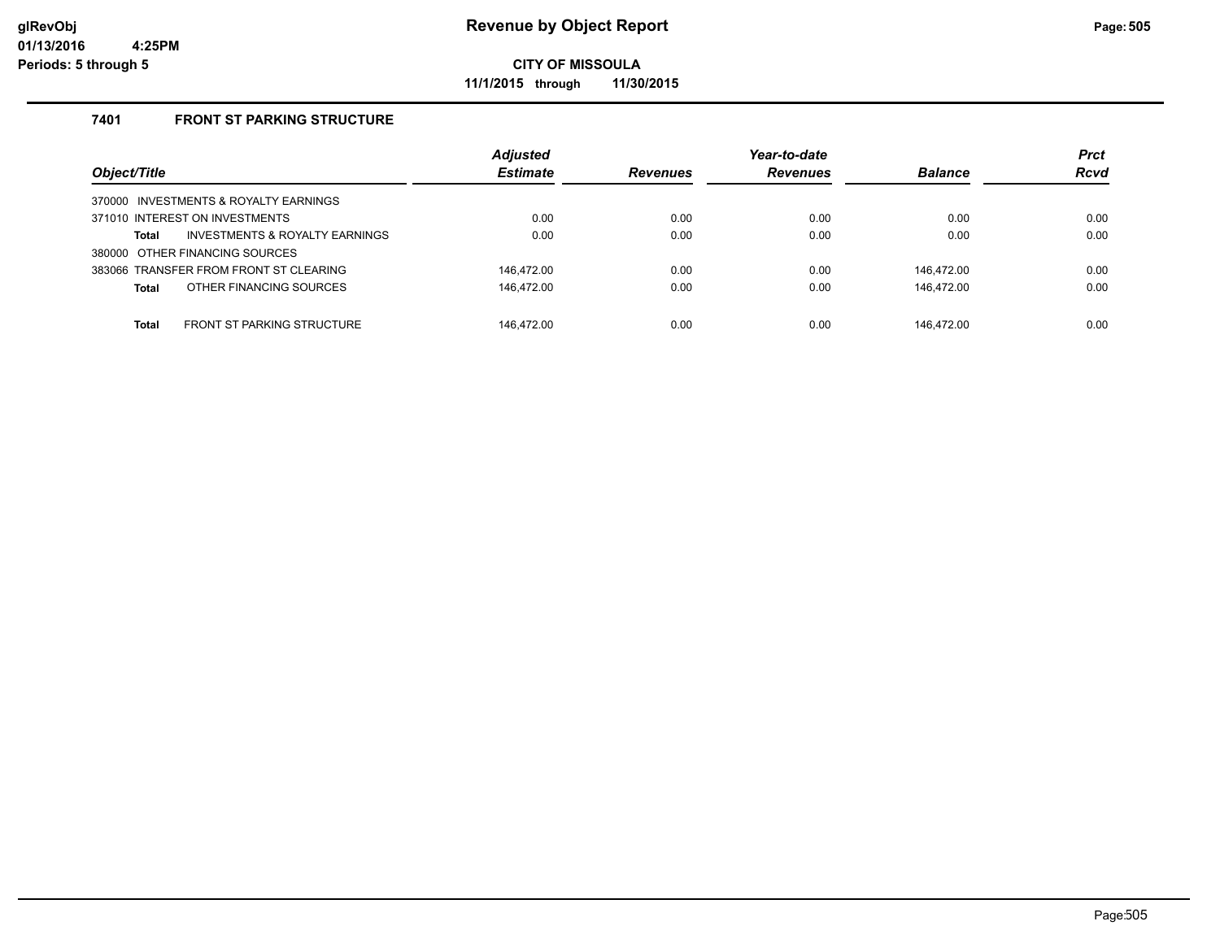# Revenue by Object Report

**CITY OF MISSOULA**

**11/1/2015 through 11/30/2015**

glRevObj
01/13/2016 4:25PM
Periods: 5 through 5

### 7401 FRONT ST PARKING STRUCTURE

| Object/Title | Adjusted Estimate | Revenues | Year-to-date Revenues | Balance | Prct Rcvd |
|---|---|---|---|---|---|
| 370000 INVESTMENTS & ROYALTY EARNINGS | | | | | |
| 371010 INTEREST ON INVESTMENTS | 0.00 | 0.00 | 0.00 | 0.00 | 0.00 |
| **Total** INVESTMENTS & ROYALTY EARNINGS | 0.00 | 0.00 | 0.00 | 0.00 | 0.00 |
| 380000 OTHER FINANCING SOURCES | | | | | |
| 383066 TRANSFER FROM FRONT ST CLEARING | 146,472.00 | 0.00 | 0.00 | 146,472.00 | 0.00 |
| **Total** OTHER FINANCING SOURCES | 146,472.00 | 0.00 | 0.00 | 146,472.00 | 0.00 |
| **Total** FRONT ST PARKING STRUCTURE | 146,472.00 | 0.00 | 0.00 | 146,472.00 | 0.00 |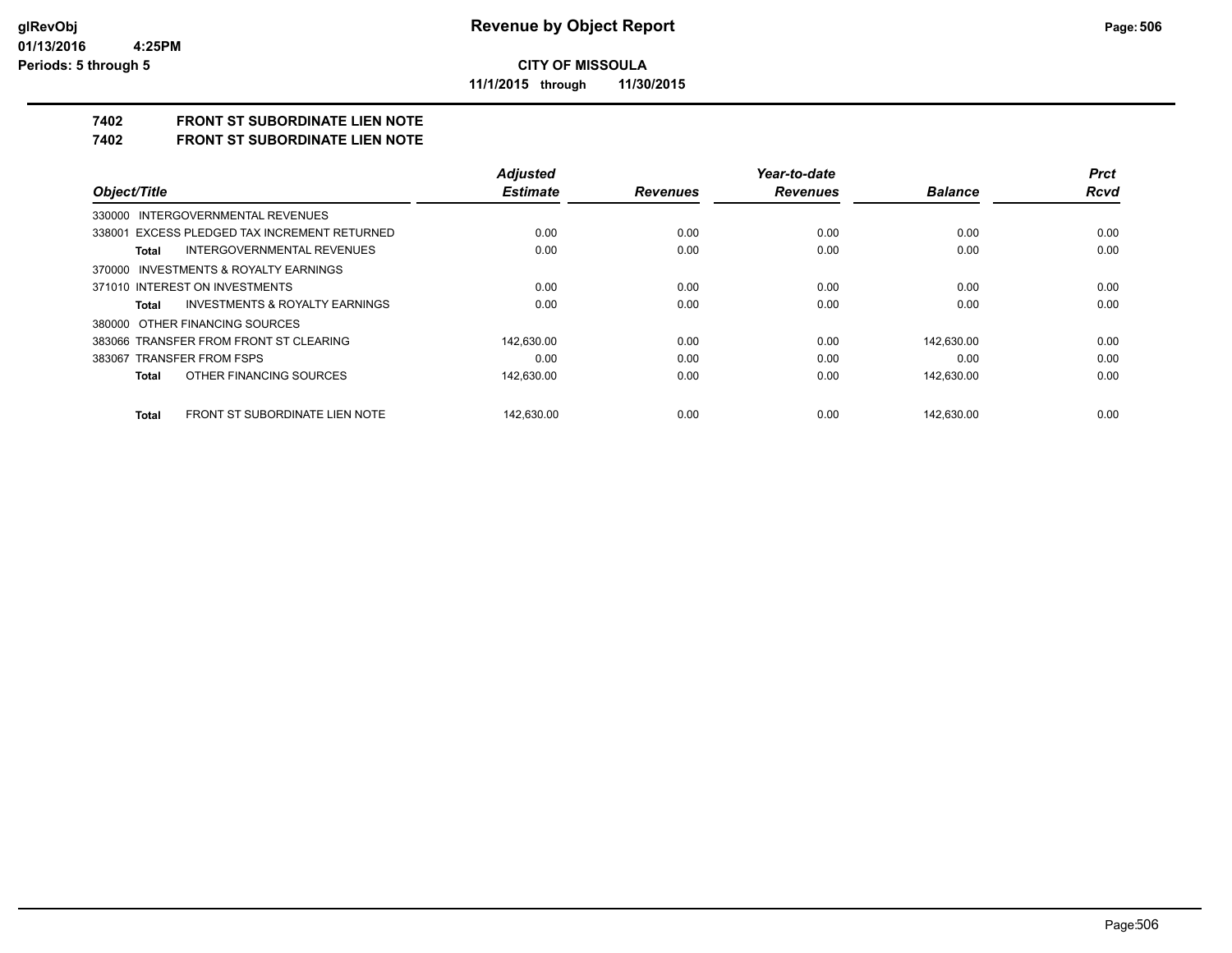**CITY OF MISSOULA**

**11/1/2015 through 11/30/2015**

## 7402 FRONT ST SUBORDINATE LIEN NOTE

## 7402 FRONT ST SUBORDINATE LIEN NOTE

| Object/Title | Adjusted Estimate | Revenues | Year-to-date Revenues | Balance | Prct Rcvd |
|---|---|---|---|---|---|
| 330000 INTERGOVERNMENTAL REVENUES | | | | | |
| 338001 EXCESS PLEDGED TAX INCREMENT RETURNED | 0.00 | 0.00 | 0.00 | 0.00 | 0.00 |
| **Total** INTERGOVERNMENTAL REVENUES | 0.00 | 0.00 | 0.00 | 0.00 | 0.00 |
| 370000 INVESTMENTS & ROYALTY EARNINGS | | | | | |
| 371010 INTEREST ON INVESTMENTS | 0.00 | 0.00 | 0.00 | 0.00 | 0.00 |
| **Total** INVESTMENTS & ROYALTY EARNINGS | 0.00 | 0.00 | 0.00 | 0.00 | 0.00 |
| 380000 OTHER FINANCING SOURCES | | | | | |
| 383066 TRANSFER FROM FRONT ST CLEARING | 142,630.00 | 0.00 | 0.00 | 142,630.00 | 0.00 |
| 383067 TRANSFER FROM FSPS | 0.00 | 0.00 | 0.00 | 0.00 | 0.00 |
| **Total** OTHER FINANCING SOURCES | 142,630.00 | 0.00 | 0.00 | 142,630.00 | 0.00 |
| **Total** FRONT ST SUBORDINATE LIEN NOTE | 142,630.00 | 0.00 | 0.00 | 142,630.00 | 0.00 |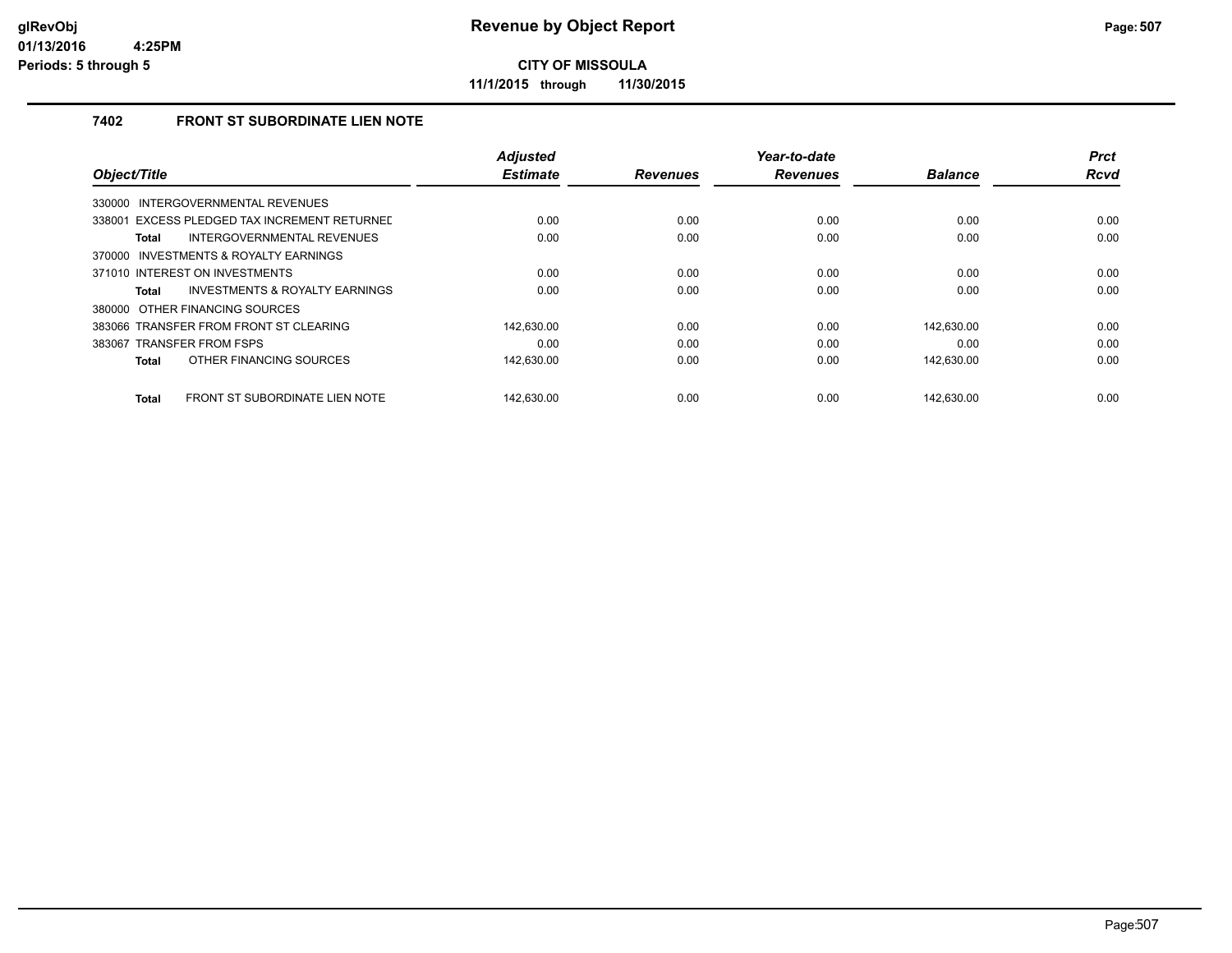# Revenue by Object Report

**CITY OF MISSOULA**

**11/1/2015 through 11/30/2015**

glRevObj
01/13/2016 4:25PM
Periods: 5 through 5

## 7402 FRONT ST SUBORDINATE LIEN NOTE

| Object/Title | Adjusted Estimate | Revenues | Year-to-date Revenues | Balance | Prct Rcvd |
|---|---|---|---|---|---|
| 330000 INTERGOVERNMENTAL REVENUES | | | | | |
| 338001 EXCESS PLEDGED TAX INCREMENT RETURNED | 0.00 | 0.00 | 0.00 | 0.00 | 0.00 |
| **Total** INTERGOVERNMENTAL REVENUES | 0.00 | 0.00 | 0.00 | 0.00 | 0.00 |
| 370000 INVESTMENTS & ROYALTY EARNINGS | | | | | |
| 371010 INTEREST ON INVESTMENTS | 0.00 | 0.00 | 0.00 | 0.00 | 0.00 |
| **Total** INVESTMENTS & ROYALTY EARNINGS | 0.00 | 0.00 | 0.00 | 0.00 | 0.00 |
| 380000 OTHER FINANCING SOURCES | | | | | |
| 383066 TRANSFER FROM FRONT ST CLEARING | 142,630.00 | 0.00 | 0.00 | 142,630.00 | 0.00 |
| 383067 TRANSFER FROM FSPS | 0.00 | 0.00 | 0.00 | 0.00 | 0.00 |
| **Total** OTHER FINANCING SOURCES | 142,630.00 | 0.00 | 0.00 | 142,630.00 | 0.00 |
| **Total** FRONT ST SUBORDINATE LIEN NOTE | 142,630.00 | 0.00 | 0.00 | 142,630.00 | 0.00 |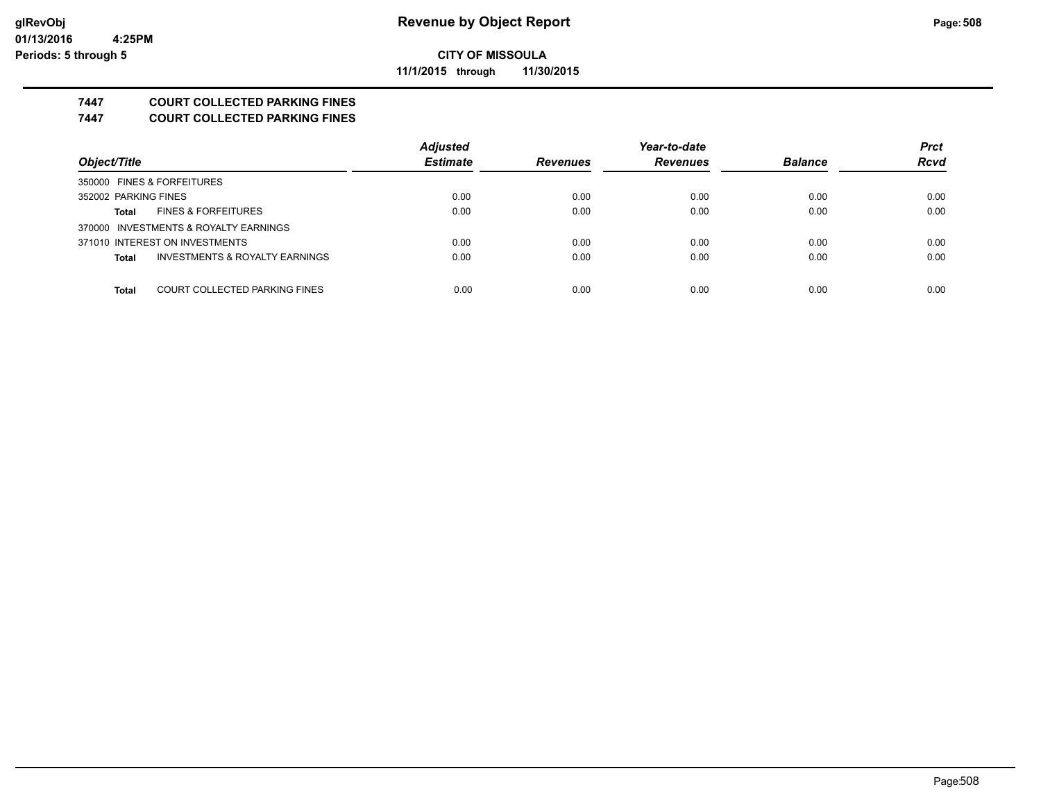# Revenue by Object Report

**CITY OF MISSOULA**

**11/1/2015 through 11/30/2015**

glRevObj
01/13/2016 4:25PM
Periods: 5 through 5

## 7447 COURT COLLECTED PARKING FINES
## 7447 COURT COLLECTED PARKING FINES

| Object/Title | Adjusted Estimate | Revenues | Year-to-date Revenues | Balance | Prct Rcvd |
|---|---|---|---|---|---|
| 350000 FINES & FORFEITURES | | | | | |
| 352002 PARKING FINES | 0.00 | 0.00 | 0.00 | 0.00 | 0.00 |
| **Total** FINES & FORFEITURES | 0.00 | 0.00 | 0.00 | 0.00 | 0.00 |
| 370000 INVESTMENTS & ROYALTY EARNINGS | | | | | |
| 371010 INTEREST ON INVESTMENTS | 0.00 | 0.00 | 0.00 | 0.00 | 0.00 |
| **Total** INVESTMENTS & ROYALTY EARNINGS | 0.00 | 0.00 | 0.00 | 0.00 | 0.00 |
| **Total** COURT COLLECTED PARKING FINES | 0.00 | 0.00 | 0.00 | 0.00 | 0.00 |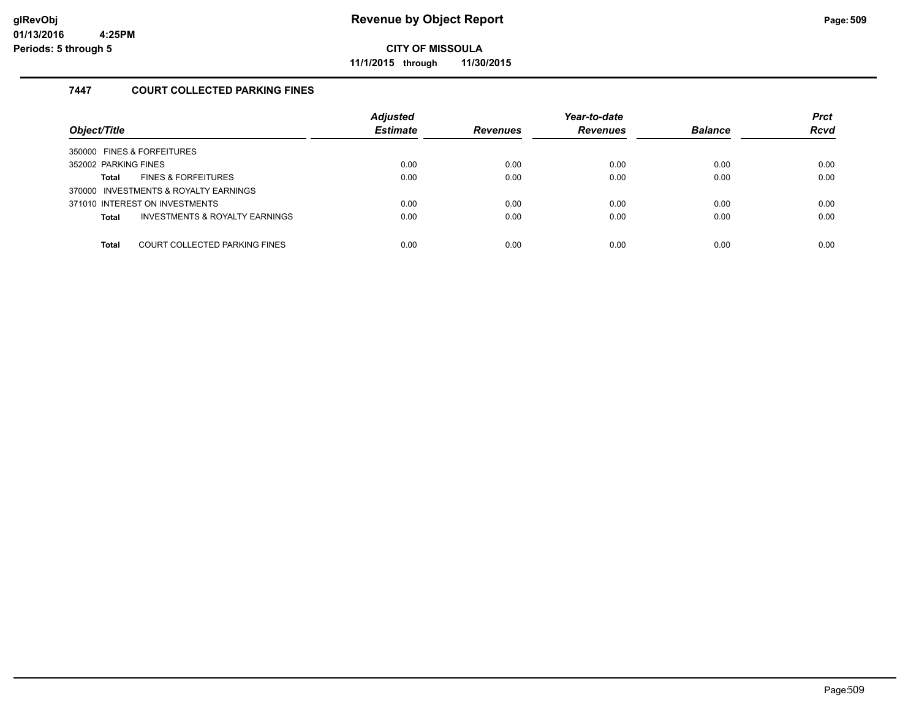# Revenue by Object Report

**CITY OF MISSOULA**

**11/1/2015 through 11/30/2015**

glRevObj
01/13/2016 4:25PM
Periods: 5 through 5

## 7447 COURT COLLECTED PARKING FINES

| Object/Title | Adjusted Estimate | Revenues | Year-to-date Revenues | Balance | Prct Rcvd |
|---|---|---|---|---|---|
| 350000 FINES & FORFEITURES | | | | | |
| 352002 PARKING FINES | 0.00 | 0.00 | 0.00 | 0.00 | 0.00 |
| **Total** FINES & FORFEITURES | 0.00 | 0.00 | 0.00 | 0.00 | 0.00 |
| 370000 INVESTMENTS & ROYALTY EARNINGS | | | | | |
| 371010 INTEREST ON INVESTMENTS | 0.00 | 0.00 | 0.00 | 0.00 | 0.00 |
| **Total** INVESTMENTS & ROYALTY EARNINGS | 0.00 | 0.00 | 0.00 | 0.00 | 0.00 |
| **Total** COURT COLLECTED PARKING FINES | 0.00 | 0.00 | 0.00 | 0.00 | 0.00 |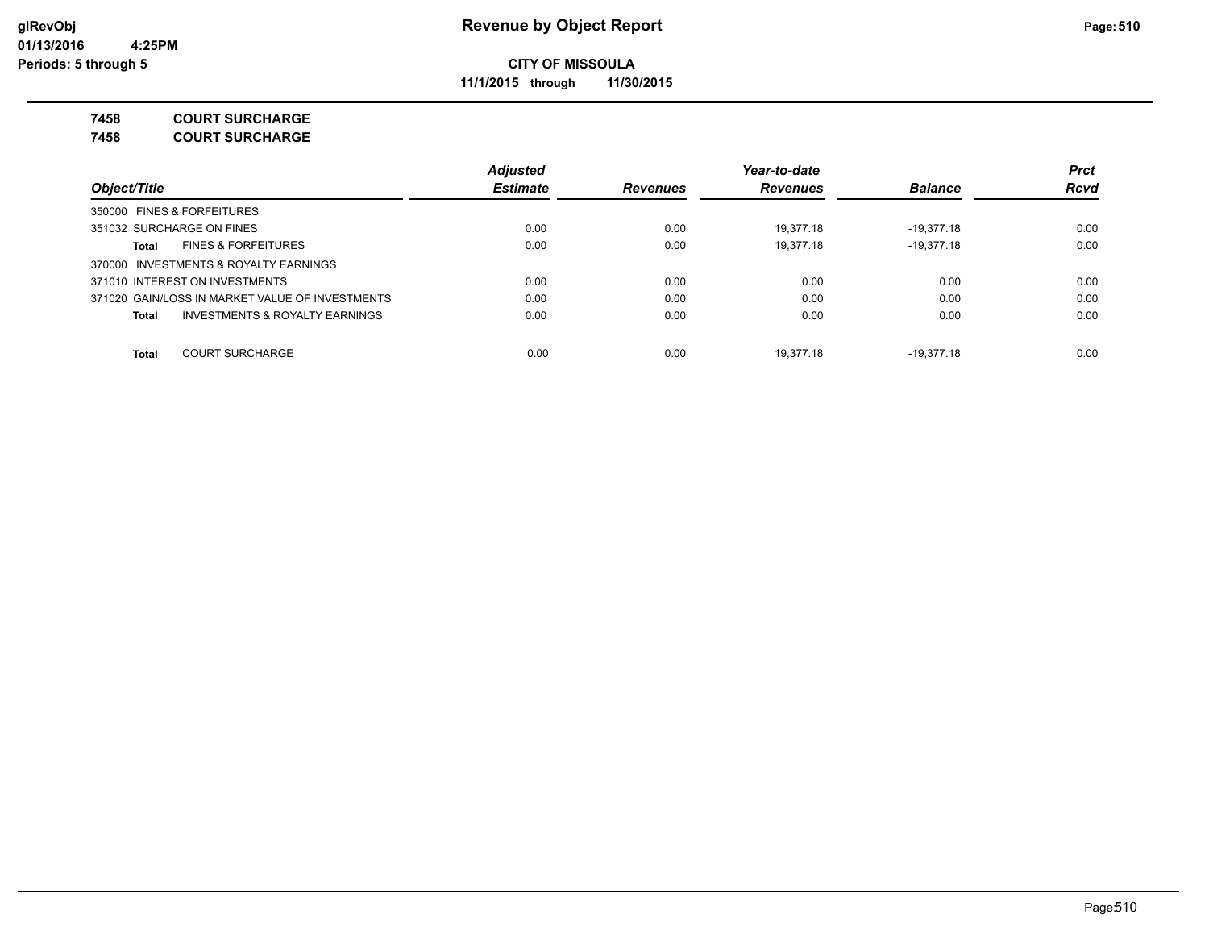**CITY OF MISSOULA**

**11/1/2015 through 11/30/2015**

**7458 COURT SURCHARGE**

**7458 COURT SURCHARGE**

| Object/Title | Adjusted Estimate | Revenues | Year-to-date Revenues | Balance | Prct Rcvd |
|---|---|---|---|---|---|
| 350000 FINES & FORFEITURES | | | | | |
| 351032 SURCHARGE ON FINES | 0.00 | 0.00 | 19,377.18 | -19,377.18 | 0.00 |
| **Total** FINES & FORFEITURES | 0.00 | 0.00 | 19,377.18 | -19,377.18 | 0.00 |
| 370000 INVESTMENTS & ROYALTY EARNINGS | | | | | |
| 371010 INTEREST ON INVESTMENTS | 0.00 | 0.00 | 0.00 | 0.00 | 0.00 |
| 371020 GAIN/LOSS IN MARKET VALUE OF INVESTMENTS | 0.00 | 0.00 | 0.00 | 0.00 | 0.00 |
| **Total** INVESTMENTS & ROYALTY EARNINGS | 0.00 | 0.00 | 0.00 | 0.00 | 0.00 |
| **Total** COURT SURCHARGE | 0.00 | 0.00 | 19,377.18 | -19,377.18 | 0.00 |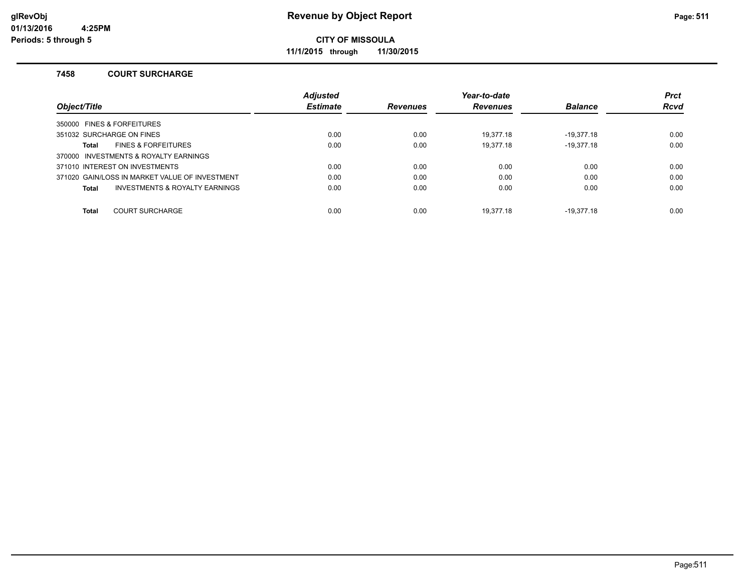# Revenue by Object Report

**CITY OF MISSOULA**

**11/1/2015 through 11/30/2015**

glRevObj
01/13/2016 4:25PM
Periods: 5 through 5

### 7458 COURT SURCHARGE

| Object/Title | Adjusted Estimate | Revenues | Year-to-date Revenues | Balance | Prct Rcvd |
|---|---|---|---|---|---|
| 350000 FINES & FORFEITURES | | | | | |
| 351032 SURCHARGE ON FINES | 0.00 | 0.00 | 19,377.18 | -19,377.18 | 0.00 |
| **Total** FINES & FORFEITURES | 0.00 | 0.00 | 19,377.18 | -19,377.18 | 0.00 |
| 370000 INVESTMENTS & ROYALTY EARNINGS | | | | | |
| 371010 INTEREST ON INVESTMENTS | 0.00 | 0.00 | 0.00 | 0.00 | 0.00 |
| 371020 GAIN/LOSS IN MARKET VALUE OF INVESTMENT | 0.00 | 0.00 | 0.00 | 0.00 | 0.00 |
| **Total** INVESTMENTS & ROYALTY EARNINGS | 0.00 | 0.00 | 0.00 | 0.00 | 0.00 |
| **Total** COURT SURCHARGE | 0.00 | 0.00 | 19,377.18 | -19,377.18 | 0.00 |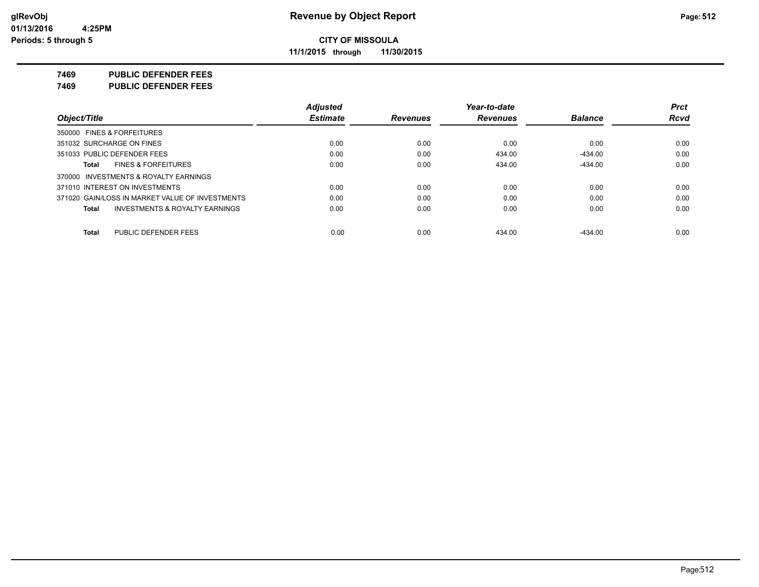# Revenue by Object Report

**CITY OF MISSOULA**

**11/1/2015 through 11/30/2015**

glRevObj
01/13/2016 4:25PM
Periods: 5 through 5

## 7469 PUBLIC DEFENDER FEES
## 7469 PUBLIC DEFENDER FEES

| Object/Title | Adjusted Estimate | Revenues | Year-to-date Revenues | Balance | Prct Rcvd |
|---|---|---|---|---|---|
| 350000 FINES & FORFEITURES | | | | | |
| 351032 SURCHARGE ON FINES | 0.00 | 0.00 | 0.00 | 0.00 | 0.00 |
| 351033 PUBLIC DEFENDER FEES | 0.00 | 0.00 | 434.00 | -434.00 | 0.00 |
| **Total** FINES & FORFEITURES | 0.00 | 0.00 | 434.00 | -434.00 | 0.00 |
| 370000 INVESTMENTS & ROYALTY EARNINGS | | | | | |
| 371010 INTEREST ON INVESTMENTS | 0.00 | 0.00 | 0.00 | 0.00 | 0.00 |
| 371020 GAIN/LOSS IN MARKET VALUE OF INVESTMENTS | 0.00 | 0.00 | 0.00 | 0.00 | 0.00 |
| **Total** INVESTMENTS & ROYALTY EARNINGS | 0.00 | 0.00 | 0.00 | 0.00 | 0.00 |
| **Total** PUBLIC DEFENDER FEES | 0.00 | 0.00 | 434.00 | -434.00 | 0.00 |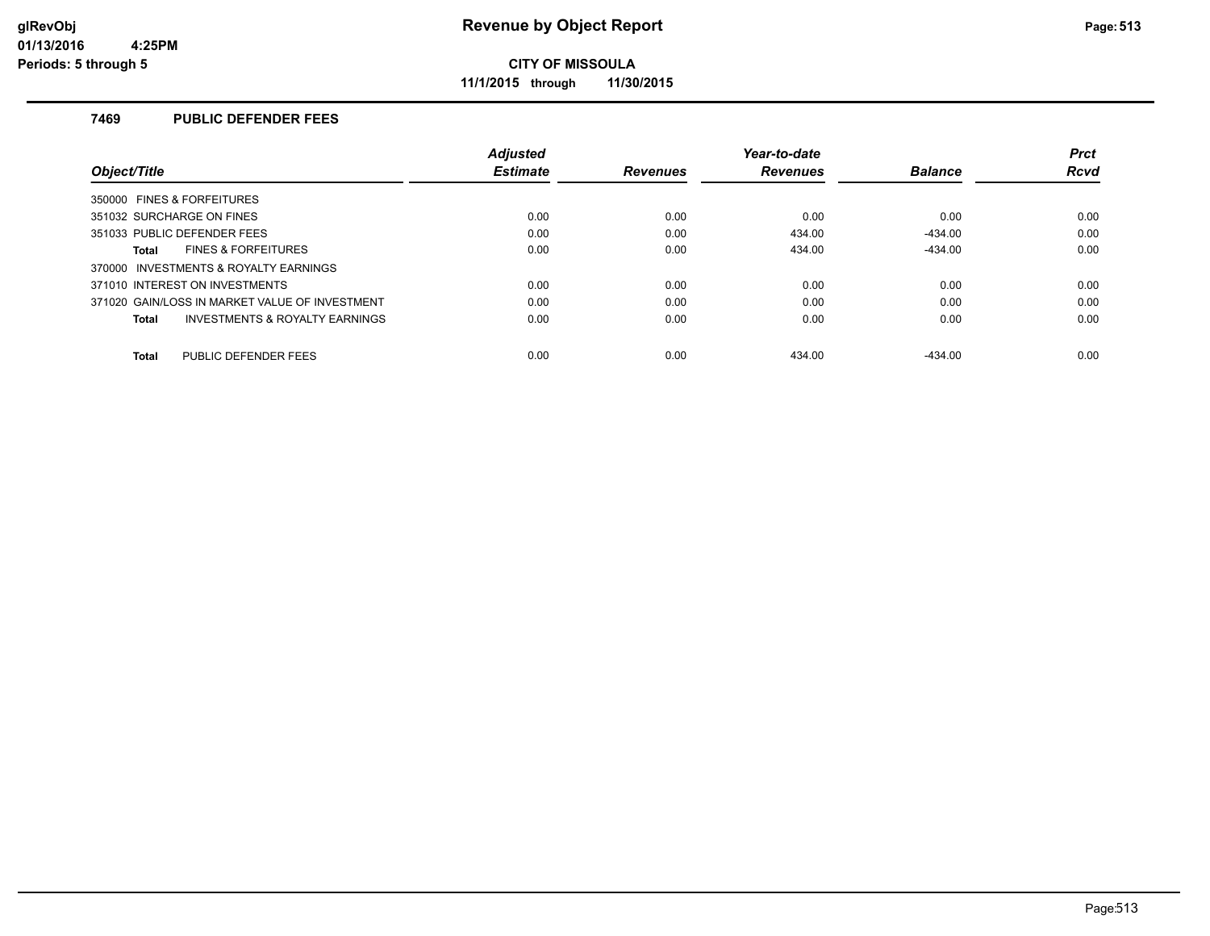# Revenue by Object Report

**CITY OF MISSOULA**

**11/1/2015 through 11/30/2015**

### 7469 PUBLIC DEFENDER FEES

| Object/Title | Adjusted Estimate | Revenues | Year-to-date Revenues | Balance | Prct Rcvd |
|---|---|---|---|---|---|
| 350000 FINES & FORFEITURES | | | | | |
| 351032 SURCHARGE ON FINES | 0.00 | 0.00 | 0.00 | 0.00 | 0.00 |
| 351033 PUBLIC DEFENDER FEES | 0.00 | 0.00 | 434.00 | -434.00 | 0.00 |
| **Total** FINES & FORFEITURES | 0.00 | 0.00 | 434.00 | -434.00 | 0.00 |
| 370000 INVESTMENTS & ROYALTY EARNINGS | | | | | |
| 371010 INTEREST ON INVESTMENTS | 0.00 | 0.00 | 0.00 | 0.00 | 0.00 |
| 371020 GAIN/LOSS IN MARKET VALUE OF INVESTMENT | 0.00 | 0.00 | 0.00 | 0.00 | 0.00 |
| **Total** INVESTMENTS & ROYALTY EARNINGS | 0.00 | 0.00 | 0.00 | 0.00 | 0.00 |
| **Total** PUBLIC DEFENDER FEES | 0.00 | 0.00 | 434.00 | -434.00 | 0.00 |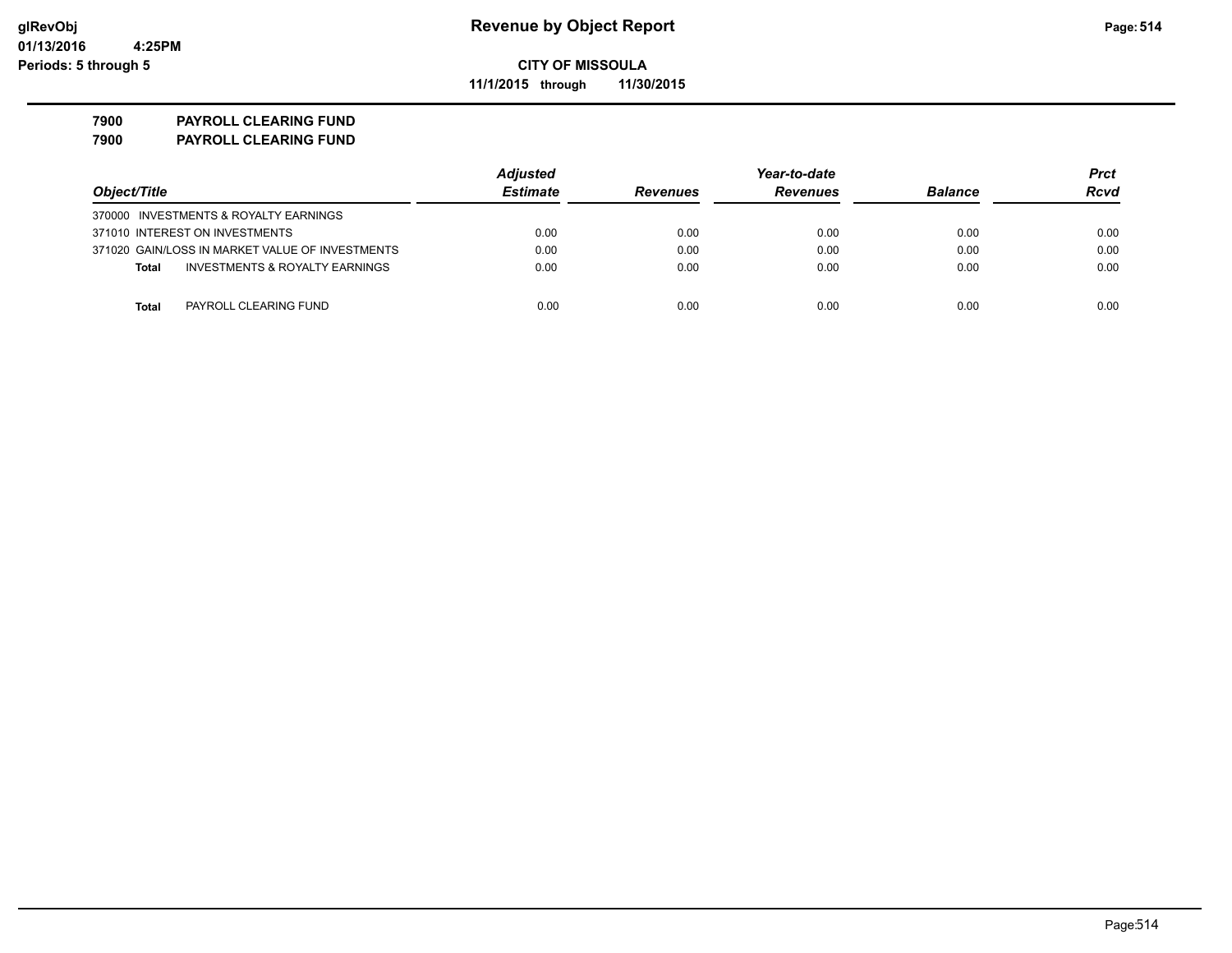**Revenue by Object Report**

**CITY OF MISSOULA**

**11/1/2015 through 11/30/2015**

glRevObj
01/13/2016 4:25PM
Periods: 5 through 5

**7900 PAYROLL CLEARING FUND**
**7900 PAYROLL CLEARING FUND**

| Object/Title | Adjusted Estimate | Revenues | Year-to-date Revenues | Balance | Prct Rcvd |
|---|---|---|---|---|---|
| 370000 INVESTMENTS & ROYALTY EARNINGS | | | | | |
| 371010 INTEREST ON INVESTMENTS | 0.00 | 0.00 | 0.00 | 0.00 | 0.00 |
| 371020 GAIN/LOSS IN MARKET VALUE OF INVESTMENTS | 0.00 | 0.00 | 0.00 | 0.00 | 0.00 |
| **Total** INVESTMENTS & ROYALTY EARNINGS | 0.00 | 0.00 | 0.00 | 0.00 | 0.00 |
| **Total** PAYROLL CLEARING FUND | 0.00 | 0.00 | 0.00 | 0.00 | 0.00 |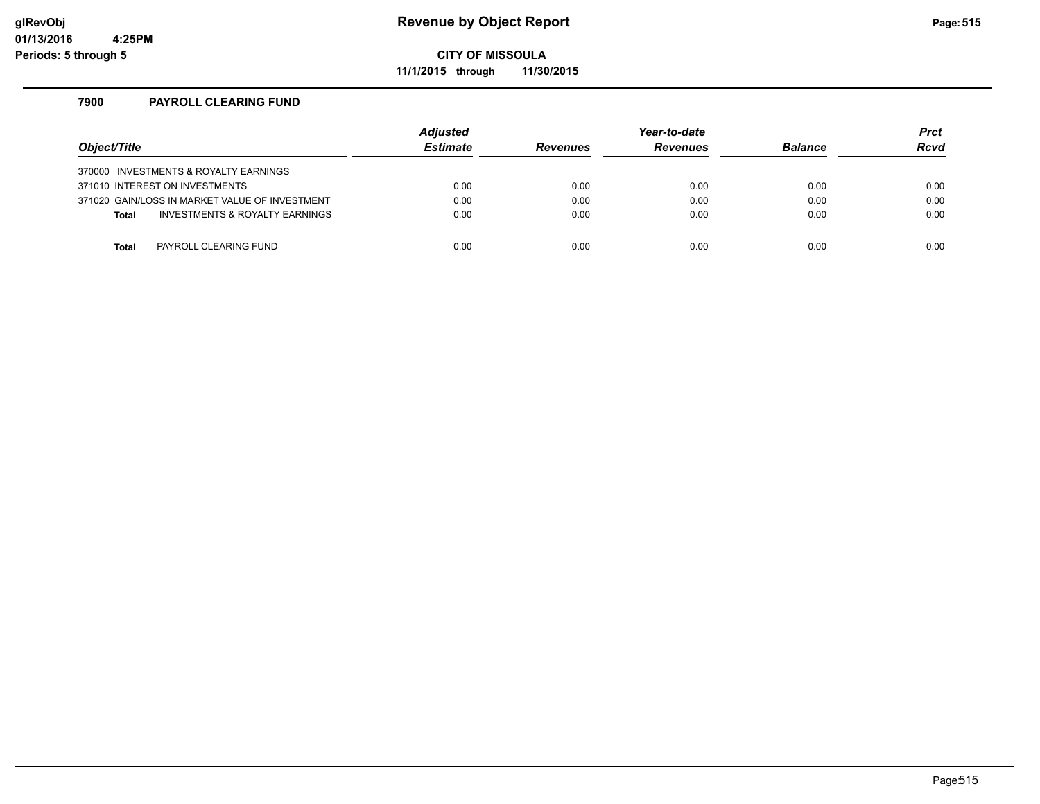# Revenue by Object Report

**CITY OF MISSOULA**

**11/1/2015 through 11/30/2015**

### 7900 PAYROLL CLEARING FUND

| Object/Title | Adjusted Estimate | Revenues | Year-to-date Revenues | Balance | Prct Rcvd |
|---|---|---|---|---|---|
| 370000 INVESTMENTS & ROYALTY EARNINGS | | | | | |
| 371010 INTEREST ON INVESTMENTS | 0.00 | 0.00 | 0.00 | 0.00 | 0.00 |
| 371020 GAIN/LOSS IN MARKET VALUE OF INVESTMENT | 0.00 | 0.00 | 0.00 | 0.00 | 0.00 |
| **Total** INVESTMENTS & ROYALTY EARNINGS | 0.00 | 0.00 | 0.00 | 0.00 | 0.00 |
| **Total** PAYROLL CLEARING FUND | 0.00 | 0.00 | 0.00 | 0.00 | 0.00 |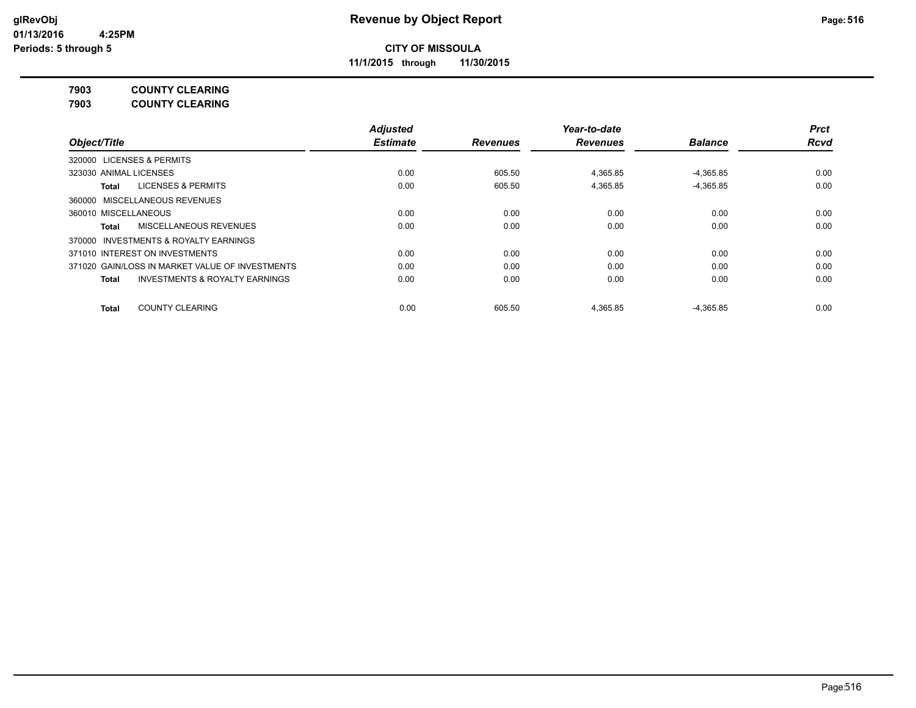**Revenue by Object Report**

**CITY OF MISSOULA**

**11/1/2015 through 11/30/2015**

**7903 COUNTY CLEARING**

**7903 COUNTY CLEARING**

| Object/Title | Adjusted Estimate | Revenues | Year-to-date Revenues | Balance | Prct Rcvd |
|---|---|---|---|---|---|
| 320000 LICENSES & PERMITS | | | | | |
| 323030 ANIMAL LICENSES | 0.00 | 605.50 | 4,365.85 | -4,365.85 | 0.00 |
| **Total** LICENSES & PERMITS | 0.00 | 605.50 | 4,365.85 | -4,365.85 | 0.00 |
| 360000 MISCELLANEOUS REVENUES | | | | | |
| 360010 MISCELLANEOUS | 0.00 | 0.00 | 0.00 | 0.00 | 0.00 |
| **Total** MISCELLANEOUS REVENUES | 0.00 | 0.00 | 0.00 | 0.00 | 0.00 |
| 370000 INVESTMENTS & ROYALTY EARNINGS | | | | | |
| 371010 INTEREST ON INVESTMENTS | 0.00 | 0.00 | 0.00 | 0.00 | 0.00 |
| 371020 GAIN/LOSS IN MARKET VALUE OF INVESTMENTS | 0.00 | 0.00 | 0.00 | 0.00 | 0.00 |
| **Total** INVESTMENTS & ROYALTY EARNINGS | 0.00 | 0.00 | 0.00 | 0.00 | 0.00 |
| **Total** COUNTY CLEARING | 0.00 | 605.50 | 4,365.85 | -4,365.85 | 0.00 |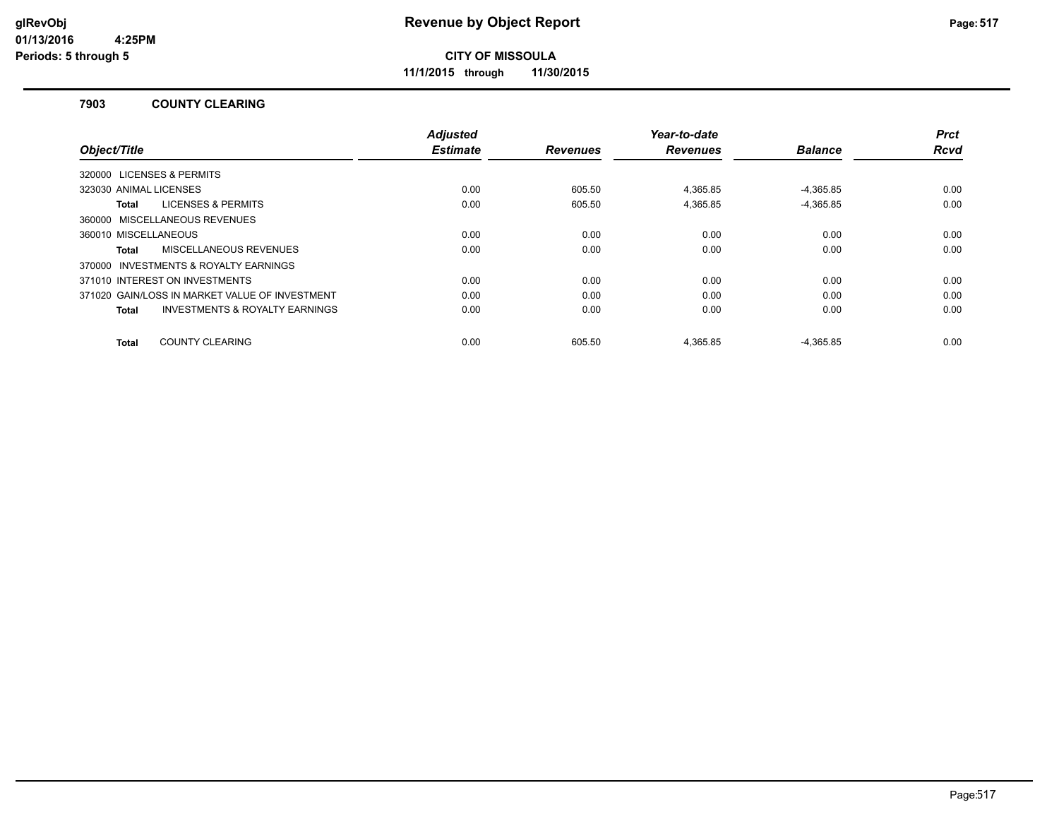# Revenue by Object Report

**CITY OF MISSOULA**

**11/1/2015 through 11/30/2015**

glRevObj
01/13/2016 4:25PM
Periods: 5 through 5

### 7903 COUNTY CLEARING

| Object/Title | Adjusted Estimate | Revenues | Year-to-date Revenues | Balance | Prct Rcvd |
|---|---|---|---|---|---|
| 320000 LICENSES & PERMITS | | | | | |
| 323030 ANIMAL LICENSES | 0.00 | 605.50 | 4,365.85 | -4,365.85 | 0.00 |
| **Total** LICENSES & PERMITS | 0.00 | 605.50 | 4,365.85 | -4,365.85 | 0.00 |
| 360000 MISCELLANEOUS REVENUES | | | | | |
| 360010 MISCELLANEOUS | 0.00 | 0.00 | 0.00 | 0.00 | 0.00 |
| **Total** MISCELLANEOUS REVENUES | 0.00 | 0.00 | 0.00 | 0.00 | 0.00 |
| 370000 INVESTMENTS & ROYALTY EARNINGS | | | | | |
| 371010 INTEREST ON INVESTMENTS | 0.00 | 0.00 | 0.00 | 0.00 | 0.00 |
| 371020 GAIN/LOSS IN MARKET VALUE OF INVESTMENT | 0.00 | 0.00 | 0.00 | 0.00 | 0.00 |
| **Total** INVESTMENTS & ROYALTY EARNINGS | 0.00 | 0.00 | 0.00 | 0.00 | 0.00 |
| **Total** COUNTY CLEARING | 0.00 | 605.50 | 4,365.85 | -4,365.85 | 0.00 |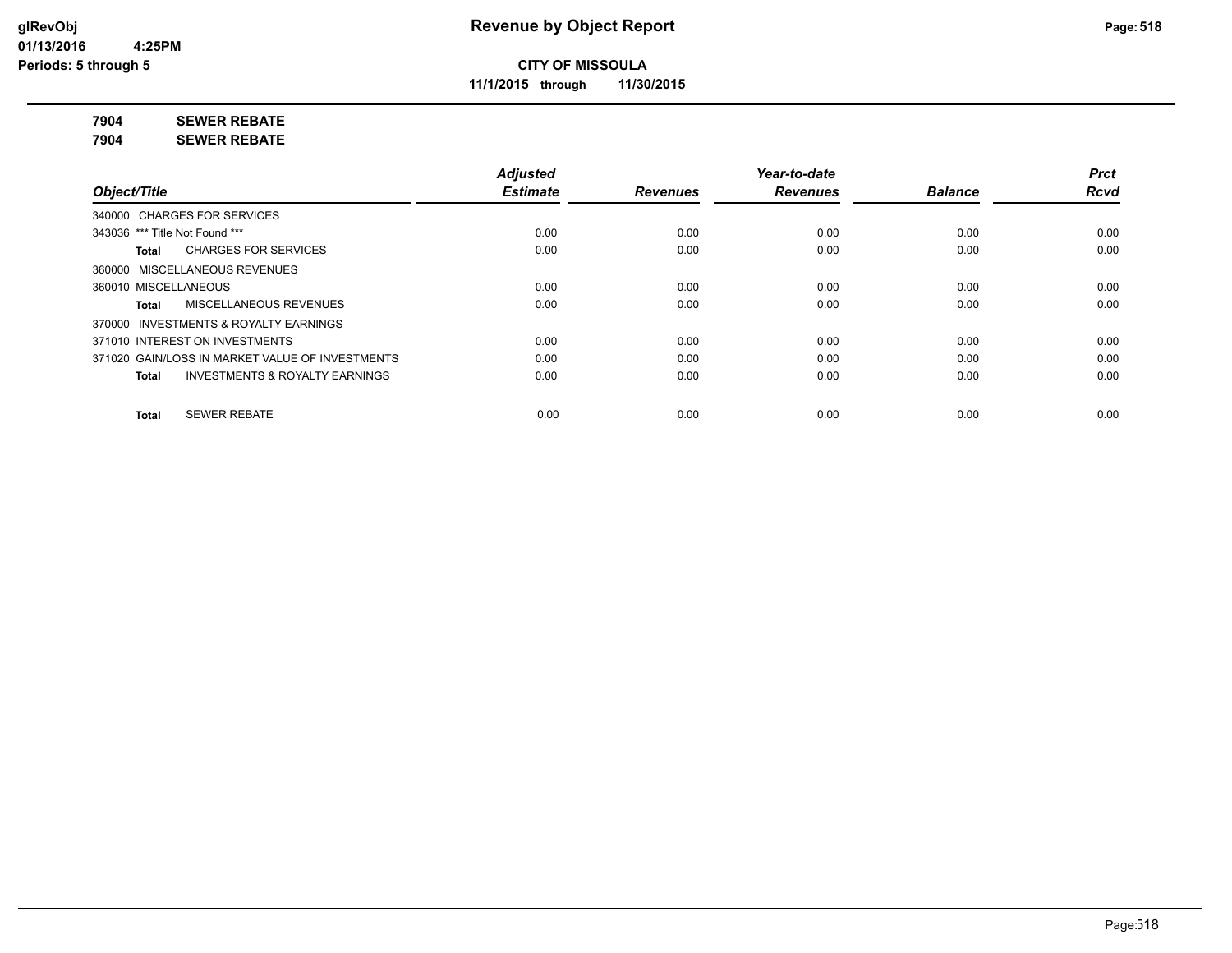**Revenue by Object Report**

**CITY OF MISSOULA**

**11/1/2015 through 11/30/2015**

**7904 SEWER REBATE**

**7904 SEWER REBATE**

| Object/Title | Adjusted Estimate | Revenues | Year-to-date Revenues | Balance | Prct Rcvd |
|---|---|---|---|---|---|
| 340000 CHARGES FOR SERVICES | | | | | |
| 343036 *** Title Not Found *** | 0.00 | 0.00 | 0.00 | 0.00 | 0.00 |
| **Total** CHARGES FOR SERVICES | 0.00 | 0.00 | 0.00 | 0.00 | 0.00 |
| 360000 MISCELLANEOUS REVENUES | | | | | |
| 360010 MISCELLANEOUS | 0.00 | 0.00 | 0.00 | 0.00 | 0.00 |
| **Total** MISCELLANEOUS REVENUES | 0.00 | 0.00 | 0.00 | 0.00 | 0.00 |
| 370000 INVESTMENTS & ROYALTY EARNINGS | | | | | |
| 371010 INTEREST ON INVESTMENTS | 0.00 | 0.00 | 0.00 | 0.00 | 0.00 |
| 371020 GAIN/LOSS IN MARKET VALUE OF INVESTMENTS | 0.00 | 0.00 | 0.00 | 0.00 | 0.00 |
| **Total** INVESTMENTS & ROYALTY EARNINGS | 0.00 | 0.00 | 0.00 | 0.00 | 0.00 |
| **Total** SEWER REBATE | 0.00 | 0.00 | 0.00 | 0.00 | 0.00 |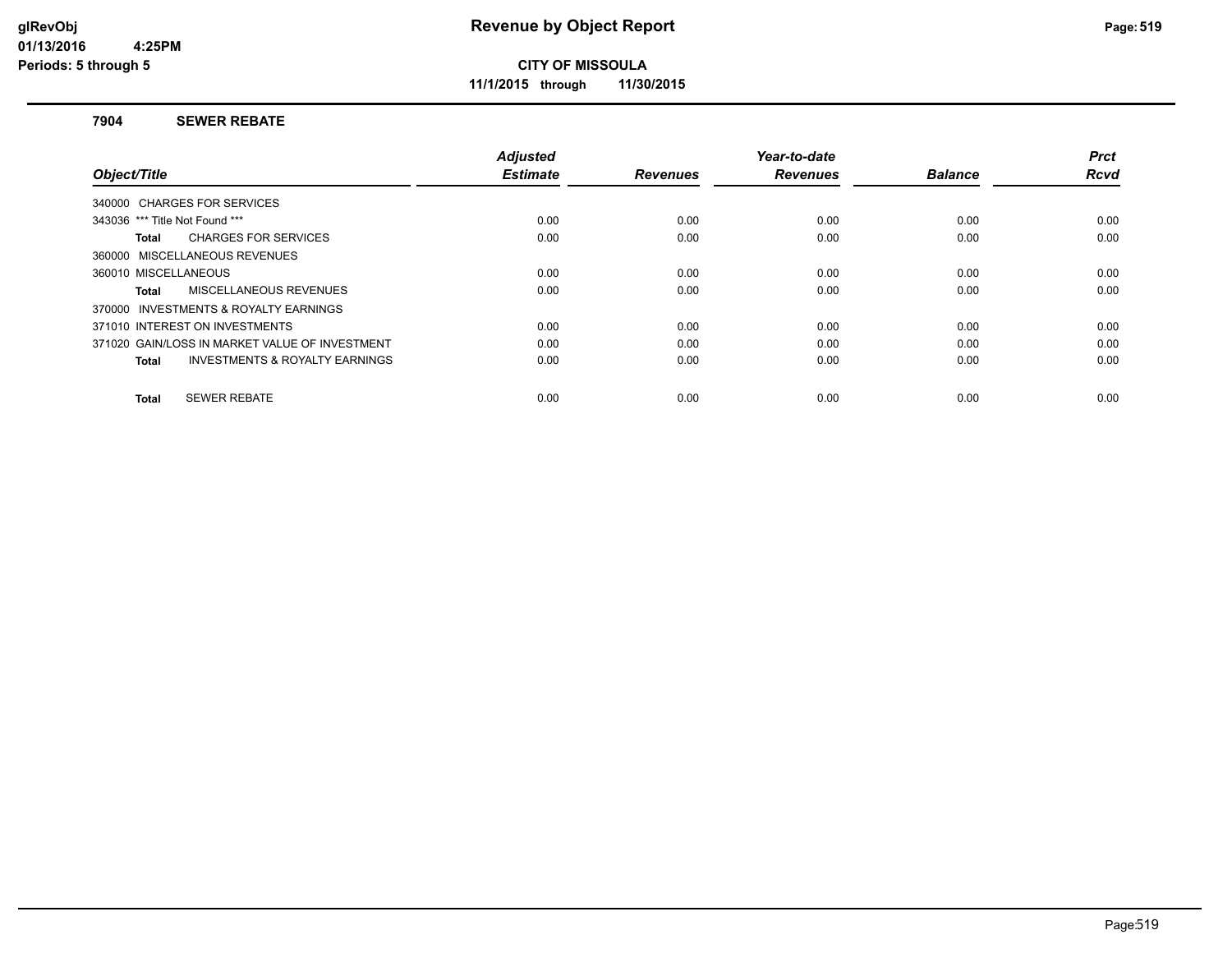# Revenue by Object Report

glRevObj
01/13/2016 4:25PM
Periods: 5 through 5

**CITY OF MISSOULA**

**11/1/2015 through 11/30/2015**

## 7904 SEWER REBATE

| Object/Title | Adjusted Estimate | Revenues | Year-to-date Revenues | Balance | Prct Rcvd |
|---|---|---|---|---|---|
| 340000 CHARGES FOR SERVICES | | | | | |
| 343036 *** Title Not Found *** | 0.00 | 0.00 | 0.00 | 0.00 | 0.00 |
| **Total** CHARGES FOR SERVICES | 0.00 | 0.00 | 0.00 | 0.00 | 0.00 |
| 360000 MISCELLANEOUS REVENUES | | | | | |
| 360010 MISCELLANEOUS | 0.00 | 0.00 | 0.00 | 0.00 | 0.00 |
| **Total** MISCELLANEOUS REVENUES | 0.00 | 0.00 | 0.00 | 0.00 | 0.00 |
| 370000 INVESTMENTS & ROYALTY EARNINGS | | | | | |
| 371010 INTEREST ON INVESTMENTS | 0.00 | 0.00 | 0.00 | 0.00 | 0.00 |
| 371020 GAIN/LOSS IN MARKET VALUE OF INVESTMENT | 0.00 | 0.00 | 0.00 | 0.00 | 0.00 |
| **Total** INVESTMENTS & ROYALTY EARNINGS | 0.00 | 0.00 | 0.00 | 0.00 | 0.00 |
| **Total** SEWER REBATE | 0.00 | 0.00 | 0.00 | 0.00 | 0.00 |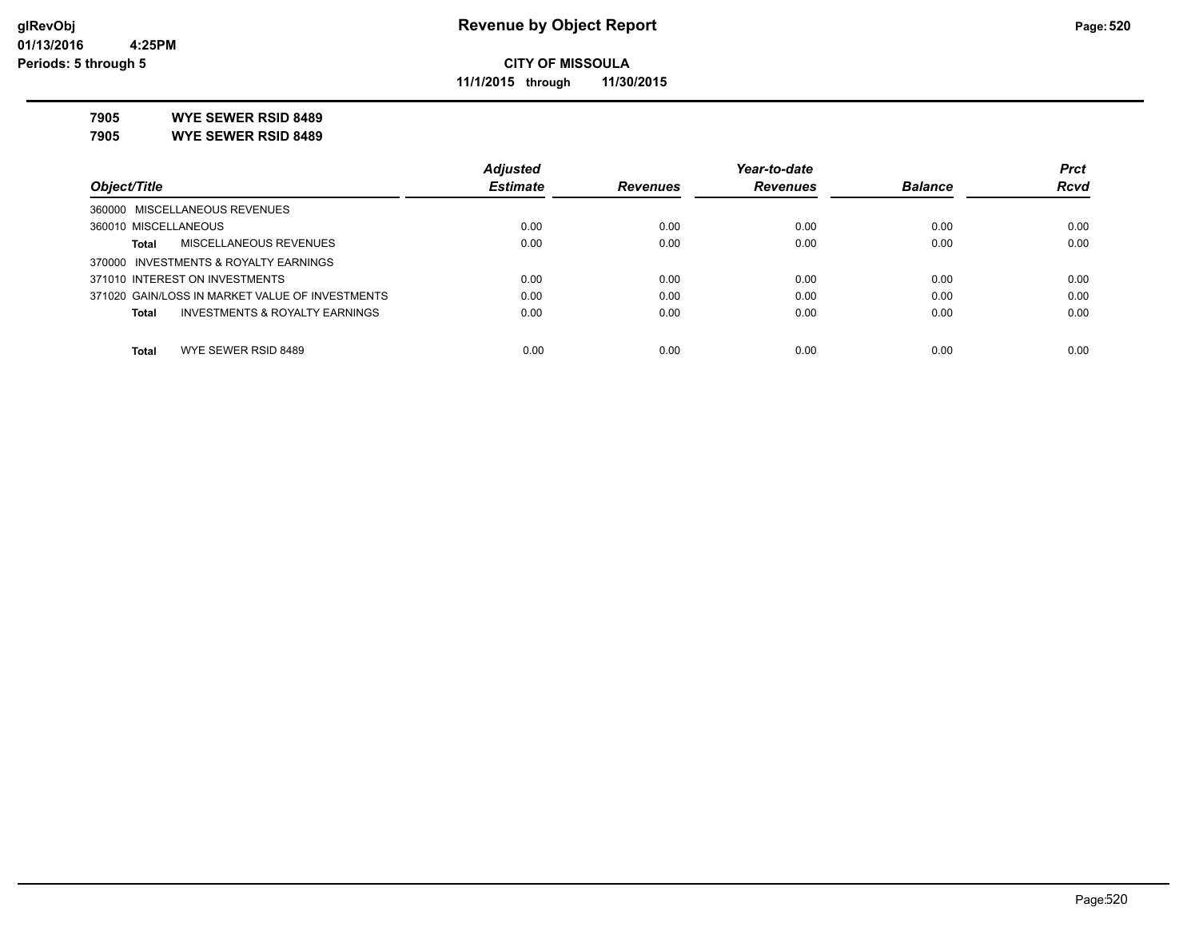# Revenue by Object Report

**CITY OF MISSOULA**

**11/1/2015 through 11/30/2015**

glRevObj
01/13/2016 4:25PM
Periods: 5 through 5

**7905 WYE SEWER RSID 8489**

**7905 WYE SEWER RSID 8489**

| Object/Title | Adjusted Estimate | Revenues | Year-to-date Revenues | Balance | Prct Rcvd |
|---|---|---|---|---|---|
| 360000 MISCELLANEOUS REVENUES | | | | | |
| 360010 MISCELLANEOUS | 0.00 | 0.00 | 0.00 | 0.00 | 0.00 |
| **Total** MISCELLANEOUS REVENUES | 0.00 | 0.00 | 0.00 | 0.00 | 0.00 |
| 370000 INVESTMENTS & ROYALTY EARNINGS | | | | | |
| 371010 INTEREST ON INVESTMENTS | 0.00 | 0.00 | 0.00 | 0.00 | 0.00 |
| 371020 GAIN/LOSS IN MARKET VALUE OF INVESTMENTS | 0.00 | 0.00 | 0.00 | 0.00 | 0.00 |
| **Total** INVESTMENTS & ROYALTY EARNINGS | 0.00 | 0.00 | 0.00 | 0.00 | 0.00 |
| **Total** WYE SEWER RSID 8489 | 0.00 | 0.00 | 0.00 | 0.00 | 0.00 |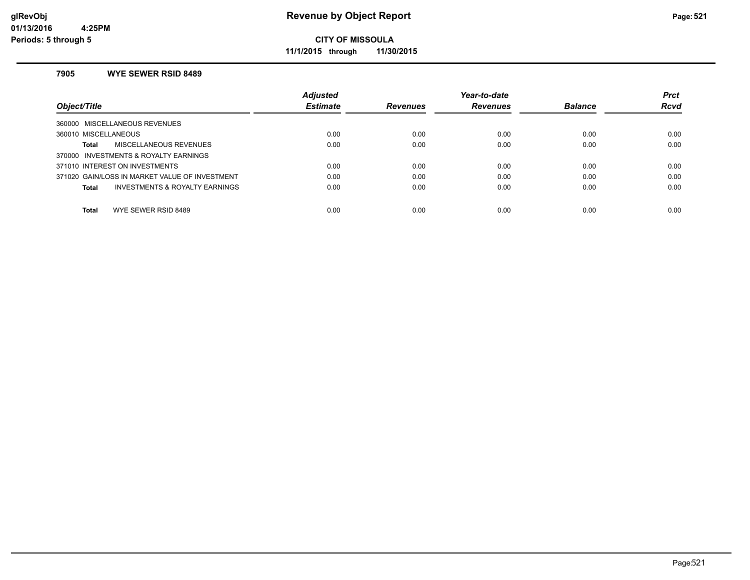# Revenue by Object Report

**CITY OF MISSOULA**

**11/1/2015 through 11/30/2015**

glRevObj
01/13/2016 4:25PM
Periods: 5 through 5

### 7905 WYE SEWER RSID 8489

| Object/Title | Adjusted Estimate | Revenues | Year-to-date Revenues | Balance | Prct Rcvd |
|---|---|---|---|---|---|
| 360000 MISCELLANEOUS REVENUES | | | | | |
| 360010 MISCELLANEOUS | 0.00 | 0.00 | 0.00 | 0.00 | 0.00 |
| **Total** MISCELLANEOUS REVENUES | 0.00 | 0.00 | 0.00 | 0.00 | 0.00 |
| 370000 INVESTMENTS & ROYALTY EARNINGS | | | | | |
| 371010 INTEREST ON INVESTMENTS | 0.00 | 0.00 | 0.00 | 0.00 | 0.00 |
| 371020 GAIN/LOSS IN MARKET VALUE OF INVESTMENT | 0.00 | 0.00 | 0.00 | 0.00 | 0.00 |
| **Total** INVESTMENTS & ROYALTY EARNINGS | 0.00 | 0.00 | 0.00 | 0.00 | 0.00 |
| **Total** WYE SEWER RSID 8489 | 0.00 | 0.00 | 0.00 | 0.00 | 0.00 |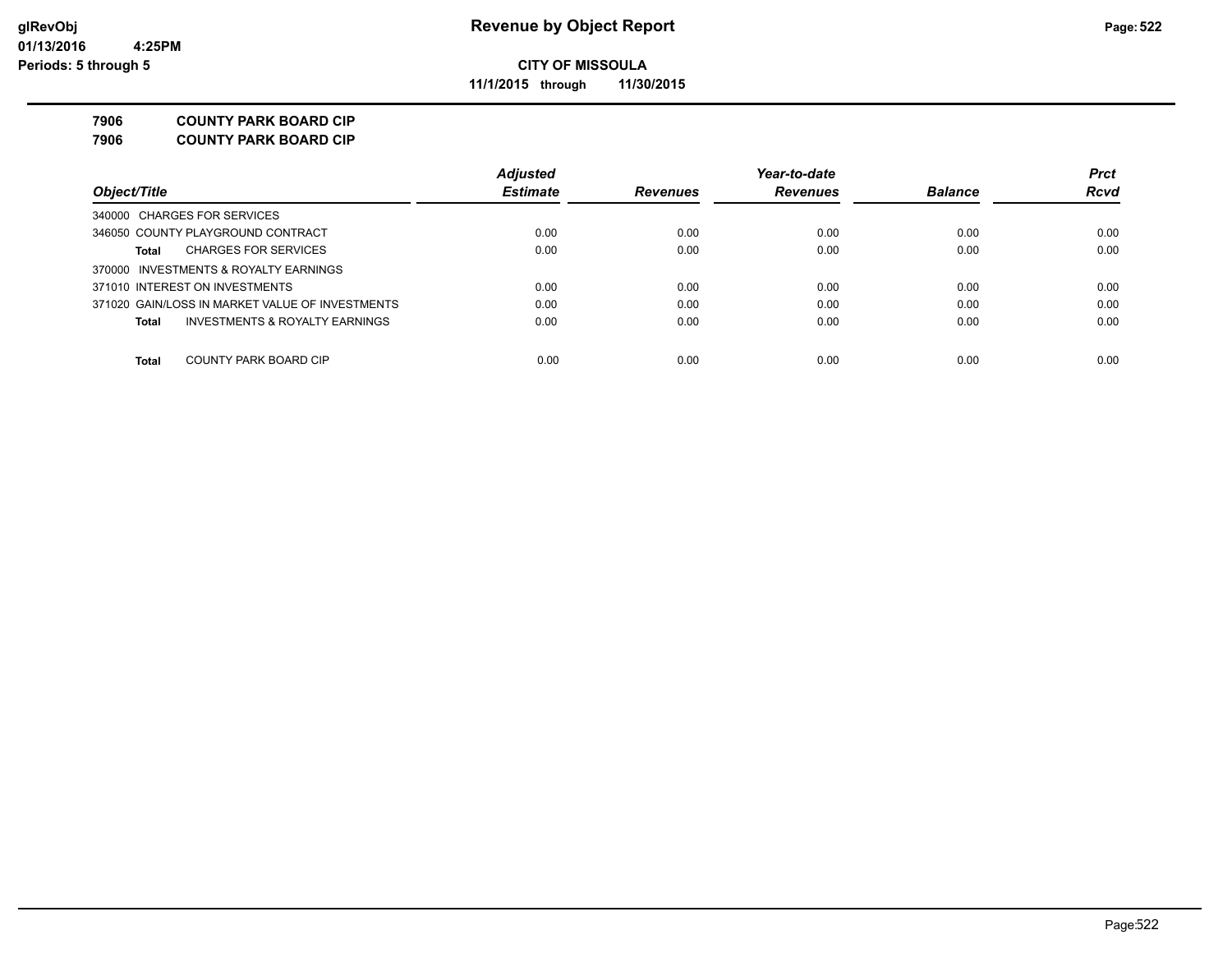# Revenue by Object Report

**CITY OF MISSOULA**

**11/1/2015 through 11/30/2015**

glRevObj
01/13/2016 4:25PM
Periods: 5 through 5

**7906 COUNTY PARK BOARD CIP**

**7906 COUNTY PARK BOARD CIP**

| Object/Title | Adjusted Estimate | Revenues | Year-to-date Revenues | Balance | Prct Rcvd |
|---|---|---|---|---|---|
| 340000 CHARGES FOR SERVICES | | | | | |
| 346050 COUNTY PLAYGROUND CONTRACT | 0.00 | 0.00 | 0.00 | 0.00 | 0.00 |
| **Total** CHARGES FOR SERVICES | 0.00 | 0.00 | 0.00 | 0.00 | 0.00 |
| 370000 INVESTMENTS & ROYALTY EARNINGS | | | | | |
| 371010 INTEREST ON INVESTMENTS | 0.00 | 0.00 | 0.00 | 0.00 | 0.00 |
| 371020 GAIN/LOSS IN MARKET VALUE OF INVESTMENTS | 0.00 | 0.00 | 0.00 | 0.00 | 0.00 |
| **Total** INVESTMENTS & ROYALTY EARNINGS | 0.00 | 0.00 | 0.00 | 0.00 | 0.00 |
| **Total** COUNTY PARK BOARD CIP | 0.00 | 0.00 | 0.00 | 0.00 | 0.00 |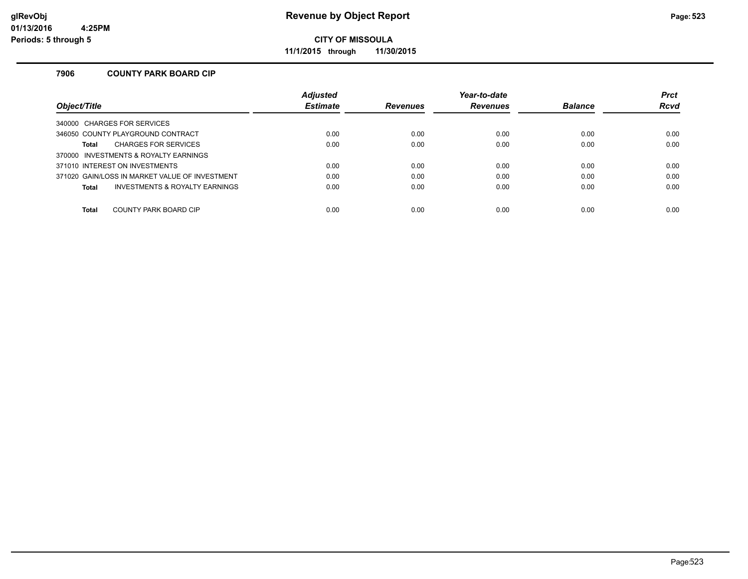# Revenue by Object Report

**CITY OF MISSOULA**

**11/1/2015 through 11/30/2015**

glRevObj
01/13/2016 4:25PM
Periods: 5 through 5

### 7906 COUNTY PARK BOARD CIP

| Object/Title | Adjusted Estimate | Revenues | Year-to-date Revenues | Balance | Prct Rcvd |
|---|---|---|---|---|---|
| 340000 CHARGES FOR SERVICES | | | | | |
| 346050 COUNTY PLAYGROUND CONTRACT | 0.00 | 0.00 | 0.00 | 0.00 | 0.00 |
| **Total** CHARGES FOR SERVICES | 0.00 | 0.00 | 0.00 | 0.00 | 0.00 |
| 370000 INVESTMENTS & ROYALTY EARNINGS | | | | | |
| 371010 INTEREST ON INVESTMENTS | 0.00 | 0.00 | 0.00 | 0.00 | 0.00 |
| 371020 GAIN/LOSS IN MARKET VALUE OF INVESTMENT | 0.00 | 0.00 | 0.00 | 0.00 | 0.00 |
| **Total** INVESTMENTS & ROYALTY EARNINGS | 0.00 | 0.00 | 0.00 | 0.00 | 0.00 |
| **Total** COUNTY PARK BOARD CIP | 0.00 | 0.00 | 0.00 | 0.00 | 0.00 |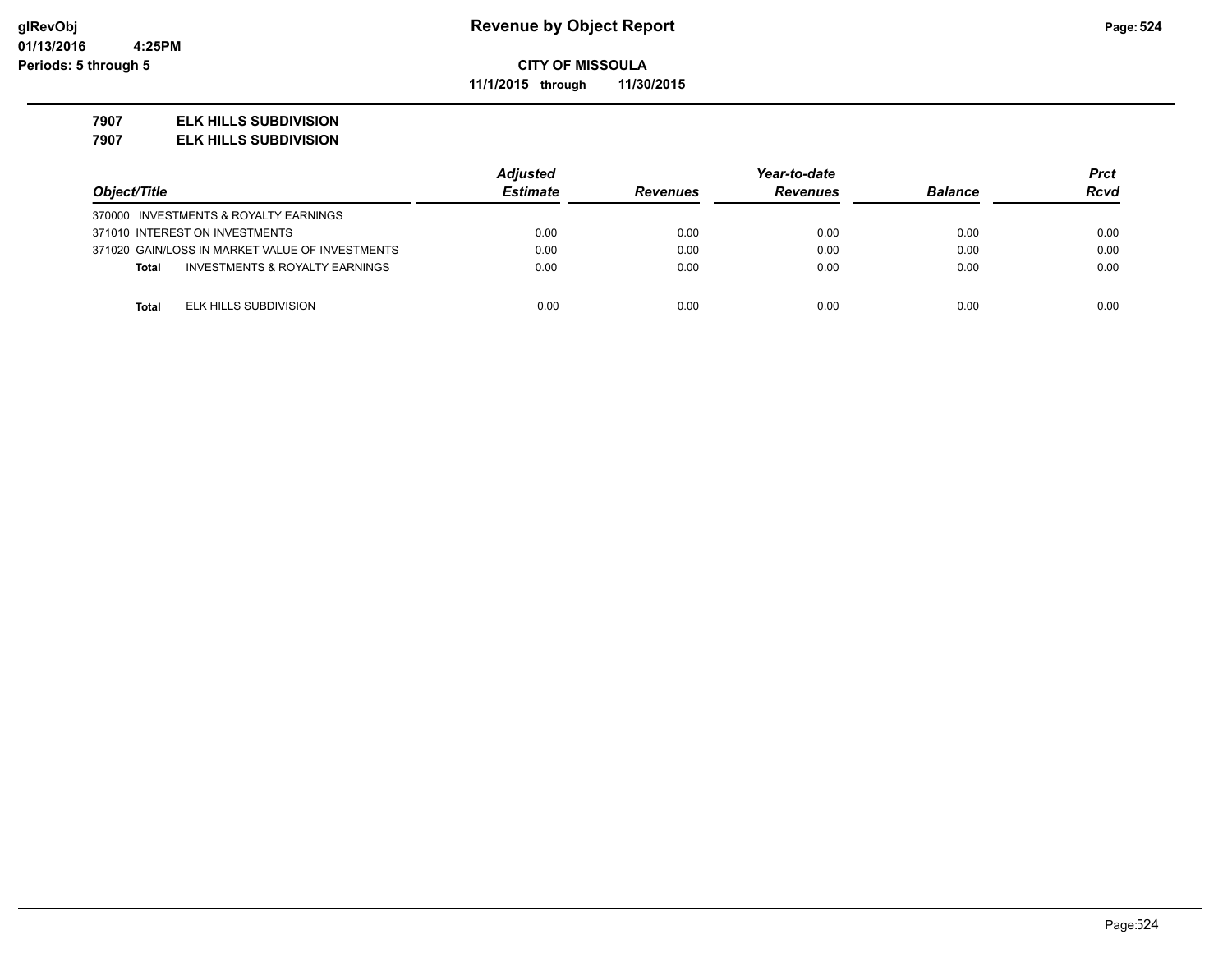# Revenue by Object Report

**CITY OF MISSOULA**

**11/1/2015 through 11/30/2015**

glRevObj
01/13/2016 4:25PM
Periods: 5 through 5

**7907 ELK HILLS SUBDIVISION**
**7907 ELK HILLS SUBDIVISION**

| Object/Title | Adjusted Estimate | Revenues | Year-to-date Revenues | Balance | Prct Rcvd |
|---|---|---|---|---|---|
| 370000 INVESTMENTS & ROYALTY EARNINGS | | | | | |
| 371010 INTEREST ON INVESTMENTS | 0.00 | 0.00 | 0.00 | 0.00 | 0.00 |
| 371020 GAIN/LOSS IN MARKET VALUE OF INVESTMENTS | 0.00 | 0.00 | 0.00 | 0.00 | 0.00 |
| **Total** INVESTMENTS & ROYALTY EARNINGS | 0.00 | 0.00 | 0.00 | 0.00 | 0.00 |
| **Total** ELK HILLS SUBDIVISION | 0.00 | 0.00 | 0.00 | 0.00 | 0.00 |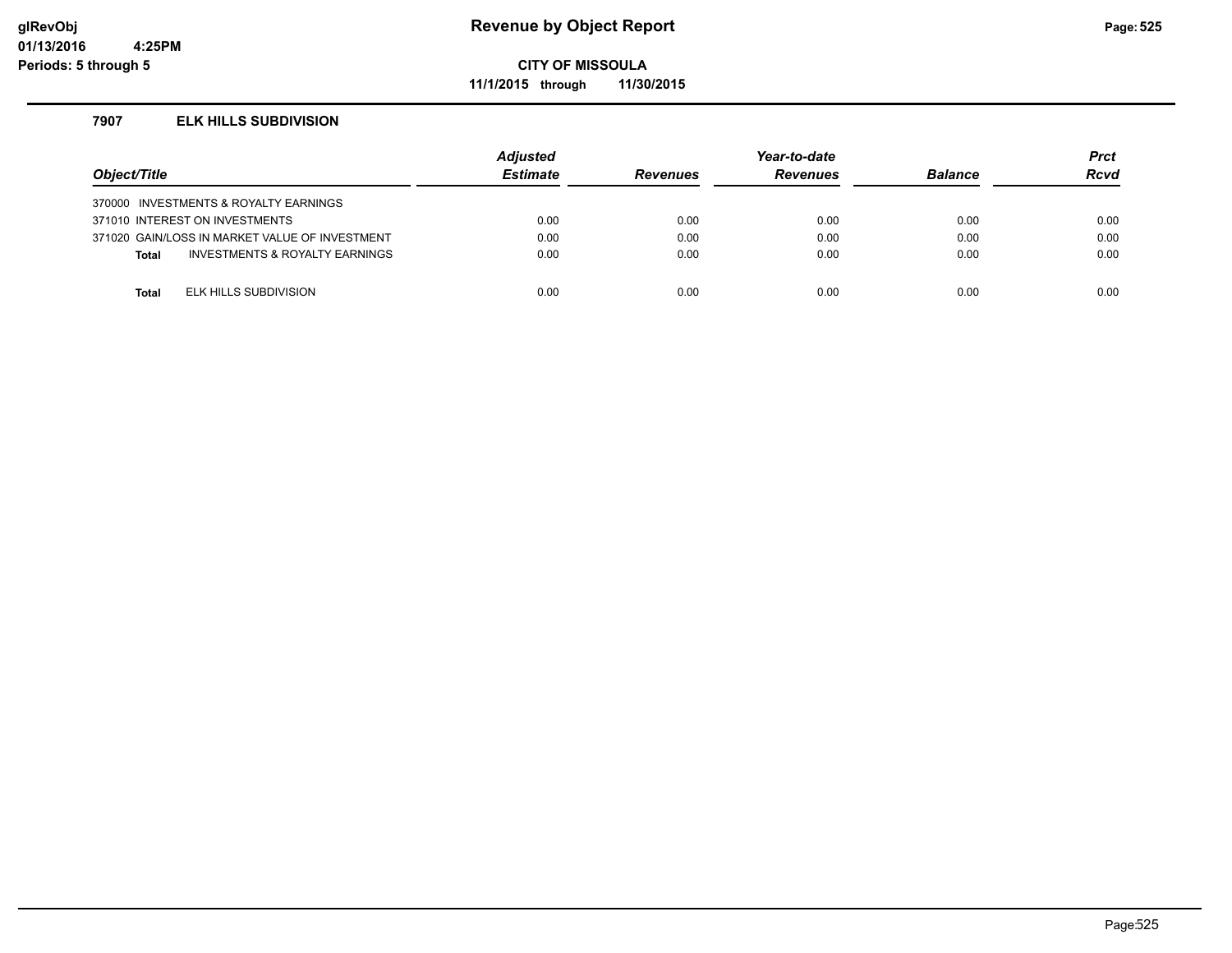# Revenue by Object Report

**CITY OF MISSOULA**

**11/1/2015 through 11/30/2015**

### 7907 ELK HILLS SUBDIVISION

| Object/Title | Adjusted Estimate | Revenues | Year-to-date Revenues | Balance | Prct Rcvd |
|---|---|---|---|---|---|
| 370000 INVESTMENTS & ROYALTY EARNINGS | | | | | |
| 371010 INTEREST ON INVESTMENTS | 0.00 | 0.00 | 0.00 | 0.00 | 0.00 |
| 371020 GAIN/LOSS IN MARKET VALUE OF INVESTMENT | 0.00 | 0.00 | 0.00 | 0.00 | 0.00 |
| **Total** INVESTMENTS & ROYALTY EARNINGS | 0.00 | 0.00 | 0.00 | 0.00 | 0.00 |
| **Total** ELK HILLS SUBDIVISION | 0.00 | 0.00 | 0.00 | 0.00 | 0.00 |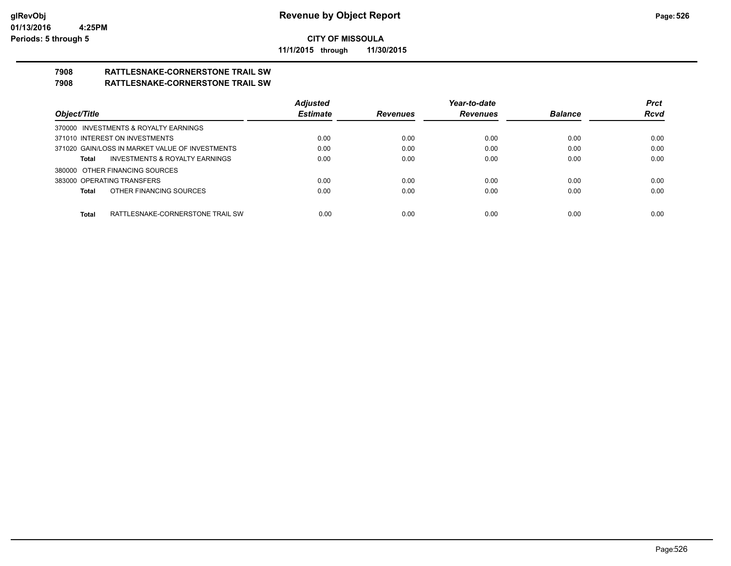**Revenue by Object Report**

**CITY OF MISSOULA**

**11/1/2015 through 11/30/2015**

glRevObj
01/13/2016 4:25PM
Periods: 5 through 5

## 7908 RATTLESNAKE-CORNERSTONE TRAIL SW
## 7908 RATTLESNAKE-CORNERSTONE TRAIL SW

| Object/Title | Adjusted Estimate | Revenues | Year-to-date Revenues | Balance | Prct Rcvd |
|---|---|---|---|---|---|
| 370000 INVESTMENTS & ROYALTY EARNINGS | | | | | |
| 371010 INTEREST ON INVESTMENTS | 0.00 | 0.00 | 0.00 | 0.00 | 0.00 |
| 371020 GAIN/LOSS IN MARKET VALUE OF INVESTMENTS | 0.00 | 0.00 | 0.00 | 0.00 | 0.00 |
| **Total** INVESTMENTS & ROYALTY EARNINGS | 0.00 | 0.00 | 0.00 | 0.00 | 0.00 |
| 380000 OTHER FINANCING SOURCES | | | | | |
| 383000 OPERATING TRANSFERS | 0.00 | 0.00 | 0.00 | 0.00 | 0.00 |
| **Total** OTHER FINANCING SOURCES | 0.00 | 0.00 | 0.00 | 0.00 | 0.00 |
| **Total** RATTLESNAKE-CORNERSTONE TRAIL SW | 0.00 | 0.00 | 0.00 | 0.00 | 0.00 |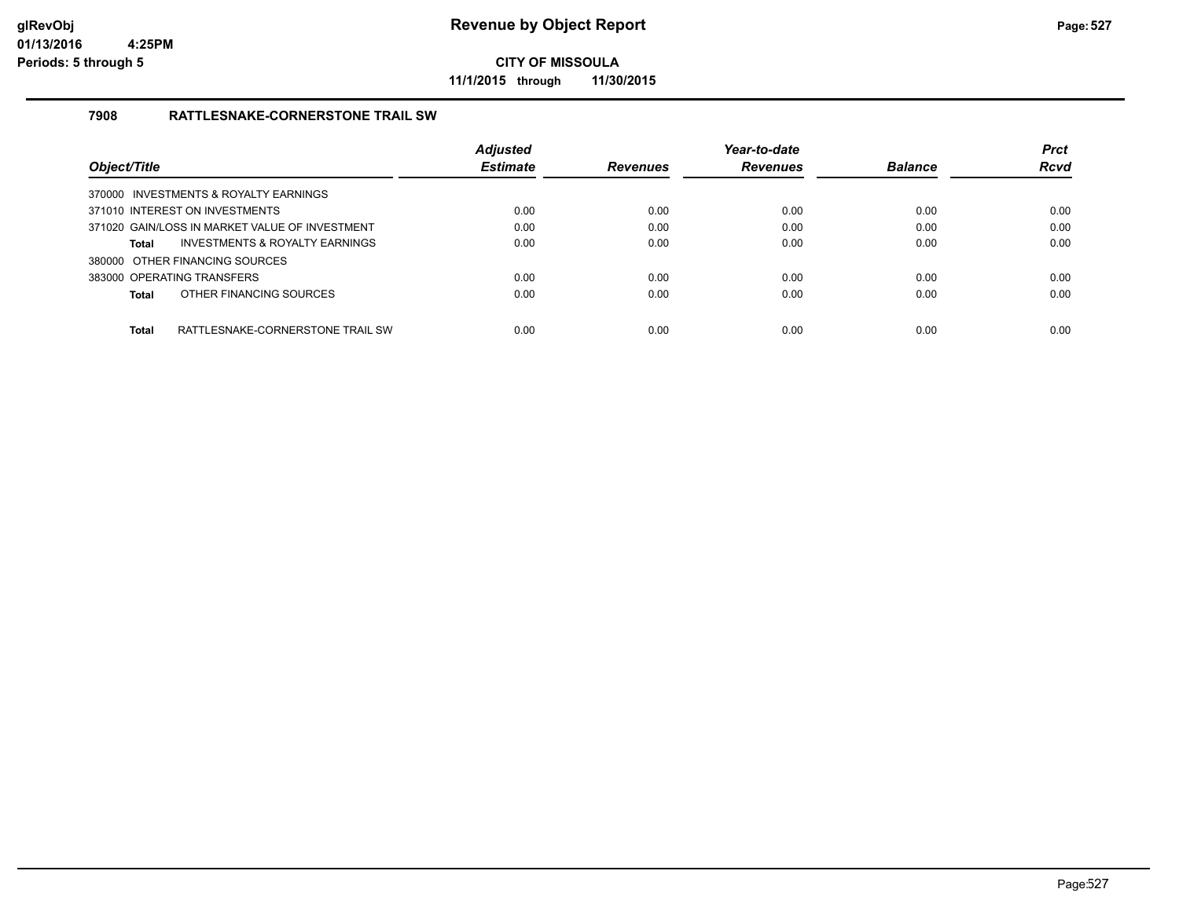**Revenue by Object Report**

**CITY OF MISSOULA**

**11/1/2015 through 11/30/2015**

glRevObj
01/13/2016 4:25PM
Periods: 5 through 5

### 7908 RATTLESNAKE-CORNERSTONE TRAIL SW

| Object/Title | Adjusted Estimate | Revenues | Year-to-date Revenues | Balance | Prct Rcvd |
|---|---|---|---|---|---|
| 370000 INVESTMENTS & ROYALTY EARNINGS | | | | | |
| 371010 INTEREST ON INVESTMENTS | 0.00 | 0.00 | 0.00 | 0.00 | 0.00 |
| 371020 GAIN/LOSS IN MARKET VALUE OF INVESTMENT | 0.00 | 0.00 | 0.00 | 0.00 | 0.00 |
| **Total** INVESTMENTS & ROYALTY EARNINGS | 0.00 | 0.00 | 0.00 | 0.00 | 0.00 |
| 380000 OTHER FINANCING SOURCES | | | | | |
| 383000 OPERATING TRANSFERS | 0.00 | 0.00 | 0.00 | 0.00 | 0.00 |
| **Total** OTHER FINANCING SOURCES | 0.00 | 0.00 | 0.00 | 0.00 | 0.00 |
| **Total** RATTLESNAKE-CORNERSTONE TRAIL SW | 0.00 | 0.00 | 0.00 | 0.00 | 0.00 |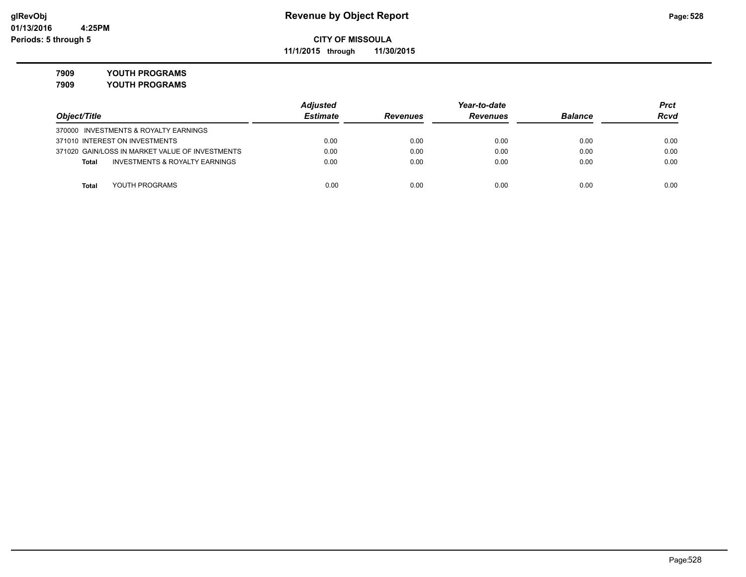**Revenue by Object Report**

**CITY OF MISSOULA**

**11/1/2015 through 11/30/2015**

glRevObj
01/13/2016 4:25PM
Periods: 5 through 5

**7909 YOUTH PROGRAMS**

**7909 YOUTH PROGRAMS**

| Object/Title | Adjusted Estimate | Revenues | Year-to-date Revenues | Balance | Prct Rcvd |
|---|---|---|---|---|---|
| 370000 INVESTMENTS & ROYALTY EARNINGS | | | | | |
| 371010 INTEREST ON INVESTMENTS | 0.00 | 0.00 | 0.00 | 0.00 | 0.00 |
| 371020 GAIN/LOSS IN MARKET VALUE OF INVESTMENTS | 0.00 | 0.00 | 0.00 | 0.00 | 0.00 |
| **Total** INVESTMENTS & ROYALTY EARNINGS | 0.00 | 0.00 | 0.00 | 0.00 | 0.00 |
| **Total** YOUTH PROGRAMS | 0.00 | 0.00 | 0.00 | 0.00 | 0.00 |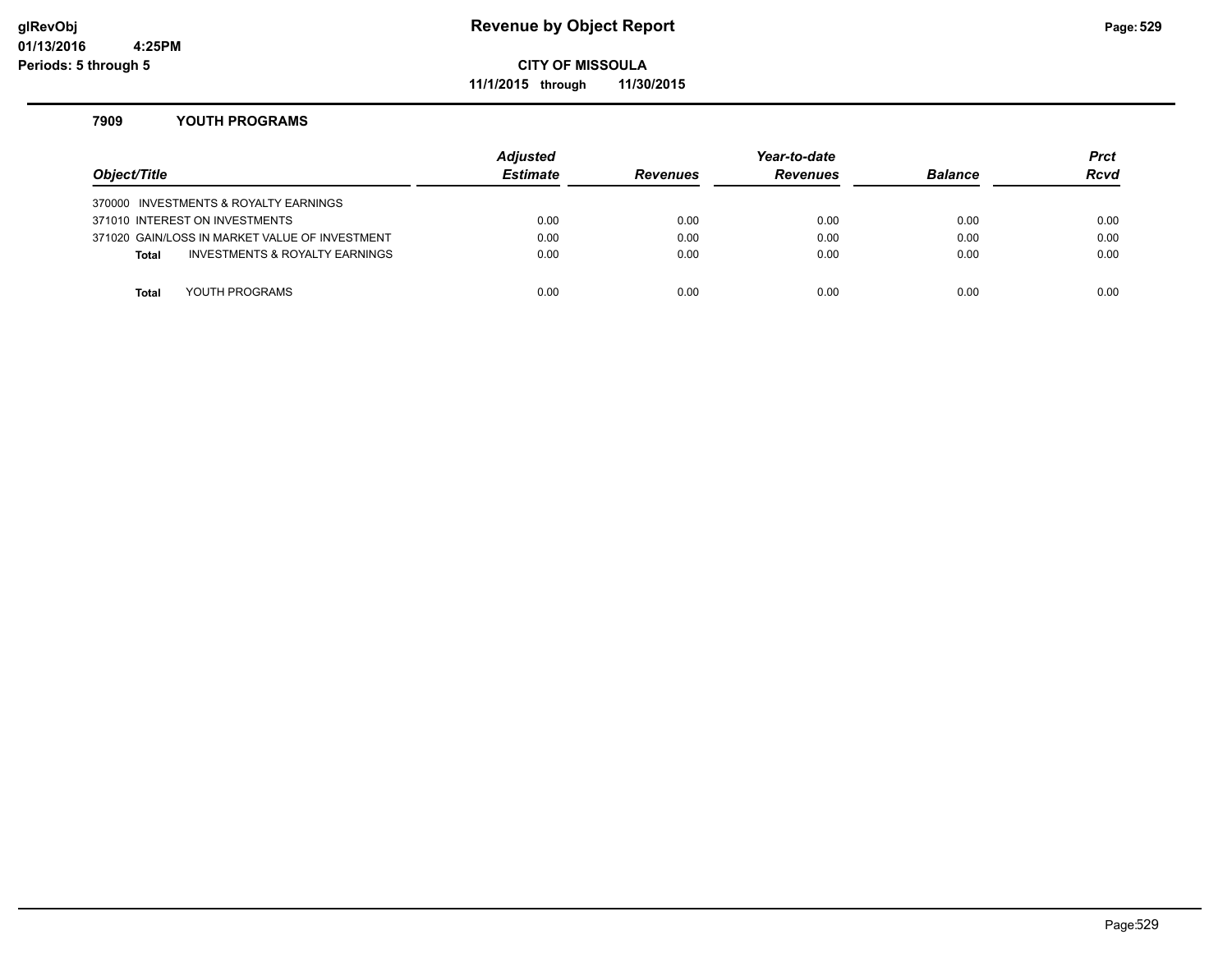# Revenue by Object Report

**CITY OF MISSOULA**

**11/1/2015 through 11/30/2015**

glRevObj
01/13/2016 4:25PM
Periods: 5 through 5

## 7909 YOUTH PROGRAMS

| Object/Title | Adjusted Estimate | Revenues | Year-to-date Revenues | Balance | Prct Rcvd |
|---|---|---|---|---|---|
| 370000 INVESTMENTS & ROYALTY EARNINGS | | | | | |
| 371010 INTEREST ON INVESTMENTS | 0.00 | 0.00 | 0.00 | 0.00 | 0.00 |
| 371020 GAIN/LOSS IN MARKET VALUE OF INVESTMENT | 0.00 | 0.00 | 0.00 | 0.00 | 0.00 |
| **Total** INVESTMENTS & ROYALTY EARNINGS | 0.00 | 0.00 | 0.00 | 0.00 | 0.00 |
| **Total** YOUTH PROGRAMS | 0.00 | 0.00 | 0.00 | 0.00 | 0.00 |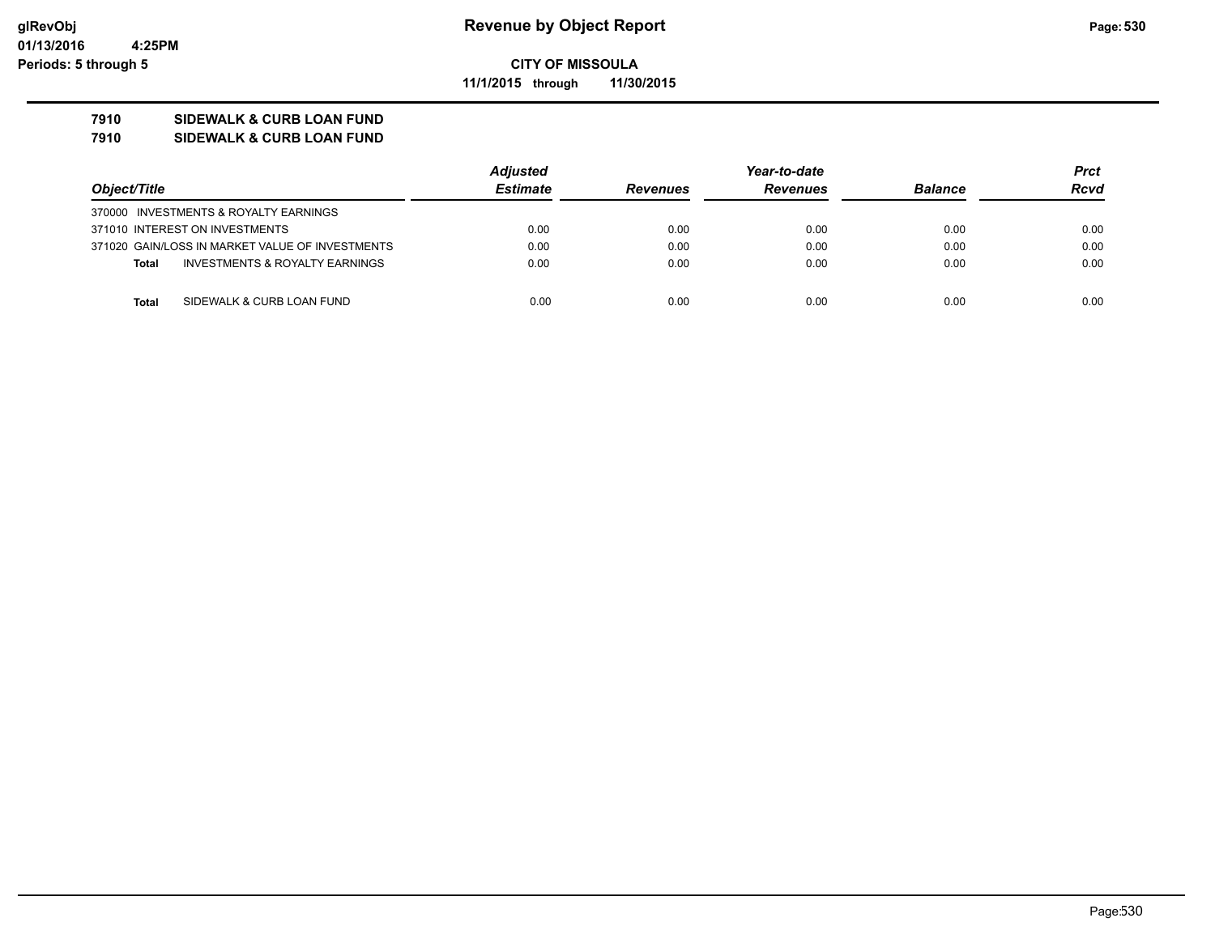# Revenue by Object Report

glRevObj
01/13/2016 4:25PM
Periods: 5 through 5

**CITY OF MISSOULA**

**11/1/2015 through 11/30/2015**

**7910 SIDEWALK & CURB LOAN FUND**
**7910 SIDEWALK & CURB LOAN FUND**

| Object/Title | Adjusted Estimate | Revenues | Year-to-date Revenues | Balance | Prct Rcvd |
|---|---|---|---|---|---|
| 370000 INVESTMENTS & ROYALTY EARNINGS | | | | | |
| 371010 INTEREST ON INVESTMENTS | 0.00 | 0.00 | 0.00 | 0.00 | 0.00 |
| 371020 GAIN/LOSS IN MARKET VALUE OF INVESTMENTS | 0.00 | 0.00 | 0.00 | 0.00 | 0.00 |
| **Total** INVESTMENTS & ROYALTY EARNINGS | 0.00 | 0.00 | 0.00 | 0.00 | 0.00 |
| **Total** SIDEWALK & CURB LOAN FUND | 0.00 | 0.00 | 0.00 | 0.00 | 0.00 |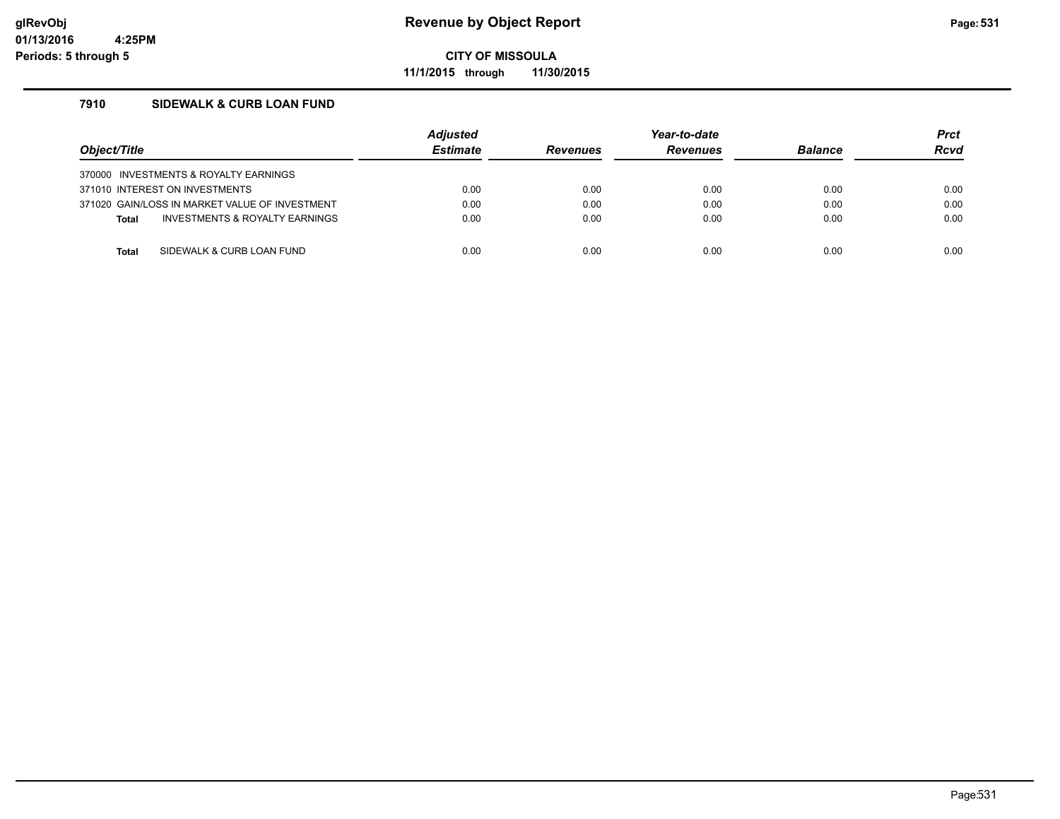# Revenue by Object Report

**CITY OF MISSOULA**

**11/1/2015 through 11/30/2015**

glRevObj
01/13/2016 4:25PM
Periods: 5 through 5

## 7910 SIDEWALK & CURB LOAN FUND

| Object/Title | Adjusted Estimate | Revenues | Year-to-date Revenues | Balance | Prct Rcvd |
|---|---|---|---|---|---|
| 370000 INVESTMENTS & ROYALTY EARNINGS | | | | | |
| 371010 INTEREST ON INVESTMENTS | 0.00 | 0.00 | 0.00 | 0.00 | 0.00 |
| 371020 GAIN/LOSS IN MARKET VALUE OF INVESTMENT | 0.00 | 0.00 | 0.00 | 0.00 | 0.00 |
| **Total** INVESTMENTS & ROYALTY EARNINGS | 0.00 | 0.00 | 0.00 | 0.00 | 0.00 |
| **Total** SIDEWALK & CURB LOAN FUND | 0.00 | 0.00 | 0.00 | 0.00 | 0.00 |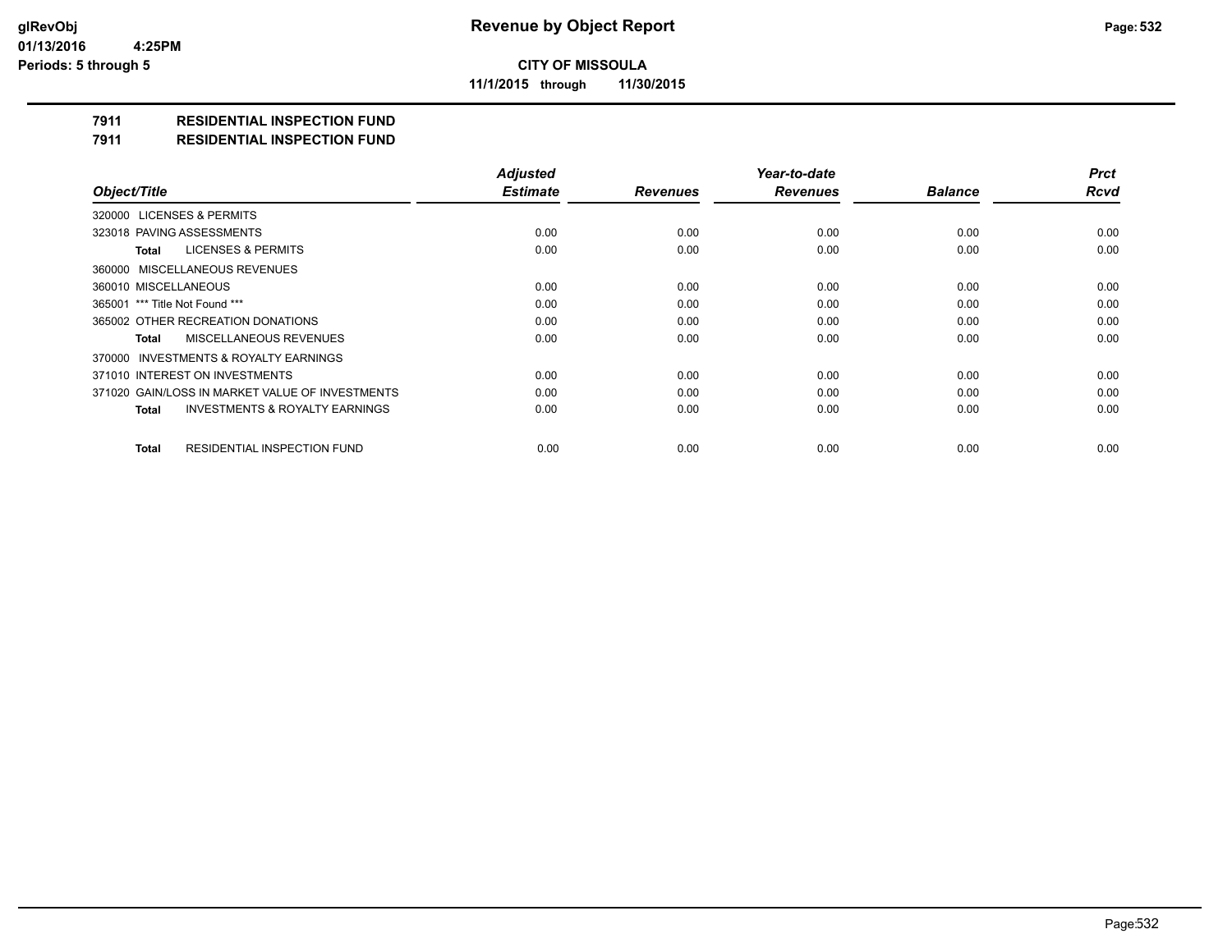**CITY OF MISSOULA**

**11/1/2015 through 11/30/2015**

## 7911 RESIDENTIAL INSPECTION FUND
## 7911 RESIDENTIAL INSPECTION FUND

| Object/Title | Adjusted Estimate | Revenues | Year-to-date Revenues | Balance | Prct Rcvd |
|---|---|---|---|---|---|
| 320000 LICENSES & PERMITS | | | | | |
| 323018 PAVING ASSESSMENTS | 0.00 | 0.00 | 0.00 | 0.00 | 0.00 |
| **Total** LICENSES & PERMITS | 0.00 | 0.00 | 0.00 | 0.00 | 0.00 |
| 360000 MISCELLANEOUS REVENUES | | | | | |
| 360010 MISCELLANEOUS | 0.00 | 0.00 | 0.00 | 0.00 | 0.00 |
| 365001 *** Title Not Found *** | 0.00 | 0.00 | 0.00 | 0.00 | 0.00 |
| 365002 OTHER RECREATION DONATIONS | 0.00 | 0.00 | 0.00 | 0.00 | 0.00 |
| **Total** MISCELLANEOUS REVENUES | 0.00 | 0.00 | 0.00 | 0.00 | 0.00 |
| 370000 INVESTMENTS & ROYALTY EARNINGS | | | | | |
| 371010 INTEREST ON INVESTMENTS | 0.00 | 0.00 | 0.00 | 0.00 | 0.00 |
| 371020 GAIN/LOSS IN MARKET VALUE OF INVESTMENTS | 0.00 | 0.00 | 0.00 | 0.00 | 0.00 |
| **Total** INVESTMENTS & ROYALTY EARNINGS | 0.00 | 0.00 | 0.00 | 0.00 | 0.00 |
| **Total** RESIDENTIAL INSPECTION FUND | 0.00 | 0.00 | 0.00 | 0.00 | 0.00 |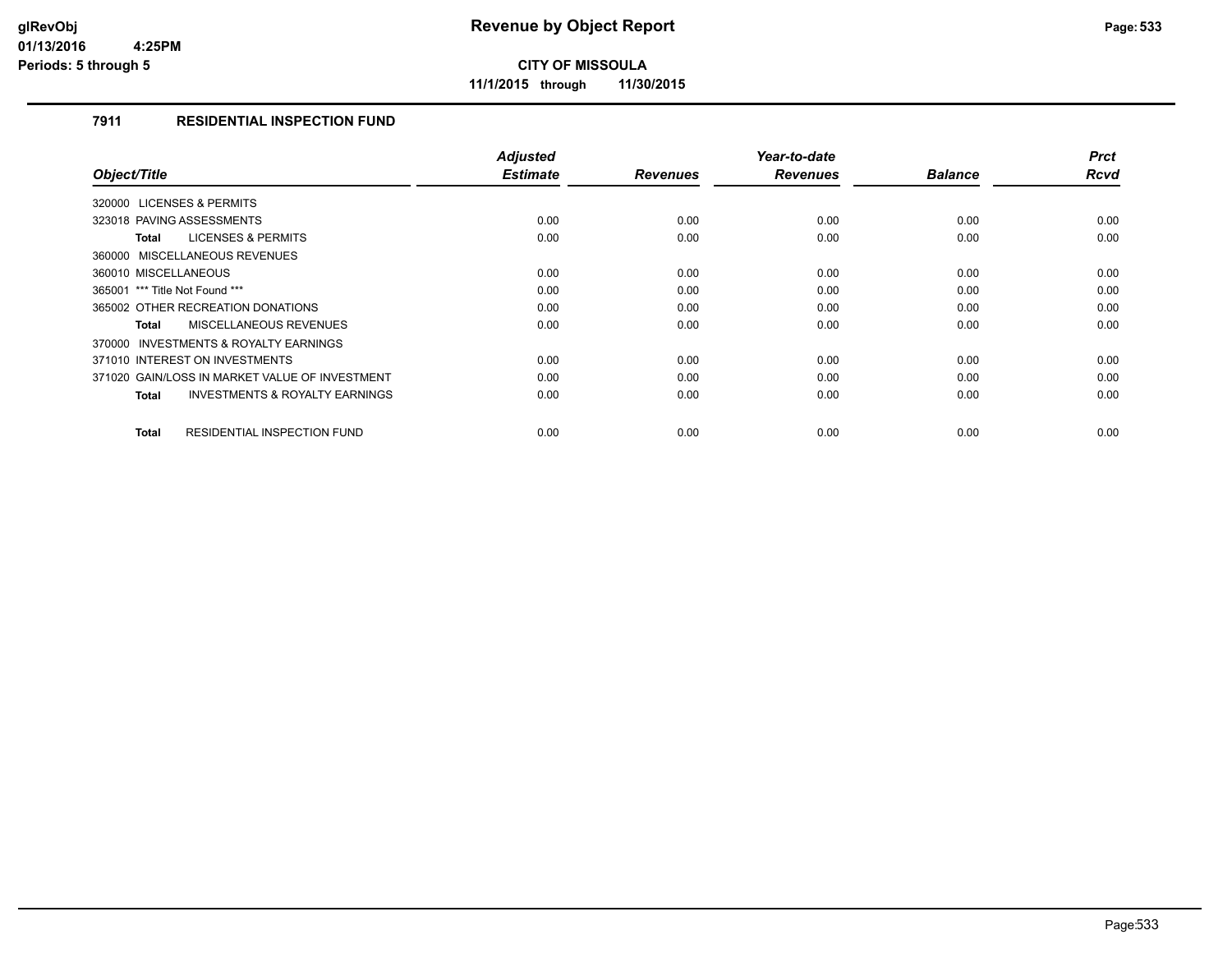# Revenue by Object Report

glRevObj
01/13/2016 4:25PM
Periods: 5 through 5

**CITY OF MISSOULA**

**11/1/2015 through 11/30/2015**

## 7911 RESIDENTIAL INSPECTION FUND

| Object/Title | Adjusted Estimate | Revenues | Year-to-date Revenues | Balance | Prct Rcvd |
|---|---|---|---|---|---|
| 320000 LICENSES & PERMITS | | | | | |
| 323018 PAVING ASSESSMENTS | 0.00 | 0.00 | 0.00 | 0.00 | 0.00 |
| **Total** LICENSES & PERMITS | 0.00 | 0.00 | 0.00 | 0.00 | 0.00 |
| 360000 MISCELLANEOUS REVENUES | | | | | |
| 360010 MISCELLANEOUS | 0.00 | 0.00 | 0.00 | 0.00 | 0.00 |
| 365001 *** Title Not Found *** | 0.00 | 0.00 | 0.00 | 0.00 | 0.00 |
| 365002 OTHER RECREATION DONATIONS | 0.00 | 0.00 | 0.00 | 0.00 | 0.00 |
| **Total** MISCELLANEOUS REVENUES | 0.00 | 0.00 | 0.00 | 0.00 | 0.00 |
| 370000 INVESTMENTS & ROYALTY EARNINGS | | | | | |
| 371010 INTEREST ON INVESTMENTS | 0.00 | 0.00 | 0.00 | 0.00 | 0.00 |
| 371020 GAIN/LOSS IN MARKET VALUE OF INVESTMENT | 0.00 | 0.00 | 0.00 | 0.00 | 0.00 |
| **Total** INVESTMENTS & ROYALTY EARNINGS | 0.00 | 0.00 | 0.00 | 0.00 | 0.00 |
| **Total** RESIDENTIAL INSPECTION FUND | 0.00 | 0.00 | 0.00 | 0.00 | 0.00 |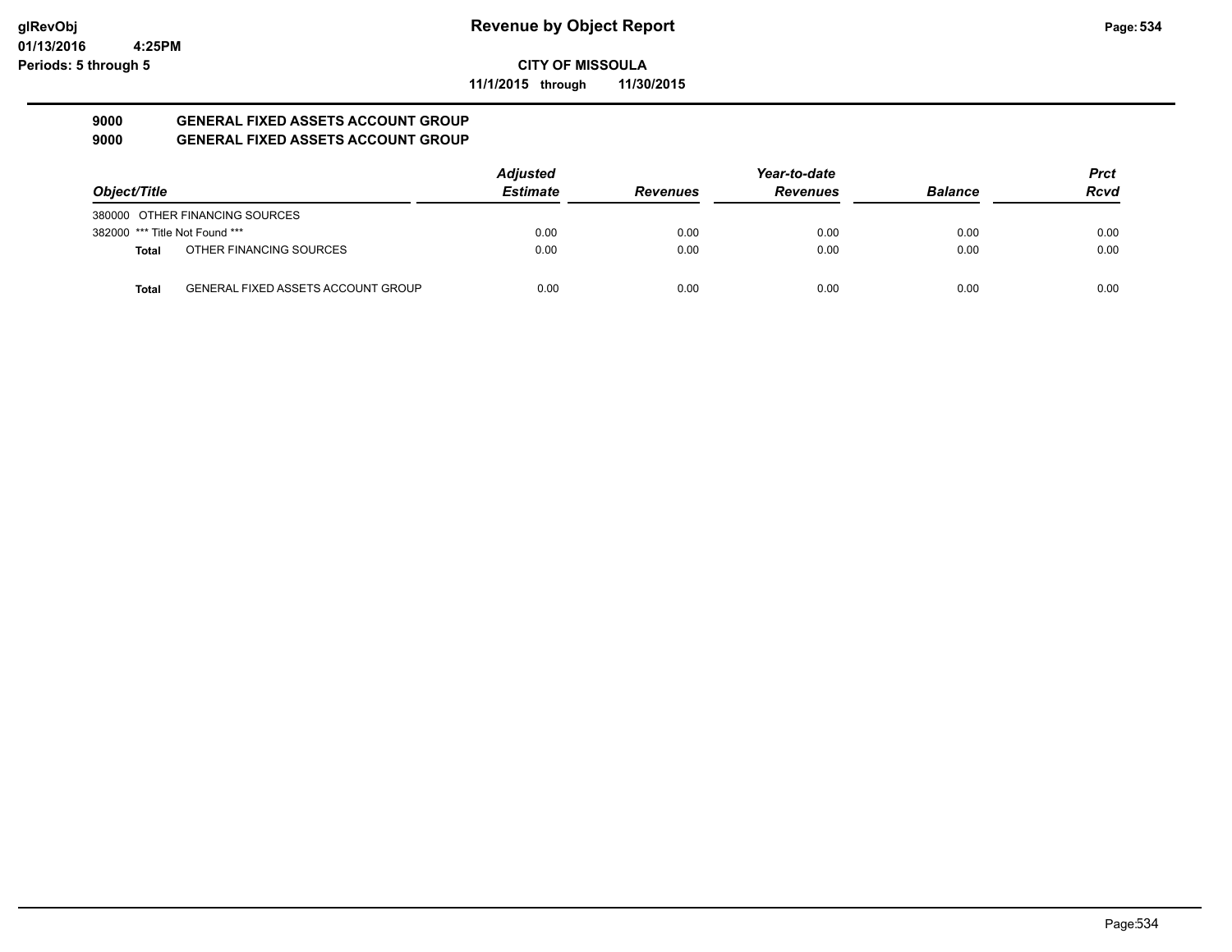**Revenue by Object Report**

**CITY OF MISSOULA**

**11/1/2015 through 11/30/2015**

glRevObj
01/13/2016 4:25PM
Periods: 5 through 5

### 9000 GENERAL FIXED ASSETS ACCOUNT GROUP
### 9000 GENERAL FIXED ASSETS ACCOUNT GROUP

| Object/Title | | Adjusted Estimate | Revenues | Year-to-date Revenues | Balance | Prct Rcvd |
|---|---|---|---|---|---|---|
| 380000 | OTHER FINANCING SOURCES | | | | | |
| 382000 | *** Title Not Found *** | 0.00 | 0.00 | 0.00 | 0.00 | 0.00 |
| **Total** | OTHER FINANCING SOURCES | 0.00 | 0.00 | 0.00 | 0.00 | 0.00 |
| **Total** | GENERAL FIXED ASSETS ACCOUNT GROUP | 0.00 | 0.00 | 0.00 | 0.00 | 0.00 |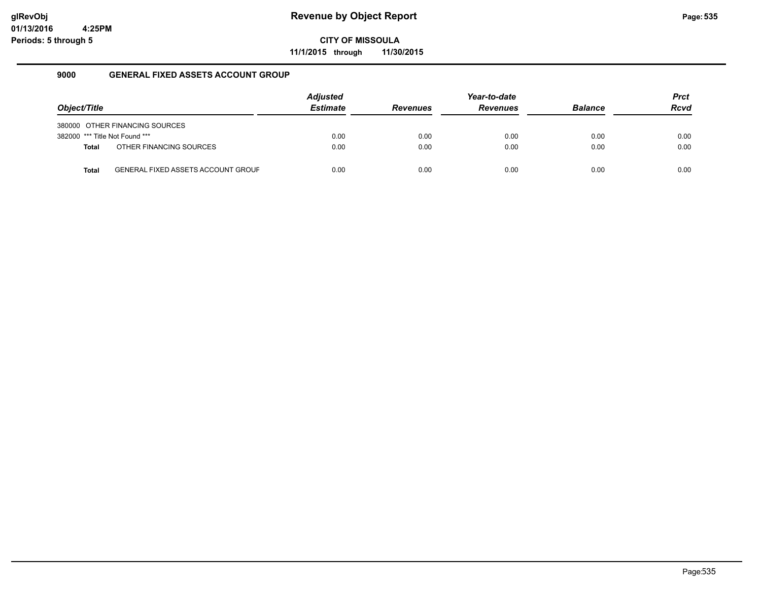glRevObj
01/13/2016 4:25PM
Periods: 5 through 5

# Revenue by Object Report

**CITY OF MISSOULA**

**11/1/2015 through 11/30/2015**

## 9000 GENERAL FIXED ASSETS ACCOUNT GROUP

| Object/Title | Adjusted Estimate | Revenues | Year-to-date Revenues | Balance | Prct Rcvd |
|---|---|---|---|---|---|
| 380000 OTHER FINANCING SOURCES | | | | | |
| 382000 *** Title Not Found *** | 0.00 | 0.00 | 0.00 | 0.00 | 0.00 |
| **Total** OTHER FINANCING SOURCES | 0.00 | 0.00 | 0.00 | 0.00 | 0.00 |
| **Total** GENERAL FIXED ASSETS ACCOUNT GROUF | 0.00 | 0.00 | 0.00 | 0.00 | 0.00 |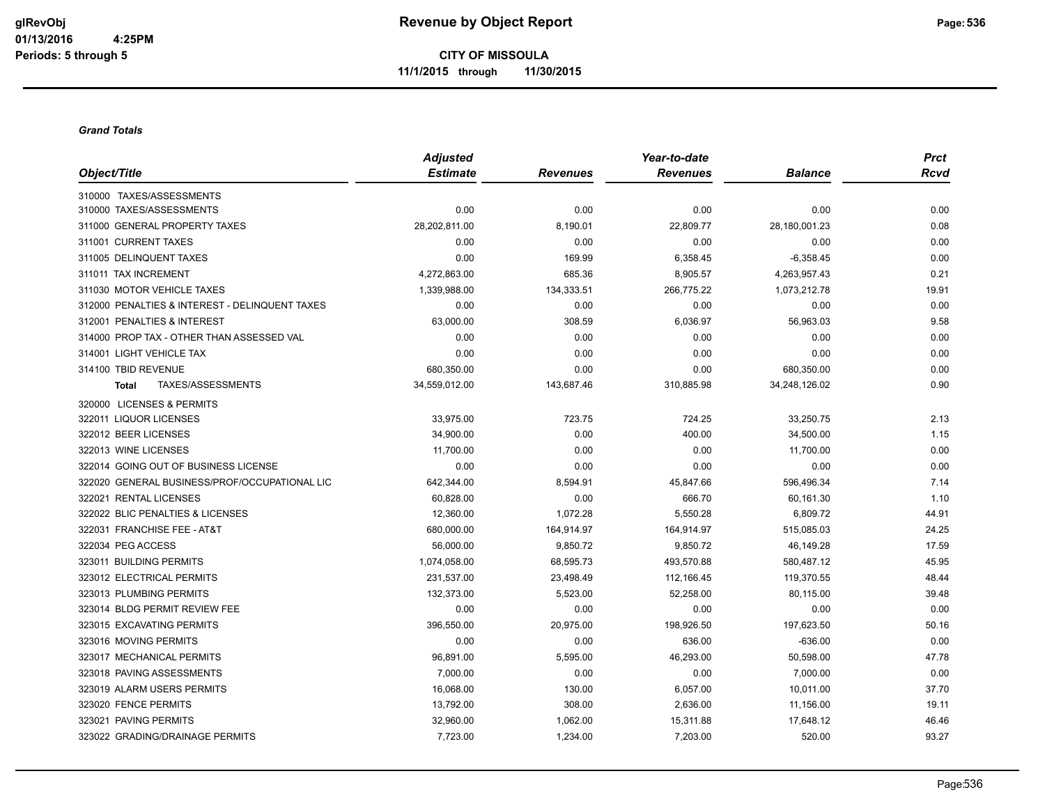# Revenue by Object Report

glRevObj
01/13/2016 4:25PM
Periods: 5 through 5

**CITY OF MISSOULA**
**11/1/2015 through 11/30/2015**

***Grand Totals***

| Object/Title | Adjusted Estimate | Revenues | Year-to-date Revenues | Balance | Prct Rcvd |
|---|---|---|---|---|---|
| 310000 TAXES/ASSESSMENTS | | | | | |
| 310000 TAXES/ASSESSMENTS | 0.00 | 0.00 | 0.00 | 0.00 | 0.00 |
| 311000 GENERAL PROPERTY TAXES | 28,202,811.00 | 8,190.01 | 22,809.77 | 28,180,001.23 | 0.08 |
| 311001 CURRENT TAXES | 0.00 | 0.00 | 0.00 | 0.00 | 0.00 |
| 311005 DELINQUENT TAXES | 0.00 | 169.99 | 6,358.45 | -6,358.45 | 0.00 |
| 311011 TAX INCREMENT | 4,272,863.00 | 685.36 | 8,905.57 | 4,263,957.43 | 0.21 |
| 311030 MOTOR VEHICLE TAXES | 1,339,988.00 | 134,333.51 | 266,775.22 | 1,073,212.78 | 19.91 |
| 312000 PENALTIES & INTEREST - DELINQUENT TAXES | 0.00 | 0.00 | 0.00 | 0.00 | 0.00 |
| 312001 PENALTIES & INTEREST | 63,000.00 | 308.59 | 6,036.97 | 56,963.03 | 9.58 |
| 314000 PROP TAX - OTHER THAN ASSESSED VAL | 0.00 | 0.00 | 0.00 | 0.00 | 0.00 |
| 314001 LIGHT VEHICLE TAX | 0.00 | 0.00 | 0.00 | 0.00 | 0.00 |
| 314100 TBID REVENUE | 680,350.00 | 0.00 | 0.00 | 680,350.00 | 0.00 |
| **Total** TAXES/ASSESSMENTS | 34,559,012.00 | 143,687.46 | 310,885.98 | 34,248,126.02 | 0.90 |
| 320000 LICENSES & PERMITS | | | | | |
| 322011 LIQUOR LICENSES | 33,975.00 | 723.75 | 724.25 | 33,250.75 | 2.13 |
| 322012 BEER LICENSES | 34,900.00 | 0.00 | 400.00 | 34,500.00 | 1.15 |
| 322013 WINE LICENSES | 11,700.00 | 0.00 | 0.00 | 11,700.00 | 0.00 |
| 322014 GOING OUT OF BUSINESS LICENSE | 0.00 | 0.00 | 0.00 | 0.00 | 0.00 |
| 322020 GENERAL BUSINESS/PROF/OCCUPATIONAL LIC | 642,344.00 | 8,594.91 | 45,847.66 | 596,496.34 | 7.14 |
| 322021 RENTAL LICENSES | 60,828.00 | 0.00 | 666.70 | 60,161.30 | 1.10 |
| 322022 BLIC PENALTIES & LICENSES | 12,360.00 | 1,072.28 | 5,550.28 | 6,809.72 | 44.91 |
| 322031 FRANCHISE FEE - AT&T | 680,000.00 | 164,914.97 | 164,914.97 | 515,085.03 | 24.25 |
| 322034 PEG ACCESS | 56,000.00 | 9,850.72 | 9,850.72 | 46,149.28 | 17.59 |
| 323011 BUILDING PERMITS | 1,074,058.00 | 68,595.73 | 493,570.88 | 580,487.12 | 45.95 |
| 323012 ELECTRICAL PERMITS | 231,537.00 | 23,498.49 | 112,166.45 | 119,370.55 | 48.44 |
| 323013 PLUMBING PERMITS | 132,373.00 | 5,523.00 | 52,258.00 | 80,115.00 | 39.48 |
| 323014 BLDG PERMIT REVIEW FEE | 0.00 | 0.00 | 0.00 | 0.00 | 0.00 |
| 323015 EXCAVATING PERMITS | 396,550.00 | 20,975.00 | 198,926.50 | 197,623.50 | 50.16 |
| 323016 MOVING PERMITS | 0.00 | 0.00 | 636.00 | -636.00 | 0.00 |
| 323017 MECHANICAL PERMITS | 96,891.00 | 5,595.00 | 46,293.00 | 50,598.00 | 47.78 |
| 323018 PAVING ASSESSMENTS | 7,000.00 | 0.00 | 0.00 | 7,000.00 | 0.00 |
| 323019 ALARM USERS PERMITS | 16,068.00 | 130.00 | 6,057.00 | 10,011.00 | 37.70 |
| 323020 FENCE PERMITS | 13,792.00 | 308.00 | 2,636.00 | 11,156.00 | 19.11 |
| 323021 PAVING PERMITS | 32,960.00 | 1,062.00 | 15,311.88 | 17,648.12 | 46.46 |
| 323022 GRADING/DRAINAGE PERMITS | 7,723.00 | 1,234.00 | 7,203.00 | 520.00 | 93.27 |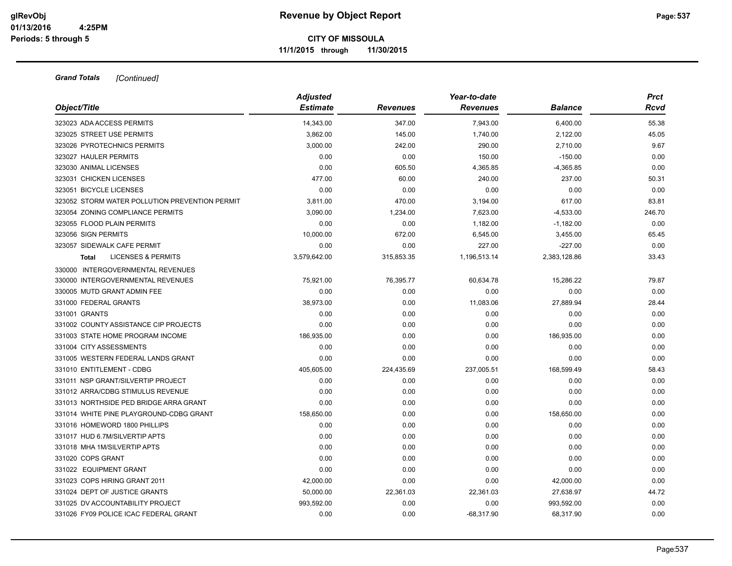**Grand Totals** *[Continued]*

| Object/Title | Adjusted Estimate | Revenues | Year-to-date Revenues | Balance | Prct Rcvd |
|---|---|---|---|---|---|
| 323023 ADA ACCESS PERMITS | 14,343.00 | 347.00 | 7,943.00 | 6,400.00 | 55.38 |
| 323025 STREET USE PERMITS | 3,862.00 | 145.00 | 1,740.00 | 2,122.00 | 45.05 |
| 323026 PYROTECHNICS PERMITS | 3,000.00 | 242.00 | 290.00 | 2,710.00 | 9.67 |
| 323027 HAULER PERMITS | 0.00 | 0.00 | 150.00 | -150.00 | 0.00 |
| 323030 ANIMAL LICENSES | 0.00 | 605.50 | 4,365.85 | -4,365.85 | 0.00 |
| 323031 CHICKEN LICENSES | 477.00 | 60.00 | 240.00 | 237.00 | 50.31 |
| 323051 BICYCLE LICENSES | 0.00 | 0.00 | 0.00 | 0.00 | 0.00 |
| 323052 STORM WATER POLLUTION PREVENTION PERMIT | 3,811.00 | 470.00 | 3,194.00 | 617.00 | 83.81 |
| 323054 ZONING COMPLIANCE PERMITS | 3,090.00 | 1,234.00 | 7,623.00 | -4,533.00 | 246.70 |
| 323055 FLOOD PLAIN PERMITS | 0.00 | 0.00 | 1,182.00 | -1,182.00 | 0.00 |
| 323056 SIGN PERMITS | 10,000.00 | 672.00 | 6,545.00 | 3,455.00 | 65.45 |
| 323057 SIDEWALK CAFE PERMIT | 0.00 | 0.00 | 227.00 | -227.00 | 0.00 |
| **Total** LICENSES & PERMITS | 3,579,642.00 | 315,853.35 | 1,196,513.14 | 2,383,128.86 | 33.43 |
| 330000 INTERGOVERNMENTAL REVENUES | | | | | |
| 330000 INTERGOVERNMENTAL REVENUES | 75,921.00 | 76,395.77 | 60,634.78 | 15,286.22 | 79.87 |
| 330005 MUTD GRANT ADMIN FEE | 0.00 | 0.00 | 0.00 | 0.00 | 0.00 |
| 331000 FEDERAL GRANTS | 38,973.00 | 0.00 | 11,083.06 | 27,889.94 | 28.44 |
| 331001 GRANTS | 0.00 | 0.00 | 0.00 | 0.00 | 0.00 |
| 331002 COUNTY ASSISTANCE CIP PROJECTS | 0.00 | 0.00 | 0.00 | 0.00 | 0.00 |
| 331003 STATE HOME PROGRAM INCOME | 186,935.00 | 0.00 | 0.00 | 186,935.00 | 0.00 |
| 331004 CITY ASSESSMENTS | 0.00 | 0.00 | 0.00 | 0.00 | 0.00 |
| 331005 WESTERN FEDERAL LANDS GRANT | 0.00 | 0.00 | 0.00 | 0.00 | 0.00 |
| 331010 ENTITLEMENT - CDBG | 405,605.00 | 224,435.69 | 237,005.51 | 168,599.49 | 58.43 |
| 331011 NSP GRANT/SILVERTIP PROJECT | 0.00 | 0.00 | 0.00 | 0.00 | 0.00 |
| 331012 ARRA/CDBG STIMULUS REVENUE | 0.00 | 0.00 | 0.00 | 0.00 | 0.00 |
| 331013 NORTHSIDE PED BRIDGE ARRA GRANT | 0.00 | 0.00 | 0.00 | 0.00 | 0.00 |
| 331014 WHITE PINE PLAYGROUND-CDBG GRANT | 158,650.00 | 0.00 | 0.00 | 158,650.00 | 0.00 |
| 331016 HOMEWORD 1800 PHILLIPS | 0.00 | 0.00 | 0.00 | 0.00 | 0.00 |
| 331017 HUD 6.7M/SILVERTIP APTS | 0.00 | 0.00 | 0.00 | 0.00 | 0.00 |
| 331018 MHA 1M/SILVERTIP APTS | 0.00 | 0.00 | 0.00 | 0.00 | 0.00 |
| 331020 COPS GRANT | 0.00 | 0.00 | 0.00 | 0.00 | 0.00 |
| 331022 EQUIPMENT GRANT | 0.00 | 0.00 | 0.00 | 0.00 | 0.00 |
| 331023 COPS HIRING GRANT 2011 | 42,000.00 | 0.00 | 0.00 | 42,000.00 | 0.00 |
| 331024 DEPT OF JUSTICE GRANTS | 50,000.00 | 22,361.03 | 22,361.03 | 27,638.97 | 44.72 |
| 331025 DV ACCOUNTABILITY PROJECT | 993,592.00 | 0.00 | 0.00 | 993,592.00 | 0.00 |
| 331026 FY09 POLICE ICAC FEDERAL GRANT | 0.00 | 0.00 | -68,317.90 | 68,317.90 | 0.00 |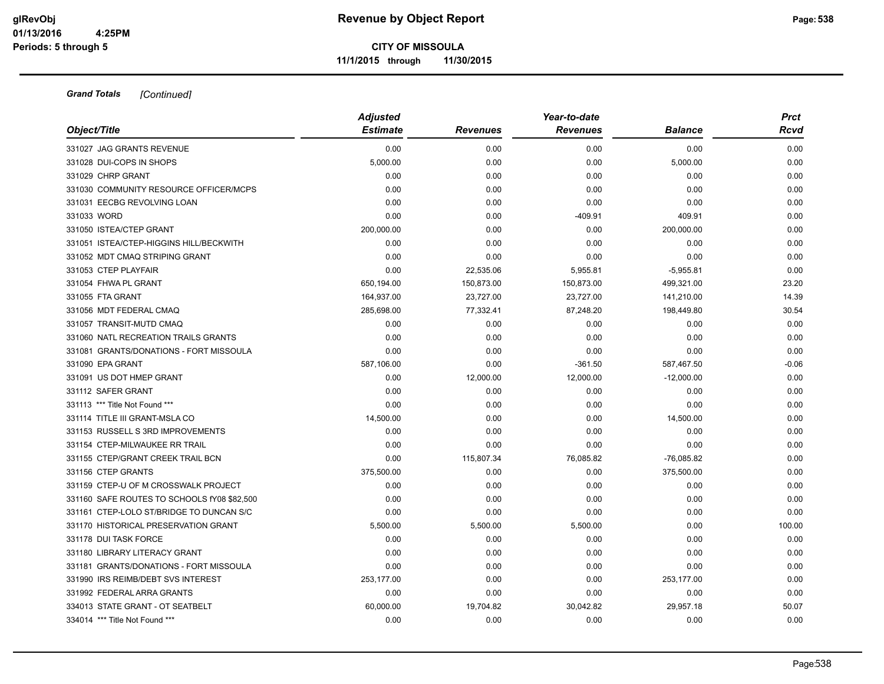**Revenue by Object Report**

**CITY OF MISSOULA**

**11/1/2015 through 11/30/2015**

glRevObj
01/13/2016 4:25PM
Periods: 5 through 5

***Grand Totals*** *[Continued]*

| Object/Title | Adjusted Estimate | Revenues | Year-to-date Revenues | Balance | Prct Rcvd |
|---|---|---|---|---|---|
| 331027 JAG GRANTS REVENUE | 0.00 | 0.00 | 0.00 | 0.00 | 0.00 |
| 331028 DUI-COPS IN SHOPS | 5,000.00 | 0.00 | 0.00 | 5,000.00 | 0.00 |
| 331029 CHRP GRANT | 0.00 | 0.00 | 0.00 | 0.00 | 0.00 |
| 331030 COMMUNITY RESOURCE OFFICER/MCPS | 0.00 | 0.00 | 0.00 | 0.00 | 0.00 |
| 331031 EECBG REVOLVING LOAN | 0.00 | 0.00 | 0.00 | 0.00 | 0.00 |
| 331033 WORD | 0.00 | 0.00 | -409.91 | 409.91 | 0.00 |
| 331050 ISTEA/CTEP GRANT | 200,000.00 | 0.00 | 0.00 | 200,000.00 | 0.00 |
| 331051 ISTEA/CTEP-HIGGINS HILL/BECKWITH | 0.00 | 0.00 | 0.00 | 0.00 | 0.00 |
| 331052 MDT CMAQ STRIPING GRANT | 0.00 | 0.00 | 0.00 | 0.00 | 0.00 |
| 331053 CTEP PLAYFAIR | 0.00 | 22,535.06 | 5,955.81 | -5,955.81 | 0.00 |
| 331054 FHWA PL GRANT | 650,194.00 | 150,873.00 | 150,873.00 | 499,321.00 | 23.20 |
| 331055 FTA GRANT | 164,937.00 | 23,727.00 | 23,727.00 | 141,210.00 | 14.39 |
| 331056 MDT FEDERAL CMAQ | 285,698.00 | 77,332.41 | 87,248.20 | 198,449.80 | 30.54 |
| 331057 TRANSIT-MUTD CMAQ | 0.00 | 0.00 | 0.00 | 0.00 | 0.00 |
| 331060 NATL RECREATION TRAILS GRANTS | 0.00 | 0.00 | 0.00 | 0.00 | 0.00 |
| 331081 GRANTS/DONATIONS - FORT MISSOULA | 0.00 | 0.00 | 0.00 | 0.00 | 0.00 |
| 331090 EPA GRANT | 587,106.00 | 0.00 | -361.50 | 587,467.50 | -0.06 |
| 331091 US DOT HMEP GRANT | 0.00 | 12,000.00 | 12,000.00 | -12,000.00 | 0.00 |
| 331112 SAFER GRANT | 0.00 | 0.00 | 0.00 | 0.00 | 0.00 |
| 331113 *** Title Not Found *** | 0.00 | 0.00 | 0.00 | 0.00 | 0.00 |
| 331114 TITLE III GRANT-MSLA CO | 14,500.00 | 0.00 | 0.00 | 14,500.00 | 0.00 |
| 331153 RUSSELL S 3RD IMPROVEMENTS | 0.00 | 0.00 | 0.00 | 0.00 | 0.00 |
| 331154 CTEP-MILWAUKEE RR TRAIL | 0.00 | 0.00 | 0.00 | 0.00 | 0.00 |
| 331155 CTEP/GRANT CREEK TRAIL BCN | 0.00 | 115,807.34 | 76,085.82 | -76,085.82 | 0.00 |
| 331156 CTEP GRANTS | 375,500.00 | 0.00 | 0.00 | 375,500.00 | 0.00 |
| 331159 CTEP-U OF M CROSSWALK PROJECT | 0.00 | 0.00 | 0.00 | 0.00 | 0.00 |
| 331160 SAFE ROUTES TO SCHOOLS fY08 $82,500 | 0.00 | 0.00 | 0.00 | 0.00 | 0.00 |
| 331161 CTEP-LOLO ST/BRIDGE TO DUNCAN S/C | 0.00 | 0.00 | 0.00 | 0.00 | 0.00 |
| 331170 HISTORICAL PRESERVATION GRANT | 5,500.00 | 5,500.00 | 5,500.00 | 0.00 | 100.00 |
| 331178 DUI TASK FORCE | 0.00 | 0.00 | 0.00 | 0.00 | 0.00 |
| 331180 LIBRARY LITERACY GRANT | 0.00 | 0.00 | 0.00 | 0.00 | 0.00 |
| 331181 GRANTS/DONATIONS - FORT MISSOULA | 0.00 | 0.00 | 0.00 | 0.00 | 0.00 |
| 331990 IRS REIMB/DEBT SVS INTEREST | 253,177.00 | 0.00 | 0.00 | 253,177.00 | 0.00 |
| 331992 FEDERAL ARRA GRANTS | 0.00 | 0.00 | 0.00 | 0.00 | 0.00 |
| 334013 STATE GRANT - OT SEATBELT | 60,000.00 | 19,704.82 | 30,042.82 | 29,957.18 | 50.07 |
| 334014 *** Title Not Found *** | 0.00 | 0.00 | 0.00 | 0.00 | 0.00 |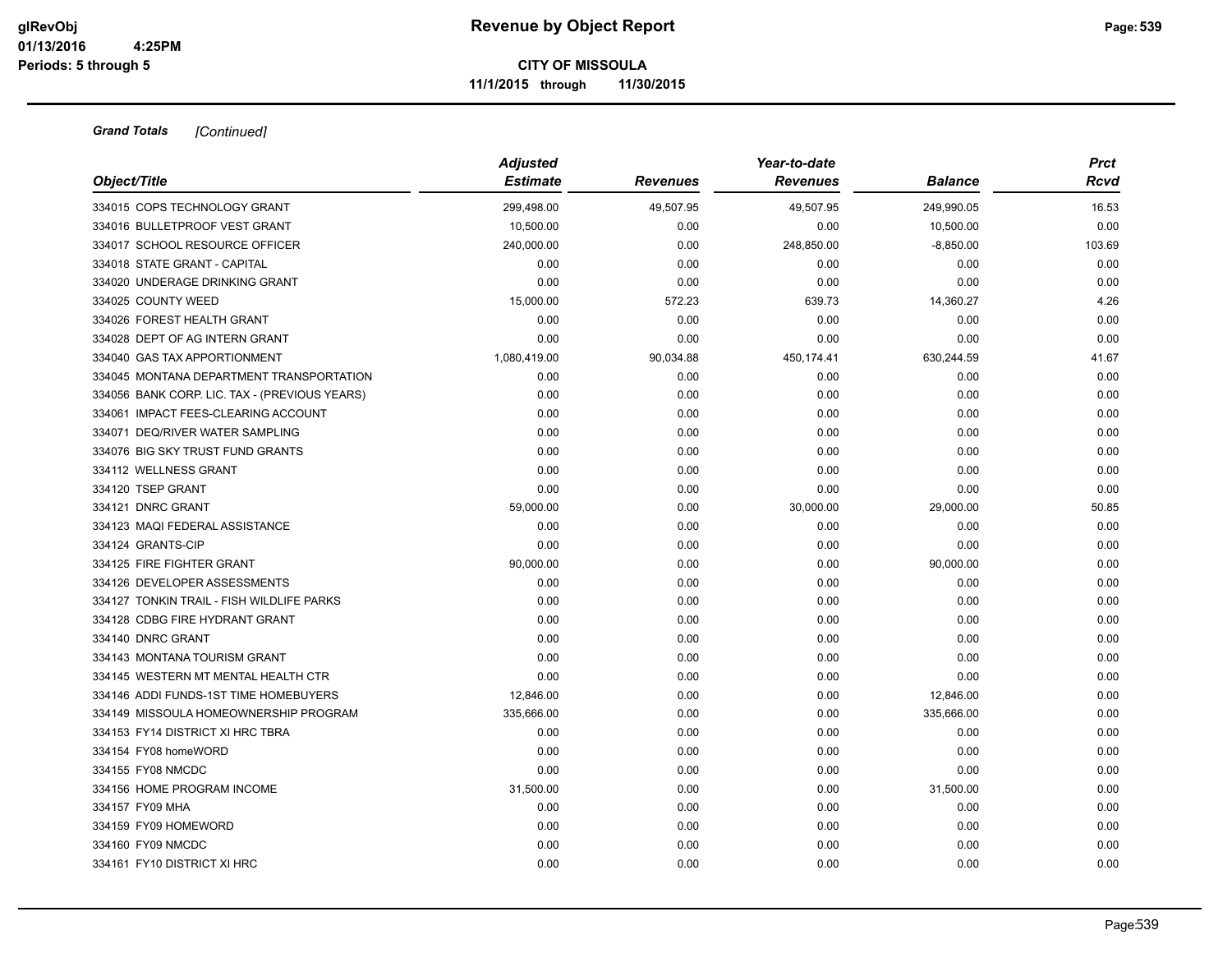**Grand Totals** *[Continued]*

| Object/Title | *Adjusted Estimate* | *Revenues* | *Year-to-date Revenues* | *Balance* | *Prct Rcvd* |
|---|---|---|---|---|---|
| 334015 COPS TECHNOLOGY GRANT | 299,498.00 | 49,507.95 | 49,507.95 | 249,990.05 | 16.53 |
| 334016 BULLETPROOF VEST GRANT | 10,500.00 | 0.00 | 0.00 | 10,500.00 | 0.00 |
| 334017 SCHOOL RESOURCE OFFICER | 240,000.00 | 0.00 | 248,850.00 | -8,850.00 | 103.69 |
| 334018 STATE GRANT - CAPITAL | 0.00 | 0.00 | 0.00 | 0.00 | 0.00 |
| 334020 UNDERAGE DRINKING GRANT | 0.00 | 0.00 | 0.00 | 0.00 | 0.00 |
| 334025 COUNTY WEED | 15,000.00 | 572.23 | 639.73 | 14,360.27 | 4.26 |
| 334026 FOREST HEALTH GRANT | 0.00 | 0.00 | 0.00 | 0.00 | 0.00 |
| 334028 DEPT OF AG INTERN GRANT | 0.00 | 0.00 | 0.00 | 0.00 | 0.00 |
| 334040 GAS TAX APPORTIONMENT | 1,080,419.00 | 90,034.88 | 450,174.41 | 630,244.59 | 41.67 |
| 334045 MONTANA DEPARTMENT TRANSPORTATION | 0.00 | 0.00 | 0.00 | 0.00 | 0.00 |
| 334056 BANK CORP. LIC. TAX - (PREVIOUS YEARS) | 0.00 | 0.00 | 0.00 | 0.00 | 0.00 |
| 334061 IMPACT FEES-CLEARING ACCOUNT | 0.00 | 0.00 | 0.00 | 0.00 | 0.00 |
| 334071 DEQ/RIVER WATER SAMPLING | 0.00 | 0.00 | 0.00 | 0.00 | 0.00 |
| 334076 BIG SKY TRUST FUND GRANTS | 0.00 | 0.00 | 0.00 | 0.00 | 0.00 |
| 334112 WELLNESS GRANT | 0.00 | 0.00 | 0.00 | 0.00 | 0.00 |
| 334120 TSEP GRANT | 0.00 | 0.00 | 0.00 | 0.00 | 0.00 |
| 334121 DNRC GRANT | 59,000.00 | 0.00 | 30,000.00 | 29,000.00 | 50.85 |
| 334123 MAQI FEDERAL ASSISTANCE | 0.00 | 0.00 | 0.00 | 0.00 | 0.00 |
| 334124 GRANTS-CIP | 0.00 | 0.00 | 0.00 | 0.00 | 0.00 |
| 334125 FIRE FIGHTER GRANT | 90,000.00 | 0.00 | 0.00 | 90,000.00 | 0.00 |
| 334126 DEVELOPER ASSESSMENTS | 0.00 | 0.00 | 0.00 | 0.00 | 0.00 |
| 334127 TONKIN TRAIL - FISH WILDLIFE PARKS | 0.00 | 0.00 | 0.00 | 0.00 | 0.00 |
| 334128 CDBG FIRE HYDRANT GRANT | 0.00 | 0.00 | 0.00 | 0.00 | 0.00 |
| 334140 DNRC GRANT | 0.00 | 0.00 | 0.00 | 0.00 | 0.00 |
| 334143 MONTANA TOURISM GRANT | 0.00 | 0.00 | 0.00 | 0.00 | 0.00 |
| 334145 WESTERN MT MENTAL HEALTH CTR | 0.00 | 0.00 | 0.00 | 0.00 | 0.00 |
| 334146 ADDI FUNDS-1ST TIME HOMEBUYERS | 12,846.00 | 0.00 | 0.00 | 12,846.00 | 0.00 |
| 334149 MISSOULA HOMEOWNERSHIP PROGRAM | 335,666.00 | 0.00 | 0.00 | 335,666.00 | 0.00 |
| 334153 FY14 DISTRICT XI HRC TBRA | 0.00 | 0.00 | 0.00 | 0.00 | 0.00 |
| 334154 FY08 homeWORD | 0.00 | 0.00 | 0.00 | 0.00 | 0.00 |
| 334155 FY08 NMCDC | 0.00 | 0.00 | 0.00 | 0.00 | 0.00 |
| 334156 HOME PROGRAM INCOME | 31,500.00 | 0.00 | 0.00 | 31,500.00 | 0.00 |
| 334157 FY09 MHA | 0.00 | 0.00 | 0.00 | 0.00 | 0.00 |
| 334159 FY09 HOMEWORD | 0.00 | 0.00 | 0.00 | 0.00 | 0.00 |
| 334160 FY09 NMCDC | 0.00 | 0.00 | 0.00 | 0.00 | 0.00 |
| 334161 FY10 DISTRICT XI HRC | 0.00 | 0.00 | 0.00 | 0.00 | 0.00 |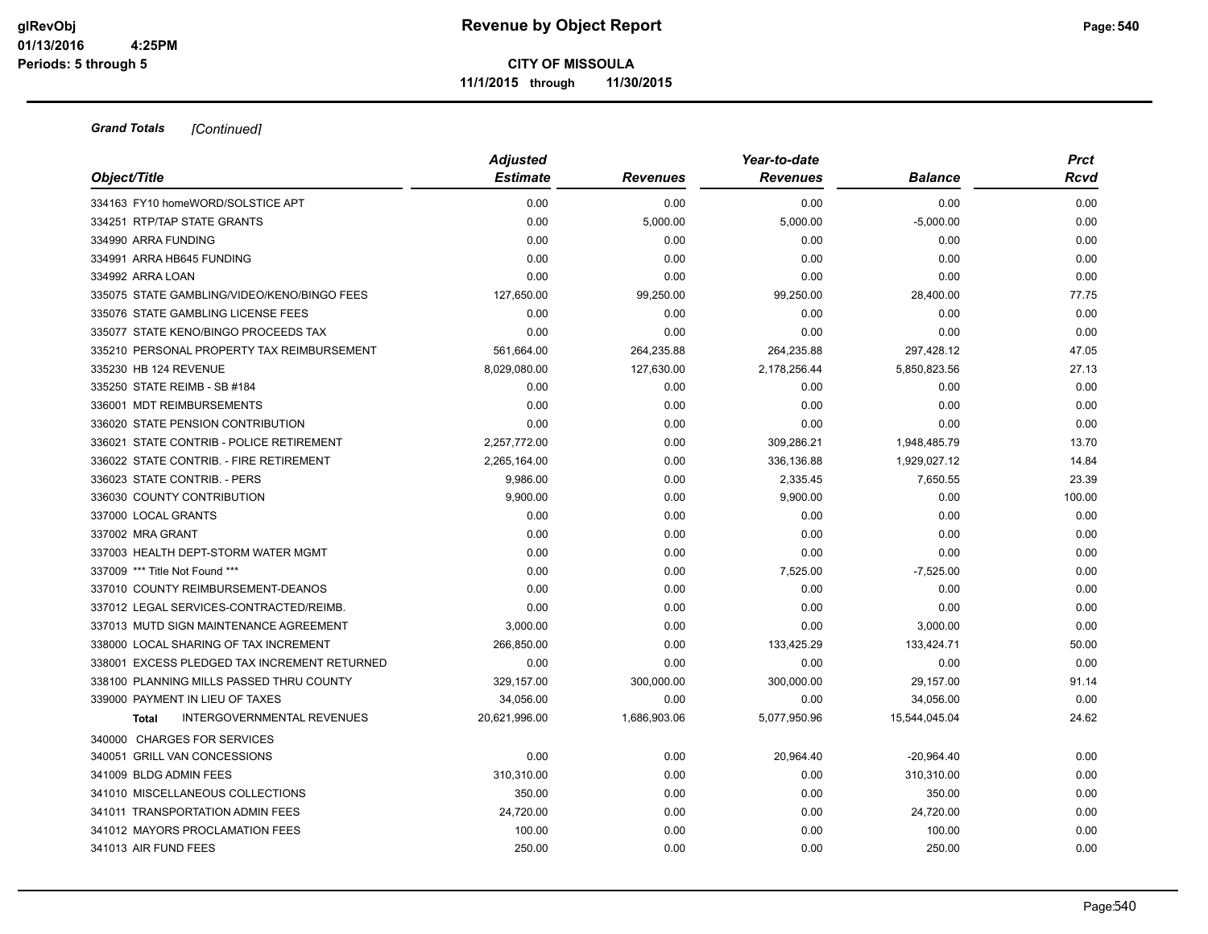**Grand Totals** *[Continued]*

| Object/Title | Adjusted Estimate | Revenues | Year-to-date Revenues | Balance | Prct Rcvd |
|---|---|---|---|---|---|
| 334163 FY10 homeWORD/SOLSTICE APT | 0.00 | 0.00 | 0.00 | 0.00 | 0.00 |
| 334251 RTP/TAP STATE GRANTS | 0.00 | 5,000.00 | 5,000.00 | -5,000.00 | 0.00 |
| 334990 ARRA FUNDING | 0.00 | 0.00 | 0.00 | 0.00 | 0.00 |
| 334991 ARRA HB645 FUNDING | 0.00 | 0.00 | 0.00 | 0.00 | 0.00 |
| 334992 ARRA LOAN | 0.00 | 0.00 | 0.00 | 0.00 | 0.00 |
| 335075 STATE GAMBLING/VIDEO/KENO/BINGO FEES | 127,650.00 | 99,250.00 | 99,250.00 | 28,400.00 | 77.75 |
| 335076 STATE GAMBLING LICENSE FEES | 0.00 | 0.00 | 0.00 | 0.00 | 0.00 |
| 335077 STATE KENO/BINGO PROCEEDS TAX | 0.00 | 0.00 | 0.00 | 0.00 | 0.00 |
| 335210 PERSONAL PROPERTY TAX REIMBURSEMENT | 561,664.00 | 264,235.88 | 264,235.88 | 297,428.12 | 47.05 |
| 335230 HB 124 REVENUE | 8,029,080.00 | 127,630.00 | 2,178,256.44 | 5,850,823.56 | 27.13 |
| 335250 STATE REIMB - SB #184 | 0.00 | 0.00 | 0.00 | 0.00 | 0.00 |
| 336001 MDT REIMBURSEMENTS | 0.00 | 0.00 | 0.00 | 0.00 | 0.00 |
| 336020 STATE PENSION CONTRIBUTION | 0.00 | 0.00 | 0.00 | 0.00 | 0.00 |
| 336021 STATE CONTRIB - POLICE RETIREMENT | 2,257,772.00 | 0.00 | 309,286.21 | 1,948,485.79 | 13.70 |
| 336022 STATE CONTRIB. - FIRE RETIREMENT | 2,265,164.00 | 0.00 | 336,136.88 | 1,929,027.12 | 14.84 |
| 336023 STATE CONTRIB. - PERS | 9,986.00 | 0.00 | 2,335.45 | 7,650.55 | 23.39 |
| 336030 COUNTY CONTRIBUTION | 9,900.00 | 0.00 | 9,900.00 | 0.00 | 100.00 |
| 337000 LOCAL GRANTS | 0.00 | 0.00 | 0.00 | 0.00 | 0.00 |
| 337002 MRA GRANT | 0.00 | 0.00 | 0.00 | 0.00 | 0.00 |
| 337003 HEALTH DEPT-STORM WATER MGMT | 0.00 | 0.00 | 0.00 | 0.00 | 0.00 |
| 337009 *** Title Not Found *** | 0.00 | 0.00 | 7,525.00 | -7,525.00 | 0.00 |
| 337010 COUNTY REIMBURSEMENT-DEANOS | 0.00 | 0.00 | 0.00 | 0.00 | 0.00 |
| 337012 LEGAL SERVICES-CONTRACTED/REIMB. | 0.00 | 0.00 | 0.00 | 0.00 | 0.00 |
| 337013 MUTD SIGN MAINTENANCE AGREEMENT | 3,000.00 | 0.00 | 0.00 | 3,000.00 | 0.00 |
| 338000 LOCAL SHARING OF TAX INCREMENT | 266,850.00 | 0.00 | 133,425.29 | 133,424.71 | 50.00 |
| 338001 EXCESS PLEDGED TAX INCREMENT RETURNED | 0.00 | 0.00 | 0.00 | 0.00 | 0.00 |
| 338100 PLANNING MILLS PASSED THRU COUNTY | 329,157.00 | 300,000.00 | 300,000.00 | 29,157.00 | 91.14 |
| 339000 PAYMENT IN LIEU OF TAXES | 34,056.00 | 0.00 | 0.00 | 34,056.00 | 0.00 |
| **Total** INTERGOVERNMENTAL REVENUES | 20,621,996.00 | 1,686,903.06 | 5,077,950.96 | 15,544,045.04 | 24.62 |
| 340000 CHARGES FOR SERVICES | | | | | |
| 340051 GRILL VAN CONCESSIONS | 0.00 | 0.00 | 20,964.40 | -20,964.40 | 0.00 |
| 341009 BLDG ADMIN FEES | 310,310.00 | 0.00 | 0.00 | 310,310.00 | 0.00 |
| 341010 MISCELLANEOUS COLLECTIONS | 350.00 | 0.00 | 0.00 | 350.00 | 0.00 |
| 341011 TRANSPORTATION ADMIN FEES | 24,720.00 | 0.00 | 0.00 | 24,720.00 | 0.00 |
| 341012 MAYORS PROCLAMATION FEES | 100.00 | 0.00 | 0.00 | 100.00 | 0.00 |
| 341013 AIR FUND FEES | 250.00 | 0.00 | 0.00 | 250.00 | 0.00 |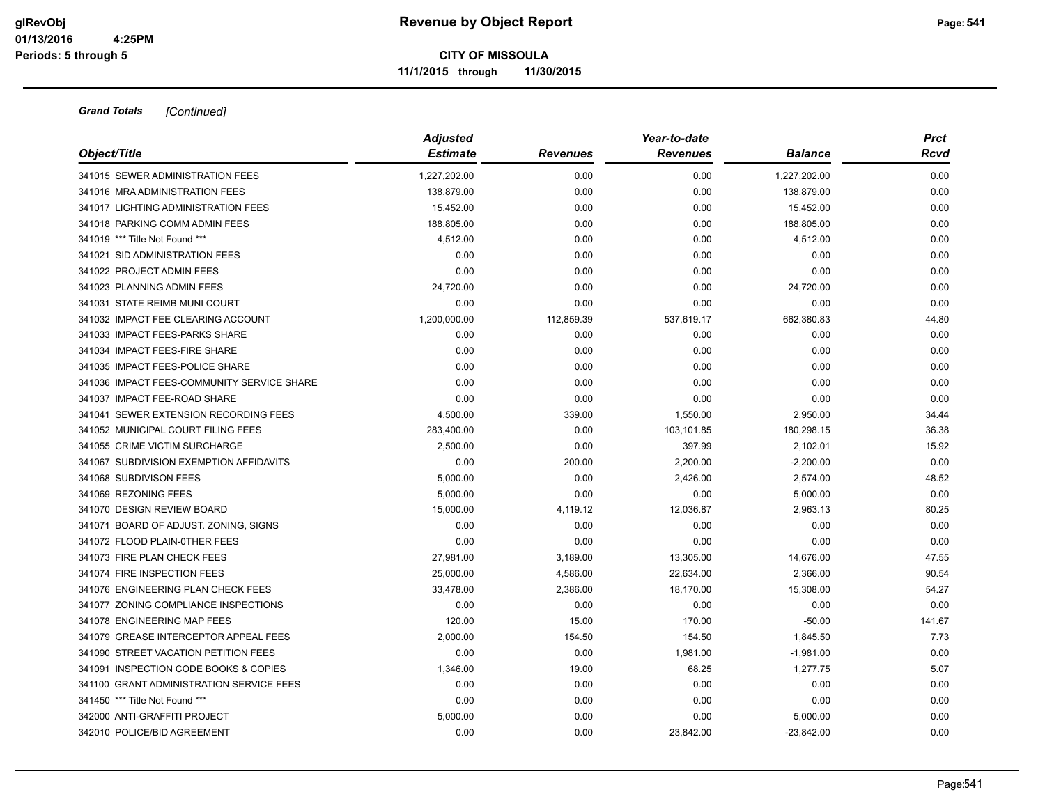**CITY OF MISSOULA**

**11/1/2015 through 11/30/2015**

***Grand Totals*** *[Continued]*

| Object/Title | Adjusted Estimate | Revenues | Year-to-date Revenues | Balance | Prct Rcvd |
|---|---|---|---|---|---|
| 341015 SEWER ADMINISTRATION FEES | 1,227,202.00 | 0.00 | 0.00 | 1,227,202.00 | 0.00 |
| 341016 MRA ADMINISTRATION FEES | 138,879.00 | 0.00 | 0.00 | 138,879.00 | 0.00 |
| 341017 LIGHTING ADMINISTRATION FEES | 15,452.00 | 0.00 | 0.00 | 15,452.00 | 0.00 |
| 341018 PARKING COMM ADMIN FEES | 188,805.00 | 0.00 | 0.00 | 188,805.00 | 0.00 |
| 341019 *** Title Not Found *** | 4,512.00 | 0.00 | 0.00 | 4,512.00 | 0.00 |
| 341021 SID ADMINISTRATION FEES | 0.00 | 0.00 | 0.00 | 0.00 | 0.00 |
| 341022 PROJECT ADMIN FEES | 0.00 | 0.00 | 0.00 | 0.00 | 0.00 |
| 341023 PLANNING ADMIN FEES | 24,720.00 | 0.00 | 0.00 | 24,720.00 | 0.00 |
| 341031 STATE REIMB MUNI COURT | 0.00 | 0.00 | 0.00 | 0.00 | 0.00 |
| 341032 IMPACT FEE CLEARING ACCOUNT | 1,200,000.00 | 112,859.39 | 537,619.17 | 662,380.83 | 44.80 |
| 341033 IMPACT FEES-PARKS SHARE | 0.00 | 0.00 | 0.00 | 0.00 | 0.00 |
| 341034 IMPACT FEES-FIRE SHARE | 0.00 | 0.00 | 0.00 | 0.00 | 0.00 |
| 341035 IMPACT FEES-POLICE SHARE | 0.00 | 0.00 | 0.00 | 0.00 | 0.00 |
| 341036 IMPACT FEES-COMMUNITY SERVICE SHARE | 0.00 | 0.00 | 0.00 | 0.00 | 0.00 |
| 341037 IMPACT FEE-ROAD SHARE | 0.00 | 0.00 | 0.00 | 0.00 | 0.00 |
| 341041 SEWER EXTENSION RECORDING FEES | 4,500.00 | 339.00 | 1,550.00 | 2,950.00 | 34.44 |
| 341052 MUNICIPAL COURT FILING FEES | 283,400.00 | 0.00 | 103,101.85 | 180,298.15 | 36.38 |
| 341055 CRIME VICTIM SURCHARGE | 2,500.00 | 0.00 | 397.99 | 2,102.01 | 15.92 |
| 341067 SUBDIVISION EXEMPTION AFFIDAVITS | 0.00 | 200.00 | 2,200.00 | -2,200.00 | 0.00 |
| 341068 SUBDIVISON FEES | 5,000.00 | 0.00 | 2,426.00 | 2,574.00 | 48.52 |
| 341069 REZONING FEES | 5,000.00 | 0.00 | 0.00 | 5,000.00 | 0.00 |
| 341070 DESIGN REVIEW BOARD | 15,000.00 | 4,119.12 | 12,036.87 | 2,963.13 | 80.25 |
| 341071 BOARD OF ADJUST. ZONING, SIGNS | 0.00 | 0.00 | 0.00 | 0.00 | 0.00 |
| 341072 FLOOD PLAIN-0THER FEES | 0.00 | 0.00 | 0.00 | 0.00 | 0.00 |
| 341073 FIRE PLAN CHECK FEES | 27,981.00 | 3,189.00 | 13,305.00 | 14,676.00 | 47.55 |
| 341074 FIRE INSPECTION FEES | 25,000.00 | 4,586.00 | 22,634.00 | 2,366.00 | 90.54 |
| 341076 ENGINEERING PLAN CHECK FEES | 33,478.00 | 2,386.00 | 18,170.00 | 15,308.00 | 54.27 |
| 341077 ZONING COMPLIANCE INSPECTIONS | 0.00 | 0.00 | 0.00 | 0.00 | 0.00 |
| 341078 ENGINEERING MAP FEES | 120.00 | 15.00 | 170.00 | -50.00 | 141.67 |
| 341079 GREASE INTERCEPTOR APPEAL FEES | 2,000.00 | 154.50 | 154.50 | 1,845.50 | 7.73 |
| 341090 STREET VACATION PETITION FEES | 0.00 | 0.00 | 1,981.00 | -1,981.00 | 0.00 |
| 341091 INSPECTION CODE BOOKS & COPIES | 1,346.00 | 19.00 | 68.25 | 1,277.75 | 5.07 |
| 341100 GRANT ADMINISTRATION SERVICE FEES | 0.00 | 0.00 | 0.00 | 0.00 | 0.00 |
| 341450 *** Title Not Found *** | 0.00 | 0.00 | 0.00 | 0.00 | 0.00 |
| 342000 ANTI-GRAFFITI PROJECT | 5,000.00 | 0.00 | 0.00 | 5,000.00 | 0.00 |
| 342010 POLICE/BID AGREEMENT | 0.00 | 0.00 | 23,842.00 | -23,842.00 | 0.00 |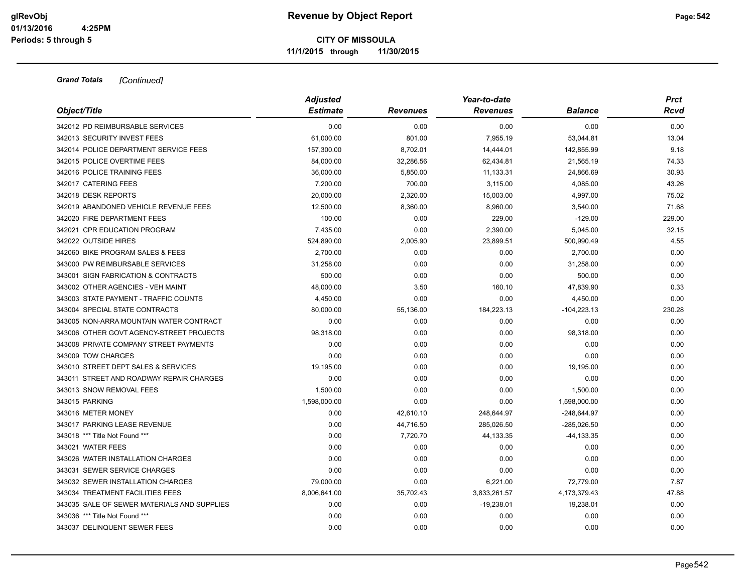**CITY OF MISSOULA**

**11/1/2015 through 11/30/2015**

***Grand Totals*** *[Continued]*

| Object/Title | Adjusted Estimate | Revenues | Year-to-date Revenues | Balance | Prct Rcvd |
|---|---|---|---|---|---|
| 342012 PD REIMBURSABLE SERVICES | 0.00 | 0.00 | 0.00 | 0.00 | 0.00 |
| 342013 SECURITY INVEST FEES | 61,000.00 | 801.00 | 7,955.19 | 53,044.81 | 13.04 |
| 342014 POLICE DEPARTMENT SERVICE FEES | 157,300.00 | 8,702.01 | 14,444.01 | 142,855.99 | 9.18 |
| 342015 POLICE OVERTIME FEES | 84,000.00 | 32,286.56 | 62,434.81 | 21,565.19 | 74.33 |
| 342016 POLICE TRAINING FEES | 36,000.00 | 5,850.00 | 11,133.31 | 24,866.69 | 30.93 |
| 342017 CATERING FEES | 7,200.00 | 700.00 | 3,115.00 | 4,085.00 | 43.26 |
| 342018 DESK REPORTS | 20,000.00 | 2,320.00 | 15,003.00 | 4,997.00 | 75.02 |
| 342019 ABANDONED VEHICLE REVENUE FEES | 12,500.00 | 8,360.00 | 8,960.00 | 3,540.00 | 71.68 |
| 342020 FIRE DEPARTMENT FEES | 100.00 | 0.00 | 229.00 | -129.00 | 229.00 |
| 342021 CPR EDUCATION PROGRAM | 7,435.00 | 0.00 | 2,390.00 | 5,045.00 | 32.15 |
| 342022 OUTSIDE HIRES | 524,890.00 | 2,005.90 | 23,899.51 | 500,990.49 | 4.55 |
| 342060 BIKE PROGRAM SALES & FEES | 2,700.00 | 0.00 | 0.00 | 2,700.00 | 0.00 |
| 343000 PW REIMBURSABLE SERVICES | 31,258.00 | 0.00 | 0.00 | 31,258.00 | 0.00 |
| 343001 SIGN FABRICATION & CONTRACTS | 500.00 | 0.00 | 0.00 | 500.00 | 0.00 |
| 343002 OTHER AGENCIES - VEH MAINT | 48,000.00 | 3.50 | 160.10 | 47,839.90 | 0.33 |
| 343003 STATE PAYMENT - TRAFFIC COUNTS | 4,450.00 | 0.00 | 0.00 | 4,450.00 | 0.00 |
| 343004 SPECIAL STATE CONTRACTS | 80,000.00 | 55,136.00 | 184,223.13 | -104,223.13 | 230.28 |
| 343005 NON-ARRA MOUNTAIN WATER CONTRACT | 0.00 | 0.00 | 0.00 | 0.00 | 0.00 |
| 343006 OTHER GOVT AGENCY-STREET PROJECTS | 98,318.00 | 0.00 | 0.00 | 98,318.00 | 0.00 |
| 343008 PRIVATE COMPANY STREET PAYMENTS | 0.00 | 0.00 | 0.00 | 0.00 | 0.00 |
| 343009 TOW CHARGES | 0.00 | 0.00 | 0.00 | 0.00 | 0.00 |
| 343010 STREET DEPT SALES & SERVICES | 19,195.00 | 0.00 | 0.00 | 19,195.00 | 0.00 |
| 343011 STREET AND ROADWAY REPAIR CHARGES | 0.00 | 0.00 | 0.00 | 0.00 | 0.00 |
| 343013 SNOW REMOVAL FEES | 1,500.00 | 0.00 | 0.00 | 1,500.00 | 0.00 |
| 343015 PARKING | 1,598,000.00 | 0.00 | 0.00 | 1,598,000.00 | 0.00 |
| 343016 METER MONEY | 0.00 | 42,610.10 | 248,644.97 | -248,644.97 | 0.00 |
| 343017 PARKING LEASE REVENUE | 0.00 | 44,716.50 | 285,026.50 | -285,026.50 | 0.00 |
| 343018 *** Title Not Found *** | 0.00 | 7,720.70 | 44,133.35 | -44,133.35 | 0.00 |
| 343021 WATER FEES | 0.00 | 0.00 | 0.00 | 0.00 | 0.00 |
| 343026 WATER INSTALLATION CHARGES | 0.00 | 0.00 | 0.00 | 0.00 | 0.00 |
| 343031 SEWER SERVICE CHARGES | 0.00 | 0.00 | 0.00 | 0.00 | 0.00 |
| 343032 SEWER INSTALLATION CHARGES | 79,000.00 | 0.00 | 6,221.00 | 72,779.00 | 7.87 |
| 343034 TREATMENT FACILITIES FEES | 8,006,641.00 | 35,702.43 | 3,833,261.57 | 4,173,379.43 | 47.88 |
| 343035 SALE OF SEWER MATERIALS AND SUPPLIES | 0.00 | 0.00 | -19,238.01 | 19,238.01 | 0.00 |
| 343036 *** Title Not Found *** | 0.00 | 0.00 | 0.00 | 0.00 | 0.00 |
| 343037 DELINQUENT SEWER FEES | 0.00 | 0.00 | 0.00 | 0.00 | 0.00 |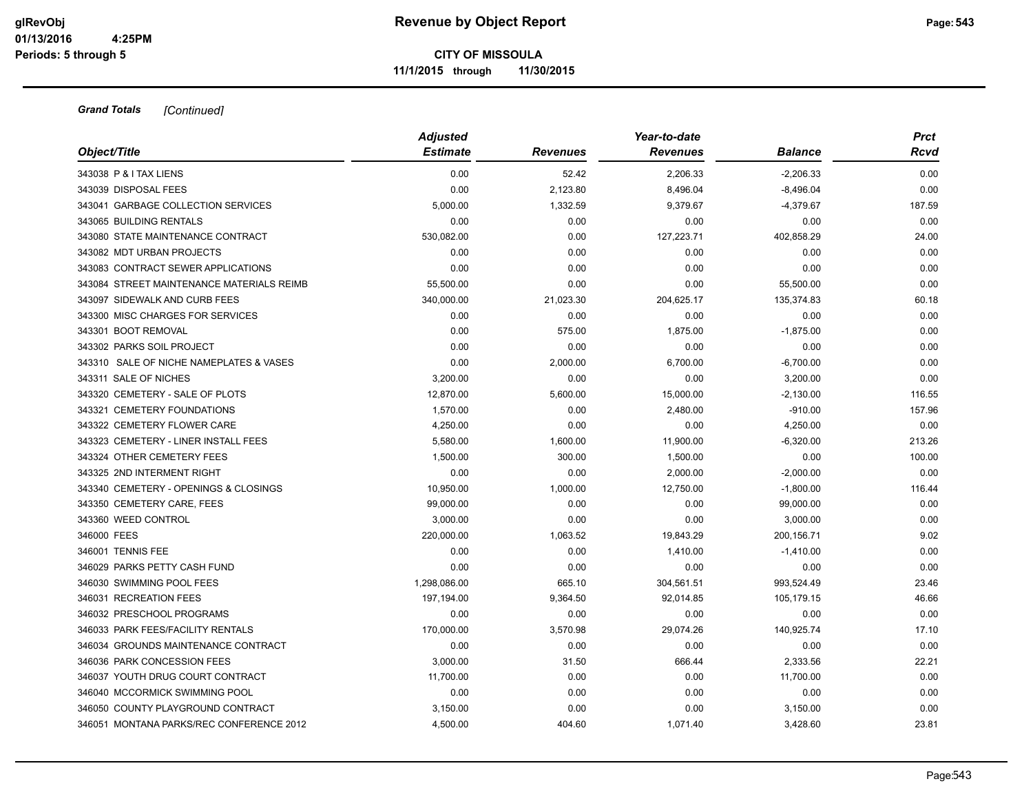**CITY OF MISSOULA**

**11/1/2015 through 11/30/2015**

***Grand Totals*** *[Continued]*

| Object/Title | Adjusted Estimate | Revenues | Year-to-date Revenues | Balance | Prct Rcvd |
|---|---|---|---|---|---|
| 343038 P & I TAX LIENS | 0.00 | 52.42 | 2,206.33 | -2,206.33 | 0.00 |
| 343039 DISPOSAL FEES | 0.00 | 2,123.80 | 8,496.04 | -8,496.04 | 0.00 |
| 343041 GARBAGE COLLECTION SERVICES | 5,000.00 | 1,332.59 | 9,379.67 | -4,379.67 | 187.59 |
| 343065 BUILDING RENTALS | 0.00 | 0.00 | 0.00 | 0.00 | 0.00 |
| 343080 STATE MAINTENANCE CONTRACT | 530,082.00 | 0.00 | 127,223.71 | 402,858.29 | 24.00 |
| 343082 MDT URBAN PROJECTS | 0.00 | 0.00 | 0.00 | 0.00 | 0.00 |
| 343083 CONTRACT SEWER APPLICATIONS | 0.00 | 0.00 | 0.00 | 0.00 | 0.00 |
| 343084 STREET MAINTENANCE MATERIALS REIMB | 55,500.00 | 0.00 | 0.00 | 55,500.00 | 0.00 |
| 343097 SIDEWALK AND CURB FEES | 340,000.00 | 21,023.30 | 204,625.17 | 135,374.83 | 60.18 |
| 343300 MISC CHARGES FOR SERVICES | 0.00 | 0.00 | 0.00 | 0.00 | 0.00 |
| 343301 BOOT REMOVAL | 0.00 | 575.00 | 1,875.00 | -1,875.00 | 0.00 |
| 343302 PARKS SOIL PROJECT | 0.00 | 0.00 | 0.00 | 0.00 | 0.00 |
| 343310 SALE OF NICHE NAMEPLATES & VASES | 0.00 | 2,000.00 | 6,700.00 | -6,700.00 | 0.00 |
| 343311 SALE OF NICHES | 3,200.00 | 0.00 | 0.00 | 3,200.00 | 0.00 |
| 343320 CEMETERY - SALE OF PLOTS | 12,870.00 | 5,600.00 | 15,000.00 | -2,130.00 | 116.55 |
| 343321 CEMETERY FOUNDATIONS | 1,570.00 | 0.00 | 2,480.00 | -910.00 | 157.96 |
| 343322 CEMETERY FLOWER CARE | 4,250.00 | 0.00 | 0.00 | 4,250.00 | 0.00 |
| 343323 CEMETERY - LINER INSTALL FEES | 5,580.00 | 1,600.00 | 11,900.00 | -6,320.00 | 213.26 |
| 343324 OTHER CEMETERY FEES | 1,500.00 | 300.00 | 1,500.00 | 0.00 | 100.00 |
| 343325 2ND INTERMENT RIGHT | 0.00 | 0.00 | 2,000.00 | -2,000.00 | 0.00 |
| 343340 CEMETERY - OPENINGS & CLOSINGS | 10,950.00 | 1,000.00 | 12,750.00 | -1,800.00 | 116.44 |
| 343350 CEMETERY CARE, FEES | 99,000.00 | 0.00 | 0.00 | 99,000.00 | 0.00 |
| 343360 WEED CONTROL | 3,000.00 | 0.00 | 0.00 | 3,000.00 | 0.00 |
| 346000 FEES | 220,000.00 | 1,063.52 | 19,843.29 | 200,156.71 | 9.02 |
| 346001 TENNIS FEE | 0.00 | 0.00 | 1,410.00 | -1,410.00 | 0.00 |
| 346029 PARKS PETTY CASH FUND | 0.00 | 0.00 | 0.00 | 0.00 | 0.00 |
| 346030 SWIMMING POOL FEES | 1,298,086.00 | 665.10 | 304,561.51 | 993,524.49 | 23.46 |
| 346031 RECREATION FEES | 197,194.00 | 9,364.50 | 92,014.85 | 105,179.15 | 46.66 |
| 346032 PRESCHOOL PROGRAMS | 0.00 | 0.00 | 0.00 | 0.00 | 0.00 |
| 346033 PARK FEES/FACILITY RENTALS | 170,000.00 | 3,570.98 | 29,074.26 | 140,925.74 | 17.10 |
| 346034 GROUNDS MAINTENANCE CONTRACT | 0.00 | 0.00 | 0.00 | 0.00 | 0.00 |
| 346036 PARK CONCESSION FEES | 3,000.00 | 31.50 | 666.44 | 2,333.56 | 22.21 |
| 346037 YOUTH DRUG COURT CONTRACT | 11,700.00 | 0.00 | 0.00 | 11,700.00 | 0.00 |
| 346040 MCCORMICK SWIMMING POOL | 0.00 | 0.00 | 0.00 | 0.00 | 0.00 |
| 346050 COUNTY PLAYGROUND CONTRACT | 3,150.00 | 0.00 | 0.00 | 3,150.00 | 0.00 |
| 346051 MONTANA PARKS/REC CONFERENCE 2012 | 4,500.00 | 404.60 | 1,071.40 | 3,428.60 | 23.81 |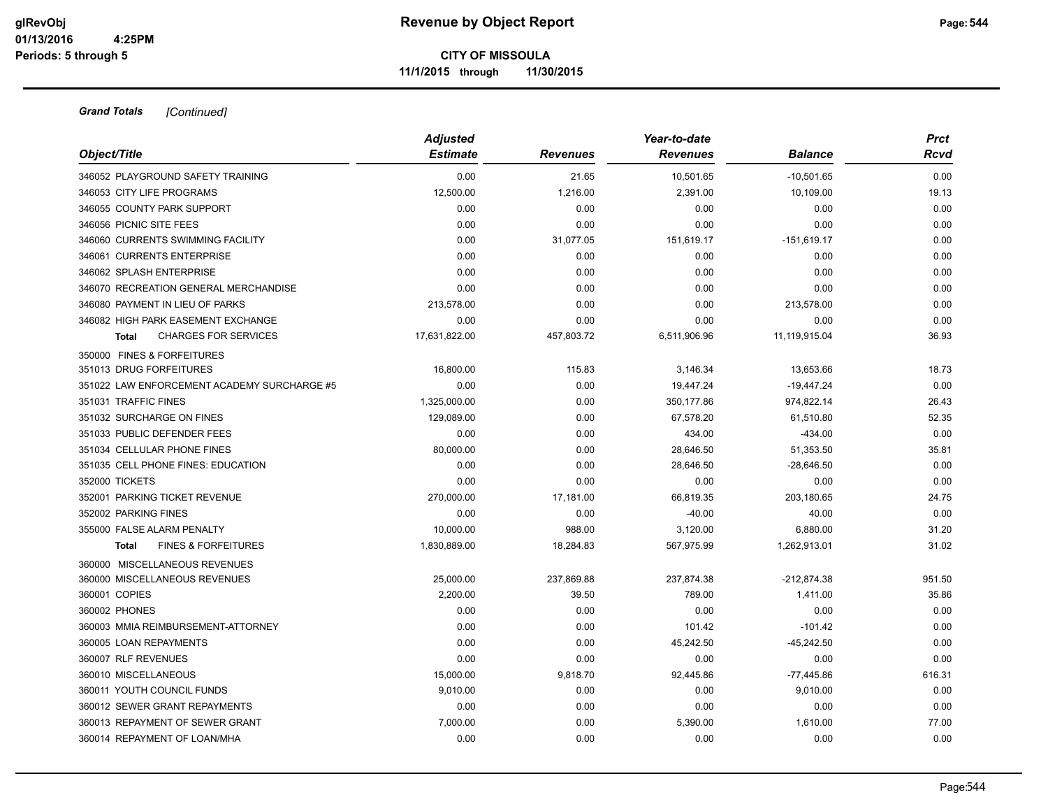**CITY OF MISSOULA**

**11/1/2015 through 11/30/2015**

***Grand Totals*** *[Continued]*

| Object/Title | Adjusted Estimate | Revenues | Year-to-date Revenues | Balance | Prct Rcvd |
|---|---|---|---|---|---|
| 346052 PLAYGROUND SAFETY TRAINING | 0.00 | 21.65 | 10,501.65 | -10,501.65 | 0.00 |
| 346053 CITY LIFE PROGRAMS | 12,500.00 | 1,216.00 | 2,391.00 | 10,109.00 | 19.13 |
| 346055 COUNTY PARK SUPPORT | 0.00 | 0.00 | 0.00 | 0.00 | 0.00 |
| 346056 PICNIC SITE FEES | 0.00 | 0.00 | 0.00 | 0.00 | 0.00 |
| 346060 CURRENTS SWIMMING FACILITY | 0.00 | 31,077.05 | 151,619.17 | -151,619.17 | 0.00 |
| 346061 CURRENTS ENTERPRISE | 0.00 | 0.00 | 0.00 | 0.00 | 0.00 |
| 346062 SPLASH ENTERPRISE | 0.00 | 0.00 | 0.00 | 0.00 | 0.00 |
| 346070 RECREATION GENERAL MERCHANDISE | 0.00 | 0.00 | 0.00 | 0.00 | 0.00 |
| 346080 PAYMENT IN LIEU OF PARKS | 213,578.00 | 0.00 | 0.00 | 213,578.00 | 0.00 |
| 346082 HIGH PARK EASEMENT EXCHANGE | 0.00 | 0.00 | 0.00 | 0.00 | 0.00 |
| **Total** CHARGES FOR SERVICES | 17,631,822.00 | 457,803.72 | 6,511,906.96 | 11,119,915.04 | 36.93 |
| 350000 FINES & FORFEITURES | | | | | |
| 351013 DRUG FORFEITURES | 16,800.00 | 115.83 | 3,146.34 | 13,653.66 | 18.73 |
| 351022 LAW ENFORCEMENT ACADEMY SURCHARGE #5 | 0.00 | 0.00 | 19,447.24 | -19,447.24 | 0.00 |
| 351031 TRAFFIC FINES | 1,325,000.00 | 0.00 | 350,177.86 | 974,822.14 | 26.43 |
| 351032 SURCHARGE ON FINES | 129,089.00 | 0.00 | 67,578.20 | 61,510.80 | 52.35 |
| 351033 PUBLIC DEFENDER FEES | 0.00 | 0.00 | 434.00 | -434.00 | 0.00 |
| 351034 CELLULAR PHONE FINES | 80,000.00 | 0.00 | 28,646.50 | 51,353.50 | 35.81 |
| 351035 CELL PHONE FINES: EDUCATION | 0.00 | 0.00 | 28,646.50 | -28,646.50 | 0.00 |
| 352000 TICKETS | 0.00 | 0.00 | 0.00 | 0.00 | 0.00 |
| 352001 PARKING TICKET REVENUE | 270,000.00 | 17,181.00 | 66,819.35 | 203,180.65 | 24.75 |
| 352002 PARKING FINES | 0.00 | 0.00 | -40.00 | 40.00 | 0.00 |
| 355000 FALSE ALARM PENALTY | 10,000.00 | 988.00 | 3,120.00 | 6,880.00 | 31.20 |
| **Total** FINES & FORFEITURES | 1,830,889.00 | 18,284.83 | 567,975.99 | 1,262,913.01 | 31.02 |
| 360000 MISCELLANEOUS REVENUES | | | | | |
| 360000 MISCELLANEOUS REVENUES | 25,000.00 | 237,869.88 | 237,874.38 | -212,874.38 | 951.50 |
| 360001 COPIES | 2,200.00 | 39.50 | 789.00 | 1,411.00 | 35.86 |
| 360002 PHONES | 0.00 | 0.00 | 0.00 | 0.00 | 0.00 |
| 360003 MMIA REIMBURSEMENT-ATTORNEY | 0.00 | 0.00 | 101.42 | -101.42 | 0.00 |
| 360005 LOAN REPAYMENTS | 0.00 | 0.00 | 45,242.50 | -45,242.50 | 0.00 |
| 360007 RLF REVENUES | 0.00 | 0.00 | 0.00 | 0.00 | 0.00 |
| 360010 MISCELLANEOUS | 15,000.00 | 9,818.70 | 92,445.86 | -77,445.86 | 616.31 |
| 360011 YOUTH COUNCIL FUNDS | 9,010.00 | 0.00 | 0.00 | 9,010.00 | 0.00 |
| 360012 SEWER GRANT REPAYMENTS | 0.00 | 0.00 | 0.00 | 0.00 | 0.00 |
| 360013 REPAYMENT OF SEWER GRANT | 7,000.00 | 0.00 | 5,390.00 | 1,610.00 | 77.00 |
| 360014 REPAYMENT OF LOAN/MHA | 0.00 | 0.00 | 0.00 | 0.00 | 0.00 |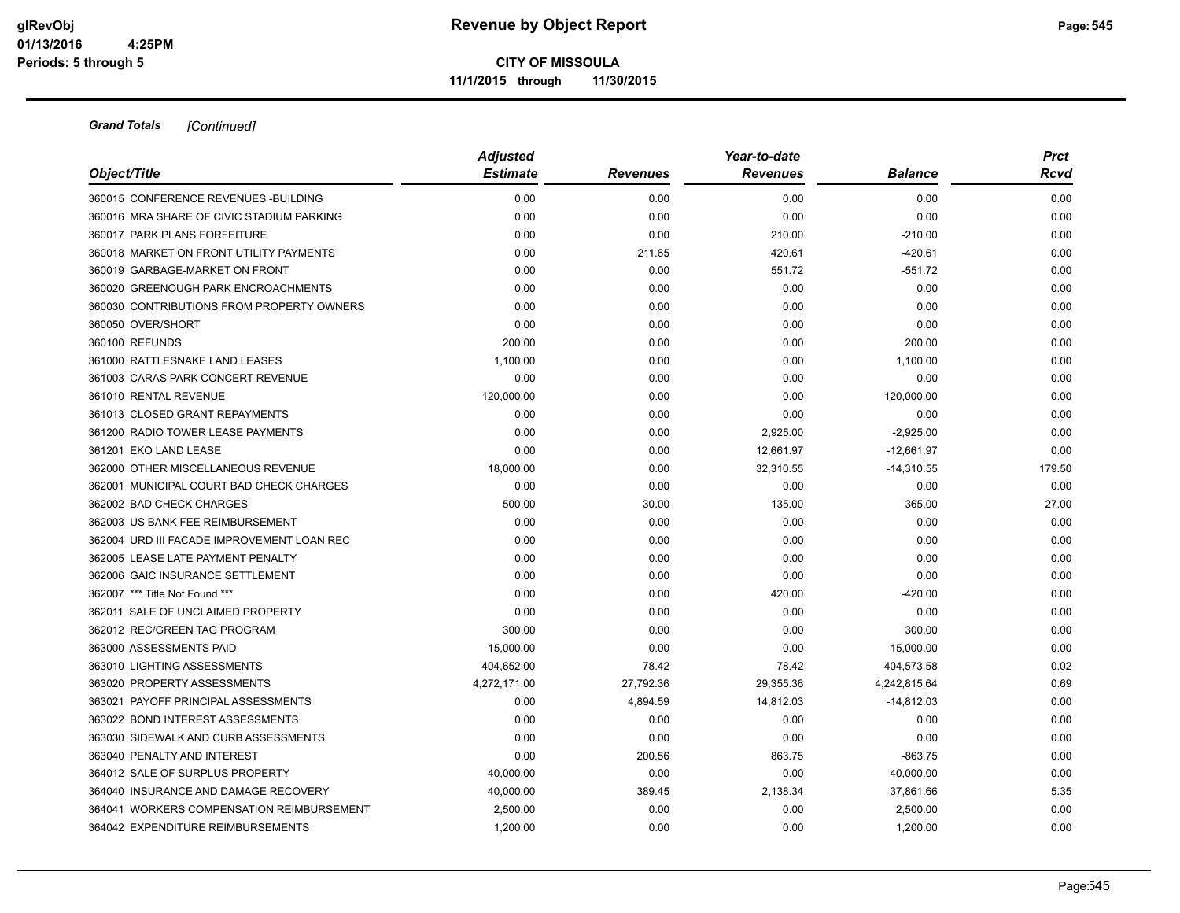**CITY OF MISSOULA**

**11/1/2015 through 11/30/2015**

***Grand Totals*** *[Continued]*

| *Object/Title* | *Adjusted Estimate* | *Revenues* | *Year-to-date Revenues* | *Balance* | *Prct Rcvd* |
|---|---|---|---|---|---|
| 360015 CONFERENCE REVENUES -BUILDING | 0.00 | 0.00 | 0.00 | 0.00 | 0.00 |
| 360016 MRA SHARE OF CIVIC STADIUM PARKING | 0.00 | 0.00 | 0.00 | 0.00 | 0.00 |
| 360017 PARK PLANS FORFEITURE | 0.00 | 0.00 | 210.00 | -210.00 | 0.00 |
| 360018 MARKET ON FRONT UTILITY PAYMENTS | 0.00 | 211.65 | 420.61 | -420.61 | 0.00 |
| 360019 GARBAGE-MARKET ON FRONT | 0.00 | 0.00 | 551.72 | -551.72 | 0.00 |
| 360020 GREENOUGH PARK ENCROACHMENTS | 0.00 | 0.00 | 0.00 | 0.00 | 0.00 |
| 360030 CONTRIBUTIONS FROM PROPERTY OWNERS | 0.00 | 0.00 | 0.00 | 0.00 | 0.00 |
| 360050 OVER/SHORT | 0.00 | 0.00 | 0.00 | 0.00 | 0.00 |
| 360100 REFUNDS | 200.00 | 0.00 | 0.00 | 200.00 | 0.00 |
| 361000 RATTLESNAKE LAND LEASES | 1,100.00 | 0.00 | 0.00 | 1,100.00 | 0.00 |
| 361003 CARAS PARK CONCERT REVENUE | 0.00 | 0.00 | 0.00 | 0.00 | 0.00 |
| 361010 RENTAL REVENUE | 120,000.00 | 0.00 | 0.00 | 120,000.00 | 0.00 |
| 361013 CLOSED GRANT REPAYMENTS | 0.00 | 0.00 | 0.00 | 0.00 | 0.00 |
| 361200 RADIO TOWER LEASE PAYMENTS | 0.00 | 0.00 | 2,925.00 | -2,925.00 | 0.00 |
| 361201 EKO LAND LEASE | 0.00 | 0.00 | 12,661.97 | -12,661.97 | 0.00 |
| 362000 OTHER MISCELLANEOUS REVENUE | 18,000.00 | 0.00 | 32,310.55 | -14,310.55 | 179.50 |
| 362001 MUNICIPAL COURT BAD CHECK CHARGES | 0.00 | 0.00 | 0.00 | 0.00 | 0.00 |
| 362002 BAD CHECK CHARGES | 500.00 | 30.00 | 135.00 | 365.00 | 27.00 |
| 362003 US BANK FEE REIMBURSEMENT | 0.00 | 0.00 | 0.00 | 0.00 | 0.00 |
| 362004 URD III FACADE IMPROVEMENT LOAN REC | 0.00 | 0.00 | 0.00 | 0.00 | 0.00 |
| 362005 LEASE LATE PAYMENT PENALTY | 0.00 | 0.00 | 0.00 | 0.00 | 0.00 |
| 362006 GAIC INSURANCE SETTLEMENT | 0.00 | 0.00 | 0.00 | 0.00 | 0.00 |
| 362007 *** Title Not Found *** | 0.00 | 0.00 | 420.00 | -420.00 | 0.00 |
| 362011 SALE OF UNCLAIMED PROPERTY | 0.00 | 0.00 | 0.00 | 0.00 | 0.00 |
| 362012 REC/GREEN TAG PROGRAM | 300.00 | 0.00 | 0.00 | 300.00 | 0.00 |
| 363000 ASSESSMENTS PAID | 15,000.00 | 0.00 | 0.00 | 15,000.00 | 0.00 |
| 363010 LIGHTING ASSESSMENTS | 404,652.00 | 78.42 | 78.42 | 404,573.58 | 0.02 |
| 363020 PROPERTY ASSESSMENTS | 4,272,171.00 | 27,792.36 | 29,355.36 | 4,242,815.64 | 0.69 |
| 363021 PAYOFF PRINCIPAL ASSESSMENTS | 0.00 | 4,894.59 | 14,812.03 | -14,812.03 | 0.00 |
| 363022 BOND INTEREST ASSESSMENTS | 0.00 | 0.00 | 0.00 | 0.00 | 0.00 |
| 363030 SIDEWALK AND CURB ASSESSMENTS | 0.00 | 0.00 | 0.00 | 0.00 | 0.00 |
| 363040 PENALTY AND INTEREST | 0.00 | 200.56 | 863.75 | -863.75 | 0.00 |
| 364012 SALE OF SURPLUS PROPERTY | 40,000.00 | 0.00 | 0.00 | 40,000.00 | 0.00 |
| 364040 INSURANCE AND DAMAGE RECOVERY | 40,000.00 | 389.45 | 2,138.34 | 37,861.66 | 5.35 |
| 364041 WORKERS COMPENSATION REIMBURSEMENT | 2,500.00 | 0.00 | 0.00 | 2,500.00 | 0.00 |
| 364042 EXPENDITURE REIMBURSEMENTS | 1,200.00 | 0.00 | 0.00 | 1,200.00 | 0.00 |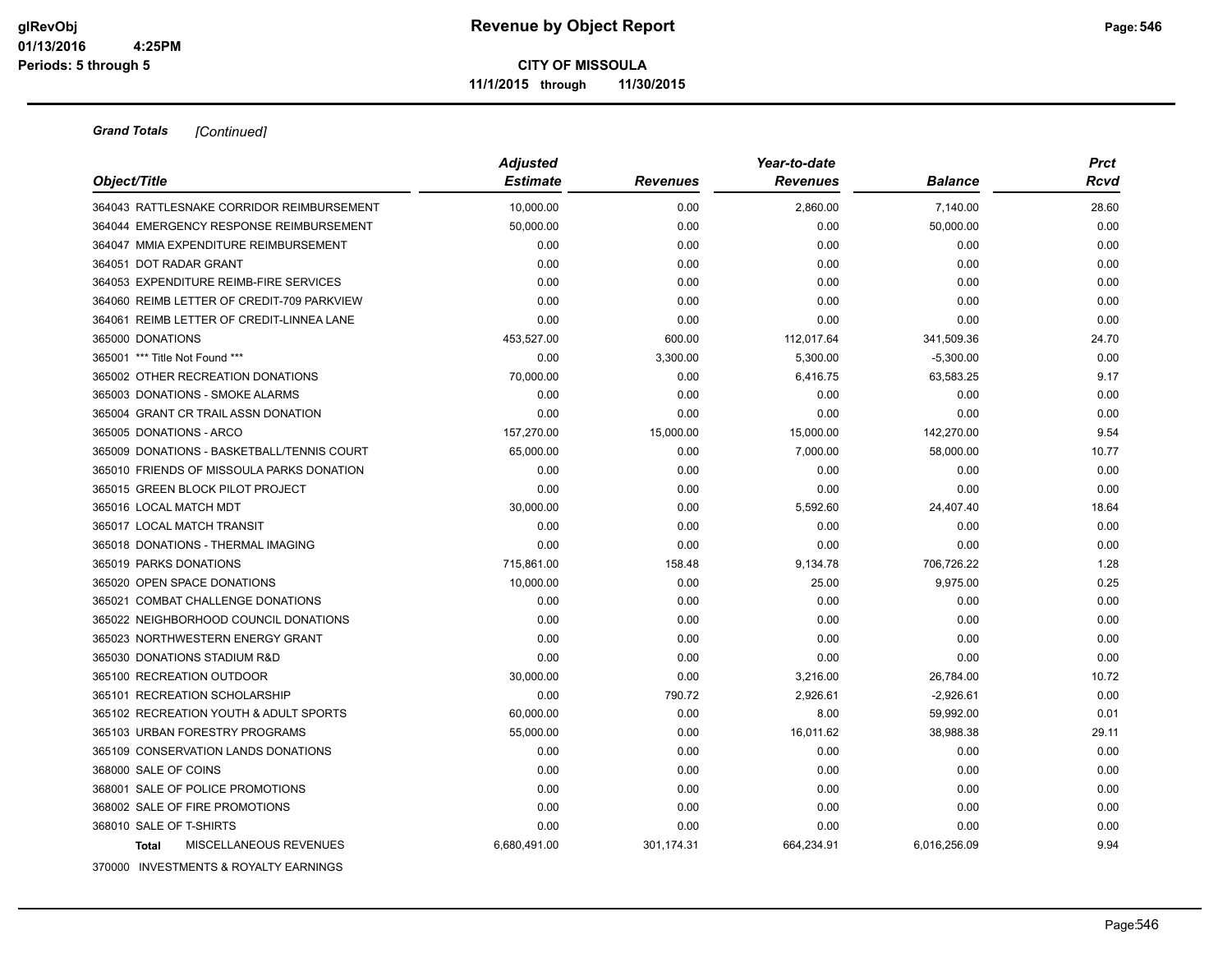**Revenue by Object Report**

**CITY OF MISSOULA**

**11/1/2015 through 11/30/2015**

***Grand Totals*** *[Continued]*

| Object/Title | Adjusted Estimate | Revenues | Year-to-date Revenues | Balance | Prct Rcvd |
|---|---|---|---|---|---|
| 364043 RATTLESNAKE CORRIDOR REIMBURSEMENT | 10,000.00 | 0.00 | 2,860.00 | 7,140.00 | 28.60 |
| 364044 EMERGENCY RESPONSE REIMBURSEMENT | 50,000.00 | 0.00 | 0.00 | 50,000.00 | 0.00 |
| 364047 MMIA EXPENDITURE REIMBURSEMENT | 0.00 | 0.00 | 0.00 | 0.00 | 0.00 |
| 364051 DOT RADAR GRANT | 0.00 | 0.00 | 0.00 | 0.00 | 0.00 |
| 364053 EXPENDITURE REIMB-FIRE SERVICES | 0.00 | 0.00 | 0.00 | 0.00 | 0.00 |
| 364060 REIMB LETTER OF CREDIT-709 PARKVIEW | 0.00 | 0.00 | 0.00 | 0.00 | 0.00 |
| 364061 REIMB LETTER OF CREDIT-LINNEA LANE | 0.00 | 0.00 | 0.00 | 0.00 | 0.00 |
| 365000 DONATIONS | 453,527.00 | 600.00 | 112,017.64 | 341,509.36 | 24.70 |
| 365001 *** Title Not Found *** | 0.00 | 3,300.00 | 5,300.00 | -5,300.00 | 0.00 |
| 365002 OTHER RECREATION DONATIONS | 70,000.00 | 0.00 | 6,416.75 | 63,583.25 | 9.17 |
| 365003 DONATIONS - SMOKE ALARMS | 0.00 | 0.00 | 0.00 | 0.00 | 0.00 |
| 365004 GRANT CR TRAIL ASSN DONATION | 0.00 | 0.00 | 0.00 | 0.00 | 0.00 |
| 365005 DONATIONS - ARCO | 157,270.00 | 15,000.00 | 15,000.00 | 142,270.00 | 9.54 |
| 365009 DONATIONS - BASKETBALL/TENNIS COURT | 65,000.00 | 0.00 | 7,000.00 | 58,000.00 | 10.77 |
| 365010 FRIENDS OF MISSOULA PARKS DONATION | 0.00 | 0.00 | 0.00 | 0.00 | 0.00 |
| 365015 GREEN BLOCK PILOT PROJECT | 0.00 | 0.00 | 0.00 | 0.00 | 0.00 |
| 365016 LOCAL MATCH MDT | 30,000.00 | 0.00 | 5,592.60 | 24,407.40 | 18.64 |
| 365017 LOCAL MATCH TRANSIT | 0.00 | 0.00 | 0.00 | 0.00 | 0.00 |
| 365018 DONATIONS - THERMAL IMAGING | 0.00 | 0.00 | 0.00 | 0.00 | 0.00 |
| 365019 PARKS DONATIONS | 715,861.00 | 158.48 | 9,134.78 | 706,726.22 | 1.28 |
| 365020 OPEN SPACE DONATIONS | 10,000.00 | 0.00 | 25.00 | 9,975.00 | 0.25 |
| 365021 COMBAT CHALLENGE DONATIONS | 0.00 | 0.00 | 0.00 | 0.00 | 0.00 |
| 365022 NEIGHBORHOOD COUNCIL DONATIONS | 0.00 | 0.00 | 0.00 | 0.00 | 0.00 |
| 365023 NORTHWESTERN ENERGY GRANT | 0.00 | 0.00 | 0.00 | 0.00 | 0.00 |
| 365030 DONATIONS STADIUM R&D | 0.00 | 0.00 | 0.00 | 0.00 | 0.00 |
| 365100 RECREATION OUTDOOR | 30,000.00 | 0.00 | 3,216.00 | 26,784.00 | 10.72 |
| 365101 RECREATION SCHOLARSHIP | 0.00 | 790.72 | 2,926.61 | -2,926.61 | 0.00 |
| 365102 RECREATION YOUTH & ADULT SPORTS | 60,000.00 | 0.00 | 8.00 | 59,992.00 | 0.01 |
| 365103 URBAN FORESTRY PROGRAMS | 55,000.00 | 0.00 | 16,011.62 | 38,988.38 | 29.11 |
| 365109 CONSERVATION LANDS DONATIONS | 0.00 | 0.00 | 0.00 | 0.00 | 0.00 |
| 368000 SALE OF COINS | 0.00 | 0.00 | 0.00 | 0.00 | 0.00 |
| 368001 SALE OF POLICE PROMOTIONS | 0.00 | 0.00 | 0.00 | 0.00 | 0.00 |
| 368002 SALE OF FIRE PROMOTIONS | 0.00 | 0.00 | 0.00 | 0.00 | 0.00 |
| 368010 SALE OF T-SHIRTS | 0.00 | 0.00 | 0.00 | 0.00 | 0.00 |
| **Total** MISCELLANEOUS REVENUES | 6,680,491.00 | 301,174.31 | 664,234.91 | 6,016,256.09 | 9.94 |

370000 INVESTMENTS & ROYALTY EARNINGS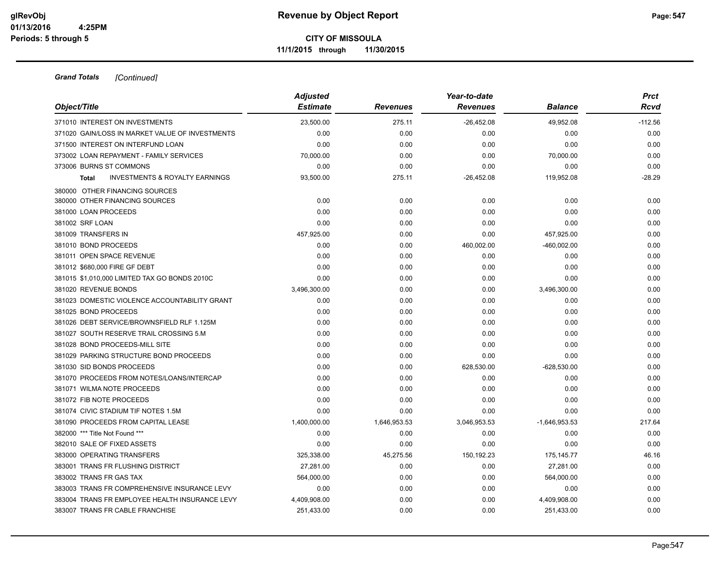**Grand Totals** *[Continued]*

| Object/Title | Adjusted Estimate | Revenues | Year-to-date Revenues | Balance | Prct Rcvd |
|---|---|---|---|---|---|
| 371010 INTEREST ON INVESTMENTS | 23,500.00 | 275.11 | -26,452.08 | 49,952.08 | -112.56 |
| 371020 GAIN/LOSS IN MARKET VALUE OF INVESTMENTS | 0.00 | 0.00 | 0.00 | 0.00 | 0.00 |
| 371500 INTEREST ON INTERFUND LOAN | 0.00 | 0.00 | 0.00 | 0.00 | 0.00 |
| 373002 LOAN REPAYMENT - FAMILY SERVICES | 70,000.00 | 0.00 | 0.00 | 70,000.00 | 0.00 |
| 373006 BURNS ST COMMONS | 0.00 | 0.00 | 0.00 | 0.00 | 0.00 |
| **Total** INVESTMENTS & ROYALTY EARNINGS | 93,500.00 | 275.11 | -26,452.08 | 119,952.08 | -28.29 |
| 380000 OTHER FINANCING SOURCES | | | | | |
| 380000 OTHER FINANCING SOURCES | 0.00 | 0.00 | 0.00 | 0.00 | 0.00 |
| 381000 LOAN PROCEEDS | 0.00 | 0.00 | 0.00 | 0.00 | 0.00 |
| 381002 SRF LOAN | 0.00 | 0.00 | 0.00 | 0.00 | 0.00 |
| 381009 TRANSFERS IN | 457,925.00 | 0.00 | 0.00 | 457,925.00 | 0.00 |
| 381010 BOND PROCEEDS | 0.00 | 0.00 | 460,002.00 | -460,002.00 | 0.00 |
| 381011 OPEN SPACE REVENUE | 0.00 | 0.00 | 0.00 | 0.00 | 0.00 |
| 381012 $680,000 FIRE GF DEBT | 0.00 | 0.00 | 0.00 | 0.00 | 0.00 |
| 381015 $1,010,000 LIMITED TAX GO BONDS 2010C | 0.00 | 0.00 | 0.00 | 0.00 | 0.00 |
| 381020 REVENUE BONDS | 3,496,300.00 | 0.00 | 0.00 | 3,496,300.00 | 0.00 |
| 381023 DOMESTIC VIOLENCE ACCOUNTABILITY GRANT | 0.00 | 0.00 | 0.00 | 0.00 | 0.00 |
| 381025 BOND PROCEEDS | 0.00 | 0.00 | 0.00 | 0.00 | 0.00 |
| 381026 DEBT SERVICE/BROWNSFIELD RLF 1.125M | 0.00 | 0.00 | 0.00 | 0.00 | 0.00 |
| 381027 SOUTH RESERVE TRAIL CROSSING 5.M | 0.00 | 0.00 | 0.00 | 0.00 | 0.00 |
| 381028 BOND PROCEEDS-MILL SITE | 0.00 | 0.00 | 0.00 | 0.00 | 0.00 |
| 381029 PARKING STRUCTURE BOND PROCEEDS | 0.00 | 0.00 | 0.00 | 0.00 | 0.00 |
| 381030 SID BONDS PROCEEDS | 0.00 | 0.00 | 628,530.00 | -628,530.00 | 0.00 |
| 381070 PROCEEDS FROM NOTES/LOANS/INTERCAP | 0.00 | 0.00 | 0.00 | 0.00 | 0.00 |
| 381071 WILMA NOTE PROCEEDS | 0.00 | 0.00 | 0.00 | 0.00 | 0.00 |
| 381072 FIB NOTE PROCEEDS | 0.00 | 0.00 | 0.00 | 0.00 | 0.00 |
| 381074 CIVIC STADIUM TIF NOTES 1.5M | 0.00 | 0.00 | 0.00 | 0.00 | 0.00 |
| 381090 PROCEEDS FROM CAPITAL LEASE | 1,400,000.00 | 1,646,953.53 | 3,046,953.53 | -1,646,953.53 | 217.64 |
| 382000 *** Title Not Found *** | 0.00 | 0.00 | 0.00 | 0.00 | 0.00 |
| 382010 SALE OF FIXED ASSETS | 0.00 | 0.00 | 0.00 | 0.00 | 0.00 |
| 383000 OPERATING TRANSFERS | 325,338.00 | 45,275.56 | 150,192.23 | 175,145.77 | 46.16 |
| 383001 TRANS FR FLUSHING DISTRICT | 27,281.00 | 0.00 | 0.00 | 27,281.00 | 0.00 |
| 383002 TRANS FR GAS TAX | 564,000.00 | 0.00 | 0.00 | 564,000.00 | 0.00 |
| 383003 TRANS FR COMPREHENSIVE INSURANCE LEVY | 0.00 | 0.00 | 0.00 | 0.00 | 0.00 |
| 383004 TRANS FR EMPLOYEE HEALTH INSURANCE LEVY | 4,409,908.00 | 0.00 | 0.00 | 4,409,908.00 | 0.00 |
| 383007 TRANS FR CABLE FRANCHISE | 251,433.00 | 0.00 | 0.00 | 251,433.00 | 0.00 |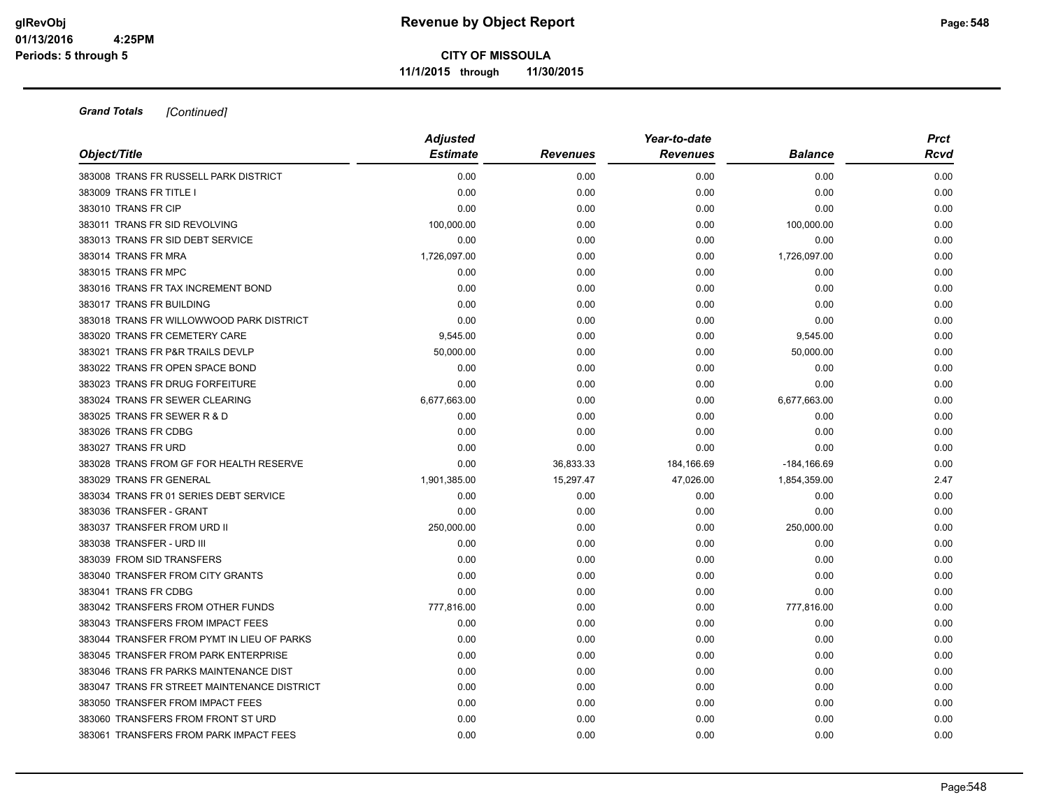**Grand Totals** *[Continued]*

| Object/Title | Adjusted Estimate | Revenues | Year-to-date Revenues | Balance | Prct Rcvd |
|---|---|---|---|---|---|
| 383008 TRANS FR RUSSELL PARK DISTRICT | 0.00 | 0.00 | 0.00 | 0.00 | 0.00 |
| 383009 TRANS FR TITLE I | 0.00 | 0.00 | 0.00 | 0.00 | 0.00 |
| 383010 TRANS FR CIP | 0.00 | 0.00 | 0.00 | 0.00 | 0.00 |
| 383011 TRANS FR SID REVOLVING | 100,000.00 | 0.00 | 0.00 | 100,000.00 | 0.00 |
| 383013 TRANS FR SID DEBT SERVICE | 0.00 | 0.00 | 0.00 | 0.00 | 0.00 |
| 383014 TRANS FR MRA | 1,726,097.00 | 0.00 | 0.00 | 1,726,097.00 | 0.00 |
| 383015 TRANS FR MPC | 0.00 | 0.00 | 0.00 | 0.00 | 0.00 |
| 383016 TRANS FR TAX INCREMENT BOND | 0.00 | 0.00 | 0.00 | 0.00 | 0.00 |
| 383017 TRANS FR BUILDING | 0.00 | 0.00 | 0.00 | 0.00 | 0.00 |
| 383018 TRANS FR WILLOWWOOD PARK DISTRICT | 0.00 | 0.00 | 0.00 | 0.00 | 0.00 |
| 383020 TRANS FR CEMETERY CARE | 9,545.00 | 0.00 | 0.00 | 9,545.00 | 0.00 |
| 383021 TRANS FR P&R TRAILS DEVLP | 50,000.00 | 0.00 | 0.00 | 50,000.00 | 0.00 |
| 383022 TRANS FR OPEN SPACE BOND | 0.00 | 0.00 | 0.00 | 0.00 | 0.00 |
| 383023 TRANS FR DRUG FORFEITURE | 0.00 | 0.00 | 0.00 | 0.00 | 0.00 |
| 383024 TRANS FR SEWER CLEARING | 6,677,663.00 | 0.00 | 0.00 | 6,677,663.00 | 0.00 |
| 383025 TRANS FR SEWER R & D | 0.00 | 0.00 | 0.00 | 0.00 | 0.00 |
| 383026 TRANS FR CDBG | 0.00 | 0.00 | 0.00 | 0.00 | 0.00 |
| 383027 TRANS FR URD | 0.00 | 0.00 | 0.00 | 0.00 | 0.00 |
| 383028 TRANS FROM GF FOR HEALTH RESERVE | 0.00 | 36,833.33 | 184,166.69 | -184,166.69 | 0.00 |
| 383029 TRANS FR GENERAL | 1,901,385.00 | 15,297.47 | 47,026.00 | 1,854,359.00 | 2.47 |
| 383034 TRANS FR 01 SERIES DEBT SERVICE | 0.00 | 0.00 | 0.00 | 0.00 | 0.00 |
| 383036 TRANSFER - GRANT | 0.00 | 0.00 | 0.00 | 0.00 | 0.00 |
| 383037 TRANSFER FROM URD II | 250,000.00 | 0.00 | 0.00 | 250,000.00 | 0.00 |
| 383038 TRANSFER - URD III | 0.00 | 0.00 | 0.00 | 0.00 | 0.00 |
| 383039 FROM SID TRANSFERS | 0.00 | 0.00 | 0.00 | 0.00 | 0.00 |
| 383040 TRANSFER FROM CITY GRANTS | 0.00 | 0.00 | 0.00 | 0.00 | 0.00 |
| 383041 TRANS FR CDBG | 0.00 | 0.00 | 0.00 | 0.00 | 0.00 |
| 383042 TRANSFERS FROM OTHER FUNDS | 777,816.00 | 0.00 | 0.00 | 777,816.00 | 0.00 |
| 383043 TRANSFERS FROM IMPACT FEES | 0.00 | 0.00 | 0.00 | 0.00 | 0.00 |
| 383044 TRANSFER FROM PYMT IN LIEU OF PARKS | 0.00 | 0.00 | 0.00 | 0.00 | 0.00 |
| 383045 TRANSFER FROM PARK ENTERPRISE | 0.00 | 0.00 | 0.00 | 0.00 | 0.00 |
| 383046 TRANS FR PARKS MAINTENANCE DIST | 0.00 | 0.00 | 0.00 | 0.00 | 0.00 |
| 383047 TRANS FR STREET MAINTENANCE DISTRICT | 0.00 | 0.00 | 0.00 | 0.00 | 0.00 |
| 383050 TRANSFER FROM IMPACT FEES | 0.00 | 0.00 | 0.00 | 0.00 | 0.00 |
| 383060 TRANSFERS FROM FRONT ST URD | 0.00 | 0.00 | 0.00 | 0.00 | 0.00 |
| 383061 TRANSFERS FROM PARK IMPACT FEES | 0.00 | 0.00 | 0.00 | 0.00 | 0.00 |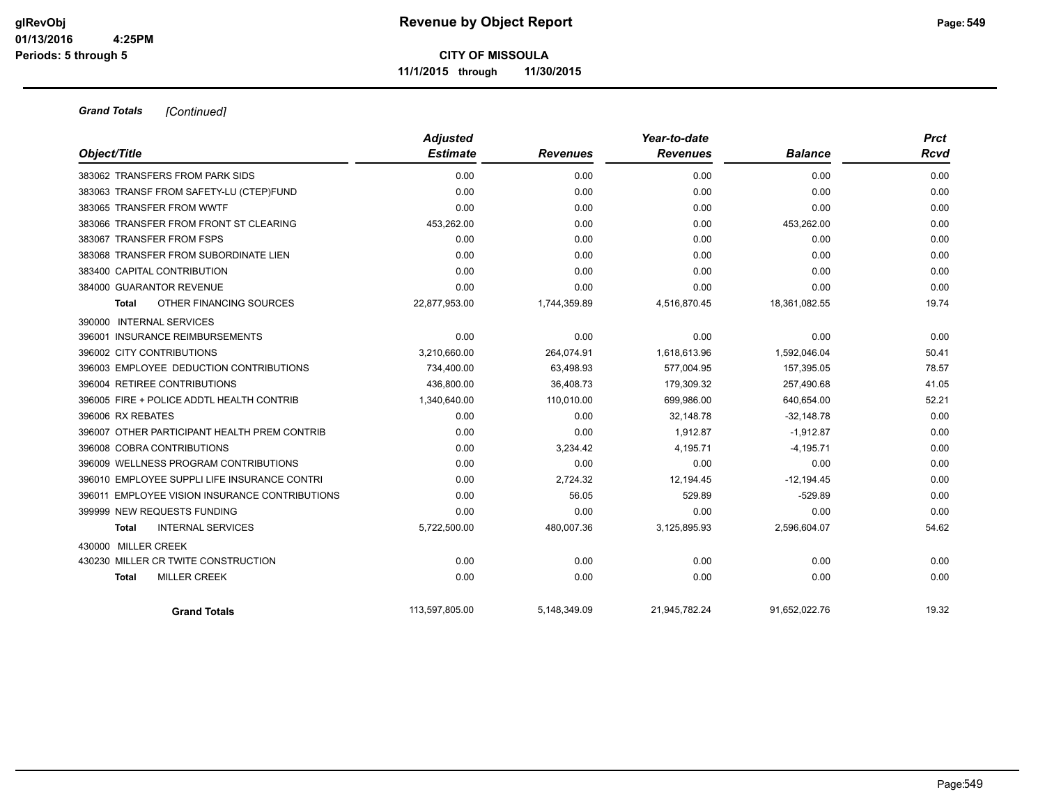**Revenue by Object Report**

**CITY OF MISSOULA**

**11/1/2015 through 11/30/2015**

glRevObj
01/13/2016 4:25PM
Periods: 5 through 5

***Grand Totals*** *[Continued]*

| *Object/Title* | *Adjusted Estimate* | *Revenues* | *Year-to-date Revenues* | *Balance* | *Prct Rcvd* |
|---|---|---|---|---|---|
| 383062 TRANSFERS FROM PARK SIDS | 0.00 | 0.00 | 0.00 | 0.00 | 0.00 |
| 383063 TRANSF FROM SAFETY-LU (CTEP)FUND | 0.00 | 0.00 | 0.00 | 0.00 | 0.00 |
| 383065 TRANSFER FROM WWTF | 0.00 | 0.00 | 0.00 | 0.00 | 0.00 |
| 383066 TRANSFER FROM FRONT ST CLEARING | 453,262.00 | 0.00 | 0.00 | 453,262.00 | 0.00 |
| 383067 TRANSFER FROM FSPS | 0.00 | 0.00 | 0.00 | 0.00 | 0.00 |
| 383068 TRANSFER FROM SUBORDINATE LIEN | 0.00 | 0.00 | 0.00 | 0.00 | 0.00 |
| 383400 CAPITAL CONTRIBUTION | 0.00 | 0.00 | 0.00 | 0.00 | 0.00 |
| 384000 GUARANTOR REVENUE | 0.00 | 0.00 | 0.00 | 0.00 | 0.00 |
| **Total** OTHER FINANCING SOURCES | 22,877,953.00 | 1,744,359.89 | 4,516,870.45 | 18,361,082.55 | 19.74 |
| 390000 INTERNAL SERVICES | | | | | |
| 396001 INSURANCE REIMBURSEMENTS | 0.00 | 0.00 | 0.00 | 0.00 | 0.00 |
| 396002 CITY CONTRIBUTIONS | 3,210,660.00 | 264,074.91 | 1,618,613.96 | 1,592,046.04 | 50.41 |
| 396003 EMPLOYEE DEDUCTION CONTRIBUTIONS | 734,400.00 | 63,498.93 | 577,004.95 | 157,395.05 | 78.57 |
| 396004 RETIREE CONTRIBUTIONS | 436,800.00 | 36,408.73 | 179,309.32 | 257,490.68 | 41.05 |
| 396005 FIRE + POLICE ADDTL HEALTH CONTRIB | 1,340,640.00 | 110,010.00 | 699,986.00 | 640,654.00 | 52.21 |
| 396006 RX REBATES | 0.00 | 0.00 | 32,148.78 | -32,148.78 | 0.00 |
| 396007 OTHER PARTICIPANT HEALTH PREM CONTRIB | 0.00 | 0.00 | 1,912.87 | -1,912.87 | 0.00 |
| 396008 COBRA CONTRIBUTIONS | 0.00 | 3,234.42 | 4,195.71 | -4,195.71 | 0.00 |
| 396009 WELLNESS PROGRAM CONTRIBUTIONS | 0.00 | 0.00 | 0.00 | 0.00 | 0.00 |
| 396010 EMPLOYEE SUPPLI LIFE INSURANCE CONTRI | 0.00 | 2,724.32 | 12,194.45 | -12,194.45 | 0.00 |
| 396011 EMPLOYEE VISION INSURANCE CONTRIBUTIONS | 0.00 | 56.05 | 529.89 | -529.89 | 0.00 |
| 399999 NEW REQUESTS FUNDING | 0.00 | 0.00 | 0.00 | 0.00 | 0.00 |
| **Total** INTERNAL SERVICES | 5,722,500.00 | 480,007.36 | 3,125,895.93 | 2,596,604.07 | 54.62 |
| 430000 MILLER CREEK | | | | | |
| 430230 MILLER CR TWITE CONSTRUCTION | 0.00 | 0.00 | 0.00 | 0.00 | 0.00 |
| **Total** MILLER CREEK | 0.00 | 0.00 | 0.00 | 0.00 | 0.00 |
| **Grand Totals** | 113,597,805.00 | 5,148,349.09 | 21,945,782.24 | 91,652,022.76 | 19.32 |